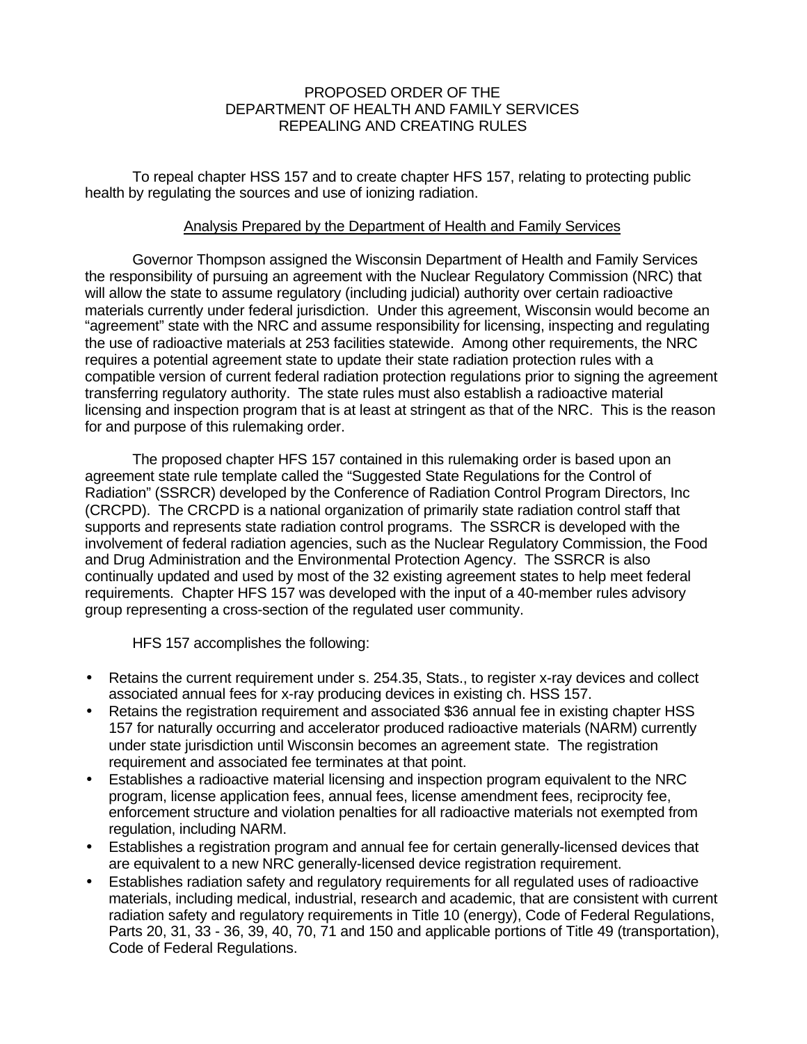PROPOSED ORDER OF THE
DEPARTMENT OF HEALTH AND FAMILY SERVICES
REPEALING AND CREATING RULES

To repeal chapter HSS 157 and to create chapter HFS 157, relating to protecting public health by regulating the sources and use of ionizing radiation.

Analysis Prepared by the Department of Health and Family Services

Governor Thompson assigned the Wisconsin Department of Health and Family Services the responsibility of pursuing an agreement with the Nuclear Regulatory Commission (NRC) that will allow the state to assume regulatory (including judicial) authority over certain radioactive materials currently under federal jurisdiction. Under this agreement, Wisconsin would become an "agreement" state with the NRC and assume responsibility for licensing, inspecting and regulating the use of radioactive materials at 253 facilities statewide. Among other requirements, the NRC requires a potential agreement state to update their state radiation protection rules with a compatible version of current federal radiation protection regulations prior to signing the agreement transferring regulatory authority. The state rules must also establish a radioactive material licensing and inspection program that is at least at stringent as that of the NRC. This is the reason for and purpose of this rulemaking order.

The proposed chapter HFS 157 contained in this rulemaking order is based upon an agreement state rule template called the "Suggested State Regulations for the Control of Radiation" (SSRCR) developed by the Conference of Radiation Control Program Directors, Inc (CRCPD). The CRCPD is a national organization of primarily state radiation control staff that supports and represents state radiation control programs. The SSRCR is developed with the involvement of federal radiation agencies, such as the Nuclear Regulatory Commission, the Food and Drug Administration and the Environmental Protection Agency. The SSRCR is also continually updated and used by most of the 32 existing agreement states to help meet federal requirements. Chapter HFS 157 was developed with the input of a 40-member rules advisory group representing a cross-section of the regulated user community.

HFS 157 accomplishes the following:

- Retains the current requirement under s. 254.35, Stats., to register x-ray devices and collect associated annual fees for x-ray producing devices in existing ch. HSS 157.
- Retains the registration requirement and associated $36 annual fee in existing chapter HSS 157 for naturally occurring and accelerator produced radioactive materials (NARM) currently under state jurisdiction until Wisconsin becomes an agreement state. The registration requirement and associated fee terminates at that point.
- Establishes a radioactive material licensing and inspection program equivalent to the NRC program, license application fees, annual fees, license amendment fees, reciprocity fee, enforcement structure and violation penalties for all radioactive materials not exempted from regulation, including NARM.
- Establishes a registration program and annual fee for certain generally-licensed devices that are equivalent to a new NRC generally-licensed device registration requirement.
- Establishes radiation safety and regulatory requirements for all regulated uses of radioactive materials, including medical, industrial, research and academic, that are consistent with current radiation safety and regulatory requirements in Title 10 (energy), Code of Federal Regulations, Parts 20, 31, 33 - 36, 39, 40, 70, 71 and 150 and applicable portions of Title 49 (transportation), Code of Federal Regulations.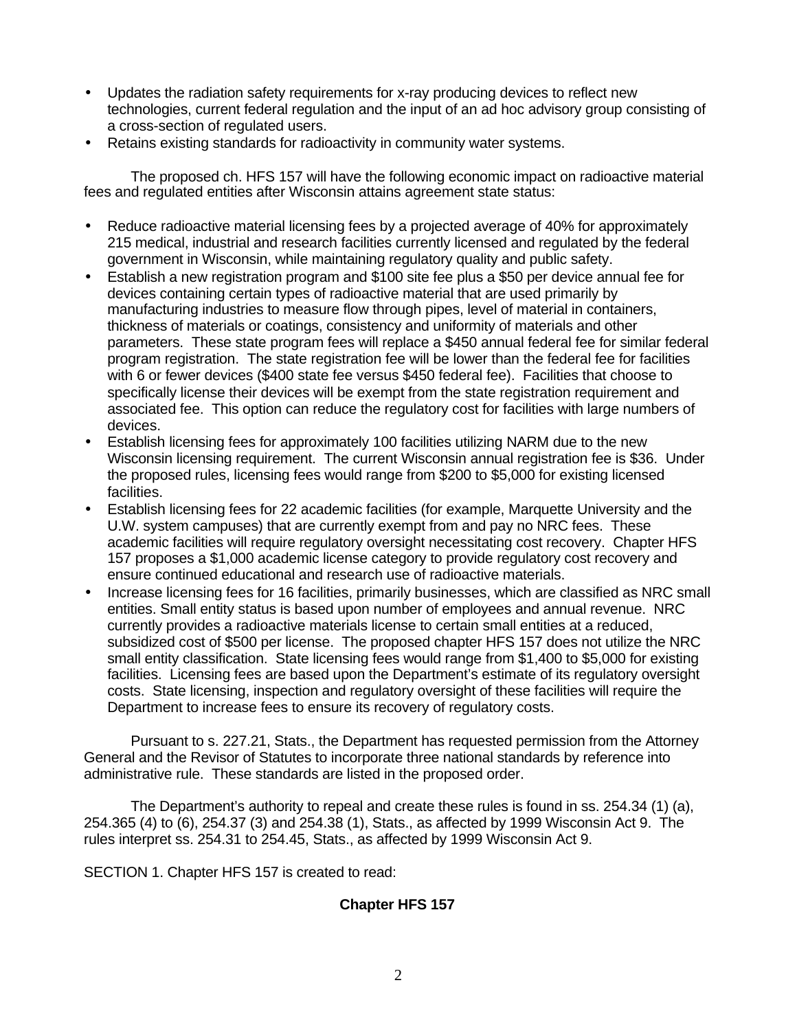- Updates the radiation safety requirements for x-ray producing devices to reflect new technologies, current federal regulation and the input of an ad hoc advisory group consisting of a cross-section of regulated users.
- Retains existing standards for radioactivity in community water systems.

The proposed ch. HFS 157 will have the following economic impact on radioactive material fees and regulated entities after Wisconsin attains agreement state status:

- Reduce radioactive material licensing fees by a projected average of 40% for approximately 215 medical, industrial and research facilities currently licensed and regulated by the federal government in Wisconsin, while maintaining regulatory quality and public safety.
- Establish a new registration program and $100 site fee plus a $50 per device annual fee for devices containing certain types of radioactive material that are used primarily by manufacturing industries to measure flow through pipes, level of material in containers, thickness of materials or coatings, consistency and uniformity of materials and other parameters. These state program fees will replace a $450 annual federal fee for similar federal program registration. The state registration fee will be lower than the federal fee for facilities with 6 or fewer devices ($400 state fee versus $450 federal fee). Facilities that choose to specifically license their devices will be exempt from the state registration requirement and associated fee. This option can reduce the regulatory cost for facilities with large numbers of devices.
- Establish licensing fees for approximately 100 facilities utilizing NARM due to the new Wisconsin licensing requirement. The current Wisconsin annual registration fee is $36. Under the proposed rules, licensing fees would range from $200 to $5,000 for existing licensed facilities.
- Establish licensing fees for 22 academic facilities (for example, Marquette University and the U.W. system campuses) that are currently exempt from and pay no NRC fees. These academic facilities will require regulatory oversight necessitating cost recovery. Chapter HFS 157 proposes a $1,000 academic license category to provide regulatory cost recovery and ensure continued educational and research use of radioactive materials.
- Increase licensing fees for 16 facilities, primarily businesses, which are classified as NRC small entities. Small entity status is based upon number of employees and annual revenue. NRC currently provides a radioactive materials license to certain small entities at a reduced, subsidized cost of $500 per license. The proposed chapter HFS 157 does not utilize the NRC small entity classification. State licensing fees would range from $1,400 to $5,000 for existing facilities. Licensing fees are based upon the Department's estimate of its regulatory oversight costs. State licensing, inspection and regulatory oversight of these facilities will require the Department to increase fees to ensure its recovery of regulatory costs.

Pursuant to s. 227.21, Stats., the Department has requested permission from the Attorney General and the Revisor of Statutes to incorporate three national standards by reference into administrative rule. These standards are listed in the proposed order.

The Department's authority to repeal and create these rules is found in ss. 254.34 (1) (a), 254.365 (4) to (6), 254.37 (3) and 254.38 (1), Stats., as affected by 1999 Wisconsin Act 9. The rules interpret ss. 254.31 to 254.45, Stats., as affected by 1999 Wisconsin Act 9.

SECTION 1. Chapter HFS 157 is created to read:

**Chapter HFS 157**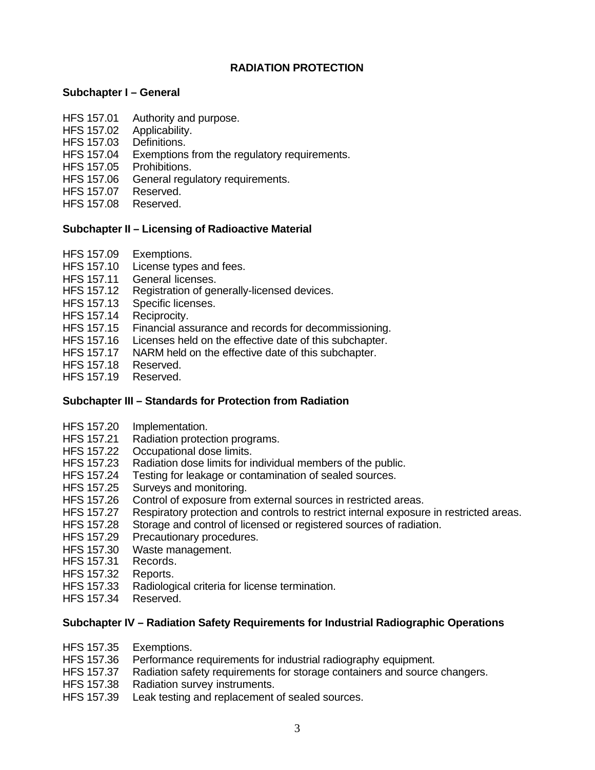# RADIATION PROTECTION

## Subchapter I – General

HFS 157.01 Authority and purpose.
HFS 157.02 Applicability.
HFS 157.03 Definitions.
HFS 157.04 Exemptions from the regulatory requirements.
HFS 157.05 Prohibitions.
HFS 157.06 General regulatory requirements.
HFS 157.07 Reserved.
HFS 157.08 Reserved.

## Subchapter II – Licensing of Radioactive Material

HFS 157.09 Exemptions.
HFS 157.10 License types and fees.
HFS 157.11 General licenses.
HFS 157.12 Registration of generally-licensed devices.
HFS 157.13 Specific licenses.
HFS 157.14 Reciprocity.
HFS 157.15 Financial assurance and records for decommissioning.
HFS 157.16 Licenses held on the effective date of this subchapter.
HFS 157.17 NARM held on the effective date of this subchapter.
HFS 157.18 Reserved.
HFS 157.19 Reserved.

## Subchapter III – Standards for Protection from Radiation

HFS 157.20 Implementation.
HFS 157.21 Radiation protection programs.
HFS 157.22 Occupational dose limits.
HFS 157.23 Radiation dose limits for individual members of the public.
HFS 157.24 Testing for leakage or contamination of sealed sources.
HFS 157.25 Surveys and monitoring.
HFS 157.26 Control of exposure from external sources in restricted areas.
HFS 157.27 Respiratory protection and controls to restrict internal exposure in restricted areas.
HFS 157.28 Storage and control of licensed or registered sources of radiation.
HFS 157.29 Precautionary procedures.
HFS 157.30 Waste management.
HFS 157.31 Records.
HFS 157.32 Reports.
HFS 157.33 Radiological criteria for license termination.
HFS 157.34 Reserved.

## Subchapter IV – Radiation Safety Requirements for Industrial Radiographic Operations

HFS 157.35 Exemptions.
HFS 157.36 Performance requirements for industrial radiography equipment.
HFS 157.37 Radiation safety requirements for storage containers and source changers.
HFS 157.38 Radiation survey instruments.
HFS 157.39 Leak testing and replacement of sealed sources.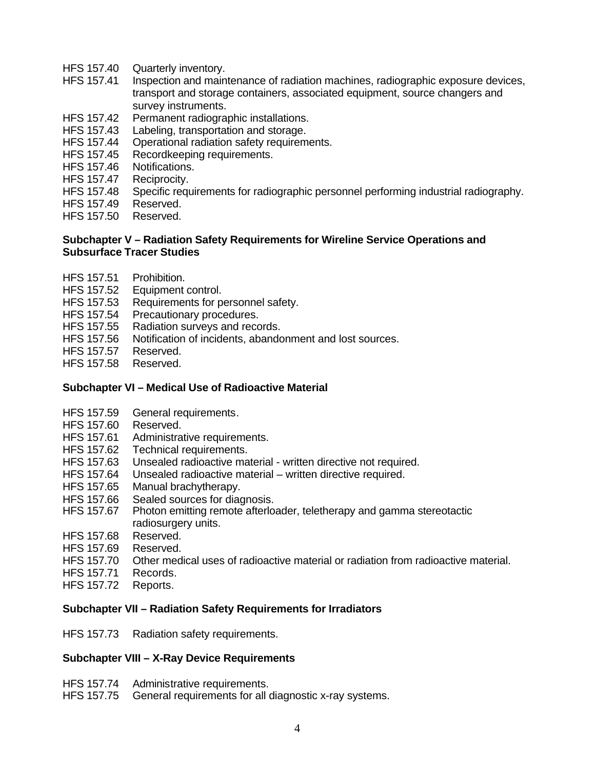HFS 157.40 Quarterly inventory.
HFS 157.41 Inspection and maintenance of radiation machines, radiographic exposure devices, transport and storage containers, associated equipment, source changers and survey instruments.
HFS 157.42 Permanent radiographic installations.
HFS 157.43 Labeling, transportation and storage.
HFS 157.44 Operational radiation safety requirements.
HFS 157.45 Recordkeeping requirements.
HFS 157.46 Notifications.
HFS 157.47 Reciprocity.
HFS 157.48 Specific requirements for radiographic personnel performing industrial radiography.
HFS 157.49 Reserved.
HFS 157.50 Reserved.

**Subchapter V – Radiation Safety Requirements for Wireline Service Operations and Subsurface Tracer Studies**

HFS 157.51 Prohibition.
HFS 157.52 Equipment control.
HFS 157.53 Requirements for personnel safety.
HFS 157.54 Precautionary procedures.
HFS 157.55 Radiation surveys and records.
HFS 157.56 Notification of incidents, abandonment and lost sources.
HFS 157.57 Reserved.
HFS 157.58 Reserved.

**Subchapter VI – Medical Use of Radioactive Material**

HFS 157.59 General requirements.
HFS 157.60 Reserved.
HFS 157.61 Administrative requirements.
HFS 157.62 Technical requirements.
HFS 157.63 Unsealed radioactive material - written directive not required.
HFS 157.64 Unsealed radioactive material – written directive required.
HFS 157.65 Manual brachytherapy.
HFS 157.66 Sealed sources for diagnosis.
HFS 157.67 Photon emitting remote afterloader, teletherapy and gamma stereotactic radiosurgery units.
HFS 157.68 Reserved.
HFS 157.69 Reserved.
HFS 157.70 Other medical uses of radioactive material or radiation from radioactive material.
HFS 157.71 Records.
HFS 157.72 Reports.

**Subchapter VII – Radiation Safety Requirements for Irradiators**

HFS 157.73 Radiation safety requirements.

**Subchapter VIII – X-Ray Device Requirements**

HFS 157.74 Administrative requirements.
HFS 157.75 General requirements for all diagnostic x-ray systems.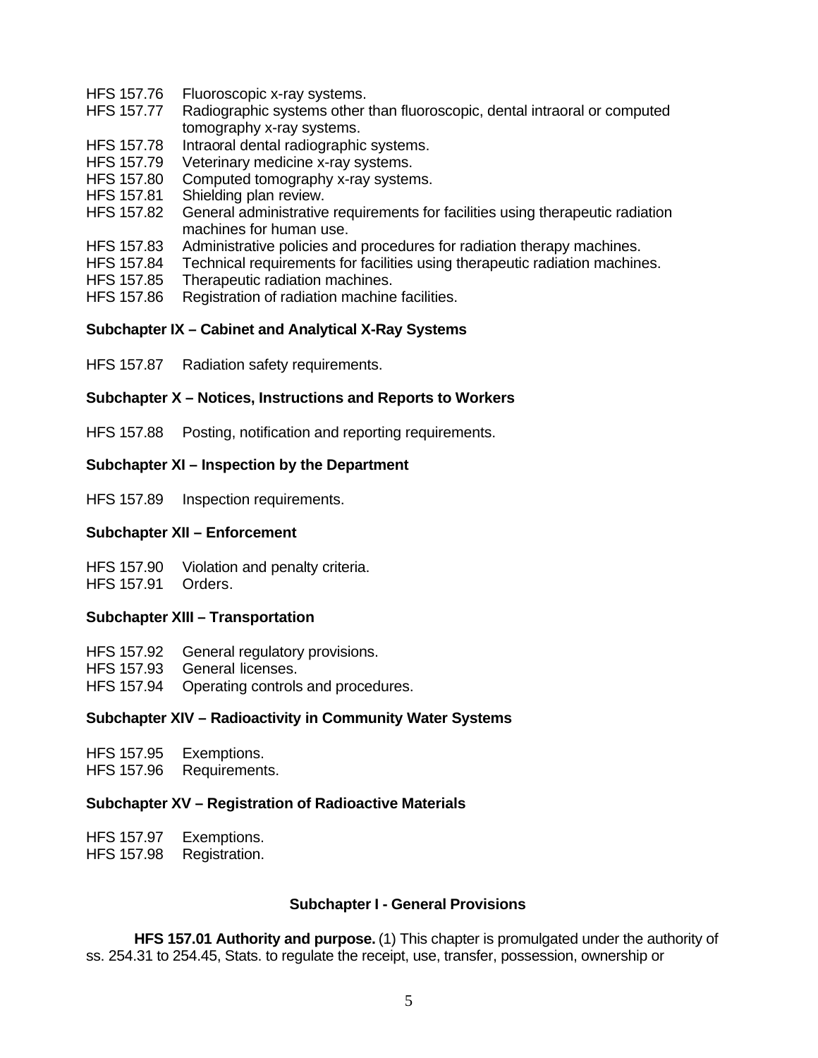HFS 157.76 Fluoroscopic x-ray systems.
HFS 157.77 Radiographic systems other than fluoroscopic, dental intraoral or computed tomography x-ray systems.
HFS 157.78 Intraoral dental radiographic systems.
HFS 157.79 Veterinary medicine x-ray systems.
HFS 157.80 Computed tomography x-ray systems.
HFS 157.81 Shielding plan review.
HFS 157.82 General administrative requirements for facilities using therapeutic radiation machines for human use.
HFS 157.83 Administrative policies and procedures for radiation therapy machines.
HFS 157.84 Technical requirements for facilities using therapeutic radiation machines.
HFS 157.85 Therapeutic radiation machines.
HFS 157.86 Registration of radiation machine facilities.

**Subchapter IX – Cabinet and Analytical X-Ray Systems**

HFS 157.87 Radiation safety requirements.

**Subchapter X – Notices, Instructions and Reports to Workers**

HFS 157.88 Posting, notification and reporting requirements.

**Subchapter XI – Inspection by the Department**

HFS 157.89 Inspection requirements.

**Subchapter XII – Enforcement**

HFS 157.90 Violation and penalty criteria.
HFS 157.91 Orders.

**Subchapter XIII – Transportation**

HFS 157.92 General regulatory provisions.
HFS 157.93 General licenses.
HFS 157.94 Operating controls and procedures.

**Subchapter XIV – Radioactivity in Community Water Systems**

HFS 157.95 Exemptions.
HFS 157.96 Requirements.

**Subchapter XV – Registration of Radioactive Materials**

HFS 157.97 Exemptions.
HFS 157.98 Registration.

## Subchapter I - General Provisions

**HFS 157.01 Authority and purpose.** (1) This chapter is promulgated under the authority of ss. 254.31 to 254.45, Stats. to regulate the receipt, use, transfer, possession, ownership or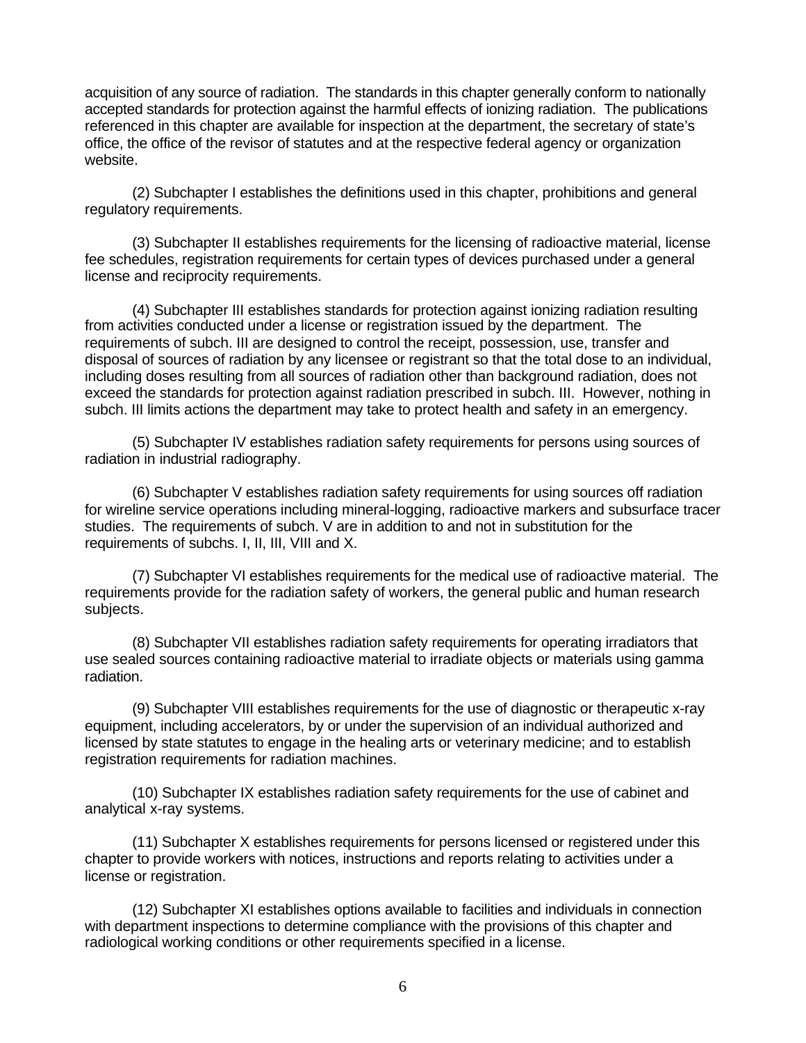acquisition of any source of radiation. The standards in this chapter generally conform to nationally accepted standards for protection against the harmful effects of ionizing radiation. The publications referenced in this chapter are available for inspection at the department, the secretary of state's office, the office of the revisor of statutes and at the respective federal agency or organization website.

(2) Subchapter I establishes the definitions used in this chapter, prohibitions and general regulatory requirements.

(3) Subchapter II establishes requirements for the licensing of radioactive material, license fee schedules, registration requirements for certain types of devices purchased under a general license and reciprocity requirements.

(4) Subchapter III establishes standards for protection against ionizing radiation resulting from activities conducted under a license or registration issued by the department. The requirements of subch. III are designed to control the receipt, possession, use, transfer and disposal of sources of radiation by any licensee or registrant so that the total dose to an individual, including doses resulting from all sources of radiation other than background radiation, does not exceed the standards for protection against radiation prescribed in subch. III. However, nothing in subch. III limits actions the department may take to protect health and safety in an emergency.

(5) Subchapter IV establishes radiation safety requirements for persons using sources of radiation in industrial radiography.

(6) Subchapter V establishes radiation safety requirements for using sources off radiation for wireline service operations including mineral-logging, radioactive markers and subsurface tracer studies. The requirements of subch. V are in addition to and not in substitution for the requirements of subchs. I, II, III, VIII and X.

(7) Subchapter VI establishes requirements for the medical use of radioactive material. The requirements provide for the radiation safety of workers, the general public and human research subjects.

(8) Subchapter VII establishes radiation safety requirements for operating irradiators that use sealed sources containing radioactive material to irradiate objects or materials using gamma radiation.

(9) Subchapter VIII establishes requirements for the use of diagnostic or therapeutic x-ray equipment, including accelerators, by or under the supervision of an individual authorized and licensed by state statutes to engage in the healing arts or veterinary medicine; and to establish registration requirements for radiation machines.

(10) Subchapter IX establishes radiation safety requirements for the use of cabinet and analytical x-ray systems.

(11) Subchapter X establishes requirements for persons licensed or registered under this chapter to provide workers with notices, instructions and reports relating to activities under a license or registration.

(12) Subchapter XI establishes options available to facilities and individuals in connection with department inspections to determine compliance with the provisions of this chapter and radiological working conditions or other requirements specified in a license.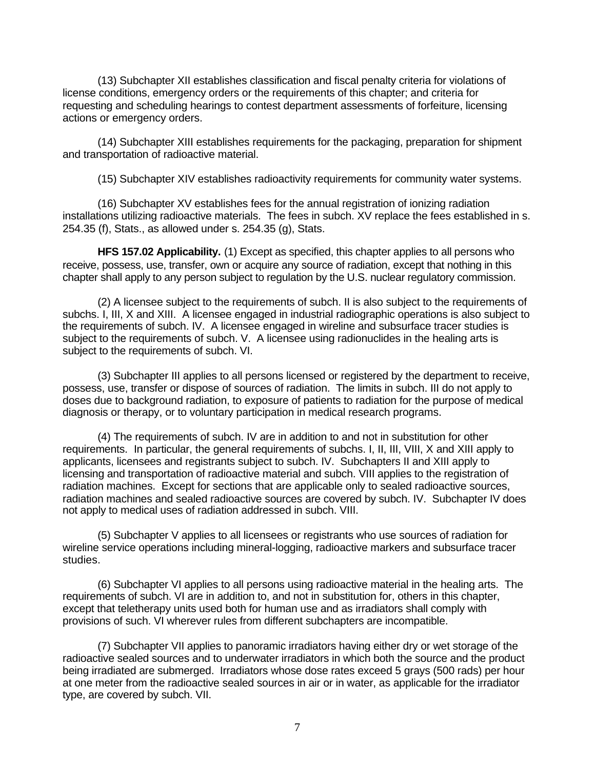(13) Subchapter XII establishes classification and fiscal penalty criteria for violations of license conditions, emergency orders or the requirements of this chapter; and criteria for requesting and scheduling hearings to contest department assessments of forfeiture, licensing actions or emergency orders.

(14) Subchapter XIII establishes requirements for the packaging, preparation for shipment and transportation of radioactive material.

(15) Subchapter XIV establishes radioactivity requirements for community water systems.

(16) Subchapter XV establishes fees for the annual registration of ionizing radiation installations utilizing radioactive materials. The fees in subch. XV replace the fees established in s. 254.35 (f), Stats., as allowed under s. 254.35 (g), Stats.

**HFS 157.02 Applicability.** (1) Except as specified, this chapter applies to all persons who receive, possess, use, transfer, own or acquire any source of radiation, except that nothing in this chapter shall apply to any person subject to regulation by the U.S. nuclear regulatory commission.

(2) A licensee subject to the requirements of subch. II is also subject to the requirements of subchs. I, III, X and XIII. A licensee engaged in industrial radiographic operations is also subject to the requirements of subch. IV. A licensee engaged in wireline and subsurface tracer studies is subject to the requirements of subch. V. A licensee using radionuclides in the healing arts is subject to the requirements of subch. VI.

(3) Subchapter III applies to all persons licensed or registered by the department to receive, possess, use, transfer or dispose of sources of radiation. The limits in subch. III do not apply to doses due to background radiation, to exposure of patients to radiation for the purpose of medical diagnosis or therapy, or to voluntary participation in medical research programs.

(4) The requirements of subch. IV are in addition to and not in substitution for other requirements. In particular, the general requirements of subchs. I, II, III, VIII, X and XIII apply to applicants, licensees and registrants subject to subch. IV. Subchapters II and XIII apply to licensing and transportation of radioactive material and subch. VIII applies to the registration of radiation machines. Except for sections that are applicable only to sealed radioactive sources, radiation machines and sealed radioactive sources are covered by subch. IV. Subchapter IV does not apply to medical uses of radiation addressed in subch. VIII.

(5) Subchapter V applies to all licensees or registrants who use sources of radiation for wireline service operations including mineral-logging, radioactive markers and subsurface tracer studies.

(6) Subchapter VI applies to all persons using radioactive material in the healing arts. The requirements of subch. VI are in addition to, and not in substitution for, others in this chapter, except that teletherapy units used both for human use and as irradiators shall comply with provisions of such. VI wherever rules from different subchapters are incompatible.

(7) Subchapter VII applies to panoramic irradiators having either dry or wet storage of the radioactive sealed sources and to underwater irradiators in which both the source and the product being irradiated are submerged. Irradiators whose dose rates exceed 5 grays (500 rads) per hour at one meter from the radioactive sealed sources in air or in water, as applicable for the irradiator type, are covered by subch. VII.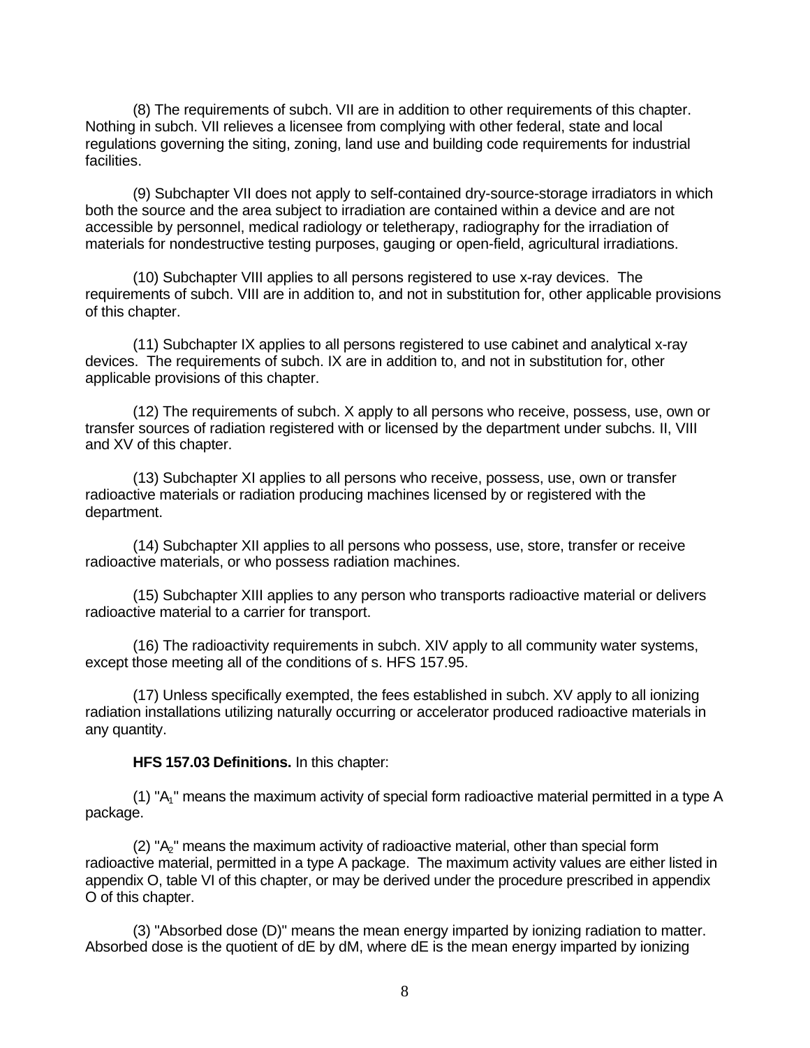(8) The requirements of subch. VII are in addition to other requirements of this chapter. Nothing in subch. VII relieves a licensee from complying with other federal, state and local regulations governing the siting, zoning, land use and building code requirements for industrial facilities.

(9) Subchapter VII does not apply to self-contained dry-source-storage irradiators in which both the source and the area subject to irradiation are contained within a device and are not accessible by personnel, medical radiology or teletherapy, radiography for the irradiation of materials for nondestructive testing purposes, gauging or open-field, agricultural irradiations.

(10) Subchapter VIII applies to all persons registered to use x-ray devices. The requirements of subch. VIII are in addition to, and not in substitution for, other applicable provisions of this chapter.

(11) Subchapter IX applies to all persons registered to use cabinet and analytical x-ray devices. The requirements of subch. IX are in addition to, and not in substitution for, other applicable provisions of this chapter.

(12) The requirements of subch. X apply to all persons who receive, possess, use, own or transfer sources of radiation registered with or licensed by the department under subchs. II, VIII and XV of this chapter.

(13) Subchapter XI applies to all persons who receive, possess, use, own or transfer radioactive materials or radiation producing machines licensed by or registered with the department.

(14) Subchapter XII applies to all persons who possess, use, store, transfer or receive radioactive materials, or who possess radiation machines.

(15) Subchapter XIII applies to any person who transports radioactive material or delivers radioactive material to a carrier for transport.

(16) The radioactivity requirements in subch. XIV apply to all community water systems, except those meeting all of the conditions of s. HFS 157.95.

(17) Unless specifically exempted, the fees established in subch. XV apply to all ionizing radiation installations utilizing naturally occurring or accelerator produced radioactive materials in any quantity.

**HFS 157.03 Definitions.** In this chapter:

(1) "$A_1$" means the maximum activity of special form radioactive material permitted in a type A package.

(2) "$A_2$" means the maximum activity of radioactive material, other than special form radioactive material, permitted in a type A package. The maximum activity values are either listed in appendix O, table VI of this chapter, or may be derived under the procedure prescribed in appendix O of this chapter.

(3) "Absorbed dose (D)" means the mean energy imparted by ionizing radiation to matter. Absorbed dose is the quotient of dE by dM, where dE is the mean energy imparted by ionizing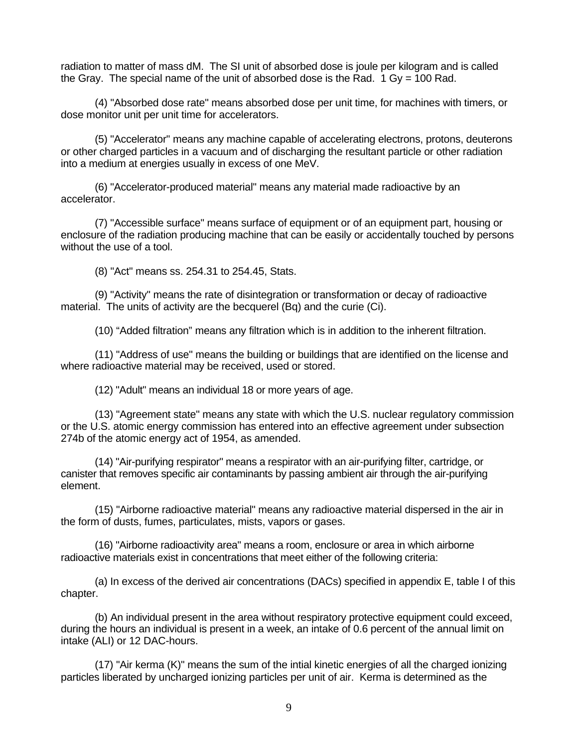radiation to matter of mass dM. The SI unit of absorbed dose is joule per kilogram and is called the Gray. The special name of the unit of absorbed dose is the Rad. 1 Gy = 100 Rad.

(4) "Absorbed dose rate" means absorbed dose per unit time, for machines with timers, or dose monitor unit per unit time for accelerators.

(5) "Accelerator" means any machine capable of accelerating electrons, protons, deuterons or other charged particles in a vacuum and of discharging the resultant particle or other radiation into a medium at energies usually in excess of one MeV.

(6) "Accelerator-produced material" means any material made radioactive by an accelerator.

(7) "Accessible surface" means surface of equipment or of an equipment part, housing or enclosure of the radiation producing machine that can be easily or accidentally touched by persons without the use of a tool.

(8) "Act" means ss. 254.31 to 254.45, Stats.

(9) "Activity" means the rate of disintegration or transformation or decay of radioactive material. The units of activity are the becquerel (Bq) and the curie (Ci).

(10) "Added filtration" means any filtration which is in addition to the inherent filtration.

(11) "Address of use" means the building or buildings that are identified on the license and where radioactive material may be received, used or stored.

(12) "Adult" means an individual 18 or more years of age.

(13) "Agreement state" means any state with which the U.S. nuclear regulatory commission or the U.S. atomic energy commission has entered into an effective agreement under subsection 274b of the atomic energy act of 1954, as amended.

(14) "Air-purifying respirator" means a respirator with an air-purifying filter, cartridge, or canister that removes specific air contaminants by passing ambient air through the air-purifying element.

(15) "Airborne radioactive material" means any radioactive material dispersed in the air in the form of dusts, fumes, particulates, mists, vapors or gases.

(16) "Airborne radioactivity area" means a room, enclosure or area in which airborne radioactive materials exist in concentrations that meet either of the following criteria:

(a) In excess of the derived air concentrations (DACs) specified in appendix E, table I of this chapter.

(b) An individual present in the area without respiratory protective equipment could exceed, during the hours an individual is present in a week, an intake of 0.6 percent of the annual limit on intake (ALI) or 12 DAC-hours.

(17) "Air kerma (K)" means the sum of the intial kinetic energies of all the charged ionizing particles liberated by uncharged ionizing particles per unit of air. Kerma is determined as the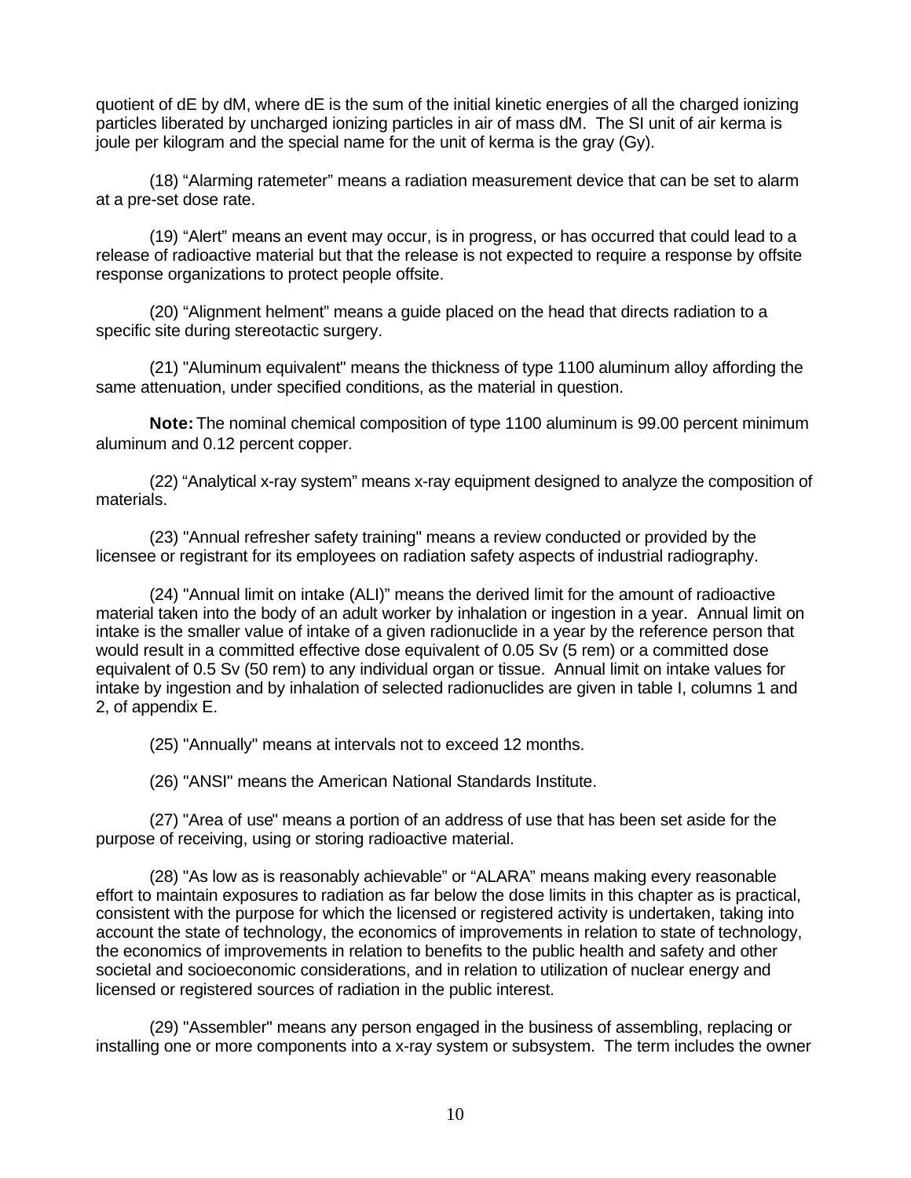quotient of dE by dM, where dE is the sum of the initial kinetic energies of all the charged ionizing particles liberated by uncharged ionizing particles in air of mass dM. The SI unit of air kerma is joule per kilogram and the special name for the unit of kerma is the gray (Gy).

(18) "Alarming ratemeter" means a radiation measurement device that can be set to alarm at a pre-set dose rate.

(19) "Alert" means an event may occur, is in progress, or has occurred that could lead to a release of radioactive material but that the release is not expected to require a response by offsite response organizations to protect people offsite.

(20) "Alignment helment" means a guide placed on the head that directs radiation to a specific site during stereotactic surgery.

(21) "Aluminum equivalent" means the thickness of type 1100 aluminum alloy affording the same attenuation, under specified conditions, as the material in question.

**Note:** The nominal chemical composition of type 1100 aluminum is 99.00 percent minimum aluminum and 0.12 percent copper.

(22) "Analytical x-ray system" means x-ray equipment designed to analyze the composition of materials.

(23) "Annual refresher safety training" means a review conducted or provided by the licensee or registrant for its employees on radiation safety aspects of industrial radiography.

(24) "Annual limit on intake (ALI)" means the derived limit for the amount of radioactive material taken into the body of an adult worker by inhalation or ingestion in a year. Annual limit on intake is the smaller value of intake of a given radionuclide in a year by the reference person that would result in a committed effective dose equivalent of 0.05 Sv (5 rem) or a committed dose equivalent of 0.5 Sv (50 rem) to any individual organ or tissue. Annual limit on intake values for intake by ingestion and by inhalation of selected radionuclides are given in table I, columns 1 and 2, of appendix E.

(25) "Annually" means at intervals not to exceed 12 months.

(26) "ANSI" means the American National Standards Institute.

(27) "Area of use" means a portion of an address of use that has been set aside for the purpose of receiving, using or storing radioactive material.

(28) "As low as is reasonably achievable" or "ALARA" means making every reasonable effort to maintain exposures to radiation as far below the dose limits in this chapter as is practical, consistent with the purpose for which the licensed or registered activity is undertaken, taking into account the state of technology, the economics of improvements in relation to state of technology, the economics of improvements in relation to benefits to the public health and safety and other societal and socioeconomic considerations, and in relation to utilization of nuclear energy and licensed or registered sources of radiation in the public interest.

(29) "Assembler" means any person engaged in the business of assembling, replacing or installing one or more components into a x-ray system or subsystem. The term includes the owner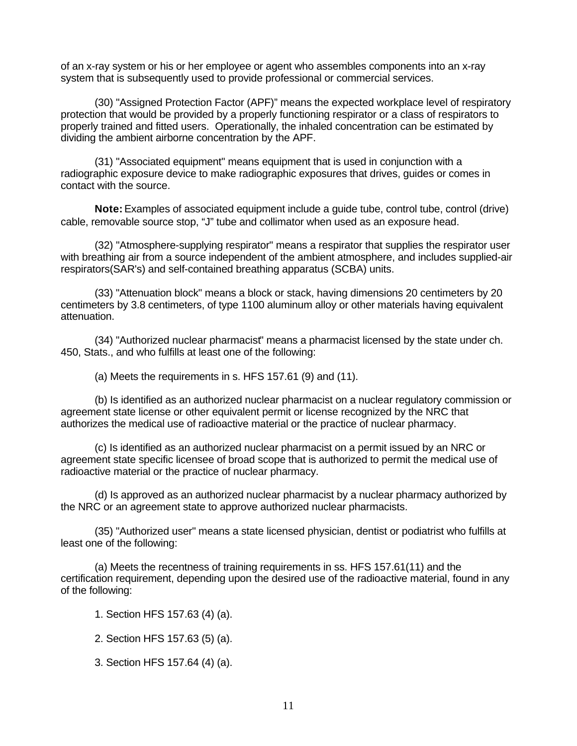of an x-ray system or his or her employee or agent who assembles components into an x-ray system that is subsequently used to provide professional or commercial services.

(30) "Assigned Protection Factor (APF)" means the expected workplace level of respiratory protection that would be provided by a properly functioning respirator or a class of respirators to properly trained and fitted users. Operationally, the inhaled concentration can be estimated by dividing the ambient airborne concentration by the APF.

(31) "Associated equipment" means equipment that is used in conjunction with a radiographic exposure device to make radiographic exposures that drives, guides or comes in contact with the source.

**Note:** Examples of associated equipment include a guide tube, control tube, control (drive) cable, removable source stop, "J" tube and collimator when used as an exposure head.

(32) "Atmosphere-supplying respirator" means a respirator that supplies the respirator user with breathing air from a source independent of the ambient atmosphere, and includes supplied-air respirators(SAR's) and self-contained breathing apparatus (SCBA) units.

(33) "Attenuation block" means a block or stack, having dimensions 20 centimeters by 20 centimeters by 3.8 centimeters, of type 1100 aluminum alloy or other materials having equivalent attenuation.

(34) "Authorized nuclear pharmacist" means a pharmacist licensed by the state under ch. 450, Stats., and who fulfills at least one of the following:

(a) Meets the requirements in s. HFS 157.61 (9) and (11).

(b) Is identified as an authorized nuclear pharmacist on a nuclear regulatory commission or agreement state license or other equivalent permit or license recognized by the NRC that authorizes the medical use of radioactive material or the practice of nuclear pharmacy.

(c) Is identified as an authorized nuclear pharmacist on a permit issued by an NRC or agreement state specific licensee of broad scope that is authorized to permit the medical use of radioactive material or the practice of nuclear pharmacy.

(d) Is approved as an authorized nuclear pharmacist by a nuclear pharmacy authorized by the NRC or an agreement state to approve authorized nuclear pharmacists.

(35) "Authorized user" means a state licensed physician, dentist or podiatrist who fulfills at least one of the following:

(a) Meets the recentness of training requirements in ss. HFS 157.61(11) and the certification requirement, depending upon the desired use of the radioactive material, found in any of the following:

1. Section HFS 157.63 (4) (a).

2. Section HFS 157.63 (5) (a).

3. Section HFS 157.64 (4) (a).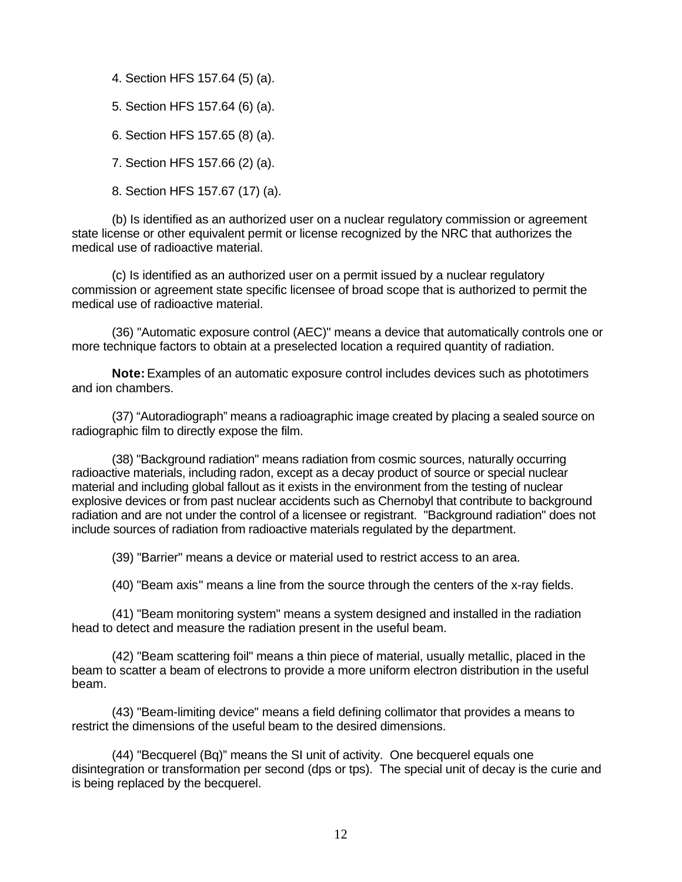4. Section HFS 157.64 (5) (a).

5. Section HFS 157.64 (6) (a).

6. Section HFS 157.65 (8) (a).

7. Section HFS 157.66 (2) (a).

8. Section HFS 157.67 (17) (a).

(b) Is identified as an authorized user on a nuclear regulatory commission or agreement state license or other equivalent permit or license recognized by the NRC that authorizes the medical use of radioactive material.

(c) Is identified as an authorized user on a permit issued by a nuclear regulatory commission or agreement state specific licensee of broad scope that is authorized to permit the medical use of radioactive material.

(36) "Automatic exposure control (AEC)" means a device that automatically controls one or more technique factors to obtain at a preselected location a required quantity of radiation.

**Note:** Examples of an automatic exposure control includes devices such as phototimers and ion chambers.

(37) "Autoradiograph" means a radioagraphic image created by placing a sealed source on radiographic film to directly expose the film.

(38) "Background radiation" means radiation from cosmic sources, naturally occurring radioactive materials, including radon, except as a decay product of source or special nuclear material and including global fallout as it exists in the environment from the testing of nuclear explosive devices or from past nuclear accidents such as Chernobyl that contribute to background radiation and are not under the control of a licensee or registrant. "Background radiation" does not include sources of radiation from radioactive materials regulated by the department.

(39) "Barrier" means a device or material used to restrict access to an area.

(40) "Beam axis" means a line from the source through the centers of the x-ray fields.

(41) "Beam monitoring system" means a system designed and installed in the radiation head to detect and measure the radiation present in the useful beam.

(42) "Beam scattering foil" means a thin piece of material, usually metallic, placed in the beam to scatter a beam of electrons to provide a more uniform electron distribution in the useful beam.

(43) "Beam-limiting device" means a field defining collimator that provides a means to restrict the dimensions of the useful beam to the desired dimensions.

(44) "Becquerel (Bq)" means the SI unit of activity. One becquerel equals one disintegration or transformation per second (dps or tps). The special unit of decay is the curie and is being replaced by the becquerel.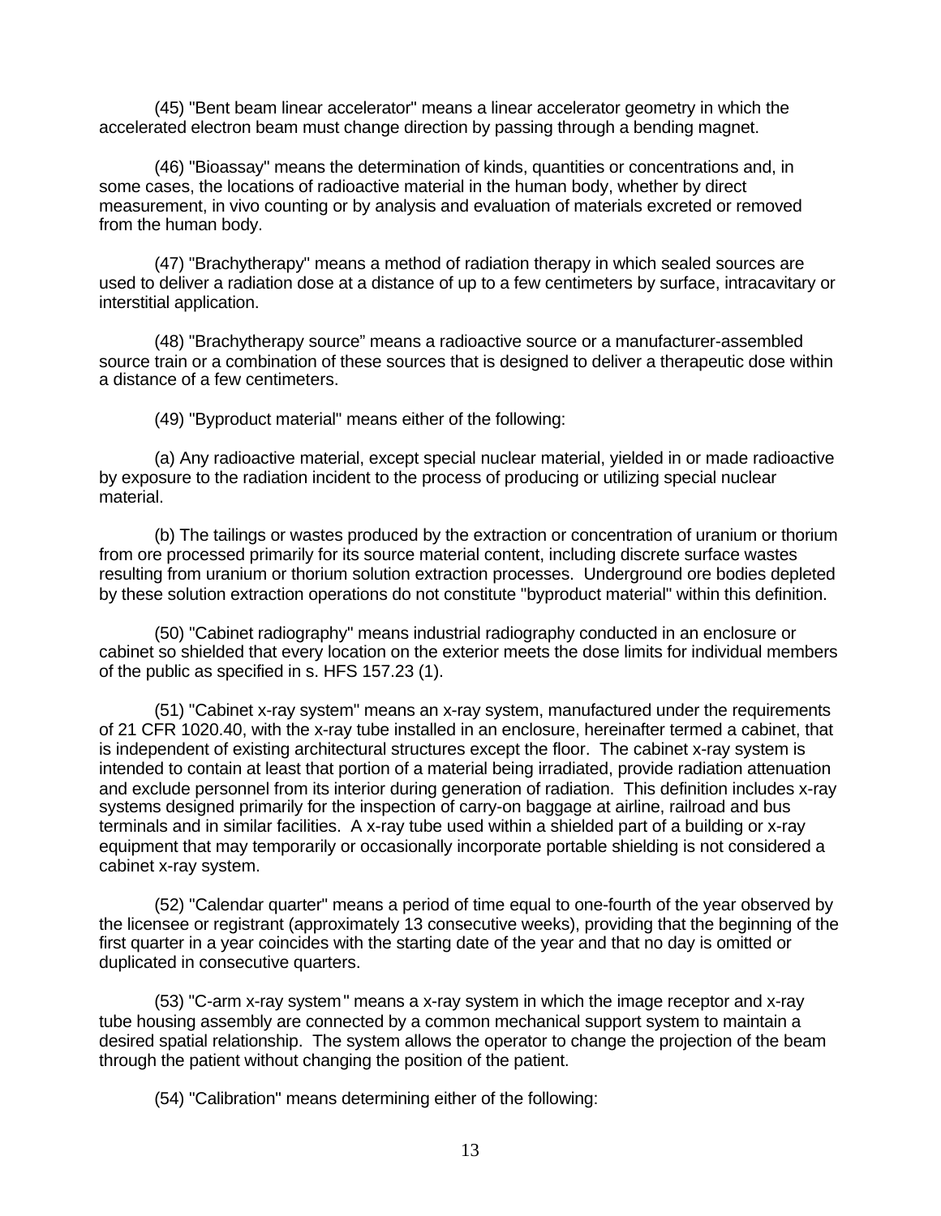(45) "Bent beam linear accelerator" means a linear accelerator geometry in which the accelerated electron beam must change direction by passing through a bending magnet.

(46) "Bioassay" means the determination of kinds, quantities or concentrations and, in some cases, the locations of radioactive material in the human body, whether by direct measurement, in vivo counting or by analysis and evaluation of materials excreted or removed from the human body.

(47) "Brachytherapy" means a method of radiation therapy in which sealed sources are used to deliver a radiation dose at a distance of up to a few centimeters by surface, intracavitary or interstitial application.

(48) "Brachytherapy source" means a radioactive source or a manufacturer-assembled source train or a combination of these sources that is designed to deliver a therapeutic dose within a distance of a few centimeters.

(49) "Byproduct material" means either of the following:

(a) Any radioactive material, except special nuclear material, yielded in or made radioactive by exposure to the radiation incident to the process of producing or utilizing special nuclear material.

(b) The tailings or wastes produced by the extraction or concentration of uranium or thorium from ore processed primarily for its source material content, including discrete surface wastes resulting from uranium or thorium solution extraction processes. Underground ore bodies depleted by these solution extraction operations do not constitute "byproduct material" within this definition.

(50) "Cabinet radiography" means industrial radiography conducted in an enclosure or cabinet so shielded that every location on the exterior meets the dose limits for individual members of the public as specified in s. HFS 157.23 (1).

(51) "Cabinet x-ray system" means an x-ray system, manufactured under the requirements of 21 CFR 1020.40, with the x-ray tube installed in an enclosure, hereinafter termed a cabinet, that is independent of existing architectural structures except the floor. The cabinet x-ray system is intended to contain at least that portion of a material being irradiated, provide radiation attenuation and exclude personnel from its interior during generation of radiation. This definition includes x-ray systems designed primarily for the inspection of carry-on baggage at airline, railroad and bus terminals and in similar facilities. A x-ray tube used within a shielded part of a building or x-ray equipment that may temporarily or occasionally incorporate portable shielding is not considered a cabinet x-ray system.

(52) "Calendar quarter" means a period of time equal to one-fourth of the year observed by the licensee or registrant (approximately 13 consecutive weeks), providing that the beginning of the first quarter in a year coincides with the starting date of the year and that no day is omitted or duplicated in consecutive quarters.

(53) "C-arm x-ray system" means a x-ray system in which the image receptor and x-ray tube housing assembly are connected by a common mechanical support system to maintain a desired spatial relationship. The system allows the operator to change the projection of the beam through the patient without changing the position of the patient.

(54) "Calibration" means determining either of the following: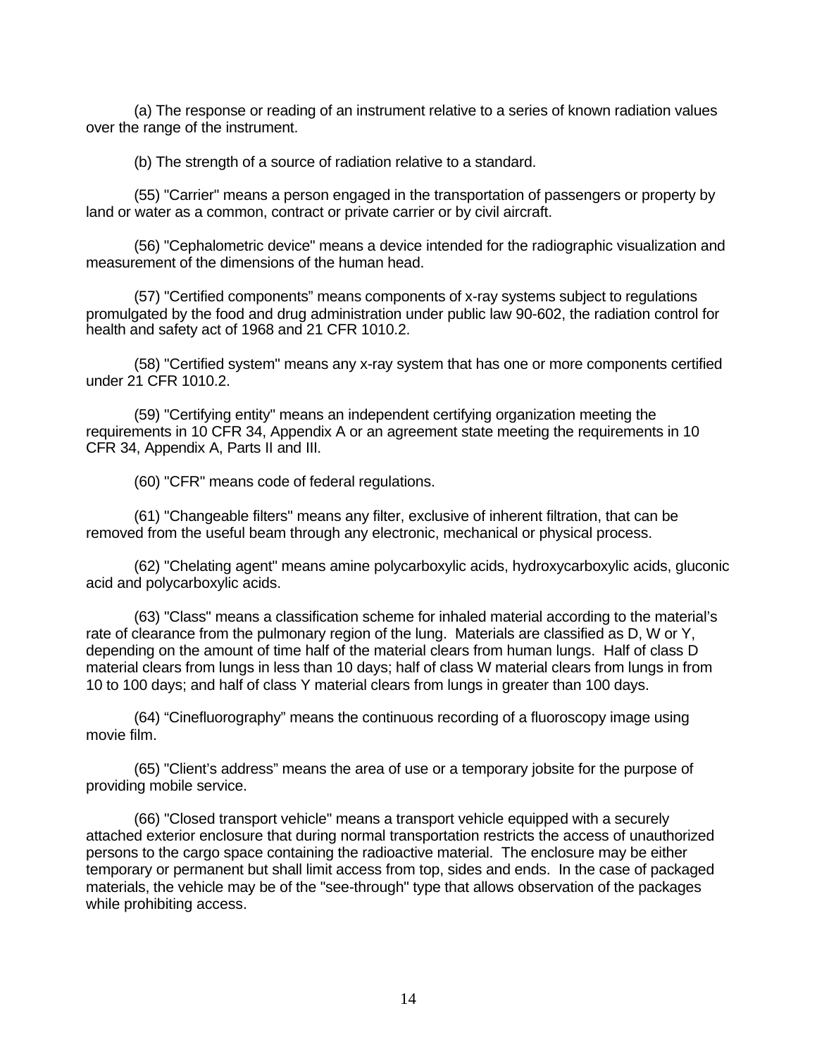(a) The response or reading of an instrument relative to a series of known radiation values over the range of the instrument.

(b) The strength of a source of radiation relative to a standard.

(55) "Carrier" means a person engaged in the transportation of passengers or property by land or water as a common, contract or private carrier or by civil aircraft.

(56) "Cephalometric device" means a device intended for the radiographic visualization and measurement of the dimensions of the human head.

(57) "Certified components" means components of x-ray systems subject to regulations promulgated by the food and drug administration under public law 90-602, the radiation control for health and safety act of 1968 and 21 CFR 1010.2.

(58) "Certified system" means any x-ray system that has one or more components certified under 21 CFR 1010.2.

(59) "Certifying entity" means an independent certifying organization meeting the requirements in 10 CFR 34, Appendix A or an agreement state meeting the requirements in 10 CFR 34, Appendix A, Parts II and III.

(60) "CFR" means code of federal regulations.

(61) "Changeable filters" means any filter, exclusive of inherent filtration, that can be removed from the useful beam through any electronic, mechanical or physical process.

(62) "Chelating agent" means amine polycarboxylic acids, hydroxycarboxylic acids, gluconic acid and polycarboxylic acids.

(63) "Class" means a classification scheme for inhaled material according to the material's rate of clearance from the pulmonary region of the lung. Materials are classified as D, W or Y, depending on the amount of time half of the material clears from human lungs. Half of class D material clears from lungs in less than 10 days; half of class W material clears from lungs in from 10 to 100 days; and half of class Y material clears from lungs in greater than 100 days.

(64) "Cinefluorography" means the continuous recording of a fluoroscopy image using movie film.

(65) "Client's address" means the area of use or a temporary jobsite for the purpose of providing mobile service.

(66) "Closed transport vehicle" means a transport vehicle equipped with a securely attached exterior enclosure that during normal transportation restricts the access of unauthorized persons to the cargo space containing the radioactive material. The enclosure may be either temporary or permanent but shall limit access from top, sides and ends. In the case of packaged materials, the vehicle may be of the "see-through" type that allows observation of the packages while prohibiting access.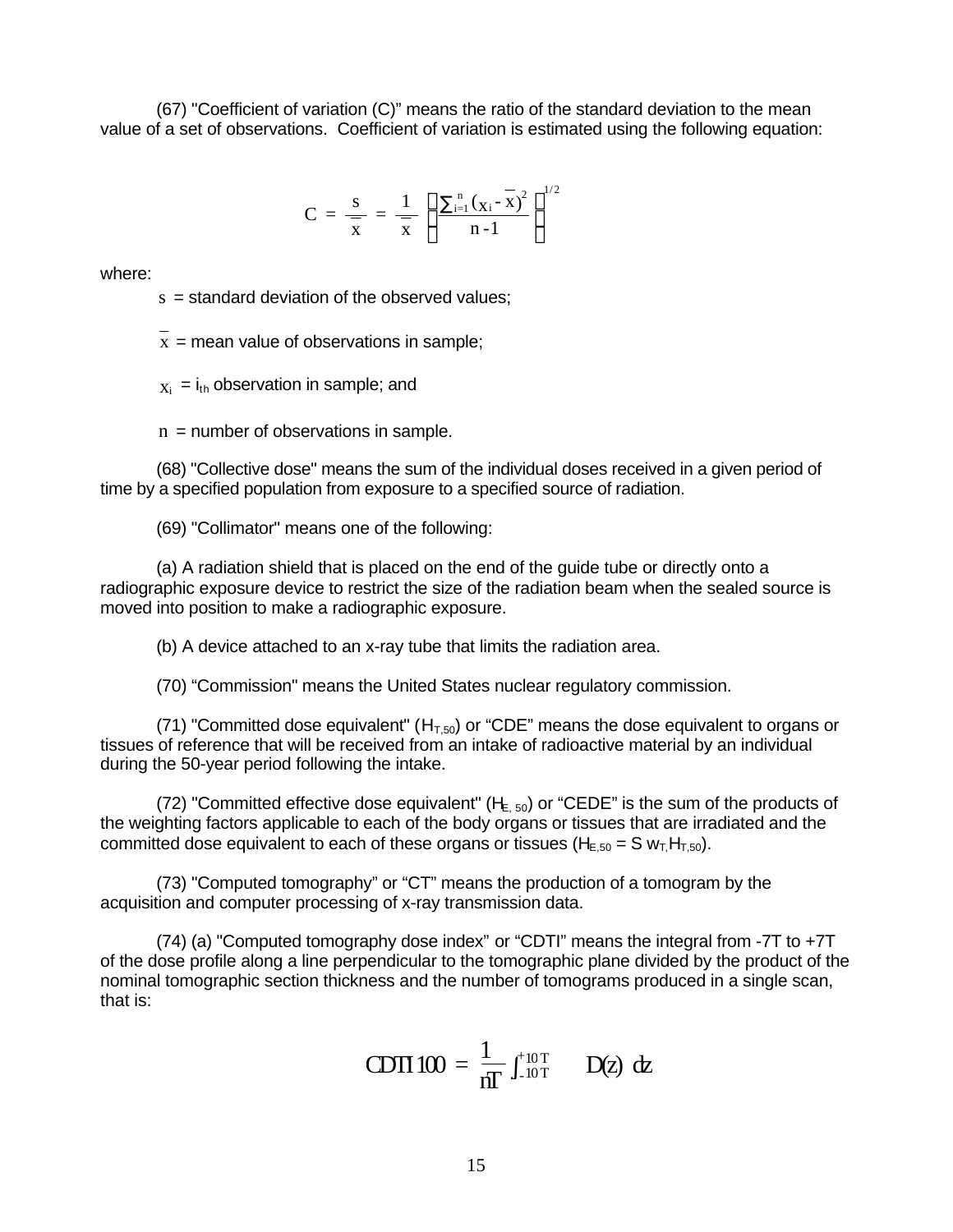(67) "Coefficient of variation (C)" means the ratio of the standard deviation to the mean value of a set of observations. Coefficient of variation is estimated using the following equation:

$$C = \frac{s}{\bar{x}} = \frac{1}{\bar{x}} \left[ \frac{\sum_{i=1}^{n} (x_i - \bar{x})^2}{n-1} \right]^{1/2}$$

where:

$s$ = standard deviation of the observed values;

$\bar{x}$ = mean value of observations in sample;

$x_i$ = $i_{th}$ observation in sample; and

$n$ = number of observations in sample.

(68) "Collective dose" means the sum of the individual doses received in a given period of time by a specified population from exposure to a specified source of radiation.

(69) "Collimator" means one of the following:

(a) A radiation shield that is placed on the end of the guide tube or directly onto a radiographic exposure device to restrict the size of the radiation beam when the sealed source is moved into position to make a radiographic exposure.

(b) A device attached to an x-ray tube that limits the radiation area.

(70) "Commission" means the United States nuclear regulatory commission.

(71) "Committed dose equivalent" ($H_{T,50}$) or "CDE" means the dose equivalent to organs or tissues of reference that will be received from an intake of radioactive material by an individual during the 50-year period following the intake.

(72) "Committed effective dose equivalent" ($H_{E, 50}$) or "CEDE" is the sum of the products of the weighting factors applicable to each of the body organs or tissues that are irradiated and the committed dose equivalent to each of these organs or tissues ($H_{E,50} = \Sigma w_T H_{T,50}$).

(73) "Computed tomography" or "CT" means the production of a tomogram by the acquisition and computer processing of x-ray transmission data.

(74) (a) "Computed tomography dose index" or "CDTI" means the integral from -7T to +7T of the dose profile along a line perpendicular to the tomographic plane divided by the product of the nominal tomographic section thickness and the number of tomograms produced in a single scan, that is:

$$CDTI\,100 = \frac{1}{nT} \int_{-10T}^{+10T} D(z)\, dz$$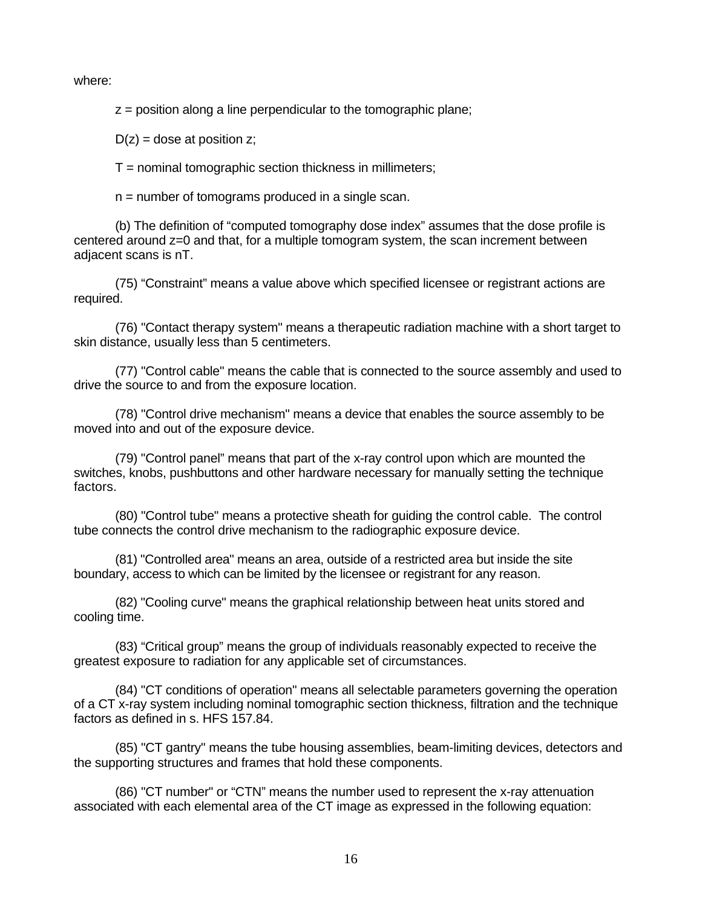where:

$z$ = position along a line perpendicular to the tomographic plane;

$D(z)$ = dose at position $z$;

$T$ = nominal tomographic section thickness in millimeters;

$n$ = number of tomograms produced in a single scan.

(b) The definition of "computed tomography dose index" assumes that the dose profile is centered around $z=0$ and that, for a multiple tomogram system, the scan increment between adjacent scans is $nT$.

(75) "Constraint" means a value above which specified licensee or registrant actions are required.

(76) "Contact therapy system" means a therapeutic radiation machine with a short target to skin distance, usually less than 5 centimeters.

(77) "Control cable" means the cable that is connected to the source assembly and used to drive the source to and from the exposure location.

(78) "Control drive mechanism" means a device that enables the source assembly to be moved into and out of the exposure device.

(79) "Control panel" means that part of the x-ray control upon which are mounted the switches, knobs, pushbuttons and other hardware necessary for manually setting the technique factors.

(80) "Control tube" means a protective sheath for guiding the control cable. The control tube connects the control drive mechanism to the radiographic exposure device.

(81) "Controlled area" means an area, outside of a restricted area but inside the site boundary, access to which can be limited by the licensee or registrant for any reason.

(82) "Cooling curve" means the graphical relationship between heat units stored and cooling time.

(83) "Critical group" means the group of individuals reasonably expected to receive the greatest exposure to radiation for any applicable set of circumstances.

(84) "CT conditions of operation" means all selectable parameters governing the operation of a CT x-ray system including nominal tomographic section thickness, filtration and the technique factors as defined in s. HFS 157.84.

(85) "CT gantry" means the tube housing assemblies, beam-limiting devices, detectors and the supporting structures and frames that hold these components.

(86) "CT number" or "CTN" means the number used to represent the x-ray attenuation associated with each elemental area of the CT image as expressed in the following equation: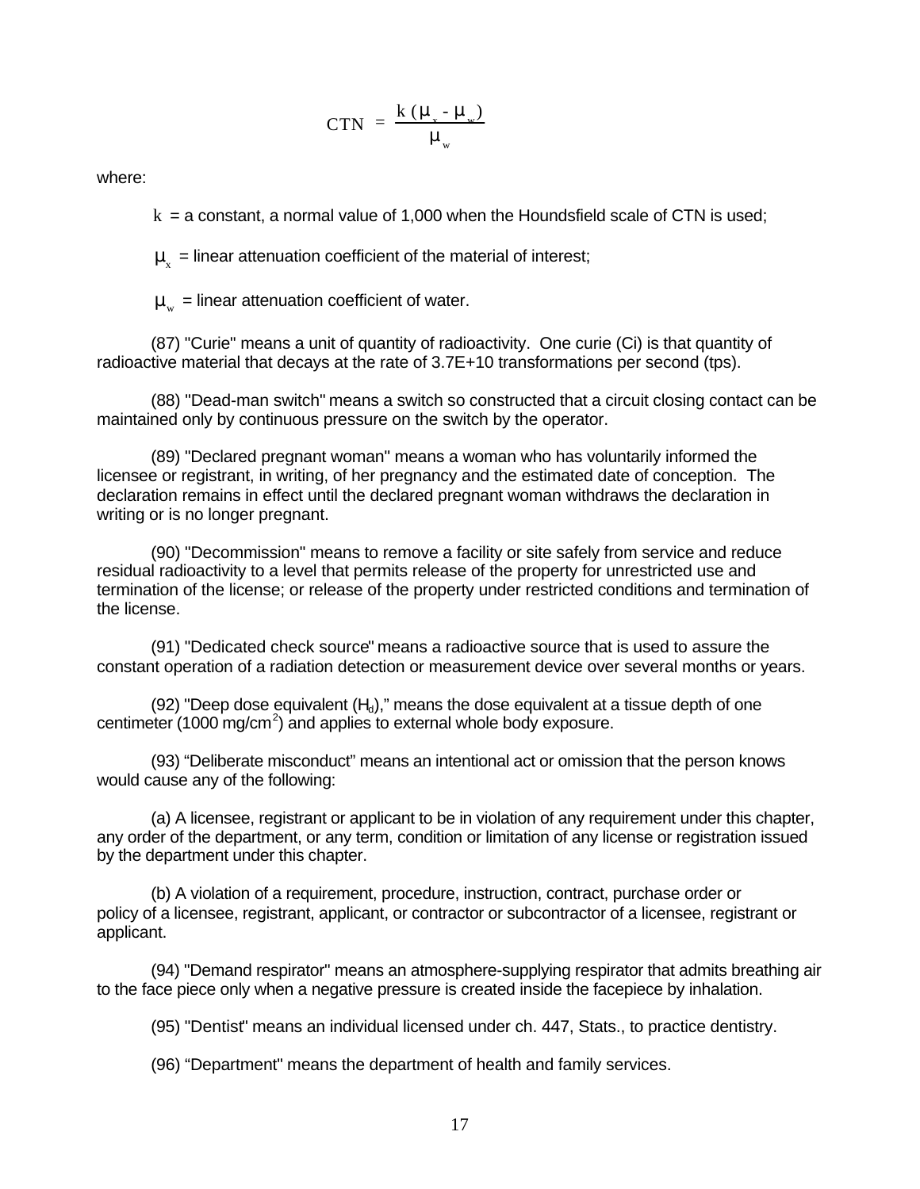$$CTN = \frac{k\,(\mu_x - \mu_w)}{\mu_w}$$

where:

$k$ = a constant, a normal value of 1,000 when the Houndsfield scale of CTN is used;

$\mu_x$ = linear attenuation coefficient of the material of interest;

$\mu_w$ = linear attenuation coefficient of water.

(87) "Curie" means a unit of quantity of radioactivity. One curie (Ci) is that quantity of radioactive material that decays at the rate of 3.7E+10 transformations per second (tps).

(88) "Dead-man switch" means a switch so constructed that a circuit closing contact can be maintained only by continuous pressure on the switch by the operator.

(89) "Declared pregnant woman" means a woman who has voluntarily informed the licensee or registrant, in writing, of her pregnancy and the estimated date of conception. The declaration remains in effect until the declared pregnant woman withdraws the declaration in writing or is no longer pregnant.

(90) "Decommission" means to remove a facility or site safely from service and reduce residual radioactivity to a level that permits release of the property for unrestricted use and termination of the license; or release of the property under restricted conditions and termination of the license.

(91) "Dedicated check source" means a radioactive source that is used to assure the constant operation of a radiation detection or measurement device over several months or years.

(92) "Deep dose equivalent ($H_d$)," means the dose equivalent at a tissue depth of one centimeter (1000 $mg/cm^2$) and applies to external whole body exposure.

(93) "Deliberate misconduct" means an intentional act or omission that the person knows would cause any of the following:

(a) A licensee, registrant or applicant to be in violation of any requirement under this chapter, any order of the department, or any term, condition or limitation of any license or registration issued by the department under this chapter.

(b) A violation of a requirement, procedure, instruction, contract, purchase order or policy of a licensee, registrant, applicant, or contractor or subcontractor of a licensee, registrant or applicant.

(94) "Demand respirator" means an atmosphere-supplying respirator that admits breathing air to the face piece only when a negative pressure is created inside the facepiece by inhalation.

(95) "Dentist" means an individual licensed under ch. 447, Stats., to practice dentistry.

(96) "Department" means the department of health and family services.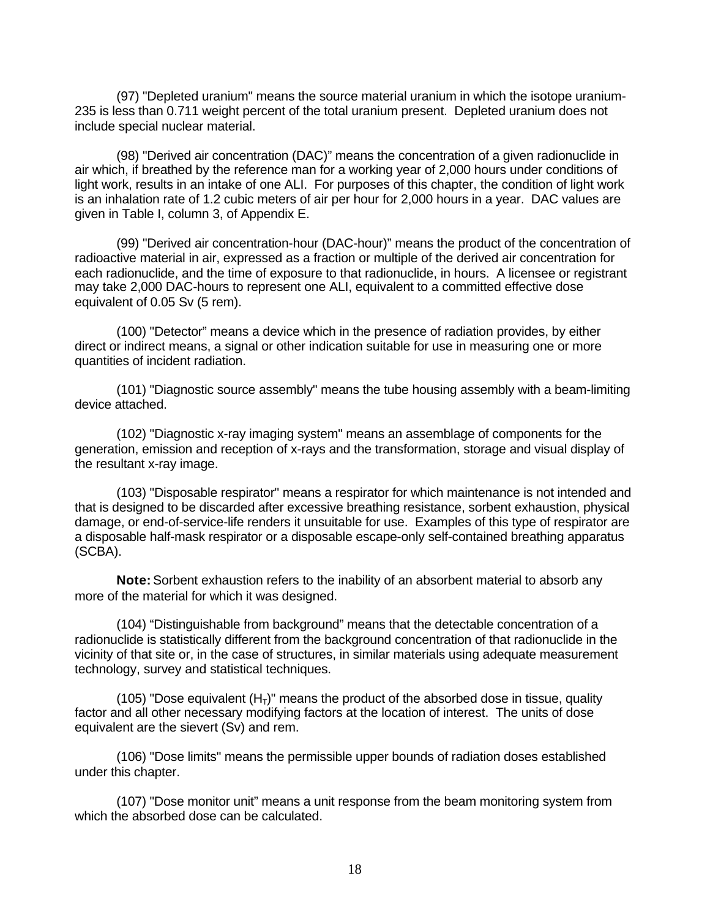(97) "Depleted uranium" means the source material uranium in which the isotope uranium-235 is less than 0.711 weight percent of the total uranium present. Depleted uranium does not include special nuclear material.

(98) "Derived air concentration (DAC)" means the concentration of a given radionuclide in air which, if breathed by the reference man for a working year of 2,000 hours under conditions of light work, results in an intake of one ALI. For purposes of this chapter, the condition of light work is an inhalation rate of 1.2 cubic meters of air per hour for 2,000 hours in a year. DAC values are given in Table I, column 3, of Appendix E.

(99) "Derived air concentration-hour (DAC-hour)" means the product of the concentration of radioactive material in air, expressed as a fraction or multiple of the derived air concentration for each radionuclide, and the time of exposure to that radionuclide, in hours. A licensee or registrant may take 2,000 DAC-hours to represent one ALI, equivalent to a committed effective dose equivalent of 0.05 Sv (5 rem).

(100) "Detector" means a device which in the presence of radiation provides, by either direct or indirect means, a signal or other indication suitable for use in measuring one or more quantities of incident radiation.

(101) "Diagnostic source assembly" means the tube housing assembly with a beam-limiting device attached.

(102) "Diagnostic x-ray imaging system" means an assemblage of components for the generation, emission and reception of x-rays and the transformation, storage and visual display of the resultant x-ray image.

(103) "Disposable respirator" means a respirator for which maintenance is not intended and that is designed to be discarded after excessive breathing resistance, sorbent exhaustion, physical damage, or end-of-service-life renders it unsuitable for use. Examples of this type of respirator are a disposable half-mask respirator or a disposable escape-only self-contained breathing apparatus (SCBA).

**Note:** Sorbent exhaustion refers to the inability of an absorbent material to absorb any more of the material for which it was designed.

(104) "Distinguishable from background" means that the detectable concentration of a radionuclide is statistically different from the background concentration of that radionuclide in the vicinity of that site or, in the case of structures, in similar materials using adequate measurement technology, survey and statistical techniques.

(105) "Dose equivalent ($H_T$)" means the product of the absorbed dose in tissue, quality factor and all other necessary modifying factors at the location of interest. The units of dose equivalent are the sievert (Sv) and rem.

(106) "Dose limits" means the permissible upper bounds of radiation doses established under this chapter.

(107) "Dose monitor unit" means a unit response from the beam monitoring system from which the absorbed dose can be calculated.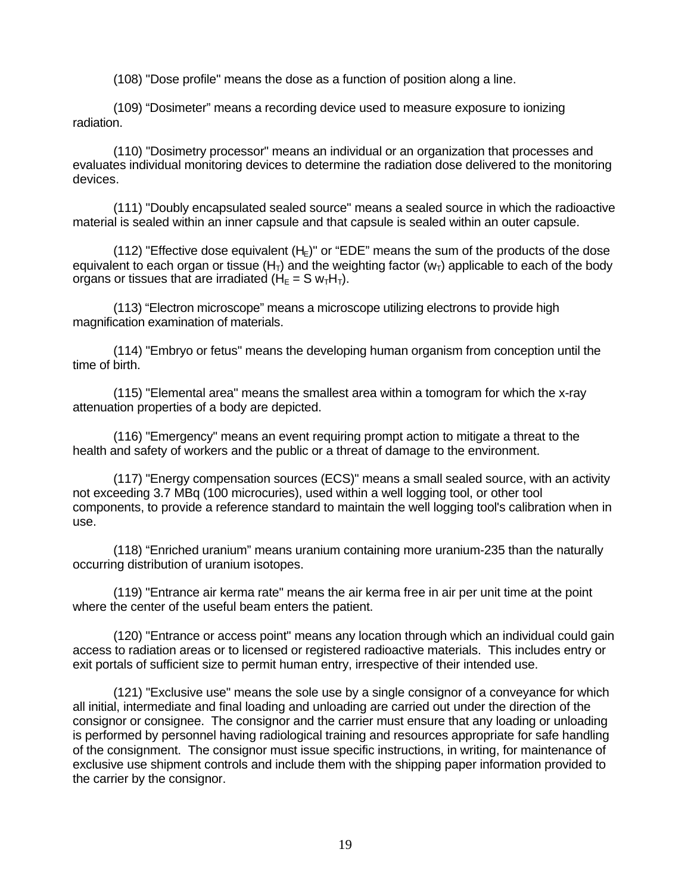(108) "Dose profile" means the dose as a function of position along a line.

(109) “Dosimeter” means a recording device used to measure exposure to ionizing radiation.

(110) "Dosimetry processor" means an individual or an organization that processes and evaluates individual monitoring devices to determine the radiation dose delivered to the monitoring devices.

(111) "Doubly encapsulated sealed source" means a sealed source in which the radioactive material is sealed within an inner capsule and that capsule is sealed within an outer capsule.

(112) "Effective dose equivalent ($H_E$)" or “EDE” means the sum of the products of the dose equivalent to each organ or tissue ($H_T$) and the weighting factor ($w_T$) applicable to each of the body organs or tissues that are irradiated ($H_E = S\ w_T H_T$).

(113) “Electron microscope” means a microscope utilizing electrons to provide high magnification examination of materials.

(114) "Embryo or fetus" means the developing human organism from conception until the time of birth.

(115) "Elemental area" means the smallest area within a tomogram for which the x-ray attenuation properties of a body are depicted.

(116) "Emergency" means an event requiring prompt action to mitigate a threat to the health and safety of workers and the public or a threat of damage to the environment.

(117) "Energy compensation sources (ECS)" means a small sealed source, with an activity not exceeding 3.7 MBq (100 microcuries), used within a well logging tool, or other tool components, to provide a reference standard to maintain the well logging tool's calibration when in use.

(118) “Enriched uranium” means uranium containing more uranium-235 than the naturally occurring distribution of uranium isotopes.

(119) "Entrance air kerma rate" means the air kerma free in air per unit time at the point where the center of the useful beam enters the patient.

(120) "Entrance or access point" means any location through which an individual could gain access to radiation areas or to licensed or registered radioactive materials. This includes entry or exit portals of sufficient size to permit human entry, irrespective of their intended use.

(121) "Exclusive use" means the sole use by a single consignor of a conveyance for which all initial, intermediate and final loading and unloading are carried out under the direction of the consignor or consignee. The consignor and the carrier must ensure that any loading or unloading is performed by personnel having radiological training and resources appropriate for safe handling of the consignment. The consignor must issue specific instructions, in writing, for maintenance of exclusive use shipment controls and include them with the shipping paper information provided to the carrier by the consignor.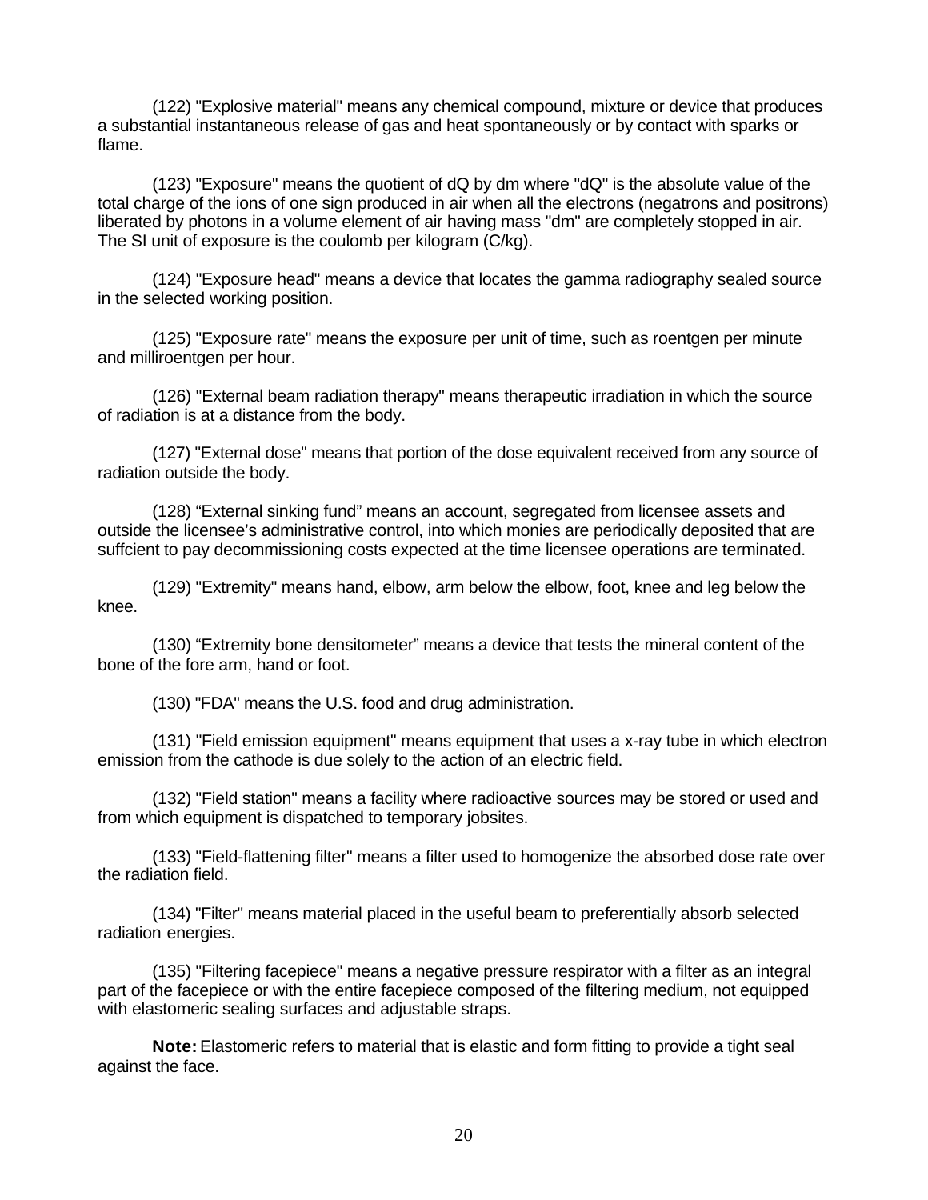(122) "Explosive material" means any chemical compound, mixture or device that produces a substantial instantaneous release of gas and heat spontaneously or by contact with sparks or flame.

(123) "Exposure" means the quotient of dQ by dm where "dQ" is the absolute value of the total charge of the ions of one sign produced in air when all the electrons (negatrons and positrons) liberated by photons in a volume element of air having mass "dm" are completely stopped in air. The SI unit of exposure is the coulomb per kilogram (C/kg).

(124) "Exposure head" means a device that locates the gamma radiography sealed source in the selected working position.

(125) "Exposure rate" means the exposure per unit of time, such as roentgen per minute and milliroentgen per hour.

(126) "External beam radiation therapy" means therapeutic irradiation in which the source of radiation is at a distance from the body.

(127) "External dose" means that portion of the dose equivalent received from any source of radiation outside the body.

(128) “External sinking fund” means an account, segregated from licensee assets and outside the licensee’s administrative control, into which monies are periodically deposited that are suffcient to pay decommissioning costs expected at the time licensee operations are terminated.

(129) "Extremity" means hand, elbow, arm below the elbow, foot, knee and leg below the knee.

(130) “Extremity bone densitometer” means a device that tests the mineral content of the bone of the fore arm, hand or foot.

(130) "FDA" means the U.S. food and drug administration.

(131) "Field emission equipment" means equipment that uses a x-ray tube in which electron emission from the cathode is due solely to the action of an electric field.

(132) "Field station" means a facility where radioactive sources may be stored or used and from which equipment is dispatched to temporary jobsites.

(133) "Field-flattening filter" means a filter used to homogenize the absorbed dose rate over the radiation field.

(134) "Filter" means material placed in the useful beam to preferentially absorb selected radiation energies.

(135) "Filtering facepiece" means a negative pressure respirator with a filter as an integral part of the facepiece or with the entire facepiece composed of the filtering medium, not equipped with elastomeric sealing surfaces and adjustable straps.

**Note:** Elastomeric refers to material that is elastic and form fitting to provide a tight seal against the face.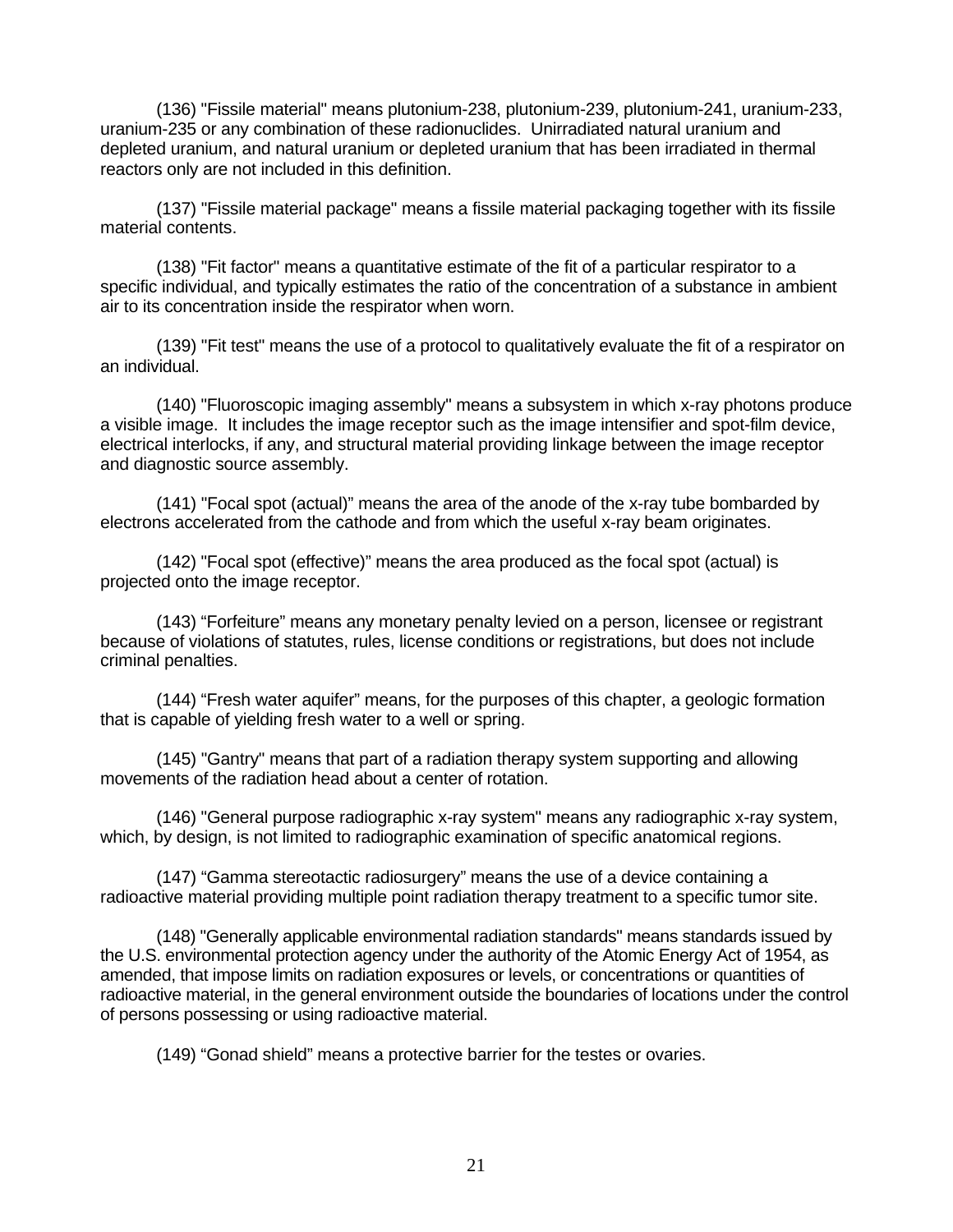(136) "Fissile material" means plutonium-238, plutonium-239, plutonium-241, uranium-233, uranium-235 or any combination of these radionuclides. Unirradiated natural uranium and depleted uranium, and natural uranium or depleted uranium that has been irradiated in thermal reactors only are not included in this definition.

(137) "Fissile material package" means a fissile material packaging together with its fissile material contents.

(138) "Fit factor" means a quantitative estimate of the fit of a particular respirator to a specific individual, and typically estimates the ratio of the concentration of a substance in ambient air to its concentration inside the respirator when worn.

(139) "Fit test" means the use of a protocol to qualitatively evaluate the fit of a respirator on an individual.

(140) "Fluoroscopic imaging assembly" means a subsystem in which x-ray photons produce a visible image. It includes the image receptor such as the image intensifier and spot-film device, electrical interlocks, if any, and structural material providing linkage between the image receptor and diagnostic source assembly.

(141) "Focal spot (actual)" means the area of the anode of the x-ray tube bombarded by electrons accelerated from the cathode and from which the useful x-ray beam originates.

(142) "Focal spot (effective)" means the area produced as the focal spot (actual) is projected onto the image receptor.

(143) "Forfeiture" means any monetary penalty levied on a person, licensee or registrant because of violations of statutes, rules, license conditions or registrations, but does not include criminal penalties.

(144) "Fresh water aquifer" means, for the purposes of this chapter, a geologic formation that is capable of yielding fresh water to a well or spring.

(145) "Gantry" means that part of a radiation therapy system supporting and allowing movements of the radiation head about a center of rotation.

(146) "General purpose radiographic x-ray system" means any radiographic x-ray system, which, by design, is not limited to radiographic examination of specific anatomical regions.

(147) "Gamma stereotactic radiosurgery" means the use of a device containing a radioactive material providing multiple point radiation therapy treatment to a specific tumor site.

(148) "Generally applicable environmental radiation standards" means standards issued by the U.S. environmental protection agency under the authority of the Atomic Energy Act of 1954, as amended, that impose limits on radiation exposures or levels, or concentrations or quantities of radioactive material, in the general environment outside the boundaries of locations under the control of persons possessing or using radioactive material.

(149) "Gonad shield" means a protective barrier for the testes or ovaries.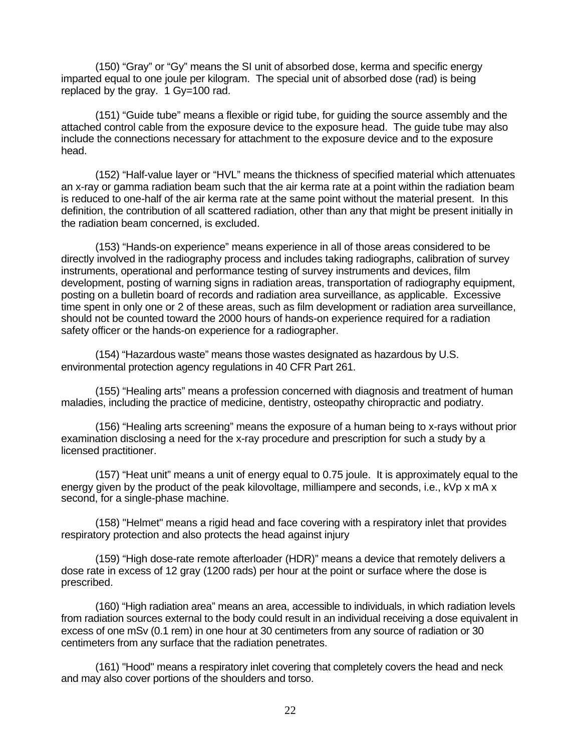(150) “Gray” or “Gy” means the SI unit of absorbed dose, kerma and specific energy imparted equal to one joule per kilogram. The special unit of absorbed dose (rad) is being replaced by the gray. 1 Gy=100 rad.

(151) “Guide tube” means a flexible or rigid tube, for guiding the source assembly and the attached control cable from the exposure device to the exposure head. The guide tube may also include the connections necessary for attachment to the exposure device and to the exposure head.

(152) “Half-value layer or “HVL” means the thickness of specified material which attenuates an x-ray or gamma radiation beam such that the air kerma rate at a point within the radiation beam is reduced to one-half of the air kerma rate at the same point without the material present. In this definition, the contribution of all scattered radiation, other than any that might be present initially in the radiation beam concerned, is excluded.

(153) “Hands-on experience” means experience in all of those areas considered to be directly involved in the radiography process and includes taking radiographs, calibration of survey instruments, operational and performance testing of survey instruments and devices, film development, posting of warning signs in radiation areas, transportation of radiography equipment, posting on a bulletin board of records and radiation area surveillance, as applicable. Excessive time spent in only one or 2 of these areas, such as film development or radiation area surveillance, should not be counted toward the 2000 hours of hands-on experience required for a radiation safety officer or the hands-on experience for a radiographer.

(154) “Hazardous waste” means those wastes designated as hazardous by U.S. environmental protection agency regulations in 40 CFR Part 261.

(155) “Healing arts” means a profession concerned with diagnosis and treatment of human maladies, including the practice of medicine, dentistry, osteopathy chiropractic and podiatry.

(156) “Healing arts screening” means the exposure of a human being to x-rays without prior examination disclosing a need for the x-ray procedure and prescription for such a study by a licensed practitioner.

(157) “Heat unit” means a unit of energy equal to 0.75 joule. It is approximately equal to the energy given by the product of the peak kilovoltage, milliampere and seconds, i.e., kVp x mA x second, for a single-phase machine.

(158) "Helmet" means a rigid head and face covering with a respiratory inlet that provides respiratory protection and also protects the head against injury

(159) “High dose-rate remote afterloader (HDR)” means a device that remotely delivers a dose rate in excess of 12 gray (1200 rads) per hour at the point or surface where the dose is prescribed.

(160) “High radiation area” means an area, accessible to individuals, in which radiation levels from radiation sources external to the body could result in an individual receiving a dose equivalent in excess of one mSv (0.1 rem) in one hour at 30 centimeters from any source of radiation or 30 centimeters from any surface that the radiation penetrates.

(161) "Hood" means a respiratory inlet covering that completely covers the head and neck and may also cover portions of the shoulders and torso.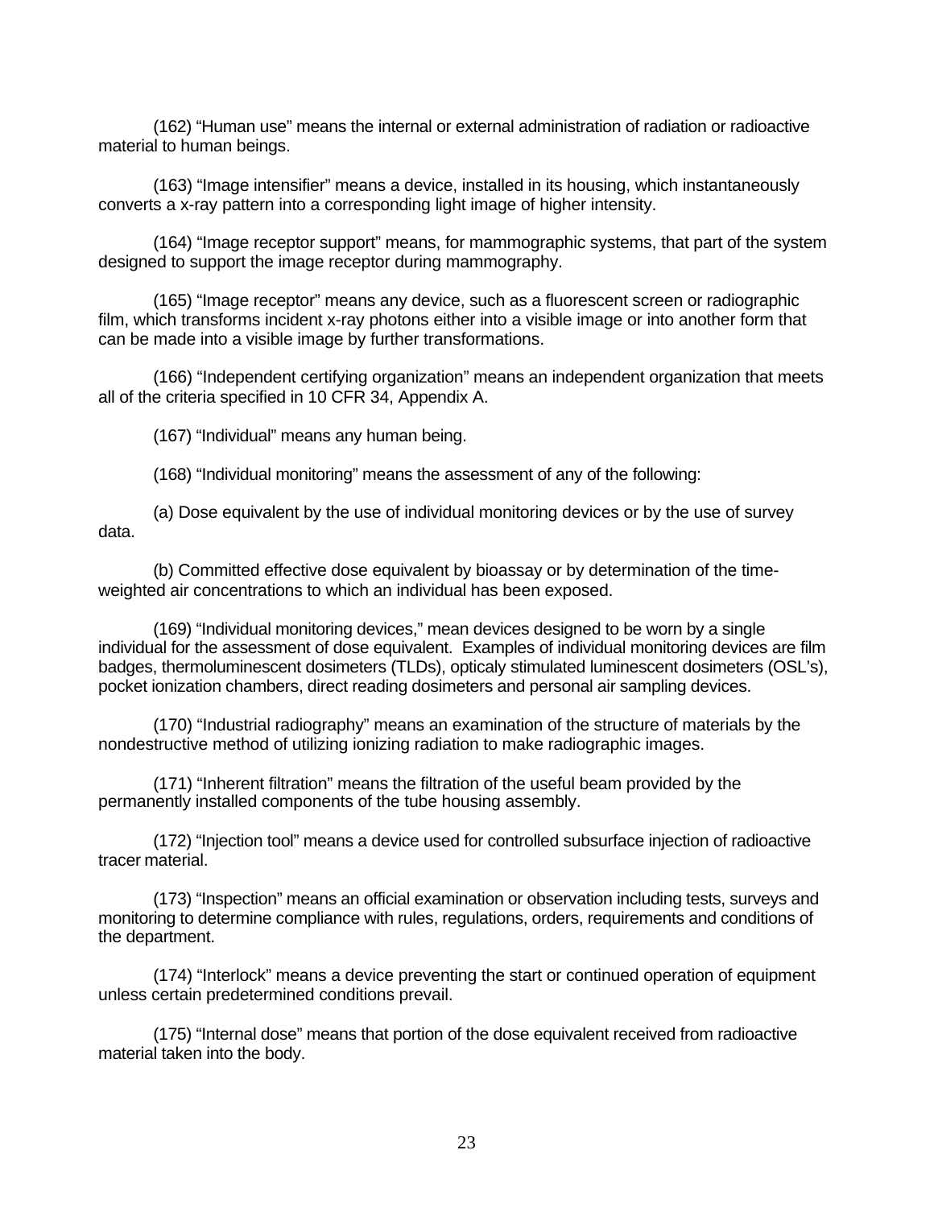(162) “Human use” means the internal or external administration of radiation or radioactive material to human beings.

(163) “Image intensifier” means a device, installed in its housing, which instantaneously converts a x-ray pattern into a corresponding light image of higher intensity.

(164) “Image receptor support” means, for mammographic systems, that part of the system designed to support the image receptor during mammography.

(165) “Image receptor” means any device, such as a fluorescent screen or radiographic film, which transforms incident x-ray photons either into a visible image or into another form that can be made into a visible image by further transformations.

(166) “Independent certifying organization” means an independent organization that meets all of the criteria specified in 10 CFR 34, Appendix A.

(167) “Individual” means any human being.

(168) “Individual monitoring” means the assessment of any of the following:

(a) Dose equivalent by the use of individual monitoring devices or by the use of survey data.

(b) Committed effective dose equivalent by bioassay or by determination of the time-weighted air concentrations to which an individual has been exposed.

(169) “Individual monitoring devices,” mean devices designed to be worn by a single individual for the assessment of dose equivalent. Examples of individual monitoring devices are film badges, thermoluminescent dosimeters (TLDs), opticaly stimulated luminescent dosimeters (OSL’s), pocket ionization chambers, direct reading dosimeters and personal air sampling devices.

(170) “Industrial radiography” means an examination of the structure of materials by the nondestructive method of utilizing ionizing radiation to make radiographic images.

(171) “Inherent filtration” means the filtration of the useful beam provided by the permanently installed components of the tube housing assembly.

(172) “Injection tool” means a device used for controlled subsurface injection of radioactive tracer material.

(173) “Inspection” means an official examination or observation including tests, surveys and monitoring to determine compliance with rules, regulations, orders, requirements and conditions of the department.

(174) “Interlock” means a device preventing the start or continued operation of equipment unless certain predetermined conditions prevail.

(175) “Internal dose” means that portion of the dose equivalent received from radioactive material taken into the body.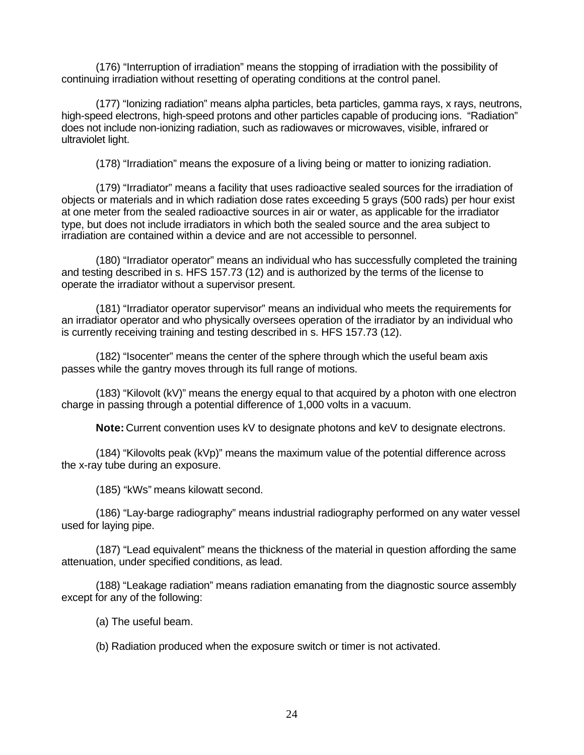(176) “Interruption of irradiation” means the stopping of irradiation with the possibility of continuing irradiation without resetting of operating conditions at the control panel.

(177) “Ionizing radiation” means alpha particles, beta particles, gamma rays, x rays, neutrons, high-speed electrons, high-speed protons and other particles capable of producing ions. “Radiation” does not include non-ionizing radiation, such as radiowaves or microwaves, visible, infrared or ultraviolet light.

(178) “Irradiation” means the exposure of a living being or matter to ionizing radiation.

(179) “Irradiator” means a facility that uses radioactive sealed sources for the irradiation of objects or materials and in which radiation dose rates exceeding 5 grays (500 rads) per hour exist at one meter from the sealed radioactive sources in air or water, as applicable for the irradiator type, but does not include irradiators in which both the sealed source and the area subject to irradiation are contained within a device and are not accessible to personnel.

(180) “Irradiator operator” means an individual who has successfully completed the training and testing described in s. HFS 157.73 (12) and is authorized by the terms of the license to operate the irradiator without a supervisor present.

(181) “Irradiator operator supervisor” means an individual who meets the requirements for an irradiator operator and who physically oversees operation of the irradiator by an individual who is currently receiving training and testing described in s. HFS 157.73 (12).

(182) “Isocenter” means the center of the sphere through which the useful beam axis passes while the gantry moves through its full range of motions.

(183) “Kilovolt (kV)” means the energy equal to that acquired by a photon with one electron charge in passing through a potential difference of 1,000 volts in a vacuum.

**Note:** Current convention uses kV to designate photons and keV to designate electrons.

(184) “Kilovolts peak (kVp)” means the maximum value of the potential difference across the x-ray tube during an exposure.

(185) “kWs” means kilowatt second.

(186) “Lay-barge radiography” means industrial radiography performed on any water vessel used for laying pipe.

(187) “Lead equivalent” means the thickness of the material in question affording the same attenuation, under specified conditions, as lead.

(188) “Leakage radiation” means radiation emanating from the diagnostic source assembly except for any of the following:

(a) The useful beam.

(b) Radiation produced when the exposure switch or timer is not activated.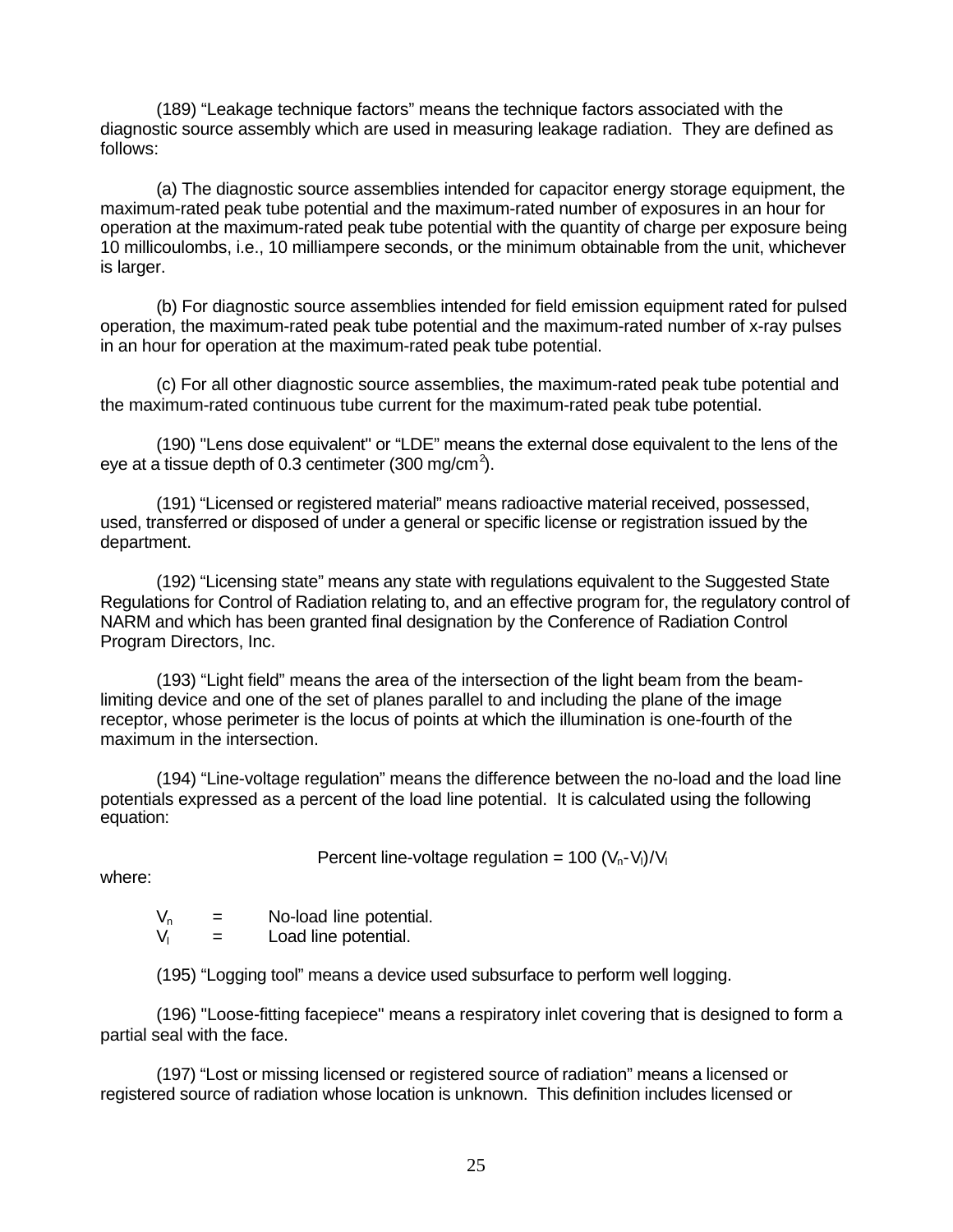(189) “Leakage technique factors” means the technique factors associated with the diagnostic source assembly which are used in measuring leakage radiation. They are defined as follows:

(a) The diagnostic source assemblies intended for capacitor energy storage equipment, the maximum-rated peak tube potential and the maximum-rated number of exposures in an hour for operation at the maximum-rated peak tube potential with the quantity of charge per exposure being 10 millicoulombs, i.e., 10 milliampere seconds, or the minimum obtainable from the unit, whichever is larger.

(b) For diagnostic source assemblies intended for field emission equipment rated for pulsed operation, the maximum-rated peak tube potential and the maximum-rated number of x-ray pulses in an hour for operation at the maximum-rated peak tube potential.

(c) For all other diagnostic source assemblies, the maximum-rated peak tube potential and the maximum-rated continuous tube current for the maximum-rated peak tube potential.

(190) "Lens dose equivalent" or “LDE” means the external dose equivalent to the lens of the eye at a tissue depth of 0.3 centimeter (300 $mg/cm^2$).

(191) “Licensed or registered material” means radioactive material received, possessed, used, transferred or disposed of under a general or specific license or registration issued by the department.

(192) “Licensing state” means any state with regulations equivalent to the Suggested State Regulations for Control of Radiation relating to, and an effective program for, the regulatory control of NARM and which has been granted final designation by the Conference of Radiation Control Program Directors, Inc.

(193) “Light field” means the area of the intersection of the light beam from the beam-limiting device and one of the set of planes parallel to and including the plane of the image receptor, whose perimeter is the locus of points at which the illumination is one-fourth of the maximum in the intersection.

(194) “Line-voltage regulation” means the difference between the no-load and the load line potentials expressed as a percent of the load line potential. It is calculated using the following equation:

$$\text{Percent line-voltage regulation} = 100\,(V_n - V_l)/V_l$$

where:

$V_n$ = No-load line potential.
$V_l$ = Load line potential.

(195) “Logging tool” means a device used subsurface to perform well logging.

(196) "Loose-fitting facepiece" means a respiratory inlet covering that is designed to form a partial seal with the face.

(197) “Lost or missing licensed or registered source of radiation” means a licensed or registered source of radiation whose location is unknown. This definition includes licensed or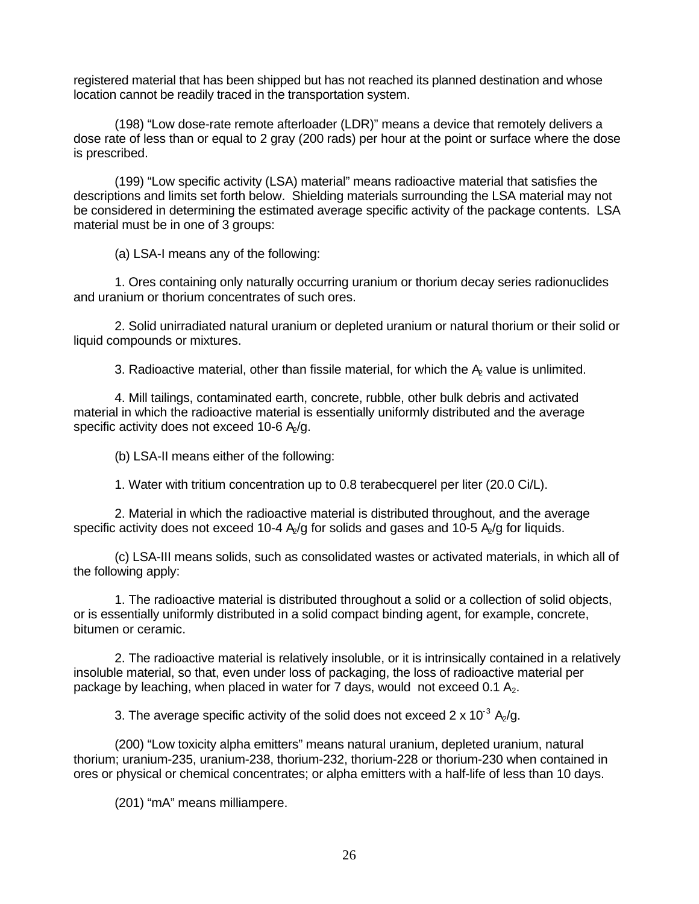registered material that has been shipped but has not reached its planned destination and whose location cannot be readily traced in the transportation system.

(198) “Low dose-rate remote afterloader (LDR)” means a device that remotely delivers a dose rate of less than or equal to 2 gray (200 rads) per hour at the point or surface where the dose is prescribed.

(199) “Low specific activity (LSA) material” means radioactive material that satisfies the descriptions and limits set forth below. Shielding materials surrounding the LSA material may not be considered in determining the estimated average specific activity of the package contents. LSA material must be in one of 3 groups:

(a) LSA-I means any of the following:

1. Ores containing only naturally occurring uranium or thorium decay series radionuclides and uranium or thorium concentrates of such ores.

2. Solid unirradiated natural uranium or depleted uranium or natural thorium or their solid or liquid compounds or mixtures.

3. Radioactive material, other than fissile material, for which the $A_2$ value is unlimited.

4. Mill tailings, contaminated earth, concrete, rubble, other bulk debris and activated material in which the radioactive material is essentially uniformly distributed and the average specific activity does not exceed 10-6 $A_2$/g.

(b) LSA-II means either of the following:

1. Water with tritium concentration up to 0.8 terabecquerel per liter (20.0 Ci/L).

2. Material in which the radioactive material is distributed throughout, and the average specific activity does not exceed 10-4 $A_2$/g for solids and gases and 10-5 $A_2$/g for liquids.

(c) LSA-III means solids, such as consolidated wastes or activated materials, in which all of the following apply:

1. The radioactive material is distributed throughout a solid or a collection of solid objects, or is essentially uniformly distributed in a solid compact binding agent, for example, concrete, bitumen or ceramic.

2. The radioactive material is relatively insoluble, or it is intrinsically contained in a relatively insoluble material, so that, even under loss of packaging, the loss of radioactive material per package by leaching, when placed in water for 7 days, would not exceed 0.1 $A_2$.

3. The average specific activity of the solid does not exceed $2 \times 10^{-3}$ $A_2$/g.

(200) “Low toxicity alpha emitters” means natural uranium, depleted uranium, natural thorium; uranium-235, uranium-238, thorium-232, thorium-228 or thorium-230 when contained in ores or physical or chemical concentrates; or alpha emitters with a half-life of less than 10 days.

(201) “mA” means milliampere.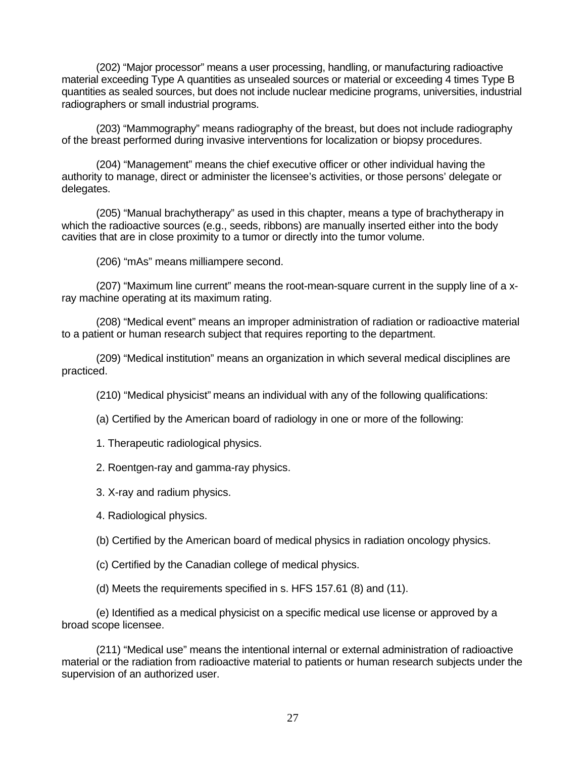(202) "Major processor" means a user processing, handling, or manufacturing radioactive material exceeding Type A quantities as unsealed sources or material or exceeding 4 times Type B quantities as sealed sources, but does not include nuclear medicine programs, universities, industrial radiographers or small industrial programs.

(203) "Mammography" means radiography of the breast, but does not include radiography of the breast performed during invasive interventions for localization or biopsy procedures.

(204) "Management" means the chief executive officer or other individual having the authority to manage, direct or administer the licensee's activities, or those persons' delegate or delegates.

(205) "Manual brachytherapy" as used in this chapter, means a type of brachytherapy in which the radioactive sources (e.g., seeds, ribbons) are manually inserted either into the body cavities that are in close proximity to a tumor or directly into the tumor volume.

(206) "mAs" means milliampere second.

(207) "Maximum line current" means the root-mean-square current in the supply line of a x-ray machine operating at its maximum rating.

(208) "Medical event" means an improper administration of radiation or radioactive material to a patient or human research subject that requires reporting to the department.

(209) "Medical institution" means an organization in which several medical disciplines are practiced.

(210) "Medical physicist" means an individual with any of the following qualifications:

(a) Certified by the American board of radiology in one or more of the following:

1. Therapeutic radiological physics.

2. Roentgen-ray and gamma-ray physics.

3. X-ray and radium physics.

4. Radiological physics.

(b) Certified by the American board of medical physics in radiation oncology physics.

(c) Certified by the Canadian college of medical physics.

(d) Meets the requirements specified in s. HFS 157.61 (8) and (11).

(e) Identified as a medical physicist on a specific medical use license or approved by a broad scope licensee.

(211) "Medical use" means the intentional internal or external administration of radioactive material or the radiation from radioactive material to patients or human research subjects under the supervision of an authorized user.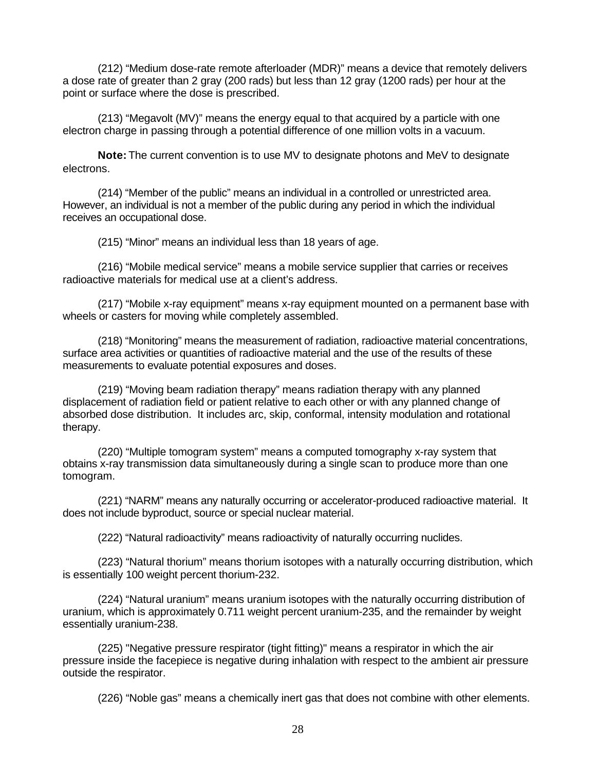(212) “Medium dose-rate remote afterloader (MDR)” means a device that remotely delivers a dose rate of greater than 2 gray (200 rads) but less than 12 gray (1200 rads) per hour at the point or surface where the dose is prescribed.

(213) “Megavolt (MV)” means the energy equal to that acquired by a particle with one electron charge in passing through a potential difference of one million volts in a vacuum.

**Note:** The current convention is to use MV to designate photons and MeV to designate electrons.

(214) “Member of the public” means an individual in a controlled or unrestricted area. However, an individual is not a member of the public during any period in which the individual receives an occupational dose.

(215) “Minor” means an individual less than 18 years of age.

(216) “Mobile medical service” means a mobile service supplier that carries or receives radioactive materials for medical use at a client’s address.

(217) “Mobile x-ray equipment” means x-ray equipment mounted on a permanent base with wheels or casters for moving while completely assembled.

(218) “Monitoring” means the measurement of radiation, radioactive material concentrations, surface area activities or quantities of radioactive material and the use of the results of these measurements to evaluate potential exposures and doses.

(219) “Moving beam radiation therapy” means radiation therapy with any planned displacement of radiation field or patient relative to each other or with any planned change of absorbed dose distribution. It includes arc, skip, conformal, intensity modulation and rotational therapy.

(220) “Multiple tomogram system” means a computed tomography x-ray system that obtains x-ray transmission data simultaneously during a single scan to produce more than one tomogram.

(221) “NARM” means any naturally occurring or accelerator-produced radioactive material. It does not include byproduct, source or special nuclear material.

(222) “Natural radioactivity” means radioactivity of naturally occurring nuclides.

(223) “Natural thorium” means thorium isotopes with a naturally occurring distribution, which is essentially 100 weight percent thorium-232.

(224) “Natural uranium” means uranium isotopes with the naturally occurring distribution of uranium, which is approximately 0.711 weight percent uranium-235, and the remainder by weight essentially uranium-238.

(225) "Negative pressure respirator (tight fitting)" means a respirator in which the air pressure inside the facepiece is negative during inhalation with respect to the ambient air pressure outside the respirator.

(226) “Noble gas” means a chemically inert gas that does not combine with other elements.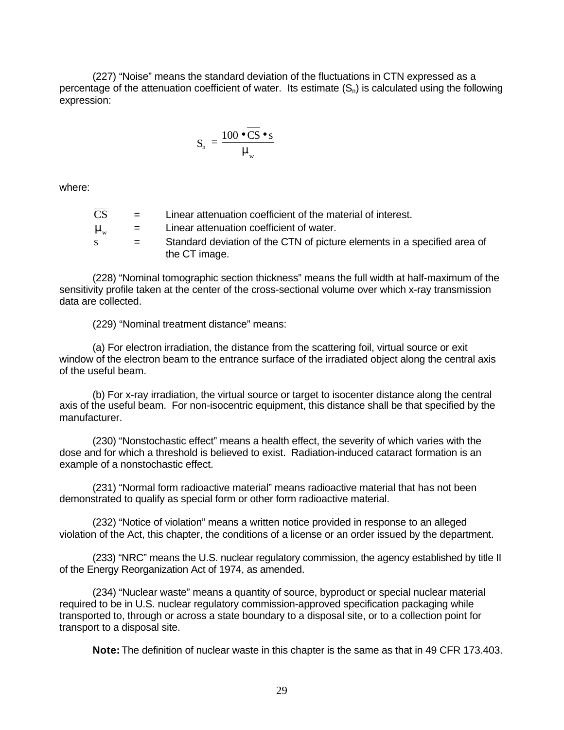(227) “Noise” means the standard deviation of the fluctuations in CTN expressed as a percentage of the attenuation coefficient of water. Its estimate ($S_n$) is calculated using the following expression:

$$S_n = \frac{100 \cdot \overline{CS} \cdot s}{\mu_w}$$

where:

| | | |
|---|---|---|
| $\overline{CS}$ | = | Linear attenuation coefficient of the material of interest. |
| $\mu_w$ | = | Linear attenuation coefficient of water. |
| $s$ | = | Standard deviation of the CTN of picture elements in a specified area of the CT image. |

(228) “Nominal tomographic section thickness” means the full width at half-maximum of the sensitivity profile taken at the center of the cross-sectional volume over which x-ray transmission data are collected.

(229) “Nominal treatment distance” means:

(a) For electron irradiation, the distance from the scattering foil, virtual source or exit window of the electron beam to the entrance surface of the irradiated object along the central axis of the useful beam.

(b) For x-ray irradiation, the virtual source or target to isocenter distance along the central axis of the useful beam. For non-isocentric equipment, this distance shall be that specified by the manufacturer.

(230) “Nonstochastic effect” means a health effect, the severity of which varies with the dose and for which a threshold is believed to exist. Radiation-induced cataract formation is an example of a nonstochastic effect.

(231) “Normal form radioactive material” means radioactive material that has not been demonstrated to qualify as special form or other form radioactive material.

(232) “Notice of violation” means a written notice provided in response to an alleged violation of the Act, this chapter, the conditions of a license or an order issued by the department.

(233) “NRC” means the U.S. nuclear regulatory commission, the agency established by title II of the Energy Reorganization Act of 1974, as amended.

(234) “Nuclear waste” means a quantity of source, byproduct or special nuclear material required to be in U.S. nuclear regulatory commission-approved specification packaging while transported to, through or across a state boundary to a disposal site, or to a collection point for transport to a disposal site.

**Note:** The definition of nuclear waste in this chapter is the same as that in 49 CFR 173.403.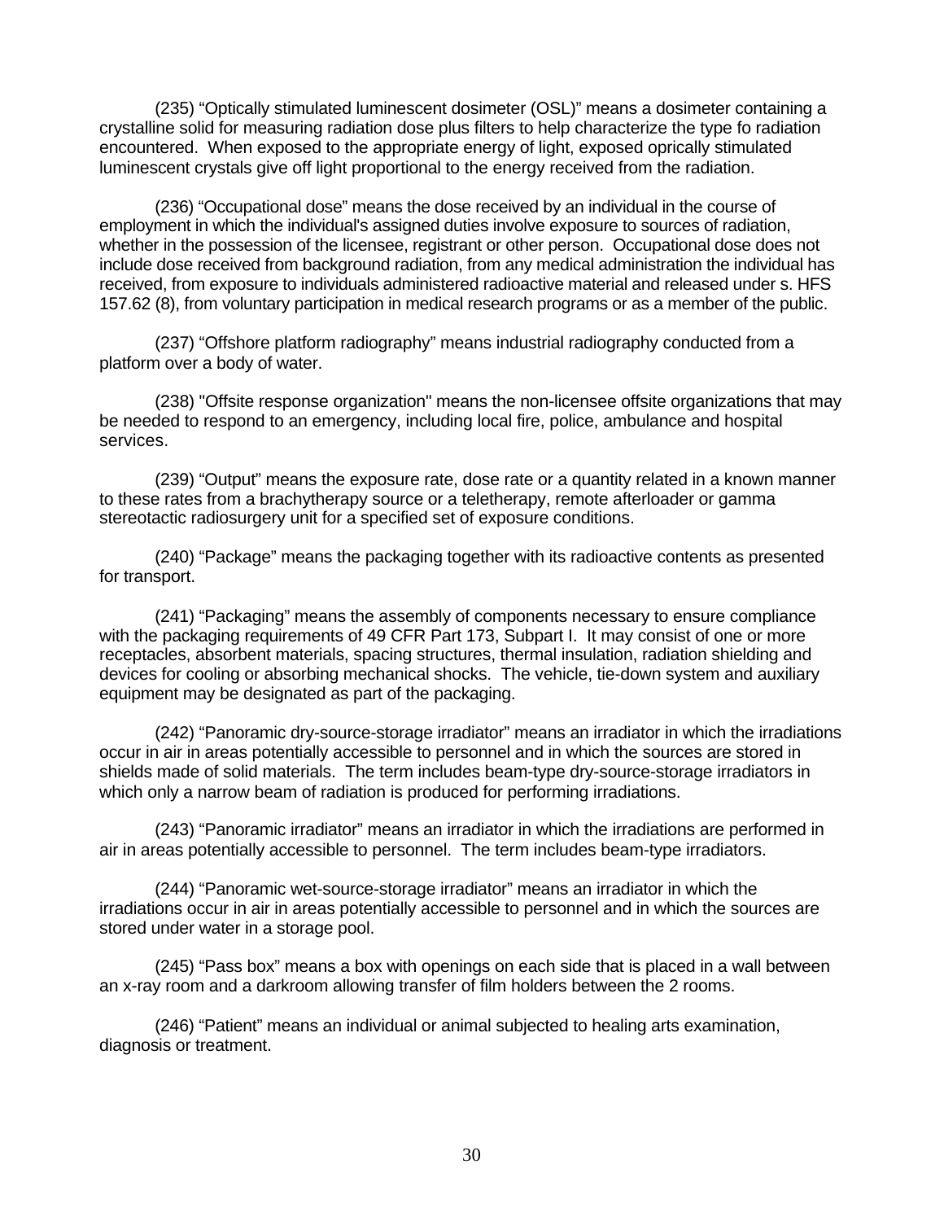(235) “Optically stimulated luminescent dosimeter (OSL)” means a dosimeter containing a crystalline solid for measuring radiation dose plus filters to help characterize the type fo radiation encountered. When exposed to the appropriate energy of light, exposed oprically stimulated luminescent crystals give off light proportional to the energy received from the radiation.

(236) “Occupational dose” means the dose received by an individual in the course of employment in which the individual's assigned duties involve exposure to sources of radiation, whether in the possession of the licensee, registrant or other person. Occupational dose does not include dose received from background radiation, from any medical administration the individual has received, from exposure to individuals administered radioactive material and released under s. HFS 157.62 (8), from voluntary participation in medical research programs or as a member of the public.

(237) “Offshore platform radiography” means industrial radiography conducted from a platform over a body of water.

(238) "Offsite response organization" means the non-licensee offsite organizations that may be needed to respond to an emergency, including local fire, police, ambulance and hospital services.

(239) “Output” means the exposure rate, dose rate or a quantity related in a known manner to these rates from a brachytherapy source or a teletherapy, remote afterloader or gamma stereotactic radiosurgery unit for a specified set of exposure conditions.

(240) “Package” means the packaging together with its radioactive contents as presented for transport.

(241) “Packaging” means the assembly of components necessary to ensure compliance with the packaging requirements of 49 CFR Part 173, Subpart I. It may consist of one or more receptacles, absorbent materials, spacing structures, thermal insulation, radiation shielding and devices for cooling or absorbing mechanical shocks. The vehicle, tie-down system and auxiliary equipment may be designated as part of the packaging.

(242) “Panoramic dry-source-storage irradiator” means an irradiator in which the irradiations occur in air in areas potentially accessible to personnel and in which the sources are stored in shields made of solid materials. The term includes beam-type dry-source-storage irradiators in which only a narrow beam of radiation is produced for performing irradiations.

(243) “Panoramic irradiator” means an irradiator in which the irradiations are performed in air in areas potentially accessible to personnel. The term includes beam-type irradiators.

(244) “Panoramic wet-source-storage irradiator” means an irradiator in which the irradiations occur in air in areas potentially accessible to personnel and in which the sources are stored under water in a storage pool.

(245) “Pass box” means a box with openings on each side that is placed in a wall between an x-ray room and a darkroom allowing transfer of film holders between the 2 rooms.

(246) “Patient” means an individual or animal subjected to healing arts examination, diagnosis or treatment.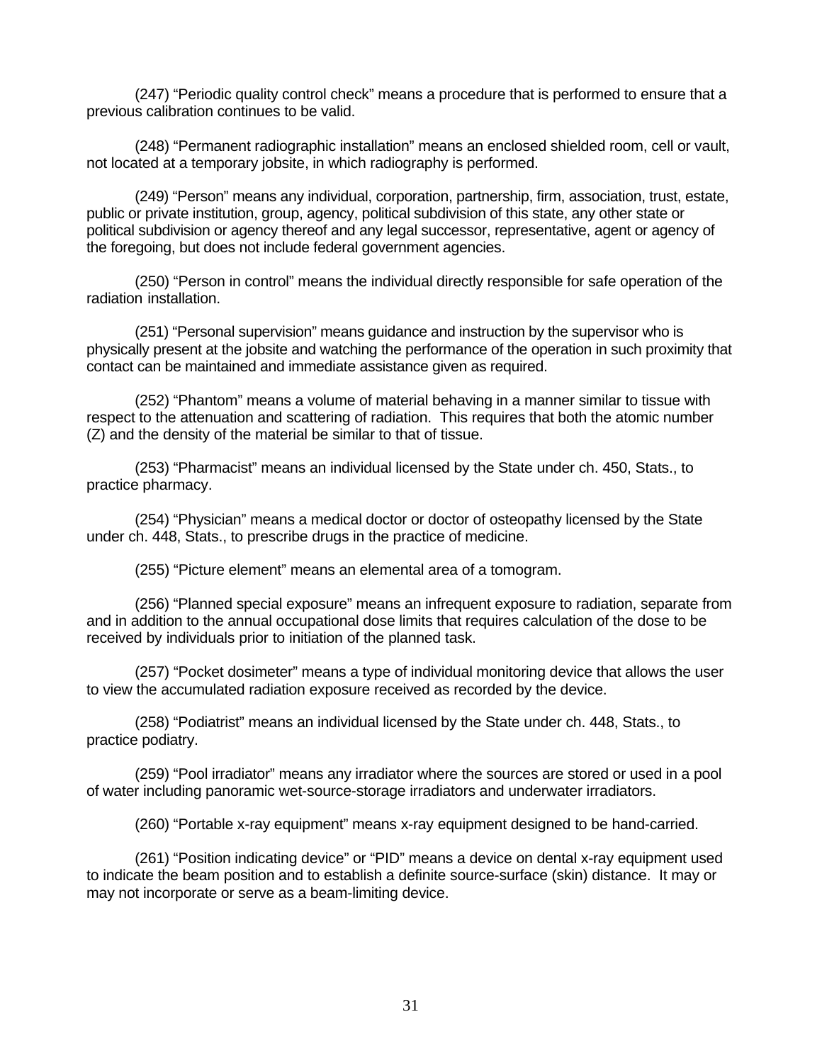(247) "Periodic quality control check" means a procedure that is performed to ensure that a previous calibration continues to be valid.

(248) "Permanent radiographic installation" means an enclosed shielded room, cell or vault, not located at a temporary jobsite, in which radiography is performed.

(249) "Person" means any individual, corporation, partnership, firm, association, trust, estate, public or private institution, group, agency, political subdivision of this state, any other state or political subdivision or agency thereof and any legal successor, representative, agent or agency of the foregoing, but does not include federal government agencies.

(250) "Person in control" means the individual directly responsible for safe operation of the radiation installation.

(251) "Personal supervision" means guidance and instruction by the supervisor who is physically present at the jobsite and watching the performance of the operation in such proximity that contact can be maintained and immediate assistance given as required.

(252) "Phantom" means a volume of material behaving in a manner similar to tissue with respect to the attenuation and scattering of radiation. This requires that both the atomic number (Z) and the density of the material be similar to that of tissue.

(253) "Pharmacist" means an individual licensed by the State under ch. 450, Stats., to practice pharmacy.

(254) "Physician" means a medical doctor or doctor of osteopathy licensed by the State under ch. 448, Stats., to prescribe drugs in the practice of medicine.

(255) "Picture element" means an elemental area of a tomogram.

(256) "Planned special exposure" means an infrequent exposure to radiation, separate from and in addition to the annual occupational dose limits that requires calculation of the dose to be received by individuals prior to initiation of the planned task.

(257) "Pocket dosimeter" means a type of individual monitoring device that allows the user to view the accumulated radiation exposure received as recorded by the device.

(258) "Podiatrist" means an individual licensed by the State under ch. 448, Stats., to practice podiatry.

(259) "Pool irradiator" means any irradiator where the sources are stored or used in a pool of water including panoramic wet-source-storage irradiators and underwater irradiators.

(260) "Portable x-ray equipment" means x-ray equipment designed to be hand-carried.

(261) "Position indicating device" or "PID" means a device on dental x-ray equipment used to indicate the beam position and to establish a definite source-surface (skin) distance. It may or may not incorporate or serve as a beam-limiting device.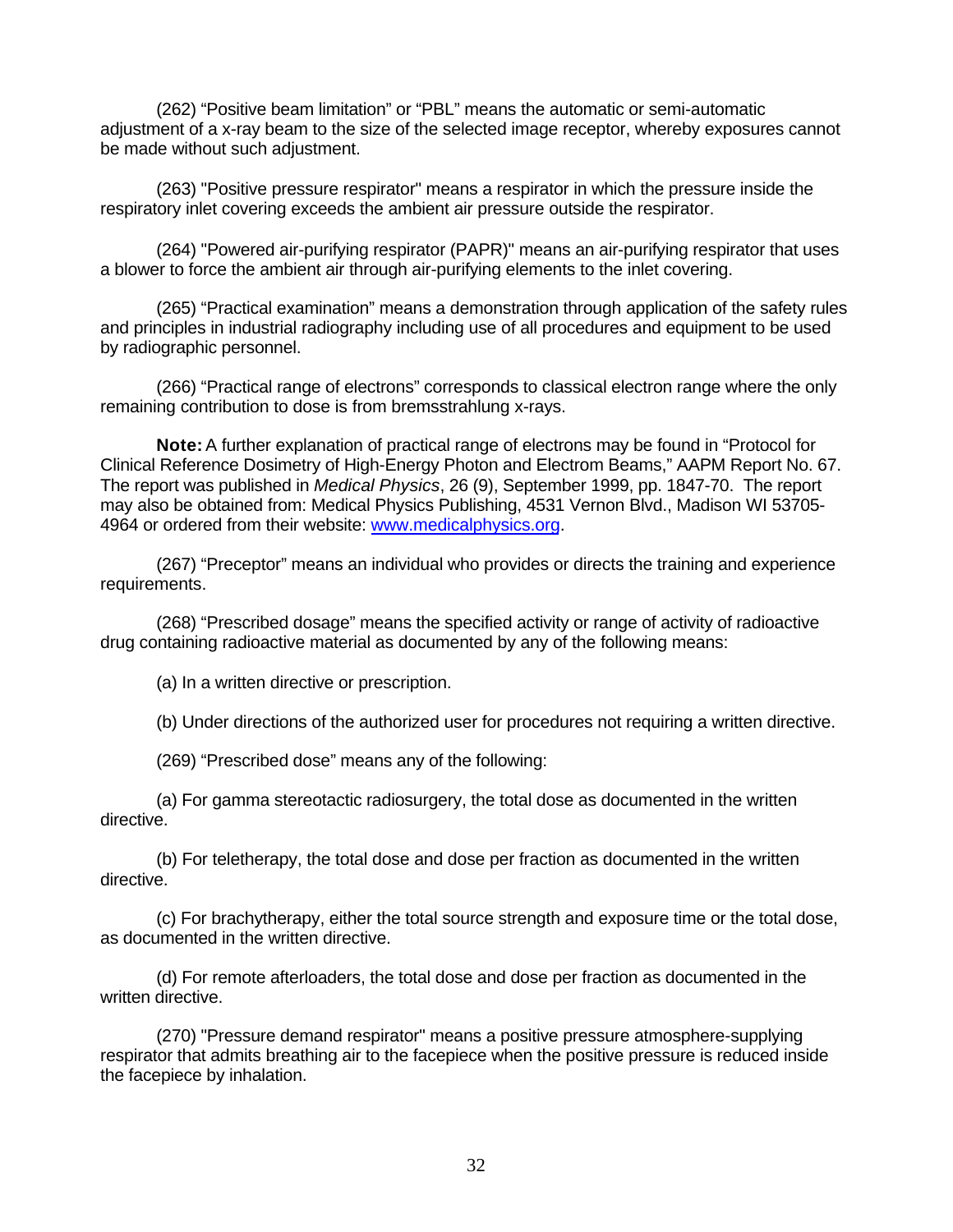(262) “Positive beam limitation” or “PBL” means the automatic or semi-automatic adjustment of a x-ray beam to the size of the selected image receptor, whereby exposures cannot be made without such adjustment.

(263) "Positive pressure respirator" means a respirator in which the pressure inside the respiratory inlet covering exceeds the ambient air pressure outside the respirator.

(264) "Powered air-purifying respirator (PAPR)" means an air-purifying respirator that uses a blower to force the ambient air through air-purifying elements to the inlet covering.

(265) “Practical examination” means a demonstration through application of the safety rules and principles in industrial radiography including use of all procedures and equipment to be used by radiographic personnel.

(266) “Practical range of electrons” corresponds to classical electron range where the only remaining contribution to dose is from bremsstrahlung x-rays.

**Note:** A further explanation of practical range of electrons may be found in “Protocol for Clinical Reference Dosimetry of High-Energy Photon and Electrom Beams,” AAPM Report No. 67. The report was published in *Medical Physics*, 26 (9), September 1999, pp. 1847-70. The report may also be obtained from: Medical Physics Publishing, 4531 Vernon Blvd., Madison WI 53705-4964 or ordered from their website: [www.medicalphysics.org](www.medicalphysics.org).

(267) “Preceptor” means an individual who provides or directs the training and experience requirements.

(268) “Prescribed dosage” means the specified activity or range of activity of radioactive drug containing radioactive material as documented by any of the following means:

(a) In a written directive or prescription.

(b) Under directions of the authorized user for procedures not requiring a written directive.

(269) “Prescribed dose” means any of the following:

(a) For gamma stereotactic radiosurgery, the total dose as documented in the written directive.

(b) For teletherapy, the total dose and dose per fraction as documented in the written directive.

(c) For brachytherapy, either the total source strength and exposure time or the total dose, as documented in the written directive.

(d) For remote afterloaders, the total dose and dose per fraction as documented in the written directive.

(270) "Pressure demand respirator" means a positive pressure atmosphere-supplying respirator that admits breathing air to the facepiece when the positive pressure is reduced inside the facepiece by inhalation.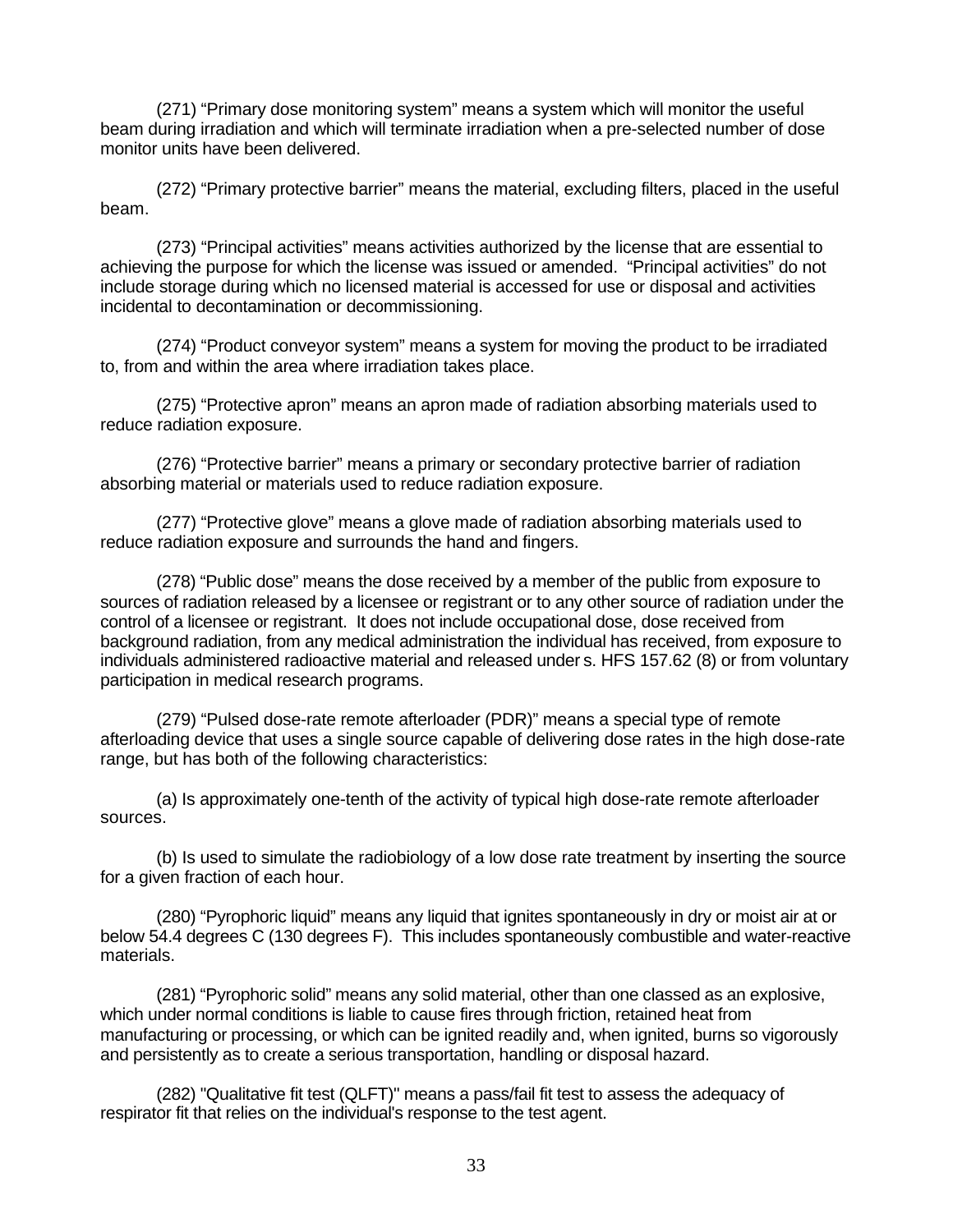(271) "Primary dose monitoring system" means a system which will monitor the useful beam during irradiation and which will terminate irradiation when a pre-selected number of dose monitor units have been delivered.

(272) "Primary protective barrier" means the material, excluding filters, placed in the useful beam.

(273) "Principal activities" means activities authorized by the license that are essential to achieving the purpose for which the license was issued or amended. "Principal activities" do not include storage during which no licensed material is accessed for use or disposal and activities incidental to decontamination or decommissioning.

(274) "Product conveyor system" means a system for moving the product to be irradiated to, from and within the area where irradiation takes place.

(275) "Protective apron" means an apron made of radiation absorbing materials used to reduce radiation exposure.

(276) "Protective barrier" means a primary or secondary protective barrier of radiation absorbing material or materials used to reduce radiation exposure.

(277) "Protective glove" means a glove made of radiation absorbing materials used to reduce radiation exposure and surrounds the hand and fingers.

(278) "Public dose" means the dose received by a member of the public from exposure to sources of radiation released by a licensee or registrant or to any other source of radiation under the control of a licensee or registrant. It does not include occupational dose, dose received from background radiation, from any medical administration the individual has received, from exposure to individuals administered radioactive material and released under s. HFS 157.62 (8) or from voluntary participation in medical research programs.

(279) "Pulsed dose-rate remote afterloader (PDR)" means a special type of remote afterloading device that uses a single source capable of delivering dose rates in the high dose-rate range, but has both of the following characteristics:

(a) Is approximately one-tenth of the activity of typical high dose-rate remote afterloader sources.

(b) Is used to simulate the radiobiology of a low dose rate treatment by inserting the source for a given fraction of each hour.

(280) "Pyrophoric liquid" means any liquid that ignites spontaneously in dry or moist air at or below 54.4 degrees C (130 degrees F). This includes spontaneously combustible and water-reactive materials.

(281) "Pyrophoric solid" means any solid material, other than one classed as an explosive, which under normal conditions is liable to cause fires through friction, retained heat from manufacturing or processing, or which can be ignited readily and, when ignited, burns so vigorously and persistently as to create a serious transportation, handling or disposal hazard.

(282) "Qualitative fit test (QLFT)" means a pass/fail fit test to assess the adequacy of respirator fit that relies on the individual's response to the test agent.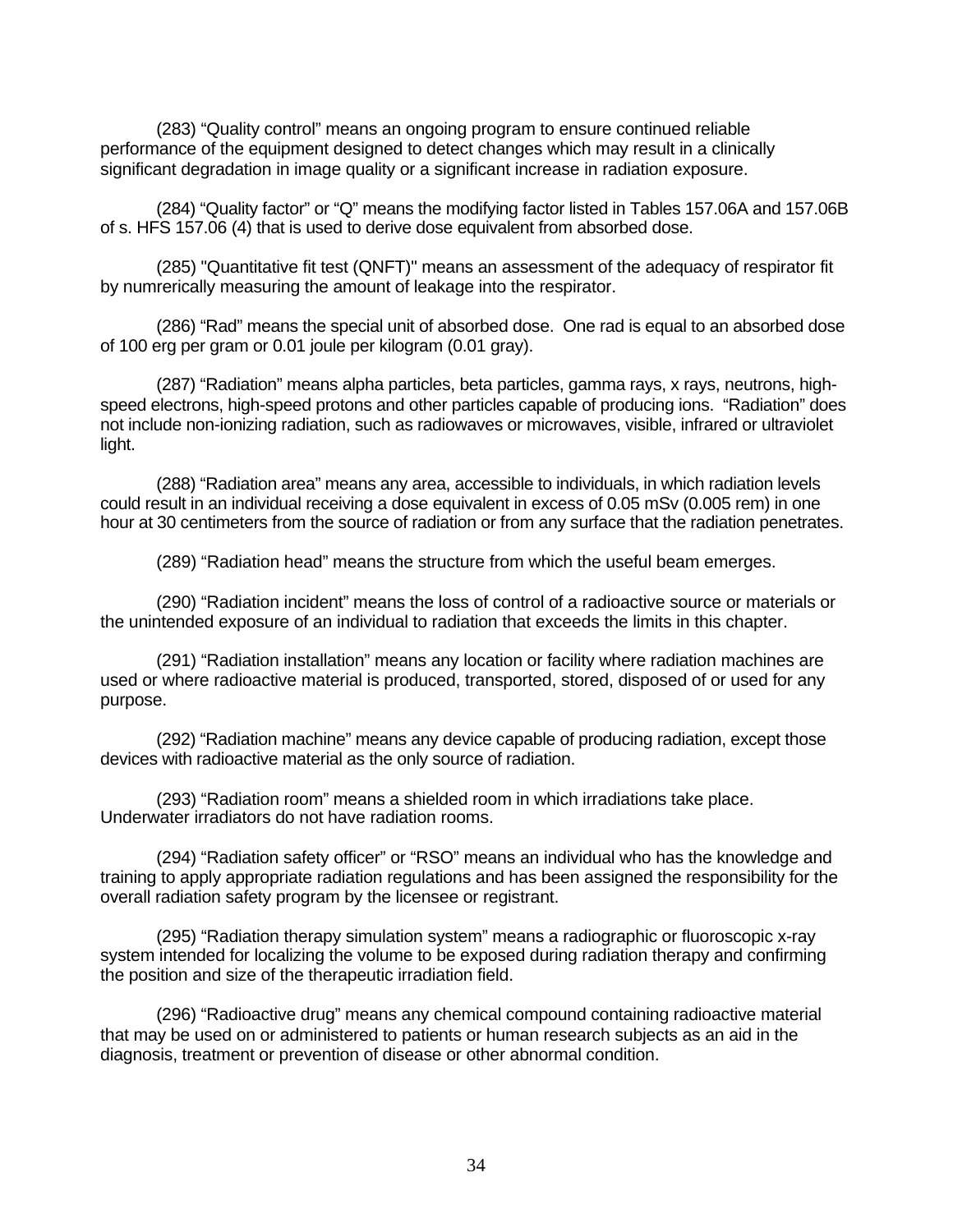(283) "Quality control" means an ongoing program to ensure continued reliable performance of the equipment designed to detect changes which may result in a clinically significant degradation in image quality or a significant increase in radiation exposure.

(284) "Quality factor" or "Q" means the modifying factor listed in Tables 157.06A and 157.06B of s. HFS 157.06 (4) that is used to derive dose equivalent from absorbed dose.

(285) "Quantitative fit test (QNFT)" means an assessment of the adequacy of respirator fit by numrerically measuring the amount of leakage into the respirator.

(286) "Rad" means the special unit of absorbed dose. One rad is equal to an absorbed dose of 100 erg per gram or 0.01 joule per kilogram (0.01 gray).

(287) "Radiation" means alpha particles, beta particles, gamma rays, x rays, neutrons, high-speed electrons, high-speed protons and other particles capable of producing ions. "Radiation" does not include non-ionizing radiation, such as radiowaves or microwaves, visible, infrared or ultraviolet light.

(288) "Radiation area" means any area, accessible to individuals, in which radiation levels could result in an individual receiving a dose equivalent in excess of 0.05 mSv (0.005 rem) in one hour at 30 centimeters from the source of radiation or from any surface that the radiation penetrates.

(289) "Radiation head" means the structure from which the useful beam emerges.

(290) "Radiation incident" means the loss of control of a radioactive source or materials or the unintended exposure of an individual to radiation that exceeds the limits in this chapter.

(291) "Radiation installation" means any location or facility where radiation machines are used or where radioactive material is produced, transported, stored, disposed of or used for any purpose.

(292) "Radiation machine" means any device capable of producing radiation, except those devices with radioactive material as the only source of radiation.

(293) "Radiation room" means a shielded room in which irradiations take place. Underwater irradiators do not have radiation rooms.

(294) "Radiation safety officer" or "RSO" means an individual who has the knowledge and training to apply appropriate radiation regulations and has been assigned the responsibility for the overall radiation safety program by the licensee or registrant.

(295) "Radiation therapy simulation system" means a radiographic or fluoroscopic x-ray system intended for localizing the volume to be exposed during radiation therapy and confirming the position and size of the therapeutic irradiation field.

(296) "Radioactive drug" means any chemical compound containing radioactive material that may be used on or administered to patients or human research subjects as an aid in the diagnosis, treatment or prevention of disease or other abnormal condition.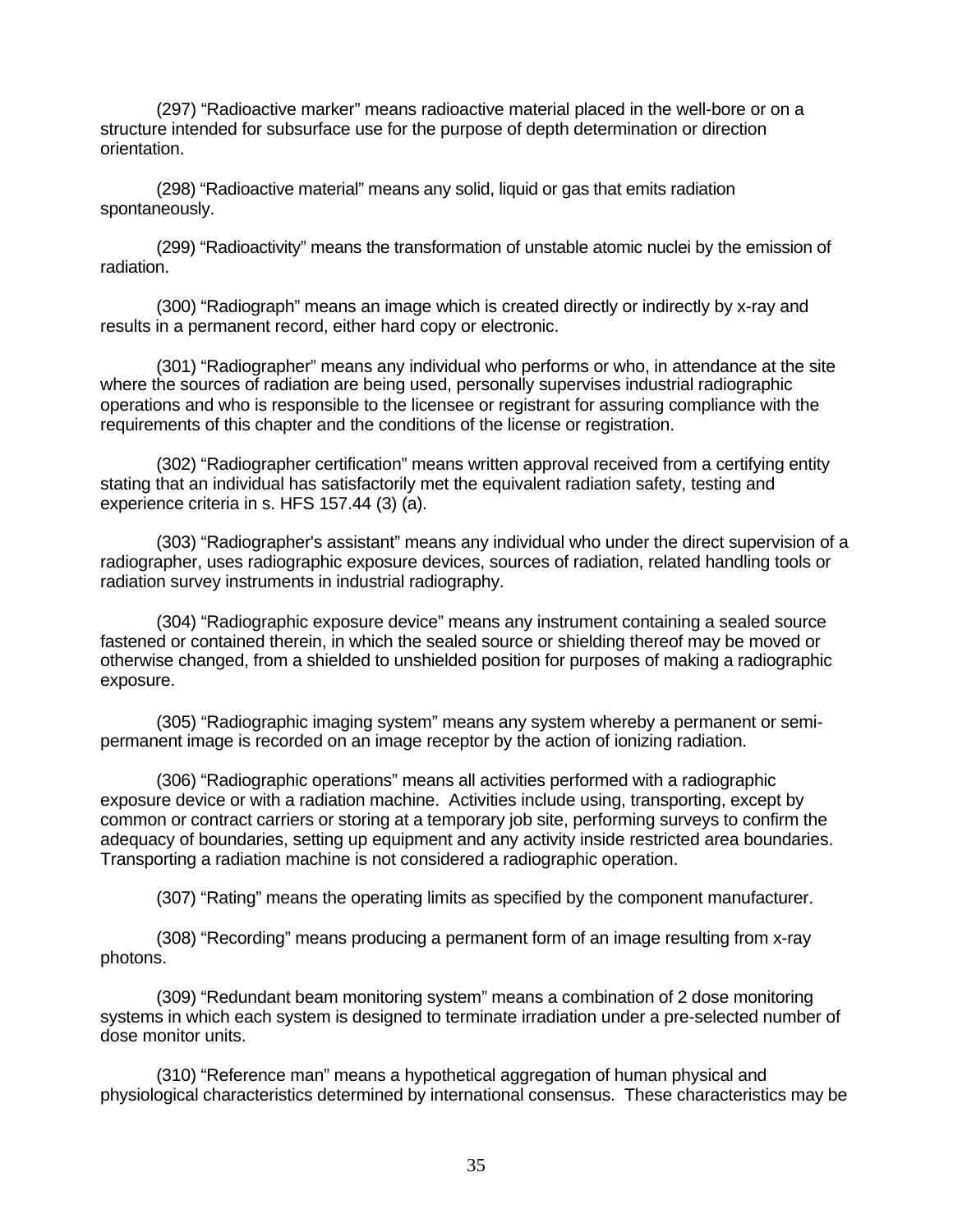(297) “Radioactive marker” means radioactive material placed in the well-bore or on a structure intended for subsurface use for the purpose of depth determination or direction orientation.

(298) “Radioactive material” means any solid, liquid or gas that emits radiation spontaneously.

(299) “Radioactivity” means the transformation of unstable atomic nuclei by the emission of radiation.

(300) “Radiograph” means an image which is created directly or indirectly by x-ray and results in a permanent record, either hard copy or electronic.

(301) “Radiographer” means any individual who performs or who, in attendance at the site where the sources of radiation are being used, personally supervises industrial radiographic operations and who is responsible to the licensee or registrant for assuring compliance with the requirements of this chapter and the conditions of the license or registration.

(302) “Radiographer certification” means written approval received from a certifying entity stating that an individual has satisfactorily met the equivalent radiation safety, testing and experience criteria in s. HFS 157.44 (3) (a).

(303) “Radiographer's assistant” means any individual who under the direct supervision of a radiographer, uses radiographic exposure devices, sources of radiation, related handling tools or radiation survey instruments in industrial radiography.

(304) “Radiographic exposure device” means any instrument containing a sealed source fastened or contained therein, in which the sealed source or shielding thereof may be moved or otherwise changed, from a shielded to unshielded position for purposes of making a radiographic exposure.

(305) “Radiographic imaging system” means any system whereby a permanent or semi-permanent image is recorded on an image receptor by the action of ionizing radiation.

(306) “Radiographic operations” means all activities performed with a radiographic exposure device or with a radiation machine. Activities include using, transporting, except by common or contract carriers or storing at a temporary job site, performing surveys to confirm the adequacy of boundaries, setting up equipment and any activity inside restricted area boundaries. Transporting a radiation machine is not considered a radiographic operation.

(307) “Rating” means the operating limits as specified by the component manufacturer.

(308) “Recording” means producing a permanent form of an image resulting from x-ray photons.

(309) “Redundant beam monitoring system” means a combination of 2 dose monitoring systems in which each system is designed to terminate irradiation under a pre-selected number of dose monitor units.

(310) “Reference man” means a hypothetical aggregation of human physical and physiological characteristics determined by international consensus. These characteristics may be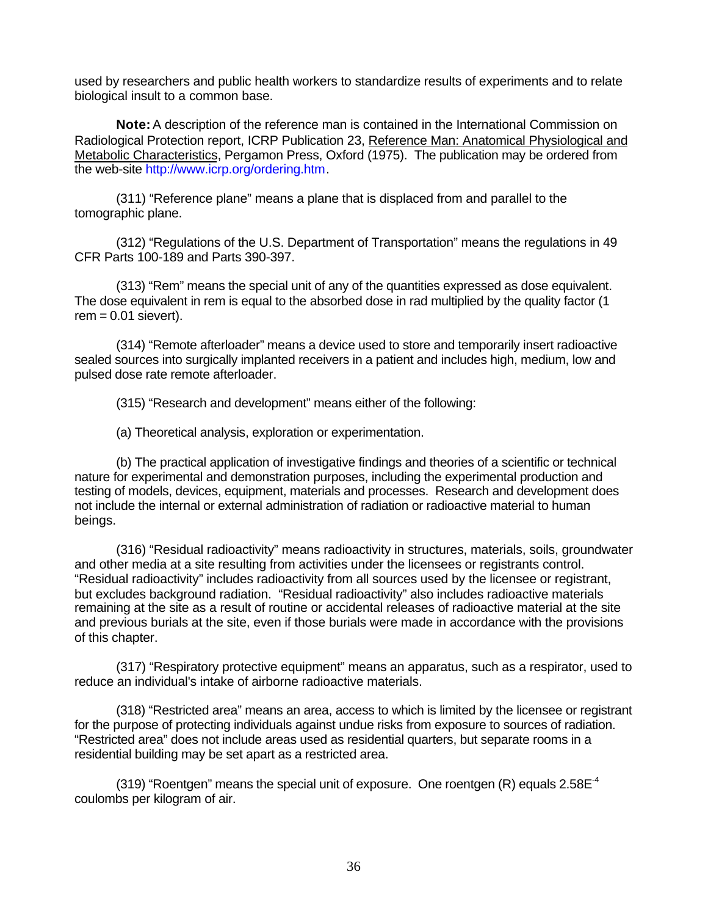used by researchers and public health workers to standardize results of experiments and to relate biological insult to a common base.

**Note:** A description of the reference man is contained in the International Commission on Radiological Protection report, ICRP Publication 23, Reference Man: Anatomical Physiological and Metabolic Characteristics, Pergamon Press, Oxford (1975). The publication may be ordered from the web-site http://www.icrp.org/ordering.htm.

(311) "Reference plane" means a plane that is displaced from and parallel to the tomographic plane.

(312) "Regulations of the U.S. Department of Transportation" means the regulations in 49 CFR Parts 100-189 and Parts 390-397.

(313) "Rem" means the special unit of any of the quantities expressed as dose equivalent. The dose equivalent in rem is equal to the absorbed dose in rad multiplied by the quality factor (1 rem = 0.01 sievert).

(314) "Remote afterloader" means a device used to store and temporarily insert radioactive sealed sources into surgically implanted receivers in a patient and includes high, medium, low and pulsed dose rate remote afterloader.

(315) "Research and development" means either of the following:

(a) Theoretical analysis, exploration or experimentation.

(b) The practical application of investigative findings and theories of a scientific or technical nature for experimental and demonstration purposes, including the experimental production and testing of models, devices, equipment, materials and processes. Research and development does not include the internal or external administration of radiation or radioactive material to human beings.

(316) "Residual radioactivity" means radioactivity in structures, materials, soils, groundwater and other media at a site resulting from activities under the licensees or registrants control. "Residual radioactivity" includes radioactivity from all sources used by the licensee or registrant, but excludes background radiation. "Residual radioactivity" also includes radioactive materials remaining at the site as a result of routine or accidental releases of radioactive material at the site and previous burials at the site, even if those burials were made in accordance with the provisions of this chapter.

(317) "Respiratory protective equipment" means an apparatus, such as a respirator, used to reduce an individual's intake of airborne radioactive materials.

(318) "Restricted area" means an area, access to which is limited by the licensee or registrant for the purpose of protecting individuals against undue risks from exposure to sources of radiation. "Restricted area" does not include areas used as residential quarters, but separate rooms in a residential building may be set apart as a restricted area.

(319) "Roentgen" means the special unit of exposure. One roentgen (R) equals $2.58E^{-4}$ coulombs per kilogram of air.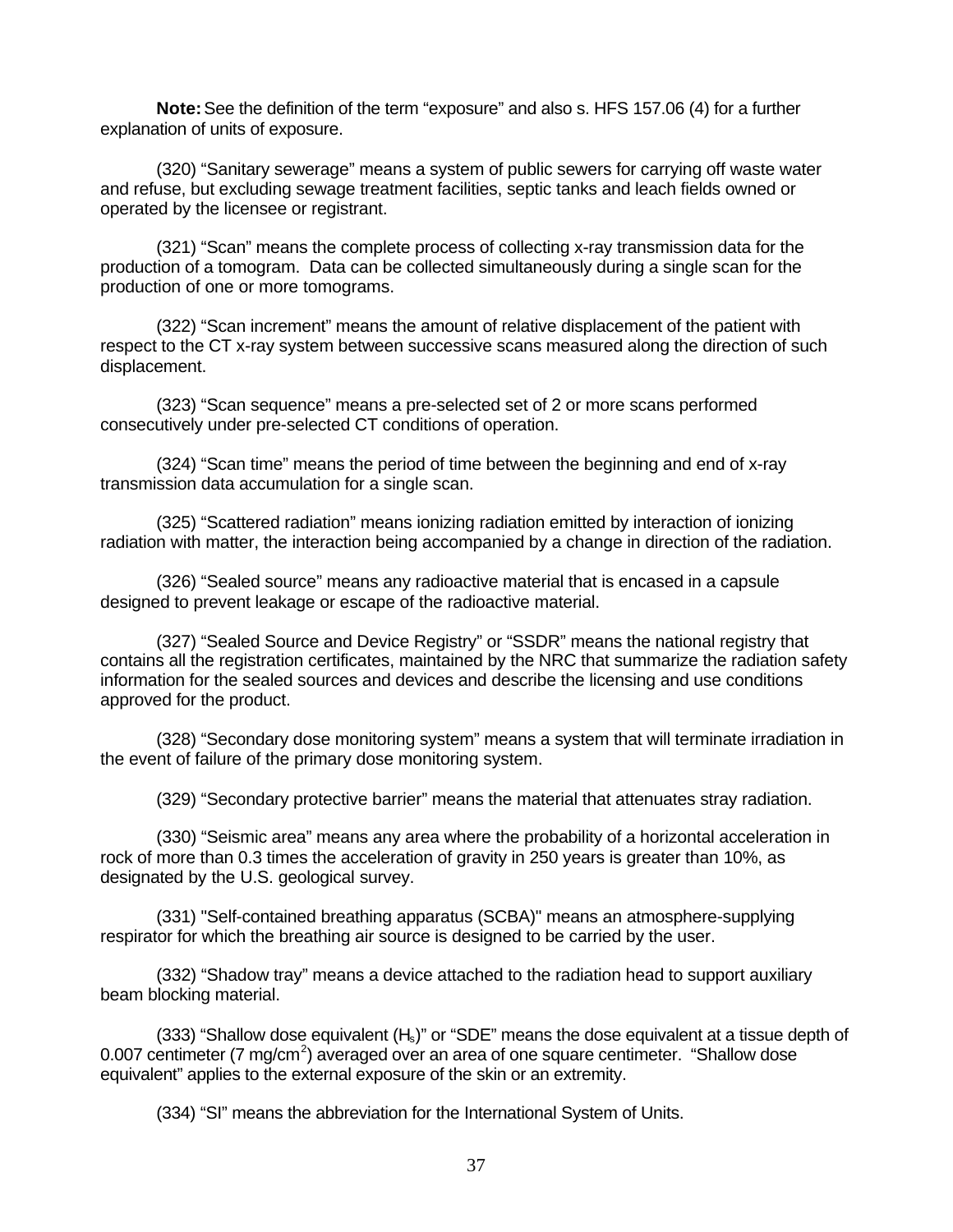**Note:** See the definition of the term "exposure" and also s. HFS 157.06 (4) for a further explanation of units of exposure.

(320) "Sanitary sewerage" means a system of public sewers for carrying off waste water and refuse, but excluding sewage treatment facilities, septic tanks and leach fields owned or operated by the licensee or registrant.

(321) "Scan" means the complete process of collecting x-ray transmission data for the production of a tomogram. Data can be collected simultaneously during a single scan for the production of one or more tomograms.

(322) "Scan increment" means the amount of relative displacement of the patient with respect to the CT x-ray system between successive scans measured along the direction of such displacement.

(323) "Scan sequence" means a pre-selected set of 2 or more scans performed consecutively under pre-selected CT conditions of operation.

(324) "Scan time" means the period of time between the beginning and end of x-ray transmission data accumulation for a single scan.

(325) "Scattered radiation" means ionizing radiation emitted by interaction of ionizing radiation with matter, the interaction being accompanied by a change in direction of the radiation.

(326) "Sealed source" means any radioactive material that is encased in a capsule designed to prevent leakage or escape of the radioactive material.

(327) "Sealed Source and Device Registry" or "SSDR" means the national registry that contains all the registration certificates, maintained by the NRC that summarize the radiation safety information for the sealed sources and devices and describe the licensing and use conditions approved for the product.

(328) "Secondary dose monitoring system" means a system that will terminate irradiation in the event of failure of the primary dose monitoring system.

(329) "Secondary protective barrier" means the material that attenuates stray radiation.

(330) "Seismic area" means any area where the probability of a horizontal acceleration in rock of more than 0.3 times the acceleration of gravity in 250 years is greater than 10%, as designated by the U.S. geological survey.

(331) "Self-contained breathing apparatus (SCBA)" means an atmosphere-supplying respirator for which the breathing air source is designed to be carried by the user.

(332) "Shadow tray" means a device attached to the radiation head to support auxiliary beam blocking material.

(333) "Shallow dose equivalent ($H_s$)" or "SDE" means the dose equivalent at a tissue depth of 0.007 centimeter (7 $mg/cm^2$) averaged over an area of one square centimeter. "Shallow dose equivalent" applies to the external exposure of the skin or an extremity.

(334) "SI" means the abbreviation for the International System of Units.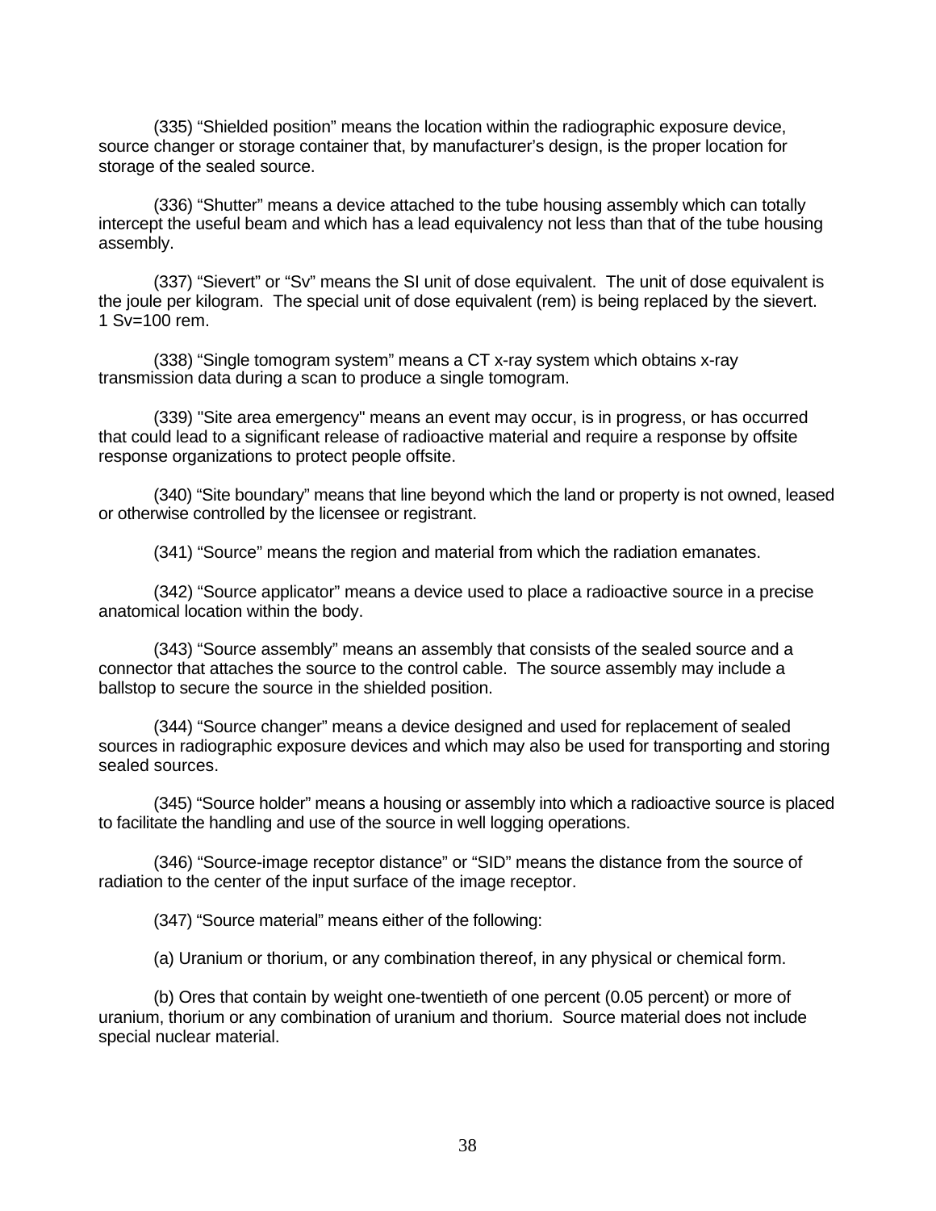(335) “Shielded position” means the location within the radiographic exposure device, source changer or storage container that, by manufacturer’s design, is the proper location for storage of the sealed source.

(336) “Shutter” means a device attached to the tube housing assembly which can totally intercept the useful beam and which has a lead equivalency not less than that of the tube housing assembly.

(337) “Sievert” or “Sv” means the SI unit of dose equivalent. The unit of dose equivalent is the joule per kilogram. The special unit of dose equivalent (rem) is being replaced by the sievert. 1 Sv=100 rem.

(338) “Single tomogram system” means a CT x-ray system which obtains x-ray transmission data during a scan to produce a single tomogram.

(339) "Site area emergency" means an event may occur, is in progress, or has occurred that could lead to a significant release of radioactive material and require a response by offsite response organizations to protect people offsite.

(340) “Site boundary” means that line beyond which the land or property is not owned, leased or otherwise controlled by the licensee or registrant.

(341) “Source” means the region and material from which the radiation emanates.

(342) “Source applicator” means a device used to place a radioactive source in a precise anatomical location within the body.

(343) “Source assembly” means an assembly that consists of the sealed source and a connector that attaches the source to the control cable. The source assembly may include a ballstop to secure the source in the shielded position.

(344) “Source changer” means a device designed and used for replacement of sealed sources in radiographic exposure devices and which may also be used for transporting and storing sealed sources.

(345) “Source holder” means a housing or assembly into which a radioactive source is placed to facilitate the handling and use of the source in well logging operations.

(346) “Source-image receptor distance” or “SID” means the distance from the source of radiation to the center of the input surface of the image receptor.

(347) “Source material” means either of the following:

(a) Uranium or thorium, or any combination thereof, in any physical or chemical form.

(b) Ores that contain by weight one-twentieth of one percent (0.05 percent) or more of uranium, thorium or any combination of uranium and thorium. Source material does not include special nuclear material.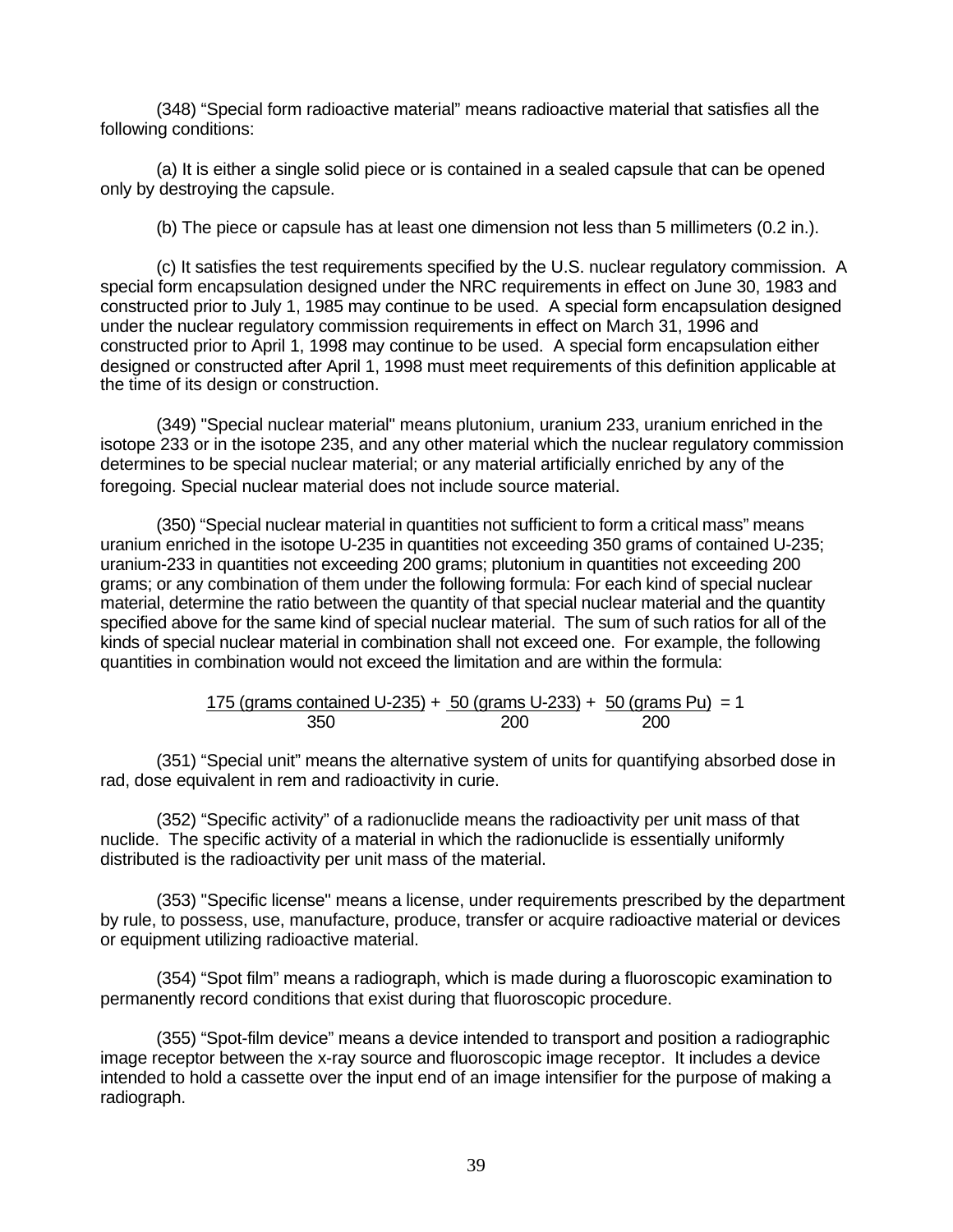(348) "Special form radioactive material" means radioactive material that satisfies all the following conditions:

(a) It is either a single solid piece or is contained in a sealed capsule that can be opened only by destroying the capsule.

(b) The piece or capsule has at least one dimension not less than 5 millimeters (0.2 in.).

(c) It satisfies the test requirements specified by the U.S. nuclear regulatory commission. A special form encapsulation designed under the NRC requirements in effect on June 30, 1983 and constructed prior to July 1, 1985 may continue to be used. A special form encapsulation designed under the nuclear regulatory commission requirements in effect on March 31, 1996 and constructed prior to April 1, 1998 may continue to be used. A special form encapsulation either designed or constructed after April 1, 1998 must meet requirements of this definition applicable at the time of its design or construction.

(349) "Special nuclear material" means plutonium, uranium 233, uranium enriched in the isotope 233 or in the isotope 235, and any other material which the nuclear regulatory commission determines to be special nuclear material; or any material artificially enriched by any of the foregoing. Special nuclear material does not include source material.

(350) "Special nuclear material in quantities not sufficient to form a critical mass" means uranium enriched in the isotope U-235 in quantities not exceeding 350 grams of contained U-235; uranium-233 in quantities not exceeding 200 grams; plutonium in quantities not exceeding 200 grams; or any combination of them under the following formula: For each kind of special nuclear material, determine the ratio between the quantity of that special nuclear material and the quantity specified above for the same kind of special nuclear material. The sum of such ratios for all of the kinds of special nuclear material in combination shall not exceed one. For example, the following quantities in combination would not exceed the limitation and are within the formula:

$$\frac{175\text{ (grams contained U-235)}}{350} + \frac{50\text{ (grams U-233)}}{200} + \frac{50\text{ (grams Pu)}}{200} = 1$$

(351) "Special unit" means the alternative system of units for quantifying absorbed dose in rad, dose equivalent in rem and radioactivity in curie.

(352) "Specific activity" of a radionuclide means the radioactivity per unit mass of that nuclide. The specific activity of a material in which the radionuclide is essentially uniformly distributed is the radioactivity per unit mass of the material.

(353) "Specific license" means a license, under requirements prescribed by the department by rule, to possess, use, manufacture, produce, transfer or acquire radioactive material or devices or equipment utilizing radioactive material.

(354) "Spot film" means a radiograph, which is made during a fluoroscopic examination to permanently record conditions that exist during that fluoroscopic procedure.

(355) "Spot-film device" means a device intended to transport and position a radiographic image receptor between the x-ray source and fluoroscopic image receptor. It includes a device intended to hold a cassette over the input end of an image intensifier for the purpose of making a radiograph.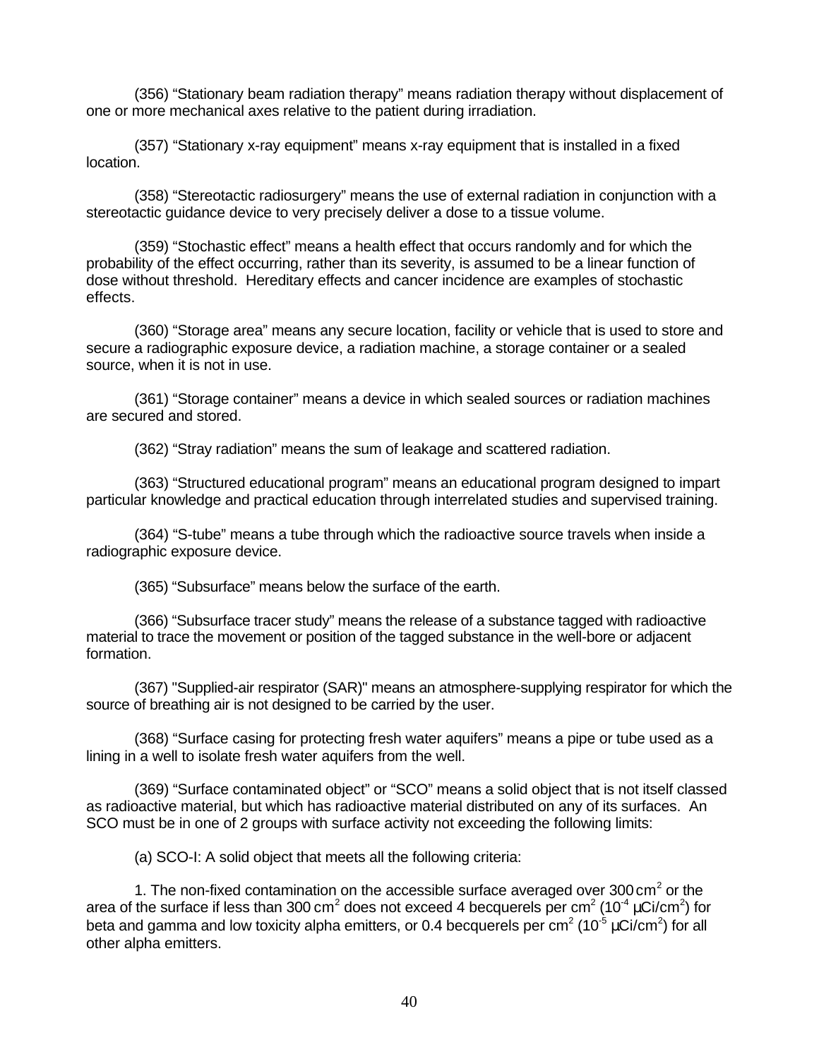(356) “Stationary beam radiation therapy” means radiation therapy without displacement of one or more mechanical axes relative to the patient during irradiation.

(357) “Stationary x-ray equipment” means x-ray equipment that is installed in a fixed location.

(358) “Stereotactic radiosurgery” means the use of external radiation in conjunction with a stereotactic guidance device to very precisely deliver a dose to a tissue volume.

(359) “Stochastic effect” means a health effect that occurs randomly and for which the probability of the effect occurring, rather than its severity, is assumed to be a linear function of dose without threshold. Hereditary effects and cancer incidence are examples of stochastic effects.

(360) “Storage area” means any secure location, facility or vehicle that is used to store and secure a radiographic exposure device, a radiation machine, a storage container or a sealed source, when it is not in use.

(361) “Storage container” means a device in which sealed sources or radiation machines are secured and stored.

(362) “Stray radiation” means the sum of leakage and scattered radiation.

(363) “Structured educational program” means an educational program designed to impart particular knowledge and practical education through interrelated studies and supervised training.

(364) “S-tube” means a tube through which the radioactive source travels when inside a radiographic exposure device.

(365) “Subsurface” means below the surface of the earth.

(366) “Subsurface tracer study” means the release of a substance tagged with radioactive material to trace the movement or position of the tagged substance in the well-bore or adjacent formation.

(367) "Supplied-air respirator (SAR)" means an atmosphere-supplying respirator for which the source of breathing air is not designed to be carried by the user.

(368) “Surface casing for protecting fresh water aquifers” means a pipe or tube used as a lining in a well to isolate fresh water aquifers from the well.

(369) “Surface contaminated object” or “SCO” means a solid object that is not itself classed as radioactive material, but which has radioactive material distributed on any of its surfaces. An SCO must be in one of 2 groups with surface activity not exceeding the following limits:

(a) SCO-I: A solid object that meets all the following criteria:

1. The non-fixed contamination on the accessible surface averaged over 300 $cm^2$ or the area of the surface if less than 300 $cm^2$ does not exceed 4 becquerels per $cm^2$ ($10^{-4}$ $\mu Ci/cm^2$) for beta and gamma and low toxicity alpha emitters, or 0.4 becquerels per $cm^2$ ($10^{-5}$ $\mu Ci/cm^2$) for all other alpha emitters.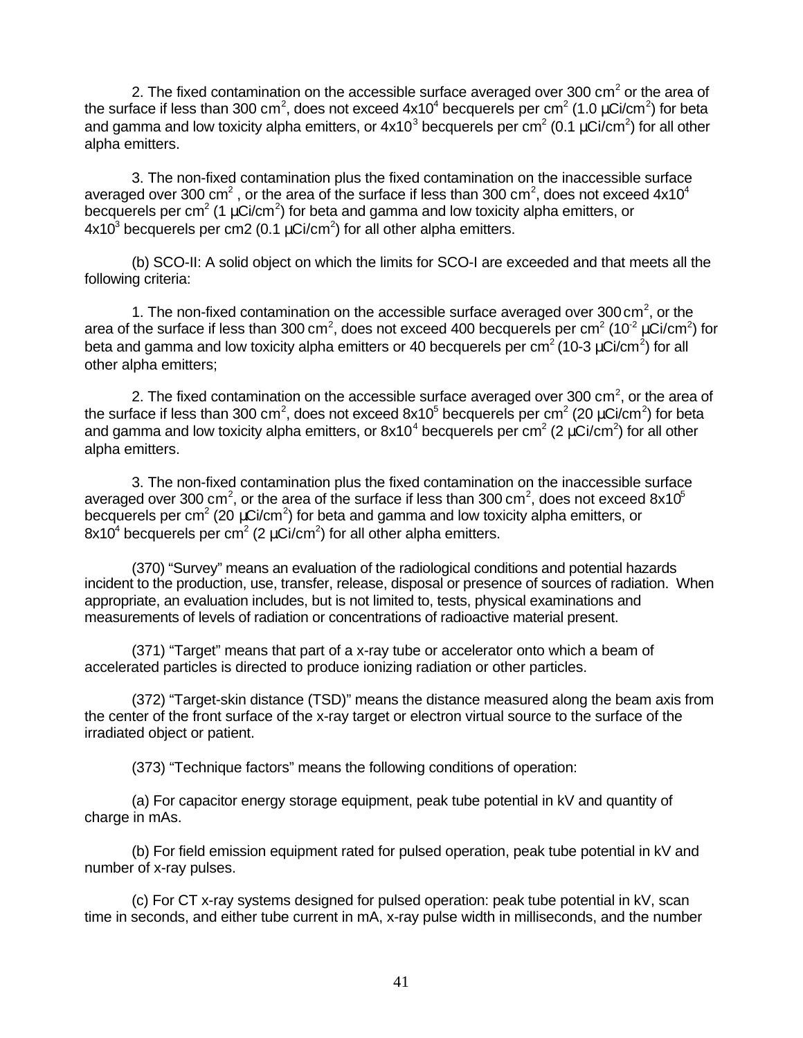2. The fixed contamination on the accessible surface averaged over 300 $cm^2$ or the area of the surface if less than 300 $cm^2$, does not exceed $4x10^4$ becquerels per $cm^2$ (1.0 µCi/$cm^2$) for beta and gamma and low toxicity alpha emitters, or $4x10^3$ becquerels per $cm^2$ (0.1 µCi/$cm^2$) for all other alpha emitters.

3. The non-fixed contamination plus the fixed contamination on the inaccessible surface averaged over 300 $cm^2$ , or the area of the surface if less than 300 $cm^2$, does not exceed $4x10^4$ becquerels per $cm^2$ (1 µCi/$cm^2$) for beta and gamma and low toxicity alpha emitters, or $4x10^3$ becquerels per cm2 (0.1 µCi/$cm^2$) for all other alpha emitters.

(b) SCO-II: A solid object on which the limits for SCO-I are exceeded and that meets all the following criteria:

1. The non-fixed contamination on the accessible surface averaged over 300 $cm^2$, or the area of the surface if less than 300 $cm^2$, does not exceed 400 becquerels per $cm^2$ ($10^{-2}$ µCi/$cm^2$) for beta and gamma and low toxicity alpha emitters or 40 becquerels per $cm^2$ (10-3 µCi/$cm^2$) for all other alpha emitters;

2. The fixed contamination on the accessible surface averaged over 300 $cm^2$, or the area of the surface if less than 300 $cm^2$, does not exceed $8x10^5$ becquerels per $cm^2$ (20 µCi/$cm^2$) for beta and gamma and low toxicity alpha emitters, or $8x10^4$ becquerels per $cm^2$ (2 µCi/$cm^2$) for all other alpha emitters.

3. The non-fixed contamination plus the fixed contamination on the inaccessible surface averaged over 300 $cm^2$, or the area of the surface if less than 300 $cm^2$, does not exceed $8x10^5$ becquerels per $cm^2$ (20 µCi/$cm^2$) for beta and gamma and low toxicity alpha emitters, or $8x10^4$ becquerels per $cm^2$ (2 µCi/$cm^2$) for all other alpha emitters.

(370) "Survey" means an evaluation of the radiological conditions and potential hazards incident to the production, use, transfer, release, disposal or presence of sources of radiation. When appropriate, an evaluation includes, but is not limited to, tests, physical examinations and measurements of levels of radiation or concentrations of radioactive material present.

(371) "Target" means that part of a x-ray tube or accelerator onto which a beam of accelerated particles is directed to produce ionizing radiation or other particles.

(372) "Target-skin distance (TSD)" means the distance measured along the beam axis from the center of the front surface of the x-ray target or electron virtual source to the surface of the irradiated object or patient.

(373) "Technique factors" means the following conditions of operation:

(a) For capacitor energy storage equipment, peak tube potential in kV and quantity of charge in mAs.

(b) For field emission equipment rated for pulsed operation, peak tube potential in kV and number of x-ray pulses.

(c) For CT x-ray systems designed for pulsed operation: peak tube potential in kV, scan time in seconds, and either tube current in mA, x-ray pulse width in milliseconds, and the number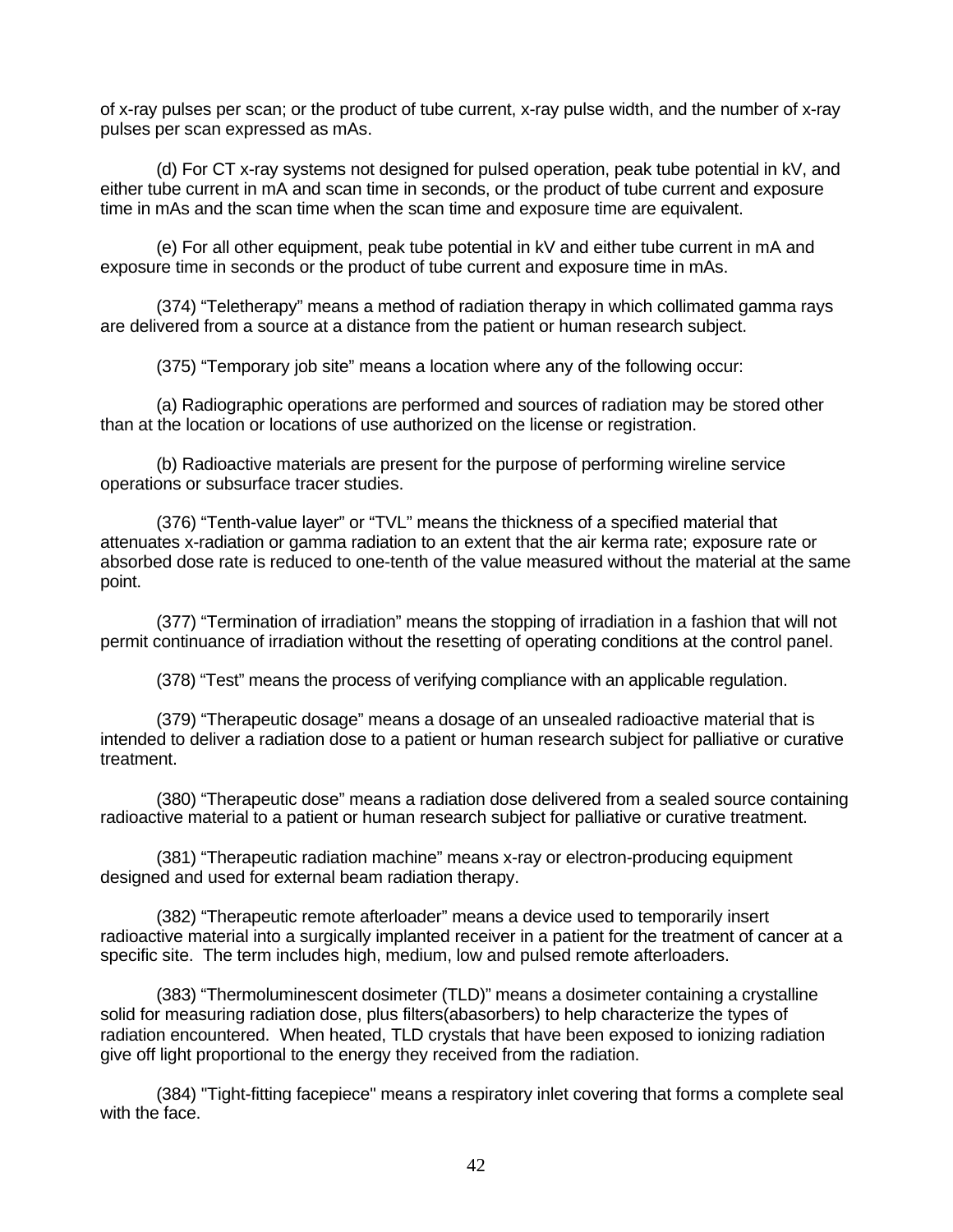of x-ray pulses per scan; or the product of tube current, x-ray pulse width, and the number of x-ray pulses per scan expressed as mAs.

(d) For CT x-ray systems not designed for pulsed operation, peak tube potential in kV, and either tube current in mA and scan time in seconds, or the product of tube current and exposure time in mAs and the scan time when the scan time and exposure time are equivalent.

(e) For all other equipment, peak tube potential in kV and either tube current in mA and exposure time in seconds or the product of tube current and exposure time in mAs.

(374) “Teletherapy” means a method of radiation therapy in which collimated gamma rays are delivered from a source at a distance from the patient or human research subject.

(375) “Temporary job site” means a location where any of the following occur:

(a) Radiographic operations are performed and sources of radiation may be stored other than at the location or locations of use authorized on the license or registration.

(b) Radioactive materials are present for the purpose of performing wireline service operations or subsurface tracer studies.

(376) “Tenth-value layer” or “TVL” means the thickness of a specified material that attenuates x-radiation or gamma radiation to an extent that the air kerma rate; exposure rate or absorbed dose rate is reduced to one-tenth of the value measured without the material at the same point.

(377) “Termination of irradiation” means the stopping of irradiation in a fashion that will not permit continuance of irradiation without the resetting of operating conditions at the control panel.

(378) “Test” means the process of verifying compliance with an applicable regulation.

(379) “Therapeutic dosage” means a dosage of an unsealed radioactive material that is intended to deliver a radiation dose to a patient or human research subject for palliative or curative treatment.

(380) “Therapeutic dose” means a radiation dose delivered from a sealed source containing radioactive material to a patient or human research subject for palliative or curative treatment.

(381) “Therapeutic radiation machine” means x-ray or electron-producing equipment designed and used for external beam radiation therapy.

(382) “Therapeutic remote afterloader” means a device used to temporarily insert radioactive material into a surgically implanted receiver in a patient for the treatment of cancer at a specific site. The term includes high, medium, low and pulsed remote afterloaders.

(383) “Thermoluminescent dosimeter (TLD)” means a dosimeter containing a crystalline solid for measuring radiation dose, plus filters(abasorbers) to help characterize the types of radiation encountered. When heated, TLD crystals that have been exposed to ionizing radiation give off light proportional to the energy they received from the radiation.

(384) "Tight-fitting facepiece" means a respiratory inlet covering that forms a complete seal with the face.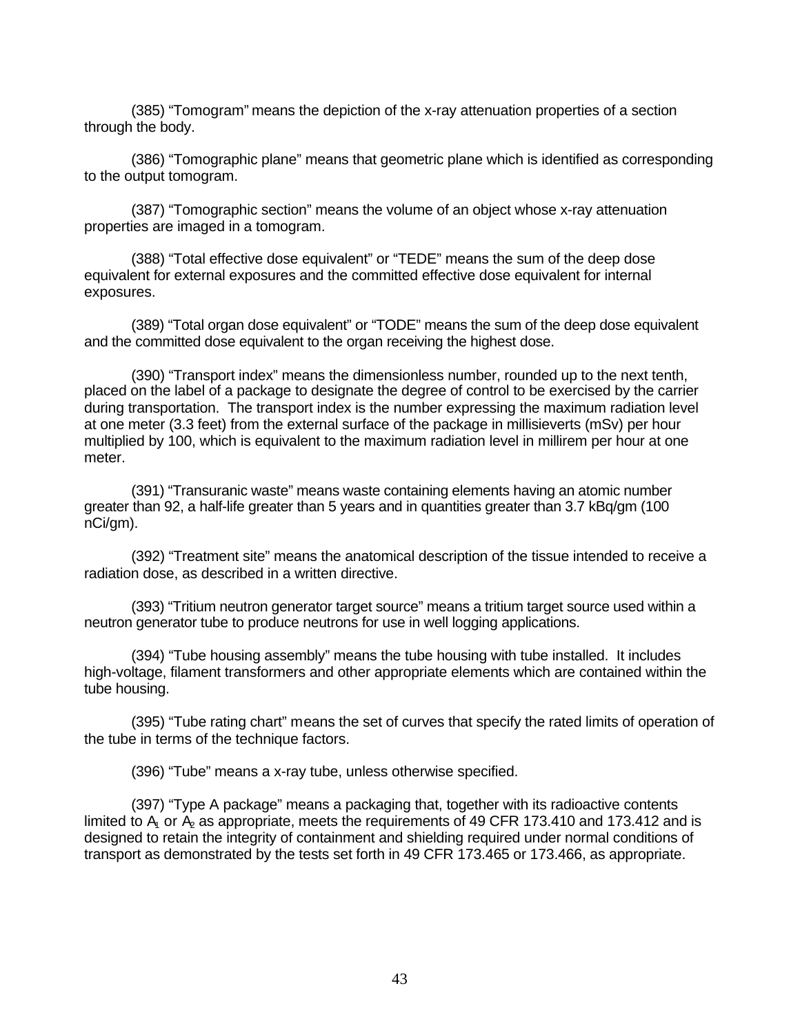(385) “Tomogram” means the depiction of the x-ray attenuation properties of a section through the body.

(386) “Tomographic plane” means that geometric plane which is identified as corresponding to the output tomogram.

(387) “Tomographic section” means the volume of an object whose x-ray attenuation properties are imaged in a tomogram.

(388) “Total effective dose equivalent” or “TEDE” means the sum of the deep dose equivalent for external exposures and the committed effective dose equivalent for internal exposures.

(389) “Total organ dose equivalent” or “TODE” means the sum of the deep dose equivalent and the committed dose equivalent to the organ receiving the highest dose.

(390) “Transport index” means the dimensionless number, rounded up to the next tenth, placed on the label of a package to designate the degree of control to be exercised by the carrier during transportation. The transport index is the number expressing the maximum radiation level at one meter (3.3 feet) from the external surface of the package in millisieverts (mSv) per hour multiplied by 100, which is equivalent to the maximum radiation level in millirem per hour at one meter.

(391) “Transuranic waste” means waste containing elements having an atomic number greater than 92, a half-life greater than 5 years and in quantities greater than 3.7 kBq/gm (100 nCi/gm).

(392) “Treatment site” means the anatomical description of the tissue intended to receive a radiation dose, as described in a written directive.

(393) “Tritium neutron generator target source” means a tritium target source used within a neutron generator tube to produce neutrons for use in well logging applications.

(394) “Tube housing assembly” means the tube housing with tube installed. It includes high-voltage, filament transformers and other appropriate elements which are contained within the tube housing.

(395) “Tube rating chart” means the set of curves that specify the rated limits of operation of the tube in terms of the technique factors.

(396) “Tube” means a x-ray tube, unless otherwise specified.

(397) “Type A package” means a packaging that, together with its radioactive contents limited to $A_1$ or $A_2$ as appropriate, meets the requirements of 49 CFR 173.410 and 173.412 and is designed to retain the integrity of containment and shielding required under normal conditions of transport as demonstrated by the tests set forth in 49 CFR 173.465 or 173.466, as appropriate.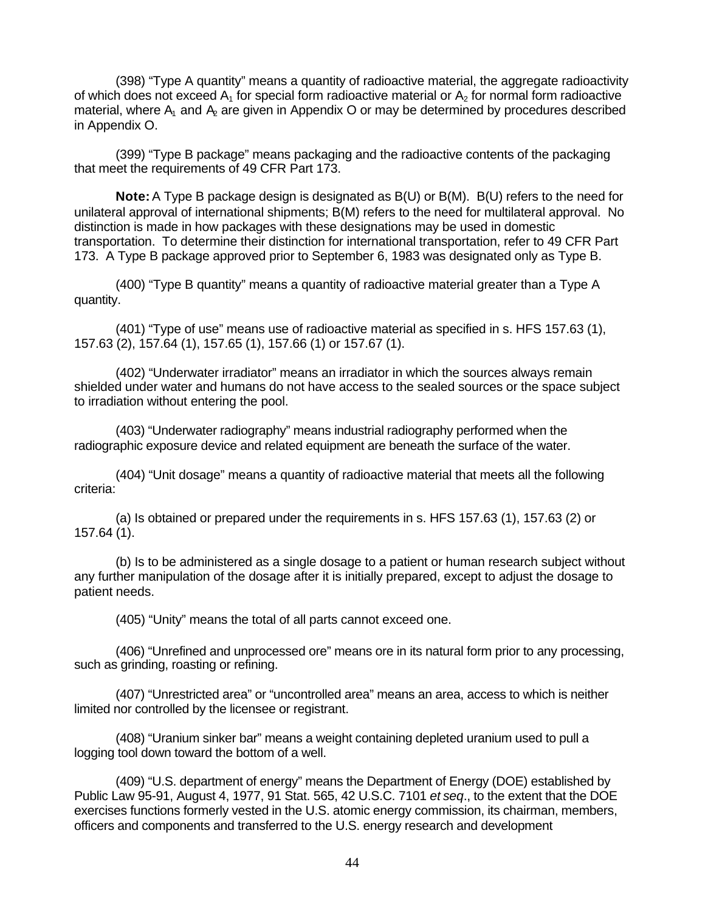(398) "Type A quantity" means a quantity of radioactive material, the aggregate radioactivity of which does not exceed $A_1$ for special form radioactive material or $A_2$ for normal form radioactive material, where $A_1$ and $A_2$ are given in Appendix O or may be determined by procedures described in Appendix O.

(399) "Type B package" means packaging and the radioactive contents of the packaging that meet the requirements of 49 CFR Part 173.

**Note:** A Type B package design is designated as B(U) or B(M). B(U) refers to the need for unilateral approval of international shipments; B(M) refers to the need for multilateral approval. No distinction is made in how packages with these designations may be used in domestic transportation. To determine their distinction for international transportation, refer to 49 CFR Part 173. A Type B package approved prior to September 6, 1983 was designated only as Type B.

(400) "Type B quantity" means a quantity of radioactive material greater than a Type A quantity.

(401) "Type of use" means use of radioactive material as specified in s. HFS 157.63 (1), 157.63 (2), 157.64 (1), 157.65 (1), 157.66 (1) or 157.67 (1).

(402) "Underwater irradiator" means an irradiator in which the sources always remain shielded under water and humans do not have access to the sealed sources or the space subject to irradiation without entering the pool.

(403) "Underwater radiography" means industrial radiography performed when the radiographic exposure device and related equipment are beneath the surface of the water.

(404) "Unit dosage" means a quantity of radioactive material that meets all the following criteria:

(a) Is obtained or prepared under the requirements in s. HFS 157.63 (1), 157.63 (2) or 157.64 (1).

(b) Is to be administered as a single dosage to a patient or human research subject without any further manipulation of the dosage after it is initially prepared, except to adjust the dosage to patient needs.

(405) "Unity" means the total of all parts cannot exceed one.

(406) "Unrefined and unprocessed ore" means ore in its natural form prior to any processing, such as grinding, roasting or refining.

(407) "Unrestricted area" or "uncontrolled area" means an area, access to which is neither limited nor controlled by the licensee or registrant.

(408) "Uranium sinker bar" means a weight containing depleted uranium used to pull a logging tool down toward the bottom of a well.

(409) "U.S. department of energy" means the Department of Energy (DOE) established by Public Law 95-91, August 4, 1977, 91 Stat. 565, 42 U.S.C. 7101 *et seq*., to the extent that the DOE exercises functions formerly vested in the U.S. atomic energy commission, its chairman, members, officers and components and transferred to the U.S. energy research and development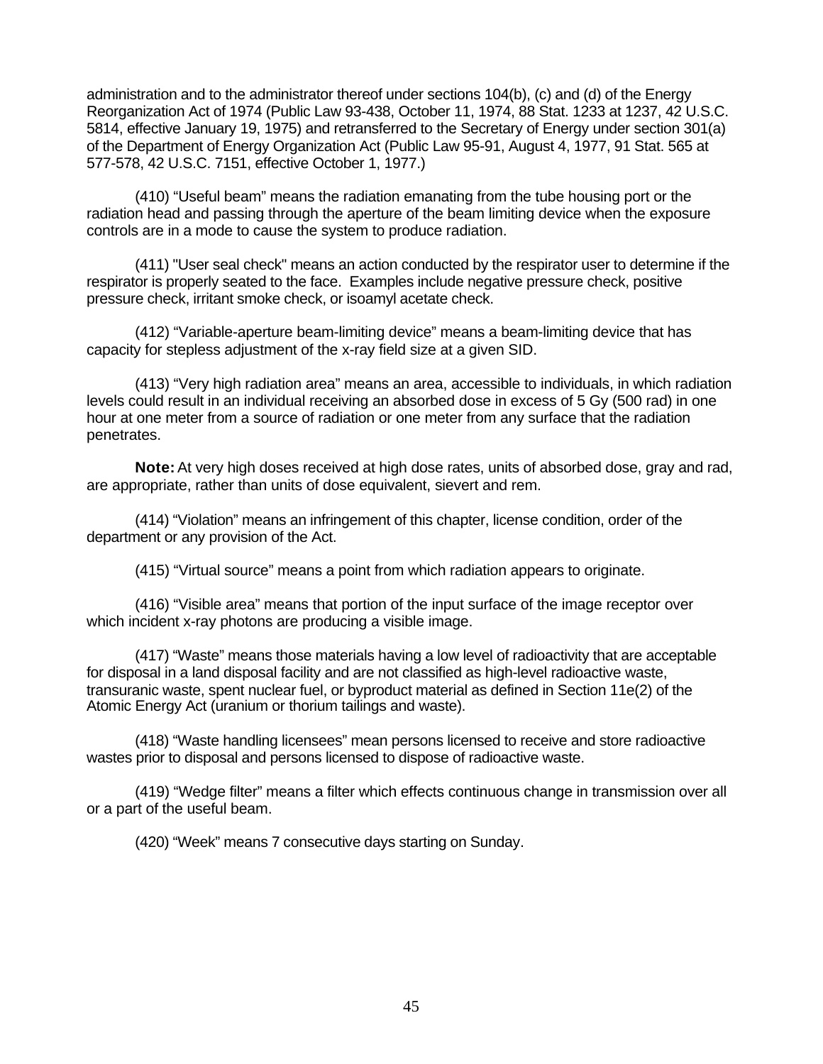administration and to the administrator thereof under sections 104(b), (c) and (d) of the Energy Reorganization Act of 1974 (Public Law 93-438, October 11, 1974, 88 Stat. 1233 at 1237, 42 U.S.C. 5814, effective January 19, 1975) and retransferred to the Secretary of Energy under section 301(a) of the Department of Energy Organization Act (Public Law 95-91, August 4, 1977, 91 Stat. 565 at 577-578, 42 U.S.C. 7151, effective October 1, 1977.)

(410) “Useful beam” means the radiation emanating from the tube housing port or the radiation head and passing through the aperture of the beam limiting device when the exposure controls are in a mode to cause the system to produce radiation.

(411) "User seal check" means an action conducted by the respirator user to determine if the respirator is properly seated to the face. Examples include negative pressure check, positive pressure check, irritant smoke check, or isoamyl acetate check.

(412) “Variable-aperture beam-limiting device” means a beam-limiting device that has capacity for stepless adjustment of the x-ray field size at a given SID.

(413) “Very high radiation area” means an area, accessible to individuals, in which radiation levels could result in an individual receiving an absorbed dose in excess of 5 Gy (500 rad) in one hour at one meter from a source of radiation or one meter from any surface that the radiation penetrates.

**Note:** At very high doses received at high dose rates, units of absorbed dose, gray and rad, are appropriate, rather than units of dose equivalent, sievert and rem.

(414) “Violation” means an infringement of this chapter, license condition, order of the department or any provision of the Act.

(415) “Virtual source” means a point from which radiation appears to originate.

(416) “Visible area” means that portion of the input surface of the image receptor over which incident x-ray photons are producing a visible image.

(417) “Waste” means those materials having a low level of radioactivity that are acceptable for disposal in a land disposal facility and are not classified as high-level radioactive waste, transuranic waste, spent nuclear fuel, or byproduct material as defined in Section 11e(2) of the Atomic Energy Act (uranium or thorium tailings and waste).

(418) “Waste handling licensees” mean persons licensed to receive and store radioactive wastes prior to disposal and persons licensed to dispose of radioactive waste.

(419) “Wedge filter” means a filter which effects continuous change in transmission over all or a part of the useful beam.

(420) “Week” means 7 consecutive days starting on Sunday.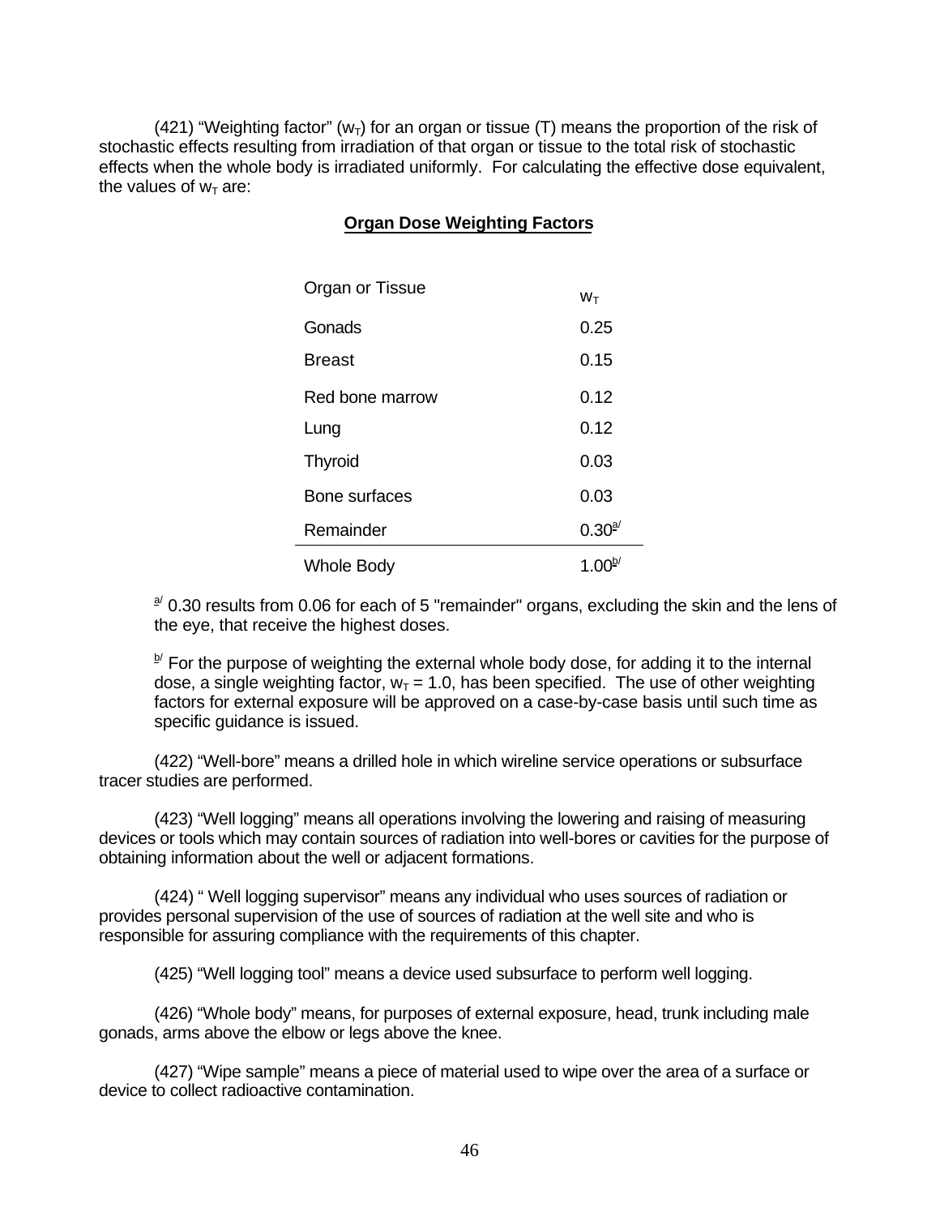(421) "Weighting factor" ($w_T$) for an organ or tissue (T) means the proportion of the risk of stochastic effects resulting from irradiation of that organ or tissue to the total risk of stochastic effects when the whole body is irradiated uniformly. For calculating the effective dose equivalent, the values of $w_T$ are:

**Organ Dose Weighting Factors**

| Organ or Tissue | $w_T$ |
|---|---|
| Gonads | 0.25 |
| Breast | 0.15 |
| Red bone marrow | 0.12 |
| Lung | 0.12 |
| Thyroid | 0.03 |
| Bone surfaces | 0.03 |
| Remainder | 0.30[a] |
| Whole Body | 1.00[b] |

[a] 0.30 results from 0.06 for each of 5 "remainder" organs, excluding the skin and the lens of the eye, that receive the highest doses.

[b] For the purpose of weighting the external whole body dose, for adding it to the internal dose, a single weighting factor, $w_T$ = 1.0, has been specified. The use of other weighting factors for external exposure will be approved on a case-by-case basis until such time as specific guidance is issued.

(422) "Well-bore" means a drilled hole in which wireline service operations or subsurface tracer studies are performed.

(423) "Well logging" means all operations involving the lowering and raising of measuring devices or tools which may contain sources of radiation into well-bores or cavities for the purpose of obtaining information about the well or adjacent formations.

(424) " Well logging supervisor" means any individual who uses sources of radiation or provides personal supervision of the use of sources of radiation at the well site and who is responsible for assuring compliance with the requirements of this chapter.

(425) "Well logging tool" means a device used subsurface to perform well logging.

(426) "Whole body" means, for purposes of external exposure, head, trunk including male gonads, arms above the elbow or legs above the knee.

(427) "Wipe sample" means a piece of material used to wipe over the area of a surface or device to collect radioactive contamination.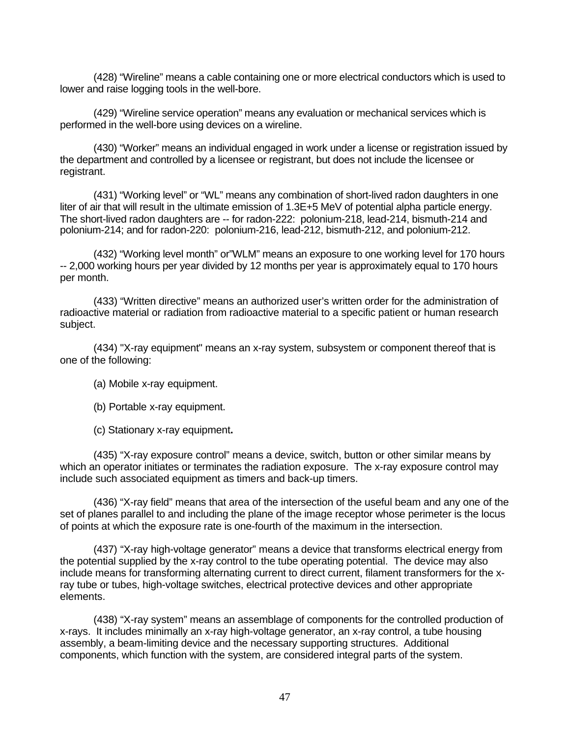(428) “Wireline” means a cable containing one or more electrical conductors which is used to lower and raise logging tools in the well-bore.

(429) “Wireline service operation” means any evaluation or mechanical services which is performed in the well-bore using devices on a wireline.

(430) “Worker” means an individual engaged in work under a license or registration issued by the department and controlled by a licensee or registrant, but does not include the licensee or registrant.

(431) “Working level” or “WL” means any combination of short-lived radon daughters in one liter of air that will result in the ultimate emission of 1.3E+5 MeV of potential alpha particle energy. The short-lived radon daughters are -- for radon-222: polonium-218, lead-214, bismuth-214 and polonium-214; and for radon-220: polonium-216, lead-212, bismuth-212, and polonium-212.

(432) “Working level month” or”WLM” means an exposure to one working level for 170 hours -- 2,000 working hours per year divided by 12 months per year is approximately equal to 170 hours per month.

(433) “Written directive” means an authorized user’s written order for the administration of radioactive material or radiation from radioactive material to a specific patient or human research subject.

(434) "X-ray equipment" means an x-ray system, subsystem or component thereof that is one of the following:

(a) Mobile x-ray equipment.

(b) Portable x-ray equipment.

(c) Stationary x-ray equipment**.**

(435) “X-ray exposure control” means a device, switch, button or other similar means by which an operator initiates or terminates the radiation exposure. The x-ray exposure control may include such associated equipment as timers and back-up timers.

(436) “X-ray field” means that area of the intersection of the useful beam and any one of the set of planes parallel to and including the plane of the image receptor whose perimeter is the locus of points at which the exposure rate is one-fourth of the maximum in the intersection.

(437) “X-ray high-voltage generator” means a device that transforms electrical energy from the potential supplied by the x-ray control to the tube operating potential. The device may also include means for transforming alternating current to direct current, filament transformers for the x-ray tube or tubes, high-voltage switches, electrical protective devices and other appropriate elements.

(438) “X-ray system” means an assemblage of components for the controlled production of x-rays. It includes minimally an x-ray high-voltage generator, an x-ray control, a tube housing assembly, a beam-limiting device and the necessary supporting structures. Additional components, which function with the system, are considered integral parts of the system.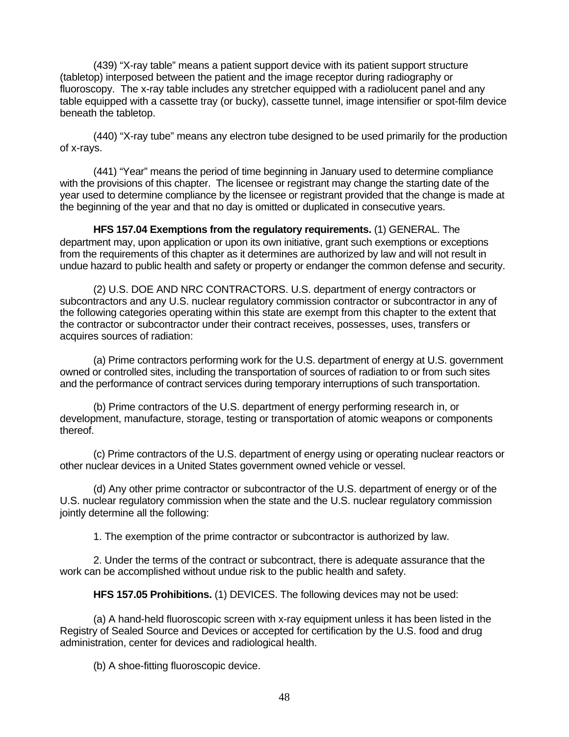(439) "X-ray table" means a patient support device with its patient support structure (tabletop) interposed between the patient and the image receptor during radiography or fluoroscopy. The x-ray table includes any stretcher equipped with a radiolucent panel and any table equipped with a cassette tray (or bucky), cassette tunnel, image intensifier or spot-film device beneath the tabletop.

(440) "X-ray tube" means any electron tube designed to be used primarily for the production of x-rays.

(441) "Year" means the period of time beginning in January used to determine compliance with the provisions of this chapter. The licensee or registrant may change the starting date of the year used to determine compliance by the licensee or registrant provided that the change is made at the beginning of the year and that no day is omitted or duplicated in consecutive years.

**HFS 157.04 Exemptions from the regulatory requirements.** (1) GENERAL. The department may, upon application or upon its own initiative, grant such exemptions or exceptions from the requirements of this chapter as it determines are authorized by law and will not result in undue hazard to public health and safety or property or endanger the common defense and security.

(2) U.S. DOE AND NRC CONTRACTORS. U.S. department of energy contractors or subcontractors and any U.S. nuclear regulatory commission contractor or subcontractor in any of the following categories operating within this state are exempt from this chapter to the extent that the contractor or subcontractor under their contract receives, possesses, uses, transfers or acquires sources of radiation:

(a) Prime contractors performing work for the U.S. department of energy at U.S. government owned or controlled sites, including the transportation of sources of radiation to or from such sites and the performance of contract services during temporary interruptions of such transportation.

(b) Prime contractors of the U.S. department of energy performing research in, or development, manufacture, storage, testing or transportation of atomic weapons or components thereof.

(c) Prime contractors of the U.S. department of energy using or operating nuclear reactors or other nuclear devices in a United States government owned vehicle or vessel.

(d) Any other prime contractor or subcontractor of the U.S. department of energy or of the U.S. nuclear regulatory commission when the state and the U.S. nuclear regulatory commission jointly determine all the following:

1. The exemption of the prime contractor or subcontractor is authorized by law.

2. Under the terms of the contract or subcontract, there is adequate assurance that the work can be accomplished without undue risk to the public health and safety.

**HFS 157.05 Prohibitions.** (1) DEVICES. The following devices may not be used:

(a) A hand-held fluoroscopic screen with x-ray equipment unless it has been listed in the Registry of Sealed Source and Devices or accepted for certification by the U.S. food and drug administration, center for devices and radiological health.

(b) A shoe-fitting fluoroscopic device.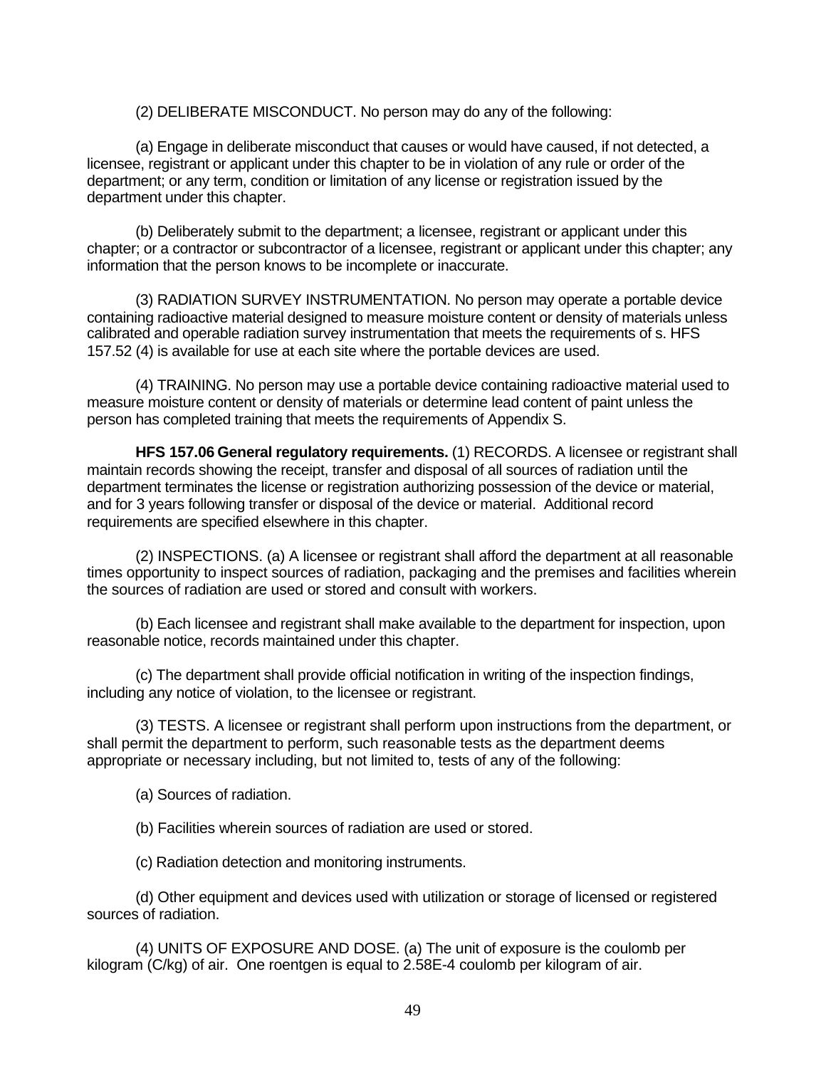(2) DELIBERATE MISCONDUCT. No person may do any of the following:

(a) Engage in deliberate misconduct that causes or would have caused, if not detected, a licensee, registrant or applicant under this chapter to be in violation of any rule or order of the department; or any term, condition or limitation of any license or registration issued by the department under this chapter.

(b) Deliberately submit to the department; a licensee, registrant or applicant under this chapter; or a contractor or subcontractor of a licensee, registrant or applicant under this chapter; any information that the person knows to be incomplete or inaccurate.

(3) RADIATION SURVEY INSTRUMENTATION. No person may operate a portable device containing radioactive material designed to measure moisture content or density of materials unless calibrated and operable radiation survey instrumentation that meets the requirements of s. HFS 157.52 (4) is available for use at each site where the portable devices are used.

(4) TRAINING. No person may use a portable device containing radioactive material used to measure moisture content or density of materials or determine lead content of paint unless the person has completed training that meets the requirements of Appendix S.

**HFS 157.06 General regulatory requirements.** (1) RECORDS. A licensee or registrant shall maintain records showing the receipt, transfer and disposal of all sources of radiation until the department terminates the license or registration authorizing possession of the device or material, and for 3 years following transfer or disposal of the device or material. Additional record requirements are specified elsewhere in this chapter.

(2) INSPECTIONS. (a) A licensee or registrant shall afford the department at all reasonable times opportunity to inspect sources of radiation, packaging and the premises and facilities wherein the sources of radiation are used or stored and consult with workers.

(b) Each licensee and registrant shall make available to the department for inspection, upon reasonable notice, records maintained under this chapter.

(c) The department shall provide official notification in writing of the inspection findings, including any notice of violation, to the licensee or registrant.

(3) TESTS. A licensee or registrant shall perform upon instructions from the department, or shall permit the department to perform, such reasonable tests as the department deems appropriate or necessary including, but not limited to, tests of any of the following:

(a) Sources of radiation.

(b) Facilities wherein sources of radiation are used or stored.

(c) Radiation detection and monitoring instruments.

(d) Other equipment and devices used with utilization or storage of licensed or registered sources of radiation.

(4) UNITS OF EXPOSURE AND DOSE. (a) The unit of exposure is the coulomb per kilogram (C/kg) of air. One roentgen is equal to 2.58E-4 coulomb per kilogram of air.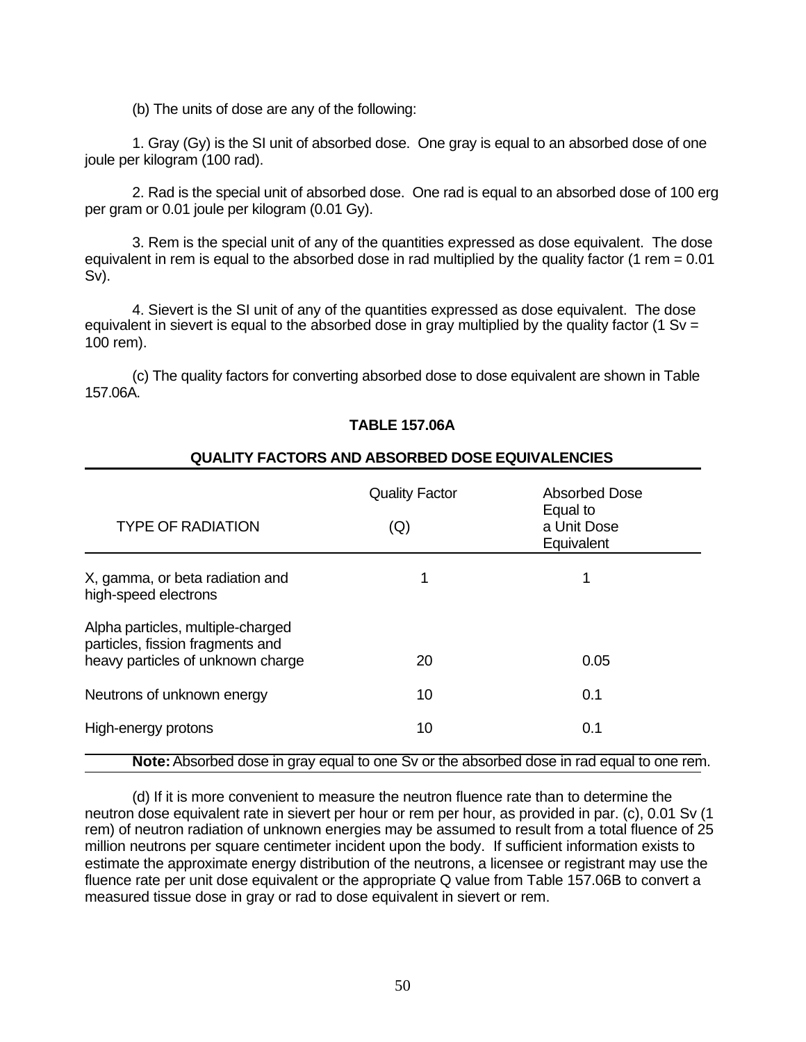(b) The units of dose are any of the following:

1. Gray (Gy) is the SI unit of absorbed dose. One gray is equal to an absorbed dose of one joule per kilogram (100 rad).

2. Rad is the special unit of absorbed dose. One rad is equal to an absorbed dose of 100 erg per gram or 0.01 joule per kilogram (0.01 Gy).

3. Rem is the special unit of any of the quantities expressed as dose equivalent. The dose equivalent in rem is equal to the absorbed dose in rad multiplied by the quality factor (1 rem = 0.01 Sv).

4. Sievert is the SI unit of any of the quantities expressed as dose equivalent. The dose equivalent in sievert is equal to the absorbed dose in gray multiplied by the quality factor (1 Sv = 100 rem).

(c) The quality factors for converting absorbed dose to dose equivalent are shown in Table 157.06A.

**TABLE 157.06A**

**QUALITY FACTORS AND ABSORBED DOSE EQUIVALENCIES**

| TYPE OF RADIATION | Quality Factor (Q) | Absorbed Dose Equal to a Unit Dose Equivalent |
|---|---|---|
| X, gamma, or beta radiation and high-speed electrons | 1 | 1 |
| Alpha particles, multiple-charged particles, fission fragments and heavy particles of unknown charge | 20 | 0.05 |
| Neutrons of unknown energy | 10 | 0.1 |
| High-energy protons | 10 | 0.1 |

**Note:** Absorbed dose in gray equal to one Sv or the absorbed dose in rad equal to one rem.

(d) If it is more convenient to measure the neutron fluence rate than to determine the neutron dose equivalent rate in sievert per hour or rem per hour, as provided in par. (c), 0.01 Sv (1 rem) of neutron radiation of unknown energies may be assumed to result from a total fluence of 25 million neutrons per square centimeter incident upon the body. If sufficient information exists to estimate the approximate energy distribution of the neutrons, a licensee or registrant may use the fluence rate per unit dose equivalent or the appropriate Q value from Table 157.06B to convert a measured tissue dose in gray or rad to dose equivalent in sievert or rem.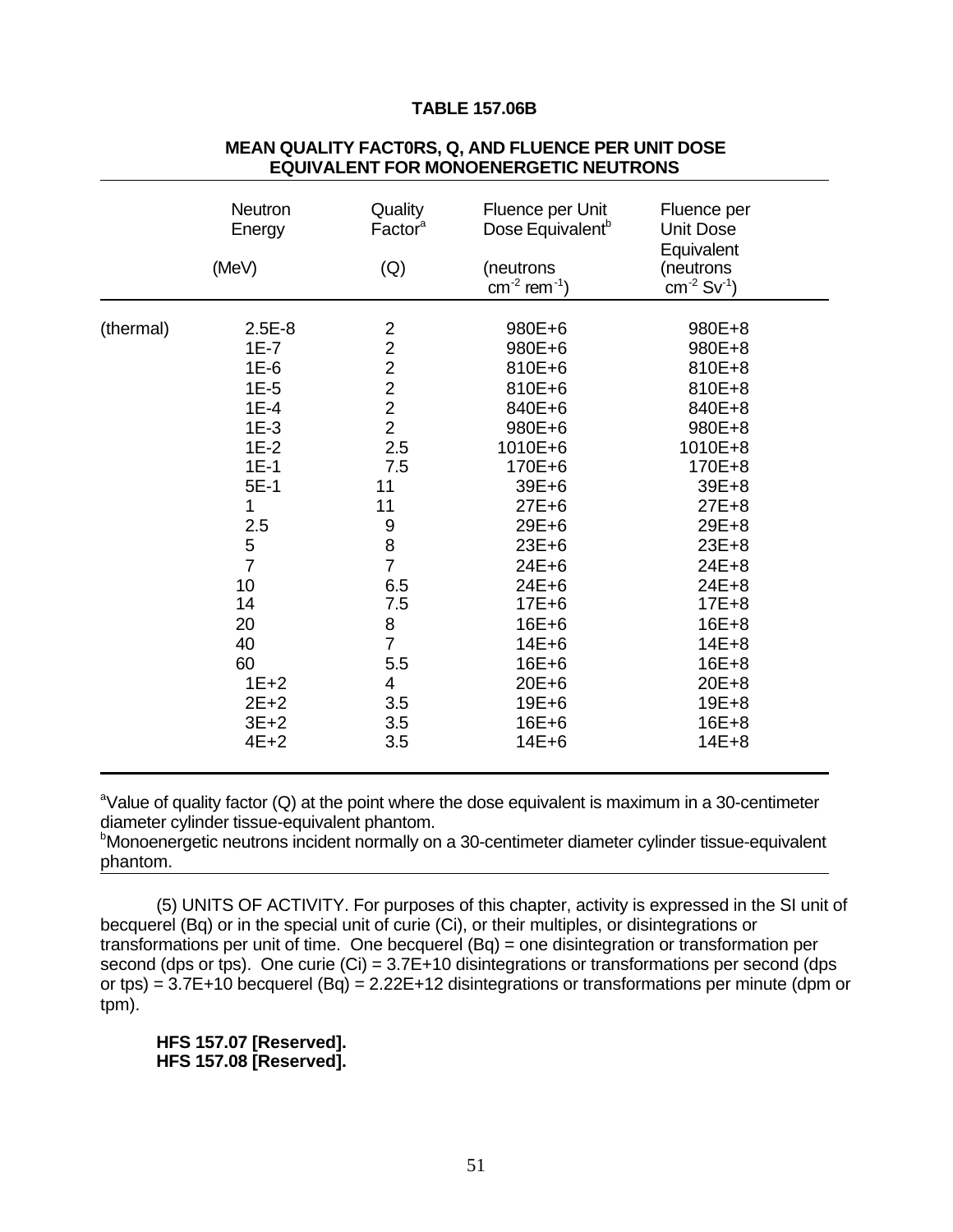**TABLE 157.06B**

**MEAN QUALITY FACT0RS, Q, AND FLUENCE PER UNIT DOSE EQUIVALENT FOR MONOENERGETIC NEUTRONS**

| | Neutron Energy (MeV) | Quality Factor[a] (Q) | Fluence per Unit Dose Equivalent[b] (neutrons $cm^{-2}$ $rem^{-1}$) | Fluence per Unit Dose Equivalent (neutrons $cm^{-2}$ $Sv^{-1}$) |
|---|---|---|---|---|
| (thermal) | 2.5E-8 | 2 | 980E+6 | 980E+8 |
| | 1E-7 | 2 | 980E+6 | 980E+8 |
| | 1E-6 | 2 | 810E+6 | 810E+8 |
| | 1E-5 | 2 | 810E+6 | 810E+8 |
| | 1E-4 | 2 | 840E+6 | 840E+8 |
| | 1E-3 | 2 | 980E+6 | 980E+8 |
| | 1E-2 | 2.5 | 1010E+6 | 1010E+8 |
| | 1E-1 | 7.5 | 170E+6 | 170E+8 |
| | 5E-1 | 11 | 39E+6 | 39E+8 |
| | 1 | 11 | 27E+6 | 27E+8 |
| | 2.5 | 9 | 29E+6 | 29E+8 |
| | 5 | 8 | 23E+6 | 23E+8 |
| | 7 | 7 | 24E+6 | 24E+8 |
| | 10 | 6.5 | 24E+6 | 24E+8 |
| | 14 | 7.5 | 17E+6 | 17E+8 |
| | 20 | 8 | 16E+6 | 16E+8 |
| | 40 | 7 | 14E+6 | 14E+8 |
| | 60 | 5.5 | 16E+6 | 16E+8 |
| | 1E+2 | 4 | 20E+6 | 20E+8 |
| | 2E+2 | 3.5 | 19E+6 | 19E+8 |
| | 3E+2 | 3.5 | 16E+6 | 16E+8 |
| | 4E+2 | 3.5 | 14E+6 | 14E+8 |

[a]Value of quality factor (Q) at the point where the dose equivalent is maximum in a 30-centimeter diameter cylinder tissue-equivalent phantom.
[b]Monoenergetic neutrons incident normally on a 30-centimeter diameter cylinder tissue-equivalent phantom.

(5) UNITS OF ACTIVITY. For purposes of this chapter, activity is expressed in the SI unit of becquerel (Bq) or in the special unit of curie (Ci), or their multiples, or disintegrations or transformations per unit of time. One becquerel (Bq) = one disintegration or transformation per second (dps or tps). One curie (Ci) = 3.7E+10 disintegrations or transformations per second (dps or tps) = 3.7E+10 becquerel (Bq) = 2.22E+12 disintegrations or transformations per minute (dpm or tpm).

**HFS 157.07 [Reserved].**
**HFS 157.08 [Reserved].**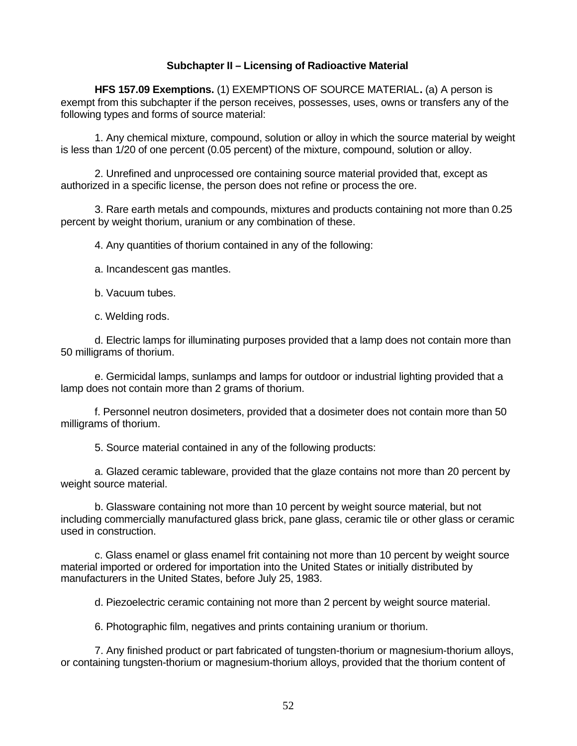### Subchapter II – Licensing of Radioactive Material

**HFS 157.09 Exemptions.** (1) EXEMPTIONS OF SOURCE MATERIAL**.** (a) A person is exempt from this subchapter if the person receives, possesses, uses, owns or transfers any of the following types and forms of source material:

1. Any chemical mixture, compound, solution or alloy in which the source material by weight is less than 1/20 of one percent (0.05 percent) of the mixture, compound, solution or alloy.

2. Unrefined and unprocessed ore containing source material provided that, except as authorized in a specific license, the person does not refine or process the ore.

3. Rare earth metals and compounds, mixtures and products containing not more than 0.25 percent by weight thorium, uranium or any combination of these.

4. Any quantities of thorium contained in any of the following:

a. Incandescent gas mantles.

b. Vacuum tubes.

c. Welding rods.

d. Electric lamps for illuminating purposes provided that a lamp does not contain more than 50 milligrams of thorium.

e. Germicidal lamps, sunlamps and lamps for outdoor or industrial lighting provided that a lamp does not contain more than 2 grams of thorium.

f. Personnel neutron dosimeters, provided that a dosimeter does not contain more than 50 milligrams of thorium.

5. Source material contained in any of the following products:

a. Glazed ceramic tableware, provided that the glaze contains not more than 20 percent by weight source material.

b. Glassware containing not more than 10 percent by weight source material, but not including commercially manufactured glass brick, pane glass, ceramic tile or other glass or ceramic used in construction.

c. Glass enamel or glass enamel frit containing not more than 10 percent by weight source material imported or ordered for importation into the United States or initially distributed by manufacturers in the United States, before July 25, 1983.

d. Piezoelectric ceramic containing not more than 2 percent by weight source material.

6. Photographic film, negatives and prints containing uranium or thorium.

7. Any finished product or part fabricated of tungsten-thorium or magnesium-thorium alloys, or containing tungsten-thorium or magnesium-thorium alloys, provided that the thorium content of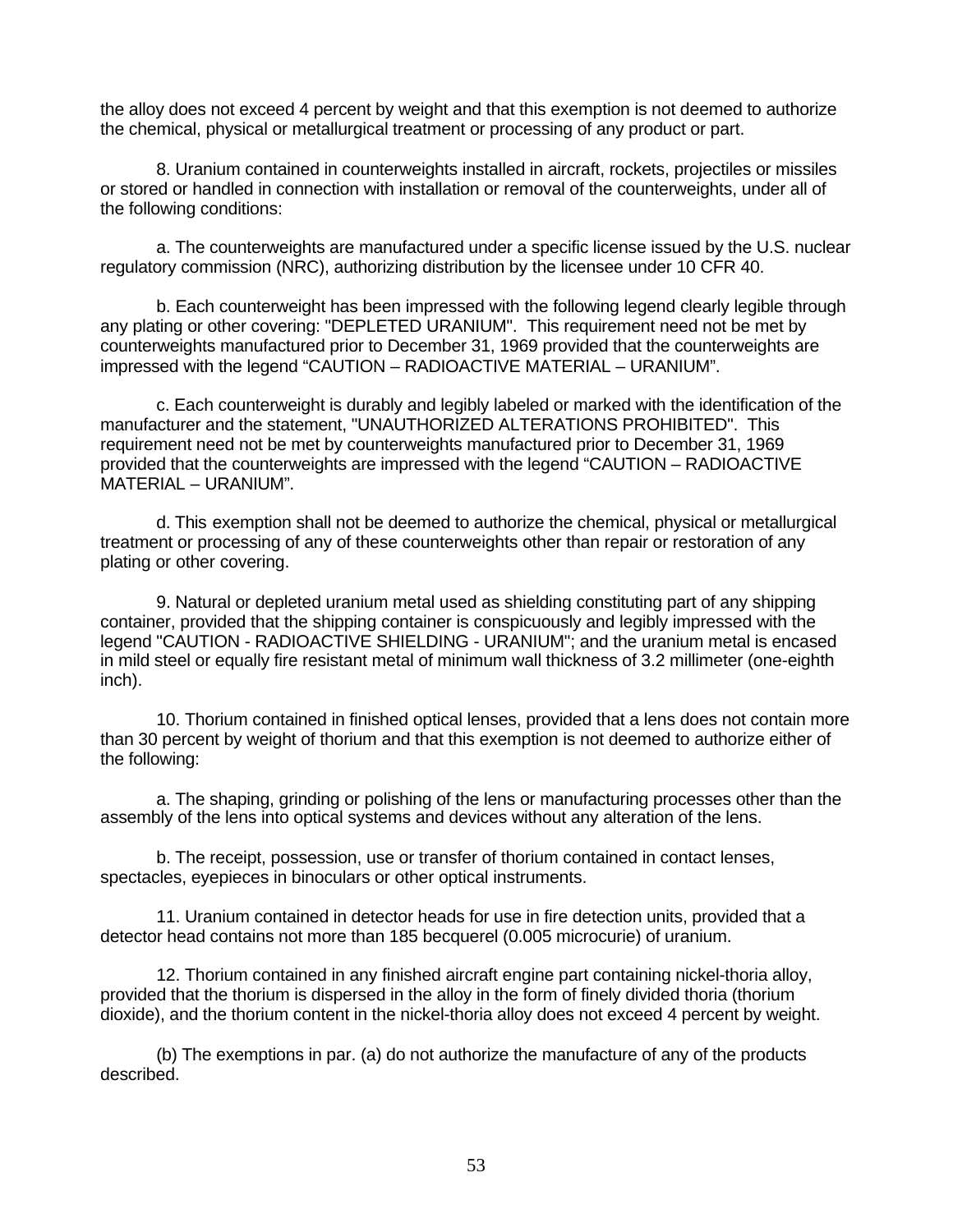the alloy does not exceed 4 percent by weight and that this exemption is not deemed to authorize the chemical, physical or metallurgical treatment or processing of any product or part.

8. Uranium contained in counterweights installed in aircraft, rockets, projectiles or missiles or stored or handled in connection with installation or removal of the counterweights, under all of the following conditions:

a. The counterweights are manufactured under a specific license issued by the U.S. nuclear regulatory commission (NRC), authorizing distribution by the licensee under 10 CFR 40.

b. Each counterweight has been impressed with the following legend clearly legible through any plating or other covering: "DEPLETED URANIUM". This requirement need not be met by counterweights manufactured prior to December 31, 1969 provided that the counterweights are impressed with the legend “CAUTION – RADIOACTIVE MATERIAL – URANIUM”.

c. Each counterweight is durably and legibly labeled or marked with the identification of the manufacturer and the statement, "UNAUTHORIZED ALTERATIONS PROHIBITED". This requirement need not be met by counterweights manufactured prior to December 31, 1969 provided that the counterweights are impressed with the legend “CAUTION – RADIOACTIVE MATERIAL – URANIUM”.

d. This exemption shall not be deemed to authorize the chemical, physical or metallurgical treatment or processing of any of these counterweights other than repair or restoration of any plating or other covering.

9. Natural or depleted uranium metal used as shielding constituting part of any shipping container, provided that the shipping container is conspicuously and legibly impressed with the legend "CAUTION - RADIOACTIVE SHIELDING - URANIUM"; and the uranium metal is encased in mild steel or equally fire resistant metal of minimum wall thickness of 3.2 millimeter (one-eighth inch).

10. Thorium contained in finished optical lenses, provided that a lens does not contain more than 30 percent by weight of thorium and that this exemption is not deemed to authorize either of the following:

a. The shaping, grinding or polishing of the lens or manufacturing processes other than the assembly of the lens into optical systems and devices without any alteration of the lens.

b. The receipt, possession, use or transfer of thorium contained in contact lenses, spectacles, eyepieces in binoculars or other optical instruments.

11. Uranium contained in detector heads for use in fire detection units, provided that a detector head contains not more than 185 becquerel (0.005 microcurie) of uranium.

12. Thorium contained in any finished aircraft engine part containing nickel-thoria alloy, provided that the thorium is dispersed in the alloy in the form of finely divided thoria (thorium dioxide), and the thorium content in the nickel-thoria alloy does not exceed 4 percent by weight.

(b) The exemptions in par. (a) do not authorize the manufacture of any of the products described.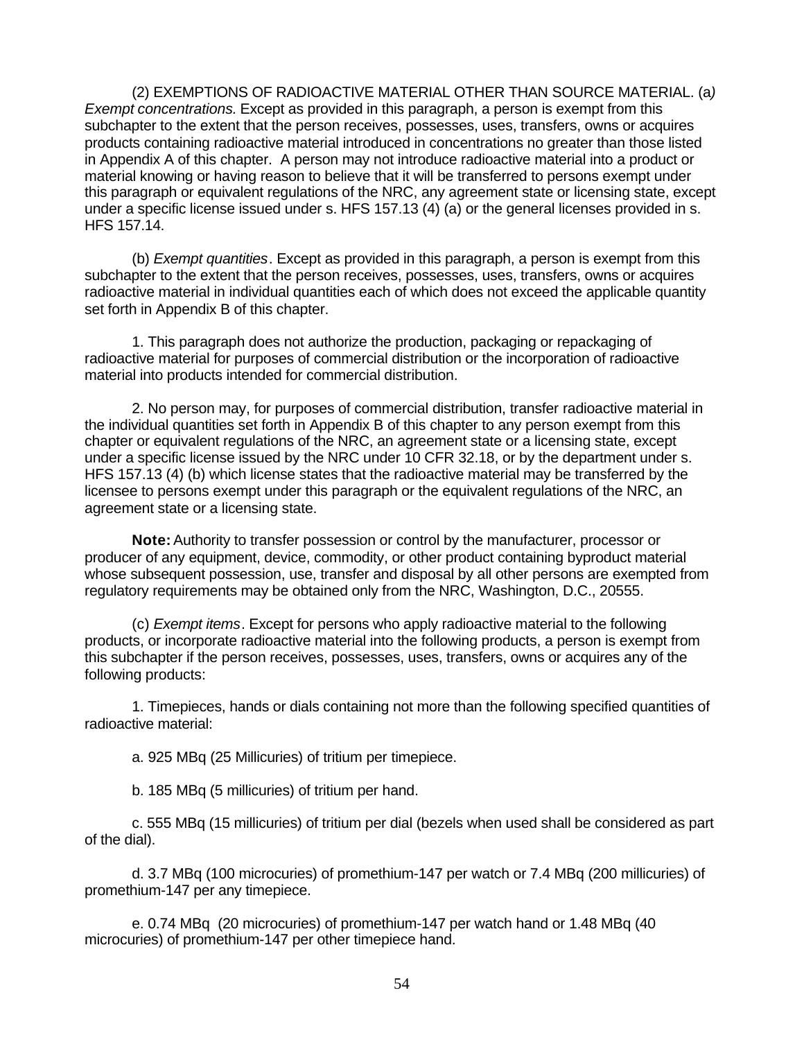(2) EXEMPTIONS OF RADIOACTIVE MATERIAL OTHER THAN SOURCE MATERIAL. (a*) Exempt concentrations.* Except as provided in this paragraph, a person is exempt from this subchapter to the extent that the person receives, possesses, uses, transfers, owns or acquires products containing radioactive material introduced in concentrations no greater than those listed in Appendix A of this chapter. A person may not introduce radioactive material into a product or material knowing or having reason to believe that it will be transferred to persons exempt under this paragraph or equivalent regulations of the NRC, any agreement state or licensing state, except under a specific license issued under s. HFS 157.13 (4) (a) or the general licenses provided in s. HFS 157.14.

(b) *Exempt quantities*. Except as provided in this paragraph, a person is exempt from this subchapter to the extent that the person receives, possesses, uses, transfers, owns or acquires radioactive material in individual quantities each of which does not exceed the applicable quantity set forth in Appendix B of this chapter.

1. This paragraph does not authorize the production, packaging or repackaging of radioactive material for purposes of commercial distribution or the incorporation of radioactive material into products intended for commercial distribution.

2. No person may, for purposes of commercial distribution, transfer radioactive material in the individual quantities set forth in Appendix B of this chapter to any person exempt from this chapter or equivalent regulations of the NRC, an agreement state or a licensing state, except under a specific license issued by the NRC under 10 CFR 32.18, or by the department under s. HFS 157.13 (4) (b) which license states that the radioactive material may be transferred by the licensee to persons exempt under this paragraph or the equivalent regulations of the NRC, an agreement state or a licensing state.

**Note:** Authority to transfer possession or control by the manufacturer, processor or producer of any equipment, device, commodity, or other product containing byproduct material whose subsequent possession, use, transfer and disposal by all other persons are exempted from regulatory requirements may be obtained only from the NRC, Washington, D.C., 20555.

(c) *Exempt items*. Except for persons who apply radioactive material to the following products, or incorporate radioactive material into the following products, a person is exempt from this subchapter if the person receives, possesses, uses, transfers, owns or acquires any of the following products:

1. Timepieces, hands or dials containing not more than the following specified quantities of radioactive material:

a. 925 MBq (25 Millicuries) of tritium per timepiece.

b. 185 MBq (5 millicuries) of tritium per hand.

c. 555 MBq (15 millicuries) of tritium per dial (bezels when used shall be considered as part of the dial).

d. 3.7 MBq (100 microcuries) of promethium-147 per watch or 7.4 MBq (200 millicuries) of promethium-147 per any timepiece.

e. 0.74 MBq (20 microcuries) of promethium-147 per watch hand or 1.48 MBq (40 microcuries) of promethium-147 per other timepiece hand.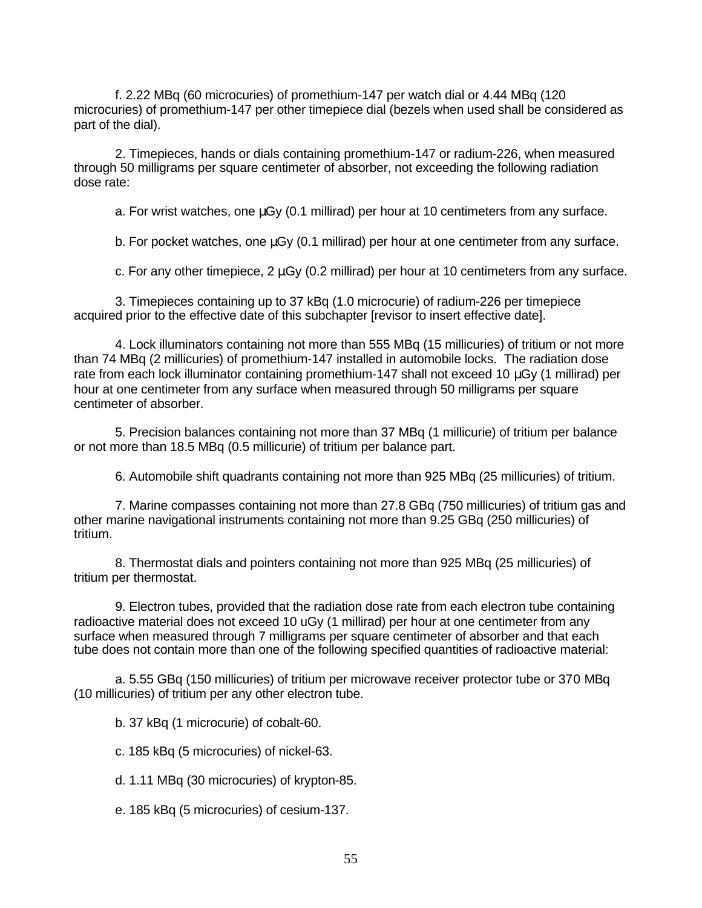f. 2.22 MBq (60 microcuries) of promethium-147 per watch dial or 4.44 MBq (120 microcuries) of promethium-147 per other timepiece dial (bezels when used shall be considered as part of the dial).

2. Timepieces, hands or dials containing promethium-147 or radium-226, when measured through 50 milligrams per square centimeter of absorber, not exceeding the following radiation dose rate:

a. For wrist watches, one µGy (0.1 millirad) per hour at 10 centimeters from any surface.

b. For pocket watches, one µGy (0.1 millirad) per hour at one centimeter from any surface.

c. For any other timepiece, 2 µGy (0.2 millirad) per hour at 10 centimeters from any surface.

3. Timepieces containing up to 37 kBq (1.0 microcurie) of radium-226 per timepiece acquired prior to the effective date of this subchapter [revisor to insert effective date].

4. Lock illuminators containing not more than 555 MBq (15 millicuries) of tritium or not more than 74 MBq (2 millicuries) of promethium-147 installed in automobile locks. The radiation dose rate from each lock illuminator containing promethium-147 shall not exceed 10 µGy (1 millirad) per hour at one centimeter from any surface when measured through 50 milligrams per square centimeter of absorber.

5. Precision balances containing not more than 37 MBq (1 millicurie) of tritium per balance or not more than 18.5 MBq (0.5 millicurie) of tritium per balance part.

6. Automobile shift quadrants containing not more than 925 MBq (25 millicuries) of tritium.

7. Marine compasses containing not more than 27.8 GBq (750 millicuries) of tritium gas and other marine navigational instruments containing not more than 9.25 GBq (250 millicuries) of tritium.

8. Thermostat dials and pointers containing not more than 925 MBq (25 millicuries) of tritium per thermostat.

9. Electron tubes, provided that the radiation dose rate from each electron tube containing radioactive material does not exceed 10 uGy (1 millirad) per hour at one centimeter from any surface when measured through 7 milligrams per square centimeter of absorber and that each tube does not contain more than one of the following specified quantities of radioactive material:

a. 5.55 GBq (150 millicuries) of tritium per microwave receiver protector tube or 370 MBq (10 millicuries) of tritium per any other electron tube.

b. 37 kBq (1 microcurie) of cobalt-60.

c. 185 kBq (5 microcuries) of nickel-63.

d. 1.11 MBq (30 microcuries) of krypton-85.

e. 185 kBq (5 microcuries) of cesium-137.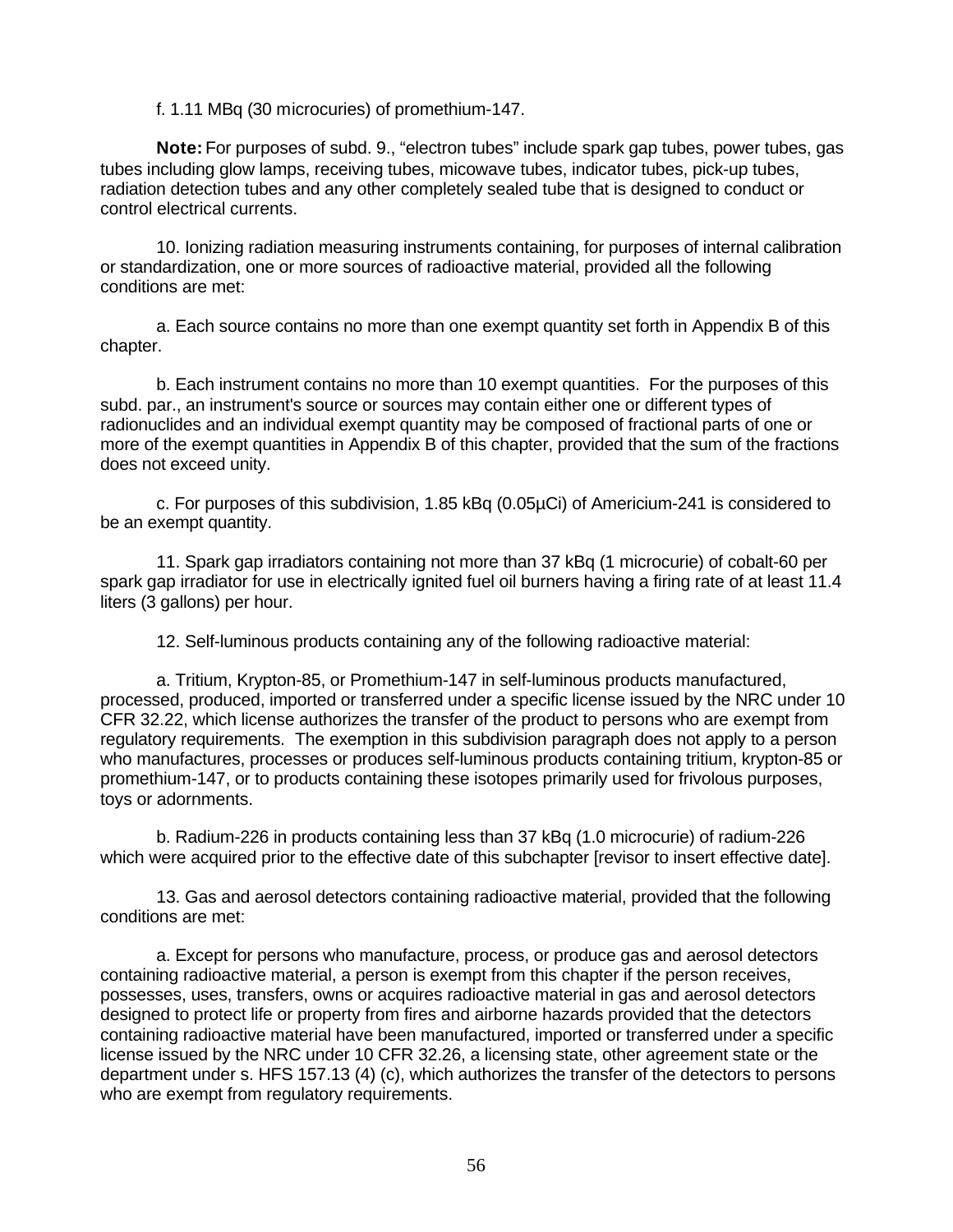f. 1.11 MBq (30 microcuries) of promethium-147.

**Note:** For purposes of subd. 9., "electron tubes" include spark gap tubes, power tubes, gas tubes including glow lamps, receiving tubes, micowave tubes, indicator tubes, pick-up tubes, radiation detection tubes and any other completely sealed tube that is designed to conduct or control electrical currents.

10. Ionizing radiation measuring instruments containing, for purposes of internal calibration or standardization, one or more sources of radioactive material, provided all the following conditions are met:

a. Each source contains no more than one exempt quantity set forth in Appendix B of this chapter.

b. Each instrument contains no more than 10 exempt quantities. For the purposes of this subd. par., an instrument's source or sources may contain either one or different types of radionuclides and an individual exempt quantity may be composed of fractional parts of one or more of the exempt quantities in Appendix B of this chapter, provided that the sum of the fractions does not exceed unity.

c. For purposes of this subdivision, 1.85 kBq (0.05µCi) of Americium-241 is considered to be an exempt quantity.

11. Spark gap irradiators containing not more than 37 kBq (1 microcurie) of cobalt-60 per spark gap irradiator for use in electrically ignited fuel oil burners having a firing rate of at least 11.4 liters (3 gallons) per hour.

12. Self-luminous products containing any of the following radioactive material:

a. Tritium, Krypton-85, or Promethium-147 in self-luminous products manufactured, processed, produced, imported or transferred under a specific license issued by the NRC under 10 CFR 32.22, which license authorizes the transfer of the product to persons who are exempt from regulatory requirements. The exemption in this subdivision paragraph does not apply to a person who manufactures, processes or produces self-luminous products containing tritium, krypton-85 or promethium-147, or to products containing these isotopes primarily used for frivolous purposes, toys or adornments.

b. Radium-226 in products containing less than 37 kBq (1.0 microcurie) of radium-226 which were acquired prior to the effective date of this subchapter [revisor to insert effective date].

13. Gas and aerosol detectors containing radioactive material, provided that the following conditions are met:

a. Except for persons who manufacture, process, or produce gas and aerosol detectors containing radioactive material, a person is exempt from this chapter if the person receives, possesses, uses, transfers, owns or acquires radioactive material in gas and aerosol detectors designed to protect life or property from fires and airborne hazards provided that the detectors containing radioactive material have been manufactured, imported or transferred under a specific license issued by the NRC under 10 CFR 32.26, a licensing state, other agreement state or the department under s. HFS 157.13 (4) (c), which authorizes the transfer of the detectors to persons who are exempt from regulatory requirements.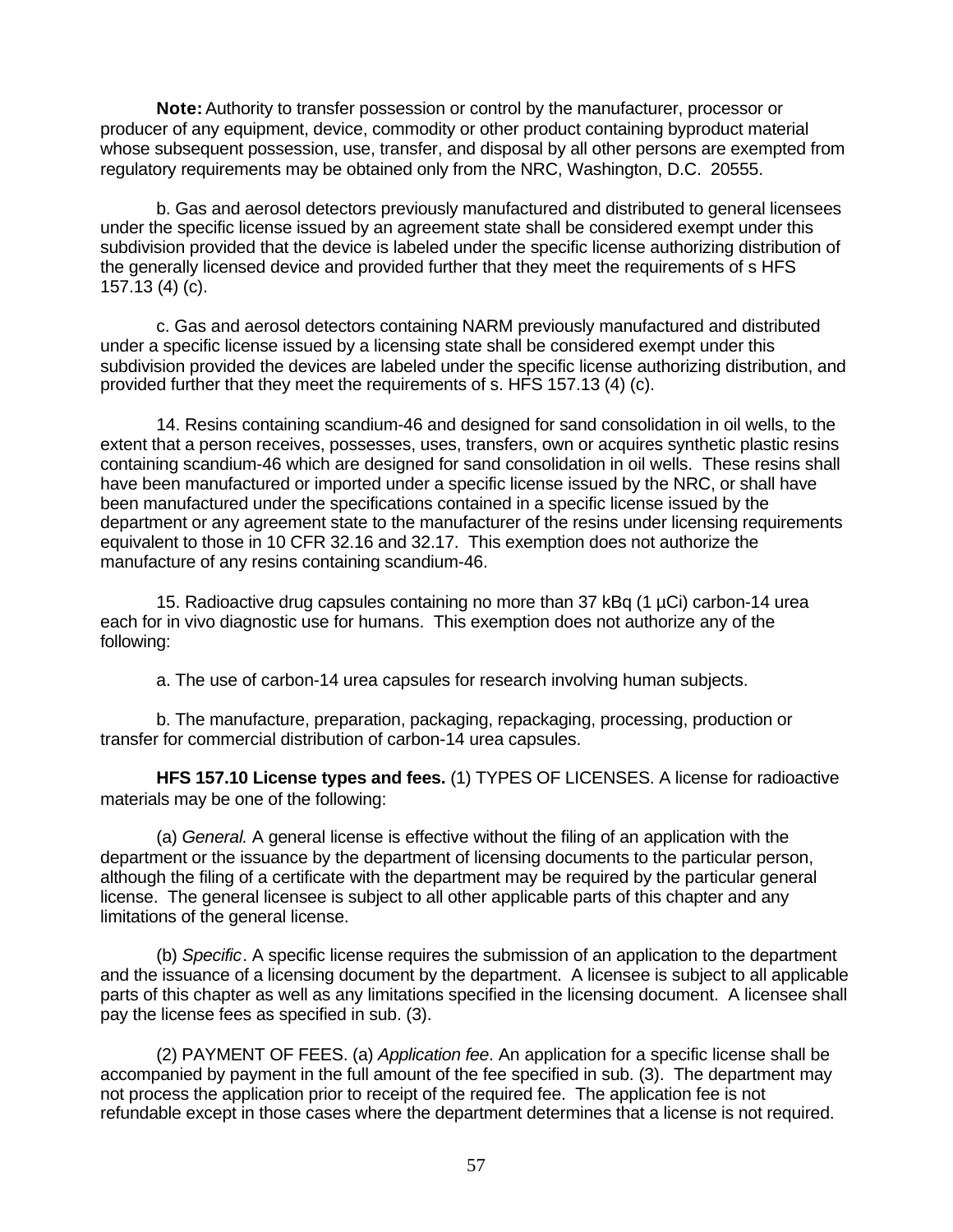**Note:** Authority to transfer possession or control by the manufacturer, processor or producer of any equipment, device, commodity or other product containing byproduct material whose subsequent possession, use, transfer, and disposal by all other persons are exempted from regulatory requirements may be obtained only from the NRC, Washington, D.C. 20555.

b. Gas and aerosol detectors previously manufactured and distributed to general licensees under the specific license issued by an agreement state shall be considered exempt under this subdivision provided that the device is labeled under the specific license authorizing distribution of the generally licensed device and provided further that they meet the requirements of s HFS 157.13 (4) (c).

c. Gas and aerosol detectors containing NARM previously manufactured and distributed under a specific license issued by a licensing state shall be considered exempt under this subdivision provided the devices are labeled under the specific license authorizing distribution, and provided further that they meet the requirements of s. HFS 157.13 (4) (c).

14. Resins containing scandium-46 and designed for sand consolidation in oil wells, to the extent that a person receives, possesses, uses, transfers, own or acquires synthetic plastic resins containing scandium-46 which are designed for sand consolidation in oil wells. These resins shall have been manufactured or imported under a specific license issued by the NRC, or shall have been manufactured under the specifications contained in a specific license issued by the department or any agreement state to the manufacturer of the resins under licensing requirements equivalent to those in 10 CFR 32.16 and 32.17. This exemption does not authorize the manufacture of any resins containing scandium-46.

15. Radioactive drug capsules containing no more than 37 kBq (1 µCi) carbon-14 urea each for in vivo diagnostic use for humans. This exemption does not authorize any of the following:

a. The use of carbon-14 urea capsules for research involving human subjects.

b. The manufacture, preparation, packaging, repackaging, processing, production or transfer for commercial distribution of carbon-14 urea capsules.

**HFS 157.10 License types and fees.** (1) TYPES OF LICENSES. A license for radioactive materials may be one of the following:

(a) *General.* A general license is effective without the filing of an application with the department or the issuance by the department of licensing documents to the particular person, although the filing of a certificate with the department may be required by the particular general license. The general licensee is subject to all other applicable parts of this chapter and any limitations of the general license.

(b) *Specific*. A specific license requires the submission of an application to the department and the issuance of a licensing document by the department. A licensee is subject to all applicable parts of this chapter as well as any limitations specified in the licensing document. A licensee shall pay the license fees as specified in sub. (3).

(2) PAYMENT OF FEES. (a) *Application fee*. An application for a specific license shall be accompanied by payment in the full amount of the fee specified in sub. (3). The department may not process the application prior to receipt of the required fee. The application fee is not refundable except in those cases where the department determines that a license is not required.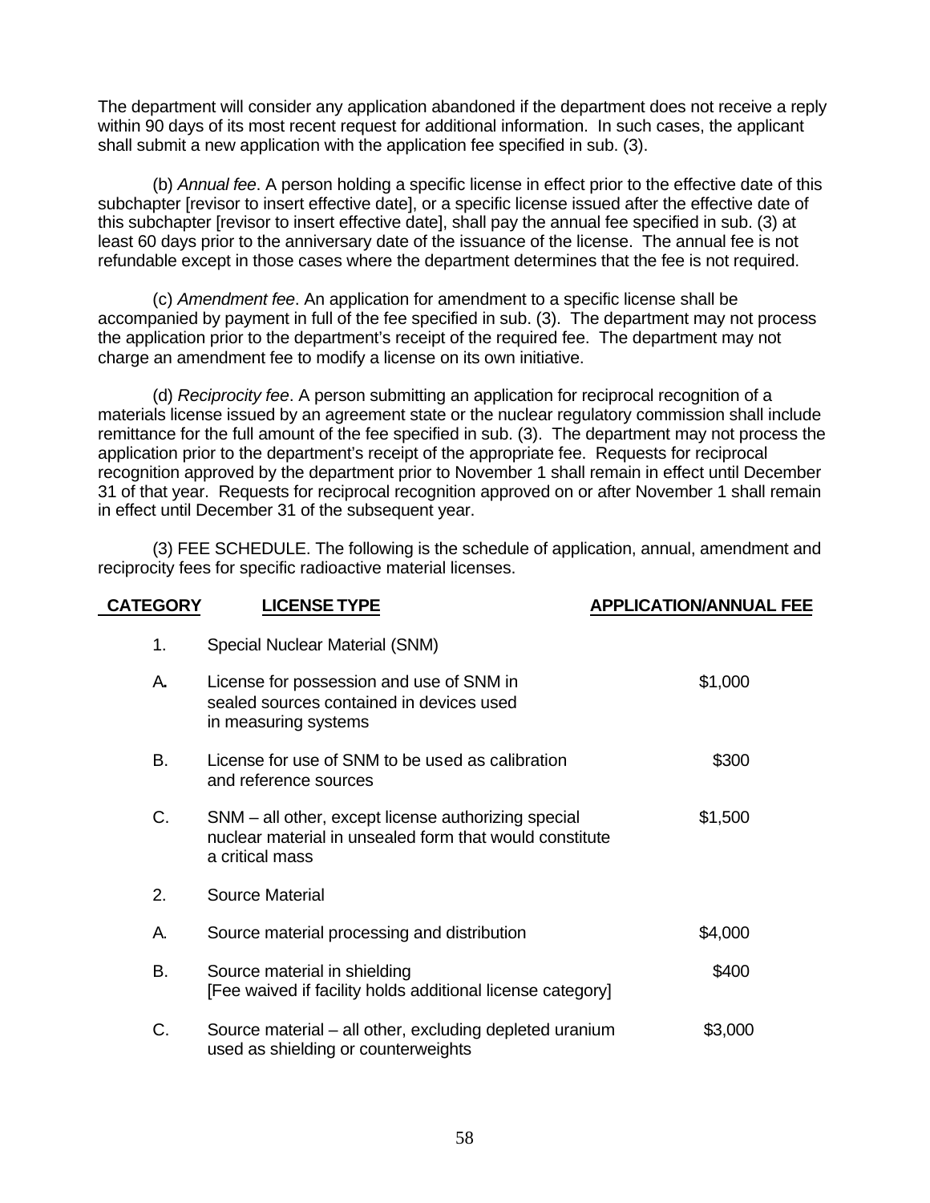The department will consider any application abandoned if the department does not receive a reply within 90 days of its most recent request for additional information. In such cases, the applicant shall submit a new application with the application fee specified in sub. (3).

(b) *Annual fee*. A person holding a specific license in effect prior to the effective date of this subchapter [revisor to insert effective date], or a specific license issued after the effective date of this subchapter [revisor to insert effective date], shall pay the annual fee specified in sub. (3) at least 60 days prior to the anniversary date of the issuance of the license. The annual fee is not refundable except in those cases where the department determines that the fee is not required.

(c) *Amendment fee*. An application for amendment to a specific license shall be accompanied by payment in full of the fee specified in sub. (3). The department may not process the application prior to the department's receipt of the required fee. The department may not charge an amendment fee to modify a license on its own initiative.

(d) *Reciprocity fee*. A person submitting an application for reciprocal recognition of a materials license issued by an agreement state or the nuclear regulatory commission shall include remittance for the full amount of the fee specified in sub. (3). The department may not process the application prior to the department's receipt of the appropriate fee. Requests for reciprocal recognition approved by the department prior to November 1 shall remain in effect until December 31 of that year. Requests for reciprocal recognition approved on or after November 1 shall remain in effect until December 31 of the subsequent year.

(3) FEE SCHEDULE. The following is the schedule of application, annual, amendment and reciprocity fees for specific radioactive material licenses.

| CATEGORY | LICENSE TYPE | APPLICATION/ANNUAL FEE |
|---|---|---|
| 1. | Special Nuclear Material (SNM) | |
| A. | License for possession and use of SNM in sealed sources contained in devices used in measuring systems | $1,000 |
| B. | License for use of SNM to be used as calibration and reference sources | $300 |
| C. | SNM – all other, except license authorizing special nuclear material in unsealed form that would constitute a critical mass | $1,500 |
| 2. | Source Material | |
| A. | Source material processing and distribution | $4,000 |
| B. | Source material in shielding [Fee waived if facility holds additional license category] | $400 |
| C. | Source material – all other, excluding depleted uranium used as shielding or counterweights | $3,000 |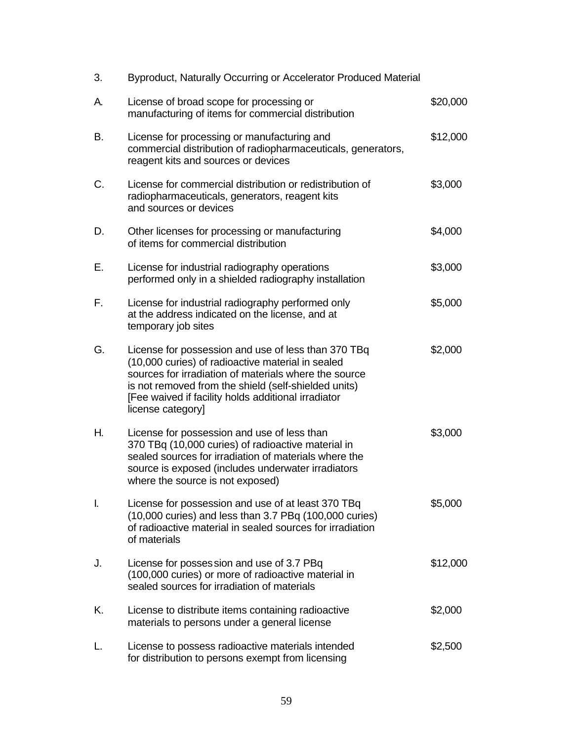| 3. | Byproduct, Naturally Occurring or Accelerator Produced Material | |
|---|---|---|
| A. | License of broad scope for processing or manufacturing of items for commercial distribution | $20,000 |
| B. | License for processing or manufacturing and commercial distribution of radiopharmaceuticals, generators, reagent kits and sources or devices | $12,000 |
| C. | License for commercial distribution or redistribution of radiopharmaceuticals, generators, reagent kits and sources or devices | $3,000 |
| D. | Other licenses for processing or manufacturing of items for commercial distribution | $4,000 |
| E. | License for industrial radiography operations performed only in a shielded radiography installation | $3,000 |
| F. | License for industrial radiography performed only at the address indicated on the license, and at temporary job sites | $5,000 |
| G. | License for possession and use of less than 370 TBq (10,000 curies) of radioactive material in sealed sources for irradiation of materials where the source is not removed from the shield (self-shielded units) [Fee waived if facility holds additional irradiator license category] | $2,000 |
| H. | License for possession and use of less than 370 TBq (10,000 curies) of radioactive material in sealed sources for irradiation of materials where the source is exposed (includes underwater irradiators where the source is not exposed) | $3,000 |
| I. | License for possession and use of at least 370 TBq (10,000 curies) and less than 3.7 PBq (100,000 curies) of radioactive material in sealed sources for irradiation of materials | $5,000 |
| J. | License for possession and use of 3.7 PBq (100,000 curies) or more of radioactive material in sealed sources for irradiation of materials | $12,000 |
| K. | License to distribute items containing radioactive materials to persons under a general license | $2,000 |
| L. | License to possess radioactive materials intended for distribution to persons exempt from licensing | $2,500 |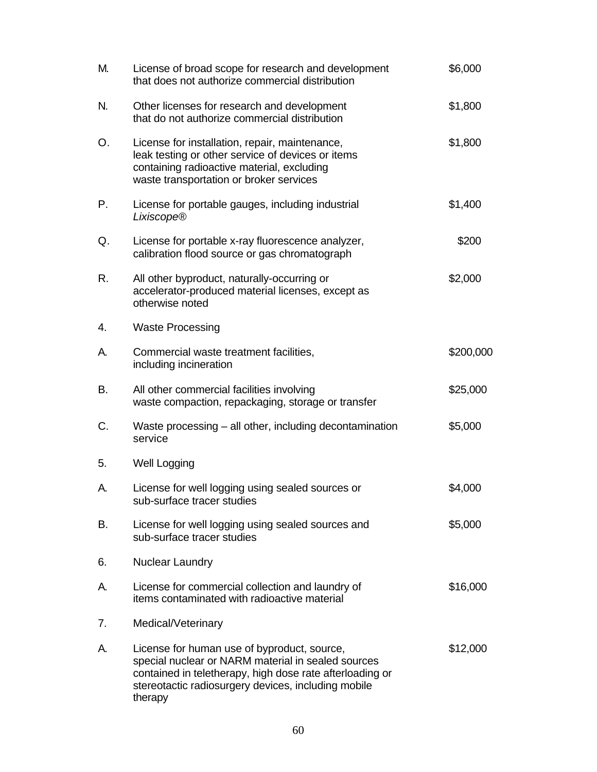| | | |
|---|---|---|
| M. | License of broad scope for research and development that does not authorize commercial distribution | $6,000 |
| N. | Other licenses for research and development that do not authorize commercial distribution | $1,800 |
| O. | License for installation, repair, maintenance, leak testing or other service of devices or items containing radioactive material, excluding waste transportation or broker services | $1,800 |
| P. | License for portable gauges, including industrial *Lixiscope®* | $1,400 |
| Q. | License for portable x-ray fluorescence analyzer, calibration flood source or gas chromatograph | $200 |
| R. | All other byproduct, naturally-occurring or accelerator-produced material licenses, except as otherwise noted | $2,000 |
| 4. | Waste Processing | |
| A. | Commercial waste treatment facilities, including incineration | $200,000 |
| B. | All other commercial facilities involving waste compaction, repackaging, storage or transfer | $25,000 |
| C. | Waste processing – all other, including decontamination service | $5,000 |
| 5. | Well Logging | |
| A. | License for well logging using sealed sources or sub-surface tracer studies | $4,000 |
| B. | License for well logging using sealed sources and sub-surface tracer studies | $5,000 |
| 6. | Nuclear Laundry | |
| A. | License for commercial collection and laundry of items contaminated with radioactive material | $16,000 |
| 7. | Medical/Veterinary | |
| A. | License for human use of byproduct, source, special nuclear or NARM material in sealed sources contained in teletherapy, high dose rate afterloading or stereotactic radiosurgery devices, including mobile therapy | $12,000 |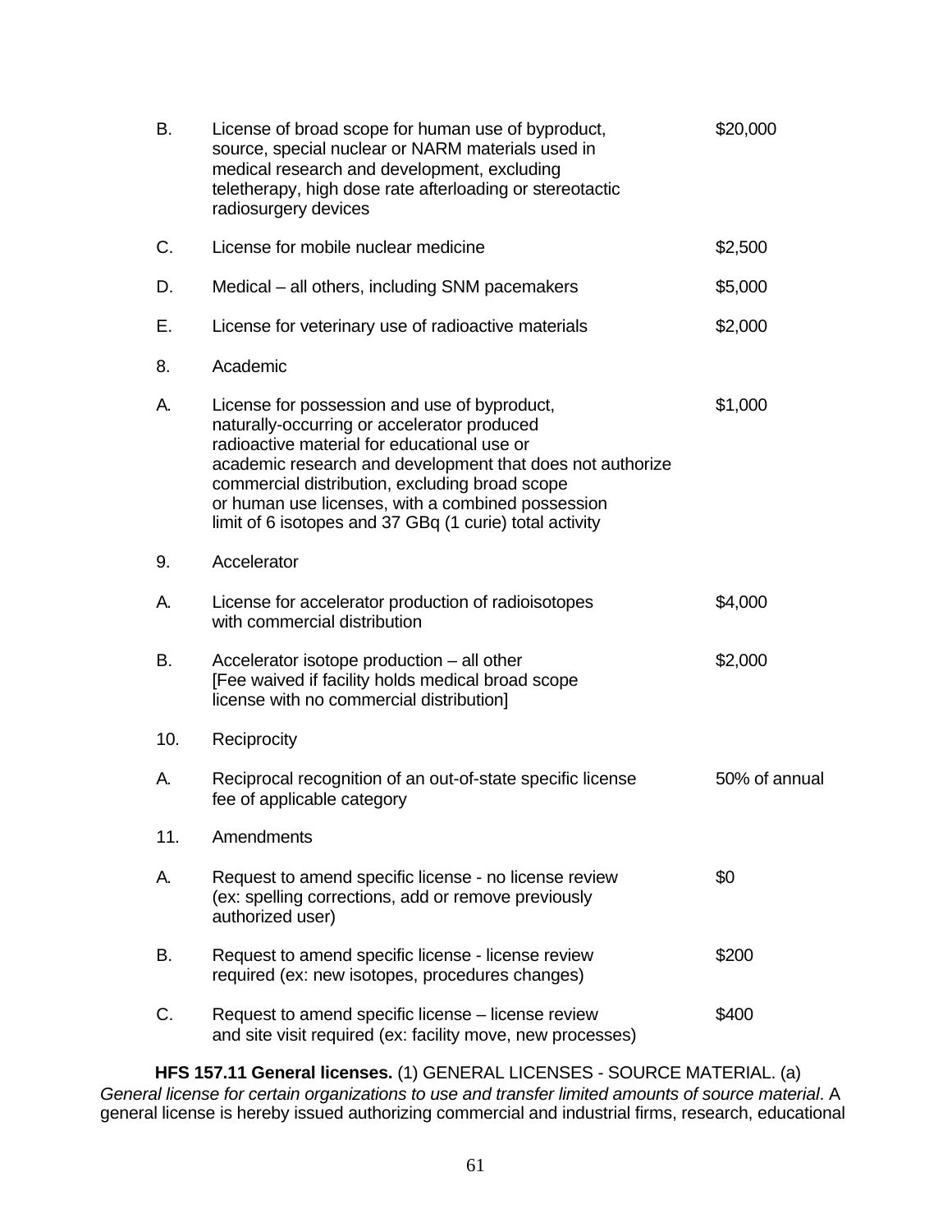| | | |
|---|---|---|
| B. | License of broad scope for human use of byproduct, source, special nuclear or NARM materials used in medical research and development, excluding teletherapy, high dose rate afterloading or stereotactic radiosurgery devices | $20,000 |
| C. | License for mobile nuclear medicine | $2,500 |
| D. | Medical – all others, including SNM pacemakers | $5,000 |
| E. | License for veterinary use of radioactive materials | $2,000 |
| 8. | Academic | |
| A. | License for possession and use of byproduct, naturally-occurring or accelerator produced radioactive material for educational use or academic research and development that does not authorize commercial distribution, excluding broad scope or human use licenses, with a combined possession limit of 6 isotopes and 37 GBq (1 curie) total activity | $1,000 |
| 9. | Accelerator | |
| A. | License for accelerator production of radioisotopes with commercial distribution | $4,000 |
| B. | Accelerator isotope production – all other [Fee waived if facility holds medical broad scope license with no commercial distribution] | $2,000 |
| 10. | Reciprocity | |
| A. | Reciprocal recognition of an out-of-state specific license fee of applicable category | 50% of annual |
| 11. | Amendments | |
| A. | Request to amend specific license - no license review (ex: spelling corrections, add or remove previously authorized user) | $0 |
| B. | Request to amend specific license - license review required (ex: new isotopes, procedures changes) | $200 |
| C. | Request to amend specific license – license review and site visit required (ex: facility move, new processes) | $400 |

**HFS 157.11 General licenses.** (1) GENERAL LICENSES - SOURCE MATERIAL. (a) *General license for certain organizations to use and transfer limited amounts of source material*. A general license is hereby issued authorizing commercial and industrial firms, research, educational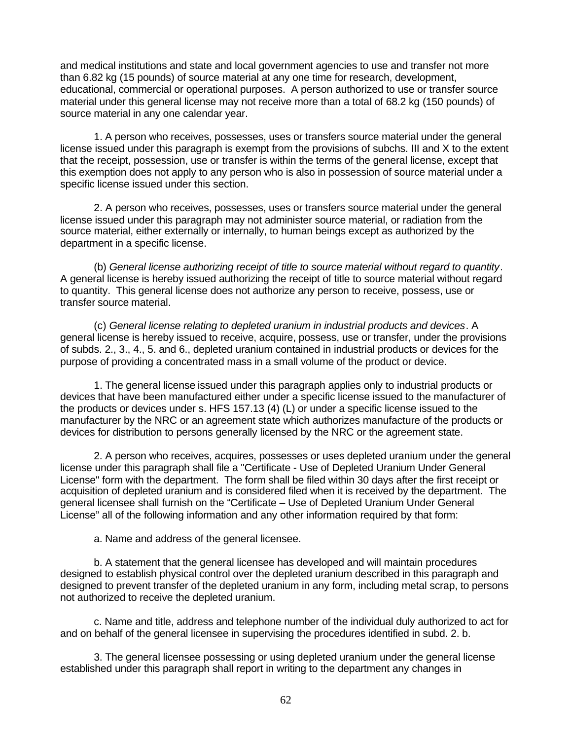and medical institutions and state and local government agencies to use and transfer not more than 6.82 kg (15 pounds) of source material at any one time for research, development, educational, commercial or operational purposes. A person authorized to use or transfer source material under this general license may not receive more than a total of 68.2 kg (150 pounds) of source material in any one calendar year.

1. A person who receives, possesses, uses or transfers source material under the general license issued under this paragraph is exempt from the provisions of subchs. III and X to the extent that the receipt, possession, use or transfer is within the terms of the general license, except that this exemption does not apply to any person who is also in possession of source material under a specific license issued under this section.

2. A person who receives, possesses, uses or transfers source material under the general license issued under this paragraph may not administer source material, or radiation from the source material, either externally or internally, to human beings except as authorized by the department in a specific license.

(b) *General license authorizing receipt of title to source material without regard to quantity*. A general license is hereby issued authorizing the receipt of title to source material without regard to quantity. This general license does not authorize any person to receive, possess, use or transfer source material.

(c) *General license relating to depleted uranium in industrial products and devices*. A general license is hereby issued to receive, acquire, possess, use or transfer, under the provisions of subds. 2., 3., 4., 5. and 6., depleted uranium contained in industrial products or devices for the purpose of providing a concentrated mass in a small volume of the product or device.

1. The general license issued under this paragraph applies only to industrial products or devices that have been manufactured either under a specific license issued to the manufacturer of the products or devices under s. HFS 157.13 (4) (L) or under a specific license issued to the manufacturer by the NRC or an agreement state which authorizes manufacture of the products or devices for distribution to persons generally licensed by the NRC or the agreement state.

2. A person who receives, acquires, possesses or uses depleted uranium under the general license under this paragraph shall file a "Certificate - Use of Depleted Uranium Under General License" form with the department. The form shall be filed within 30 days after the first receipt or acquisition of depleted uranium and is considered filed when it is received by the department. The general licensee shall furnish on the "Certificate – Use of Depleted Uranium Under General License" all of the following information and any other information required by that form:

a. Name and address of the general licensee.

b. A statement that the general licensee has developed and will maintain procedures designed to establish physical control over the depleted uranium described in this paragraph and designed to prevent transfer of the depleted uranium in any form, including metal scrap, to persons not authorized to receive the depleted uranium.

c. Name and title, address and telephone number of the individual duly authorized to act for and on behalf of the general licensee in supervising the procedures identified in subd. 2. b.

3. The general licensee possessing or using depleted uranium under the general license established under this paragraph shall report in writing to the department any changes in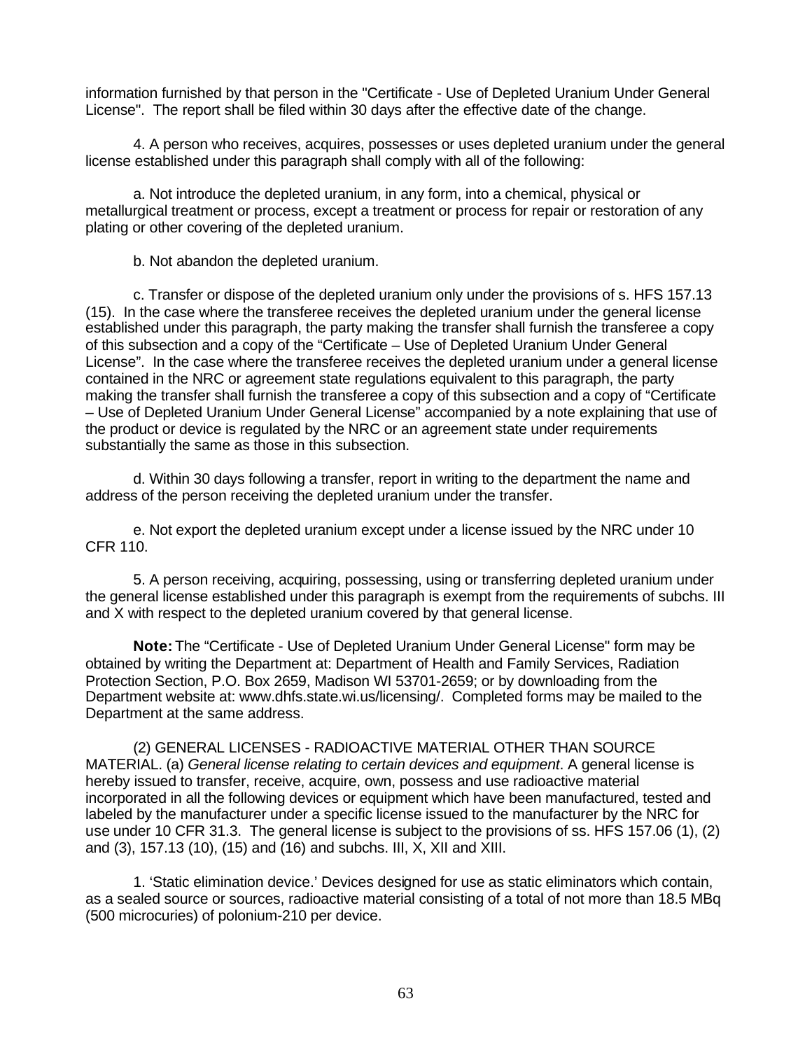information furnished by that person in the "Certificate - Use of Depleted Uranium Under General License". The report shall be filed within 30 days after the effective date of the change.

4. A person who receives, acquires, possesses or uses depleted uranium under the general license established under this paragraph shall comply with all of the following:

a. Not introduce the depleted uranium, in any form, into a chemical, physical or metallurgical treatment or process, except a treatment or process for repair or restoration of any plating or other covering of the depleted uranium.

b. Not abandon the depleted uranium.

c. Transfer or dispose of the depleted uranium only under the provisions of s. HFS 157.13 (15). In the case where the transferee receives the depleted uranium under the general license established under this paragraph, the party making the transfer shall furnish the transferee a copy of this subsection and a copy of the "Certificate – Use of Depleted Uranium Under General License". In the case where the transferee receives the depleted uranium under a general license contained in the NRC or agreement state regulations equivalent to this paragraph, the party making the transfer shall furnish the transferee a copy of this subsection and a copy of "Certificate – Use of Depleted Uranium Under General License" accompanied by a note explaining that use of the product or device is regulated by the NRC or an agreement state under requirements substantially the same as those in this subsection.

d. Within 30 days following a transfer, report in writing to the department the name and address of the person receiving the depleted uranium under the transfer.

e. Not export the depleted uranium except under a license issued by the NRC under 10 CFR 110.

5. A person receiving, acquiring, possessing, using or transferring depleted uranium under the general license established under this paragraph is exempt from the requirements of subchs. III and X with respect to the depleted uranium covered by that general license.

**Note:** The "Certificate - Use of Depleted Uranium Under General License" form may be obtained by writing the Department at: Department of Health and Family Services, Radiation Protection Section, P.O. Box 2659, Madison WI 53701-2659; or by downloading from the Department website at: www.dhfs.state.wi.us/licensing/. Completed forms may be mailed to the Department at the same address.

(2) GENERAL LICENSES - RADIOACTIVE MATERIAL OTHER THAN SOURCE MATERIAL. (a) *General license relating to certain devices and equipment*. A general license is hereby issued to transfer, receive, acquire, own, possess and use radioactive material incorporated in all the following devices or equipment which have been manufactured, tested and labeled by the manufacturer under a specific license issued to the manufacturer by the NRC for use under 10 CFR 31.3. The general license is subject to the provisions of ss. HFS 157.06 (1), (2) and (3), 157.13 (10), (15) and (16) and subchs. III, X, XII and XIII.

1. 'Static elimination device.' Devices designed for use as static eliminators which contain, as a sealed source or sources, radioactive material consisting of a total of not more than 18.5 MBq (500 microcuries) of polonium-210 per device.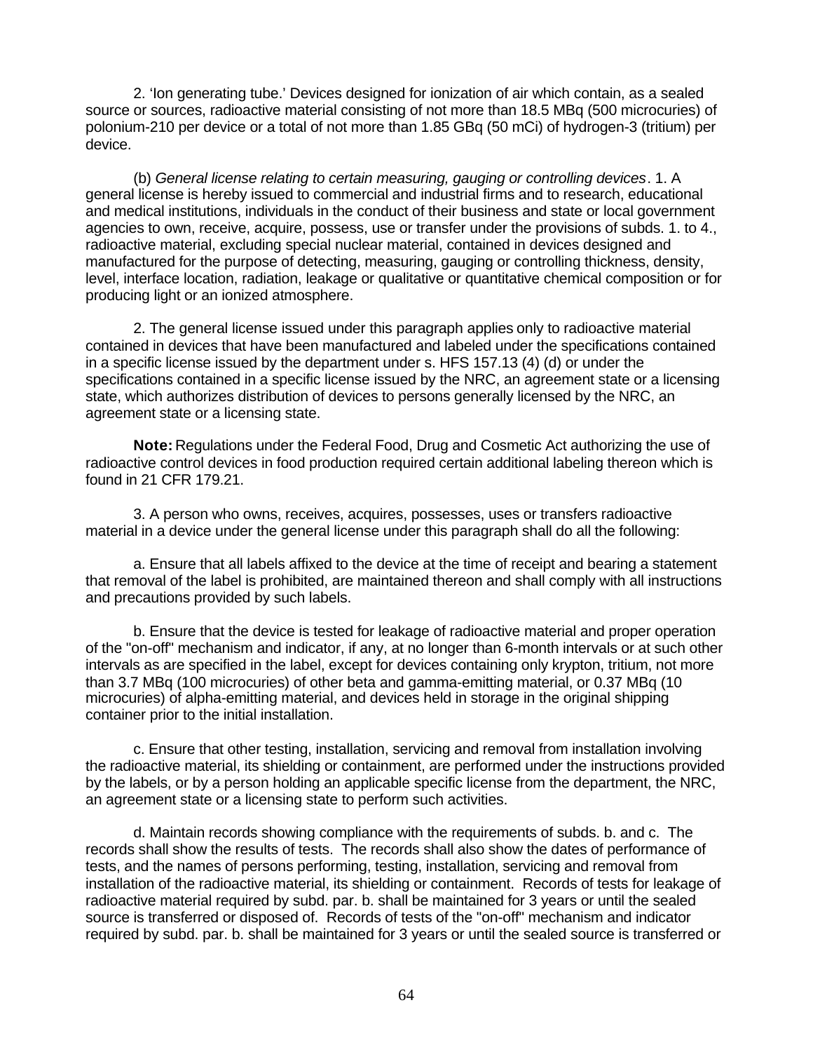2. 'Ion generating tube.' Devices designed for ionization of air which contain, as a sealed source or sources, radioactive material consisting of not more than 18.5 MBq (500 microcuries) of polonium-210 per device or a total of not more than 1.85 GBq (50 mCi) of hydrogen-3 (tritium) per device.

(b) *General license relating to certain measuring, gauging or controlling devices*. 1. A general license is hereby issued to commercial and industrial firms and to research, educational and medical institutions, individuals in the conduct of their business and state or local government agencies to own, receive, acquire, possess, use or transfer under the provisions of subds. 1. to 4., radioactive material, excluding special nuclear material, contained in devices designed and manufactured for the purpose of detecting, measuring, gauging or controlling thickness, density, level, interface location, radiation, leakage or qualitative or quantitative chemical composition or for producing light or an ionized atmosphere.

2. The general license issued under this paragraph applies only to radioactive material contained in devices that have been manufactured and labeled under the specifications contained in a specific license issued by the department under s. HFS 157.13 (4) (d) or under the specifications contained in a specific license issued by the NRC, an agreement state or a licensing state, which authorizes distribution of devices to persons generally licensed by the NRC, an agreement state or a licensing state.

**Note:** Regulations under the Federal Food, Drug and Cosmetic Act authorizing the use of radioactive control devices in food production required certain additional labeling thereon which is found in 21 CFR 179.21.

3. A person who owns, receives, acquires, possesses, uses or transfers radioactive material in a device under the general license under this paragraph shall do all the following:

a. Ensure that all labels affixed to the device at the time of receipt and bearing a statement that removal of the label is prohibited, are maintained thereon and shall comply with all instructions and precautions provided by such labels.

b. Ensure that the device is tested for leakage of radioactive material and proper operation of the "on-off" mechanism and indicator, if any, at no longer than 6-month intervals or at such other intervals as are specified in the label, except for devices containing only krypton, tritium, not more than 3.7 MBq (100 microcuries) of other beta and gamma-emitting material, or 0.37 MBq (10 microcuries) of alpha-emitting material, and devices held in storage in the original shipping container prior to the initial installation.

c. Ensure that other testing, installation, servicing and removal from installation involving the radioactive material, its shielding or containment, are performed under the instructions provided by the labels, or by a person holding an applicable specific license from the department, the NRC, an agreement state or a licensing state to perform such activities.

d. Maintain records showing compliance with the requirements of subds. b. and c. The records shall show the results of tests. The records shall also show the dates of performance of tests, and the names of persons performing, testing, installation, servicing and removal from installation of the radioactive material, its shielding or containment. Records of tests for leakage of radioactive material required by subd. par. b. shall be maintained for 3 years or until the sealed source is transferred or disposed of. Records of tests of the "on-off" mechanism and indicator required by subd. par. b. shall be maintained for 3 years or until the sealed source is transferred or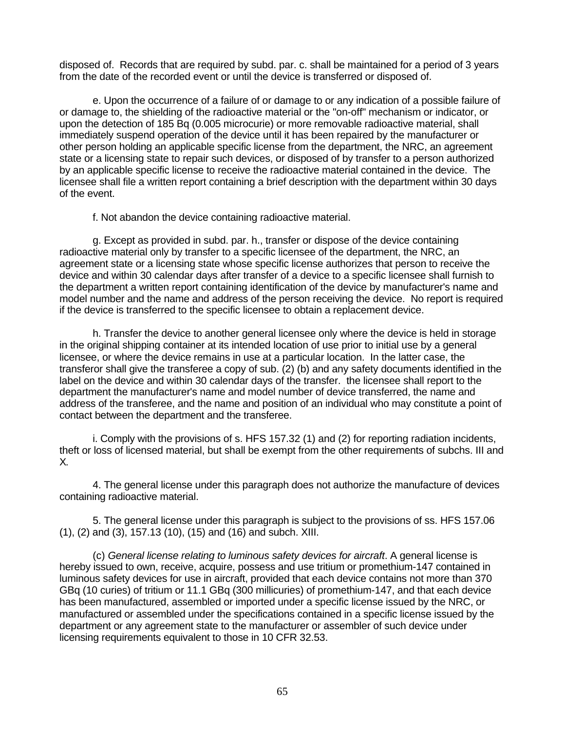disposed of. Records that are required by subd. par. c. shall be maintained for a period of 3 years from the date of the recorded event or until the device is transferred or disposed of.

e. Upon the occurrence of a failure of or damage to or any indication of a possible failure of or damage to, the shielding of the radioactive material or the "on-off" mechanism or indicator, or upon the detection of 185 Bq (0.005 microcurie) or more removable radioactive material, shall immediately suspend operation of the device until it has been repaired by the manufacturer or other person holding an applicable specific license from the department, the NRC, an agreement state or a licensing state to repair such devices, or disposed of by transfer to a person authorized by an applicable specific license to receive the radioactive material contained in the device. The licensee shall file a written report containing a brief description with the department within 30 days of the event.

f. Not abandon the device containing radioactive material.

g. Except as provided in subd. par. h., transfer or dispose of the device containing radioactive material only by transfer to a specific licensee of the department, the NRC, an agreement state or a licensing state whose specific license authorizes that person to receive the device and within 30 calendar days after transfer of a device to a specific licensee shall furnish to the department a written report containing identification of the device by manufacturer's name and model number and the name and address of the person receiving the device. No report is required if the device is transferred to the specific licensee to obtain a replacement device.

h. Transfer the device to another general licensee only where the device is held in storage in the original shipping container at its intended location of use prior to initial use by a general licensee, or where the device remains in use at a particular location. In the latter case, the transferor shall give the transferee a copy of sub. (2) (b) and any safety documents identified in the label on the device and within 30 calendar days of the transfer. the licensee shall report to the department the manufacturer's name and model number of device transferred, the name and address of the transferee, and the name and position of an individual who may constitute a point of contact between the department and the transferee.

i. Comply with the provisions of s. HFS 157.32 (1) and (2) for reporting radiation incidents, theft or loss of licensed material, but shall be exempt from the other requirements of subchs. III and X.

4. The general license under this paragraph does not authorize the manufacture of devices containing radioactive material.

5. The general license under this paragraph is subject to the provisions of ss. HFS 157.06 (1), (2) and (3), 157.13 (10), (15) and (16) and subch. XIII.

(c) *General license relating to luminous safety devices for aircraft*. A general license is hereby issued to own, receive, acquire, possess and use tritium or promethium-147 contained in luminous safety devices for use in aircraft, provided that each device contains not more than 370 GBq (10 curies) of tritium or 11.1 GBq (300 millicuries) of promethium-147, and that each device has been manufactured, assembled or imported under a specific license issued by the NRC, or manufactured or assembled under the specifications contained in a specific license issued by the department or any agreement state to the manufacturer or assembler of such device under licensing requirements equivalent to those in 10 CFR 32.53.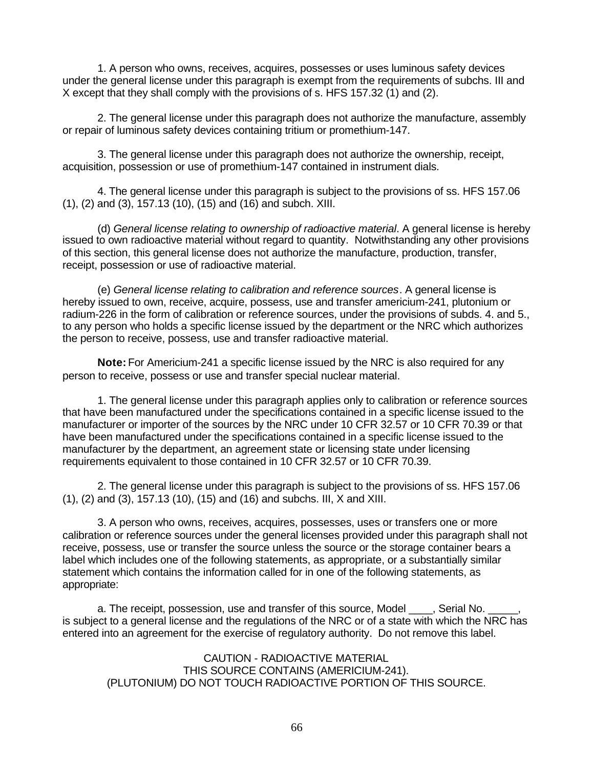1. A person who owns, receives, acquires, possesses or uses luminous safety devices under the general license under this paragraph is exempt from the requirements of subchs. III and X except that they shall comply with the provisions of s. HFS 157.32 (1) and (2).

2. The general license under this paragraph does not authorize the manufacture, assembly or repair of luminous safety devices containing tritium or promethium-147.

3. The general license under this paragraph does not authorize the ownership, receipt, acquisition, possession or use of promethium-147 contained in instrument dials.

4. The general license under this paragraph is subject to the provisions of ss. HFS 157.06 (1), (2) and (3), 157.13 (10), (15) and (16) and subch. XIII.

(d) *General license relating to ownership of radioactive material*. A general license is hereby issued to own radioactive material without regard to quantity. Notwithstanding any other provisions of this section, this general license does not authorize the manufacture, production, transfer, receipt, possession or use of radioactive material.

(e) *General license relating to calibration and reference sources*. A general license is hereby issued to own, receive, acquire, possess, use and transfer americium-241, plutonium or radium-226 in the form of calibration or reference sources, under the provisions of subds. 4. and 5., to any person who holds a specific license issued by the department or the NRC which authorizes the person to receive, possess, use and transfer radioactive material.

**Note:** For Americium-241 a specific license issued by the NRC is also required for any person to receive, possess or use and transfer special nuclear material.

1. The general license under this paragraph applies only to calibration or reference sources that have been manufactured under the specifications contained in a specific license issued to the manufacturer or importer of the sources by the NRC under 10 CFR 32.57 or 10 CFR 70.39 or that have been manufactured under the specifications contained in a specific license issued to the manufacturer by the department, an agreement state or licensing state under licensing requirements equivalent to those contained in 10 CFR 32.57 or 10 CFR 70.39.

2. The general license under this paragraph is subject to the provisions of ss. HFS 157.06 (1), (2) and (3), 157.13 (10), (15) and (16) and subchs. III, X and XIII.

3. A person who owns, receives, acquires, possesses, uses or transfers one or more calibration or reference sources under the general licenses provided under this paragraph shall not receive, possess, use or transfer the source unless the source or the storage container bears a label which includes one of the following statements, as appropriate, or a substantially similar statement which contains the information called for in one of the following statements, as appropriate:

a. The receipt, possession, use and transfer of this source, Model ____, Serial No. _____, is subject to a general license and the regulations of the NRC or of a state with which the NRC has entered into an agreement for the exercise of regulatory authority. Do not remove this label.

CAUTION - RADIOACTIVE MATERIAL
THIS SOURCE CONTAINS (AMERICIUM-241).
(PLUTONIUM) DO NOT TOUCH RADIOACTIVE PORTION OF THIS SOURCE.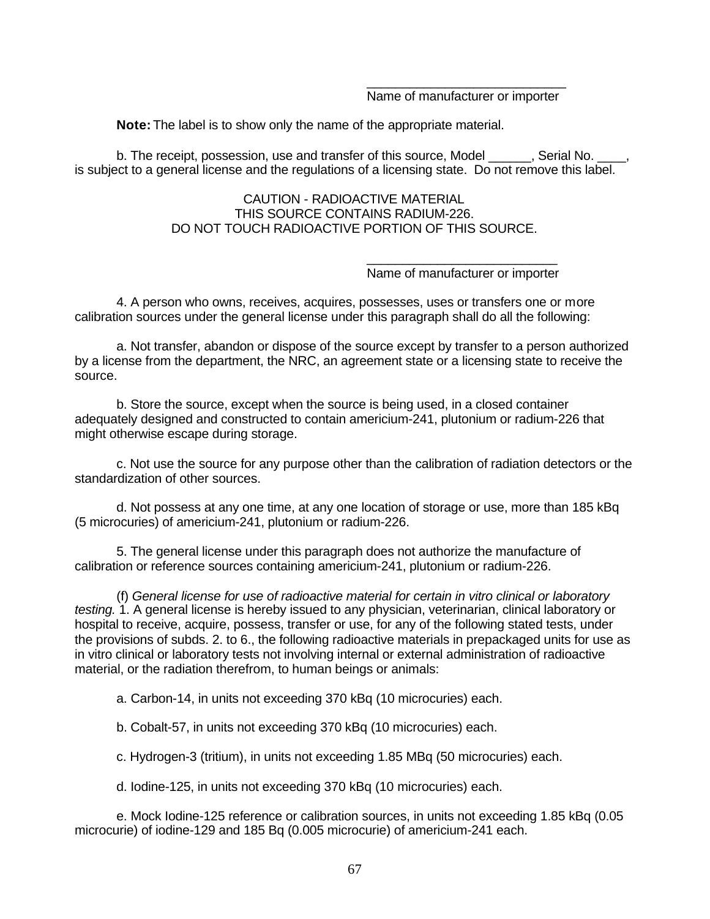\_\_\_\_\_\_\_\_\_\_\_\_\_\_\_\_\_\_\_\_\_\_\_\_\_\_\_\_
Name of manufacturer or importer

**Note:** The label is to show only the name of the appropriate material.

b. The receipt, possession, use and transfer of this source, Model \_\_\_\_\_\_, Serial No. \_\_\_\_, is subject to a general license and the regulations of a licensing state. Do not remove this label.

CAUTION - RADIOACTIVE MATERIAL
THIS SOURCE CONTAINS RADIUM-226.
DO NOT TOUCH RADIOACTIVE PORTION OF THIS SOURCE.

\_\_\_\_\_\_\_\_\_\_\_\_\_\_\_\_\_\_\_\_\_\_\_\_\_\_\_\_
Name of manufacturer or importer

4. A person who owns, receives, acquires, possesses, uses or transfers one or more calibration sources under the general license under this paragraph shall do all the following:

a. Not transfer, abandon or dispose of the source except by transfer to a person authorized by a license from the department, the NRC, an agreement state or a licensing state to receive the source.

b. Store the source, except when the source is being used, in a closed container adequately designed and constructed to contain americium-241, plutonium or radium-226 that might otherwise escape during storage.

c. Not use the source for any purpose other than the calibration of radiation detectors or the standardization of other sources.

d. Not possess at any one time, at any one location of storage or use, more than 185 kBq (5 microcuries) of americium-241, plutonium or radium-226.

5. The general license under this paragraph does not authorize the manufacture of calibration or reference sources containing americium-241, plutonium or radium-226.

(f) *General license for use of radioactive material for certain in vitro clinical or laboratory testing.* 1. A general license is hereby issued to any physician, veterinarian, clinical laboratory or hospital to receive, acquire, possess, transfer or use, for any of the following stated tests, under the provisions of subds. 2. to 6., the following radioactive materials in prepackaged units for use as in vitro clinical or laboratory tests not involving internal or external administration of radioactive material, or the radiation therefrom, to human beings or animals:

a. Carbon-14, in units not exceeding 370 kBq (10 microcuries) each.

b. Cobalt-57, in units not exceeding 370 kBq (10 microcuries) each.

c. Hydrogen-3 (tritium), in units not exceeding 1.85 MBq (50 microcuries) each.

d. Iodine-125, in units not exceeding 370 kBq (10 microcuries) each.

e. Mock Iodine-125 reference or calibration sources, in units not exceeding 1.85 kBq (0.05 microcurie) of iodine-129 and 185 Bq (0.005 microcurie) of americium-241 each.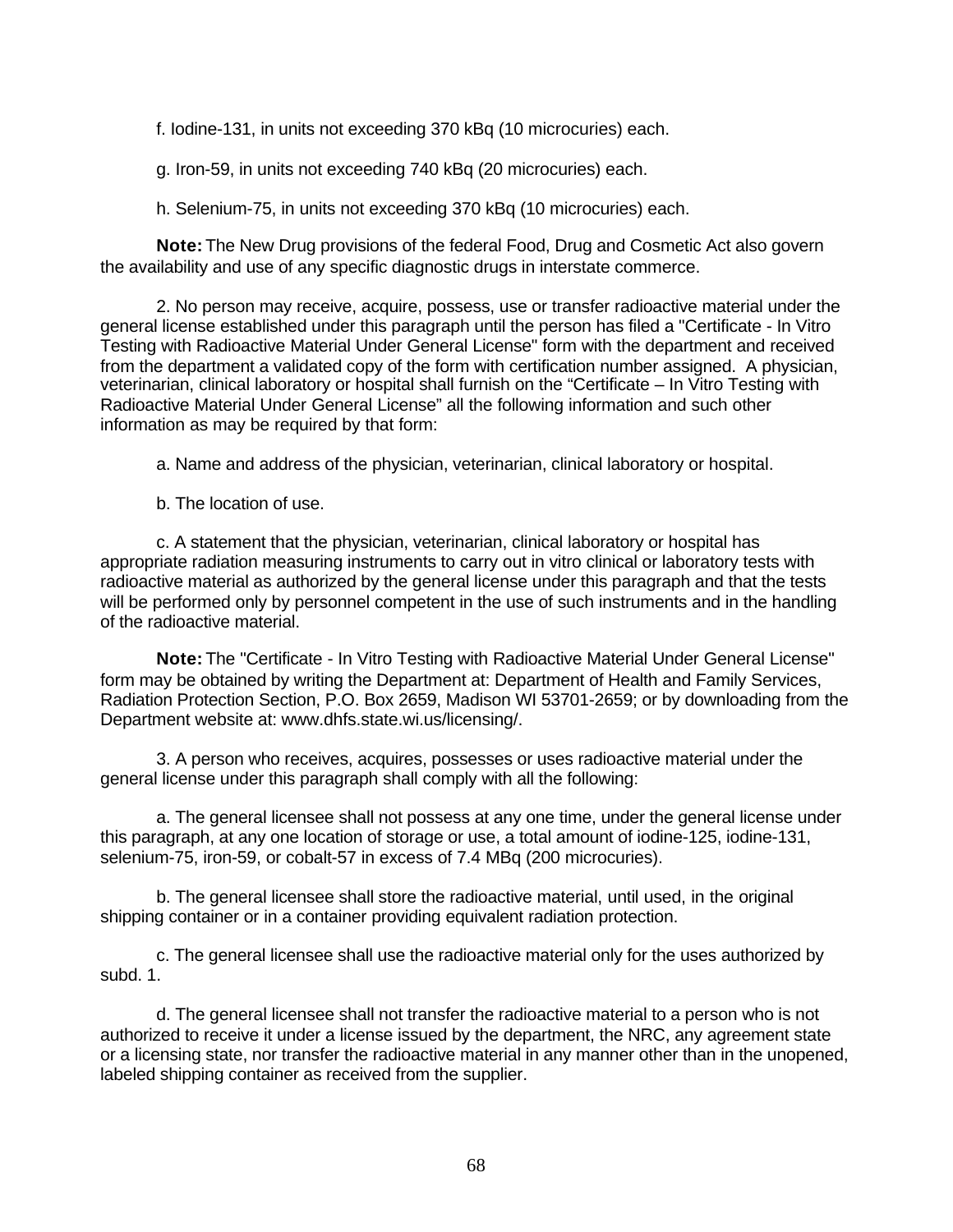f. Iodine-131, in units not exceeding 370 kBq (10 microcuries) each.

g. Iron-59, in units not exceeding 740 kBq (20 microcuries) each.

h. Selenium-75, in units not exceeding 370 kBq (10 microcuries) each.

**Note:** The New Drug provisions of the federal Food, Drug and Cosmetic Act also govern the availability and use of any specific diagnostic drugs in interstate commerce.

2. No person may receive, acquire, possess, use or transfer radioactive material under the general license established under this paragraph until the person has filed a "Certificate - In Vitro Testing with Radioactive Material Under General License" form with the department and received from the department a validated copy of the form with certification number assigned. A physician, veterinarian, clinical laboratory or hospital shall furnish on the “Certificate – In Vitro Testing with Radioactive Material Under General License” all the following information and such other information as may be required by that form:

a. Name and address of the physician, veterinarian, clinical laboratory or hospital.

b. The location of use.

c. A statement that the physician, veterinarian, clinical laboratory or hospital has appropriate radiation measuring instruments to carry out in vitro clinical or laboratory tests with radioactive material as authorized by the general license under this paragraph and that the tests will be performed only by personnel competent in the use of such instruments and in the handling of the radioactive material.

**Note:** The "Certificate - In Vitro Testing with Radioactive Material Under General License" form may be obtained by writing the Department at: Department of Health and Family Services, Radiation Protection Section, P.O. Box 2659, Madison WI 53701-2659; or by downloading from the Department website at: www.dhfs.state.wi.us/licensing/.

3. A person who receives, acquires, possesses or uses radioactive material under the general license under this paragraph shall comply with all the following:

a. The general licensee shall not possess at any one time, under the general license under this paragraph, at any one location of storage or use, a total amount of iodine-125, iodine-131, selenium-75, iron-59, or cobalt-57 in excess of 7.4 MBq (200 microcuries).

b. The general licensee shall store the radioactive material, until used, in the original shipping container or in a container providing equivalent radiation protection.

c. The general licensee shall use the radioactive material only for the uses authorized by subd. 1.

d. The general licensee shall not transfer the radioactive material to a person who is not authorized to receive it under a license issued by the department, the NRC, any agreement state or a licensing state, nor transfer the radioactive material in any manner other than in the unopened, labeled shipping container as received from the supplier.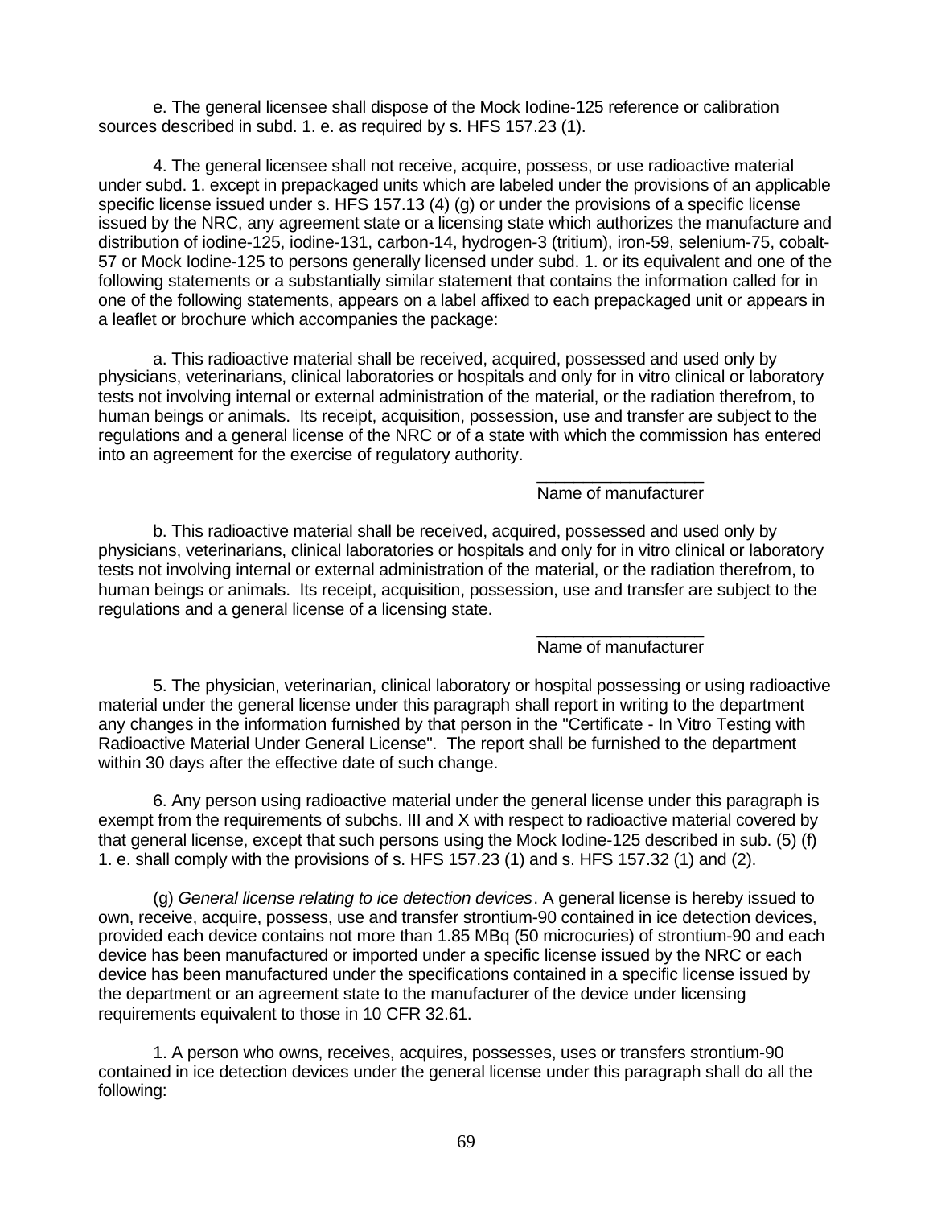e. The general licensee shall dispose of the Mock Iodine-125 reference or calibration sources described in subd. 1. e. as required by s. HFS 157.23 (1).

4. The general licensee shall not receive, acquire, possess, or use radioactive material under subd. 1. except in prepackaged units which are labeled under the provisions of an applicable specific license issued under s. HFS 157.13 (4) (g) or under the provisions of a specific license issued by the NRC, any agreement state or a licensing state which authorizes the manufacture and distribution of iodine-125, iodine-131, carbon-14, hydrogen-3 (tritium), iron-59, selenium-75, cobalt-57 or Mock Iodine-125 to persons generally licensed under subd. 1. or its equivalent and one of the following statements or a substantially similar statement that contains the information called for in one of the following statements, appears on a label affixed to each prepackaged unit or appears in a leaflet or brochure which accompanies the package:

a. This radioactive material shall be received, acquired, possessed and used only by physicians, veterinarians, clinical laboratories or hospitals and only for in vitro clinical or laboratory tests not involving internal or external administration of the material, or the radiation therefrom, to human beings or animals. Its receipt, acquisition, possession, use and transfer are subject to the regulations and a general license of the NRC or of a state with which the commission has entered into an agreement for the exercise of regulatory authority.

__________________
Name of manufacturer

b. This radioactive material shall be received, acquired, possessed and used only by physicians, veterinarians, clinical laboratories or hospitals and only for in vitro clinical or laboratory tests not involving internal or external administration of the material, or the radiation therefrom, to human beings or animals. Its receipt, acquisition, possession, use and transfer are subject to the regulations and a general license of a licensing state.

__________________
Name of manufacturer

5. The physician, veterinarian, clinical laboratory or hospital possessing or using radioactive material under the general license under this paragraph shall report in writing to the department any changes in the information furnished by that person in the "Certificate - In Vitro Testing with Radioactive Material Under General License". The report shall be furnished to the department within 30 days after the effective date of such change.

6. Any person using radioactive material under the general license under this paragraph is exempt from the requirements of subchs. III and X with respect to radioactive material covered by that general license, except that such persons using the Mock Iodine-125 described in sub. (5) (f) 1. e. shall comply with the provisions of s. HFS 157.23 (1) and s. HFS 157.32 (1) and (2).

(g) *General license relating to ice detection devices*. A general license is hereby issued to own, receive, acquire, possess, use and transfer strontium-90 contained in ice detection devices, provided each device contains not more than 1.85 MBq (50 microcuries) of strontium-90 and each device has been manufactured or imported under a specific license issued by the NRC or each device has been manufactured under the specifications contained in a specific license issued by the department or an agreement state to the manufacturer of the device under licensing requirements equivalent to those in 10 CFR 32.61.

1. A person who owns, receives, acquires, possesses, uses or transfers strontium-90 contained in ice detection devices under the general license under this paragraph shall do all the following: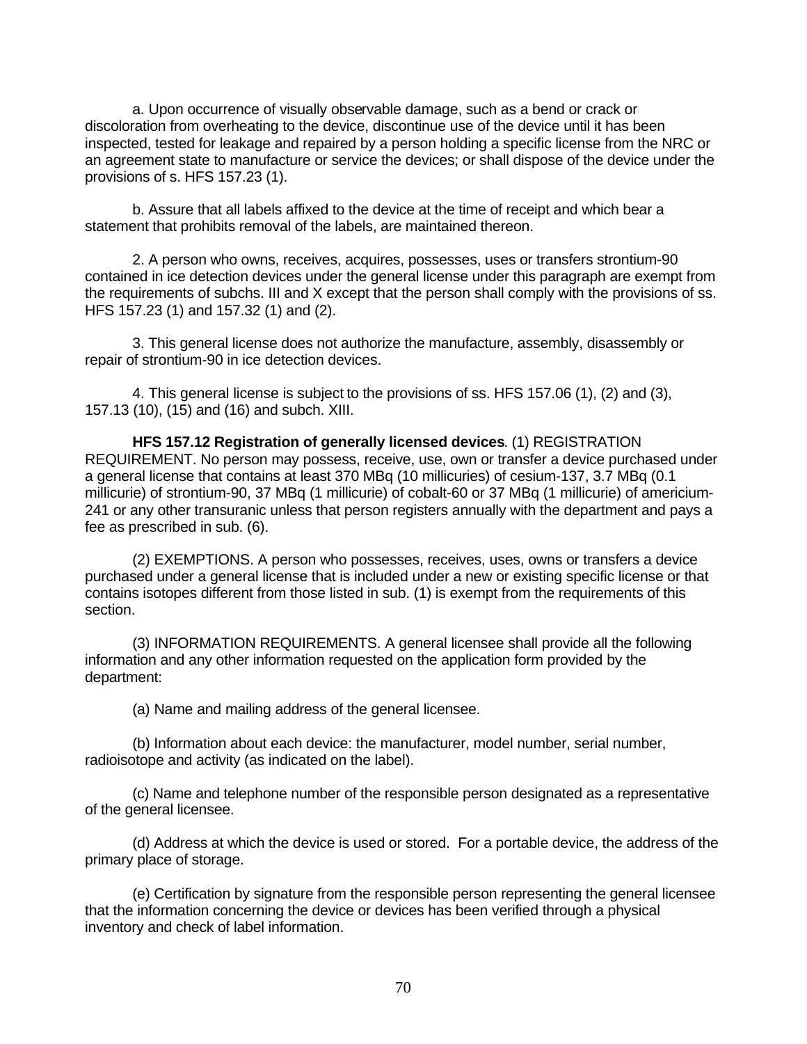a. Upon occurrence of visually observable damage, such as a bend or crack or discoloration from overheating to the device, discontinue use of the device until it has been inspected, tested for leakage and repaired by a person holding a specific license from the NRC or an agreement state to manufacture or service the devices; or shall dispose of the device under the provisions of s. HFS 157.23 (1).

b. Assure that all labels affixed to the device at the time of receipt and which bear a statement that prohibits removal of the labels, are maintained thereon.

2. A person who owns, receives, acquires, possesses, uses or transfers strontium-90 contained in ice detection devices under the general license under this paragraph are exempt from the requirements of subchs. III and X except that the person shall comply with the provisions of ss. HFS 157.23 (1) and 157.32 (1) and (2).

3. This general license does not authorize the manufacture, assembly, disassembly or repair of strontium-90 in ice detection devices.

4. This general license is subject to the provisions of ss. HFS 157.06 (1), (2) and (3), 157.13 (10), (15) and (16) and subch. XIII.

**HFS 157.12 Registration of generally licensed devices**. (1) REGISTRATION REQUIREMENT. No person may possess, receive, use, own or transfer a device purchased under a general license that contains at least 370 MBq (10 millicuries) of cesium-137, 3.7 MBq (0.1 millicurie) of strontium-90, 37 MBq (1 millicurie) of cobalt-60 or 37 MBq (1 millicurie) of americium-241 or any other transuranic unless that person registers annually with the department and pays a fee as prescribed in sub. (6).

(2) EXEMPTIONS. A person who possesses, receives, uses, owns or transfers a device purchased under a general license that is included under a new or existing specific license or that contains isotopes different from those listed in sub. (1) is exempt from the requirements of this section.

(3) INFORMATION REQUIREMENTS. A general licensee shall provide all the following information and any other information requested on the application form provided by the department:

(a) Name and mailing address of the general licensee.

(b) Information about each device: the manufacturer, model number, serial number, radioisotope and activity (as indicated on the label).

(c) Name and telephone number of the responsible person designated as a representative of the general licensee.

(d) Address at which the device is used or stored. For a portable device, the address of the primary place of storage.

(e) Certification by signature from the responsible person representing the general licensee that the information concerning the device or devices has been verified through a physical inventory and check of label information.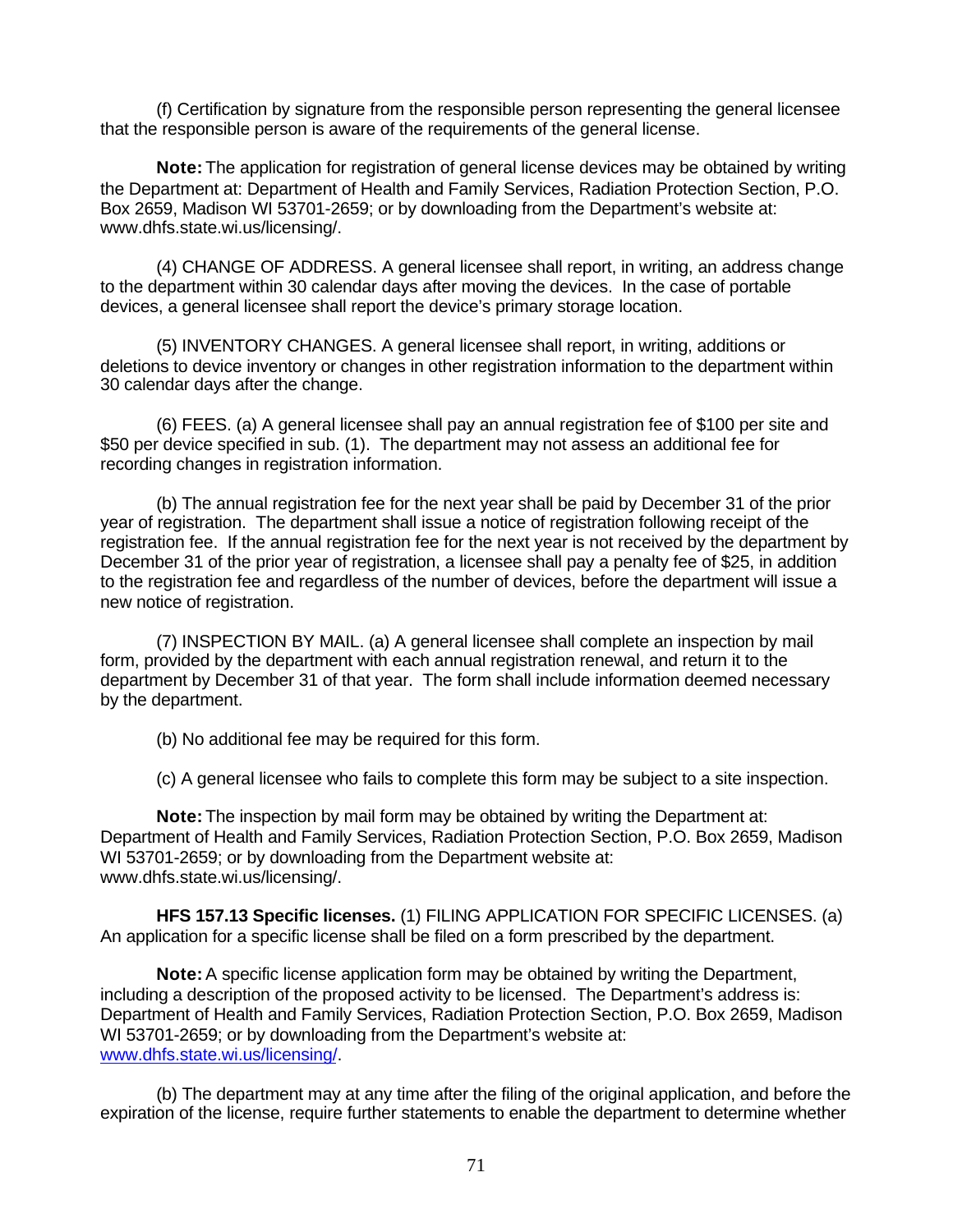(f) Certification by signature from the responsible person representing the general licensee that the responsible person is aware of the requirements of the general license.

**Note:** The application for registration of general license devices may be obtained by writing the Department at: Department of Health and Family Services, Radiation Protection Section, P.O. Box 2659, Madison WI 53701-2659; or by downloading from the Department's website at: www.dhfs.state.wi.us/licensing/.

(4) CHANGE OF ADDRESS. A general licensee shall report, in writing, an address change to the department within 30 calendar days after moving the devices. In the case of portable devices, a general licensee shall report the device's primary storage location.

(5) INVENTORY CHANGES. A general licensee shall report, in writing, additions or deletions to device inventory or changes in other registration information to the department within 30 calendar days after the change.

(6) FEES. (a) A general licensee shall pay an annual registration fee of $100 per site and $50 per device specified in sub. (1). The department may not assess an additional fee for recording changes in registration information.

(b) The annual registration fee for the next year shall be paid by December 31 of the prior year of registration. The department shall issue a notice of registration following receipt of the registration fee. If the annual registration fee for the next year is not received by the department by December 31 of the prior year of registration, a licensee shall pay a penalty fee of $25, in addition to the registration fee and regardless of the number of devices, before the department will issue a new notice of registration.

(7) INSPECTION BY MAIL. (a) A general licensee shall complete an inspection by mail form, provided by the department with each annual registration renewal, and return it to the department by December 31 of that year. The form shall include information deemed necessary by the department.

(b) No additional fee may be required for this form.

(c) A general licensee who fails to complete this form may be subject to a site inspection.

**Note:** The inspection by mail form may be obtained by writing the Department at: Department of Health and Family Services, Radiation Protection Section, P.O. Box 2659, Madison WI 53701-2659; or by downloading from the Department website at: www.dhfs.state.wi.us/licensing/.

**HFS 157.13 Specific licenses.** (1) FILING APPLICATION FOR SPECIFIC LICENSES. (a) An application for a specific license shall be filed on a form prescribed by the department.

**Note:** A specific license application form may be obtained by writing the Department, including a description of the proposed activity to be licensed. The Department's address is: Department of Health and Family Services, Radiation Protection Section, P.O. Box 2659, Madison WI 53701-2659; or by downloading from the Department's website at: www.dhfs.state.wi.us/licensing/.

(b) The department may at any time after the filing of the original application, and before the expiration of the license, require further statements to enable the department to determine whether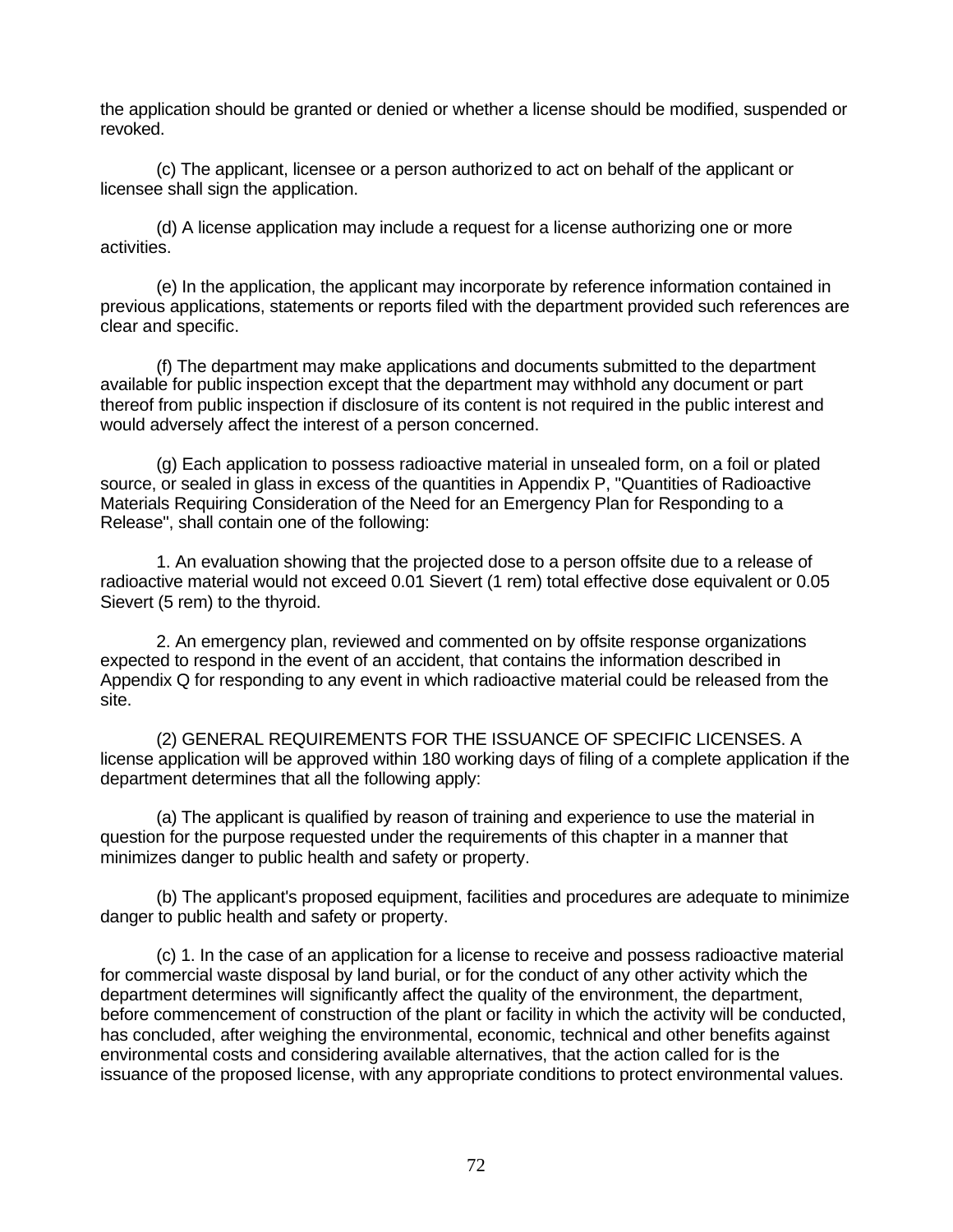the application should be granted or denied or whether a license should be modified, suspended or revoked.

(c) The applicant, licensee or a person authorized to act on behalf of the applicant or licensee shall sign the application.

(d) A license application may include a request for a license authorizing one or more activities.

(e) In the application, the applicant may incorporate by reference information contained in previous applications, statements or reports filed with the department provided such references are clear and specific.

(f) The department may make applications and documents submitted to the department available for public inspection except that the department may withhold any document or part thereof from public inspection if disclosure of its content is not required in the public interest and would adversely affect the interest of a person concerned.

(g) Each application to possess radioactive material in unsealed form, on a foil or plated source, or sealed in glass in excess of the quantities in Appendix P, "Quantities of Radioactive Materials Requiring Consideration of the Need for an Emergency Plan for Responding to a Release", shall contain one of the following:

1. An evaluation showing that the projected dose to a person offsite due to a release of radioactive material would not exceed 0.01 Sievert (1 rem) total effective dose equivalent or 0.05 Sievert (5 rem) to the thyroid.

2. An emergency plan, reviewed and commented on by offsite response organizations expected to respond in the event of an accident, that contains the information described in Appendix Q for responding to any event in which radioactive material could be released from the site.

(2) GENERAL REQUIREMENTS FOR THE ISSUANCE OF SPECIFIC LICENSES. A license application will be approved within 180 working days of filing of a complete application if the department determines that all the following apply:

(a) The applicant is qualified by reason of training and experience to use the material in question for the purpose requested under the requirements of this chapter in a manner that minimizes danger to public health and safety or property.

(b) The applicant's proposed equipment, facilities and procedures are adequate to minimize danger to public health and safety or property.

(c) 1. In the case of an application for a license to receive and possess radioactive material for commercial waste disposal by land burial, or for the conduct of any other activity which the department determines will significantly affect the quality of the environment, the department, before commencement of construction of the plant or facility in which the activity will be conducted, has concluded, after weighing the environmental, economic, technical and other benefits against environmental costs and considering available alternatives, that the action called for is the issuance of the proposed license, with any appropriate conditions to protect environmental values.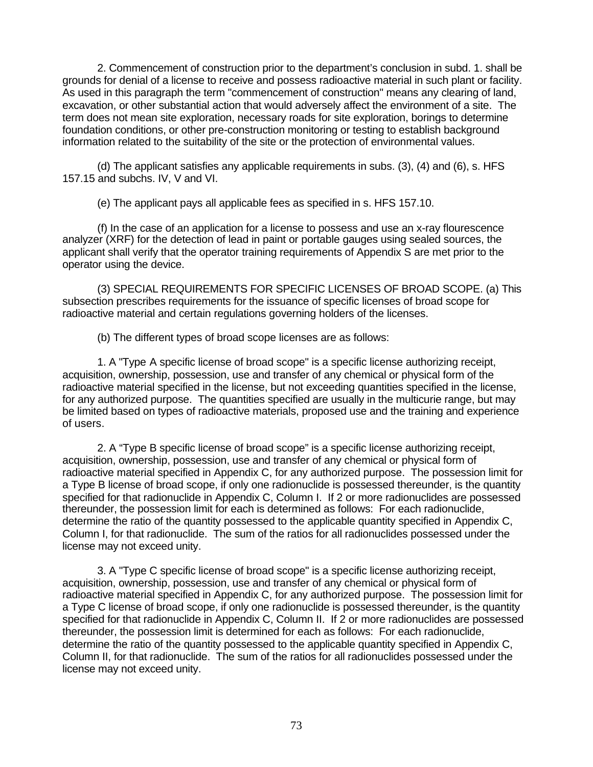2. Commencement of construction prior to the department's conclusion in subd. 1. shall be grounds for denial of a license to receive and possess radioactive material in such plant or facility. As used in this paragraph the term "commencement of construction" means any clearing of land, excavation, or other substantial action that would adversely affect the environment of a site. The term does not mean site exploration, necessary roads for site exploration, borings to determine foundation conditions, or other pre-construction monitoring or testing to establish background information related to the suitability of the site or the protection of environmental values.

(d) The applicant satisfies any applicable requirements in subs. (3), (4) and (6), s. HFS 157.15 and subchs. IV, V and VI.

(e) The applicant pays all applicable fees as specified in s. HFS 157.10.

(f) In the case of an application for a license to possess and use an x-ray flourescence analyzer (XRF) for the detection of lead in paint or portable gauges using sealed sources, the applicant shall verify that the operator training requirements of Appendix S are met prior to the operator using the device.

(3) SPECIAL REQUIREMENTS FOR SPECIFIC LICENSES OF BROAD SCOPE. (a) This subsection prescribes requirements for the issuance of specific licenses of broad scope for radioactive material and certain regulations governing holders of the licenses.

(b) The different types of broad scope licenses are as follows:

1. A "Type A specific license of broad scope" is a specific license authorizing receipt, acquisition, ownership, possession, use and transfer of any chemical or physical form of the radioactive material specified in the license, but not exceeding quantities specified in the license, for any authorized purpose. The quantities specified are usually in the multicurie range, but may be limited based on types of radioactive materials, proposed use and the training and experience of users.

2. A "Type B specific license of broad scope" is a specific license authorizing receipt, acquisition, ownership, possession, use and transfer of any chemical or physical form of radioactive material specified in Appendix C, for any authorized purpose. The possession limit for a Type B license of broad scope, if only one radionuclide is possessed thereunder, is the quantity specified for that radionuclide in Appendix C, Column I. If 2 or more radionuclides are possessed thereunder, the possession limit for each is determined as follows: For each radionuclide, determine the ratio of the quantity possessed to the applicable quantity specified in Appendix C, Column I, for that radionuclide. The sum of the ratios for all radionuclides possessed under the license may not exceed unity.

3. A "Type C specific license of broad scope" is a specific license authorizing receipt, acquisition, ownership, possession, use and transfer of any chemical or physical form of radioactive material specified in Appendix C, for any authorized purpose. The possession limit for a Type C license of broad scope, if only one radionuclide is possessed thereunder, is the quantity specified for that radionuclide in Appendix C, Column II. If 2 or more radionuclides are possessed thereunder, the possession limit is determined for each as follows: For each radionuclide, determine the ratio of the quantity possessed to the applicable quantity specified in Appendix C, Column II, for that radionuclide. The sum of the ratios for all radionuclides possessed under the license may not exceed unity.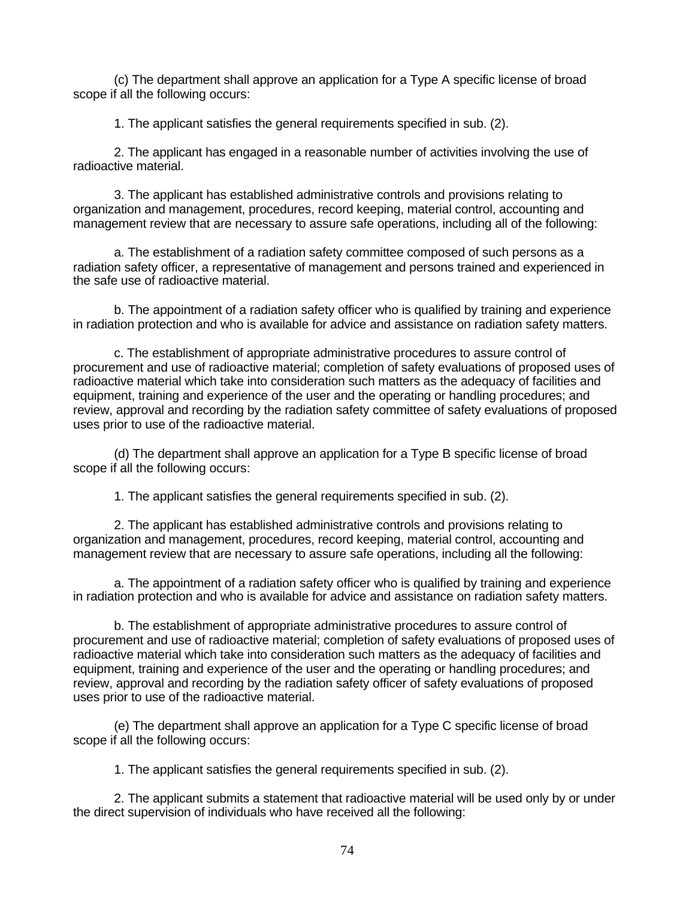(c) The department shall approve an application for a Type A specific license of broad scope if all the following occurs:

1. The applicant satisfies the general requirements specified in sub. (2).

2. The applicant has engaged in a reasonable number of activities involving the use of radioactive material.

3. The applicant has established administrative controls and provisions relating to organization and management, procedures, record keeping, material control, accounting and management review that are necessary to assure safe operations, including all of the following:

a. The establishment of a radiation safety committee composed of such persons as a radiation safety officer, a representative of management and persons trained and experienced in the safe use of radioactive material.

b. The appointment of a radiation safety officer who is qualified by training and experience in radiation protection and who is available for advice and assistance on radiation safety matters.

c. The establishment of appropriate administrative procedures to assure control of procurement and use of radioactive material; completion of safety evaluations of proposed uses of radioactive material which take into consideration such matters as the adequacy of facilities and equipment, training and experience of the user and the operating or handling procedures; and review, approval and recording by the radiation safety committee of safety evaluations of proposed uses prior to use of the radioactive material.

(d) The department shall approve an application for a Type B specific license of broad scope if all the following occurs:

1. The applicant satisfies the general requirements specified in sub. (2).

2. The applicant has established administrative controls and provisions relating to organization and management, procedures, record keeping, material control, accounting and management review that are necessary to assure safe operations, including all the following:

a. The appointment of a radiation safety officer who is qualified by training and experience in radiation protection and who is available for advice and assistance on radiation safety matters.

b. The establishment of appropriate administrative procedures to assure control of procurement and use of radioactive material; completion of safety evaluations of proposed uses of radioactive material which take into consideration such matters as the adequacy of facilities and equipment, training and experience of the user and the operating or handling procedures; and review, approval and recording by the radiation safety officer of safety evaluations of proposed uses prior to use of the radioactive material.

(e) The department shall approve an application for a Type C specific license of broad scope if all the following occurs:

1. The applicant satisfies the general requirements specified in sub. (2).

2. The applicant submits a statement that radioactive material will be used only by or under the direct supervision of individuals who have received all the following: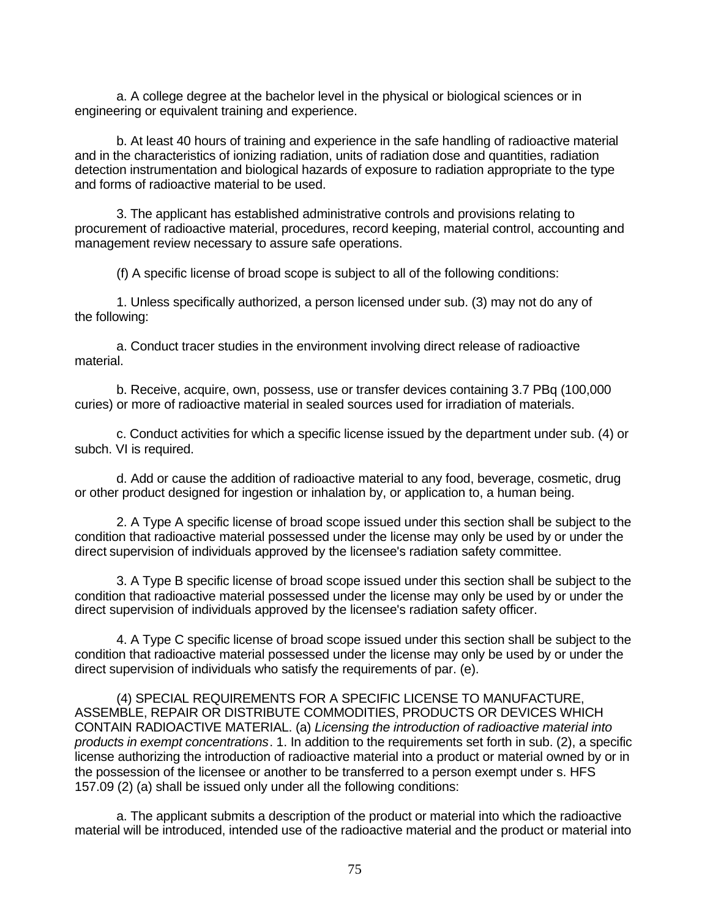a. A college degree at the bachelor level in the physical or biological sciences or in engineering or equivalent training and experience.

b. At least 40 hours of training and experience in the safe handling of radioactive material and in the characteristics of ionizing radiation, units of radiation dose and quantities, radiation detection instrumentation and biological hazards of exposure to radiation appropriate to the type and forms of radioactive material to be used.

3. The applicant has established administrative controls and provisions relating to procurement of radioactive material, procedures, record keeping, material control, accounting and management review necessary to assure safe operations.

(f) A specific license of broad scope is subject to all of the following conditions:

1. Unless specifically authorized, a person licensed under sub. (3) may not do any of the following:

a. Conduct tracer studies in the environment involving direct release of radioactive material.

b. Receive, acquire, own, possess, use or transfer devices containing 3.7 PBq (100,000 curies) or more of radioactive material in sealed sources used for irradiation of materials.

c. Conduct activities for which a specific license issued by the department under sub. (4) or subch. VI is required.

d. Add or cause the addition of radioactive material to any food, beverage, cosmetic, drug or other product designed for ingestion or inhalation by, or application to, a human being.

2. A Type A specific license of broad scope issued under this section shall be subject to the condition that radioactive material possessed under the license may only be used by or under the direct supervision of individuals approved by the licensee's radiation safety committee.

3. A Type B specific license of broad scope issued under this section shall be subject to the condition that radioactive material possessed under the license may only be used by or under the direct supervision of individuals approved by the licensee's radiation safety officer.

4. A Type C specific license of broad scope issued under this section shall be subject to the condition that radioactive material possessed under the license may only be used by or under the direct supervision of individuals who satisfy the requirements of par. (e).

(4) SPECIAL REQUIREMENTS FOR A SPECIFIC LICENSE TO MANUFACTURE, ASSEMBLE, REPAIR OR DISTRIBUTE COMMODITIES, PRODUCTS OR DEVICES WHICH CONTAIN RADIOACTIVE MATERIAL. (a) *Licensing the introduction of radioactive material into products in exempt concentrations*. 1. In addition to the requirements set forth in sub. (2), a specific license authorizing the introduction of radioactive material into a product or material owned by or in the possession of the licensee or another to be transferred to a person exempt under s. HFS 157.09 (2) (a) shall be issued only under all the following conditions:

a. The applicant submits a description of the product or material into which the radioactive material will be introduced, intended use of the radioactive material and the product or material into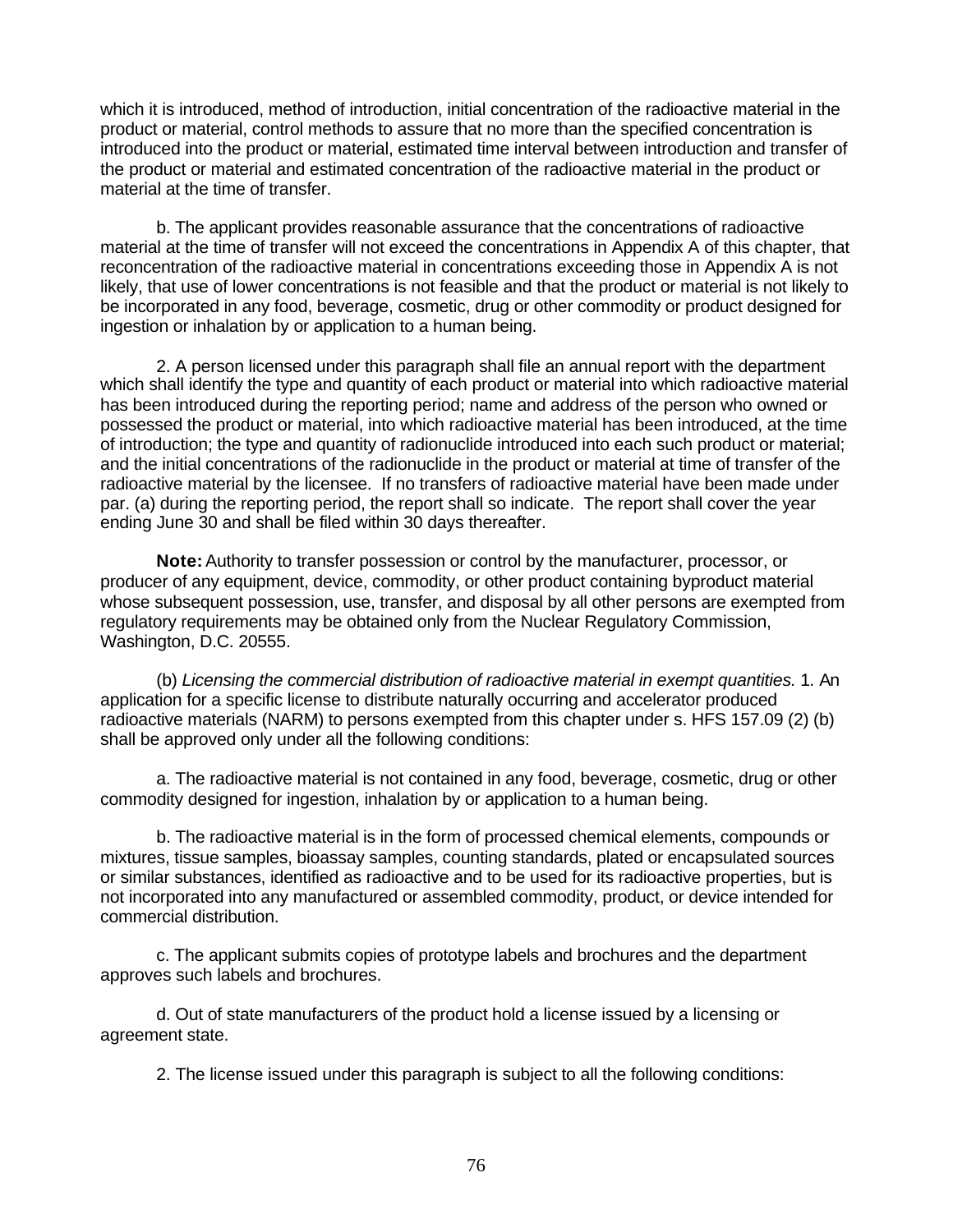which it is introduced, method of introduction, initial concentration of the radioactive material in the product or material, control methods to assure that no more than the specified concentration is introduced into the product or material, estimated time interval between introduction and transfer of the product or material and estimated concentration of the radioactive material in the product or material at the time of transfer.

b. The applicant provides reasonable assurance that the concentrations of radioactive material at the time of transfer will not exceed the concentrations in Appendix A of this chapter, that reconcentration of the radioactive material in concentrations exceeding those in Appendix A is not likely, that use of lower concentrations is not feasible and that the product or material is not likely to be incorporated in any food, beverage, cosmetic, drug or other commodity or product designed for ingestion or inhalation by or application to a human being.

2. A person licensed under this paragraph shall file an annual report with the department which shall identify the type and quantity of each product or material into which radioactive material has been introduced during the reporting period; name and address of the person who owned or possessed the product or material, into which radioactive material has been introduced, at the time of introduction; the type and quantity of radionuclide introduced into each such product or material; and the initial concentrations of the radionuclide in the product or material at time of transfer of the radioactive material by the licensee. If no transfers of radioactive material have been made under par. (a) during the reporting period, the report shall so indicate. The report shall cover the year ending June 30 and shall be filed within 30 days thereafter.

**Note:** Authority to transfer possession or control by the manufacturer, processor, or producer of any equipment, device, commodity, or other product containing byproduct material whose subsequent possession, use, transfer, and disposal by all other persons are exempted from regulatory requirements may be obtained only from the Nuclear Regulatory Commission, Washington, D.C. 20555.

(b) *Licensing the commercial distribution of radioactive material in exempt quantities.* 1. An application for a specific license to distribute naturally occurring and accelerator produced radioactive materials (NARM) to persons exempted from this chapter under s. HFS 157.09 (2) (b) shall be approved only under all the following conditions:

a. The radioactive material is not contained in any food, beverage, cosmetic, drug or other commodity designed for ingestion, inhalation by or application to a human being.

b. The radioactive material is in the form of processed chemical elements, compounds or mixtures, tissue samples, bioassay samples, counting standards, plated or encapsulated sources or similar substances, identified as radioactive and to be used for its radioactive properties, but is not incorporated into any manufactured or assembled commodity, product, or device intended for commercial distribution.

c. The applicant submits copies of prototype labels and brochures and the department approves such labels and brochures.

d. Out of state manufacturers of the product hold a license issued by a licensing or agreement state.

2. The license issued under this paragraph is subject to all the following conditions: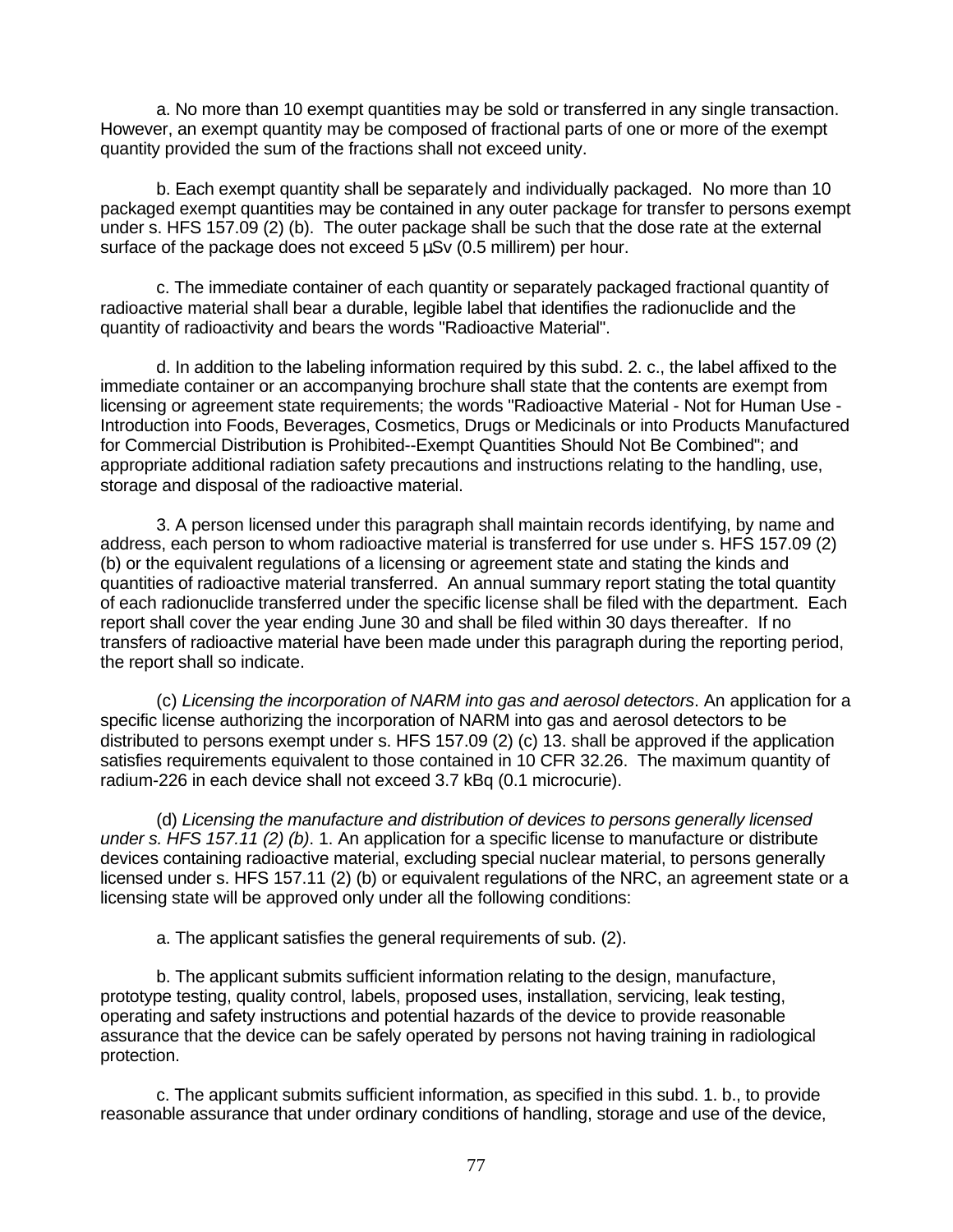a. No more than 10 exempt quantities may be sold or transferred in any single transaction. However, an exempt quantity may be composed of fractional parts of one or more of the exempt quantity provided the sum of the fractions shall not exceed unity.

b. Each exempt quantity shall be separately and individually packaged. No more than 10 packaged exempt quantities may be contained in any outer package for transfer to persons exempt under s. HFS 157.09 (2) (b). The outer package shall be such that the dose rate at the external surface of the package does not exceed 5 µSv (0.5 millirem) per hour.

c. The immediate container of each quantity or separately packaged fractional quantity of radioactive material shall bear a durable, legible label that identifies the radionuclide and the quantity of radioactivity and bears the words "Radioactive Material".

d. In addition to the labeling information required by this subd. 2. c., the label affixed to the immediate container or an accompanying brochure shall state that the contents are exempt from licensing or agreement state requirements; the words "Radioactive Material - Not for Human Use - Introduction into Foods, Beverages, Cosmetics, Drugs or Medicinals or into Products Manufactured for Commercial Distribution is Prohibited--Exempt Quantities Should Not Be Combined"; and appropriate additional radiation safety precautions and instructions relating to the handling, use, storage and disposal of the radioactive material.

3. A person licensed under this paragraph shall maintain records identifying, by name and address, each person to whom radioactive material is transferred for use under s. HFS 157.09 (2) (b) or the equivalent regulations of a licensing or agreement state and stating the kinds and quantities of radioactive material transferred. An annual summary report stating the total quantity of each radionuclide transferred under the specific license shall be filed with the department. Each report shall cover the year ending June 30 and shall be filed within 30 days thereafter. If no transfers of radioactive material have been made under this paragraph during the reporting period, the report shall so indicate.

(c) *Licensing the incorporation of NARM into gas and aerosol detectors*. An application for a specific license authorizing the incorporation of NARM into gas and aerosol detectors to be distributed to persons exempt under s. HFS 157.09 (2) (c) 13. shall be approved if the application satisfies requirements equivalent to those contained in 10 CFR 32.26. The maximum quantity of radium-226 in each device shall not exceed 3.7 kBq (0.1 microcurie).

(d) *Licensing the manufacture and distribution of devices to persons generally licensed under s. HFS 157.11 (2) (b)*. 1. An application for a specific license to manufacture or distribute devices containing radioactive material, excluding special nuclear material, to persons generally licensed under s. HFS 157.11 (2) (b) or equivalent regulations of the NRC, an agreement state or a licensing state will be approved only under all the following conditions:

a. The applicant satisfies the general requirements of sub. (2).

b. The applicant submits sufficient information relating to the design, manufacture, prototype testing, quality control, labels, proposed uses, installation, servicing, leak testing, operating and safety instructions and potential hazards of the device to provide reasonable assurance that the device can be safely operated by persons not having training in radiological protection.

c. The applicant submits sufficient information, as specified in this subd. 1. b., to provide reasonable assurance that under ordinary conditions of handling, storage and use of the device,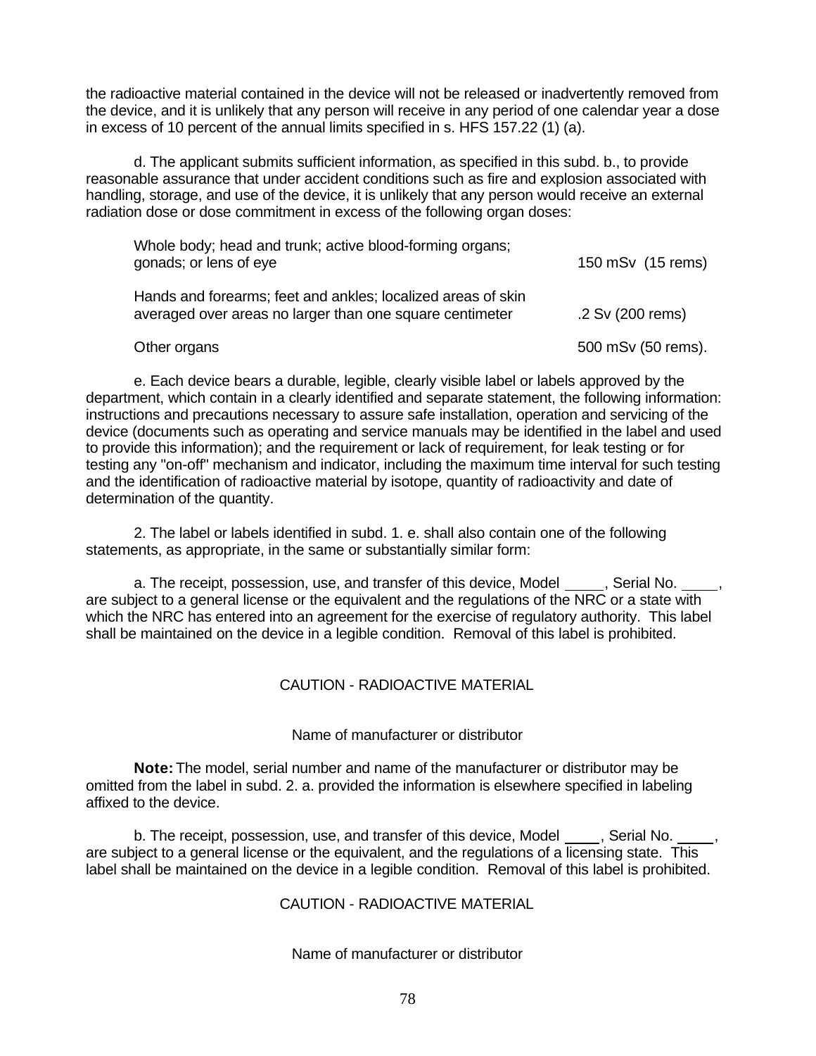the radioactive material contained in the device will not be released or inadvertently removed from the device, and it is unlikely that any person will receive in any period of one calendar year a dose in excess of 10 percent of the annual limits specified in s. HFS 157.22 (1) (a).

d. The applicant submits sufficient information, as specified in this subd. b., to provide reasonable assurance that under accident conditions such as fire and explosion associated with handling, storage, and use of the device, it is unlikely that any person would receive an external radiation dose or dose commitment in excess of the following organ doses:

| | |
|---|---|
| Whole body; head and trunk; active blood-forming organs; gonads; or lens of eye | 150 mSv (15 rems) |
| Hands and forearms; feet and ankles; localized areas of skin averaged over areas no larger than one square centimeter | .2 Sv (200 rems) |
| Other organs | 500 mSv (50 rems). |

e. Each device bears a durable, legible, clearly visible label or labels approved by the department, which contain in a clearly identified and separate statement, the following information: instructions and precautions necessary to assure safe installation, operation and servicing of the device (documents such as operating and service manuals may be identified in the label and used to provide this information); and the requirement or lack of requirement, for leak testing or for testing any "on-off" mechanism and indicator, including the maximum time interval for such testing and the identification of radioactive material by isotope, quantity of radioactivity and date of determination of the quantity.

2. The label or labels identified in subd. 1. e. shall also contain one of the following statements, as appropriate, in the same or substantially similar form:

a. The receipt, possession, use, and transfer of this device, Model \_\_\_\_\_, Serial No. \_\_\_\_\_, are subject to a general license or the equivalent and the regulations of the NRC or a state with which the NRC has entered into an agreement for the exercise of regulatory authority. This label shall be maintained on the device in a legible condition. Removal of this label is prohibited.

CAUTION - RADIOACTIVE MATERIAL

Name of manufacturer or distributor

**Note:** The model, serial number and name of the manufacturer or distributor may be omitted from the label in subd. 2. a. provided the information is elsewhere specified in labeling affixed to the device.

b. The receipt, possession, use, and transfer of this device, Model \_\_\_\_\_, Serial No. \_\_\_\_\_, are subject to a general license or the equivalent, and the regulations of a licensing state. This label shall be maintained on the device in a legible condition. Removal of this label is prohibited.

CAUTION - RADIOACTIVE MATERIAL

Name of manufacturer or distributor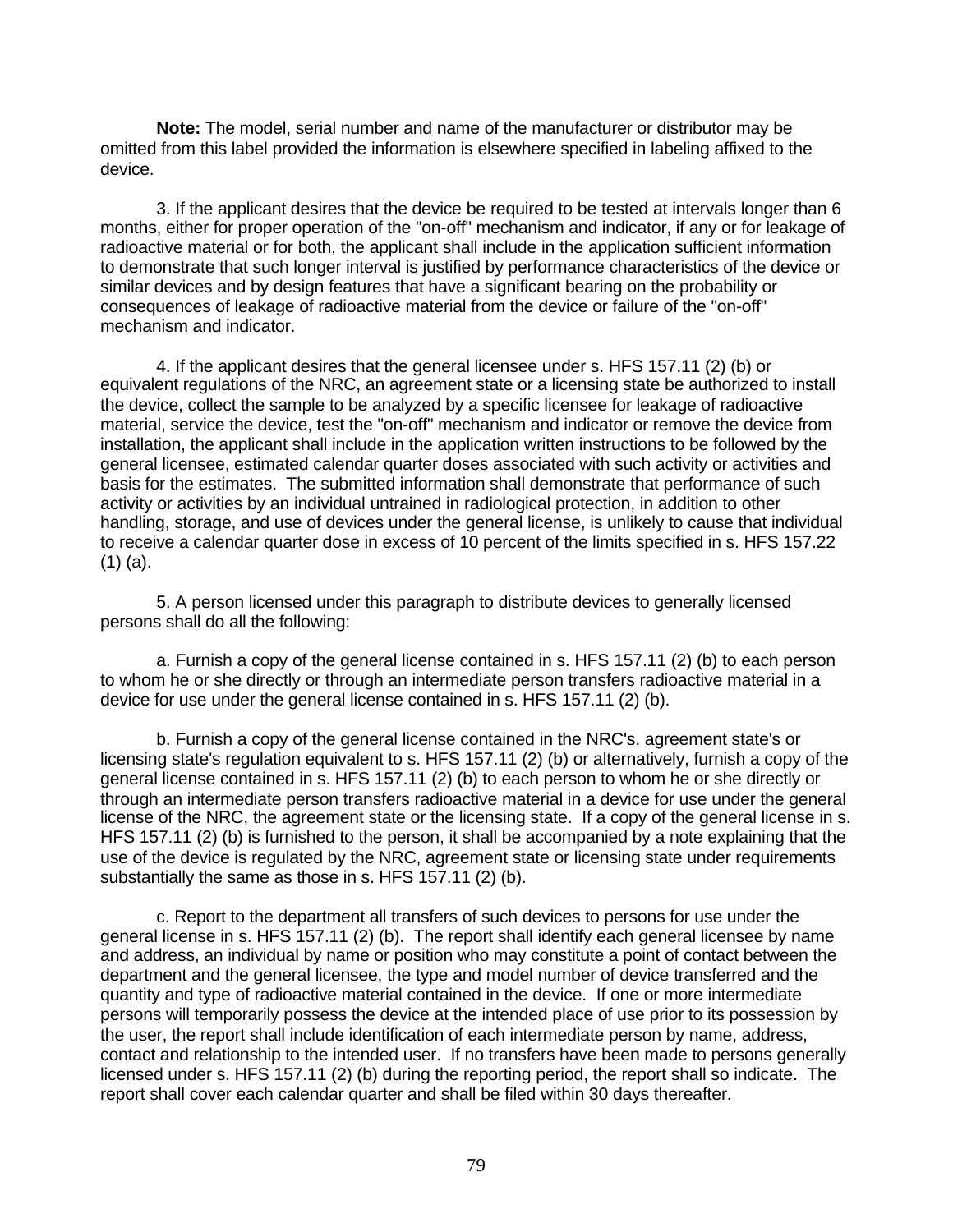**Note:** The model, serial number and name of the manufacturer or distributor may be omitted from this label provided the information is elsewhere specified in labeling affixed to the device.

3. If the applicant desires that the device be required to be tested at intervals longer than 6 months, either for proper operation of the "on-off" mechanism and indicator, if any or for leakage of radioactive material or for both, the applicant shall include in the application sufficient information to demonstrate that such longer interval is justified by performance characteristics of the device or similar devices and by design features that have a significant bearing on the probability or consequences of leakage of radioactive material from the device or failure of the "on-off" mechanism and indicator.

4. If the applicant desires that the general licensee under s. HFS 157.11 (2) (b) or equivalent regulations of the NRC, an agreement state or a licensing state be authorized to install the device, collect the sample to be analyzed by a specific licensee for leakage of radioactive material, service the device, test the "on-off" mechanism and indicator or remove the device from installation, the applicant shall include in the application written instructions to be followed by the general licensee, estimated calendar quarter doses associated with such activity or activities and basis for the estimates. The submitted information shall demonstrate that performance of such activity or activities by an individual untrained in radiological protection, in addition to other handling, storage, and use of devices under the general license, is unlikely to cause that individual to receive a calendar quarter dose in excess of 10 percent of the limits specified in s. HFS 157.22 (1) (a).

5. A person licensed under this paragraph to distribute devices to generally licensed persons shall do all the following:

a. Furnish a copy of the general license contained in s. HFS 157.11 (2) (b) to each person to whom he or she directly or through an intermediate person transfers radioactive material in a device for use under the general license contained in s. HFS 157.11 (2) (b).

b. Furnish a copy of the general license contained in the NRC's, agreement state's or licensing state's regulation equivalent to s. HFS 157.11 (2) (b) or alternatively, furnish a copy of the general license contained in s. HFS 157.11 (2) (b) to each person to whom he or she directly or through an intermediate person transfers radioactive material in a device for use under the general license of the NRC, the agreement state or the licensing state. If a copy of the general license in s. HFS 157.11 (2) (b) is furnished to the person, it shall be accompanied by a note explaining that the use of the device is regulated by the NRC, agreement state or licensing state under requirements substantially the same as those in s. HFS 157.11 (2) (b).

c. Report to the department all transfers of such devices to persons for use under the general license in s. HFS 157.11 (2) (b). The report shall identify each general licensee by name and address, an individual by name or position who may constitute a point of contact between the department and the general licensee, the type and model number of device transferred and the quantity and type of radioactive material contained in the device. If one or more intermediate persons will temporarily possess the device at the intended place of use prior to its possession by the user, the report shall include identification of each intermediate person by name, address, contact and relationship to the intended user. If no transfers have been made to persons generally licensed under s. HFS 157.11 (2) (b) during the reporting period, the report shall so indicate. The report shall cover each calendar quarter and shall be filed within 30 days thereafter.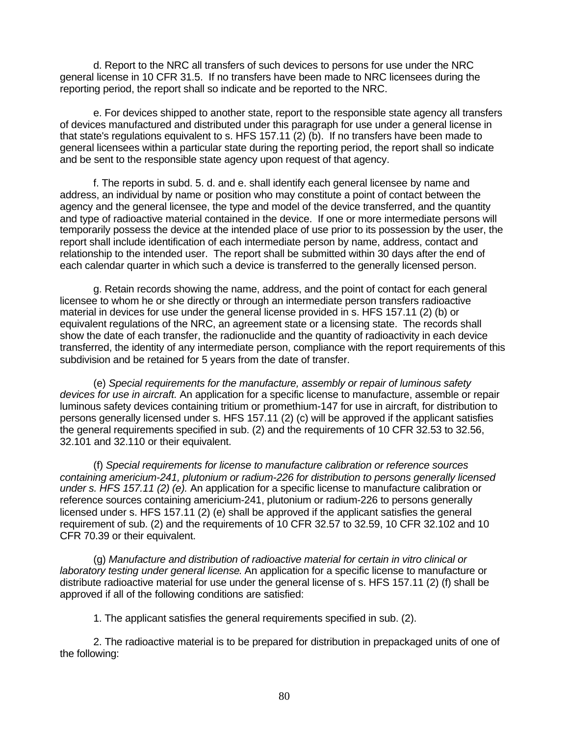d. Report to the NRC all transfers of such devices to persons for use under the NRC general license in 10 CFR 31.5. If no transfers have been made to NRC licensees during the reporting period, the report shall so indicate and be reported to the NRC.

e. For devices shipped to another state, report to the responsible state agency all transfers of devices manufactured and distributed under this paragraph for use under a general license in that state's regulations equivalent to s. HFS 157.11 (2) (b). If no transfers have been made to general licensees within a particular state during the reporting period, the report shall so indicate and be sent to the responsible state agency upon request of that agency.

f. The reports in subd. 5. d. and e. shall identify each general licensee by name and address, an individual by name or position who may constitute a point of contact between the agency and the general licensee, the type and model of the device transferred, and the quantity and type of radioactive material contained in the device. If one or more intermediate persons will temporarily possess the device at the intended place of use prior to its possession by the user, the report shall include identification of each intermediate person by name, address, contact and relationship to the intended user. The report shall be submitted within 30 days after the end of each calendar quarter in which such a device is transferred to the generally licensed person.

g. Retain records showing the name, address, and the point of contact for each general licensee to whom he or she directly or through an intermediate person transfers radioactive material in devices for use under the general license provided in s. HFS 157.11 (2) (b) or equivalent regulations of the NRC, an agreement state or a licensing state. The records shall show the date of each transfer, the radionuclide and the quantity of radioactivity in each device transferred, the identity of any intermediate person, compliance with the report requirements of this subdivision and be retained for 5 years from the date of transfer.

(e) *Special requirements for the manufacture, assembly or repair of luminous safety devices for use in aircraft.* An application for a specific license to manufacture, assemble or repair luminous safety devices containing tritium or promethium-147 for use in aircraft, for distribution to persons generally licensed under s. HFS 157.11 (2) (c) will be approved if the applicant satisfies the general requirements specified in sub. (2) and the requirements of 10 CFR 32.53 to 32.56, 32.101 and 32.110 or their equivalent.

(f) *Special requirements for license to manufacture calibration or reference sources containing americium-241, plutonium or radium-226 for distribution to persons generally licensed under s. HFS 157.11 (2) (e).* An application for a specific license to manufacture calibration or reference sources containing americium-241, plutonium or radium-226 to persons generally licensed under s. HFS 157.11 (2) (e) shall be approved if the applicant satisfies the general requirement of sub. (2) and the requirements of 10 CFR 32.57 to 32.59, 10 CFR 32.102 and 10 CFR 70.39 or their equivalent.

(g) *Manufacture and distribution of radioactive material for certain in vitro clinical or laboratory testing under general license.* An application for a specific license to manufacture or distribute radioactive material for use under the general license of s. HFS 157.11 (2) (f) shall be approved if all of the following conditions are satisfied:

1. The applicant satisfies the general requirements specified in sub. (2).

2. The radioactive material is to be prepared for distribution in prepackaged units of one of the following: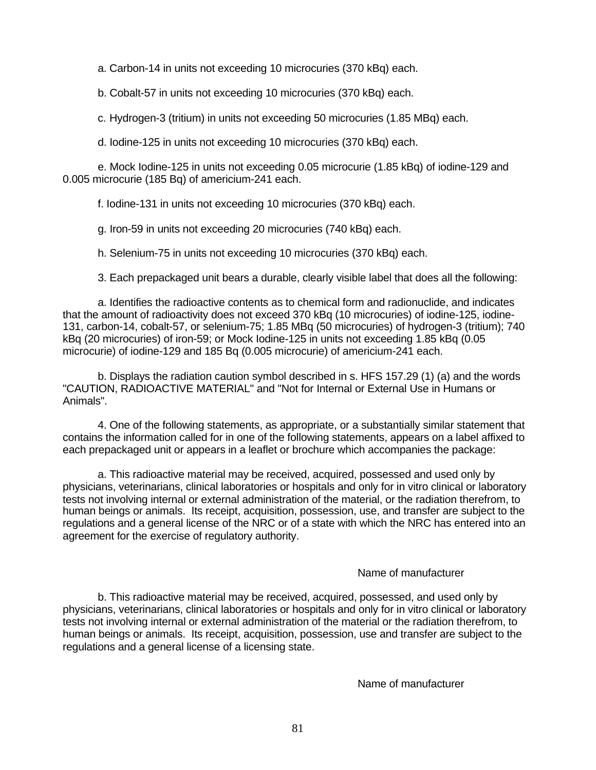a. Carbon-14 in units not exceeding 10 microcuries (370 kBq) each.

b. Cobalt-57 in units not exceeding 10 microcuries (370 kBq) each.

c. Hydrogen-3 (tritium) in units not exceeding 50 microcuries (1.85 MBq) each.

d. Iodine-125 in units not exceeding 10 microcuries (370 kBq) each.

e. Mock Iodine-125 in units not exceeding 0.05 microcurie (1.85 kBq) of iodine-129 and 0.005 microcurie (185 Bq) of americium-241 each.

f. Iodine-131 in units not exceeding 10 microcuries (370 kBq) each.

g. Iron-59 in units not exceeding 20 microcuries (740 kBq) each.

h. Selenium-75 in units not exceeding 10 microcuries (370 kBq) each.

3. Each prepackaged unit bears a durable, clearly visible label that does all the following:

a. Identifies the radioactive contents as to chemical form and radionuclide, and indicates that the amount of radioactivity does not exceed 370 kBq (10 microcuries) of iodine-125, iodine-131, carbon-14, cobalt-57, or selenium-75; 1.85 MBq (50 microcuries) of hydrogen-3 (tritium); 740 kBq (20 microcuries) of iron-59; or Mock Iodine-125 in units not exceeding 1.85 kBq (0.05 microcurie) of iodine-129 and 185 Bq (0.005 microcurie) of americium-241 each.

b. Displays the radiation caution symbol described in s. HFS 157.29 (1) (a) and the words "CAUTION, RADIOACTIVE MATERIAL" and "Not for Internal or External Use in Humans or Animals".

4. One of the following statements, as appropriate, or a substantially similar statement that contains the information called for in one of the following statements, appears on a label affixed to each prepackaged unit or appears in a leaflet or brochure which accompanies the package:

a. This radioactive material may be received, acquired, possessed and used only by physicians, veterinarians, clinical laboratories or hospitals and only for in vitro clinical or laboratory tests not involving internal or external administration of the material, or the radiation therefrom, to human beings or animals. Its receipt, acquisition, possession, use, and transfer are subject to the regulations and a general license of the NRC or of a state with which the NRC has entered into an agreement for the exercise of regulatory authority.

Name of manufacturer

b. This radioactive material may be received, acquired, possessed, and used only by physicians, veterinarians, clinical laboratories or hospitals and only for in vitro clinical or laboratory tests not involving internal or external administration of the material or the radiation therefrom, to human beings or animals. Its receipt, acquisition, possession, use and transfer are subject to the regulations and a general license of a licensing state.

Name of manufacturer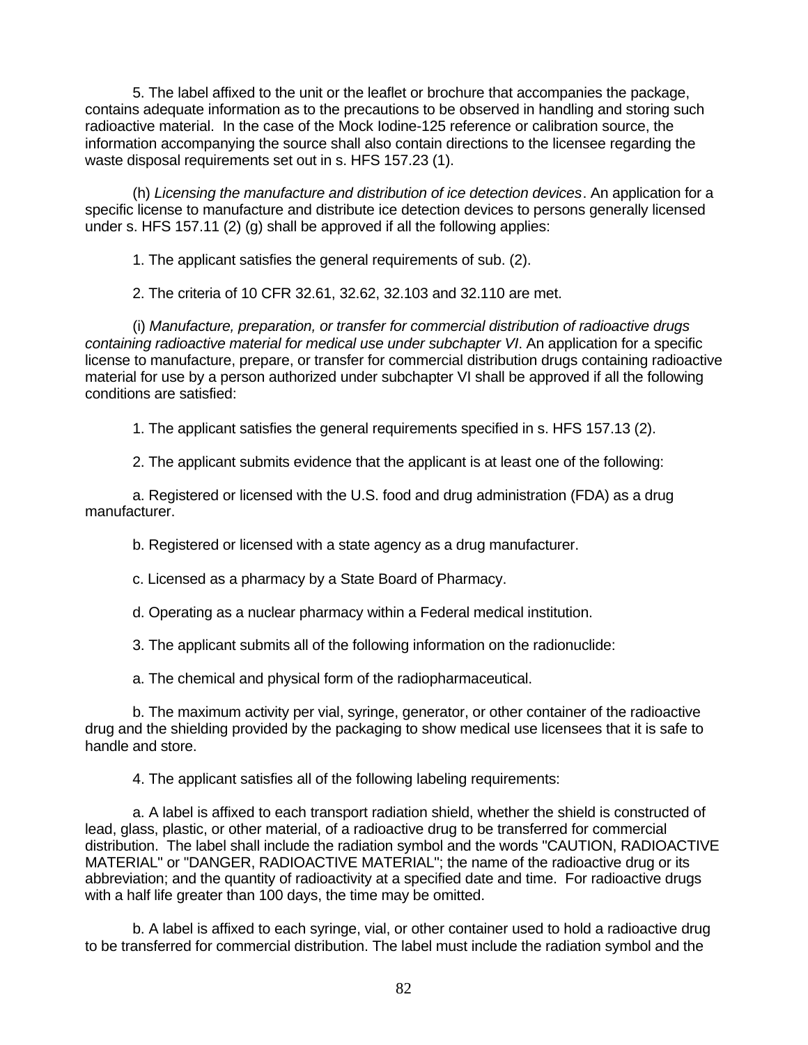5. The label affixed to the unit or the leaflet or brochure that accompanies the package, contains adequate information as to the precautions to be observed in handling and storing such radioactive material. In the case of the Mock Iodine-125 reference or calibration source, the information accompanying the source shall also contain directions to the licensee regarding the waste disposal requirements set out in s. HFS 157.23 (1).

(h) *Licensing the manufacture and distribution of ice detection devices*. An application for a specific license to manufacture and distribute ice detection devices to persons generally licensed under s. HFS 157.11 (2) (g) shall be approved if all the following applies:

1. The applicant satisfies the general requirements of sub. (2).

2. The criteria of 10 CFR 32.61, 32.62, 32.103 and 32.110 are met.

(i) *Manufacture, preparation, or transfer for commercial distribution of radioactive drugs containing radioactive material for medical use under subchapter VI*. An application for a specific license to manufacture, prepare, or transfer for commercial distribution drugs containing radioactive material for use by a person authorized under subchapter VI shall be approved if all the following conditions are satisfied:

1. The applicant satisfies the general requirements specified in s. HFS 157.13 (2).

2. The applicant submits evidence that the applicant is at least one of the following:

a. Registered or licensed with the U.S. food and drug administration (FDA) as a drug manufacturer.

b. Registered or licensed with a state agency as a drug manufacturer.

c. Licensed as a pharmacy by a State Board of Pharmacy.

d. Operating as a nuclear pharmacy within a Federal medical institution.

3. The applicant submits all of the following information on the radionuclide:

a. The chemical and physical form of the radiopharmaceutical.

b. The maximum activity per vial, syringe, generator, or other container of the radioactive drug and the shielding provided by the packaging to show medical use licensees that it is safe to handle and store.

4. The applicant satisfies all of the following labeling requirements:

a. A label is affixed to each transport radiation shield, whether the shield is constructed of lead, glass, plastic, or other material, of a radioactive drug to be transferred for commercial distribution. The label shall include the radiation symbol and the words "CAUTION, RADIOACTIVE MATERIAL" or "DANGER, RADIOACTIVE MATERIAL"; the name of the radioactive drug or its abbreviation; and the quantity of radioactivity at a specified date and time. For radioactive drugs with a half life greater than 100 days, the time may be omitted.

b. A label is affixed to each syringe, vial, or other container used to hold a radioactive drug to be transferred for commercial distribution. The label must include the radiation symbol and the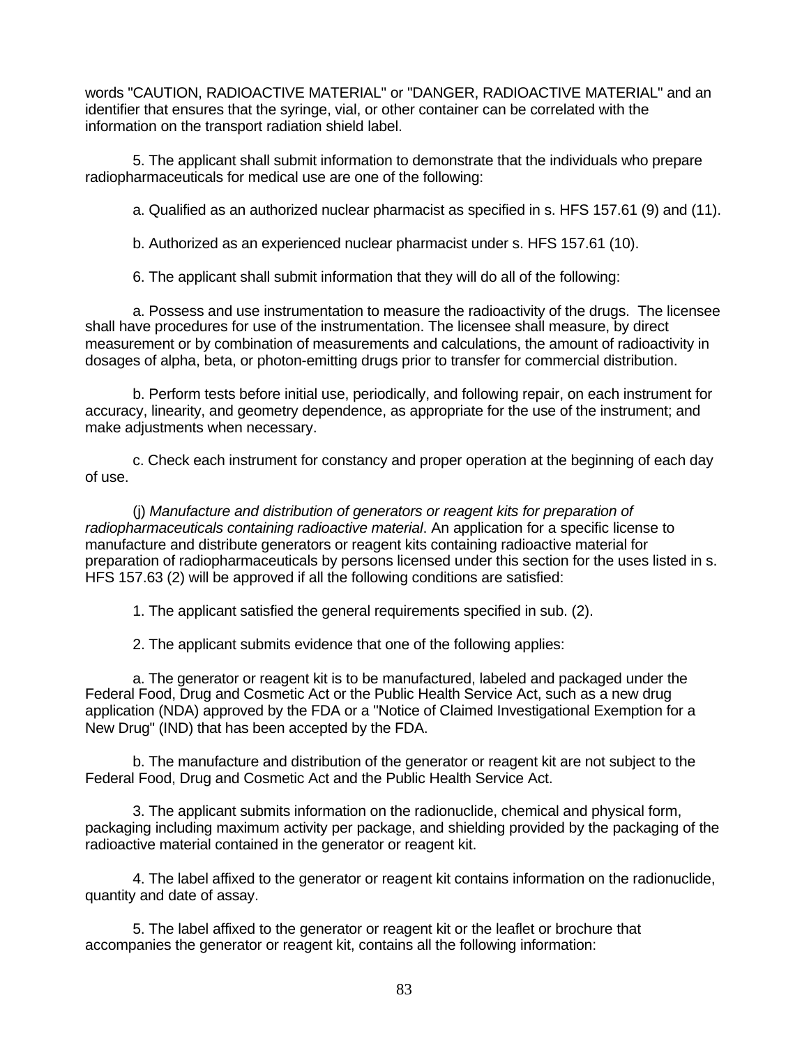words "CAUTION, RADIOACTIVE MATERIAL" or "DANGER, RADIOACTIVE MATERIAL" and an identifier that ensures that the syringe, vial, or other container can be correlated with the information on the transport radiation shield label.

5. The applicant shall submit information to demonstrate that the individuals who prepare radiopharmaceuticals for medical use are one of the following:

a. Qualified as an authorized nuclear pharmacist as specified in s. HFS 157.61 (9) and (11).

b. Authorized as an experienced nuclear pharmacist under s. HFS 157.61 (10).

6. The applicant shall submit information that they will do all of the following:

a. Possess and use instrumentation to measure the radioactivity of the drugs. The licensee shall have procedures for use of the instrumentation. The licensee shall measure, by direct measurement or by combination of measurements and calculations, the amount of radioactivity in dosages of alpha, beta, or photon-emitting drugs prior to transfer for commercial distribution.

b. Perform tests before initial use, periodically, and following repair, on each instrument for accuracy, linearity, and geometry dependence, as appropriate for the use of the instrument; and make adjustments when necessary.

c. Check each instrument for constancy and proper operation at the beginning of each day of use.

(j) *Manufacture and distribution of generators or reagent kits for preparation of radiopharmaceuticals containing radioactive material*. An application for a specific license to manufacture and distribute generators or reagent kits containing radioactive material for preparation of radiopharmaceuticals by persons licensed under this section for the uses listed in s. HFS 157.63 (2) will be approved if all the following conditions are satisfied:

1. The applicant satisfied the general requirements specified in sub. (2).

2. The applicant submits evidence that one of the following applies:

a. The generator or reagent kit is to be manufactured, labeled and packaged under the Federal Food, Drug and Cosmetic Act or the Public Health Service Act, such as a new drug application (NDA) approved by the FDA or a "Notice of Claimed Investigational Exemption for a New Drug" (IND) that has been accepted by the FDA.

b. The manufacture and distribution of the generator or reagent kit are not subject to the Federal Food, Drug and Cosmetic Act and the Public Health Service Act.

3. The applicant submits information on the radionuclide, chemical and physical form, packaging including maximum activity per package, and shielding provided by the packaging of the radioactive material contained in the generator or reagent kit.

4. The label affixed to the generator or reagent kit contains information on the radionuclide, quantity and date of assay.

5. The label affixed to the generator or reagent kit or the leaflet or brochure that accompanies the generator or reagent kit, contains all the following information: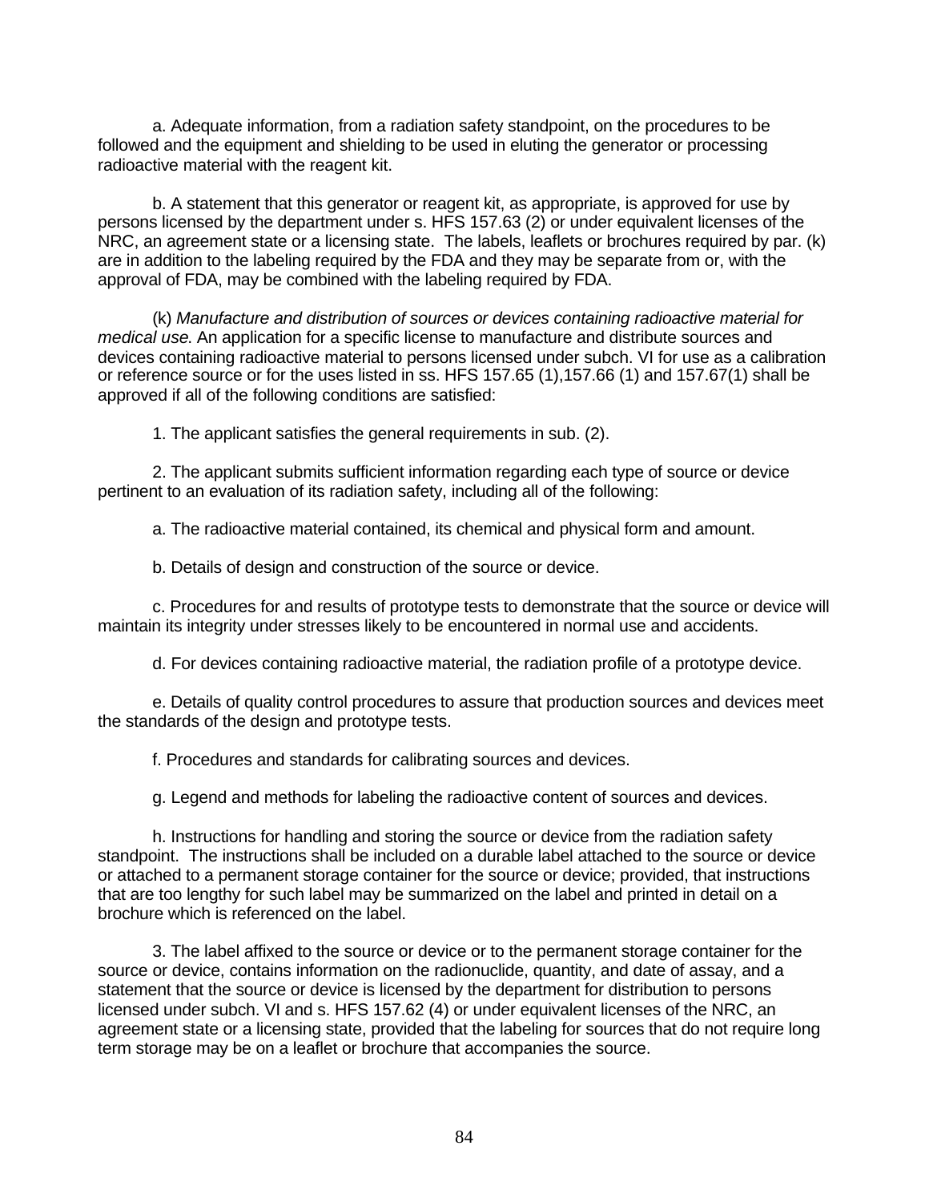a. Adequate information, from a radiation safety standpoint, on the procedures to be followed and the equipment and shielding to be used in eluting the generator or processing radioactive material with the reagent kit.

b. A statement that this generator or reagent kit, as appropriate, is approved for use by persons licensed by the department under s. HFS 157.63 (2) or under equivalent licenses of the NRC, an agreement state or a licensing state. The labels, leaflets or brochures required by par. (k) are in addition to the labeling required by the FDA and they may be separate from or, with the approval of FDA, may be combined with the labeling required by FDA.

(k) *Manufacture and distribution of sources or devices containing radioactive material for medical use.* An application for a specific license to manufacture and distribute sources and devices containing radioactive material to persons licensed under subch. VI for use as a calibration or reference source or for the uses listed in ss. HFS 157.65 (1),157.66 (1) and 157.67(1) shall be approved if all of the following conditions are satisfied:

1. The applicant satisfies the general requirements in sub. (2).

2. The applicant submits sufficient information regarding each type of source or device pertinent to an evaluation of its radiation safety, including all of the following:

a. The radioactive material contained, its chemical and physical form and amount.

b. Details of design and construction of the source or device.

c. Procedures for and results of prototype tests to demonstrate that the source or device will maintain its integrity under stresses likely to be encountered in normal use and accidents.

d. For devices containing radioactive material, the radiation profile of a prototype device.

e. Details of quality control procedures to assure that production sources and devices meet the standards of the design and prototype tests.

f. Procedures and standards for calibrating sources and devices.

g. Legend and methods for labeling the radioactive content of sources and devices.

h. Instructions for handling and storing the source or device from the radiation safety standpoint. The instructions shall be included on a durable label attached to the source or device or attached to a permanent storage container for the source or device; provided, that instructions that are too lengthy for such label may be summarized on the label and printed in detail on a brochure which is referenced on the label.

3. The label affixed to the source or device or to the permanent storage container for the source or device, contains information on the radionuclide, quantity, and date of assay, and a statement that the source or device is licensed by the department for distribution to persons licensed under subch. VI and s. HFS 157.62 (4) or under equivalent licenses of the NRC, an agreement state or a licensing state, provided that the labeling for sources that do not require long term storage may be on a leaflet or brochure that accompanies the source.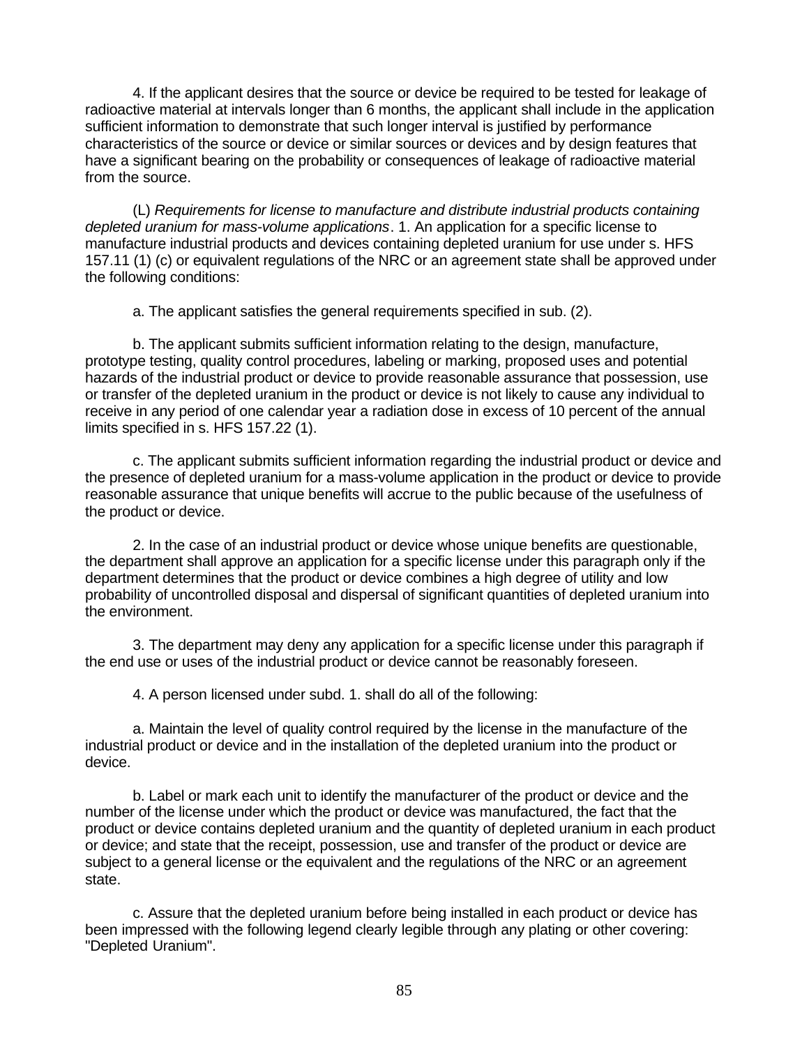4. If the applicant desires that the source or device be required to be tested for leakage of radioactive material at intervals longer than 6 months, the applicant shall include in the application sufficient information to demonstrate that such longer interval is justified by performance characteristics of the source or device or similar sources or devices and by design features that have a significant bearing on the probability or consequences of leakage of radioactive material from the source.

(L) *Requirements for license to manufacture and distribute industrial products containing depleted uranium for mass-volume applications*. 1. An application for a specific license to manufacture industrial products and devices containing depleted uranium for use under s. HFS 157.11 (1) (c) or equivalent regulations of the NRC or an agreement state shall be approved under the following conditions:

a. The applicant satisfies the general requirements specified in sub. (2).

b. The applicant submits sufficient information relating to the design, manufacture, prototype testing, quality control procedures, labeling or marking, proposed uses and potential hazards of the industrial product or device to provide reasonable assurance that possession, use or transfer of the depleted uranium in the product or device is not likely to cause any individual to receive in any period of one calendar year a radiation dose in excess of 10 percent of the annual limits specified in s. HFS 157.22 (1).

c. The applicant submits sufficient information regarding the industrial product or device and the presence of depleted uranium for a mass-volume application in the product or device to provide reasonable assurance that unique benefits will accrue to the public because of the usefulness of the product or device.

2. In the case of an industrial product or device whose unique benefits are questionable, the department shall approve an application for a specific license under this paragraph only if the department determines that the product or device combines a high degree of utility and low probability of uncontrolled disposal and dispersal of significant quantities of depleted uranium into the environment.

3. The department may deny any application for a specific license under this paragraph if the end use or uses of the industrial product or device cannot be reasonably foreseen.

4. A person licensed under subd. 1. shall do all of the following:

a. Maintain the level of quality control required by the license in the manufacture of the industrial product or device and in the installation of the depleted uranium into the product or device.

b. Label or mark each unit to identify the manufacturer of the product or device and the number of the license under which the product or device was manufactured, the fact that the product or device contains depleted uranium and the quantity of depleted uranium in each product or device; and state that the receipt, possession, use and transfer of the product or device are subject to a general license or the equivalent and the regulations of the NRC or an agreement state.

c. Assure that the depleted uranium before being installed in each product or device has been impressed with the following legend clearly legible through any plating or other covering: "Depleted Uranium".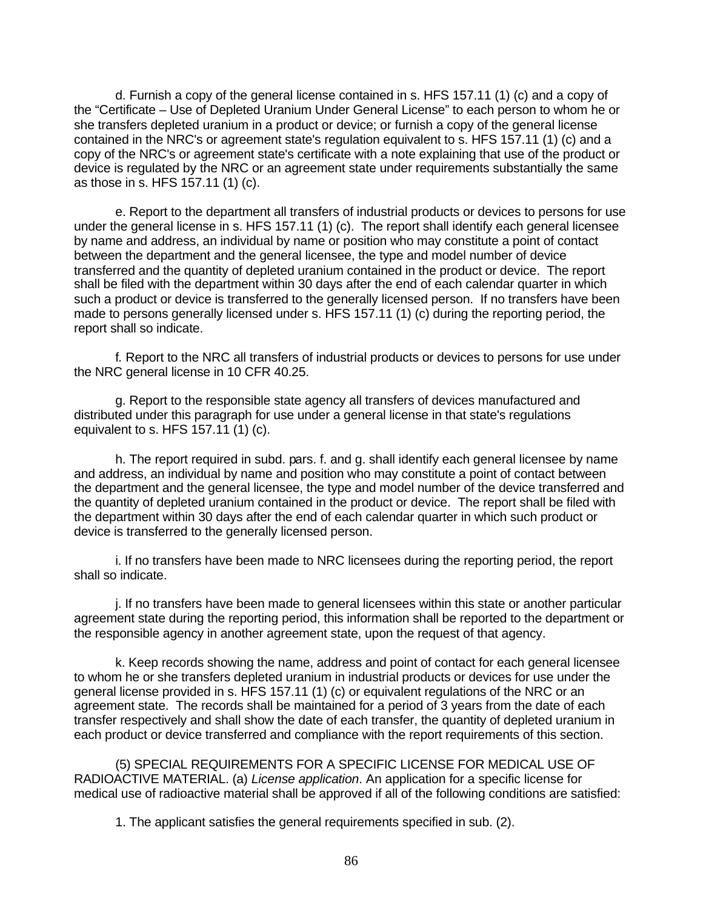d. Furnish a copy of the general license contained in s. HFS 157.11 (1) (c) and a copy of the "Certificate – Use of Depleted Uranium Under General License" to each person to whom he or she transfers depleted uranium in a product or device; or furnish a copy of the general license contained in the NRC's or agreement state's regulation equivalent to s. HFS 157.11 (1) (c) and a copy of the NRC's or agreement state's certificate with a note explaining that use of the product or device is regulated by the NRC or an agreement state under requirements substantially the same as those in s. HFS 157.11 (1) (c).

e. Report to the department all transfers of industrial products or devices to persons for use under the general license in s. HFS 157.11 (1) (c). The report shall identify each general licensee by name and address, an individual by name or position who may constitute a point of contact between the department and the general licensee, the type and model number of device transferred and the quantity of depleted uranium contained in the product or device. The report shall be filed with the department within 30 days after the end of each calendar quarter in which such a product or device is transferred to the generally licensed person. If no transfers have been made to persons generally licensed under s. HFS 157.11 (1) (c) during the reporting period, the report shall so indicate.

f. Report to the NRC all transfers of industrial products or devices to persons for use under the NRC general license in 10 CFR 40.25.

g. Report to the responsible state agency all transfers of devices manufactured and distributed under this paragraph for use under a general license in that state's regulations equivalent to s. HFS 157.11 (1) (c).

h. The report required in subd. pars. f. and g. shall identify each general licensee by name and address, an individual by name and position who may constitute a point of contact between the department and the general licensee, the type and model number of the device transferred and the quantity of depleted uranium contained in the product or device. The report shall be filed with the department within 30 days after the end of each calendar quarter in which such product or device is transferred to the generally licensed person.

i. If no transfers have been made to NRC licensees during the reporting period, the report shall so indicate.

j. If no transfers have been made to general licensees within this state or another particular agreement state during the reporting period, this information shall be reported to the department or the responsible agency in another agreement state, upon the request of that agency.

k. Keep records showing the name, address and point of contact for each general licensee to whom he or she transfers depleted uranium in industrial products or devices for use under the general license provided in s. HFS 157.11 (1) (c) or equivalent regulations of the NRC or an agreement state. The records shall be maintained for a period of 3 years from the date of each transfer respectively and shall show the date of each transfer, the quantity of depleted uranium in each product or device transferred and compliance with the report requirements of this section.

(5) SPECIAL REQUIREMENTS FOR A SPECIFIC LICENSE FOR MEDICAL USE OF RADIOACTIVE MATERIAL. (a) *License application*. An application for a specific license for medical use of radioactive material shall be approved if all of the following conditions are satisfied:

1. The applicant satisfies the general requirements specified in sub. (2).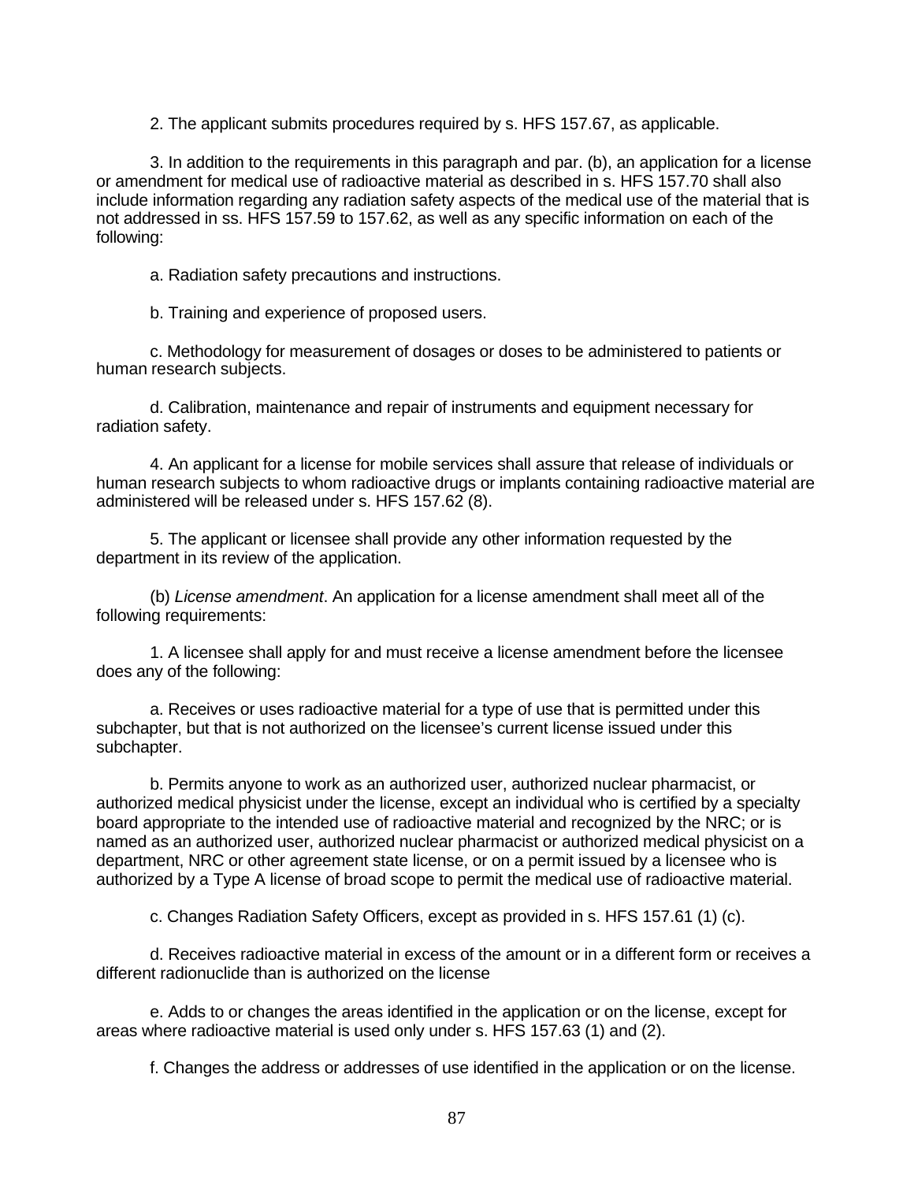2. The applicant submits procedures required by s. HFS 157.67, as applicable.

3. In addition to the requirements in this paragraph and par. (b), an application for a license or amendment for medical use of radioactive material as described in s. HFS 157.70 shall also include information regarding any radiation safety aspects of the medical use of the material that is not addressed in ss. HFS 157.59 to 157.62, as well as any specific information on each of the following:

a. Radiation safety precautions and instructions.

b. Training and experience of proposed users.

c. Methodology for measurement of dosages or doses to be administered to patients or human research subjects.

d. Calibration, maintenance and repair of instruments and equipment necessary for radiation safety.

4. An applicant for a license for mobile services shall assure that release of individuals or human research subjects to whom radioactive drugs or implants containing radioactive material are administered will be released under s. HFS 157.62 (8).

5. The applicant or licensee shall provide any other information requested by the department in its review of the application.

(b) *License amendment*. An application for a license amendment shall meet all of the following requirements:

1. A licensee shall apply for and must receive a license amendment before the licensee does any of the following:

a. Receives or uses radioactive material for a type of use that is permitted under this subchapter, but that is not authorized on the licensee's current license issued under this subchapter.

b. Permits anyone to work as an authorized user, authorized nuclear pharmacist, or authorized medical physicist under the license, except an individual who is certified by a specialty board appropriate to the intended use of radioactive material and recognized by the NRC; or is named as an authorized user, authorized nuclear pharmacist or authorized medical physicist on a department, NRC or other agreement state license, or on a permit issued by a licensee who is authorized by a Type A license of broad scope to permit the medical use of radioactive material.

c. Changes Radiation Safety Officers, except as provided in s. HFS 157.61 (1) (c).

d. Receives radioactive material in excess of the amount or in a different form or receives a different radionuclide than is authorized on the license

e. Adds to or changes the areas identified in the application or on the license, except for areas where radioactive material is used only under s. HFS 157.63 (1) and (2).

f. Changes the address or addresses of use identified in the application or on the license.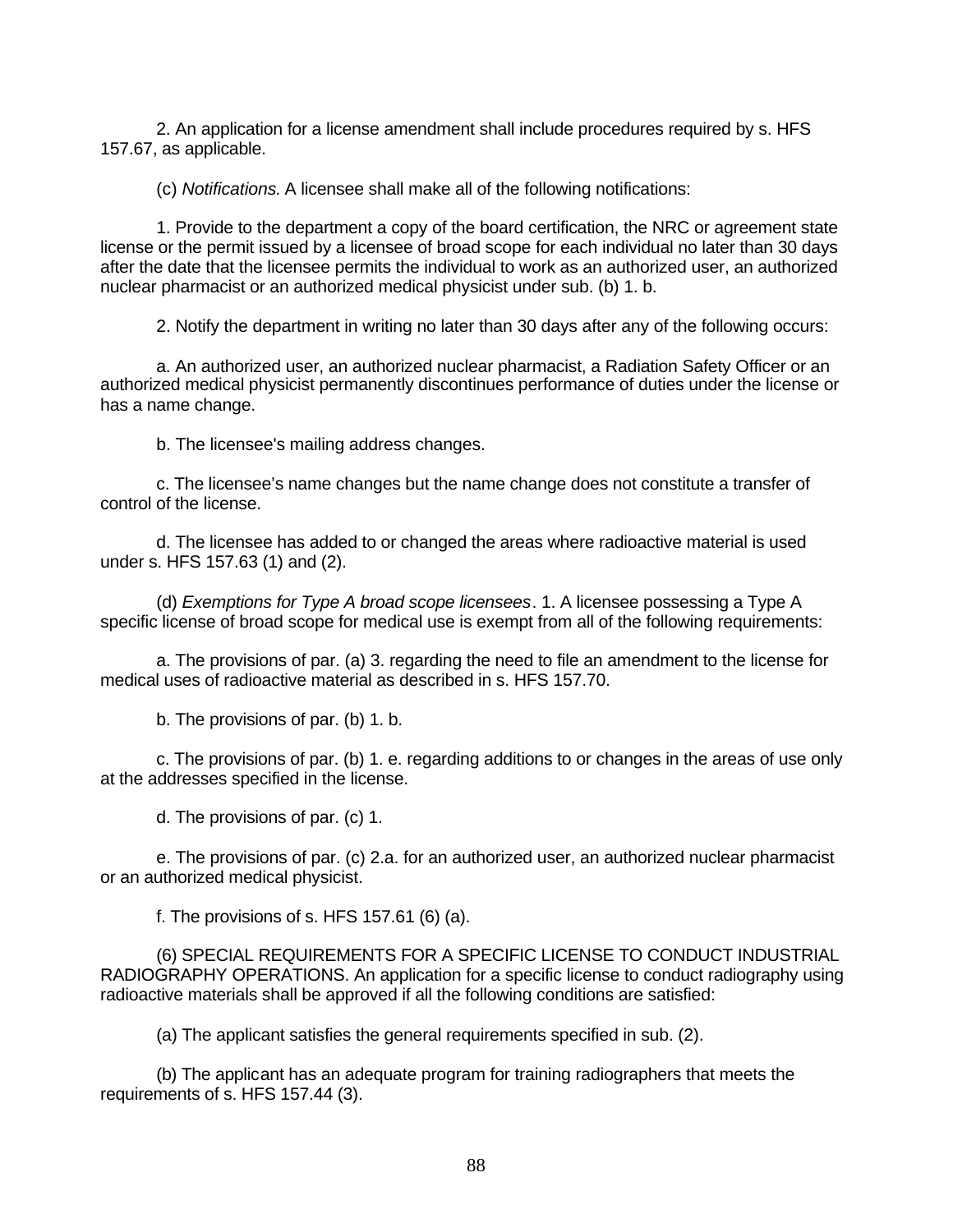2. An application for a license amendment shall include procedures required by s. HFS 157.67, as applicable.

(c) *Notifications.* A licensee shall make all of the following notifications:

1. Provide to the department a copy of the board certification, the NRC or agreement state license or the permit issued by a licensee of broad scope for each individual no later than 30 days after the date that the licensee permits the individual to work as an authorized user, an authorized nuclear pharmacist or an authorized medical physicist under sub. (b) 1. b.

2. Notify the department in writing no later than 30 days after any of the following occurs:

a. An authorized user, an authorized nuclear pharmacist, a Radiation Safety Officer or an authorized medical physicist permanently discontinues performance of duties under the license or has a name change.

b. The licensee's mailing address changes.

c. The licensee's name changes but the name change does not constitute a transfer of control of the license.

d. The licensee has added to or changed the areas where radioactive material is used under s. HFS 157.63 (1) and (2).

(d) *Exemptions for Type A broad scope licensees*. 1. A licensee possessing a Type A specific license of broad scope for medical use is exempt from all of the following requirements:

a. The provisions of par. (a) 3. regarding the need to file an amendment to the license for medical uses of radioactive material as described in s. HFS 157.70.

b. The provisions of par. (b) 1. b.

c. The provisions of par. (b) 1. e. regarding additions to or changes in the areas of use only at the addresses specified in the license.

d. The provisions of par. (c) 1.

e. The provisions of par. (c) 2.a. for an authorized user, an authorized nuclear pharmacist or an authorized medical physicist.

f. The provisions of s. HFS 157.61 (6) (a).

(6) SPECIAL REQUIREMENTS FOR A SPECIFIC LICENSE TO CONDUCT INDUSTRIAL RADIOGRAPHY OPERATIONS. An application for a specific license to conduct radiography using radioactive materials shall be approved if all the following conditions are satisfied:

(a) The applicant satisfies the general requirements specified in sub. (2).

(b) The applicant has an adequate program for training radiographers that meets the requirements of s. HFS 157.44 (3).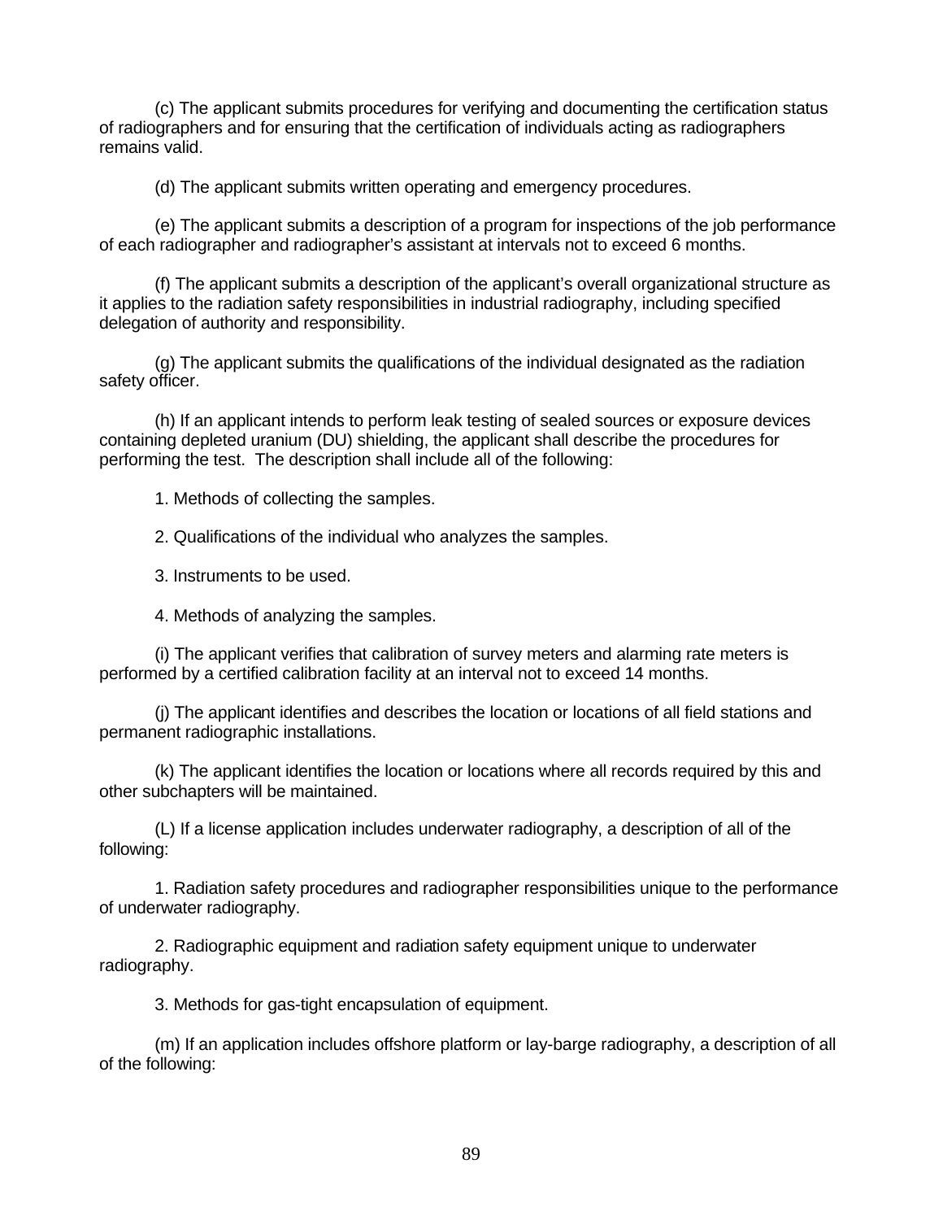(c) The applicant submits procedures for verifying and documenting the certification status of radiographers and for ensuring that the certification of individuals acting as radiographers remains valid.

(d) The applicant submits written operating and emergency procedures.

(e) The applicant submits a description of a program for inspections of the job performance of each radiographer and radiographer's assistant at intervals not to exceed 6 months.

(f) The applicant submits a description of the applicant's overall organizational structure as it applies to the radiation safety responsibilities in industrial radiography, including specified delegation of authority and responsibility.

(g) The applicant submits the qualifications of the individual designated as the radiation safety officer.

(h) If an applicant intends to perform leak testing of sealed sources or exposure devices containing depleted uranium (DU) shielding, the applicant shall describe the procedures for performing the test. The description shall include all of the following:

1. Methods of collecting the samples.

2. Qualifications of the individual who analyzes the samples.

3. Instruments to be used.

4. Methods of analyzing the samples.

(i) The applicant verifies that calibration of survey meters and alarming rate meters is performed by a certified calibration facility at an interval not to exceed 14 months.

(j) The applicant identifies and describes the location or locations of all field stations and permanent radiographic installations.

(k) The applicant identifies the location or locations where all records required by this and other subchapters will be maintained.

(L) If a license application includes underwater radiography, a description of all of the following:

1. Radiation safety procedures and radiographer responsibilities unique to the performance of underwater radiography.

2. Radiographic equipment and radiation safety equipment unique to underwater radiography.

3. Methods for gas-tight encapsulation of equipment.

(m) If an application includes offshore platform or lay-barge radiography, a description of all of the following: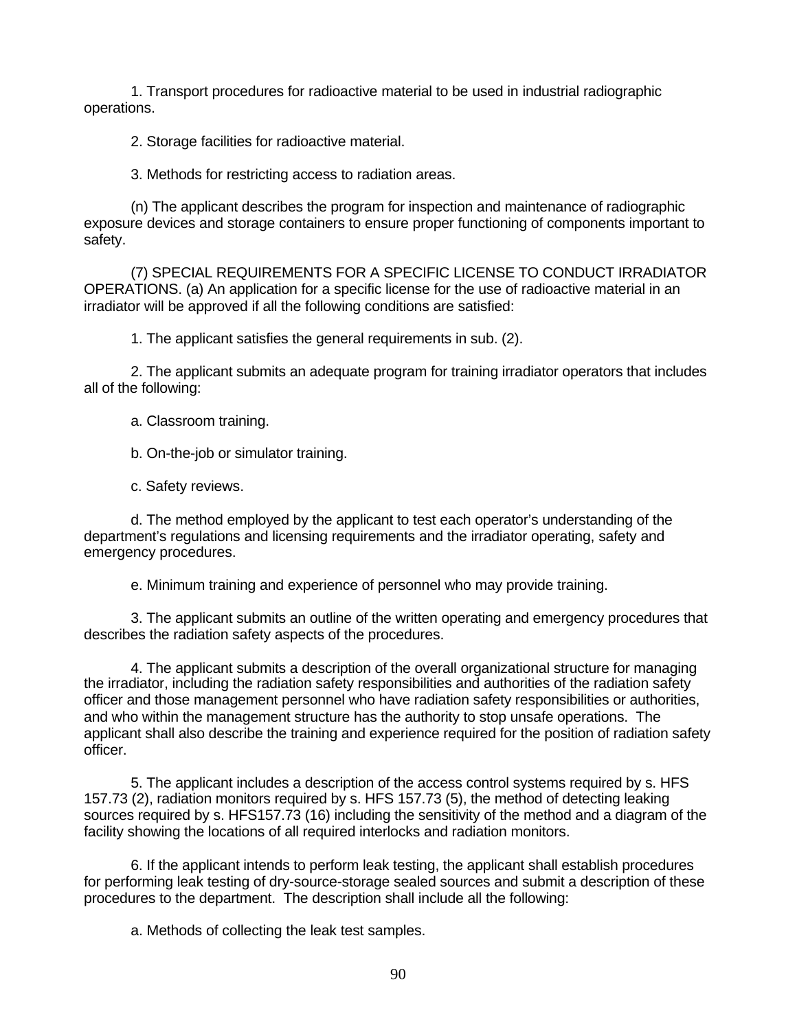1. Transport procedures for radioactive material to be used in industrial radiographic operations.

2. Storage facilities for radioactive material.

3. Methods for restricting access to radiation areas.

(n) The applicant describes the program for inspection and maintenance of radiographic exposure devices and storage containers to ensure proper functioning of components important to safety.

(7) SPECIAL REQUIREMENTS FOR A SPECIFIC LICENSE TO CONDUCT IRRADIATOR OPERATIONS. (a) An application for a specific license for the use of radioactive material in an irradiator will be approved if all the following conditions are satisfied:

1. The applicant satisfies the general requirements in sub. (2).

2. The applicant submits an adequate program for training irradiator operators that includes all of the following:

a. Classroom training.

b. On-the-job or simulator training.

c. Safety reviews.

d. The method employed by the applicant to test each operator's understanding of the department's regulations and licensing requirements and the irradiator operating, safety and emergency procedures.

e. Minimum training and experience of personnel who may provide training.

3. The applicant submits an outline of the written operating and emergency procedures that describes the radiation safety aspects of the procedures.

4. The applicant submits a description of the overall organizational structure for managing the irradiator, including the radiation safety responsibilities and authorities of the radiation safety officer and those management personnel who have radiation safety responsibilities or authorities, and who within the management structure has the authority to stop unsafe operations. The applicant shall also describe the training and experience required for the position of radiation safety officer.

5. The applicant includes a description of the access control systems required by s. HFS 157.73 (2), radiation monitors required by s. HFS 157.73 (5), the method of detecting leaking sources required by s. HFS157.73 (16) including the sensitivity of the method and a diagram of the facility showing the locations of all required interlocks and radiation monitors.

6. If the applicant intends to perform leak testing, the applicant shall establish procedures for performing leak testing of dry-source-storage sealed sources and submit a description of these procedures to the department. The description shall include all the following:

a. Methods of collecting the leak test samples.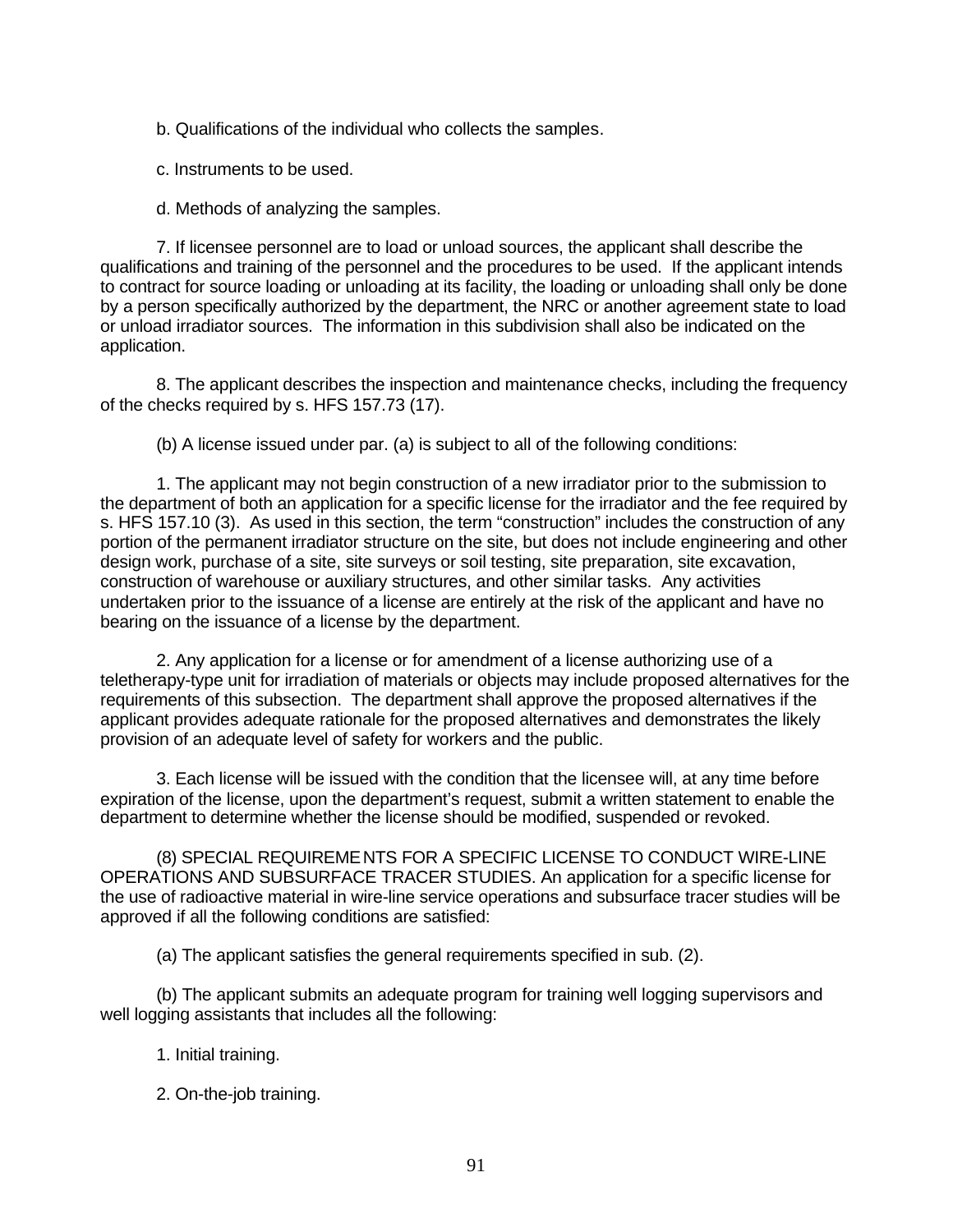b. Qualifications of the individual who collects the samples.

c. Instruments to be used.

d. Methods of analyzing the samples.

7. If licensee personnel are to load or unload sources, the applicant shall describe the qualifications and training of the personnel and the procedures to be used. If the applicant intends to contract for source loading or unloading at its facility, the loading or unloading shall only be done by a person specifically authorized by the department, the NRC or another agreement state to load or unload irradiator sources. The information in this subdivision shall also be indicated on the application.

8. The applicant describes the inspection and maintenance checks, including the frequency of the checks required by s. HFS 157.73 (17).

(b) A license issued under par. (a) is subject to all of the following conditions:

1. The applicant may not begin construction of a new irradiator prior to the submission to the department of both an application for a specific license for the irradiator and the fee required by s. HFS 157.10 (3). As used in this section, the term "construction" includes the construction of any portion of the permanent irradiator structure on the site, but does not include engineering and other design work, purchase of a site, site surveys or soil testing, site preparation, site excavation, construction of warehouse or auxiliary structures, and other similar tasks. Any activities undertaken prior to the issuance of a license are entirely at the risk of the applicant and have no bearing on the issuance of a license by the department.

2. Any application for a license or for amendment of a license authorizing use of a teletherapy-type unit for irradiation of materials or objects may include proposed alternatives for the requirements of this subsection. The department shall approve the proposed alternatives if the applicant provides adequate rationale for the proposed alternatives and demonstrates the likely provision of an adequate level of safety for workers and the public.

3. Each license will be issued with the condition that the licensee will, at any time before expiration of the license, upon the department's request, submit a written statement to enable the department to determine whether the license should be modified, suspended or revoked.

(8) SPECIAL REQUIREMENTS FOR A SPECIFIC LICENSE TO CONDUCT WIRE-LINE OPERATIONS AND SUBSURFACE TRACER STUDIES. An application for a specific license for the use of radioactive material in wire-line service operations and subsurface tracer studies will be approved if all the following conditions are satisfied:

(a) The applicant satisfies the general requirements specified in sub. (2).

(b) The applicant submits an adequate program for training well logging supervisors and well logging assistants that includes all the following:

1. Initial training.

2. On-the-job training.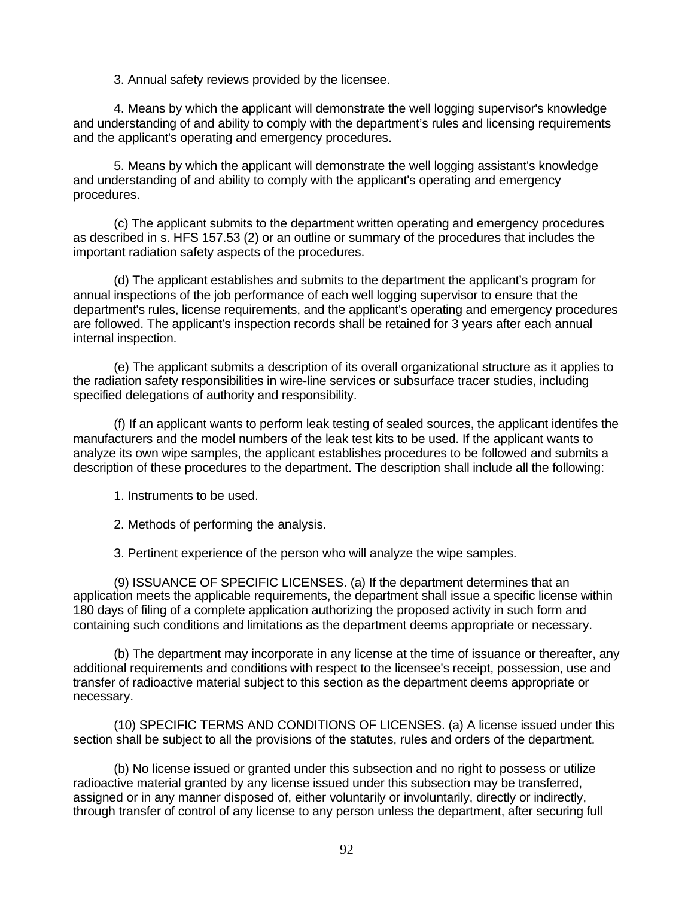3. Annual safety reviews provided by the licensee.

4. Means by which the applicant will demonstrate the well logging supervisor's knowledge and understanding of and ability to comply with the department's rules and licensing requirements and the applicant's operating and emergency procedures.

5. Means by which the applicant will demonstrate the well logging assistant's knowledge and understanding of and ability to comply with the applicant's operating and emergency procedures.

(c) The applicant submits to the department written operating and emergency procedures as described in s. HFS 157.53 (2) or an outline or summary of the procedures that includes the important radiation safety aspects of the procedures.

(d) The applicant establishes and submits to the department the applicant's program for annual inspections of the job performance of each well logging supervisor to ensure that the department's rules, license requirements, and the applicant's operating and emergency procedures are followed. The applicant's inspection records shall be retained for 3 years after each annual internal inspection.

(e) The applicant submits a description of its overall organizational structure as it applies to the radiation safety responsibilities in wire-line services or subsurface tracer studies, including specified delegations of authority and responsibility.

(f) If an applicant wants to perform leak testing of sealed sources, the applicant identifes the manufacturers and the model numbers of the leak test kits to be used. If the applicant wants to analyze its own wipe samples, the applicant establishes procedures to be followed and submits a description of these procedures to the department. The description shall include all the following:

1. Instruments to be used.

2. Methods of performing the analysis.

3. Pertinent experience of the person who will analyze the wipe samples.

(9) ISSUANCE OF SPECIFIC LICENSES. (a) If the department determines that an application meets the applicable requirements, the department shall issue a specific license within 180 days of filing of a complete application authorizing the proposed activity in such form and containing such conditions and limitations as the department deems appropriate or necessary.

(b) The department may incorporate in any license at the time of issuance or thereafter, any additional requirements and conditions with respect to the licensee's receipt, possession, use and transfer of radioactive material subject to this section as the department deems appropriate or necessary.

(10) SPECIFIC TERMS AND CONDITIONS OF LICENSES. (a) A license issued under this section shall be subject to all the provisions of the statutes, rules and orders of the department.

(b) No license issued or granted under this subsection and no right to possess or utilize radioactive material granted by any license issued under this subsection may be transferred, assigned or in any manner disposed of, either voluntarily or involuntarily, directly or indirectly, through transfer of control of any license to any person unless the department, after securing full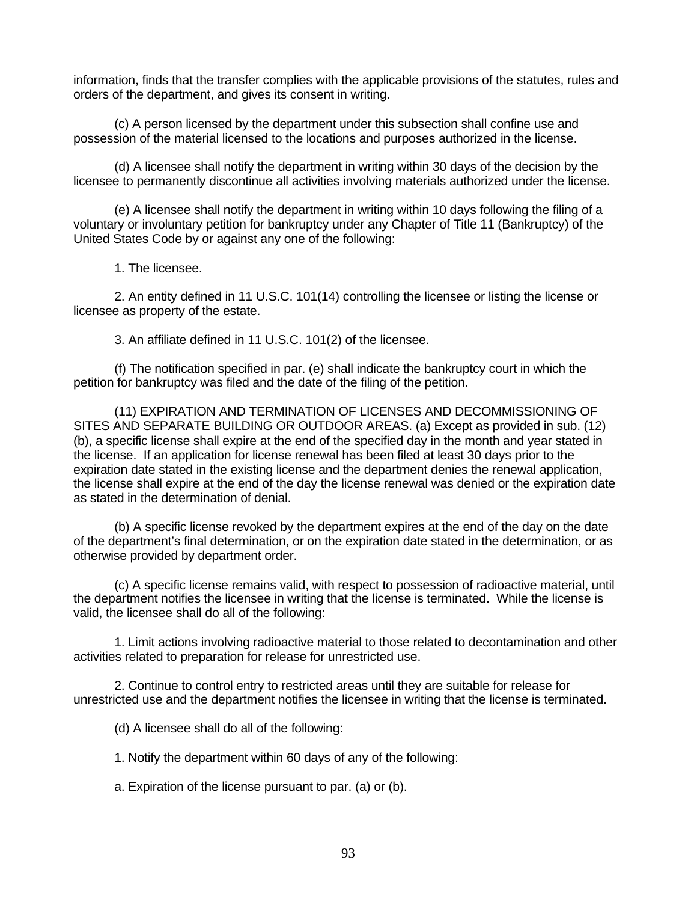information, finds that the transfer complies with the applicable provisions of the statutes, rules and orders of the department, and gives its consent in writing.

(c) A person licensed by the department under this subsection shall confine use and possession of the material licensed to the locations and purposes authorized in the license.

(d) A licensee shall notify the department in writing within 30 days of the decision by the licensee to permanently discontinue all activities involving materials authorized under the license.

(e) A licensee shall notify the department in writing within 10 days following the filing of a voluntary or involuntary petition for bankruptcy under any Chapter of Title 11 (Bankruptcy) of the United States Code by or against any one of the following:

1. The licensee.

2. An entity defined in 11 U.S.C. 101(14) controlling the licensee or listing the license or licensee as property of the estate.

3. An affiliate defined in 11 U.S.C. 101(2) of the licensee.

(f) The notification specified in par. (e) shall indicate the bankruptcy court in which the petition for bankruptcy was filed and the date of the filing of the petition.

(11) EXPIRATION AND TERMINATION OF LICENSES AND DECOMMISSIONING OF SITES AND SEPARATE BUILDING OR OUTDOOR AREAS. (a) Except as provided in sub. (12) (b), a specific license shall expire at the end of the specified day in the month and year stated in the license. If an application for license renewal has been filed at least 30 days prior to the expiration date stated in the existing license and the department denies the renewal application, the license shall expire at the end of the day the license renewal was denied or the expiration date as stated in the determination of denial.

(b) A specific license revoked by the department expires at the end of the day on the date of the department's final determination, or on the expiration date stated in the determination, or as otherwise provided by department order.

(c) A specific license remains valid, with respect to possession of radioactive material, until the department notifies the licensee in writing that the license is terminated. While the license is valid, the licensee shall do all of the following:

1. Limit actions involving radioactive material to those related to decontamination and other activities related to preparation for release for unrestricted use.

2. Continue to control entry to restricted areas until they are suitable for release for unrestricted use and the department notifies the licensee in writing that the license is terminated.

(d) A licensee shall do all of the following:

1. Notify the department within 60 days of any of the following:

a. Expiration of the license pursuant to par. (a) or (b).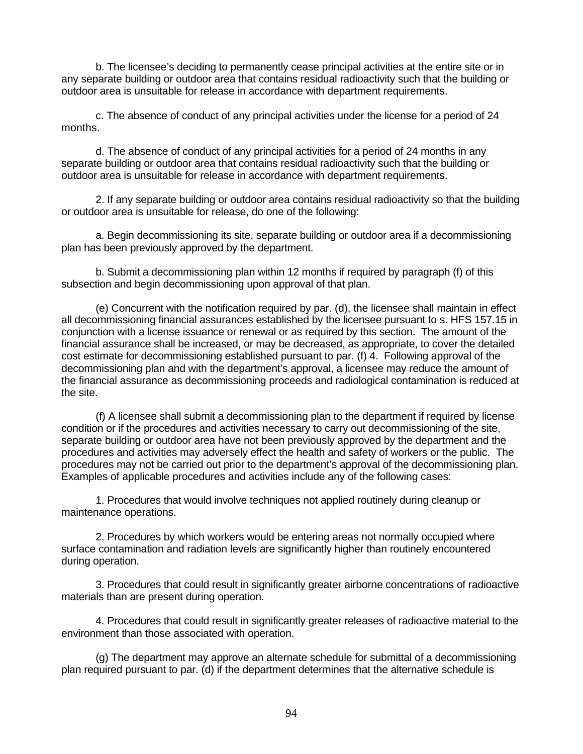b. The licensee's deciding to permanently cease principal activities at the entire site or in any separate building or outdoor area that contains residual radioactivity such that the building or outdoor area is unsuitable for release in accordance with department requirements.

c. The absence of conduct of any principal activities under the license for a period of 24 months.

d. The absence of conduct of any principal activities for a period of 24 months in any separate building or outdoor area that contains residual radioactivity such that the building or outdoor area is unsuitable for release in accordance with department requirements.

2. If any separate building or outdoor area contains residual radioactivity so that the building or outdoor area is unsuitable for release, do one of the following:

a. Begin decommissioning its site, separate building or outdoor area if a decommissioning plan has been previously approved by the department.

b. Submit a decommissioning plan within 12 months if required by paragraph (f) of this subsection and begin decommissioning upon approval of that plan.

(e) Concurrent with the notification required by par. (d), the licensee shall maintain in effect all decommissioning financial assurances established by the licensee pursuant to s. HFS 157.15 in conjunction with a license issuance or renewal or as required by this section. The amount of the financial assurance shall be increased, or may be decreased, as appropriate, to cover the detailed cost estimate for decommissioning established pursuant to par. (f) 4. Following approval of the decommissioning plan and with the department's approval, a licensee may reduce the amount of the financial assurance as decommissioning proceeds and radiological contamination is reduced at the site.

(f) A licensee shall submit a decommissioning plan to the department if required by license condition or if the procedures and activities necessary to carry out decommissioning of the site, separate building or outdoor area have not been previously approved by the department and the procedures and activities may adversely effect the health and safety of workers or the public. The procedures may not be carried out prior to the department's approval of the decommissioning plan. Examples of applicable procedures and activities include any of the following cases:

1. Procedures that would involve techniques not applied routinely during cleanup or maintenance operations.

2. Procedures by which workers would be entering areas not normally occupied where surface contamination and radiation levels are significantly higher than routinely encountered during operation.

3. Procedures that could result in significantly greater airborne concentrations of radioactive materials than are present during operation.

4. Procedures that could result in significantly greater releases of radioactive material to the environment than those associated with operation.

(g) The department may approve an alternate schedule for submittal of a decommissioning plan required pursuant to par. (d) if the department determines that the alternative schedule is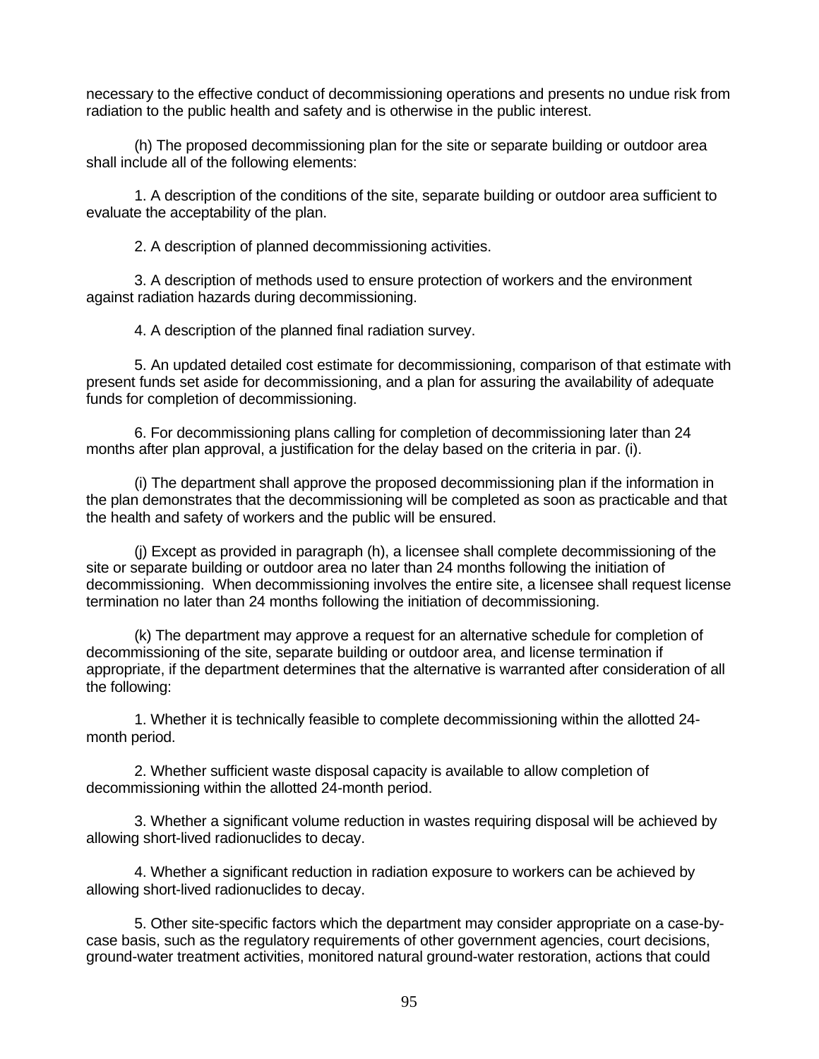necessary to the effective conduct of decommissioning operations and presents no undue risk from radiation to the public health and safety and is otherwise in the public interest.

(h) The proposed decommissioning plan for the site or separate building or outdoor area shall include all of the following elements:

1. A description of the conditions of the site, separate building or outdoor area sufficient to evaluate the acceptability of the plan.

2. A description of planned decommissioning activities.

3. A description of methods used to ensure protection of workers and the environment against radiation hazards during decommissioning.

4. A description of the planned final radiation survey.

5. An updated detailed cost estimate for decommissioning, comparison of that estimate with present funds set aside for decommissioning, and a plan for assuring the availability of adequate funds for completion of decommissioning.

6. For decommissioning plans calling for completion of decommissioning later than 24 months after plan approval, a justification for the delay based on the criteria in par. (i).

(i) The department shall approve the proposed decommissioning plan if the information in the plan demonstrates that the decommissioning will be completed as soon as practicable and that the health and safety of workers and the public will be ensured.

(j) Except as provided in paragraph (h), a licensee shall complete decommissioning of the site or separate building or outdoor area no later than 24 months following the initiation of decommissioning. When decommissioning involves the entire site, a licensee shall request license termination no later than 24 months following the initiation of decommissioning.

(k) The department may approve a request for an alternative schedule for completion of decommissioning of the site, separate building or outdoor area, and license termination if appropriate, if the department determines that the alternative is warranted after consideration of all the following:

1. Whether it is technically feasible to complete decommissioning within the allotted 24-month period.

2. Whether sufficient waste disposal capacity is available to allow completion of decommissioning within the allotted 24-month period.

3. Whether a significant volume reduction in wastes requiring disposal will be achieved by allowing short-lived radionuclides to decay.

4. Whether a significant reduction in radiation exposure to workers can be achieved by allowing short-lived radionuclides to decay.

5. Other site-specific factors which the department may consider appropriate on a case-by-case basis, such as the regulatory requirements of other government agencies, court decisions, ground-water treatment activities, monitored natural ground-water restoration, actions that could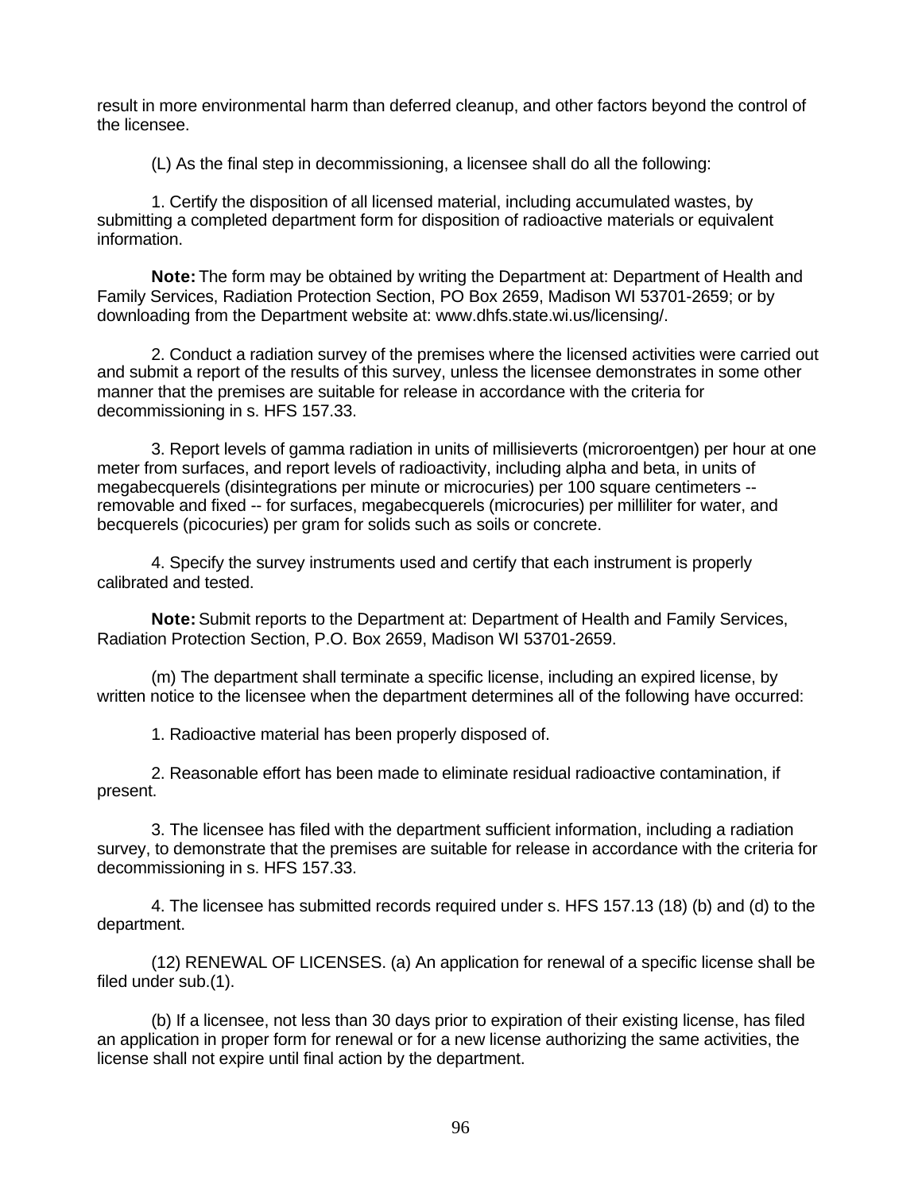result in more environmental harm than deferred cleanup, and other factors beyond the control of the licensee.

(L) As the final step in decommissioning, a licensee shall do all the following:

1. Certify the disposition of all licensed material, including accumulated wastes, by submitting a completed department form for disposition of radioactive materials or equivalent information.

**Note:** The form may be obtained by writing the Department at: Department of Health and Family Services, Radiation Protection Section, PO Box 2659, Madison WI 53701-2659; or by downloading from the Department website at: www.dhfs.state.wi.us/licensing/.

2. Conduct a radiation survey of the premises where the licensed activities were carried out and submit a report of the results of this survey, unless the licensee demonstrates in some other manner that the premises are suitable for release in accordance with the criteria for decommissioning in s. HFS 157.33.

3. Report levels of gamma radiation in units of millisieverts (microroentgen) per hour at one meter from surfaces, and report levels of radioactivity, including alpha and beta, in units of megabecquerels (disintegrations per minute or microcuries) per 100 square centimeters -- removable and fixed -- for surfaces, megabecquerels (microcuries) per milliliter for water, and becquerels (picocuries) per gram for solids such as soils or concrete.

4. Specify the survey instruments used and certify that each instrument is properly calibrated and tested.

**Note:** Submit reports to the Department at: Department of Health and Family Services, Radiation Protection Section, P.O. Box 2659, Madison WI 53701-2659.

(m) The department shall terminate a specific license, including an expired license, by written notice to the licensee when the department determines all of the following have occurred:

1. Radioactive material has been properly disposed of.

2. Reasonable effort has been made to eliminate residual radioactive contamination, if present.

3. The licensee has filed with the department sufficient information, including a radiation survey, to demonstrate that the premises are suitable for release in accordance with the criteria for decommissioning in s. HFS 157.33.

4. The licensee has submitted records required under s. HFS 157.13 (18) (b) and (d) to the department.

(12) RENEWAL OF LICENSES. (a) An application for renewal of a specific license shall be filed under sub.(1).

(b) If a licensee, not less than 30 days prior to expiration of their existing license, has filed an application in proper form for renewal or for a new license authorizing the same activities, the license shall not expire until final action by the department.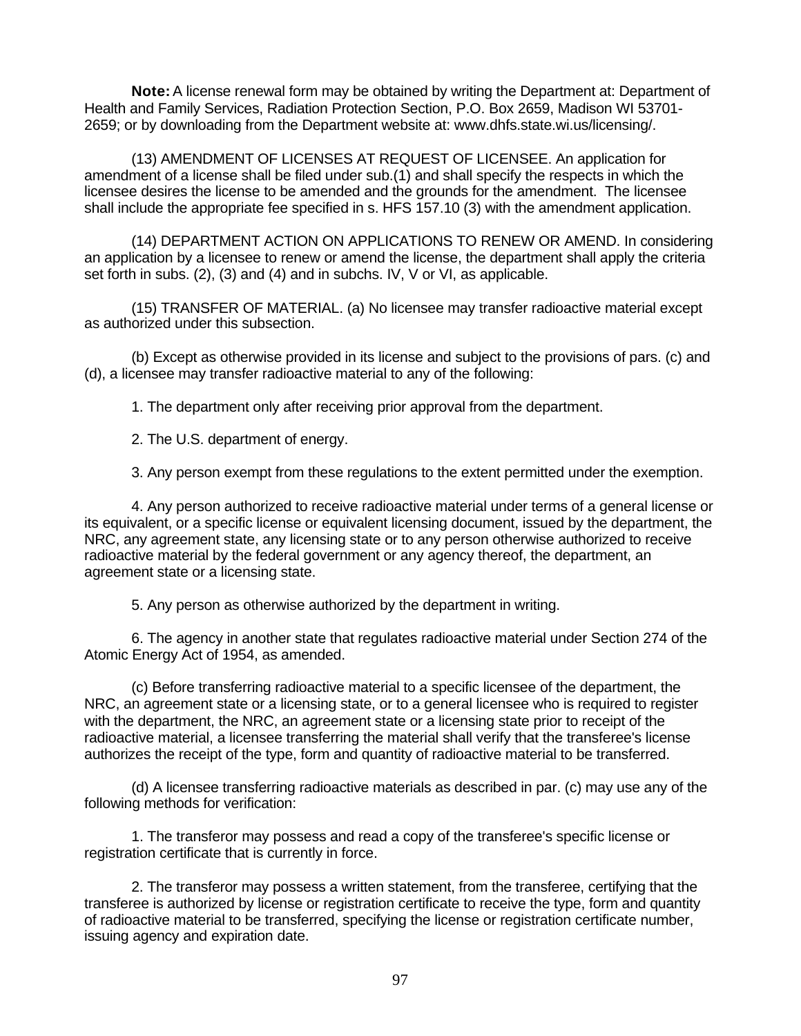**Note:** A license renewal form may be obtained by writing the Department at: Department of Health and Family Services, Radiation Protection Section, P.O. Box 2659, Madison WI 53701-2659; or by downloading from the Department website at: www.dhfs.state.wi.us/licensing/.

(13) AMENDMENT OF LICENSES AT REQUEST OF LICENSEE. An application for amendment of a license shall be filed under sub.(1) and shall specify the respects in which the licensee desires the license to be amended and the grounds for the amendment. The licensee shall include the appropriate fee specified in s. HFS 157.10 (3) with the amendment application.

(14) DEPARTMENT ACTION ON APPLICATIONS TO RENEW OR AMEND. In considering an application by a licensee to renew or amend the license, the department shall apply the criteria set forth in subs. (2), (3) and (4) and in subchs. IV, V or VI, as applicable.

(15) TRANSFER OF MATERIAL. (a) No licensee may transfer radioactive material except as authorized under this subsection.

(b) Except as otherwise provided in its license and subject to the provisions of pars. (c) and (d), a licensee may transfer radioactive material to any of the following:

1. The department only after receiving prior approval from the department.

2. The U.S. department of energy.

3. Any person exempt from these regulations to the extent permitted under the exemption.

4. Any person authorized to receive radioactive material under terms of a general license or its equivalent, or a specific license or equivalent licensing document, issued by the department, the NRC, any agreement state, any licensing state or to any person otherwise authorized to receive radioactive material by the federal government or any agency thereof, the department, an agreement state or a licensing state.

5. Any person as otherwise authorized by the department in writing.

6. The agency in another state that regulates radioactive material under Section 274 of the Atomic Energy Act of 1954, as amended.

(c) Before transferring radioactive material to a specific licensee of the department, the NRC, an agreement state or a licensing state, or to a general licensee who is required to register with the department, the NRC, an agreement state or a licensing state prior to receipt of the radioactive material, a licensee transferring the material shall verify that the transferee's license authorizes the receipt of the type, form and quantity of radioactive material to be transferred.

(d) A licensee transferring radioactive materials as described in par. (c) may use any of the following methods for verification:

1. The transferor may possess and read a copy of the transferee's specific license or registration certificate that is currently in force.

2. The transferor may possess a written statement, from the transferee, certifying that the transferee is authorized by license or registration certificate to receive the type, form and quantity of radioactive material to be transferred, specifying the license or registration certificate number, issuing agency and expiration date.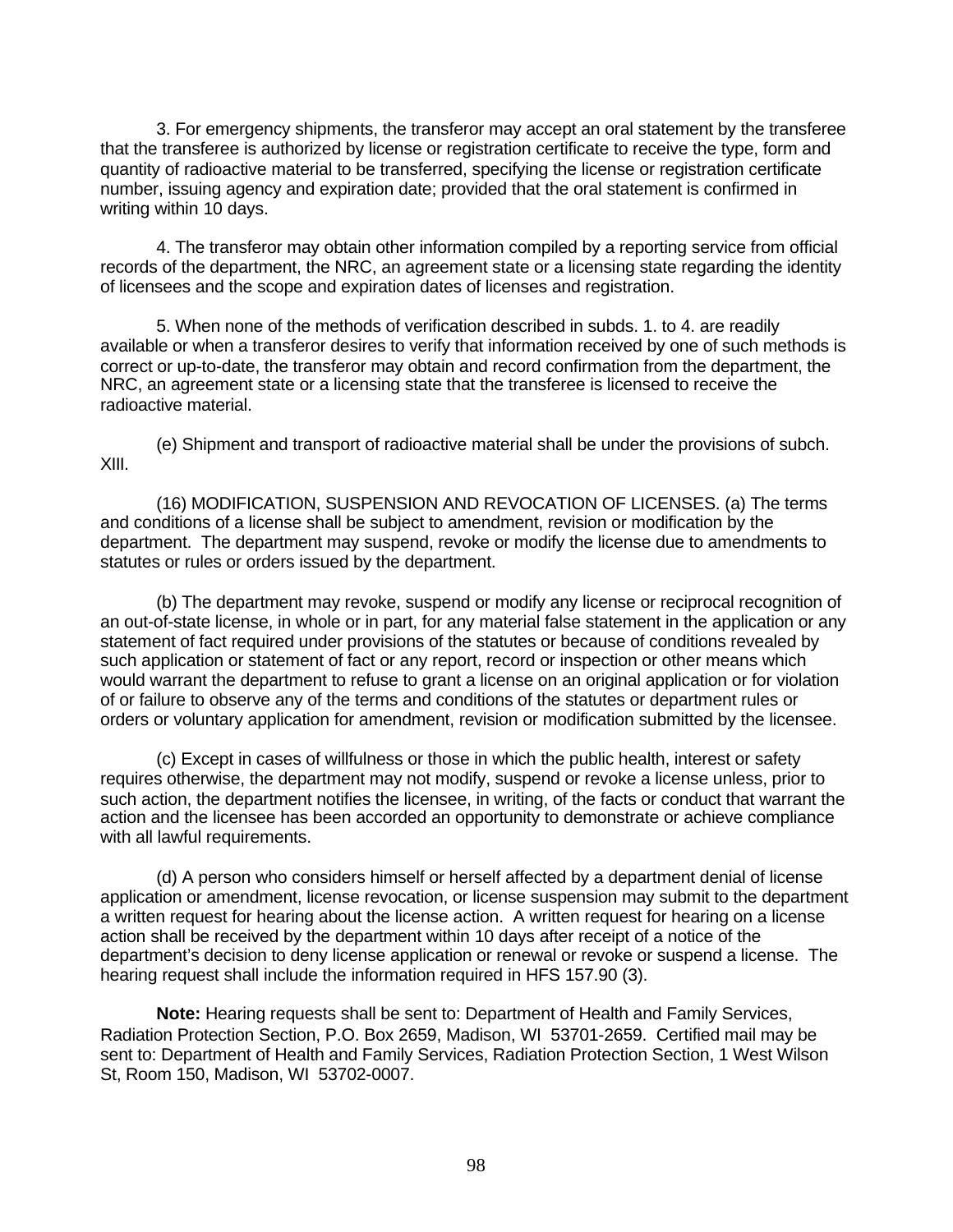3. For emergency shipments, the transferor may accept an oral statement by the transferee that the transferee is authorized by license or registration certificate to receive the type, form and quantity of radioactive material to be transferred, specifying the license or registration certificate number, issuing agency and expiration date; provided that the oral statement is confirmed in writing within 10 days.

4. The transferor may obtain other information compiled by a reporting service from official records of the department, the NRC, an agreement state or a licensing state regarding the identity of licensees and the scope and expiration dates of licenses and registration.

5. When none of the methods of verification described in subds. 1. to 4. are readily available or when a transferor desires to verify that information received by one of such methods is correct or up-to-date, the transferor may obtain and record confirmation from the department, the NRC, an agreement state or a licensing state that the transferee is licensed to receive the radioactive material.

(e) Shipment and transport of radioactive material shall be under the provisions of subch. XIII.

(16) MODIFICATION, SUSPENSION AND REVOCATION OF LICENSES. (a) The terms and conditions of a license shall be subject to amendment, revision or modification by the department. The department may suspend, revoke or modify the license due to amendments to statutes or rules or orders issued by the department.

(b) The department may revoke, suspend or modify any license or reciprocal recognition of an out-of-state license, in whole or in part, for any material false statement in the application or any statement of fact required under provisions of the statutes or because of conditions revealed by such application or statement of fact or any report, record or inspection or other means which would warrant the department to refuse to grant a license on an original application or for violation of or failure to observe any of the terms and conditions of the statutes or department rules or orders or voluntary application for amendment, revision or modification submitted by the licensee.

(c) Except in cases of willfulness or those in which the public health, interest or safety requires otherwise, the department may not modify, suspend or revoke a license unless, prior to such action, the department notifies the licensee, in writing, of the facts or conduct that warrant the action and the licensee has been accorded an opportunity to demonstrate or achieve compliance with all lawful requirements.

(d) A person who considers himself or herself affected by a department denial of license application or amendment, license revocation, or license suspension may submit to the department a written request for hearing about the license action. A written request for hearing on a license action shall be received by the department within 10 days after receipt of a notice of the department's decision to deny license application or renewal or revoke or suspend a license. The hearing request shall include the information required in HFS 157.90 (3).

**Note:** Hearing requests shall be sent to: Department of Health and Family Services, Radiation Protection Section, P.O. Box 2659, Madison, WI 53701-2659. Certified mail may be sent to: Department of Health and Family Services, Radiation Protection Section, 1 West Wilson St, Room 150, Madison, WI 53702-0007.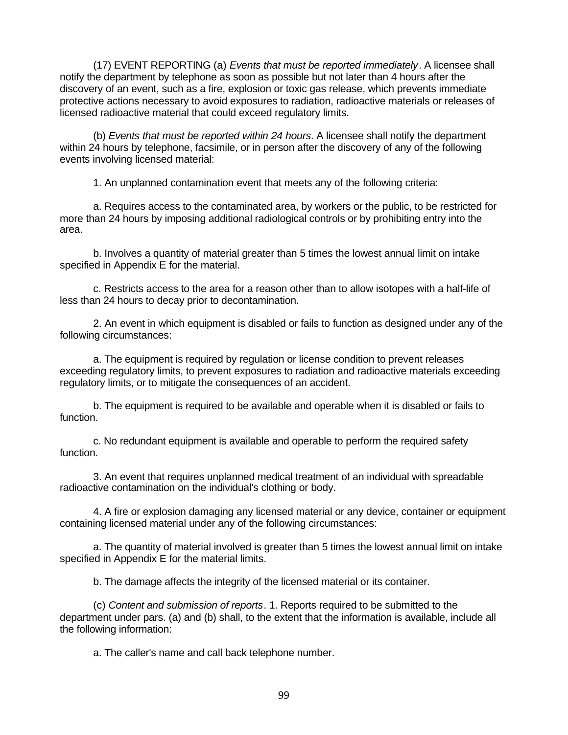(17) EVENT REPORTING (a) *Events that must be reported immediately*. A licensee shall notify the department by telephone as soon as possible but not later than 4 hours after the discovery of an event, such as a fire, explosion or toxic gas release, which prevents immediate protective actions necessary to avoid exposures to radiation, radioactive materials or releases of licensed radioactive material that could exceed regulatory limits.

(b) *Events that must be reported within 24 hours*. A licensee shall notify the department within 24 hours by telephone, facsimile, or in person after the discovery of any of the following events involving licensed material:

1. An unplanned contamination event that meets any of the following criteria:

a. Requires access to the contaminated area, by workers or the public, to be restricted for more than 24 hours by imposing additional radiological controls or by prohibiting entry into the area.

b. Involves a quantity of material greater than 5 times the lowest annual limit on intake specified in Appendix E for the material.

c. Restricts access to the area for a reason other than to allow isotopes with a half-life of less than 24 hours to decay prior to decontamination.

2. An event in which equipment is disabled or fails to function as designed under any of the following circumstances:

a. The equipment is required by regulation or license condition to prevent releases exceeding regulatory limits, to prevent exposures to radiation and radioactive materials exceeding regulatory limits, or to mitigate the consequences of an accident.

b. The equipment is required to be available and operable when it is disabled or fails to function.

c. No redundant equipment is available and operable to perform the required safety function.

3. An event that requires unplanned medical treatment of an individual with spreadable radioactive contamination on the individual's clothing or body.

4. A fire or explosion damaging any licensed material or any device, container or equipment containing licensed material under any of the following circumstances:

a. The quantity of material involved is greater than 5 times the lowest annual limit on intake specified in Appendix E for the material limits.

b. The damage affects the integrity of the licensed material or its container.

(c) *Content and submission of reports*. 1. Reports required to be submitted to the department under pars. (a) and (b) shall, to the extent that the information is available, include all the following information:

a. The caller's name and call back telephone number.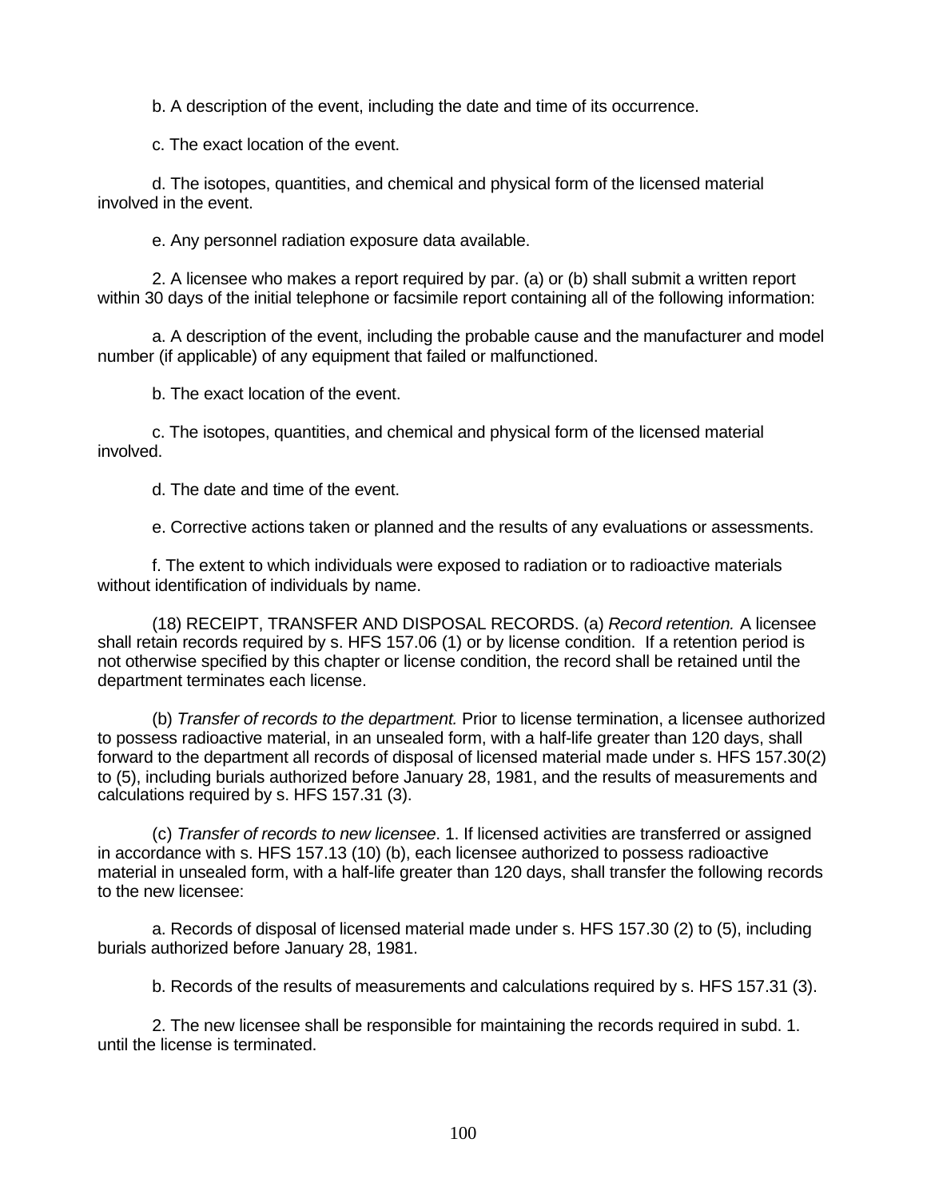b. A description of the event, including the date and time of its occurrence.

c. The exact location of the event.

d. The isotopes, quantities, and chemical and physical form of the licensed material involved in the event.

e. Any personnel radiation exposure data available.

2. A licensee who makes a report required by par. (a) or (b) shall submit a written report within 30 days of the initial telephone or facsimile report containing all of the following information:

a. A description of the event, including the probable cause and the manufacturer and model number (if applicable) of any equipment that failed or malfunctioned.

b. The exact location of the event.

c. The isotopes, quantities, and chemical and physical form of the licensed material involved.

d. The date and time of the event.

e. Corrective actions taken or planned and the results of any evaluations or assessments.

f. The extent to which individuals were exposed to radiation or to radioactive materials without identification of individuals by name.

(18) RECEIPT, TRANSFER AND DISPOSAL RECORDS. (a) *Record retention.* A licensee shall retain records required by s. HFS 157.06 (1) or by license condition. If a retention period is not otherwise specified by this chapter or license condition, the record shall be retained until the department terminates each license.

(b) *Transfer of records to the department.* Prior to license termination, a licensee authorized to possess radioactive material, in an unsealed form, with a half-life greater than 120 days, shall forward to the department all records of disposal of licensed material made under s. HFS 157.30(2) to (5), including burials authorized before January 28, 1981, and the results of measurements and calculations required by s. HFS 157.31 (3).

(c) *Transfer of records to new licensee*. 1. If licensed activities are transferred or assigned in accordance with s. HFS 157.13 (10) (b), each licensee authorized to possess radioactive material in unsealed form, with a half-life greater than 120 days, shall transfer the following records to the new licensee:

a. Records of disposal of licensed material made under s. HFS 157.30 (2) to (5), including burials authorized before January 28, 1981.

b. Records of the results of measurements and calculations required by s. HFS 157.31 (3).

2. The new licensee shall be responsible for maintaining the records required in subd. 1. until the license is terminated.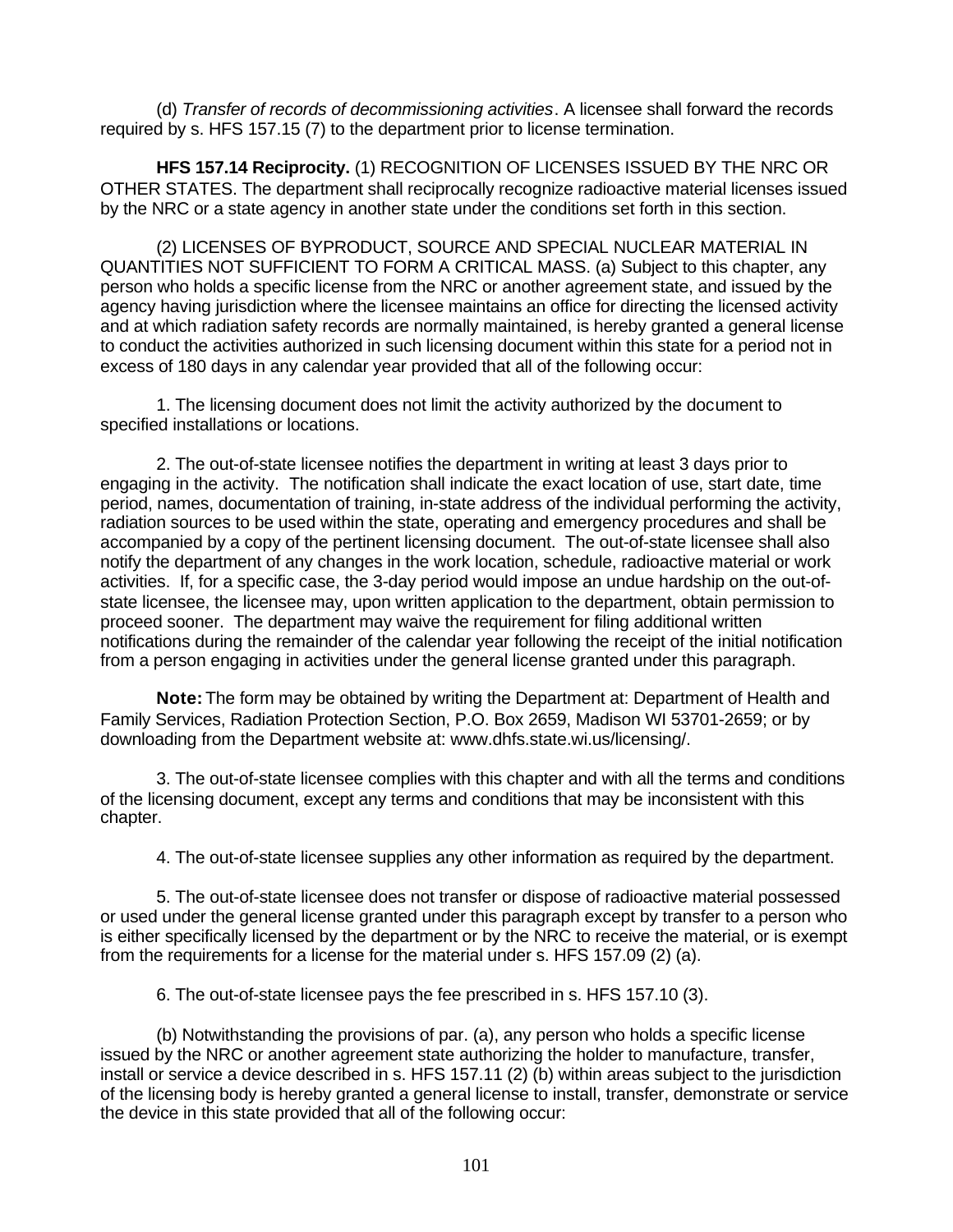(d) *Transfer of records of decommissioning activities*. A licensee shall forward the records required by s. HFS 157.15 (7) to the department prior to license termination.

**HFS 157.14 Reciprocity.** (1) RECOGNITION OF LICENSES ISSUED BY THE NRC OR OTHER STATES. The department shall reciprocally recognize radioactive material licenses issued by the NRC or a state agency in another state under the conditions set forth in this section.

(2) LICENSES OF BYPRODUCT, SOURCE AND SPECIAL NUCLEAR MATERIAL IN QUANTITIES NOT SUFFICIENT TO FORM A CRITICAL MASS. (a) Subject to this chapter, any person who holds a specific license from the NRC or another agreement state, and issued by the agency having jurisdiction where the licensee maintains an office for directing the licensed activity and at which radiation safety records are normally maintained, is hereby granted a general license to conduct the activities authorized in such licensing document within this state for a period not in excess of 180 days in any calendar year provided that all of the following occur:

1. The licensing document does not limit the activity authorized by the document to specified installations or locations.

2. The out-of-state licensee notifies the department in writing at least 3 days prior to engaging in the activity. The notification shall indicate the exact location of use, start date, time period, names, documentation of training, in-state address of the individual performing the activity, radiation sources to be used within the state, operating and emergency procedures and shall be accompanied by a copy of the pertinent licensing document. The out-of-state licensee shall also notify the department of any changes in the work location, schedule, radioactive material or work activities. If, for a specific case, the 3-day period would impose an undue hardship on the out-of-state licensee, the licensee may, upon written application to the department, obtain permission to proceed sooner. The department may waive the requirement for filing additional written notifications during the remainder of the calendar year following the receipt of the initial notification from a person engaging in activities under the general license granted under this paragraph.

**Note:** The form may be obtained by writing the Department at: Department of Health and Family Services, Radiation Protection Section, P.O. Box 2659, Madison WI 53701-2659; or by downloading from the Department website at: www.dhfs.state.wi.us/licensing/.

3. The out-of-state licensee complies with this chapter and with all the terms and conditions of the licensing document, except any terms and conditions that may be inconsistent with this chapter.

4. The out-of-state licensee supplies any other information as required by the department.

5. The out-of-state licensee does not transfer or dispose of radioactive material possessed or used under the general license granted under this paragraph except by transfer to a person who is either specifically licensed by the department or by the NRC to receive the material, or is exempt from the requirements for a license for the material under s. HFS 157.09 (2) (a).

6. The out-of-state licensee pays the fee prescribed in s. HFS 157.10 (3).

(b) Notwithstanding the provisions of par. (a), any person who holds a specific license issued by the NRC or another agreement state authorizing the holder to manufacture, transfer, install or service a device described in s. HFS 157.11 (2) (b) within areas subject to the jurisdiction of the licensing body is hereby granted a general license to install, transfer, demonstrate or service the device in this state provided that all of the following occur: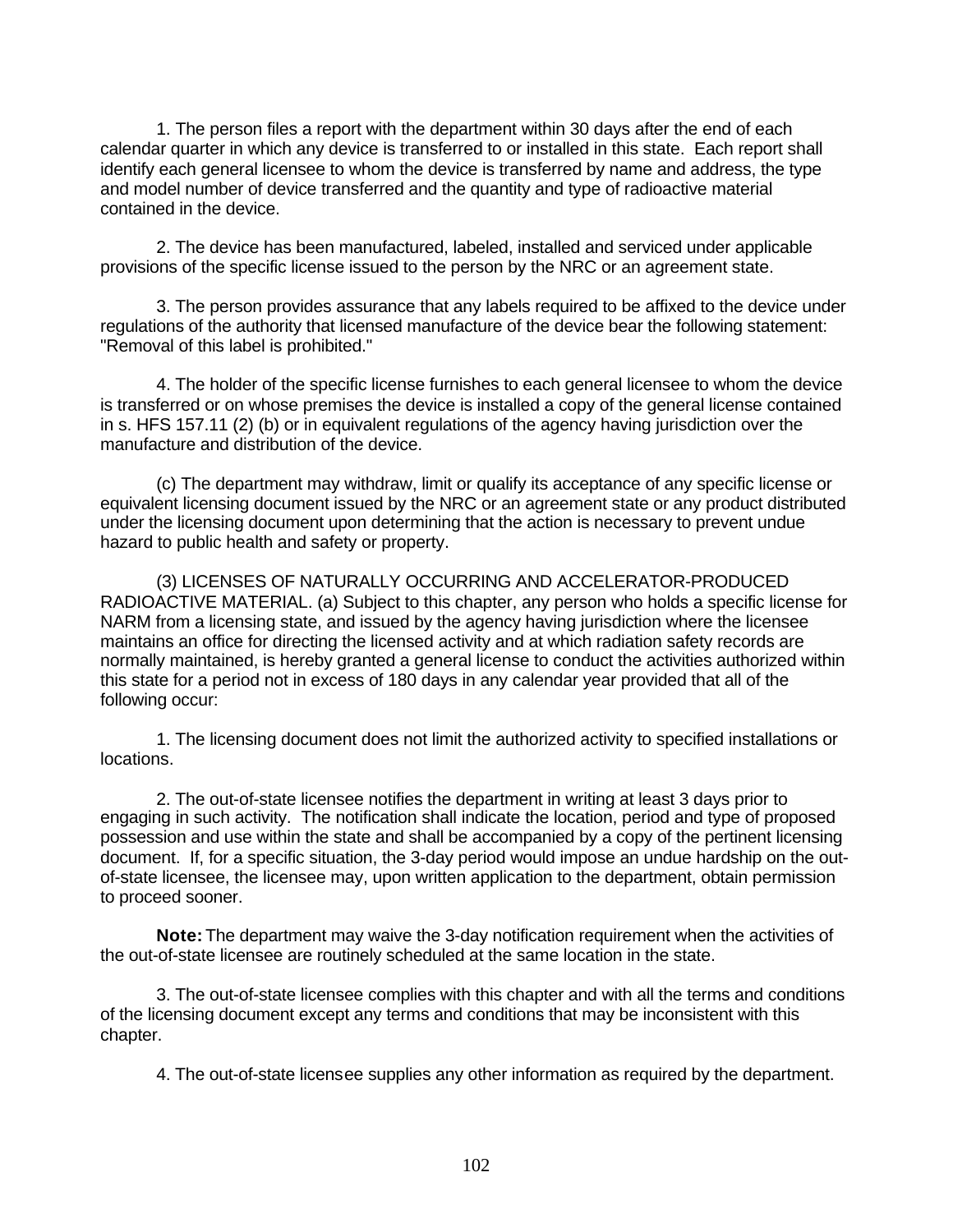1. The person files a report with the department within 30 days after the end of each calendar quarter in which any device is transferred to or installed in this state. Each report shall identify each general licensee to whom the device is transferred by name and address, the type and model number of device transferred and the quantity and type of radioactive material contained in the device.

2. The device has been manufactured, labeled, installed and serviced under applicable provisions of the specific license issued to the person by the NRC or an agreement state.

3. The person provides assurance that any labels required to be affixed to the device under regulations of the authority that licensed manufacture of the device bear the following statement: "Removal of this label is prohibited."

4. The holder of the specific license furnishes to each general licensee to whom the device is transferred or on whose premises the device is installed a copy of the general license contained in s. HFS 157.11 (2) (b) or in equivalent regulations of the agency having jurisdiction over the manufacture and distribution of the device.

(c) The department may withdraw, limit or qualify its acceptance of any specific license or equivalent licensing document issued by the NRC or an agreement state or any product distributed under the licensing document upon determining that the action is necessary to prevent undue hazard to public health and safety or property.

(3) LICENSES OF NATURALLY OCCURRING AND ACCELERATOR-PRODUCED RADIOACTIVE MATERIAL. (a) Subject to this chapter, any person who holds a specific license for NARM from a licensing state, and issued by the agency having jurisdiction where the licensee maintains an office for directing the licensed activity and at which radiation safety records are normally maintained, is hereby granted a general license to conduct the activities authorized within this state for a period not in excess of 180 days in any calendar year provided that all of the following occur:

1. The licensing document does not limit the authorized activity to specified installations or locations.

2. The out-of-state licensee notifies the department in writing at least 3 days prior to engaging in such activity. The notification shall indicate the location, period and type of proposed possession and use within the state and shall be accompanied by a copy of the pertinent licensing document. If, for a specific situation, the 3-day period would impose an undue hardship on the out-of-state licensee, the licensee may, upon written application to the department, obtain permission to proceed sooner.

**Note:** The department may waive the 3-day notification requirement when the activities of the out-of-state licensee are routinely scheduled at the same location in the state.

3. The out-of-state licensee complies with this chapter and with all the terms and conditions of the licensing document except any terms and conditions that may be inconsistent with this chapter.

4. The out-of-state licensee supplies any other information as required by the department.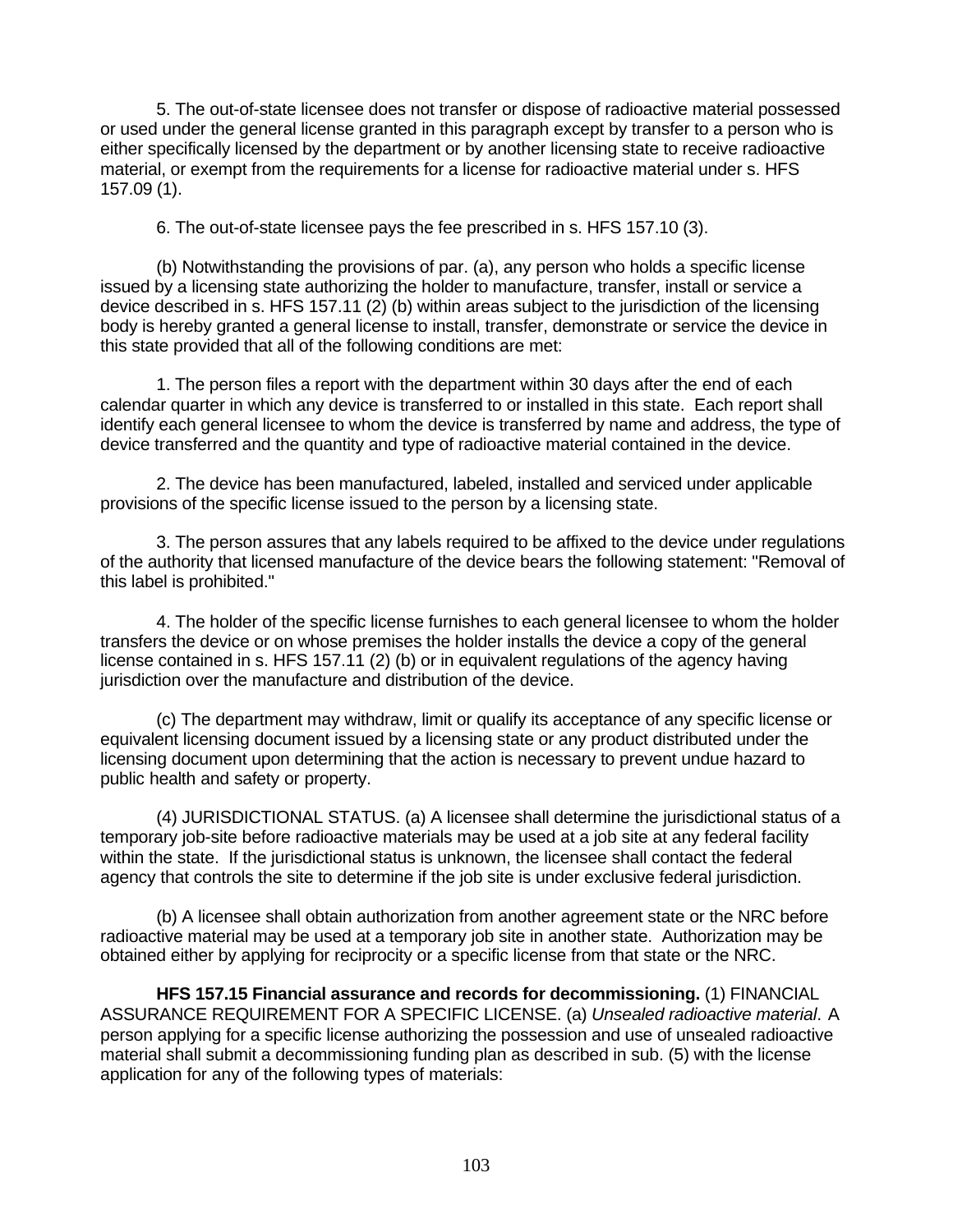5. The out-of-state licensee does not transfer or dispose of radioactive material possessed or used under the general license granted in this paragraph except by transfer to a person who is either specifically licensed by the department or by another licensing state to receive radioactive material, or exempt from the requirements for a license for radioactive material under s. HFS 157.09 (1).

6. The out-of-state licensee pays the fee prescribed in s. HFS 157.10 (3).

(b) Notwithstanding the provisions of par. (a), any person who holds a specific license issued by a licensing state authorizing the holder to manufacture, transfer, install or service a device described in s. HFS 157.11 (2) (b) within areas subject to the jurisdiction of the licensing body is hereby granted a general license to install, transfer, demonstrate or service the device in this state provided that all of the following conditions are met:

1. The person files a report with the department within 30 days after the end of each calendar quarter in which any device is transferred to or installed in this state. Each report shall identify each general licensee to whom the device is transferred by name and address, the type of device transferred and the quantity and type of radioactive material contained in the device.

2. The device has been manufactured, labeled, installed and serviced under applicable provisions of the specific license issued to the person by a licensing state.

3. The person assures that any labels required to be affixed to the device under regulations of the authority that licensed manufacture of the device bears the following statement: "Removal of this label is prohibited."

4. The holder of the specific license furnishes to each general licensee to whom the holder transfers the device or on whose premises the holder installs the device a copy of the general license contained in s. HFS 157.11 (2) (b) or in equivalent regulations of the agency having jurisdiction over the manufacture and distribution of the device.

(c) The department may withdraw, limit or qualify its acceptance of any specific license or equivalent licensing document issued by a licensing state or any product distributed under the licensing document upon determining that the action is necessary to prevent undue hazard to public health and safety or property.

(4) JURISDICTIONAL STATUS. (a) A licensee shall determine the jurisdictional status of a temporary job-site before radioactive materials may be used at a job site at any federal facility within the state. If the jurisdictional status is unknown, the licensee shall contact the federal agency that controls the site to determine if the job site is under exclusive federal jurisdiction.

(b) A licensee shall obtain authorization from another agreement state or the NRC before radioactive material may be used at a temporary job site in another state. Authorization may be obtained either by applying for reciprocity or a specific license from that state or the NRC.

**HFS 157.15 Financial assurance and records for decommissioning.** (1) FINANCIAL ASSURANCE REQUIREMENT FOR A SPECIFIC LICENSE. (a) *Unsealed radioactive material*. A person applying for a specific license authorizing the possession and use of unsealed radioactive material shall submit a decommissioning funding plan as described in sub. (5) with the license application for any of the following types of materials: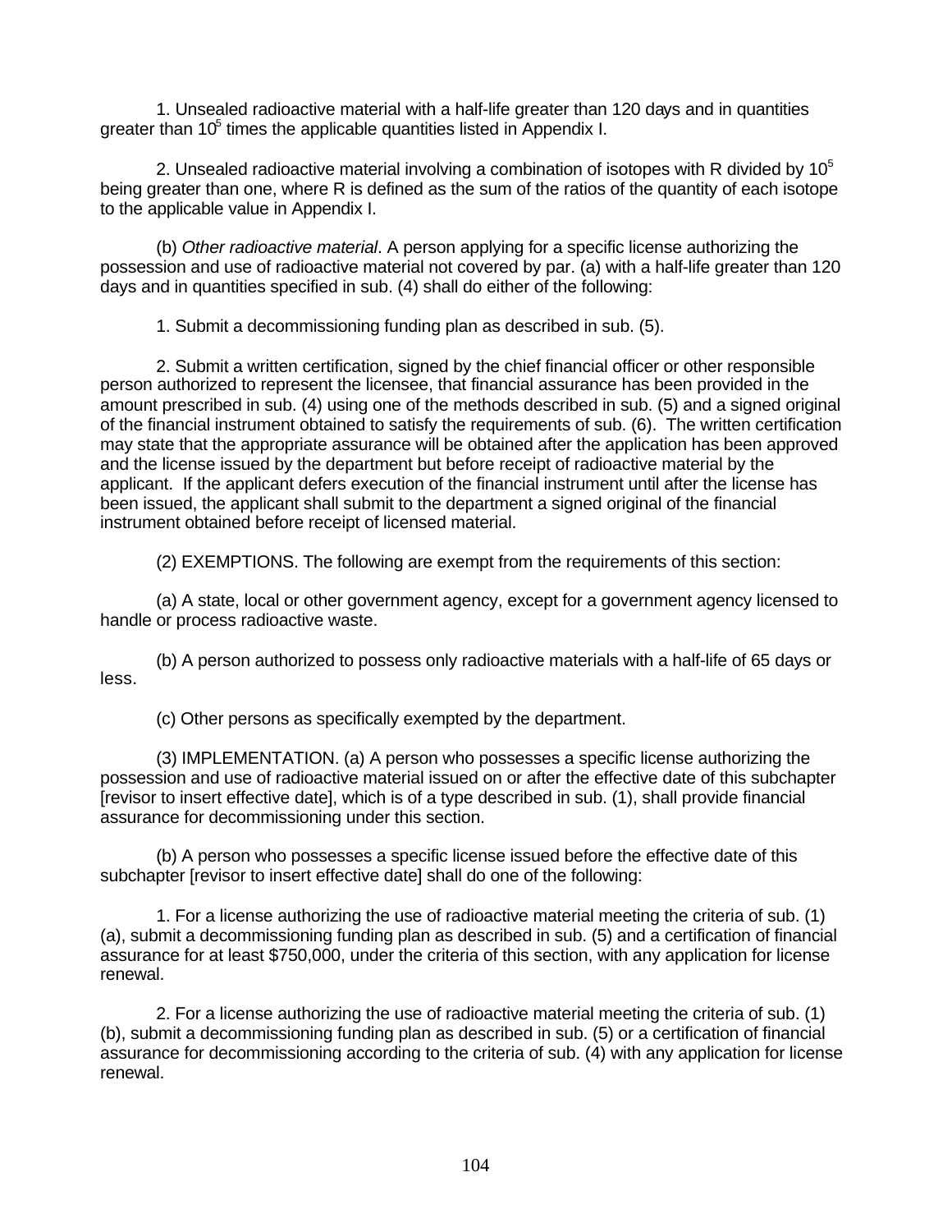1. Unsealed radioactive material with a half-life greater than 120 days and in quantities greater than $10^5$ times the applicable quantities listed in Appendix I.

2. Unsealed radioactive material involving a combination of isotopes with R divided by $10^5$ being greater than one, where R is defined as the sum of the ratios of the quantity of each isotope to the applicable value in Appendix I.

(b) *Other radioactive material*. A person applying for a specific license authorizing the possession and use of radioactive material not covered by par. (a) with a half-life greater than 120 days and in quantities specified in sub. (4) shall do either of the following:

1. Submit a decommissioning funding plan as described in sub. (5).

2. Submit a written certification, signed by the chief financial officer or other responsible person authorized to represent the licensee, that financial assurance has been provided in the amount prescribed in sub. (4) using one of the methods described in sub. (5) and a signed original of the financial instrument obtained to satisfy the requirements of sub. (6). The written certification may state that the appropriate assurance will be obtained after the application has been approved and the license issued by the department but before receipt of radioactive material by the applicant. If the applicant defers execution of the financial instrument until after the license has been issued, the applicant shall submit to the department a signed original of the financial instrument obtained before receipt of licensed material.

(2) EXEMPTIONS. The following are exempt from the requirements of this section:

(a) A state, local or other government agency, except for a government agency licensed to handle or process radioactive waste.

(b) A person authorized to possess only radioactive materials with a half-life of 65 days or less.

(c) Other persons as specifically exempted by the department.

(3) IMPLEMENTATION. (a) A person who possesses a specific license authorizing the possession and use of radioactive material issued on or after the effective date of this subchapter [revisor to insert effective date], which is of a type described in sub. (1), shall provide financial assurance for decommissioning under this section.

(b) A person who possesses a specific license issued before the effective date of this subchapter [revisor to insert effective date] shall do one of the following:

1. For a license authorizing the use of radioactive material meeting the criteria of sub. (1) (a), submit a decommissioning funding plan as described in sub. (5) and a certification of financial assurance for at least $750,000, under the criteria of this section, with any application for license renewal.

2. For a license authorizing the use of radioactive material meeting the criteria of sub. (1) (b), submit a decommissioning funding plan as described in sub. (5) or a certification of financial assurance for decommissioning according to the criteria of sub. (4) with any application for license renewal.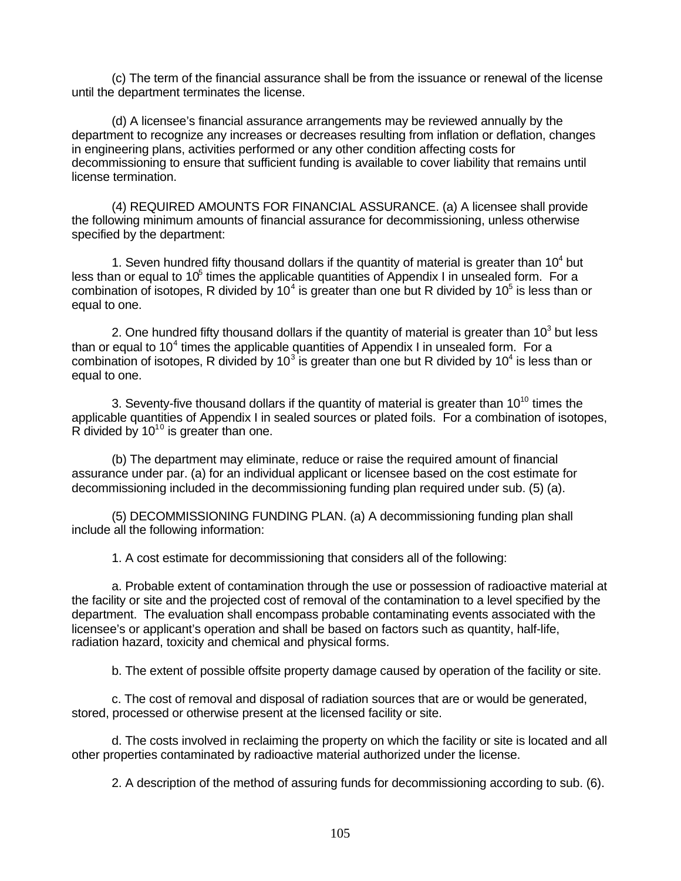(c) The term of the financial assurance shall be from the issuance or renewal of the license until the department terminates the license.

(d) A licensee's financial assurance arrangements may be reviewed annually by the department to recognize any increases or decreases resulting from inflation or deflation, changes in engineering plans, activities performed or any other condition affecting costs for decommissioning to ensure that sufficient funding is available to cover liability that remains until license termination.

(4) REQUIRED AMOUNTS FOR FINANCIAL ASSURANCE. (a) A licensee shall provide the following minimum amounts of financial assurance for decommissioning, unless otherwise specified by the department:

1. Seven hundred fifty thousand dollars if the quantity of material is greater than $10^4$ but less than or equal to $10^5$ times the applicable quantities of Appendix I in unsealed form. For a combination of isotopes, R divided by $10^4$ is greater than one but R divided by $10^5$ is less than or equal to one.

2. One hundred fifty thousand dollars if the quantity of material is greater than $10^3$ but less than or equal to $10^4$ times the applicable quantities of Appendix I in unsealed form. For a combination of isotopes, R divided by $10^3$ is greater than one but R divided by $10^4$ is less than or equal to one.

3. Seventy-five thousand dollars if the quantity of material is greater than $10^{10}$ times the applicable quantities of Appendix I in sealed sources or plated foils. For a combination of isotopes, R divided by $10^{10}$ is greater than one.

(b) The department may eliminate, reduce or raise the required amount of financial assurance under par. (a) for an individual applicant or licensee based on the cost estimate for decommissioning included in the decommissioning funding plan required under sub. (5) (a).

(5) DECOMMISSIONING FUNDING PLAN. (a) A decommissioning funding plan shall include all the following information:

1. A cost estimate for decommissioning that considers all of the following:

a. Probable extent of contamination through the use or possession of radioactive material at the facility or site and the projected cost of removal of the contamination to a level specified by the department. The evaluation shall encompass probable contaminating events associated with the licensee's or applicant's operation and shall be based on factors such as quantity, half-life, radiation hazard, toxicity and chemical and physical forms.

b. The extent of possible offsite property damage caused by operation of the facility or site.

c. The cost of removal and disposal of radiation sources that are or would be generated, stored, processed or otherwise present at the licensed facility or site.

d. The costs involved in reclaiming the property on which the facility or site is located and all other properties contaminated by radioactive material authorized under the license.

2. A description of the method of assuring funds for decommissioning according to sub. (6).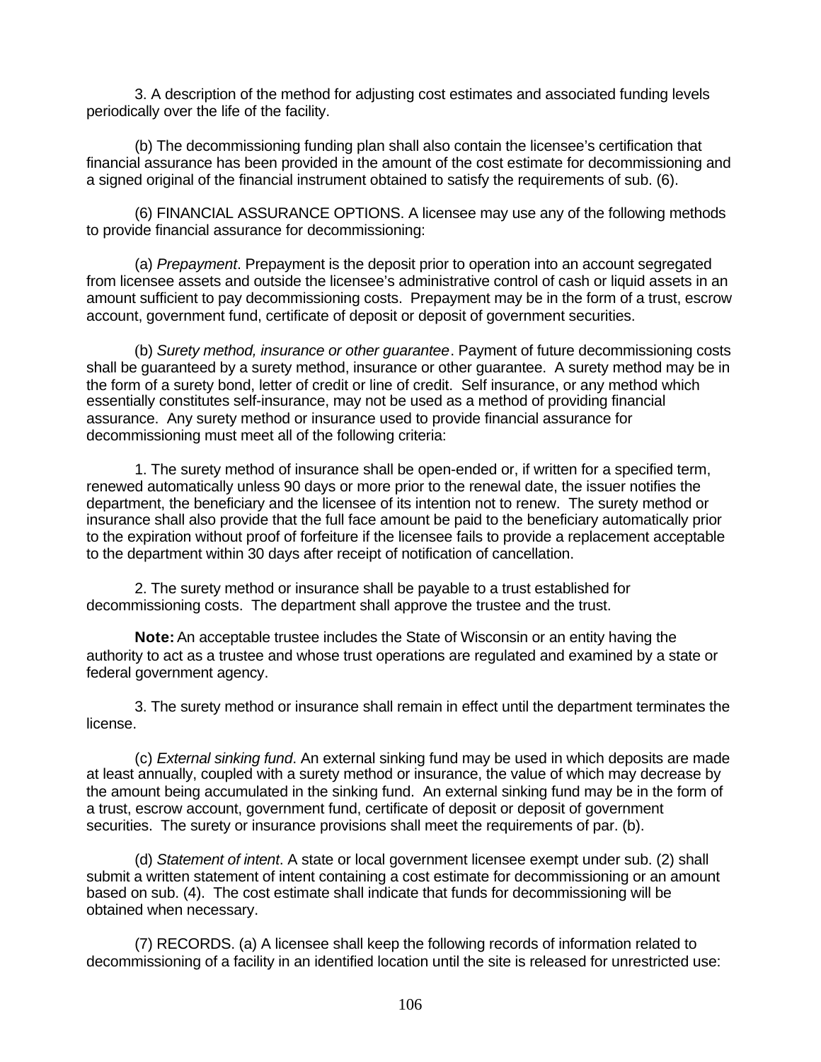3. A description of the method for adjusting cost estimates and associated funding levels periodically over the life of the facility.

(b) The decommissioning funding plan shall also contain the licensee's certification that financial assurance has been provided in the amount of the cost estimate for decommissioning and a signed original of the financial instrument obtained to satisfy the requirements of sub. (6).

(6) FINANCIAL ASSURANCE OPTIONS. A licensee may use any of the following methods to provide financial assurance for decommissioning:

(a) *Prepayment*. Prepayment is the deposit prior to operation into an account segregated from licensee assets and outside the licensee's administrative control of cash or liquid assets in an amount sufficient to pay decommissioning costs. Prepayment may be in the form of a trust, escrow account, government fund, certificate of deposit or deposit of government securities.

(b) *Surety method, insurance or other guarantee*. Payment of future decommissioning costs shall be guaranteed by a surety method, insurance or other guarantee. A surety method may be in the form of a surety bond, letter of credit or line of credit. Self insurance, or any method which essentially constitutes self-insurance, may not be used as a method of providing financial assurance. Any surety method or insurance used to provide financial assurance for decommissioning must meet all of the following criteria:

1. The surety method of insurance shall be open-ended or, if written for a specified term, renewed automatically unless 90 days or more prior to the renewal date, the issuer notifies the department, the beneficiary and the licensee of its intention not to renew. The surety method or insurance shall also provide that the full face amount be paid to the beneficiary automatically prior to the expiration without proof of forfeiture if the licensee fails to provide a replacement acceptable to the department within 30 days after receipt of notification of cancellation.

2. The surety method or insurance shall be payable to a trust established for decommissioning costs. The department shall approve the trustee and the trust.

**Note:** An acceptable trustee includes the State of Wisconsin or an entity having the authority to act as a trustee and whose trust operations are regulated and examined by a state or federal government agency.

3. The surety method or insurance shall remain in effect until the department terminates the license.

(c) *External sinking fund*. An external sinking fund may be used in which deposits are made at least annually, coupled with a surety method or insurance, the value of which may decrease by the amount being accumulated in the sinking fund. An external sinking fund may be in the form of a trust, escrow account, government fund, certificate of deposit or deposit of government securities. The surety or insurance provisions shall meet the requirements of par. (b).

(d) *Statement of intent*. A state or local government licensee exempt under sub. (2) shall submit a written statement of intent containing a cost estimate for decommissioning or an amount based on sub. (4). The cost estimate shall indicate that funds for decommissioning will be obtained when necessary.

(7) RECORDS. (a) A licensee shall keep the following records of information related to decommissioning of a facility in an identified location until the site is released for unrestricted use: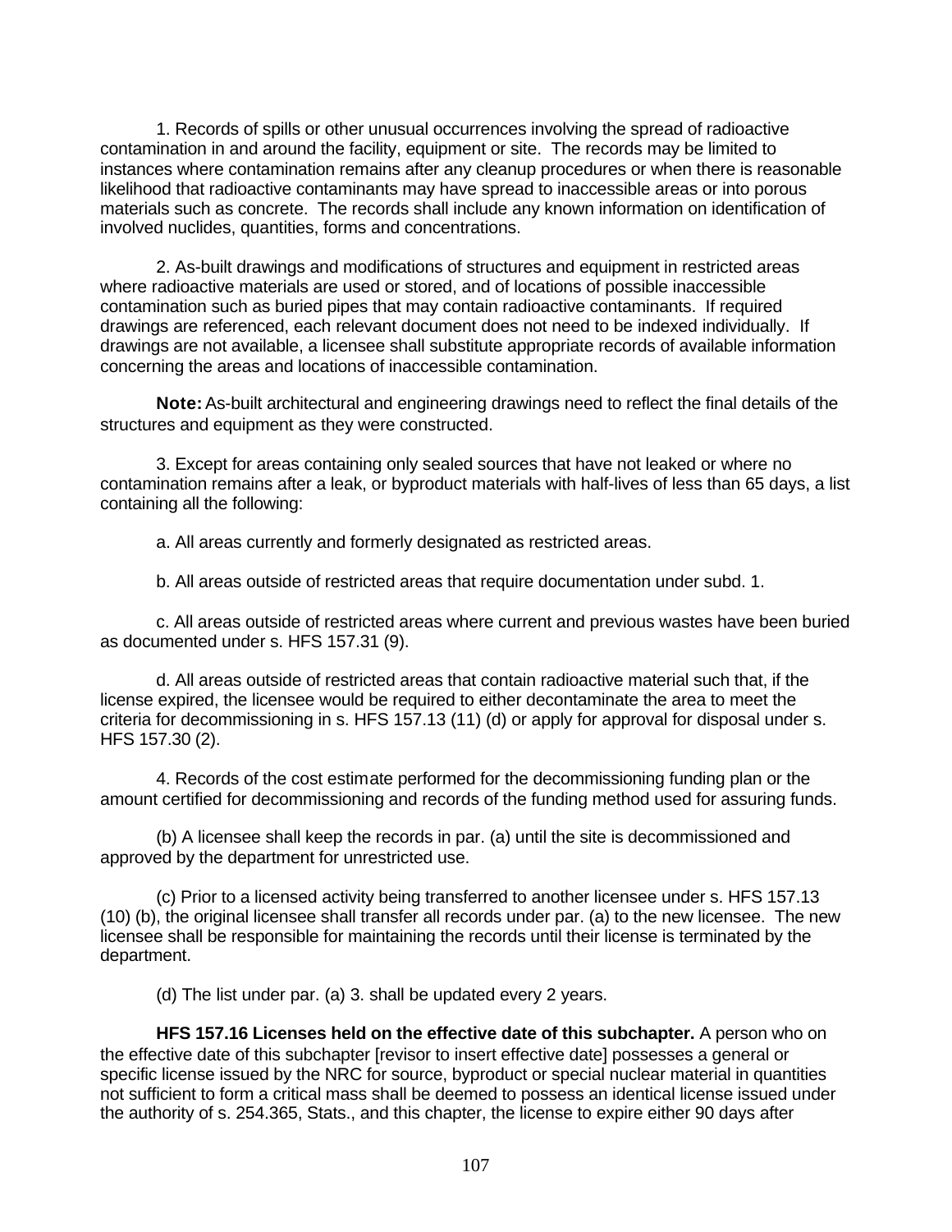1. Records of spills or other unusual occurrences involving the spread of radioactive contamination in and around the facility, equipment or site. The records may be limited to instances where contamination remains after any cleanup procedures or when there is reasonable likelihood that radioactive contaminants may have spread to inaccessible areas or into porous materials such as concrete. The records shall include any known information on identification of involved nuclides, quantities, forms and concentrations.

2. As-built drawings and modifications of structures and equipment in restricted areas where radioactive materials are used or stored, and of locations of possible inaccessible contamination such as buried pipes that may contain radioactive contaminants. If required drawings are referenced, each relevant document does not need to be indexed individually. If drawings are not available, a licensee shall substitute appropriate records of available information concerning the areas and locations of inaccessible contamination.

**Note:** As-built architectural and engineering drawings need to reflect the final details of the structures and equipment as they were constructed.

3. Except for areas containing only sealed sources that have not leaked or where no contamination remains after a leak, or byproduct materials with half-lives of less than 65 days, a list containing all the following:

a. All areas currently and formerly designated as restricted areas.

b. All areas outside of restricted areas that require documentation under subd. 1.

c. All areas outside of restricted areas where current and previous wastes have been buried as documented under s. HFS 157.31 (9).

d. All areas outside of restricted areas that contain radioactive material such that, if the license expired, the licensee would be required to either decontaminate the area to meet the criteria for decommissioning in s. HFS 157.13 (11) (d) or apply for approval for disposal under s. HFS 157.30 (2).

4. Records of the cost estimate performed for the decommissioning funding plan or the amount certified for decommissioning and records of the funding method used for assuring funds.

(b) A licensee shall keep the records in par. (a) until the site is decommissioned and approved by the department for unrestricted use.

(c) Prior to a licensed activity being transferred to another licensee under s. HFS 157.13 (10) (b), the original licensee shall transfer all records under par. (a) to the new licensee. The new licensee shall be responsible for maintaining the records until their license is terminated by the department.

(d) The list under par. (a) 3. shall be updated every 2 years.

**HFS 157.16 Licenses held on the effective date of this subchapter.** A person who on the effective date of this subchapter [revisor to insert effective date] possesses a general or specific license issued by the NRC for source, byproduct or special nuclear material in quantities not sufficient to form a critical mass shall be deemed to possess an identical license issued under the authority of s. 254.365, Stats., and this chapter, the license to expire either 90 days after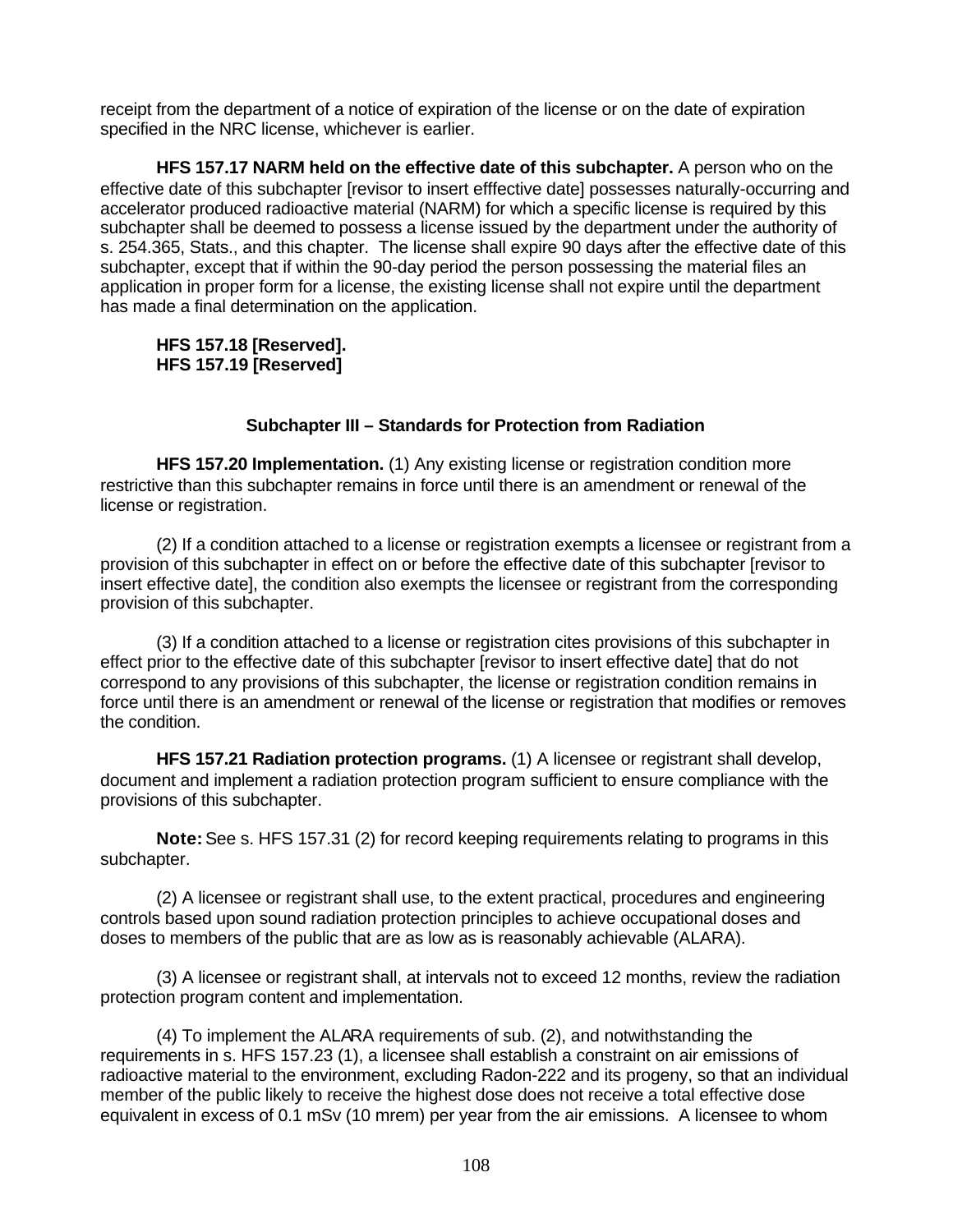receipt from the department of a notice of expiration of the license or on the date of expiration specified in the NRC license, whichever is earlier.

**HFS 157.17 NARM held on the effective date of this subchapter.** A person who on the effective date of this subchapter [revisor to insert efffective date] possesses naturally-occurring and accelerator produced radioactive material (NARM) for which a specific license is required by this subchapter shall be deemed to possess a license issued by the department under the authority of s. 254.365, Stats., and this chapter. The license shall expire 90 days after the effective date of this subchapter, except that if within the 90-day period the person possessing the material files an application in proper form for a license, the existing license shall not expire until the department has made a final determination on the application.

**HFS 157.18 [Reserved].**
**HFS 157.19 [Reserved]**

## Subchapter III – Standards for Protection from Radiation

**HFS 157.20 Implementation.** (1) Any existing license or registration condition more restrictive than this subchapter remains in force until there is an amendment or renewal of the license or registration.

(2) If a condition attached to a license or registration exempts a licensee or registrant from a provision of this subchapter in effect on or before the effective date of this subchapter [revisor to insert effective date], the condition also exempts the licensee or registrant from the corresponding provision of this subchapter.

(3) If a condition attached to a license or registration cites provisions of this subchapter in effect prior to the effective date of this subchapter [revisor to insert effective date] that do not correspond to any provisions of this subchapter, the license or registration condition remains in force until there is an amendment or renewal of the license or registration that modifies or removes the condition.

**HFS 157.21 Radiation protection programs.** (1) A licensee or registrant shall develop, document and implement a radiation protection program sufficient to ensure compliance with the provisions of this subchapter.

**Note:** See s. HFS 157.31 (2) for record keeping requirements relating to programs in this subchapter.

(2) A licensee or registrant shall use, to the extent practical, procedures and engineering controls based upon sound radiation protection principles to achieve occupational doses and doses to members of the public that are as low as is reasonably achievable (ALARA).

(3) A licensee or registrant shall, at intervals not to exceed 12 months, review the radiation protection program content and implementation.

(4) To implement the ALARA requirements of sub. (2), and notwithstanding the requirements in s. HFS 157.23 (1), a licensee shall establish a constraint on air emissions of radioactive material to the environment, excluding Radon-222 and its progeny, so that an individual member of the public likely to receive the highest dose does not receive a total effective dose equivalent in excess of 0.1 mSv (10 mrem) per year from the air emissions. A licensee to whom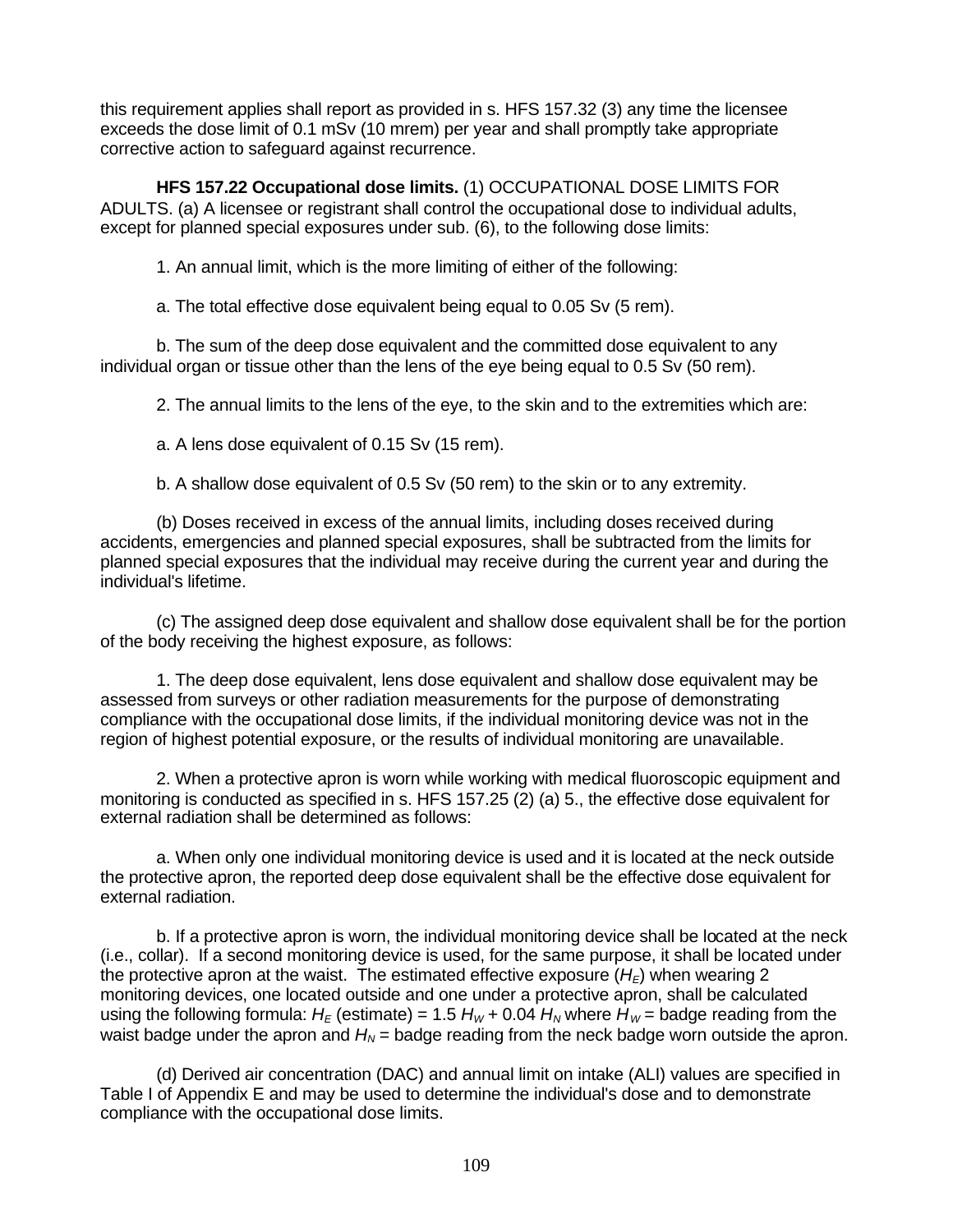this requirement applies shall report as provided in s. HFS 157.32 (3) any time the licensee exceeds the dose limit of 0.1 mSv (10 mrem) per year and shall promptly take appropriate corrective action to safeguard against recurrence.

**HFS 157.22 Occupational dose limits.** (1) OCCUPATIONAL DOSE LIMITS FOR ADULTS. (a) A licensee or registrant shall control the occupational dose to individual adults, except for planned special exposures under sub. (6), to the following dose limits:

1. An annual limit, which is the more limiting of either of the following:

a. The total effective dose equivalent being equal to 0.05 Sv (5 rem).

b. The sum of the deep dose equivalent and the committed dose equivalent to any individual organ or tissue other than the lens of the eye being equal to 0.5 Sv (50 rem).

2. The annual limits to the lens of the eye, to the skin and to the extremities which are:

a. A lens dose equivalent of 0.15 Sv (15 rem).

b. A shallow dose equivalent of 0.5 Sv (50 rem) to the skin or to any extremity.

(b) Doses received in excess of the annual limits, including doses received during accidents, emergencies and planned special exposures, shall be subtracted from the limits for planned special exposures that the individual may receive during the current year and during the individual's lifetime.

(c) The assigned deep dose equivalent and shallow dose equivalent shall be for the portion of the body receiving the highest exposure, as follows:

1. The deep dose equivalent, lens dose equivalent and shallow dose equivalent may be assessed from surveys or other radiation measurements for the purpose of demonstrating compliance with the occupational dose limits, if the individual monitoring device was not in the region of highest potential exposure, or the results of individual monitoring are unavailable.

2. When a protective apron is worn while working with medical fluoroscopic equipment and monitoring is conducted as specified in s. HFS 157.25 (2) (a) 5., the effective dose equivalent for external radiation shall be determined as follows:

a. When only one individual monitoring device is used and it is located at the neck outside the protective apron, the reported deep dose equivalent shall be the effective dose equivalent for external radiation.

b. If a protective apron is worn, the individual monitoring device shall be located at the neck (i.e., collar). If a second monitoring device is used, for the same purpose, it shall be located under the protective apron at the waist. The estimated effective exposure ($H_E$) when wearing 2 monitoring devices, one located outside and one under a protective apron, shall be calculated using the following formula: $H_E$ (estimate) = $1.5\ H_W + 0.04\ H_N$ where $H_W$ = badge reading from the waist badge under the apron and $H_N$ = badge reading from the neck badge worn outside the apron.

(d) Derived air concentration (DAC) and annual limit on intake (ALI) values are specified in Table I of Appendix E and may be used to determine the individual's dose and to demonstrate compliance with the occupational dose limits.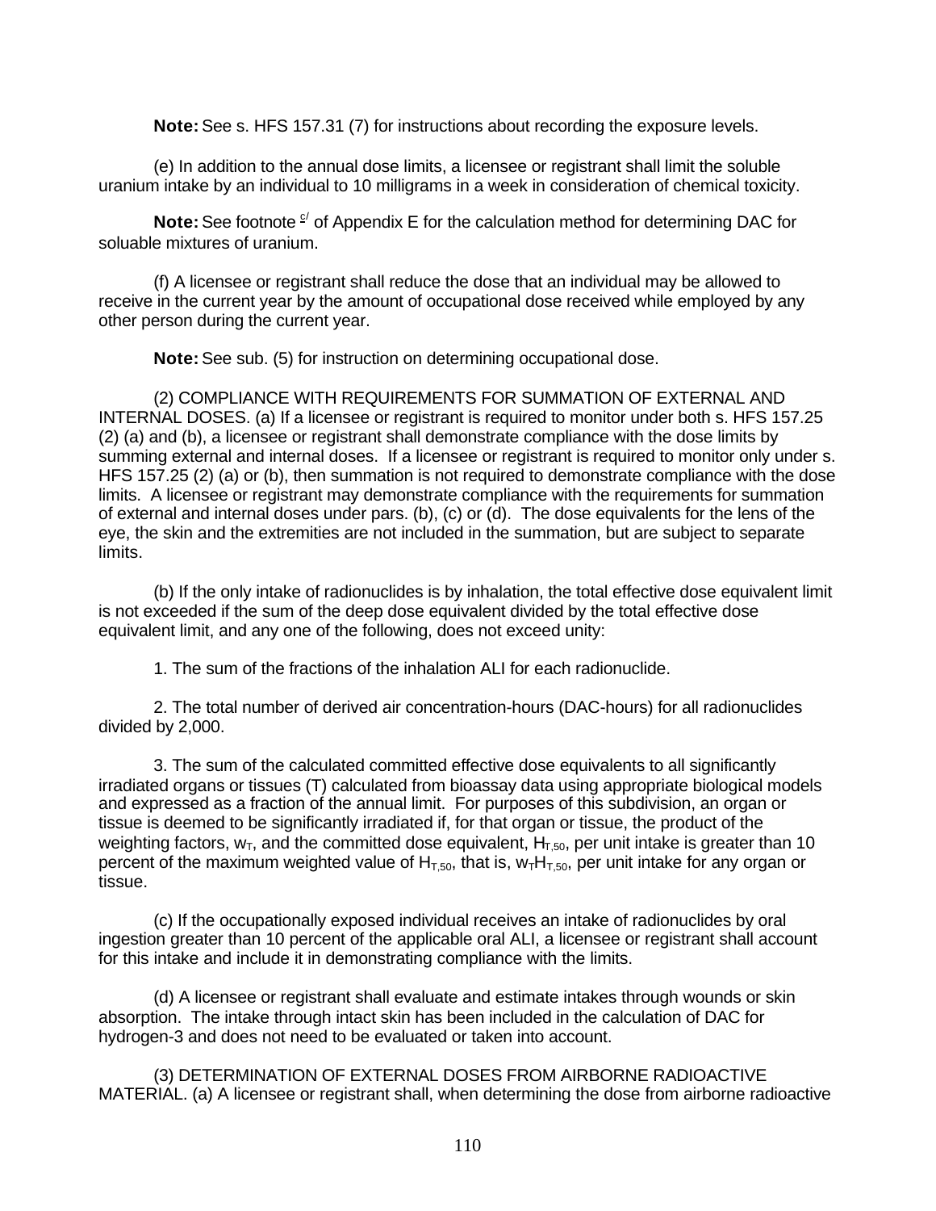**Note:** See s. HFS 157.31 (7) for instructions about recording the exposure levels.

(e) In addition to the annual dose limits, a licensee or registrant shall limit the soluble uranium intake by an individual to 10 milligrams in a week in consideration of chemical toxicity.

**Note:** See footnote [c/] of Appendix E for the calculation method for determining DAC for soluable mixtures of uranium.

(f) A licensee or registrant shall reduce the dose that an individual may be allowed to receive in the current year by the amount of occupational dose received while employed by any other person during the current year.

**Note:** See sub. (5) for instruction on determining occupational dose.

(2) COMPLIANCE WITH REQUIREMENTS FOR SUMMATION OF EXTERNAL AND INTERNAL DOSES. (a) If a licensee or registrant is required to monitor under both s. HFS 157.25 (2) (a) and (b), a licensee or registrant shall demonstrate compliance with the dose limits by summing external and internal doses. If a licensee or registrant is required to monitor only under s. HFS 157.25 (2) (a) or (b), then summation is not required to demonstrate compliance with the dose limits. A licensee or registrant may demonstrate compliance with the requirements for summation of external and internal doses under pars. (b), (c) or (d). The dose equivalents for the lens of the eye, the skin and the extremities are not included in the summation, but are subject to separate limits.

(b) If the only intake of radionuclides is by inhalation, the total effective dose equivalent limit is not exceeded if the sum of the deep dose equivalent divided by the total effective dose equivalent limit, and any one of the following, does not exceed unity:

1. The sum of the fractions of the inhalation ALI for each radionuclide.

2. The total number of derived air concentration-hours (DAC-hours) for all radionuclides divided by 2,000.

3. The sum of the calculated committed effective dose equivalents to all significantly irradiated organs or tissues (T) calculated from bioassay data using appropriate biological models and expressed as a fraction of the annual limit. For purposes of this subdivision, an organ or tissue is deemed to be significantly irradiated if, for that organ or tissue, the product of the weighting factors, $w_T$, and the committed dose equivalent, $H_{T,50}$, per unit intake is greater than 10 percent of the maximum weighted value of $H_{T,50}$, that is, $w_T H_{T,50}$, per unit intake for any organ or tissue.

(c) If the occupationally exposed individual receives an intake of radionuclides by oral ingestion greater than 10 percent of the applicable oral ALI, a licensee or registrant shall account for this intake and include it in demonstrating compliance with the limits.

(d) A licensee or registrant shall evaluate and estimate intakes through wounds or skin absorption. The intake through intact skin has been included in the calculation of DAC for hydrogen-3 and does not need to be evaluated or taken into account.

(3) DETERMINATION OF EXTERNAL DOSES FROM AIRBORNE RADIOACTIVE MATERIAL. (a) A licensee or registrant shall, when determining the dose from airborne radioactive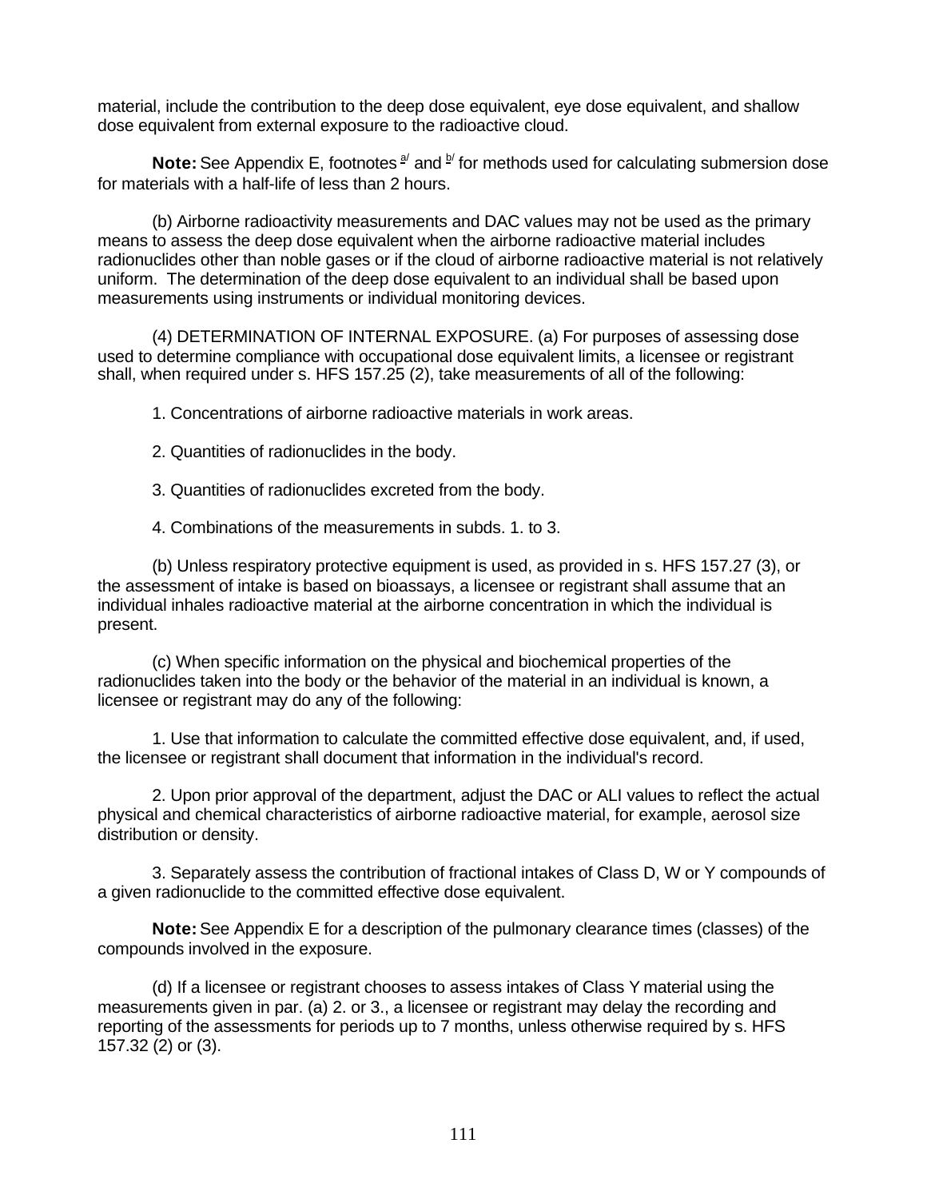material, include the contribution to the deep dose equivalent, eye dose equivalent, and shallow dose equivalent from external exposure to the radioactive cloud.

**Note:** See Appendix E, footnotes [a/] and [b/] for methods used for calculating submersion dose for materials with a half-life of less than 2 hours.

(b) Airborne radioactivity measurements and DAC values may not be used as the primary means to assess the deep dose equivalent when the airborne radioactive material includes radionuclides other than noble gases or if the cloud of airborne radioactive material is not relatively uniform. The determination of the deep dose equivalent to an individual shall be based upon measurements using instruments or individual monitoring devices.

(4) DETERMINATION OF INTERNAL EXPOSURE. (a) For purposes of assessing dose used to determine compliance with occupational dose equivalent limits, a licensee or registrant shall, when required under s. HFS 157.25 (2), take measurements of all of the following:

1. Concentrations of airborne radioactive materials in work areas.

2. Quantities of radionuclides in the body.

3. Quantities of radionuclides excreted from the body.

4. Combinations of the measurements in subds. 1. to 3.

(b) Unless respiratory protective equipment is used, as provided in s. HFS 157.27 (3), or the assessment of intake is based on bioassays, a licensee or registrant shall assume that an individual inhales radioactive material at the airborne concentration in which the individual is present.

(c) When specific information on the physical and biochemical properties of the radionuclides taken into the body or the behavior of the material in an individual is known, a licensee or registrant may do any of the following:

1. Use that information to calculate the committed effective dose equivalent, and, if used, the licensee or registrant shall document that information in the individual's record.

2. Upon prior approval of the department, adjust the DAC or ALI values to reflect the actual physical and chemical characteristics of airborne radioactive material, for example, aerosol size distribution or density.

3. Separately assess the contribution of fractional intakes of Class D, W or Y compounds of a given radionuclide to the committed effective dose equivalent.

**Note:** See Appendix E for a description of the pulmonary clearance times (classes) of the compounds involved in the exposure.

(d) If a licensee or registrant chooses to assess intakes of Class Y material using the measurements given in par. (a) 2. or 3., a licensee or registrant may delay the recording and reporting of the assessments for periods up to 7 months, unless otherwise required by s. HFS 157.32 (2) or (3).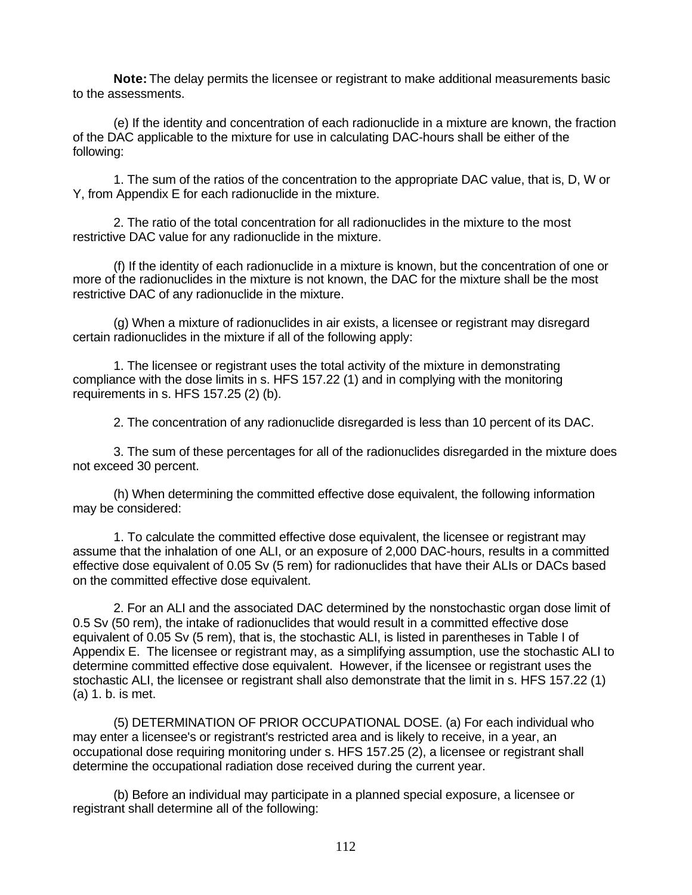**Note:** The delay permits the licensee or registrant to make additional measurements basic to the assessments.

(e) If the identity and concentration of each radionuclide in a mixture are known, the fraction of the DAC applicable to the mixture for use in calculating DAC-hours shall be either of the following:

1. The sum of the ratios of the concentration to the appropriate DAC value, that is, D, W or Y, from Appendix E for each radionuclide in the mixture.

2. The ratio of the total concentration for all radionuclides in the mixture to the most restrictive DAC value for any radionuclide in the mixture.

(f) If the identity of each radionuclide in a mixture is known, but the concentration of one or more of the radionuclides in the mixture is not known, the DAC for the mixture shall be the most restrictive DAC of any radionuclide in the mixture.

(g) When a mixture of radionuclides in air exists, a licensee or registrant may disregard certain radionuclides in the mixture if all of the following apply:

1. The licensee or registrant uses the total activity of the mixture in demonstrating compliance with the dose limits in s. HFS 157.22 (1) and in complying with the monitoring requirements in s. HFS 157.25 (2) (b).

2. The concentration of any radionuclide disregarded is less than 10 percent of its DAC.

3. The sum of these percentages for all of the radionuclides disregarded in the mixture does not exceed 30 percent.

(h) When determining the committed effective dose equivalent, the following information may be considered:

1. To calculate the committed effective dose equivalent, the licensee or registrant may assume that the inhalation of one ALI, or an exposure of 2,000 DAC-hours, results in a committed effective dose equivalent of 0.05 Sv (5 rem) for radionuclides that have their ALIs or DACs based on the committed effective dose equivalent.

2. For an ALI and the associated DAC determined by the nonstochastic organ dose limit of 0.5 Sv (50 rem), the intake of radionuclides that would result in a committed effective dose equivalent of 0.05 Sv (5 rem), that is, the stochastic ALI, is listed in parentheses in Table I of Appendix E. The licensee or registrant may, as a simplifying assumption, use the stochastic ALI to determine committed effective dose equivalent. However, if the licensee or registrant uses the stochastic ALI, the licensee or registrant shall also demonstrate that the limit in s. HFS 157.22 (1) (a) 1. b. is met.

(5) DETERMINATION OF PRIOR OCCUPATIONAL DOSE. (a) For each individual who may enter a licensee's or registrant's restricted area and is likely to receive, in a year, an occupational dose requiring monitoring under s. HFS 157.25 (2), a licensee or registrant shall determine the occupational radiation dose received during the current year.

(b) Before an individual may participate in a planned special exposure, a licensee or registrant shall determine all of the following: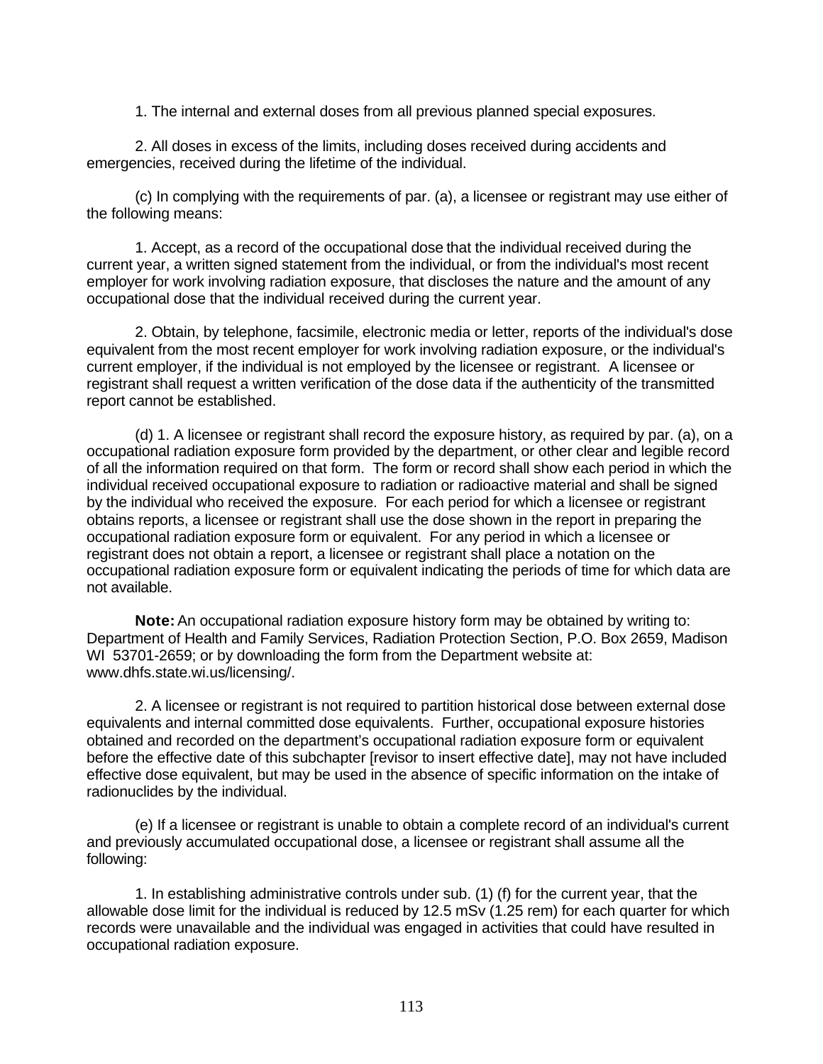1. The internal and external doses from all previous planned special exposures.

2. All doses in excess of the limits, including doses received during accidents and emergencies, received during the lifetime of the individual.

(c) In complying with the requirements of par. (a), a licensee or registrant may use either of the following means:

1. Accept, as a record of the occupational dose that the individual received during the current year, a written signed statement from the individual, or from the individual's most recent employer for work involving radiation exposure, that discloses the nature and the amount of any occupational dose that the individual received during the current year.

2. Obtain, by telephone, facsimile, electronic media or letter, reports of the individual's dose equivalent from the most recent employer for work involving radiation exposure, or the individual's current employer, if the individual is not employed by the licensee or registrant. A licensee or registrant shall request a written verification of the dose data if the authenticity of the transmitted report cannot be established.

(d) 1. A licensee or registrant shall record the exposure history, as required by par. (a), on a occupational radiation exposure form provided by the department, or other clear and legible record of all the information required on that form. The form or record shall show each period in which the individual received occupational exposure to radiation or radioactive material and shall be signed by the individual who received the exposure. For each period for which a licensee or registrant obtains reports, a licensee or registrant shall use the dose shown in the report in preparing the occupational radiation exposure form or equivalent. For any period in which a licensee or registrant does not obtain a report, a licensee or registrant shall place a notation on the occupational radiation exposure form or equivalent indicating the periods of time for which data are not available.

**Note:** An occupational radiation exposure history form may be obtained by writing to: Department of Health and Family Services, Radiation Protection Section, P.O. Box 2659, Madison WI 53701-2659; or by downloading the form from the Department website at: www.dhfs.state.wi.us/licensing/.

2. A licensee or registrant is not required to partition historical dose between external dose equivalents and internal committed dose equivalents. Further, occupational exposure histories obtained and recorded on the department's occupational radiation exposure form or equivalent before the effective date of this subchapter [revisor to insert effective date], may not have included effective dose equivalent, but may be used in the absence of specific information on the intake of radionuclides by the individual.

(e) If a licensee or registrant is unable to obtain a complete record of an individual's current and previously accumulated occupational dose, a licensee or registrant shall assume all the following:

1. In establishing administrative controls under sub. (1) (f) for the current year, that the allowable dose limit for the individual is reduced by 12.5 mSv (1.25 rem) for each quarter for which records were unavailable and the individual was engaged in activities that could have resulted in occupational radiation exposure.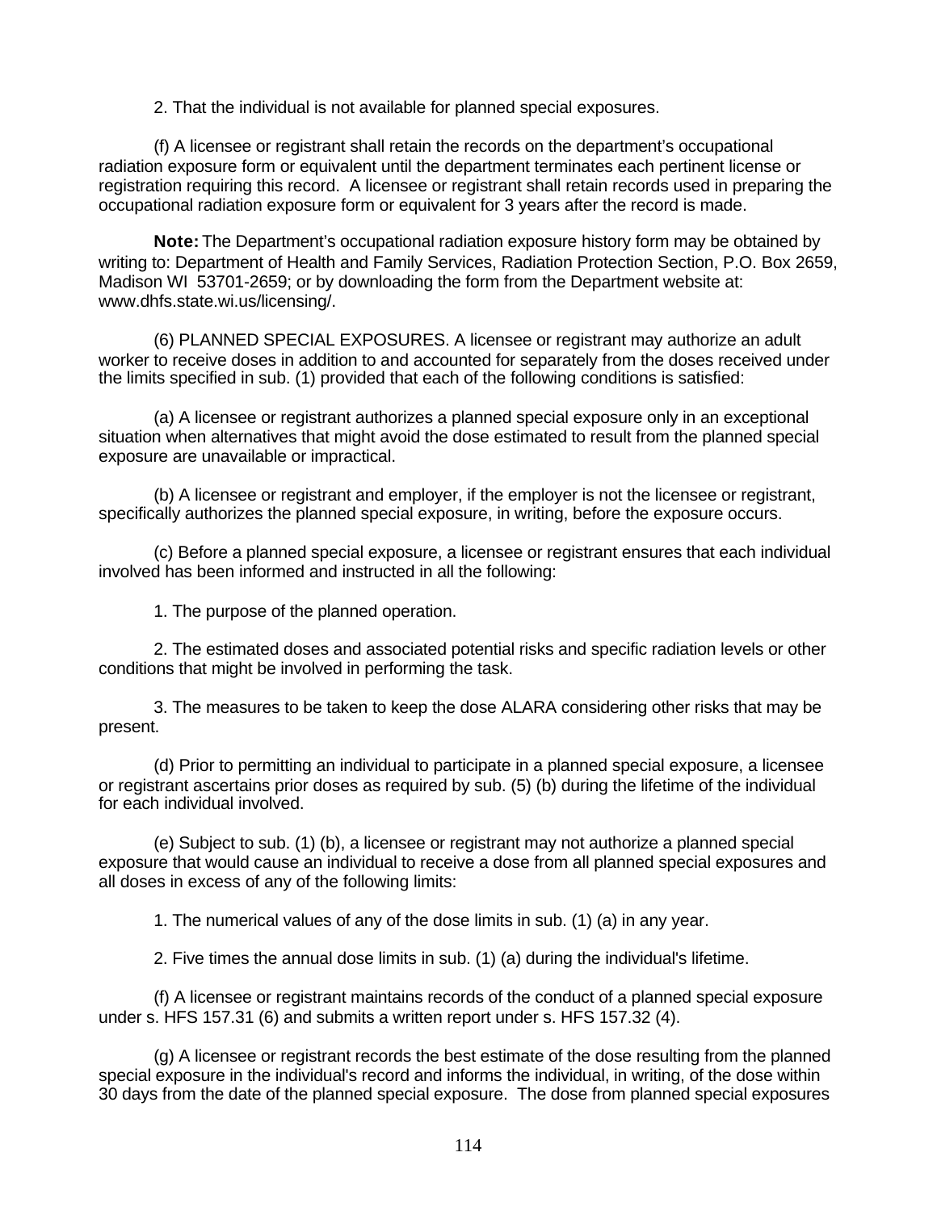2. That the individual is not available for planned special exposures.

(f) A licensee or registrant shall retain the records on the department's occupational radiation exposure form or equivalent until the department terminates each pertinent license or registration requiring this record. A licensee or registrant shall retain records used in preparing the occupational radiation exposure form or equivalent for 3 years after the record is made.

**Note:** The Department's occupational radiation exposure history form may be obtained by writing to: Department of Health and Family Services, Radiation Protection Section, P.O. Box 2659, Madison WI 53701-2659; or by downloading the form from the Department website at: www.dhfs.state.wi.us/licensing/.

(6) PLANNED SPECIAL EXPOSURES. A licensee or registrant may authorize an adult worker to receive doses in addition to and accounted for separately from the doses received under the limits specified in sub. (1) provided that each of the following conditions is satisfied:

(a) A licensee or registrant authorizes a planned special exposure only in an exceptional situation when alternatives that might avoid the dose estimated to result from the planned special exposure are unavailable or impractical.

(b) A licensee or registrant and employer, if the employer is not the licensee or registrant, specifically authorizes the planned special exposure, in writing, before the exposure occurs.

(c) Before a planned special exposure, a licensee or registrant ensures that each individual involved has been informed and instructed in all the following:

1. The purpose of the planned operation.

2. The estimated doses and associated potential risks and specific radiation levels or other conditions that might be involved in performing the task.

3. The measures to be taken to keep the dose ALARA considering other risks that may be present.

(d) Prior to permitting an individual to participate in a planned special exposure, a licensee or registrant ascertains prior doses as required by sub. (5) (b) during the lifetime of the individual for each individual involved.

(e) Subject to sub. (1) (b), a licensee or registrant may not authorize a planned special exposure that would cause an individual to receive a dose from all planned special exposures and all doses in excess of any of the following limits:

1. The numerical values of any of the dose limits in sub. (1) (a) in any year.

2. Five times the annual dose limits in sub. (1) (a) during the individual's lifetime.

(f) A licensee or registrant maintains records of the conduct of a planned special exposure under s. HFS 157.31 (6) and submits a written report under s. HFS 157.32 (4).

(g) A licensee or registrant records the best estimate of the dose resulting from the planned special exposure in the individual's record and informs the individual, in writing, of the dose within 30 days from the date of the planned special exposure. The dose from planned special exposures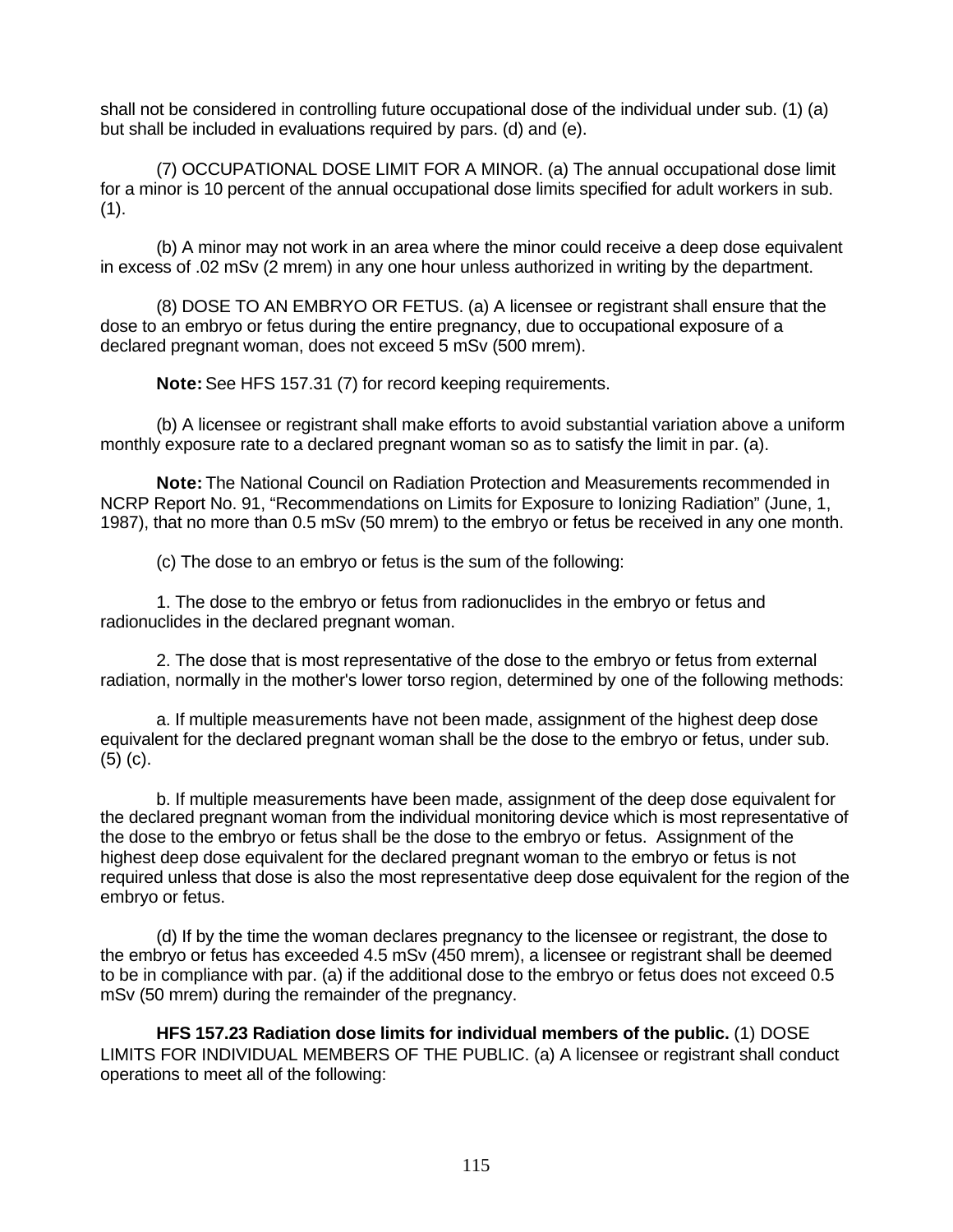shall not be considered in controlling future occupational dose of the individual under sub. (1) (a) but shall be included in evaluations required by pars. (d) and (e).

(7) OCCUPATIONAL DOSE LIMIT FOR A MINOR. (a) The annual occupational dose limit for a minor is 10 percent of the annual occupational dose limits specified for adult workers in sub. (1).

(b) A minor may not work in an area where the minor could receive a deep dose equivalent in excess of .02 mSv (2 mrem) in any one hour unless authorized in writing by the department.

(8) DOSE TO AN EMBRYO OR FETUS. (a) A licensee or registrant shall ensure that the dose to an embryo or fetus during the entire pregnancy, due to occupational exposure of a declared pregnant woman, does not exceed 5 mSv (500 mrem).

**Note:** See HFS 157.31 (7) for record keeping requirements.

(b) A licensee or registrant shall make efforts to avoid substantial variation above a uniform monthly exposure rate to a declared pregnant woman so as to satisfy the limit in par. (a).

**Note:** The National Council on Radiation Protection and Measurements recommended in NCRP Report No. 91, "Recommendations on Limits for Exposure to Ionizing Radiation" (June, 1, 1987), that no more than 0.5 mSv (50 mrem) to the embryo or fetus be received in any one month.

(c) The dose to an embryo or fetus is the sum of the following:

1. The dose to the embryo or fetus from radionuclides in the embryo or fetus and radionuclides in the declared pregnant woman.

2. The dose that is most representative of the dose to the embryo or fetus from external radiation, normally in the mother's lower torso region, determined by one of the following methods:

a. If multiple measurements have not been made, assignment of the highest deep dose equivalent for the declared pregnant woman shall be the dose to the embryo or fetus, under sub. (5) (c).

b. If multiple measurements have been made, assignment of the deep dose equivalent for the declared pregnant woman from the individual monitoring device which is most representative of the dose to the embryo or fetus shall be the dose to the embryo or fetus. Assignment of the highest deep dose equivalent for the declared pregnant woman to the embryo or fetus is not required unless that dose is also the most representative deep dose equivalent for the region of the embryo or fetus.

(d) If by the time the woman declares pregnancy to the licensee or registrant, the dose to the embryo or fetus has exceeded 4.5 mSv (450 mrem), a licensee or registrant shall be deemed to be in compliance with par. (a) if the additional dose to the embryo or fetus does not exceed 0.5 mSv (50 mrem) during the remainder of the pregnancy.

**HFS 157.23 Radiation dose limits for individual members of the public.** (1) DOSE LIMITS FOR INDIVIDUAL MEMBERS OF THE PUBLIC. (a) A licensee or registrant shall conduct operations to meet all of the following: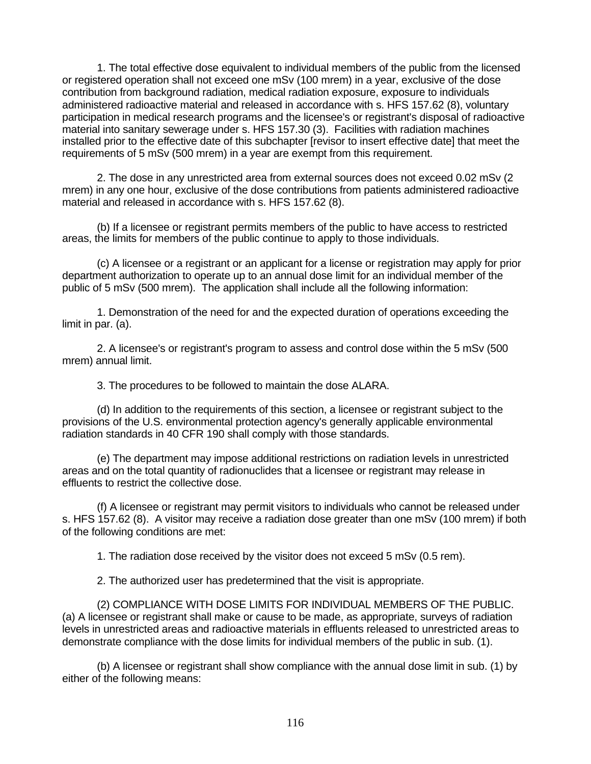1. The total effective dose equivalent to individual members of the public from the licensed or registered operation shall not exceed one mSv (100 mrem) in a year, exclusive of the dose contribution from background radiation, medical radiation exposure, exposure to individuals administered radioactive material and released in accordance with s. HFS 157.62 (8), voluntary participation in medical research programs and the licensee's or registrant's disposal of radioactive material into sanitary sewerage under s. HFS 157.30 (3). Facilities with radiation machines installed prior to the effective date of this subchapter [revisor to insert effective date] that meet the requirements of 5 mSv (500 mrem) in a year are exempt from this requirement.

2. The dose in any unrestricted area from external sources does not exceed 0.02 mSv (2 mrem) in any one hour, exclusive of the dose contributions from patients administered radioactive material and released in accordance with s. HFS 157.62 (8).

(b) If a licensee or registrant permits members of the public to have access to restricted areas, the limits for members of the public continue to apply to those individuals.

(c) A licensee or a registrant or an applicant for a license or registration may apply for prior department authorization to operate up to an annual dose limit for an individual member of the public of 5 mSv (500 mrem). The application shall include all the following information:

1. Demonstration of the need for and the expected duration of operations exceeding the limit in par. (a).

2. A licensee's or registrant's program to assess and control dose within the 5 mSv (500 mrem) annual limit.

3. The procedures to be followed to maintain the dose ALARA.

(d) In addition to the requirements of this section, a licensee or registrant subject to the provisions of the U.S. environmental protection agency's generally applicable environmental radiation standards in 40 CFR 190 shall comply with those standards.

(e) The department may impose additional restrictions on radiation levels in unrestricted areas and on the total quantity of radionuclides that a licensee or registrant may release in effluents to restrict the collective dose.

(f) A licensee or registrant may permit visitors to individuals who cannot be released under s. HFS 157.62 (8). A visitor may receive a radiation dose greater than one mSv (100 mrem) if both of the following conditions are met:

1. The radiation dose received by the visitor does not exceed 5 mSv (0.5 rem).

2. The authorized user has predetermined that the visit is appropriate.

(2) COMPLIANCE WITH DOSE LIMITS FOR INDIVIDUAL MEMBERS OF THE PUBLIC. (a) A licensee or registrant shall make or cause to be made, as appropriate, surveys of radiation levels in unrestricted areas and radioactive materials in effluents released to unrestricted areas to demonstrate compliance with the dose limits for individual members of the public in sub. (1).

(b) A licensee or registrant shall show compliance with the annual dose limit in sub. (1) by either of the following means: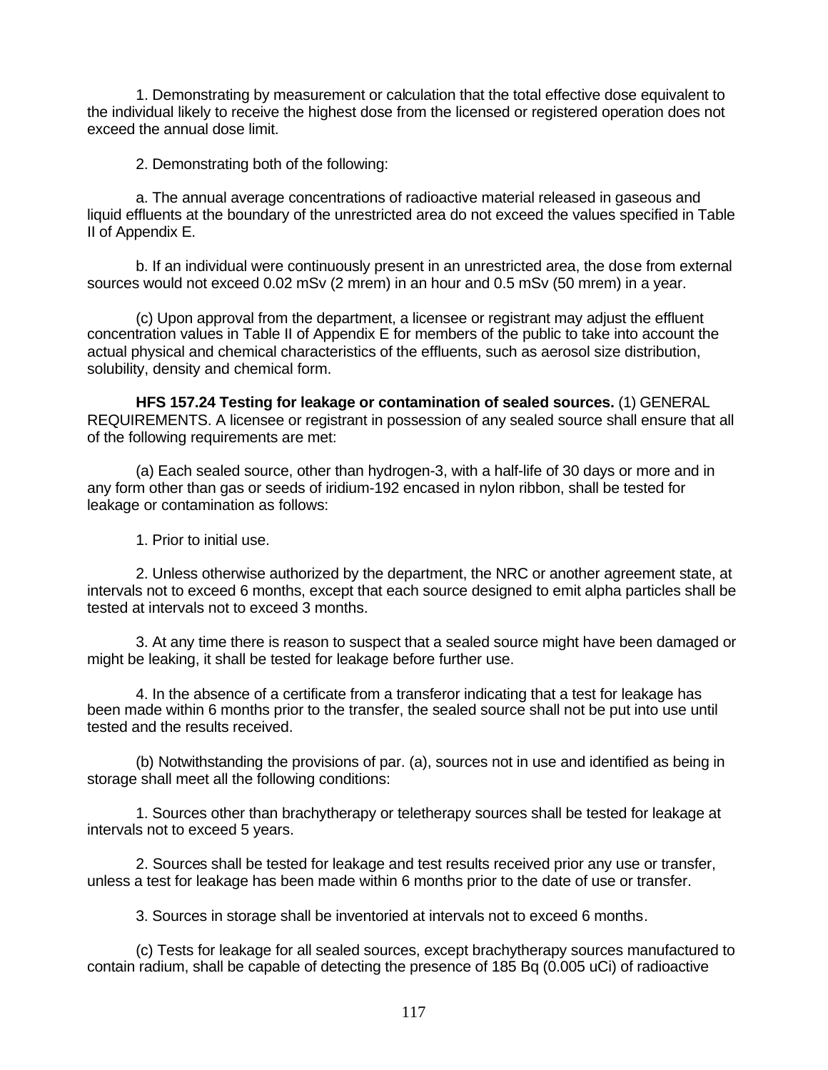1. Demonstrating by measurement or calculation that the total effective dose equivalent to the individual likely to receive the highest dose from the licensed or registered operation does not exceed the annual dose limit.

2. Demonstrating both of the following:

a. The annual average concentrations of radioactive material released in gaseous and liquid effluents at the boundary of the unrestricted area do not exceed the values specified in Table II of Appendix E.

b. If an individual were continuously present in an unrestricted area, the dose from external sources would not exceed 0.02 mSv (2 mrem) in an hour and 0.5 mSv (50 mrem) in a year.

(c) Upon approval from the department, a licensee or registrant may adjust the effluent concentration values in Table II of Appendix E for members of the public to take into account the actual physical and chemical characteristics of the effluents, such as aerosol size distribution, solubility, density and chemical form.

**HFS 157.24 Testing for leakage or contamination of sealed sources.** (1) GENERAL REQUIREMENTS. A licensee or registrant in possession of any sealed source shall ensure that all of the following requirements are met:

(a) Each sealed source, other than hydrogen-3, with a half-life of 30 days or more and in any form other than gas or seeds of iridium-192 encased in nylon ribbon, shall be tested for leakage or contamination as follows:

1. Prior to initial use.

2. Unless otherwise authorized by the department, the NRC or another agreement state, at intervals not to exceed 6 months, except that each source designed to emit alpha particles shall be tested at intervals not to exceed 3 months.

3. At any time there is reason to suspect that a sealed source might have been damaged or might be leaking, it shall be tested for leakage before further use.

4. In the absence of a certificate from a transferor indicating that a test for leakage has been made within 6 months prior to the transfer, the sealed source shall not be put into use until tested and the results received.

(b) Notwithstanding the provisions of par. (a), sources not in use and identified as being in storage shall meet all the following conditions:

1. Sources other than brachytherapy or teletherapy sources shall be tested for leakage at intervals not to exceed 5 years.

2. Sources shall be tested for leakage and test results received prior any use or transfer, unless a test for leakage has been made within 6 months prior to the date of use or transfer.

3. Sources in storage shall be inventoried at intervals not to exceed 6 months.

(c) Tests for leakage for all sealed sources, except brachytherapy sources manufactured to contain radium, shall be capable of detecting the presence of 185 Bq (0.005 uCi) of radioactive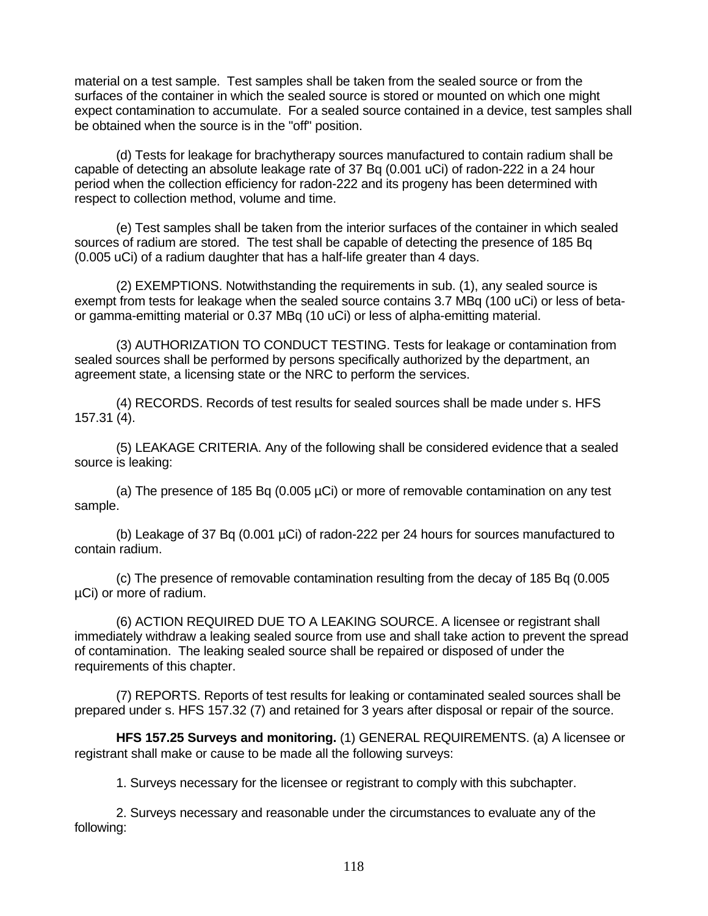material on a test sample. Test samples shall be taken from the sealed source or from the surfaces of the container in which the sealed source is stored or mounted on which one might expect contamination to accumulate. For a sealed source contained in a device, test samples shall be obtained when the source is in the "off" position.

(d) Tests for leakage for brachytherapy sources manufactured to contain radium shall be capable of detecting an absolute leakage rate of 37 Bq (0.001 uCi) of radon-222 in a 24 hour period when the collection efficiency for radon-222 and its progeny has been determined with respect to collection method, volume and time.

(e) Test samples shall be taken from the interior surfaces of the container in which sealed sources of radium are stored. The test shall be capable of detecting the presence of 185 Bq (0.005 uCi) of a radium daughter that has a half-life greater than 4 days.

(2) EXEMPTIONS. Notwithstanding the requirements in sub. (1), any sealed source is exempt from tests for leakage when the sealed source contains 3.7 MBq (100 uCi) or less of beta- or gamma-emitting material or 0.37 MBq (10 uCi) or less of alpha-emitting material.

(3) AUTHORIZATION TO CONDUCT TESTING. Tests for leakage or contamination from sealed sources shall be performed by persons specifically authorized by the department, an agreement state, a licensing state or the NRC to perform the services.

(4) RECORDS. Records of test results for sealed sources shall be made under s. HFS 157.31 (4).

(5) LEAKAGE CRITERIA. Any of the following shall be considered evidence that a sealed source is leaking:

(a) The presence of 185 Bq (0.005 µCi) or more of removable contamination on any test sample.

(b) Leakage of 37 Bq (0.001 µCi) of radon-222 per 24 hours for sources manufactured to contain radium.

(c) The presence of removable contamination resulting from the decay of 185 Bq (0.005 µCi) or more of radium.

(6) ACTION REQUIRED DUE TO A LEAKING SOURCE. A licensee or registrant shall immediately withdraw a leaking sealed source from use and shall take action to prevent the spread of contamination. The leaking sealed source shall be repaired or disposed of under the requirements of this chapter.

(7) REPORTS. Reports of test results for leaking or contaminated sealed sources shall be prepared under s. HFS 157.32 (7) and retained for 3 years after disposal or repair of the source.

**HFS 157.25 Surveys and monitoring.** (1) GENERAL REQUIREMENTS. (a) A licensee or registrant shall make or cause to be made all the following surveys:

1. Surveys necessary for the licensee or registrant to comply with this subchapter.

2. Surveys necessary and reasonable under the circumstances to evaluate any of the following: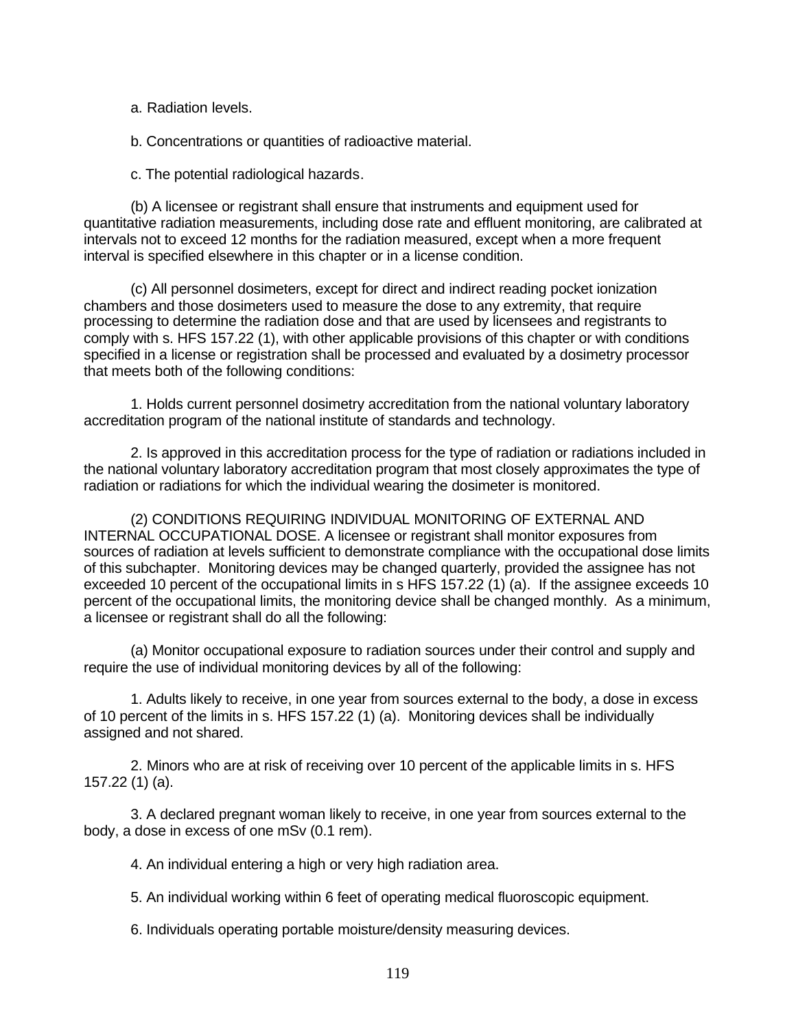a. Radiation levels.

b. Concentrations or quantities of radioactive material.

c. The potential radiological hazards.

(b) A licensee or registrant shall ensure that instruments and equipment used for quantitative radiation measurements, including dose rate and effluent monitoring, are calibrated at intervals not to exceed 12 months for the radiation measured, except when a more frequent interval is specified elsewhere in this chapter or in a license condition.

(c) All personnel dosimeters, except for direct and indirect reading pocket ionization chambers and those dosimeters used to measure the dose to any extremity, that require processing to determine the radiation dose and that are used by licensees and registrants to comply with s. HFS 157.22 (1), with other applicable provisions of this chapter or with conditions specified in a license or registration shall be processed and evaluated by a dosimetry processor that meets both of the following conditions:

1. Holds current personnel dosimetry accreditation from the national voluntary laboratory accreditation program of the national institute of standards and technology.

2. Is approved in this accreditation process for the type of radiation or radiations included in the national voluntary laboratory accreditation program that most closely approximates the type of radiation or radiations for which the individual wearing the dosimeter is monitored.

(2) CONDITIONS REQUIRING INDIVIDUAL MONITORING OF EXTERNAL AND INTERNAL OCCUPATIONAL DOSE. A licensee or registrant shall monitor exposures from sources of radiation at levels sufficient to demonstrate compliance with the occupational dose limits of this subchapter. Monitoring devices may be changed quarterly, provided the assignee has not exceeded 10 percent of the occupational limits in s HFS 157.22 (1) (a). If the assignee exceeds 10 percent of the occupational limits, the monitoring device shall be changed monthly. As a minimum, a licensee or registrant shall do all the following:

(a) Monitor occupational exposure to radiation sources under their control and supply and require the use of individual monitoring devices by all of the following:

1. Adults likely to receive, in one year from sources external to the body, a dose in excess of 10 percent of the limits in s. HFS 157.22 (1) (a). Monitoring devices shall be individually assigned and not shared.

2. Minors who are at risk of receiving over 10 percent of the applicable limits in s. HFS 157.22 (1) (a).

3. A declared pregnant woman likely to receive, in one year from sources external to the body, a dose in excess of one mSv (0.1 rem).

4. An individual entering a high or very high radiation area.

5. An individual working within 6 feet of operating medical fluoroscopic equipment.

6. Individuals operating portable moisture/density measuring devices.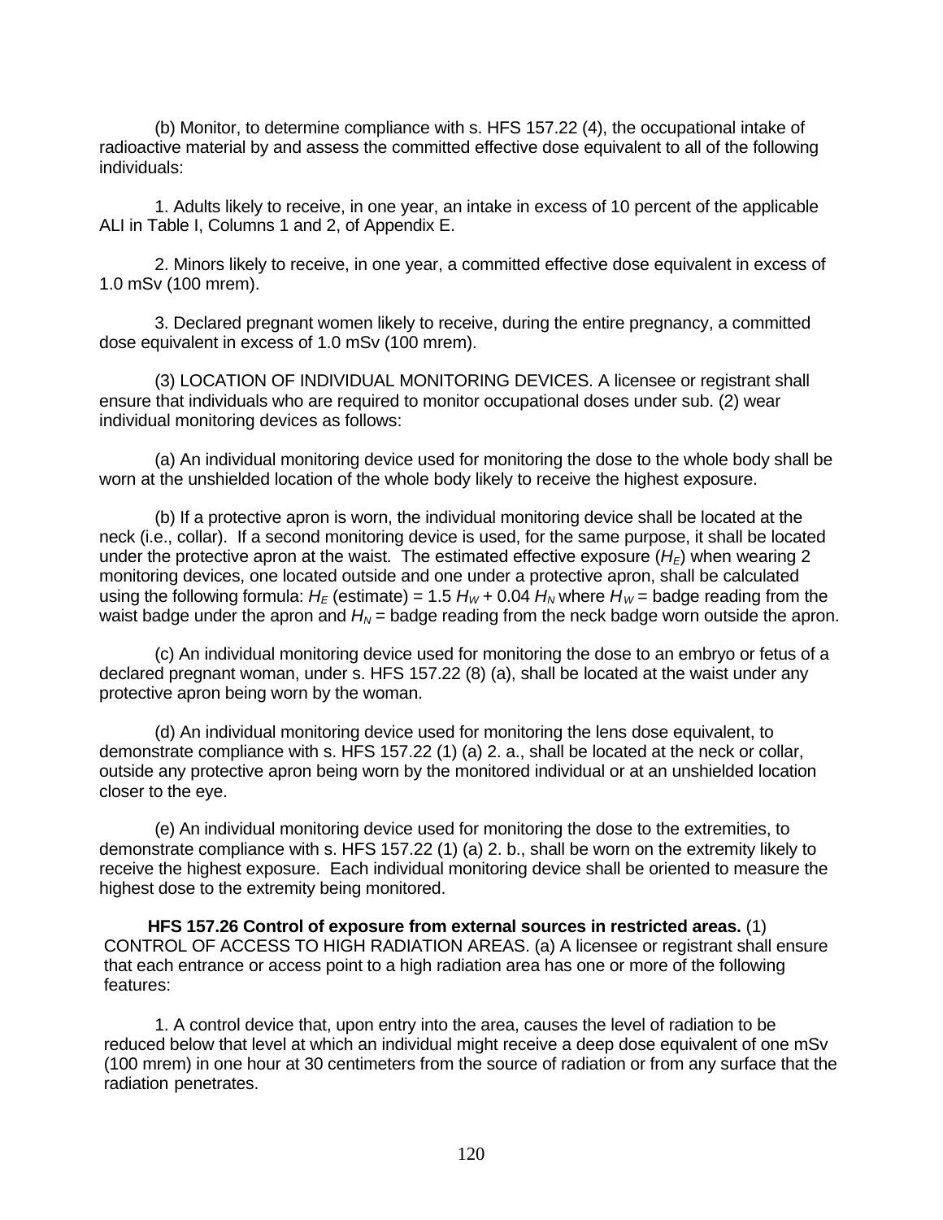(b) Monitor, to determine compliance with s. HFS 157.22 (4), the occupational intake of radioactive material by and assess the committed effective dose equivalent to all of the following individuals:

1. Adults likely to receive, in one year, an intake in excess of 10 percent of the applicable ALI in Table I, Columns 1 and 2, of Appendix E.

2. Minors likely to receive, in one year, a committed effective dose equivalent in excess of 1.0 mSv (100 mrem).

3. Declared pregnant women likely to receive, during the entire pregnancy, a committed dose equivalent in excess of 1.0 mSv (100 mrem).

(3) LOCATION OF INDIVIDUAL MONITORING DEVICES. A licensee or registrant shall ensure that individuals who are required to monitor occupational doses under sub. (2) wear individual monitoring devices as follows:

(a) An individual monitoring device used for monitoring the dose to the whole body shall be worn at the unshielded location of the whole body likely to receive the highest exposure.

(b) If a protective apron is worn, the individual monitoring device shall be located at the neck (i.e., collar). If a second monitoring device is used, for the same purpose, it shall be located under the protective apron at the waist. The estimated effective exposure ($H_E$) when wearing 2 monitoring devices, one located outside and one under a protective apron, shall be calculated using the following formula: $H_E$ (estimate) = 1.5 $H_W$ + 0.04 $H_N$ where $H_W$ = badge reading from the waist badge under the apron and $H_N$ = badge reading from the neck badge worn outside the apron.

(c) An individual monitoring device used for monitoring the dose to an embryo or fetus of a declared pregnant woman, under s. HFS 157.22 (8) (a), shall be located at the waist under any protective apron being worn by the woman.

(d) An individual monitoring device used for monitoring the lens dose equivalent, to demonstrate compliance with s. HFS 157.22 (1) (a) 2. a., shall be located at the neck or collar, outside any protective apron being worn by the monitored individual or at an unshielded location closer to the eye.

(e) An individual monitoring device used for monitoring the dose to the extremities, to demonstrate compliance with s. HFS 157.22 (1) (a) 2. b., shall be worn on the extremity likely to receive the highest exposure. Each individual monitoring device shall be oriented to measure the highest dose to the extremity being monitored.

**HFS 157.26 Control of exposure from external sources in restricted areas.** (1) CONTROL OF ACCESS TO HIGH RADIATION AREAS. (a) A licensee or registrant shall ensure that each entrance or access point to a high radiation area has one or more of the following features:

1. A control device that, upon entry into the area, causes the level of radiation to be reduced below that level at which an individual might receive a deep dose equivalent of one mSv (100 mrem) in one hour at 30 centimeters from the source of radiation or from any surface that the radiation penetrates.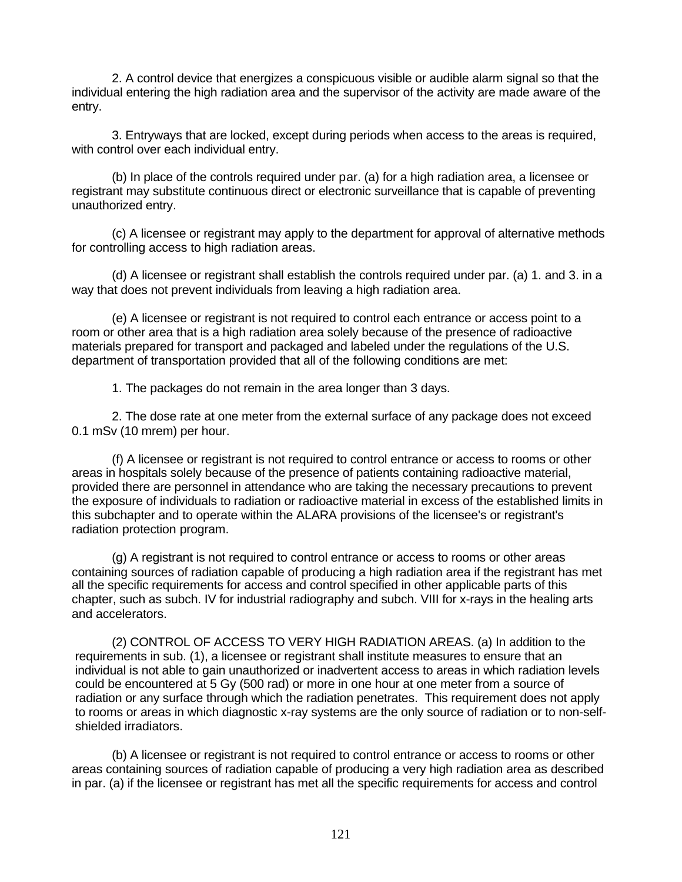2. A control device that energizes a conspicuous visible or audible alarm signal so that the individual entering the high radiation area and the supervisor of the activity are made aware of the entry.

3. Entryways that are locked, except during periods when access to the areas is required, with control over each individual entry.

(b) In place of the controls required under par. (a) for a high radiation area, a licensee or registrant may substitute continuous direct or electronic surveillance that is capable of preventing unauthorized entry.

(c) A licensee or registrant may apply to the department for approval of alternative methods for controlling access to high radiation areas.

(d) A licensee or registrant shall establish the controls required under par. (a) 1. and 3. in a way that does not prevent individuals from leaving a high radiation area.

(e) A licensee or registrant is not required to control each entrance or access point to a room or other area that is a high radiation area solely because of the presence of radioactive materials prepared for transport and packaged and labeled under the regulations of the U.S. department of transportation provided that all of the following conditions are met:

1. The packages do not remain in the area longer than 3 days.

2. The dose rate at one meter from the external surface of any package does not exceed 0.1 mSv (10 mrem) per hour.

(f) A licensee or registrant is not required to control entrance or access to rooms or other areas in hospitals solely because of the presence of patients containing radioactive material, provided there are personnel in attendance who are taking the necessary precautions to prevent the exposure of individuals to radiation or radioactive material in excess of the established limits in this subchapter and to operate within the ALARA provisions of the licensee's or registrant's radiation protection program.

(g) A registrant is not required to control entrance or access to rooms or other areas containing sources of radiation capable of producing a high radiation area if the registrant has met all the specific requirements for access and control specified in other applicable parts of this chapter, such as subch. IV for industrial radiography and subch. VIII for x-rays in the healing arts and accelerators.

(2) CONTROL OF ACCESS TO VERY HIGH RADIATION AREAS. (a) In addition to the requirements in sub. (1), a licensee or registrant shall institute measures to ensure that an individual is not able to gain unauthorized or inadvertent access to areas in which radiation levels could be encountered at 5 Gy (500 rad) or more in one hour at one meter from a source of radiation or any surface through which the radiation penetrates. This requirement does not apply to rooms or areas in which diagnostic x-ray systems are the only source of radiation or to non-self-shielded irradiators.

(b) A licensee or registrant is not required to control entrance or access to rooms or other areas containing sources of radiation capable of producing a very high radiation area as described in par. (a) if the licensee or registrant has met all the specific requirements for access and control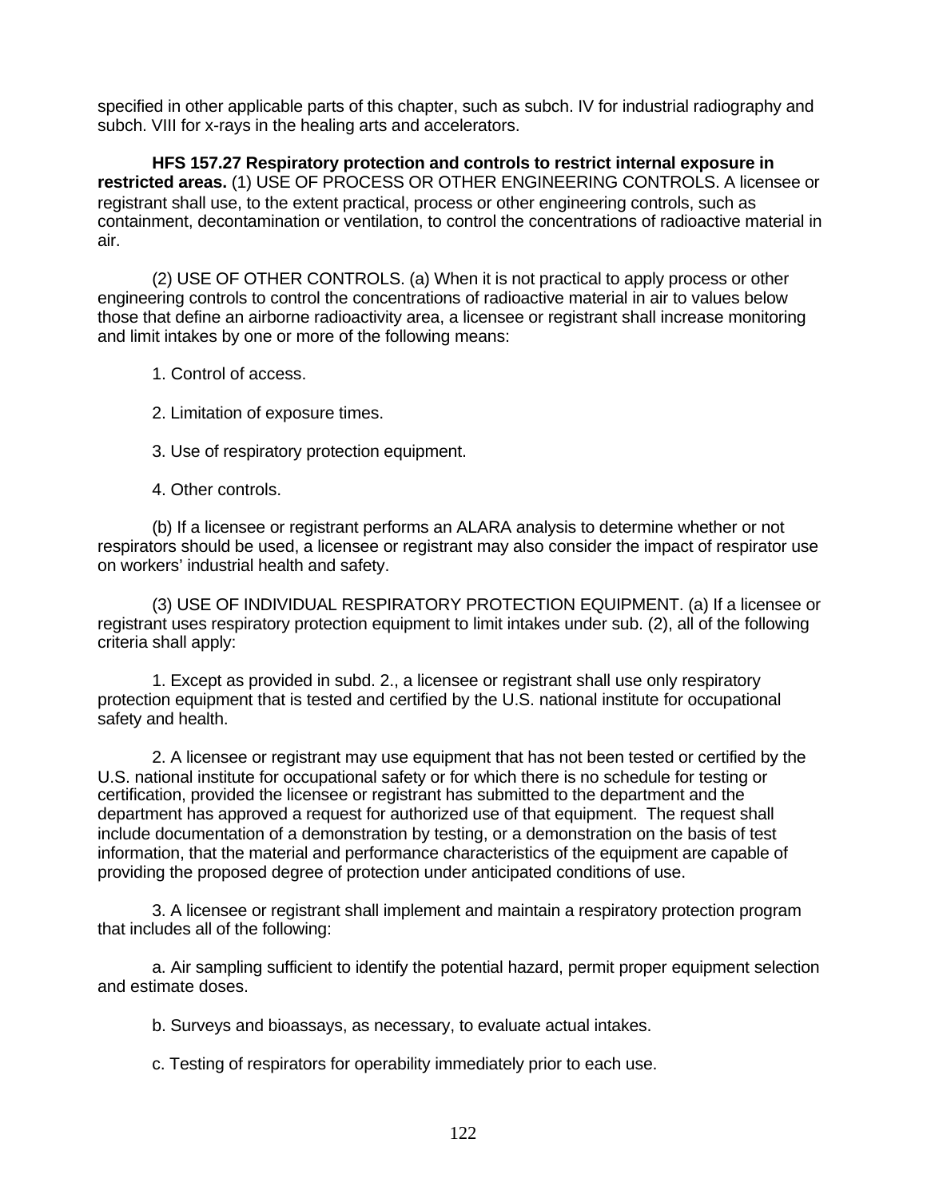specified in other applicable parts of this chapter, such as subch. IV for industrial radiography and subch. VIII for x-rays in the healing arts and accelerators.

**HFS 157.27 Respiratory protection and controls to restrict internal exposure in restricted areas.** (1) USE OF PROCESS OR OTHER ENGINEERING CONTROLS. A licensee or registrant shall use, to the extent practical, process or other engineering controls, such as containment, decontamination or ventilation, to control the concentrations of radioactive material in air.

(2) USE OF OTHER CONTROLS. (a) When it is not practical to apply process or other engineering controls to control the concentrations of radioactive material in air to values below those that define an airborne radioactivity area, a licensee or registrant shall increase monitoring and limit intakes by one or more of the following means:

1. Control of access.

2. Limitation of exposure times.

3. Use of respiratory protection equipment.

4. Other controls.

(b) If a licensee or registrant performs an ALARA analysis to determine whether or not respirators should be used, a licensee or registrant may also consider the impact of respirator use on workers' industrial health and safety.

(3) USE OF INDIVIDUAL RESPIRATORY PROTECTION EQUIPMENT. (a) If a licensee or registrant uses respiratory protection equipment to limit intakes under sub. (2), all of the following criteria shall apply:

1. Except as provided in subd. 2., a licensee or registrant shall use only respiratory protection equipment that is tested and certified by the U.S. national institute for occupational safety and health.

2. A licensee or registrant may use equipment that has not been tested or certified by the U.S. national institute for occupational safety or for which there is no schedule for testing or certification, provided the licensee or registrant has submitted to the department and the department has approved a request for authorized use of that equipment. The request shall include documentation of a demonstration by testing, or a demonstration on the basis of test information, that the material and performance characteristics of the equipment are capable of providing the proposed degree of protection under anticipated conditions of use.

3. A licensee or registrant shall implement and maintain a respiratory protection program that includes all of the following:

a. Air sampling sufficient to identify the potential hazard, permit proper equipment selection and estimate doses.

b. Surveys and bioassays, as necessary, to evaluate actual intakes.

c. Testing of respirators for operability immediately prior to each use.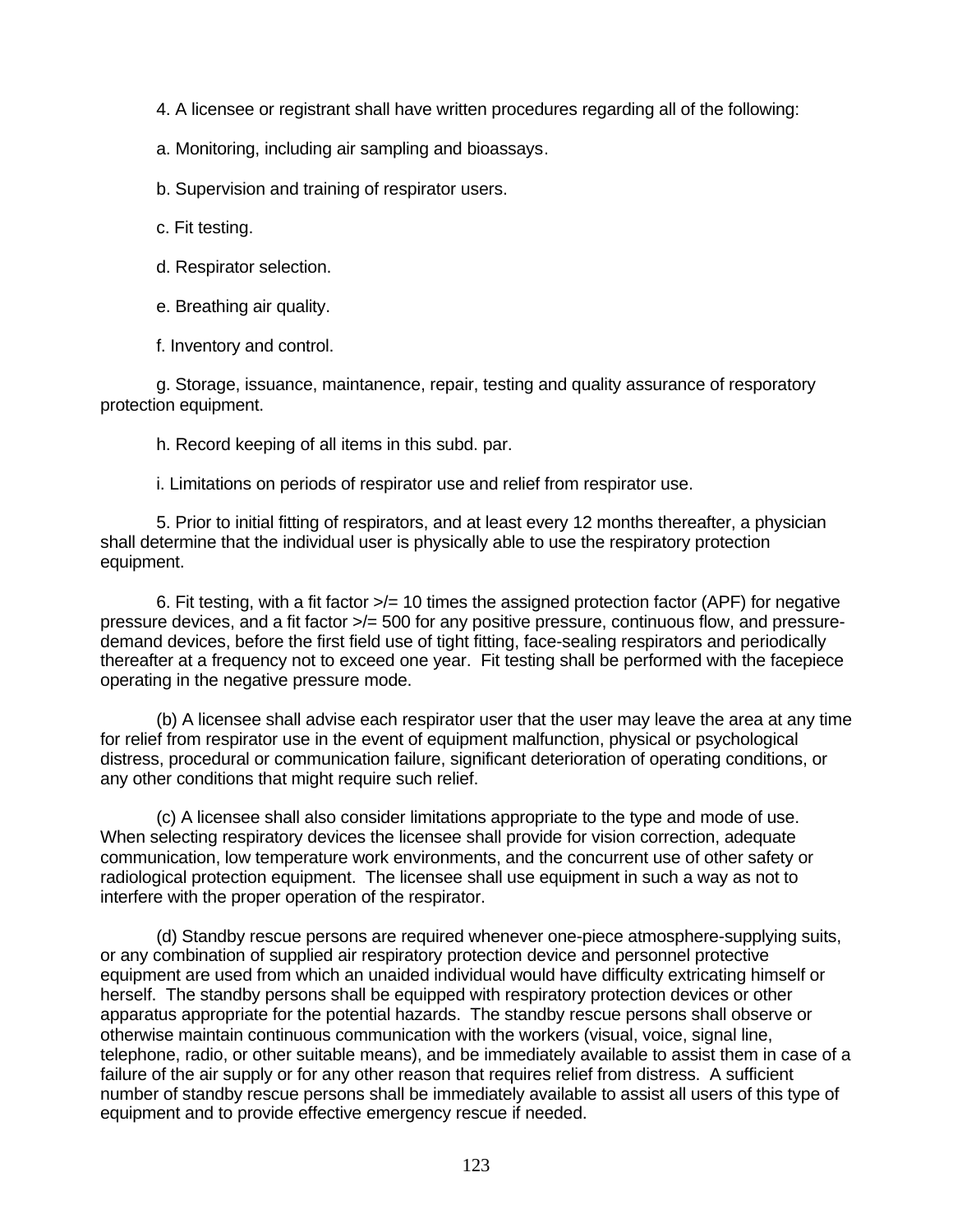4. A licensee or registrant shall have written procedures regarding all of the following:

a. Monitoring, including air sampling and bioassays.

b. Supervision and training of respirator users.

c. Fit testing.

d. Respirator selection.

e. Breathing air quality.

f. Inventory and control.

g. Storage, issuance, maintanence, repair, testing and quality assurance of resporatory protection equipment.

h. Record keeping of all items in this subd. par.

i. Limitations on periods of respirator use and relief from respirator use.

5. Prior to initial fitting of respirators, and at least every 12 months thereafter, a physician shall determine that the individual user is physically able to use the respiratory protection equipment.

6. Fit testing, with a fit factor >/= 10 times the assigned protection factor (APF) for negative pressure devices, and a fit factor >/= 500 for any positive pressure, continuous flow, and pressure-demand devices, before the first field use of tight fitting, face-sealing respirators and periodically thereafter at a frequency not to exceed one year. Fit testing shall be performed with the facepiece operating in the negative pressure mode.

(b) A licensee shall advise each respirator user that the user may leave the area at any time for relief from respirator use in the event of equipment malfunction, physical or psychological distress, procedural or communication failure, significant deterioration of operating conditions, or any other conditions that might require such relief.

(c) A licensee shall also consider limitations appropriate to the type and mode of use. When selecting respiratory devices the licensee shall provide for vision correction, adequate communication, low temperature work environments, and the concurrent use of other safety or radiological protection equipment. The licensee shall use equipment in such a way as not to interfere with the proper operation of the respirator.

(d) Standby rescue persons are required whenever one-piece atmosphere-supplying suits, or any combination of supplied air respiratory protection device and personnel protective equipment are used from which an unaided individual would have difficulty extricating himself or herself. The standby persons shall be equipped with respiratory protection devices or other apparatus appropriate for the potential hazards. The standby rescue persons shall observe or otherwise maintain continuous communication with the workers (visual, voice, signal line, telephone, radio, or other suitable means), and be immediately available to assist them in case of a failure of the air supply or for any other reason that requires relief from distress. A sufficient number of standby rescue persons shall be immediately available to assist all users of this type of equipment and to provide effective emergency rescue if needed.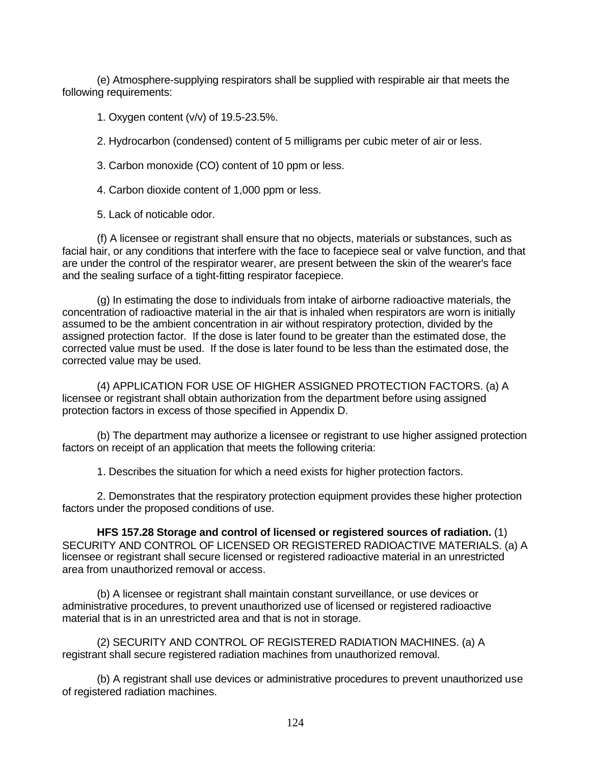(e) Atmosphere-supplying respirators shall be supplied with respirable air that meets the following requirements:

1. Oxygen content (v/v) of 19.5-23.5%.

2. Hydrocarbon (condensed) content of 5 milligrams per cubic meter of air or less.

3. Carbon monoxide (CO) content of 10 ppm or less.

4. Carbon dioxide content of 1,000 ppm or less.

5. Lack of noticable odor.

(f) A licensee or registrant shall ensure that no objects, materials or substances, such as facial hair, or any conditions that interfere with the face to facepiece seal or valve function, and that are under the control of the respirator wearer, are present between the skin of the wearer's face and the sealing surface of a tight-fitting respirator facepiece.

(g) In estimating the dose to individuals from intake of airborne radioactive materials, the concentration of radioactive material in the air that is inhaled when respirators are worn is initially assumed to be the ambient concentration in air without respiratory protection, divided by the assigned protection factor. If the dose is later found to be greater than the estimated dose, the corrected value must be used. If the dose is later found to be less than the estimated dose, the corrected value may be used.

(4) APPLICATION FOR USE OF HIGHER ASSIGNED PROTECTION FACTORS. (a) A licensee or registrant shall obtain authorization from the department before using assigned protection factors in excess of those specified in Appendix D.

(b) The department may authorize a licensee or registrant to use higher assigned protection factors on receipt of an application that meets the following criteria:

1. Describes the situation for which a need exists for higher protection factors.

2. Demonstrates that the respiratory protection equipment provides these higher protection factors under the proposed conditions of use.

**HFS 157.28 Storage and control of licensed or registered sources of radiation.** (1) SECURITY AND CONTROL OF LICENSED OR REGISTERED RADIOACTIVE MATERIALS. (a) A licensee or registrant shall secure licensed or registered radioactive material in an unrestricted area from unauthorized removal or access.

(b) A licensee or registrant shall maintain constant surveillance, or use devices or administrative procedures, to prevent unauthorized use of licensed or registered radioactive material that is in an unrestricted area and that is not in storage.

(2) SECURITY AND CONTROL OF REGISTERED RADIATION MACHINES. (a) A registrant shall secure registered radiation machines from unauthorized removal.

(b) A registrant shall use devices or administrative procedures to prevent unauthorized use of registered radiation machines.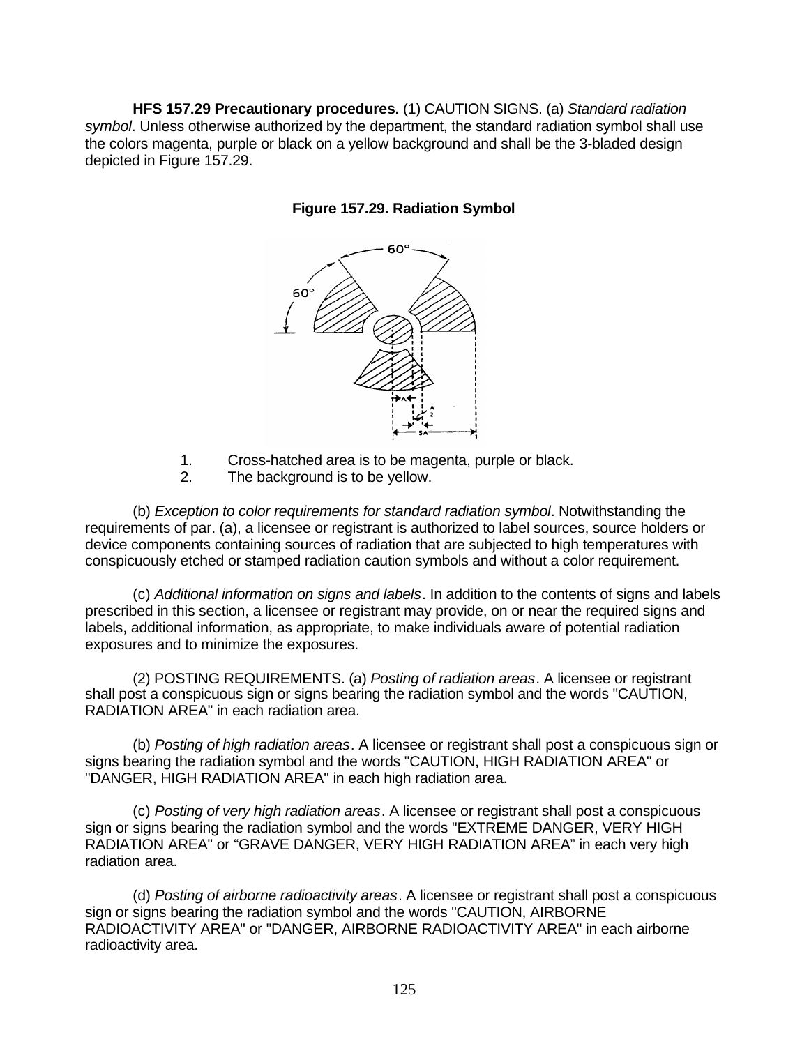**HFS 157.29 Precautionary procedures.** (1) CAUTION SIGNS. (a) *Standard radiation symbol*. Unless otherwise authorized by the department, the standard radiation symbol shall use the colors magenta, purple or black on a yellow background and shall be the 3-bladed design depicted in Figure 157.29.

**Figure 157.29. Radiation Symbol**

1. Cross-hatched area is to be magenta, purple or black.
2. The background is to be yellow.

(b) *Exception to color requirements for standard radiation symbol*. Notwithstanding the requirements of par. (a), a licensee or registrant is authorized to label sources, source holders or device components containing sources of radiation that are subjected to high temperatures with conspicuously etched or stamped radiation caution symbols and without a color requirement.

(c) *Additional information on signs and labels*. In addition to the contents of signs and labels prescribed in this section, a licensee or registrant may provide, on or near the required signs and labels, additional information, as appropriate, to make individuals aware of potential radiation exposures and to minimize the exposures.

(2) POSTING REQUIREMENTS. (a) *Posting of radiation areas*. A licensee or registrant shall post a conspicuous sign or signs bearing the radiation symbol and the words "CAUTION, RADIATION AREA" in each radiation area.

(b) *Posting of high radiation areas*. A licensee or registrant shall post a conspicuous sign or signs bearing the radiation symbol and the words "CAUTION, HIGH RADIATION AREA" or "DANGER, HIGH RADIATION AREA" in each high radiation area.

(c) *Posting of very high radiation areas*. A licensee or registrant shall post a conspicuous sign or signs bearing the radiation symbol and the words "EXTREME DANGER, VERY HIGH RADIATION AREA" or "GRAVE DANGER, VERY HIGH RADIATION AREA" in each very high radiation area.

(d) *Posting of airborne radioactivity areas*. A licensee or registrant shall post a conspicuous sign or signs bearing the radiation symbol and the words "CAUTION, AIRBORNE RADIOACTIVITY AREA" or "DANGER, AIRBORNE RADIOACTIVITY AREA" in each airborne radioactivity area.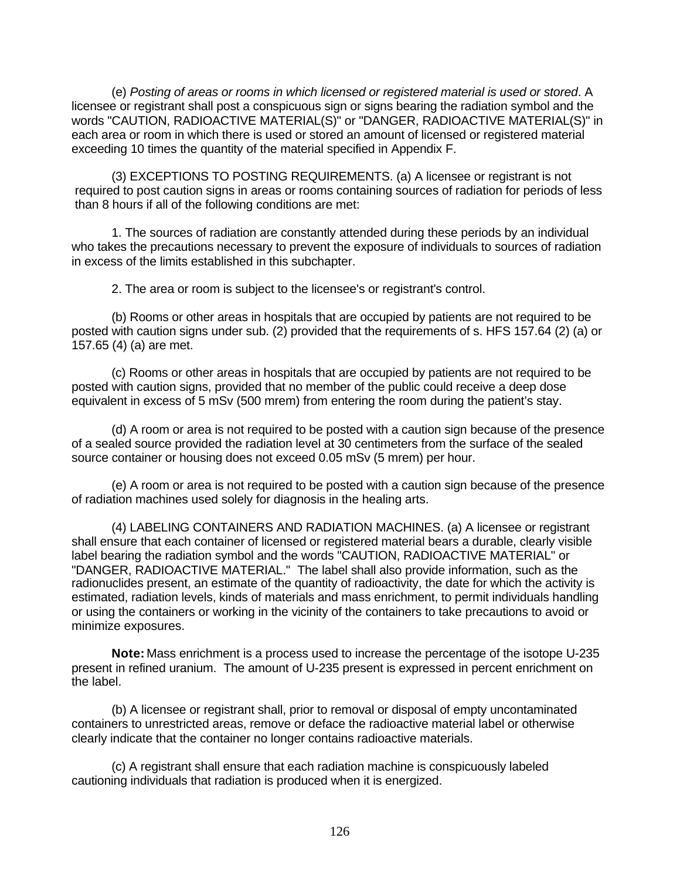(e) *Posting of areas or rooms in which licensed or registered material is used or stored*. A licensee or registrant shall post a conspicuous sign or signs bearing the radiation symbol and the words "CAUTION, RADIOACTIVE MATERIAL(S)" or "DANGER, RADIOACTIVE MATERIAL(S)" in each area or room in which there is used or stored an amount of licensed or registered material exceeding 10 times the quantity of the material specified in Appendix F.

(3) EXCEPTIONS TO POSTING REQUIREMENTS. (a) A licensee or registrant is not required to post caution signs in areas or rooms containing sources of radiation for periods of less than 8 hours if all of the following conditions are met:

1. The sources of radiation are constantly attended during these periods by an individual who takes the precautions necessary to prevent the exposure of individuals to sources of radiation in excess of the limits established in this subchapter.

2. The area or room is subject to the licensee's or registrant's control.

(b) Rooms or other areas in hospitals that are occupied by patients are not required to be posted with caution signs under sub. (2) provided that the requirements of s. HFS 157.64 (2) (a) or 157.65 (4) (a) are met.

(c) Rooms or other areas in hospitals that are occupied by patients are not required to be posted with caution signs, provided that no member of the public could receive a deep dose equivalent in excess of 5 mSv (500 mrem) from entering the room during the patient's stay.

(d) A room or area is not required to be posted with a caution sign because of the presence of a sealed source provided the radiation level at 30 centimeters from the surface of the sealed source container or housing does not exceed 0.05 mSv (5 mrem) per hour.

(e) A room or area is not required to be posted with a caution sign because of the presence of radiation machines used solely for diagnosis in the healing arts.

(4) LABELING CONTAINERS AND RADIATION MACHINES. (a) A licensee or registrant shall ensure that each container of licensed or registered material bears a durable, clearly visible label bearing the radiation symbol and the words "CAUTION, RADIOACTIVE MATERIAL" or "DANGER, RADIOACTIVE MATERIAL." The label shall also provide information, such as the radionuclides present, an estimate of the quantity of radioactivity, the date for which the activity is estimated, radiation levels, kinds of materials and mass enrichment, to permit individuals handling or using the containers or working in the vicinity of the containers to take precautions to avoid or minimize exposures.

**Note:** Mass enrichment is a process used to increase the percentage of the isotope U-235 present in refined uranium. The amount of U-235 present is expressed in percent enrichment on the label.

(b) A licensee or registrant shall, prior to removal or disposal of empty uncontaminated containers to unrestricted areas, remove or deface the radioactive material label or otherwise clearly indicate that the container no longer contains radioactive materials.

(c) A registrant shall ensure that each radiation machine is conspicuously labeled cautioning individuals that radiation is produced when it is energized.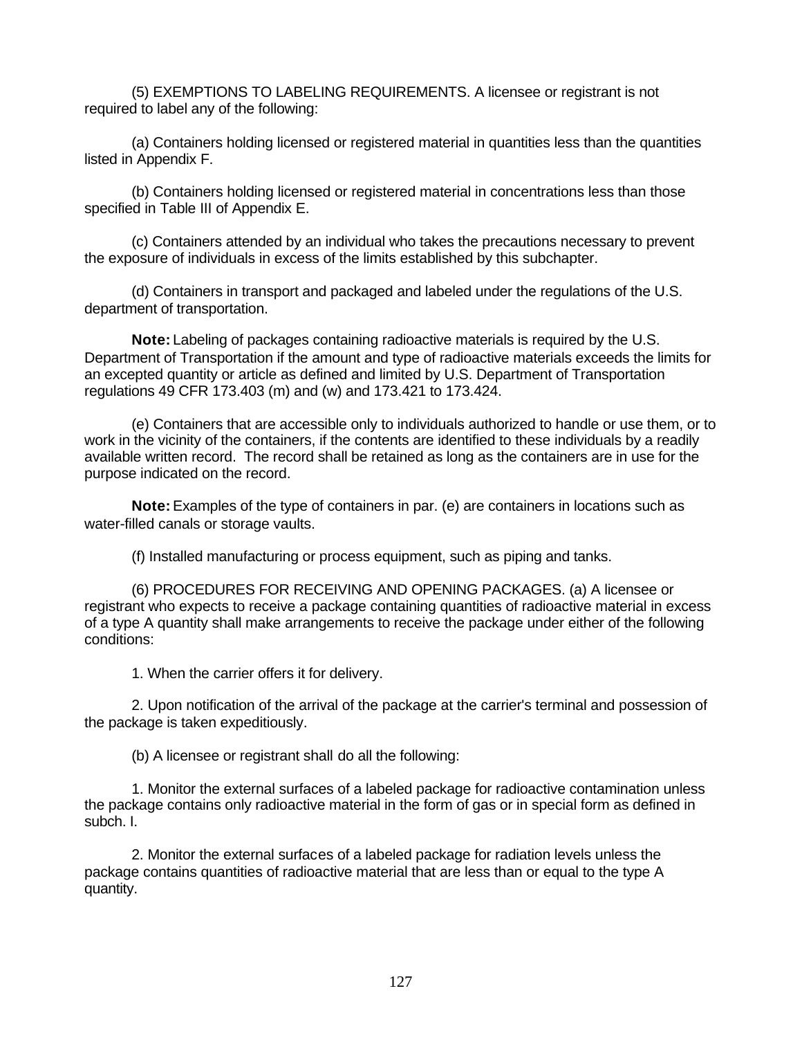(5) EXEMPTIONS TO LABELING REQUIREMENTS. A licensee or registrant is not required to label any of the following:

(a) Containers holding licensed or registered material in quantities less than the quantities listed in Appendix F.

(b) Containers holding licensed or registered material in concentrations less than those specified in Table III of Appendix E.

(c) Containers attended by an individual who takes the precautions necessary to prevent the exposure of individuals in excess of the limits established by this subchapter.

(d) Containers in transport and packaged and labeled under the regulations of the U.S. department of transportation.

**Note:** Labeling of packages containing radioactive materials is required by the U.S. Department of Transportation if the amount and type of radioactive materials exceeds the limits for an excepted quantity or article as defined and limited by U.S. Department of Transportation regulations 49 CFR 173.403 (m) and (w) and 173.421 to 173.424.

(e) Containers that are accessible only to individuals authorized to handle or use them, or to work in the vicinity of the containers, if the contents are identified to these individuals by a readily available written record. The record shall be retained as long as the containers are in use for the purpose indicated on the record.

**Note:** Examples of the type of containers in par. (e) are containers in locations such as water-filled canals or storage vaults.

(f) Installed manufacturing or process equipment, such as piping and tanks.

(6) PROCEDURES FOR RECEIVING AND OPENING PACKAGES. (a) A licensee or registrant who expects to receive a package containing quantities of radioactive material in excess of a type A quantity shall make arrangements to receive the package under either of the following conditions:

1. When the carrier offers it for delivery.

2. Upon notification of the arrival of the package at the carrier's terminal and possession of the package is taken expeditiously.

(b) A licensee or registrant shall do all the following:

1. Monitor the external surfaces of a labeled package for radioactive contamination unless the package contains only radioactive material in the form of gas or in special form as defined in subch. I.

2. Monitor the external surfaces of a labeled package for radiation levels unless the package contains quantities of radioactive material that are less than or equal to the type A quantity.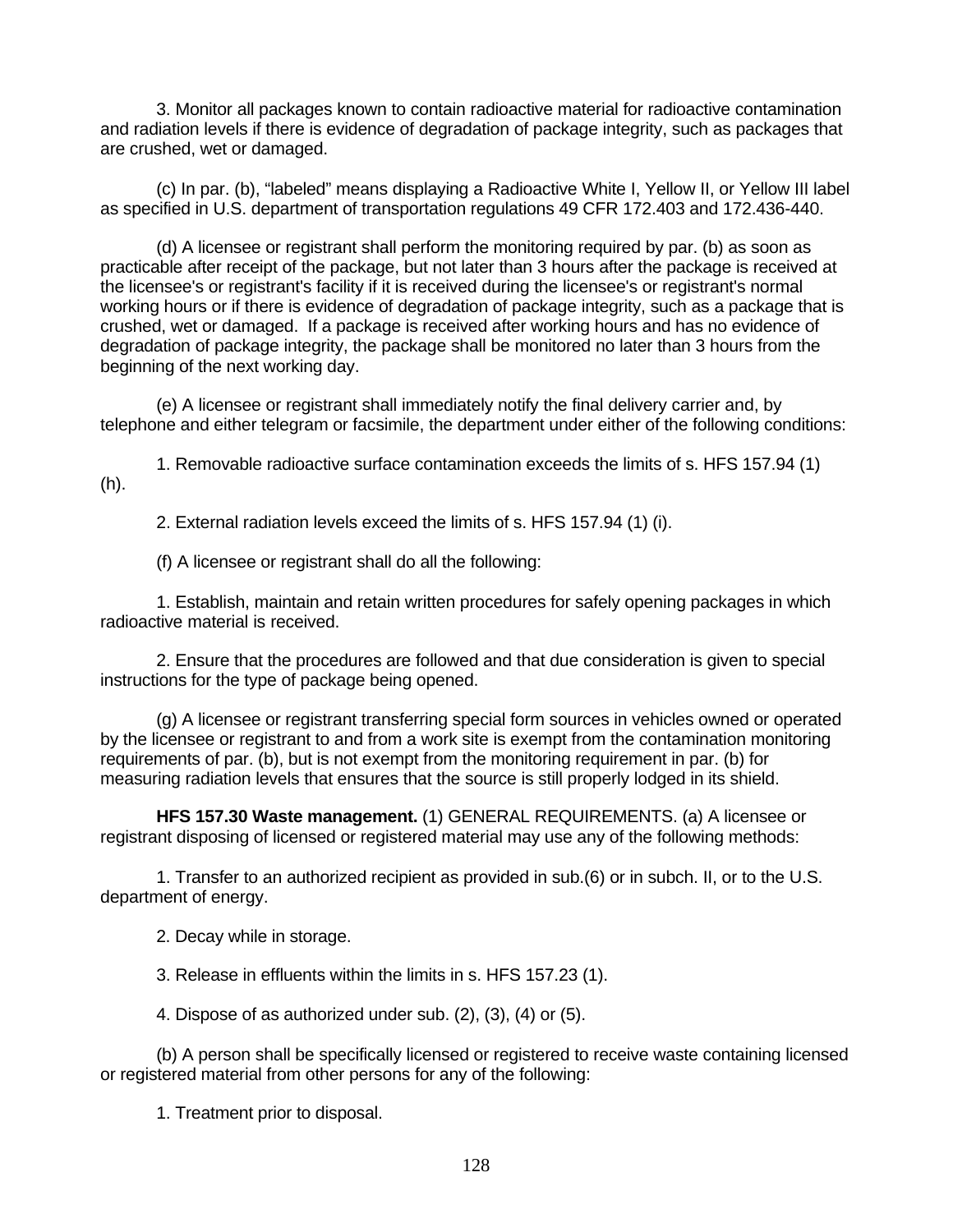3. Monitor all packages known to contain radioactive material for radioactive contamination and radiation levels if there is evidence of degradation of package integrity, such as packages that are crushed, wet or damaged.

(c) In par. (b), "labeled" means displaying a Radioactive White I, Yellow II, or Yellow III label as specified in U.S. department of transportation regulations 49 CFR 172.403 and 172.436-440.

(d) A licensee or registrant shall perform the monitoring required by par. (b) as soon as practicable after receipt of the package, but not later than 3 hours after the package is received at the licensee's or registrant's facility if it is received during the licensee's or registrant's normal working hours or if there is evidence of degradation of package integrity, such as a package that is crushed, wet or damaged. If a package is received after working hours and has no evidence of degradation of package integrity, the package shall be monitored no later than 3 hours from the beginning of the next working day.

(e) A licensee or registrant shall immediately notify the final delivery carrier and, by telephone and either telegram or facsimile, the department under either of the following conditions:

1. Removable radioactive surface contamination exceeds the limits of s. HFS 157.94 (1) (h).

2. External radiation levels exceed the limits of s. HFS 157.94 (1) (i).

(f) A licensee or registrant shall do all the following:

1. Establish, maintain and retain written procedures for safely opening packages in which radioactive material is received.

2. Ensure that the procedures are followed and that due consideration is given to special instructions for the type of package being opened.

(g) A licensee or registrant transferring special form sources in vehicles owned or operated by the licensee or registrant to and from a work site is exempt from the contamination monitoring requirements of par. (b), but is not exempt from the monitoring requirement in par. (b) for measuring radiation levels that ensures that the source is still properly lodged in its shield.

**HFS 157.30 Waste management.** (1) GENERAL REQUIREMENTS. (a) A licensee or registrant disposing of licensed or registered material may use any of the following methods:

1. Transfer to an authorized recipient as provided in sub.(6) or in subch. II, or to the U.S. department of energy.

2. Decay while in storage.

3. Release in effluents within the limits in s. HFS 157.23 (1).

4. Dispose of as authorized under sub. (2), (3), (4) or (5).

(b) A person shall be specifically licensed or registered to receive waste containing licensed or registered material from other persons for any of the following:

1. Treatment prior to disposal.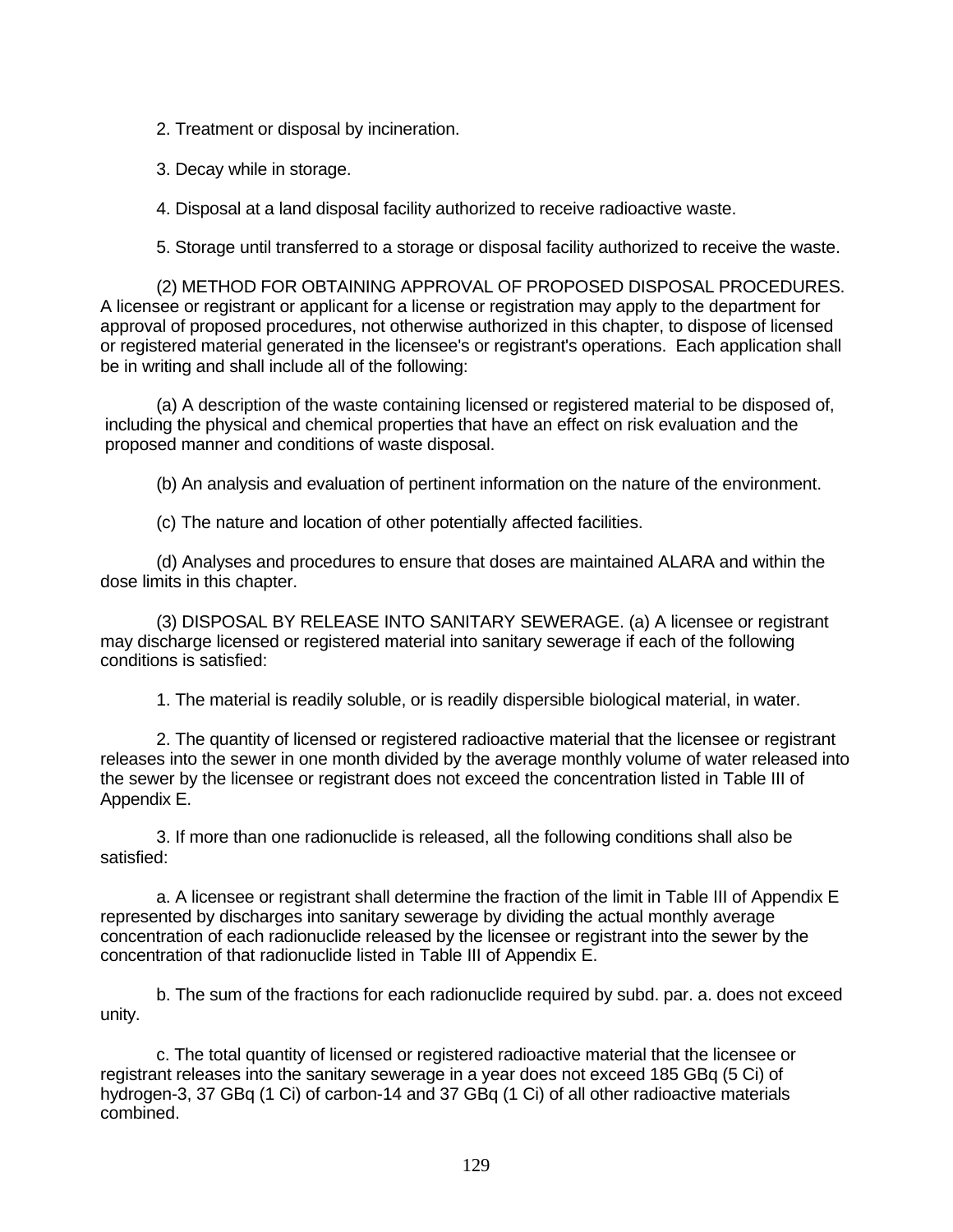2. Treatment or disposal by incineration.

3. Decay while in storage.

4. Disposal at a land disposal facility authorized to receive radioactive waste.

5. Storage until transferred to a storage or disposal facility authorized to receive the waste.

(2) METHOD FOR OBTAINING APPROVAL OF PROPOSED DISPOSAL PROCEDURES. A licensee or registrant or applicant for a license or registration may apply to the department for approval of proposed procedures, not otherwise authorized in this chapter, to dispose of licensed or registered material generated in the licensee's or registrant's operations. Each application shall be in writing and shall include all of the following:

(a) A description of the waste containing licensed or registered material to be disposed of, including the physical and chemical properties that have an effect on risk evaluation and the proposed manner and conditions of waste disposal.

(b) An analysis and evaluation of pertinent information on the nature of the environment.

(c) The nature and location of other potentially affected facilities.

(d) Analyses and procedures to ensure that doses are maintained ALARA and within the dose limits in this chapter.

(3) DISPOSAL BY RELEASE INTO SANITARY SEWERAGE. (a) A licensee or registrant may discharge licensed or registered material into sanitary sewerage if each of the following conditions is satisfied:

1. The material is readily soluble, or is readily dispersible biological material, in water.

2. The quantity of licensed or registered radioactive material that the licensee or registrant releases into the sewer in one month divided by the average monthly volume of water released into the sewer by the licensee or registrant does not exceed the concentration listed in Table III of Appendix E.

3. If more than one radionuclide is released, all the following conditions shall also be satisfied:

a. A licensee or registrant shall determine the fraction of the limit in Table III of Appendix E represented by discharges into sanitary sewerage by dividing the actual monthly average concentration of each radionuclide released by the licensee or registrant into the sewer by the concentration of that radionuclide listed in Table III of Appendix E.

b. The sum of the fractions for each radionuclide required by subd. par. a. does not exceed unity.

c. The total quantity of licensed or registered radioactive material that the licensee or registrant releases into the sanitary sewerage in a year does not exceed 185 GBq (5 Ci) of hydrogen-3, 37 GBq (1 Ci) of carbon-14 and 37 GBq (1 Ci) of all other radioactive materials combined.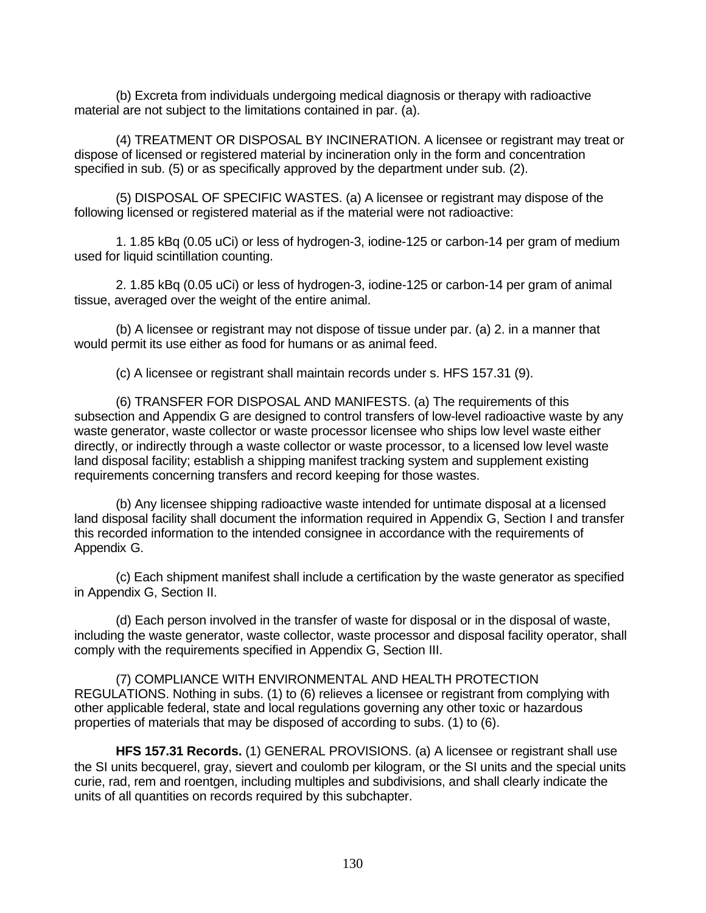(b) Excreta from individuals undergoing medical diagnosis or therapy with radioactive material are not subject to the limitations contained in par. (a).

(4) TREATMENT OR DISPOSAL BY INCINERATION. A licensee or registrant may treat or dispose of licensed or registered material by incineration only in the form and concentration specified in sub. (5) or as specifically approved by the department under sub. (2).

(5) DISPOSAL OF SPECIFIC WASTES. (a) A licensee or registrant may dispose of the following licensed or registered material as if the material were not radioactive:

1. 1.85 kBq (0.05 uCi) or less of hydrogen-3, iodine-125 or carbon-14 per gram of medium used for liquid scintillation counting.

2. 1.85 kBq (0.05 uCi) or less of hydrogen-3, iodine-125 or carbon-14 per gram of animal tissue, averaged over the weight of the entire animal.

(b) A licensee or registrant may not dispose of tissue under par. (a) 2. in a manner that would permit its use either as food for humans or as animal feed.

(c) A licensee or registrant shall maintain records under s. HFS 157.31 (9).

(6) TRANSFER FOR DISPOSAL AND MANIFESTS. (a) The requirements of this subsection and Appendix G are designed to control transfers of low-level radioactive waste by any waste generator, waste collector or waste processor licensee who ships low level waste either directly, or indirectly through a waste collector or waste processor, to a licensed low level waste land disposal facility; establish a shipping manifest tracking system and supplement existing requirements concerning transfers and record keeping for those wastes.

(b) Any licensee shipping radioactive waste intended for untimate disposal at a licensed land disposal facility shall document the information required in Appendix G, Section I and transfer this recorded information to the intended consignee in accordance with the requirements of Appendix G.

(c) Each shipment manifest shall include a certification by the waste generator as specified in Appendix G, Section II.

(d) Each person involved in the transfer of waste for disposal or in the disposal of waste, including the waste generator, waste collector, waste processor and disposal facility operator, shall comply with the requirements specified in Appendix G, Section III.

(7) COMPLIANCE WITH ENVIRONMENTAL AND HEALTH PROTECTION REGULATIONS. Nothing in subs. (1) to (6) relieves a licensee or registrant from complying with other applicable federal, state and local regulations governing any other toxic or hazardous properties of materials that may be disposed of according to subs. (1) to (6).

**HFS 157.31 Records.** (1) GENERAL PROVISIONS. (a) A licensee or registrant shall use the SI units becquerel, gray, sievert and coulomb per kilogram, or the SI units and the special units curie, rad, rem and roentgen, including multiples and subdivisions, and shall clearly indicate the units of all quantities on records required by this subchapter.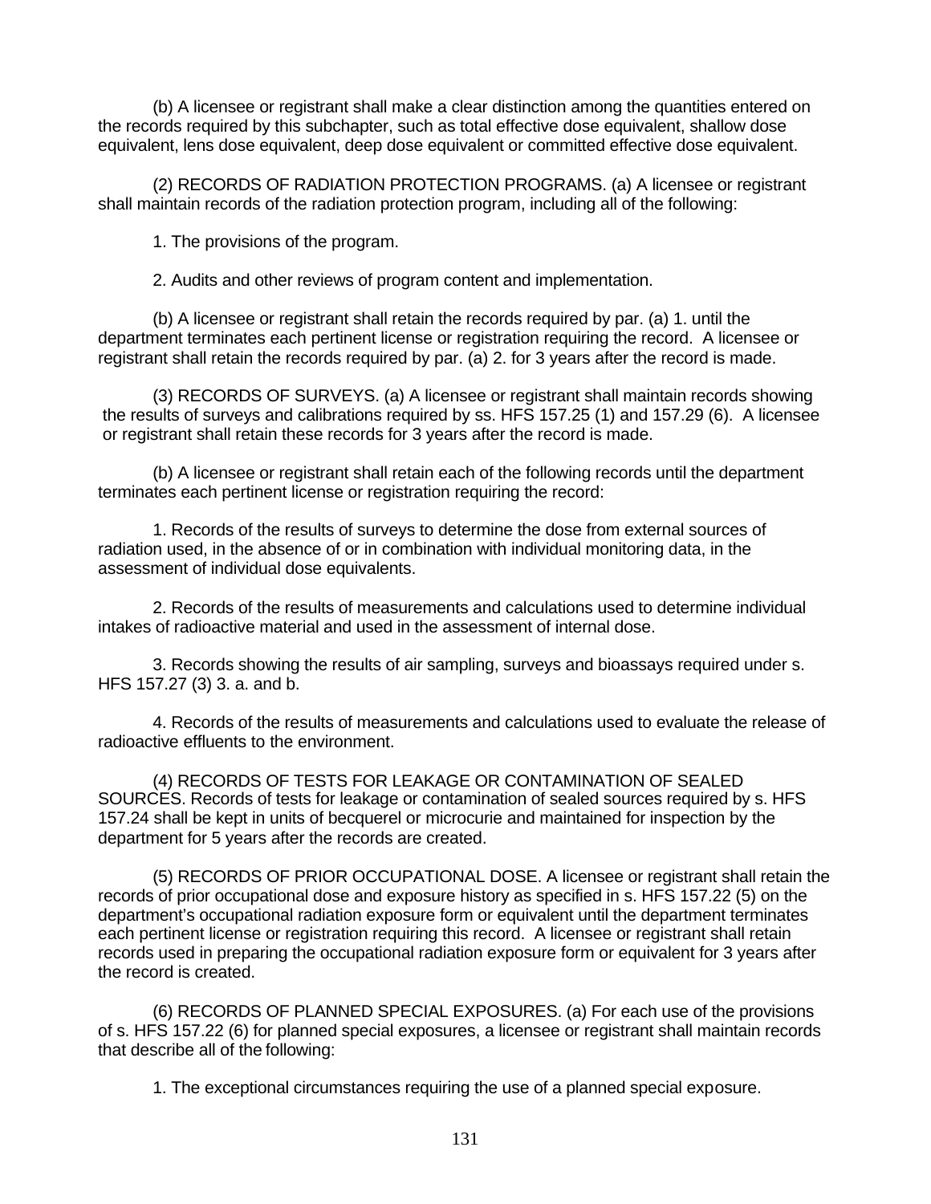(b) A licensee or registrant shall make a clear distinction among the quantities entered on the records required by this subchapter, such as total effective dose equivalent, shallow dose equivalent, lens dose equivalent, deep dose equivalent or committed effective dose equivalent.

(2) RECORDS OF RADIATION PROTECTION PROGRAMS. (a) A licensee or registrant shall maintain records of the radiation protection program, including all of the following:

1. The provisions of the program.

2. Audits and other reviews of program content and implementation.

(b) A licensee or registrant shall retain the records required by par. (a) 1. until the department terminates each pertinent license or registration requiring the record. A licensee or registrant shall retain the records required by par. (a) 2. for 3 years after the record is made.

(3) RECORDS OF SURVEYS. (a) A licensee or registrant shall maintain records showing the results of surveys and calibrations required by ss. HFS 157.25 (1) and 157.29 (6). A licensee or registrant shall retain these records for 3 years after the record is made.

(b) A licensee or registrant shall retain each of the following records until the department terminates each pertinent license or registration requiring the record:

1. Records of the results of surveys to determine the dose from external sources of radiation used, in the absence of or in combination with individual monitoring data, in the assessment of individual dose equivalents.

2. Records of the results of measurements and calculations used to determine individual intakes of radioactive material and used in the assessment of internal dose.

3. Records showing the results of air sampling, surveys and bioassays required under s. HFS 157.27 (3) 3. a. and b.

4. Records of the results of measurements and calculations used to evaluate the release of radioactive effluents to the environment.

(4) RECORDS OF TESTS FOR LEAKAGE OR CONTAMINATION OF SEALED SOURCES. Records of tests for leakage or contamination of sealed sources required by s. HFS 157.24 shall be kept in units of becquerel or microcurie and maintained for inspection by the department for 5 years after the records are created.

(5) RECORDS OF PRIOR OCCUPATIONAL DOSE. A licensee or registrant shall retain the records of prior occupational dose and exposure history as specified in s. HFS 157.22 (5) on the department's occupational radiation exposure form or equivalent until the department terminates each pertinent license or registration requiring this record. A licensee or registrant shall retain records used in preparing the occupational radiation exposure form or equivalent for 3 years after the record is created.

(6) RECORDS OF PLANNED SPECIAL EXPOSURES. (a) For each use of the provisions of s. HFS 157.22 (6) for planned special exposures, a licensee or registrant shall maintain records that describe all of the following:

1. The exceptional circumstances requiring the use of a planned special exposure.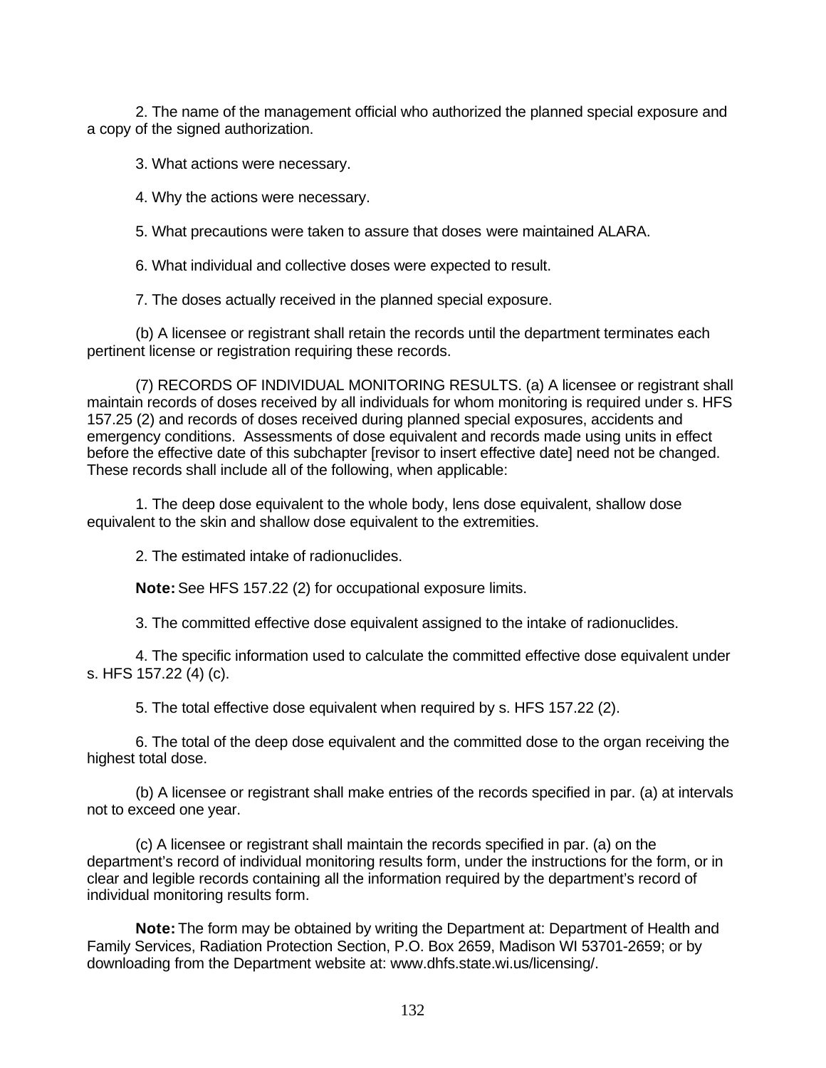2. The name of the management official who authorized the planned special exposure and a copy of the signed authorization.

3. What actions were necessary.

4. Why the actions were necessary.

5. What precautions were taken to assure that doses were maintained ALARA.

6. What individual and collective doses were expected to result.

7. The doses actually received in the planned special exposure.

(b) A licensee or registrant shall retain the records until the department terminates each pertinent license or registration requiring these records.

(7) RECORDS OF INDIVIDUAL MONITORING RESULTS. (a) A licensee or registrant shall maintain records of doses received by all individuals for whom monitoring is required under s. HFS 157.25 (2) and records of doses received during planned special exposures, accidents and emergency conditions. Assessments of dose equivalent and records made using units in effect before the effective date of this subchapter [revisor to insert effective date] need not be changed. These records shall include all of the following, when applicable:

1. The deep dose equivalent to the whole body, lens dose equivalent, shallow dose equivalent to the skin and shallow dose equivalent to the extremities.

2. The estimated intake of radionuclides.

**Note:** See HFS 157.22 (2) for occupational exposure limits.

3. The committed effective dose equivalent assigned to the intake of radionuclides.

4. The specific information used to calculate the committed effective dose equivalent under s. HFS 157.22 (4) (c).

5. The total effective dose equivalent when required by s. HFS 157.22 (2).

6. The total of the deep dose equivalent and the committed dose to the organ receiving the highest total dose.

(b) A licensee or registrant shall make entries of the records specified in par. (a) at intervals not to exceed one year.

(c) A licensee or registrant shall maintain the records specified in par. (a) on the department's record of individual monitoring results form, under the instructions for the form, or in clear and legible records containing all the information required by the department's record of individual monitoring results form.

**Note:** The form may be obtained by writing the Department at: Department of Health and Family Services, Radiation Protection Section, P.O. Box 2659, Madison WI 53701-2659; or by downloading from the Department website at: www.dhfs.state.wi.us/licensing/.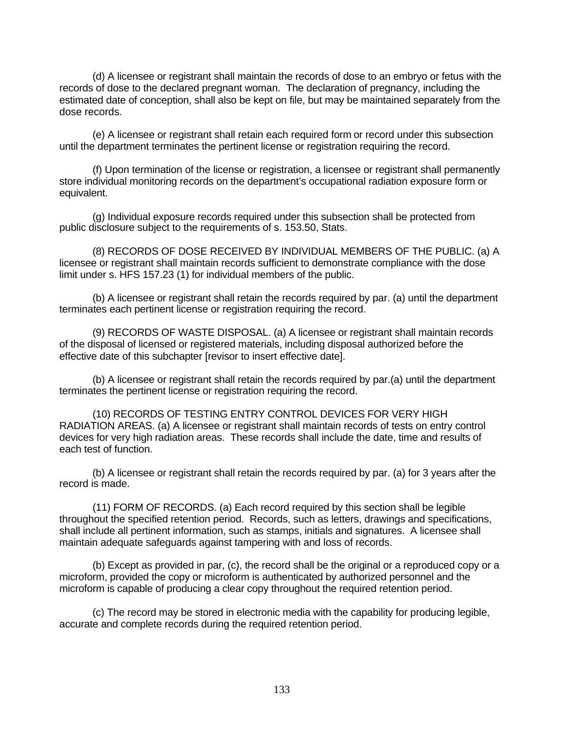(d) A licensee or registrant shall maintain the records of dose to an embryo or fetus with the records of dose to the declared pregnant woman. The declaration of pregnancy, including the estimated date of conception, shall also be kept on file, but may be maintained separately from the dose records.

(e) A licensee or registrant shall retain each required form or record under this subsection until the department terminates the pertinent license or registration requiring the record.

(f) Upon termination of the license or registration, a licensee or registrant shall permanently store individual monitoring records on the department's occupational radiation exposure form or equivalent.

(g) Individual exposure records required under this subsection shall be protected from public disclosure subject to the requirements of s. 153.50, Stats.

(8) RECORDS OF DOSE RECEIVED BY INDIVIDUAL MEMBERS OF THE PUBLIC. (a) A licensee or registrant shall maintain records sufficient to demonstrate compliance with the dose limit under s. HFS 157.23 (1) for individual members of the public.

(b) A licensee or registrant shall retain the records required by par. (a) until the department terminates each pertinent license or registration requiring the record.

(9) RECORDS OF WASTE DISPOSAL. (a) A licensee or registrant shall maintain records of the disposal of licensed or registered materials, including disposal authorized before the effective date of this subchapter [revisor to insert effective date].

(b) A licensee or registrant shall retain the records required by par.(a) until the department terminates the pertinent license or registration requiring the record.

(10) RECORDS OF TESTING ENTRY CONTROL DEVICES FOR VERY HIGH RADIATION AREAS. (a) A licensee or registrant shall maintain records of tests on entry control devices for very high radiation areas. These records shall include the date, time and results of each test of function.

(b) A licensee or registrant shall retain the records required by par. (a) for 3 years after the record is made.

(11) FORM OF RECORDS. (a) Each record required by this section shall be legible throughout the specified retention period. Records, such as letters, drawings and specifications, shall include all pertinent information, such as stamps, initials and signatures. A licensee shall maintain adequate safeguards against tampering with and loss of records.

(b) Except as provided in par, (c), the record shall be the original or a reproduced copy or a microform, provided the copy or microform is authenticated by authorized personnel and the microform is capable of producing a clear copy throughout the required retention period.

(c) The record may be stored in electronic media with the capability for producing legible, accurate and complete records during the required retention period.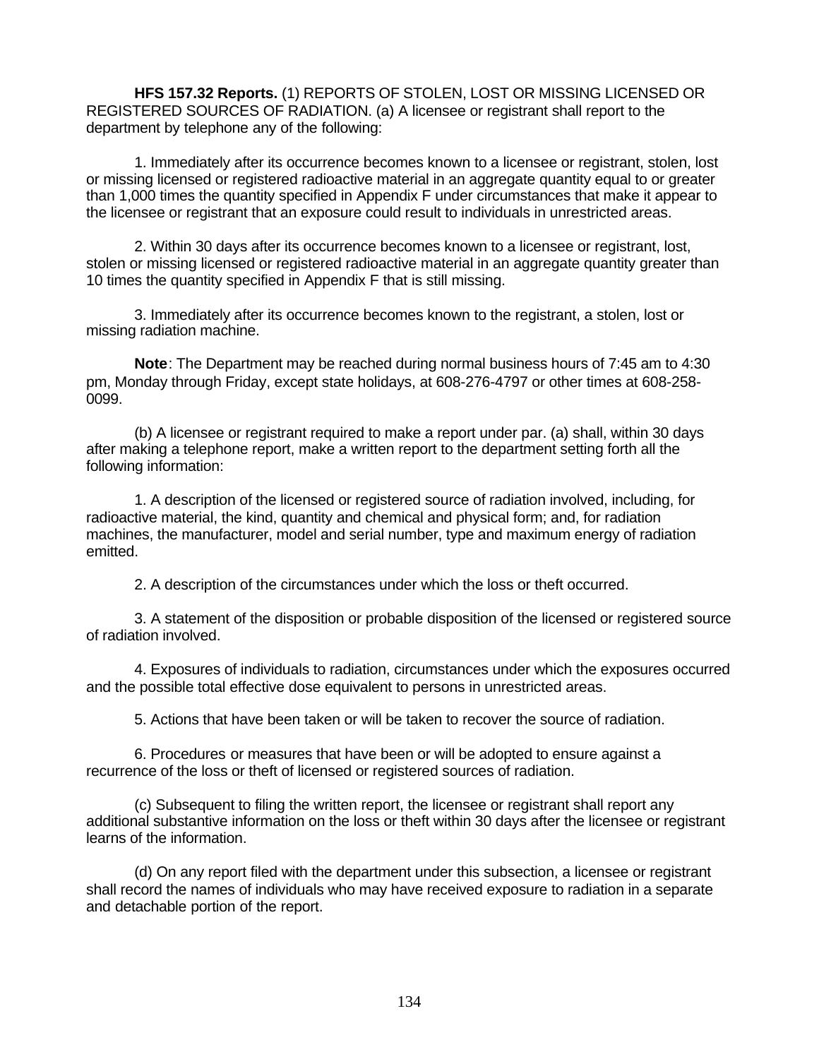**HFS 157.32 Reports.** (1) REPORTS OF STOLEN, LOST OR MISSING LICENSED OR REGISTERED SOURCES OF RADIATION. (a) A licensee or registrant shall report to the department by telephone any of the following:

1. Immediately after its occurrence becomes known to a licensee or registrant, stolen, lost or missing licensed or registered radioactive material in an aggregate quantity equal to or greater than 1,000 times the quantity specified in Appendix F under circumstances that make it appear to the licensee or registrant that an exposure could result to individuals in unrestricted areas.

2. Within 30 days after its occurrence becomes known to a licensee or registrant, lost, stolen or missing licensed or registered radioactive material in an aggregate quantity greater than 10 times the quantity specified in Appendix F that is still missing.

3. Immediately after its occurrence becomes known to the registrant, a stolen, lost or missing radiation machine.

**Note**: The Department may be reached during normal business hours of 7:45 am to 4:30 pm, Monday through Friday, except state holidays, at 608-276-4797 or other times at 608-258-0099.

(b) A licensee or registrant required to make a report under par. (a) shall, within 30 days after making a telephone report, make a written report to the department setting forth all the following information:

1. A description of the licensed or registered source of radiation involved, including, for radioactive material, the kind, quantity and chemical and physical form; and, for radiation machines, the manufacturer, model and serial number, type and maximum energy of radiation emitted.

2. A description of the circumstances under which the loss or theft occurred.

3. A statement of the disposition or probable disposition of the licensed or registered source of radiation involved.

4. Exposures of individuals to radiation, circumstances under which the exposures occurred and the possible total effective dose equivalent to persons in unrestricted areas.

5. Actions that have been taken or will be taken to recover the source of radiation.

6. Procedures or measures that have been or will be adopted to ensure against a recurrence of the loss or theft of licensed or registered sources of radiation.

(c) Subsequent to filing the written report, the licensee or registrant shall report any additional substantive information on the loss or theft within 30 days after the licensee or registrant learns of the information.

(d) On any report filed with the department under this subsection, a licensee or registrant shall record the names of individuals who may have received exposure to radiation in a separate and detachable portion of the report.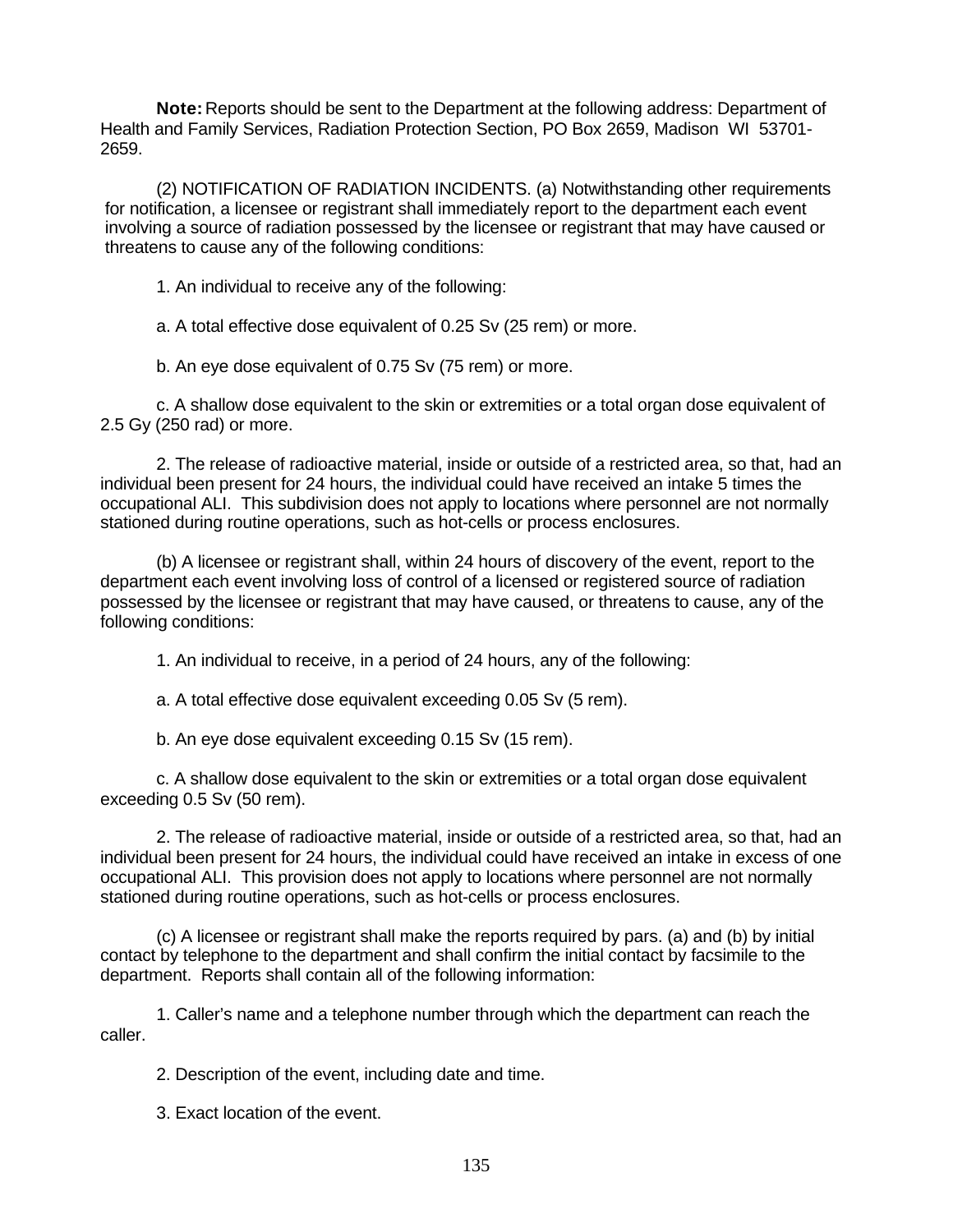**Note:** Reports should be sent to the Department at the following address: Department of Health and Family Services, Radiation Protection Section, PO Box 2659, Madison WI 53701-2659.

(2) NOTIFICATION OF RADIATION INCIDENTS. (a) Notwithstanding other requirements for notification, a licensee or registrant shall immediately report to the department each event involving a source of radiation possessed by the licensee or registrant that may have caused or threatens to cause any of the following conditions:

1. An individual to receive any of the following:

a. A total effective dose equivalent of 0.25 Sv (25 rem) or more.

b. An eye dose equivalent of 0.75 Sv (75 rem) or more.

c. A shallow dose equivalent to the skin or extremities or a total organ dose equivalent of 2.5 Gy (250 rad) or more.

2. The release of radioactive material, inside or outside of a restricted area, so that, had an individual been present for 24 hours, the individual could have received an intake 5 times the occupational ALI. This subdivision does not apply to locations where personnel are not normally stationed during routine operations, such as hot-cells or process enclosures.

(b) A licensee or registrant shall, within 24 hours of discovery of the event, report to the department each event involving loss of control of a licensed or registered source of radiation possessed by the licensee or registrant that may have caused, or threatens to cause, any of the following conditions:

1. An individual to receive, in a period of 24 hours, any of the following:

a. A total effective dose equivalent exceeding 0.05 Sv (5 rem).

b. An eye dose equivalent exceeding 0.15 Sv (15 rem).

c. A shallow dose equivalent to the skin or extremities or a total organ dose equivalent exceeding 0.5 Sv (50 rem).

2. The release of radioactive material, inside or outside of a restricted area, so that, had an individual been present for 24 hours, the individual could have received an intake in excess of one occupational ALI. This provision does not apply to locations where personnel are not normally stationed during routine operations, such as hot-cells or process enclosures.

(c) A licensee or registrant shall make the reports required by pars. (a) and (b) by initial contact by telephone to the department and shall confirm the initial contact by facsimile to the department. Reports shall contain all of the following information:

1. Caller's name and a telephone number through which the department can reach the caller.

2. Description of the event, including date and time.

3. Exact location of the event.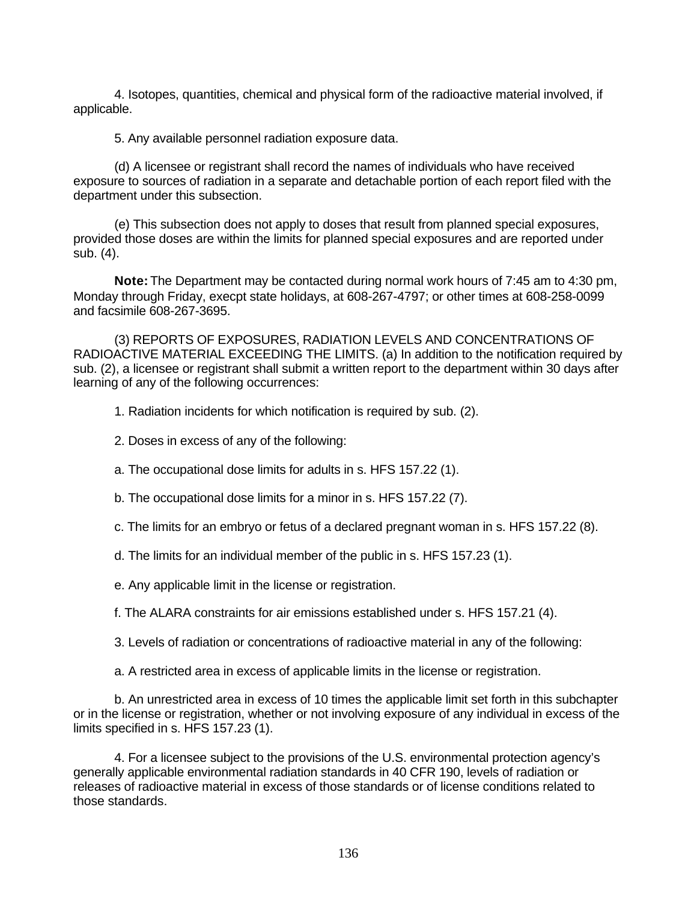4. Isotopes, quantities, chemical and physical form of the radioactive material involved, if applicable.

5. Any available personnel radiation exposure data.

(d) A licensee or registrant shall record the names of individuals who have received exposure to sources of radiation in a separate and detachable portion of each report filed with the department under this subsection.

(e) This subsection does not apply to doses that result from planned special exposures, provided those doses are within the limits for planned special exposures and are reported under sub. (4).

**Note:** The Department may be contacted during normal work hours of 7:45 am to 4:30 pm, Monday through Friday, execpt state holidays, at 608-267-4797; or other times at 608-258-0099 and facsimile 608-267-3695.

(3) REPORTS OF EXPOSURES, RADIATION LEVELS AND CONCENTRATIONS OF RADIOACTIVE MATERIAL EXCEEDING THE LIMITS. (a) In addition to the notification required by sub. (2), a licensee or registrant shall submit a written report to the department within 30 days after learning of any of the following occurrences:

1. Radiation incidents for which notification is required by sub. (2).

2. Doses in excess of any of the following:

a. The occupational dose limits for adults in s. HFS 157.22 (1).

b. The occupational dose limits for a minor in s. HFS 157.22 (7).

c. The limits for an embryo or fetus of a declared pregnant woman in s. HFS 157.22 (8).

d. The limits for an individual member of the public in s. HFS 157.23 (1).

e. Any applicable limit in the license or registration.

f. The ALARA constraints for air emissions established under s. HFS 157.21 (4).

3. Levels of radiation or concentrations of radioactive material in any of the following:

a. A restricted area in excess of applicable limits in the license or registration.

b. An unrestricted area in excess of 10 times the applicable limit set forth in this subchapter or in the license or registration, whether or not involving exposure of any individual in excess of the limits specified in s. HFS 157.23 (1).

4. For a licensee subject to the provisions of the U.S. environmental protection agency's generally applicable environmental radiation standards in 40 CFR 190, levels of radiation or releases of radioactive material in excess of those standards or of license conditions related to those standards.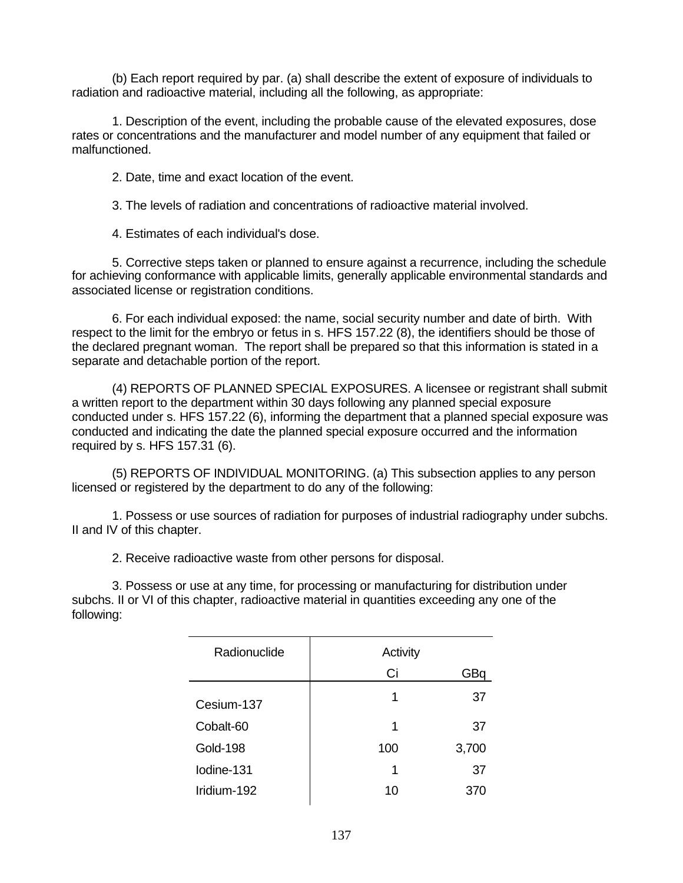(b) Each report required by par. (a) shall describe the extent of exposure of individuals to radiation and radioactive material, including all the following, as appropriate:

1. Description of the event, including the probable cause of the elevated exposures, dose rates or concentrations and the manufacturer and model number of any equipment that failed or malfunctioned.

2. Date, time and exact location of the event.

3. The levels of radiation and concentrations of radioactive material involved.

4. Estimates of each individual's dose.

5. Corrective steps taken or planned to ensure against a recurrence, including the schedule for achieving conformance with applicable limits, generally applicable environmental standards and associated license or registration conditions.

6. For each individual exposed: the name, social security number and date of birth. With respect to the limit for the embryo or fetus in s. HFS 157.22 (8), the identifiers should be those of the declared pregnant woman. The report shall be prepared so that this information is stated in a separate and detachable portion of the report.

(4) REPORTS OF PLANNED SPECIAL EXPOSURES. A licensee or registrant shall submit a written report to the department within 30 days following any planned special exposure conducted under s. HFS 157.22 (6), informing the department that a planned special exposure was conducted and indicating the date the planned special exposure occurred and the information required by s. HFS 157.31 (6).

(5) REPORTS OF INDIVIDUAL MONITORING. (a) This subsection applies to any person licensed or registered by the department to do any of the following:

1. Possess or use sources of radiation for purposes of industrial radiography under subchs. II and IV of this chapter.

2. Receive radioactive waste from other persons for disposal.

3. Possess or use at any time, for processing or manufacturing for distribution under subchs. II or VI of this chapter, radioactive material in quantities exceeding any one of the following:

| Radionuclide | Activity | |
|---|---|---|
| | Ci | GBq |
| Cesium-137 | 1 | 37 |
| Cobalt-60 | 1 | 37 |
| Gold-198 | 100 | 3,700 |
| Iodine-131 | 1 | 37 |
| Iridium-192 | 10 | 370 |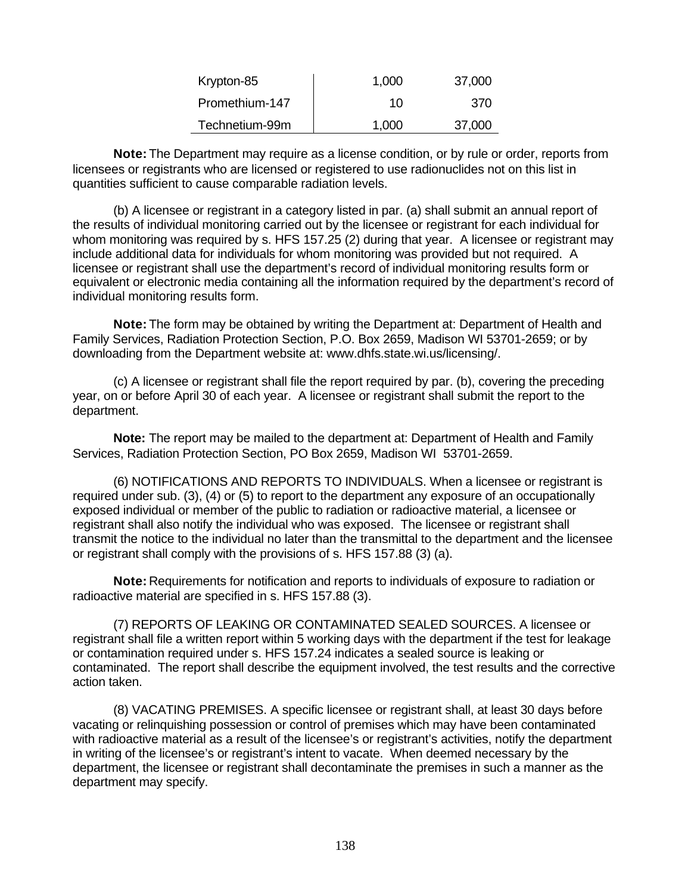| | | |
|---|---|---|
| Krypton-85 | 1,000 | 37,000 |
| Promethium-147 | 10 | 370 |
| Technetium-99m | 1,000 | 37,000 |

**Note:** The Department may require as a license condition, or by rule or order, reports from licensees or registrants who are licensed or registered to use radionuclides not on this list in quantities sufficient to cause comparable radiation levels.

(b) A licensee or registrant in a category listed in par. (a) shall submit an annual report of the results of individual monitoring carried out by the licensee or registrant for each individual for whom monitoring was required by s. HFS 157.25 (2) during that year. A licensee or registrant may include additional data for individuals for whom monitoring was provided but not required. A licensee or registrant shall use the department's record of individual monitoring results form or equivalent or electronic media containing all the information required by the department's record of individual monitoring results form.

**Note:** The form may be obtained by writing the Department at: Department of Health and Family Services, Radiation Protection Section, P.O. Box 2659, Madison WI 53701-2659; or by downloading from the Department website at: www.dhfs.state.wi.us/licensing/.

(c) A licensee or registrant shall file the report required by par. (b), covering the preceding year, on or before April 30 of each year. A licensee or registrant shall submit the report to the department.

**Note:** The report may be mailed to the department at: Department of Health and Family Services, Radiation Protection Section, PO Box 2659, Madison WI 53701-2659.

(6) NOTIFICATIONS AND REPORTS TO INDIVIDUALS. When a licensee or registrant is required under sub. (3), (4) or (5) to report to the department any exposure of an occupationally exposed individual or member of the public to radiation or radioactive material, a licensee or registrant shall also notify the individual who was exposed. The licensee or registrant shall transmit the notice to the individual no later than the transmittal to the department and the licensee or registrant shall comply with the provisions of s. HFS 157.88 (3) (a).

**Note:** Requirements for notification and reports to individuals of exposure to radiation or radioactive material are specified in s. HFS 157.88 (3).

(7) REPORTS OF LEAKING OR CONTAMINATED SEALED SOURCES. A licensee or registrant shall file a written report within 5 working days with the department if the test for leakage or contamination required under s. HFS 157.24 indicates a sealed source is leaking or contaminated. The report shall describe the equipment involved, the test results and the corrective action taken.

(8) VACATING PREMISES. A specific licensee or registrant shall, at least 30 days before vacating or relinquishing possession or control of premises which may have been contaminated with radioactive material as a result of the licensee's or registrant's activities, notify the department in writing of the licensee's or registrant's intent to vacate. When deemed necessary by the department, the licensee or registrant shall decontaminate the premises in such a manner as the department may specify.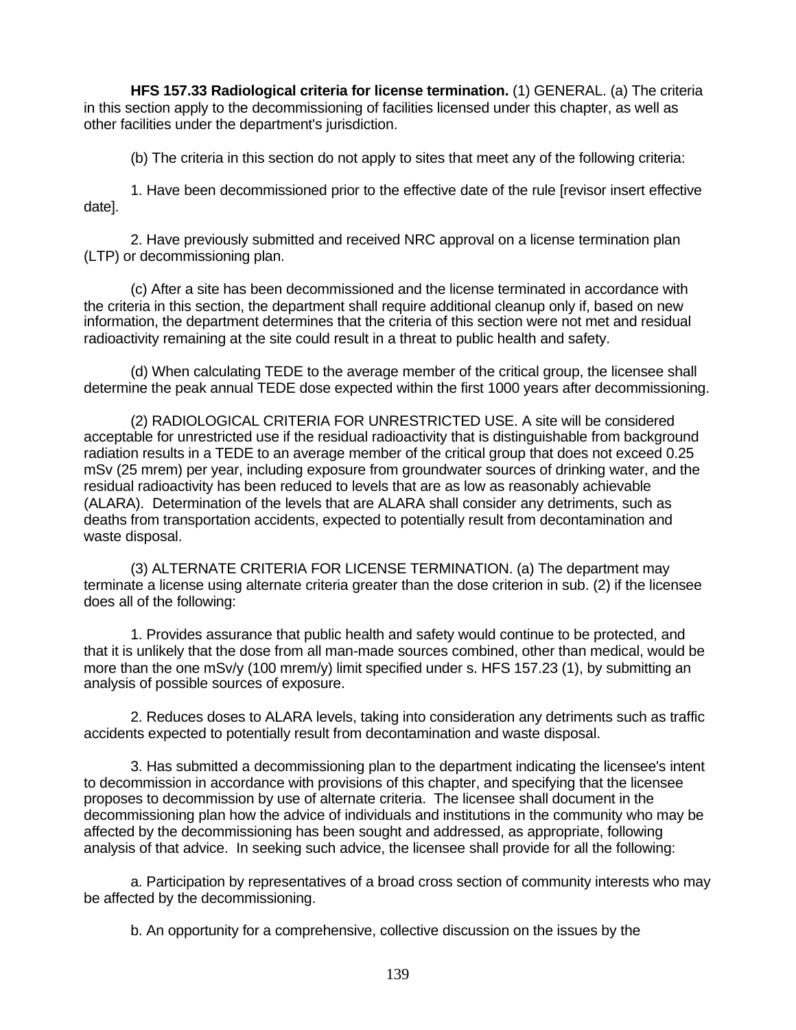**HFS 157.33 Radiological criteria for license termination.** (1) GENERAL. (a) The criteria in this section apply to the decommissioning of facilities licensed under this chapter, as well as other facilities under the department's jurisdiction.

(b) The criteria in this section do not apply to sites that meet any of the following criteria:

1. Have been decommissioned prior to the effective date of the rule [revisor insert effective date].

2. Have previously submitted and received NRC approval on a license termination plan (LTP) or decommissioning plan.

(c) After a site has been decommissioned and the license terminated in accordance with the criteria in this section, the department shall require additional cleanup only if, based on new information, the department determines that the criteria of this section were not met and residual radioactivity remaining at the site could result in a threat to public health and safety.

(d) When calculating TEDE to the average member of the critical group, the licensee shall determine the peak annual TEDE dose expected within the first 1000 years after decommissioning.

(2) RADIOLOGICAL CRITERIA FOR UNRESTRICTED USE. A site will be considered acceptable for unrestricted use if the residual radioactivity that is distinguishable from background radiation results in a TEDE to an average member of the critical group that does not exceed 0.25 mSv (25 mrem) per year, including exposure from groundwater sources of drinking water, and the residual radioactivity has been reduced to levels that are as low as reasonably achievable (ALARA). Determination of the levels that are ALARA shall consider any detriments, such as deaths from transportation accidents, expected to potentially result from decontamination and waste disposal.

(3) ALTERNATE CRITERIA FOR LICENSE TERMINATION. (a) The department may terminate a license using alternate criteria greater than the dose criterion in sub. (2) if the licensee does all of the following:

1. Provides assurance that public health and safety would continue to be protected, and that it is unlikely that the dose from all man-made sources combined, other than medical, would be more than the one mSv/y (100 mrem/y) limit specified under s. HFS 157.23 (1), by submitting an analysis of possible sources of exposure.

2. Reduces doses to ALARA levels, taking into consideration any detriments such as traffic accidents expected to potentially result from decontamination and waste disposal.

3. Has submitted a decommissioning plan to the department indicating the licensee's intent to decommission in accordance with provisions of this chapter, and specifying that the licensee proposes to decommission by use of alternate criteria. The licensee shall document in the decommissioning plan how the advice of individuals and institutions in the community who may be affected by the decommissioning has been sought and addressed, as appropriate, following analysis of that advice. In seeking such advice, the licensee shall provide for all the following:

a. Participation by representatives of a broad cross section of community interests who may be affected by the decommissioning.

b. An opportunity for a comprehensive, collective discussion on the issues by the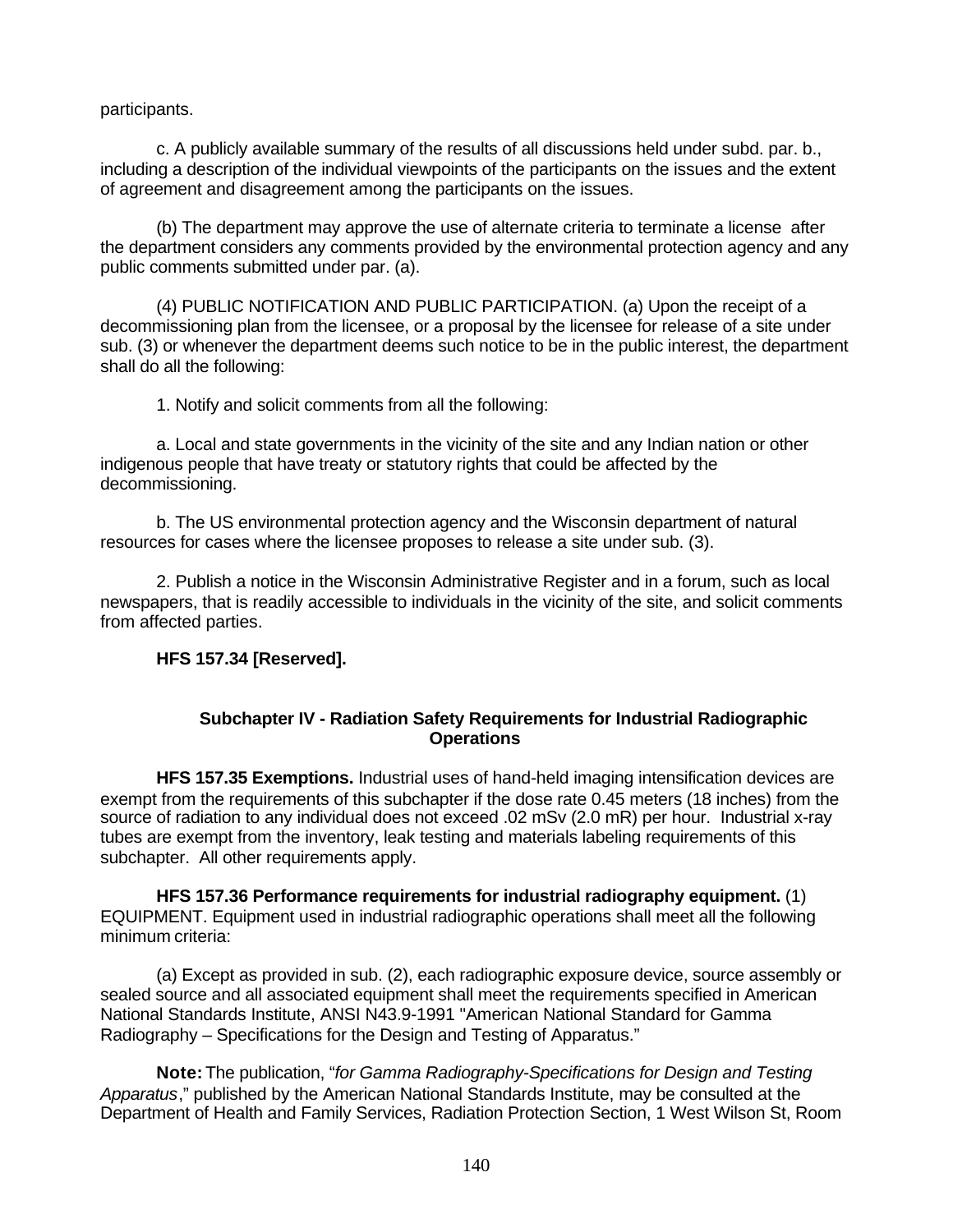participants.

c. A publicly available summary of the results of all discussions held under subd. par. b., including a description of the individual viewpoints of the participants on the issues and the extent of agreement and disagreement among the participants on the issues.

(b) The department may approve the use of alternate criteria to terminate a license after the department considers any comments provided by the environmental protection agency and any public comments submitted under par. (a).

(4) PUBLIC NOTIFICATION AND PUBLIC PARTICIPATION. (a) Upon the receipt of a decommissioning plan from the licensee, or a proposal by the licensee for release of a site under sub. (3) or whenever the department deems such notice to be in the public interest, the department shall do all the following:

1. Notify and solicit comments from all the following:

a. Local and state governments in the vicinity of the site and any Indian nation or other indigenous people that have treaty or statutory rights that could be affected by the decommissioning.

b. The US environmental protection agency and the Wisconsin department of natural resources for cases where the licensee proposes to release a site under sub. (3).

2. Publish a notice in the Wisconsin Administrative Register and in a forum, such as local newspapers, that is readily accessible to individuals in the vicinity of the site, and solicit comments from affected parties.

**HFS 157.34 [Reserved].**

## Subchapter IV - Radiation Safety Requirements for Industrial Radiographic Operations

**HFS 157.35 Exemptions.** Industrial uses of hand-held imaging intensification devices are exempt from the requirements of this subchapter if the dose rate 0.45 meters (18 inches) from the source of radiation to any individual does not exceed .02 mSv (2.0 mR) per hour. Industrial x-ray tubes are exempt from the inventory, leak testing and materials labeling requirements of this subchapter. All other requirements apply.

**HFS 157.36 Performance requirements for industrial radiography equipment.** (1) EQUIPMENT. Equipment used in industrial radiographic operations shall meet all the following minimum criteria:

(a) Except as provided in sub. (2), each radiographic exposure device, source assembly or sealed source and all associated equipment shall meet the requirements specified in American National Standards Institute, ANSI N43.9-1991 "American National Standard for Gamma Radiography – Specifications for the Design and Testing of Apparatus."

**Note:** The publication, "*for Gamma Radiography-Specifications for Design and Testing Apparatus*," published by the American National Standards Institute, may be consulted at the Department of Health and Family Services, Radiation Protection Section, 1 West Wilson St, Room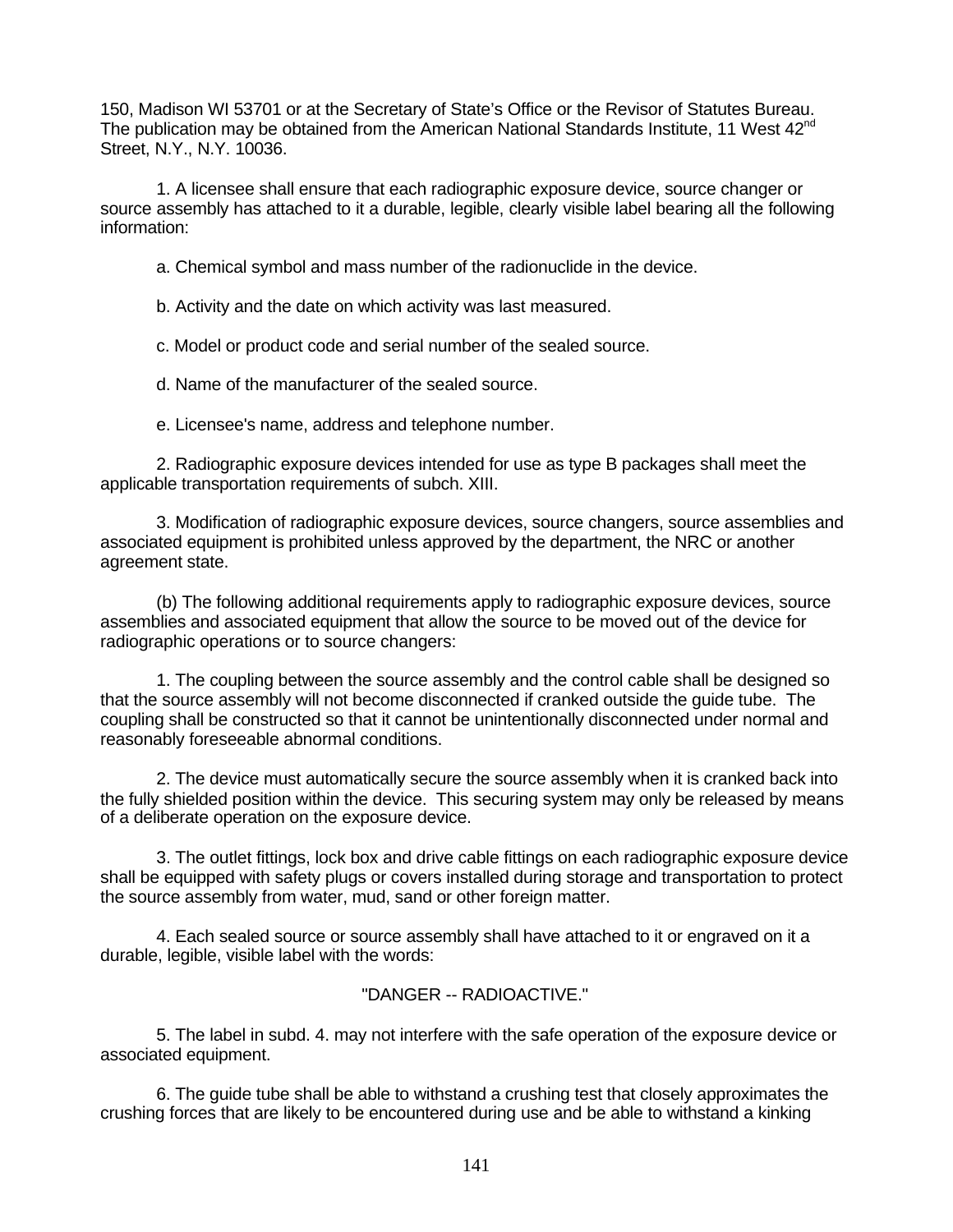150, Madison WI 53701 or at the Secretary of State's Office or the Revisor of Statutes Bureau. The publication may be obtained from the American National Standards Institute, 11 West $42^{nd}$ Street, N.Y., N.Y. 10036.

1. A licensee shall ensure that each radiographic exposure device, source changer or source assembly has attached to it a durable, legible, clearly visible label bearing all the following information:

a. Chemical symbol and mass number of the radionuclide in the device.

b. Activity and the date on which activity was last measured.

c. Model or product code and serial number of the sealed source.

d. Name of the manufacturer of the sealed source.

e. Licensee's name, address and telephone number.

2. Radiographic exposure devices intended for use as type B packages shall meet the applicable transportation requirements of subch. XIII.

3. Modification of radiographic exposure devices, source changers, source assemblies and associated equipment is prohibited unless approved by the department, the NRC or another agreement state.

(b) The following additional requirements apply to radiographic exposure devices, source assemblies and associated equipment that allow the source to be moved out of the device for radiographic operations or to source changers:

1. The coupling between the source assembly and the control cable shall be designed so that the source assembly will not become disconnected if cranked outside the guide tube. The coupling shall be constructed so that it cannot be unintentionally disconnected under normal and reasonably foreseeable abnormal conditions.

2. The device must automatically secure the source assembly when it is cranked back into the fully shielded position within the device. This securing system may only be released by means of a deliberate operation on the exposure device.

3. The outlet fittings, lock box and drive cable fittings on each radiographic exposure device shall be equipped with safety plugs or covers installed during storage and transportation to protect the source assembly from water, mud, sand or other foreign matter.

4. Each sealed source or source assembly shall have attached to it or engraved on it a durable, legible, visible label with the words:

"DANGER -- RADIOACTIVE."

5. The label in subd. 4. may not interfere with the safe operation of the exposure device or associated equipment.

6. The guide tube shall be able to withstand a crushing test that closely approximates the crushing forces that are likely to be encountered during use and be able to withstand a kinking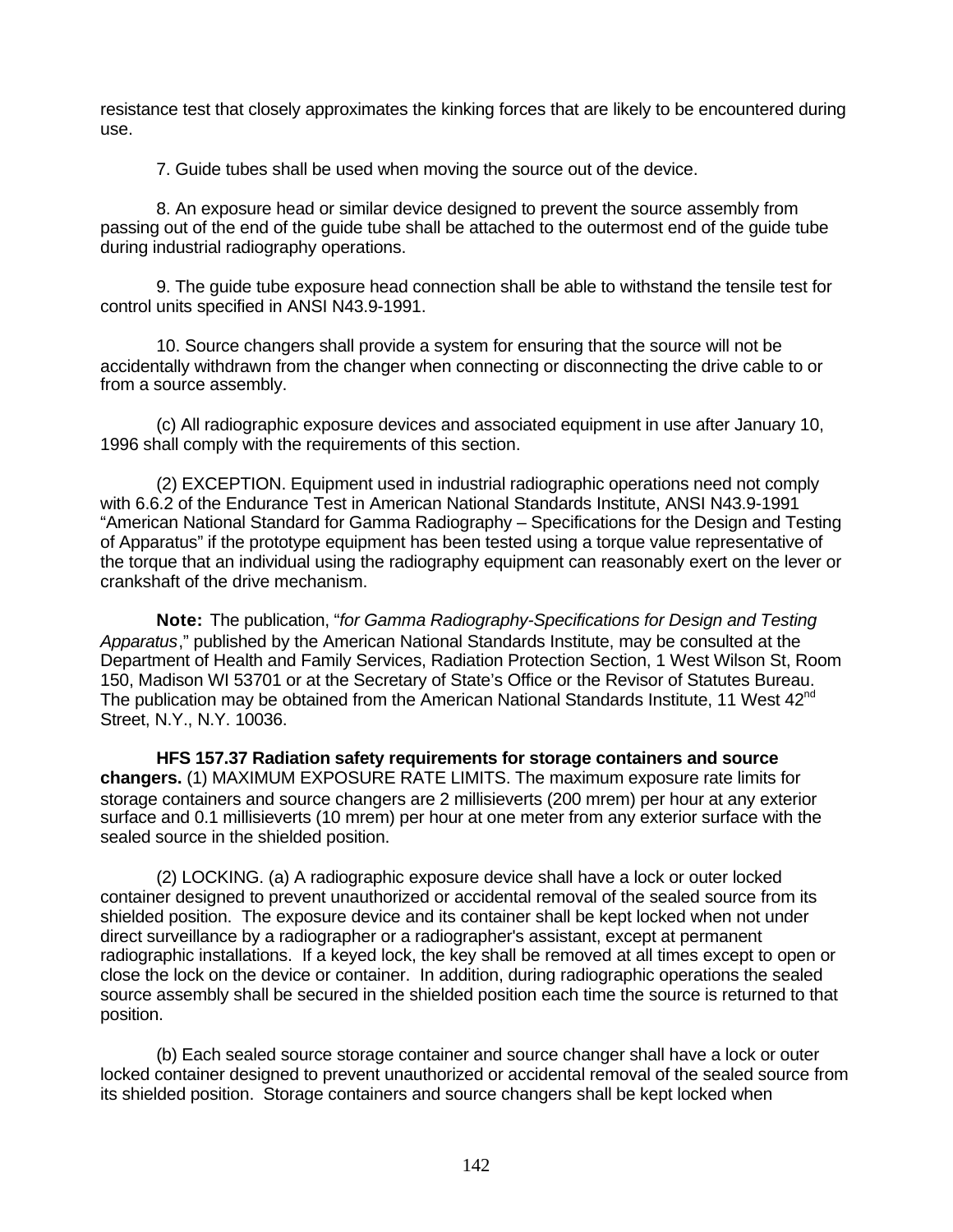resistance test that closely approximates the kinking forces that are likely to be encountered during use.

7. Guide tubes shall be used when moving the source out of the device.

8. An exposure head or similar device designed to prevent the source assembly from passing out of the end of the guide tube shall be attached to the outermost end of the guide tube during industrial radiography operations.

9. The guide tube exposure head connection shall be able to withstand the tensile test for control units specified in ANSI N43.9-1991.

10. Source changers shall provide a system for ensuring that the source will not be accidentally withdrawn from the changer when connecting or disconnecting the drive cable to or from a source assembly.

(c) All radiographic exposure devices and associated equipment in use after January 10, 1996 shall comply with the requirements of this section.

(2) EXCEPTION. Equipment used in industrial radiographic operations need not comply with 6.6.2 of the Endurance Test in American National Standards Institute, ANSI N43.9-1991 "American National Standard for Gamma Radiography – Specifications for the Design and Testing of Apparatus" if the prototype equipment has been tested using a torque value representative of the torque that an individual using the radiography equipment can reasonably exert on the lever or crankshaft of the drive mechanism.

**Note:** The publication, "*for Gamma Radiography-Specifications for Design and Testing Apparatus*," published by the American National Standards Institute, may be consulted at the Department of Health and Family Services, Radiation Protection Section, 1 West Wilson St, Room 150, Madison WI 53701 or at the Secretary of State's Office or the Revisor of Statutes Bureau. The publication may be obtained from the American National Standards Institute, 11 West 42nd Street, N.Y., N.Y. 10036.

**HFS 157.37 Radiation safety requirements for storage containers and source changers.** (1) MAXIMUM EXPOSURE RATE LIMITS. The maximum exposure rate limits for storage containers and source changers are 2 millisieverts (200 mrem) per hour at any exterior surface and 0.1 millisieverts (10 mrem) per hour at one meter from any exterior surface with the sealed source in the shielded position.

(2) LOCKING. (a) A radiographic exposure device shall have a lock or outer locked container designed to prevent unauthorized or accidental removal of the sealed source from its shielded position. The exposure device and its container shall be kept locked when not under direct surveillance by a radiographer or a radiographer's assistant, except at permanent radiographic installations. If a keyed lock, the key shall be removed at all times except to open or close the lock on the device or container. In addition, during radiographic operations the sealed source assembly shall be secured in the shielded position each time the source is returned to that position.

(b) Each sealed source storage container and source changer shall have a lock or outer locked container designed to prevent unauthorized or accidental removal of the sealed source from its shielded position. Storage containers and source changers shall be kept locked when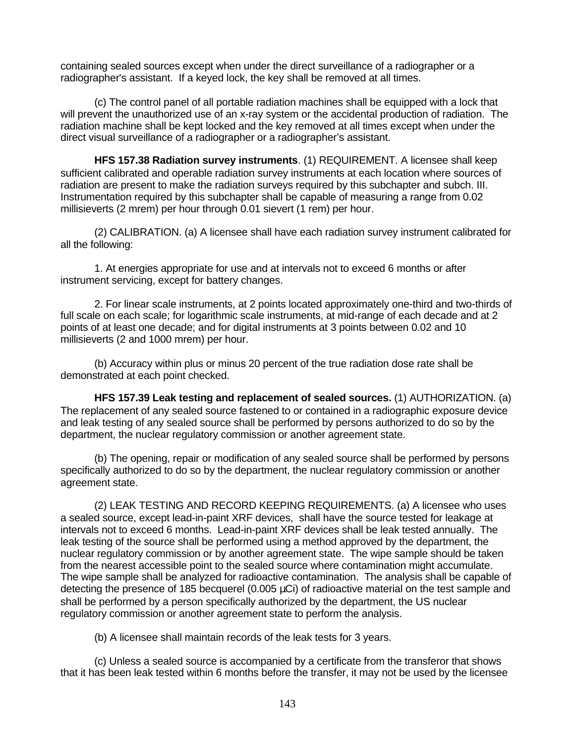containing sealed sources except when under the direct surveillance of a radiographer or a radiographer's assistant. If a keyed lock, the key shall be removed at all times.

(c) The control panel of all portable radiation machines shall be equipped with a lock that will prevent the unauthorized use of an x-ray system or the accidental production of radiation. The radiation machine shall be kept locked and the key removed at all times except when under the direct visual surveillance of a radiographer or a radiographer's assistant.

**HFS 157.38 Radiation survey instruments**. (1) REQUIREMENT. A licensee shall keep sufficient calibrated and operable radiation survey instruments at each location where sources of radiation are present to make the radiation surveys required by this subchapter and subch. III. Instrumentation required by this subchapter shall be capable of measuring a range from 0.02 millisieverts (2 mrem) per hour through 0.01 sievert (1 rem) per hour.

(2) CALIBRATION. (a) A licensee shall have each radiation survey instrument calibrated for all the following:

1. At energies appropriate for use and at intervals not to exceed 6 months or after instrument servicing, except for battery changes.

2. For linear scale instruments, at 2 points located approximately one-third and two-thirds of full scale on each scale; for logarithmic scale instruments, at mid-range of each decade and at 2 points of at least one decade; and for digital instruments at 3 points between 0.02 and 10 millisieverts (2 and 1000 mrem) per hour.

(b) Accuracy within plus or minus 20 percent of the true radiation dose rate shall be demonstrated at each point checked.

**HFS 157.39 Leak testing and replacement of sealed sources.** (1) AUTHORIZATION. (a) The replacement of any sealed source fastened to or contained in a radiographic exposure device and leak testing of any sealed source shall be performed by persons authorized to do so by the department, the nuclear regulatory commission or another agreement state.

(b) The opening, repair or modification of any sealed source shall be performed by persons specifically authorized to do so by the department, the nuclear regulatory commission or another agreement state.

(2) LEAK TESTING AND RECORD KEEPING REQUIREMENTS. (a) A licensee who uses a sealed source, except lead-in-paint XRF devices, shall have the source tested for leakage at intervals not to exceed 6 months. Lead-in-paint XRF devices shall be leak tested annually. The leak testing of the source shall be performed using a method approved by the department, the nuclear regulatory commission or by another agreement state. The wipe sample should be taken from the nearest accessible point to the sealed source where contamination might accumulate. The wipe sample shall be analyzed for radioactive contamination. The analysis shall be capable of detecting the presence of 185 becquerel (0.005 µCi) of radioactive material on the test sample and shall be performed by a person specifically authorized by the department, the US nuclear regulatory commission or another agreement state to perform the analysis.

(b) A licensee shall maintain records of the leak tests for 3 years.

(c) Unless a sealed source is accompanied by a certificate from the transferor that shows that it has been leak tested within 6 months before the transfer, it may not be used by the licensee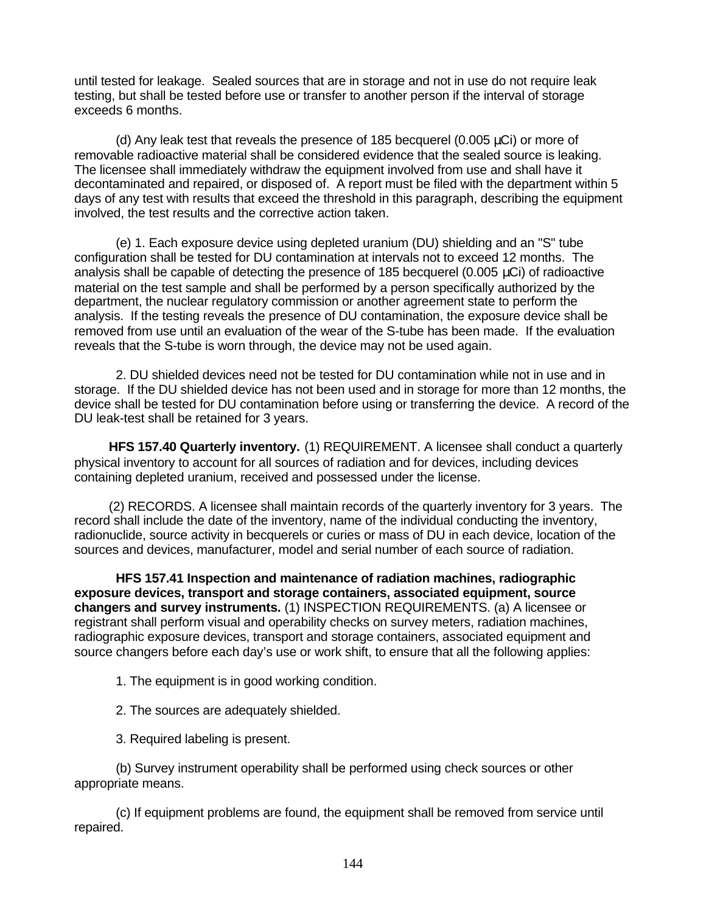until tested for leakage. Sealed sources that are in storage and not in use do not require leak testing, but shall be tested before use or transfer to another person if the interval of storage exceeds 6 months.

(d) Any leak test that reveals the presence of 185 becquerel (0.005 µCi) or more of removable radioactive material shall be considered evidence that the sealed source is leaking. The licensee shall immediately withdraw the equipment involved from use and shall have it decontaminated and repaired, or disposed of. A report must be filed with the department within 5 days of any test with results that exceed the threshold in this paragraph, describing the equipment involved, the test results and the corrective action taken.

(e) 1. Each exposure device using depleted uranium (DU) shielding and an "S" tube configuration shall be tested for DU contamination at intervals not to exceed 12 months. The analysis shall be capable of detecting the presence of 185 becquerel (0.005 µCi) of radioactive material on the test sample and shall be performed by a person specifically authorized by the department, the nuclear regulatory commission or another agreement state to perform the analysis. If the testing reveals the presence of DU contamination, the exposure device shall be removed from use until an evaluation of the wear of the S-tube has been made. If the evaluation reveals that the S-tube is worn through, the device may not be used again.

2. DU shielded devices need not be tested for DU contamination while not in use and in storage. If the DU shielded device has not been used and in storage for more than 12 months, the device shall be tested for DU contamination before using or transferring the device. A record of the DU leak-test shall be retained for 3 years.

**HFS 157.40 Quarterly inventory.** (1) REQUIREMENT. A licensee shall conduct a quarterly physical inventory to account for all sources of radiation and for devices, including devices containing depleted uranium, received and possessed under the license.

(2) RECORDS. A licensee shall maintain records of the quarterly inventory for 3 years. The record shall include the date of the inventory, name of the individual conducting the inventory, radionuclide, source activity in becquerels or curies or mass of DU in each device, location of the sources and devices, manufacturer, model and serial number of each source of radiation.

**HFS 157.41 Inspection and maintenance of radiation machines, radiographic exposure devices, transport and storage containers, associated equipment, source changers and survey instruments.** (1) INSPECTION REQUIREMENTS. (a) A licensee or registrant shall perform visual and operability checks on survey meters, radiation machines, radiographic exposure devices, transport and storage containers, associated equipment and source changers before each day's use or work shift, to ensure that all the following applies:

1. The equipment is in good working condition.

2. The sources are adequately shielded.

3. Required labeling is present.

(b) Survey instrument operability shall be performed using check sources or other appropriate means.

(c) If equipment problems are found, the equipment shall be removed from service until repaired.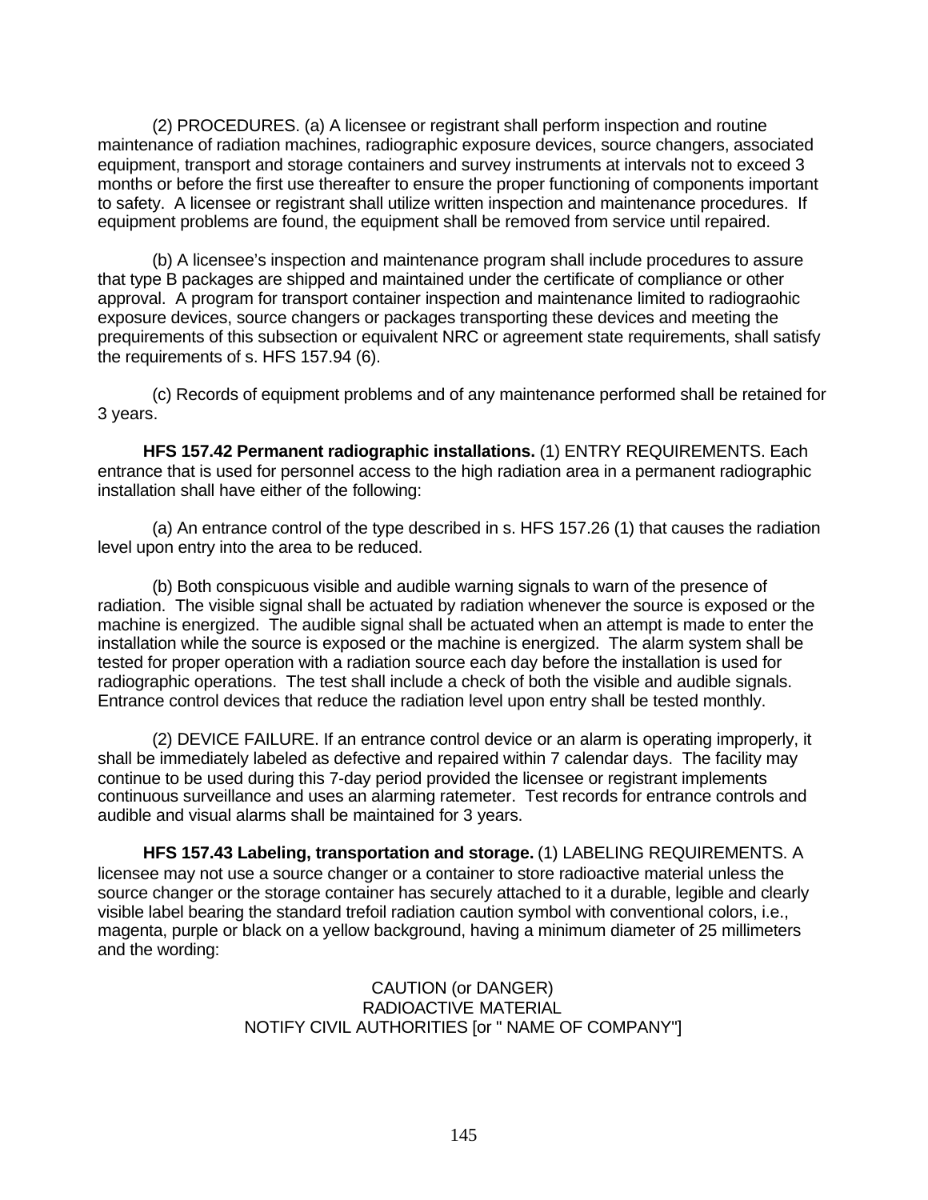(2) PROCEDURES. (a) A licensee or registrant shall perform inspection and routine maintenance of radiation machines, radiographic exposure devices, source changers, associated equipment, transport and storage containers and survey instruments at intervals not to exceed 3 months or before the first use thereafter to ensure the proper functioning of components important to safety. A licensee or registrant shall utilize written inspection and maintenance procedures. If equipment problems are found, the equipment shall be removed from service until repaired.

(b) A licensee's inspection and maintenance program shall include procedures to assure that type B packages are shipped and maintained under the certificate of compliance or other approval. A program for transport container inspection and maintenance limited to radiograaohic exposure devices, source changers or packages transporting these devices and meeting the prequirements of this subsection or equivalent NRC or agreement state requirements, shall satisfy the requirements of s. HFS 157.94 (6).

(c) Records of equipment problems and of any maintenance performed shall be retained for 3 years.

**HFS 157.42 Permanent radiographic installations.** (1) ENTRY REQUIREMENTS. Each entrance that is used for personnel access to the high radiation area in a permanent radiographic installation shall have either of the following:

(a) An entrance control of the type described in s. HFS 157.26 (1) that causes the radiation level upon entry into the area to be reduced.

(b) Both conspicuous visible and audible warning signals to warn of the presence of radiation. The visible signal shall be actuated by radiation whenever the source is exposed or the machine is energized. The audible signal shall be actuated when an attempt is made to enter the installation while the source is exposed or the machine is energized. The alarm system shall be tested for proper operation with a radiation source each day before the installation is used for radiographic operations. The test shall include a check of both the visible and audible signals. Entrance control devices that reduce the radiation level upon entry shall be tested monthly.

(2) DEVICE FAILURE. If an entrance control device or an alarm is operating improperly, it shall be immediately labeled as defective and repaired within 7 calendar days. The facility may continue to be used during this 7-day period provided the licensee or registrant implements continuous surveillance and uses an alarming ratemeter. Test records for entrance controls and audible and visual alarms shall be maintained for 3 years.

**HFS 157.43 Labeling, transportation and storage.** (1) LABELING REQUIREMENTS. A licensee may not use a source changer or a container to store radioactive material unless the source changer or the storage container has securely attached to it a durable, legible and clearly visible label bearing the standard trefoil radiation caution symbol with conventional colors, i.e., magenta, purple or black on a yellow background, having a minimum diameter of 25 millimeters and the wording:

CAUTION (or DANGER)
RADIOACTIVE MATERIAL
NOTIFY CIVIL AUTHORITIES [or " NAME OF COMPANY"]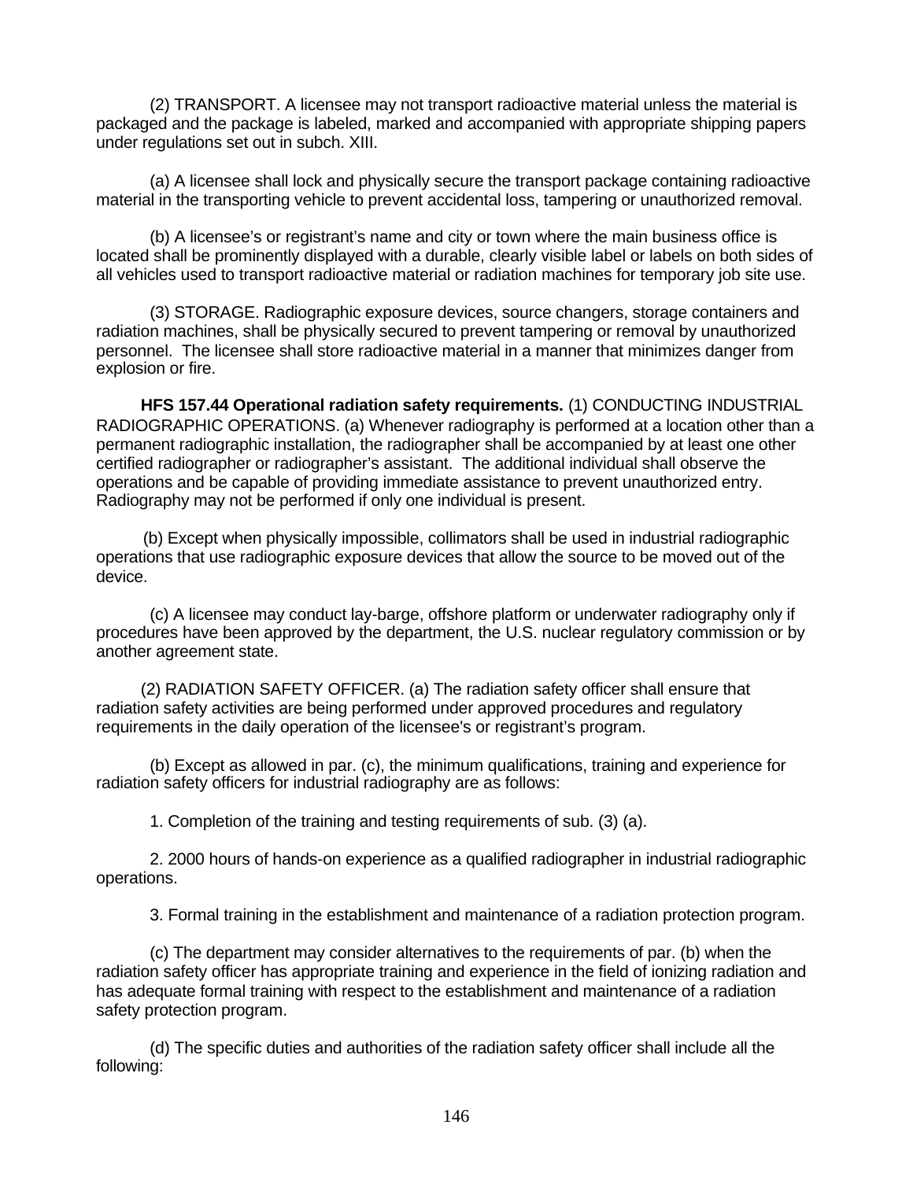(2) TRANSPORT. A licensee may not transport radioactive material unless the material is packaged and the package is labeled, marked and accompanied with appropriate shipping papers under regulations set out in subch. XIII.

(a) A licensee shall lock and physically secure the transport package containing radioactive material in the transporting vehicle to prevent accidental loss, tampering or unauthorized removal.

(b) A licensee's or registrant's name and city or town where the main business office is located shall be prominently displayed with a durable, clearly visible label or labels on both sides of all vehicles used to transport radioactive material or radiation machines for temporary job site use.

(3) STORAGE. Radiographic exposure devices, source changers, storage containers and radiation machines, shall be physically secured to prevent tampering or removal by unauthorized personnel. The licensee shall store radioactive material in a manner that minimizes danger from explosion or fire.

**HFS 157.44 Operational radiation safety requirements.** (1) CONDUCTING INDUSTRIAL RADIOGRAPHIC OPERATIONS. (a) Whenever radiography is performed at a location other than a permanent radiographic installation, the radiographer shall be accompanied by at least one other certified radiographer or radiographer's assistant. The additional individual shall observe the operations and be capable of providing immediate assistance to prevent unauthorized entry. Radiography may not be performed if only one individual is present.

(b) Except when physically impossible, collimators shall be used in industrial radiographic operations that use radiographic exposure devices that allow the source to be moved out of the device.

(c) A licensee may conduct lay-barge, offshore platform or underwater radiography only if procedures have been approved by the department, the U.S. nuclear regulatory commission or by another agreement state.

(2) RADIATION SAFETY OFFICER. (a) The radiation safety officer shall ensure that radiation safety activities are being performed under approved procedures and regulatory requirements in the daily operation of the licensee's or registrant's program.

(b) Except as allowed in par. (c), the minimum qualifications, training and experience for radiation safety officers for industrial radiography are as follows:

1. Completion of the training and testing requirements of sub. (3) (a).

2. 2000 hours of hands-on experience as a qualified radiographer in industrial radiographic operations.

3. Formal training in the establishment and maintenance of a radiation protection program.

(c) The department may consider alternatives to the requirements of par. (b) when the radiation safety officer has appropriate training and experience in the field of ionizing radiation and has adequate formal training with respect to the establishment and maintenance of a radiation safety protection program.

(d) The specific duties and authorities of the radiation safety officer shall include all the following: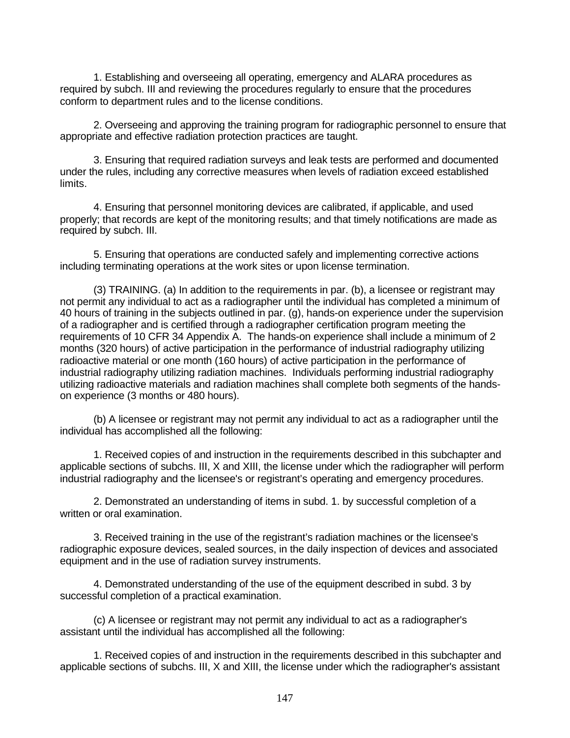1. Establishing and overseeing all operating, emergency and ALARA procedures as required by subch. III and reviewing the procedures regularly to ensure that the procedures conform to department rules and to the license conditions.

2. Overseeing and approving the training program for radiographic personnel to ensure that appropriate and effective radiation protection practices are taught.

3. Ensuring that required radiation surveys and leak tests are performed and documented under the rules, including any corrective measures when levels of radiation exceed established limits.

4. Ensuring that personnel monitoring devices are calibrated, if applicable, and used properly; that records are kept of the monitoring results; and that timely notifications are made as required by subch. III.

5. Ensuring that operations are conducted safely and implementing corrective actions including terminating operations at the work sites or upon license termination.

(3) TRAINING. (a) In addition to the requirements in par. (b), a licensee or registrant may not permit any individual to act as a radiographer until the individual has completed a minimum of 40 hours of training in the subjects outlined in par. (g), hands-on experience under the supervision of a radiographer and is certified through a radiographer certification program meeting the requirements of 10 CFR 34 Appendix A. The hands-on experience shall include a minimum of 2 months (320 hours) of active participation in the performance of industrial radiography utilizing radioactive material or one month (160 hours) of active participation in the performance of industrial radiography utilizing radiation machines. Individuals performing industrial radiography utilizing radioactive materials and radiation machines shall complete both segments of the hands-on experience (3 months or 480 hours).

(b) A licensee or registrant may not permit any individual to act as a radiographer until the individual has accomplished all the following:

1. Received copies of and instruction in the requirements described in this subchapter and applicable sections of subchs. III, X and XIII, the license under which the radiographer will perform industrial radiography and the licensee's or registrant's operating and emergency procedures.

2. Demonstrated an understanding of items in subd. 1. by successful completion of a written or oral examination.

3. Received training in the use of the registrant's radiation machines or the licensee's radiographic exposure devices, sealed sources, in the daily inspection of devices and associated equipment and in the use of radiation survey instruments.

4. Demonstrated understanding of the use of the equipment described in subd. 3 by successful completion of a practical examination.

(c) A licensee or registrant may not permit any individual to act as a radiographer's assistant until the individual has accomplished all the following:

1. Received copies of and instruction in the requirements described in this subchapter and applicable sections of subchs. III, X and XIII, the license under which the radiographer's assistant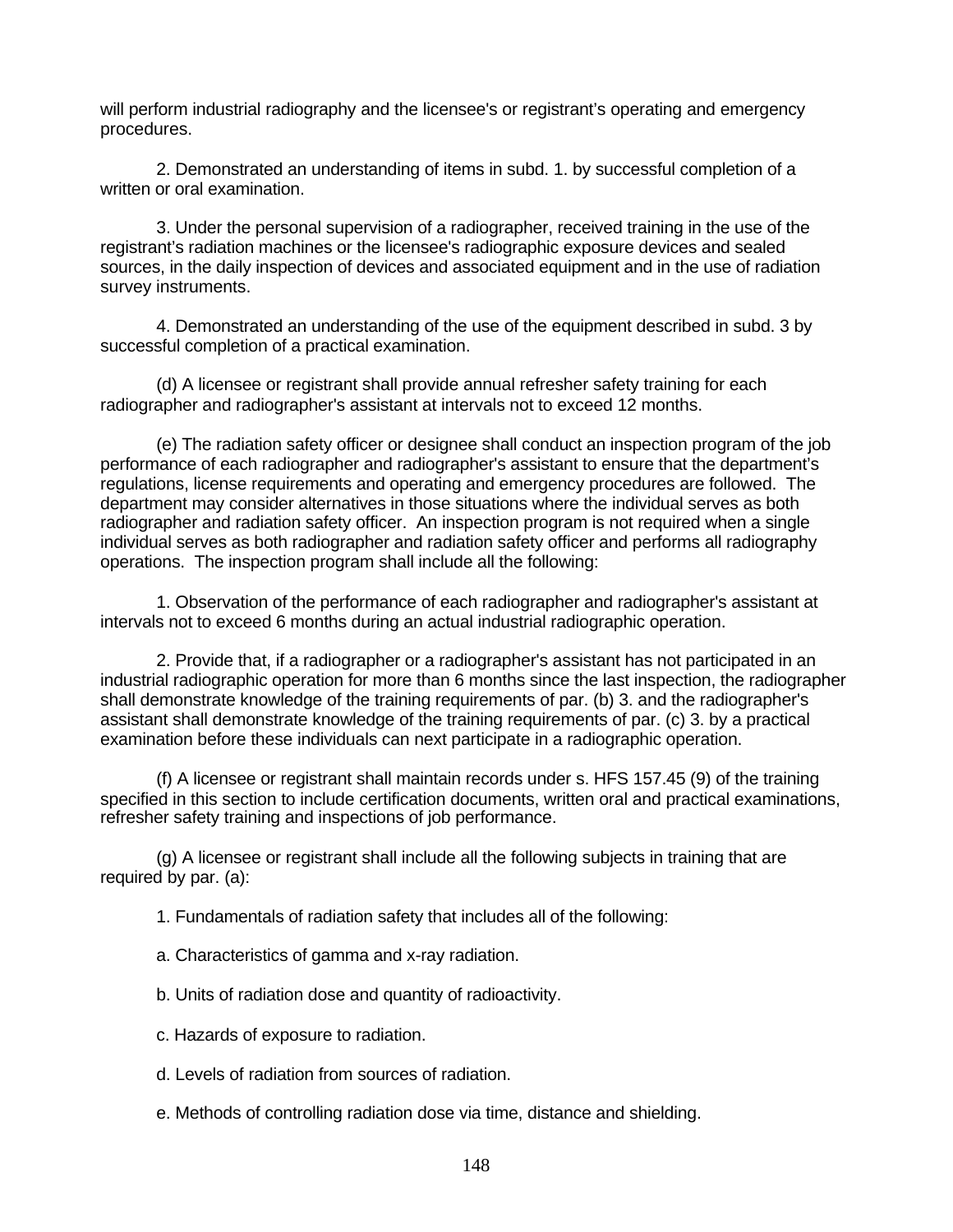will perform industrial radiography and the licensee's or registrant's operating and emergency procedures.

2. Demonstrated an understanding of items in subd. 1. by successful completion of a written or oral examination.

3. Under the personal supervision of a radiographer, received training in the use of the registrant's radiation machines or the licensee's radiographic exposure devices and sealed sources, in the daily inspection of devices and associated equipment and in the use of radiation survey instruments.

4. Demonstrated an understanding of the use of the equipment described in subd. 3 by successful completion of a practical examination.

(d) A licensee or registrant shall provide annual refresher safety training for each radiographer and radiographer's assistant at intervals not to exceed 12 months.

(e) The radiation safety officer or designee shall conduct an inspection program of the job performance of each radiographer and radiographer's assistant to ensure that the department's regulations, license requirements and operating and emergency procedures are followed. The department may consider alternatives in those situations where the individual serves as both radiographer and radiation safety officer. An inspection program is not required when a single individual serves as both radiographer and radiation safety officer and performs all radiography operations. The inspection program shall include all the following:

1. Observation of the performance of each radiographer and radiographer's assistant at intervals not to exceed 6 months during an actual industrial radiographic operation.

2. Provide that, if a radiographer or a radiographer's assistant has not participated in an industrial radiographic operation for more than 6 months since the last inspection, the radiographer shall demonstrate knowledge of the training requirements of par. (b) 3. and the radiographer's assistant shall demonstrate knowledge of the training requirements of par. (c) 3. by a practical examination before these individuals can next participate in a radiographic operation.

(f) A licensee or registrant shall maintain records under s. HFS 157.45 (9) of the training specified in this section to include certification documents, written oral and practical examinations, refresher safety training and inspections of job performance.

(g) A licensee or registrant shall include all the following subjects in training that are required by par. (a):

1. Fundamentals of radiation safety that includes all of the following:

a. Characteristics of gamma and x-ray radiation.

b. Units of radiation dose and quantity of radioactivity.

c. Hazards of exposure to radiation.

d. Levels of radiation from sources of radiation.

e. Methods of controlling radiation dose via time, distance and shielding.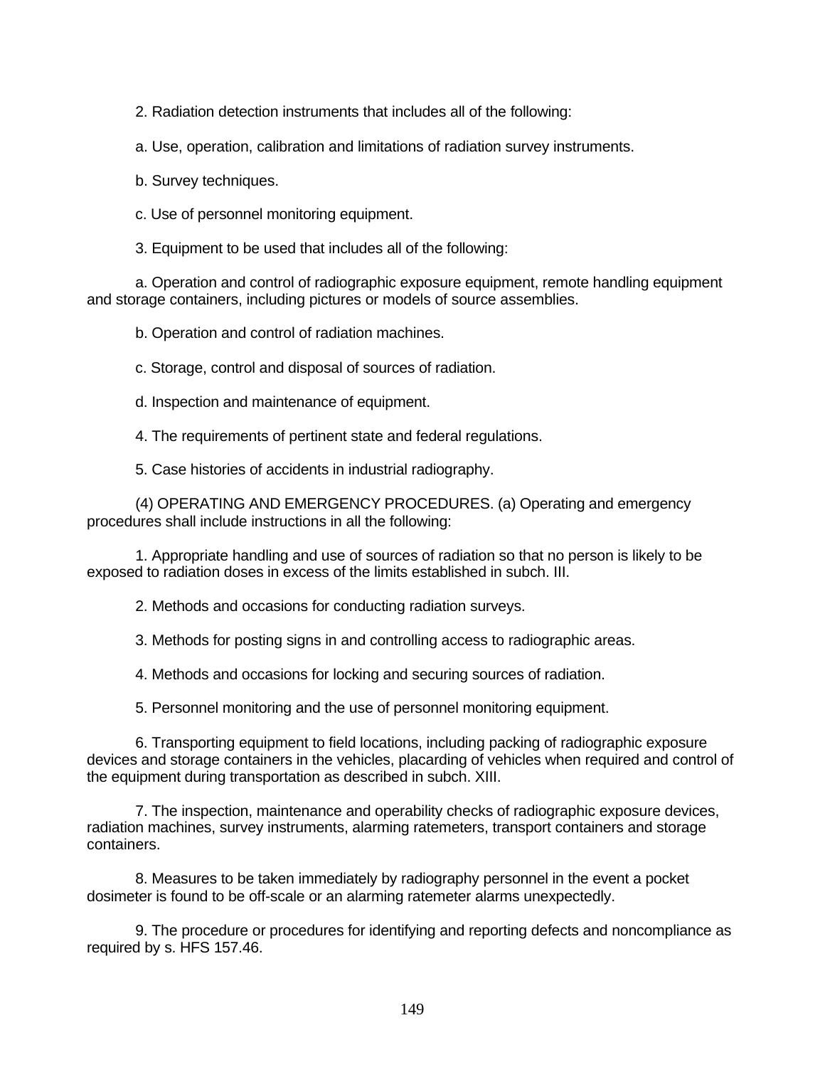2. Radiation detection instruments that includes all of the following:

a. Use, operation, calibration and limitations of radiation survey instruments.

b. Survey techniques.

c. Use of personnel monitoring equipment.

3. Equipment to be used that includes all of the following:

a. Operation and control of radiographic exposure equipment, remote handling equipment and storage containers, including pictures or models of source assemblies.

b. Operation and control of radiation machines.

c. Storage, control and disposal of sources of radiation.

d. Inspection and maintenance of equipment.

4. The requirements of pertinent state and federal regulations.

5. Case histories of accidents in industrial radiography.

(4) OPERATING AND EMERGENCY PROCEDURES. (a) Operating and emergency procedures shall include instructions in all the following:

1. Appropriate handling and use of sources of radiation so that no person is likely to be exposed to radiation doses in excess of the limits established in subch. III.

2. Methods and occasions for conducting radiation surveys.

3. Methods for posting signs in and controlling access to radiographic areas.

4. Methods and occasions for locking and securing sources of radiation.

5. Personnel monitoring and the use of personnel monitoring equipment.

6. Transporting equipment to field locations, including packing of radiographic exposure devices and storage containers in the vehicles, placarding of vehicles when required and control of the equipment during transportation as described in subch. XIII.

7. The inspection, maintenance and operability checks of radiographic exposure devices, radiation machines, survey instruments, alarming ratemeters, transport containers and storage containers.

8. Measures to be taken immediately by radiography personnel in the event a pocket dosimeter is found to be off-scale or an alarming ratemeter alarms unexpectedly.

9. The procedure or procedures for identifying and reporting defects and noncompliance as required by s. HFS 157.46.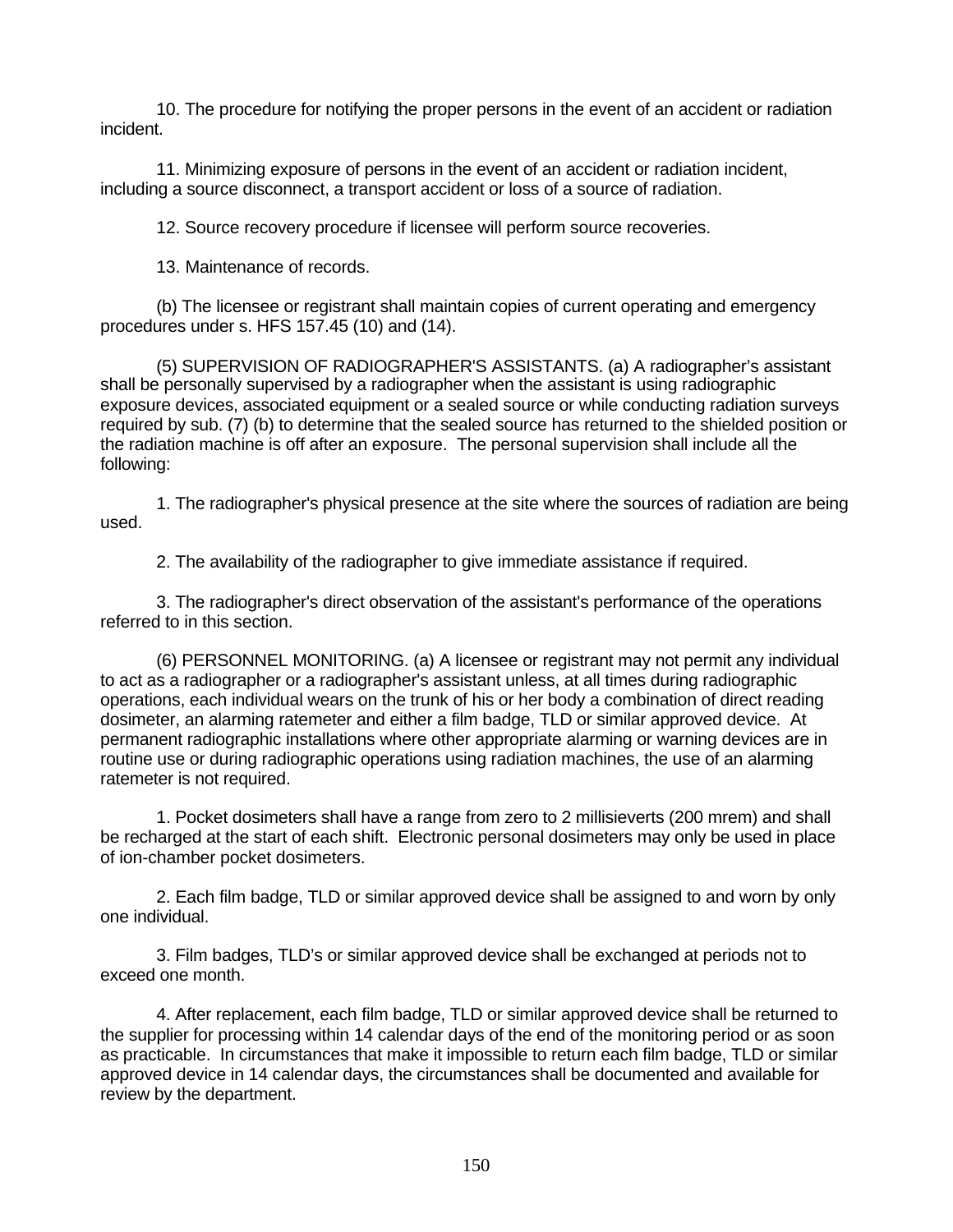10. The procedure for notifying the proper persons in the event of an accident or radiation incident.

11. Minimizing exposure of persons in the event of an accident or radiation incident, including a source disconnect, a transport accident or loss of a source of radiation.

12. Source recovery procedure if licensee will perform source recoveries.

13. Maintenance of records.

(b) The licensee or registrant shall maintain copies of current operating and emergency procedures under s. HFS 157.45 (10) and (14).

(5) SUPERVISION OF RADIOGRAPHER'S ASSISTANTS. (a) A radiographer's assistant shall be personally supervised by a radiographer when the assistant is using radiographic exposure devices, associated equipment or a sealed source or while conducting radiation surveys required by sub. (7) (b) to determine that the sealed source has returned to the shielded position or the radiation machine is off after an exposure. The personal supervision shall include all the following:

1. The radiographer's physical presence at the site where the sources of radiation are being used.

2. The availability of the radiographer to give immediate assistance if required.

3. The radiographer's direct observation of the assistant's performance of the operations referred to in this section.

(6) PERSONNEL MONITORING. (a) A licensee or registrant may not permit any individual to act as a radiographer or a radiographer's assistant unless, at all times during radiographic operations, each individual wears on the trunk of his or her body a combination of direct reading dosimeter, an alarming ratemeter and either a film badge, TLD or similar approved device. At permanent radiographic installations where other appropriate alarming or warning devices are in routine use or during radiographic operations using radiation machines, the use of an alarming ratemeter is not required.

1. Pocket dosimeters shall have a range from zero to 2 millisieverts (200 mrem) and shall be recharged at the start of each shift. Electronic personal dosimeters may only be used in place of ion-chamber pocket dosimeters.

2. Each film badge, TLD or similar approved device shall be assigned to and worn by only one individual.

3. Film badges, TLD's or similar approved device shall be exchanged at periods not to exceed one month.

4. After replacement, each film badge, TLD or similar approved device shall be returned to the supplier for processing within 14 calendar days of the end of the monitoring period or as soon as practicable. In circumstances that make it impossible to return each film badge, TLD or similar approved device in 14 calendar days, the circumstances shall be documented and available for review by the department.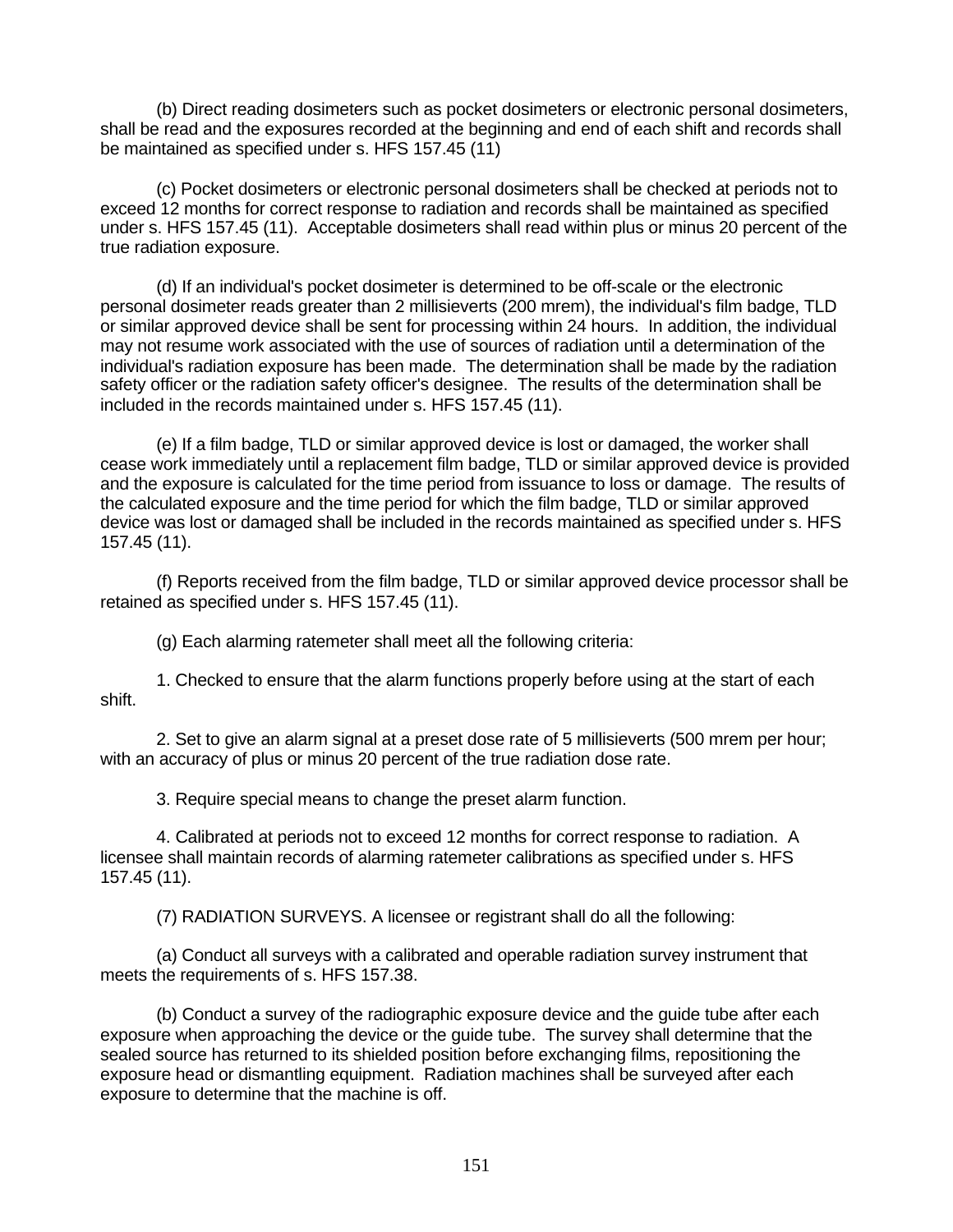(b) Direct reading dosimeters such as pocket dosimeters or electronic personal dosimeters, shall be read and the exposures recorded at the beginning and end of each shift and records shall be maintained as specified under s. HFS 157.45 (11)

(c) Pocket dosimeters or electronic personal dosimeters shall be checked at periods not to exceed 12 months for correct response to radiation and records shall be maintained as specified under s. HFS 157.45 (11). Acceptable dosimeters shall read within plus or minus 20 percent of the true radiation exposure.

(d) If an individual's pocket dosimeter is determined to be off-scale or the electronic personal dosimeter reads greater than 2 millisieverts (200 mrem), the individual's film badge, TLD or similar approved device shall be sent for processing within 24 hours. In addition, the individual may not resume work associated with the use of sources of radiation until a determination of the individual's radiation exposure has been made. The determination shall be made by the radiation safety officer or the radiation safety officer's designee. The results of the determination shall be included in the records maintained under s. HFS 157.45 (11).

(e) If a film badge, TLD or similar approved device is lost or damaged, the worker shall cease work immediately until a replacement film badge, TLD or similar approved device is provided and the exposure is calculated for the time period from issuance to loss or damage. The results of the calculated exposure and the time period for which the film badge, TLD or similar approved device was lost or damaged shall be included in the records maintained as specified under s. HFS 157.45 (11).

(f) Reports received from the film badge, TLD or similar approved device processor shall be retained as specified under s. HFS 157.45 (11).

(g) Each alarming ratemeter shall meet all the following criteria:

1. Checked to ensure that the alarm functions properly before using at the start of each shift.

2. Set to give an alarm signal at a preset dose rate of 5 millisieverts (500 mrem per hour; with an accuracy of plus or minus 20 percent of the true radiation dose rate.

3. Require special means to change the preset alarm function.

4. Calibrated at periods not to exceed 12 months for correct response to radiation. A licensee shall maintain records of alarming ratemeter calibrations as specified under s. HFS 157.45 (11).

(7) RADIATION SURVEYS. A licensee or registrant shall do all the following:

(a) Conduct all surveys with a calibrated and operable radiation survey instrument that meets the requirements of s. HFS 157.38.

(b) Conduct a survey of the radiographic exposure device and the guide tube after each exposure when approaching the device or the guide tube. The survey shall determine that the sealed source has returned to its shielded position before exchanging films, repositioning the exposure head or dismantling equipment. Radiation machines shall be surveyed after each exposure to determine that the machine is off.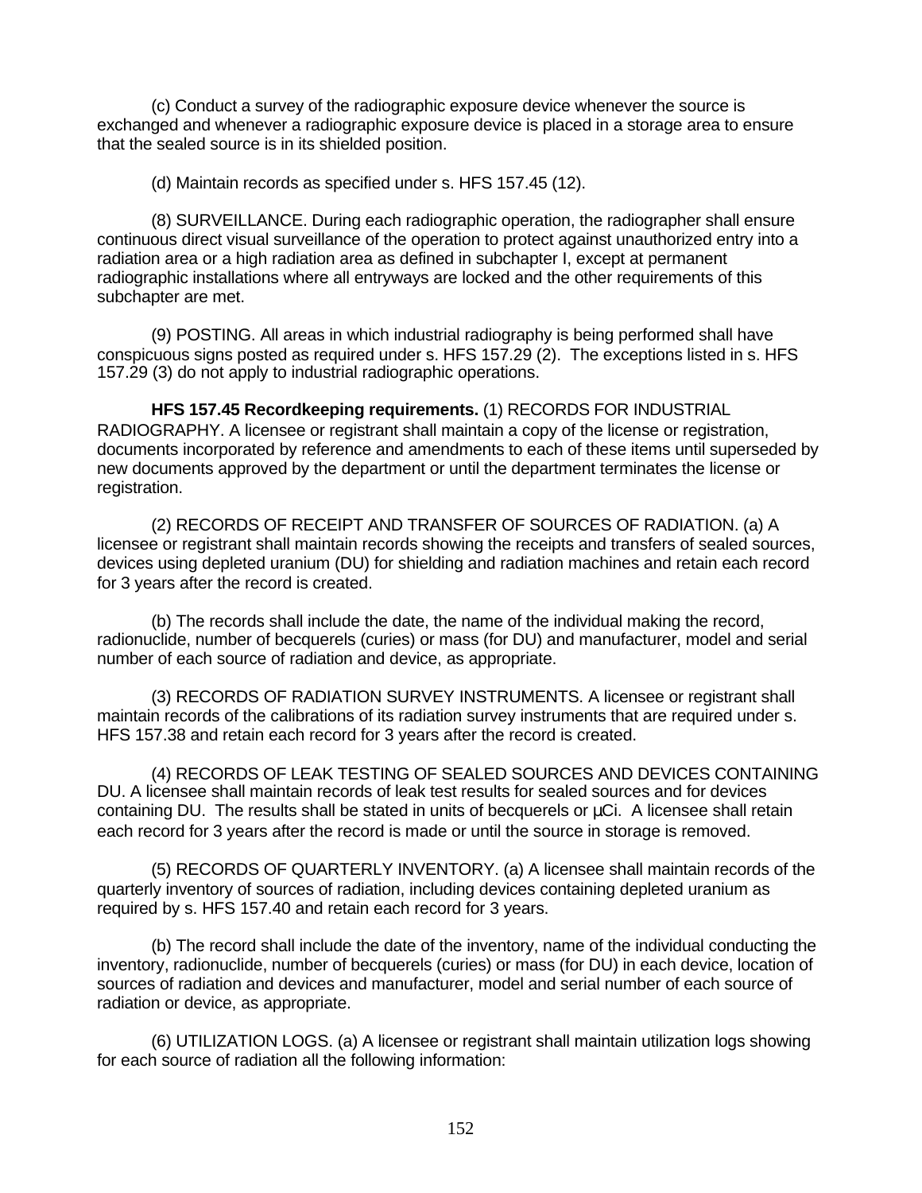(c) Conduct a survey of the radiographic exposure device whenever the source is exchanged and whenever a radiographic exposure device is placed in a storage area to ensure that the sealed source is in its shielded position.

(d) Maintain records as specified under s. HFS 157.45 (12).

(8) SURVEILLANCE. During each radiographic operation, the radiographer shall ensure continuous direct visual surveillance of the operation to protect against unauthorized entry into a radiation area or a high radiation area as defined in subchapter I, except at permanent radiographic installations where all entryways are locked and the other requirements of this subchapter are met.

(9) POSTING. All areas in which industrial radiography is being performed shall have conspicuous signs posted as required under s. HFS 157.29 (2). The exceptions listed in s. HFS 157.29 (3) do not apply to industrial radiographic operations.

**HFS 157.45 Recordkeeping requirements.** (1) RECORDS FOR INDUSTRIAL RADIOGRAPHY. A licensee or registrant shall maintain a copy of the license or registration, documents incorporated by reference and amendments to each of these items until superseded by new documents approved by the department or until the department terminates the license or registration.

(2) RECORDS OF RECEIPT AND TRANSFER OF SOURCES OF RADIATION. (a) A licensee or registrant shall maintain records showing the receipts and transfers of sealed sources, devices using depleted uranium (DU) for shielding and radiation machines and retain each record for 3 years after the record is created.

(b) The records shall include the date, the name of the individual making the record, radionuclide, number of becquerels (curies) or mass (for DU) and manufacturer, model and serial number of each source of radiation and device, as appropriate.

(3) RECORDS OF RADIATION SURVEY INSTRUMENTS. A licensee or registrant shall maintain records of the calibrations of its radiation survey instruments that are required under s. HFS 157.38 and retain each record for 3 years after the record is created.

(4) RECORDS OF LEAK TESTING OF SEALED SOURCES AND DEVICES CONTAINING DU. A licensee shall maintain records of leak test results for sealed sources and for devices containing DU. The results shall be stated in units of becquerels or µCi. A licensee shall retain each record for 3 years after the record is made or until the source in storage is removed.

(5) RECORDS OF QUARTERLY INVENTORY. (a) A licensee shall maintain records of the quarterly inventory of sources of radiation, including devices containing depleted uranium as required by s. HFS 157.40 and retain each record for 3 years.

(b) The record shall include the date of the inventory, name of the individual conducting the inventory, radionuclide, number of becquerels (curies) or mass (for DU) in each device, location of sources of radiation and devices and manufacturer, model and serial number of each source of radiation or device, as appropriate.

(6) UTILIZATION LOGS. (a) A licensee or registrant shall maintain utilization logs showing for each source of radiation all the following information: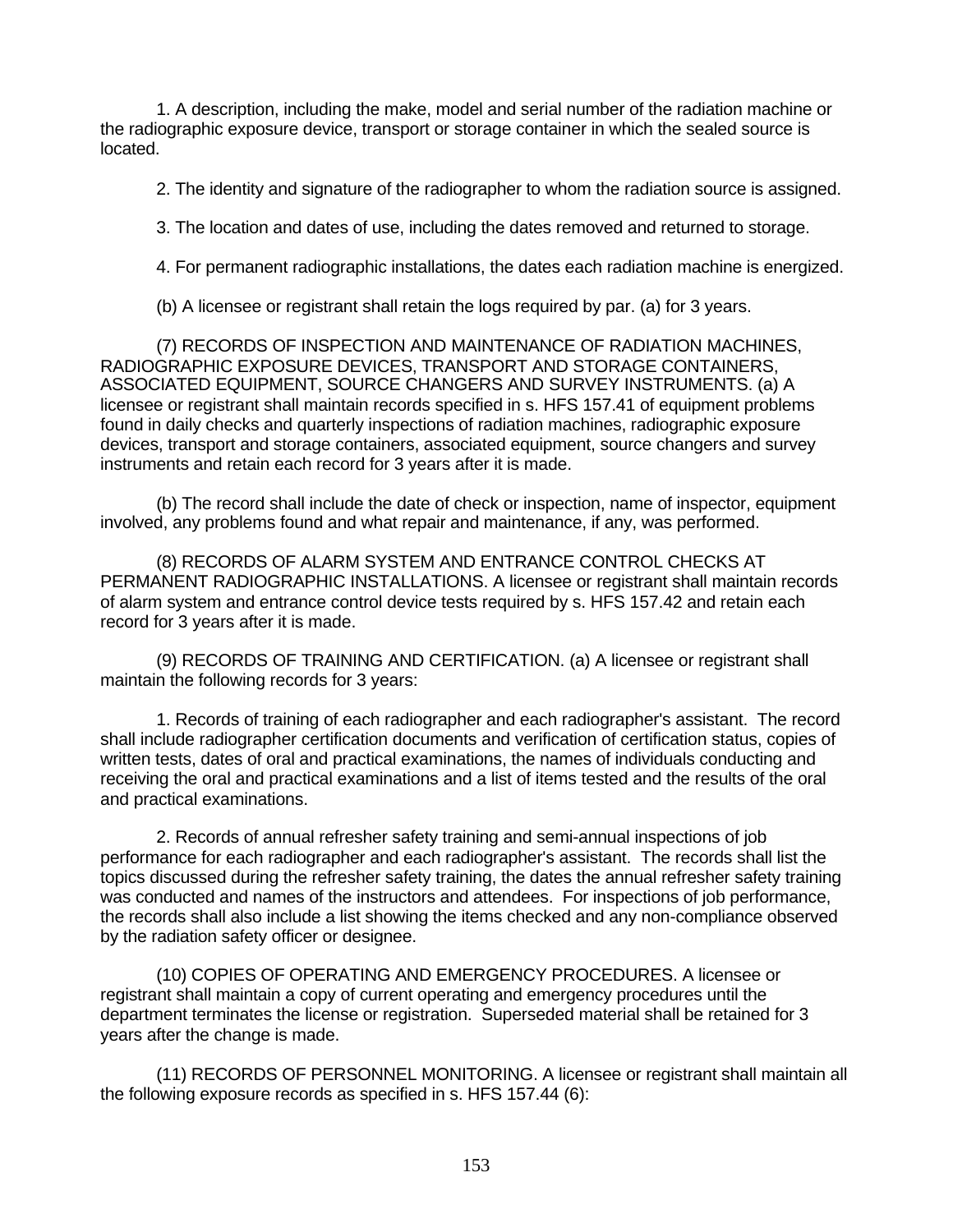1. A description, including the make, model and serial number of the radiation machine or the radiographic exposure device, transport or storage container in which the sealed source is located.

2. The identity and signature of the radiographer to whom the radiation source is assigned.

3. The location and dates of use, including the dates removed and returned to storage.

4. For permanent radiographic installations, the dates each radiation machine is energized.

(b) A licensee or registrant shall retain the logs required by par. (a) for 3 years.

(7) RECORDS OF INSPECTION AND MAINTENANCE OF RADIATION MACHINES, RADIOGRAPHIC EXPOSURE DEVICES, TRANSPORT AND STORAGE CONTAINERS, ASSOCIATED EQUIPMENT, SOURCE CHANGERS AND SURVEY INSTRUMENTS. (a) A licensee or registrant shall maintain records specified in s. HFS 157.41 of equipment problems found in daily checks and quarterly inspections of radiation machines, radiographic exposure devices, transport and storage containers, associated equipment, source changers and survey instruments and retain each record for 3 years after it is made.

(b) The record shall include the date of check or inspection, name of inspector, equipment involved, any problems found and what repair and maintenance, if any, was performed.

(8) RECORDS OF ALARM SYSTEM AND ENTRANCE CONTROL CHECKS AT PERMANENT RADIOGRAPHIC INSTALLATIONS. A licensee or registrant shall maintain records of alarm system and entrance control device tests required by s. HFS 157.42 and retain each record for 3 years after it is made.

(9) RECORDS OF TRAINING AND CERTIFICATION. (a) A licensee or registrant shall maintain the following records for 3 years:

1. Records of training of each radiographer and each radiographer's assistant. The record shall include radiographer certification documents and verification of certification status, copies of written tests, dates of oral and practical examinations, the names of individuals conducting and receiving the oral and practical examinations and a list of items tested and the results of the oral and practical examinations.

2. Records of annual refresher safety training and semi-annual inspections of job performance for each radiographer and each radiographer's assistant. The records shall list the topics discussed during the refresher safety training, the dates the annual refresher safety training was conducted and names of the instructors and attendees. For inspections of job performance, the records shall also include a list showing the items checked and any non-compliance observed by the radiation safety officer or designee.

(10) COPIES OF OPERATING AND EMERGENCY PROCEDURES. A licensee or registrant shall maintain a copy of current operating and emergency procedures until the department terminates the license or registration. Superseded material shall be retained for 3 years after the change is made.

(11) RECORDS OF PERSONNEL MONITORING. A licensee or registrant shall maintain all the following exposure records as specified in s. HFS 157.44 (6):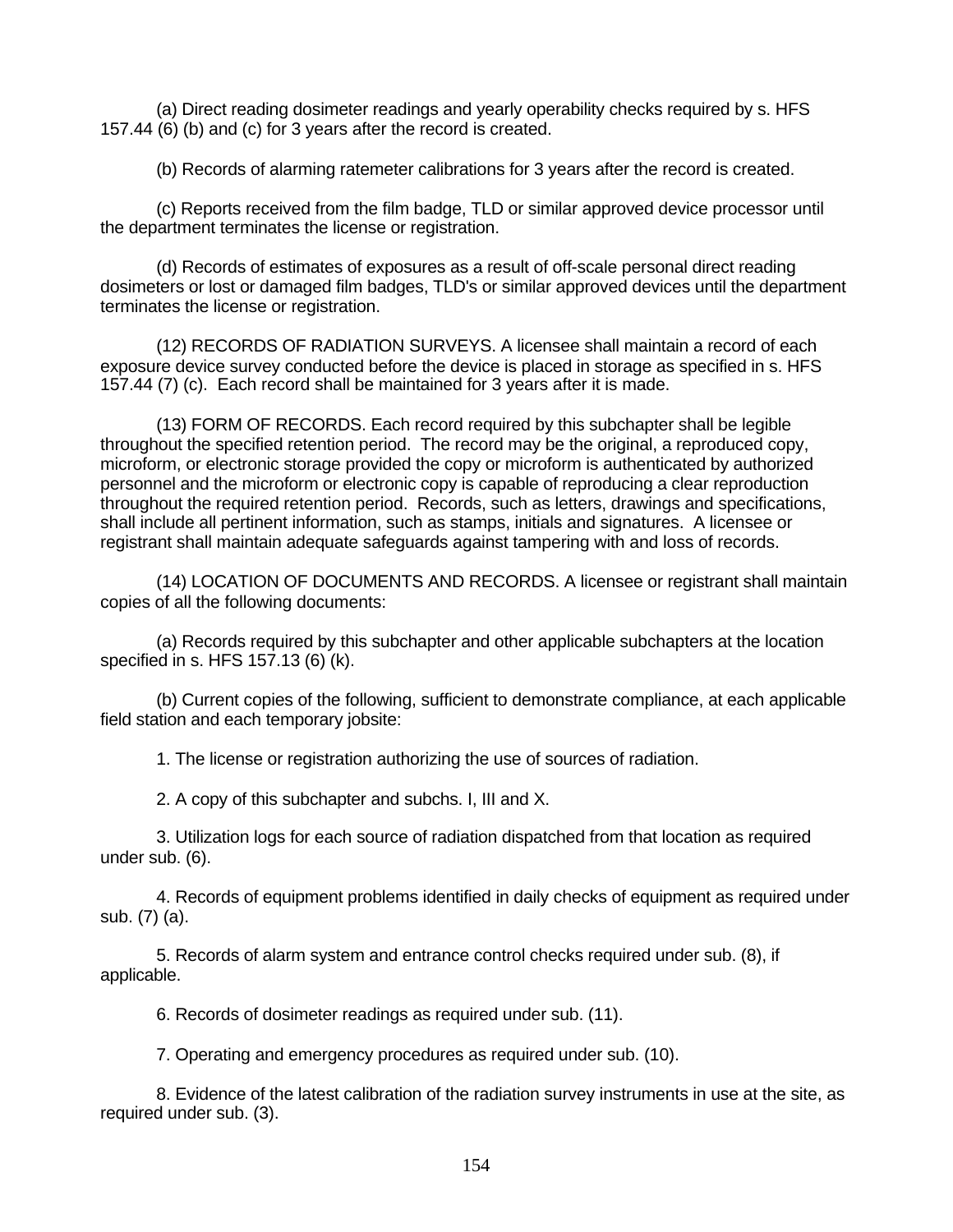(a) Direct reading dosimeter readings and yearly operability checks required by s. HFS 157.44 (6) (b) and (c) for 3 years after the record is created.

(b) Records of alarming ratemeter calibrations for 3 years after the record is created.

(c) Reports received from the film badge, TLD or similar approved device processor until the department terminates the license or registration.

(d) Records of estimates of exposures as a result of off-scale personal direct reading dosimeters or lost or damaged film badges, TLD's or similar approved devices until the department terminates the license or registration.

(12) RECORDS OF RADIATION SURVEYS. A licensee shall maintain a record of each exposure device survey conducted before the device is placed in storage as specified in s. HFS 157.44 (7) (c). Each record shall be maintained for 3 years after it is made.

(13) FORM OF RECORDS. Each record required by this subchapter shall be legible throughout the specified retention period. The record may be the original, a reproduced copy, microform, or electronic storage provided the copy or microform is authenticated by authorized personnel and the microform or electronic copy is capable of reproducing a clear reproduction throughout the required retention period. Records, such as letters, drawings and specifications, shall include all pertinent information, such as stamps, initials and signatures. A licensee or registrant shall maintain adequate safeguards against tampering with and loss of records.

(14) LOCATION OF DOCUMENTS AND RECORDS. A licensee or registrant shall maintain copies of all the following documents:

(a) Records required by this subchapter and other applicable subchapters at the location specified in s. HFS 157.13 (6) (k).

(b) Current copies of the following, sufficient to demonstrate compliance, at each applicable field station and each temporary jobsite:

1. The license or registration authorizing the use of sources of radiation.

2. A copy of this subchapter and subchs. I, III and X.

3. Utilization logs for each source of radiation dispatched from that location as required under sub. (6).

4. Records of equipment problems identified in daily checks of equipment as required under sub. (7) (a).

5. Records of alarm system and entrance control checks required under sub. (8), if applicable.

6. Records of dosimeter readings as required under sub. (11).

7. Operating and emergency procedures as required under sub. (10).

8. Evidence of the latest calibration of the radiation survey instruments in use at the site, as required under sub. (3).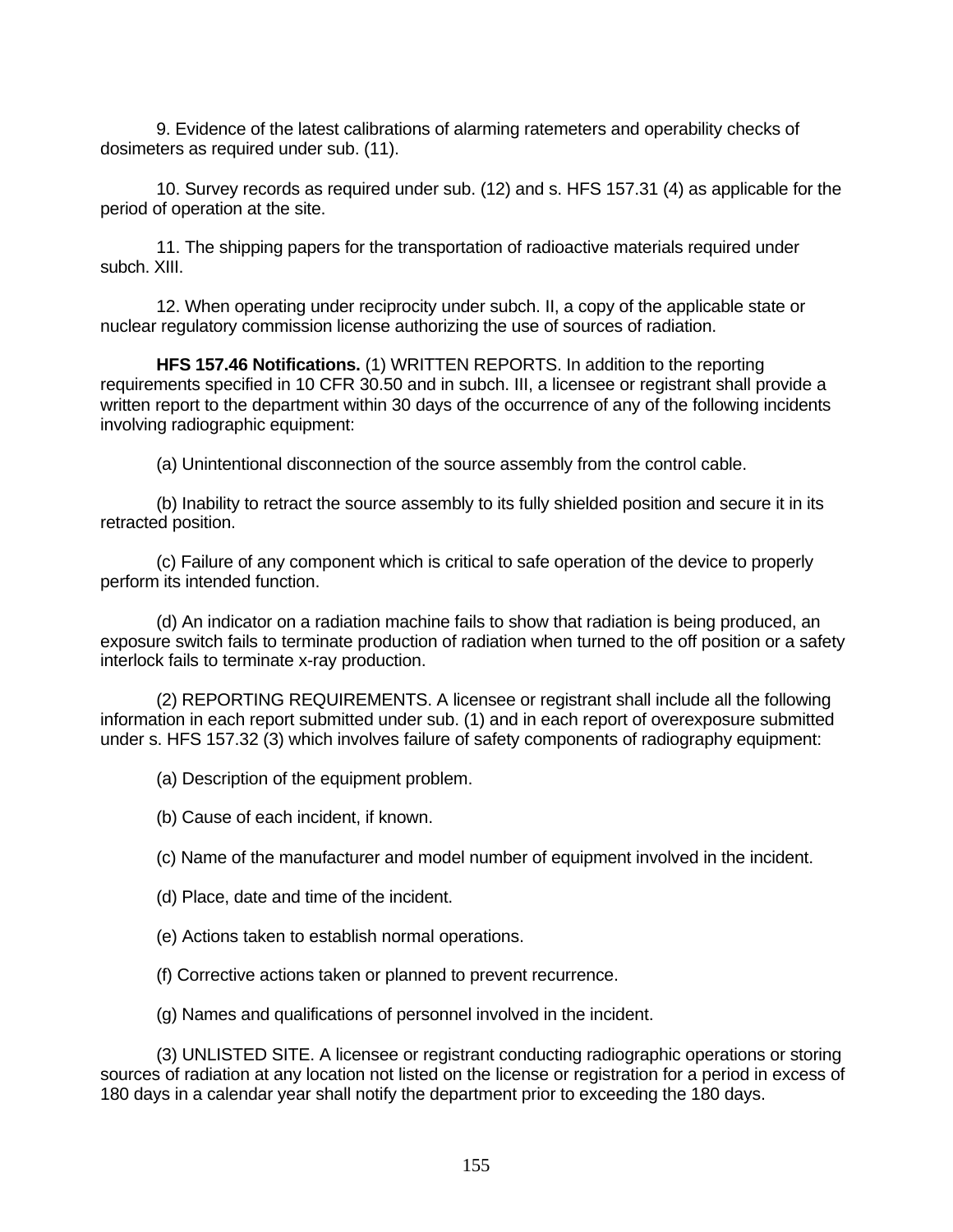9. Evidence of the latest calibrations of alarming ratemeters and operability checks of dosimeters as required under sub. (11).

10. Survey records as required under sub. (12) and s. HFS 157.31 (4) as applicable for the period of operation at the site.

11. The shipping papers for the transportation of radioactive materials required under subch. XIII.

12. When operating under reciprocity under subch. II, a copy of the applicable state or nuclear regulatory commission license authorizing the use of sources of radiation.

**HFS 157.46 Notifications.** (1) WRITTEN REPORTS. In addition to the reporting requirements specified in 10 CFR 30.50 and in subch. III, a licensee or registrant shall provide a written report to the department within 30 days of the occurrence of any of the following incidents involving radiographic equipment:

(a) Unintentional disconnection of the source assembly from the control cable.

(b) Inability to retract the source assembly to its fully shielded position and secure it in its retracted position.

(c) Failure of any component which is critical to safe operation of the device to properly perform its intended function.

(d) An indicator on a radiation machine fails to show that radiation is being produced, an exposure switch fails to terminate production of radiation when turned to the off position or a safety interlock fails to terminate x-ray production.

(2) REPORTING REQUIREMENTS. A licensee or registrant shall include all the following information in each report submitted under sub. (1) and in each report of overexposure submitted under s. HFS 157.32 (3) which involves failure of safety components of radiography equipment:

(a) Description of the equipment problem.

(b) Cause of each incident, if known.

(c) Name of the manufacturer and model number of equipment involved in the incident.

(d) Place, date and time of the incident.

(e) Actions taken to establish normal operations.

(f) Corrective actions taken or planned to prevent recurrence.

(g) Names and qualifications of personnel involved in the incident.

(3) UNLISTED SITE. A licensee or registrant conducting radiographic operations or storing sources of radiation at any location not listed on the license or registration for a period in excess of 180 days in a calendar year shall notify the department prior to exceeding the 180 days.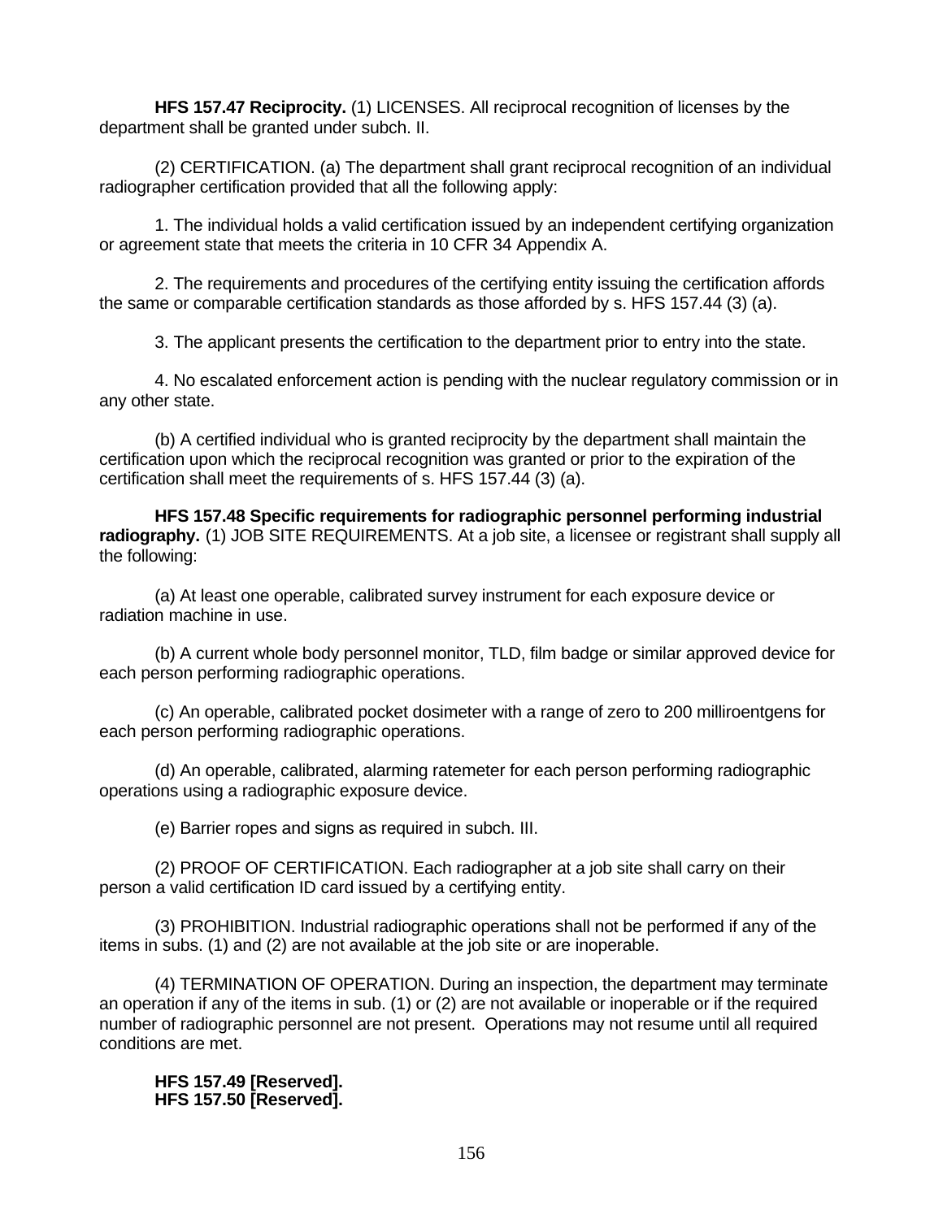**HFS 157.47 Reciprocity.** (1) LICENSES. All reciprocal recognition of licenses by the department shall be granted under subch. II.

(2) CERTIFICATION. (a) The department shall grant reciprocal recognition of an individual radiographer certification provided that all the following apply:

1. The individual holds a valid certification issued by an independent certifying organization or agreement state that meets the criteria in 10 CFR 34 Appendix A.

2. The requirements and procedures of the certifying entity issuing the certification affords the same or comparable certification standards as those afforded by s. HFS 157.44 (3) (a).

3. The applicant presents the certification to the department prior to entry into the state.

4. No escalated enforcement action is pending with the nuclear regulatory commission or in any other state.

(b) A certified individual who is granted reciprocity by the department shall maintain the certification upon which the reciprocal recognition was granted or prior to the expiration of the certification shall meet the requirements of s. HFS 157.44 (3) (a).

**HFS 157.48 Specific requirements for radiographic personnel performing industrial radiography.** (1) JOB SITE REQUIREMENTS. At a job site, a licensee or registrant shall supply all the following:

(a) At least one operable, calibrated survey instrument for each exposure device or radiation machine in use.

(b) A current whole body personnel monitor, TLD, film badge or similar approved device for each person performing radiographic operations.

(c) An operable, calibrated pocket dosimeter with a range of zero to 200 milliroentgens for each person performing radiographic operations.

(d) An operable, calibrated, alarming ratemeter for each person performing radiographic operations using a radiographic exposure device.

(e) Barrier ropes and signs as required in subch. III.

(2) PROOF OF CERTIFICATION. Each radiographer at a job site shall carry on their person a valid certification ID card issued by a certifying entity.

(3) PROHIBITION. Industrial radiographic operations shall not be performed if any of the items in subs. (1) and (2) are not available at the job site or are inoperable.

(4) TERMINATION OF OPERATION. During an inspection, the department may terminate an operation if any of the items in sub. (1) or (2) are not available or inoperable or if the required number of radiographic personnel are not present. Operations may not resume until all required conditions are met.

**HFS 157.49 [Reserved].**
**HFS 157.50 [Reserved].**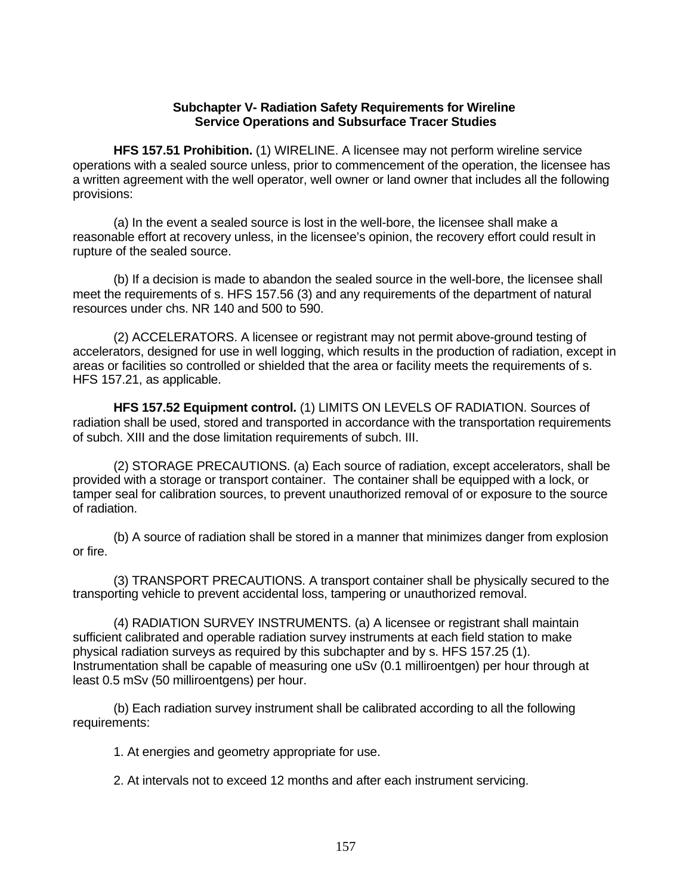## Subchapter V- Radiation Safety Requirements for Wireline Service Operations and Subsurface Tracer Studies

**HFS 157.51 Prohibition.** (1) WIRELINE. A licensee may not perform wireline service operations with a sealed source unless, prior to commencement of the operation, the licensee has a written agreement with the well operator, well owner or land owner that includes all the following provisions:

(a) In the event a sealed source is lost in the well-bore, the licensee shall make a reasonable effort at recovery unless, in the licensee's opinion, the recovery effort could result in rupture of the sealed source.

(b) If a decision is made to abandon the sealed source in the well-bore, the licensee shall meet the requirements of s. HFS 157.56 (3) and any requirements of the department of natural resources under chs. NR 140 and 500 to 590.

(2) ACCELERATORS. A licensee or registrant may not permit above-ground testing of accelerators, designed for use in well logging, which results in the production of radiation, except in areas or facilities so controlled or shielded that the area or facility meets the requirements of s. HFS 157.21, as applicable.

**HFS 157.52 Equipment control.** (1) LIMITS ON LEVELS OF RADIATION. Sources of radiation shall be used, stored and transported in accordance with the transportation requirements of subch. XIII and the dose limitation requirements of subch. III.

(2) STORAGE PRECAUTIONS. (a) Each source of radiation, except accelerators, shall be provided with a storage or transport container. The container shall be equipped with a lock, or tamper seal for calibration sources, to prevent unauthorized removal of or exposure to the source of radiation.

(b) A source of radiation shall be stored in a manner that minimizes danger from explosion or fire.

(3) TRANSPORT PRECAUTIONS. A transport container shall be physically secured to the transporting vehicle to prevent accidental loss, tampering or unauthorized removal.

(4) RADIATION SURVEY INSTRUMENTS. (a) A licensee or registrant shall maintain sufficient calibrated and operable radiation survey instruments at each field station to make physical radiation surveys as required by this subchapter and by s. HFS 157.25 (1). Instrumentation shall be capable of measuring one uSv (0.1 milliroentgen) per hour through at least 0.5 mSv (50 milliroentgens) per hour.

(b) Each radiation survey instrument shall be calibrated according to all the following requirements:

1. At energies and geometry appropriate for use.

2. At intervals not to exceed 12 months and after each instrument servicing.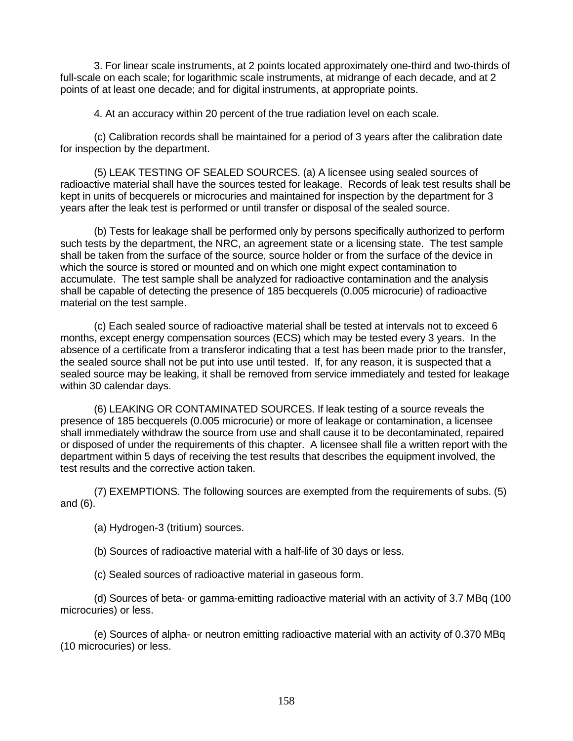3. For linear scale instruments, at 2 points located approximately one-third and two-thirds of full-scale on each scale; for logarithmic scale instruments, at midrange of each decade, and at 2 points of at least one decade; and for digital instruments, at appropriate points.

4. At an accuracy within 20 percent of the true radiation level on each scale.

(c) Calibration records shall be maintained for a period of 3 years after the calibration date for inspection by the department.

(5) LEAK TESTING OF SEALED SOURCES. (a) A licensee using sealed sources of radioactive material shall have the sources tested for leakage. Records of leak test results shall be kept in units of becquerels or microcuries and maintained for inspection by the department for 3 years after the leak test is performed or until transfer or disposal of the sealed source.

(b) Tests for leakage shall be performed only by persons specifically authorized to perform such tests by the department, the NRC, an agreement state or a licensing state. The test sample shall be taken from the surface of the source, source holder or from the surface of the device in which the source is stored or mounted and on which one might expect contamination to accumulate. The test sample shall be analyzed for radioactive contamination and the analysis shall be capable of detecting the presence of 185 becquerels (0.005 microcurie) of radioactive material on the test sample.

(c) Each sealed source of radioactive material shall be tested at intervals not to exceed 6 months, except energy compensation sources (ECS) which may be tested every 3 years. In the absence of a certificate from a transferor indicating that a test has been made prior to the transfer, the sealed source shall not be put into use until tested. If, for any reason, it is suspected that a sealed source may be leaking, it shall be removed from service immediately and tested for leakage within 30 calendar days.

(6) LEAKING OR CONTAMINATED SOURCES. If leak testing of a source reveals the presence of 185 becquerels (0.005 microcurie) or more of leakage or contamination, a licensee shall immediately withdraw the source from use and shall cause it to be decontaminated, repaired or disposed of under the requirements of this chapter. A licensee shall file a written report with the department within 5 days of receiving the test results that describes the equipment involved, the test results and the corrective action taken.

(7) EXEMPTIONS. The following sources are exempted from the requirements of subs. (5) and (6).

(a) Hydrogen-3 (tritium) sources.

(b) Sources of radioactive material with a half-life of 30 days or less.

(c) Sealed sources of radioactive material in gaseous form.

(d) Sources of beta- or gamma-emitting radioactive material with an activity of 3.7 MBq (100 microcuries) or less.

(e) Sources of alpha- or neutron emitting radioactive material with an activity of 0.370 MBq (10 microcuries) or less.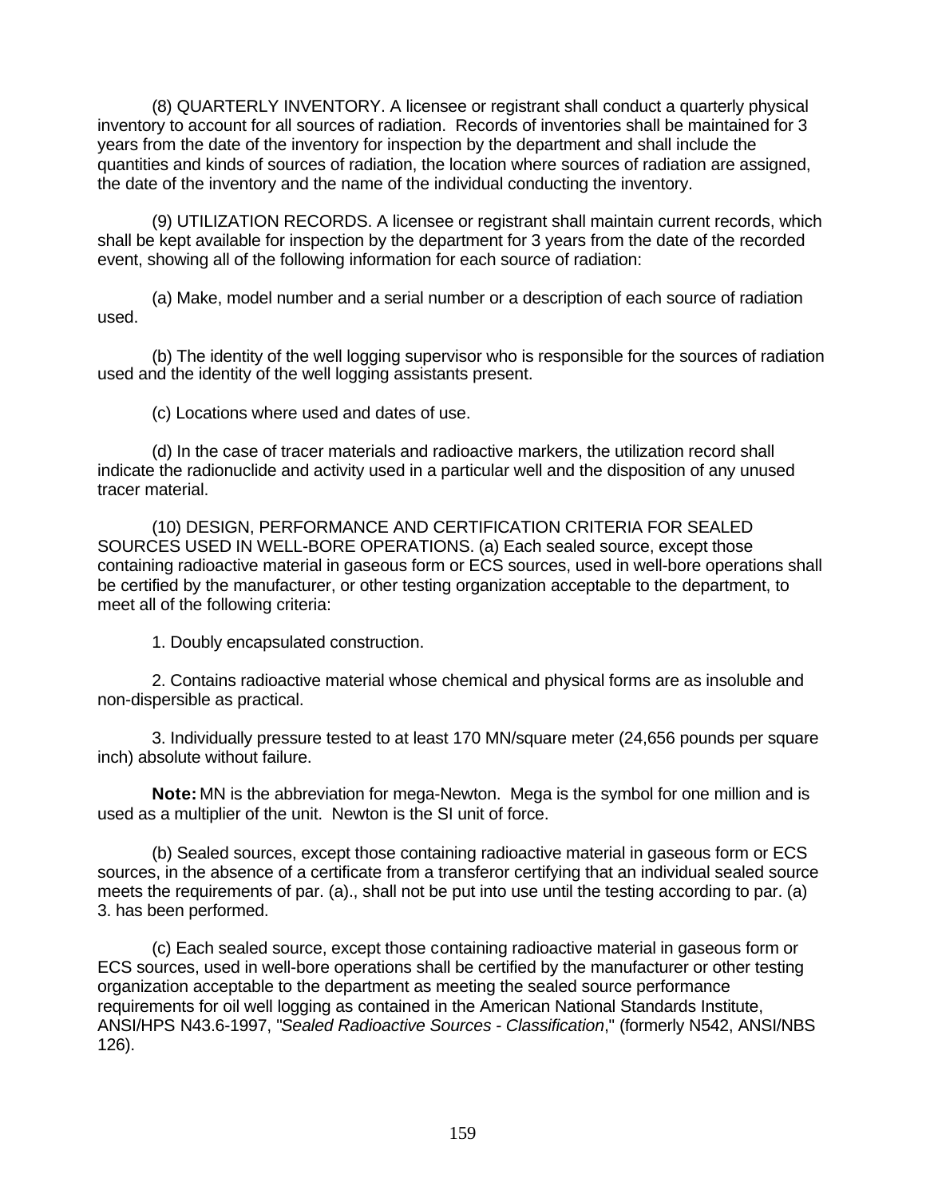(8) QUARTERLY INVENTORY. A licensee or registrant shall conduct a quarterly physical inventory to account for all sources of radiation. Records of inventories shall be maintained for 3 years from the date of the inventory for inspection by the department and shall include the quantities and kinds of sources of radiation, the location where sources of radiation are assigned, the date of the inventory and the name of the individual conducting the inventory.

(9) UTILIZATION RECORDS. A licensee or registrant shall maintain current records, which shall be kept available for inspection by the department for 3 years from the date of the recorded event, showing all of the following information for each source of radiation:

(a) Make, model number and a serial number or a description of each source of radiation used.

(b) The identity of the well logging supervisor who is responsible for the sources of radiation used and the identity of the well logging assistants present.

(c) Locations where used and dates of use.

(d) In the case of tracer materials and radioactive markers, the utilization record shall indicate the radionuclide and activity used in a particular well and the disposition of any unused tracer material.

(10) DESIGN, PERFORMANCE AND CERTIFICATION CRITERIA FOR SEALED SOURCES USED IN WELL-BORE OPERATIONS. (a) Each sealed source, except those containing radioactive material in gaseous form or ECS sources, used in well-bore operations shall be certified by the manufacturer, or other testing organization acceptable to the department, to meet all of the following criteria:

1. Doubly encapsulated construction.

2. Contains radioactive material whose chemical and physical forms are as insoluble and non-dispersible as practical.

3. Individually pressure tested to at least 170 MN/square meter (24,656 pounds per square inch) absolute without failure.

**Note:** MN is the abbreviation for mega-Newton. Mega is the symbol for one million and is used as a multiplier of the unit. Newton is the SI unit of force.

(b) Sealed sources, except those containing radioactive material in gaseous form or ECS sources, in the absence of a certificate from a transferor certifying that an individual sealed source meets the requirements of par. (a)., shall not be put into use until the testing according to par. (a) 3. has been performed.

(c) Each sealed source, except those containing radioactive material in gaseous form or ECS sources, used in well-bore operations shall be certified by the manufacturer or other testing organization acceptable to the department as meeting the sealed source performance requirements for oil well logging as contained in the American National Standards Institute, ANSI/HPS N43.6-1997, "*Sealed Radioactive Sources - Classification*," (formerly N542, ANSI/NBS 126).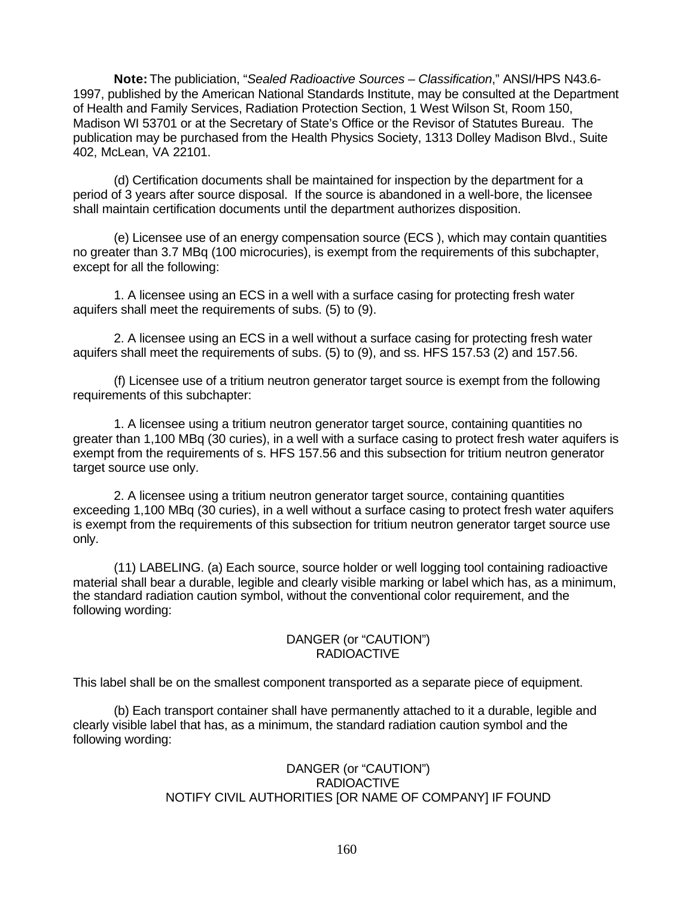**Note:** The publiciation, "*Sealed Radioactive Sources – Classification*," ANSI/HPS N43.6-1997, published by the American National Standards Institute, may be consulted at the Department of Health and Family Services, Radiation Protection Section, 1 West Wilson St, Room 150, Madison WI 53701 or at the Secretary of State's Office or the Revisor of Statutes Bureau. The publication may be purchased from the Health Physics Society, 1313 Dolley Madison Blvd., Suite 402, McLean, VA 22101.

(d) Certification documents shall be maintained for inspection by the department for a period of 3 years after source disposal. If the source is abandoned in a well-bore, the licensee shall maintain certification documents until the department authorizes disposition.

(e) Licensee use of an energy compensation source (ECS ), which may contain quantities no greater than 3.7 MBq (100 microcuries), is exempt from the requirements of this subchapter, except for all the following:

1. A licensee using an ECS in a well with a surface casing for protecting fresh water aquifers shall meet the requirements of subs. (5) to (9).

2. A licensee using an ECS in a well without a surface casing for protecting fresh water aquifers shall meet the requirements of subs. (5) to (9), and ss. HFS 157.53 (2) and 157.56.

(f) Licensee use of a tritium neutron generator target source is exempt from the following requirements of this subchapter:

1. A licensee using a tritium neutron generator target source, containing quantities no greater than 1,100 MBq (30 curies), in a well with a surface casing to protect fresh water aquifers is exempt from the requirements of s. HFS 157.56 and this subsection for tritium neutron generator target source use only.

2. A licensee using a tritium neutron generator target source, containing quantities exceeding 1,100 MBq (30 curies), in a well without a surface casing to protect fresh water aquifers is exempt from the requirements of this subsection for tritium neutron generator target source use only.

(11) LABELING. (a) Each source, source holder or well logging tool containing radioactive material shall bear a durable, legible and clearly visible marking or label which has, as a minimum, the standard radiation caution symbol, without the conventional color requirement, and the following wording:

DANGER (or "CAUTION")
RADIOACTIVE

This label shall be on the smallest component transported as a separate piece of equipment.

(b) Each transport container shall have permanently attached to it a durable, legible and clearly visible label that has, as a minimum, the standard radiation caution symbol and the following wording:

DANGER (or "CAUTION")
RADIOACTIVE
NOTIFY CIVIL AUTHORITIES [OR NAME OF COMPANY] IF FOUND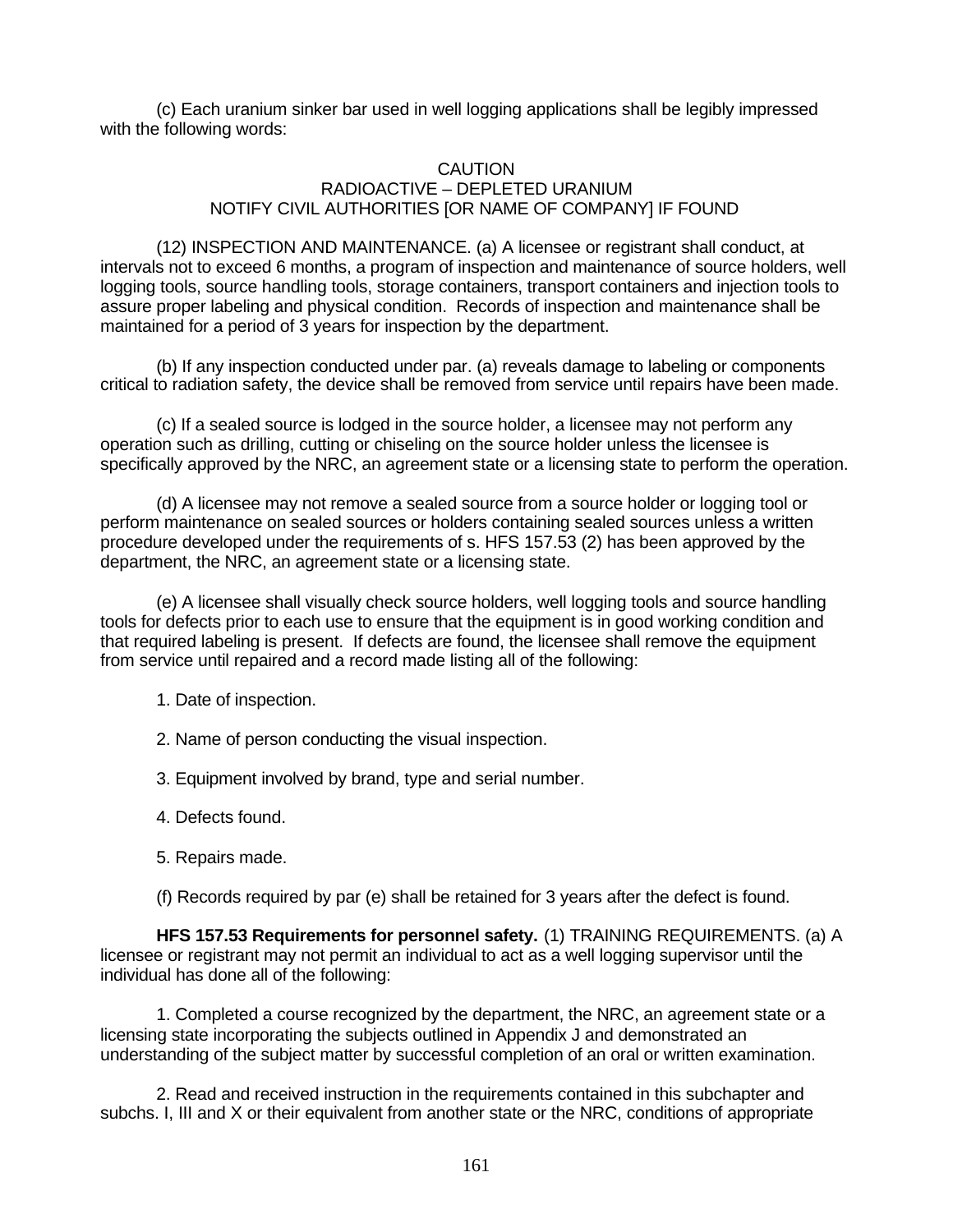(c) Each uranium sinker bar used in well logging applications shall be legibly impressed with the following words:

CAUTION
RADIOACTIVE – DEPLETED URANIUM
NOTIFY CIVIL AUTHORITIES [OR NAME OF COMPANY] IF FOUND

(12) INSPECTION AND MAINTENANCE. (a) A licensee or registrant shall conduct, at intervals not to exceed 6 months, a program of inspection and maintenance of source holders, well logging tools, source handling tools, storage containers, transport containers and injection tools to assure proper labeling and physical condition. Records of inspection and maintenance shall be maintained for a period of 3 years for inspection by the department.

(b) If any inspection conducted under par. (a) reveals damage to labeling or components critical to radiation safety, the device shall be removed from service until repairs have been made.

(c) If a sealed source is lodged in the source holder, a licensee may not perform any operation such as drilling, cutting or chiseling on the source holder unless the licensee is specifically approved by the NRC, an agreement state or a licensing state to perform the operation.

(d) A licensee may not remove a sealed source from a source holder or logging tool or perform maintenance on sealed sources or holders containing sealed sources unless a written procedure developed under the requirements of s. HFS 157.53 (2) has been approved by the department, the NRC, an agreement state or a licensing state.

(e) A licensee shall visually check source holders, well logging tools and source handling tools for defects prior to each use to ensure that the equipment is in good working condition and that required labeling is present. If defects are found, the licensee shall remove the equipment from service until repaired and a record made listing all of the following:

1. Date of inspection.

2. Name of person conducting the visual inspection.

3. Equipment involved by brand, type and serial number.

4. Defects found.

5. Repairs made.

(f) Records required by par (e) shall be retained for 3 years after the defect is found.

**HFS 157.53 Requirements for personnel safety.** (1) TRAINING REQUIREMENTS. (a) A licensee or registrant may not permit an individual to act as a well logging supervisor until the individual has done all of the following:

1. Completed a course recognized by the department, the NRC, an agreement state or a licensing state incorporating the subjects outlined in Appendix J and demonstrated an understanding of the subject matter by successful completion of an oral or written examination.

2. Read and received instruction in the requirements contained in this subchapter and subchs. I, III and X or their equivalent from another state or the NRC, conditions of appropriate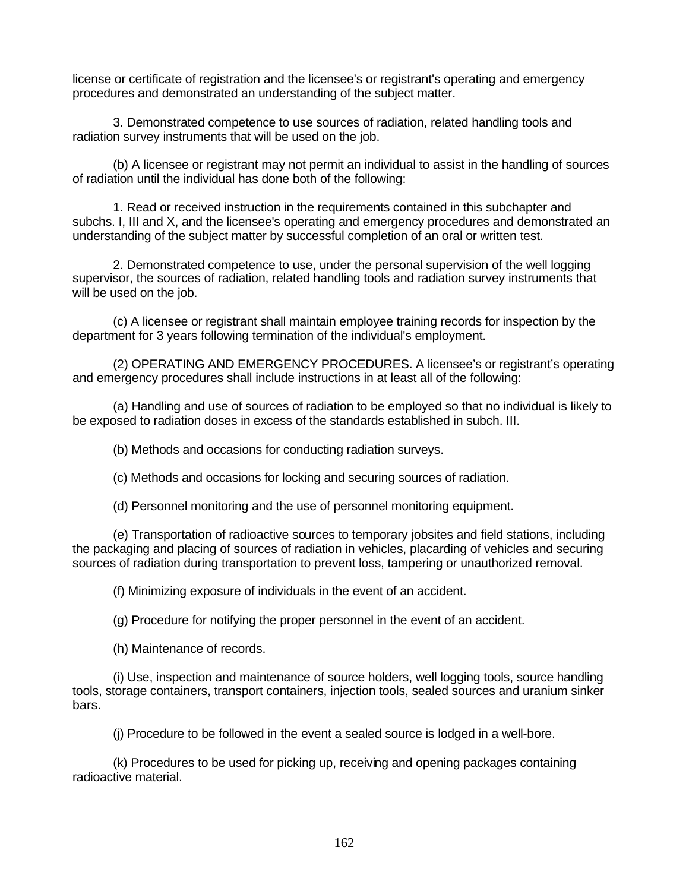license or certificate of registration and the licensee's or registrant's operating and emergency procedures and demonstrated an understanding of the subject matter.

3. Demonstrated competence to use sources of radiation, related handling tools and radiation survey instruments that will be used on the job.

(b) A licensee or registrant may not permit an individual to assist in the handling of sources of radiation until the individual has done both of the following:

1. Read or received instruction in the requirements contained in this subchapter and subchs. I, III and X, and the licensee's operating and emergency procedures and demonstrated an understanding of the subject matter by successful completion of an oral or written test.

2. Demonstrated competence to use, under the personal supervision of the well logging supervisor, the sources of radiation, related handling tools and radiation survey instruments that will be used on the job.

(c) A licensee or registrant shall maintain employee training records for inspection by the department for 3 years following termination of the individual's employment.

(2) OPERATING AND EMERGENCY PROCEDURES. A licensee's or registrant's operating and emergency procedures shall include instructions in at least all of the following:

(a) Handling and use of sources of radiation to be employed so that no individual is likely to be exposed to radiation doses in excess of the standards established in subch. III.

(b) Methods and occasions for conducting radiation surveys.

(c) Methods and occasions for locking and securing sources of radiation.

(d) Personnel monitoring and the use of personnel monitoring equipment.

(e) Transportation of radioactive sources to temporary jobsites and field stations, including the packaging and placing of sources of radiation in vehicles, placarding of vehicles and securing sources of radiation during transportation to prevent loss, tampering or unauthorized removal.

(f) Minimizing exposure of individuals in the event of an accident.

(g) Procedure for notifying the proper personnel in the event of an accident.

(h) Maintenance of records.

(i) Use, inspection and maintenance of source holders, well logging tools, source handling tools, storage containers, transport containers, injection tools, sealed sources and uranium sinker bars.

(j) Procedure to be followed in the event a sealed source is lodged in a well-bore.

(k) Procedures to be used for picking up, receiving and opening packages containing radioactive material.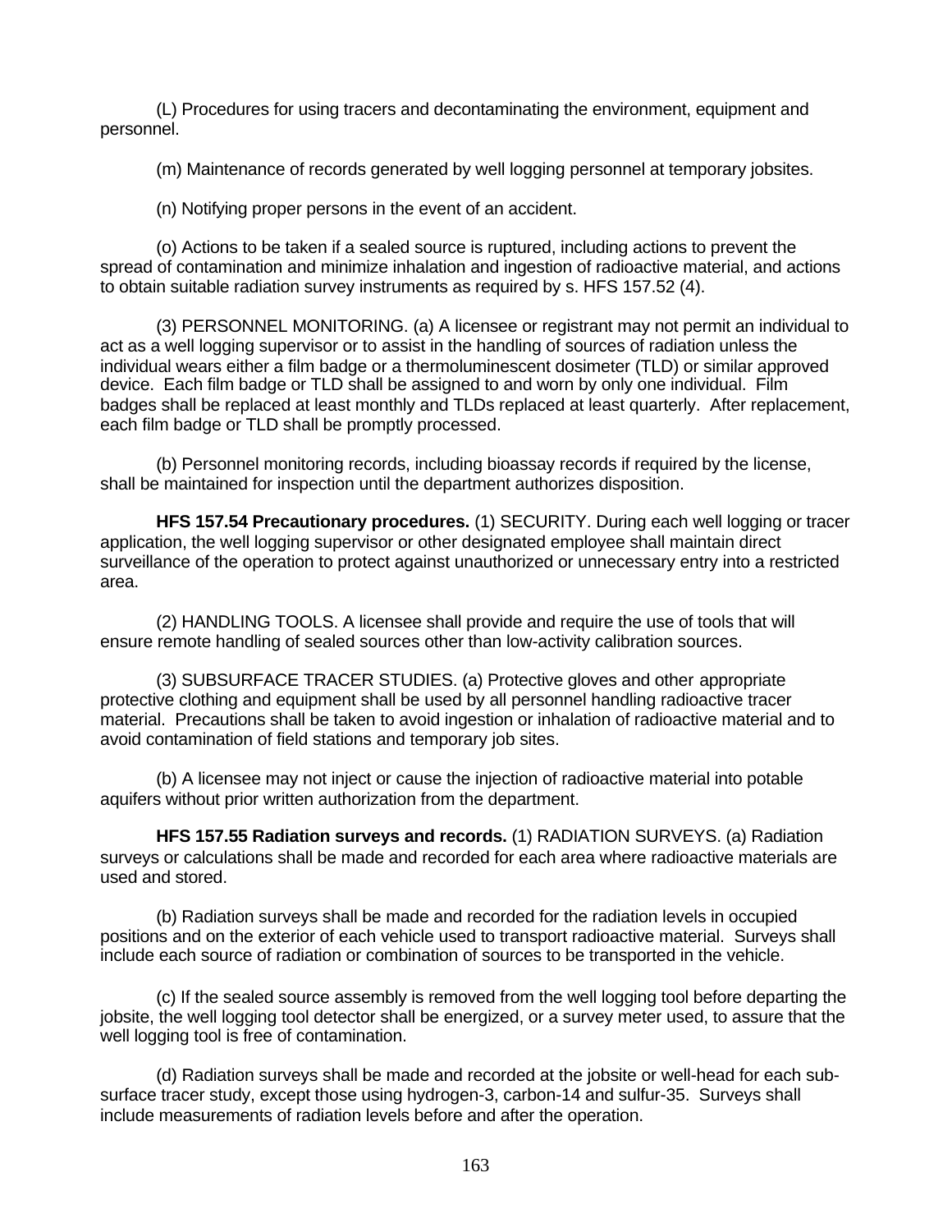(L) Procedures for using tracers and decontaminating the environment, equipment and personnel.

(m) Maintenance of records generated by well logging personnel at temporary jobsites.

(n) Notifying proper persons in the event of an accident.

(o) Actions to be taken if a sealed source is ruptured, including actions to prevent the spread of contamination and minimize inhalation and ingestion of radioactive material, and actions to obtain suitable radiation survey instruments as required by s. HFS 157.52 (4).

(3) PERSONNEL MONITORING. (a) A licensee or registrant may not permit an individual to act as a well logging supervisor or to assist in the handling of sources of radiation unless the individual wears either a film badge or a thermoluminescent dosimeter (TLD) or similar approved device. Each film badge or TLD shall be assigned to and worn by only one individual. Film badges shall be replaced at least monthly and TLDs replaced at least quarterly. After replacement, each film badge or TLD shall be promptly processed.

(b) Personnel monitoring records, including bioassay records if required by the license, shall be maintained for inspection until the department authorizes disposition.

**HFS 157.54 Precautionary procedures.** (1) SECURITY. During each well logging or tracer application, the well logging supervisor or other designated employee shall maintain direct surveillance of the operation to protect against unauthorized or unnecessary entry into a restricted area.

(2) HANDLING TOOLS. A licensee shall provide and require the use of tools that will ensure remote handling of sealed sources other than low-activity calibration sources.

(3) SUBSURFACE TRACER STUDIES. (a) Protective gloves and other appropriate protective clothing and equipment shall be used by all personnel handling radioactive tracer material. Precautions shall be taken to avoid ingestion or inhalation of radioactive material and to avoid contamination of field stations and temporary job sites.

(b) A licensee may not inject or cause the injection of radioactive material into potable aquifers without prior written authorization from the department.

**HFS 157.55 Radiation surveys and records.** (1) RADIATION SURVEYS. (a) Radiation surveys or calculations shall be made and recorded for each area where radioactive materials are used and stored.

(b) Radiation surveys shall be made and recorded for the radiation levels in occupied positions and on the exterior of each vehicle used to transport radioactive material. Surveys shall include each source of radiation or combination of sources to be transported in the vehicle.

(c) If the sealed source assembly is removed from the well logging tool before departing the jobsite, the well logging tool detector shall be energized, or a survey meter used, to assure that the well logging tool is free of contamination.

(d) Radiation surveys shall be made and recorded at the jobsite or well-head for each sub-surface tracer study, except those using hydrogen-3, carbon-14 and sulfur-35. Surveys shall include measurements of radiation levels before and after the operation.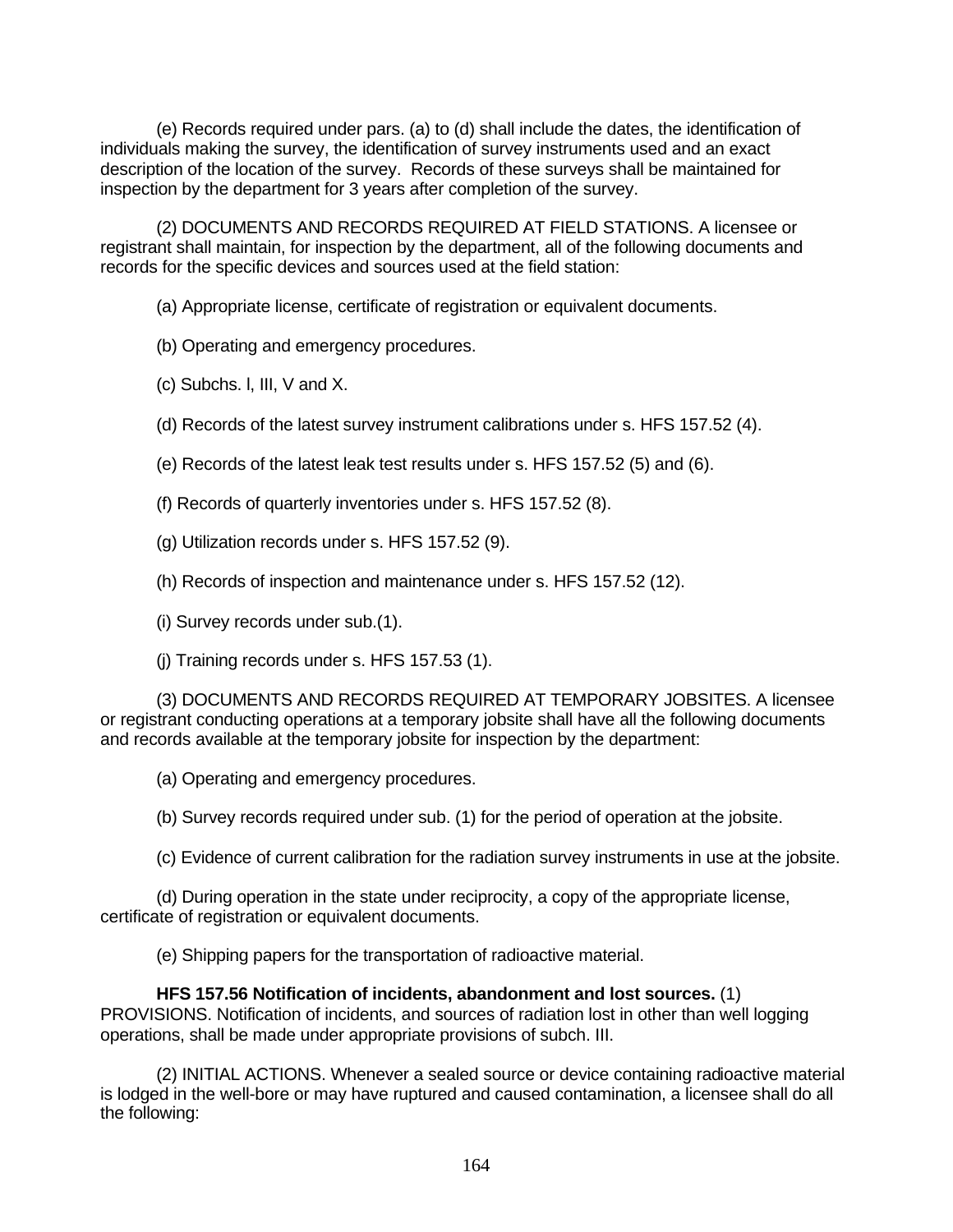(e) Records required under pars. (a) to (d) shall include the dates, the identification of individuals making the survey, the identification of survey instruments used and an exact description of the location of the survey. Records of these surveys shall be maintained for inspection by the department for 3 years after completion of the survey.

(2) DOCUMENTS AND RECORDS REQUIRED AT FIELD STATIONS. A licensee or registrant shall maintain, for inspection by the department, all of the following documents and records for the specific devices and sources used at the field station:

(a) Appropriate license, certificate of registration or equivalent documents.

(b) Operating and emergency procedures.

(c) Subchs. I, III, V and X.

(d) Records of the latest survey instrument calibrations under s. HFS 157.52 (4).

(e) Records of the latest leak test results under s. HFS 157.52 (5) and (6).

(f) Records of quarterly inventories under s. HFS 157.52 (8).

(g) Utilization records under s. HFS 157.52 (9).

(h) Records of inspection and maintenance under s. HFS 157.52 (12).

(i) Survey records under sub.(1).

(j) Training records under s. HFS 157.53 (1).

(3) DOCUMENTS AND RECORDS REQUIRED AT TEMPORARY JOBSITES. A licensee or registrant conducting operations at a temporary jobsite shall have all the following documents and records available at the temporary jobsite for inspection by the department:

(a) Operating and emergency procedures.

(b) Survey records required under sub. (1) for the period of operation at the jobsite.

(c) Evidence of current calibration for the radiation survey instruments in use at the jobsite.

(d) During operation in the state under reciprocity, a copy of the appropriate license, certificate of registration or equivalent documents.

(e) Shipping papers for the transportation of radioactive material.

**HFS 157.56 Notification of incidents, abandonment and lost sources.** (1) PROVISIONS. Notification of incidents, and sources of radiation lost in other than well logging operations, shall be made under appropriate provisions of subch. III.

(2) INITIAL ACTIONS. Whenever a sealed source or device containing radioactive material is lodged in the well-bore or may have ruptured and caused contamination, a licensee shall do all the following: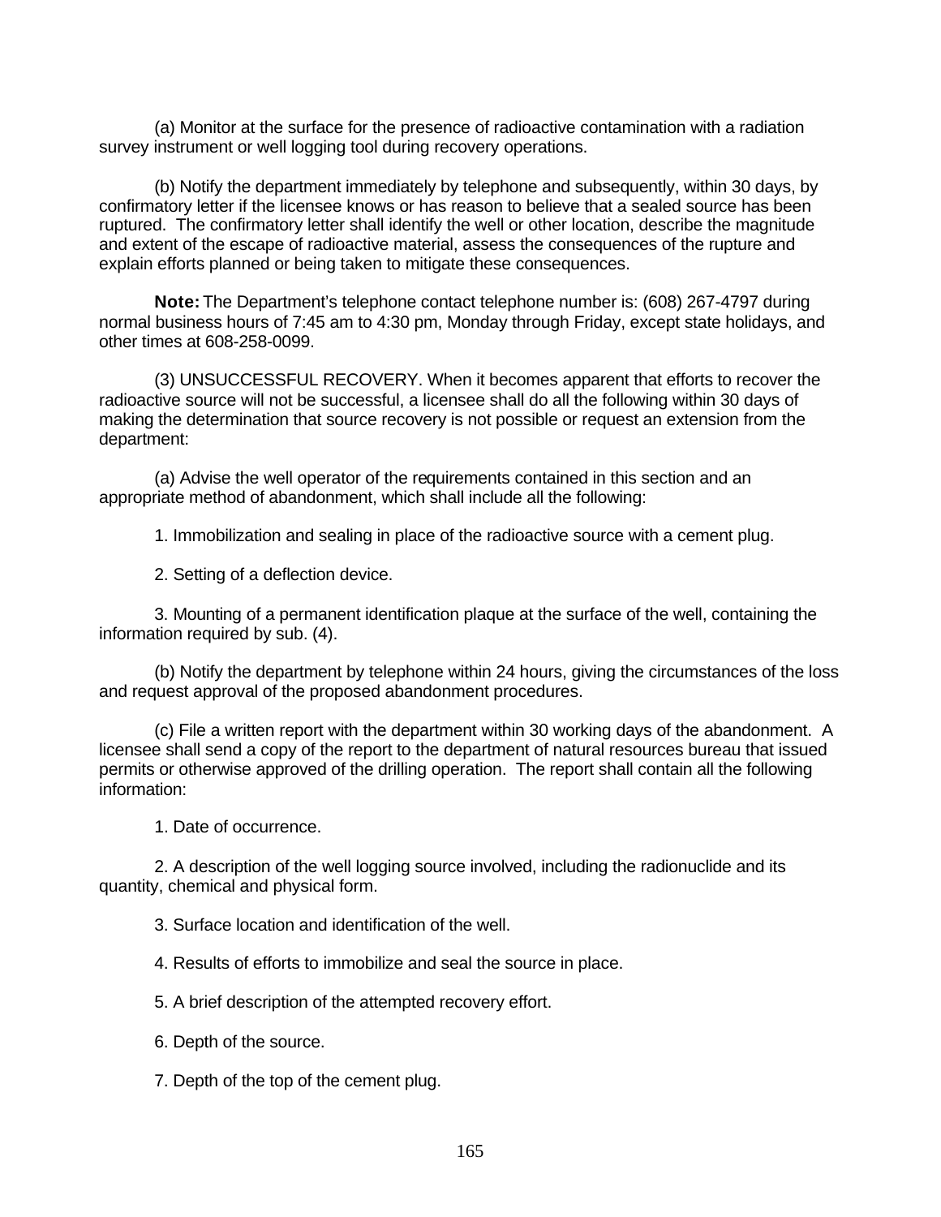(a) Monitor at the surface for the presence of radioactive contamination with a radiation survey instrument or well logging tool during recovery operations.

(b) Notify the department immediately by telephone and subsequently, within 30 days, by confirmatory letter if the licensee knows or has reason to believe that a sealed source has been ruptured. The confirmatory letter shall identify the well or other location, describe the magnitude and extent of the escape of radioactive material, assess the consequences of the rupture and explain efforts planned or being taken to mitigate these consequences.

**Note:** The Department's telephone contact telephone number is: (608) 267-4797 during normal business hours of 7:45 am to 4:30 pm, Monday through Friday, except state holidays, and other times at 608-258-0099.

(3) UNSUCCESSFUL RECOVERY. When it becomes apparent that efforts to recover the radioactive source will not be successful, a licensee shall do all the following within 30 days of making the determination that source recovery is not possible or request an extension from the department:

(a) Advise the well operator of the requirements contained in this section and an appropriate method of abandonment, which shall include all the following:

1. Immobilization and sealing in place of the radioactive source with a cement plug.

2. Setting of a deflection device.

3. Mounting of a permanent identification plaque at the surface of the well, containing the information required by sub. (4).

(b) Notify the department by telephone within 24 hours, giving the circumstances of the loss and request approval of the proposed abandonment procedures.

(c) File a written report with the department within 30 working days of the abandonment. A licensee shall send a copy of the report to the department of natural resources bureau that issued permits or otherwise approved of the drilling operation. The report shall contain all the following information:

1. Date of occurrence.

2. A description of the well logging source involved, including the radionuclide and its quantity, chemical and physical form.

3. Surface location and identification of the well.

4. Results of efforts to immobilize and seal the source in place.

5. A brief description of the attempted recovery effort.

6. Depth of the source.

7. Depth of the top of the cement plug.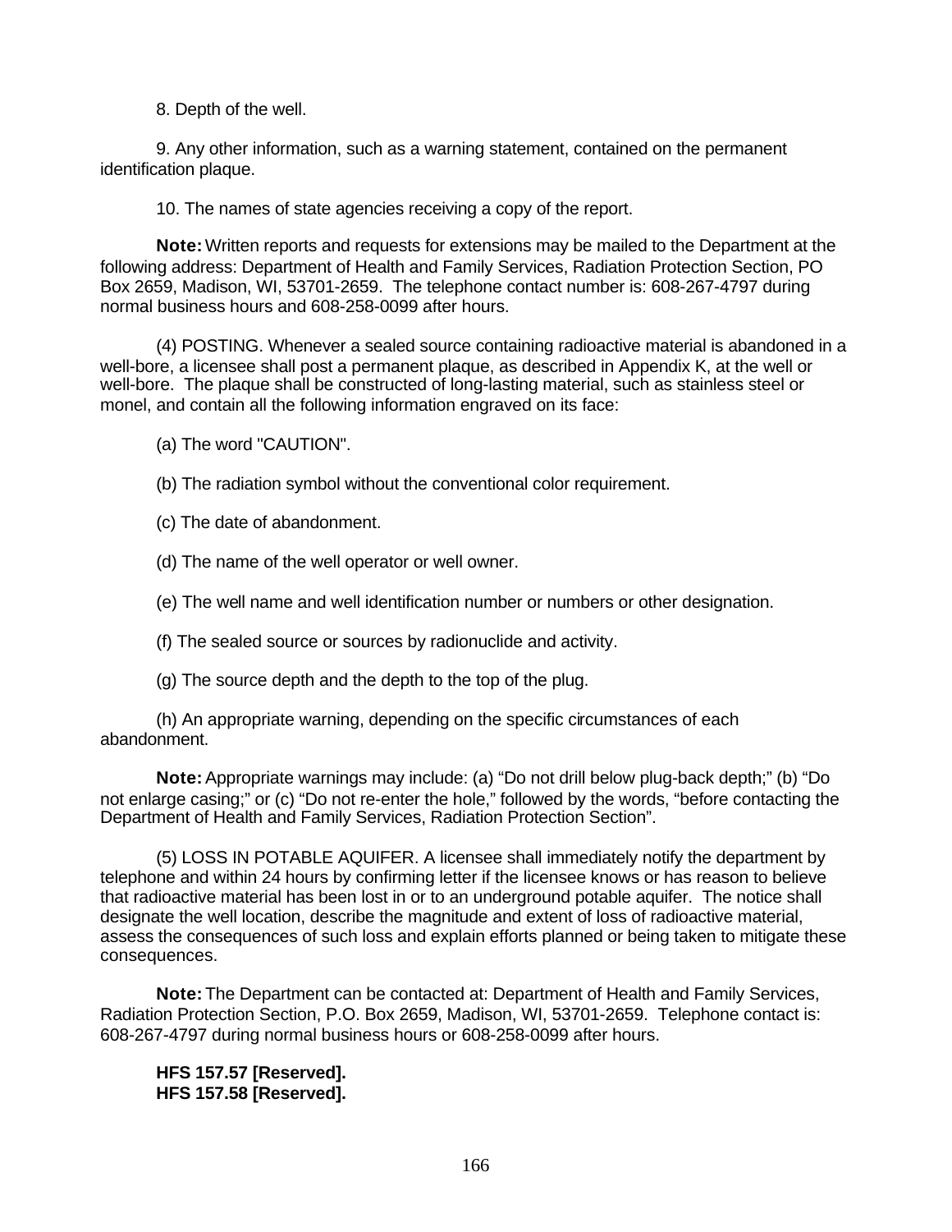8. Depth of the well.

9. Any other information, such as a warning statement, contained on the permanent identification plaque.

10. The names of state agencies receiving a copy of the report.

**Note:** Written reports and requests for extensions may be mailed to the Department at the following address: Department of Health and Family Services, Radiation Protection Section, PO Box 2659, Madison, WI, 53701-2659. The telephone contact number is: 608-267-4797 during normal business hours and 608-258-0099 after hours.

(4) POSTING. Whenever a sealed source containing radioactive material is abandoned in a well-bore, a licensee shall post a permanent plaque, as described in Appendix K, at the well or well-bore. The plaque shall be constructed of long-lasting material, such as stainless steel or monel, and contain all the following information engraved on its face:

(a) The word "CAUTION".

(b) The radiation symbol without the conventional color requirement.

(c) The date of abandonment.

(d) The name of the well operator or well owner.

(e) The well name and well identification number or numbers or other designation.

(f) The sealed source or sources by radionuclide and activity.

(g) The source depth and the depth to the top of the plug.

(h) An appropriate warning, depending on the specific circumstances of each abandonment.

**Note:** Appropriate warnings may include: (a) "Do not drill below plug-back depth;" (b) "Do not enlarge casing;" or (c) "Do not re-enter the hole," followed by the words, "before contacting the Department of Health and Family Services, Radiation Protection Section".

(5) LOSS IN POTABLE AQUIFER. A licensee shall immediately notify the department by telephone and within 24 hours by confirming letter if the licensee knows or has reason to believe that radioactive material has been lost in or to an underground potable aquifer. The notice shall designate the well location, describe the magnitude and extent of loss of radioactive material, assess the consequences of such loss and explain efforts planned or being taken to mitigate these consequences.

**Note:** The Department can be contacted at: Department of Health and Family Services, Radiation Protection Section, P.O. Box 2659, Madison, WI, 53701-2659. Telephone contact is: 608-267-4797 during normal business hours or 608-258-0099 after hours.

**HFS 157.57 [Reserved].**
**HFS 157.58 [Reserved].**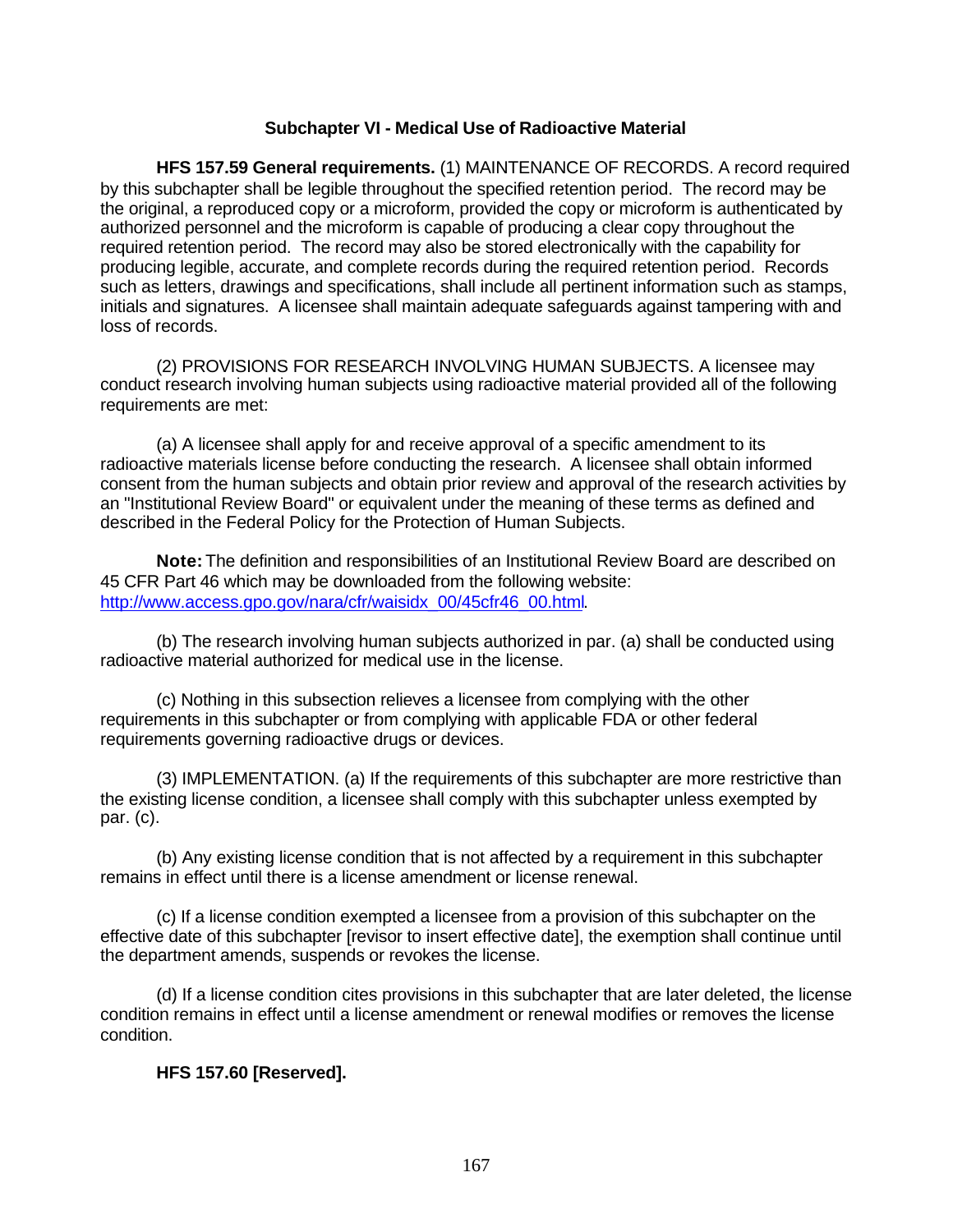## Subchapter VI - Medical Use of Radioactive Material

**HFS 157.59 General requirements.** (1) MAINTENANCE OF RECORDS. A record required by this subchapter shall be legible throughout the specified retention period. The record may be the original, a reproduced copy or a microform, provided the copy or microform is authenticated by authorized personnel and the microform is capable of producing a clear copy throughout the required retention period. The record may also be stored electronically with the capability for producing legible, accurate, and complete records during the required retention period. Records such as letters, drawings and specifications, shall include all pertinent information such as stamps, initials and signatures. A licensee shall maintain adequate safeguards against tampering with and loss of records.

(2) PROVISIONS FOR RESEARCH INVOLVING HUMAN SUBJECTS. A licensee may conduct research involving human subjects using radioactive material provided all of the following requirements are met:

(a) A licensee shall apply for and receive approval of a specific amendment to its radioactive materials license before conducting the research. A licensee shall obtain informed consent from the human subjects and obtain prior review and approval of the research activities by an "Institutional Review Board" or equivalent under the meaning of these terms as defined and described in the Federal Policy for the Protection of Human Subjects.

**Note:** The definition and responsibilities of an Institutional Review Board are described on 45 CFR Part 46 which may be downloaded from the following website: http://www.access.gpo.gov/nara/cfr/waisidx_00/45cfr46_00.html.

(b) The research involving human subjects authorized in par. (a) shall be conducted using radioactive material authorized for medical use in the license.

(c) Nothing in this subsection relieves a licensee from complying with the other requirements in this subchapter or from complying with applicable FDA or other federal requirements governing radioactive drugs or devices.

(3) IMPLEMENTATION. (a) If the requirements of this subchapter are more restrictive than the existing license condition, a licensee shall comply with this subchapter unless exempted by par. (c).

(b) Any existing license condition that is not affected by a requirement in this subchapter remains in effect until there is a license amendment or license renewal.

(c) If a license condition exempted a licensee from a provision of this subchapter on the effective date of this subchapter [revisor to insert effective date], the exemption shall continue until the department amends, suspends or revokes the license.

(d) If a license condition cites provisions in this subchapter that are later deleted, the license condition remains in effect until a license amendment or renewal modifies or removes the license condition.

**HFS 157.60 [Reserved].**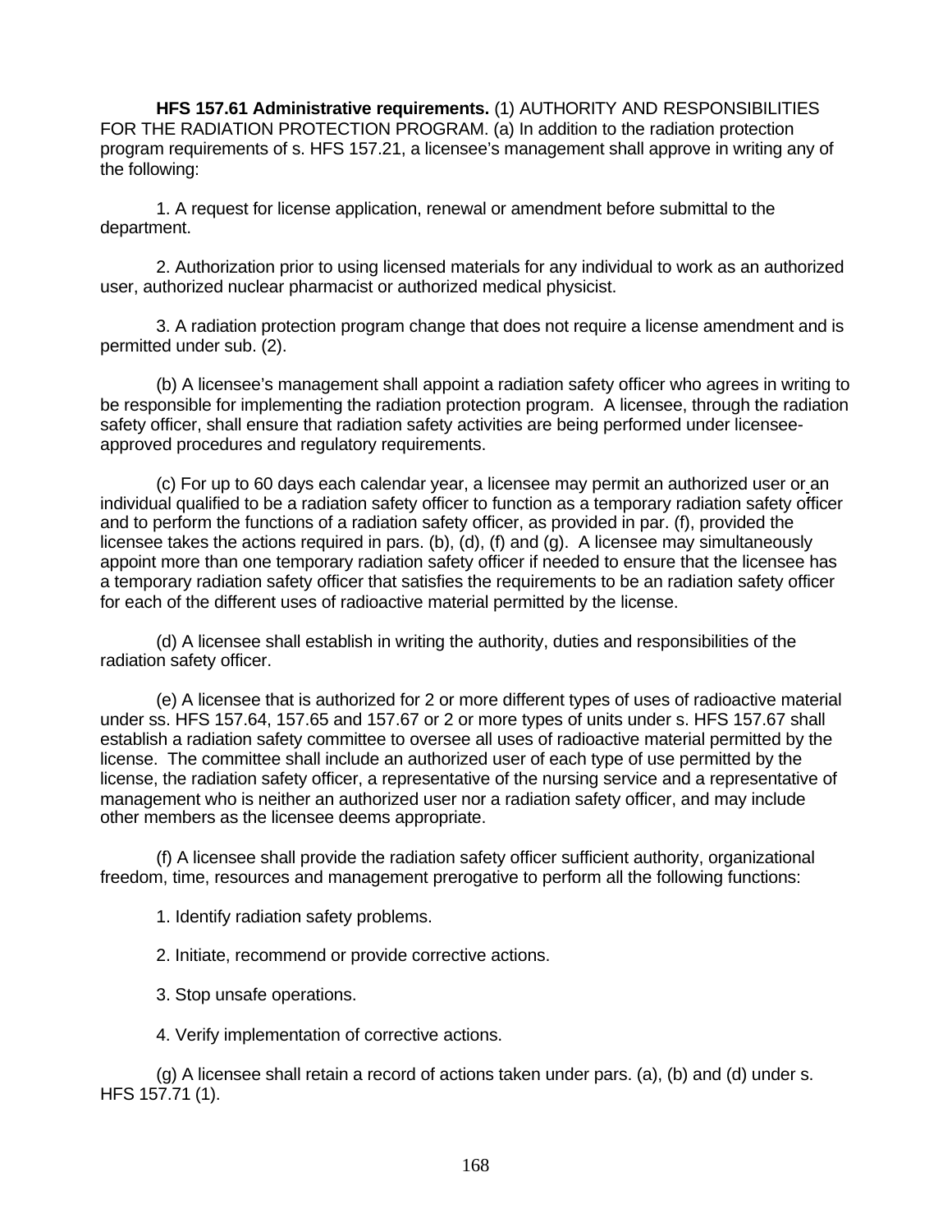**HFS 157.61 Administrative requirements.** (1) AUTHORITY AND RESPONSIBILITIES FOR THE RADIATION PROTECTION PROGRAM. (a) In addition to the radiation protection program requirements of s. HFS 157.21, a licensee's management shall approve in writing any of the following:

1. A request for license application, renewal or amendment before submittal to the department.

2. Authorization prior to using licensed materials for any individual to work as an authorized user, authorized nuclear pharmacist or authorized medical physicist.

3. A radiation protection program change that does not require a license amendment and is permitted under sub. (2).

(b) A licensee's management shall appoint a radiation safety officer who agrees in writing to be responsible for implementing the radiation protection program. A licensee, through the radiation safety officer, shall ensure that radiation safety activities are being performed under licensee-approved procedures and regulatory requirements.

(c) For up to 60 days each calendar year, a licensee may permit an authorized user or an individual qualified to be a radiation safety officer to function as a temporary radiation safety officer and to perform the functions of a radiation safety officer, as provided in par. (f), provided the licensee takes the actions required in pars. (b), (d), (f) and (g). A licensee may simultaneously appoint more than one temporary radiation safety officer if needed to ensure that the licensee has a temporary radiation safety officer that satisfies the requirements to be an radiation safety officer for each of the different uses of radioactive material permitted by the license.

(d) A licensee shall establish in writing the authority, duties and responsibilities of the radiation safety officer.

(e) A licensee that is authorized for 2 or more different types of uses of radioactive material under ss. HFS 157.64, 157.65 and 157.67 or 2 or more types of units under s. HFS 157.67 shall establish a radiation safety committee to oversee all uses of radioactive material permitted by the license. The committee shall include an authorized user of each type of use permitted by the license, the radiation safety officer, a representative of the nursing service and a representative of management who is neither an authorized user nor a radiation safety officer, and may include other members as the licensee deems appropriate.

(f) A licensee shall provide the radiation safety officer sufficient authority, organizational freedom, time, resources and management prerogative to perform all the following functions:

1. Identify radiation safety problems.

2. Initiate, recommend or provide corrective actions.

3. Stop unsafe operations.

4. Verify implementation of corrective actions.

(g) A licensee shall retain a record of actions taken under pars. (a), (b) and (d) under s. HFS 157.71 (1).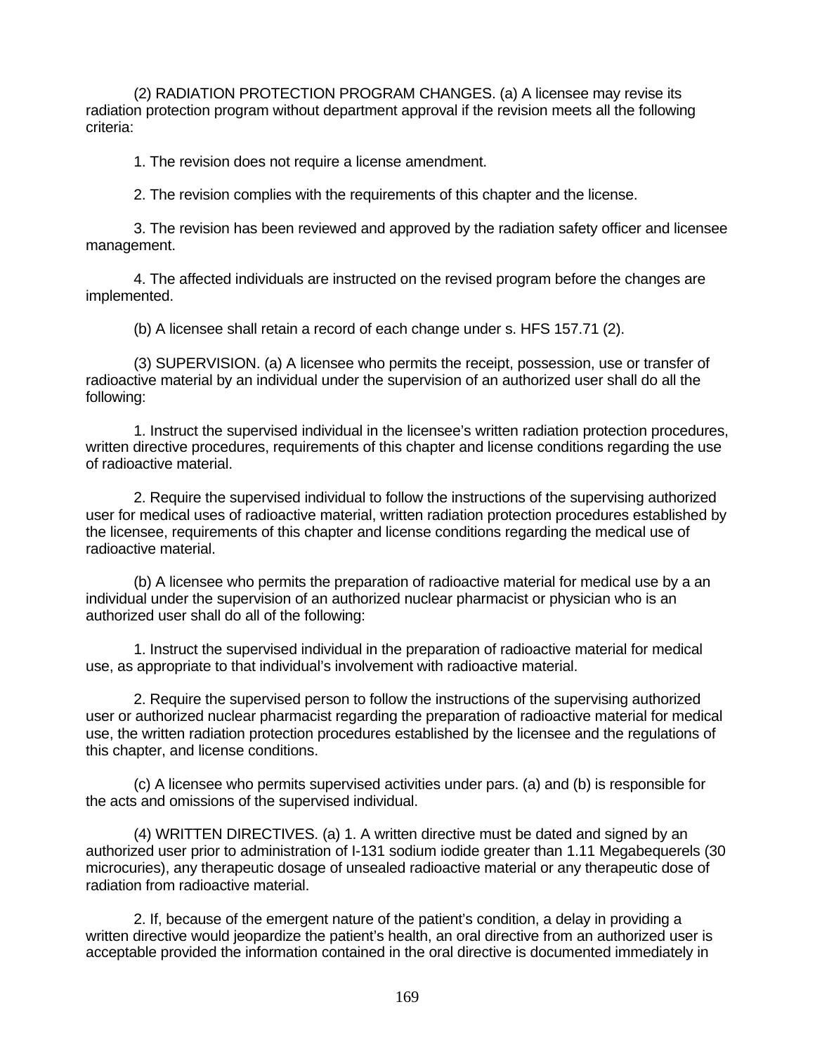(2) RADIATION PROTECTION PROGRAM CHANGES. (a) A licensee may revise its radiation protection program without department approval if the revision meets all the following criteria:

1. The revision does not require a license amendment.

2. The revision complies with the requirements of this chapter and the license.

3. The revision has been reviewed and approved by the radiation safety officer and licensee management.

4. The affected individuals are instructed on the revised program before the changes are implemented.

(b) A licensee shall retain a record of each change under s. HFS 157.71 (2).

(3) SUPERVISION. (a) A licensee who permits the receipt, possession, use or transfer of radioactive material by an individual under the supervision of an authorized user shall do all the following:

1. Instruct the supervised individual in the licensee's written radiation protection procedures, written directive procedures, requirements of this chapter and license conditions regarding the use of radioactive material.

2. Require the supervised individual to follow the instructions of the supervising authorized user for medical uses of radioactive material, written radiation protection procedures established by the licensee, requirements of this chapter and license conditions regarding the medical use of radioactive material.

(b) A licensee who permits the preparation of radioactive material for medical use by a an individual under the supervision of an authorized nuclear pharmacist or physician who is an authorized user shall do all of the following:

1. Instruct the supervised individual in the preparation of radioactive material for medical use, as appropriate to that individual's involvement with radioactive material.

2. Require the supervised person to follow the instructions of the supervising authorized user or authorized nuclear pharmacist regarding the preparation of radioactive material for medical use, the written radiation protection procedures established by the licensee and the regulations of this chapter, and license conditions.

(c) A licensee who permits supervised activities under pars. (a) and (b) is responsible for the acts and omissions of the supervised individual.

(4) WRITTEN DIRECTIVES. (a) 1. A written directive must be dated and signed by an authorized user prior to administration of I-131 sodium iodide greater than 1.11 Megabequerels (30 microcuries), any therapeutic dosage of unsealed radioactive material or any therapeutic dose of radiation from radioactive material.

2. If, because of the emergent nature of the patient's condition, a delay in providing a written directive would jeopardize the patient's health, an oral directive from an authorized user is acceptable provided the information contained in the oral directive is documented immediately in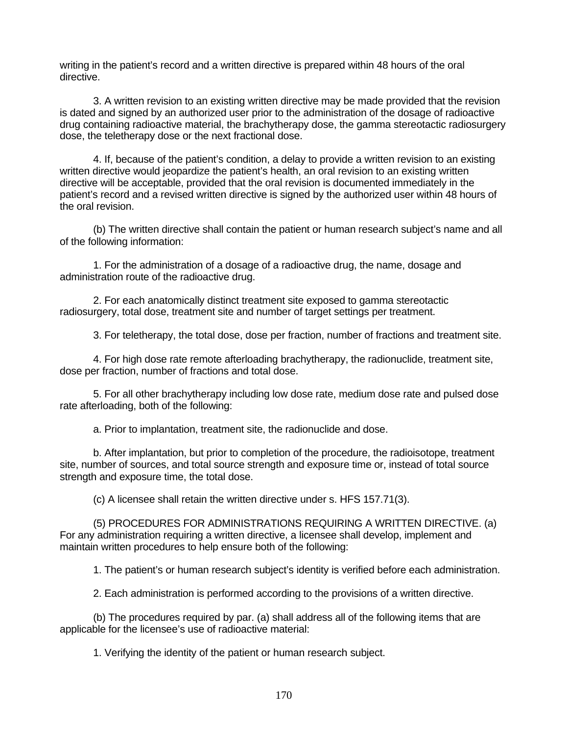writing in the patient's record and a written directive is prepared within 48 hours of the oral directive.

3. A written revision to an existing written directive may be made provided that the revision is dated and signed by an authorized user prior to the administration of the dosage of radioactive drug containing radioactive material, the brachytherapy dose, the gamma stereotactic radiosurgery dose, the teletherapy dose or the next fractional dose.

4. If, because of the patient's condition, a delay to provide a written revision to an existing written directive would jeopardize the patient's health, an oral revision to an existing written directive will be acceptable, provided that the oral revision is documented immediately in the patient's record and a revised written directive is signed by the authorized user within 48 hours of the oral revision.

(b) The written directive shall contain the patient or human research subject's name and all of the following information:

1. For the administration of a dosage of a radioactive drug, the name, dosage and administration route of the radioactive drug.

2. For each anatomically distinct treatment site exposed to gamma stereotactic radiosurgery, total dose, treatment site and number of target settings per treatment.

3. For teletherapy, the total dose, dose per fraction, number of fractions and treatment site.

4. For high dose rate remote afterloading brachytherapy, the radionuclide, treatment site, dose per fraction, number of fractions and total dose.

5. For all other brachytherapy including low dose rate, medium dose rate and pulsed dose rate afterloading, both of the following:

a. Prior to implantation, treatment site, the radionuclide and dose.

b. After implantation, but prior to completion of the procedure, the radioisotope, treatment site, number of sources, and total source strength and exposure time or, instead of total source strength and exposure time, the total dose.

(c) A licensee shall retain the written directive under s. HFS 157.71(3).

(5) PROCEDURES FOR ADMINISTRATIONS REQUIRING A WRITTEN DIRECTIVE. (a) For any administration requiring a written directive, a licensee shall develop, implement and maintain written procedures to help ensure both of the following:

1. The patient's or human research subject's identity is verified before each administration.

2. Each administration is performed according to the provisions of a written directive.

(b) The procedures required by par. (a) shall address all of the following items that are applicable for the licensee's use of radioactive material:

1. Verifying the identity of the patient or human research subject.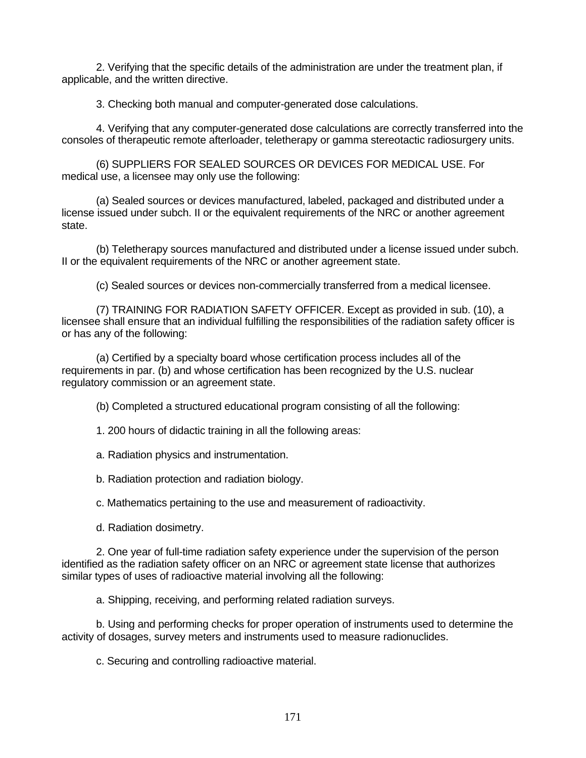2. Verifying that the specific details of the administration are under the treatment plan, if applicable, and the written directive.

3. Checking both manual and computer-generated dose calculations.

4. Verifying that any computer-generated dose calculations are correctly transferred into the consoles of therapeutic remote afterloader, teletherapy or gamma stereotactic radiosurgery units.

(6) SUPPLIERS FOR SEALED SOURCES OR DEVICES FOR MEDICAL USE. For medical use, a licensee may only use the following:

(a) Sealed sources or devices manufactured, labeled, packaged and distributed under a license issued under subch. II or the equivalent requirements of the NRC or another agreement state.

(b) Teletherapy sources manufactured and distributed under a license issued under subch. II or the equivalent requirements of the NRC or another agreement state.

(c) Sealed sources or devices non-commercially transferred from a medical licensee.

(7) TRAINING FOR RADIATION SAFETY OFFICER. Except as provided in sub. (10), a licensee shall ensure that an individual fulfilling the responsibilities of the radiation safety officer is or has any of the following:

(a) Certified by a specialty board whose certification process includes all of the requirements in par. (b) and whose certification has been recognized by the U.S. nuclear regulatory commission or an agreement state.

(b) Completed a structured educational program consisting of all the following:

1. 200 hours of didactic training in all the following areas:

a. Radiation physics and instrumentation.

b. Radiation protection and radiation biology.

c. Mathematics pertaining to the use and measurement of radioactivity.

d. Radiation dosimetry.

2. One year of full-time radiation safety experience under the supervision of the person identified as the radiation safety officer on an NRC or agreement state license that authorizes similar types of uses of radioactive material involving all the following:

a. Shipping, receiving, and performing related radiation surveys.

b. Using and performing checks for proper operation of instruments used to determine the activity of dosages, survey meters and instruments used to measure radionuclides.

c. Securing and controlling radioactive material.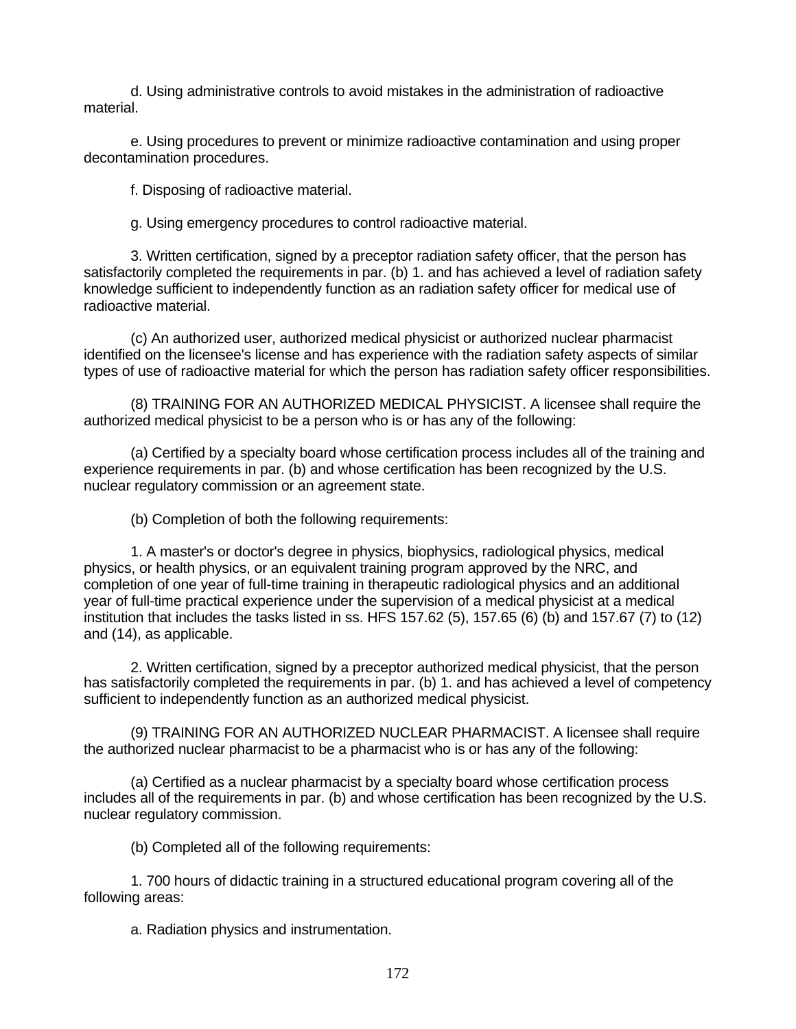d. Using administrative controls to avoid mistakes in the administration of radioactive material.

e. Using procedures to prevent or minimize radioactive contamination and using proper decontamination procedures.

f. Disposing of radioactive material.

g. Using emergency procedures to control radioactive material.

3. Written certification, signed by a preceptor radiation safety officer, that the person has satisfactorily completed the requirements in par. (b) 1. and has achieved a level of radiation safety knowledge sufficient to independently function as an radiation safety officer for medical use of radioactive material.

(c) An authorized user, authorized medical physicist or authorized nuclear pharmacist identified on the licensee's license and has experience with the radiation safety aspects of similar types of use of radioactive material for which the person has radiation safety officer responsibilities.

(8) TRAINING FOR AN AUTHORIZED MEDICAL PHYSICIST. A licensee shall require the authorized medical physicist to be a person who is or has any of the following:

(a) Certified by a specialty board whose certification process includes all of the training and experience requirements in par. (b) and whose certification has been recognized by the U.S. nuclear regulatory commission or an agreement state.

(b) Completion of both the following requirements:

1. A master's or doctor's degree in physics, biophysics, radiological physics, medical physics, or health physics, or an equivalent training program approved by the NRC, and completion of one year of full-time training in therapeutic radiological physics and an additional year of full-time practical experience under the supervision of a medical physicist at a medical institution that includes the tasks listed in ss. HFS 157.62 (5), 157.65 (6) (b) and 157.67 (7) to (12) and (14), as applicable.

2. Written certification, signed by a preceptor authorized medical physicist, that the person has satisfactorily completed the requirements in par. (b) 1. and has achieved a level of competency sufficient to independently function as an authorized medical physicist.

(9) TRAINING FOR AN AUTHORIZED NUCLEAR PHARMACIST. A licensee shall require the authorized nuclear pharmacist to be a pharmacist who is or has any of the following:

(a) Certified as a nuclear pharmacist by a specialty board whose certification process includes all of the requirements in par. (b) and whose certification has been recognized by the U.S. nuclear regulatory commission.

(b) Completed all of the following requirements:

1. 700 hours of didactic training in a structured educational program covering all of the following areas:

a. Radiation physics and instrumentation.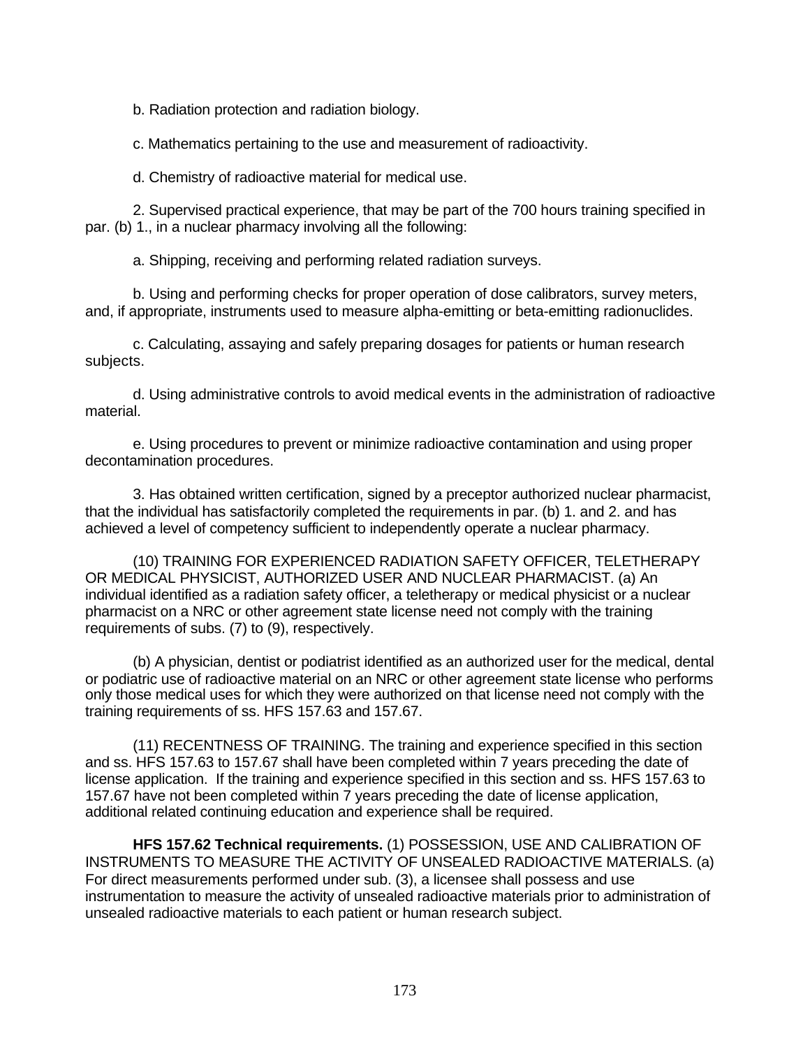b. Radiation protection and radiation biology.

c. Mathematics pertaining to the use and measurement of radioactivity.

d. Chemistry of radioactive material for medical use.

2. Supervised practical experience, that may be part of the 700 hours training specified in par. (b) 1., in a nuclear pharmacy involving all the following:

a. Shipping, receiving and performing related radiation surveys.

b. Using and performing checks for proper operation of dose calibrators, survey meters, and, if appropriate, instruments used to measure alpha-emitting or beta-emitting radionuclides.

c. Calculating, assaying and safely preparing dosages for patients or human research subjects.

d. Using administrative controls to avoid medical events in the administration of radioactive material.

e. Using procedures to prevent or minimize radioactive contamination and using proper decontamination procedures.

3. Has obtained written certification, signed by a preceptor authorized nuclear pharmacist, that the individual has satisfactorily completed the requirements in par. (b) 1. and 2. and has achieved a level of competency sufficient to independently operate a nuclear pharmacy.

(10) TRAINING FOR EXPERIENCED RADIATION SAFETY OFFICER, TELETHERAPY OR MEDICAL PHYSICIST, AUTHORIZED USER AND NUCLEAR PHARMACIST. (a) An individual identified as a radiation safety officer, a teletherapy or medical physicist or a nuclear pharmacist on a NRC or other agreement state license need not comply with the training requirements of subs. (7) to (9), respectively.

(b) A physician, dentist or podiatrist identified as an authorized user for the medical, dental or podiatric use of radioactive material on an NRC or other agreement state license who performs only those medical uses for which they were authorized on that license need not comply with the training requirements of ss. HFS 157.63 and 157.67.

(11) RECENTNESS OF TRAINING. The training and experience specified in this section and ss. HFS 157.63 to 157.67 shall have been completed within 7 years preceding the date of license application. If the training and experience specified in this section and ss. HFS 157.63 to 157.67 have not been completed within 7 years preceding the date of license application, additional related continuing education and experience shall be required.

**HFS 157.62 Technical requirements.** (1) POSSESSION, USE AND CALIBRATION OF INSTRUMENTS TO MEASURE THE ACTIVITY OF UNSEALED RADIOACTIVE MATERIALS. (a) For direct measurements performed under sub. (3), a licensee shall possess and use instrumentation to measure the activity of unsealed radioactive materials prior to administration of unsealed radioactive materials to each patient or human research subject.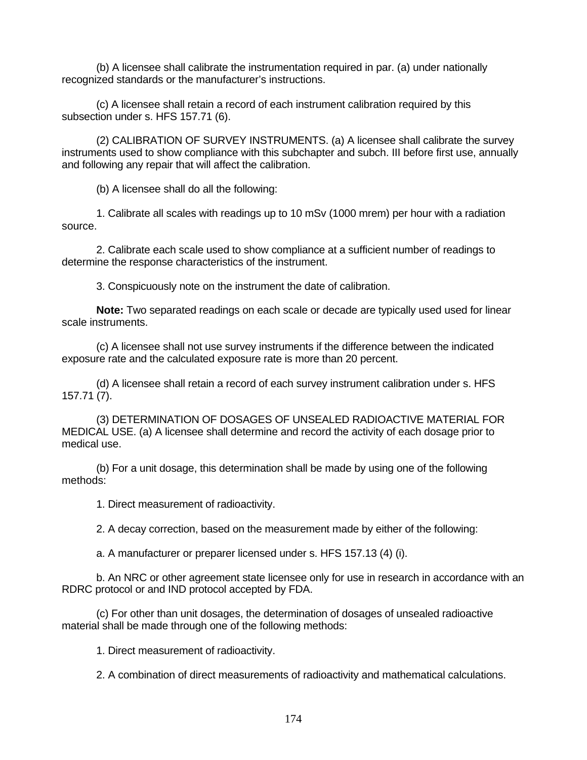(b) A licensee shall calibrate the instrumentation required in par. (a) under nationally recognized standards or the manufacturer's instructions.

(c) A licensee shall retain a record of each instrument calibration required by this subsection under s. HFS 157.71 (6).

(2) CALIBRATION OF SURVEY INSTRUMENTS. (a) A licensee shall calibrate the survey instruments used to show compliance with this subchapter and subch. III before first use, annually and following any repair that will affect the calibration.

(b) A licensee shall do all the following:

1. Calibrate all scales with readings up to 10 mSv (1000 mrem) per hour with a radiation source.

2. Calibrate each scale used to show compliance at a sufficient number of readings to determine the response characteristics of the instrument.

3. Conspicuously note on the instrument the date of calibration.

**Note:** Two separated readings on each scale or decade are typically used used for linear scale instruments.

(c) A licensee shall not use survey instruments if the difference between the indicated exposure rate and the calculated exposure rate is more than 20 percent.

(d) A licensee shall retain a record of each survey instrument calibration under s. HFS 157.71 (7).

(3) DETERMINATION OF DOSAGES OF UNSEALED RADIOACTIVE MATERIAL FOR MEDICAL USE. (a) A licensee shall determine and record the activity of each dosage prior to medical use.

(b) For a unit dosage, this determination shall be made by using one of the following methods:

1. Direct measurement of radioactivity.

2. A decay correction, based on the measurement made by either of the following:

a. A manufacturer or preparer licensed under s. HFS 157.13 (4) (i).

b. An NRC or other agreement state licensee only for use in research in accordance with an RDRC protocol or and IND protocol accepted by FDA.

(c) For other than unit dosages, the determination of dosages of unsealed radioactive material shall be made through one of the following methods:

1. Direct measurement of radioactivity.

2. A combination of direct measurements of radioactivity and mathematical calculations.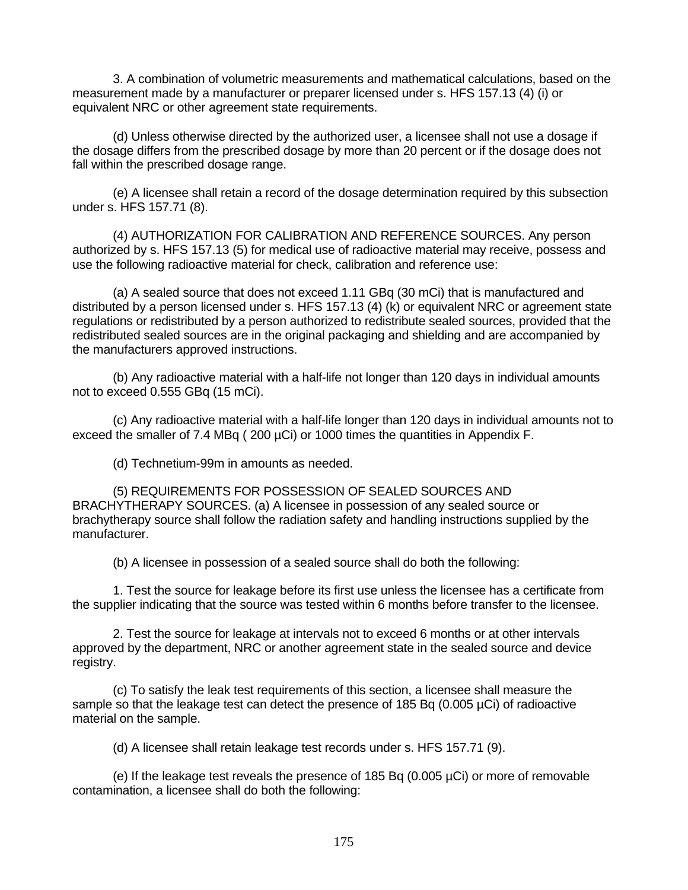3. A combination of volumetric measurements and mathematical calculations, based on the measurement made by a manufacturer or preparer licensed under s. HFS 157.13 (4) (i) or equivalent NRC or other agreement state requirements.

(d) Unless otherwise directed by the authorized user, a licensee shall not use a dosage if the dosage differs from the prescribed dosage by more than 20 percent or if the dosage does not fall within the prescribed dosage range.

(e) A licensee shall retain a record of the dosage determination required by this subsection under s. HFS 157.71 (8).

(4) AUTHORIZATION FOR CALIBRATION AND REFERENCE SOURCES. Any person authorized by s. HFS 157.13 (5) for medical use of radioactive material may receive, possess and use the following radioactive material for check, calibration and reference use:

(a) A sealed source that does not exceed 1.11 GBq (30 mCi) that is manufactured and distributed by a person licensed under s. HFS 157.13 (4) (k) or equivalent NRC or agreement state regulations or redistributed by a person authorized to redistribute sealed sources, provided that the redistributed sealed sources are in the original packaging and shielding and are accompanied by the manufacturers approved instructions.

(b) Any radioactive material with a half-life not longer than 120 days in individual amounts not to exceed 0.555 GBq (15 mCi).

(c) Any radioactive material with a half-life longer than 120 days in individual amounts not to exceed the smaller of 7.4 MBq ( 200 µCi) or 1000 times the quantities in Appendix F.

(d) Technetium-99m in amounts as needed.

(5) REQUIREMENTS FOR POSSESSION OF SEALED SOURCES AND BRACHYTHERAPY SOURCES. (a) A licensee in possession of any sealed source or brachytherapy source shall follow the radiation safety and handling instructions supplied by the manufacturer.

(b) A licensee in possession of a sealed source shall do both the following:

1. Test the source for leakage before its first use unless the licensee has a certificate from the supplier indicating that the source was tested within 6 months before transfer to the licensee.

2. Test the source for leakage at intervals not to exceed 6 months or at other intervals approved by the department, NRC or another agreement state in the sealed source and device registry.

(c) To satisfy the leak test requirements of this section, a licensee shall measure the sample so that the leakage test can detect the presence of 185 Bq (0.005 µCi) of radioactive material on the sample.

(d) A licensee shall retain leakage test records under s. HFS 157.71 (9).

(e) If the leakage test reveals the presence of 185 Bq (0.005 µCi) or more of removable contamination, a licensee shall do both the following: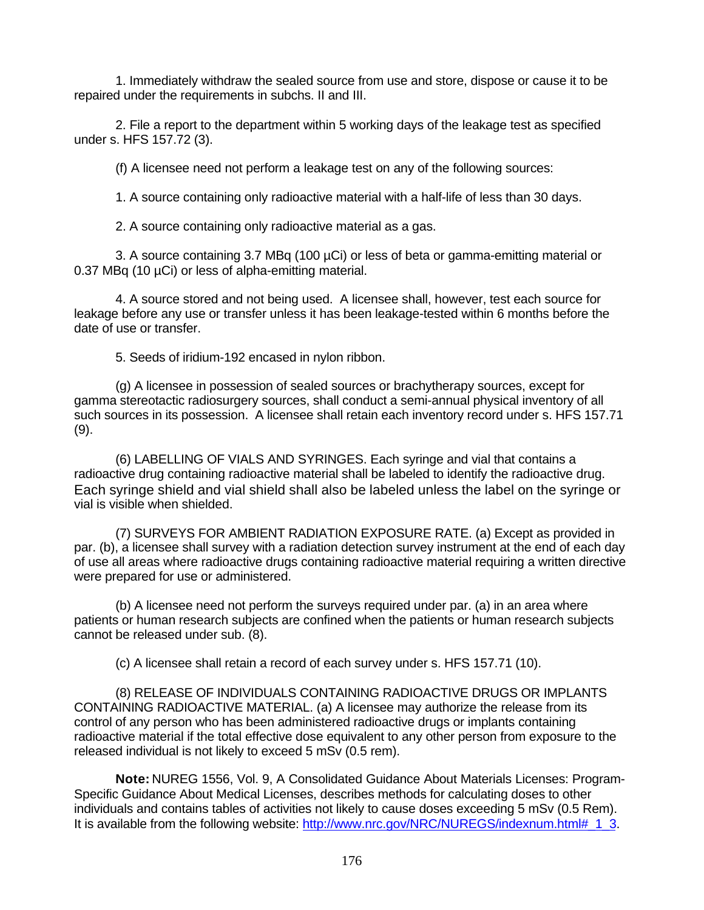1. Immediately withdraw the sealed source from use and store, dispose or cause it to be repaired under the requirements in subchs. II and III.

2. File a report to the department within 5 working days of the leakage test as specified under s. HFS 157.72 (3).

(f) A licensee need not perform a leakage test on any of the following sources:

1. A source containing only radioactive material with a half-life of less than 30 days.

2. A source containing only radioactive material as a gas.

3. A source containing 3.7 MBq (100 µCi) or less of beta or gamma-emitting material or 0.37 MBq (10 µCi) or less of alpha-emitting material.

4. A source stored and not being used. A licensee shall, however, test each source for leakage before any use or transfer unless it has been leakage-tested within 6 months before the date of use or transfer.

5. Seeds of iridium-192 encased in nylon ribbon.

(g) A licensee in possession of sealed sources or brachytherapy sources, except for gamma stereotactic radiosurgery sources, shall conduct a semi-annual physical inventory of all such sources in its possession. A licensee shall retain each inventory record under s. HFS 157.71 (9).

(6) LABELLING OF VIALS AND SYRINGES. Each syringe and vial that contains a radioactive drug containing radioactive material shall be labeled to identify the radioactive drug. Each syringe shield and vial shield shall also be labeled unless the label on the syringe or vial is visible when shielded.

(7) SURVEYS FOR AMBIENT RADIATION EXPOSURE RATE. (a) Except as provided in par. (b), a licensee shall survey with a radiation detection survey instrument at the end of each day of use all areas where radioactive drugs containing radioactive material requiring a written directive were prepared for use or administered.

(b) A licensee need not perform the surveys required under par. (a) in an area where patients or human research subjects are confined when the patients or human research subjects cannot be released under sub. (8).

(c) A licensee shall retain a record of each survey under s. HFS 157.71 (10).

(8) RELEASE OF INDIVIDUALS CONTAINING RADIOACTIVE DRUGS OR IMPLANTS CONTAINING RADIOACTIVE MATERIAL. (a) A licensee may authorize the release from its control of any person who has been administered radioactive drugs or implants containing radioactive material if the total effective dose equivalent to any other person from exposure to the released individual is not likely to exceed 5 mSv (0.5 rem).

**Note:** NUREG 1556, Vol. 9, A Consolidated Guidance About Materials Licenses: Program-Specific Guidance About Medical Licenses, describes methods for calculating doses to other individuals and contains tables of activities not likely to cause doses exceeding 5 mSv (0.5 Rem). It is available from the following website: http://www.nrc.gov/NRC/NUREGS/indexnum.html#_1_3.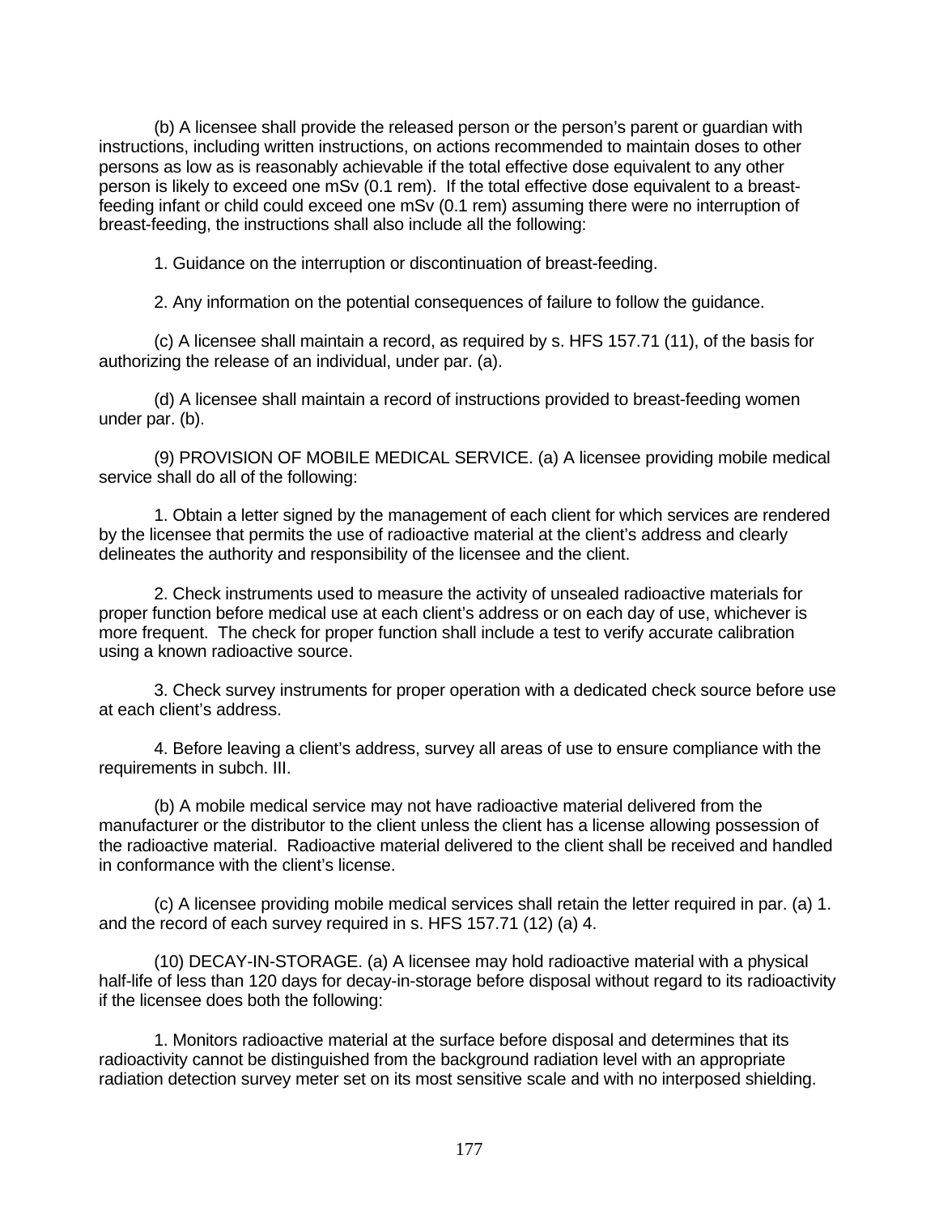(b) A licensee shall provide the released person or the person's parent or guardian with instructions, including written instructions, on actions recommended to maintain doses to other persons as low as is reasonably achievable if the total effective dose equivalent to any other person is likely to exceed one mSv (0.1 rem). If the total effective dose equivalent to a breast-feeding infant or child could exceed one mSv (0.1 rem) assuming there were no interruption of breast-feeding, the instructions shall also include all the following:

1. Guidance on the interruption or discontinuation of breast-feeding.

2. Any information on the potential consequences of failure to follow the guidance.

(c) A licensee shall maintain a record, as required by s. HFS 157.71 (11), of the basis for authorizing the release of an individual, under par. (a).

(d) A licensee shall maintain a record of instructions provided to breast-feeding women under par. (b).

(9) PROVISION OF MOBILE MEDICAL SERVICE. (a) A licensee providing mobile medical service shall do all of the following:

1. Obtain a letter signed by the management of each client for which services are rendered by the licensee that permits the use of radioactive material at the client's address and clearly delineates the authority and responsibility of the licensee and the client.

2. Check instruments used to measure the activity of unsealed radioactive materials for proper function before medical use at each client's address or on each day of use, whichever is more frequent. The check for proper function shall include a test to verify accurate calibration using a known radioactive source.

3. Check survey instruments for proper operation with a dedicated check source before use at each client's address.

4. Before leaving a client's address, survey all areas of use to ensure compliance with the requirements in subch. III.

(b) A mobile medical service may not have radioactive material delivered from the manufacturer or the distributor to the client unless the client has a license allowing possession of the radioactive material. Radioactive material delivered to the client shall be received and handled in conformance with the client's license.

(c) A licensee providing mobile medical services shall retain the letter required in par. (a) 1. and the record of each survey required in s. HFS 157.71 (12) (a) 4.

(10) DECAY-IN-STORAGE. (a) A licensee may hold radioactive material with a physical half-life of less than 120 days for decay-in-storage before disposal without regard to its radioactivity if the licensee does both the following:

1. Monitors radioactive material at the surface before disposal and determines that its radioactivity cannot be distinguished from the background radiation level with an appropriate radiation detection survey meter set on its most sensitive scale and with no interposed shielding.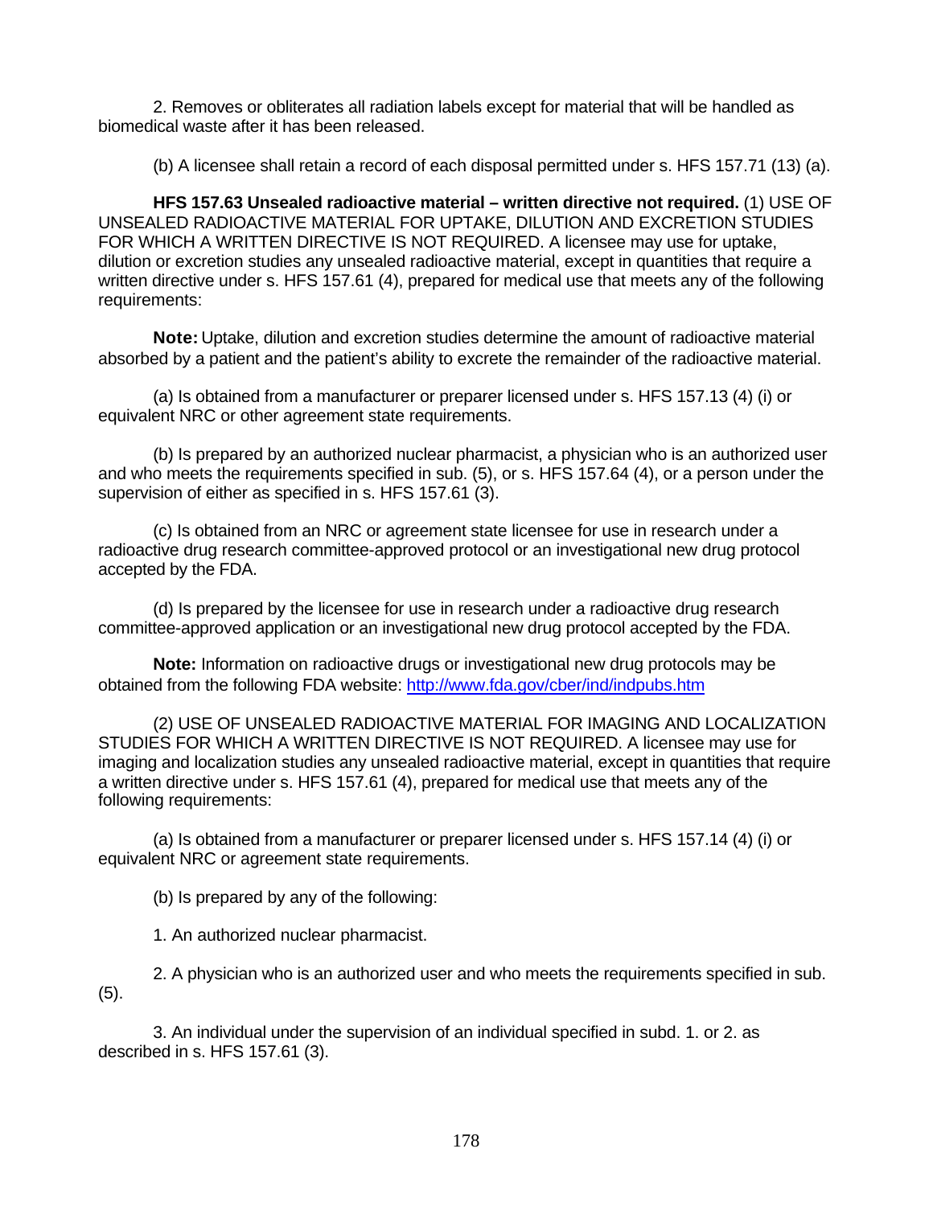2. Removes or obliterates all radiation labels except for material that will be handled as biomedical waste after it has been released.

(b) A licensee shall retain a record of each disposal permitted under s. HFS 157.71 (13) (a).

**HFS 157.63 Unsealed radioactive material – written directive not required.** (1) USE OF UNSEALED RADIOACTIVE MATERIAL FOR UPTAKE, DILUTION AND EXCRETION STUDIES FOR WHICH A WRITTEN DIRECTIVE IS NOT REQUIRED. A licensee may use for uptake, dilution or excretion studies any unsealed radioactive material, except in quantities that require a written directive under s. HFS 157.61 (4), prepared for medical use that meets any of the following requirements:

**Note:** Uptake, dilution and excretion studies determine the amount of radioactive material absorbed by a patient and the patient's ability to excrete the remainder of the radioactive material.

(a) Is obtained from a manufacturer or preparer licensed under s. HFS 157.13 (4) (i) or equivalent NRC or other agreement state requirements.

(b) Is prepared by an authorized nuclear pharmacist, a physician who is an authorized user and who meets the requirements specified in sub. (5), or s. HFS 157.64 (4), or a person under the supervision of either as specified in s. HFS 157.61 (3).

(c) Is obtained from an NRC or agreement state licensee for use in research under a radioactive drug research committee-approved protocol or an investigational new drug protocol accepted by the FDA.

(d) Is prepared by the licensee for use in research under a radioactive drug research committee-approved application or an investigational new drug protocol accepted by the FDA.

**Note:** Information on radioactive drugs or investigational new drug protocols may be obtained from the following FDA website: http://www.fda.gov/cber/ind/indpubs.htm

(2) USE OF UNSEALED RADIOACTIVE MATERIAL FOR IMAGING AND LOCALIZATION STUDIES FOR WHICH A WRITTEN DIRECTIVE IS NOT REQUIRED. A licensee may use for imaging and localization studies any unsealed radioactive material, except in quantities that require a written directive under s. HFS 157.61 (4), prepared for medical use that meets any of the following requirements:

(a) Is obtained from a manufacturer or preparer licensed under s. HFS 157.14 (4) (i) or equivalent NRC or agreement state requirements.

(b) Is prepared by any of the following:

1. An authorized nuclear pharmacist.

2. A physician who is an authorized user and who meets the requirements specified in sub. (5).

3. An individual under the supervision of an individual specified in subd. 1. or 2. as described in s. HFS 157.61 (3).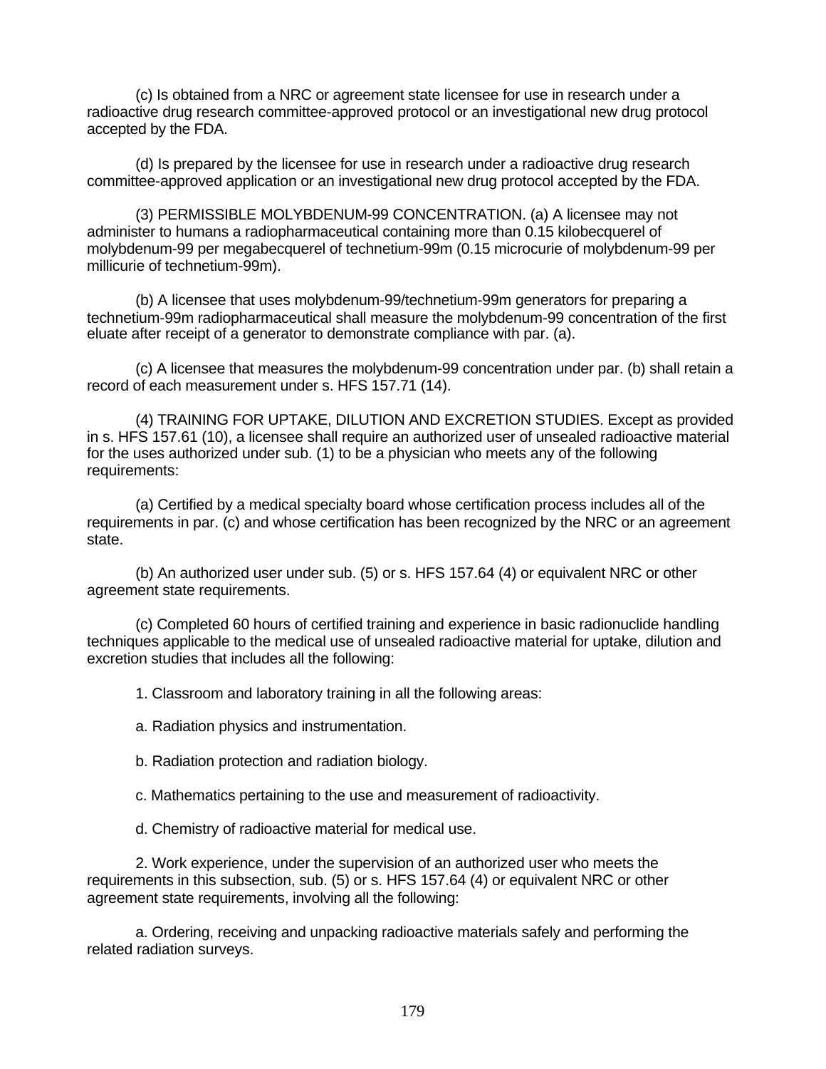(c) Is obtained from a NRC or agreement state licensee for use in research under a radioactive drug research committee-approved protocol or an investigational new drug protocol accepted by the FDA.

(d) Is prepared by the licensee for use in research under a radioactive drug research committee-approved application or an investigational new drug protocol accepted by the FDA.

(3) PERMISSIBLE MOLYBDENUM-99 CONCENTRATION. (a) A licensee may not administer to humans a radiopharmaceutical containing more than 0.15 kilobecquerel of molybdenum-99 per megabecquerel of technetium-99m (0.15 microcurie of molybdenum-99 per millicurie of technetium-99m).

(b) A licensee that uses molybdenum-99/technetium-99m generators for preparing a technetium-99m radiopharmaceutical shall measure the molybdenum-99 concentration of the first eluate after receipt of a generator to demonstrate compliance with par. (a).

(c) A licensee that measures the molybdenum-99 concentration under par. (b) shall retain a record of each measurement under s. HFS 157.71 (14).

(4) TRAINING FOR UPTAKE, DILUTION AND EXCRETION STUDIES. Except as provided in s. HFS 157.61 (10), a licensee shall require an authorized user of unsealed radioactive material for the uses authorized under sub. (1) to be a physician who meets any of the following requirements:

(a) Certified by a medical specialty board whose certification process includes all of the requirements in par. (c) and whose certification has been recognized by the NRC or an agreement state.

(b) An authorized user under sub. (5) or s. HFS 157.64 (4) or equivalent NRC or other agreement state requirements.

(c) Completed 60 hours of certified training and experience in basic radionuclide handling techniques applicable to the medical use of unsealed radioactive material for uptake, dilution and excretion studies that includes all the following:

1. Classroom and laboratory training in all the following areas:

a. Radiation physics and instrumentation.

b. Radiation protection and radiation biology.

c. Mathematics pertaining to the use and measurement of radioactivity.

d. Chemistry of radioactive material for medical use.

2. Work experience, under the supervision of an authorized user who meets the requirements in this subsection, sub. (5) or s. HFS 157.64 (4) or equivalent NRC or other agreement state requirements, involving all the following:

a. Ordering, receiving and unpacking radioactive materials safely and performing the related radiation surveys.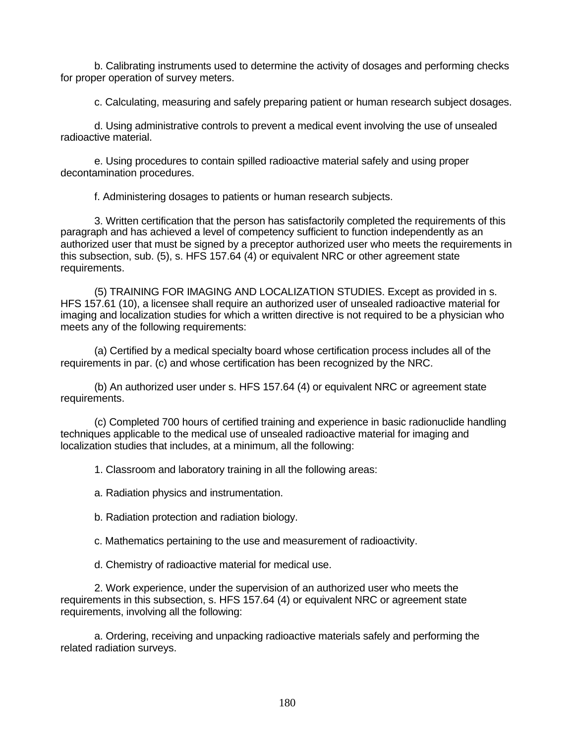b. Calibrating instruments used to determine the activity of dosages and performing checks for proper operation of survey meters.

c. Calculating, measuring and safely preparing patient or human research subject dosages.

d. Using administrative controls to prevent a medical event involving the use of unsealed radioactive material.

e. Using procedures to contain spilled radioactive material safely and using proper decontamination procedures.

f. Administering dosages to patients or human research subjects.

3. Written certification that the person has satisfactorily completed the requirements of this paragraph and has achieved a level of competency sufficient to function independently as an authorized user that must be signed by a preceptor authorized user who meets the requirements in this subsection, sub. (5), s. HFS 157.64 (4) or equivalent NRC or other agreement state requirements.

(5) TRAINING FOR IMAGING AND LOCALIZATION STUDIES. Except as provided in s. HFS 157.61 (10), a licensee shall require an authorized user of unsealed radioactive material for imaging and localization studies for which a written directive is not required to be a physician who meets any of the following requirements:

(a) Certified by a medical specialty board whose certification process includes all of the requirements in par. (c) and whose certification has been recognized by the NRC.

(b) An authorized user under s. HFS 157.64 (4) or equivalent NRC or agreement state requirements.

(c) Completed 700 hours of certified training and experience in basic radionuclide handling techniques applicable to the medical use of unsealed radioactive material for imaging and localization studies that includes, at a minimum, all the following:

1. Classroom and laboratory training in all the following areas:

a. Radiation physics and instrumentation.

b. Radiation protection and radiation biology.

c. Mathematics pertaining to the use and measurement of radioactivity.

d. Chemistry of radioactive material for medical use.

2. Work experience, under the supervision of an authorized user who meets the requirements in this subsection, s. HFS 157.64 (4) or equivalent NRC or agreement state requirements, involving all the following:

a. Ordering, receiving and unpacking radioactive materials safely and performing the related radiation surveys.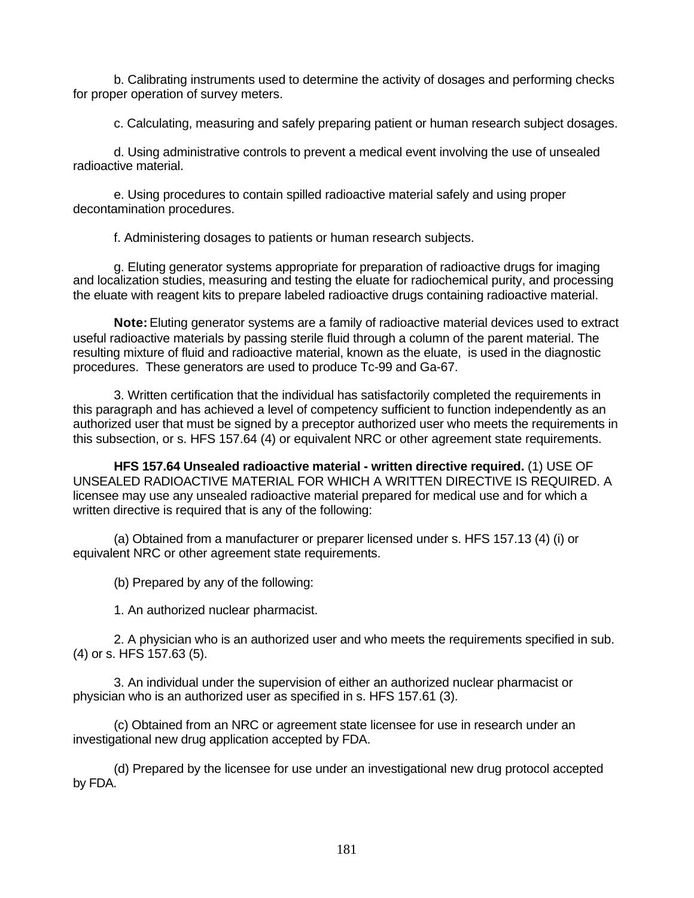b. Calibrating instruments used to determine the activity of dosages and performing checks for proper operation of survey meters.

c. Calculating, measuring and safely preparing patient or human research subject dosages.

d. Using administrative controls to prevent a medical event involving the use of unsealed radioactive material.

e. Using procedures to contain spilled radioactive material safely and using proper decontamination procedures.

f. Administering dosages to patients or human research subjects.

g. Eluting generator systems appropriate for preparation of radioactive drugs for imaging and localization studies, measuring and testing the eluate for radiochemical purity, and processing the eluate with reagent kits to prepare labeled radioactive drugs containing radioactive material.

**Note:** Eluting generator systems are a family of radioactive material devices used to extract useful radioactive materials by passing sterile fluid through a column of the parent material. The resulting mixture of fluid and radioactive material, known as the eluate, is used in the diagnostic procedures. These generators are used to produce Tc-99 and Ga-67.

3. Written certification that the individual has satisfactorily completed the requirements in this paragraph and has achieved a level of competency sufficient to function independently as an authorized user that must be signed by a preceptor authorized user who meets the requirements in this subsection, or s. HFS 157.64 (4) or equivalent NRC or other agreement state requirements.

**HFS 157.64 Unsealed radioactive material - written directive required.** (1) USE OF UNSEALED RADIOACTIVE MATERIAL FOR WHICH A WRITTEN DIRECTIVE IS REQUIRED. A licensee may use any unsealed radioactive material prepared for medical use and for which a written directive is required that is any of the following:

(a) Obtained from a manufacturer or preparer licensed under s. HFS 157.13 (4) (i) or equivalent NRC or other agreement state requirements.

(b) Prepared by any of the following:

1. An authorized nuclear pharmacist.

2. A physician who is an authorized user and who meets the requirements specified in sub. (4) or s. HFS 157.63 (5).

3. An individual under the supervision of either an authorized nuclear pharmacist or physician who is an authorized user as specified in s. HFS 157.61 (3).

(c) Obtained from an NRC or agreement state licensee for use in research under an investigational new drug application accepted by FDA.

(d) Prepared by the licensee for use under an investigational new drug protocol accepted by FDA.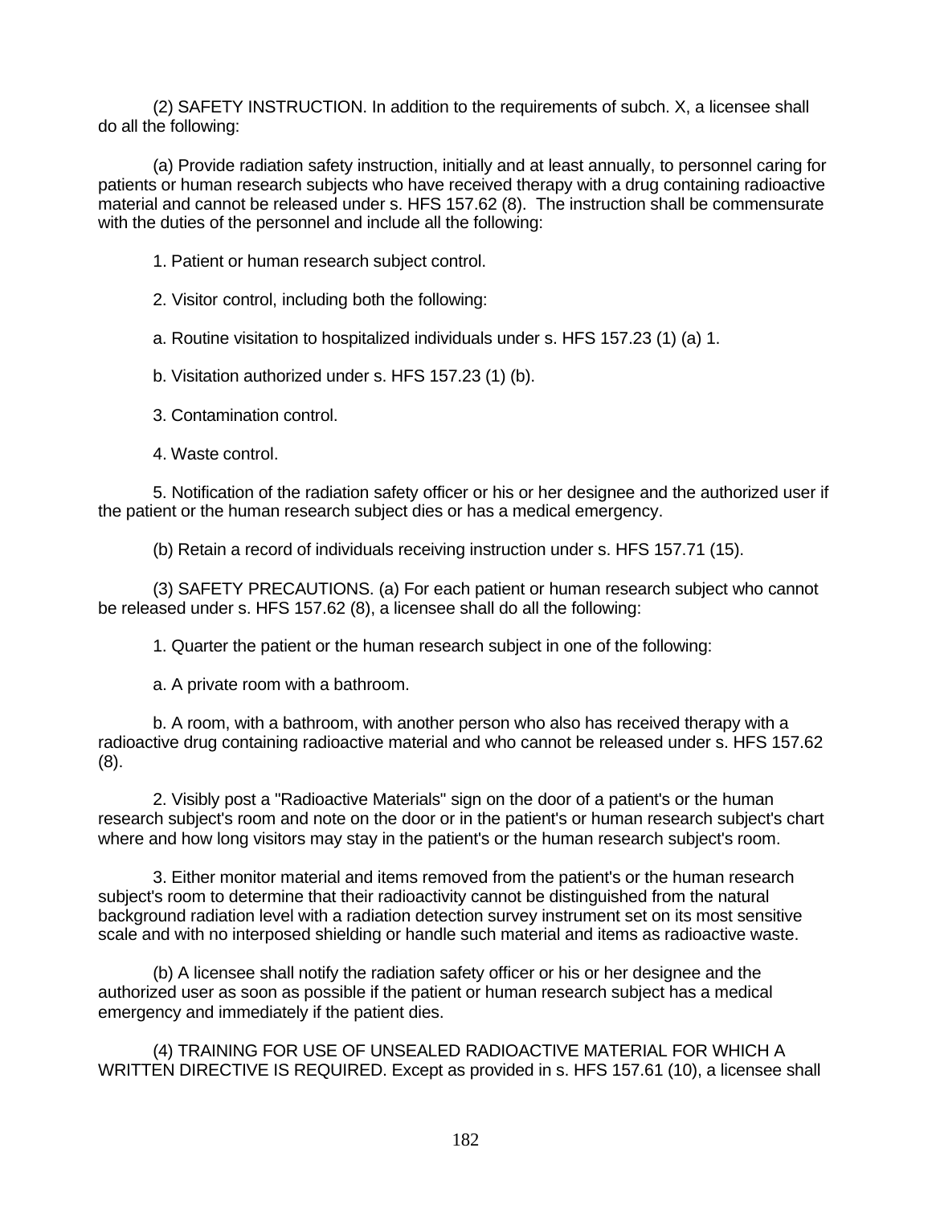(2) SAFETY INSTRUCTION. In addition to the requirements of subch. X, a licensee shall do all the following:

(a) Provide radiation safety instruction, initially and at least annually, to personnel caring for patients or human research subjects who have received therapy with a drug containing radioactive material and cannot be released under s. HFS 157.62 (8). The instruction shall be commensurate with the duties of the personnel and include all the following:

1. Patient or human research subject control.

2. Visitor control, including both the following:

a. Routine visitation to hospitalized individuals under s. HFS 157.23 (1) (a) 1.

b. Visitation authorized under s. HFS 157.23 (1) (b).

3. Contamination control.

4. Waste control.

5. Notification of the radiation safety officer or his or her designee and the authorized user if the patient or the human research subject dies or has a medical emergency.

(b) Retain a record of individuals receiving instruction under s. HFS 157.71 (15).

(3) SAFETY PRECAUTIONS. (a) For each patient or human research subject who cannot be released under s. HFS 157.62 (8), a licensee shall do all the following:

1. Quarter the patient or the human research subject in one of the following:

a. A private room with a bathroom.

b. A room, with a bathroom, with another person who also has received therapy with a radioactive drug containing radioactive material and who cannot be released under s. HFS 157.62 (8).

2. Visibly post a "Radioactive Materials" sign on the door of a patient's or the human research subject's room and note on the door or in the patient's or human research subject's chart where and how long visitors may stay in the patient's or the human research subject's room.

3. Either monitor material and items removed from the patient's or the human research subject's room to determine that their radioactivity cannot be distinguished from the natural background radiation level with a radiation detection survey instrument set on its most sensitive scale and with no interposed shielding or handle such material and items as radioactive waste.

(b) A licensee shall notify the radiation safety officer or his or her designee and the authorized user as soon as possible if the patient or human research subject has a medical emergency and immediately if the patient dies.

(4) TRAINING FOR USE OF UNSEALED RADIOACTIVE MATERIAL FOR WHICH A WRITTEN DIRECTIVE IS REQUIRED. Except as provided in s. HFS 157.61 (10), a licensee shall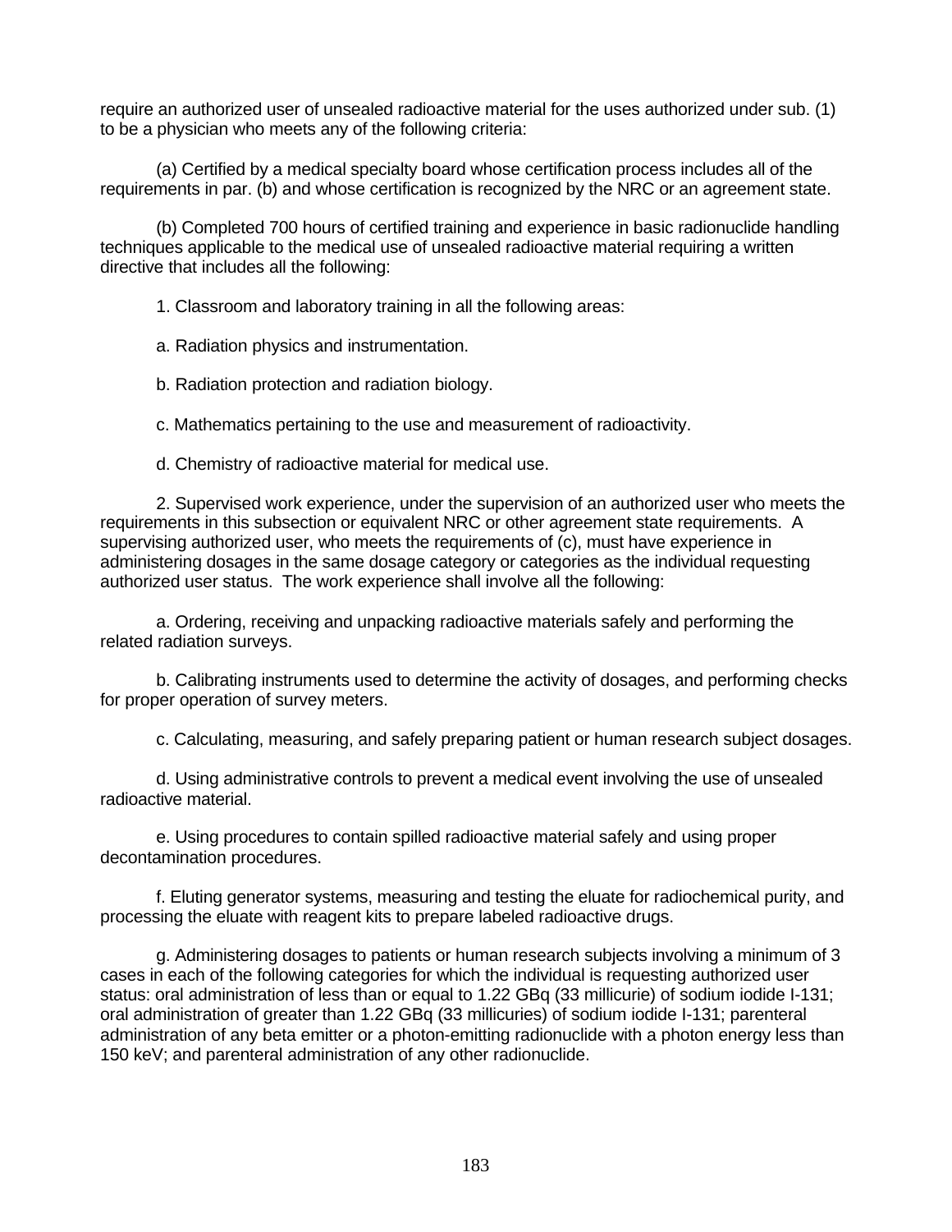require an authorized user of unsealed radioactive material for the uses authorized under sub. (1) to be a physician who meets any of the following criteria:

(a) Certified by a medical specialty board whose certification process includes all of the requirements in par. (b) and whose certification is recognized by the NRC or an agreement state.

(b) Completed 700 hours of certified training and experience in basic radionuclide handling techniques applicable to the medical use of unsealed radioactive material requiring a written directive that includes all the following:

1. Classroom and laboratory training in all the following areas:

a. Radiation physics and instrumentation.

b. Radiation protection and radiation biology.

c. Mathematics pertaining to the use and measurement of radioactivity.

d. Chemistry of radioactive material for medical use.

2. Supervised work experience, under the supervision of an authorized user who meets the requirements in this subsection or equivalent NRC or other agreement state requirements. A supervising authorized user, who meets the requirements of (c), must have experience in administering dosages in the same dosage category or categories as the individual requesting authorized user status. The work experience shall involve all the following:

a. Ordering, receiving and unpacking radioactive materials safely and performing the related radiation surveys.

b. Calibrating instruments used to determine the activity of dosages, and performing checks for proper operation of survey meters.

c. Calculating, measuring, and safely preparing patient or human research subject dosages.

d. Using administrative controls to prevent a medical event involving the use of unsealed radioactive material.

e. Using procedures to contain spilled radioactive material safely and using proper decontamination procedures.

f. Eluting generator systems, measuring and testing the eluate for radiochemical purity, and processing the eluate with reagent kits to prepare labeled radioactive drugs.

g. Administering dosages to patients or human research subjects involving a minimum of 3 cases in each of the following categories for which the individual is requesting authorized user status: oral administration of less than or equal to 1.22 GBq (33 millicurie) of sodium iodide I-131; oral administration of greater than 1.22 GBq (33 millicuries) of sodium iodide I-131; parenteral administration of any beta emitter or a photon-emitting radionuclide with a photon energy less than 150 keV; and parenteral administration of any other radionuclide.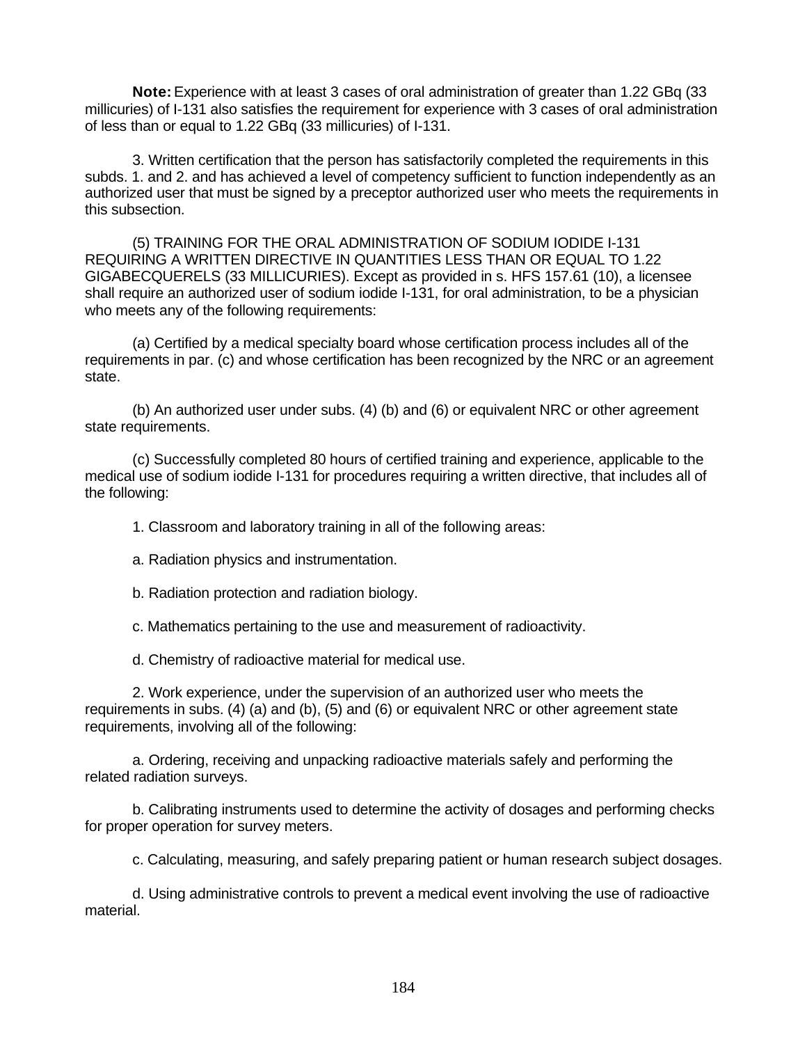**Note:** Experience with at least 3 cases of oral administration of greater than 1.22 GBq (33 millicuries) of I-131 also satisfies the requirement for experience with 3 cases of oral administration of less than or equal to 1.22 GBq (33 millicuries) of I-131.

3. Written certification that the person has satisfactorily completed the requirements in this subds. 1. and 2. and has achieved a level of competency sufficient to function independently as an authorized user that must be signed by a preceptor authorized user who meets the requirements in this subsection.

(5) TRAINING FOR THE ORAL ADMINISTRATION OF SODIUM IODIDE I-131 REQUIRING A WRITTEN DIRECTIVE IN QUANTITIES LESS THAN OR EQUAL TO 1.22 GIGABECQUERELS (33 MILLICURIES). Except as provided in s. HFS 157.61 (10), a licensee shall require an authorized user of sodium iodide I-131, for oral administration, to be a physician who meets any of the following requirements:

(a) Certified by a medical specialty board whose certification process includes all of the requirements in par. (c) and whose certification has been recognized by the NRC or an agreement state.

(b) An authorized user under subs. (4) (b) and (6) or equivalent NRC or other agreement state requirements.

(c) Successfully completed 80 hours of certified training and experience, applicable to the medical use of sodium iodide I-131 for procedures requiring a written directive, that includes all of the following:

1. Classroom and laboratory training in all of the following areas:

a. Radiation physics and instrumentation.

b. Radiation protection and radiation biology.

c. Mathematics pertaining to the use and measurement of radioactivity.

d. Chemistry of radioactive material for medical use.

2. Work experience, under the supervision of an authorized user who meets the requirements in subs. (4) (a) and (b), (5) and (6) or equivalent NRC or other agreement state requirements, involving all of the following:

a. Ordering, receiving and unpacking radioactive materials safely and performing the related radiation surveys.

b. Calibrating instruments used to determine the activity of dosages and performing checks for proper operation for survey meters.

c. Calculating, measuring, and safely preparing patient or human research subject dosages.

d. Using administrative controls to prevent a medical event involving the use of radioactive material.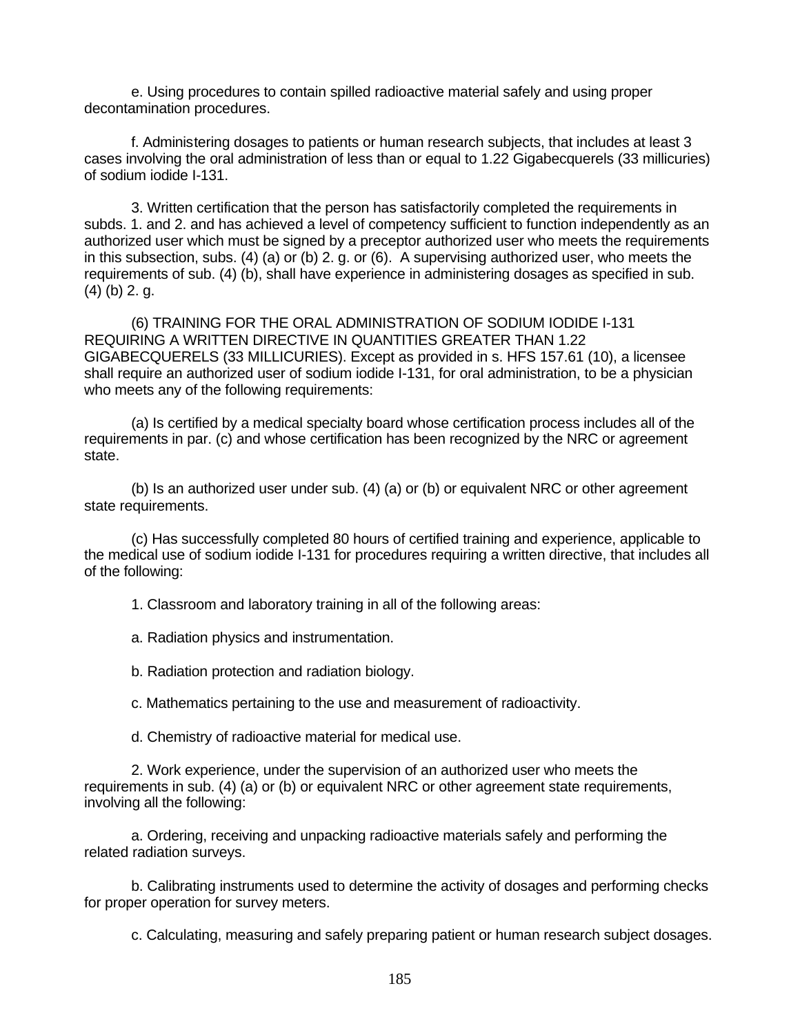e. Using procedures to contain spilled radioactive material safely and using proper decontamination procedures.

f. Administering dosages to patients or human research subjects, that includes at least 3 cases involving the oral administration of less than or equal to 1.22 Gigabecquerels (33 millicuries) of sodium iodide I-131.

3. Written certification that the person has satisfactorily completed the requirements in subds. 1. and 2. and has achieved a level of competency sufficient to function independently as an authorized user which must be signed by a preceptor authorized user who meets the requirements in this subsection, subs. (4) (a) or (b) 2. g. or (6). A supervising authorized user, who meets the requirements of sub. (4) (b), shall have experience in administering dosages as specified in sub. (4) (b) 2. g.

(6) TRAINING FOR THE ORAL ADMINISTRATION OF SODIUM IODIDE I-131 REQUIRING A WRITTEN DIRECTIVE IN QUANTITIES GREATER THAN 1.22 GIGABECQUERELS (33 MILLICURIES). Except as provided in s. HFS 157.61 (10), a licensee shall require an authorized user of sodium iodide I-131, for oral administration, to be a physician who meets any of the following requirements:

(a) Is certified by a medical specialty board whose certification process includes all of the requirements in par. (c) and whose certification has been recognized by the NRC or agreement state.

(b) Is an authorized user under sub. (4) (a) or (b) or equivalent NRC or other agreement state requirements.

(c) Has successfully completed 80 hours of certified training and experience, applicable to the medical use of sodium iodide I-131 for procedures requiring a written directive, that includes all of the following:

1. Classroom and laboratory training in all of the following areas:

a. Radiation physics and instrumentation.

b. Radiation protection and radiation biology.

c. Mathematics pertaining to the use and measurement of radioactivity.

d. Chemistry of radioactive material for medical use.

2. Work experience, under the supervision of an authorized user who meets the requirements in sub. (4) (a) or (b) or equivalent NRC or other agreement state requirements, involving all the following:

a. Ordering, receiving and unpacking radioactive materials safely and performing the related radiation surveys.

b. Calibrating instruments used to determine the activity of dosages and performing checks for proper operation for survey meters.

c. Calculating, measuring and safely preparing patient or human research subject dosages.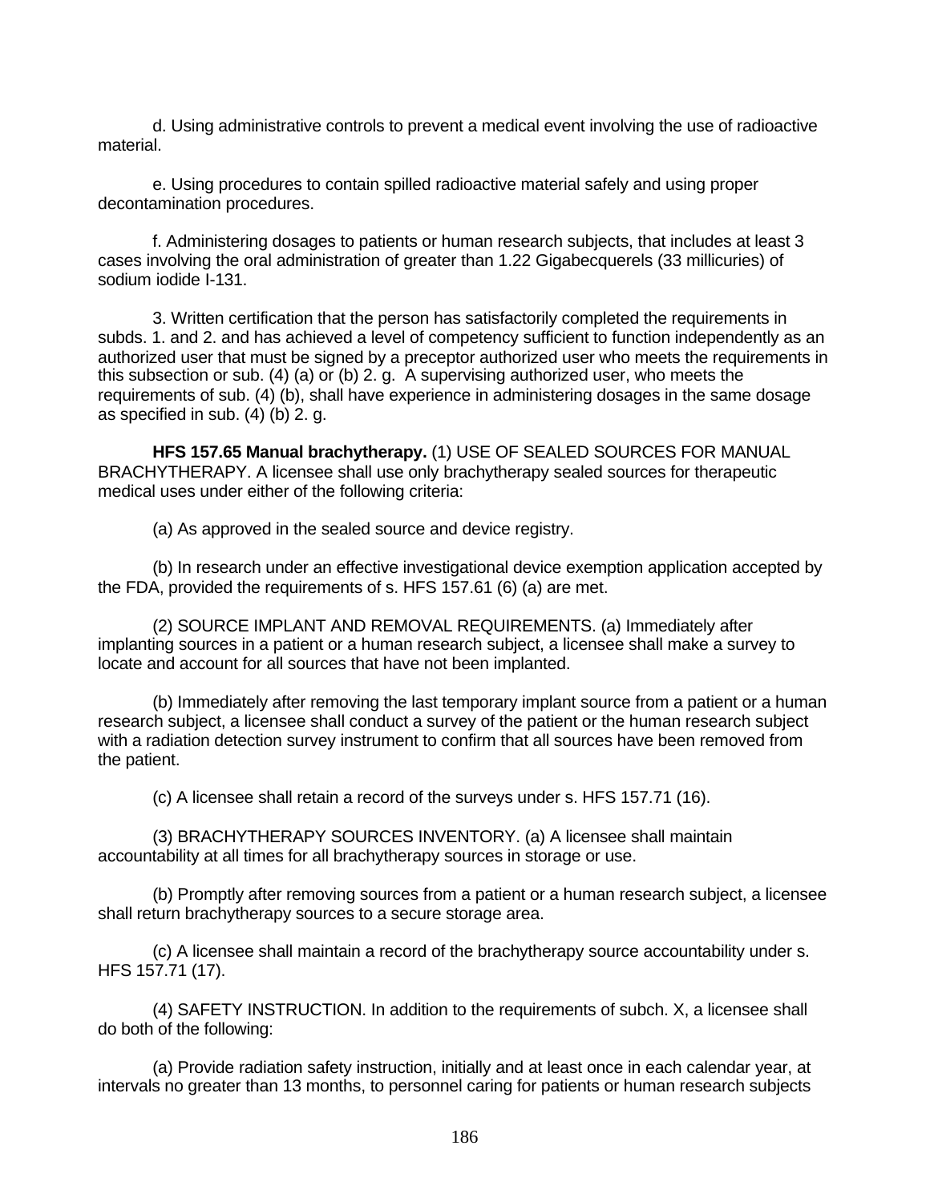d. Using administrative controls to prevent a medical event involving the use of radioactive material.

e. Using procedures to contain spilled radioactive material safely and using proper decontamination procedures.

f. Administering dosages to patients or human research subjects, that includes at least 3 cases involving the oral administration of greater than 1.22 Gigabecquerels (33 millicuries) of sodium iodide I-131.

3. Written certification that the person has satisfactorily completed the requirements in subds. 1. and 2. and has achieved a level of competency sufficient to function independently as an authorized user that must be signed by a preceptor authorized user who meets the requirements in this subsection or sub. (4) (a) or (b) 2. g. A supervising authorized user, who meets the requirements of sub. (4) (b), shall have experience in administering dosages in the same dosage as specified in sub. (4) (b) 2. g.

**HFS 157.65 Manual brachytherapy.** (1) USE OF SEALED SOURCES FOR MANUAL BRACHYTHERAPY. A licensee shall use only brachytherapy sealed sources for therapeutic medical uses under either of the following criteria:

(a) As approved in the sealed source and device registry.

(b) In research under an effective investigational device exemption application accepted by the FDA, provided the requirements of s. HFS 157.61 (6) (a) are met.

(2) SOURCE IMPLANT AND REMOVAL REQUIREMENTS. (a) Immediately after implanting sources in a patient or a human research subject, a licensee shall make a survey to locate and account for all sources that have not been implanted.

(b) Immediately after removing the last temporary implant source from a patient or a human research subject, a licensee shall conduct a survey of the patient or the human research subject with a radiation detection survey instrument to confirm that all sources have been removed from the patient.

(c) A licensee shall retain a record of the surveys under s. HFS 157.71 (16).

(3) BRACHYTHERAPY SOURCES INVENTORY. (a) A licensee shall maintain accountability at all times for all brachytherapy sources in storage or use.

(b) Promptly after removing sources from a patient or a human research subject, a licensee shall return brachytherapy sources to a secure storage area.

(c) A licensee shall maintain a record of the brachytherapy source accountability under s. HFS 157.71 (17).

(4) SAFETY INSTRUCTION. In addition to the requirements of subch. X, a licensee shall do both of the following:

(a) Provide radiation safety instruction, initially and at least once in each calendar year, at intervals no greater than 13 months, to personnel caring for patients or human research subjects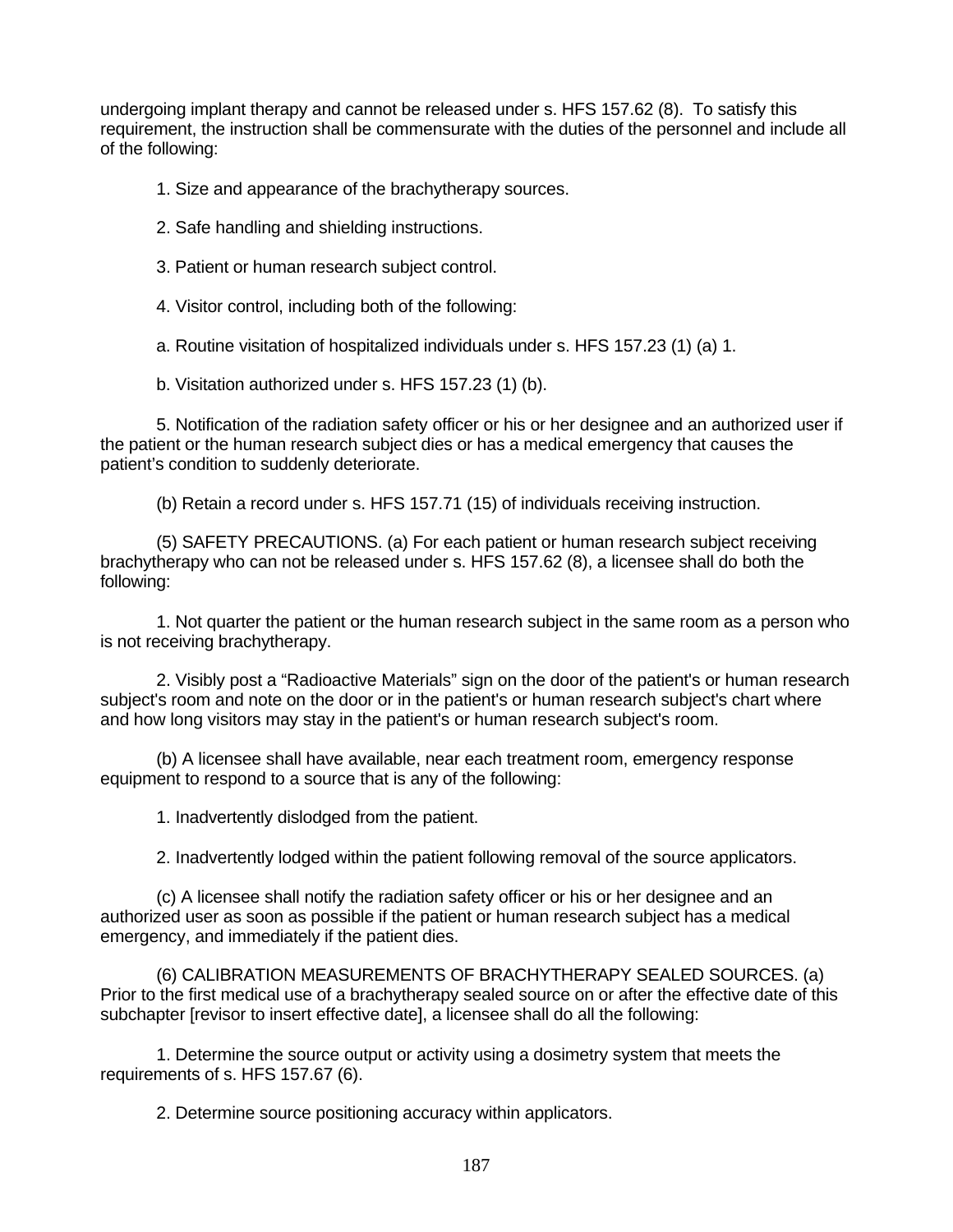undergoing implant therapy and cannot be released under s. HFS 157.62 (8). To satisfy this requirement, the instruction shall be commensurate with the duties of the personnel and include all of the following:

1. Size and appearance of the brachytherapy sources.

2. Safe handling and shielding instructions.

3. Patient or human research subject control.

4. Visitor control, including both of the following:

a. Routine visitation of hospitalized individuals under s. HFS 157.23 (1) (a) 1.

b. Visitation authorized under s. HFS 157.23 (1) (b).

5. Notification of the radiation safety officer or his or her designee and an authorized user if the patient or the human research subject dies or has a medical emergency that causes the patient's condition to suddenly deteriorate.

(b) Retain a record under s. HFS 157.71 (15) of individuals receiving instruction.

(5) SAFETY PRECAUTIONS. (a) For each patient or human research subject receiving brachytherapy who can not be released under s. HFS 157.62 (8), a licensee shall do both the following:

1. Not quarter the patient or the human research subject in the same room as a person who is not receiving brachytherapy.

2. Visibly post a "Radioactive Materials" sign on the door of the patient's or human research subject's room and note on the door or in the patient's or human research subject's chart where and how long visitors may stay in the patient's or human research subject's room.

(b) A licensee shall have available, near each treatment room, emergency response equipment to respond to a source that is any of the following:

1. Inadvertently dislodged from the patient.

2. Inadvertently lodged within the patient following removal of the source applicators.

(c) A licensee shall notify the radiation safety officer or his or her designee and an authorized user as soon as possible if the patient or human research subject has a medical emergency, and immediately if the patient dies.

(6) CALIBRATION MEASUREMENTS OF BRACHYTHERAPY SEALED SOURCES. (a) Prior to the first medical use of a brachytherapy sealed source on or after the effective date of this subchapter [revisor to insert effective date], a licensee shall do all the following:

1. Determine the source output or activity using a dosimetry system that meets the requirements of s. HFS 157.67 (6).

2. Determine source positioning accuracy within applicators.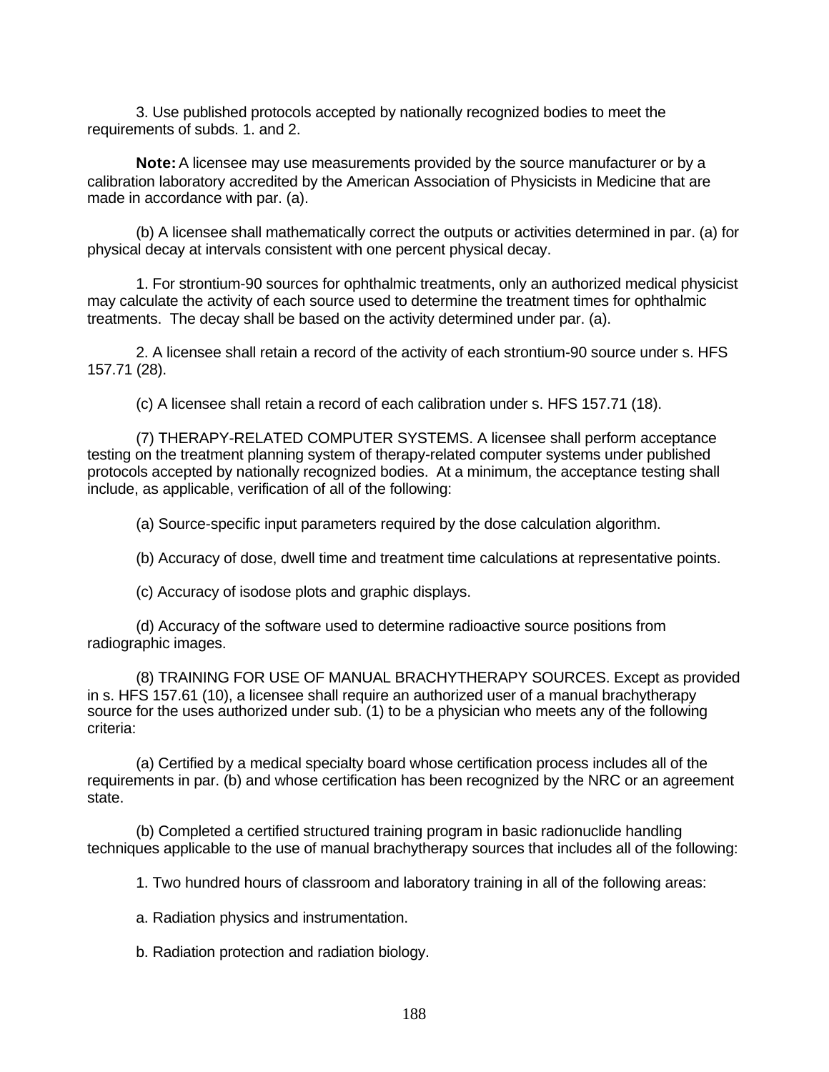3. Use published protocols accepted by nationally recognized bodies to meet the requirements of subds. 1. and 2.

**Note:** A licensee may use measurements provided by the source manufacturer or by a calibration laboratory accredited by the American Association of Physicists in Medicine that are made in accordance with par. (a).

(b) A licensee shall mathematically correct the outputs or activities determined in par. (a) for physical decay at intervals consistent with one percent physical decay.

1. For strontium-90 sources for ophthalmic treatments, only an authorized medical physicist may calculate the activity of each source used to determine the treatment times for ophthalmic treatments. The decay shall be based on the activity determined under par. (a).

2. A licensee shall retain a record of the activity of each strontium-90 source under s. HFS 157.71 (28).

(c) A licensee shall retain a record of each calibration under s. HFS 157.71 (18).

(7) THERAPY-RELATED COMPUTER SYSTEMS. A licensee shall perform acceptance testing on the treatment planning system of therapy-related computer systems under published protocols accepted by nationally recognized bodies. At a minimum, the acceptance testing shall include, as applicable, verification of all of the following:

(a) Source-specific input parameters required by the dose calculation algorithm.

(b) Accuracy of dose, dwell time and treatment time calculations at representative points.

(c) Accuracy of isodose plots and graphic displays.

(d) Accuracy of the software used to determine radioactive source positions from radiographic images.

(8) TRAINING FOR USE OF MANUAL BRACHYTHERAPY SOURCES. Except as provided in s. HFS 157.61 (10), a licensee shall require an authorized user of a manual brachytherapy source for the uses authorized under sub. (1) to be a physician who meets any of the following criteria:

(a) Certified by a medical specialty board whose certification process includes all of the requirements in par. (b) and whose certification has been recognized by the NRC or an agreement state.

(b) Completed a certified structured training program in basic radionuclide handling techniques applicable to the use of manual brachytherapy sources that includes all of the following:

1. Two hundred hours of classroom and laboratory training in all of the following areas:

a. Radiation physics and instrumentation.

b. Radiation protection and radiation biology.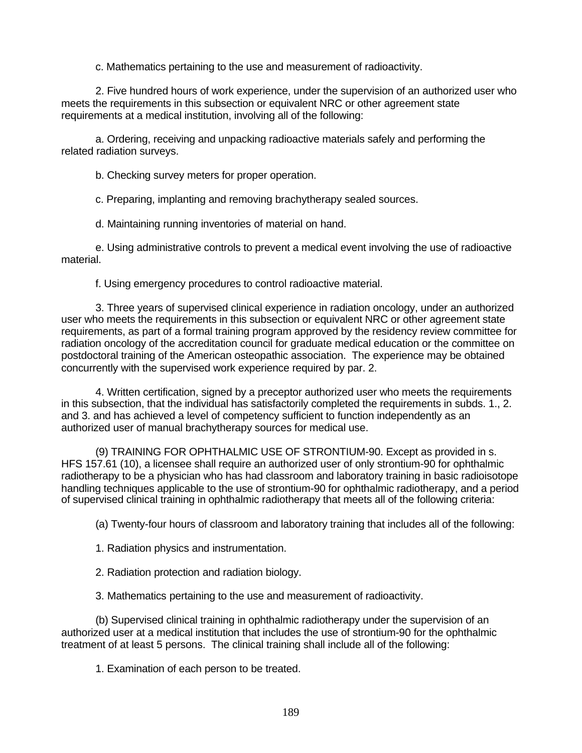c. Mathematics pertaining to the use and measurement of radioactivity.

2. Five hundred hours of work experience, under the supervision of an authorized user who meets the requirements in this subsection or equivalent NRC or other agreement state requirements at a medical institution, involving all of the following:

a. Ordering, receiving and unpacking radioactive materials safely and performing the related radiation surveys.

b. Checking survey meters for proper operation.

c. Preparing, implanting and removing brachytherapy sealed sources.

d. Maintaining running inventories of material on hand.

e. Using administrative controls to prevent a medical event involving the use of radioactive material.

f. Using emergency procedures to control radioactive material.

3. Three years of supervised clinical experience in radiation oncology, under an authorized user who meets the requirements in this subsection or equivalent NRC or other agreement state requirements, as part of a formal training program approved by the residency review committee for radiation oncology of the accreditation council for graduate medical education or the committee on postdoctoral training of the American osteopathic association. The experience may be obtained concurrently with the supervised work experience required by par. 2.

4. Written certification, signed by a preceptor authorized user who meets the requirements in this subsection, that the individual has satisfactorily completed the requirements in subds. 1., 2. and 3. and has achieved a level of competency sufficient to function independently as an authorized user of manual brachytherapy sources for medical use.

(9) TRAINING FOR OPHTHALMIC USE OF STRONTIUM-90. Except as provided in s. HFS 157.61 (10), a licensee shall require an authorized user of only strontium-90 for ophthalmic radiotherapy to be a physician who has had classroom and laboratory training in basic radioisotope handling techniques applicable to the use of strontium-90 for ophthalmic radiotherapy, and a period of supervised clinical training in ophthalmic radiotherapy that meets all of the following criteria:

(a) Twenty-four hours of classroom and laboratory training that includes all of the following:

1. Radiation physics and instrumentation.

2. Radiation protection and radiation biology.

3. Mathematics pertaining to the use and measurement of radioactivity.

(b) Supervised clinical training in ophthalmic radiotherapy under the supervision of an authorized user at a medical institution that includes the use of strontium-90 for the ophthalmic treatment of at least 5 persons. The clinical training shall include all of the following:

1. Examination of each person to be treated.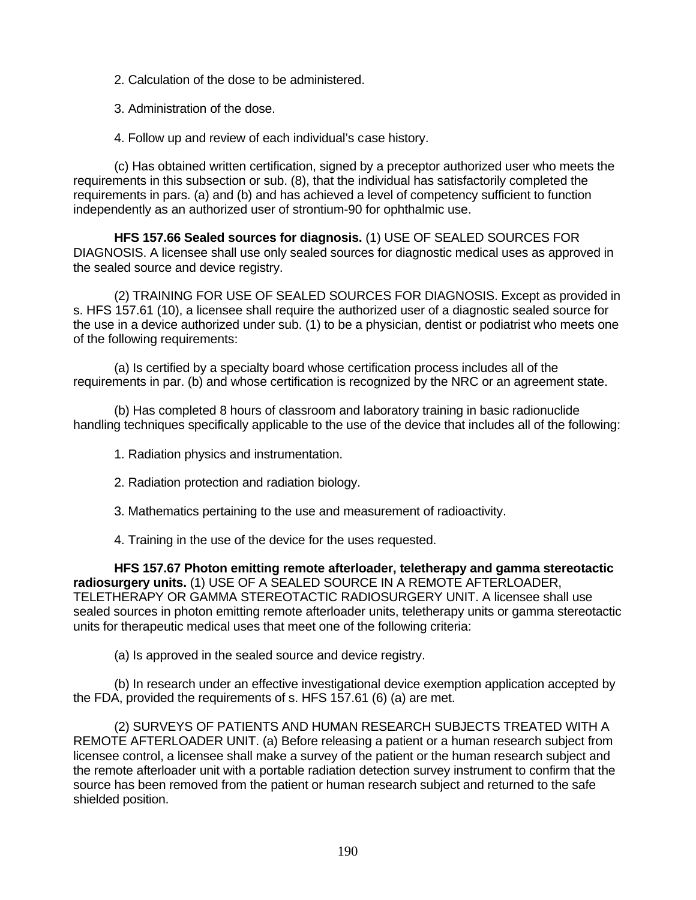2. Calculation of the dose to be administered.

3. Administration of the dose.

4. Follow up and review of each individual's case history.

(c) Has obtained written certification, signed by a preceptor authorized user who meets the requirements in this subsection or sub. (8), that the individual has satisfactorily completed the requirements in pars. (a) and (b) and has achieved a level of competency sufficient to function independently as an authorized user of strontium-90 for ophthalmic use.

**HFS 157.66 Sealed sources for diagnosis.** (1) USE OF SEALED SOURCES FOR DIAGNOSIS. A licensee shall use only sealed sources for diagnostic medical uses as approved in the sealed source and device registry.

(2) TRAINING FOR USE OF SEALED SOURCES FOR DIAGNOSIS. Except as provided in s. HFS 157.61 (10), a licensee shall require the authorized user of a diagnostic sealed source for the use in a device authorized under sub. (1) to be a physician, dentist or podiatrist who meets one of the following requirements:

(a) Is certified by a specialty board whose certification process includes all of the requirements in par. (b) and whose certification is recognized by the NRC or an agreement state.

(b) Has completed 8 hours of classroom and laboratory training in basic radionuclide handling techniques specifically applicable to the use of the device that includes all of the following:

1. Radiation physics and instrumentation.

2. Radiation protection and radiation biology.

3. Mathematics pertaining to the use and measurement of radioactivity.

4. Training in the use of the device for the uses requested.

**HFS 157.67 Photon emitting remote afterloader, teletherapy and gamma stereotactic radiosurgery units.** (1) USE OF A SEALED SOURCE IN A REMOTE AFTERLOADER, TELETHERAPY OR GAMMA STEREOTACTIC RADIOSURGERY UNIT. A licensee shall use sealed sources in photon emitting remote afterloader units, teletherapy units or gamma stereotactic units for therapeutic medical uses that meet one of the following criteria:

(a) Is approved in the sealed source and device registry.

(b) In research under an effective investigational device exemption application accepted by the FDA, provided the requirements of s. HFS 157.61 (6) (a) are met.

(2) SURVEYS OF PATIENTS AND HUMAN RESEARCH SUBJECTS TREATED WITH A REMOTE AFTERLOADER UNIT. (a) Before releasing a patient or a human research subject from licensee control, a licensee shall make a survey of the patient or the human research subject and the remote afterloader unit with a portable radiation detection survey instrument to confirm that the source has been removed from the patient or human research subject and returned to the safe shielded position.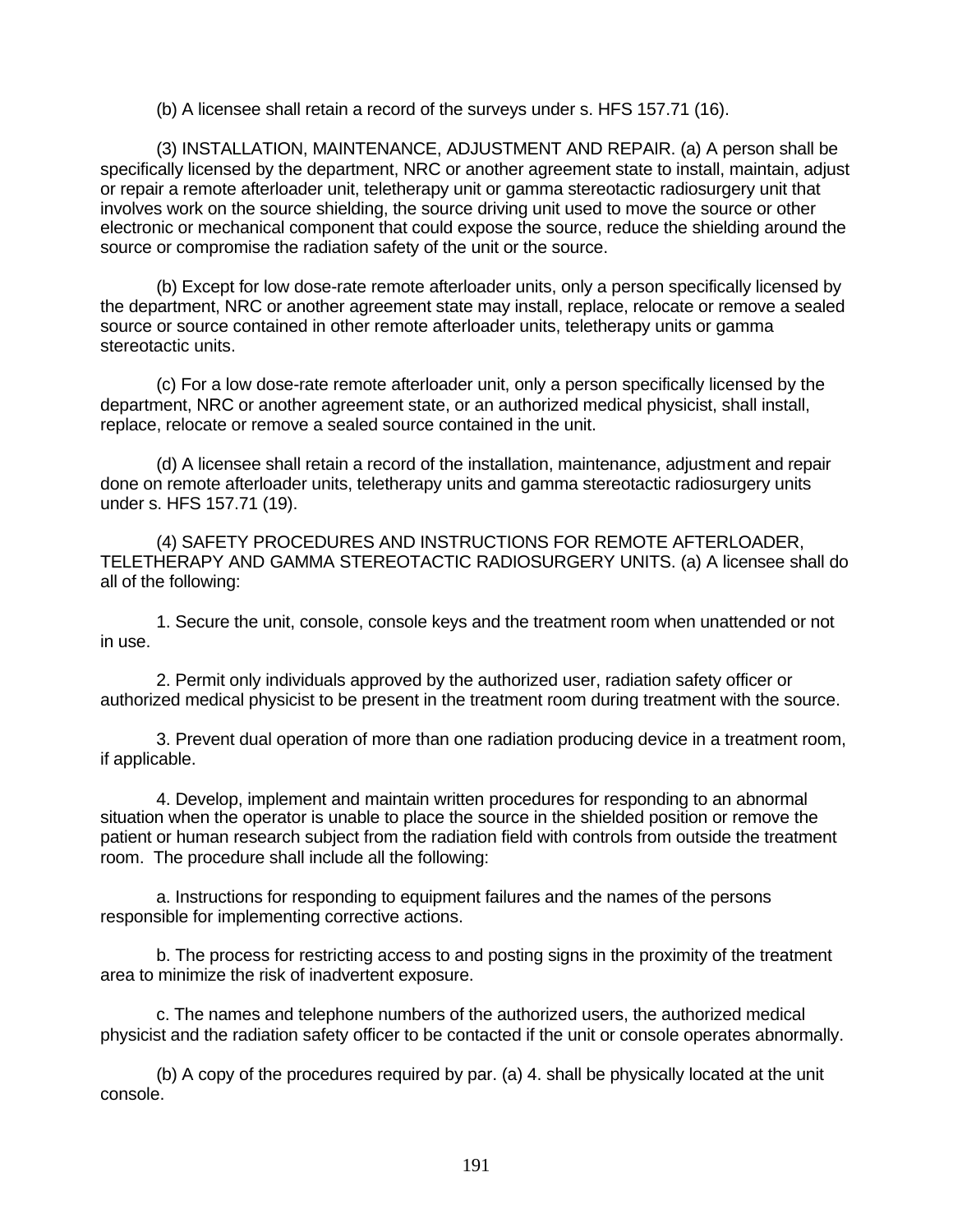(b) A licensee shall retain a record of the surveys under s. HFS 157.71 (16).

(3) INSTALLATION, MAINTENANCE, ADJUSTMENT AND REPAIR. (a) A person shall be specifically licensed by the department, NRC or another agreement state to install, maintain, adjust or repair a remote afterloader unit, teletherapy unit or gamma stereotactic radiosurgery unit that involves work on the source shielding, the source driving unit used to move the source or other electronic or mechanical component that could expose the source, reduce the shielding around the source or compromise the radiation safety of the unit or the source.

(b) Except for low dose-rate remote afterloader units, only a person specifically licensed by the department, NRC or another agreement state may install, replace, relocate or remove a sealed source or source contained in other remote afterloader units, teletherapy units or gamma stereotactic units.

(c) For a low dose-rate remote afterloader unit, only a person specifically licensed by the department, NRC or another agreement state, or an authorized medical physicist, shall install, replace, relocate or remove a sealed source contained in the unit.

(d) A licensee shall retain a record of the installation, maintenance, adjustment and repair done on remote afterloader units, teletherapy units and gamma stereotactic radiosurgery units under s. HFS 157.71 (19).

(4) SAFETY PROCEDURES AND INSTRUCTIONS FOR REMOTE AFTERLOADER, TELETHERAPY AND GAMMA STEREOTACTIC RADIOSURGERY UNITS. (a) A licensee shall do all of the following:

1. Secure the unit, console, console keys and the treatment room when unattended or not in use.

2. Permit only individuals approved by the authorized user, radiation safety officer or authorized medical physicist to be present in the treatment room during treatment with the source.

3. Prevent dual operation of more than one radiation producing device in a treatment room, if applicable.

4. Develop, implement and maintain written procedures for responding to an abnormal situation when the operator is unable to place the source in the shielded position or remove the patient or human research subject from the radiation field with controls from outside the treatment room. The procedure shall include all the following:

a. Instructions for responding to equipment failures and the names of the persons responsible for implementing corrective actions.

b. The process for restricting access to and posting signs in the proximity of the treatment area to minimize the risk of inadvertent exposure.

c. The names and telephone numbers of the authorized users, the authorized medical physicist and the radiation safety officer to be contacted if the unit or console operates abnormally.

(b) A copy of the procedures required by par. (a) 4. shall be physically located at the unit console.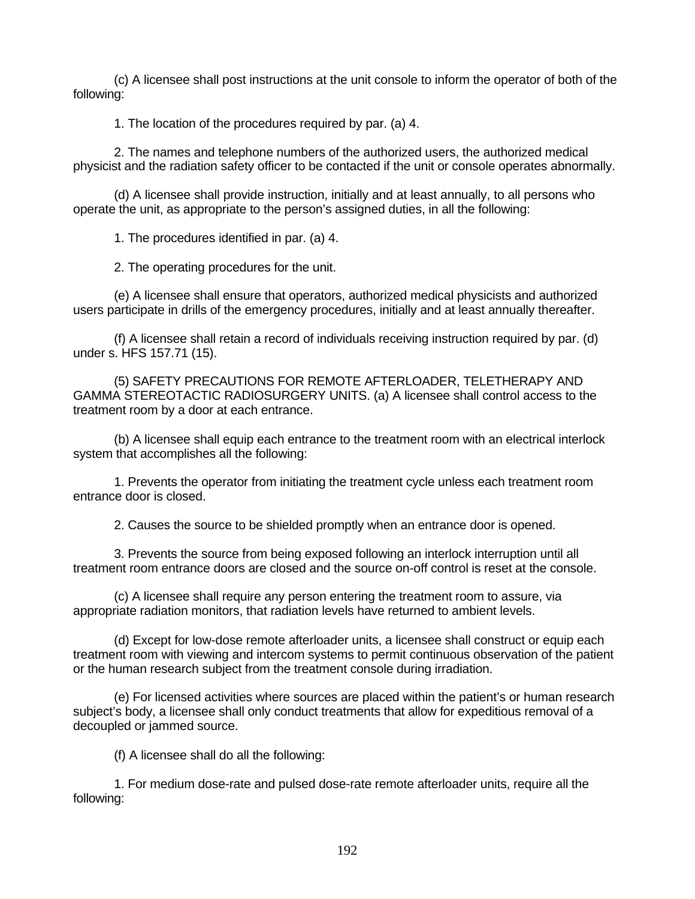(c) A licensee shall post instructions at the unit console to inform the operator of both of the following:

1. The location of the procedures required by par. (a) 4.

2. The names and telephone numbers of the authorized users, the authorized medical physicist and the radiation safety officer to be contacted if the unit or console operates abnormally.

(d) A licensee shall provide instruction, initially and at least annually, to all persons who operate the unit, as appropriate to the person's assigned duties, in all the following:

1. The procedures identified in par. (a) 4.

2. The operating procedures for the unit.

(e) A licensee shall ensure that operators, authorized medical physicists and authorized users participate in drills of the emergency procedures, initially and at least annually thereafter.

(f) A licensee shall retain a record of individuals receiving instruction required by par. (d) under s. HFS 157.71 (15).

(5) SAFETY PRECAUTIONS FOR REMOTE AFTERLOADER, TELETHERAPY AND GAMMA STEREOTACTIC RADIOSURGERY UNITS. (a) A licensee shall control access to the treatment room by a door at each entrance.

(b) A licensee shall equip each entrance to the treatment room with an electrical interlock system that accomplishes all the following:

1. Prevents the operator from initiating the treatment cycle unless each treatment room entrance door is closed.

2. Causes the source to be shielded promptly when an entrance door is opened.

3. Prevents the source from being exposed following an interlock interruption until all treatment room entrance doors are closed and the source on-off control is reset at the console.

(c) A licensee shall require any person entering the treatment room to assure, via appropriate radiation monitors, that radiation levels have returned to ambient levels.

(d) Except for low-dose remote afterloader units, a licensee shall construct or equip each treatment room with viewing and intercom systems to permit continuous observation of the patient or the human research subject from the treatment console during irradiation.

(e) For licensed activities where sources are placed within the patient's or human research subject's body, a licensee shall only conduct treatments that allow for expeditious removal of a decoupled or jammed source.

(f) A licensee shall do all the following:

1. For medium dose-rate and pulsed dose-rate remote afterloader units, require all the following: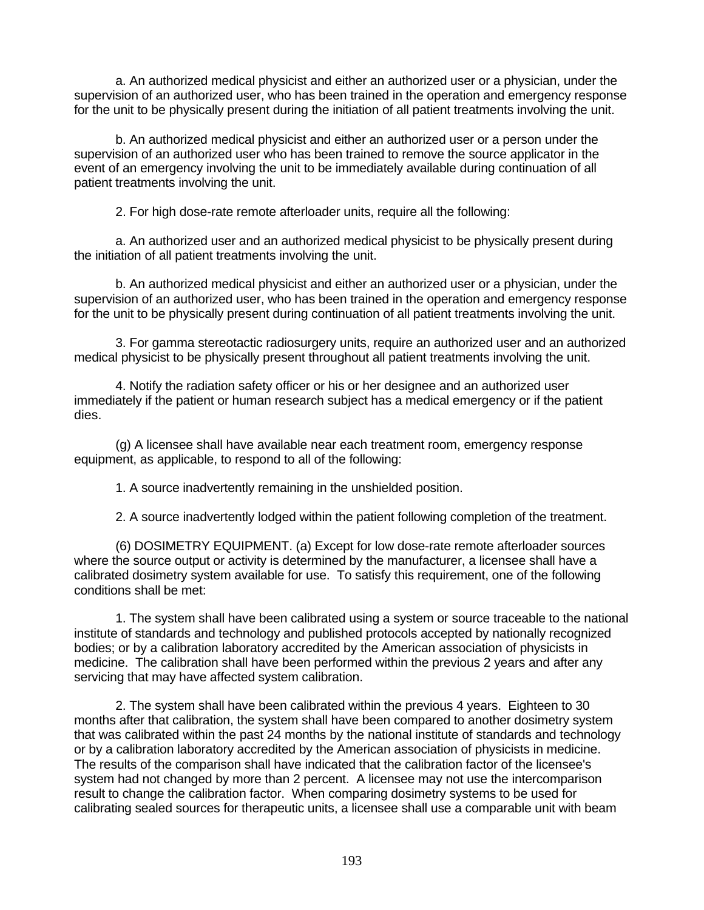a. An authorized medical physicist and either an authorized user or a physician, under the supervision of an authorized user, who has been trained in the operation and emergency response for the unit to be physically present during the initiation of all patient treatments involving the unit.

b. An authorized medical physicist and either an authorized user or a person under the supervision of an authorized user who has been trained to remove the source applicator in the event of an emergency involving the unit to be immediately available during continuation of all patient treatments involving the unit.

2. For high dose-rate remote afterloader units, require all the following:

a. An authorized user and an authorized medical physicist to be physically present during the initiation of all patient treatments involving the unit.

b. An authorized medical physicist and either an authorized user or a physician, under the supervision of an authorized user, who has been trained in the operation and emergency response for the unit to be physically present during continuation of all patient treatments involving the unit.

3. For gamma stereotactic radiosurgery units, require an authorized user and an authorized medical physicist to be physically present throughout all patient treatments involving the unit.

4. Notify the radiation safety officer or his or her designee and an authorized user immediately if the patient or human research subject has a medical emergency or if the patient dies.

(g) A licensee shall have available near each treatment room, emergency response equipment, as applicable, to respond to all of the following:

1. A source inadvertently remaining in the unshielded position.

2. A source inadvertently lodged within the patient following completion of the treatment.

(6) DOSIMETRY EQUIPMENT. (a) Except for low dose-rate remote afterloader sources where the source output or activity is determined by the manufacturer, a licensee shall have a calibrated dosimetry system available for use. To satisfy this requirement, one of the following conditions shall be met:

1. The system shall have been calibrated using a system or source traceable to the national institute of standards and technology and published protocols accepted by nationally recognized bodies; or by a calibration laboratory accredited by the American association of physicists in medicine. The calibration shall have been performed within the previous 2 years and after any servicing that may have affected system calibration.

2. The system shall have been calibrated within the previous 4 years. Eighteen to 30 months after that calibration, the system shall have been compared to another dosimetry system that was calibrated within the past 24 months by the national institute of standards and technology or by a calibration laboratory accredited by the American association of physicists in medicine. The results of the comparison shall have indicated that the calibration factor of the licensee's system had not changed by more than 2 percent. A licensee may not use the intercomparison result to change the calibration factor. When comparing dosimetry systems to be used for calibrating sealed sources for therapeutic units, a licensee shall use a comparable unit with beam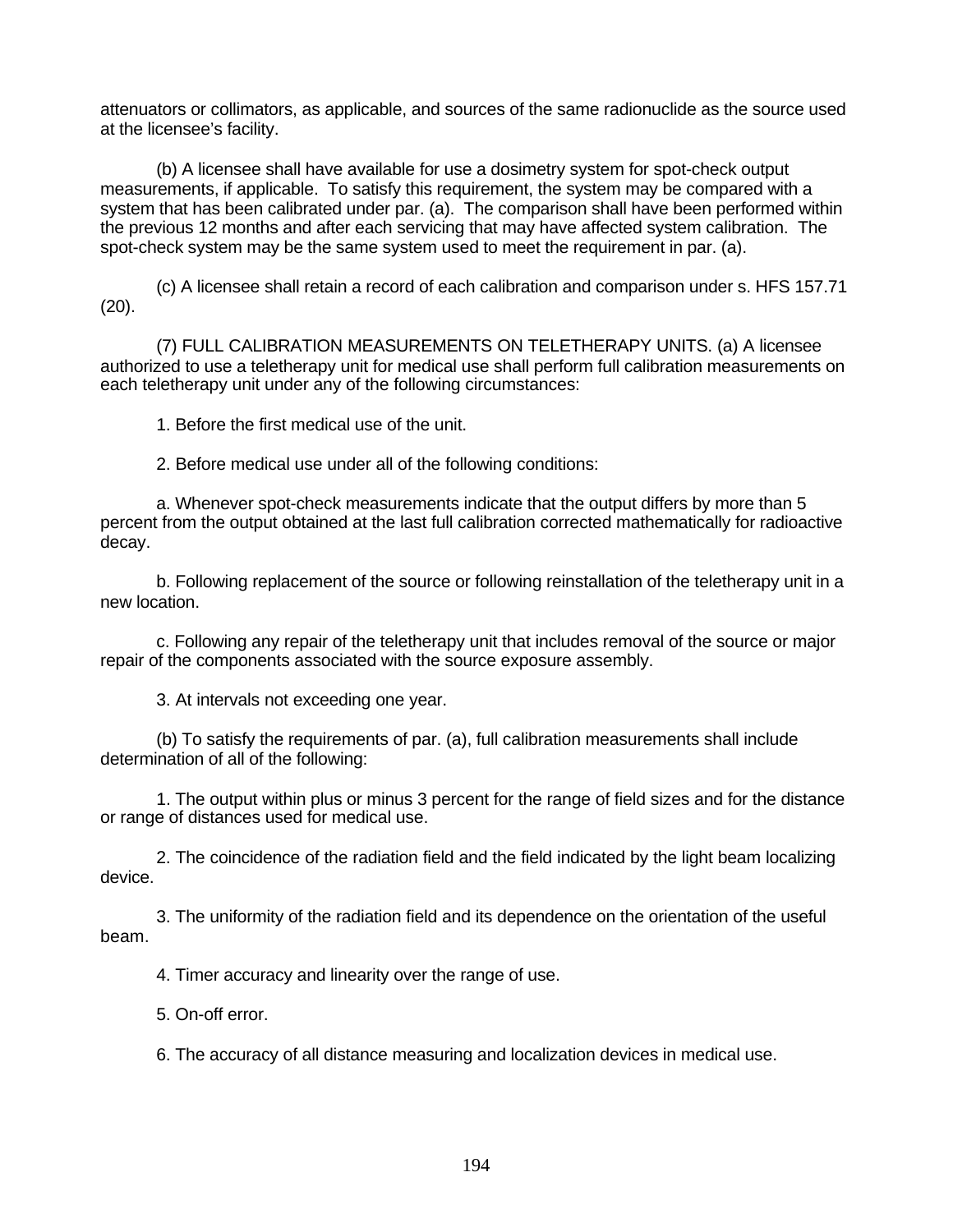attenuators or collimators, as applicable, and sources of the same radionuclide as the source used at the licensee's facility.

(b) A licensee shall have available for use a dosimetry system for spot-check output measurements, if applicable. To satisfy this requirement, the system may be compared with a system that has been calibrated under par. (a). The comparison shall have been performed within the previous 12 months and after each servicing that may have affected system calibration. The spot-check system may be the same system used to meet the requirement in par. (a).

(c) A licensee shall retain a record of each calibration and comparison under s. HFS 157.71 (20).

(7) FULL CALIBRATION MEASUREMENTS ON TELETHERAPY UNITS. (a) A licensee authorized to use a teletherapy unit for medical use shall perform full calibration measurements on each teletherapy unit under any of the following circumstances:

1. Before the first medical use of the unit.

2. Before medical use under all of the following conditions:

a. Whenever spot-check measurements indicate that the output differs by more than 5 percent from the output obtained at the last full calibration corrected mathematically for radioactive decay.

b. Following replacement of the source or following reinstallation of the teletherapy unit in a new location.

c. Following any repair of the teletherapy unit that includes removal of the source or major repair of the components associated with the source exposure assembly.

3. At intervals not exceeding one year.

(b) To satisfy the requirements of par. (a), full calibration measurements shall include determination of all of the following:

1. The output within plus or minus 3 percent for the range of field sizes and for the distance or range of distances used for medical use.

2. The coincidence of the radiation field and the field indicated by the light beam localizing device.

3. The uniformity of the radiation field and its dependence on the orientation of the useful beam.

4. Timer accuracy and linearity over the range of use.

5. On-off error.

6. The accuracy of all distance measuring and localization devices in medical use.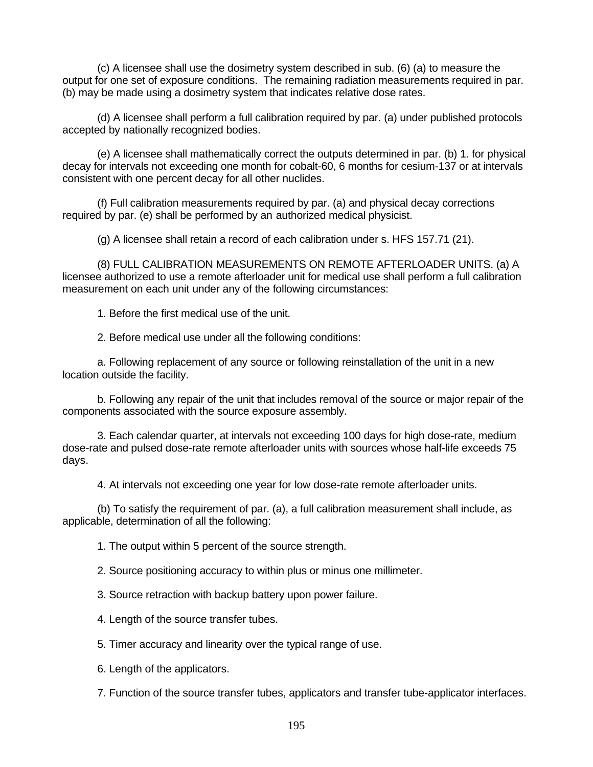(c) A licensee shall use the dosimetry system described in sub. (6) (a) to measure the output for one set of exposure conditions. The remaining radiation measurements required in par. (b) may be made using a dosimetry system that indicates relative dose rates.

(d) A licensee shall perform a full calibration required by par. (a) under published protocols accepted by nationally recognized bodies.

(e) A licensee shall mathematically correct the outputs determined in par. (b) 1. for physical decay for intervals not exceeding one month for cobalt-60, 6 months for cesium-137 or at intervals consistent with one percent decay for all other nuclides.

(f) Full calibration measurements required by par. (a) and physical decay corrections required by par. (e) shall be performed by an authorized medical physicist.

(g) A licensee shall retain a record of each calibration under s. HFS 157.71 (21).

(8) FULL CALIBRATION MEASUREMENTS ON REMOTE AFTERLOADER UNITS. (a) A licensee authorized to use a remote afterloader unit for medical use shall perform a full calibration measurement on each unit under any of the following circumstances:

1. Before the first medical use of the unit.

2. Before medical use under all the following conditions:

a. Following replacement of any source or following reinstallation of the unit in a new location outside the facility.

b. Following any repair of the unit that includes removal of the source or major repair of the components associated with the source exposure assembly.

3. Each calendar quarter, at intervals not exceeding 100 days for high dose-rate, medium dose-rate and pulsed dose-rate remote afterloader units with sources whose half-life exceeds 75 days.

4. At intervals not exceeding one year for low dose-rate remote afterloader units.

(b) To satisfy the requirement of par. (a), a full calibration measurement shall include, as applicable, determination of all the following:

1. The output within 5 percent of the source strength.

2. Source positioning accuracy to within plus or minus one millimeter.

3. Source retraction with backup battery upon power failure.

4. Length of the source transfer tubes.

5. Timer accuracy and linearity over the typical range of use.

6. Length of the applicators.

7. Function of the source transfer tubes, applicators and transfer tube-applicator interfaces.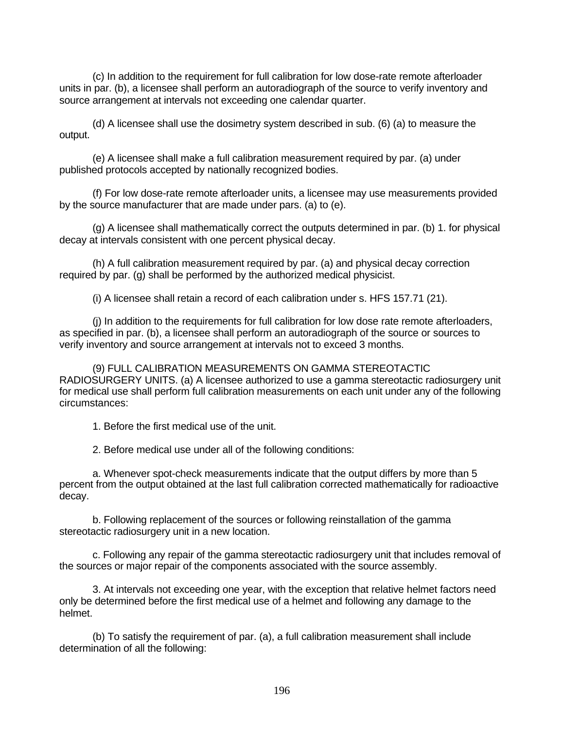(c) In addition to the requirement for full calibration for low dose-rate remote afterloader units in par. (b), a licensee shall perform an autoradiograph of the source to verify inventory and source arrangement at intervals not exceeding one calendar quarter.

(d) A licensee shall use the dosimetry system described in sub. (6) (a) to measure the output.

(e) A licensee shall make a full calibration measurement required by par. (a) under published protocols accepted by nationally recognized bodies.

(f) For low dose-rate remote afterloader units, a licensee may use measurements provided by the source manufacturer that are made under pars. (a) to (e).

(g) A licensee shall mathematically correct the outputs determined in par. (b) 1. for physical decay at intervals consistent with one percent physical decay.

(h) A full calibration measurement required by par. (a) and physical decay correction required by par. (g) shall be performed by the authorized medical physicist.

(i) A licensee shall retain a record of each calibration under s. HFS 157.71 (21).

(j) In addition to the requirements for full calibration for low dose rate remote afterloaders, as specified in par. (b), a licensee shall perform an autoradiograph of the source or sources to verify inventory and source arrangement at intervals not to exceed 3 months.

(9) FULL CALIBRATION MEASUREMENTS ON GAMMA STEREOTACTIC RADIOSURGERY UNITS. (a) A licensee authorized to use a gamma stereotactic radiosurgery unit for medical use shall perform full calibration measurements on each unit under any of the following circumstances:

1. Before the first medical use of the unit.

2. Before medical use under all of the following conditions:

a. Whenever spot-check measurements indicate that the output differs by more than 5 percent from the output obtained at the last full calibration corrected mathematically for radioactive decay.

b. Following replacement of the sources or following reinstallation of the gamma stereotactic radiosurgery unit in a new location.

c. Following any repair of the gamma stereotactic radiosurgery unit that includes removal of the sources or major repair of the components associated with the source assembly.

3. At intervals not exceeding one year, with the exception that relative helmet factors need only be determined before the first medical use of a helmet and following any damage to the helmet.

(b) To satisfy the requirement of par. (a), a full calibration measurement shall include determination of all the following: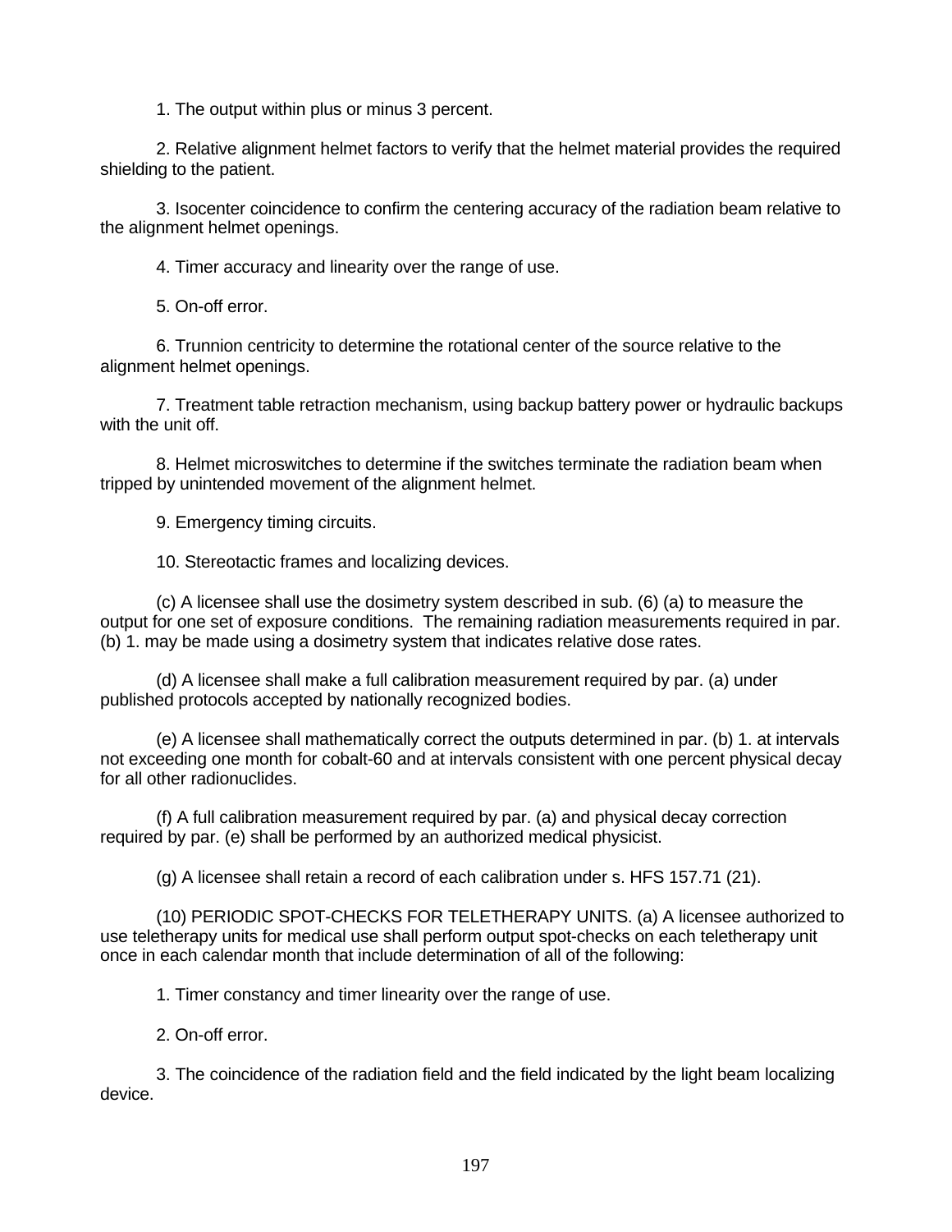1. The output within plus or minus 3 percent.

2. Relative alignment helmet factors to verify that the helmet material provides the required shielding to the patient.

3. Isocenter coincidence to confirm the centering accuracy of the radiation beam relative to the alignment helmet openings.

4. Timer accuracy and linearity over the range of use.

5. On-off error.

6. Trunnion centricity to determine the rotational center of the source relative to the alignment helmet openings.

7. Treatment table retraction mechanism, using backup battery power or hydraulic backups with the unit off.

8. Helmet microswitches to determine if the switches terminate the radiation beam when tripped by unintended movement of the alignment helmet.

9. Emergency timing circuits.

10. Stereotactic frames and localizing devices.

(c) A licensee shall use the dosimetry system described in sub. (6) (a) to measure the output for one set of exposure conditions. The remaining radiation measurements required in par. (b) 1. may be made using a dosimetry system that indicates relative dose rates.

(d) A licensee shall make a full calibration measurement required by par. (a) under published protocols accepted by nationally recognized bodies.

(e) A licensee shall mathematically correct the outputs determined in par. (b) 1. at intervals not exceeding one month for cobalt-60 and at intervals consistent with one percent physical decay for all other radionuclides.

(f) A full calibration measurement required by par. (a) and physical decay correction required by par. (e) shall be performed by an authorized medical physicist.

(g) A licensee shall retain a record of each calibration under s. HFS 157.71 (21).

(10) PERIODIC SPOT-CHECKS FOR TELETHERAPY UNITS. (a) A licensee authorized to use teletherapy units for medical use shall perform output spot-checks on each teletherapy unit once in each calendar month that include determination of all of the following:

1. Timer constancy and timer linearity over the range of use.

2. On-off error.

3. The coincidence of the radiation field and the field indicated by the light beam localizing device.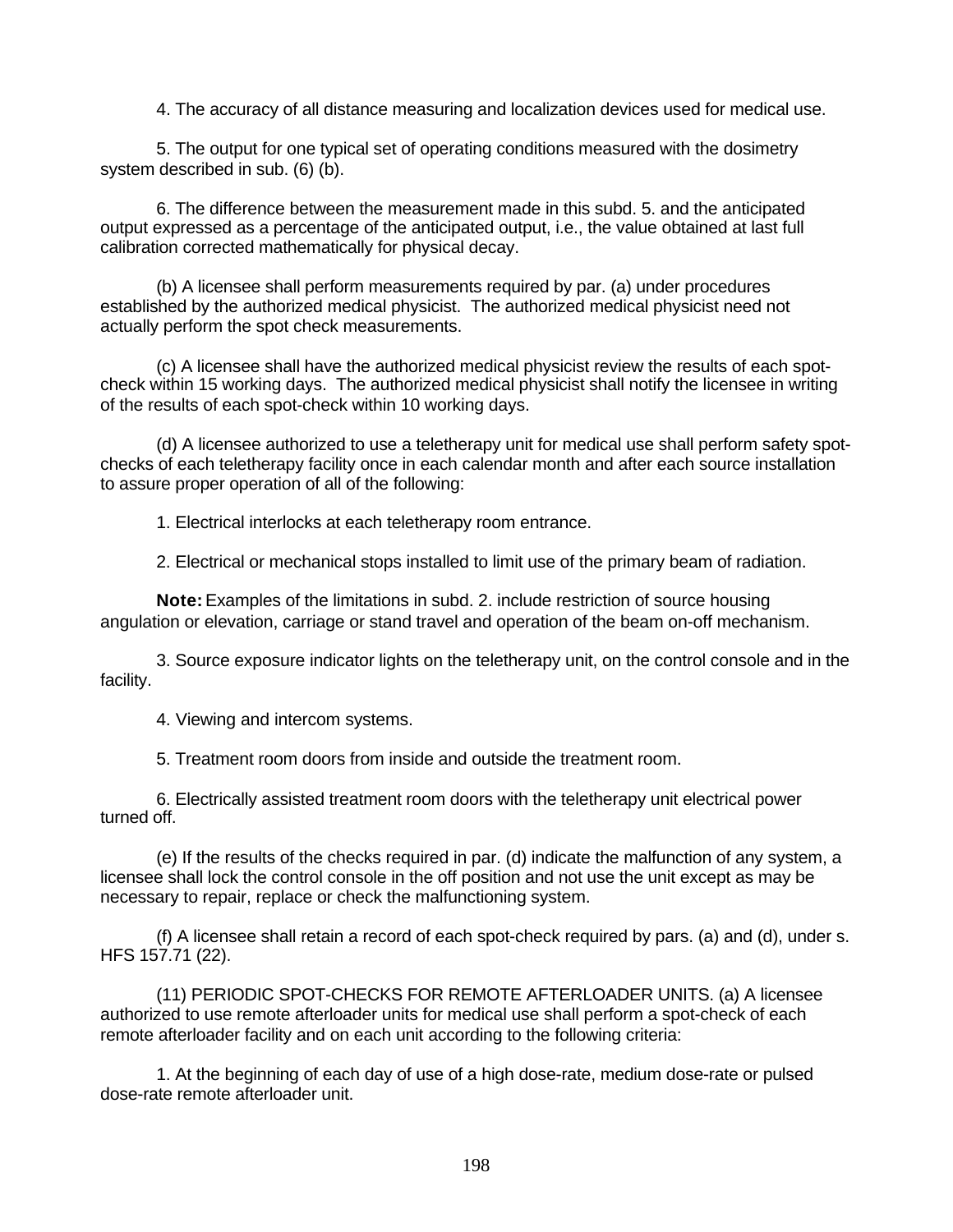4. The accuracy of all distance measuring and localization devices used for medical use.

5. The output for one typical set of operating conditions measured with the dosimetry system described in sub. (6) (b).

6. The difference between the measurement made in this subd. 5. and the anticipated output expressed as a percentage of the anticipated output, i.e., the value obtained at last full calibration corrected mathematically for physical decay.

(b) A licensee shall perform measurements required by par. (a) under procedures established by the authorized medical physicist. The authorized medical physicist need not actually perform the spot check measurements.

(c) A licensee shall have the authorized medical physicist review the results of each spot-check within 15 working days. The authorized medical physicist shall notify the licensee in writing of the results of each spot-check within 10 working days.

(d) A licensee authorized to use a teletherapy unit for medical use shall perform safety spot-checks of each teletherapy facility once in each calendar month and after each source installation to assure proper operation of all of the following:

1. Electrical interlocks at each teletherapy room entrance.

2. Electrical or mechanical stops installed to limit use of the primary beam of radiation.

**Note:** Examples of the limitations in subd. 2. include restriction of source housing angulation or elevation, carriage or stand travel and operation of the beam on-off mechanism.

3. Source exposure indicator lights on the teletherapy unit, on the control console and in the facility.

4. Viewing and intercom systems.

5. Treatment room doors from inside and outside the treatment room.

6. Electrically assisted treatment room doors with the teletherapy unit electrical power turned off.

(e) If the results of the checks required in par. (d) indicate the malfunction of any system, a licensee shall lock the control console in the off position and not use the unit except as may be necessary to repair, replace or check the malfunctioning system.

(f) A licensee shall retain a record of each spot-check required by pars. (a) and (d), under s. HFS 157.71 (22).

(11) PERIODIC SPOT-CHECKS FOR REMOTE AFTERLOADER UNITS. (a) A licensee authorized to use remote afterloader units for medical use shall perform a spot-check of each remote afterloader facility and on each unit according to the following criteria:

1. At the beginning of each day of use of a high dose-rate, medium dose-rate or pulsed dose-rate remote afterloader unit.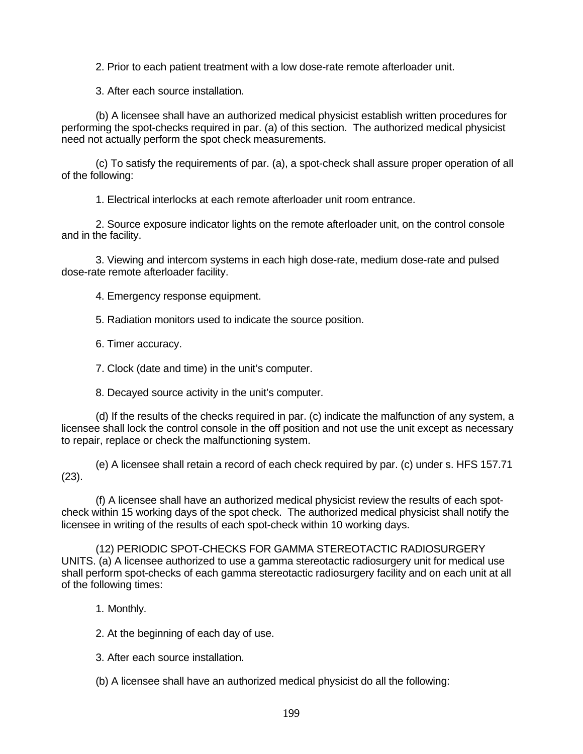2. Prior to each patient treatment with a low dose-rate remote afterloader unit.

3. After each source installation.

(b) A licensee shall have an authorized medical physicist establish written procedures for performing the spot-checks required in par. (a) of this section. The authorized medical physicist need not actually perform the spot check measurements.

(c) To satisfy the requirements of par. (a), a spot-check shall assure proper operation of all of the following:

1. Electrical interlocks at each remote afterloader unit room entrance.

2. Source exposure indicator lights on the remote afterloader unit, on the control console and in the facility.

3. Viewing and intercom systems in each high dose-rate, medium dose-rate and pulsed dose-rate remote afterloader facility.

4. Emergency response equipment.

5. Radiation monitors used to indicate the source position.

6. Timer accuracy.

7. Clock (date and time) in the unit's computer.

8. Decayed source activity in the unit's computer.

(d) If the results of the checks required in par. (c) indicate the malfunction of any system, a licensee shall lock the control console in the off position and not use the unit except as necessary to repair, replace or check the malfunctioning system.

(e) A licensee shall retain a record of each check required by par. (c) under s. HFS 157.71 (23).

(f) A licensee shall have an authorized medical physicist review the results of each spot-check within 15 working days of the spot check. The authorized medical physicist shall notify the licensee in writing of the results of each spot-check within 10 working days.

(12) PERIODIC SPOT-CHECKS FOR GAMMA STEREOTACTIC RADIOSURGERY UNITS. (a) A licensee authorized to use a gamma stereotactic radiosurgery unit for medical use shall perform spot-checks of each gamma stereotactic radiosurgery facility and on each unit at all of the following times:

1. Monthly.

2. At the beginning of each day of use.

3. After each source installation.

(b) A licensee shall have an authorized medical physicist do all the following: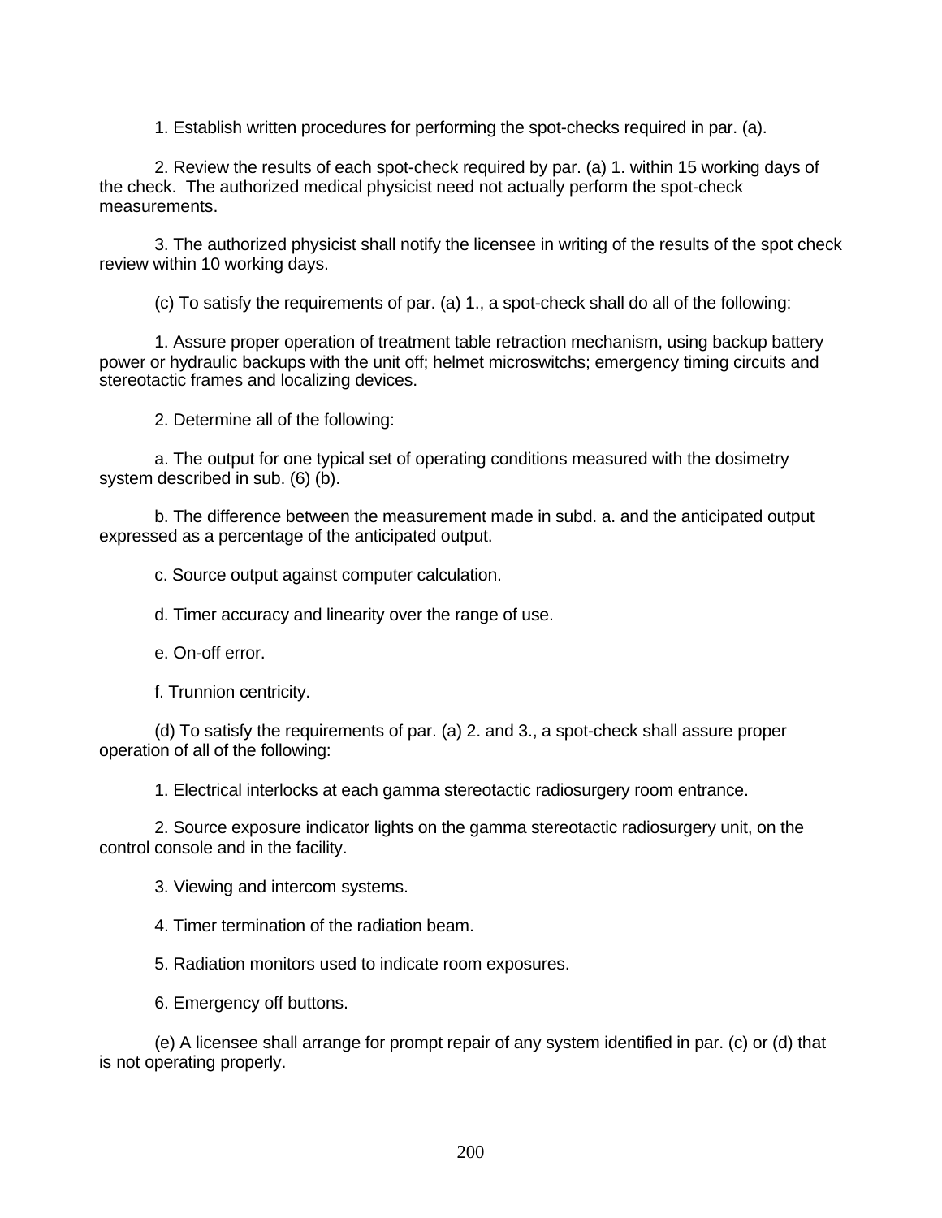1. Establish written procedures for performing the spot-checks required in par. (a).

2. Review the results of each spot-check required by par. (a) 1. within 15 working days of the check. The authorized medical physicist need not actually perform the spot-check measurements.

3. The authorized physicist shall notify the licensee in writing of the results of the spot check review within 10 working days.

(c) To satisfy the requirements of par. (a) 1., a spot-check shall do all of the following:

1. Assure proper operation of treatment table retraction mechanism, using backup battery power or hydraulic backups with the unit off; helmet microswitchs; emergency timing circuits and stereotactic frames and localizing devices.

2. Determine all of the following:

a. The output for one typical set of operating conditions measured with the dosimetry system described in sub. (6) (b).

b. The difference between the measurement made in subd. a. and the anticipated output expressed as a percentage of the anticipated output.

c. Source output against computer calculation.

d. Timer accuracy and linearity over the range of use.

e. On-off error.

f. Trunnion centricity.

(d) To satisfy the requirements of par. (a) 2. and 3., a spot-check shall assure proper operation of all of the following:

1. Electrical interlocks at each gamma stereotactic radiosurgery room entrance.

2. Source exposure indicator lights on the gamma stereotactic radiosurgery unit, on the control console and in the facility.

3. Viewing and intercom systems.

4. Timer termination of the radiation beam.

5. Radiation monitors used to indicate room exposures.

6. Emergency off buttons.

(e) A licensee shall arrange for prompt repair of any system identified in par. (c) or (d) that is not operating properly.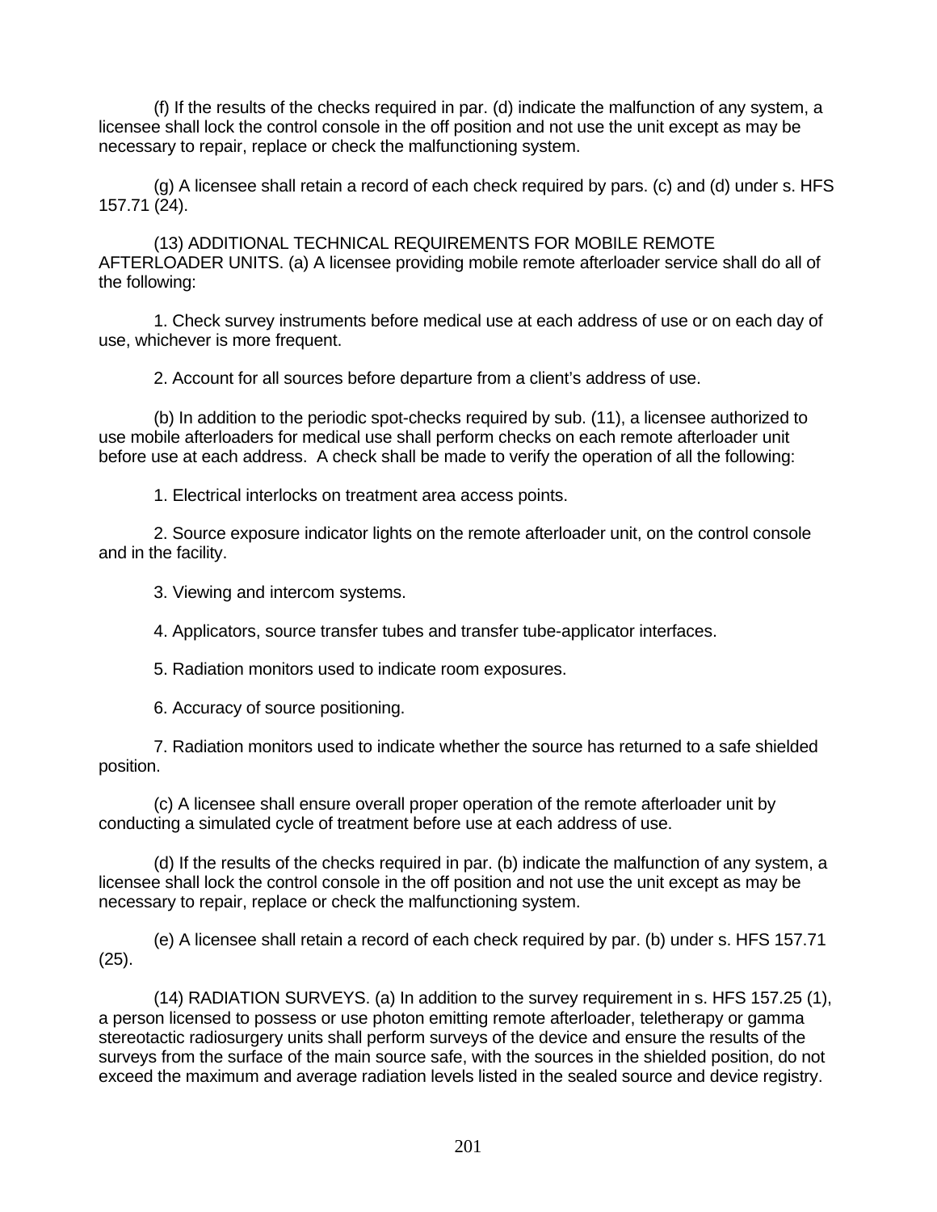(f) If the results of the checks required in par. (d) indicate the malfunction of any system, a licensee shall lock the control console in the off position and not use the unit except as may be necessary to repair, replace or check the malfunctioning system.

(g) A licensee shall retain a record of each check required by pars. (c) and (d) under s. HFS 157.71 (24).

(13) ADDITIONAL TECHNICAL REQUIREMENTS FOR MOBILE REMOTE AFTERLOADER UNITS. (a) A licensee providing mobile remote afterloader service shall do all of the following:

1. Check survey instruments before medical use at each address of use or on each day of use, whichever is more frequent.

2. Account for all sources before departure from a client's address of use.

(b) In addition to the periodic spot-checks required by sub. (11), a licensee authorized to use mobile afterloaders for medical use shall perform checks on each remote afterloader unit before use at each address. A check shall be made to verify the operation of all the following:

1. Electrical interlocks on treatment area access points.

2. Source exposure indicator lights on the remote afterloader unit, on the control console and in the facility.

3. Viewing and intercom systems.

4. Applicators, source transfer tubes and transfer tube-applicator interfaces.

5. Radiation monitors used to indicate room exposures.

6. Accuracy of source positioning.

7. Radiation monitors used to indicate whether the source has returned to a safe shielded position.

(c) A licensee shall ensure overall proper operation of the remote afterloader unit by conducting a simulated cycle of treatment before use at each address of use.

(d) If the results of the checks required in par. (b) indicate the malfunction of any system, a licensee shall lock the control console in the off position and not use the unit except as may be necessary to repair, replace or check the malfunctioning system.

(e) A licensee shall retain a record of each check required by par. (b) under s. HFS 157.71 (25).

(14) RADIATION SURVEYS. (a) In addition to the survey requirement in s. HFS 157.25 (1), a person licensed to possess or use photon emitting remote afterloader, teletherapy or gamma stereotactic radiosurgery units shall perform surveys of the device and ensure the results of the surveys from the surface of the main source safe, with the sources in the shielded position, do not exceed the maximum and average radiation levels listed in the sealed source and device registry.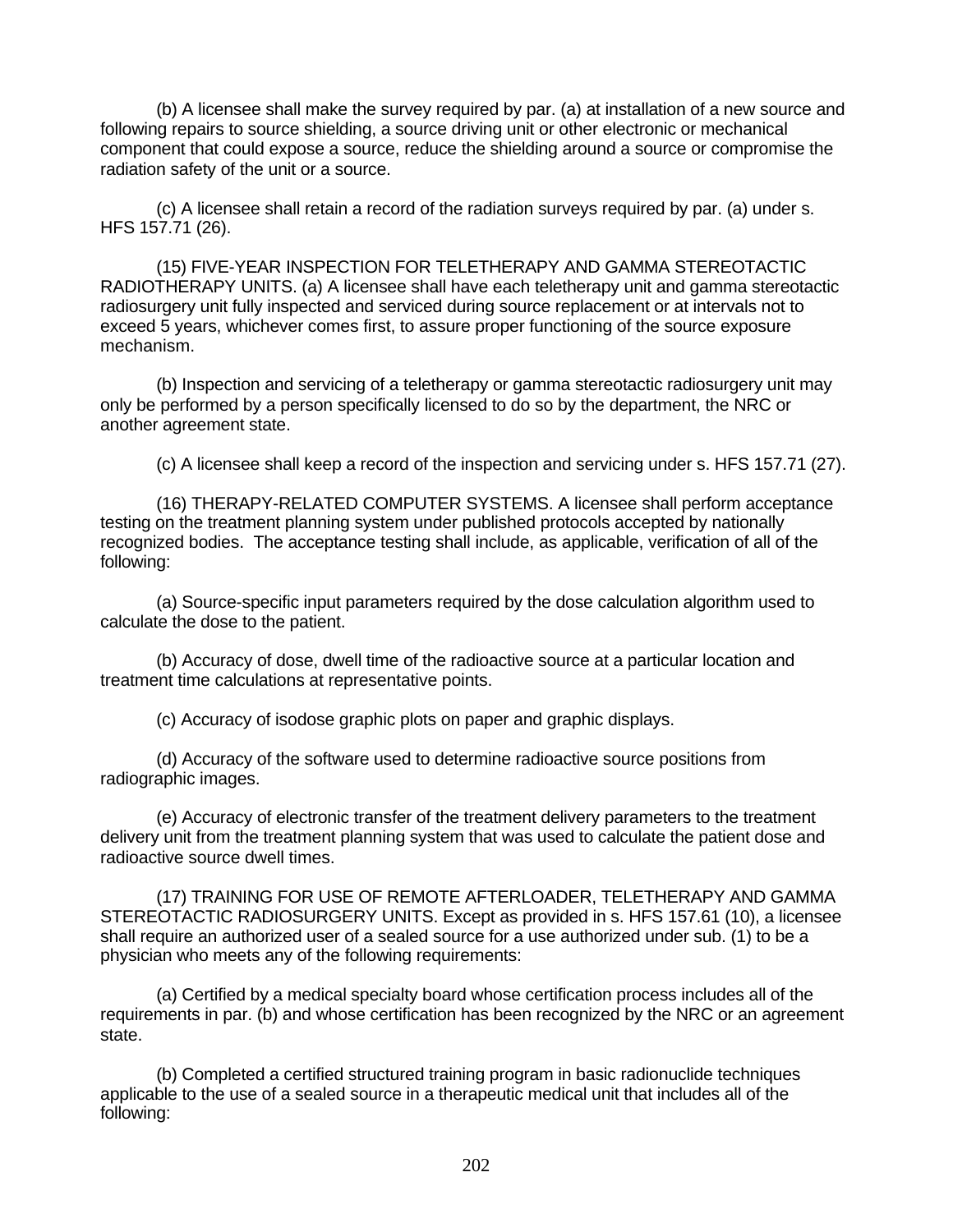(b) A licensee shall make the survey required by par. (a) at installation of a new source and following repairs to source shielding, a source driving unit or other electronic or mechanical component that could expose a source, reduce the shielding around a source or compromise the radiation safety of the unit or a source.

(c) A licensee shall retain a record of the radiation surveys required by par. (a) under s. HFS 157.71 (26).

(15) FIVE-YEAR INSPECTION FOR TELETHERAPY AND GAMMA STEREOTACTIC RADIOTHERAPY UNITS. (a) A licensee shall have each teletherapy unit and gamma stereotactic radiosurgery unit fully inspected and serviced during source replacement or at intervals not to exceed 5 years, whichever comes first, to assure proper functioning of the source exposure mechanism.

(b) Inspection and servicing of a teletherapy or gamma stereotactic radiosurgery unit may only be performed by a person specifically licensed to do so by the department, the NRC or another agreement state.

(c) A licensee shall keep a record of the inspection and servicing under s. HFS 157.71 (27).

(16) THERAPY-RELATED COMPUTER SYSTEMS. A licensee shall perform acceptance testing on the treatment planning system under published protocols accepted by nationally recognized bodies. The acceptance testing shall include, as applicable, verification of all of the following:

(a) Source-specific input parameters required by the dose calculation algorithm used to calculate the dose to the patient.

(b) Accuracy of dose, dwell time of the radioactive source at a particular location and treatment time calculations at representative points.

(c) Accuracy of isodose graphic plots on paper and graphic displays.

(d) Accuracy of the software used to determine radioactive source positions from radiographic images.

(e) Accuracy of electronic transfer of the treatment delivery parameters to the treatment delivery unit from the treatment planning system that was used to calculate the patient dose and radioactive source dwell times.

(17) TRAINING FOR USE OF REMOTE AFTERLOADER, TELETHERAPY AND GAMMA STEREOTACTIC RADIOSURGERY UNITS. Except as provided in s. HFS 157.61 (10), a licensee shall require an authorized user of a sealed source for a use authorized under sub. (1) to be a physician who meets any of the following requirements:

(a) Certified by a medical specialty board whose certification process includes all of the requirements in par. (b) and whose certification has been recognized by the NRC or an agreement state.

(b) Completed a certified structured training program in basic radionuclide techniques applicable to the use of a sealed source in a therapeutic medical unit that includes all of the following: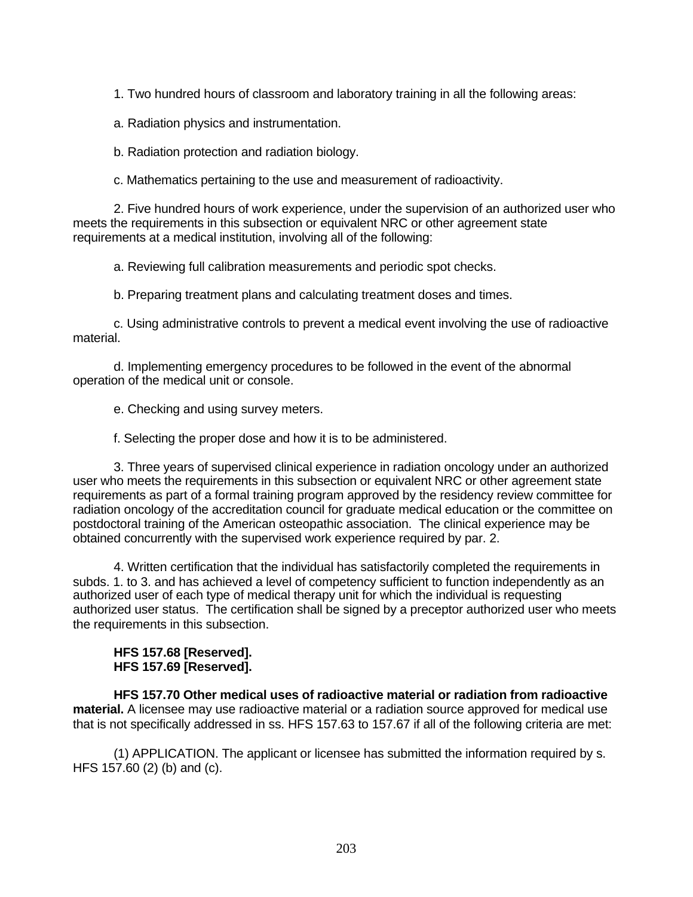1. Two hundred hours of classroom and laboratory training in all the following areas:

a. Radiation physics and instrumentation.

b. Radiation protection and radiation biology.

c. Mathematics pertaining to the use and measurement of radioactivity.

2. Five hundred hours of work experience, under the supervision of an authorized user who meets the requirements in this subsection or equivalent NRC or other agreement state requirements at a medical institution, involving all of the following:

a. Reviewing full calibration measurements and periodic spot checks.

b. Preparing treatment plans and calculating treatment doses and times.

c. Using administrative controls to prevent a medical event involving the use of radioactive material.

d. Implementing emergency procedures to be followed in the event of the abnormal operation of the medical unit or console.

e. Checking and using survey meters.

f. Selecting the proper dose and how it is to be administered.

3. Three years of supervised clinical experience in radiation oncology under an authorized user who meets the requirements in this subsection or equivalent NRC or other agreement state requirements as part of a formal training program approved by the residency review committee for radiation oncology of the accreditation council for graduate medical education or the committee on postdoctoral training of the American osteopathic association. The clinical experience may be obtained concurrently with the supervised work experience required by par. 2.

4. Written certification that the individual has satisfactorily completed the requirements in subds. 1. to 3. and has achieved a level of competency sufficient to function independently as an authorized user of each type of medical therapy unit for which the individual is requesting authorized user status. The certification shall be signed by a preceptor authorized user who meets the requirements in this subsection.

**HFS 157.68 [Reserved].**
**HFS 157.69 [Reserved].**

**HFS 157.70 Other medical uses of radioactive material or radiation from radioactive material.** A licensee may use radioactive material or a radiation source approved for medical use that is not specifically addressed in ss. HFS 157.63 to 157.67 if all of the following criteria are met:

(1) APPLICATION. The applicant or licensee has submitted the information required by s. HFS 157.60 (2) (b) and (c).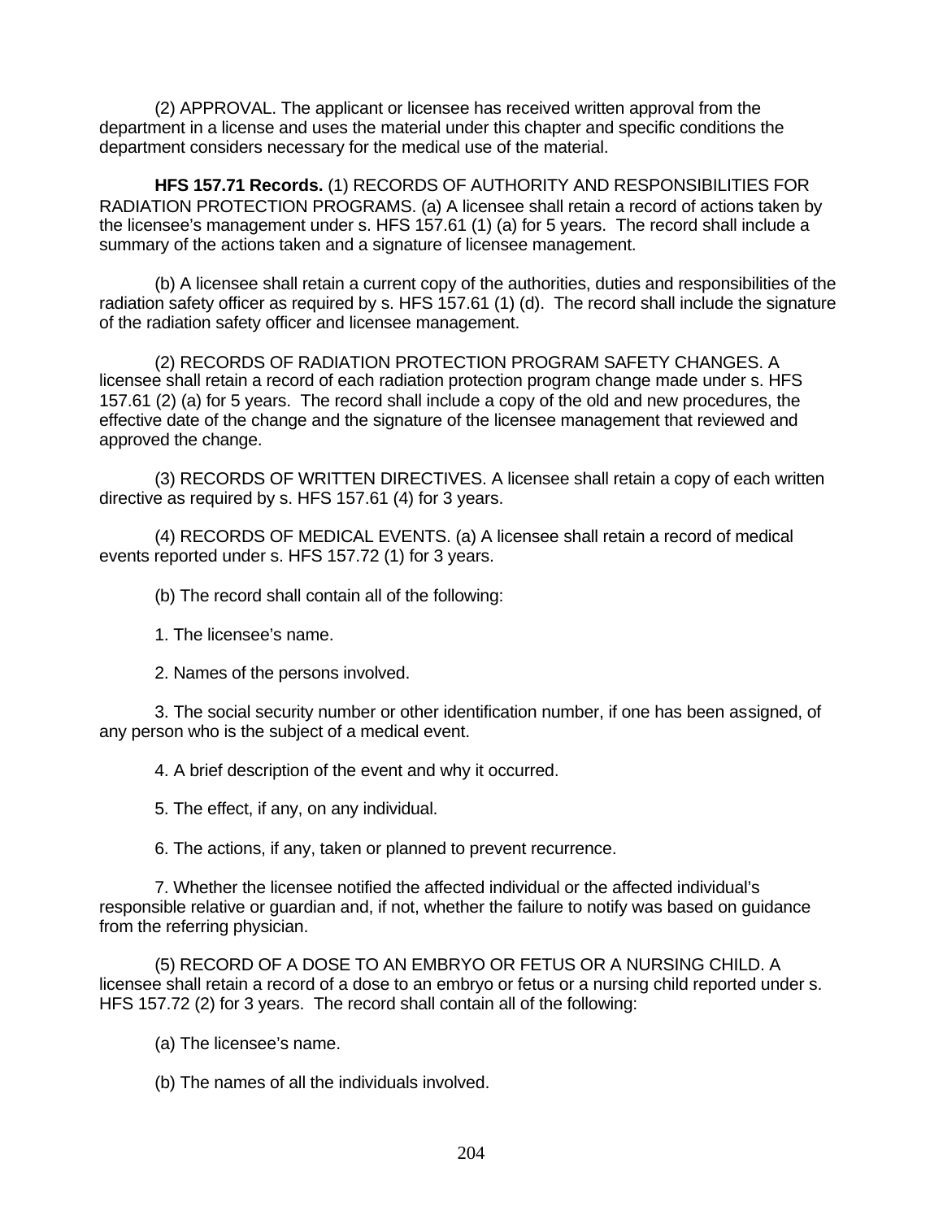(2) APPROVAL. The applicant or licensee has received written approval from the department in a license and uses the material under this chapter and specific conditions the department considers necessary for the medical use of the material.

**HFS 157.71 Records.** (1) RECORDS OF AUTHORITY AND RESPONSIBILITIES FOR RADIATION PROTECTION PROGRAMS. (a) A licensee shall retain a record of actions taken by the licensee's management under s. HFS 157.61 (1) (a) for 5 years. The record shall include a summary of the actions taken and a signature of licensee management.

(b) A licensee shall retain a current copy of the authorities, duties and responsibilities of the radiation safety officer as required by s. HFS 157.61 (1) (d). The record shall include the signature of the radiation safety officer and licensee management.

(2) RECORDS OF RADIATION PROTECTION PROGRAM SAFETY CHANGES. A licensee shall retain a record of each radiation protection program change made under s. HFS 157.61 (2) (a) for 5 years. The record shall include a copy of the old and new procedures, the effective date of the change and the signature of the licensee management that reviewed and approved the change.

(3) RECORDS OF WRITTEN DIRECTIVES. A licensee shall retain a copy of each written directive as required by s. HFS 157.61 (4) for 3 years.

(4) RECORDS OF MEDICAL EVENTS. (a) A licensee shall retain a record of medical events reported under s. HFS 157.72 (1) for 3 years.

(b) The record shall contain all of the following:

1. The licensee's name.

2. Names of the persons involved.

3. The social security number or other identification number, if one has been assigned, of any person who is the subject of a medical event.

4. A brief description of the event and why it occurred.

5. The effect, if any, on any individual.

6. The actions, if any, taken or planned to prevent recurrence.

7. Whether the licensee notified the affected individual or the affected individual's responsible relative or guardian and, if not, whether the failure to notify was based on guidance from the referring physician.

(5) RECORD OF A DOSE TO AN EMBRYO OR FETUS OR A NURSING CHILD. A licensee shall retain a record of a dose to an embryo or fetus or a nursing child reported under s. HFS 157.72 (2) for 3 years. The record shall contain all of the following:

(a) The licensee's name.

(b) The names of all the individuals involved.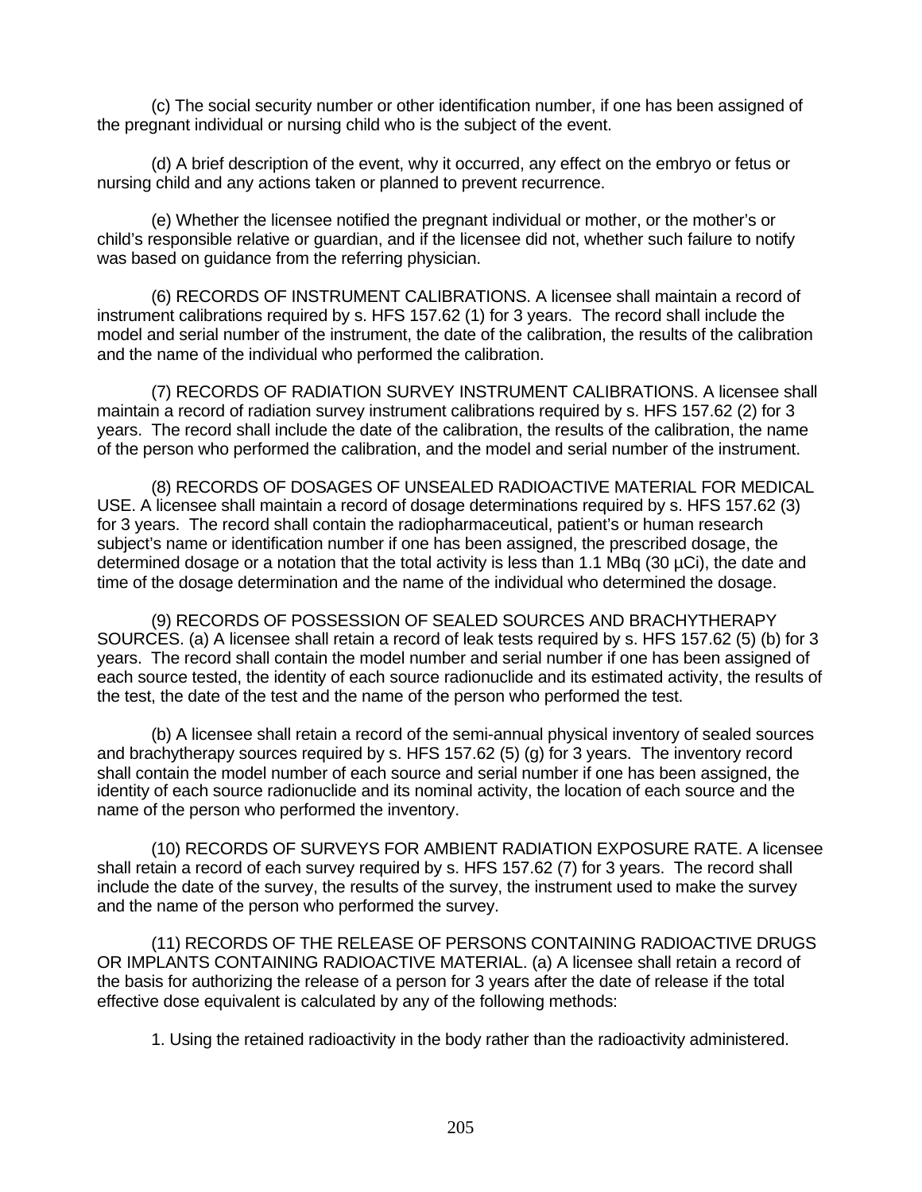(c) The social security number or other identification number, if one has been assigned of the pregnant individual or nursing child who is the subject of the event.

(d) A brief description of the event, why it occurred, any effect on the embryo or fetus or nursing child and any actions taken or planned to prevent recurrence.

(e) Whether the licensee notified the pregnant individual or mother, or the mother's or child's responsible relative or guardian, and if the licensee did not, whether such failure to notify was based on guidance from the referring physician.

(6) RECORDS OF INSTRUMENT CALIBRATIONS. A licensee shall maintain a record of instrument calibrations required by s. HFS 157.62 (1) for 3 years. The record shall include the model and serial number of the instrument, the date of the calibration, the results of the calibration and the name of the individual who performed the calibration.

(7) RECORDS OF RADIATION SURVEY INSTRUMENT CALIBRATIONS. A licensee shall maintain a record of radiation survey instrument calibrations required by s. HFS 157.62 (2) for 3 years. The record shall include the date of the calibration, the results of the calibration, the name of the person who performed the calibration, and the model and serial number of the instrument.

(8) RECORDS OF DOSAGES OF UNSEALED RADIOACTIVE MATERIAL FOR MEDICAL USE. A licensee shall maintain a record of dosage determinations required by s. HFS 157.62 (3) for 3 years. The record shall contain the radiopharmaceutical, patient's or human research subject's name or identification number if one has been assigned, the prescribed dosage, the determined dosage or a notation that the total activity is less than 1.1 MBq (30 µCi), the date and time of the dosage determination and the name of the individual who determined the dosage.

(9) RECORDS OF POSSESSION OF SEALED SOURCES AND BRACHYTHERAPY SOURCES. (a) A licensee shall retain a record of leak tests required by s. HFS 157.62 (5) (b) for 3 years. The record shall contain the model number and serial number if one has been assigned of each source tested, the identity of each source radionuclide and its estimated activity, the results of the test, the date of the test and the name of the person who performed the test.

(b) A licensee shall retain a record of the semi-annual physical inventory of sealed sources and brachytherapy sources required by s. HFS 157.62 (5) (g) for 3 years. The inventory record shall contain the model number of each source and serial number if one has been assigned, the identity of each source radionuclide and its nominal activity, the location of each source and the name of the person who performed the inventory.

(10) RECORDS OF SURVEYS FOR AMBIENT RADIATION EXPOSURE RATE. A licensee shall retain a record of each survey required by s. HFS 157.62 (7) for 3 years. The record shall include the date of the survey, the results of the survey, the instrument used to make the survey and the name of the person who performed the survey.

(11) RECORDS OF THE RELEASE OF PERSONS CONTAINING RADIOACTIVE DRUGS OR IMPLANTS CONTAINING RADIOACTIVE MATERIAL. (a) A licensee shall retain a record of the basis for authorizing the release of a person for 3 years after the date of release if the total effective dose equivalent is calculated by any of the following methods:

1. Using the retained radioactivity in the body rather than the radioactivity administered.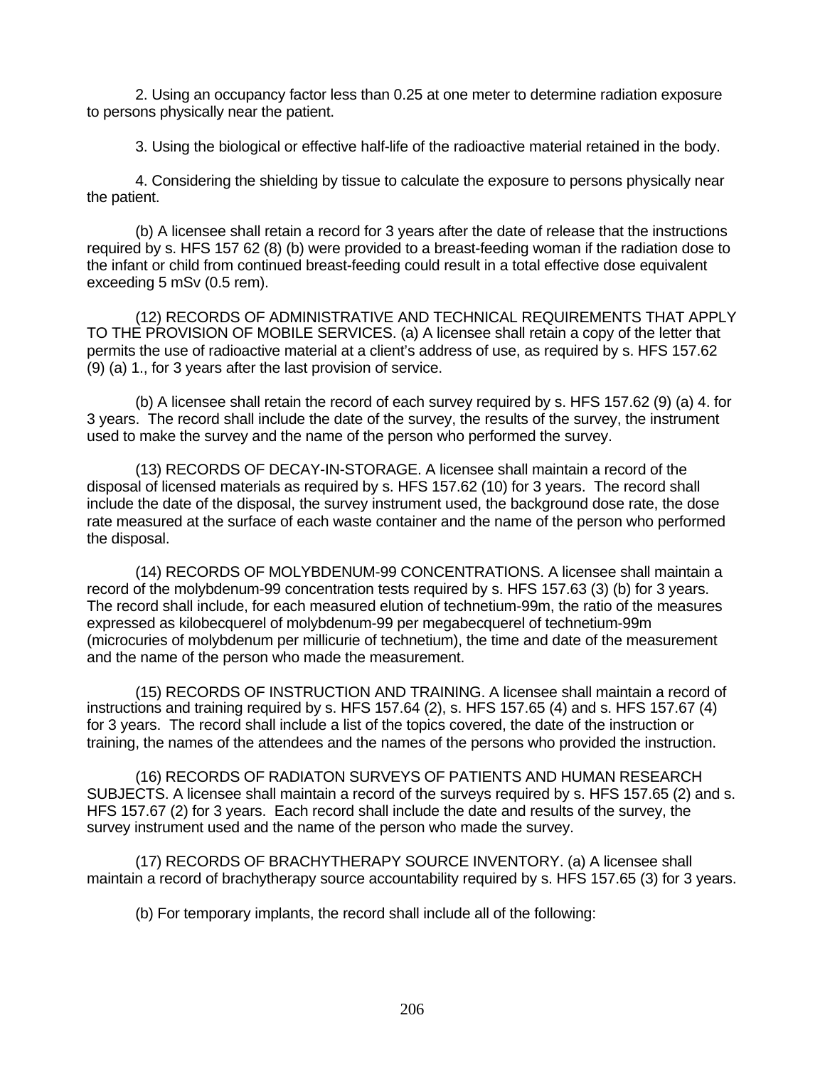2. Using an occupancy factor less than 0.25 at one meter to determine radiation exposure to persons physically near the patient.

3. Using the biological or effective half-life of the radioactive material retained in the body.

4. Considering the shielding by tissue to calculate the exposure to persons physically near the patient.

(b) A licensee shall retain a record for 3 years after the date of release that the instructions required by s. HFS 157 62 (8) (b) were provided to a breast-feeding woman if the radiation dose to the infant or child from continued breast-feeding could result in a total effective dose equivalent exceeding 5 mSv (0.5 rem).

(12) RECORDS OF ADMINISTRATIVE AND TECHNICAL REQUIREMENTS THAT APPLY TO THE PROVISION OF MOBILE SERVICES. (a) A licensee shall retain a copy of the letter that permits the use of radioactive material at a client's address of use, as required by s. HFS 157.62 (9) (a) 1., for 3 years after the last provision of service.

(b) A licensee shall retain the record of each survey required by s. HFS 157.62 (9) (a) 4. for 3 years. The record shall include the date of the survey, the results of the survey, the instrument used to make the survey and the name of the person who performed the survey.

(13) RECORDS OF DECAY-IN-STORAGE. A licensee shall maintain a record of the disposal of licensed materials as required by s. HFS 157.62 (10) for 3 years. The record shall include the date of the disposal, the survey instrument used, the background dose rate, the dose rate measured at the surface of each waste container and the name of the person who performed the disposal.

(14) RECORDS OF MOLYBDENUM-99 CONCENTRATIONS. A licensee shall maintain a record of the molybdenum-99 concentration tests required by s. HFS 157.63 (3) (b) for 3 years. The record shall include, for each measured elution of technetium-99m, the ratio of the measures expressed as kilobecquerel of molybdenum-99 per megabecquerel of technetium-99m (microcuries of molybdenum per millicurie of technetium), the time and date of the measurement and the name of the person who made the measurement.

(15) RECORDS OF INSTRUCTION AND TRAINING. A licensee shall maintain a record of instructions and training required by s. HFS 157.64 (2), s. HFS 157.65 (4) and s. HFS 157.67 (4) for 3 years. The record shall include a list of the topics covered, the date of the instruction or training, the names of the attendees and the names of the persons who provided the instruction.

(16) RECORDS OF RADIATON SURVEYS OF PATIENTS AND HUMAN RESEARCH SUBJECTS. A licensee shall maintain a record of the surveys required by s. HFS 157.65 (2) and s. HFS 157.67 (2) for 3 years. Each record shall include the date and results of the survey, the survey instrument used and the name of the person who made the survey.

(17) RECORDS OF BRACHYTHERAPY SOURCE INVENTORY. (a) A licensee shall maintain a record of brachytherapy source accountability required by s. HFS 157.65 (3) for 3 years.

(b) For temporary implants, the record shall include all of the following: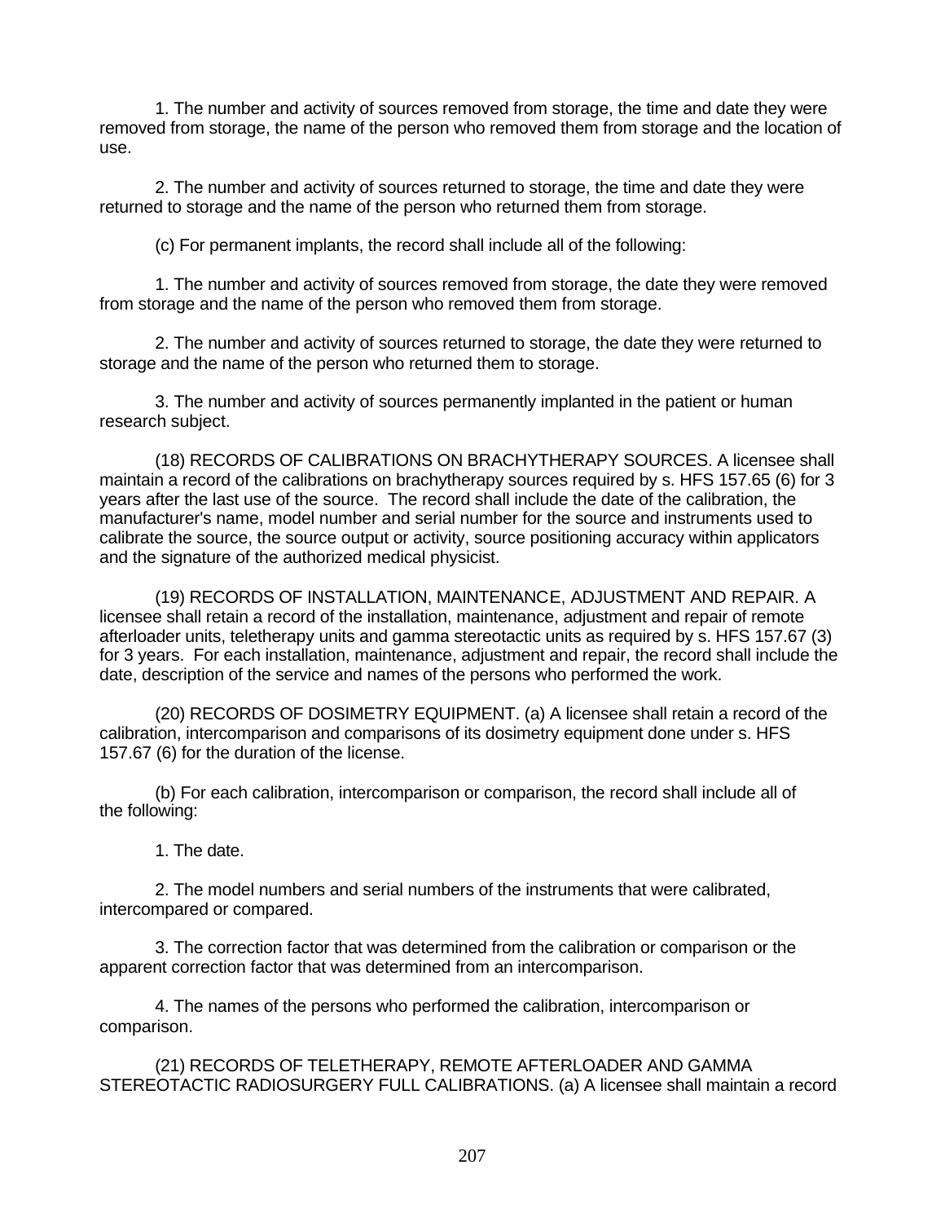1. The number and activity of sources removed from storage, the time and date they were removed from storage, the name of the person who removed them from storage and the location of use.

2. The number and activity of sources returned to storage, the time and date they were returned to storage and the name of the person who returned them from storage.

(c) For permanent implants, the record shall include all of the following:

1. The number and activity of sources removed from storage, the date they were removed from storage and the name of the person who removed them from storage.

2. The number and activity of sources returned to storage, the date they were returned to storage and the name of the person who returned them to storage.

3. The number and activity of sources permanently implanted in the patient or human research subject.

(18) RECORDS OF CALIBRATIONS ON BRACHYTHERAPY SOURCES. A licensee shall maintain a record of the calibrations on brachytherapy sources required by s. HFS 157.65 (6) for 3 years after the last use of the source. The record shall include the date of the calibration, the manufacturer's name, model number and serial number for the source and instruments used to calibrate the source, the source output or activity, source positioning accuracy within applicators and the signature of the authorized medical physicist.

(19) RECORDS OF INSTALLATION, MAINTENANCE, ADJUSTMENT AND REPAIR. A licensee shall retain a record of the installation, maintenance, adjustment and repair of remote afterloader units, teletherapy units and gamma stereotactic units as required by s. HFS 157.67 (3) for 3 years. For each installation, maintenance, adjustment and repair, the record shall include the date, description of the service and names of the persons who performed the work.

(20) RECORDS OF DOSIMETRY EQUIPMENT. (a) A licensee shall retain a record of the calibration, intercomparison and comparisons of its dosimetry equipment done under s. HFS 157.67 (6) for the duration of the license.

(b) For each calibration, intercomparison or comparison, the record shall include all of the following:

1. The date.

2. The model numbers and serial numbers of the instruments that were calibrated, intercompared or compared.

3. The correction factor that was determined from the calibration or comparison or the apparent correction factor that was determined from an intercomparison.

4. The names of the persons who performed the calibration, intercomparison or comparison.

(21) RECORDS OF TELETHERAPY, REMOTE AFTERLOADER AND GAMMA STEREOTACTIC RADIOSURGERY FULL CALIBRATIONS. (a) A licensee shall maintain a record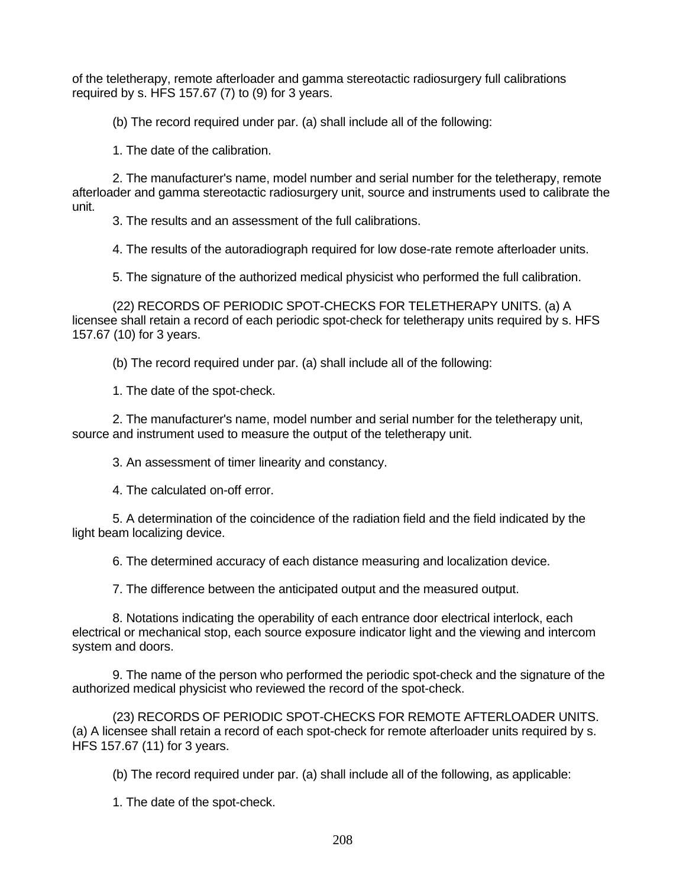of the teletherapy, remote afterloader and gamma stereotactic radiosurgery full calibrations required by s. HFS 157.67 (7) to (9) for 3 years.

(b) The record required under par. (a) shall include all of the following:

1. The date of the calibration.

2. The manufacturer's name, model number and serial number for the teletherapy, remote afterloader and gamma stereotactic radiosurgery unit, source and instruments used to calibrate the unit.

3. The results and an assessment of the full calibrations.

4. The results of the autoradiograph required for low dose-rate remote afterloader units.

5. The signature of the authorized medical physicist who performed the full calibration.

(22) RECORDS OF PERIODIC SPOT-CHECKS FOR TELETHERAPY UNITS. (a) A licensee shall retain a record of each periodic spot-check for teletherapy units required by s. HFS 157.67 (10) for 3 years.

(b) The record required under par. (a) shall include all of the following:

1. The date of the spot-check.

2. The manufacturer's name, model number and serial number for the teletherapy unit, source and instrument used to measure the output of the teletherapy unit.

3. An assessment of timer linearity and constancy.

4. The calculated on-off error.

5. A determination of the coincidence of the radiation field and the field indicated by the light beam localizing device.

6. The determined accuracy of each distance measuring and localization device.

7. The difference between the anticipated output and the measured output.

8. Notations indicating the operability of each entrance door electrical interlock, each electrical or mechanical stop, each source exposure indicator light and the viewing and intercom system and doors.

9. The name of the person who performed the periodic spot-check and the signature of the authorized medical physicist who reviewed the record of the spot-check.

(23) RECORDS OF PERIODIC SPOT-CHECKS FOR REMOTE AFTERLOADER UNITS. (a) A licensee shall retain a record of each spot-check for remote afterloader units required by s. HFS 157.67 (11) for 3 years.

(b) The record required under par. (a) shall include all of the following, as applicable:

1. The date of the spot-check.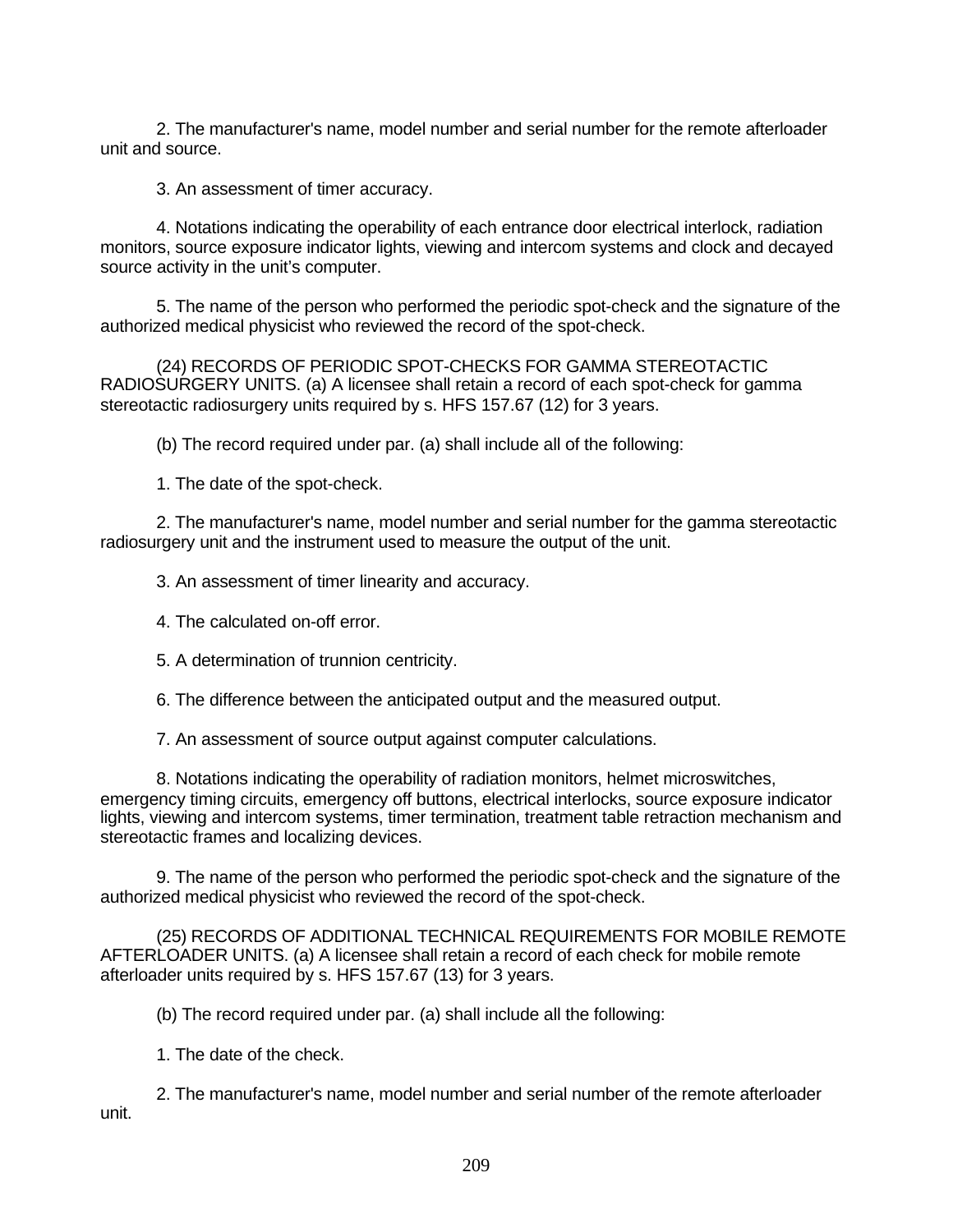2. The manufacturer's name, model number and serial number for the remote afterloader unit and source.

3. An assessment of timer accuracy.

4. Notations indicating the operability of each entrance door electrical interlock, radiation monitors, source exposure indicator lights, viewing and intercom systems and clock and decayed source activity in the unit's computer.

5. The name of the person who performed the periodic spot-check and the signature of the authorized medical physicist who reviewed the record of the spot-check.

(24) RECORDS OF PERIODIC SPOT-CHECKS FOR GAMMA STEREOTACTIC RADIOSURGERY UNITS. (a) A licensee shall retain a record of each spot-check for gamma stereotactic radiosurgery units required by s. HFS 157.67 (12) for 3 years.

(b) The record required under par. (a) shall include all of the following:

1. The date of the spot-check.

2. The manufacturer's name, model number and serial number for the gamma stereotactic radiosurgery unit and the instrument used to measure the output of the unit.

3. An assessment of timer linearity and accuracy.

4. The calculated on-off error.

5. A determination of trunnion centricity.

6. The difference between the anticipated output and the measured output.

7. An assessment of source output against computer calculations.

8. Notations indicating the operability of radiation monitors, helmet microswitches, emergency timing circuits, emergency off buttons, electrical interlocks, source exposure indicator lights, viewing and intercom systems, timer termination, treatment table retraction mechanism and stereotactic frames and localizing devices.

9. The name of the person who performed the periodic spot-check and the signature of the authorized medical physicist who reviewed the record of the spot-check.

(25) RECORDS OF ADDITIONAL TECHNICAL REQUIREMENTS FOR MOBILE REMOTE AFTERLOADER UNITS. (a) A licensee shall retain a record of each check for mobile remote afterloader units required by s. HFS 157.67 (13) for 3 years.

(b) The record required under par. (a) shall include all the following:

1. The date of the check.

2. The manufacturer's name, model number and serial number of the remote afterloader unit.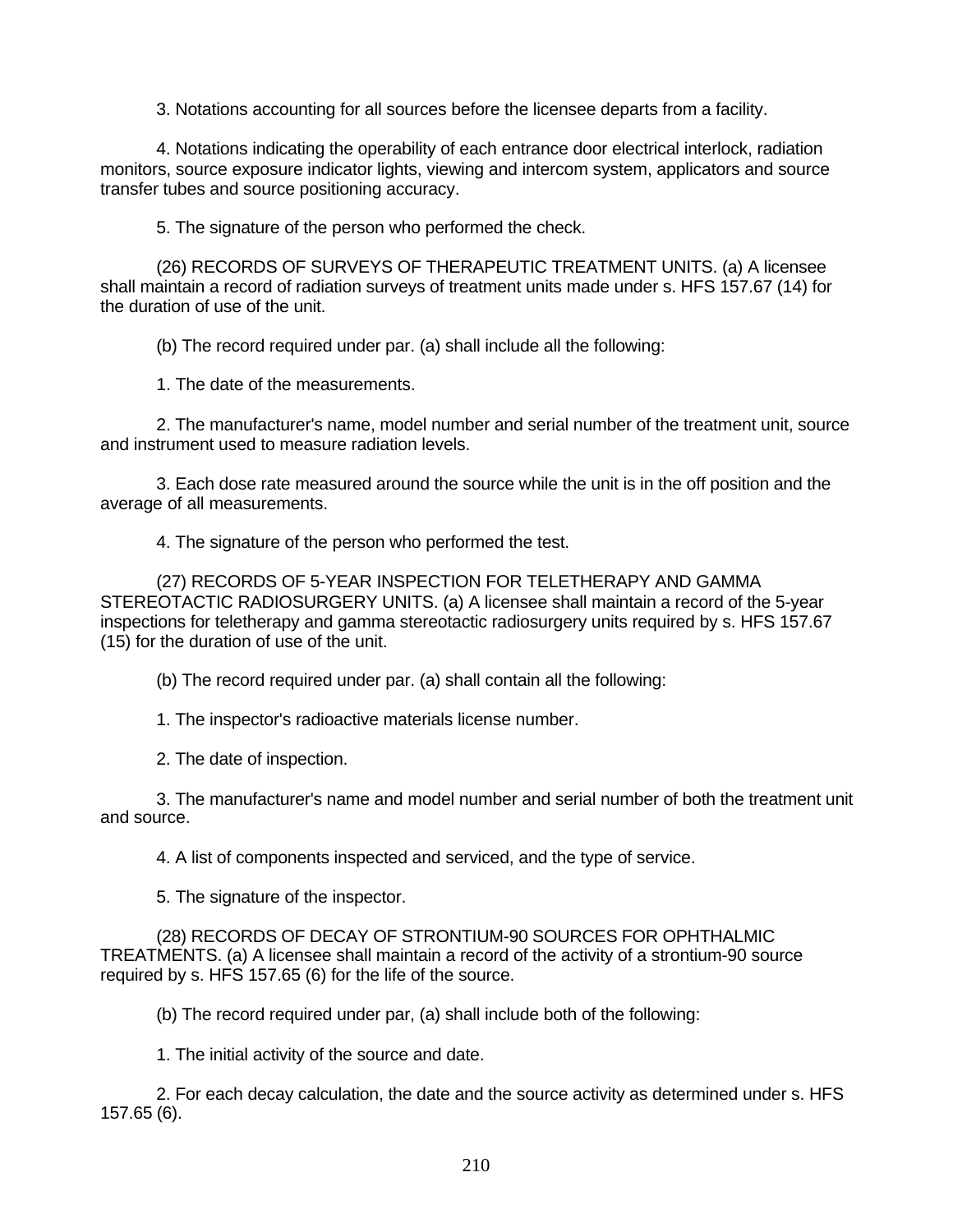3. Notations accounting for all sources before the licensee departs from a facility.

4. Notations indicating the operability of each entrance door electrical interlock, radiation monitors, source exposure indicator lights, viewing and intercom system, applicators and source transfer tubes and source positioning accuracy.

5. The signature of the person who performed the check.

(26) RECORDS OF SURVEYS OF THERAPEUTIC TREATMENT UNITS. (a) A licensee shall maintain a record of radiation surveys of treatment units made under s. HFS 157.67 (14) for the duration of use of the unit.

(b) The record required under par. (a) shall include all the following:

1. The date of the measurements.

2. The manufacturer's name, model number and serial number of the treatment unit, source and instrument used to measure radiation levels.

3. Each dose rate measured around the source while the unit is in the off position and the average of all measurements.

4. The signature of the person who performed the test.

(27) RECORDS OF 5-YEAR INSPECTION FOR TELETHERAPY AND GAMMA STEREOTACTIC RADIOSURGERY UNITS. (a) A licensee shall maintain a record of the 5-year inspections for teletherapy and gamma stereotactic radiosurgery units required by s. HFS 157.67 (15) for the duration of use of the unit.

(b) The record required under par. (a) shall contain all the following:

1. The inspector's radioactive materials license number.

2. The date of inspection.

3. The manufacturer's name and model number and serial number of both the treatment unit and source.

4. A list of components inspected and serviced, and the type of service.

5. The signature of the inspector.

(28) RECORDS OF DECAY OF STRONTIUM-90 SOURCES FOR OPHTHALMIC TREATMENTS. (a) A licensee shall maintain a record of the activity of a strontium-90 source required by s. HFS 157.65 (6) for the life of the source.

(b) The record required under par, (a) shall include both of the following:

1. The initial activity of the source and date.

2. For each decay calculation, the date and the source activity as determined under s. HFS 157.65 (6).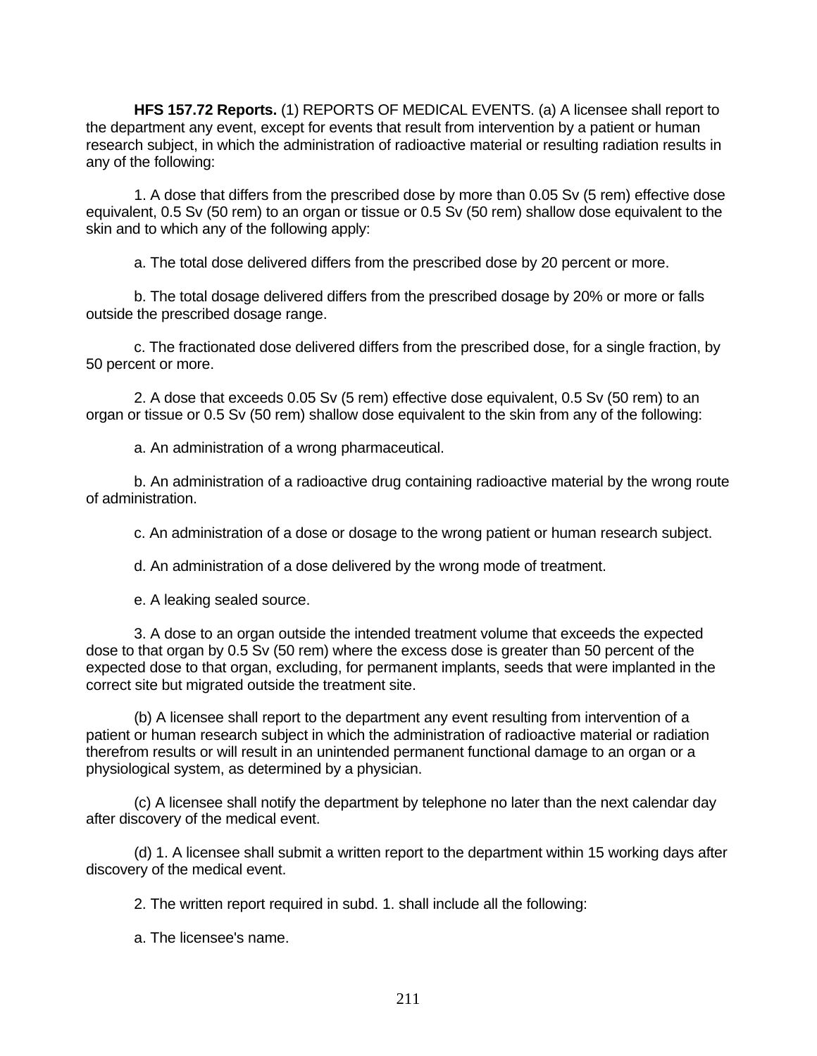**HFS 157.72 Reports.** (1) REPORTS OF MEDICAL EVENTS. (a) A licensee shall report to the department any event, except for events that result from intervention by a patient or human research subject, in which the administration of radioactive material or resulting radiation results in any of the following:

1. A dose that differs from the prescribed dose by more than 0.05 Sv (5 rem) effective dose equivalent, 0.5 Sv (50 rem) to an organ or tissue or 0.5 Sv (50 rem) shallow dose equivalent to the skin and to which any of the following apply:

a. The total dose delivered differs from the prescribed dose by 20 percent or more.

b. The total dosage delivered differs from the prescribed dosage by 20% or more or falls outside the prescribed dosage range.

c. The fractionated dose delivered differs from the prescribed dose, for a single fraction, by 50 percent or more.

2. A dose that exceeds 0.05 Sv (5 rem) effective dose equivalent, 0.5 Sv (50 rem) to an organ or tissue or 0.5 Sv (50 rem) shallow dose equivalent to the skin from any of the following:

a. An administration of a wrong pharmaceutical.

b. An administration of a radioactive drug containing radioactive material by the wrong route of administration.

c. An administration of a dose or dosage to the wrong patient or human research subject.

d. An administration of a dose delivered by the wrong mode of treatment.

e. A leaking sealed source.

3. A dose to an organ outside the intended treatment volume that exceeds the expected dose to that organ by 0.5 Sv (50 rem) where the excess dose is greater than 50 percent of the expected dose to that organ, excluding, for permanent implants, seeds that were implanted in the correct site but migrated outside the treatment site.

(b) A licensee shall report to the department any event resulting from intervention of a patient or human research subject in which the administration of radioactive material or radiation therefrom results or will result in an unintended permanent functional damage to an organ or a physiological system, as determined by a physician.

(c) A licensee shall notify the department by telephone no later than the next calendar day after discovery of the medical event.

(d) 1. A licensee shall submit a written report to the department within 15 working days after discovery of the medical event.

2. The written report required in subd. 1. shall include all the following:

a. The licensee's name.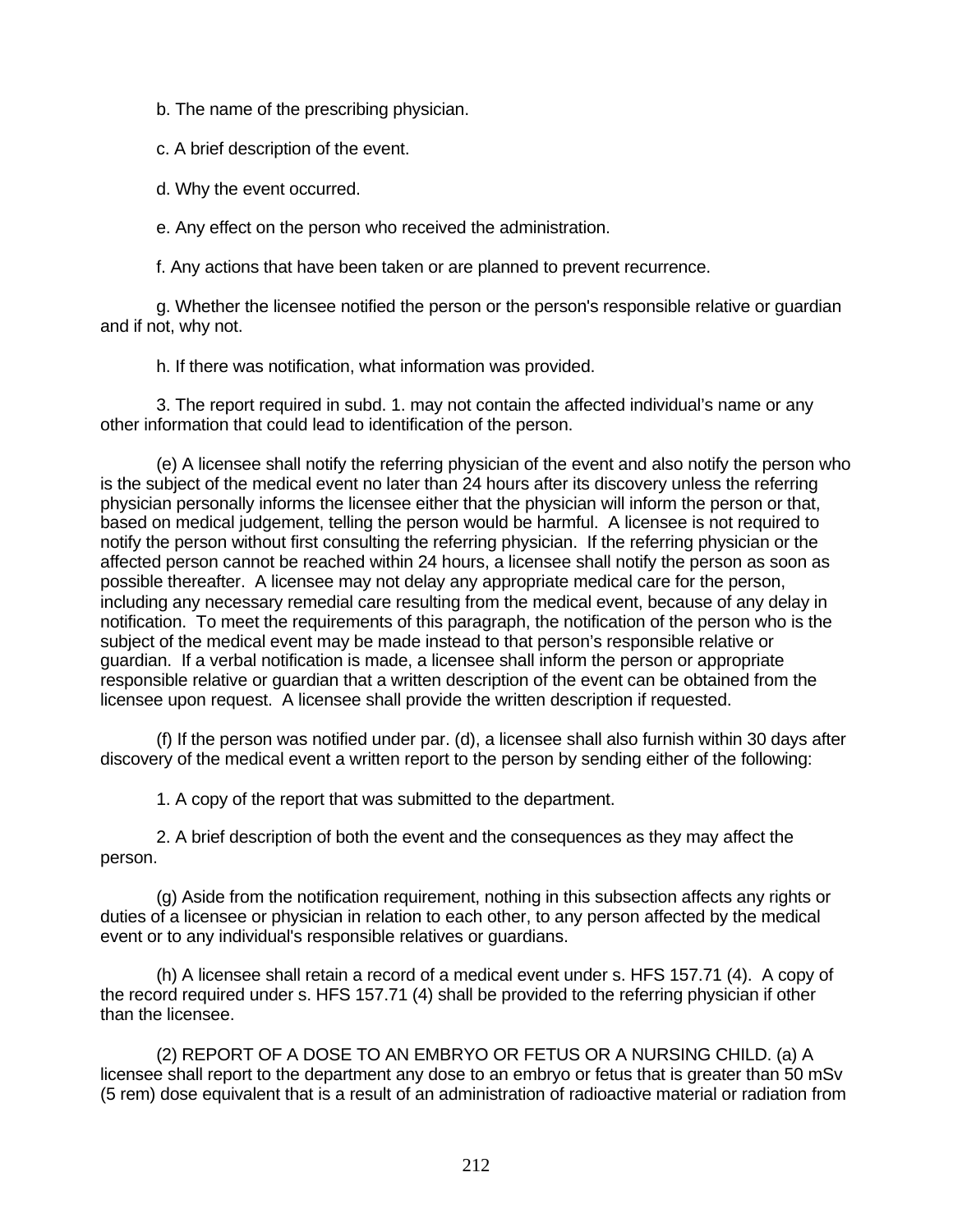b. The name of the prescribing physician.

c. A brief description of the event.

d. Why the event occurred.

e. Any effect on the person who received the administration.

f. Any actions that have been taken or are planned to prevent recurrence.

g. Whether the licensee notified the person or the person's responsible relative or guardian and if not, why not.

h. If there was notification, what information was provided.

3. The report required in subd. 1. may not contain the affected individual's name or any other information that could lead to identification of the person.

(e) A licensee shall notify the referring physician of the event and also notify the person who is the subject of the medical event no later than 24 hours after its discovery unless the referring physician personally informs the licensee either that the physician will inform the person or that, based on medical judgement, telling the person would be harmful. A licensee is not required to notify the person without first consulting the referring physician. If the referring physician or the affected person cannot be reached within 24 hours, a licensee shall notify the person as soon as possible thereafter. A licensee may not delay any appropriate medical care for the person, including any necessary remedial care resulting from the medical event, because of any delay in notification. To meet the requirements of this paragraph, the notification of the person who is the subject of the medical event may be made instead to that person's responsible relative or guardian. If a verbal notification is made, a licensee shall inform the person or appropriate responsible relative or guardian that a written description of the event can be obtained from the licensee upon request. A licensee shall provide the written description if requested.

(f) If the person was notified under par. (d), a licensee shall also furnish within 30 days after discovery of the medical event a written report to the person by sending either of the following:

1. A copy of the report that was submitted to the department.

2. A brief description of both the event and the consequences as they may affect the person.

(g) Aside from the notification requirement, nothing in this subsection affects any rights or duties of a licensee or physician in relation to each other, to any person affected by the medical event or to any individual's responsible relatives or guardians.

(h) A licensee shall retain a record of a medical event under s. HFS 157.71 (4). A copy of the record required under s. HFS 157.71 (4) shall be provided to the referring physician if other than the licensee.

(2) REPORT OF A DOSE TO AN EMBRYO OR FETUS OR A NURSING CHILD. (a) A licensee shall report to the department any dose to an embryo or fetus that is greater than 50 mSv (5 rem) dose equivalent that is a result of an administration of radioactive material or radiation from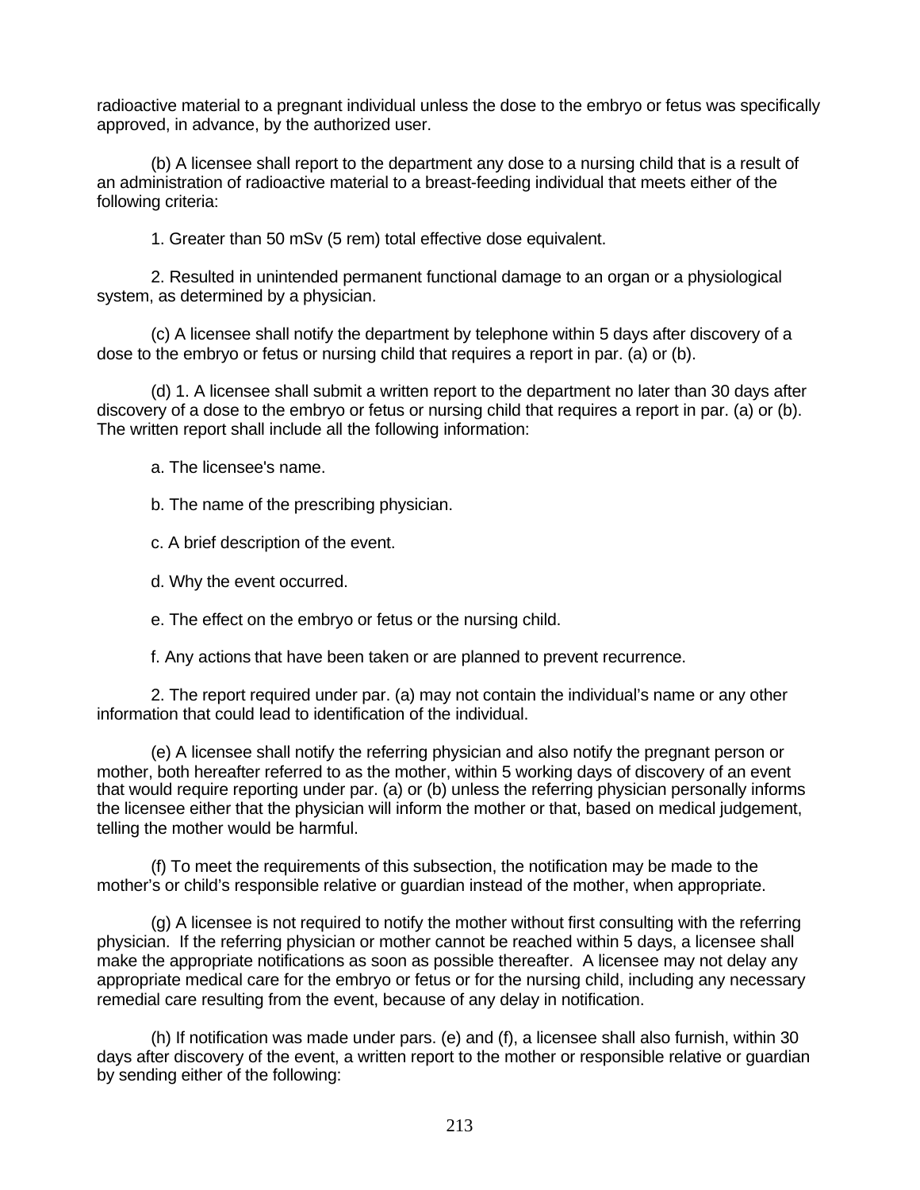radioactive material to a pregnant individual unless the dose to the embryo or fetus was specifically approved, in advance, by the authorized user.

(b) A licensee shall report to the department any dose to a nursing child that is a result of an administration of radioactive material to a breast-feeding individual that meets either of the following criteria:

1. Greater than 50 mSv (5 rem) total effective dose equivalent.

2. Resulted in unintended permanent functional damage to an organ or a physiological system, as determined by a physician.

(c) A licensee shall notify the department by telephone within 5 days after discovery of a dose to the embryo or fetus or nursing child that requires a report in par. (a) or (b).

(d) 1. A licensee shall submit a written report to the department no later than 30 days after discovery of a dose to the embryo or fetus or nursing child that requires a report in par. (a) or (b). The written report shall include all the following information:

a. The licensee's name.

b. The name of the prescribing physician.

c. A brief description of the event.

d. Why the event occurred.

e. The effect on the embryo or fetus or the nursing child.

f. Any actions that have been taken or are planned to prevent recurrence.

2. The report required under par. (a) may not contain the individual's name or any other information that could lead to identification of the individual.

(e) A licensee shall notify the referring physician and also notify the pregnant person or mother, both hereafter referred to as the mother, within 5 working days of discovery of an event that would require reporting under par. (a) or (b) unless the referring physician personally informs the licensee either that the physician will inform the mother or that, based on medical judgement, telling the mother would be harmful.

(f) To meet the requirements of this subsection, the notification may be made to the mother's or child's responsible relative or guardian instead of the mother, when appropriate.

(g) A licensee is not required to notify the mother without first consulting with the referring physician. If the referring physician or mother cannot be reached within 5 days, a licensee shall make the appropriate notifications as soon as possible thereafter. A licensee may not delay any appropriate medical care for the embryo or fetus or for the nursing child, including any necessary remedial care resulting from the event, because of any delay in notification.

(h) If notification was made under pars. (e) and (f), a licensee shall also furnish, within 30 days after discovery of the event, a written report to the mother or responsible relative or guardian by sending either of the following: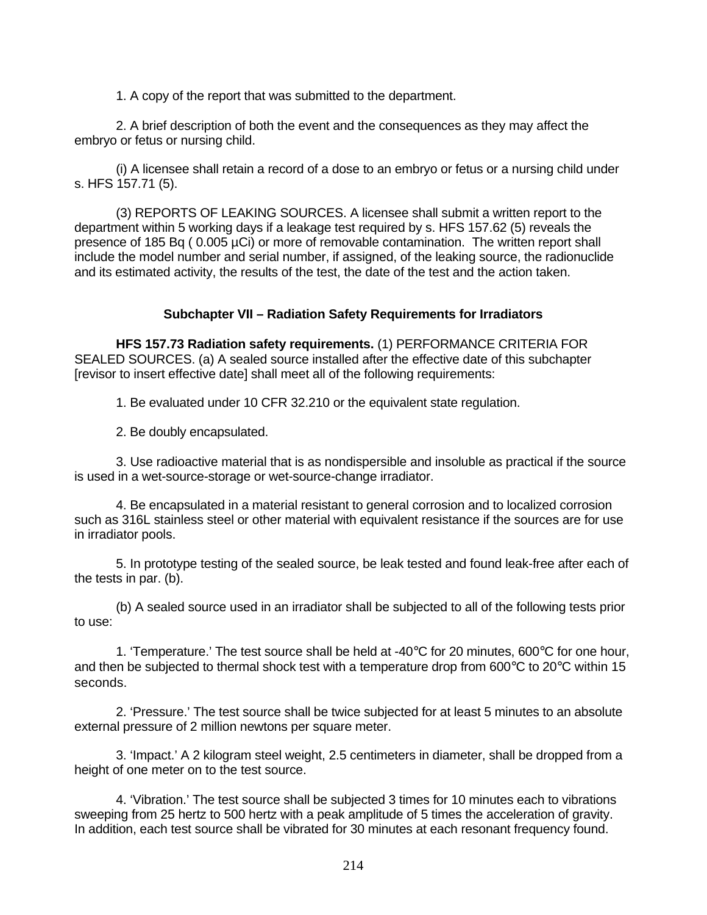1. A copy of the report that was submitted to the department.

2. A brief description of both the event and the consequences as they may affect the embryo or fetus or nursing child.

(i) A licensee shall retain a record of a dose to an embryo or fetus or a nursing child under s. HFS 157.71 (5).

(3) REPORTS OF LEAKING SOURCES. A licensee shall submit a written report to the department within 5 working days if a leakage test required by s. HFS 157.62 (5) reveals the presence of 185 Bq ( 0.005 µCi) or more of removable contamination. The written report shall include the model number and serial number, if assigned, of the leaking source, the radionuclide and its estimated activity, the results of the test, the date of the test and the action taken.

### Subchapter VII – Radiation Safety Requirements for Irradiators

**HFS 157.73 Radiation safety requirements.** (1) PERFORMANCE CRITERIA FOR SEALED SOURCES. (a) A sealed source installed after the effective date of this subchapter [revisor to insert effective date] shall meet all of the following requirements:

1. Be evaluated under 10 CFR 32.210 or the equivalent state regulation.

2. Be doubly encapsulated.

3. Use radioactive material that is as nondispersible and insoluble as practical if the source is used in a wet-source-storage or wet-source-change irradiator.

4. Be encapsulated in a material resistant to general corrosion and to localized corrosion such as 316L stainless steel or other material with equivalent resistance if the sources are for use in irradiator pools.

5. In prototype testing of the sealed source, be leak tested and found leak-free after each of the tests in par. (b).

(b) A sealed source used in an irradiator shall be subjected to all of the following tests prior to use:

1. 'Temperature.' The test source shall be held at -40°C for 20 minutes, 600°C for one hour, and then be subjected to thermal shock test with a temperature drop from 600°C to 20°C within 15 seconds.

2. 'Pressure.' The test source shall be twice subjected for at least 5 minutes to an absolute external pressure of 2 million newtons per square meter.

3. 'Impact.' A 2 kilogram steel weight, 2.5 centimeters in diameter, shall be dropped from a height of one meter on to the test source.

4. 'Vibration.' The test source shall be subjected 3 times for 10 minutes each to vibrations sweeping from 25 hertz to 500 hertz with a peak amplitude of 5 times the acceleration of gravity. In addition, each test source shall be vibrated for 30 minutes at each resonant frequency found.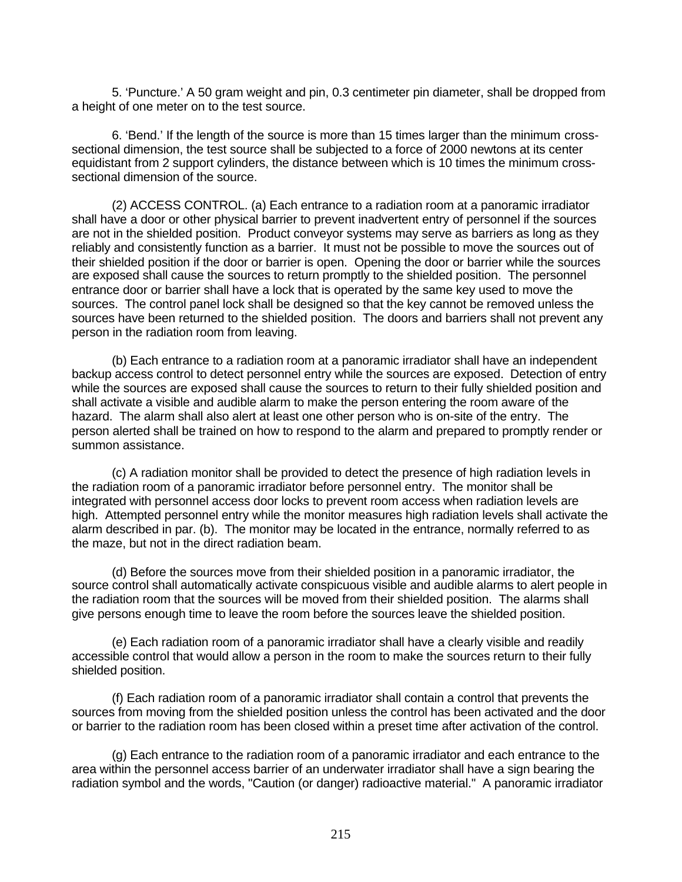5. 'Puncture.' A 50 gram weight and pin, 0.3 centimeter pin diameter, shall be dropped from a height of one meter on to the test source.

6. 'Bend.' If the length of the source is more than 15 times larger than the minimum cross-sectional dimension, the test source shall be subjected to a force of 2000 newtons at its center equidistant from 2 support cylinders, the distance between which is 10 times the minimum cross-sectional dimension of the source.

(2) ACCESS CONTROL. (a) Each entrance to a radiation room at a panoramic irradiator shall have a door or other physical barrier to prevent inadvertent entry of personnel if the sources are not in the shielded position. Product conveyor systems may serve as barriers as long as they reliably and consistently function as a barrier. It must not be possible to move the sources out of their shielded position if the door or barrier is open. Opening the door or barrier while the sources are exposed shall cause the sources to return promptly to the shielded position. The personnel entrance door or barrier shall have a lock that is operated by the same key used to move the sources. The control panel lock shall be designed so that the key cannot be removed unless the sources have been returned to the shielded position. The doors and barriers shall not prevent any person in the radiation room from leaving.

(b) Each entrance to a radiation room at a panoramic irradiator shall have an independent backup access control to detect personnel entry while the sources are exposed. Detection of entry while the sources are exposed shall cause the sources to return to their fully shielded position and shall activate a visible and audible alarm to make the person entering the room aware of the hazard. The alarm shall also alert at least one other person who is on-site of the entry. The person alerted shall be trained on how to respond to the alarm and prepared to promptly render or summon assistance.

(c) A radiation monitor shall be provided to detect the presence of high radiation levels in the radiation room of a panoramic irradiator before personnel entry. The monitor shall be integrated with personnel access door locks to prevent room access when radiation levels are high. Attempted personnel entry while the monitor measures high radiation levels shall activate the alarm described in par. (b). The monitor may be located in the entrance, normally referred to as the maze, but not in the direct radiation beam.

(d) Before the sources move from their shielded position in a panoramic irradiator, the source control shall automatically activate conspicuous visible and audible alarms to alert people in the radiation room that the sources will be moved from their shielded position. The alarms shall give persons enough time to leave the room before the sources leave the shielded position.

(e) Each radiation room of a panoramic irradiator shall have a clearly visible and readily accessible control that would allow a person in the room to make the sources return to their fully shielded position.

(f) Each radiation room of a panoramic irradiator shall contain a control that prevents the sources from moving from the shielded position unless the control has been activated and the door or barrier to the radiation room has been closed within a preset time after activation of the control.

(g) Each entrance to the radiation room of a panoramic irradiator and each entrance to the area within the personnel access barrier of an underwater irradiator shall have a sign bearing the radiation symbol and the words, "Caution (or danger) radioactive material." A panoramic irradiator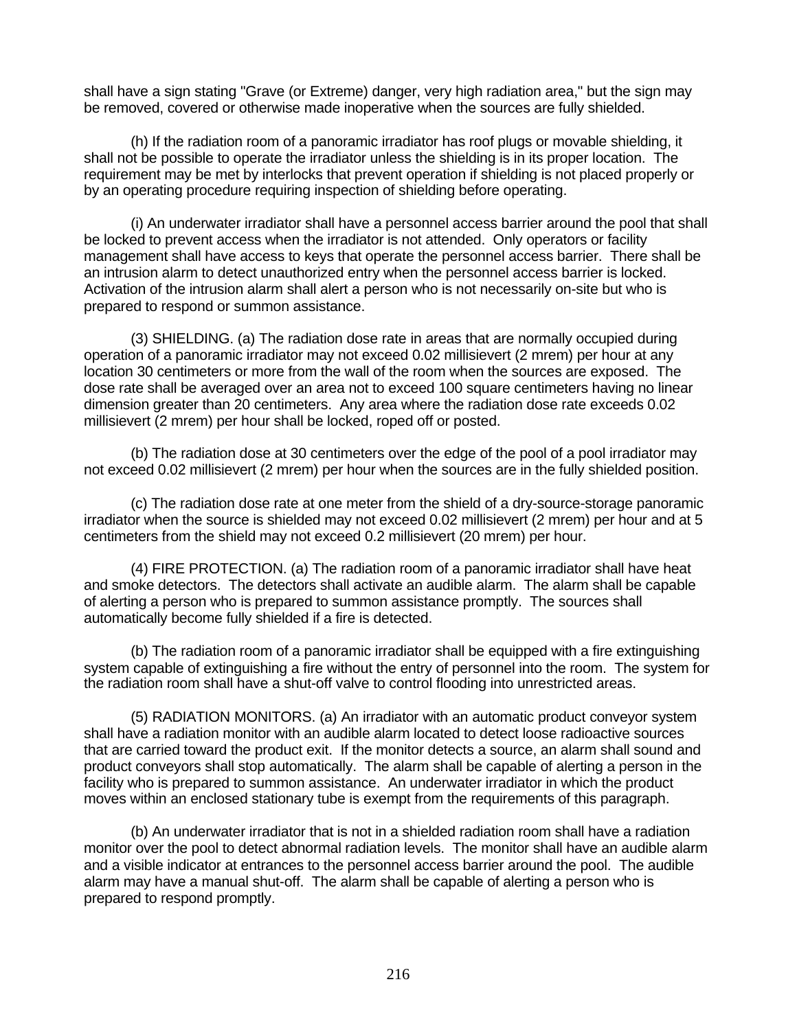shall have a sign stating "Grave (or Extreme) danger, very high radiation area," but the sign may be removed, covered or otherwise made inoperative when the sources are fully shielded.

(h) If the radiation room of a panoramic irradiator has roof plugs or movable shielding, it shall not be possible to operate the irradiator unless the shielding is in its proper location. The requirement may be met by interlocks that prevent operation if shielding is not placed properly or by an operating procedure requiring inspection of shielding before operating.

(i) An underwater irradiator shall have a personnel access barrier around the pool that shall be locked to prevent access when the irradiator is not attended. Only operators or facility management shall have access to keys that operate the personnel access barrier. There shall be an intrusion alarm to detect unauthorized entry when the personnel access barrier is locked. Activation of the intrusion alarm shall alert a person who is not necessarily on-site but who is prepared to respond or summon assistance.

(3) SHIELDING. (a) The radiation dose rate in areas that are normally occupied during operation of a panoramic irradiator may not exceed 0.02 millisievert (2 mrem) per hour at any location 30 centimeters or more from the wall of the room when the sources are exposed. The dose rate shall be averaged over an area not to exceed 100 square centimeters having no linear dimension greater than 20 centimeters. Any area where the radiation dose rate exceeds 0.02 millisievert (2 mrem) per hour shall be locked, roped off or posted.

(b) The radiation dose at 30 centimeters over the edge of the pool of a pool irradiator may not exceed 0.02 millisievert (2 mrem) per hour when the sources are in the fully shielded position.

(c) The radiation dose rate at one meter from the shield of a dry-source-storage panoramic irradiator when the source is shielded may not exceed 0.02 millisievert (2 mrem) per hour and at 5 centimeters from the shield may not exceed 0.2 millisievert (20 mrem) per hour.

(4) FIRE PROTECTION. (a) The radiation room of a panoramic irradiator shall have heat and smoke detectors. The detectors shall activate an audible alarm. The alarm shall be capable of alerting a person who is prepared to summon assistance promptly. The sources shall automatically become fully shielded if a fire is detected.

(b) The radiation room of a panoramic irradiator shall be equipped with a fire extinguishing system capable of extinguishing a fire without the entry of personnel into the room. The system for the radiation room shall have a shut-off valve to control flooding into unrestricted areas.

(5) RADIATION MONITORS. (a) An irradiator with an automatic product conveyor system shall have a radiation monitor with an audible alarm located to detect loose radioactive sources that are carried toward the product exit. If the monitor detects a source, an alarm shall sound and product conveyors shall stop automatically. The alarm shall be capable of alerting a person in the facility who is prepared to summon assistance. An underwater irradiator in which the product moves within an enclosed stationary tube is exempt from the requirements of this paragraph.

(b) An underwater irradiator that is not in a shielded radiation room shall have a radiation monitor over the pool to detect abnormal radiation levels. The monitor shall have an audible alarm and a visible indicator at entrances to the personnel access barrier around the pool. The audible alarm may have a manual shut-off. The alarm shall be capable of alerting a person who is prepared to respond promptly.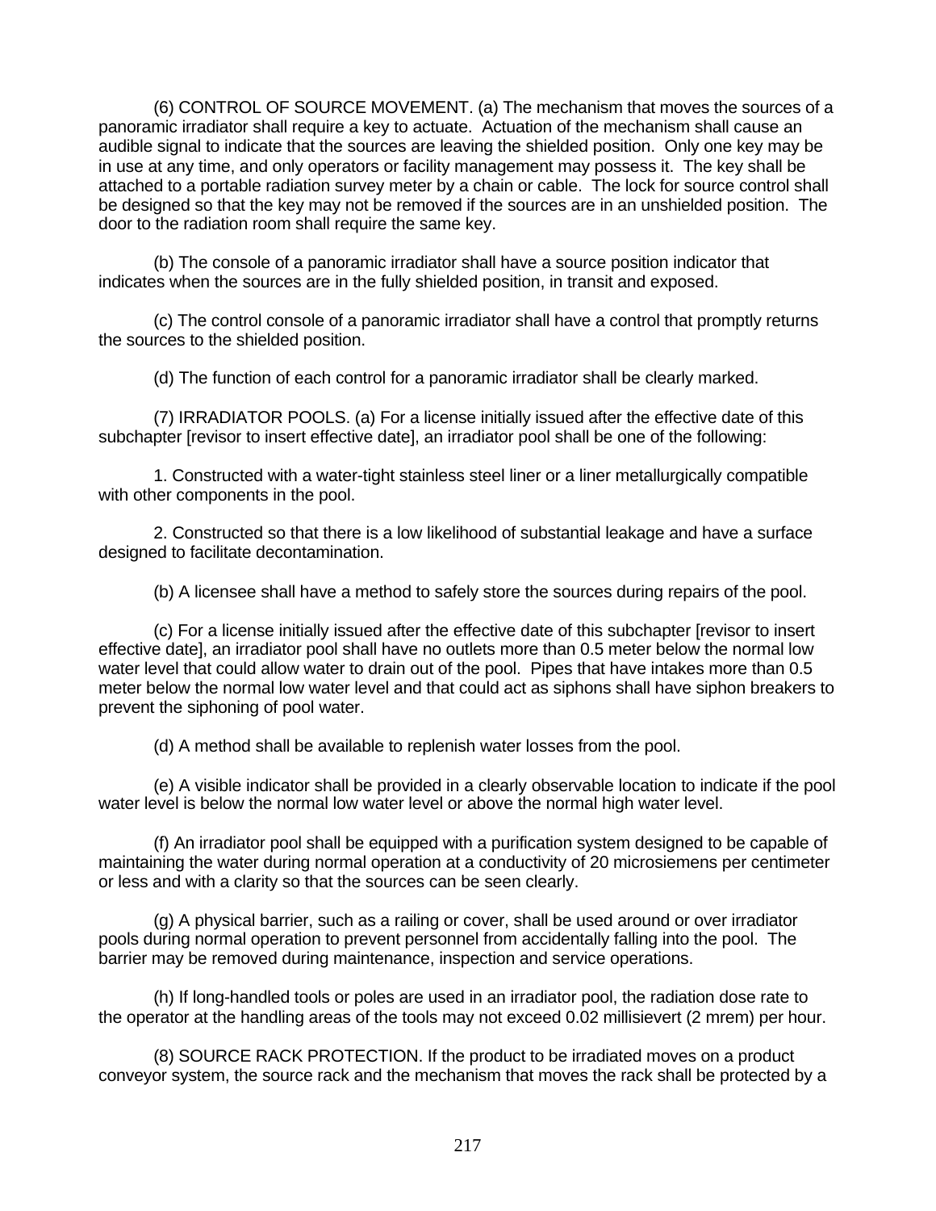(6) CONTROL OF SOURCE MOVEMENT. (a) The mechanism that moves the sources of a panoramic irradiator shall require a key to actuate. Actuation of the mechanism shall cause an audible signal to indicate that the sources are leaving the shielded position. Only one key may be in use at any time, and only operators or facility management may possess it. The key shall be attached to a portable radiation survey meter by a chain or cable. The lock for source control shall be designed so that the key may not be removed if the sources are in an unshielded position. The door to the radiation room shall require the same key.

(b) The console of a panoramic irradiator shall have a source position indicator that indicates when the sources are in the fully shielded position, in transit and exposed.

(c) The control console of a panoramic irradiator shall have a control that promptly returns the sources to the shielded position.

(d) The function of each control for a panoramic irradiator shall be clearly marked.

(7) IRRADIATOR POOLS. (a) For a license initially issued after the effective date of this subchapter [revisor to insert effective date], an irradiator pool shall be one of the following:

1. Constructed with a water-tight stainless steel liner or a liner metallurgically compatible with other components in the pool.

2. Constructed so that there is a low likelihood of substantial leakage and have a surface designed to facilitate decontamination.

(b) A licensee shall have a method to safely store the sources during repairs of the pool.

(c) For a license initially issued after the effective date of this subchapter [revisor to insert effective date], an irradiator pool shall have no outlets more than 0.5 meter below the normal low water level that could allow water to drain out of the pool. Pipes that have intakes more than 0.5 meter below the normal low water level and that could act as siphons shall have siphon breakers to prevent the siphoning of pool water.

(d) A method shall be available to replenish water losses from the pool.

(e) A visible indicator shall be provided in a clearly observable location to indicate if the pool water level is below the normal low water level or above the normal high water level.

(f) An irradiator pool shall be equipped with a purification system designed to be capable of maintaining the water during normal operation at a conductivity of 20 microsiemens per centimeter or less and with a clarity so that the sources can be seen clearly.

(g) A physical barrier, such as a railing or cover, shall be used around or over irradiator pools during normal operation to prevent personnel from accidentally falling into the pool. The barrier may be removed during maintenance, inspection and service operations.

(h) If long-handled tools or poles are used in an irradiator pool, the radiation dose rate to the operator at the handling areas of the tools may not exceed 0.02 millisievert (2 mrem) per hour.

(8) SOURCE RACK PROTECTION. If the product to be irradiated moves on a product conveyor system, the source rack and the mechanism that moves the rack shall be protected by a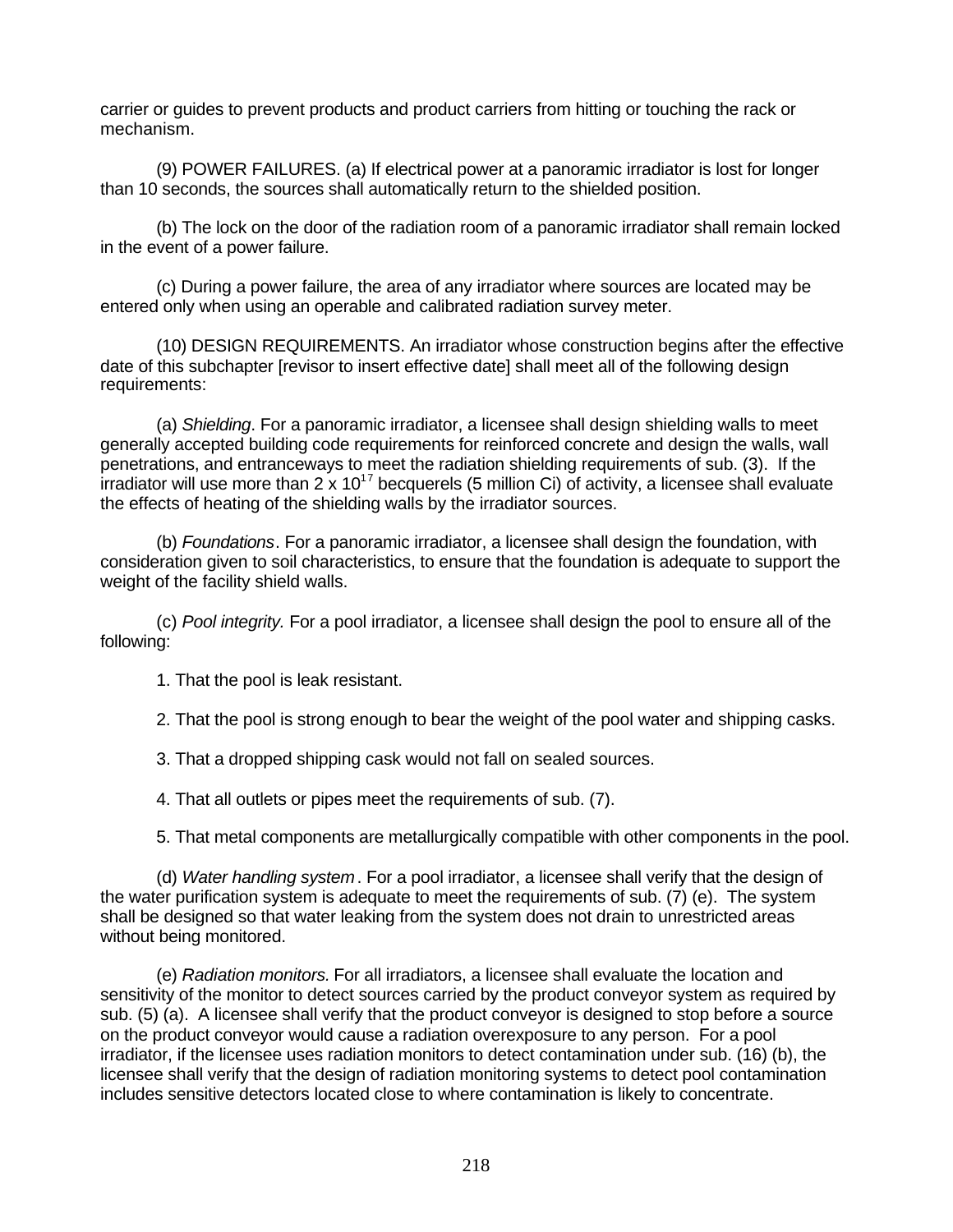carrier or guides to prevent products and product carriers from hitting or touching the rack or mechanism.

(9) POWER FAILURES. (a) If electrical power at a panoramic irradiator is lost for longer than 10 seconds, the sources shall automatically return to the shielded position.

(b) The lock on the door of the radiation room of a panoramic irradiator shall remain locked in the event of a power failure.

(c) During a power failure, the area of any irradiator where sources are located may be entered only when using an operable and calibrated radiation survey meter.

(10) DESIGN REQUIREMENTS. An irradiator whose construction begins after the effective date of this subchapter [revisor to insert effective date] shall meet all of the following design requirements:

(a) *Shielding*. For a panoramic irradiator, a licensee shall design shielding walls to meet generally accepted building code requirements for reinforced concrete and design the walls, wall penetrations, and entranceways to meet the radiation shielding requirements of sub. (3). If the irradiator will use more than $2 \times 10^{17}$ becquerels (5 million Ci) of activity, a licensee shall evaluate the effects of heating of the shielding walls by the irradiator sources.

(b) *Foundations*. For a panoramic irradiator, a licensee shall design the foundation, with consideration given to soil characteristics, to ensure that the foundation is adequate to support the weight of the facility shield walls.

(c) *Pool integrity.* For a pool irradiator, a licensee shall design the pool to ensure all of the following:

1. That the pool is leak resistant.

2. That the pool is strong enough to bear the weight of the pool water and shipping casks.

3. That a dropped shipping cask would not fall on sealed sources.

4. That all outlets or pipes meet the requirements of sub. (7).

5. That metal components are metallurgically compatible with other components in the pool.

(d) *Water handling system*. For a pool irradiator, a licensee shall verify that the design of the water purification system is adequate to meet the requirements of sub. (7) (e). The system shall be designed so that water leaking from the system does not drain to unrestricted areas without being monitored.

(e) *Radiation monitors.* For all irradiators, a licensee shall evaluate the location and sensitivity of the monitor to detect sources carried by the product conveyor system as required by sub. (5) (a). A licensee shall verify that the product conveyor is designed to stop before a source on the product conveyor would cause a radiation overexposure to any person. For a pool irradiator, if the licensee uses radiation monitors to detect contamination under sub. (16) (b), the licensee shall verify that the design of radiation monitoring systems to detect pool contamination includes sensitive detectors located close to where contamination is likely to concentrate.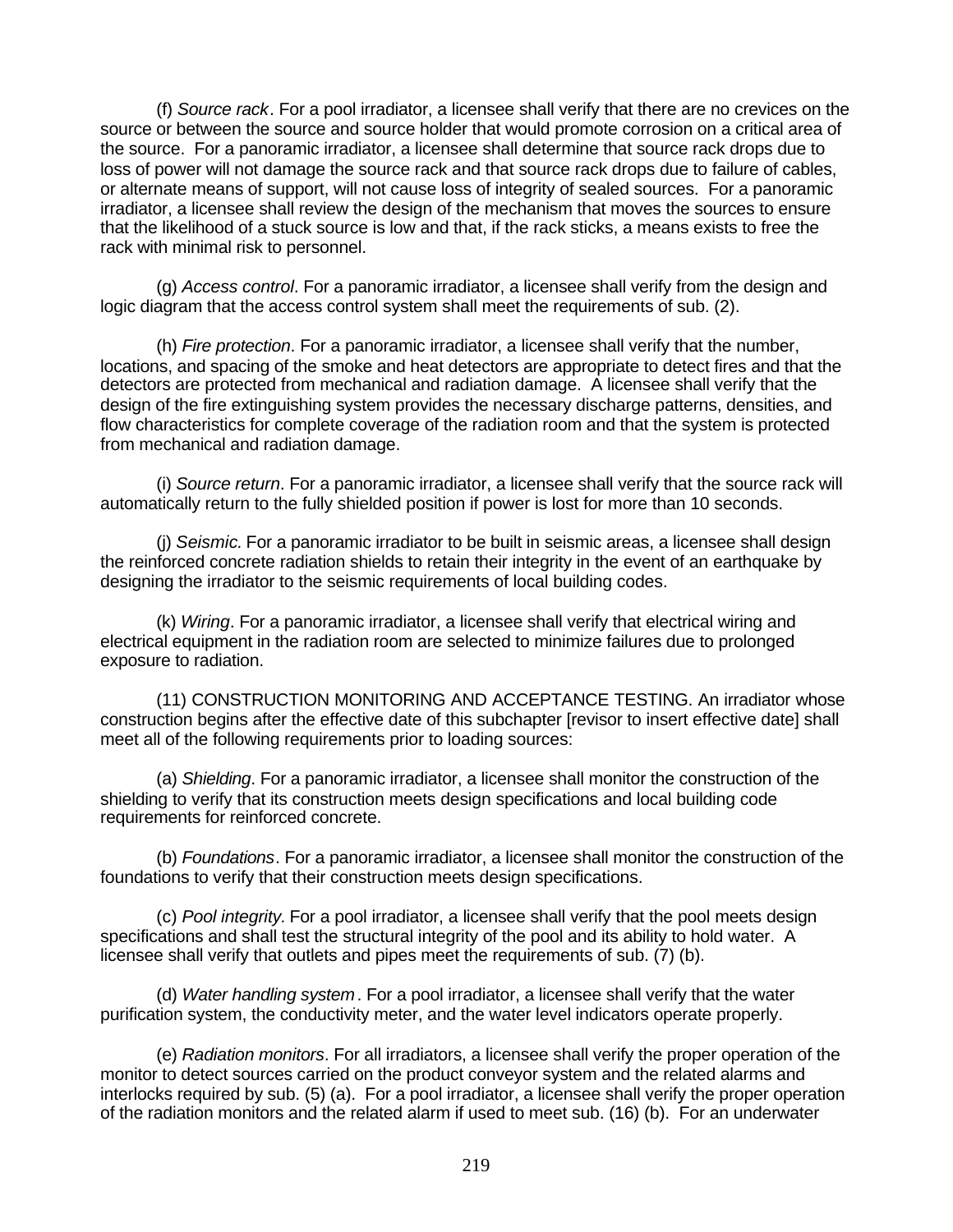(f) *Source rack*. For a pool irradiator, a licensee shall verify that there are no crevices on the source or between the source and source holder that would promote corrosion on a critical area of the source. For a panoramic irradiator, a licensee shall determine that source rack drops due to loss of power will not damage the source rack and that source rack drops due to failure of cables, or alternate means of support, will not cause loss of integrity of sealed sources. For a panoramic irradiator, a licensee shall review the design of the mechanism that moves the sources to ensure that the likelihood of a stuck source is low and that, if the rack sticks, a means exists to free the rack with minimal risk to personnel.

(g) *Access control*. For a panoramic irradiator, a licensee shall verify from the design and logic diagram that the access control system shall meet the requirements of sub. (2).

(h) *Fire protection*. For a panoramic irradiator, a licensee shall verify that the number, locations, and spacing of the smoke and heat detectors are appropriate to detect fires and that the detectors are protected from mechanical and radiation damage. A licensee shall verify that the design of the fire extinguishing system provides the necessary discharge patterns, densities, and flow characteristics for complete coverage of the radiation room and that the system is protected from mechanical and radiation damage.

(i) *Source return*. For a panoramic irradiator, a licensee shall verify that the source rack will automatically return to the fully shielded position if power is lost for more than 10 seconds.

(j) *Seismic.* For a panoramic irradiator to be built in seismic areas, a licensee shall design the reinforced concrete radiation shields to retain their integrity in the event of an earthquake by designing the irradiator to the seismic requirements of local building codes.

(k) *Wiring*. For a panoramic irradiator, a licensee shall verify that electrical wiring and electrical equipment in the radiation room are selected to minimize failures due to prolonged exposure to radiation.

(11) CONSTRUCTION MONITORING AND ACCEPTANCE TESTING. An irradiator whose construction begins after the effective date of this subchapter [revisor to insert effective date] shall meet all of the following requirements prior to loading sources:

(a) *Shielding*. For a panoramic irradiator, a licensee shall monitor the construction of the shielding to verify that its construction meets design specifications and local building code requirements for reinforced concrete.

(b) *Foundations*. For a panoramic irradiator, a licensee shall monitor the construction of the foundations to verify that their construction meets design specifications.

(c) *Pool integrity.* For a pool irradiator, a licensee shall verify that the pool meets design specifications and shall test the structural integrity of the pool and its ability to hold water. A licensee shall verify that outlets and pipes meet the requirements of sub. (7) (b).

(d) *Water handling system*. For a pool irradiator, a licensee shall verify that the water purification system, the conductivity meter, and the water level indicators operate properly.

(e) *Radiation monitors*. For all irradiators, a licensee shall verify the proper operation of the monitor to detect sources carried on the product conveyor system and the related alarms and interlocks required by sub. (5) (a). For a pool irradiator, a licensee shall verify the proper operation of the radiation monitors and the related alarm if used to meet sub. (16) (b). For an underwater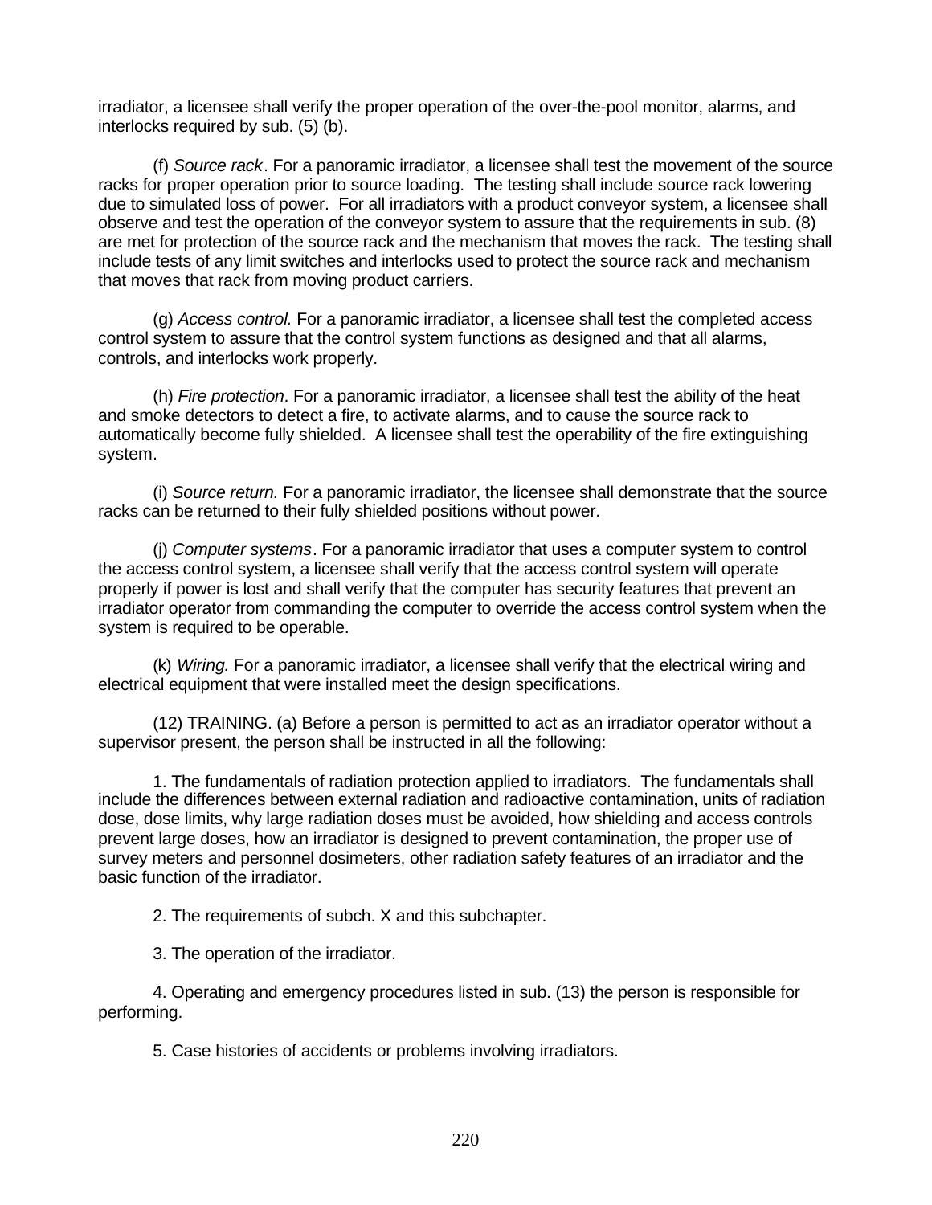irradiator, a licensee shall verify the proper operation of the over-the-pool monitor, alarms, and interlocks required by sub. (5) (b).

(f) *Source rack*. For a panoramic irradiator, a licensee shall test the movement of the source racks for proper operation prior to source loading. The testing shall include source rack lowering due to simulated loss of power. For all irradiators with a product conveyor system, a licensee shall observe and test the operation of the conveyor system to assure that the requirements in sub. (8) are met for protection of the source rack and the mechanism that moves the rack. The testing shall include tests of any limit switches and interlocks used to protect the source rack and mechanism that moves that rack from moving product carriers.

(g) *Access control.* For a panoramic irradiator, a licensee shall test the completed access control system to assure that the control system functions as designed and that all alarms, controls, and interlocks work properly.

(h) *Fire protection*. For a panoramic irradiator, a licensee shall test the ability of the heat and smoke detectors to detect a fire, to activate alarms, and to cause the source rack to automatically become fully shielded. A licensee shall test the operability of the fire extinguishing system.

(i) *Source return.* For a panoramic irradiator, the licensee shall demonstrate that the source racks can be returned to their fully shielded positions without power.

(j) *Computer systems*. For a panoramic irradiator that uses a computer system to control the access control system, a licensee shall verify that the access control system will operate properly if power is lost and shall verify that the computer has security features that prevent an irradiator operator from commanding the computer to override the access control system when the system is required to be operable.

(k) *Wiring.* For a panoramic irradiator, a licensee shall verify that the electrical wiring and electrical equipment that were installed meet the design specifications.

(12) TRAINING. (a) Before a person is permitted to act as an irradiator operator without a supervisor present, the person shall be instructed in all the following:

1. The fundamentals of radiation protection applied to irradiators. The fundamentals shall include the differences between external radiation and radioactive contamination, units of radiation dose, dose limits, why large radiation doses must be avoided, how shielding and access controls prevent large doses, how an irradiator is designed to prevent contamination, the proper use of survey meters and personnel dosimeters, other radiation safety features of an irradiator and the basic function of the irradiator.

2. The requirements of subch. X and this subchapter.

3. The operation of the irradiator.

4. Operating and emergency procedures listed in sub. (13) the person is responsible for performing.

5. Case histories of accidents or problems involving irradiators.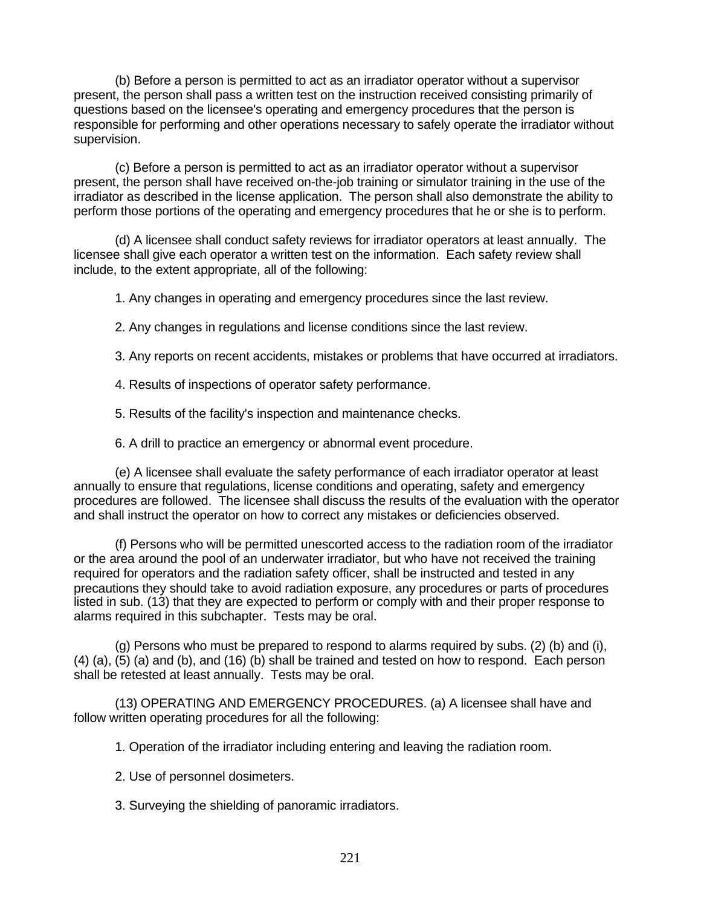(b) Before a person is permitted to act as an irradiator operator without a supervisor present, the person shall pass a written test on the instruction received consisting primarily of questions based on the licensee's operating and emergency procedures that the person is responsible for performing and other operations necessary to safely operate the irradiator without supervision.

(c) Before a person is permitted to act as an irradiator operator without a supervisor present, the person shall have received on-the-job training or simulator training in the use of the irradiator as described in the license application. The person shall also demonstrate the ability to perform those portions of the operating and emergency procedures that he or she is to perform.

(d) A licensee shall conduct safety reviews for irradiator operators at least annually. The licensee shall give each operator a written test on the information. Each safety review shall include, to the extent appropriate, all of the following:

1. Any changes in operating and emergency procedures since the last review.

2. Any changes in regulations and license conditions since the last review.

3. Any reports on recent accidents, mistakes or problems that have occurred at irradiators.

4. Results of inspections of operator safety performance.

5. Results of the facility's inspection and maintenance checks.

6. A drill to practice an emergency or abnormal event procedure.

(e) A licensee shall evaluate the safety performance of each irradiator operator at least annually to ensure that regulations, license conditions and operating, safety and emergency procedures are followed. The licensee shall discuss the results of the evaluation with the operator and shall instruct the operator on how to correct any mistakes or deficiencies observed.

(f) Persons who will be permitted unescorted access to the radiation room of the irradiator or the area around the pool of an underwater irradiator, but who have not received the training required for operators and the radiation safety officer, shall be instructed and tested in any precautions they should take to avoid radiation exposure, any procedures or parts of procedures listed in sub. (13) that they are expected to perform or comply with and their proper response to alarms required in this subchapter. Tests may be oral.

(g) Persons who must be prepared to respond to alarms required by subs. (2) (b) and (i), (4) (a), (5) (a) and (b), and (16) (b) shall be trained and tested on how to respond. Each person shall be retested at least annually. Tests may be oral.

(13) OPERATING AND EMERGENCY PROCEDURES. (a) A licensee shall have and follow written operating procedures for all the following:

1. Operation of the irradiator including entering and leaving the radiation room.

2. Use of personnel dosimeters.

3. Surveying the shielding of panoramic irradiators.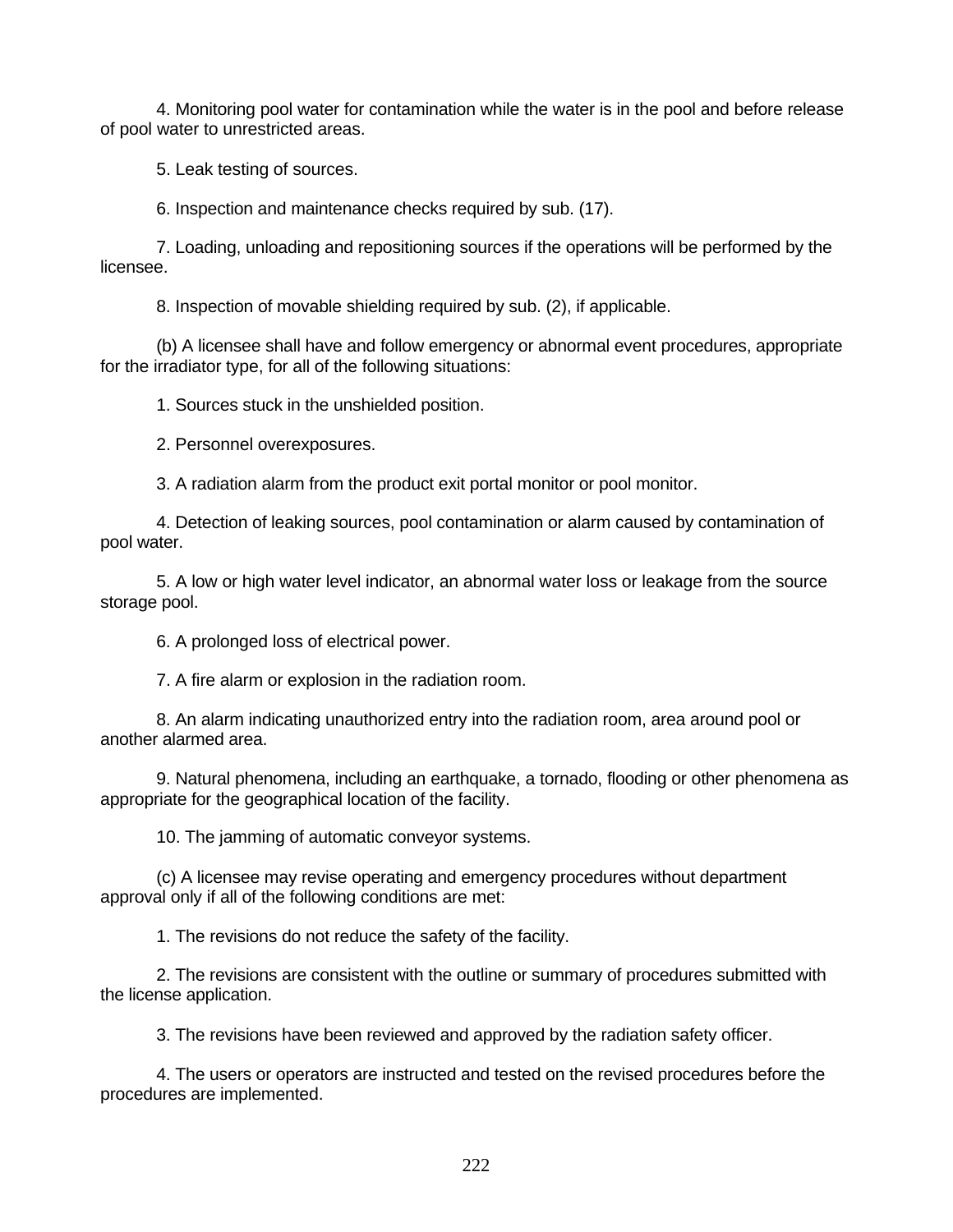4. Monitoring pool water for contamination while the water is in the pool and before release of pool water to unrestricted areas.

5. Leak testing of sources.

6. Inspection and maintenance checks required by sub. (17).

7. Loading, unloading and repositioning sources if the operations will be performed by the licensee.

8. Inspection of movable shielding required by sub. (2), if applicable.

(b) A licensee shall have and follow emergency or abnormal event procedures, appropriate for the irradiator type, for all of the following situations:

1. Sources stuck in the unshielded position.

2. Personnel overexposures.

3. A radiation alarm from the product exit portal monitor or pool monitor.

4. Detection of leaking sources, pool contamination or alarm caused by contamination of pool water.

5. A low or high water level indicator, an abnormal water loss or leakage from the source storage pool.

6. A prolonged loss of electrical power.

7. A fire alarm or explosion in the radiation room.

8. An alarm indicating unauthorized entry into the radiation room, area around pool or another alarmed area.

9. Natural phenomena, including an earthquake, a tornado, flooding or other phenomena as appropriate for the geographical location of the facility.

10. The jamming of automatic conveyor systems.

(c) A licensee may revise operating and emergency procedures without department approval only if all of the following conditions are met:

1. The revisions do not reduce the safety of the facility.

2. The revisions are consistent with the outline or summary of procedures submitted with the license application.

3. The revisions have been reviewed and approved by the radiation safety officer.

4. The users or operators are instructed and tested on the revised procedures before the procedures are implemented.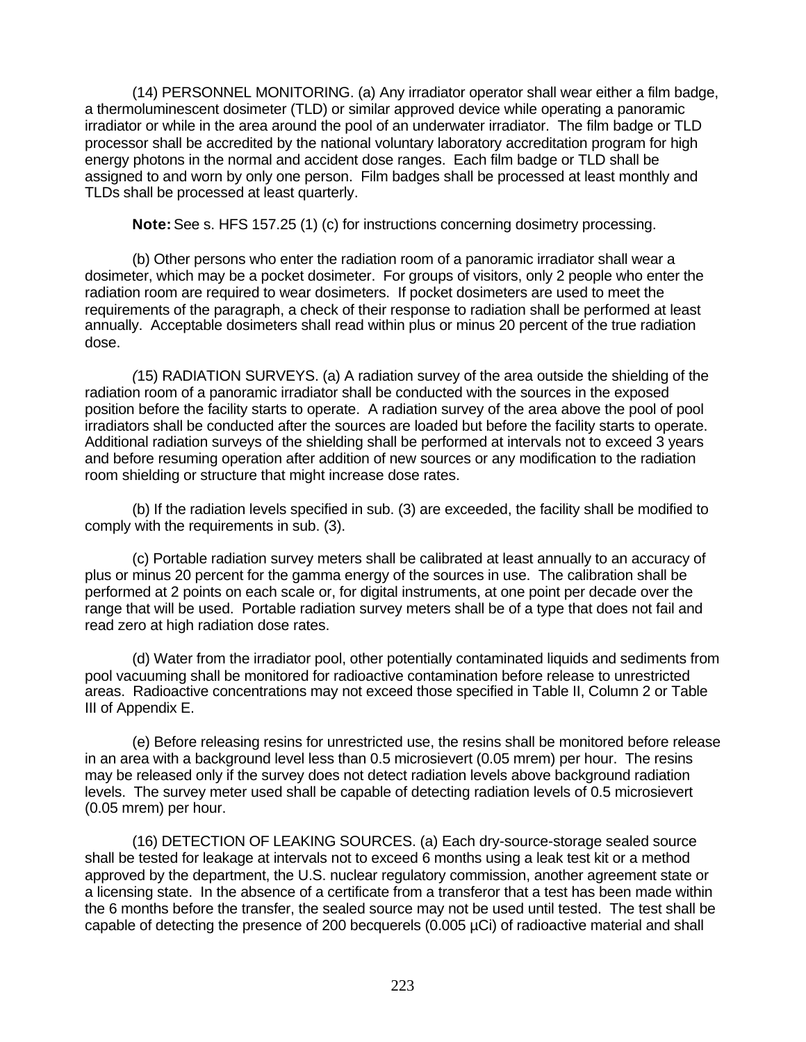(14) PERSONNEL MONITORING. (a) Any irradiator operator shall wear either a film badge, a thermoluminescent dosimeter (TLD) or similar approved device while operating a panoramic irradiator or while in the area around the pool of an underwater irradiator. The film badge or TLD processor shall be accredited by the national voluntary laboratory accreditation program for high energy photons in the normal and accident dose ranges. Each film badge or TLD shall be assigned to and worn by only one person. Film badges shall be processed at least monthly and TLDs shall be processed at least quarterly.

**Note:** See s. HFS 157.25 (1) (c) for instructions concerning dosimetry processing.

(b) Other persons who enter the radiation room of a panoramic irradiator shall wear a dosimeter, which may be a pocket dosimeter. For groups of visitors, only 2 people who enter the radiation room are required to wear dosimeters. If pocket dosimeters are used to meet the requirements of the paragraph, a check of their response to radiation shall be performed at least annually. Acceptable dosimeters shall read within plus or minus 20 percent of the true radiation dose.

*(*15) RADIATION SURVEYS. (a) A radiation survey of the area outside the shielding of the radiation room of a panoramic irradiator shall be conducted with the sources in the exposed position before the facility starts to operate. A radiation survey of the area above the pool of pool irradiators shall be conducted after the sources are loaded but before the facility starts to operate. Additional radiation surveys of the shielding shall be performed at intervals not to exceed 3 years and before resuming operation after addition of new sources or any modification to the radiation room shielding or structure that might increase dose rates.

(b) If the radiation levels specified in sub. (3) are exceeded, the facility shall be modified to comply with the requirements in sub. (3).

(c) Portable radiation survey meters shall be calibrated at least annually to an accuracy of plus or minus 20 percent for the gamma energy of the sources in use. The calibration shall be performed at 2 points on each scale or, for digital instruments, at one point per decade over the range that will be used. Portable radiation survey meters shall be of a type that does not fail and read zero at high radiation dose rates.

(d) Water from the irradiator pool, other potentially contaminated liquids and sediments from pool vacuuming shall be monitored for radioactive contamination before release to unrestricted areas. Radioactive concentrations may not exceed those specified in Table II, Column 2 or Table III of Appendix E.

(e) Before releasing resins for unrestricted use, the resins shall be monitored before release in an area with a background level less than 0.5 microsievert (0.05 mrem) per hour. The resins may be released only if the survey does not detect radiation levels above background radiation levels. The survey meter used shall be capable of detecting radiation levels of 0.5 microsievert (0.05 mrem) per hour.

(16) DETECTION OF LEAKING SOURCES. (a) Each dry-source-storage sealed source shall be tested for leakage at intervals not to exceed 6 months using a leak test kit or a method approved by the department, the U.S. nuclear regulatory commission, another agreement state or a licensing state. In the absence of a certificate from a transferor that a test has been made within the 6 months before the transfer, the sealed source may not be used until tested. The test shall be capable of detecting the presence of 200 becquerels (0.005 µCi) of radioactive material and shall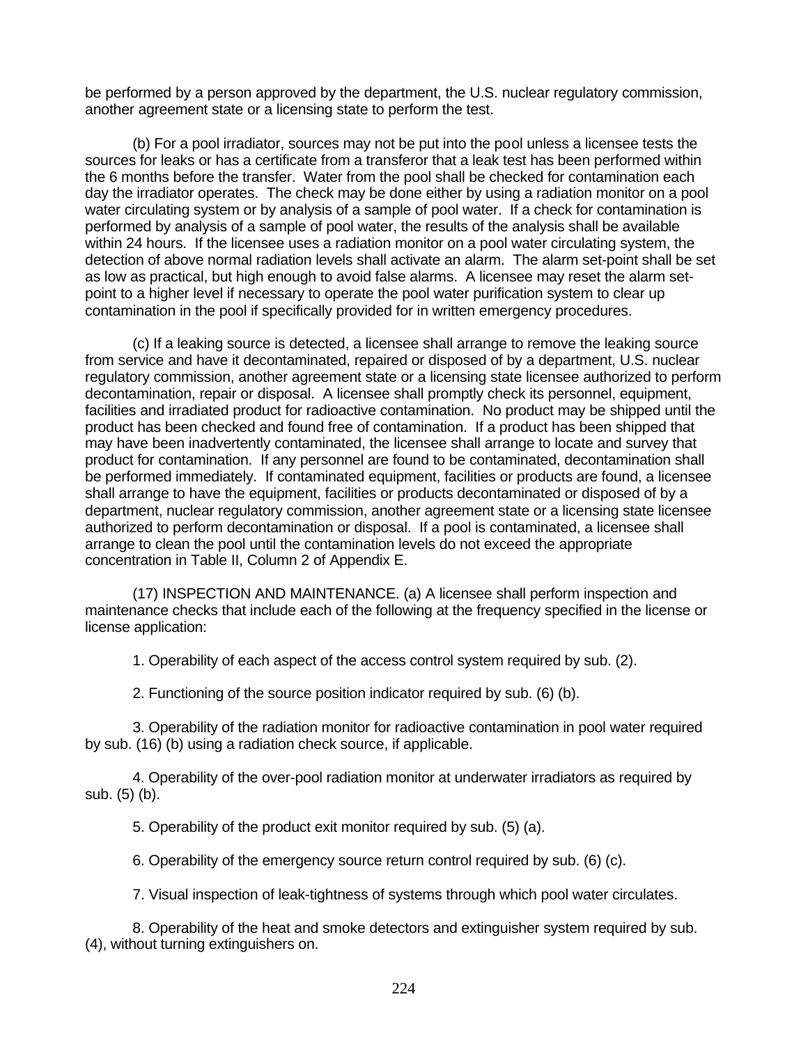be performed by a person approved by the department, the U.S. nuclear regulatory commission, another agreement state or a licensing state to perform the test.

(b) For a pool irradiator, sources may not be put into the pool unless a licensee tests the sources for leaks or has a certificate from a transferor that a leak test has been performed within the 6 months before the transfer. Water from the pool shall be checked for contamination each day the irradiator operates. The check may be done either by using a radiation monitor on a pool water circulating system or by analysis of a sample of pool water. If a check for contamination is performed by analysis of a sample of pool water, the results of the analysis shall be available within 24 hours. If the licensee uses a radiation monitor on a pool water circulating system, the detection of above normal radiation levels shall activate an alarm. The alarm set-point shall be set as low as practical, but high enough to avoid false alarms. A licensee may reset the alarm set-point to a higher level if necessary to operate the pool water purification system to clear up contamination in the pool if specifically provided for in written emergency procedures.

(c) If a leaking source is detected, a licensee shall arrange to remove the leaking source from service and have it decontaminated, repaired or disposed of by a department, U.S. nuclear regulatory commission, another agreement state or a licensing state licensee authorized to perform decontamination, repair or disposal. A licensee shall promptly check its personnel, equipment, facilities and irradiated product for radioactive contamination. No product may be shipped until the product has been checked and found free of contamination. If a product has been shipped that may have been inadvertently contaminated, the licensee shall arrange to locate and survey that product for contamination. If any personnel are found to be contaminated, decontamination shall be performed immediately. If contaminated equipment, facilities or products are found, a licensee shall arrange to have the equipment, facilities or products decontaminated or disposed of by a department, nuclear regulatory commission, another agreement state or a licensing state licensee authorized to perform decontamination or disposal. If a pool is contaminated, a licensee shall arrange to clean the pool until the contamination levels do not exceed the appropriate concentration in Table II, Column 2 of Appendix E.

(17) INSPECTION AND MAINTENANCE. (a) A licensee shall perform inspection and maintenance checks that include each of the following at the frequency specified in the license or license application:

1. Operability of each aspect of the access control system required by sub. (2).

2. Functioning of the source position indicator required by sub. (6) (b).

3. Operability of the radiation monitor for radioactive contamination in pool water required by sub. (16) (b) using a radiation check source, if applicable.

4. Operability of the over-pool radiation monitor at underwater irradiators as required by sub. (5) (b).

5. Operability of the product exit monitor required by sub. (5) (a).

6. Operability of the emergency source return control required by sub. (6) (c).

7. Visual inspection of leak-tightness of systems through which pool water circulates.

8. Operability of the heat and smoke detectors and extinguisher system required by sub. (4), without turning extinguishers on.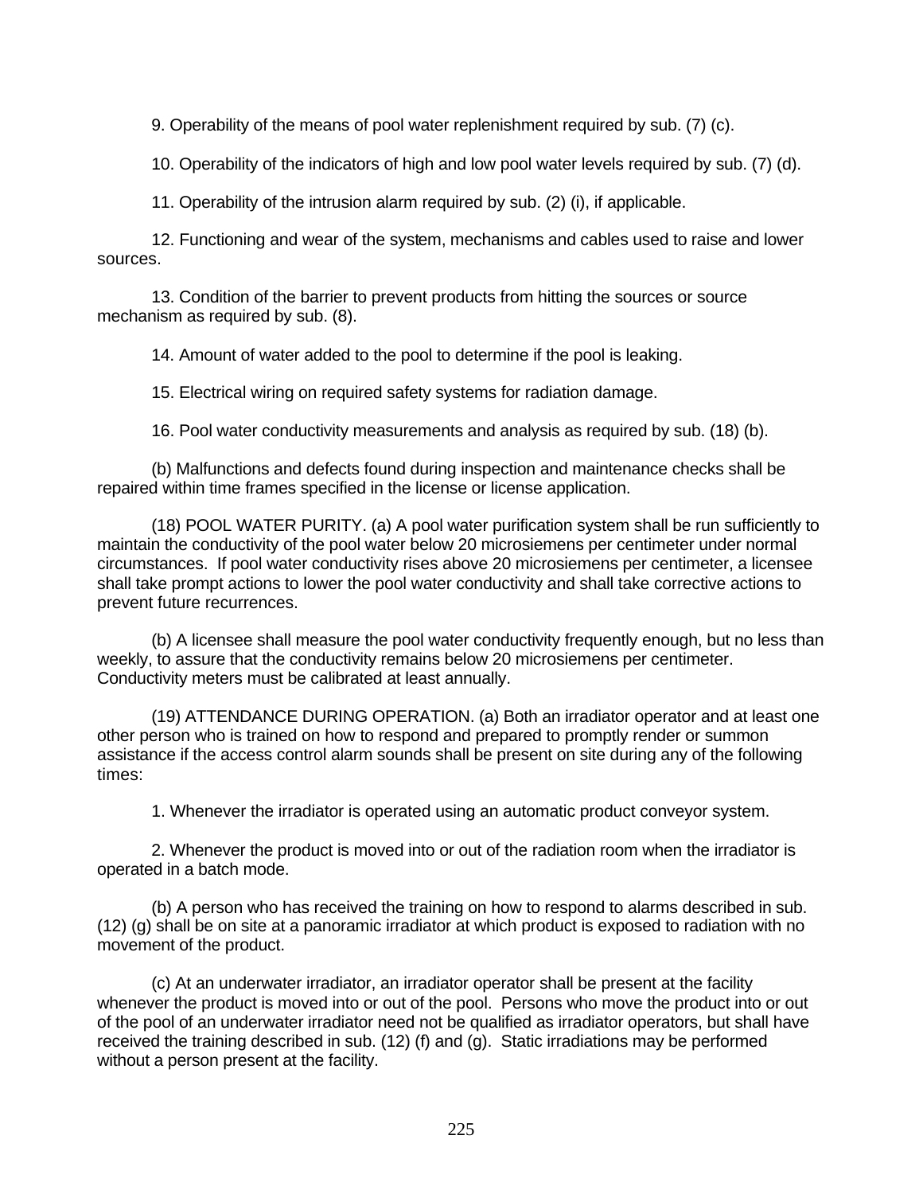9. Operability of the means of pool water replenishment required by sub. (7) (c).

10. Operability of the indicators of high and low pool water levels required by sub. (7) (d).

11. Operability of the intrusion alarm required by sub. (2) (i), if applicable.

12. Functioning and wear of the system, mechanisms and cables used to raise and lower sources.

13. Condition of the barrier to prevent products from hitting the sources or source mechanism as required by sub. (8).

14. Amount of water added to the pool to determine if the pool is leaking.

15. Electrical wiring on required safety systems for radiation damage.

16. Pool water conductivity measurements and analysis as required by sub. (18) (b).

(b) Malfunctions and defects found during inspection and maintenance checks shall be repaired within time frames specified in the license or license application.

(18) POOL WATER PURITY. (a) A pool water purification system shall be run sufficiently to maintain the conductivity of the pool water below 20 microsiemens per centimeter under normal circumstances. If pool water conductivity rises above 20 microsiemens per centimeter, a licensee shall take prompt actions to lower the pool water conductivity and shall take corrective actions to prevent future recurrences.

(b) A licensee shall measure the pool water conductivity frequently enough, but no less than weekly, to assure that the conductivity remains below 20 microsiemens per centimeter. Conductivity meters must be calibrated at least annually.

(19) ATTENDANCE DURING OPERATION. (a) Both an irradiator operator and at least one other person who is trained on how to respond and prepared to promptly render or summon assistance if the access control alarm sounds shall be present on site during any of the following times:

1. Whenever the irradiator is operated using an automatic product conveyor system.

2. Whenever the product is moved into or out of the radiation room when the irradiator is operated in a batch mode.

(b) A person who has received the training on how to respond to alarms described in sub. (12) (g) shall be on site at a panoramic irradiator at which product is exposed to radiation with no movement of the product.

(c) At an underwater irradiator, an irradiator operator shall be present at the facility whenever the product is moved into or out of the pool. Persons who move the product into or out of the pool of an underwater irradiator need not be qualified as irradiator operators, but shall have received the training described in sub. (12) (f) and (g). Static irradiations may be performed without a person present at the facility.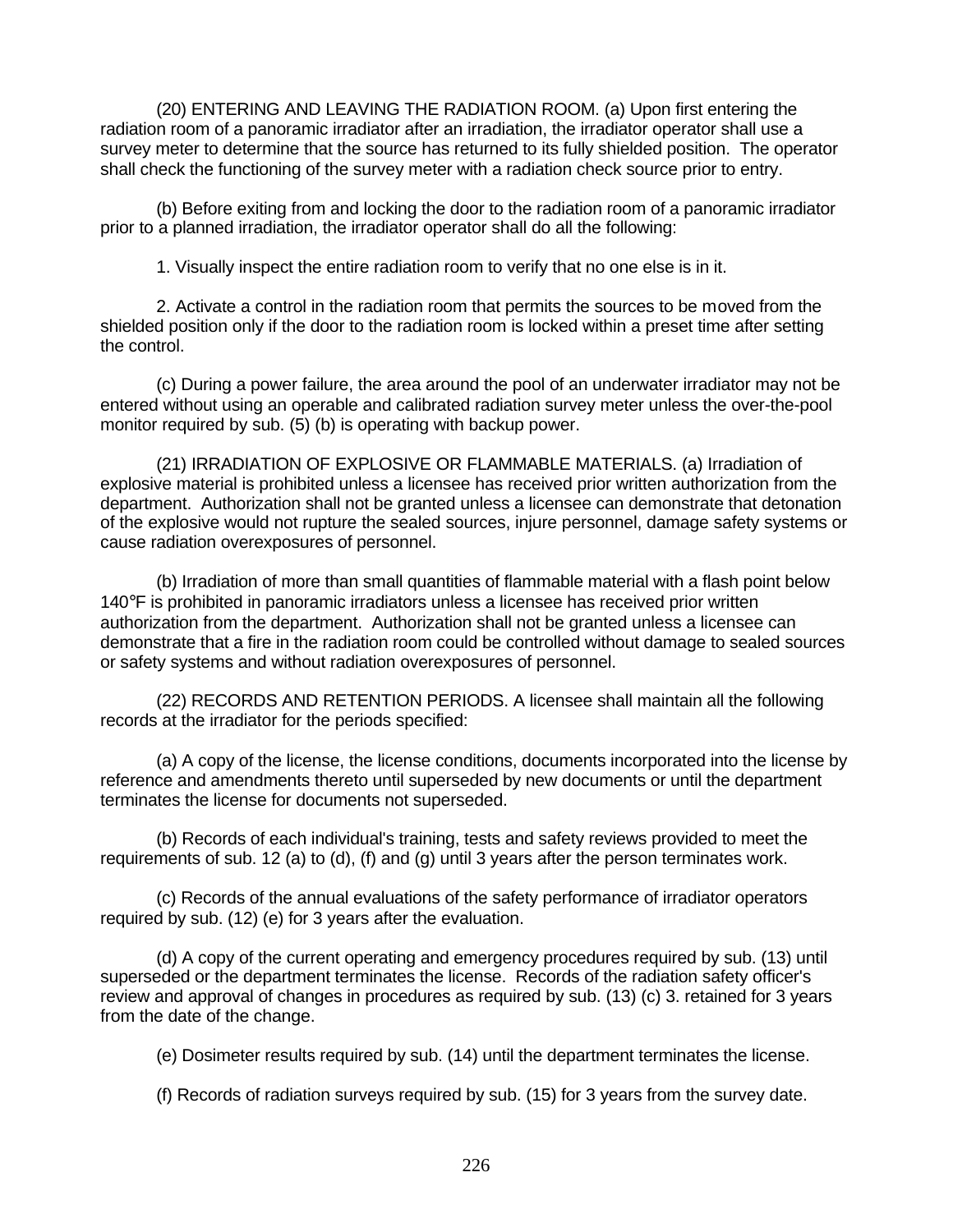(20) ENTERING AND LEAVING THE RADIATION ROOM. (a) Upon first entering the radiation room of a panoramic irradiator after an irradiation, the irradiator operator shall use a survey meter to determine that the source has returned to its fully shielded position. The operator shall check the functioning of the survey meter with a radiation check source prior to entry.

(b) Before exiting from and locking the door to the radiation room of a panoramic irradiator prior to a planned irradiation, the irradiator operator shall do all the following:

1. Visually inspect the entire radiation room to verify that no one else is in it.

2. Activate a control in the radiation room that permits the sources to be moved from the shielded position only if the door to the radiation room is locked within a preset time after setting the control.

(c) During a power failure, the area around the pool of an underwater irradiator may not be entered without using an operable and calibrated radiation survey meter unless the over-the-pool monitor required by sub. (5) (b) is operating with backup power.

(21) IRRADIATION OF EXPLOSIVE OR FLAMMABLE MATERIALS. (a) Irradiation of explosive material is prohibited unless a licensee has received prior written authorization from the department. Authorization shall not be granted unless a licensee can demonstrate that detonation of the explosive would not rupture the sealed sources, injure personnel, damage safety systems or cause radiation overexposures of personnel.

(b) Irradiation of more than small quantities of flammable material with a flash point below 140°F is prohibited in panoramic irradiators unless a licensee has received prior written authorization from the department. Authorization shall not be granted unless a licensee can demonstrate that a fire in the radiation room could be controlled without damage to sealed sources or safety systems and without radiation overexposures of personnel.

(22) RECORDS AND RETENTION PERIODS. A licensee shall maintain all the following records at the irradiator for the periods specified:

(a) A copy of the license, the license conditions, documents incorporated into the license by reference and amendments thereto until superseded by new documents or until the department terminates the license for documents not superseded.

(b) Records of each individual's training, tests and safety reviews provided to meet the requirements of sub. 12 (a) to (d), (f) and (g) until 3 years after the person terminates work.

(c) Records of the annual evaluations of the safety performance of irradiator operators required by sub. (12) (e) for 3 years after the evaluation.

(d) A copy of the current operating and emergency procedures required by sub. (13) until superseded or the department terminates the license. Records of the radiation safety officer's review and approval of changes in procedures as required by sub. (13) (c) 3. retained for 3 years from the date of the change.

(e) Dosimeter results required by sub. (14) until the department terminates the license.

(f) Records of radiation surveys required by sub. (15) for 3 years from the survey date.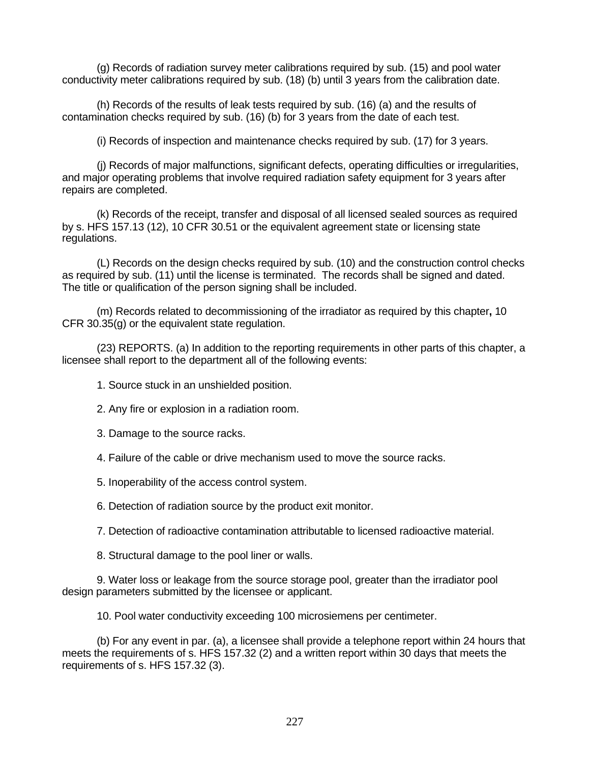(g) Records of radiation survey meter calibrations required by sub. (15) and pool water conductivity meter calibrations required by sub. (18) (b) until 3 years from the calibration date.

(h) Records of the results of leak tests required by sub. (16) (a) and the results of contamination checks required by sub. (16) (b) for 3 years from the date of each test.

(i) Records of inspection and maintenance checks required by sub. (17) for 3 years.

(j) Records of major malfunctions, significant defects, operating difficulties or irregularities, and major operating problems that involve required radiation safety equipment for 3 years after repairs are completed.

(k) Records of the receipt, transfer and disposal of all licensed sealed sources as required by s. HFS 157.13 (12), 10 CFR 30.51 or the equivalent agreement state or licensing state regulations.

(L) Records on the design checks required by sub. (10) and the construction control checks as required by sub. (11) until the license is terminated. The records shall be signed and dated. The title or qualification of the person signing shall be included.

(m) Records related to decommissioning of the irradiator as required by this chapter**,** 10 CFR 30.35(g) or the equivalent state regulation.

(23) REPORTS. (a) In addition to the reporting requirements in other parts of this chapter, a licensee shall report to the department all of the following events:

1. Source stuck in an unshielded position.

2. Any fire or explosion in a radiation room.

3. Damage to the source racks.

4. Failure of the cable or drive mechanism used to move the source racks.

5. Inoperability of the access control system.

6. Detection of radiation source by the product exit monitor.

7. Detection of radioactive contamination attributable to licensed radioactive material.

8. Structural damage to the pool liner or walls.

9. Water loss or leakage from the source storage pool, greater than the irradiator pool design parameters submitted by the licensee or applicant.

10. Pool water conductivity exceeding 100 microsiemens per centimeter.

(b) For any event in par. (a), a licensee shall provide a telephone report within 24 hours that meets the requirements of s. HFS 157.32 (2) and a written report within 30 days that meets the requirements of s. HFS 157.32 (3).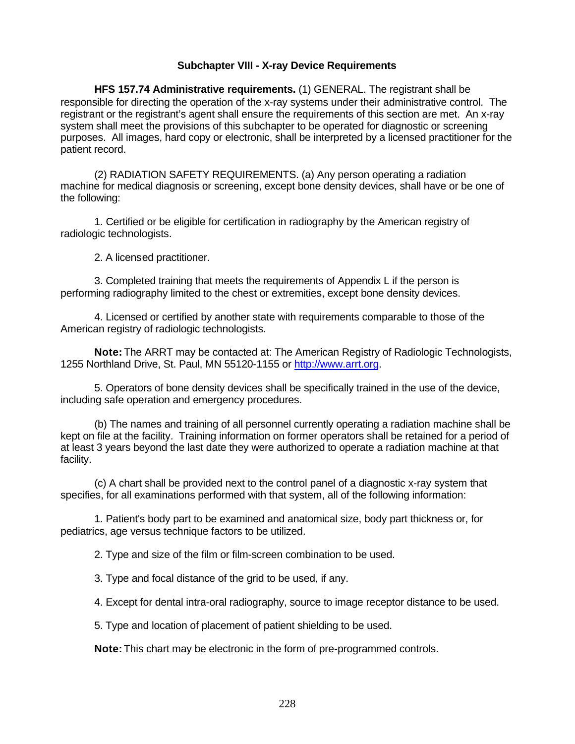## Subchapter VIII - X-ray Device Requirements

**HFS 157.74 Administrative requirements.** (1) GENERAL. The registrant shall be responsible for directing the operation of the x-ray systems under their administrative control. The registrant or the registrant's agent shall ensure the requirements of this section are met. An x-ray system shall meet the provisions of this subchapter to be operated for diagnostic or screening purposes. All images, hard copy or electronic, shall be interpreted by a licensed practitioner for the patient record.

(2) RADIATION SAFETY REQUIREMENTS. (a) Any person operating a radiation machine for medical diagnosis or screening, except bone density devices, shall have or be one of the following:

1. Certified or be eligible for certification in radiography by the American registry of radiologic technologists.

2. A licensed practitioner.

3. Completed training that meets the requirements of Appendix L if the person is performing radiography limited to the chest or extremities, except bone density devices.

4. Licensed or certified by another state with requirements comparable to those of the American registry of radiologic technologists.

**Note:** The ARRT may be contacted at: The American Registry of Radiologic Technologists, 1255 Northland Drive, St. Paul, MN 55120-1155 or [http://www.arrt.org](http://www.arrt.org).

5. Operators of bone density devices shall be specifically trained in the use of the device, including safe operation and emergency procedures.

(b) The names and training of all personnel currently operating a radiation machine shall be kept on file at the facility. Training information on former operators shall be retained for a period of at least 3 years beyond the last date they were authorized to operate a radiation machine at that facility.

(c) A chart shall be provided next to the control panel of a diagnostic x-ray system that specifies, for all examinations performed with that system, all of the following information:

1. Patient's body part to be examined and anatomical size, body part thickness or, for pediatrics, age versus technique factors to be utilized.

2. Type and size of the film or film-screen combination to be used.

3. Type and focal distance of the grid to be used, if any.

4. Except for dental intra-oral radiography, source to image receptor distance to be used.

5. Type and location of placement of patient shielding to be used.

**Note:** This chart may be electronic in the form of pre-programmed controls.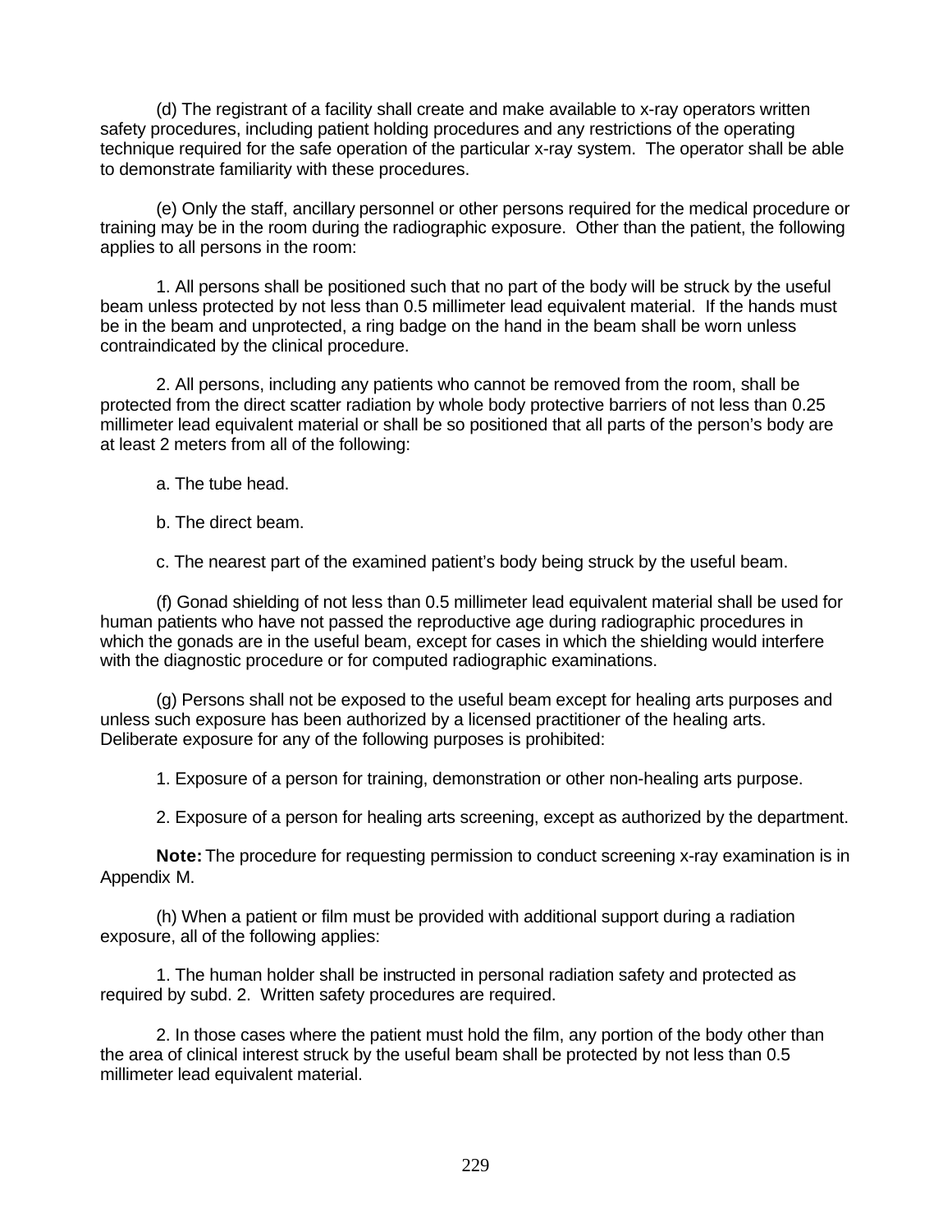(d) The registrant of a facility shall create and make available to x-ray operators written safety procedures, including patient holding procedures and any restrictions of the operating technique required for the safe operation of the particular x-ray system. The operator shall be able to demonstrate familiarity with these procedures.

(e) Only the staff, ancillary personnel or other persons required for the medical procedure or training may be in the room during the radiographic exposure. Other than the patient, the following applies to all persons in the room:

1. All persons shall be positioned such that no part of the body will be struck by the useful beam unless protected by not less than 0.5 millimeter lead equivalent material. If the hands must be in the beam and unprotected, a ring badge on the hand in the beam shall be worn unless contraindicated by the clinical procedure.

2. All persons, including any patients who cannot be removed from the room, shall be protected from the direct scatter radiation by whole body protective barriers of not less than 0.25 millimeter lead equivalent material or shall be so positioned that all parts of the person's body are at least 2 meters from all of the following:

a. The tube head.

b. The direct beam.

c. The nearest part of the examined patient's body being struck by the useful beam.

(f) Gonad shielding of not less than 0.5 millimeter lead equivalent material shall be used for human patients who have not passed the reproductive age during radiographic procedures in which the gonads are in the useful beam, except for cases in which the shielding would interfere with the diagnostic procedure or for computed radiographic examinations.

(g) Persons shall not be exposed to the useful beam except for healing arts purposes and unless such exposure has been authorized by a licensed practitioner of the healing arts. Deliberate exposure for any of the following purposes is prohibited:

1. Exposure of a person for training, demonstration or other non-healing arts purpose.

2. Exposure of a person for healing arts screening, except as authorized by the department.

**Note:** The procedure for requesting permission to conduct screening x-ray examination is in Appendix M.

(h) When a patient or film must be provided with additional support during a radiation exposure, all of the following applies:

1. The human holder shall be instructed in personal radiation safety and protected as required by subd. 2. Written safety procedures are required.

2. In those cases where the patient must hold the film, any portion of the body other than the area of clinical interest struck by the useful beam shall be protected by not less than 0.5 millimeter lead equivalent material.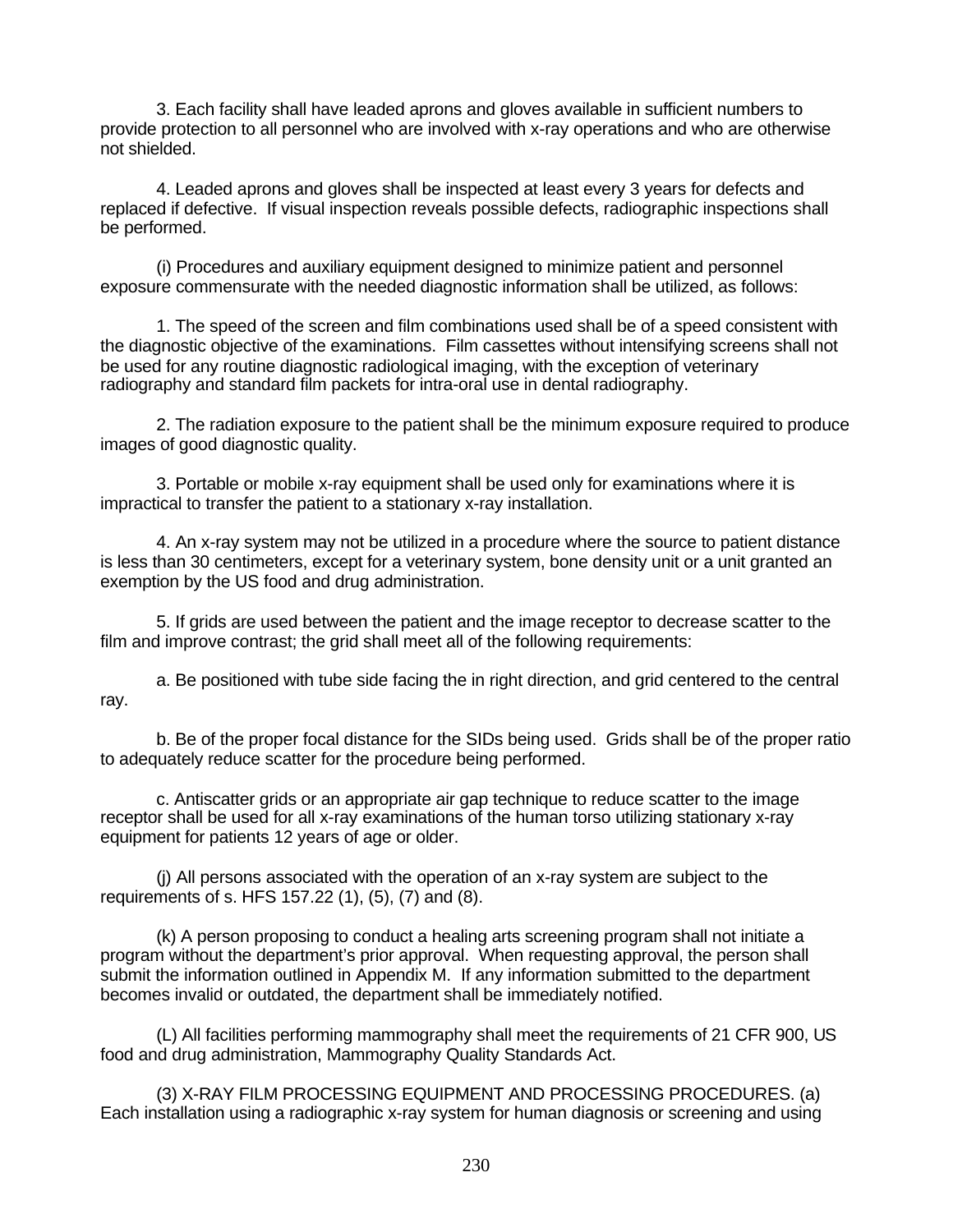3. Each facility shall have leaded aprons and gloves available in sufficient numbers to provide protection to all personnel who are involved with x-ray operations and who are otherwise not shielded.

4. Leaded aprons and gloves shall be inspected at least every 3 years for defects and replaced if defective. If visual inspection reveals possible defects, radiographic inspections shall be performed.

(i) Procedures and auxiliary equipment designed to minimize patient and personnel exposure commensurate with the needed diagnostic information shall be utilized, as follows:

1. The speed of the screen and film combinations used shall be of a speed consistent with the diagnostic objective of the examinations. Film cassettes without intensifying screens shall not be used for any routine diagnostic radiological imaging, with the exception of veterinary radiography and standard film packets for intra-oral use in dental radiography.

2. The radiation exposure to the patient shall be the minimum exposure required to produce images of good diagnostic quality.

3. Portable or mobile x-ray equipment shall be used only for examinations where it is impractical to transfer the patient to a stationary x-ray installation.

4. An x-ray system may not be utilized in a procedure where the source to patient distance is less than 30 centimeters, except for a veterinary system, bone density unit or a unit granted an exemption by the US food and drug administration.

5. If grids are used between the patient and the image receptor to decrease scatter to the film and improve contrast; the grid shall meet all of the following requirements:

a. Be positioned with tube side facing the in right direction, and grid centered to the central ray.

b. Be of the proper focal distance for the SIDs being used. Grids shall be of the proper ratio to adequately reduce scatter for the procedure being performed.

c. Antiscatter grids or an appropriate air gap technique to reduce scatter to the image receptor shall be used for all x-ray examinations of the human torso utilizing stationary x-ray equipment for patients 12 years of age or older.

(j) All persons associated with the operation of an x-ray system are subject to the requirements of s. HFS 157.22 (1), (5), (7) and (8).

(k) A person proposing to conduct a healing arts screening program shall not initiate a program without the department's prior approval. When requesting approval, the person shall submit the information outlined in Appendix M. If any information submitted to the department becomes invalid or outdated, the department shall be immediately notified.

(L) All facilities performing mammography shall meet the requirements of 21 CFR 900, US food and drug administration, Mammography Quality Standards Act.

(3) X-RAY FILM PROCESSING EQUIPMENT AND PROCESSING PROCEDURES. (a) Each installation using a radiographic x-ray system for human diagnosis or screening and using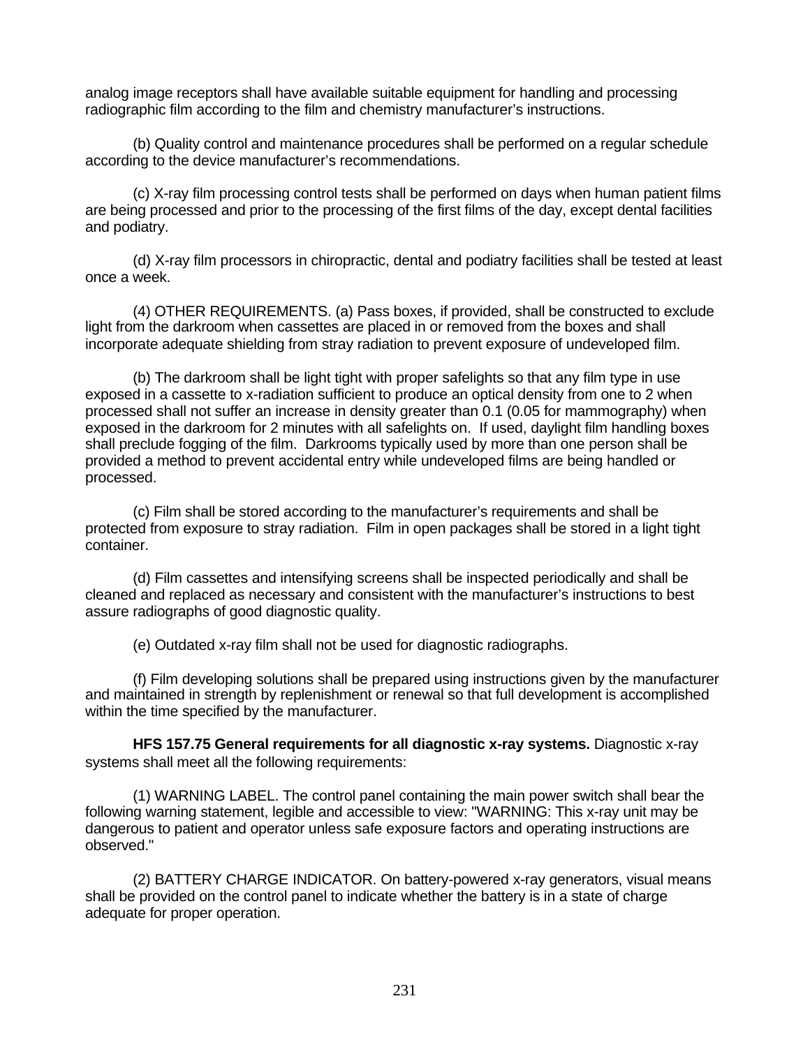analog image receptors shall have available suitable equipment for handling and processing radiographic film according to the film and chemistry manufacturer's instructions.

(b) Quality control and maintenance procedures shall be performed on a regular schedule according to the device manufacturer's recommendations.

(c) X-ray film processing control tests shall be performed on days when human patient films are being processed and prior to the processing of the first films of the day, except dental facilities and podiatry.

(d) X-ray film processors in chiropractic, dental and podiatry facilities shall be tested at least once a week.

(4) OTHER REQUIREMENTS. (a) Pass boxes, if provided, shall be constructed to exclude light from the darkroom when cassettes are placed in or removed from the boxes and shall incorporate adequate shielding from stray radiation to prevent exposure of undeveloped film.

(b) The darkroom shall be light tight with proper safelights so that any film type in use exposed in a cassette to x-radiation sufficient to produce an optical density from one to 2 when processed shall not suffer an increase in density greater than 0.1 (0.05 for mammography) when exposed in the darkroom for 2 minutes with all safelights on. If used, daylight film handling boxes shall preclude fogging of the film. Darkrooms typically used by more than one person shall be provided a method to prevent accidental entry while undeveloped films are being handled or processed.

(c) Film shall be stored according to the manufacturer's requirements and shall be protected from exposure to stray radiation. Film in open packages shall be stored in a light tight container.

(d) Film cassettes and intensifying screens shall be inspected periodically and shall be cleaned and replaced as necessary and consistent with the manufacturer's instructions to best assure radiographs of good diagnostic quality.

(e) Outdated x-ray film shall not be used for diagnostic radiographs.

(f) Film developing solutions shall be prepared using instructions given by the manufacturer and maintained in strength by replenishment or renewal so that full development is accomplished within the time specified by the manufacturer.

**HFS 157.75 General requirements for all diagnostic x-ray systems.** Diagnostic x-ray systems shall meet all the following requirements:

(1) WARNING LABEL. The control panel containing the main power switch shall bear the following warning statement, legible and accessible to view: "WARNING: This x-ray unit may be dangerous to patient and operator unless safe exposure factors and operating instructions are observed."

(2) BATTERY CHARGE INDICATOR. On battery-powered x-ray generators, visual means shall be provided on the control panel to indicate whether the battery is in a state of charge adequate for proper operation.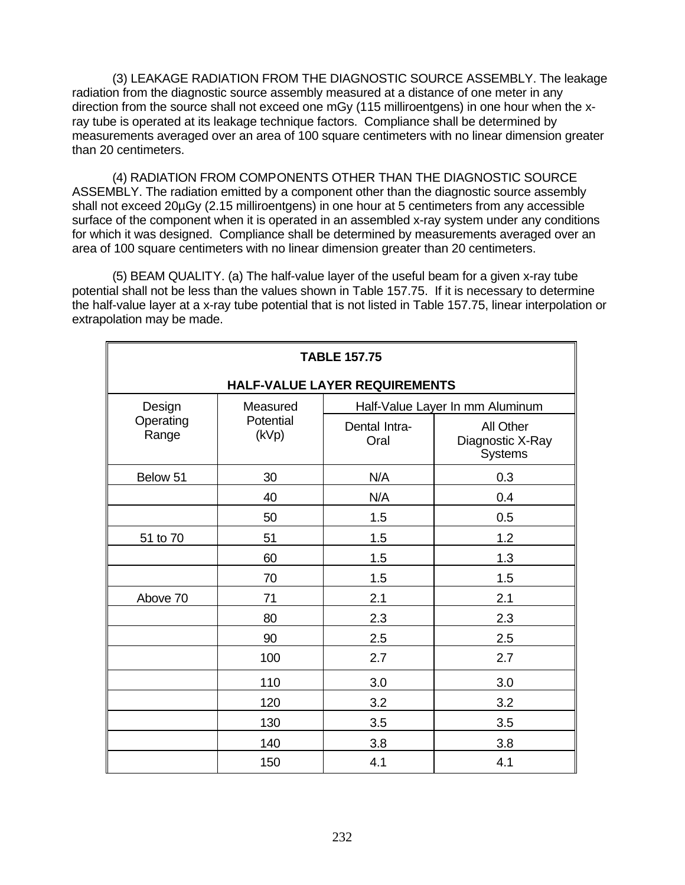(3) LEAKAGE RADIATION FROM THE DIAGNOSTIC SOURCE ASSEMBLY. The leakage radiation from the diagnostic source assembly measured at a distance of one meter in any direction from the source shall not exceed one mGy (115 milliroentgens) in one hour when the x-ray tube is operated at its leakage technique factors. Compliance shall be determined by measurements averaged over an area of 100 square centimeters with no linear dimension greater than 20 centimeters.

(4) RADIATION FROM COMPONENTS OTHER THAN THE DIAGNOSTIC SOURCE ASSEMBLY. The radiation emitted by a component other than the diagnostic source assembly shall not exceed 20µGy (2.15 milliroentgens) in one hour at 5 centimeters from any accessible surface of the component when it is operated in an assembled x-ray system under any conditions for which it was designed. Compliance shall be determined by measurements averaged over an area of 100 square centimeters with no linear dimension greater than 20 centimeters.

(5) BEAM QUALITY. (a) The half-value layer of the useful beam for a given x-ray tube potential shall not be less than the values shown in Table 157.75. If it is necessary to determine the half-value layer at a x-ray tube potential that is not listed in Table 157.75, linear interpolation or extrapolation may be made.

**TABLE 157.75**

**HALF-VALUE LAYER REQUIREMENTS**

| Design Operating Range | Measured Potential (kVp) | Half-Value Layer In mm Aluminum | |
|---|---|---|---|
| | | Dental Intra-Oral | All Other Diagnostic X-Ray Systems |
| Below 51 | 30 | N/A | 0.3 |
| | 40 | N/A | 0.4 |
| | 50 | 1.5 | 0.5 |
| 51 to 70 | 51 | 1.5 | 1.2 |
| | 60 | 1.5 | 1.3 |
| | 70 | 1.5 | 1.5 |
| Above 70 | 71 | 2.1 | 2.1 |
| | 80 | 2.3 | 2.3 |
| | 90 | 2.5 | 2.5 |
| | 100 | 2.7 | 2.7 |
| | 110 | 3.0 | 3.0 |
| | 120 | 3.2 | 3.2 |
| | 130 | 3.5 | 3.5 |
| | 140 | 3.8 | 3.8 |
| | 150 | 4.1 | 4.1 |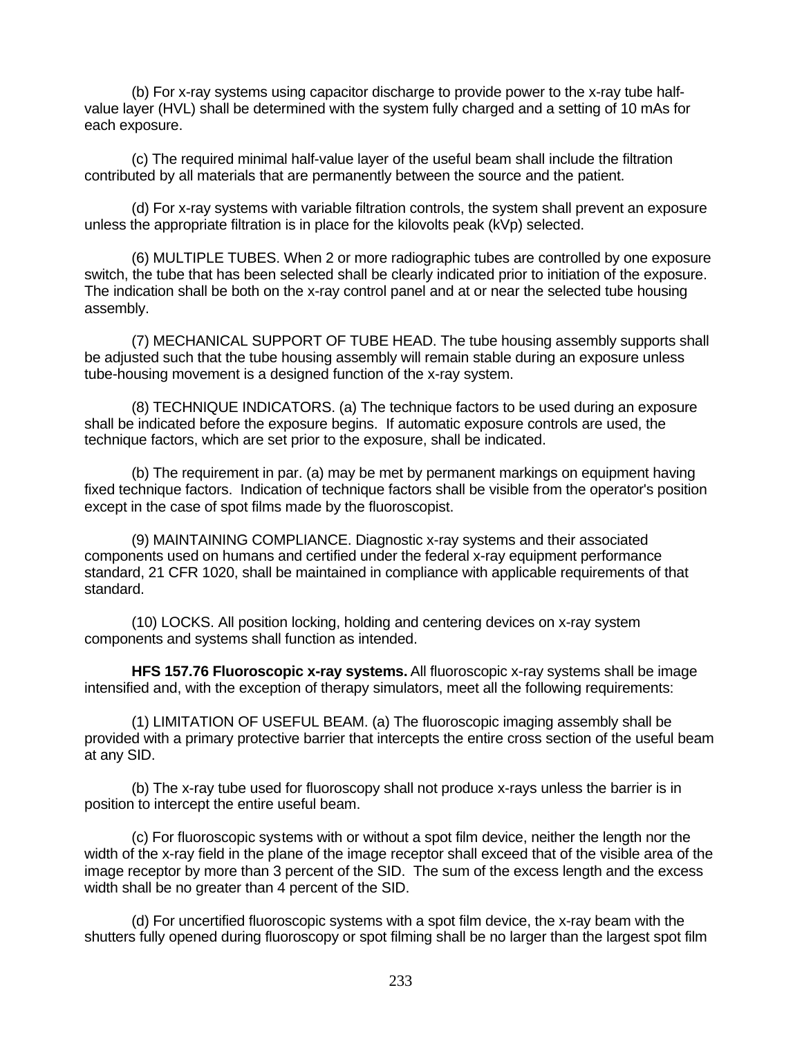(b) For x-ray systems using capacitor discharge to provide power to the x-ray tube half-value layer (HVL) shall be determined with the system fully charged and a setting of 10 mAs for each exposure.

(c) The required minimal half-value layer of the useful beam shall include the filtration contributed by all materials that are permanently between the source and the patient.

(d) For x-ray systems with variable filtration controls, the system shall prevent an exposure unless the appropriate filtration is in place for the kilovolts peak (kVp) selected.

(6) MULTIPLE TUBES. When 2 or more radiographic tubes are controlled by one exposure switch, the tube that has been selected shall be clearly indicated prior to initiation of the exposure. The indication shall be both on the x-ray control panel and at or near the selected tube housing assembly.

(7) MECHANICAL SUPPORT OF TUBE HEAD. The tube housing assembly supports shall be adjusted such that the tube housing assembly will remain stable during an exposure unless tube-housing movement is a designed function of the x-ray system.

(8) TECHNIQUE INDICATORS. (a) The technique factors to be used during an exposure shall be indicated before the exposure begins. If automatic exposure controls are used, the technique factors, which are set prior to the exposure, shall be indicated.

(b) The requirement in par. (a) may be met by permanent markings on equipment having fixed technique factors. Indication of technique factors shall be visible from the operator's position except in the case of spot films made by the fluoroscopist.

(9) MAINTAINING COMPLIANCE. Diagnostic x-ray systems and their associated components used on humans and certified under the federal x-ray equipment performance standard, 21 CFR 1020, shall be maintained in compliance with applicable requirements of that standard.

(10) LOCKS. All position locking, holding and centering devices on x-ray system components and systems shall function as intended.

**HFS 157.76 Fluoroscopic x-ray systems.** All fluoroscopic x-ray systems shall be image intensified and, with the exception of therapy simulators, meet all the following requirements:

(1) LIMITATION OF USEFUL BEAM. (a) The fluoroscopic imaging assembly shall be provided with a primary protective barrier that intercepts the entire cross section of the useful beam at any SID.

(b) The x-ray tube used for fluoroscopy shall not produce x-rays unless the barrier is in position to intercept the entire useful beam.

(c) For fluoroscopic systems with or without a spot film device, neither the length nor the width of the x-ray field in the plane of the image receptor shall exceed that of the visible area of the image receptor by more than 3 percent of the SID. The sum of the excess length and the excess width shall be no greater than 4 percent of the SID.

(d) For uncertified fluoroscopic systems with a spot film device, the x-ray beam with the shutters fully opened during fluoroscopy or spot filming shall be no larger than the largest spot film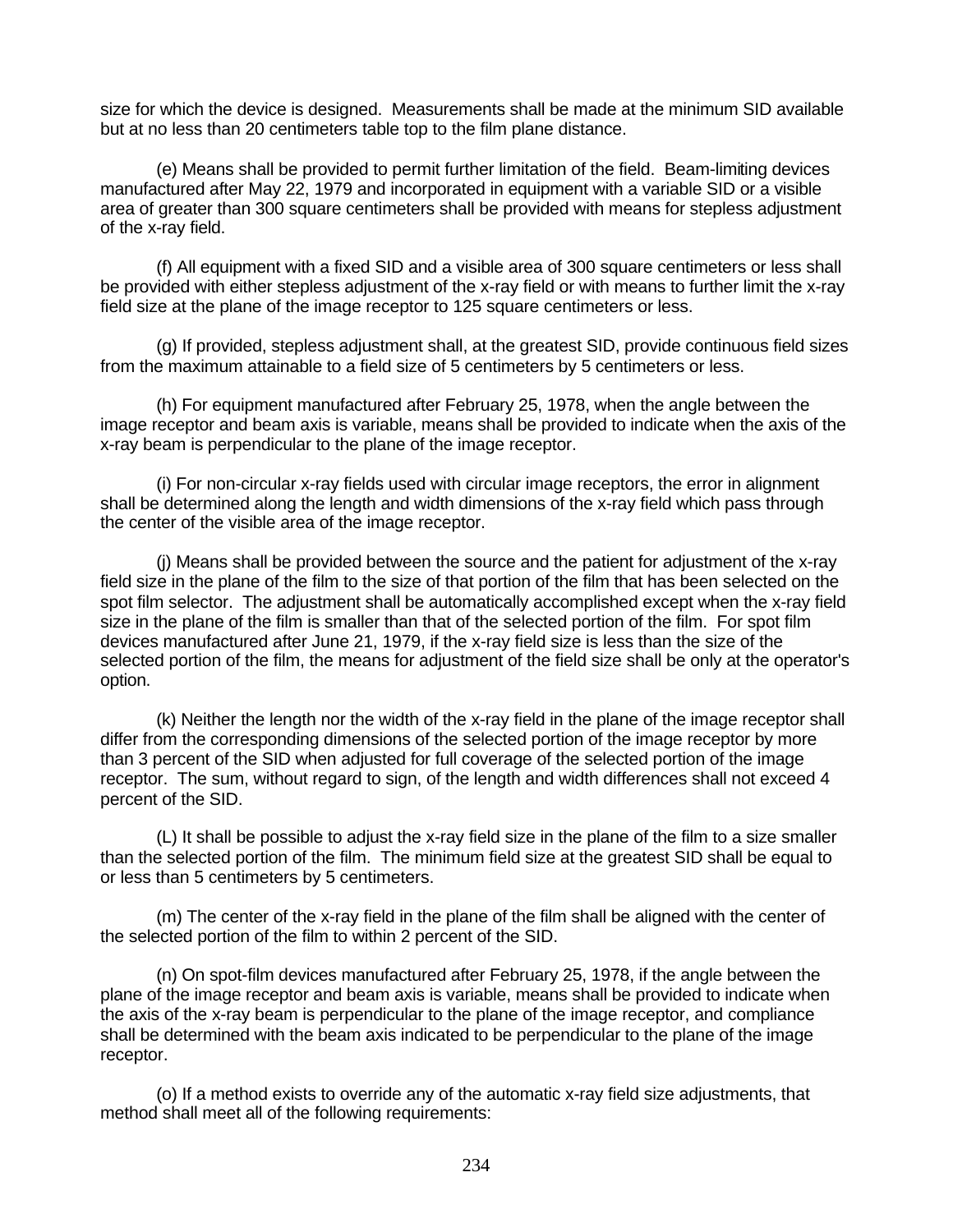size for which the device is designed. Measurements shall be made at the minimum SID available but at no less than 20 centimeters table top to the film plane distance.

(e) Means shall be provided to permit further limitation of the field. Beam-limiting devices manufactured after May 22, 1979 and incorporated in equipment with a variable SID or a visible area of greater than 300 square centimeters shall be provided with means for stepless adjustment of the x-ray field.

(f) All equipment with a fixed SID and a visible area of 300 square centimeters or less shall be provided with either stepless adjustment of the x-ray field or with means to further limit the x-ray field size at the plane of the image receptor to 125 square centimeters or less.

(g) If provided, stepless adjustment shall, at the greatest SID, provide continuous field sizes from the maximum attainable to a field size of 5 centimeters by 5 centimeters or less.

(h) For equipment manufactured after February 25, 1978, when the angle between the image receptor and beam axis is variable, means shall be provided to indicate when the axis of the x-ray beam is perpendicular to the plane of the image receptor.

(i) For non-circular x-ray fields used with circular image receptors, the error in alignment shall be determined along the length and width dimensions of the x-ray field which pass through the center of the visible area of the image receptor.

(j) Means shall be provided between the source and the patient for adjustment of the x-ray field size in the plane of the film to the size of that portion of the film that has been selected on the spot film selector. The adjustment shall be automatically accomplished except when the x-ray field size in the plane of the film is smaller than that of the selected portion of the film. For spot film devices manufactured after June 21, 1979, if the x-ray field size is less than the size of the selected portion of the film, the means for adjustment of the field size shall be only at the operator's option.

(k) Neither the length nor the width of the x-ray field in the plane of the image receptor shall differ from the corresponding dimensions of the selected portion of the image receptor by more than 3 percent of the SID when adjusted for full coverage of the selected portion of the image receptor. The sum, without regard to sign, of the length and width differences shall not exceed 4 percent of the SID.

(L) It shall be possible to adjust the x-ray field size in the plane of the film to a size smaller than the selected portion of the film. The minimum field size at the greatest SID shall be equal to or less than 5 centimeters by 5 centimeters.

(m) The center of the x-ray field in the plane of the film shall be aligned with the center of the selected portion of the film to within 2 percent of the SID.

(n) On spot-film devices manufactured after February 25, 1978, if the angle between the plane of the image receptor and beam axis is variable, means shall be provided to indicate when the axis of the x-ray beam is perpendicular to the plane of the image receptor, and compliance shall be determined with the beam axis indicated to be perpendicular to the plane of the image receptor.

(o) If a method exists to override any of the automatic x-ray field size adjustments, that method shall meet all of the following requirements: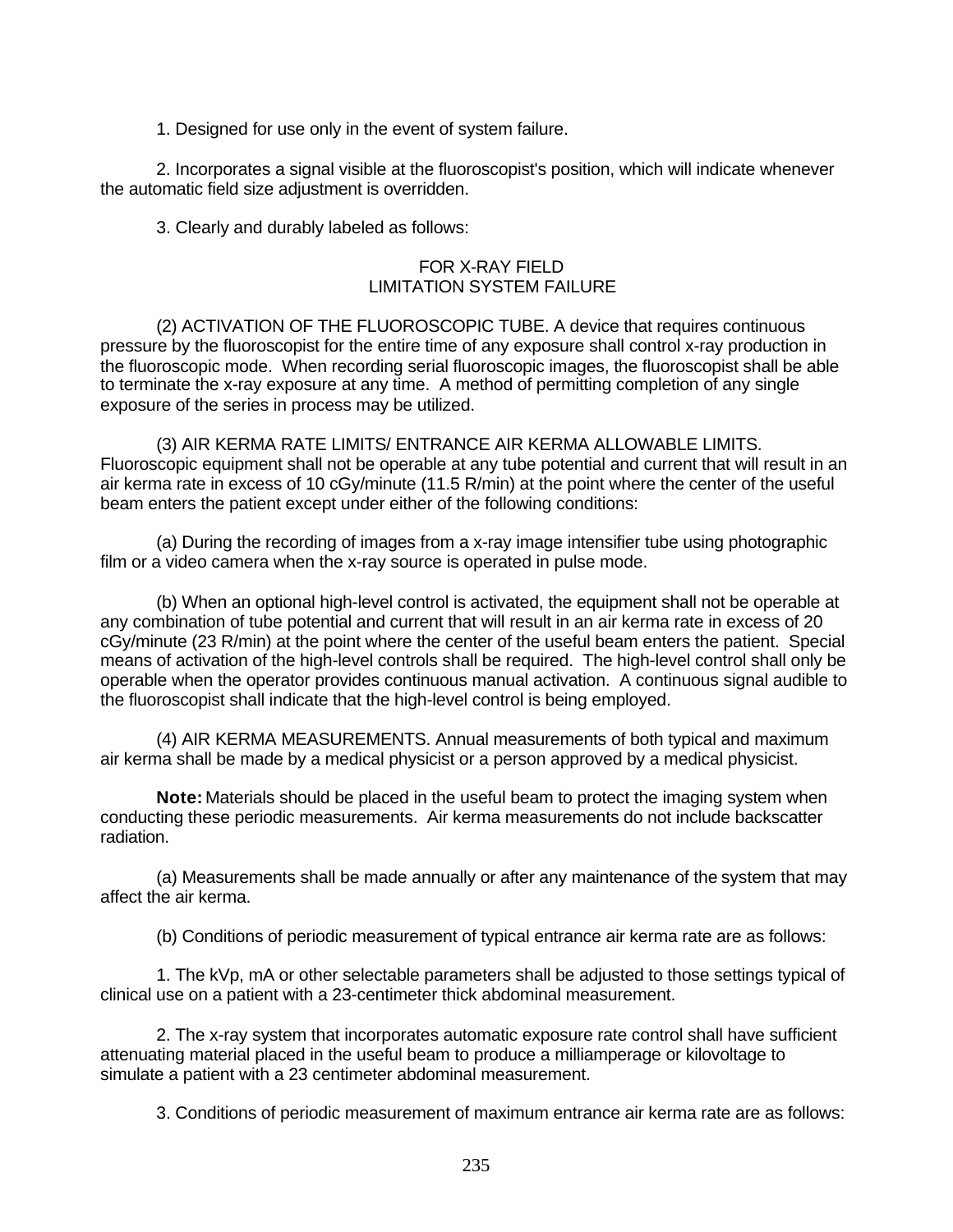1. Designed for use only in the event of system failure.

2. Incorporates a signal visible at the fluoroscopist's position, which will indicate whenever the automatic field size adjustment is overridden.

3. Clearly and durably labeled as follows:

FOR X-RAY FIELD
LIMITATION SYSTEM FAILURE

(2) ACTIVATION OF THE FLUOROSCOPIC TUBE. A device that requires continuous pressure by the fluoroscopist for the entire time of any exposure shall control x-ray production in the fluoroscopic mode. When recording serial fluoroscopic images, the fluoroscopist shall be able to terminate the x-ray exposure at any time. A method of permitting completion of any single exposure of the series in process may be utilized.

(3) AIR KERMA RATE LIMITS/ ENTRANCE AIR KERMA ALLOWABLE LIMITS. Fluoroscopic equipment shall not be operable at any tube potential and current that will result in an air kerma rate in excess of 10 cGy/minute (11.5 R/min) at the point where the center of the useful beam enters the patient except under either of the following conditions:

(a) During the recording of images from a x-ray image intensifier tube using photographic film or a video camera when the x-ray source is operated in pulse mode.

(b) When an optional high-level control is activated, the equipment shall not be operable at any combination of tube potential and current that will result in an air kerma rate in excess of 20 cGy/minute (23 R/min) at the point where the center of the useful beam enters the patient. Special means of activation of the high-level controls shall be required. The high-level control shall only be operable when the operator provides continuous manual activation. A continuous signal audible to the fluoroscopist shall indicate that the high-level control is being employed.

(4) AIR KERMA MEASUREMENTS. Annual measurements of both typical and maximum air kerma shall be made by a medical physicist or a person approved by a medical physicist.

**Note:** Materials should be placed in the useful beam to protect the imaging system when conducting these periodic measurements. Air kerma measurements do not include backscatter radiation.

(a) Measurements shall be made annually or after any maintenance of the system that may affect the air kerma.

(b) Conditions of periodic measurement of typical entrance air kerma rate are as follows:

1. The kVp, mA or other selectable parameters shall be adjusted to those settings typical of clinical use on a patient with a 23-centimeter thick abdominal measurement.

2. The x-ray system that incorporates automatic exposure rate control shall have sufficient attenuating material placed in the useful beam to produce a milliamperage or kilovoltage to simulate a patient with a 23 centimeter abdominal measurement.

3. Conditions of periodic measurement of maximum entrance air kerma rate are as follows: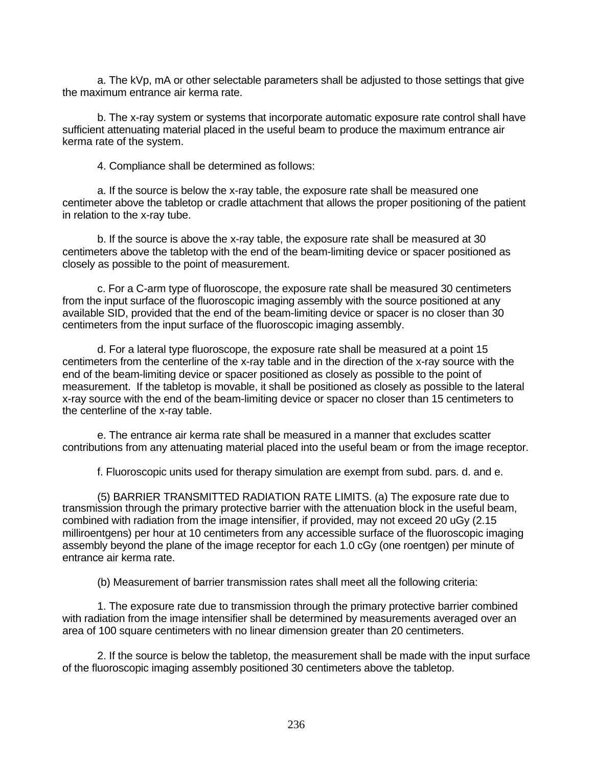a. The kVp, mA or other selectable parameters shall be adjusted to those settings that give the maximum entrance air kerma rate.

b. The x-ray system or systems that incorporate automatic exposure rate control shall have sufficient attenuating material placed in the useful beam to produce the maximum entrance air kerma rate of the system.

4. Compliance shall be determined as follows:

a. If the source is below the x-ray table, the exposure rate shall be measured one centimeter above the tabletop or cradle attachment that allows the proper positioning of the patient in relation to the x-ray tube.

b. If the source is above the x-ray table, the exposure rate shall be measured at 30 centimeters above the tabletop with the end of the beam-limiting device or spacer positioned as closely as possible to the point of measurement.

c. For a C-arm type of fluoroscope, the exposure rate shall be measured 30 centimeters from the input surface of the fluoroscopic imaging assembly with the source positioned at any available SID, provided that the end of the beam-limiting device or spacer is no closer than 30 centimeters from the input surface of the fluoroscopic imaging assembly.

d. For a lateral type fluoroscope, the exposure rate shall be measured at a point 15 centimeters from the centerline of the x-ray table and in the direction of the x-ray source with the end of the beam-limiting device or spacer positioned as closely as possible to the point of measurement. If the tabletop is movable, it shall be positioned as closely as possible to the lateral x-ray source with the end of the beam-limiting device or spacer no closer than 15 centimeters to the centerline of the x-ray table.

e. The entrance air kerma rate shall be measured in a manner that excludes scatter contributions from any attenuating material placed into the useful beam or from the image receptor.

f. Fluoroscopic units used for therapy simulation are exempt from subd. pars. d. and e.

(5) BARRIER TRANSMITTED RADIATION RATE LIMITS. (a) The exposure rate due to transmission through the primary protective barrier with the attenuation block in the useful beam, combined with radiation from the image intensifier, if provided, may not exceed 20 uGy (2.15 milliroentgens) per hour at 10 centimeters from any accessible surface of the fluoroscopic imaging assembly beyond the plane of the image receptor for each 1.0 cGy (one roentgen) per minute of entrance air kerma rate.

(b) Measurement of barrier transmission rates shall meet all the following criteria:

1. The exposure rate due to transmission through the primary protective barrier combined with radiation from the image intensifier shall be determined by measurements averaged over an area of 100 square centimeters with no linear dimension greater than 20 centimeters.

2. If the source is below the tabletop, the measurement shall be made with the input surface of the fluoroscopic imaging assembly positioned 30 centimeters above the tabletop.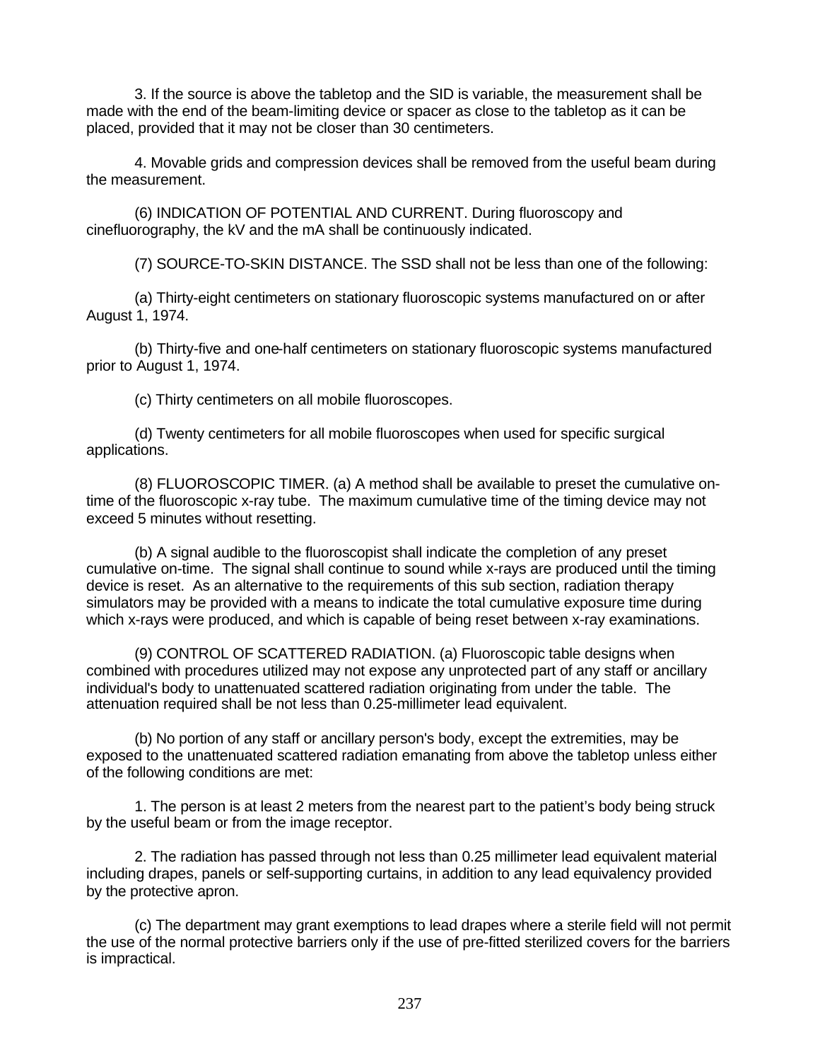3. If the source is above the tabletop and the SID is variable, the measurement shall be made with the end of the beam-limiting device or spacer as close to the tabletop as it can be placed, provided that it may not be closer than 30 centimeters.

4. Movable grids and compression devices shall be removed from the useful beam during the measurement.

(6) INDICATION OF POTENTIAL AND CURRENT. During fluoroscopy and cinefluorography, the kV and the mA shall be continuously indicated.

(7) SOURCE-TO-SKIN DISTANCE. The SSD shall not be less than one of the following:

(a) Thirty-eight centimeters on stationary fluoroscopic systems manufactured on or after August 1, 1974.

(b) Thirty-five and one-half centimeters on stationary fluoroscopic systems manufactured prior to August 1, 1974.

(c) Thirty centimeters on all mobile fluoroscopes.

(d) Twenty centimeters for all mobile fluoroscopes when used for specific surgical applications.

(8) FLUOROSCOPIC TIMER. (a) A method shall be available to preset the cumulative on-time of the fluoroscopic x-ray tube. The maximum cumulative time of the timing device may not exceed 5 minutes without resetting.

(b) A signal audible to the fluoroscopist shall indicate the completion of any preset cumulative on-time. The signal shall continue to sound while x-rays are produced until the timing device is reset. As an alternative to the requirements of this sub section, radiation therapy simulators may be provided with a means to indicate the total cumulative exposure time during which x-rays were produced, and which is capable of being reset between x-ray examinations.

(9) CONTROL OF SCATTERED RADIATION. (a) Fluoroscopic table designs when combined with procedures utilized may not expose any unprotected part of any staff or ancillary individual's body to unattenuated scattered radiation originating from under the table. The attenuation required shall be not less than 0.25-millimeter lead equivalent.

(b) No portion of any staff or ancillary person's body, except the extremities, may be exposed to the unattenuated scattered radiation emanating from above the tabletop unless either of the following conditions are met:

1. The person is at least 2 meters from the nearest part to the patient's body being struck by the useful beam or from the image receptor.

2. The radiation has passed through not less than 0.25 millimeter lead equivalent material including drapes, panels or self-supporting curtains, in addition to any lead equivalency provided by the protective apron.

(c) The department may grant exemptions to lead drapes where a sterile field will not permit the use of the normal protective barriers only if the use of pre-fitted sterilized covers for the barriers is impractical.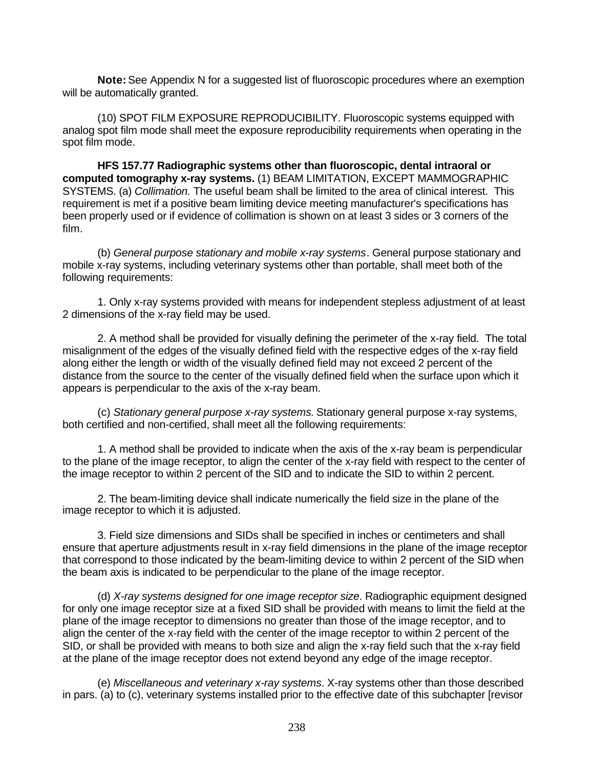**Note:** See Appendix N for a suggested list of fluoroscopic procedures where an exemption will be automatically granted.

(10) SPOT FILM EXPOSURE REPRODUCIBILITY. Fluoroscopic systems equipped with analog spot film mode shall meet the exposure reproducibility requirements when operating in the spot film mode.

**HFS 157.77 Radiographic systems other than fluoroscopic, dental intraoral or computed tomography x-ray systems.** (1) BEAM LIMITATION, EXCEPT MAMMOGRAPHIC SYSTEMS. (a) *Collimation.* The useful beam shall be limited to the area of clinical interest. This requirement is met if a positive beam limiting device meeting manufacturer's specifications has been properly used or if evidence of collimation is shown on at least 3 sides or 3 corners of the film.

(b) *General purpose stationary and mobile x-ray systems*. General purpose stationary and mobile x-ray systems, including veterinary systems other than portable, shall meet both of the following requirements:

1. Only x-ray systems provided with means for independent stepless adjustment of at least 2 dimensions of the x-ray field may be used.

2. A method shall be provided for visually defining the perimeter of the x-ray field. The total misalignment of the edges of the visually defined field with the respective edges of the x-ray field along either the length or width of the visually defined field may not exceed 2 percent of the distance from the source to the center of the visually defined field when the surface upon which it appears is perpendicular to the axis of the x-ray beam.

(c) *Stationary general purpose x-ray systems.* Stationary general purpose x-ray systems, both certified and non-certified, shall meet all the following requirements:

1. A method shall be provided to indicate when the axis of the x-ray beam is perpendicular to the plane of the image receptor, to align the center of the x-ray field with respect to the center of the image receptor to within 2 percent of the SID and to indicate the SID to within 2 percent.

2. The beam-limiting device shall indicate numerically the field size in the plane of the image receptor to which it is adjusted.

3. Field size dimensions and SIDs shall be specified in inches or centimeters and shall ensure that aperture adjustments result in x-ray field dimensions in the plane of the image receptor that correspond to those indicated by the beam-limiting device to within 2 percent of the SID when the beam axis is indicated to be perpendicular to the plane of the image receptor.

(d) *X-ray systems designed for one image receptor size*. Radiographic equipment designed for only one image receptor size at a fixed SID shall be provided with means to limit the field at the plane of the image receptor to dimensions no greater than those of the image receptor, and to align the center of the x-ray field with the center of the image receptor to within 2 percent of the SID, or shall be provided with means to both size and align the x-ray field such that the x-ray field at the plane of the image receptor does not extend beyond any edge of the image receptor.

(e) *Miscellaneous and veterinary x-ray systems*. X-ray systems other than those described in pars. (a) to (c), veterinary systems installed prior to the effective date of this subchapter [revisor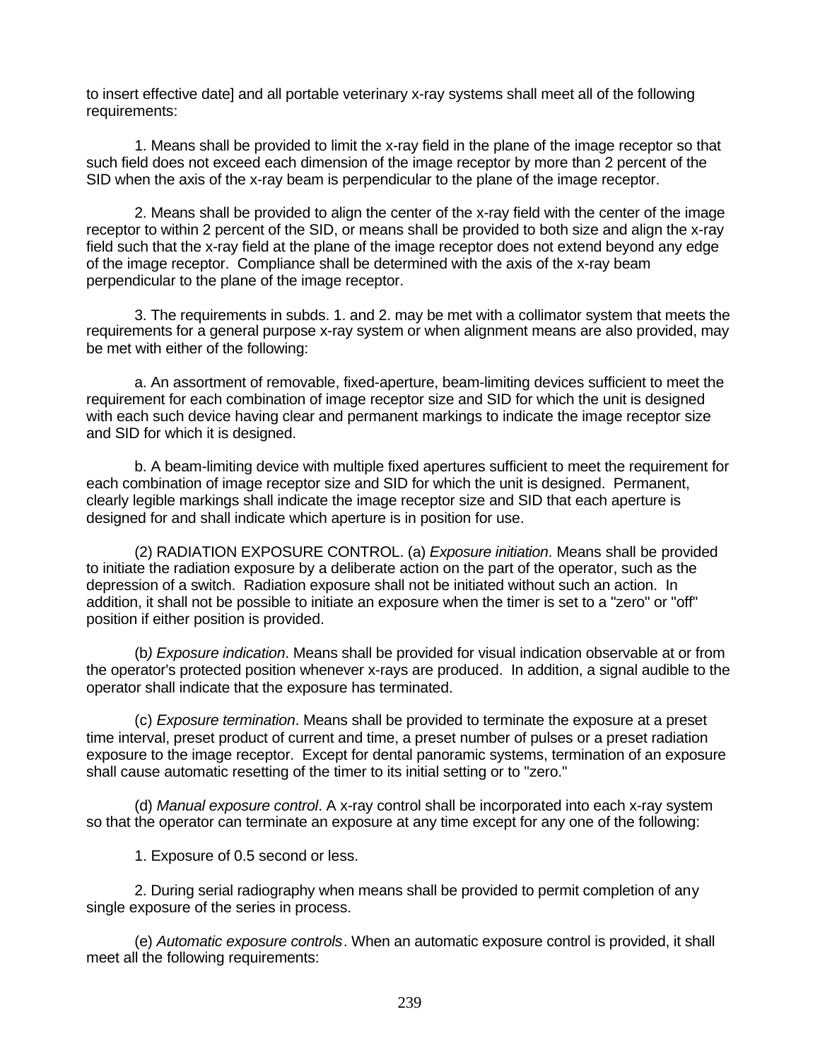to insert effective date] and all portable veterinary x-ray systems shall meet all of the following requirements:

1. Means shall be provided to limit the x-ray field in the plane of the image receptor so that such field does not exceed each dimension of the image receptor by more than 2 percent of the SID when the axis of the x-ray beam is perpendicular to the plane of the image receptor.

2. Means shall be provided to align the center of the x-ray field with the center of the image receptor to within 2 percent of the SID, or means shall be provided to both size and align the x-ray field such that the x-ray field at the plane of the image receptor does not extend beyond any edge of the image receptor. Compliance shall be determined with the axis of the x-ray beam perpendicular to the plane of the image receptor.

3. The requirements in subds. 1. and 2. may be met with a collimator system that meets the requirements for a general purpose x-ray system or when alignment means are also provided, may be met with either of the following:

a. An assortment of removable, fixed-aperture, beam-limiting devices sufficient to meet the requirement for each combination of image receptor size and SID for which the unit is designed with each such device having clear and permanent markings to indicate the image receptor size and SID for which it is designed.

b. A beam-limiting device with multiple fixed apertures sufficient to meet the requirement for each combination of image receptor size and SID for which the unit is designed. Permanent, clearly legible markings shall indicate the image receptor size and SID that each aperture is designed for and shall indicate which aperture is in position for use.

(2) RADIATION EXPOSURE CONTROL. (a) *Exposure initiation*. Means shall be provided to initiate the radiation exposure by a deliberate action on the part of the operator, such as the depression of a switch. Radiation exposure shall not be initiated without such an action. In addition, it shall not be possible to initiate an exposure when the timer is set to a "zero" or "off" position if either position is provided.

(b*) Exposure indication*. Means shall be provided for visual indication observable at or from the operator's protected position whenever x-rays are produced. In addition, a signal audible to the operator shall indicate that the exposure has terminated.

(c) *Exposure termination*. Means shall be provided to terminate the exposure at a preset time interval, preset product of current and time, a preset number of pulses or a preset radiation exposure to the image receptor. Except for dental panoramic systems, termination of an exposure shall cause automatic resetting of the timer to its initial setting or to "zero."

(d) *Manual exposure control*. A x-ray control shall be incorporated into each x-ray system so that the operator can terminate an exposure at any time except for any one of the following:

1. Exposure of 0.5 second or less.

2. During serial radiography when means shall be provided to permit completion of any single exposure of the series in process.

(e) *Automatic exposure controls*. When an automatic exposure control is provided, it shall meet all the following requirements: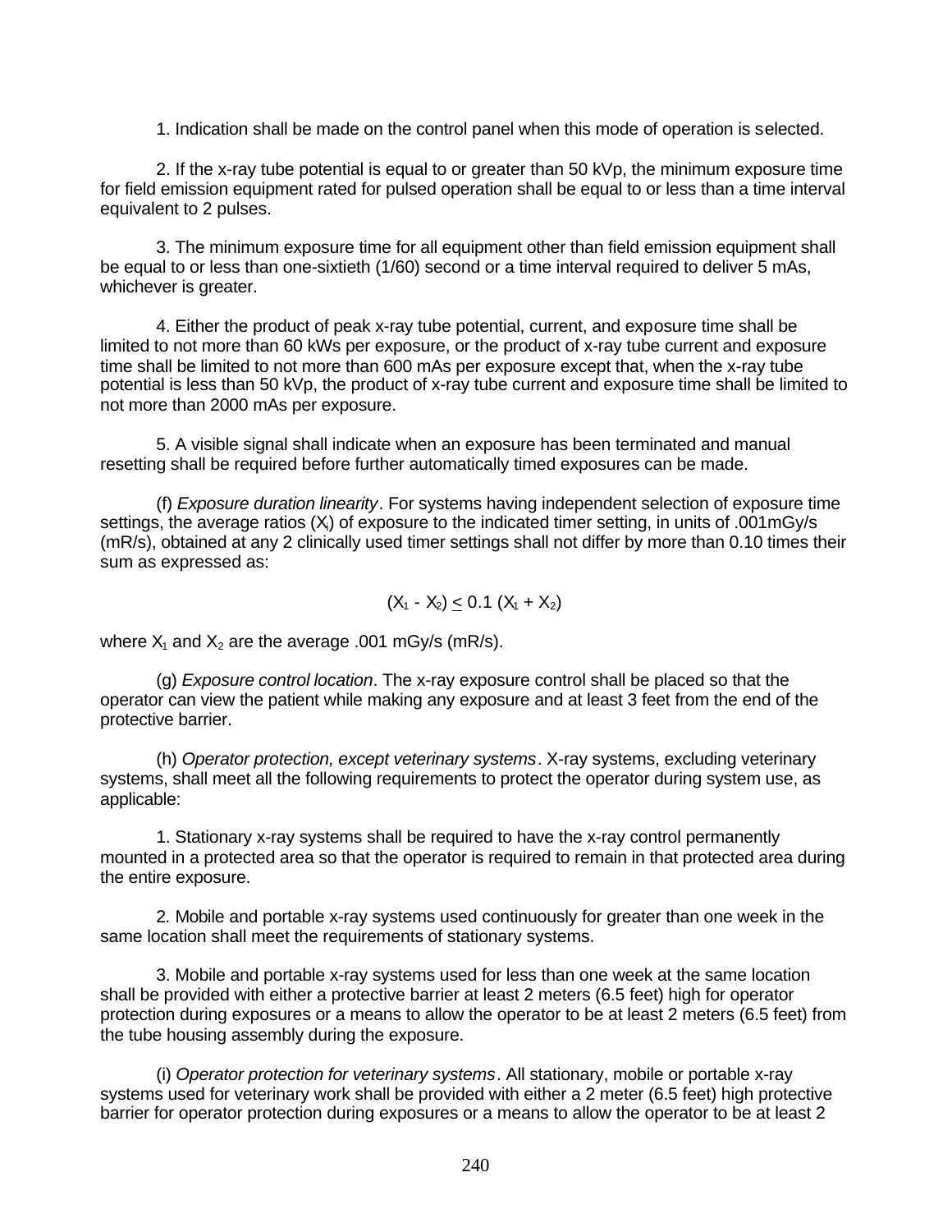1. Indication shall be made on the control panel when this mode of operation is selected.

2. If the x-ray tube potential is equal to or greater than 50 kVp, the minimum exposure time for field emission equipment rated for pulsed operation shall be equal to or less than a time interval equivalent to 2 pulses.

3. The minimum exposure time for all equipment other than field emission equipment shall be equal to or less than one-sixtieth (1/60) second or a time interval required to deliver 5 mAs, whichever is greater.

4. Either the product of peak x-ray tube potential, current, and exposure time shall be limited to not more than 60 kWs per exposure, or the product of x-ray tube current and exposure time shall be limited to not more than 600 mAs per exposure except that, when the x-ray tube potential is less than 50 kVp, the product of x-ray tube current and exposure time shall be limited to not more than 2000 mAs per exposure.

5. A visible signal shall indicate when an exposure has been terminated and manual resetting shall be required before further automatically timed exposures can be made.

(f) *Exposure duration linearity*. For systems having independent selection of exposure time settings, the average ratios ($X_i$) of exposure to the indicated timer setting, in units of .001mGy/s (mR/s), obtained at any 2 clinically used timer settings shall not differ by more than 0.10 times their sum as expressed as:

$$(X_1 - X_2) \leq 0.1 (X_1 + X_2)$$

where $X_1$ and $X_2$ are the average .001 mGy/s (mR/s).

(g) *Exposure control location*. The x-ray exposure control shall be placed so that the operator can view the patient while making any exposure and at least 3 feet from the end of the protective barrier.

(h) *Operator protection, except veterinary systems*. X-ray systems, excluding veterinary systems, shall meet all the following requirements to protect the operator during system use, as applicable:

1. Stationary x-ray systems shall be required to have the x-ray control permanently mounted in a protected area so that the operator is required to remain in that protected area during the entire exposure.

2. Mobile and portable x-ray systems used continuously for greater than one week in the same location shall meet the requirements of stationary systems.

3. Mobile and portable x-ray systems used for less than one week at the same location shall be provided with either a protective barrier at least 2 meters (6.5 feet) high for operator protection during exposures or a means to allow the operator to be at least 2 meters (6.5 feet) from the tube housing assembly during the exposure.

(i) *Operator protection for veterinary systems*. All stationary, mobile or portable x-ray systems used for veterinary work shall be provided with either a 2 meter (6.5 feet) high protective barrier for operator protection during exposures or a means to allow the operator to be at least 2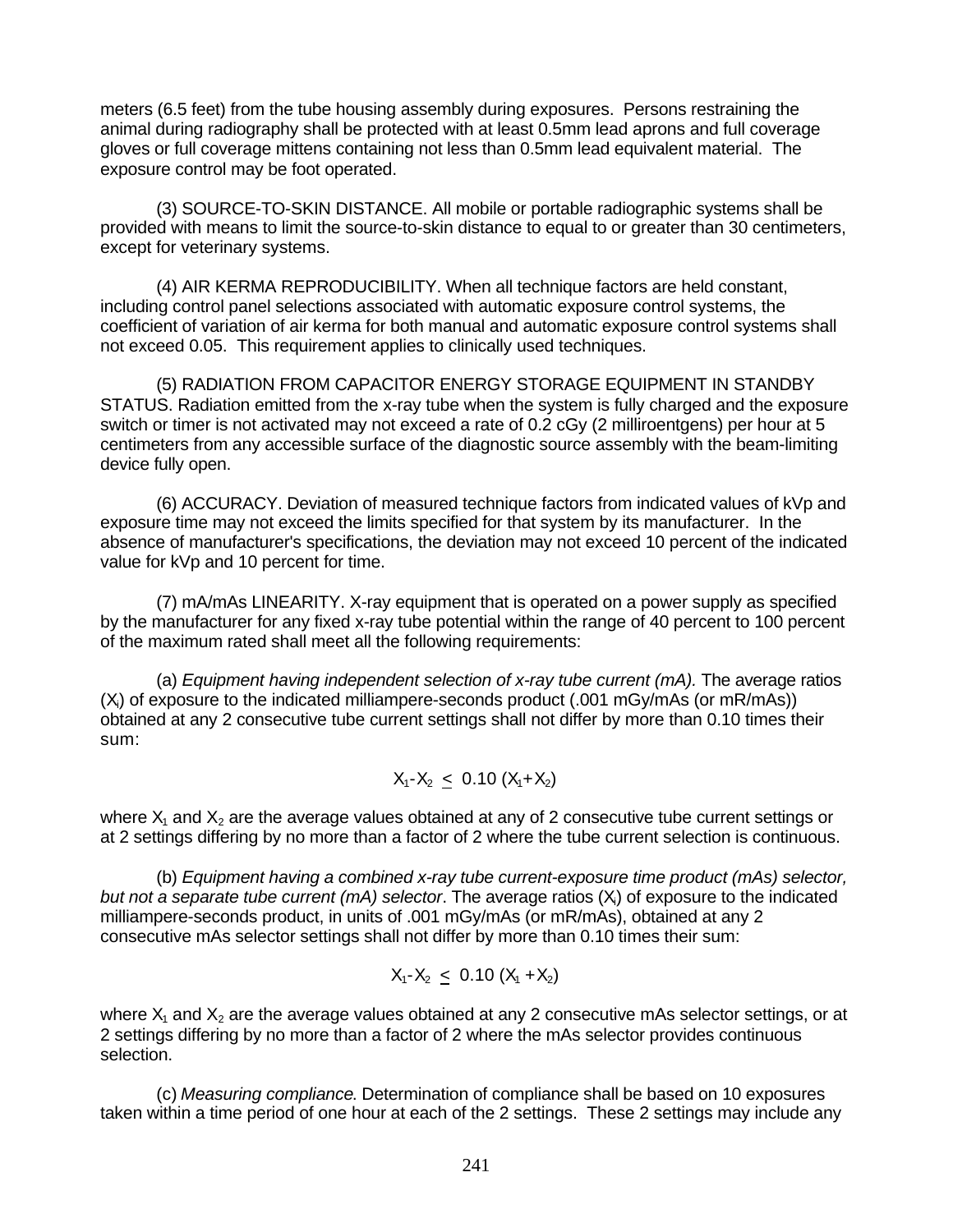meters (6.5 feet) from the tube housing assembly during exposures. Persons restraining the animal during radiography shall be protected with at least 0.5mm lead aprons and full coverage gloves or full coverage mittens containing not less than 0.5mm lead equivalent material. The exposure control may be foot operated.

(3) SOURCE-TO-SKIN DISTANCE. All mobile or portable radiographic systems shall be provided with means to limit the source-to-skin distance to equal to or greater than 30 centimeters, except for veterinary systems.

(4) AIR KERMA REPRODUCIBILITY. When all technique factors are held constant, including control panel selections associated with automatic exposure control systems, the coefficient of variation of air kerma for both manual and automatic exposure control systems shall not exceed 0.05. This requirement applies to clinically used techniques.

(5) RADIATION FROM CAPACITOR ENERGY STORAGE EQUIPMENT IN STANDBY STATUS. Radiation emitted from the x-ray tube when the system is fully charged and the exposure switch or timer is not activated may not exceed a rate of 0.2 cGy (2 milliroentgens) per hour at 5 centimeters from any accessible surface of the diagnostic source assembly with the beam-limiting device fully open.

(6) ACCURACY. Deviation of measured technique factors from indicated values of kVp and exposure time may not exceed the limits specified for that system by its manufacturer. In the absence of manufacturer's specifications, the deviation may not exceed 10 percent of the indicated value for kVp and 10 percent for time.

(7) mA/mAs LINEARITY. X-ray equipment that is operated on a power supply as specified by the manufacturer for any fixed x-ray tube potential within the range of 40 percent to 100 percent of the maximum rated shall meet all the following requirements:

(a) *Equipment having independent selection of x-ray tube current (mA).* The average ratios ($X_i$) of exposure to the indicated milliampere-seconds product (.001 mGy/mAs (or mR/mAs)) obtained at any 2 consecutive tube current settings shall not differ by more than 0.10 times their sum:

$$X_1 - X_2 \leq 0.10\,(X_1 + X_2)$$

where $X_1$ and $X_2$ are the average values obtained at any of 2 consecutive tube current settings or at 2 settings differing by no more than a factor of 2 where the tube current selection is continuous.

(b) *Equipment having a combined x-ray tube current-exposure time product (mAs) selector, but not a separate tube current (mA) selector*. The average ratios ($X_i$) of exposure to the indicated milliampere-seconds product, in units of .001 mGy/mAs (or mR/mAs), obtained at any 2 consecutive mAs selector settings shall not differ by more than 0.10 times their sum:

$$X_1 - X_2 \leq 0.10\,(X_1 + X_2)$$

where $X_1$ and $X_2$ are the average values obtained at any 2 consecutive mAs selector settings, or at 2 settings differing by no more than a factor of 2 where the mAs selector provides continuous selection.

(c) *Measuring compliance*. Determination of compliance shall be based on 10 exposures taken within a time period of one hour at each of the 2 settings. These 2 settings may include any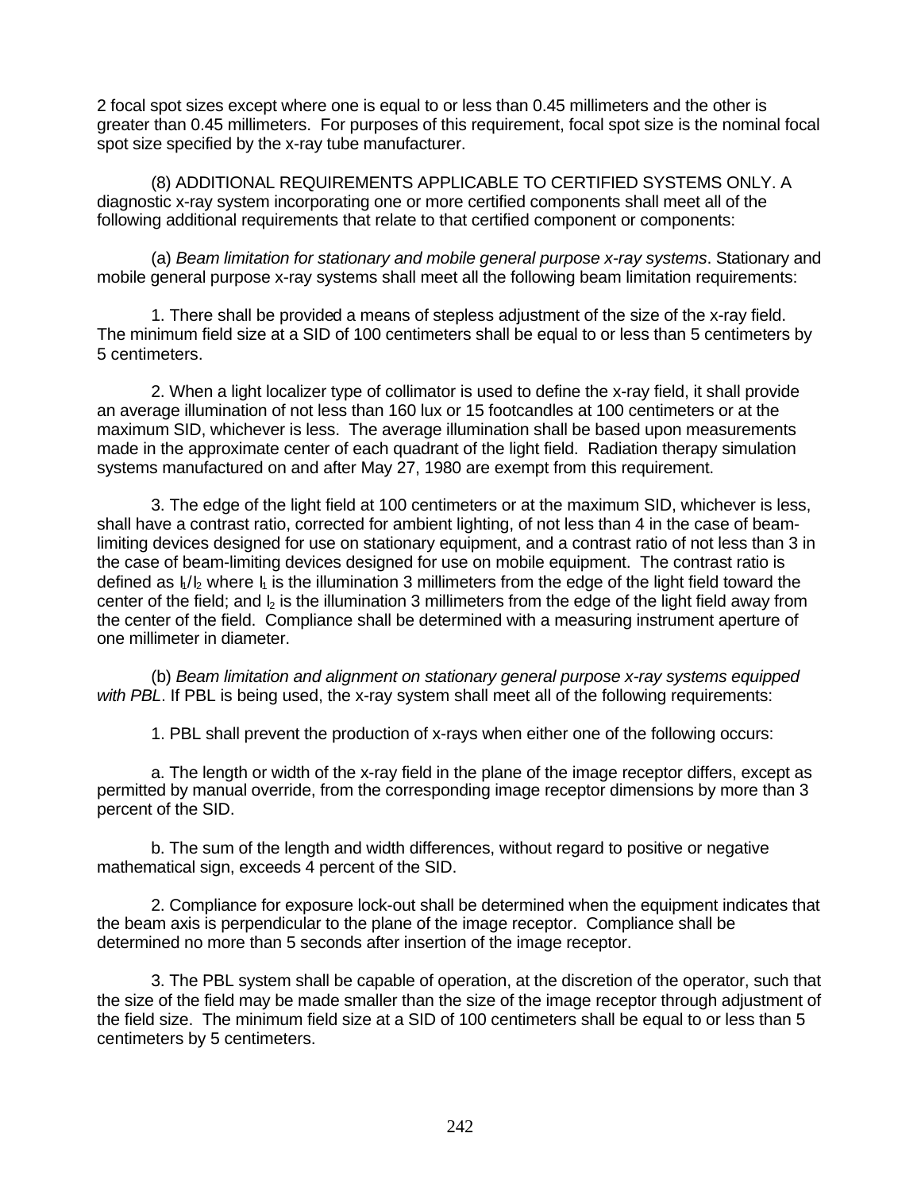2 focal spot sizes except where one is equal to or less than 0.45 millimeters and the other is greater than 0.45 millimeters. For purposes of this requirement, focal spot size is the nominal focal spot size specified by the x-ray tube manufacturer.

(8) ADDITIONAL REQUIREMENTS APPLICABLE TO CERTIFIED SYSTEMS ONLY. A diagnostic x-ray system incorporating one or more certified components shall meet all of the following additional requirements that relate to that certified component or components:

(a) *Beam limitation for stationary and mobile general purpose x-ray systems*. Stationary and mobile general purpose x-ray systems shall meet all the following beam limitation requirements:

1. There shall be provided a means of stepless adjustment of the size of the x-ray field. The minimum field size at a SID of 100 centimeters shall be equal to or less than 5 centimeters by 5 centimeters.

2. When a light localizer type of collimator is used to define the x-ray field, it shall provide an average illumination of not less than 160 lux or 15 footcandles at 100 centimeters or at the maximum SID, whichever is less. The average illumination shall be based upon measurements made in the approximate center of each quadrant of the light field. Radiation therapy simulation systems manufactured on and after May 27, 1980 are exempt from this requirement.

3. The edge of the light field at 100 centimeters or at the maximum SID, whichever is less, shall have a contrast ratio, corrected for ambient lighting, of not less than 4 in the case of beam-limiting devices designed for use on stationary equipment, and a contrast ratio of not less than 3 in the case of beam-limiting devices designed for use on mobile equipment. The contrast ratio is defined as $I_1/I_2$ where $I_1$ is the illumination 3 millimeters from the edge of the light field toward the center of the field; and $I_2$ is the illumination 3 millimeters from the edge of the light field away from the center of the field. Compliance shall be determined with a measuring instrument aperture of one millimeter in diameter.

(b) *Beam limitation and alignment on stationary general purpose x-ray systems equipped with PBL*. If PBL is being used, the x-ray system shall meet all of the following requirements:

1. PBL shall prevent the production of x-rays when either one of the following occurs:

a. The length or width of the x-ray field in the plane of the image receptor differs, except as permitted by manual override, from the corresponding image receptor dimensions by more than 3 percent of the SID.

b. The sum of the length and width differences, without regard to positive or negative mathematical sign, exceeds 4 percent of the SID.

2. Compliance for exposure lock-out shall be determined when the equipment indicates that the beam axis is perpendicular to the plane of the image receptor. Compliance shall be determined no more than 5 seconds after insertion of the image receptor.

3. The PBL system shall be capable of operation, at the discretion of the operator, such that the size of the field may be made smaller than the size of the image receptor through adjustment of the field size. The minimum field size at a SID of 100 centimeters shall be equal to or less than 5 centimeters by 5 centimeters.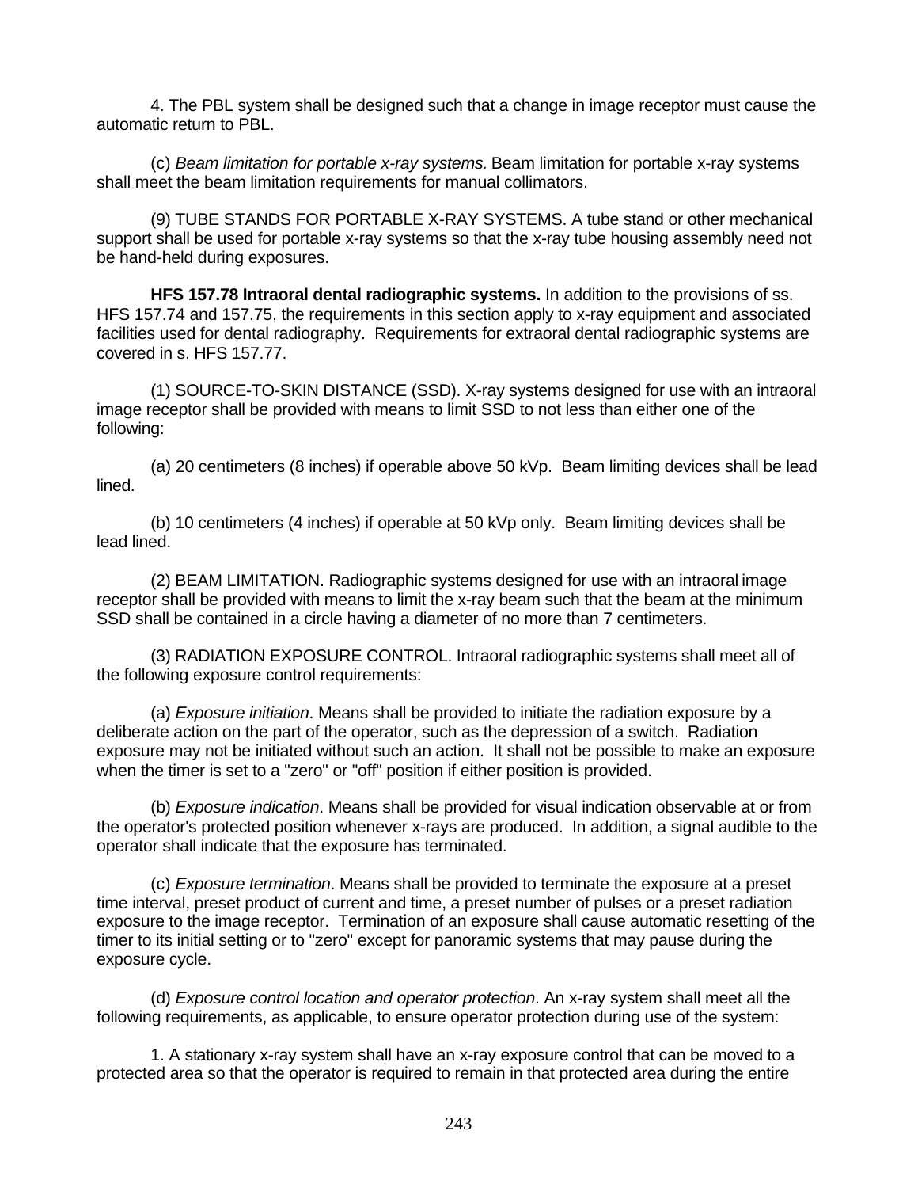4. The PBL system shall be designed such that a change in image receptor must cause the automatic return to PBL.

(c) *Beam limitation for portable x-ray systems.* Beam limitation for portable x-ray systems shall meet the beam limitation requirements for manual collimators.

(9) TUBE STANDS FOR PORTABLE X-RAY SYSTEMS. A tube stand or other mechanical support shall be used for portable x-ray systems so that the x-ray tube housing assembly need not be hand-held during exposures.

**HFS 157.78 Intraoral dental radiographic systems.** In addition to the provisions of ss. HFS 157.74 and 157.75, the requirements in this section apply to x-ray equipment and associated facilities used for dental radiography. Requirements for extraoral dental radiographic systems are covered in s. HFS 157.77.

(1) SOURCE-TO-SKIN DISTANCE (SSD). X-ray systems designed for use with an intraoral image receptor shall be provided with means to limit SSD to not less than either one of the following:

(a) 20 centimeters (8 inches) if operable above 50 kVp. Beam limiting devices shall be lead lined.

(b) 10 centimeters (4 inches) if operable at 50 kVp only. Beam limiting devices shall be lead lined.

(2) BEAM LIMITATION. Radiographic systems designed for use with an intraoral image receptor shall be provided with means to limit the x-ray beam such that the beam at the minimum SSD shall be contained in a circle having a diameter of no more than 7 centimeters.

(3) RADIATION EXPOSURE CONTROL. Intraoral radiographic systems shall meet all of the following exposure control requirements:

(a) *Exposure initiation*. Means shall be provided to initiate the radiation exposure by a deliberate action on the part of the operator, such as the depression of a switch. Radiation exposure may not be initiated without such an action. It shall not be possible to make an exposure when the timer is set to a "zero" or "off" position if either position is provided.

(b) *Exposure indication*. Means shall be provided for visual indication observable at or from the operator's protected position whenever x-rays are produced. In addition, a signal audible to the operator shall indicate that the exposure has terminated.

(c) *Exposure termination*. Means shall be provided to terminate the exposure at a preset time interval, preset product of current and time, a preset number of pulses or a preset radiation exposure to the image receptor. Termination of an exposure shall cause automatic resetting of the timer to its initial setting or to "zero" except for panoramic systems that may pause during the exposure cycle.

(d) *Exposure control location and operator protection*. An x-ray system shall meet all the following requirements, as applicable, to ensure operator protection during use of the system:

1. A stationary x-ray system shall have an x-ray exposure control that can be moved to a protected area so that the operator is required to remain in that protected area during the entire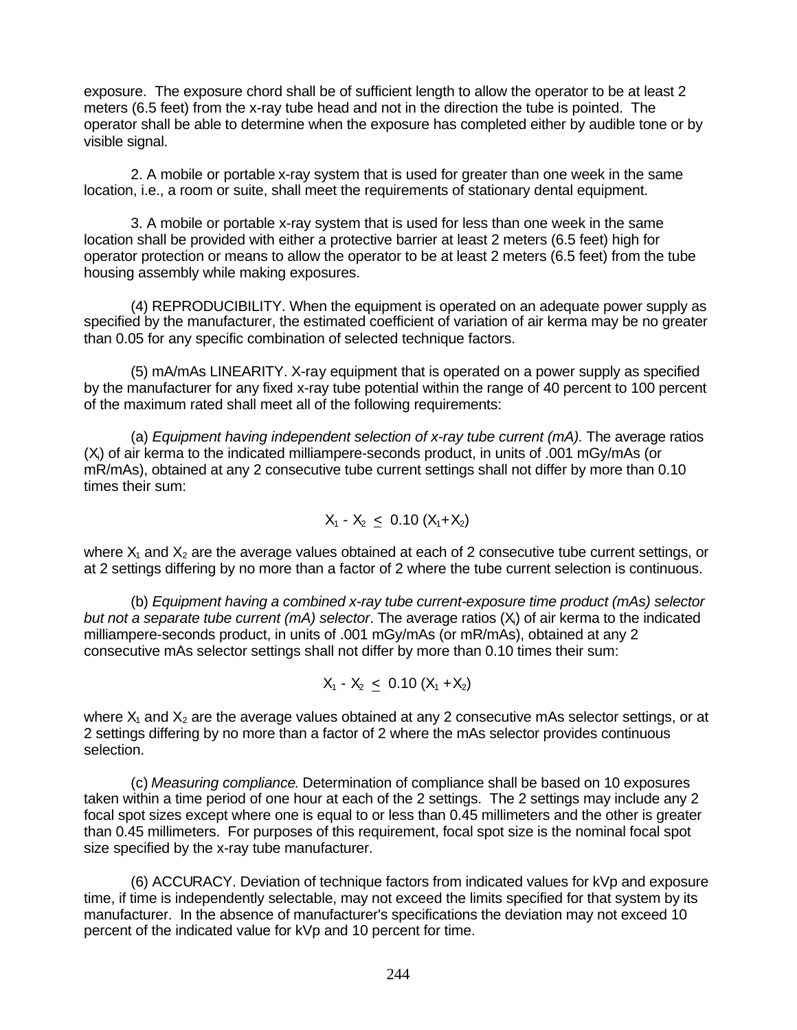exposure. The exposure chord shall be of sufficient length to allow the operator to be at least 2 meters (6.5 feet) from the x-ray tube head and not in the direction the tube is pointed. The operator shall be able to determine when the exposure has completed either by audible tone or by visible signal.

2. A mobile or portable x-ray system that is used for greater than one week in the same location, i.e., a room or suite, shall meet the requirements of stationary dental equipment.

3. A mobile or portable x-ray system that is used for less than one week in the same location shall be provided with either a protective barrier at least 2 meters (6.5 feet) high for operator protection or means to allow the operator to be at least 2 meters (6.5 feet) from the tube housing assembly while making exposures.

(4) REPRODUCIBILITY. When the equipment is operated on an adequate power supply as specified by the manufacturer, the estimated coefficient of variation of air kerma may be no greater than 0.05 for any specific combination of selected technique factors.

(5) mA/mAs LINEARITY. X-ray equipment that is operated on a power supply as specified by the manufacturer for any fixed x-ray tube potential within the range of 40 percent to 100 percent of the maximum rated shall meet all of the following requirements:

(a) *Equipment having independent selection of x-ray tube current (mA).* The average ratios ($X_i$) of air kerma to the indicated milliampere-seconds product, in units of .001 mGy/mAs (or mR/mAs), obtained at any 2 consecutive tube current settings shall not differ by more than 0.10 times their sum:

$$X_1 - X_2 \leq 0.10 (X_1+X_2)$$

where $X_1$ and $X_2$ are the average values obtained at each of 2 consecutive tube current settings, or at 2 settings differing by no more than a factor of 2 where the tube current selection is continuous.

(b) *Equipment having a combined x-ray tube current-exposure time product (mAs) selector but not a separate tube current (mA) selector*. The average ratios ($X_i$) of air kerma to the indicated milliampere-seconds product, in units of .001 mGy/mAs (or mR/mAs), obtained at any 2 consecutive mAs selector settings shall not differ by more than 0.10 times their sum:

$$X_1 - X_2 \leq 0.10 (X_1 + X_2)$$

where $X_1$ and $X_2$ are the average values obtained at any 2 consecutive mAs selector settings, or at 2 settings differing by no more than a factor of 2 where the mAs selector provides continuous selection.

(c) *Measuring compliance*. Determination of compliance shall be based on 10 exposures taken within a time period of one hour at each of the 2 settings. The 2 settings may include any 2 focal spot sizes except where one is equal to or less than 0.45 millimeters and the other is greater than 0.45 millimeters. For purposes of this requirement, focal spot size is the nominal focal spot size specified by the x-ray tube manufacturer.

(6) ACCURACY. Deviation of technique factors from indicated values for kVp and exposure time, if time is independently selectable, may not exceed the limits specified for that system by its manufacturer. In the absence of manufacturer's specifications the deviation may not exceed 10 percent of the indicated value for kVp and 10 percent for time.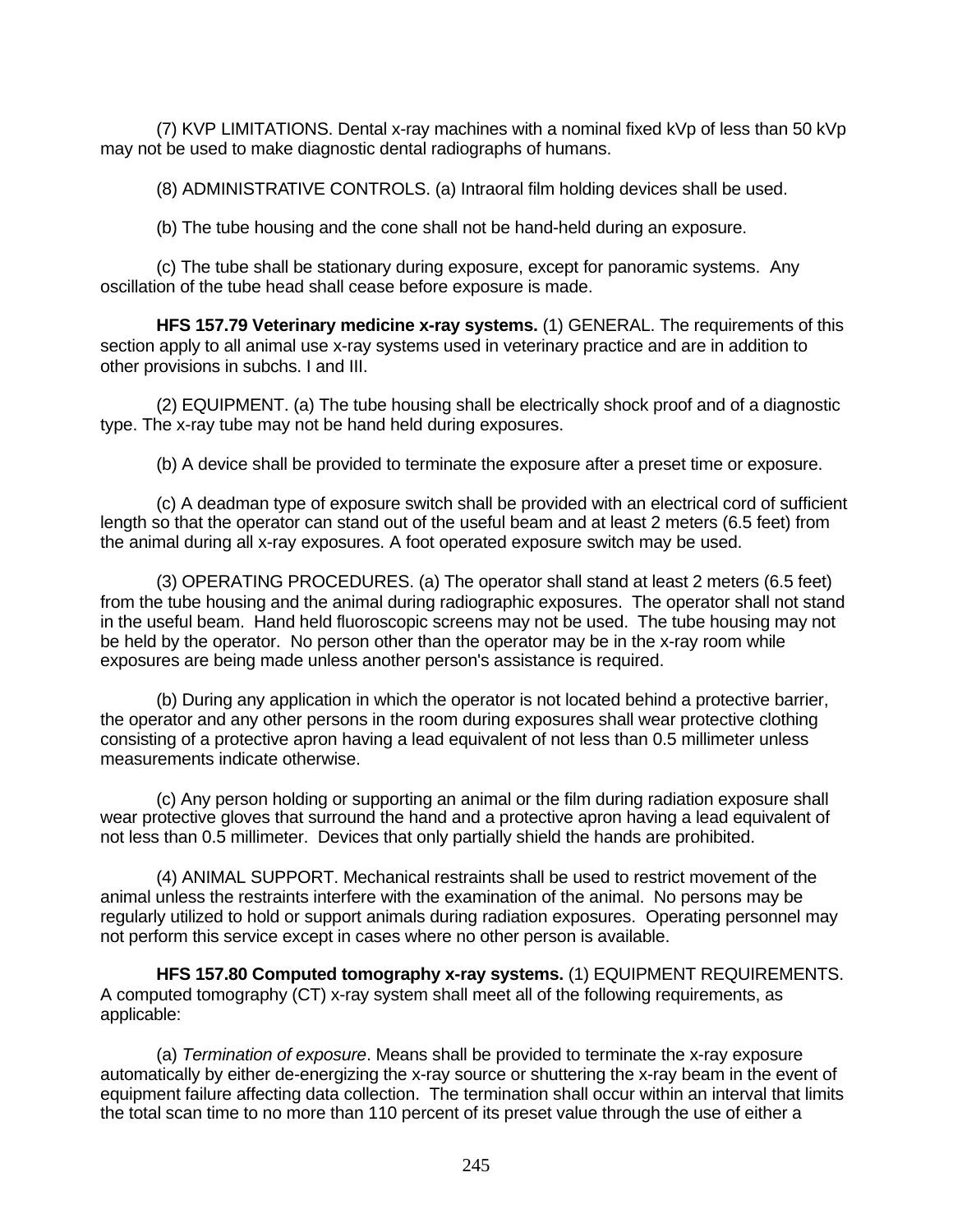(7) KVP LIMITATIONS. Dental x-ray machines with a nominal fixed kVp of less than 50 kVp may not be used to make diagnostic dental radiographs of humans.

(8) ADMINISTRATIVE CONTROLS. (a) Intraoral film holding devices shall be used.

(b) The tube housing and the cone shall not be hand-held during an exposure.

(c) The tube shall be stationary during exposure, except for panoramic systems. Any oscillation of the tube head shall cease before exposure is made.

**HFS 157.79 Veterinary medicine x-ray systems.** (1) GENERAL. The requirements of this section apply to all animal use x-ray systems used in veterinary practice and are in addition to other provisions in subchs. I and III.

(2) EQUIPMENT. (a) The tube housing shall be electrically shock proof and of a diagnostic type. The x-ray tube may not be hand held during exposures.

(b) A device shall be provided to terminate the exposure after a preset time or exposure.

(c) A deadman type of exposure switch shall be provided with an electrical cord of sufficient length so that the operator can stand out of the useful beam and at least 2 meters (6.5 feet) from the animal during all x-ray exposures. A foot operated exposure switch may be used.

(3) OPERATING PROCEDURES. (a) The operator shall stand at least 2 meters (6.5 feet) from the tube housing and the animal during radiographic exposures. The operator shall not stand in the useful beam. Hand held fluoroscopic screens may not be used. The tube housing may not be held by the operator. No person other than the operator may be in the x-ray room while exposures are being made unless another person's assistance is required.

(b) During any application in which the operator is not located behind a protective barrier, the operator and any other persons in the room during exposures shall wear protective clothing consisting of a protective apron having a lead equivalent of not less than 0.5 millimeter unless measurements indicate otherwise.

(c) Any person holding or supporting an animal or the film during radiation exposure shall wear protective gloves that surround the hand and a protective apron having a lead equivalent of not less than 0.5 millimeter. Devices that only partially shield the hands are prohibited.

(4) ANIMAL SUPPORT. Mechanical restraints shall be used to restrict movement of the animal unless the restraints interfere with the examination of the animal. No persons may be regularly utilized to hold or support animals during radiation exposures. Operating personnel may not perform this service except in cases where no other person is available.

**HFS 157.80 Computed tomography x-ray systems.** (1) EQUIPMENT REQUIREMENTS. A computed tomography (CT) x-ray system shall meet all of the following requirements, as applicable:

(a) *Termination of exposure*. Means shall be provided to terminate the x-ray exposure automatically by either de-energizing the x-ray source or shuttering the x-ray beam in the event of equipment failure affecting data collection. The termination shall occur within an interval that limits the total scan time to no more than 110 percent of its preset value through the use of either a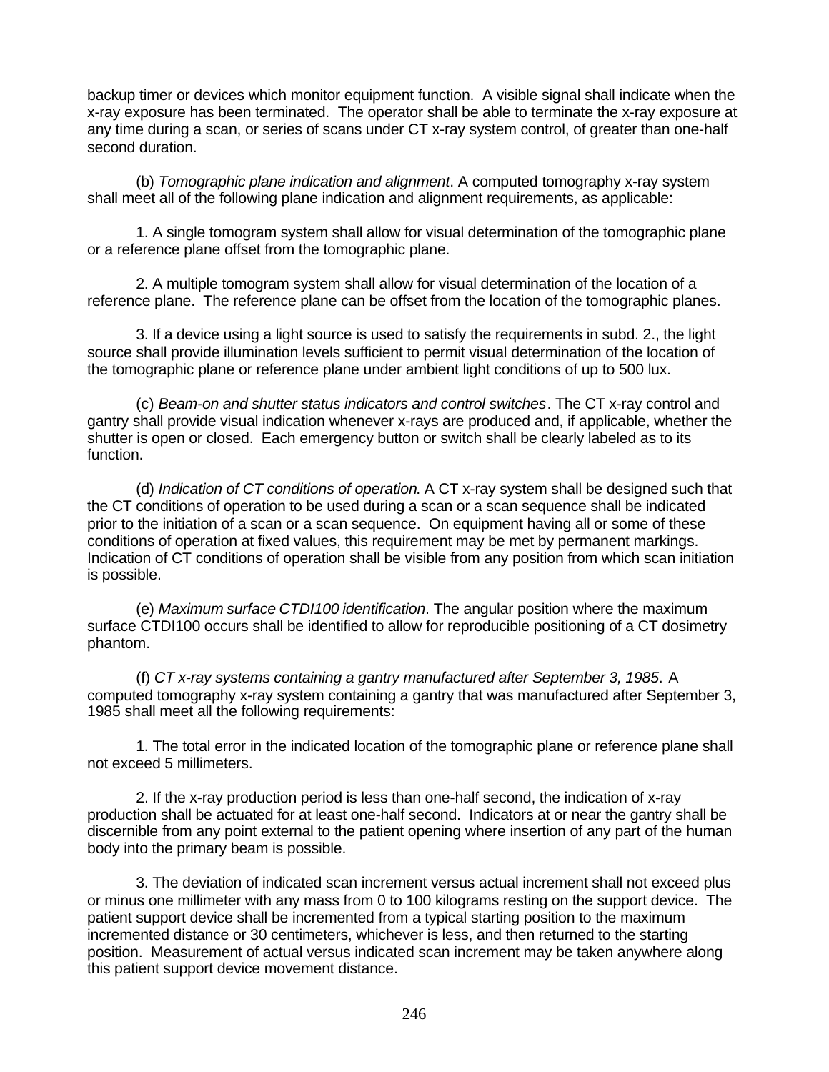backup timer or devices which monitor equipment function. A visible signal shall indicate when the x-ray exposure has been terminated. The operator shall be able to terminate the x-ray exposure at any time during a scan, or series of scans under CT x-ray system control, of greater than one-half second duration.

(b) *Tomographic plane indication and alignment*. A computed tomography x-ray system shall meet all of the following plane indication and alignment requirements, as applicable:

1. A single tomogram system shall allow for visual determination of the tomographic plane or a reference plane offset from the tomographic plane.

2. A multiple tomogram system shall allow for visual determination of the location of a reference plane. The reference plane can be offset from the location of the tomographic planes.

3. If a device using a light source is used to satisfy the requirements in subd. 2., the light source shall provide illumination levels sufficient to permit visual determination of the location of the tomographic plane or reference plane under ambient light conditions of up to 500 lux.

(c) *Beam-on and shutter status indicators and control switches*. The CT x-ray control and gantry shall provide visual indication whenever x-rays are produced and, if applicable, whether the shutter is open or closed. Each emergency button or switch shall be clearly labeled as to its function.

(d) *Indication of CT conditions of operation*. A CT x-ray system shall be designed such that the CT conditions of operation to be used during a scan or a scan sequence shall be indicated prior to the initiation of a scan or a scan sequence. On equipment having all or some of these conditions of operation at fixed values, this requirement may be met by permanent markings. Indication of CT conditions of operation shall be visible from any position from which scan initiation is possible.

(e) *Maximum surface CTDI100 identification*. The angular position where the maximum surface CTDI100 occurs shall be identified to allow for reproducible positioning of a CT dosimetry phantom.

(f) *CT x-ray systems containing a gantry manufactured after September 3, 1985*. A computed tomography x-ray system containing a gantry that was manufactured after September 3, 1985 shall meet all the following requirements:

1. The total error in the indicated location of the tomographic plane or reference plane shall not exceed 5 millimeters.

2. If the x-ray production period is less than one-half second, the indication of x-ray production shall be actuated for at least one-half second. Indicators at or near the gantry shall be discernible from any point external to the patient opening where insertion of any part of the human body into the primary beam is possible.

3. The deviation of indicated scan increment versus actual increment shall not exceed plus or minus one millimeter with any mass from 0 to 100 kilograms resting on the support device. The patient support device shall be incremented from a typical starting position to the maximum incremented distance or 30 centimeters, whichever is less, and then returned to the starting position. Measurement of actual versus indicated scan increment may be taken anywhere along this patient support device movement distance.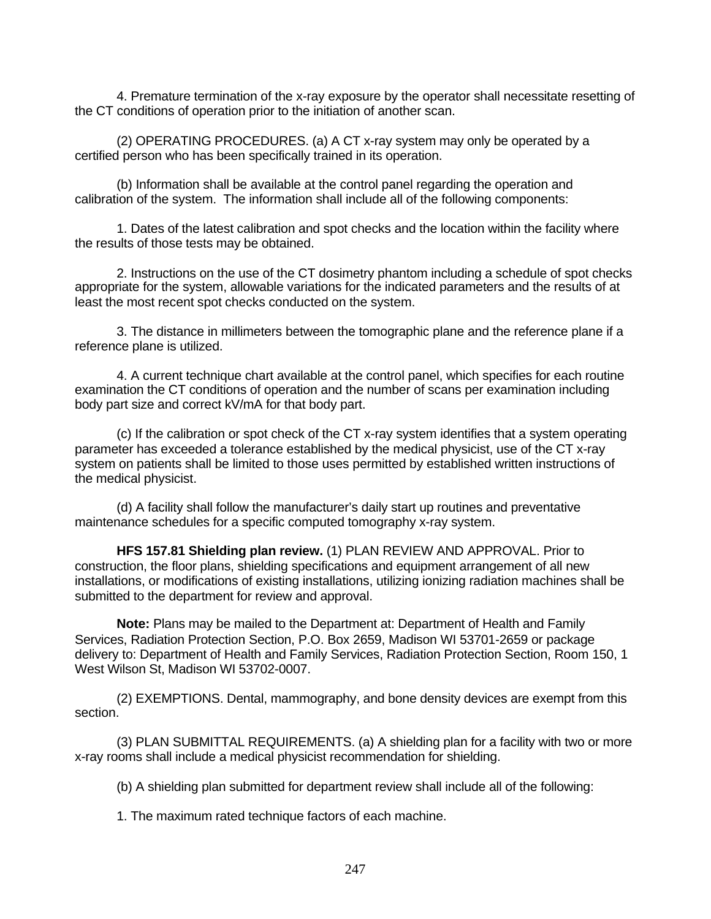4. Premature termination of the x-ray exposure by the operator shall necessitate resetting of the CT conditions of operation prior to the initiation of another scan.

(2) OPERATING PROCEDURES. (a) A CT x-ray system may only be operated by a certified person who has been specifically trained in its operation.

(b) Information shall be available at the control panel regarding the operation and calibration of the system. The information shall include all of the following components:

1. Dates of the latest calibration and spot checks and the location within the facility where the results of those tests may be obtained.

2. Instructions on the use of the CT dosimetry phantom including a schedule of spot checks appropriate for the system, allowable variations for the indicated parameters and the results of at least the most recent spot checks conducted on the system.

3. The distance in millimeters between the tomographic plane and the reference plane if a reference plane is utilized.

4. A current technique chart available at the control panel, which specifies for each routine examination the CT conditions of operation and the number of scans per examination including body part size and correct kV/mA for that body part.

(c) If the calibration or spot check of the CT x-ray system identifies that a system operating parameter has exceeded a tolerance established by the medical physicist, use of the CT x-ray system on patients shall be limited to those uses permitted by established written instructions of the medical physicist.

(d) A facility shall follow the manufacturer's daily start up routines and preventative maintenance schedules for a specific computed tomography x-ray system.

**HFS 157.81 Shielding plan review.** (1) PLAN REVIEW AND APPROVAL. Prior to construction, the floor plans, shielding specifications and equipment arrangement of all new installations, or modifications of existing installations, utilizing ionizing radiation machines shall be submitted to the department for review and approval.

**Note:** Plans may be mailed to the Department at: Department of Health and Family Services, Radiation Protection Section, P.O. Box 2659, Madison WI 53701-2659 or package delivery to: Department of Health and Family Services, Radiation Protection Section, Room 150, 1 West Wilson St, Madison WI 53702-0007.

(2) EXEMPTIONS. Dental, mammography, and bone density devices are exempt from this section.

(3) PLAN SUBMITTAL REQUIREMENTS. (a) A shielding plan for a facility with two or more x-ray rooms shall include a medical physicist recommendation for shielding.

(b) A shielding plan submitted for department review shall include all of the following:

1. The maximum rated technique factors of each machine.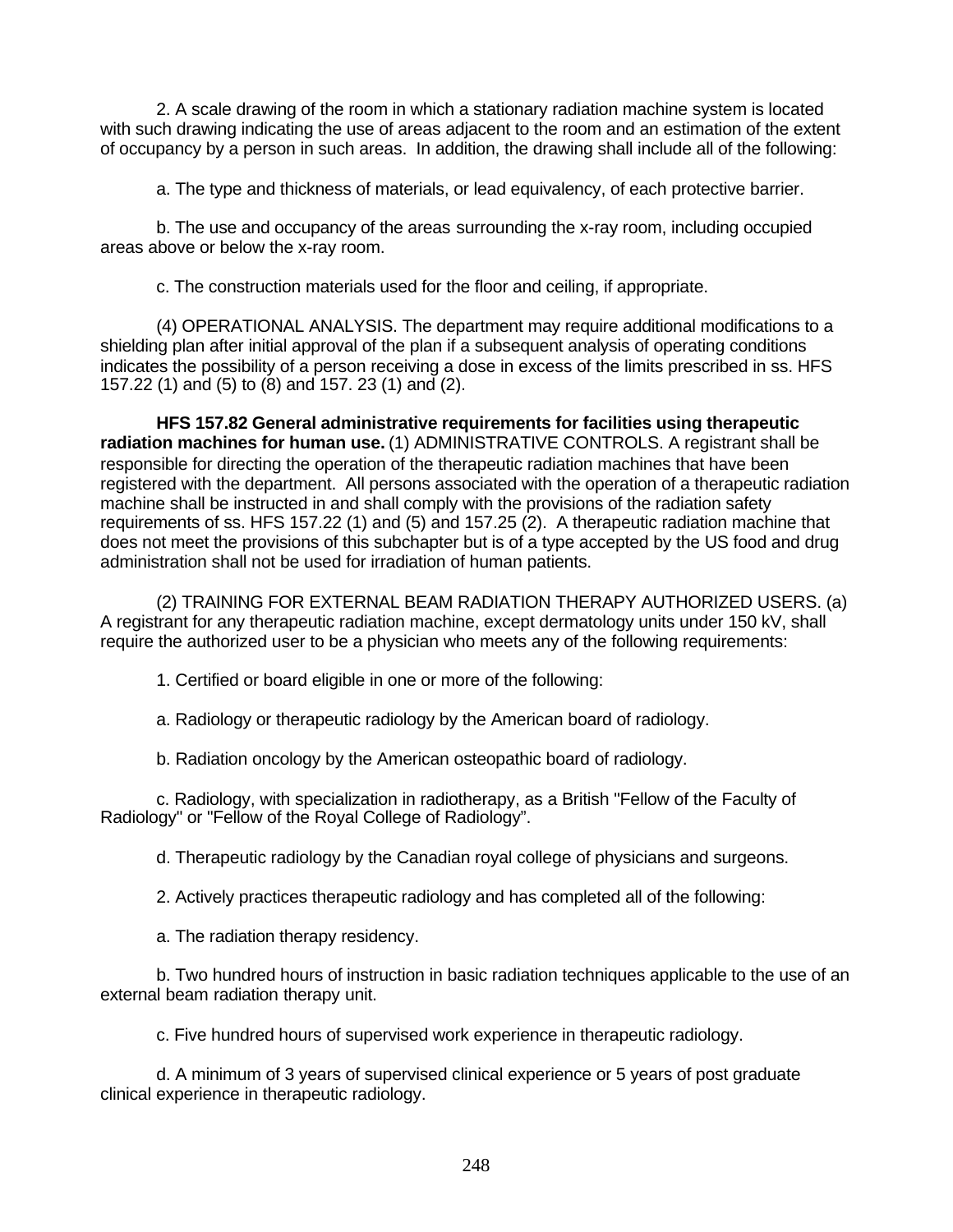2. A scale drawing of the room in which a stationary radiation machine system is located with such drawing indicating the use of areas adjacent to the room and an estimation of the extent of occupancy by a person in such areas. In addition, the drawing shall include all of the following:

a. The type and thickness of materials, or lead equivalency, of each protective barrier.

b. The use and occupancy of the areas surrounding the x-ray room, including occupied areas above or below the x-ray room.

c. The construction materials used for the floor and ceiling, if appropriate.

(4) OPERATIONAL ANALYSIS. The department may require additional modifications to a shielding plan after initial approval of the plan if a subsequent analysis of operating conditions indicates the possibility of a person receiving a dose in excess of the limits prescribed in ss. HFS 157.22 (1) and (5) to (8) and 157. 23 (1) and (2).

**HFS 157.82 General administrative requirements for facilities using therapeutic radiation machines for human use.** (1) ADMINISTRATIVE CONTROLS. A registrant shall be responsible for directing the operation of the therapeutic radiation machines that have been registered with the department. All persons associated with the operation of a therapeutic radiation machine shall be instructed in and shall comply with the provisions of the radiation safety requirements of ss. HFS 157.22 (1) and (5) and 157.25 (2). A therapeutic radiation machine that does not meet the provisions of this subchapter but is of a type accepted by the US food and drug administration shall not be used for irradiation of human patients.

(2) TRAINING FOR EXTERNAL BEAM RADIATION THERAPY AUTHORIZED USERS. (a) A registrant for any therapeutic radiation machine, except dermatology units under 150 kV, shall require the authorized user to be a physician who meets any of the following requirements:

1. Certified or board eligible in one or more of the following:

a. Radiology or therapeutic radiology by the American board of radiology.

b. Radiation oncology by the American osteopathic board of radiology.

c. Radiology, with specialization in radiotherapy, as a British "Fellow of the Faculty of Radiology" or "Fellow of the Royal College of Radiology".

d. Therapeutic radiology by the Canadian royal college of physicians and surgeons.

2. Actively practices therapeutic radiology and has completed all of the following:

a. The radiation therapy residency.

b. Two hundred hours of instruction in basic radiation techniques applicable to the use of an external beam radiation therapy unit.

c. Five hundred hours of supervised work experience in therapeutic radiology.

d. A minimum of 3 years of supervised clinical experience or 5 years of post graduate clinical experience in therapeutic radiology.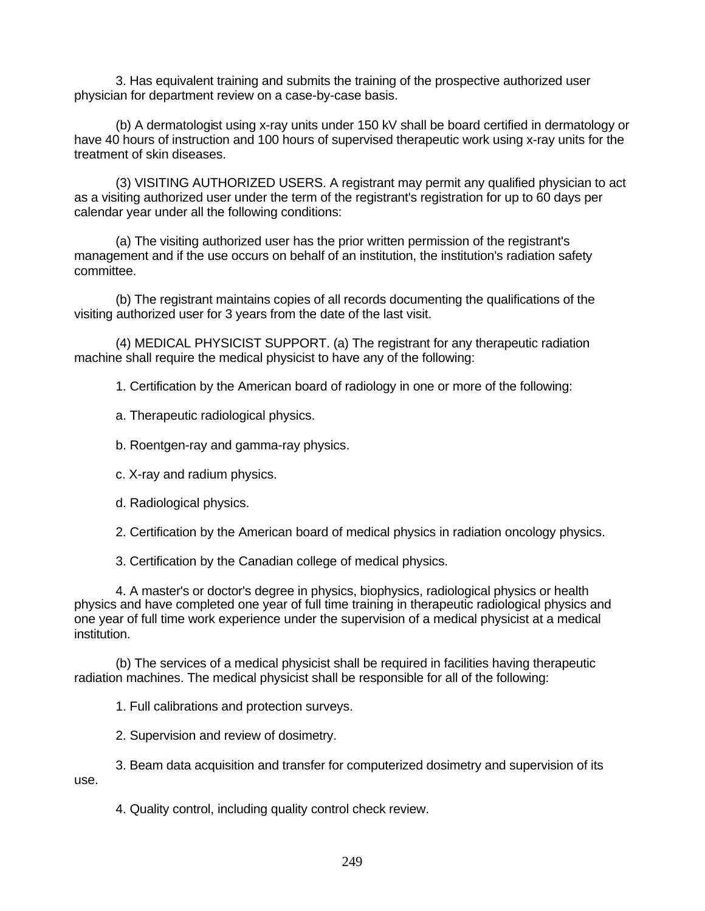3. Has equivalent training and submits the training of the prospective authorized user physician for department review on a case-by-case basis.

(b) A dermatologist using x-ray units under 150 kV shall be board certified in dermatology or have 40 hours of instruction and 100 hours of supervised therapeutic work using x-ray units for the treatment of skin diseases.

(3) VISITING AUTHORIZED USERS. A registrant may permit any qualified physician to act as a visiting authorized user under the term of the registrant's registration for up to 60 days per calendar year under all the following conditions:

(a) The visiting authorized user has the prior written permission of the registrant's management and if the use occurs on behalf of an institution, the institution's radiation safety committee.

(b) The registrant maintains copies of all records documenting the qualifications of the visiting authorized user for 3 years from the date of the last visit.

(4) MEDICAL PHYSICIST SUPPORT. (a) The registrant for any therapeutic radiation machine shall require the medical physicist to have any of the following:

1. Certification by the American board of radiology in one or more of the following:

a. Therapeutic radiological physics.

b. Roentgen-ray and gamma-ray physics.

c. X-ray and radium physics.

d. Radiological physics.

2. Certification by the American board of medical physics in radiation oncology physics.

3. Certification by the Canadian college of medical physics.

4. A master's or doctor's degree in physics, biophysics, radiological physics or health physics and have completed one year of full time training in therapeutic radiological physics and one year of full time work experience under the supervision of a medical physicist at a medical institution.

(b) The services of a medical physicist shall be required in facilities having therapeutic radiation machines. The medical physicist shall be responsible for all of the following:

1. Full calibrations and protection surveys.

2. Supervision and review of dosimetry.

3. Beam data acquisition and transfer for computerized dosimetry and supervision of its use.

4. Quality control, including quality control check review.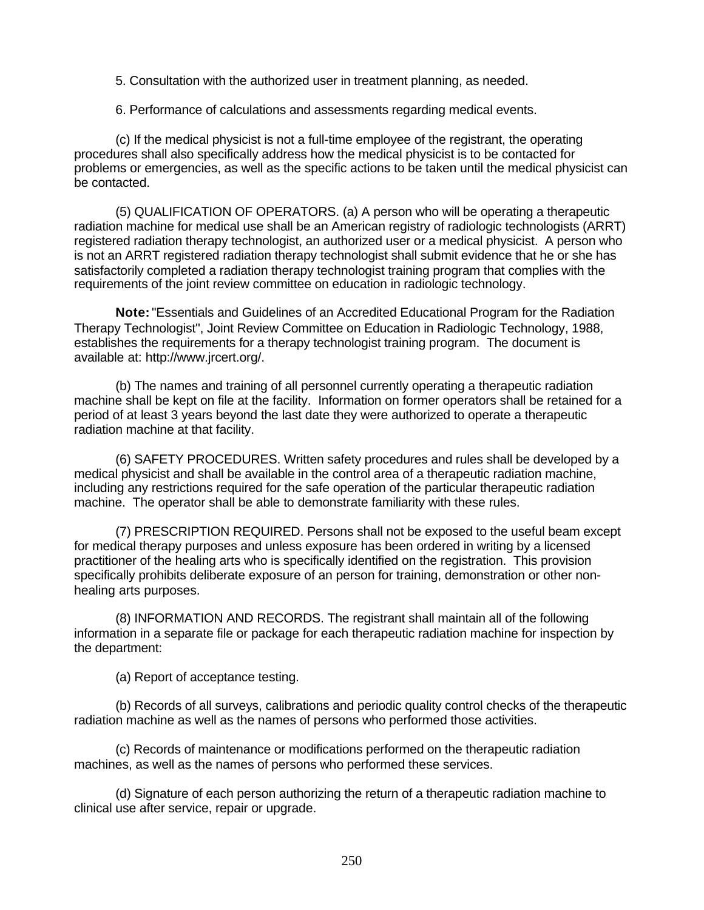5. Consultation with the authorized user in treatment planning, as needed.

6. Performance of calculations and assessments regarding medical events.

(c) If the medical physicist is not a full-time employee of the registrant, the operating procedures shall also specifically address how the medical physicist is to be contacted for problems or emergencies, as well as the specific actions to be taken until the medical physicist can be contacted.

(5) QUALIFICATION OF OPERATORS. (a) A person who will be operating a therapeutic radiation machine for medical use shall be an American registry of radiologic technologists (ARRT) registered radiation therapy technologist, an authorized user or a medical physicist. A person who is not an ARRT registered radiation therapy technologist shall submit evidence that he or she has satisfactorily completed a radiation therapy technologist training program that complies with the requirements of the joint review committee on education in radiologic technology.

**Note:** "Essentials and Guidelines of an Accredited Educational Program for the Radiation Therapy Technologist", Joint Review Committee on Education in Radiologic Technology, 1988, establishes the requirements for a therapy technologist training program. The document is available at: http://www.jrcert.org/.

(b) The names and training of all personnel currently operating a therapeutic radiation machine shall be kept on file at the facility. Information on former operators shall be retained for a period of at least 3 years beyond the last date they were authorized to operate a therapeutic radiation machine at that facility.

(6) SAFETY PROCEDURES. Written safety procedures and rules shall be developed by a medical physicist and shall be available in the control area of a therapeutic radiation machine, including any restrictions required for the safe operation of the particular therapeutic radiation machine. The operator shall be able to demonstrate familiarity with these rules.

(7) PRESCRIPTION REQUIRED. Persons shall not be exposed to the useful beam except for medical therapy purposes and unless exposure has been ordered in writing by a licensed practitioner of the healing arts who is specifically identified on the registration. This provision specifically prohibits deliberate exposure of an person for training, demonstration or other non-healing arts purposes.

(8) INFORMATION AND RECORDS. The registrant shall maintain all of the following information in a separate file or package for each therapeutic radiation machine for inspection by the department:

(a) Report of acceptance testing.

(b) Records of all surveys, calibrations and periodic quality control checks of the therapeutic radiation machine as well as the names of persons who performed those activities.

(c) Records of maintenance or modifications performed on the therapeutic radiation machines, as well as the names of persons who performed these services.

(d) Signature of each person authorizing the return of a therapeutic radiation machine to clinical use after service, repair or upgrade.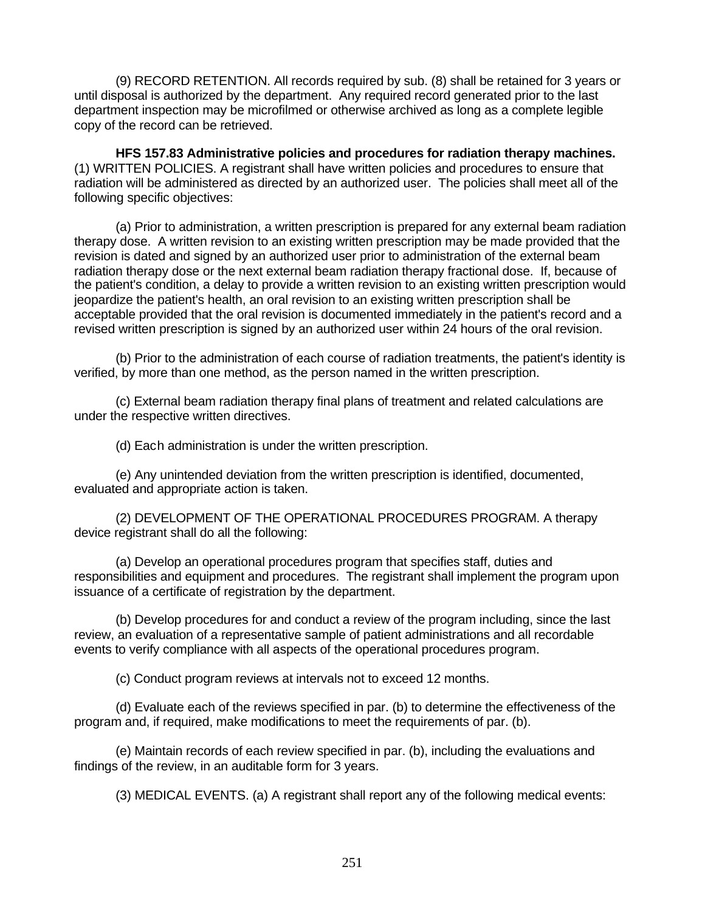(9) RECORD RETENTION. All records required by sub. (8) shall be retained for 3 years or until disposal is authorized by the department. Any required record generated prior to the last department inspection may be microfilmed or otherwise archived as long as a complete legible copy of the record can be retrieved.

**HFS 157.83 Administrative policies and procedures for radiation therapy machines.** (1) WRITTEN POLICIES. A registrant shall have written policies and procedures to ensure that radiation will be administered as directed by an authorized user. The policies shall meet all of the following specific objectives:

(a) Prior to administration, a written prescription is prepared for any external beam radiation therapy dose. A written revision to an existing written prescription may be made provided that the revision is dated and signed by an authorized user prior to administration of the external beam radiation therapy dose or the next external beam radiation therapy fractional dose. If, because of the patient's condition, a delay to provide a written revision to an existing written prescription would jeopardize the patient's health, an oral revision to an existing written prescription shall be acceptable provided that the oral revision is documented immediately in the patient's record and a revised written prescription is signed by an authorized user within 24 hours of the oral revision.

(b) Prior to the administration of each course of radiation treatments, the patient's identity is verified, by more than one method, as the person named in the written prescription.

(c) External beam radiation therapy final plans of treatment and related calculations are under the respective written directives.

(d) Each administration is under the written prescription.

(e) Any unintended deviation from the written prescription is identified, documented, evaluated and appropriate action is taken.

(2) DEVELOPMENT OF THE OPERATIONAL PROCEDURES PROGRAM. A therapy device registrant shall do all the following:

(a) Develop an operational procedures program that specifies staff, duties and responsibilities and equipment and procedures. The registrant shall implement the program upon issuance of a certificate of registration by the department.

(b) Develop procedures for and conduct a review of the program including, since the last review, an evaluation of a representative sample of patient administrations and all recordable events to verify compliance with all aspects of the operational procedures program.

(c) Conduct program reviews at intervals not to exceed 12 months.

(d) Evaluate each of the reviews specified in par. (b) to determine the effectiveness of the program and, if required, make modifications to meet the requirements of par. (b).

(e) Maintain records of each review specified in par. (b), including the evaluations and findings of the review, in an auditable form for 3 years.

(3) MEDICAL EVENTS. (a) A registrant shall report any of the following medical events: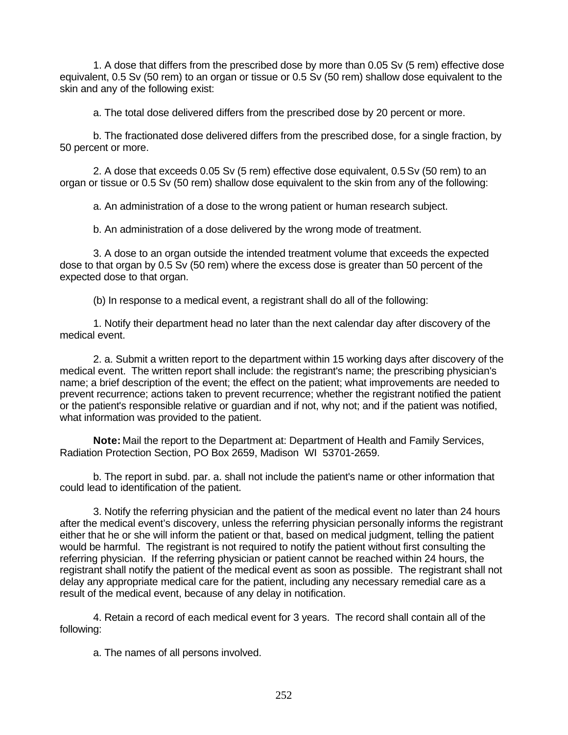1. A dose that differs from the prescribed dose by more than 0.05 Sv (5 rem) effective dose equivalent, 0.5 Sv (50 rem) to an organ or tissue or 0.5 Sv (50 rem) shallow dose equivalent to the skin and any of the following exist:

a. The total dose delivered differs from the prescribed dose by 20 percent or more.

b. The fractionated dose delivered differs from the prescribed dose, for a single fraction, by 50 percent or more.

2. A dose that exceeds 0.05 Sv (5 rem) effective dose equivalent, 0.5 Sv (50 rem) to an organ or tissue or 0.5 Sv (50 rem) shallow dose equivalent to the skin from any of the following:

a. An administration of a dose to the wrong patient or human research subject.

b. An administration of a dose delivered by the wrong mode of treatment.

3. A dose to an organ outside the intended treatment volume that exceeds the expected dose to that organ by 0.5 Sv (50 rem) where the excess dose is greater than 50 percent of the expected dose to that organ.

(b) In response to a medical event, a registrant shall do all of the following:

1. Notify their department head no later than the next calendar day after discovery of the medical event.

2. a. Submit a written report to the department within 15 working days after discovery of the medical event. The written report shall include: the registrant's name; the prescribing physician's name; a brief description of the event; the effect on the patient; what improvements are needed to prevent recurrence; actions taken to prevent recurrence; whether the registrant notified the patient or the patient's responsible relative or guardian and if not, why not; and if the patient was notified, what information was provided to the patient.

**Note:** Mail the report to the Department at: Department of Health and Family Services, Radiation Protection Section, PO Box 2659, Madison WI 53701-2659.

b. The report in subd. par. a. shall not include the patient's name or other information that could lead to identification of the patient.

3. Notify the referring physician and the patient of the medical event no later than 24 hours after the medical event's discovery, unless the referring physician personally informs the registrant either that he or she will inform the patient or that, based on medical judgment, telling the patient would be harmful. The registrant is not required to notify the patient without first consulting the referring physician. If the referring physician or patient cannot be reached within 24 hours, the registrant shall notify the patient of the medical event as soon as possible. The registrant shall not delay any appropriate medical care for the patient, including any necessary remedial care as a result of the medical event, because of any delay in notification.

4. Retain a record of each medical event for 3 years. The record shall contain all of the following:

a. The names of all persons involved.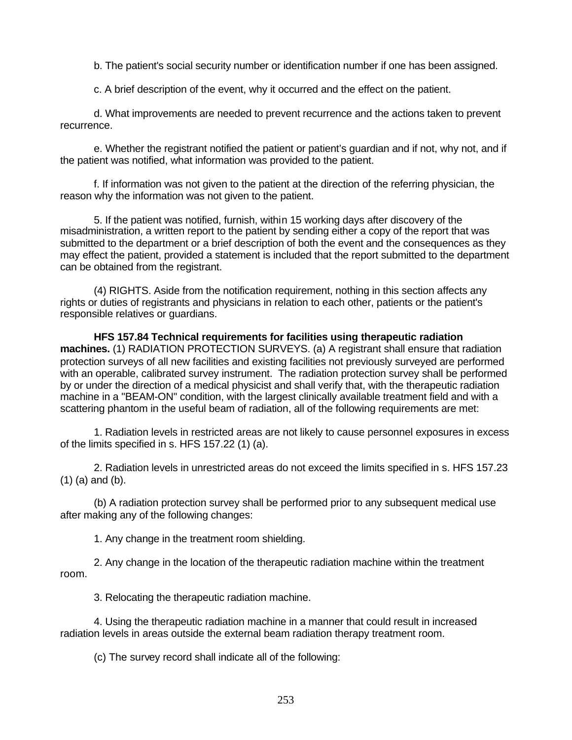b. The patient's social security number or identification number if one has been assigned.

c. A brief description of the event, why it occurred and the effect on the patient.

d. What improvements are needed to prevent recurrence and the actions taken to prevent recurrence.

e. Whether the registrant notified the patient or patient's guardian and if not, why not, and if the patient was notified, what information was provided to the patient.

f. If information was not given to the patient at the direction of the referring physician, the reason why the information was not given to the patient.

5. If the patient was notified, furnish, within 15 working days after discovery of the misadministration, a written report to the patient by sending either a copy of the report that was submitted to the department or a brief description of both the event and the consequences as they may effect the patient, provided a statement is included that the report submitted to the department can be obtained from the registrant.

(4) RIGHTS. Aside from the notification requirement, nothing in this section affects any rights or duties of registrants and physicians in relation to each other, patients or the patient's responsible relatives or guardians.

**HFS 157.84 Technical requirements for facilities using therapeutic radiation machines.** (1) RADIATION PROTECTION SURVEYS. (a) A registrant shall ensure that radiation protection surveys of all new facilities and existing facilities not previously surveyed are performed with an operable, calibrated survey instrument. The radiation protection survey shall be performed by or under the direction of a medical physicist and shall verify that, with the therapeutic radiation machine in a "BEAM-ON" condition, with the largest clinically available treatment field and with a scattering phantom in the useful beam of radiation, all of the following requirements are met:

1. Radiation levels in restricted areas are not likely to cause personnel exposures in excess of the limits specified in s. HFS 157.22 (1) (a).

2. Radiation levels in unrestricted areas do not exceed the limits specified in s. HFS 157.23 (1) (a) and (b).

(b) A radiation protection survey shall be performed prior to any subsequent medical use after making any of the following changes:

1. Any change in the treatment room shielding.

2. Any change in the location of the therapeutic radiation machine within the treatment room.

3. Relocating the therapeutic radiation machine.

4. Using the therapeutic radiation machine in a manner that could result in increased radiation levels in areas outside the external beam radiation therapy treatment room.

(c) The survey record shall indicate all of the following: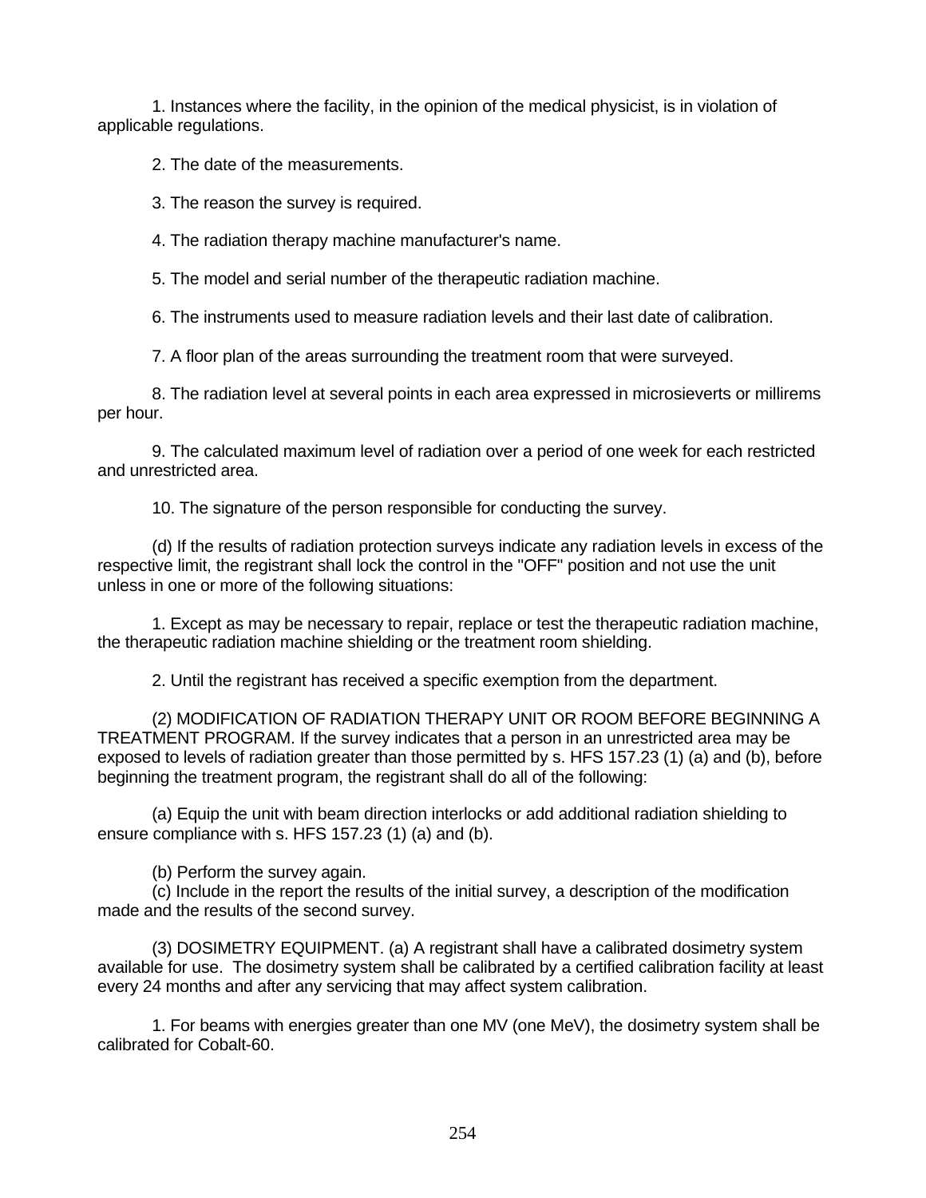1. Instances where the facility, in the opinion of the medical physicist, is in violation of applicable regulations.

2. The date of the measurements.

3. The reason the survey is required.

4. The radiation therapy machine manufacturer's name.

5. The model and serial number of the therapeutic radiation machine.

6. The instruments used to measure radiation levels and their last date of calibration.

7. A floor plan of the areas surrounding the treatment room that were surveyed.

8. The radiation level at several points in each area expressed in microsieverts or millirems per hour.

9. The calculated maximum level of radiation over a period of one week for each restricted and unrestricted area.

10. The signature of the person responsible for conducting the survey.

(d) If the results of radiation protection surveys indicate any radiation levels in excess of the respective limit, the registrant shall lock the control in the "OFF" position and not use the unit unless in one or more of the following situations:

1. Except as may be necessary to repair, replace or test the therapeutic radiation machine, the therapeutic radiation machine shielding or the treatment room shielding.

2. Until the registrant has received a specific exemption from the department.

(2) MODIFICATION OF RADIATION THERAPY UNIT OR ROOM BEFORE BEGINNING A TREATMENT PROGRAM. If the survey indicates that a person in an unrestricted area may be exposed to levels of radiation greater than those permitted by s. HFS 157.23 (1) (a) and (b), before beginning the treatment program, the registrant shall do all of the following:

(a) Equip the unit with beam direction interlocks or add additional radiation shielding to ensure compliance with s. HFS 157.23 (1) (a) and (b).

(b) Perform the survey again.

(c) Include in the report the results of the initial survey, a description of the modification made and the results of the second survey.

(3) DOSIMETRY EQUIPMENT. (a) A registrant shall have a calibrated dosimetry system available for use. The dosimetry system shall be calibrated by a certified calibration facility at least every 24 months and after any servicing that may affect system calibration.

1. For beams with energies greater than one MV (one MeV), the dosimetry system shall be calibrated for Cobalt-60.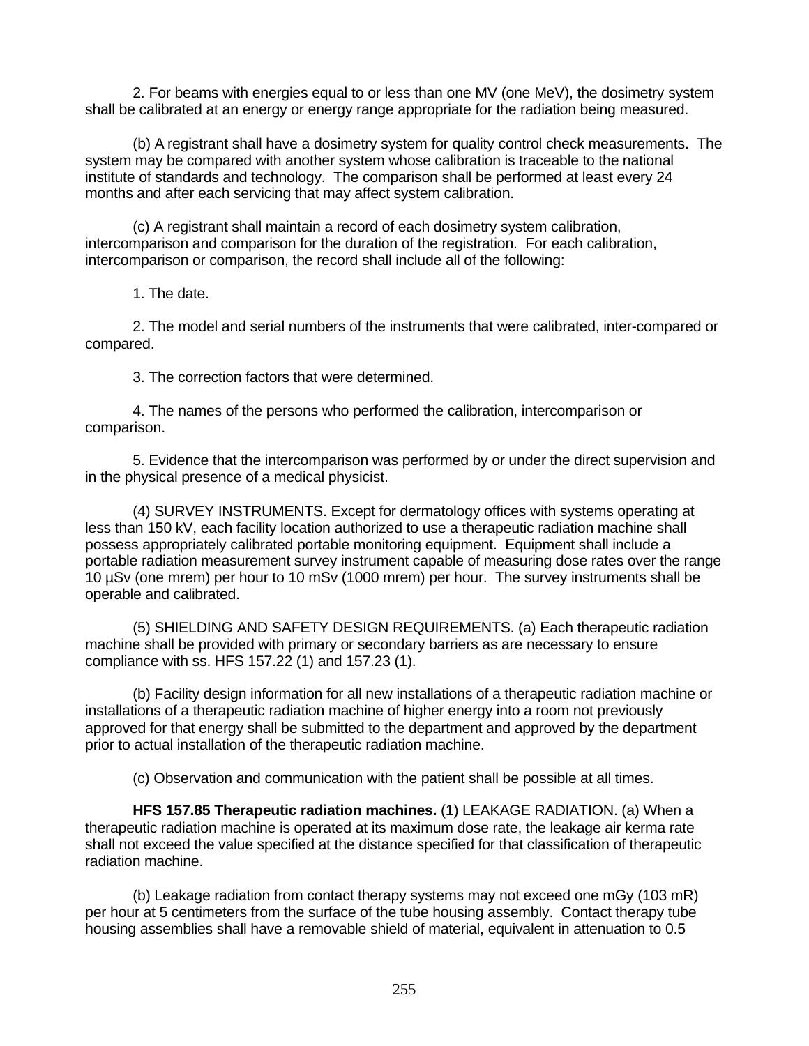2. For beams with energies equal to or less than one MV (one MeV), the dosimetry system shall be calibrated at an energy or energy range appropriate for the radiation being measured.

(b) A registrant shall have a dosimetry system for quality control check measurements. The system may be compared with another system whose calibration is traceable to the national institute of standards and technology. The comparison shall be performed at least every 24 months and after each servicing that may affect system calibration.

(c) A registrant shall maintain a record of each dosimetry system calibration, intercomparison and comparison for the duration of the registration. For each calibration, intercomparison or comparison, the record shall include all of the following:

1. The date.

2. The model and serial numbers of the instruments that were calibrated, inter-compared or compared.

3. The correction factors that were determined.

4. The names of the persons who performed the calibration, intercomparison or comparison.

5. Evidence that the intercomparison was performed by or under the direct supervision and in the physical presence of a medical physicist.

(4) SURVEY INSTRUMENTS. Except for dermatology offices with systems operating at less than 150 kV, each facility location authorized to use a therapeutic radiation machine shall possess appropriately calibrated portable monitoring equipment. Equipment shall include a portable radiation measurement survey instrument capable of measuring dose rates over the range 10 µSv (one mrem) per hour to 10 mSv (1000 mrem) per hour. The survey instruments shall be operable and calibrated.

(5) SHIELDING AND SAFETY DESIGN REQUIREMENTS. (a) Each therapeutic radiation machine shall be provided with primary or secondary barriers as are necessary to ensure compliance with ss. HFS 157.22 (1) and 157.23 (1).

(b) Facility design information for all new installations of a therapeutic radiation machine or installations of a therapeutic radiation machine of higher energy into a room not previously approved for that energy shall be submitted to the department and approved by the department prior to actual installation of the therapeutic radiation machine.

(c) Observation and communication with the patient shall be possible at all times.

**HFS 157.85 Therapeutic radiation machines.** (1) LEAKAGE RADIATION. (a) When a therapeutic radiation machine is operated at its maximum dose rate, the leakage air kerma rate shall not exceed the value specified at the distance specified for that classification of therapeutic radiation machine.

(b) Leakage radiation from contact therapy systems may not exceed one mGy (103 mR) per hour at 5 centimeters from the surface of the tube housing assembly. Contact therapy tube housing assemblies shall have a removable shield of material, equivalent in attenuation to 0.5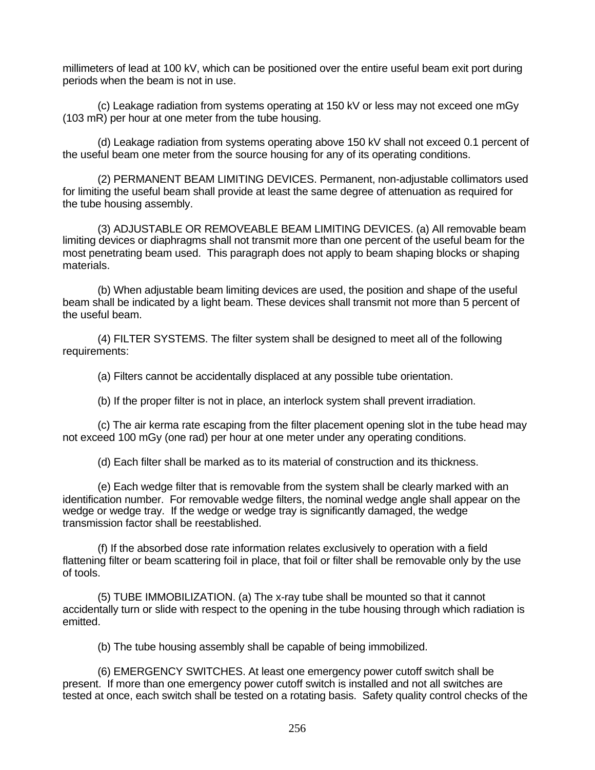millimeters of lead at 100 kV, which can be positioned over the entire useful beam exit port during periods when the beam is not in use.

(c) Leakage radiation from systems operating at 150 kV or less may not exceed one mGy (103 mR) per hour at one meter from the tube housing.

(d) Leakage radiation from systems operating above 150 kV shall not exceed 0.1 percent of the useful beam one meter from the source housing for any of its operating conditions.

(2) PERMANENT BEAM LIMITING DEVICES. Permanent, non-adjustable collimators used for limiting the useful beam shall provide at least the same degree of attenuation as required for the tube housing assembly.

(3) ADJUSTABLE OR REMOVEABLE BEAM LIMITING DEVICES. (a) All removable beam limiting devices or diaphragms shall not transmit more than one percent of the useful beam for the most penetrating beam used. This paragraph does not apply to beam shaping blocks or shaping materials.

(b) When adjustable beam limiting devices are used, the position and shape of the useful beam shall be indicated by a light beam. These devices shall transmit not more than 5 percent of the useful beam.

(4) FILTER SYSTEMS. The filter system shall be designed to meet all of the following requirements:

(a) Filters cannot be accidentally displaced at any possible tube orientation.

(b) If the proper filter is not in place, an interlock system shall prevent irradiation.

(c) The air kerma rate escaping from the filter placement opening slot in the tube head may not exceed 100 mGy (one rad) per hour at one meter under any operating conditions.

(d) Each filter shall be marked as to its material of construction and its thickness.

(e) Each wedge filter that is removable from the system shall be clearly marked with an identification number. For removable wedge filters, the nominal wedge angle shall appear on the wedge or wedge tray. If the wedge or wedge tray is significantly damaged, the wedge transmission factor shall be reestablished.

(f) If the absorbed dose rate information relates exclusively to operation with a field flattening filter or beam scattering foil in place, that foil or filter shall be removable only by the use of tools.

(5) TUBE IMMOBILIZATION. (a) The x-ray tube shall be mounted so that it cannot accidentally turn or slide with respect to the opening in the tube housing through which radiation is emitted.

(b) The tube housing assembly shall be capable of being immobilized.

(6) EMERGENCY SWITCHES. At least one emergency power cutoff switch shall be present. If more than one emergency power cutoff switch is installed and not all switches are tested at once, each switch shall be tested on a rotating basis. Safety quality control checks of the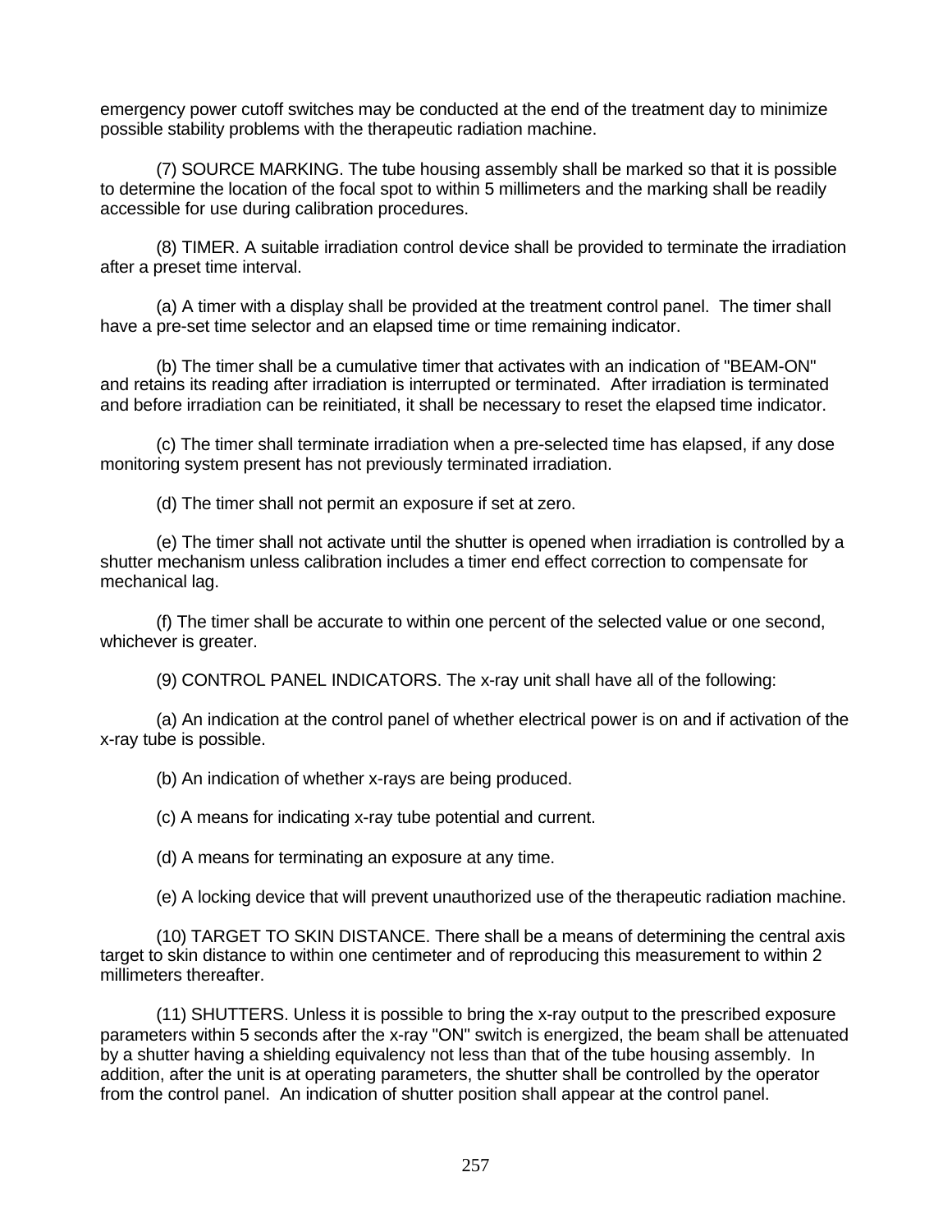emergency power cutoff switches may be conducted at the end of the treatment day to minimize possible stability problems with the therapeutic radiation machine.

(7) SOURCE MARKING. The tube housing assembly shall be marked so that it is possible to determine the location of the focal spot to within 5 millimeters and the marking shall be readily accessible for use during calibration procedures.

(8) TIMER. A suitable irradiation control device shall be provided to terminate the irradiation after a preset time interval.

(a) A timer with a display shall be provided at the treatment control panel. The timer shall have a pre-set time selector and an elapsed time or time remaining indicator.

(b) The timer shall be a cumulative timer that activates with an indication of "BEAM-ON" and retains its reading after irradiation is interrupted or terminated. After irradiation is terminated and before irradiation can be reinitiated, it shall be necessary to reset the elapsed time indicator.

(c) The timer shall terminate irradiation when a pre-selected time has elapsed, if any dose monitoring system present has not previously terminated irradiation.

(d) The timer shall not permit an exposure if set at zero.

(e) The timer shall not activate until the shutter is opened when irradiation is controlled by a shutter mechanism unless calibration includes a timer end effect correction to compensate for mechanical lag.

(f) The timer shall be accurate to within one percent of the selected value or one second, whichever is greater.

(9) CONTROL PANEL INDICATORS. The x-ray unit shall have all of the following:

(a) An indication at the control panel of whether electrical power is on and if activation of the x-ray tube is possible.

(b) An indication of whether x-rays are being produced.

(c) A means for indicating x-ray tube potential and current.

(d) A means for terminating an exposure at any time.

(e) A locking device that will prevent unauthorized use of the therapeutic radiation machine.

(10) TARGET TO SKIN DISTANCE. There shall be a means of determining the central axis target to skin distance to within one centimeter and of reproducing this measurement to within 2 millimeters thereafter.

(11) SHUTTERS. Unless it is possible to bring the x-ray output to the prescribed exposure parameters within 5 seconds after the x-ray "ON" switch is energized, the beam shall be attenuated by a shutter having a shielding equivalency not less than that of the tube housing assembly. In addition, after the unit is at operating parameters, the shutter shall be controlled by the operator from the control panel. An indication of shutter position shall appear at the control panel.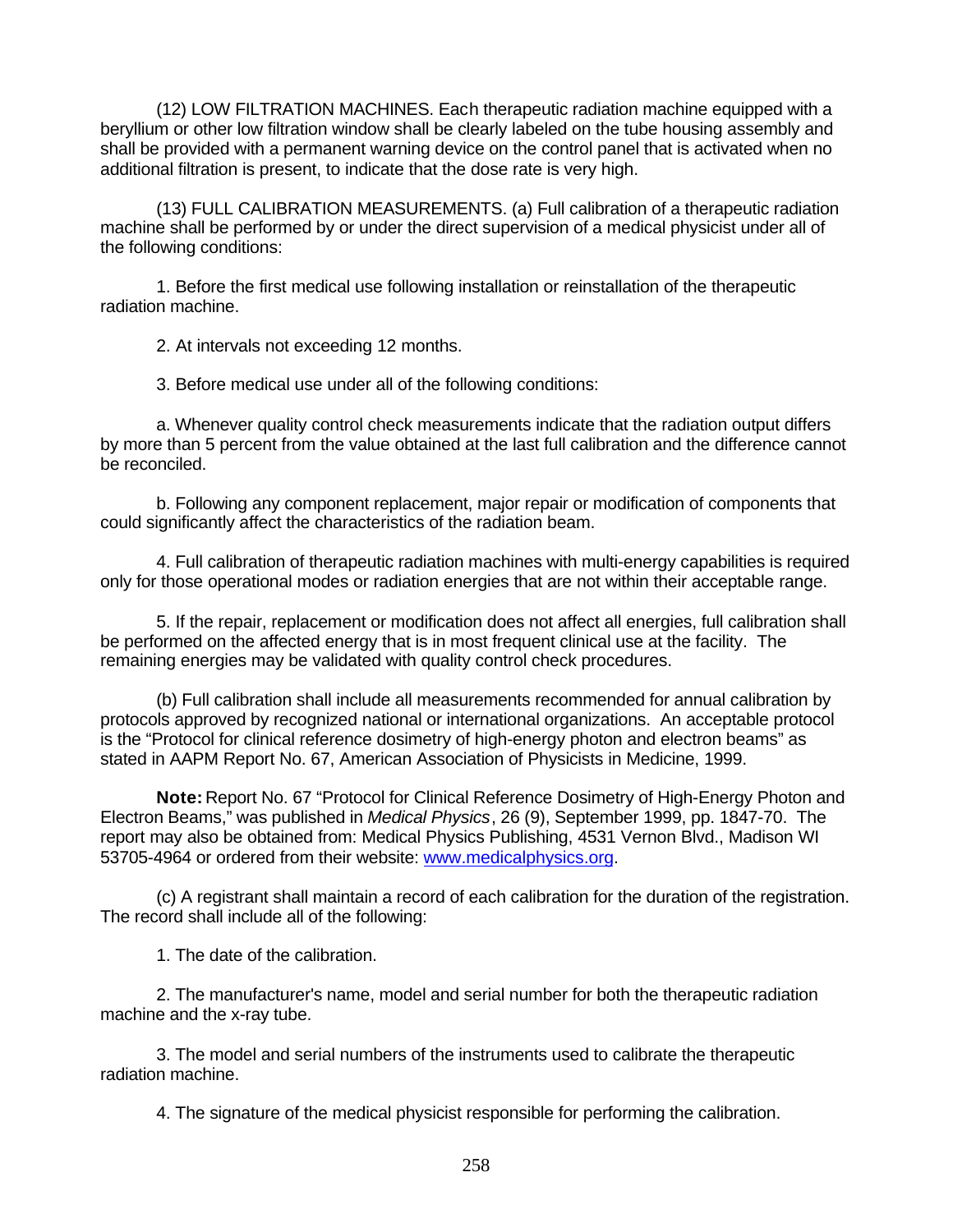(12) LOW FILTRATION MACHINES. Each therapeutic radiation machine equipped with a beryllium or other low filtration window shall be clearly labeled on the tube housing assembly and shall be provided with a permanent warning device on the control panel that is activated when no additional filtration is present, to indicate that the dose rate is very high.

(13) FULL CALIBRATION MEASUREMENTS. (a) Full calibration of a therapeutic radiation machine shall be performed by or under the direct supervision of a medical physicist under all of the following conditions:

1. Before the first medical use following installation or reinstallation of the therapeutic radiation machine.

2. At intervals not exceeding 12 months.

3. Before medical use under all of the following conditions:

a. Whenever quality control check measurements indicate that the radiation output differs by more than 5 percent from the value obtained at the last full calibration and the difference cannot be reconciled.

b. Following any component replacement, major repair or modification of components that could significantly affect the characteristics of the radiation beam.

4. Full calibration of therapeutic radiation machines with multi-energy capabilities is required only for those operational modes or radiation energies that are not within their acceptable range.

5. If the repair, replacement or modification does not affect all energies, full calibration shall be performed on the affected energy that is in most frequent clinical use at the facility. The remaining energies may be validated with quality control check procedures.

(b) Full calibration shall include all measurements recommended for annual calibration by protocols approved by recognized national or international organizations. An acceptable protocol is the “Protocol for clinical reference dosimetry of high-energy photon and electron beams” as stated in AAPM Report No. 67, American Association of Physicists in Medicine, 1999.

**Note:** Report No. 67 “Protocol for Clinical Reference Dosimetry of High-Energy Photon and Electron Beams,” was published in *Medical Physics*, 26 (9), September 1999, pp. 1847-70. The report may also be obtained from: Medical Physics Publishing, 4531 Vernon Blvd., Madison WI 53705-4964 or ordered from their website: www.medicalphysics.org.

(c) A registrant shall maintain a record of each calibration for the duration of the registration. The record shall include all of the following:

1. The date of the calibration.

2. The manufacturer's name, model and serial number for both the therapeutic radiation machine and the x-ray tube.

3. The model and serial numbers of the instruments used to calibrate the therapeutic radiation machine.

4. The signature of the medical physicist responsible for performing the calibration.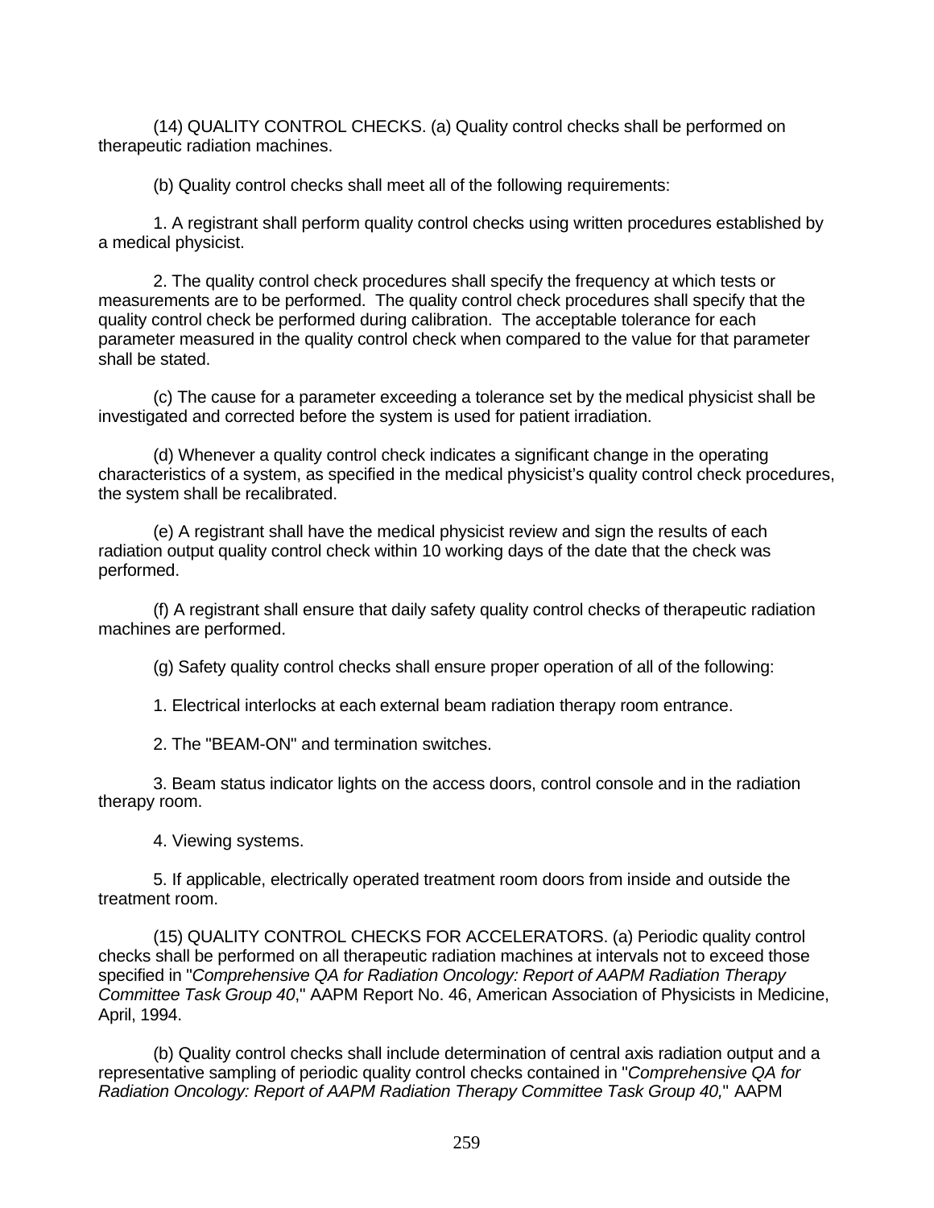(14) QUALITY CONTROL CHECKS. (a) Quality control checks shall be performed on therapeutic radiation machines.

(b) Quality control checks shall meet all of the following requirements:

1. A registrant shall perform quality control checks using written procedures established by a medical physicist.

2. The quality control check procedures shall specify the frequency at which tests or measurements are to be performed. The quality control check procedures shall specify that the quality control check be performed during calibration. The acceptable tolerance for each parameter measured in the quality control check when compared to the value for that parameter shall be stated.

(c) The cause for a parameter exceeding a tolerance set by the medical physicist shall be investigated and corrected before the system is used for patient irradiation.

(d) Whenever a quality control check indicates a significant change in the operating characteristics of a system, as specified in the medical physicist's quality control check procedures, the system shall be recalibrated.

(e) A registrant shall have the medical physicist review and sign the results of each radiation output quality control check within 10 working days of the date that the check was performed.

(f) A registrant shall ensure that daily safety quality control checks of therapeutic radiation machines are performed.

(g) Safety quality control checks shall ensure proper operation of all of the following:

1. Electrical interlocks at each external beam radiation therapy room entrance.

2. The "BEAM-ON" and termination switches.

3. Beam status indicator lights on the access doors, control console and in the radiation therapy room.

4. Viewing systems.

5. If applicable, electrically operated treatment room doors from inside and outside the treatment room.

(15) QUALITY CONTROL CHECKS FOR ACCELERATORS. (a) Periodic quality control checks shall be performed on all therapeutic radiation machines at intervals not to exceed those specified in "*Comprehensive QA for Radiation Oncology: Report of AAPM Radiation Therapy Committee Task Group 40*," AAPM Report No. 46, American Association of Physicists in Medicine, April, 1994.

(b) Quality control checks shall include determination of central axis radiation output and a representative sampling of periodic quality control checks contained in "*Comprehensive QA for Radiation Oncology: Report of AAPM Radiation Therapy Committee Task Group 40,*" AAPM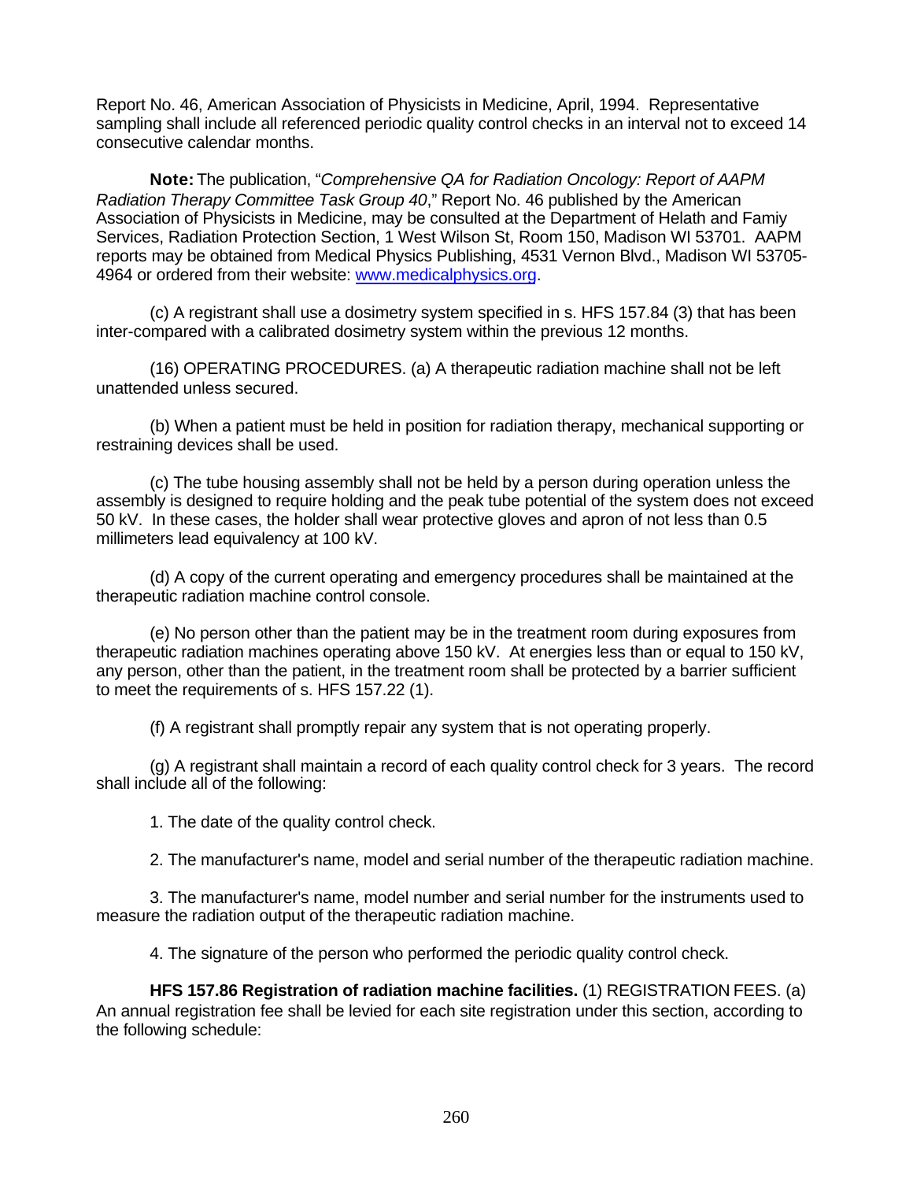Report No. 46, American Association of Physicists in Medicine, April, 1994. Representative sampling shall include all referenced periodic quality control checks in an interval not to exceed 14 consecutive calendar months.

**Note:** The publication, "*Comprehensive QA for Radiation Oncology: Report of AAPM Radiation Therapy Committee Task Group 40*," Report No. 46 published by the American Association of Physicists in Medicine, may be consulted at the Department of Helath and Famiy Services, Radiation Protection Section, 1 West Wilson St, Room 150, Madison WI 53701. AAPM reports may be obtained from Medical Physics Publishing, 4531 Vernon Blvd., Madison WI 53705-4964 or ordered from their website: [www.medicalphysics.org](www.medicalphysics.org).

(c) A registrant shall use a dosimetry system specified in s. HFS 157.84 (3) that has been inter-compared with a calibrated dosimetry system within the previous 12 months.

(16) OPERATING PROCEDURES. (a) A therapeutic radiation machine shall not be left unattended unless secured.

(b) When a patient must be held in position for radiation therapy, mechanical supporting or restraining devices shall be used.

(c) The tube housing assembly shall not be held by a person during operation unless the assembly is designed to require holding and the peak tube potential of the system does not exceed 50 kV. In these cases, the holder shall wear protective gloves and apron of not less than 0.5 millimeters lead equivalency at 100 kV.

(d) A copy of the current operating and emergency procedures shall be maintained at the therapeutic radiation machine control console.

(e) No person other than the patient may be in the treatment room during exposures from therapeutic radiation machines operating above 150 kV. At energies less than or equal to 150 kV, any person, other than the patient, in the treatment room shall be protected by a barrier sufficient to meet the requirements of s. HFS 157.22 (1).

(f) A registrant shall promptly repair any system that is not operating properly.

(g) A registrant shall maintain a record of each quality control check for 3 years. The record shall include all of the following:

1. The date of the quality control check.

2. The manufacturer's name, model and serial number of the therapeutic radiation machine.

3. The manufacturer's name, model number and serial number for the instruments used to measure the radiation output of the therapeutic radiation machine.

4. The signature of the person who performed the periodic quality control check.

**HFS 157.86 Registration of radiation machine facilities.** (1) REGISTRATION FEES. (a) An annual registration fee shall be levied for each site registration under this section, according to the following schedule: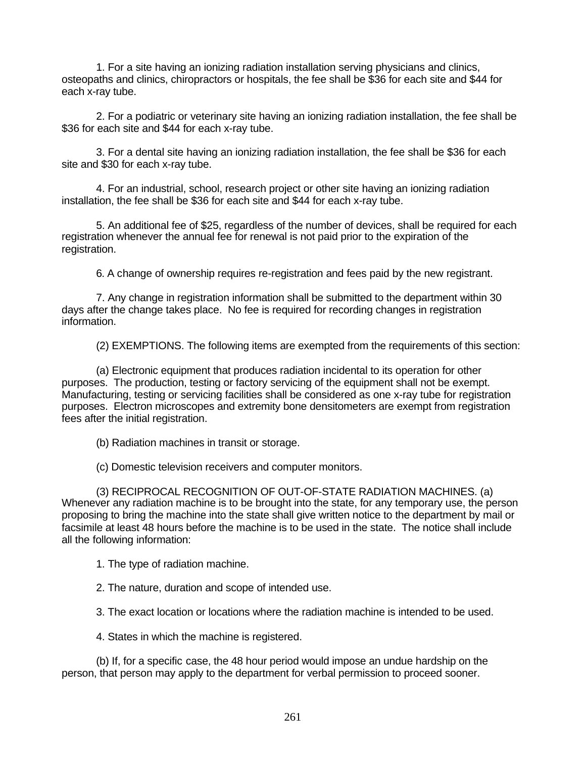1. For a site having an ionizing radiation installation serving physicians and clinics, osteopaths and clinics, chiropractors or hospitals, the fee shall be $36 for each site and $44 for each x-ray tube.

2. For a podiatric or veterinary site having an ionizing radiation installation, the fee shall be $36 for each site and $44 for each x-ray tube.

3. For a dental site having an ionizing radiation installation, the fee shall be $36 for each site and $30 for each x-ray tube.

4. For an industrial, school, research project or other site having an ionizing radiation installation, the fee shall be $36 for each site and $44 for each x-ray tube.

5. An additional fee of $25, regardless of the number of devices, shall be required for each registration whenever the annual fee for renewal is not paid prior to the expiration of the registration.

6. A change of ownership requires re-registration and fees paid by the new registrant.

7. Any change in registration information shall be submitted to the department within 30 days after the change takes place. No fee is required for recording changes in registration information.

(2) EXEMPTIONS. The following items are exempted from the requirements of this section:

(a) Electronic equipment that produces radiation incidental to its operation for other purposes. The production, testing or factory servicing of the equipment shall not be exempt. Manufacturing, testing or servicing facilities shall be considered as one x-ray tube for registration purposes. Electron microscopes and extremity bone densitometers are exempt from registration fees after the initial registration.

(b) Radiation machines in transit or storage.

(c) Domestic television receivers and computer monitors.

(3) RECIPROCAL RECOGNITION OF OUT-OF-STATE RADIATION MACHINES. (a) Whenever any radiation machine is to be brought into the state, for any temporary use, the person proposing to bring the machine into the state shall give written notice to the department by mail or facsimile at least 48 hours before the machine is to be used in the state. The notice shall include all the following information:

1. The type of radiation machine.

2. The nature, duration and scope of intended use.

3. The exact location or locations where the radiation machine is intended to be used.

4. States in which the machine is registered.

(b) If, for a specific case, the 48 hour period would impose an undue hardship on the person, that person may apply to the department for verbal permission to proceed sooner.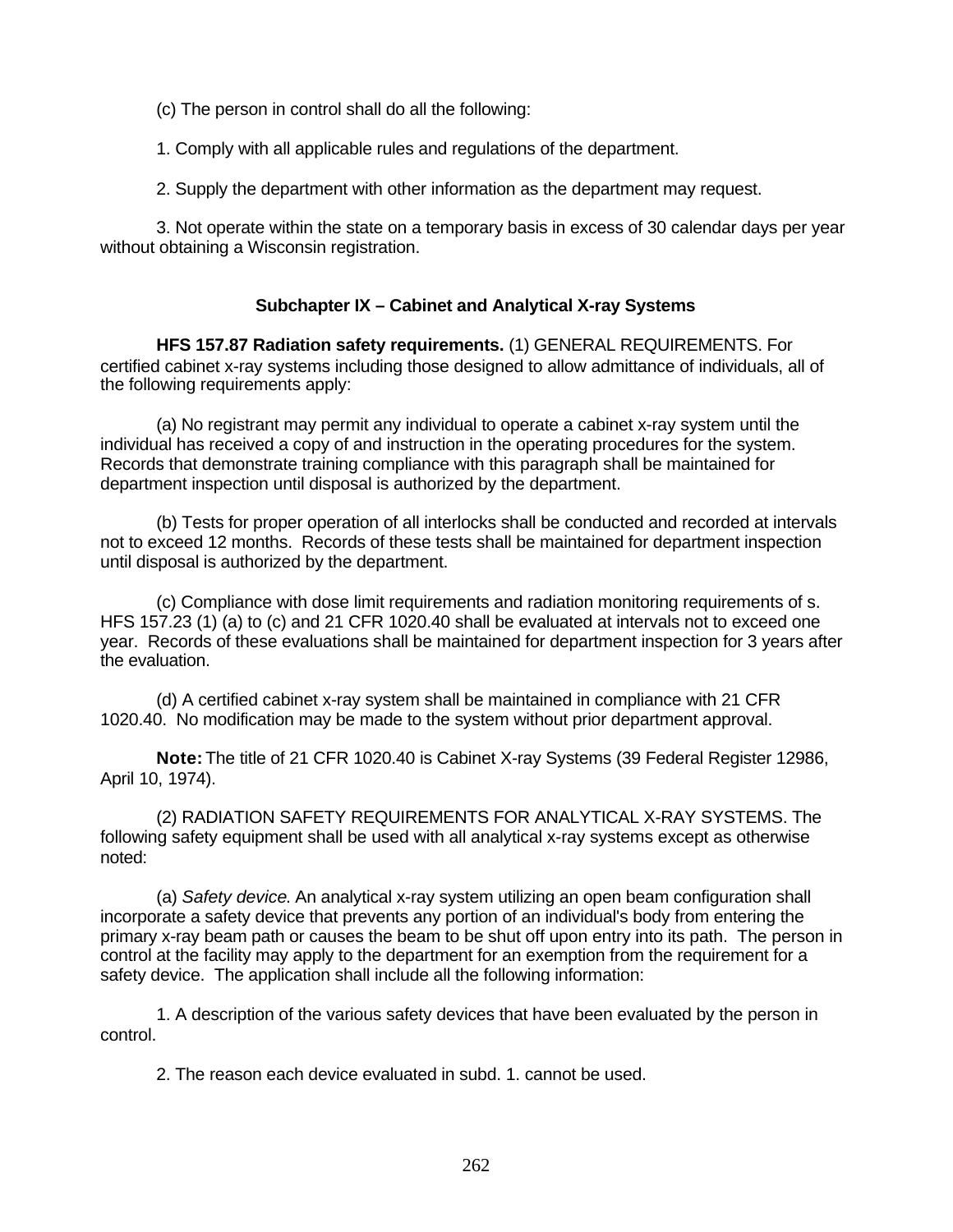(c) The person in control shall do all the following:

1. Comply with all applicable rules and regulations of the department.

2. Supply the department with other information as the department may request.

3. Not operate within the state on a temporary basis in excess of 30 calendar days per year without obtaining a Wisconsin registration.

## Subchapter IX – Cabinet and Analytical X-ray Systems

**HFS 157.87 Radiation safety requirements.** (1) GENERAL REQUIREMENTS. For certified cabinet x-ray systems including those designed to allow admittance of individuals, all of the following requirements apply:

(a) No registrant may permit any individual to operate a cabinet x-ray system until the individual has received a copy of and instruction in the operating procedures for the system. Records that demonstrate training compliance with this paragraph shall be maintained for department inspection until disposal is authorized by the department.

(b) Tests for proper operation of all interlocks shall be conducted and recorded at intervals not to exceed 12 months. Records of these tests shall be maintained for department inspection until disposal is authorized by the department.

(c) Compliance with dose limit requirements and radiation monitoring requirements of s. HFS 157.23 (1) (a) to (c) and 21 CFR 1020.40 shall be evaluated at intervals not to exceed one year. Records of these evaluations shall be maintained for department inspection for 3 years after the evaluation.

(d) A certified cabinet x-ray system shall be maintained in compliance with 21 CFR 1020.40. No modification may be made to the system without prior department approval.

**Note:** The title of 21 CFR 1020.40 is Cabinet X-ray Systems (39 Federal Register 12986, April 10, 1974).

(2) RADIATION SAFETY REQUIREMENTS FOR ANALYTICAL X-RAY SYSTEMS. The following safety equipment shall be used with all analytical x-ray systems except as otherwise noted:

(a) *Safety device.* An analytical x-ray system utilizing an open beam configuration shall incorporate a safety device that prevents any portion of an individual's body from entering the primary x-ray beam path or causes the beam to be shut off upon entry into its path. The person in control at the facility may apply to the department for an exemption from the requirement for a safety device. The application shall include all the following information:

1. A description of the various safety devices that have been evaluated by the person in control.

2. The reason each device evaluated in subd. 1. cannot be used.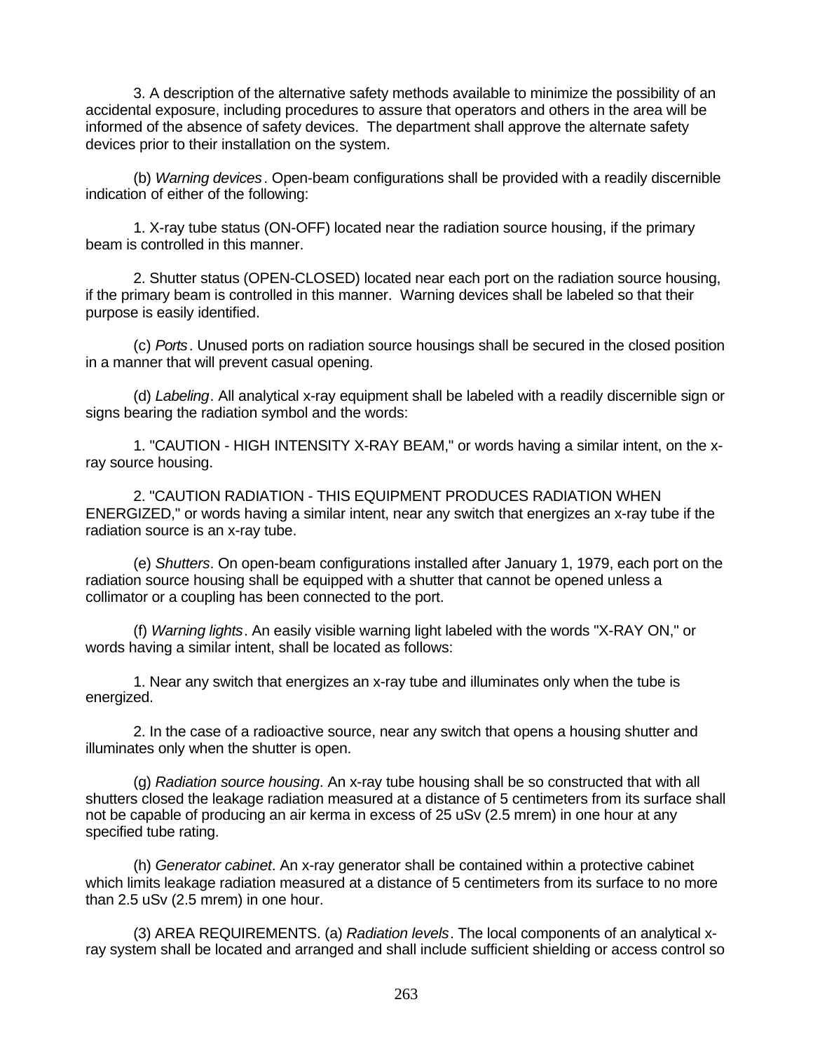3. A description of the alternative safety methods available to minimize the possibility of an accidental exposure, including procedures to assure that operators and others in the area will be informed of the absence of safety devices. The department shall approve the alternate safety devices prior to their installation on the system.

(b) *Warning devices*. Open-beam configurations shall be provided with a readily discernible indication of either of the following:

1. X-ray tube status (ON-OFF) located near the radiation source housing, if the primary beam is controlled in this manner.

2. Shutter status (OPEN-CLOSED) located near each port on the radiation source housing, if the primary beam is controlled in this manner. Warning devices shall be labeled so that their purpose is easily identified.

(c) *Ports*. Unused ports on radiation source housings shall be secured in the closed position in a manner that will prevent casual opening.

(d) *Labeling*. All analytical x-ray equipment shall be labeled with a readily discernible sign or signs bearing the radiation symbol and the words:

1. "CAUTION - HIGH INTENSITY X-RAY BEAM," or words having a similar intent, on the x-ray source housing.

2. "CAUTION RADIATION - THIS EQUIPMENT PRODUCES RADIATION WHEN ENERGIZED," or words having a similar intent, near any switch that energizes an x-ray tube if the radiation source is an x-ray tube.

(e) *Shutters*. On open-beam configurations installed after January 1, 1979, each port on the radiation source housing shall be equipped with a shutter that cannot be opened unless a collimator or a coupling has been connected to the port.

(f) *Warning lights*. An easily visible warning light labeled with the words "X-RAY ON," or words having a similar intent, shall be located as follows:

1. Near any switch that energizes an x-ray tube and illuminates only when the tube is energized.

2. In the case of a radioactive source, near any switch that opens a housing shutter and illuminates only when the shutter is open.

(g) *Radiation source housing*. An x-ray tube housing shall be so constructed that with all shutters closed the leakage radiation measured at a distance of 5 centimeters from its surface shall not be capable of producing an air kerma in excess of 25 uSv (2.5 mrem) in one hour at any specified tube rating.

(h) *Generator cabinet*. An x-ray generator shall be contained within a protective cabinet which limits leakage radiation measured at a distance of 5 centimeters from its surface to no more than 2.5 uSv (2.5 mrem) in one hour.

(3) AREA REQUIREMENTS. (a) *Radiation levels*. The local components of an analytical x-ray system shall be located and arranged and shall include sufficient shielding or access control so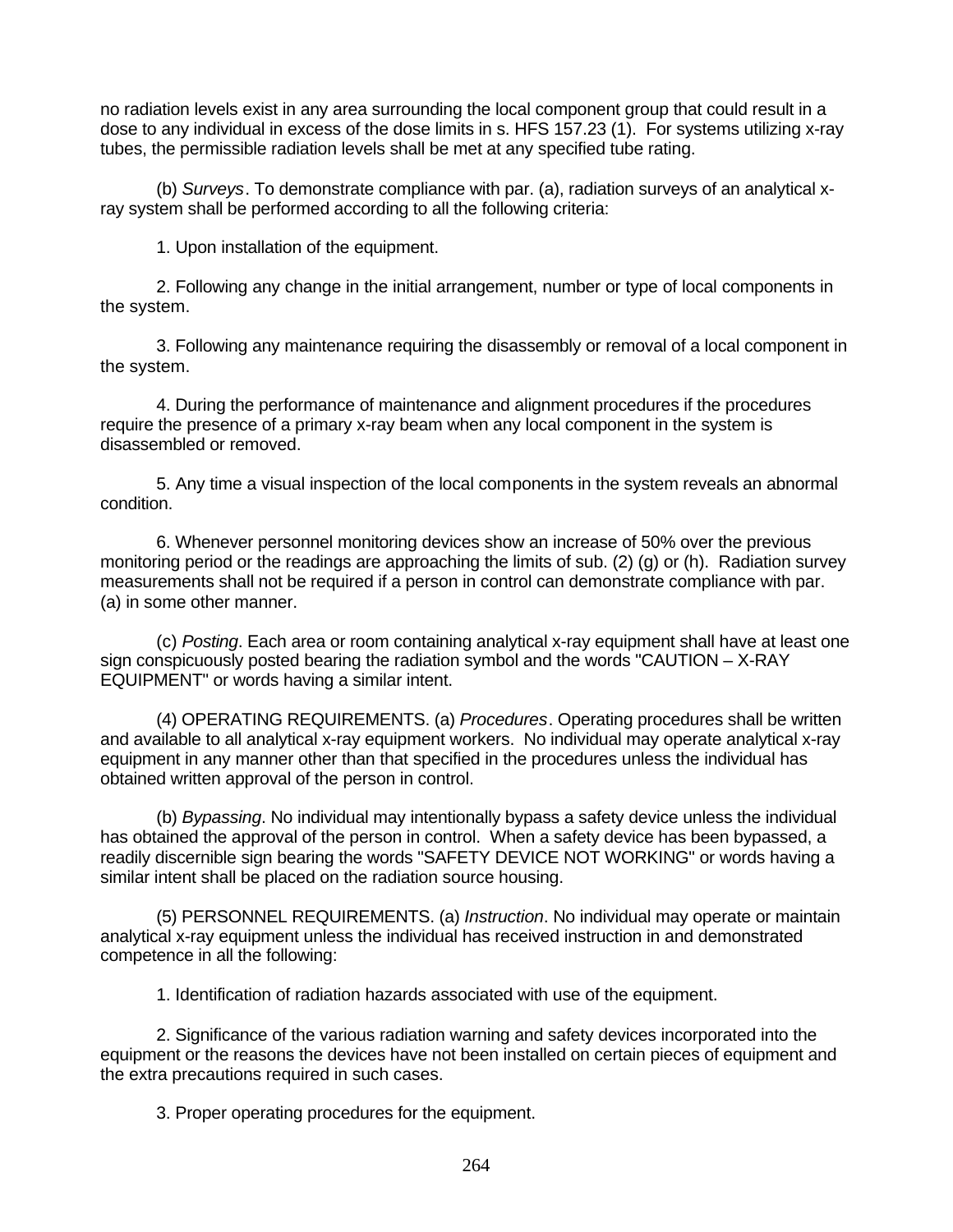no radiation levels exist in any area surrounding the local component group that could result in a dose to any individual in excess of the dose limits in s. HFS 157.23 (1). For systems utilizing x-ray tubes, the permissible radiation levels shall be met at any specified tube rating.

(b) *Surveys*. To demonstrate compliance with par. (a), radiation surveys of an analytical x-ray system shall be performed according to all the following criteria:

1. Upon installation of the equipment.

2. Following any change in the initial arrangement, number or type of local components in the system.

3. Following any maintenance requiring the disassembly or removal of a local component in the system.

4. During the performance of maintenance and alignment procedures if the procedures require the presence of a primary x-ray beam when any local component in the system is disassembled or removed.

5. Any time a visual inspection of the local components in the system reveals an abnormal condition.

6. Whenever personnel monitoring devices show an increase of 50% over the previous monitoring period or the readings are approaching the limits of sub. (2) (g) or (h). Radiation survey measurements shall not be required if a person in control can demonstrate compliance with par. (a) in some other manner.

(c) *Posting*. Each area or room containing analytical x-ray equipment shall have at least one sign conspicuously posted bearing the radiation symbol and the words "CAUTION – X-RAY EQUIPMENT" or words having a similar intent.

(4) OPERATING REQUIREMENTS. (a) *Procedures*. Operating procedures shall be written and available to all analytical x-ray equipment workers. No individual may operate analytical x-ray equipment in any manner other than that specified in the procedures unless the individual has obtained written approval of the person in control.

(b) *Bypassing*. No individual may intentionally bypass a safety device unless the individual has obtained the approval of the person in control. When a safety device has been bypassed, a readily discernible sign bearing the words "SAFETY DEVICE NOT WORKING" or words having a similar intent shall be placed on the radiation source housing.

(5) PERSONNEL REQUIREMENTS. (a) *Instruction*. No individual may operate or maintain analytical x-ray equipment unless the individual has received instruction in and demonstrated competence in all the following:

1. Identification of radiation hazards associated with use of the equipment.

2. Significance of the various radiation warning and safety devices incorporated into the equipment or the reasons the devices have not been installed on certain pieces of equipment and the extra precautions required in such cases.

3. Proper operating procedures for the equipment.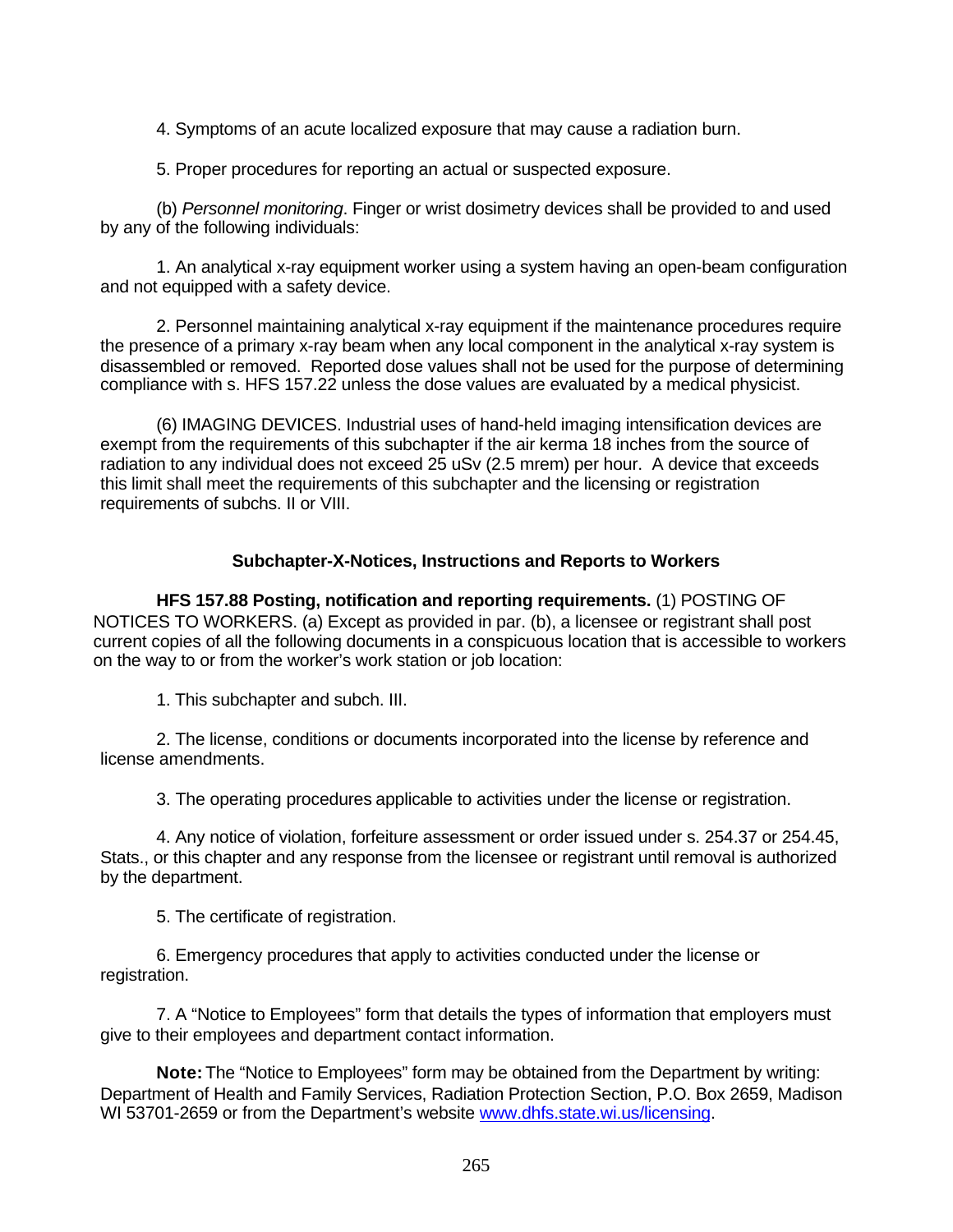4. Symptoms of an acute localized exposure that may cause a radiation burn.

5. Proper procedures for reporting an actual or suspected exposure.

(b) *Personnel monitoring*. Finger or wrist dosimetry devices shall be provided to and used by any of the following individuals:

1. An analytical x-ray equipment worker using a system having an open-beam configuration and not equipped with a safety device.

2. Personnel maintaining analytical x-ray equipment if the maintenance procedures require the presence of a primary x-ray beam when any local component in the analytical x-ray system is disassembled or removed. Reported dose values shall not be used for the purpose of determining compliance with s. HFS 157.22 unless the dose values are evaluated by a medical physicist.

(6) IMAGING DEVICES. Industrial uses of hand-held imaging intensification devices are exempt from the requirements of this subchapter if the air kerma 18 inches from the source of radiation to any individual does not exceed 25 uSv (2.5 mrem) per hour. A device that exceeds this limit shall meet the requirements of this subchapter and the licensing or registration requirements of subchs. II or VIII.

## Subchapter-X-Notices, Instructions and Reports to Workers

**HFS 157.88 Posting, notification and reporting requirements.** (1) POSTING OF NOTICES TO WORKERS. (a) Except as provided in par. (b), a licensee or registrant shall post current copies of all the following documents in a conspicuous location that is accessible to workers on the way to or from the worker's work station or job location:

1. This subchapter and subch. III.

2. The license, conditions or documents incorporated into the license by reference and license amendments.

3. The operating procedures applicable to activities under the license or registration.

4. Any notice of violation, forfeiture assessment or order issued under s. 254.37 or 254.45, Stats., or this chapter and any response from the licensee or registrant until removal is authorized by the department.

5. The certificate of registration.

6. Emergency procedures that apply to activities conducted under the license or registration.

7. A "Notice to Employees" form that details the types of information that employers must give to their employees and department contact information.

**Note:** The "Notice to Employees" form may be obtained from the Department by writing: Department of Health and Family Services, Radiation Protection Section, P.O. Box 2659, Madison WI 53701-2659 or from the Department's website www.dhfs.state.wi.us/licensing.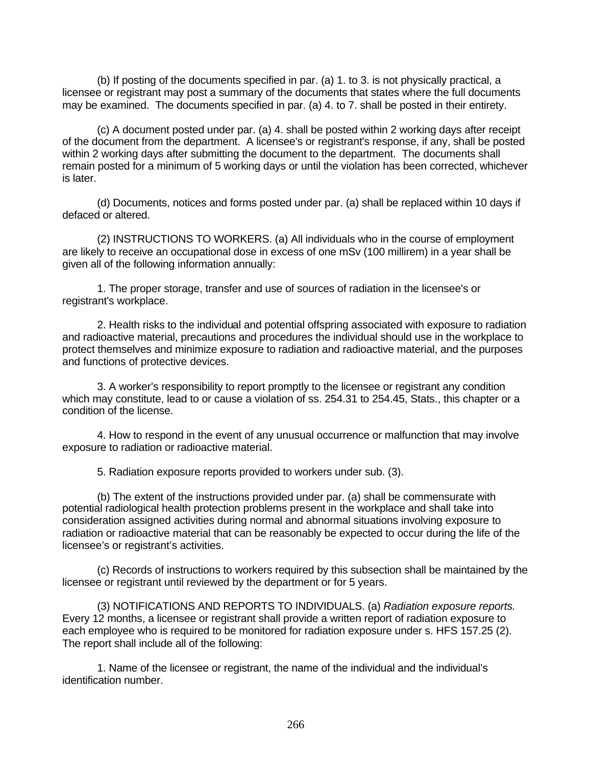(b) If posting of the documents specified in par. (a) 1. to 3. is not physically practical, a licensee or registrant may post a summary of the documents that states where the full documents may be examined. The documents specified in par. (a) 4. to 7. shall be posted in their entirety.

(c) A document posted under par. (a) 4. shall be posted within 2 working days after receipt of the document from the department. A licensee's or registrant's response, if any, shall be posted within 2 working days after submitting the document to the department. The documents shall remain posted for a minimum of 5 working days or until the violation has been corrected, whichever is later.

(d) Documents, notices and forms posted under par. (a) shall be replaced within 10 days if defaced or altered.

(2) INSTRUCTIONS TO WORKERS. (a) All individuals who in the course of employment are likely to receive an occupational dose in excess of one mSv (100 millirem) in a year shall be given all of the following information annually:

1. The proper storage, transfer and use of sources of radiation in the licensee's or registrant's workplace.

2. Health risks to the individual and potential offspring associated with exposure to radiation and radioactive material, precautions and procedures the individual should use in the workplace to protect themselves and minimize exposure to radiation and radioactive material, and the purposes and functions of protective devices.

3. A worker's responsibility to report promptly to the licensee or registrant any condition which may constitute, lead to or cause a violation of ss. 254.31 to 254.45, Stats., this chapter or a condition of the license.

4. How to respond in the event of any unusual occurrence or malfunction that may involve exposure to radiation or radioactive material.

5. Radiation exposure reports provided to workers under sub. (3).

(b) The extent of the instructions provided under par. (a) shall be commensurate with potential radiological health protection problems present in the workplace and shall take into consideration assigned activities during normal and abnormal situations involving exposure to radiation or radioactive material that can be reasonably be expected to occur during the life of the licensee's or registrant's activities.

(c) Records of instructions to workers required by this subsection shall be maintained by the licensee or registrant until reviewed by the department or for 5 years.

(3) NOTIFICATIONS AND REPORTS TO INDIVIDUALS. (a) *Radiation exposure reports.* Every 12 months, a licensee or registrant shall provide a written report of radiation exposure to each employee who is required to be monitored for radiation exposure under s. HFS 157.25 (2). The report shall include all of the following:

1. Name of the licensee or registrant, the name of the individual and the individual's identification number.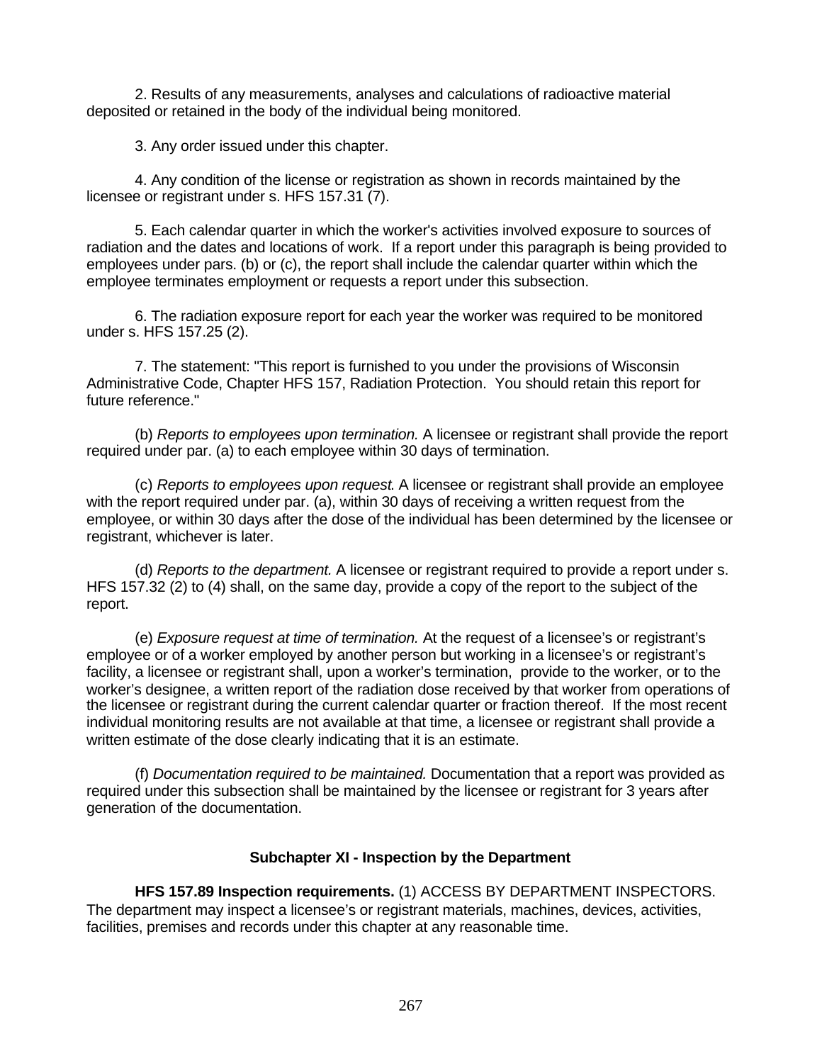2. Results of any measurements, analyses and calculations of radioactive material deposited or retained in the body of the individual being monitored.

3. Any order issued under this chapter.

4. Any condition of the license or registration as shown in records maintained by the licensee or registrant under s. HFS 157.31 (7).

5. Each calendar quarter in which the worker's activities involved exposure to sources of radiation and the dates and locations of work. If a report under this paragraph is being provided to employees under pars. (b) or (c), the report shall include the calendar quarter within which the employee terminates employment or requests a report under this subsection.

6. The radiation exposure report for each year the worker was required to be monitored under s. HFS 157.25 (2).

7. The statement: "This report is furnished to you under the provisions of Wisconsin Administrative Code, Chapter HFS 157, Radiation Protection. You should retain this report for future reference."

(b) *Reports to employees upon termination.* A licensee or registrant shall provide the report required under par. (a) to each employee within 30 days of termination.

(c) *Reports to employees upon request*. A licensee or registrant shall provide an employee with the report required under par. (a), within 30 days of receiving a written request from the employee, or within 30 days after the dose of the individual has been determined by the licensee or registrant, whichever is later.

(d) *Reports to the department.* A licensee or registrant required to provide a report under s. HFS 157.32 (2) to (4) shall, on the same day, provide a copy of the report to the subject of the report.

(e) *Exposure request at time of termination.* At the request of a licensee's or registrant's employee or of a worker employed by another person but working in a licensee's or registrant's facility, a licensee or registrant shall, upon a worker's termination, provide to the worker, or to the worker's designee, a written report of the radiation dose received by that worker from operations of the licensee or registrant during the current calendar quarter or fraction thereof. If the most recent individual monitoring results are not available at that time, a licensee or registrant shall provide a written estimate of the dose clearly indicating that it is an estimate.

(f) *Documentation required to be maintained.* Documentation that a report was provided as required under this subsection shall be maintained by the licensee or registrant for 3 years after generation of the documentation.

## Subchapter XI - Inspection by the Department

**HFS 157.89 Inspection requirements.** (1) ACCESS BY DEPARTMENT INSPECTORS. The department may inspect a licensee's or registrant materials, machines, devices, activities, facilities, premises and records under this chapter at any reasonable time.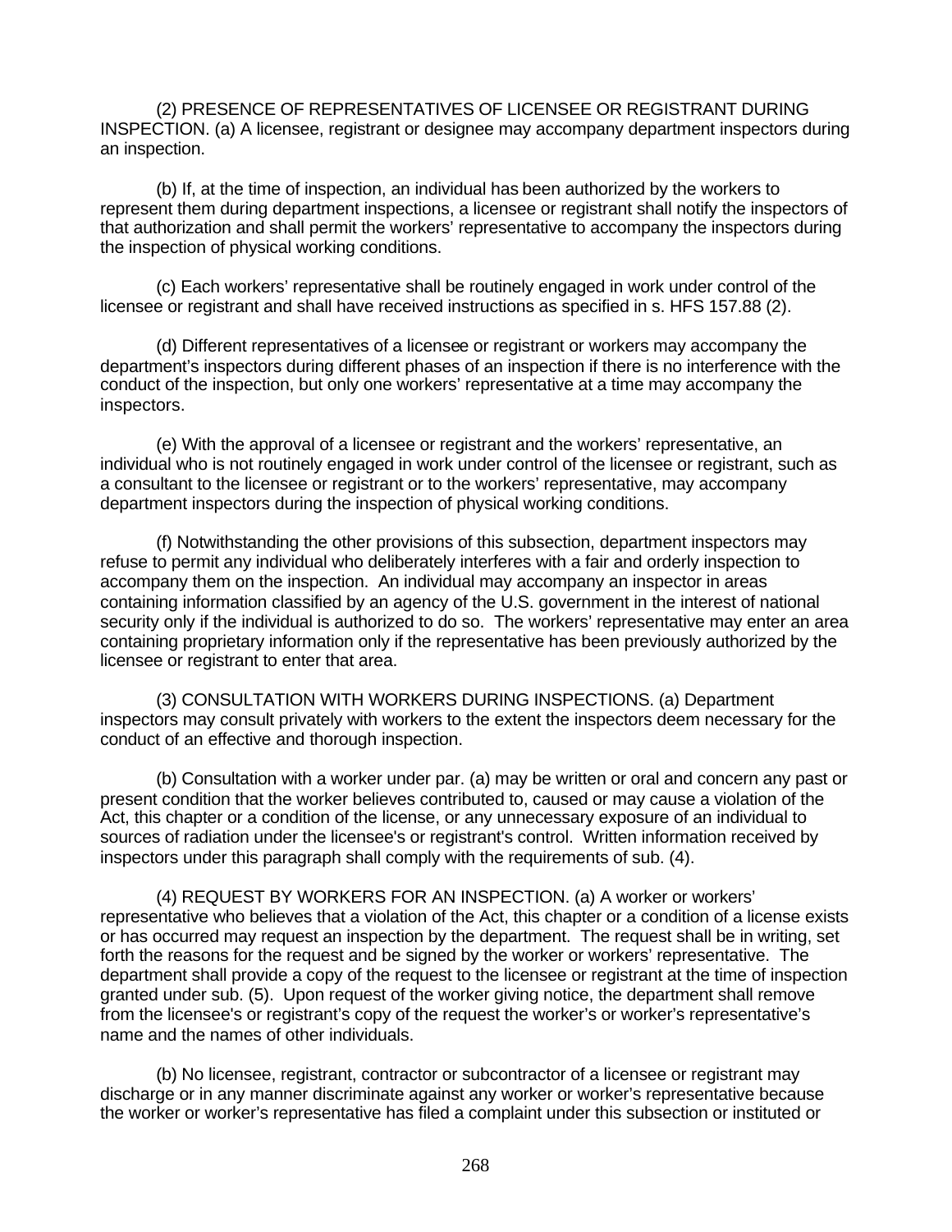(2) PRESENCE OF REPRESENTATIVES OF LICENSEE OR REGISTRANT DURING INSPECTION. (a) A licensee, registrant or designee may accompany department inspectors during an inspection.

(b) If, at the time of inspection, an individual has been authorized by the workers to represent them during department inspections, a licensee or registrant shall notify the inspectors of that authorization and shall permit the workers' representative to accompany the inspectors during the inspection of physical working conditions.

(c) Each workers' representative shall be routinely engaged in work under control of the licensee or registrant and shall have received instructions as specified in s. HFS 157.88 (2).

(d) Different representatives of a licensee or registrant or workers may accompany the department's inspectors during different phases of an inspection if there is no interference with the conduct of the inspection, but only one workers' representative at a time may accompany the inspectors.

(e) With the approval of a licensee or registrant and the workers' representative, an individual who is not routinely engaged in work under control of the licensee or registrant, such as a consultant to the licensee or registrant or to the workers' representative, may accompany department inspectors during the inspection of physical working conditions.

(f) Notwithstanding the other provisions of this subsection, department inspectors may refuse to permit any individual who deliberately interferes with a fair and orderly inspection to accompany them on the inspection. An individual may accompany an inspector in areas containing information classified by an agency of the U.S. government in the interest of national security only if the individual is authorized to do so. The workers' representative may enter an area containing proprietary information only if the representative has been previously authorized by the licensee or registrant to enter that area.

(3) CONSULTATION WITH WORKERS DURING INSPECTIONS. (a) Department inspectors may consult privately with workers to the extent the inspectors deem necessary for the conduct of an effective and thorough inspection.

(b) Consultation with a worker under par. (a) may be written or oral and concern any past or present condition that the worker believes contributed to, caused or may cause a violation of the Act, this chapter or a condition of the license, or any unnecessary exposure of an individual to sources of radiation under the licensee's or registrant's control. Written information received by inspectors under this paragraph shall comply with the requirements of sub. (4).

(4) REQUEST BY WORKERS FOR AN INSPECTION. (a) A worker or workers' representative who believes that a violation of the Act, this chapter or a condition of a license exists or has occurred may request an inspection by the department. The request shall be in writing, set forth the reasons for the request and be signed by the worker or workers' representative. The department shall provide a copy of the request to the licensee or registrant at the time of inspection granted under sub. (5). Upon request of the worker giving notice, the department shall remove from the licensee's or registrant's copy of the request the worker's or worker's representative's name and the names of other individuals.

(b) No licensee, registrant, contractor or subcontractor of a licensee or registrant may discharge or in any manner discriminate against any worker or worker's representative because the worker or worker's representative has filed a complaint under this subsection or instituted or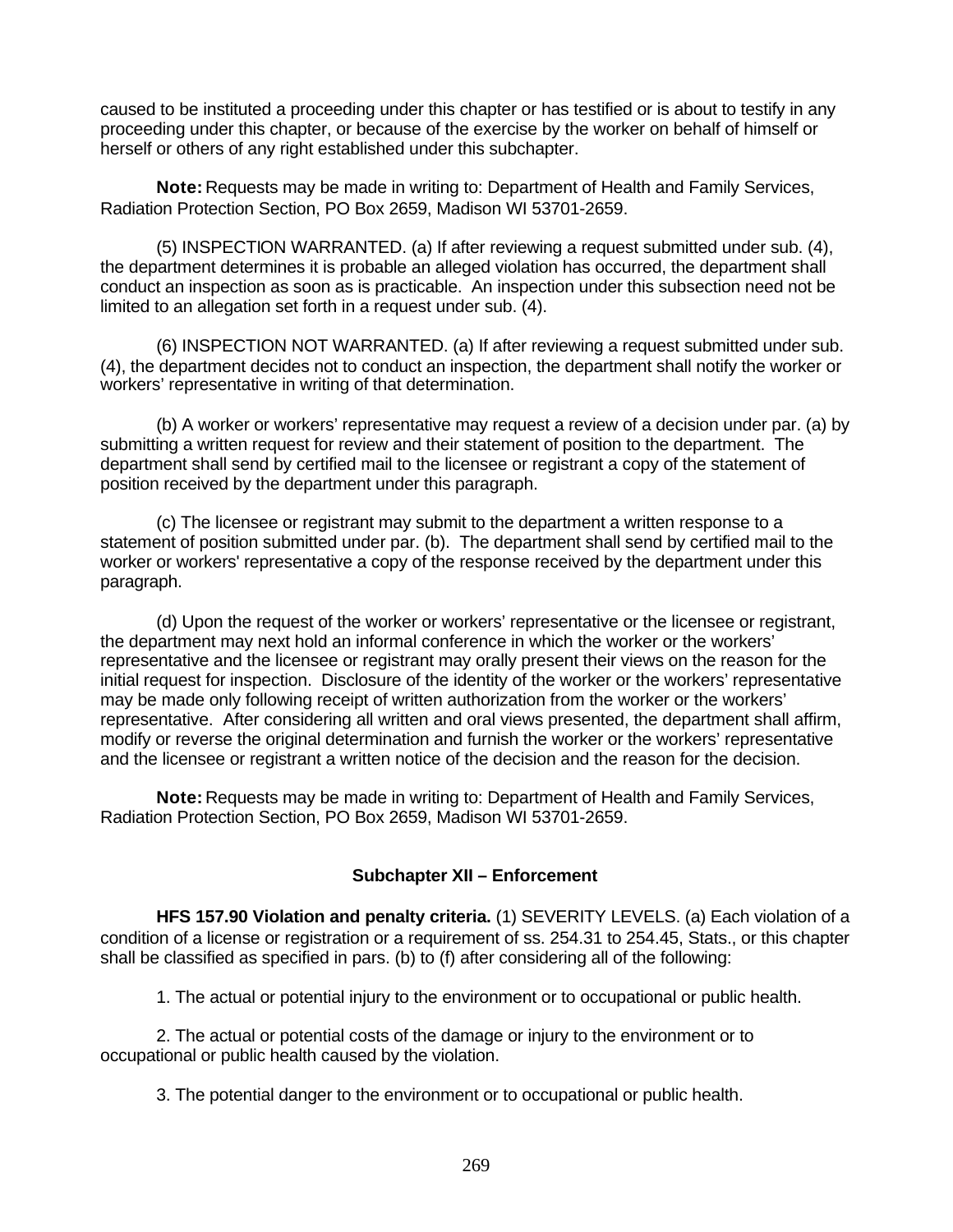caused to be instituted a proceeding under this chapter or has testified or is about to testify in any proceeding under this chapter, or because of the exercise by the worker on behalf of himself or herself or others of any right established under this subchapter.

**Note:** Requests may be made in writing to: Department of Health and Family Services, Radiation Protection Section, PO Box 2659, Madison WI 53701-2659.

(5) INSPECTION WARRANTED. (a) If after reviewing a request submitted under sub. (4), the department determines it is probable an alleged violation has occurred, the department shall conduct an inspection as soon as is practicable. An inspection under this subsection need not be limited to an allegation set forth in a request under sub. (4).

(6) INSPECTION NOT WARRANTED. (a) If after reviewing a request submitted under sub. (4), the department decides not to conduct an inspection, the department shall notify the worker or workers' representative in writing of that determination.

(b) A worker or workers' representative may request a review of a decision under par. (a) by submitting a written request for review and their statement of position to the department. The department shall send by certified mail to the licensee or registrant a copy of the statement of position received by the department under this paragraph.

(c) The licensee or registrant may submit to the department a written response to a statement of position submitted under par. (b). The department shall send by certified mail to the worker or workers' representative a copy of the response received by the department under this paragraph.

(d) Upon the request of the worker or workers' representative or the licensee or registrant, the department may next hold an informal conference in which the worker or the workers' representative and the licensee or registrant may orally present their views on the reason for the initial request for inspection. Disclosure of the identity of the worker or the workers' representative may be made only following receipt of written authorization from the worker or the workers' representative. After considering all written and oral views presented, the department shall affirm, modify or reverse the original determination and furnish the worker or the workers' representative and the licensee or registrant a written notice of the decision and the reason for the decision.

**Note:** Requests may be made in writing to: Department of Health and Family Services, Radiation Protection Section, PO Box 2659, Madison WI 53701-2659.

## Subchapter XII – Enforcement

**HFS 157.90 Violation and penalty criteria.** (1) SEVERITY LEVELS. (a) Each violation of a condition of a license or registration or a requirement of ss. 254.31 to 254.45, Stats., or this chapter shall be classified as specified in pars. (b) to (f) after considering all of the following:

1. The actual or potential injury to the environment or to occupational or public health.

2. The actual or potential costs of the damage or injury to the environment or to occupational or public health caused by the violation.

3. The potential danger to the environment or to occupational or public health.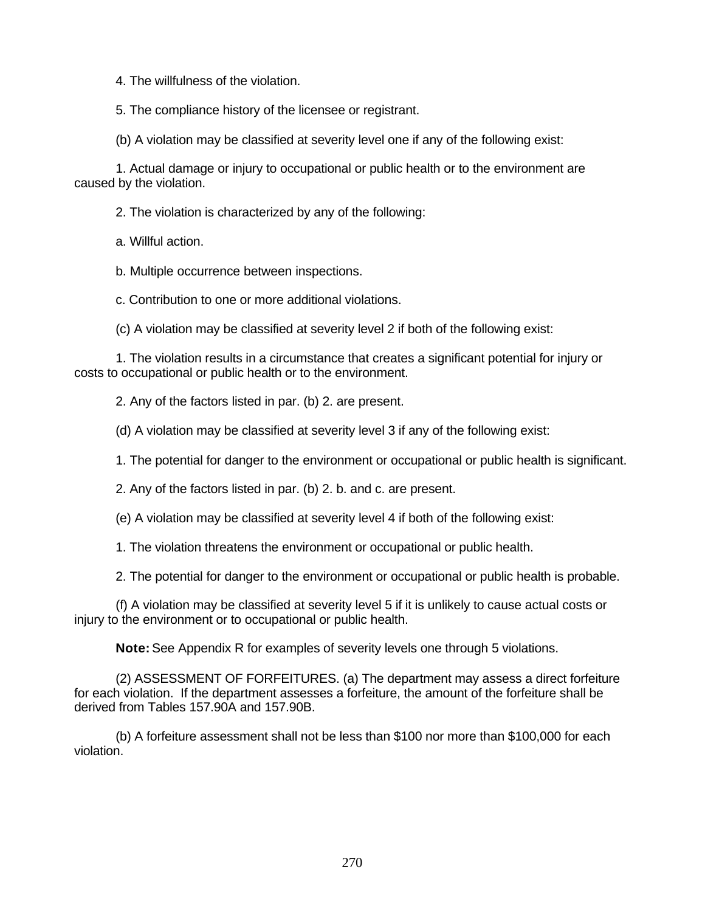4. The willfulness of the violation.

5. The compliance history of the licensee or registrant.

(b) A violation may be classified at severity level one if any of the following exist:

1. Actual damage or injury to occupational or public health or to the environment are caused by the violation.

2. The violation is characterized by any of the following:

a. Willful action.

b. Multiple occurrence between inspections.

c. Contribution to one or more additional violations.

(c) A violation may be classified at severity level 2 if both of the following exist:

1. The violation results in a circumstance that creates a significant potential for injury or costs to occupational or public health or to the environment.

2. Any of the factors listed in par. (b) 2. are present.

(d) A violation may be classified at severity level 3 if any of the following exist:

1. The potential for danger to the environment or occupational or public health is significant.

2. Any of the factors listed in par. (b) 2. b. and c. are present.

(e) A violation may be classified at severity level 4 if both of the following exist:

1. The violation threatens the environment or occupational or public health.

2. The potential for danger to the environment or occupational or public health is probable.

(f) A violation may be classified at severity level 5 if it is unlikely to cause actual costs or injury to the environment or to occupational or public health.

**Note:** See Appendix R for examples of severity levels one through 5 violations.

(2) ASSESSMENT OF FORFEITURES. (a) The department may assess a direct forfeiture for each violation. If the department assesses a forfeiture, the amount of the forfeiture shall be derived from Tables 157.90A and 157.90B.

(b) A forfeiture assessment shall not be less than $100 nor more than $100,000 for each violation.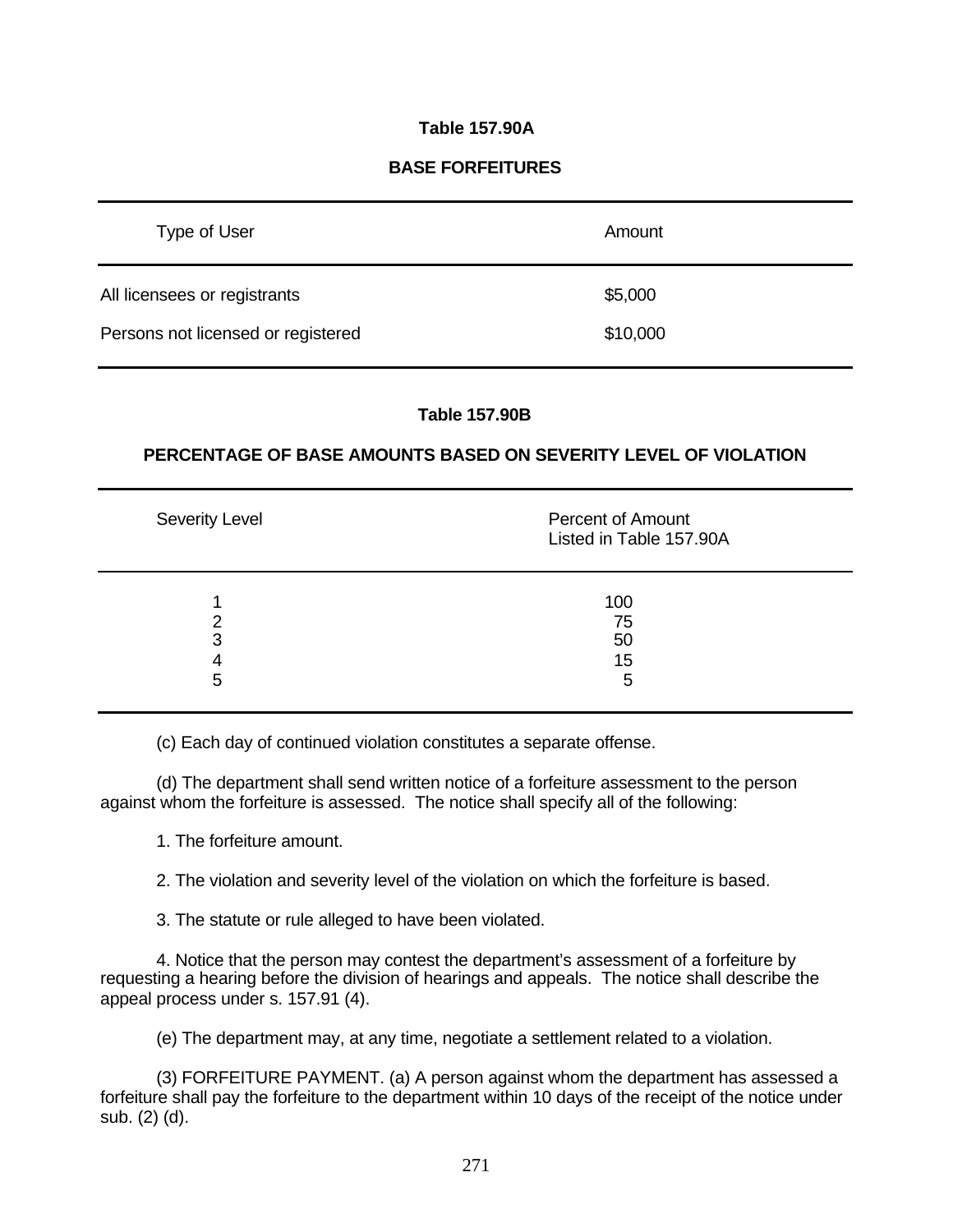**Table 157.90A**

**BASE FORFEITURES**

| Type of User | Amount |
| --- | --- |
| All licensees or registrants | $5,000 |
| Persons not licensed or registered | $10,000 |

**Table 157.90B**

**PERCENTAGE OF BASE AMOUNTS BASED ON SEVERITY LEVEL OF VIOLATION**

| Severity Level | Percent of Amount Listed in Table 157.90A |
| --- | --- |
| 1 | 100 |
| 2 | 75 |
| 3 | 50 |
| 4 | 15 |
| 5 | 5 |

(c) Each day of continued violation constitutes a separate offense.

(d) The department shall send written notice of a forfeiture assessment to the person against whom the forfeiture is assessed. The notice shall specify all of the following:

1. The forfeiture amount.

2. The violation and severity level of the violation on which the forfeiture is based.

3. The statute or rule alleged to have been violated.

4. Notice that the person may contest the department's assessment of a forfeiture by requesting a hearing before the division of hearings and appeals. The notice shall describe the appeal process under s. 157.91 (4).

(e) The department may, at any time, negotiate a settlement related to a violation.

(3) FORFEITURE PAYMENT. (a) A person against whom the department has assessed a forfeiture shall pay the forfeiture to the department within 10 days of the receipt of the notice under sub. (2) (d).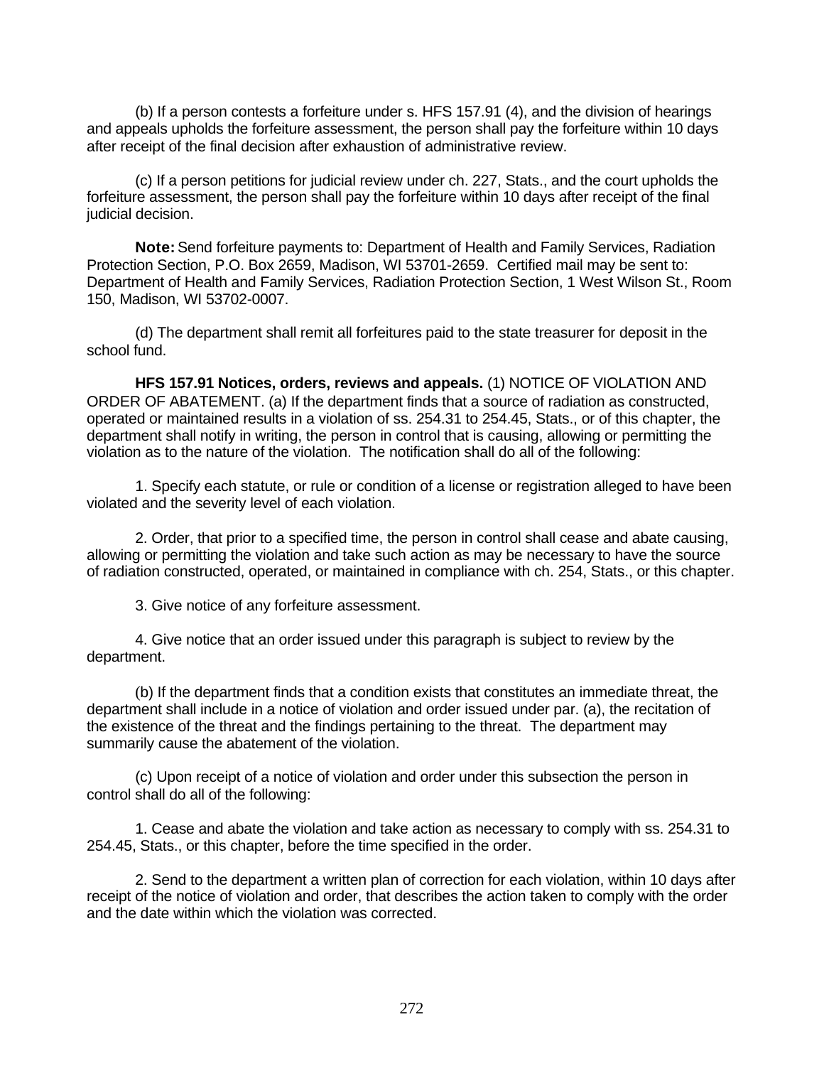(b) If a person contests a forfeiture under s. HFS 157.91 (4), and the division of hearings and appeals upholds the forfeiture assessment, the person shall pay the forfeiture within 10 days after receipt of the final decision after exhaustion of administrative review.

(c) If a person petitions for judicial review under ch. 227, Stats., and the court upholds the forfeiture assessment, the person shall pay the forfeiture within 10 days after receipt of the final judicial decision.

**Note:** Send forfeiture payments to: Department of Health and Family Services, Radiation Protection Section, P.O. Box 2659, Madison, WI 53701-2659. Certified mail may be sent to: Department of Health and Family Services, Radiation Protection Section, 1 West Wilson St., Room 150, Madison, WI 53702-0007.

(d) The department shall remit all forfeitures paid to the state treasurer for deposit in the school fund.

**HFS 157.91 Notices, orders, reviews and appeals.** (1) NOTICE OF VIOLATION AND ORDER OF ABATEMENT. (a) If the department finds that a source of radiation as constructed, operated or maintained results in a violation of ss. 254.31 to 254.45, Stats., or of this chapter, the department shall notify in writing, the person in control that is causing, allowing or permitting the violation as to the nature of the violation. The notification shall do all of the following:

1. Specify each statute, or rule or condition of a license or registration alleged to have been violated and the severity level of each violation.

2. Order, that prior to a specified time, the person in control shall cease and abate causing, allowing or permitting the violation and take such action as may be necessary to have the source of radiation constructed, operated, or maintained in compliance with ch. 254, Stats., or this chapter.

3. Give notice of any forfeiture assessment.

4. Give notice that an order issued under this paragraph is subject to review by the department.

(b) If the department finds that a condition exists that constitutes an immediate threat, the department shall include in a notice of violation and order issued under par. (a), the recitation of the existence of the threat and the findings pertaining to the threat. The department may summarily cause the abatement of the violation.

(c) Upon receipt of a notice of violation and order under this subsection the person in control shall do all of the following:

1. Cease and abate the violation and take action as necessary to comply with ss. 254.31 to 254.45, Stats., or this chapter, before the time specified in the order.

2. Send to the department a written plan of correction for each violation, within 10 days after receipt of the notice of violation and order, that describes the action taken to comply with the order and the date within which the violation was corrected.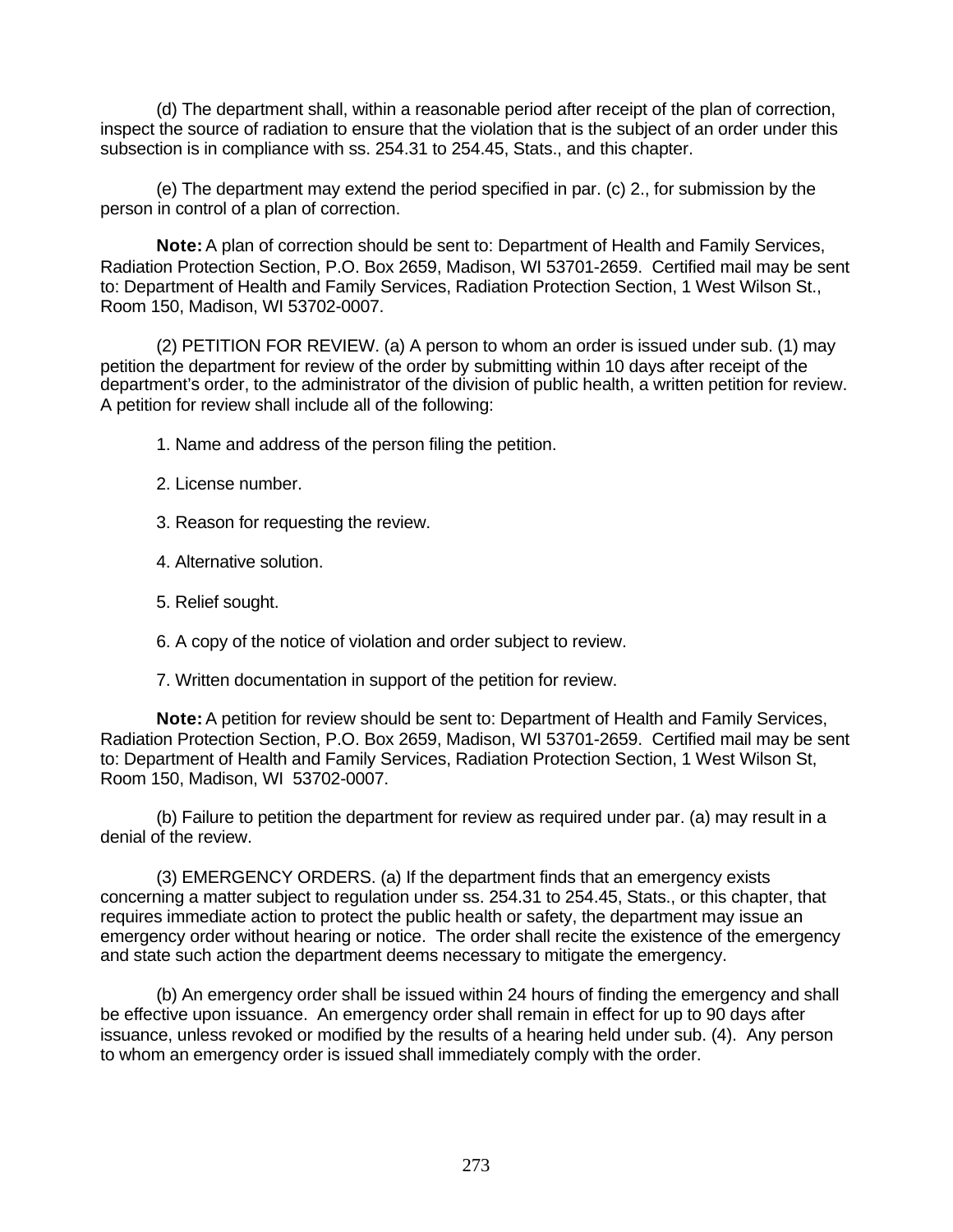(d) The department shall, within a reasonable period after receipt of the plan of correction, inspect the source of radiation to ensure that the violation that is the subject of an order under this subsection is in compliance with ss. 254.31 to 254.45, Stats., and this chapter.

(e) The department may extend the period specified in par. (c) 2., for submission by the person in control of a plan of correction.

**Note:** A plan of correction should be sent to: Department of Health and Family Services, Radiation Protection Section, P.O. Box 2659, Madison, WI 53701-2659. Certified mail may be sent to: Department of Health and Family Services, Radiation Protection Section, 1 West Wilson St., Room 150, Madison, WI 53702-0007.

(2) PETITION FOR REVIEW. (a) A person to whom an order is issued under sub. (1) may petition the department for review of the order by submitting within 10 days after receipt of the department's order, to the administrator of the division of public health, a written petition for review. A petition for review shall include all of the following:

1. Name and address of the person filing the petition.

2. License number.

3. Reason for requesting the review.

4. Alternative solution.

5. Relief sought.

6. A copy of the notice of violation and order subject to review.

7. Written documentation in support of the petition for review.

**Note:** A petition for review should be sent to: Department of Health and Family Services, Radiation Protection Section, P.O. Box 2659, Madison, WI 53701-2659. Certified mail may be sent to: Department of Health and Family Services, Radiation Protection Section, 1 West Wilson St, Room 150, Madison, WI 53702-0007.

(b) Failure to petition the department for review as required under par. (a) may result in a denial of the review.

(3) EMERGENCY ORDERS. (a) If the department finds that an emergency exists concerning a matter subject to regulation under ss. 254.31 to 254.45, Stats., or this chapter, that requires immediate action to protect the public health or safety, the department may issue an emergency order without hearing or notice. The order shall recite the existence of the emergency and state such action the department deems necessary to mitigate the emergency.

(b) An emergency order shall be issued within 24 hours of finding the emergency and shall be effective upon issuance. An emergency order shall remain in effect for up to 90 days after issuance, unless revoked or modified by the results of a hearing held under sub. (4). Any person to whom an emergency order is issued shall immediately comply with the order.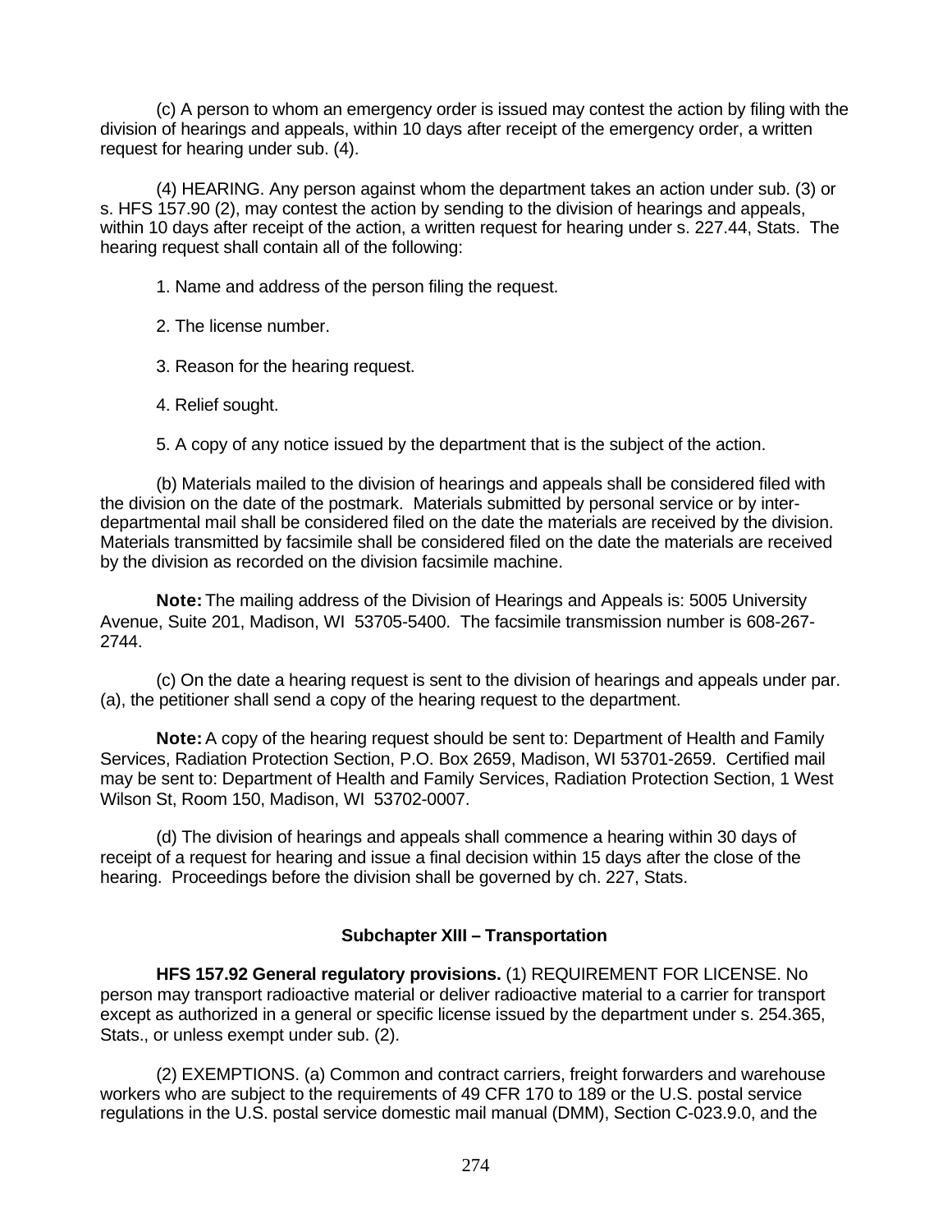(c) A person to whom an emergency order is issued may contest the action by filing with the division of hearings and appeals, within 10 days after receipt of the emergency order, a written request for hearing under sub. (4).

(4) HEARING. Any person against whom the department takes an action under sub. (3) or s. HFS 157.90 (2), may contest the action by sending to the division of hearings and appeals, within 10 days after receipt of the action, a written request for hearing under s. 227.44, Stats. The hearing request shall contain all of the following:

1. Name and address of the person filing the request.

2. The license number.

3. Reason for the hearing request.

4. Relief sought.

5. A copy of any notice issued by the department that is the subject of the action.

(b) Materials mailed to the division of hearings and appeals shall be considered filed with the division on the date of the postmark. Materials submitted by personal service or by inter-departmental mail shall be considered filed on the date the materials are received by the division. Materials transmitted by facsimile shall be considered filed on the date the materials are received by the division as recorded on the division facsimile machine.

**Note:** The mailing address of the Division of Hearings and Appeals is: 5005 University Avenue, Suite 201, Madison, WI 53705-5400. The facsimile transmission number is 608-267-2744.

(c) On the date a hearing request is sent to the division of hearings and appeals under par. (a), the petitioner shall send a copy of the hearing request to the department.

**Note:** A copy of the hearing request should be sent to: Department of Health and Family Services, Radiation Protection Section, P.O. Box 2659, Madison, WI 53701-2659. Certified mail may be sent to: Department of Health and Family Services, Radiation Protection Section, 1 West Wilson St, Room 150, Madison, WI 53702-0007.

(d) The division of hearings and appeals shall commence a hearing within 30 days of receipt of a request for hearing and issue a final decision within 15 days after the close of the hearing. Proceedings before the division shall be governed by ch. 227, Stats.

## Subchapter XIII – Transportation

**HFS 157.92 General regulatory provisions.** (1) REQUIREMENT FOR LICENSE. No person may transport radioactive material or deliver radioactive material to a carrier for transport except as authorized in a general or specific license issued by the department under s. 254.365, Stats., or unless exempt under sub. (2).

(2) EXEMPTIONS. (a) Common and contract carriers, freight forwarders and warehouse workers who are subject to the requirements of 49 CFR 170 to 189 or the U.S. postal service regulations in the U.S. postal service domestic mail manual (DMM), Section C-023.9.0, and the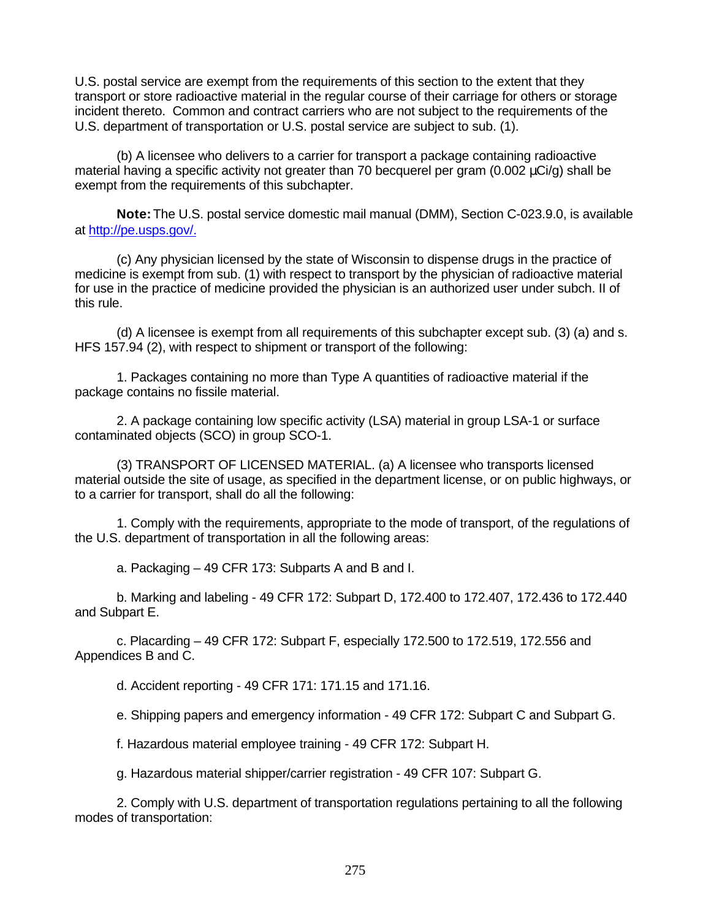U.S. postal service are exempt from the requirements of this section to the extent that they transport or store radioactive material in the regular course of their carriage for others or storage incident thereto. Common and contract carriers who are not subject to the requirements of the U.S. department of transportation or U.S. postal service are subject to sub. (1).

(b) A licensee who delivers to a carrier for transport a package containing radioactive material having a specific activity not greater than 70 becquerel per gram (0.002 µCi/g) shall be exempt from the requirements of this subchapter.

**Note:** The U.S. postal service domestic mail manual (DMM), Section C-023.9.0, is available at http://pe.usps.gov/.

(c) Any physician licensed by the state of Wisconsin to dispense drugs in the practice of medicine is exempt from sub. (1) with respect to transport by the physician of radioactive material for use in the practice of medicine provided the physician is an authorized user under subch. II of this rule.

(d) A licensee is exempt from all requirements of this subchapter except sub. (3) (a) and s. HFS 157.94 (2), with respect to shipment or transport of the following:

1. Packages containing no more than Type A quantities of radioactive material if the package contains no fissile material.

2. A package containing low specific activity (LSA) material in group LSA-1 or surface contaminated objects (SCO) in group SCO-1.

(3) TRANSPORT OF LICENSED MATERIAL. (a) A licensee who transports licensed material outside the site of usage, as specified in the department license, or on public highways, or to a carrier for transport, shall do all the following:

1. Comply with the requirements, appropriate to the mode of transport, of the regulations of the U.S. department of transportation in all the following areas:

a. Packaging – 49 CFR 173: Subparts A and B and I.

b. Marking and labeling - 49 CFR 172: Subpart D, 172.400 to 172.407, 172.436 to 172.440 and Subpart E.

c. Placarding – 49 CFR 172: Subpart F, especially 172.500 to 172.519, 172.556 and Appendices B and C.

d. Accident reporting - 49 CFR 171: 171.15 and 171.16.

e. Shipping papers and emergency information - 49 CFR 172: Subpart C and Subpart G.

f. Hazardous material employee training - 49 CFR 172: Subpart H.

g. Hazardous material shipper/carrier registration - 49 CFR 107: Subpart G.

2. Comply with U.S. department of transportation regulations pertaining to all the following modes of transportation: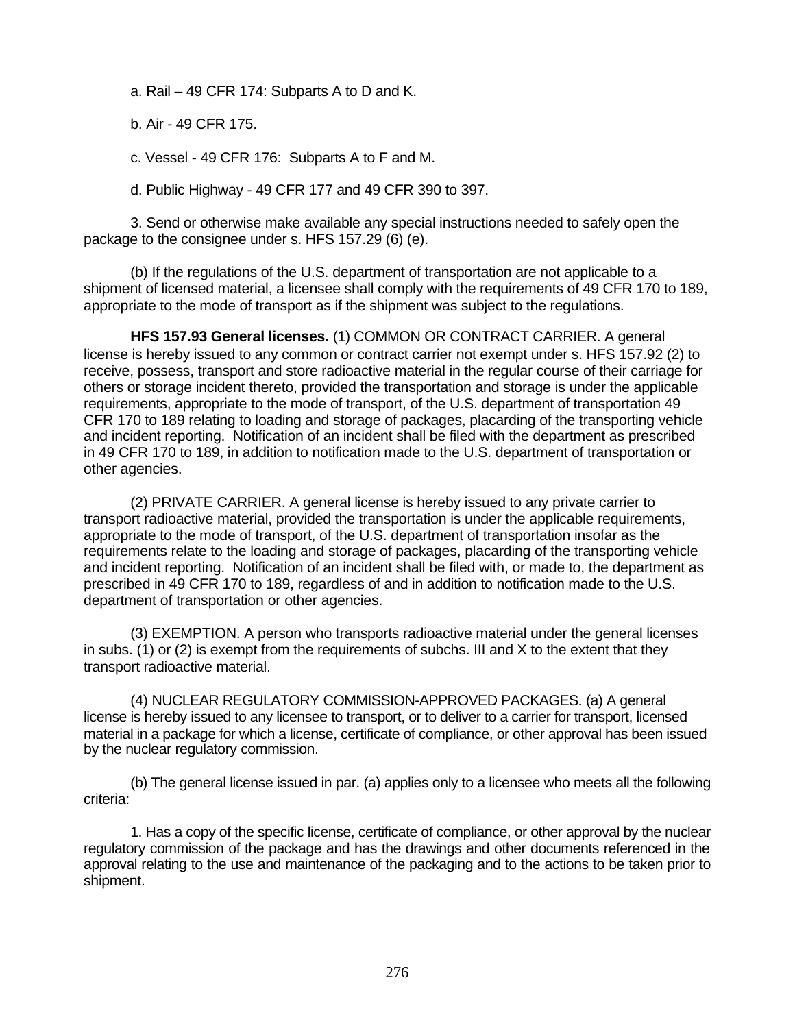a. Rail – 49 CFR 174: Subparts A to D and K.

b. Air - 49 CFR 175.

c. Vessel - 49 CFR 176: Subparts A to F and M.

d. Public Highway - 49 CFR 177 and 49 CFR 390 to 397.

3. Send or otherwise make available any special instructions needed to safely open the package to the consignee under s. HFS 157.29 (6) (e).

(b) If the regulations of the U.S. department of transportation are not applicable to a shipment of licensed material, a licensee shall comply with the requirements of 49 CFR 170 to 189, appropriate to the mode of transport as if the shipment was subject to the regulations.

**HFS 157.93 General licenses.** (1) COMMON OR CONTRACT CARRIER. A general license is hereby issued to any common or contract carrier not exempt under s. HFS 157.92 (2) to receive, possess, transport and store radioactive material in the regular course of their carriage for others or storage incident thereto, provided the transportation and storage is under the applicable requirements, appropriate to the mode of transport, of the U.S. department of transportation 49 CFR 170 to 189 relating to loading and storage of packages, placarding of the transporting vehicle and incident reporting. Notification of an incident shall be filed with the department as prescribed in 49 CFR 170 to 189, in addition to notification made to the U.S. department of transportation or other agencies.

(2) PRIVATE CARRIER. A general license is hereby issued to any private carrier to transport radioactive material, provided the transportation is under the applicable requirements, appropriate to the mode of transport, of the U.S. department of transportation insofar as the requirements relate to the loading and storage of packages, placarding of the transporting vehicle and incident reporting. Notification of an incident shall be filed with, or made to, the department as prescribed in 49 CFR 170 to 189, regardless of and in addition to notification made to the U.S. department of transportation or other agencies.

(3) EXEMPTION. A person who transports radioactive material under the general licenses in subs. (1) or (2) is exempt from the requirements of subchs. III and X to the extent that they transport radioactive material.

(4) NUCLEAR REGULATORY COMMISSION-APPROVED PACKAGES. (a) A general license is hereby issued to any licensee to transport, or to deliver to a carrier for transport, licensed material in a package for which a license, certificate of compliance, or other approval has been issued by the nuclear regulatory commission.

(b) The general license issued in par. (a) applies only to a licensee who meets all the following criteria:

1. Has a copy of the specific license, certificate of compliance, or other approval by the nuclear regulatory commission of the package and has the drawings and other documents referenced in the approval relating to the use and maintenance of the packaging and to the actions to be taken prior to shipment.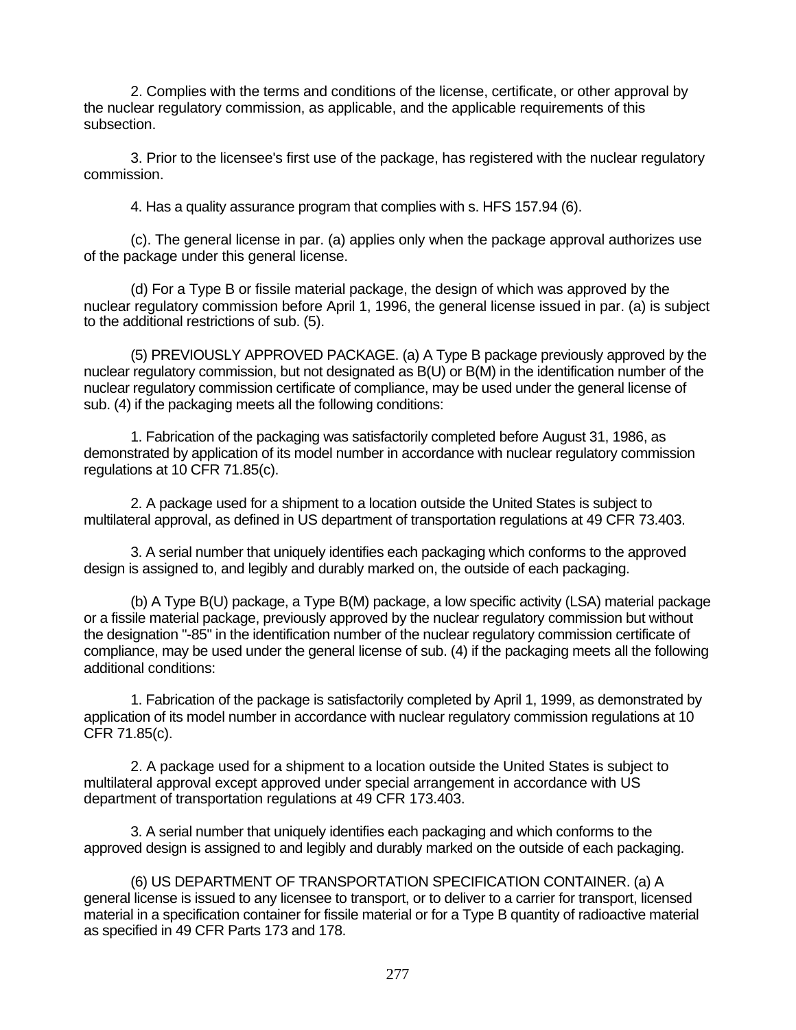2. Complies with the terms and conditions of the license, certificate, or other approval by the nuclear regulatory commission, as applicable, and the applicable requirements of this subsection.

3. Prior to the licensee's first use of the package, has registered with the nuclear regulatory commission.

4. Has a quality assurance program that complies with s. HFS 157.94 (6).

(c). The general license in par. (a) applies only when the package approval authorizes use of the package under this general license.

(d) For a Type B or fissile material package, the design of which was approved by the nuclear regulatory commission before April 1, 1996, the general license issued in par. (a) is subject to the additional restrictions of sub. (5).

(5) PREVIOUSLY APPROVED PACKAGE. (a) A Type B package previously approved by the nuclear regulatory commission, but not designated as B(U) or B(M) in the identification number of the nuclear regulatory commission certificate of compliance, may be used under the general license of sub. (4) if the packaging meets all the following conditions:

1. Fabrication of the packaging was satisfactorily completed before August 31, 1986, as demonstrated by application of its model number in accordance with nuclear regulatory commission regulations at 10 CFR 71.85(c).

2. A package used for a shipment to a location outside the United States is subject to multilateral approval, as defined in US department of transportation regulations at 49 CFR 73.403.

3. A serial number that uniquely identifies each packaging which conforms to the approved design is assigned to, and legibly and durably marked on, the outside of each packaging.

(b) A Type B(U) package, a Type B(M) package, a low specific activity (LSA) material package or a fissile material package, previously approved by the nuclear regulatory commission but without the designation "-85" in the identification number of the nuclear regulatory commission certificate of compliance, may be used under the general license of sub. (4) if the packaging meets all the following additional conditions:

1. Fabrication of the package is satisfactorily completed by April 1, 1999, as demonstrated by application of its model number in accordance with nuclear regulatory commission regulations at 10 CFR 71.85(c).

2. A package used for a shipment to a location outside the United States is subject to multilateral approval except approved under special arrangement in accordance with US department of transportation regulations at 49 CFR 173.403.

3. A serial number that uniquely identifies each packaging and which conforms to the approved design is assigned to and legibly and durably marked on the outside of each packaging.

(6) US DEPARTMENT OF TRANSPORTATION SPECIFICATION CONTAINER. (a) A general license is issued to any licensee to transport, or to deliver to a carrier for transport, licensed material in a specification container for fissile material or for a Type B quantity of radioactive material as specified in 49 CFR Parts 173 and 178.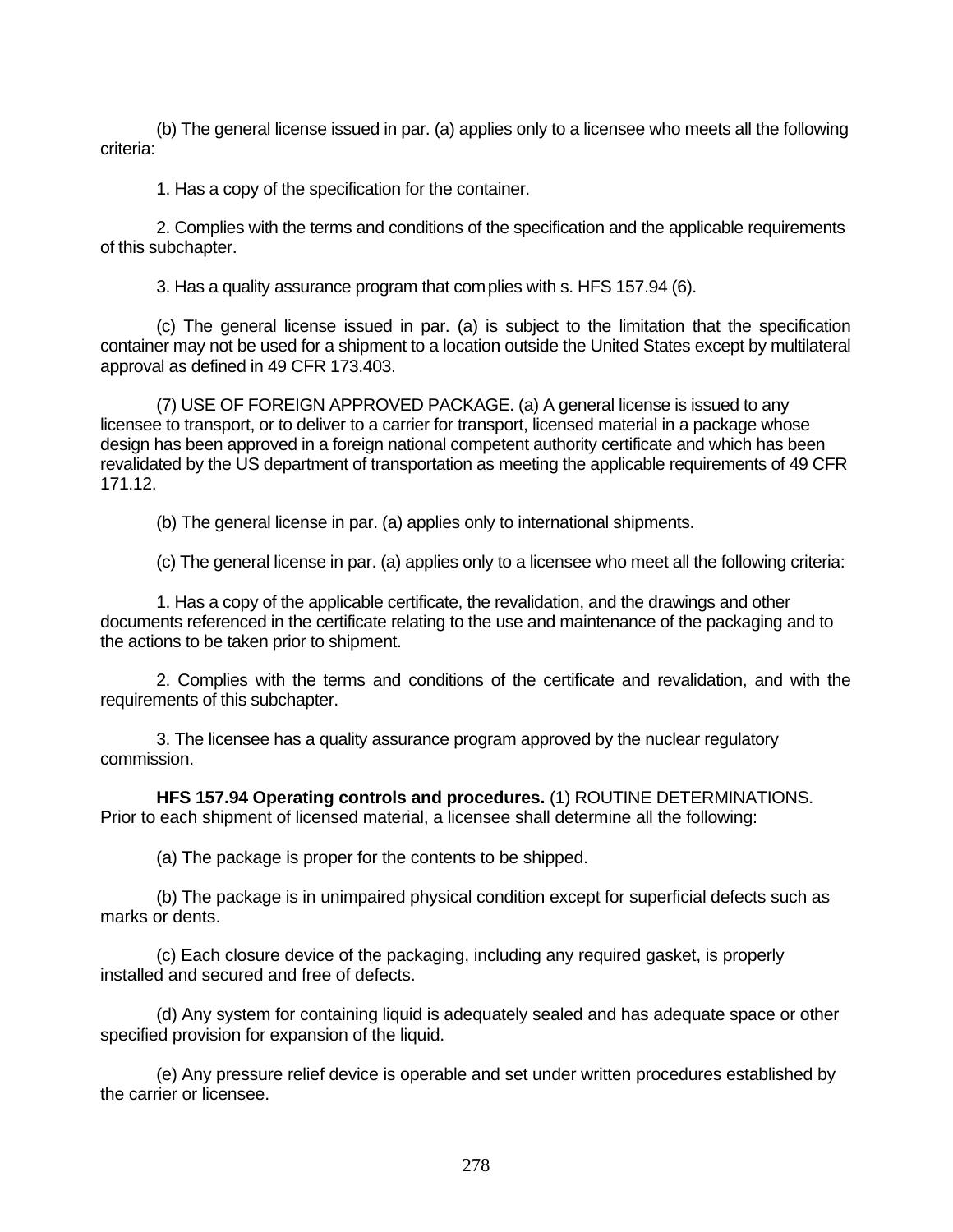(b) The general license issued in par. (a) applies only to a licensee who meets all the following criteria:

1. Has a copy of the specification for the container.

2. Complies with the terms and conditions of the specification and the applicable requirements of this subchapter.

3. Has a quality assurance program that complies with s. HFS 157.94 (6).

(c) The general license issued in par. (a) is subject to the limitation that the specification container may not be used for a shipment to a location outside the United States except by multilateral approval as defined in 49 CFR 173.403.

(7) USE OF FOREIGN APPROVED PACKAGE. (a) A general license is issued to any licensee to transport, or to deliver to a carrier for transport, licensed material in a package whose design has been approved in a foreign national competent authority certificate and which has been revalidated by the US department of transportation as meeting the applicable requirements of 49 CFR 171.12.

(b) The general license in par. (a) applies only to international shipments.

(c) The general license in par. (a) applies only to a licensee who meet all the following criteria:

1. Has a copy of the applicable certificate, the revalidation, and the drawings and other documents referenced in the certificate relating to the use and maintenance of the packaging and to the actions to be taken prior to shipment.

2. Complies with the terms and conditions of the certificate and revalidation, and with the requirements of this subchapter.

3. The licensee has a quality assurance program approved by the nuclear regulatory commission.

**HFS 157.94 Operating controls and procedures.** (1) ROUTINE DETERMINATIONS. Prior to each shipment of licensed material, a licensee shall determine all the following:

(a) The package is proper for the contents to be shipped.

(b) The package is in unimpaired physical condition except for superficial defects such as marks or dents.

(c) Each closure device of the packaging, including any required gasket, is properly installed and secured and free of defects.

(d) Any system for containing liquid is adequately sealed and has adequate space or other specified provision for expansion of the liquid.

(e) Any pressure relief device is operable and set under written procedures established by the carrier or licensee.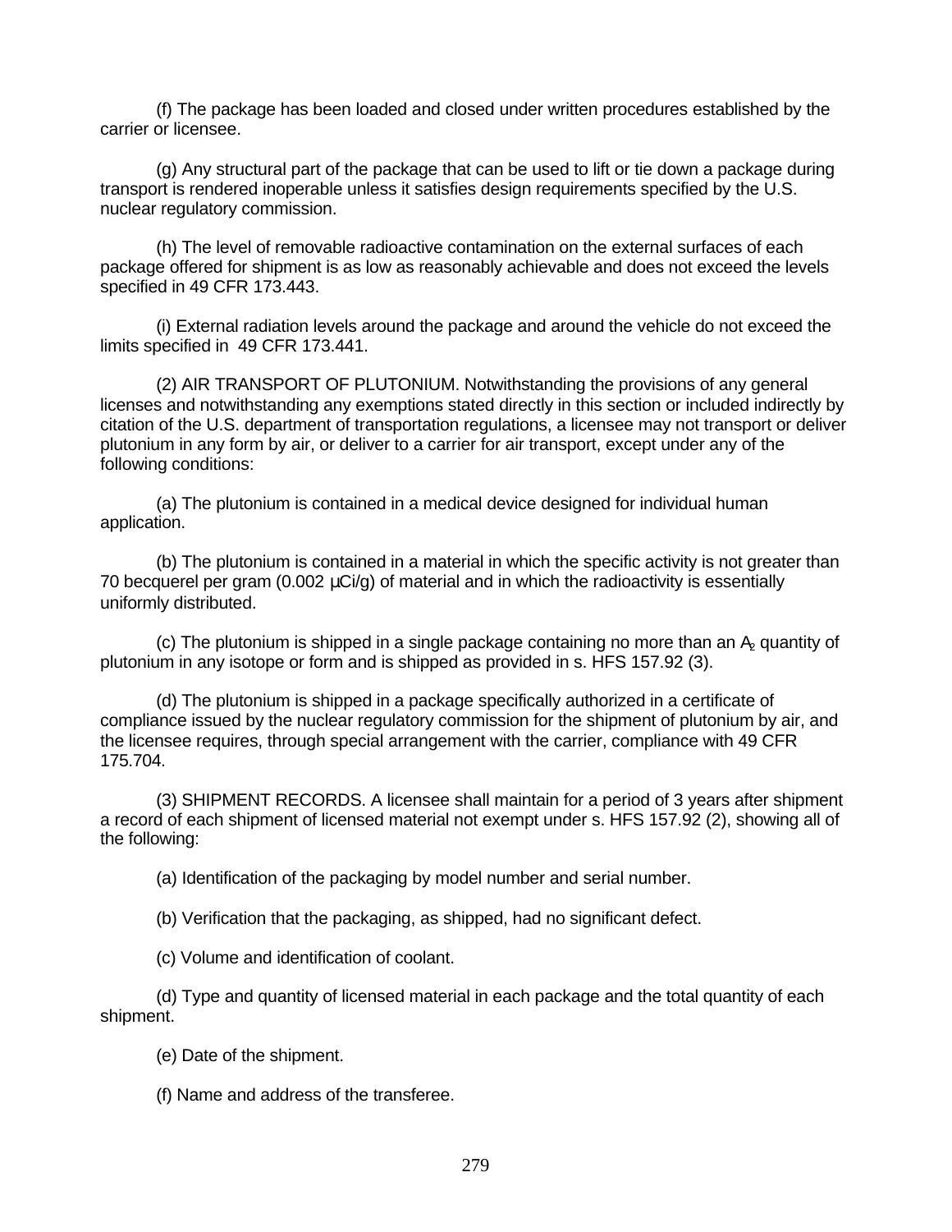(f) The package has been loaded and closed under written procedures established by the carrier or licensee.

(g) Any structural part of the package that can be used to lift or tie down a package during transport is rendered inoperable unless it satisfies design requirements specified by the U.S. nuclear regulatory commission.

(h) The level of removable radioactive contamination on the external surfaces of each package offered for shipment is as low as reasonably achievable and does not exceed the levels specified in 49 CFR 173.443.

(i) External radiation levels around the package and around the vehicle do not exceed the limits specified in 49 CFR 173.441.

(2) AIR TRANSPORT OF PLUTONIUM. Notwithstanding the provisions of any general licenses and notwithstanding any exemptions stated directly in this section or included indirectly by citation of the U.S. department of transportation regulations, a licensee may not transport or deliver plutonium in any form by air, or deliver to a carrier for air transport, except under any of the following conditions:

(a) The plutonium is contained in a medical device designed for individual human application.

(b) The plutonium is contained in a material in which the specific activity is not greater than 70 becquerel per gram (0.002 µCi/g) of material and in which the radioactivity is essentially uniformly distributed.

(c) The plutonium is shipped in a single package containing no more than an $A_2$ quantity of plutonium in any isotope or form and is shipped as provided in s. HFS 157.92 (3).

(d) The plutonium is shipped in a package specifically authorized in a certificate of compliance issued by the nuclear regulatory commission for the shipment of plutonium by air, and the licensee requires, through special arrangement with the carrier, compliance with 49 CFR 175.704.

(3) SHIPMENT RECORDS. A licensee shall maintain for a period of 3 years after shipment a record of each shipment of licensed material not exempt under s. HFS 157.92 (2), showing all of the following:

(a) Identification of the packaging by model number and serial number.

(b) Verification that the packaging, as shipped, had no significant defect.

(c) Volume and identification of coolant.

(d) Type and quantity of licensed material in each package and the total quantity of each shipment.

(e) Date of the shipment.

(f) Name and address of the transferee.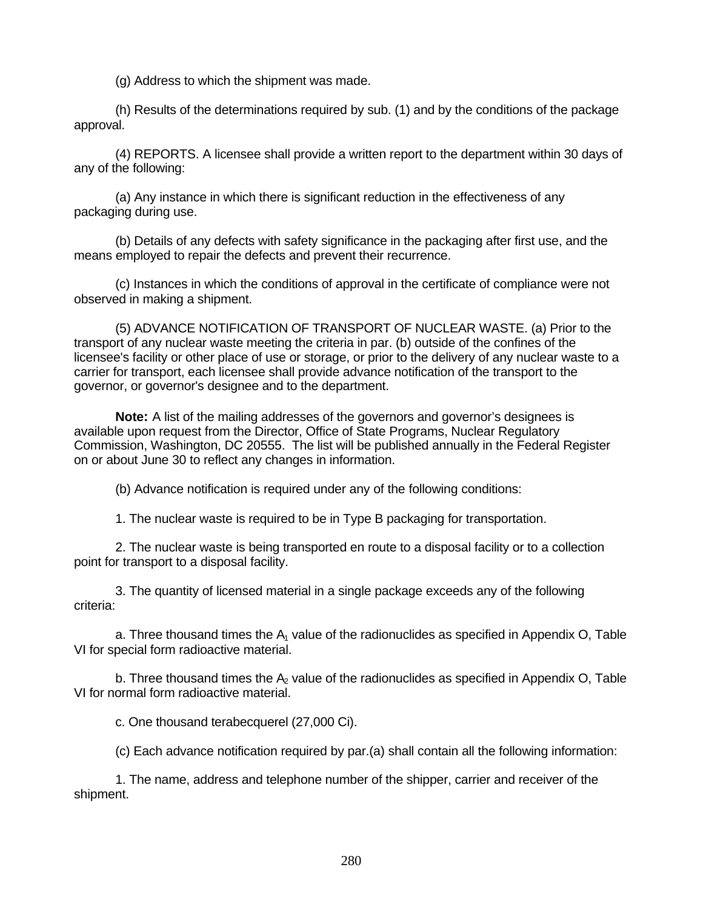(g) Address to which the shipment was made.

(h) Results of the determinations required by sub. (1) and by the conditions of the package approval.

(4) REPORTS. A licensee shall provide a written report to the department within 30 days of any of the following:

(a) Any instance in which there is significant reduction in the effectiveness of any packaging during use.

(b) Details of any defects with safety significance in the packaging after first use, and the means employed to repair the defects and prevent their recurrence.

(c) Instances in which the conditions of approval in the certificate of compliance were not observed in making a shipment.

(5) ADVANCE NOTIFICATION OF TRANSPORT OF NUCLEAR WASTE. (a) Prior to the transport of any nuclear waste meeting the criteria in par. (b) outside of the confines of the licensee's facility or other place of use or storage, or prior to the delivery of any nuclear waste to a carrier for transport, each licensee shall provide advance notification of the transport to the governor, or governor's designee and to the department.

**Note:** A list of the mailing addresses of the governors and governor's designees is available upon request from the Director, Office of State Programs, Nuclear Regulatory Commission, Washington, DC 20555. The list will be published annually in the Federal Register on or about June 30 to reflect any changes in information.

(b) Advance notification is required under any of the following conditions:

1. The nuclear waste is required to be in Type B packaging for transportation.

2. The nuclear waste is being transported en route to a disposal facility or to a collection point for transport to a disposal facility.

3. The quantity of licensed material in a single package exceeds any of the following criteria:

a. Three thousand times the $A_1$ value of the radionuclides as specified in Appendix O, Table VI for special form radioactive material.

b. Three thousand times the $A_2$ value of the radionuclides as specified in Appendix O, Table VI for normal form radioactive material.

c. One thousand terabecquerel (27,000 Ci).

(c) Each advance notification required by par.(a) shall contain all the following information:

1. The name, address and telephone number of the shipper, carrier and receiver of the shipment.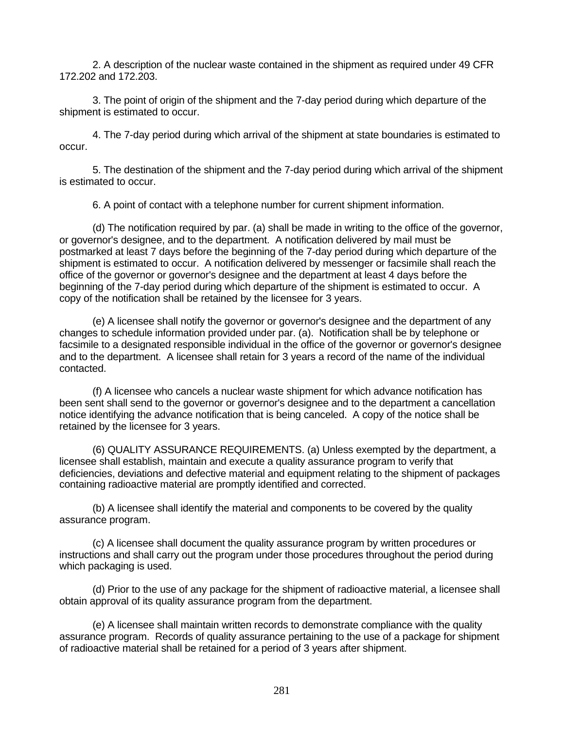2. A description of the nuclear waste contained in the shipment as required under 49 CFR 172.202 and 172.203.

3. The point of origin of the shipment and the 7-day period during which departure of the shipment is estimated to occur.

4. The 7-day period during which arrival of the shipment at state boundaries is estimated to occur.

5. The destination of the shipment and the 7-day period during which arrival of the shipment is estimated to occur.

6. A point of contact with a telephone number for current shipment information.

(d) The notification required by par. (a) shall be made in writing to the office of the governor, or governor's designee, and to the department. A notification delivered by mail must be postmarked at least 7 days before the beginning of the 7-day period during which departure of the shipment is estimated to occur. A notification delivered by messenger or facsimile shall reach the office of the governor or governor's designee and the department at least 4 days before the beginning of the 7-day period during which departure of the shipment is estimated to occur. A copy of the notification shall be retained by the licensee for 3 years.

(e) A licensee shall notify the governor or governor's designee and the department of any changes to schedule information provided under par. (a). Notification shall be by telephone or facsimile to a designated responsible individual in the office of the governor or governor's designee and to the department. A licensee shall retain for 3 years a record of the name of the individual contacted.

(f) A licensee who cancels a nuclear waste shipment for which advance notification has been sent shall send to the governor or governor's designee and to the department a cancellation notice identifying the advance notification that is being canceled. A copy of the notice shall be retained by the licensee for 3 years.

(6) QUALITY ASSURANCE REQUIREMENTS. (a) Unless exempted by the department, a licensee shall establish, maintain and execute a quality assurance program to verify that deficiencies, deviations and defective material and equipment relating to the shipment of packages containing radioactive material are promptly identified and corrected.

(b) A licensee shall identify the material and components to be covered by the quality assurance program.

(c) A licensee shall document the quality assurance program by written procedures or instructions and shall carry out the program under those procedures throughout the period during which packaging is used.

(d) Prior to the use of any package for the shipment of radioactive material, a licensee shall obtain approval of its quality assurance program from the department.

(e) A licensee shall maintain written records to demonstrate compliance with the quality assurance program. Records of quality assurance pertaining to the use of a package for shipment of radioactive material shall be retained for a period of 3 years after shipment.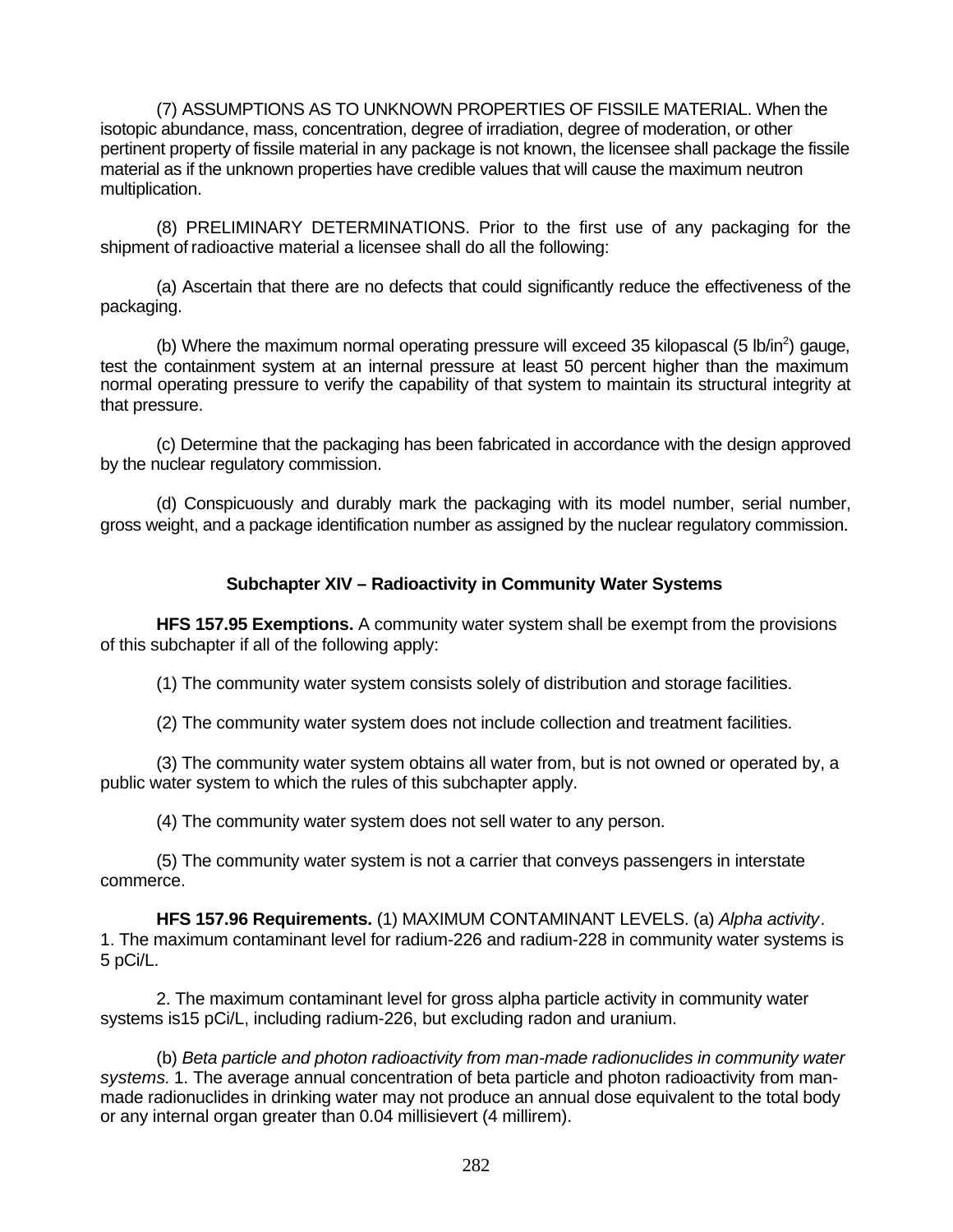(7) ASSUMPTIONS AS TO UNKNOWN PROPERTIES OF FISSILE MATERIAL. When the isotopic abundance, mass, concentration, degree of irradiation, degree of moderation, or other pertinent property of fissile material in any package is not known, the licensee shall package the fissile material as if the unknown properties have credible values that will cause the maximum neutron multiplication.

(8) PRELIMINARY DETERMINATIONS. Prior to the first use of any packaging for the shipment of radioactive material a licensee shall do all the following:

(a) Ascertain that there are no defects that could significantly reduce the effectiveness of the packaging.

(b) Where the maximum normal operating pressure will exceed 35 kilopascal (5 lb/in$^2$) gauge, test the containment system at an internal pressure at least 50 percent higher than the maximum normal operating pressure to verify the capability of that system to maintain its structural integrity at that pressure.

(c) Determine that the packaging has been fabricated in accordance with the design approved by the nuclear regulatory commission.

(d) Conspicuously and durably mark the packaging with its model number, serial number, gross weight, and a package identification number as assigned by the nuclear regulatory commission.

## Subchapter XIV – Radioactivity in Community Water Systems

**HFS 157.95 Exemptions.** A community water system shall be exempt from the provisions of this subchapter if all of the following apply:

(1) The community water system consists solely of distribution and storage facilities.

(2) The community water system does not include collection and treatment facilities.

(3) The community water system obtains all water from, but is not owned or operated by, a public water system to which the rules of this subchapter apply.

(4) The community water system does not sell water to any person.

(5) The community water system is not a carrier that conveys passengers in interstate commerce.

**HFS 157.96 Requirements.** (1) MAXIMUM CONTAMINANT LEVELS. (a) *Alpha activity*. 1. The maximum contaminant level for radium-226 and radium-228 in community water systems is 5 pCi/L.

2. The maximum contaminant level for gross alpha particle activity in community water systems is15 pCi/L, including radium-226, but excluding radon and uranium.

(b) *Beta particle and photon radioactivity from man-made radionuclides in community water systems.* 1. The average annual concentration of beta particle and photon radioactivity from man-made radionuclides in drinking water may not produce an annual dose equivalent to the total body or any internal organ greater than 0.04 millisievert (4 millirem).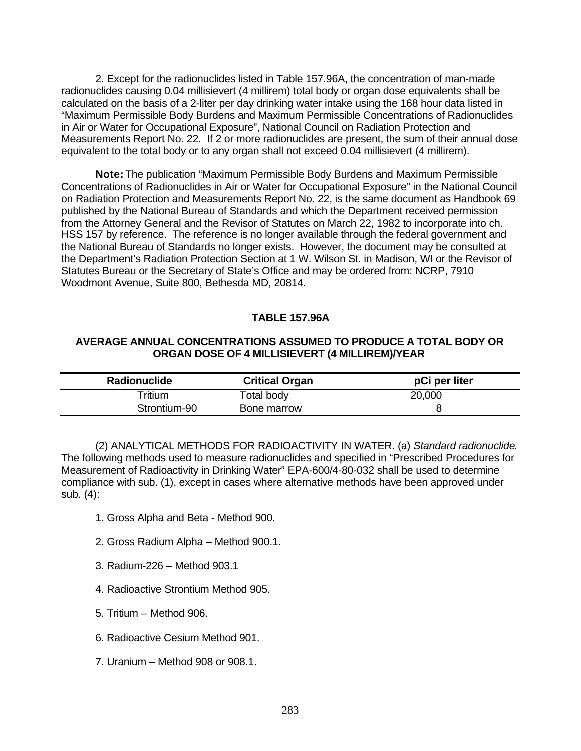2. Except for the radionuclides listed in Table 157.96A, the concentration of man-made radionuclides causing 0.04 millisievert (4 millirem) total body or organ dose equivalents shall be calculated on the basis of a 2-liter per day drinking water intake using the 168 hour data listed in "Maximum Permissible Body Burdens and Maximum Permissible Concentrations of Radionuclides in Air or Water for Occupational Exposure", National Council on Radiation Protection and Measurements Report No. 22. If 2 or more radionuclides are present, the sum of their annual dose equivalent to the total body or to any organ shall not exceed 0.04 millisievert (4 millirem).

**Note:** The publication "Maximum Permissible Body Burdens and Maximum Permissible Concentrations of Radionuclides in Air or Water for Occupational Exposure" in the National Council on Radiation Protection and Measurements Report No. 22, is the same document as Handbook 69 published by the National Bureau of Standards and which the Department received permission from the Attorney General and the Revisor of Statutes on March 22, 1982 to incorporate into ch. HSS 157 by reference. The reference is no longer available through the federal government and the National Bureau of Standards no longer exists. However, the document may be consulted at the Department's Radiation Protection Section at 1 W. Wilson St. in Madison, WI or the Revisor of Statutes Bureau or the Secretary of State's Office and may be ordered from: NCRP, 7910 Woodmont Avenue, Suite 800, Bethesda MD, 20814.

**TABLE 157.96A**

**AVERAGE ANNUAL CONCENTRATIONS ASSUMED TO PRODUCE A TOTAL BODY OR ORGAN DOSE OF 4 MILLISIEVERT (4 MILLIREM)/YEAR**

| Radionuclide | Critical Organ | pCi per liter |
|---|---|---|
| Tritium | Total body | 20,000 |
| Strontium-90 | Bone marrow | 8 |

(2) ANALYTICAL METHODS FOR RADIOACTIVITY IN WATER. (a) *Standard radionuclide*. The following methods used to measure radionuclides and specified in "Prescribed Procedures for Measurement of Radioactivity in Drinking Water" EPA-600/4-80-032 shall be used to determine compliance with sub. (1), except in cases where alternative methods have been approved under sub. (4):

1. Gross Alpha and Beta - Method 900.

2. Gross Radium Alpha – Method 900.1.

3. Radium-226 – Method 903.1

4. Radioactive Strontium Method 905.

5. Tritium – Method 906.

6. Radioactive Cesium Method 901.

7. Uranium – Method 908 or 908.1.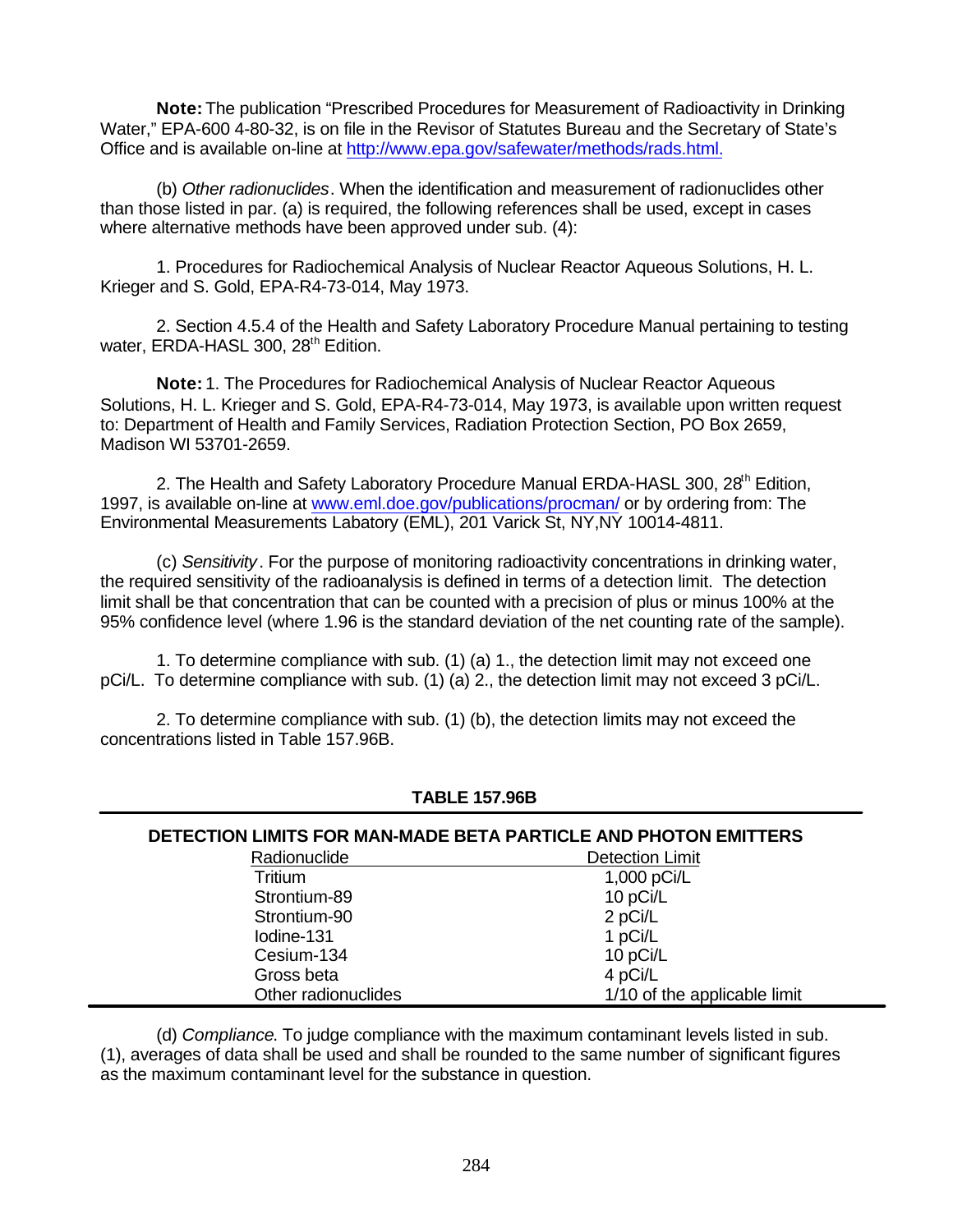**Note:** The publication "Prescribed Procedures for Measurement of Radioactivity in Drinking Water," EPA-600 4-80-32, is on file in the Revisor of Statutes Bureau and the Secretary of State's Office and is available on-line at http://www.epa.gov/safewater/methods/rads.html.

(b) *Other radionuclides*. When the identification and measurement of radionuclides other than those listed in par. (a) is required, the following references shall be used, except in cases where alternative methods have been approved under sub. (4):

1. Procedures for Radiochemical Analysis of Nuclear Reactor Aqueous Solutions, H. L. Krieger and S. Gold, EPA-R4-73-014, May 1973.

2. Section 4.5.4 of the Health and Safety Laboratory Procedure Manual pertaining to testing water, ERDA-HASL 300, 28th Edition.

**Note:** 1. The Procedures for Radiochemical Analysis of Nuclear Reactor Aqueous Solutions, H. L. Krieger and S. Gold, EPA-R4-73-014, May 1973, is available upon written request to: Department of Health and Family Services, Radiation Protection Section, PO Box 2659, Madison WI 53701-2659.

2. The Health and Safety Laboratory Procedure Manual ERDA-HASL 300, 28th Edition, 1997, is available on-line at www.eml.doe.gov/publications/procman/ or by ordering from: The Environmental Measurements Labatory (EML), 201 Varick St, NY,NY 10014-4811.

(c) *Sensitivity*. For the purpose of monitoring radioactivity concentrations in drinking water, the required sensitivity of the radioanalysis is defined in terms of a detection limit. The detection limit shall be that concentration that can be counted with a precision of plus or minus 100% at the 95% confidence level (where 1.96 is the standard deviation of the net counting rate of the sample).

1. To determine compliance with sub. (1) (a) 1., the detection limit may not exceed one pCi/L. To determine compliance with sub. (1) (a) 2., the detection limit may not exceed 3 pCi/L.

2. To determine compliance with sub. (1) (b), the detection limits may not exceed the concentrations listed in Table 157.96B.

**TABLE 157.96B**

**DETECTION LIMITS FOR MAN-MADE BETA PARTICLE AND PHOTON EMITTERS**

| Radionuclide | Detection Limit |
|---|---|
| Tritium | 1,000 pCi/L |
| Strontium-89 | 10 pCi/L |
| Strontium-90 | 2 pCi/L |
| Iodine-131 | 1 pCi/L |
| Cesium-134 | 10 pCi/L |
| Gross beta | 4 pCi/L |
| Other radionuclides | 1/10 of the applicable limit |

(d) *Compliance.* To judge compliance with the maximum contaminant levels listed in sub. (1), averages of data shall be used and shall be rounded to the same number of significant figures as the maximum contaminant level for the substance in question.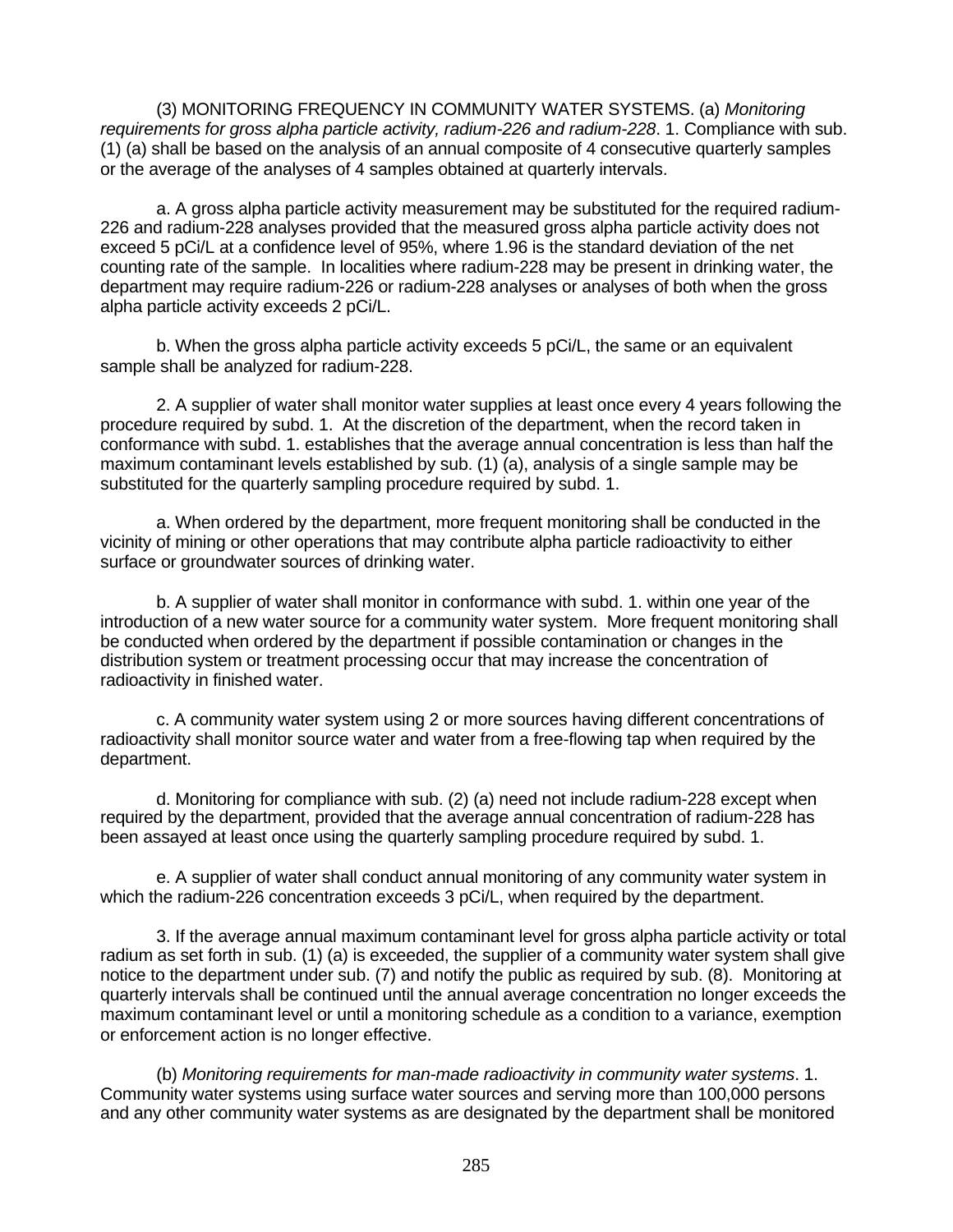(3) MONITORING FREQUENCY IN COMMUNITY WATER SYSTEMS. (a) *Monitoring requirements for gross alpha particle activity, radium-226 and radium-228*. 1. Compliance with sub. (1) (a) shall be based on the analysis of an annual composite of 4 consecutive quarterly samples or the average of the analyses of 4 samples obtained at quarterly intervals.

a. A gross alpha particle activity measurement may be substituted for the required radium-226 and radium-228 analyses provided that the measured gross alpha particle activity does not exceed 5 pCi/L at a confidence level of 95%, where 1.96 is the standard deviation of the net counting rate of the sample. In localities where radium-228 may be present in drinking water, the department may require radium-226 or radium-228 analyses or analyses of both when the gross alpha particle activity exceeds 2 pCi/L.

b. When the gross alpha particle activity exceeds 5 pCi/L, the same or an equivalent sample shall be analyzed for radium-228.

2. A supplier of water shall monitor water supplies at least once every 4 years following the procedure required by subd. 1. At the discretion of the department, when the record taken in conformance with subd. 1. establishes that the average annual concentration is less than half the maximum contaminant levels established by sub. (1) (a), analysis of a single sample may be substituted for the quarterly sampling procedure required by subd. 1.

a. When ordered by the department, more frequent monitoring shall be conducted in the vicinity of mining or other operations that may contribute alpha particle radioactivity to either surface or groundwater sources of drinking water.

b. A supplier of water shall monitor in conformance with subd. 1. within one year of the introduction of a new water source for a community water system. More frequent monitoring shall be conducted when ordered by the department if possible contamination or changes in the distribution system or treatment processing occur that may increase the concentration of radioactivity in finished water.

c. A community water system using 2 or more sources having different concentrations of radioactivity shall monitor source water and water from a free-flowing tap when required by the department.

d. Monitoring for compliance with sub. (2) (a) need not include radium-228 except when required by the department, provided that the average annual concentration of radium-228 has been assayed at least once using the quarterly sampling procedure required by subd. 1.

e. A supplier of water shall conduct annual monitoring of any community water system in which the radium-226 concentration exceeds 3 pCi/L, when required by the department.

3. If the average annual maximum contaminant level for gross alpha particle activity or total radium as set forth in sub. (1) (a) is exceeded, the supplier of a community water system shall give notice to the department under sub. (7) and notify the public as required by sub. (8). Monitoring at quarterly intervals shall be continued until the annual average concentration no longer exceeds the maximum contaminant level or until a monitoring schedule as a condition to a variance, exemption or enforcement action is no longer effective.

(b) *Monitoring requirements for man-made radioactivity in community water systems*. 1. Community water systems using surface water sources and serving more than 100,000 persons and any other community water systems as are designated by the department shall be monitored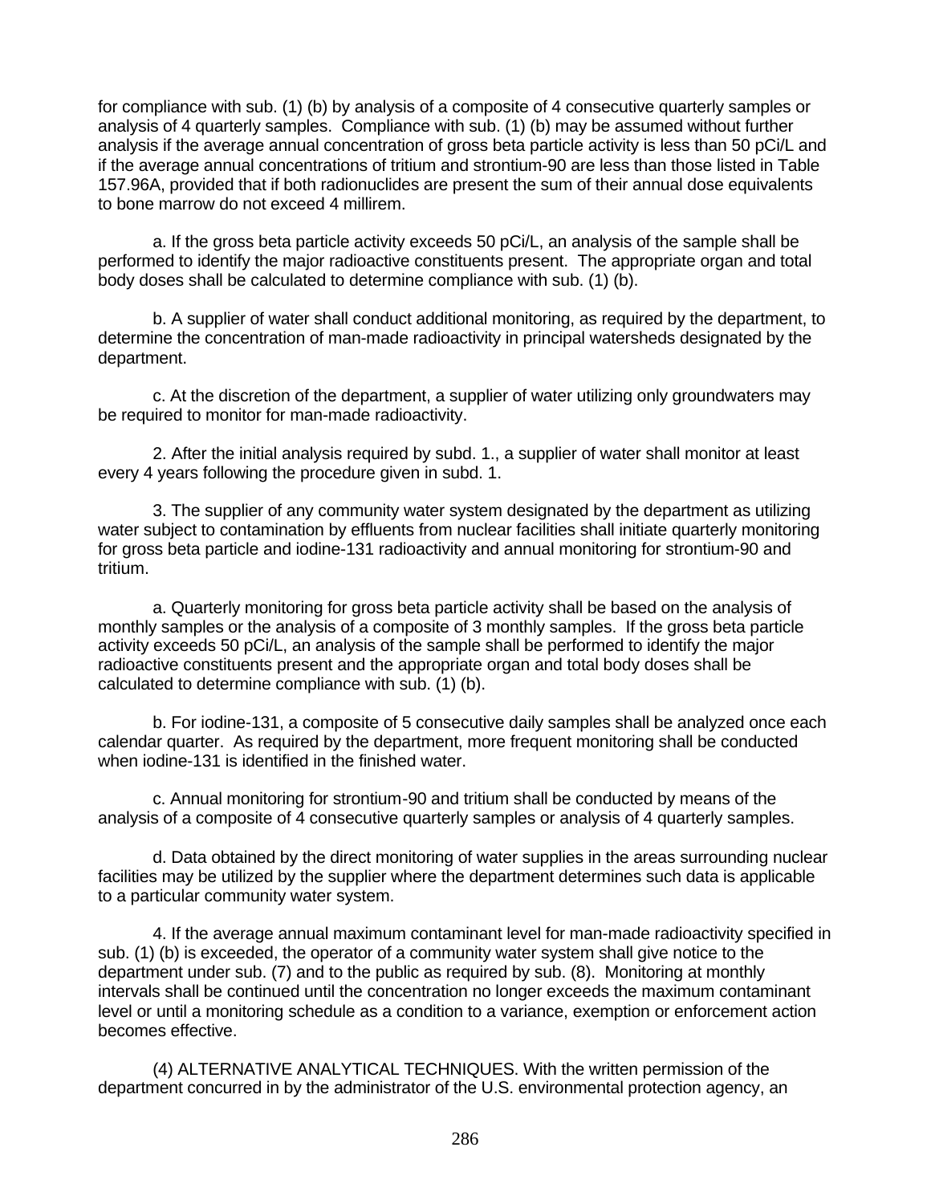for compliance with sub. (1) (b) by analysis of a composite of 4 consecutive quarterly samples or analysis of 4 quarterly samples. Compliance with sub. (1) (b) may be assumed without further analysis if the average annual concentration of gross beta particle activity is less than 50 pCi/L and if the average annual concentrations of tritium and strontium-90 are less than those listed in Table 157.96A, provided that if both radionuclides are present the sum of their annual dose equivalents to bone marrow do not exceed 4 millirem.

a. If the gross beta particle activity exceeds 50 pCi/L, an analysis of the sample shall be performed to identify the major radioactive constituents present. The appropriate organ and total body doses shall be calculated to determine compliance with sub. (1) (b).

b. A supplier of water shall conduct additional monitoring, as required by the department, to determine the concentration of man-made radioactivity in principal watersheds designated by the department.

c. At the discretion of the department, a supplier of water utilizing only groundwaters may be required to monitor for man-made radioactivity.

2. After the initial analysis required by subd. 1., a supplier of water shall monitor at least every 4 years following the procedure given in subd. 1.

3. The supplier of any community water system designated by the department as utilizing water subject to contamination by effluents from nuclear facilities shall initiate quarterly monitoring for gross beta particle and iodine-131 radioactivity and annual monitoring for strontium-90 and tritium.

a. Quarterly monitoring for gross beta particle activity shall be based on the analysis of monthly samples or the analysis of a composite of 3 monthly samples. If the gross beta particle activity exceeds 50 pCi/L, an analysis of the sample shall be performed to identify the major radioactive constituents present and the appropriate organ and total body doses shall be calculated to determine compliance with sub. (1) (b).

b. For iodine-131, a composite of 5 consecutive daily samples shall be analyzed once each calendar quarter. As required by the department, more frequent monitoring shall be conducted when iodine-131 is identified in the finished water.

c. Annual monitoring for strontium-90 and tritium shall be conducted by means of the analysis of a composite of 4 consecutive quarterly samples or analysis of 4 quarterly samples.

d. Data obtained by the direct monitoring of water supplies in the areas surrounding nuclear facilities may be utilized by the supplier where the department determines such data is applicable to a particular community water system.

4. If the average annual maximum contaminant level for man-made radioactivity specified in sub. (1) (b) is exceeded, the operator of a community water system shall give notice to the department under sub. (7) and to the public as required by sub. (8). Monitoring at monthly intervals shall be continued until the concentration no longer exceeds the maximum contaminant level or until a monitoring schedule as a condition to a variance, exemption or enforcement action becomes effective.

(4) ALTERNATIVE ANALYTICAL TECHNIQUES. With the written permission of the department concurred in by the administrator of the U.S. environmental protection agency, an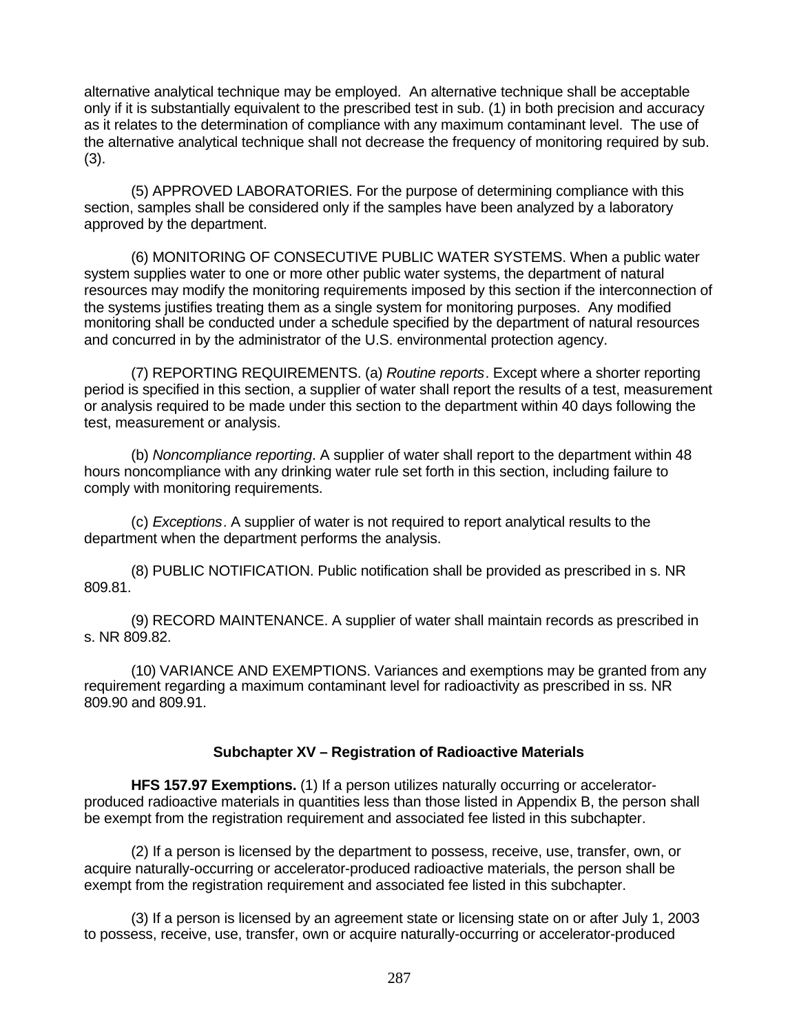alternative analytical technique may be employed. An alternative technique shall be acceptable only if it is substantially equivalent to the prescribed test in sub. (1) in both precision and accuracy as it relates to the determination of compliance with any maximum contaminant level. The use of the alternative analytical technique shall not decrease the frequency of monitoring required by sub. (3).

(5) APPROVED LABORATORIES. For the purpose of determining compliance with this section, samples shall be considered only if the samples have been analyzed by a laboratory approved by the department.

(6) MONITORING OF CONSECUTIVE PUBLIC WATER SYSTEMS. When a public water system supplies water to one or more other public water systems, the department of natural resources may modify the monitoring requirements imposed by this section if the interconnection of the systems justifies treating them as a single system for monitoring purposes. Any modified monitoring shall be conducted under a schedule specified by the department of natural resources and concurred in by the administrator of the U.S. environmental protection agency.

(7) REPORTING REQUIREMENTS. (a) *Routine reports*. Except where a shorter reporting period is specified in this section, a supplier of water shall report the results of a test, measurement or analysis required to be made under this section to the department within 40 days following the test, measurement or analysis.

(b) *Noncompliance reporting*. A supplier of water shall report to the department within 48 hours noncompliance with any drinking water rule set forth in this section, including failure to comply with monitoring requirements.

(c) *Exceptions*. A supplier of water is not required to report analytical results to the department when the department performs the analysis.

(8) PUBLIC NOTIFICATION. Public notification shall be provided as prescribed in s. NR 809.81.

(9) RECORD MAINTENANCE. A supplier of water shall maintain records as prescribed in s. NR 809.82.

(10) VARIANCE AND EXEMPTIONS. Variances and exemptions may be granted from any requirement regarding a maximum contaminant level for radioactivity as prescribed in ss. NR 809.90 and 809.91.

## Subchapter XV – Registration of Radioactive Materials

**HFS 157.97 Exemptions.** (1) If a person utilizes naturally occurring or accelerator-produced radioactive materials in quantities less than those listed in Appendix B, the person shall be exempt from the registration requirement and associated fee listed in this subchapter.

(2) If a person is licensed by the department to possess, receive, use, transfer, own, or acquire naturally-occurring or accelerator-produced radioactive materials, the person shall be exempt from the registration requirement and associated fee listed in this subchapter.

(3) If a person is licensed by an agreement state or licensing state on or after July 1, 2003 to possess, receive, use, transfer, own or acquire naturally-occurring or accelerator-produced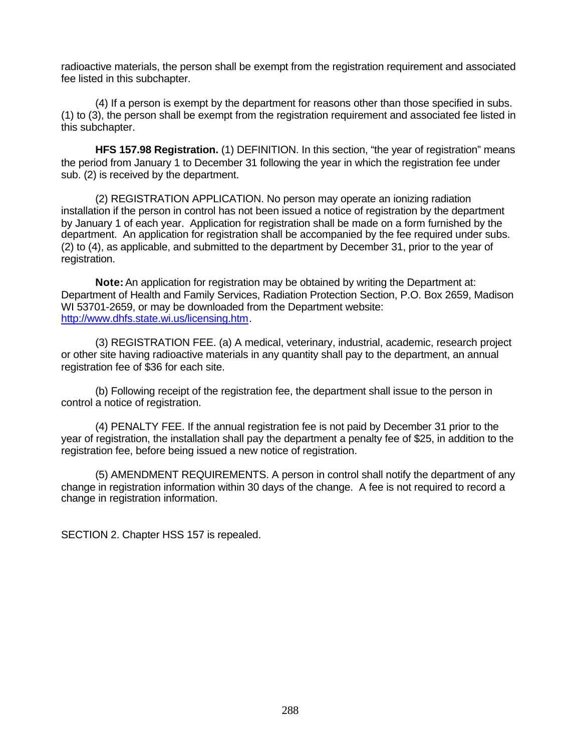radioactive materials, the person shall be exempt from the registration requirement and associated fee listed in this subchapter.

(4) If a person is exempt by the department for reasons other than those specified in subs. (1) to (3), the person shall be exempt from the registration requirement and associated fee listed in this subchapter.

**HFS 157.98 Registration.** (1) DEFINITION. In this section, "the year of registration" means the period from January 1 to December 31 following the year in which the registration fee under sub. (2) is received by the department.

(2) REGISTRATION APPLICATION. No person may operate an ionizing radiation installation if the person in control has not been issued a notice of registration by the department by January 1 of each year. Application for registration shall be made on a form furnished by the department. An application for registration shall be accompanied by the fee required under subs. (2) to (4), as applicable, and submitted to the department by December 31, prior to the year of registration.

**Note:** An application for registration may be obtained by writing the Department at: Department of Health and Family Services, Radiation Protection Section, P.O. Box 2659, Madison WI 53701-2659, or may be downloaded from the Department website: http://www.dhfs.state.wi.us/licensing.htm.

(3) REGISTRATION FEE. (a) A medical, veterinary, industrial, academic, research project or other site having radioactive materials in any quantity shall pay to the department, an annual registration fee of $36 for each site.

(b) Following receipt of the registration fee, the department shall issue to the person in control a notice of registration.

(4) PENALTY FEE. If the annual registration fee is not paid by December 31 prior to the year of registration, the installation shall pay the department a penalty fee of $25, in addition to the registration fee, before being issued a new notice of registration.

(5) AMENDMENT REQUIREMENTS. A person in control shall notify the department of any change in registration information within 30 days of the change. A fee is not required to record a change in registration information.

SECTION 2. Chapter HSS 157 is repealed.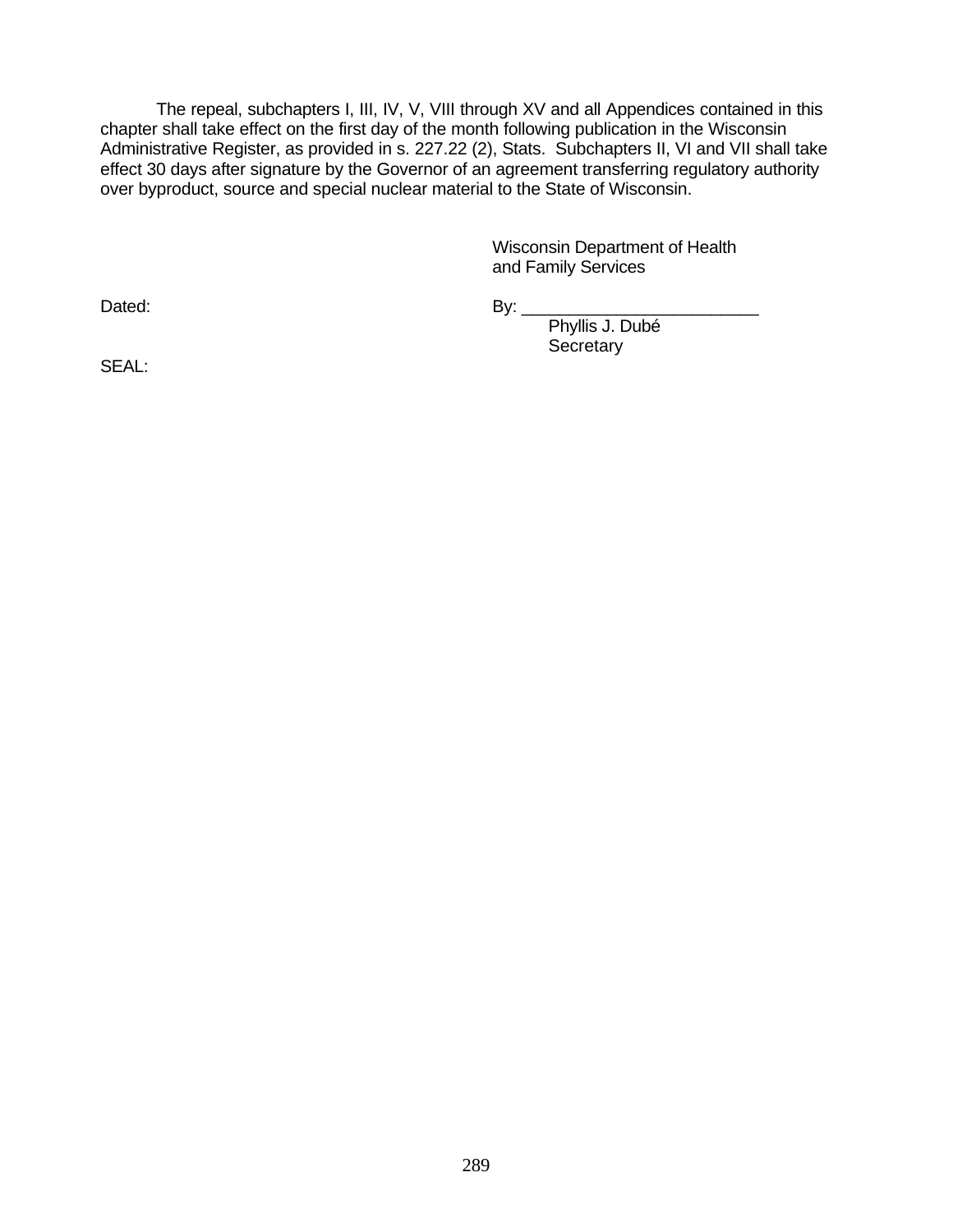The repeal, subchapters I, III, IV, V, VIII through XV and all Appendices contained in this chapter shall take effect on the first day of the month following publication in the Wisconsin Administrative Register, as provided in s. 227.22 (2), Stats. Subchapters II, VI and VII shall take effect 30 days after signature by the Governor of an agreement transferring regulatory authority over byproduct, source and special nuclear material to the State of Wisconsin.

Wisconsin Department of Health
and Family Services

Dated:

By: _________________________
Phyllis J. Dubé
Secretary

SEAL: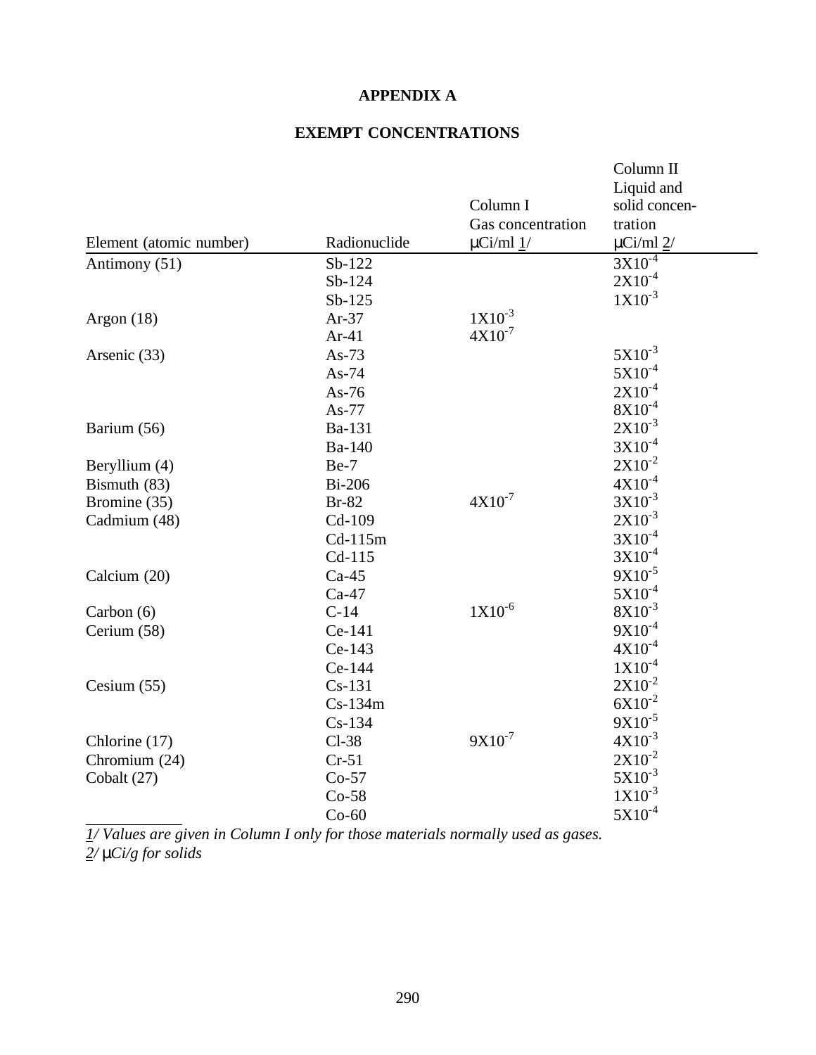# APPENDIX A

## EXEMPT CONCENTRATIONS

| Element (atomic number) | Radionuclide | Column I Gas concentration μCi/ml 1/ | Column II Liquid and solid concentration μCi/ml 2/ |
|---|---|---|---|
| Antimony (51) | Sb-122 | | $3X10^{-4}$ |
| | Sb-124 | | $2X10^{-4}$ |
| | Sb-125 | | $1X10^{-3}$ |
| Argon (18) | Ar-37 | $1X10^{-3}$ | |
| | Ar-41 | $4X10^{-7}$ | |
| Arsenic (33) | As-73 | | $5X10^{-3}$ |
| | As-74 | | $5X10^{-4}$ |
| | As-76 | | $2X10^{-4}$ |
| | As-77 | | $8X10^{-4}$ |
| Barium (56) | Ba-131 | | $2X10^{-3}$ |
| | Ba-140 | | $3X10^{-4}$ |
| Beryllium (4) | Be-7 | | $2X10^{-2}$ |
| Bismuth (83) | Bi-206 | | $4X10^{-4}$ |
| Bromine (35) | Br-82 | $4X10^{-7}$ | $3X10^{-3}$ |
| Cadmium (48) | Cd-109 | | $2X10^{-3}$ |
| | Cd-115m | | $3X10^{-4}$ |
| | Cd-115 | | $3X10^{-4}$ |
| Calcium (20) | Ca-45 | | $9X10^{-5}$ |
| | Ca-47 | | $5X10^{-4}$ |
| Carbon (6) | C-14 | $1X10^{-6}$ | $8X10^{-3}$ |
| Cerium (58) | Ce-141 | | $9X10^{-4}$ |
| | Ce-143 | | $4X10^{-4}$ |
| | Ce-144 | | $1X10^{-4}$ |
| Cesium (55) | Cs-131 | | $2X10^{-2}$ |
| | Cs-134m | | $6X10^{-2}$ |
| | Cs-134 | | $9X10^{-5}$ |
| Chlorine (17) | Cl-38 | $9X10^{-7}$ | $4X10^{-3}$ |
| Chromium (24) | Cr-51 | | $2X10^{-2}$ |
| Cobalt (27) | Co-57 | | $5X10^{-3}$ |
| | Co-58 | | $1X10^{-3}$ |
| | Co-60 | | $5X10^{-4}$ |

*1/ Values are given in Column I only for those materials normally used as gases.*
*2/ μCi/g for solids*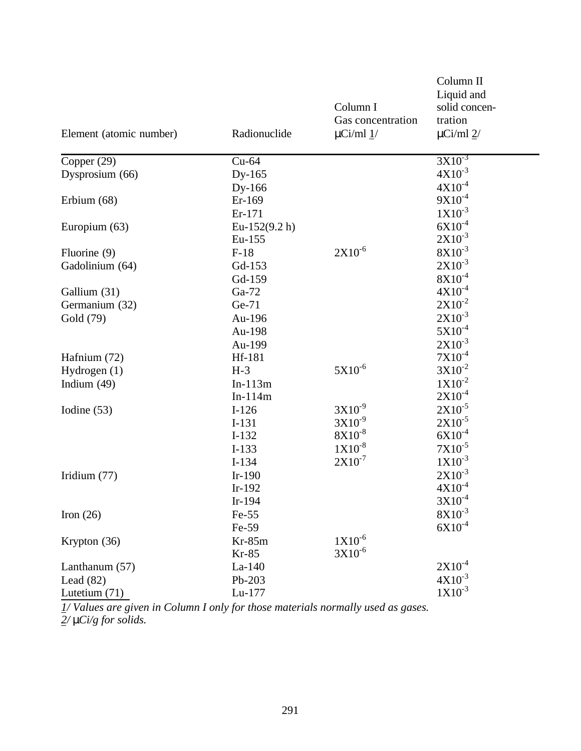| Element (atomic number) | Radionuclide | Column I Gas concentration μCi/ml 1/ | Column II Liquid and solid concentration μCi/ml 2/ |
|---|---|---|---|
| Copper (29) | Cu-64 | | $3X10^{-3}$ |
| Dysprosium (66) | Dy-165 | | $4X10^{-3}$ |
| | Dy-166 | | $4X10^{-4}$ |
| Erbium (68) | Er-169 | | $9X10^{-4}$ |
| | Er-171 | | $1X10^{-3}$ |
| Europium (63) | Eu-152(9.2 h) | | $6X10^{-4}$ |
| | Eu-155 | | $2X10^{-3}$ |
| Fluorine (9) | F-18 | $2X10^{-6}$ | $8X10^{-3}$ |
| Gadolinium (64) | Gd-153 | | $2X10^{-3}$ |
| | Gd-159 | | $8X10^{-4}$ |
| Gallium (31) | Ga-72 | | $4X10^{-4}$ |
| Germanium (32) | Ge-71 | | $2X10^{-2}$ |
| Gold (79) | Au-196 | | $2X10^{-3}$ |
| | Au-198 | | $5X10^{-4}$ |
| | Au-199 | | $2X10^{-3}$ |
| Hafnium (72) | Hf-181 | | $7X10^{-4}$ |
| Hydrogen (1) | H-3 | $5X10^{-6}$ | $3X10^{-2}$ |
| Indium (49) | In-113m | | $1X10^{-2}$ |
| | In-114m | | $2X10^{-4}$ |
| Iodine (53) | I-126 | $3X10^{-9}$ | $2X10^{-5}$ |
| | I-131 | $3X10^{-9}$ | $2X10^{-5}$ |
| | I-132 | $8X10^{-8}$ | $6X10^{-4}$ |
| | I-133 | $1X10^{-8}$ | $7X10^{-5}$ |
| | I-134 | $2X10^{-7}$ | $1X10^{-3}$ |
| Iridium (77) | Ir-190 | | $2X10^{-3}$ |
| | Ir-192 | | $4X10^{-4}$ |
| | Ir-194 | | $3X10^{-4}$ |
| Iron (26) | Fe-55 | | $8X10^{-3}$ |
| | Fe-59 | | $6X10^{-4}$ |
| Krypton (36) | Kr-85m | $1X10^{-6}$ | |
| | Kr-85 | $3X10^{-6}$ | |
| Lanthanum (57) | La-140 | | $2X10^{-4}$ |
| Lead (82) | Pb-203 | | $4X10^{-3}$ |
| Lutetium (71) | Lu-177 | | $1X10^{-3}$ |

*1/ Values are given in Column I only for those materials normally used as gases.*
*2/ μCi/g for solids.*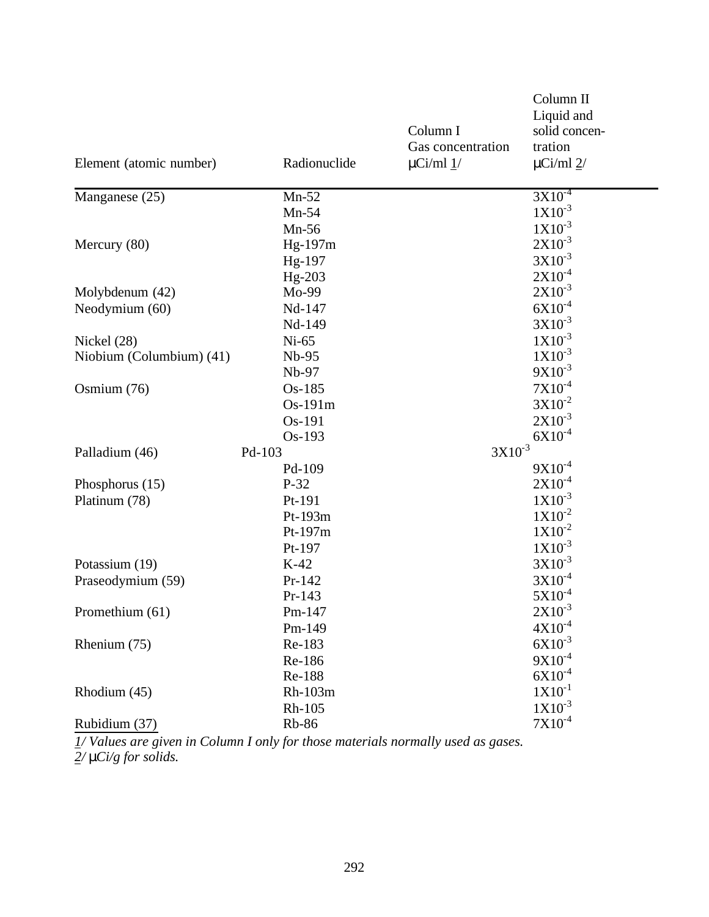| Element (atomic number) | Radionuclide | Column I Gas concentration μCi/ml 1/ | Column II Liquid and solid concentration μCi/ml 2/ |
|---|---|---|---|
| Manganese (25) | Mn-52 | | $3X10^{-4}$ |
| | Mn-54 | | $1X10^{-3}$ |
| | Mn-56 | | $1X10^{-3}$ |
| Mercury (80) | Hg-197m | | $2X10^{-3}$ |
| | Hg-197 | | $3X10^{-3}$ |
| | Hg-203 | | $2X10^{-4}$ |
| Molybdenum (42) | Mo-99 | | $2X10^{-3}$ |
| Neodymium (60) | Nd-147 | | $6X10^{-4}$ |
| | Nd-149 | | $3X10^{-3}$ |
| Nickel (28) | Ni-65 | | $1X10^{-3}$ |
| Niobium (Columbium) (41) | Nb-95 | | $1X10^{-3}$ |
| | Nb-97 | | $9X10^{-3}$ |
| Osmium (76) | Os-185 | | $7X10^{-4}$ |
| | Os-191m | | $3X10^{-2}$ |
| | Os-191 | | $2X10^{-3}$ |
| | Os-193 | | $6X10^{-4}$ |
| Palladium (46) | Pd-103 | | $3X10^{-3}$ |
| | Pd-109 | | $9X10^{-4}$ |
| Phosphorus (15) | P-32 | | $2X10^{-4}$ |
| Platinum (78) | Pt-191 | | $1X10^{-3}$ |
| | Pt-193m | | $1X10^{-2}$ |
| | Pt-197m | | $1X10^{-2}$ |
| | Pt-197 | | $1X10^{-3}$ |
| Potassium (19) | K-42 | | $3X10^{-3}$ |
| Praseodymium (59) | Pr-142 | | $3X10^{-4}$ |
| | Pr-143 | | $5X10^{-4}$ |
| Promethium (61) | Pm-147 | | $2X10^{-3}$ |
| | Pm-149 | | $4X10^{-4}$ |
| Rhenium (75) | Re-183 | | $6X10^{-3}$ |
| | Re-186 | | $9X10^{-4}$ |
| | Re-188 | | $6X10^{-4}$ |
| Rhodium (45) | Rh-103m | | $1X10^{-1}$ |
| | Rh-105 | | $1X10^{-3}$ |
| Rubidium (37) | Rb-86 | | $7X10^{-4}$ |

*1/ Values are given in Column I only for those materials normally used as gases.*
*2/ μCi/g for solids.*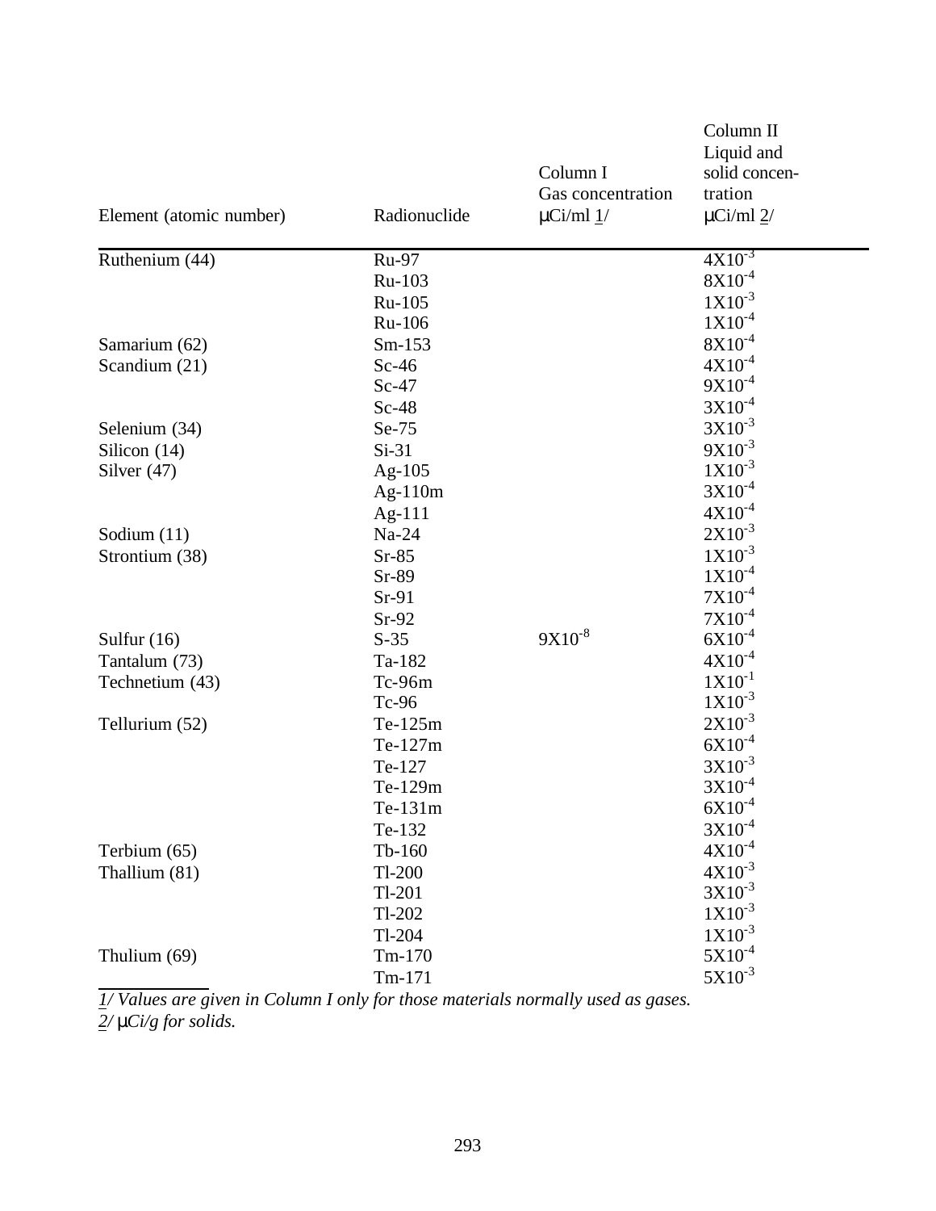| Element (atomic number) | Radionuclide | Column I Gas concentration µCi/ml 1/ | Column II Liquid and solid concentration µCi/ml 2/ |
|---|---|---|---|
| Ruthenium (44) | Ru-97 | | $4X10^{-3}$ |
| | Ru-103 | | $8X10^{-4}$ |
| | Ru-105 | | $1X10^{-3}$ |
| | Ru-106 | | $1X10^{-4}$ |
| Samarium (62) | Sm-153 | | $8X10^{-4}$ |
| Scandium (21) | Sc-46 | | $4X10^{-4}$ |
| | Sc-47 | | $9X10^{-4}$ |
| | Sc-48 | | $3X10^{-4}$ |
| Selenium (34) | Se-75 | | $3X10^{-3}$ |
| Silicon (14) | Si-31 | | $9X10^{-3}$ |
| Silver (47) | Ag-105 | | $1X10^{-3}$ |
| | Ag-110m | | $3X10^{-4}$ |
| | Ag-111 | | $4X10^{-4}$ |
| Sodium (11) | Na-24 | | $2X10^{-3}$ |
| Strontium (38) | Sr-85 | | $1X10^{-3}$ |
| | Sr-89 | | $1X10^{-4}$ |
| | Sr-91 | | $7X10^{-4}$ |
| | Sr-92 | | $7X10^{-4}$ |
| Sulfur (16) | S-35 | $9X10^{-8}$ | $6X10^{-4}$ |
| Tantalum (73) | Ta-182 | | $4X10^{-4}$ |
| Technetium (43) | Tc-96m | | $1X10^{-1}$ |
| | Tc-96 | | $1X10^{-3}$ |
| Tellurium (52) | Te-125m | | $2X10^{-3}$ |
| | Te-127m | | $6X10^{-4}$ |
| | Te-127 | | $3X10^{-3}$ |
| | Te-129m | | $3X10^{-4}$ |
| | Te-131m | | $6X10^{-4}$ |
| | Te-132 | | $3X10^{-4}$ |
| Terbium (65) | Tb-160 | | $4X10^{-4}$ |
| Thallium (81) | Tl-200 | | $4X10^{-3}$ |
| | Tl-201 | | $3X10^{-3}$ |
| | Tl-202 | | $1X10^{-3}$ |
| | Tl-204 | | $1X10^{-3}$ |
| Thulium (69) | Tm-170 | | $5X10^{-4}$ |
| | Tm-171 | | $5X10^{-3}$ |

*1/ Values are given in Column I only for those materials normally used as gases.*
*2/ µCi/g for solids.*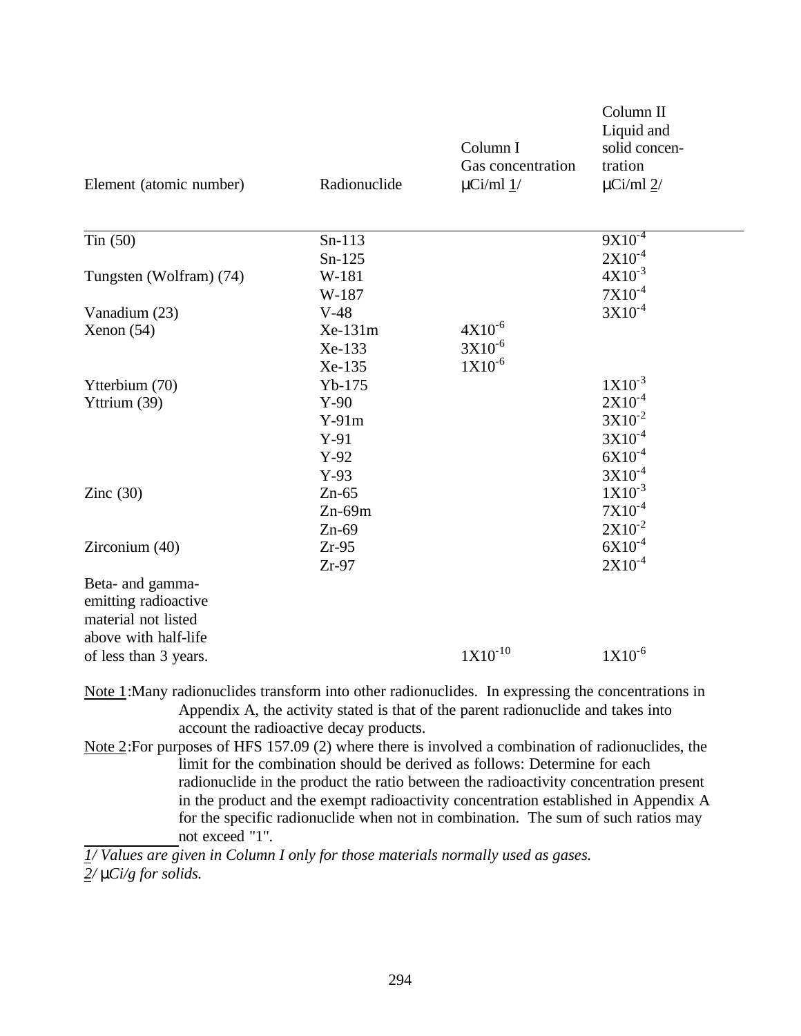| Element (atomic number) | Radionuclide | Column I Gas concentration µCi/ml 1/ | Column II Liquid and solid concentration µCi/ml 2/ |
|---|---|---|---|
| Tin (50) | Sn-113 | | $9X10^{-4}$ |
| | Sn-125 | | $2X10^{-4}$ |
| Tungsten (Wolfram) (74) | W-181 | | $4X10^{-3}$ |
| | W-187 | | $7X10^{-4}$ |
| Vanadium (23) | V-48 | | $3X10^{-4}$ |
| Xenon (54) | Xe-131m | $4X10^{-6}$ | |
| | Xe-133 | $3X10^{-6}$ | |
| | Xe-135 | $1X10^{-6}$ | |
| Ytterbium (70) | Yb-175 | | $1X10^{-3}$ |
| Yttrium (39) | Y-90 | | $2X10^{-4}$ |
| | Y-91m | | $3X10^{-2}$ |
| | Y-91 | | $3X10^{-4}$ |
| | Y-92 | | $6X10^{-4}$ |
| | Y-93 | | $3X10^{-4}$ |
| Zinc (30) | Zn-65 | | $1X10^{-3}$ |
| | Zn-69m | | $7X10^{-4}$ |
| | Zn-69 | | $2X10^{-2}$ |
| Zirconium (40) | Zr-95 | | $6X10^{-4}$ |
| | Zr-97 | | $2X10^{-4}$ |
| Beta- and gamma-emitting radioactive material not listed above with half-life of less than 3 years. | | $1X10^{-10}$ | $1X10^{-6}$ |

Note 1: Many radionuclides transform into other radionuclides. In expressing the concentrations in Appendix A, the activity stated is that of the parent radionuclide and takes into account the radioactive decay products.

Note 2: For purposes of HFS 157.09 (2) where there is involved a combination of radionuclides, the limit for the combination should be derived as follows: Determine for each radionuclide in the product the ratio between the radioactivity concentration present in the product and the exempt radioactivity concentration established in Appendix A for the specific radionuclide when not in combination. The sum of such ratios may not exceed "1".

*1/ Values are given in Column I only for those materials normally used as gases.*

*2/ µCi/g for solids.*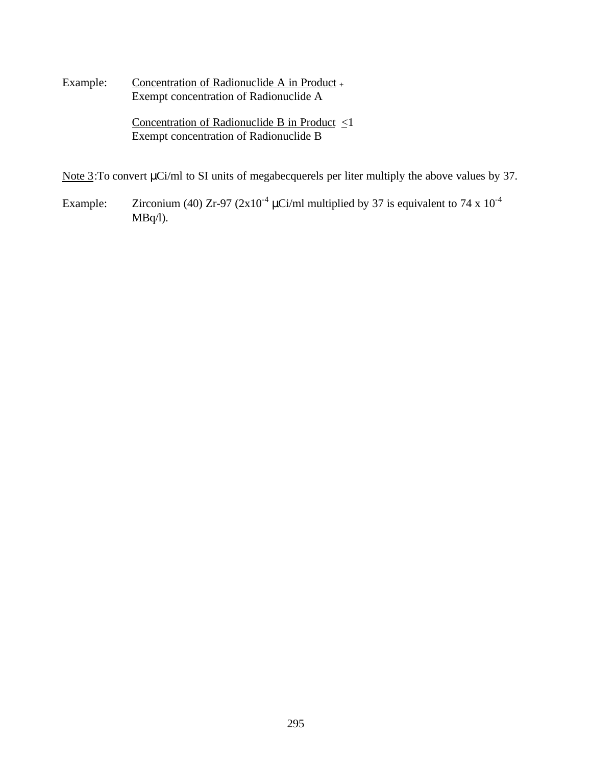Example:

$$\frac{\text{Concentration of Radionuclide A in Product}}{\text{Exempt concentration of Radionuclide A}} + \frac{\text{Concentration of Radionuclide B in Product}}{\text{Exempt concentration of Radionuclide B}} \leq 1$$

Note 3: To convert μCi/ml to SI units of megabecquerels per liter multiply the above values by 37.

Example: Zirconium (40) Zr-97 ($2 \times 10^{-4}$ μCi/ml multiplied by 37 is equivalent to $74 \times 10^{-4}$ MBq/l).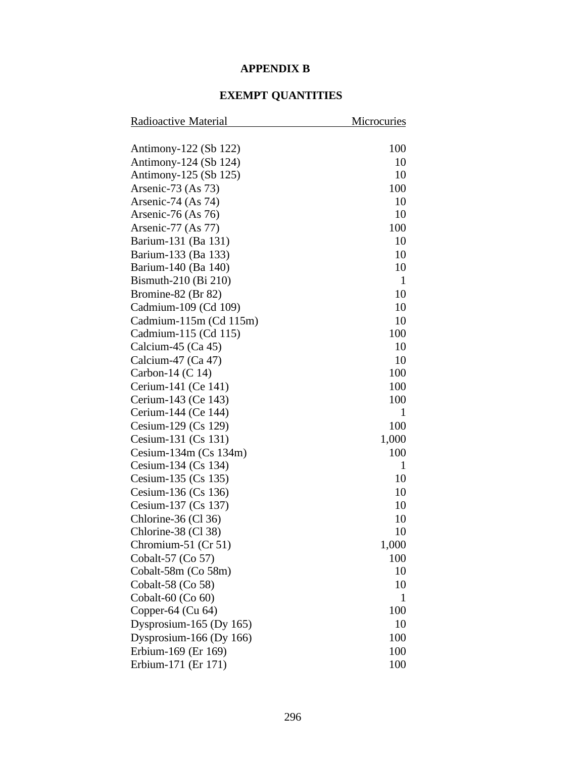# APPENDIX B

## EXEMPT QUANTITIES

| Radioactive Material | Microcuries |
|---|---|
| Antimony-122 (Sb 122) | 100 |
| Antimony-124 (Sb 124) | 10 |
| Antimony-125 (Sb 125) | 10 |
| Arsenic-73 (As 73) | 100 |
| Arsenic-74 (As 74) | 10 |
| Arsenic-76 (As 76) | 10 |
| Arsenic-77 (As 77) | 100 |
| Barium-131 (Ba 131) | 10 |
| Barium-133 (Ba 133) | 10 |
| Barium-140 (Ba 140) | 10 |
| Bismuth-210 (Bi 210) | 1 |
| Bromine-82 (Br 82) | 10 |
| Cadmium-109 (Cd 109) | 10 |
| Cadmium-115m (Cd 115m) | 10 |
| Cadmium-115 (Cd 115) | 100 |
| Calcium-45 (Ca 45) | 10 |
| Calcium-47 (Ca 47) | 10 |
| Carbon-14 (C 14) | 100 |
| Cerium-141 (Ce 141) | 100 |
| Cerium-143 (Ce 143) | 100 |
| Cerium-144 (Ce 144) | 1 |
| Cesium-129 (Cs 129) | 100 |
| Cesium-131 (Cs 131) | 1,000 |
| Cesium-134m (Cs 134m) | 100 |
| Cesium-134 (Cs 134) | 1 |
| Cesium-135 (Cs 135) | 10 |
| Cesium-136 (Cs 136) | 10 |
| Cesium-137 (Cs 137) | 10 |
| Chlorine-36 (Cl 36) | 10 |
| Chlorine-38 (Cl 38) | 10 |
| Chromium-51 (Cr 51) | 1,000 |
| Cobalt-57 (Co 57) | 100 |
| Cobalt-58m (Co 58m) | 10 |
| Cobalt-58 (Co 58) | 10 |
| Cobalt-60 (Co 60) | 1 |
| Copper-64 (Cu 64) | 100 |
| Dysprosium-165 (Dy 165) | 10 |
| Dysprosium-166 (Dy 166) | 100 |
| Erbium-169 (Er 169) | 100 |
| Erbium-171 (Er 171) | 100 |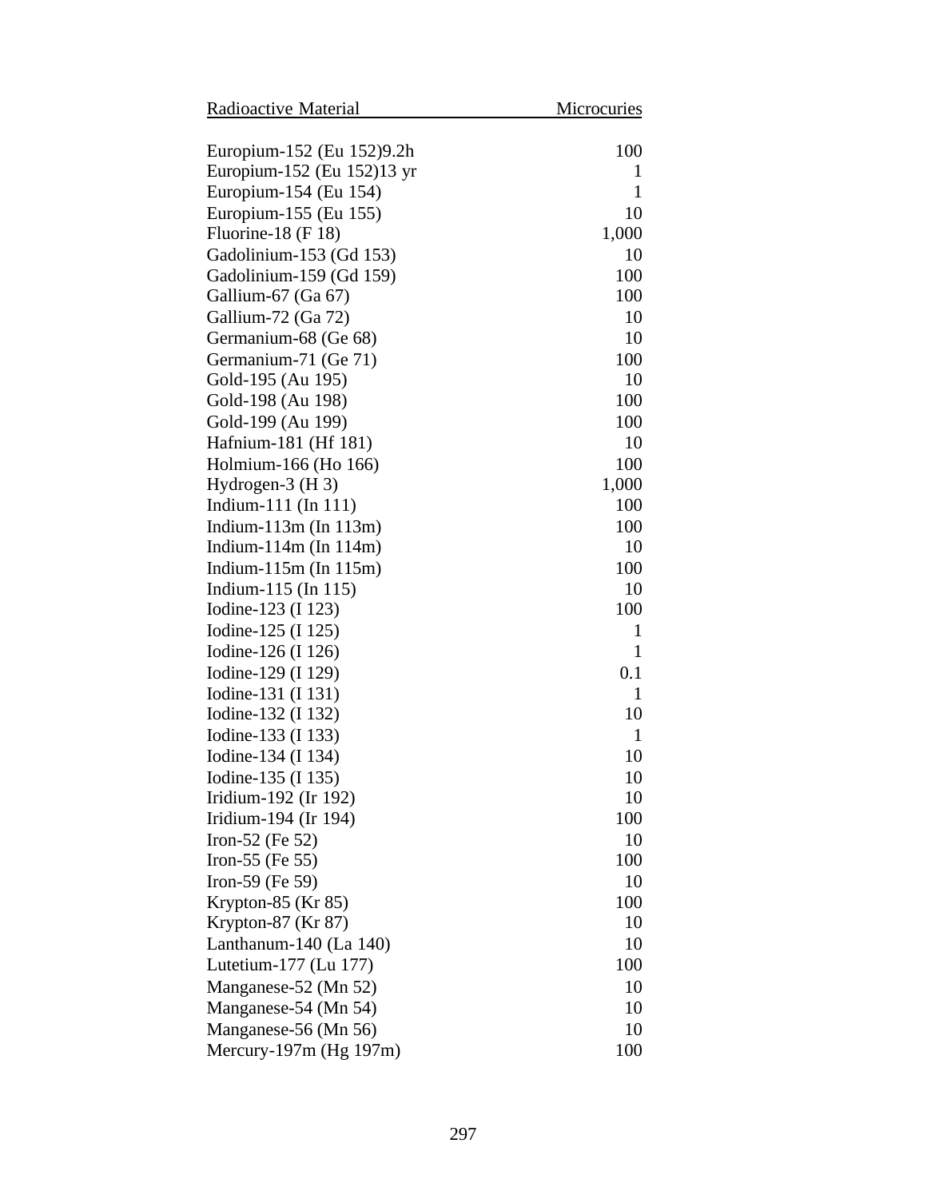| Radioactive Material | Microcuries |
|---|---|
| Europium-152 (Eu 152)9.2h | 100 |
| Europium-152 (Eu 152)13 yr | 1 |
| Europium-154 (Eu 154) | 1 |
| Europium-155 (Eu 155) | 10 |
| Fluorine-18 (F 18) | 1,000 |
| Gadolinium-153 (Gd 153) | 10 |
| Gadolinium-159 (Gd 159) | 100 |
| Gallium-67 (Ga 67) | 100 |
| Gallium-72 (Ga 72) | 10 |
| Germanium-68 (Ge 68) | 10 |
| Germanium-71 (Ge 71) | 100 |
| Gold-195 (Au 195) | 10 |
| Gold-198 (Au 198) | 100 |
| Gold-199 (Au 199) | 100 |
| Hafnium-181 (Hf 181) | 10 |
| Holmium-166 (Ho 166) | 100 |
| Hydrogen-3 (H 3) | 1,000 |
| Indium-111 (In 111) | 100 |
| Indium-113m (In 113m) | 100 |
| Indium-114m (In 114m) | 10 |
| Indium-115m (In 115m) | 100 |
| Indium-115 (In 115) | 10 |
| Iodine-123 (I 123) | 100 |
| Iodine-125 (I 125) | 1 |
| Iodine-126 (I 126) | 1 |
| Iodine-129 (I 129) | 0.1 |
| Iodine-131 (I 131) | 1 |
| Iodine-132 (I 132) | 10 |
| Iodine-133 (I 133) | 1 |
| Iodine-134 (I 134) | 10 |
| Iodine-135 (I 135) | 10 |
| Iridium-192 (Ir 192) | 10 |
| Iridium-194 (Ir 194) | 100 |
| Iron-52 (Fe 52) | 10 |
| Iron-55 (Fe 55) | 100 |
| Iron-59 (Fe 59) | 10 |
| Krypton-85 (Kr 85) | 100 |
| Krypton-87 (Kr 87) | 10 |
| Lanthanum-140 (La 140) | 10 |
| Lutetium-177 (Lu 177) | 100 |
| Manganese-52 (Mn 52) | 10 |
| Manganese-54 (Mn 54) | 10 |
| Manganese-56 (Mn 56) | 10 |
| Mercury-197m (Hg 197m) | 100 |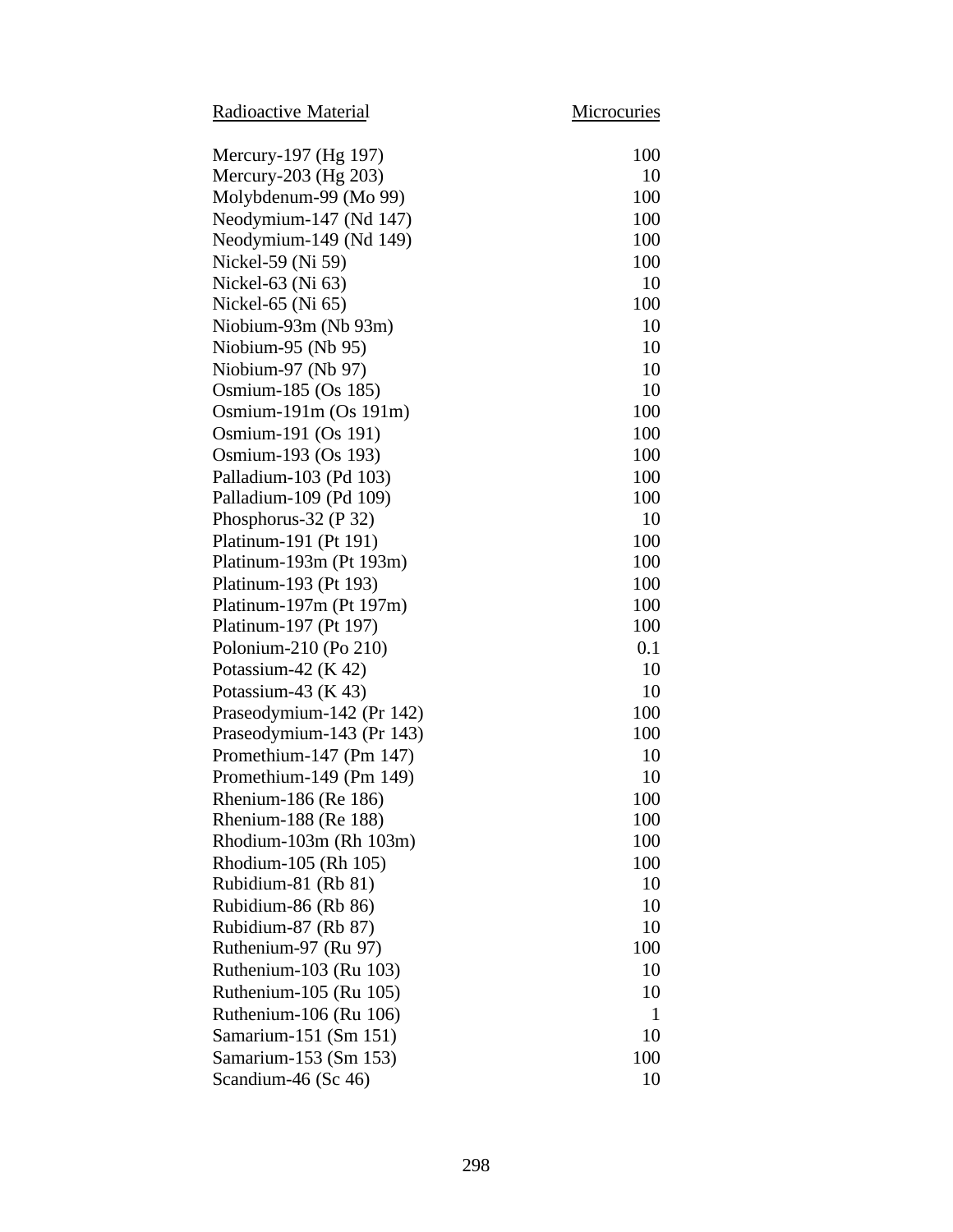| Radioactive Material | Microcuries |
|---|---|
| Mercury-197 (Hg 197) | 100 |
| Mercury-203 (Hg 203) | 10 |
| Molybdenum-99 (Mo 99) | 100 |
| Neodymium-147 (Nd 147) | 100 |
| Neodymium-149 (Nd 149) | 100 |
| Nickel-59 (Ni 59) | 100 |
| Nickel-63 (Ni 63) | 10 |
| Nickel-65 (Ni 65) | 100 |
| Niobium-93m (Nb 93m) | 10 |
| Niobium-95 (Nb 95) | 10 |
| Niobium-97 (Nb 97) | 10 |
| Osmium-185 (Os 185) | 10 |
| Osmium-191m (Os 191m) | 100 |
| Osmium-191 (Os 191) | 100 |
| Osmium-193 (Os 193) | 100 |
| Palladium-103 (Pd 103) | 100 |
| Palladium-109 (Pd 109) | 100 |
| Phosphorus-32 (P 32) | 10 |
| Platinum-191 (Pt 191) | 100 |
| Platinum-193m (Pt 193m) | 100 |
| Platinum-193 (Pt 193) | 100 |
| Platinum-197m (Pt 197m) | 100 |
| Platinum-197 (Pt 197) | 100 |
| Polonium-210 (Po 210) | 0.1 |
| Potassium-42 (K 42) | 10 |
| Potassium-43 (K 43) | 10 |
| Praseodymium-142 (Pr 142) | 100 |
| Praseodymium-143 (Pr 143) | 100 |
| Promethium-147 (Pm 147) | 10 |
| Promethium-149 (Pm 149) | 10 |
| Rhenium-186 (Re 186) | 100 |
| Rhenium-188 (Re 188) | 100 |
| Rhodium-103m (Rh 103m) | 100 |
| Rhodium-105 (Rh 105) | 100 |
| Rubidium-81 (Rb 81) | 10 |
| Rubidium-86 (Rb 86) | 10 |
| Rubidium-87 (Rb 87) | 10 |
| Ruthenium-97 (Ru 97) | 100 |
| Ruthenium-103 (Ru 103) | 10 |
| Ruthenium-105 (Ru 105) | 10 |
| Ruthenium-106 (Ru 106) | 1 |
| Samarium-151 (Sm 151) | 10 |
| Samarium-153 (Sm 153) | 100 |
| Scandium-46 (Sc 46) | 10 |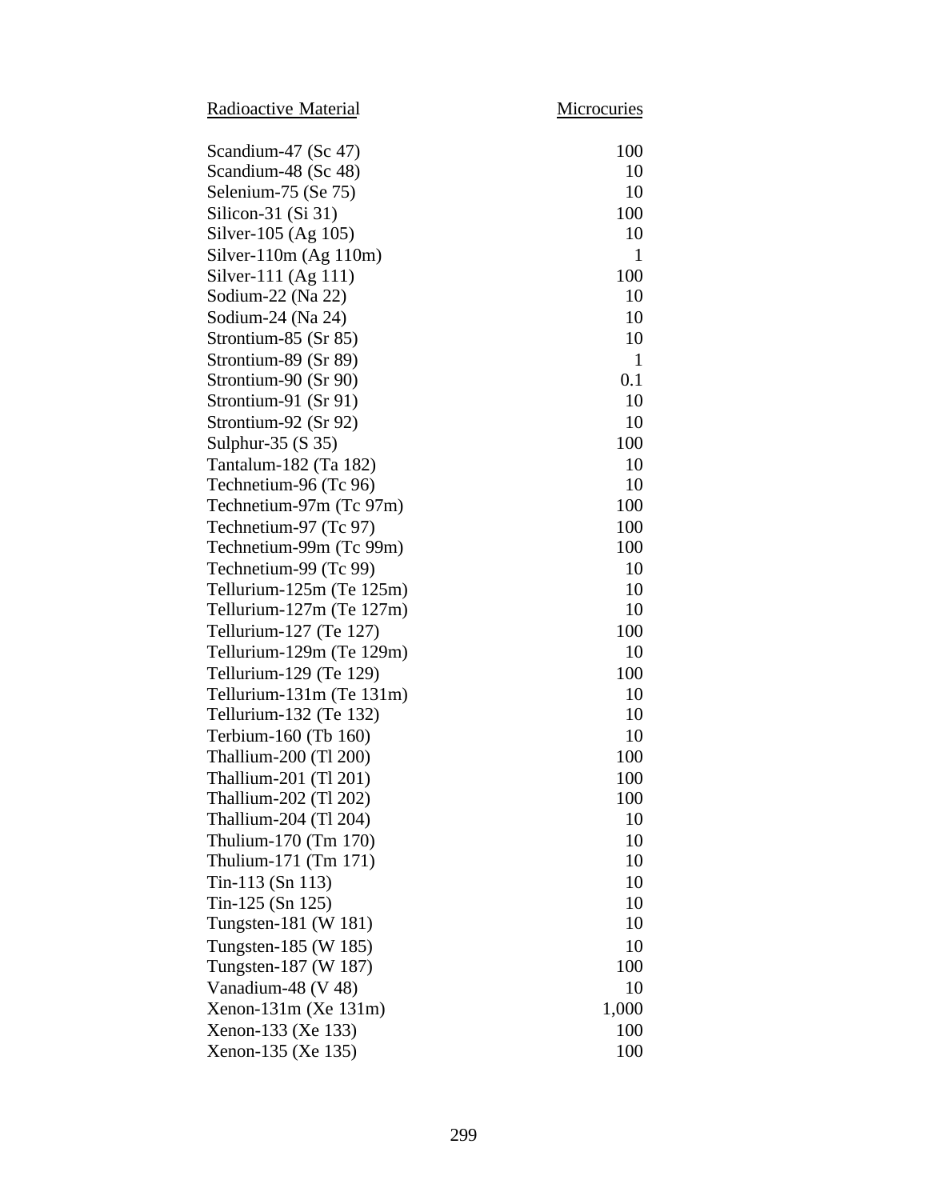| Radioactive Material | Microcuries |
|---|---|
| Scandium-47 (Sc 47) | 100 |
| Scandium-48 (Sc 48) | 10 |
| Selenium-75 (Se 75) | 10 |
| Silicon-31 (Si 31) | 100 |
| Silver-105 (Ag 105) | 10 |
| Silver-110m (Ag 110m) | 1 |
| Silver-111 (Ag 111) | 100 |
| Sodium-22 (Na 22) | 10 |
| Sodium-24 (Na 24) | 10 |
| Strontium-85 (Sr 85) | 10 |
| Strontium-89 (Sr 89) | 1 |
| Strontium-90 (Sr 90) | 0.1 |
| Strontium-91 (Sr 91) | 10 |
| Strontium-92 (Sr 92) | 10 |
| Sulphur-35 (S 35) | 100 |
| Tantalum-182 (Ta 182) | 10 |
| Technetium-96 (Tc 96) | 10 |
| Technetium-97m (Tc 97m) | 100 |
| Technetium-97 (Tc 97) | 100 |
| Technetium-99m (Tc 99m) | 100 |
| Technetium-99 (Tc 99) | 10 |
| Tellurium-125m (Te 125m) | 10 |
| Tellurium-127m (Te 127m) | 10 |
| Tellurium-127 (Te 127) | 100 |
| Tellurium-129m (Te 129m) | 10 |
| Tellurium-129 (Te 129) | 100 |
| Tellurium-131m (Te 131m) | 10 |
| Tellurium-132 (Te 132) | 10 |
| Terbium-160 (Tb 160) | 10 |
| Thallium-200 (Tl 200) | 100 |
| Thallium-201 (Tl 201) | 100 |
| Thallium-202 (Tl 202) | 100 |
| Thallium-204 (Tl 204) | 10 |
| Thulium-170 (Tm 170) | 10 |
| Thulium-171 (Tm 171) | 10 |
| Tin-113 (Sn 113) | 10 |
| Tin-125 (Sn 125) | 10 |
| Tungsten-181 (W 181) | 10 |
| Tungsten-185 (W 185) | 10 |
| Tungsten-187 (W 187) | 100 |
| Vanadium-48 (V 48) | 10 |
| Xenon-131m (Xe 131m) | 1,000 |
| Xenon-133 (Xe 133) | 100 |
| Xenon-135 (Xe 135) | 100 |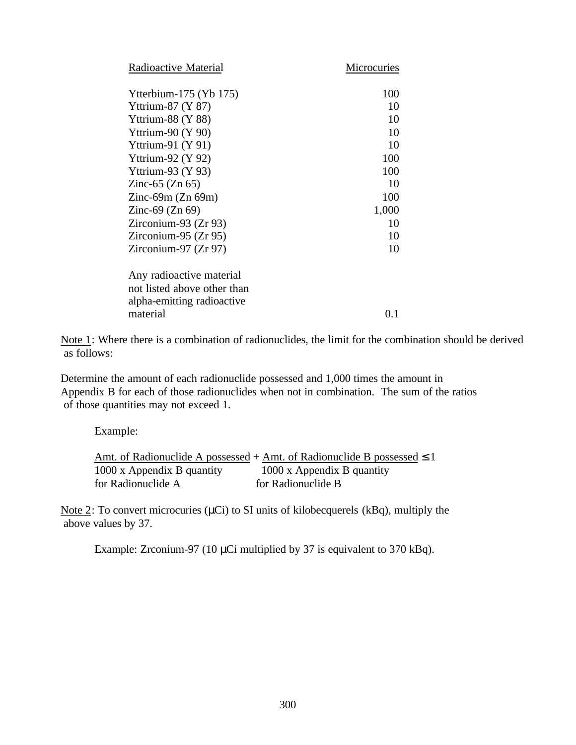| Radioactive Material | Microcuries |
|---|---|
| Ytterbium-175 (Yb 175) | 100 |
| Yttrium-87 (Y 87) | 10 |
| Yttrium-88 (Y 88) | 10 |
| Yttrium-90 (Y 90) | 10 |
| Yttrium-91 (Y 91) | 10 |
| Yttrium-92 (Y 92) | 100 |
| Yttrium-93 (Y 93) | 100 |
| Zinc-65 (Zn 65) | 10 |
| Zinc-69m (Zn 69m) | 100 |
| Zinc-69 (Zn 69) | 1,000 |
| Zirconium-93 (Zr 93) | 10 |
| Zirconium-95 (Zr 95) | 10 |
| Zirconium-97 (Zr 97) | 10 |
| Any radioactive material not listed above other than alpha-emitting radioactive material | 0.1 |

Note 1: Where there is a combination of radionuclides, the limit for the combination should be derived as follows:

Determine the amount of each radionuclide possessed and 1,000 times the amount in Appendix B for each of those radionuclides when not in combination. The sum of the ratios of those quantities may not exceed 1.

Example:

$$\frac{\text{Amt. of Radionuclide A possessed}}{\text{1000 x Appendix B quantity for Radionuclide A}} + \frac{\text{Amt. of Radionuclide B possessed}}{\text{1000 x Appendix B quantity for Radionuclide B}} \leq 1$$

Note 2: To convert microcuries (μCi) to SI units of kilobecquerels (kBq), multiply the above values by 37.

Example: Zrconium-97 (10 μCi multiplied by 37 is equivalent to 370 kBq).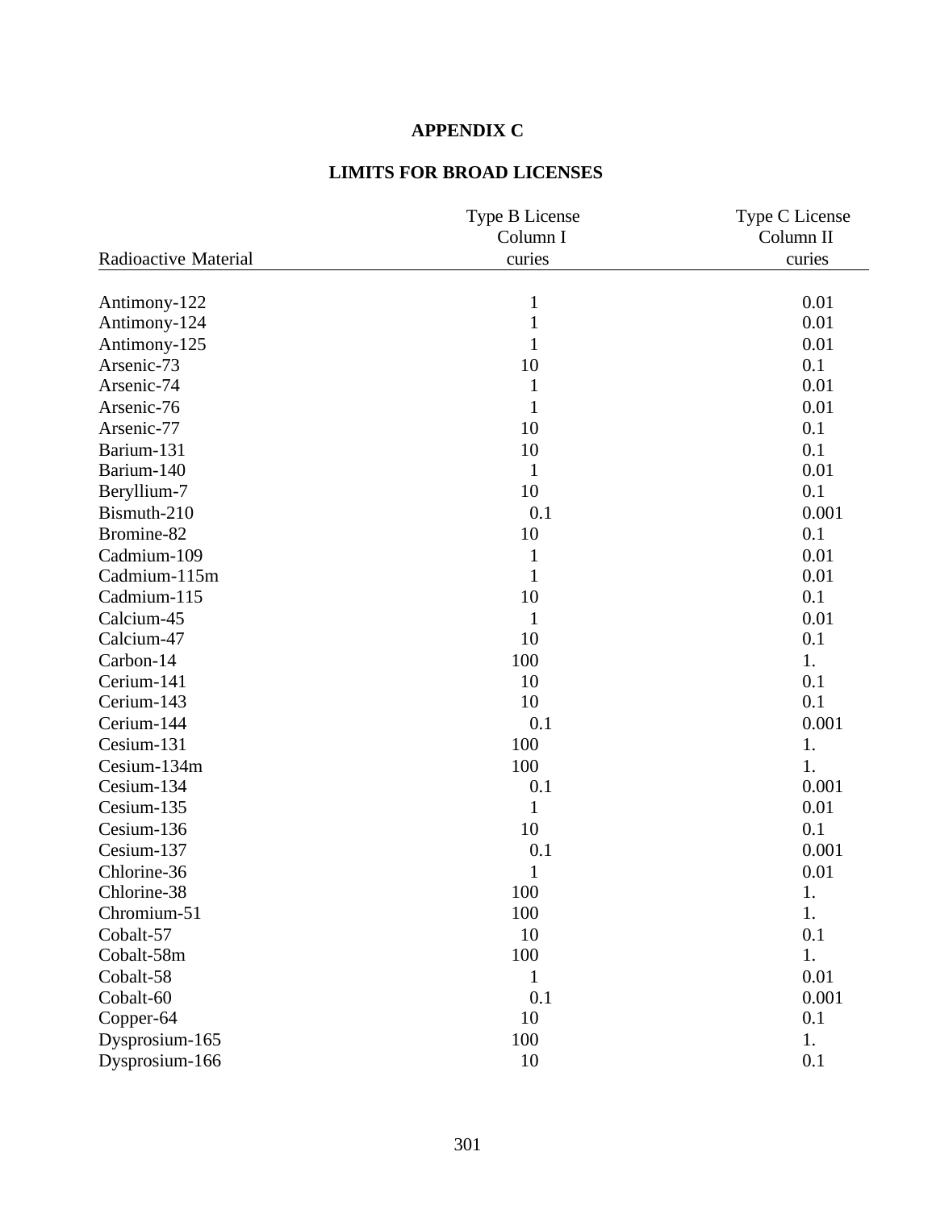# APPENDIX C

## LIMITS FOR BROAD LICENSES

| Radioactive Material | Type B License Column I curies | Type C License Column II curies |
|---|---|---|
| Antimony-122 | 1 | 0.01 |
| Antimony-124 | 1 | 0.01 |
| Antimony-125 | 1 | 0.01 |
| Arsenic-73 | 10 | 0.1 |
| Arsenic-74 | 1 | 0.01 |
| Arsenic-76 | 1 | 0.01 |
| Arsenic-77 | 10 | 0.1 |
| Barium-131 | 10 | 0.1 |
| Barium-140 | 1 | 0.01 |
| Beryllium-7 | 10 | 0.1 |
| Bismuth-210 | 0.1 | 0.001 |
| Bromine-82 | 10 | 0.1 |
| Cadmium-109 | 1 | 0.01 |
| Cadmium-115m | 1 | 0.01 |
| Cadmium-115 | 10 | 0.1 |
| Calcium-45 | 1 | 0.01 |
| Calcium-47 | 10 | 0.1 |
| Carbon-14 | 100 | 1. |
| Cerium-141 | 10 | 0.1 |
| Cerium-143 | 10 | 0.1 |
| Cerium-144 | 0.1 | 0.001 |
| Cesium-131 | 100 | 1. |
| Cesium-134m | 100 | 1. |
| Cesium-134 | 0.1 | 0.001 |
| Cesium-135 | 1 | 0.01 |
| Cesium-136 | 10 | 0.1 |
| Cesium-137 | 0.1 | 0.001 |
| Chlorine-36 | 1 | 0.01 |
| Chlorine-38 | 100 | 1. |
| Chromium-51 | 100 | 1. |
| Cobalt-57 | 10 | 0.1 |
| Cobalt-58m | 100 | 1. |
| Cobalt-58 | 1 | 0.01 |
| Cobalt-60 | 0.1 | 0.001 |
| Copper-64 | 10 | 0.1 |
| Dysprosium-165 | 100 | 1. |
| Dysprosium-166 | 10 | 0.1 |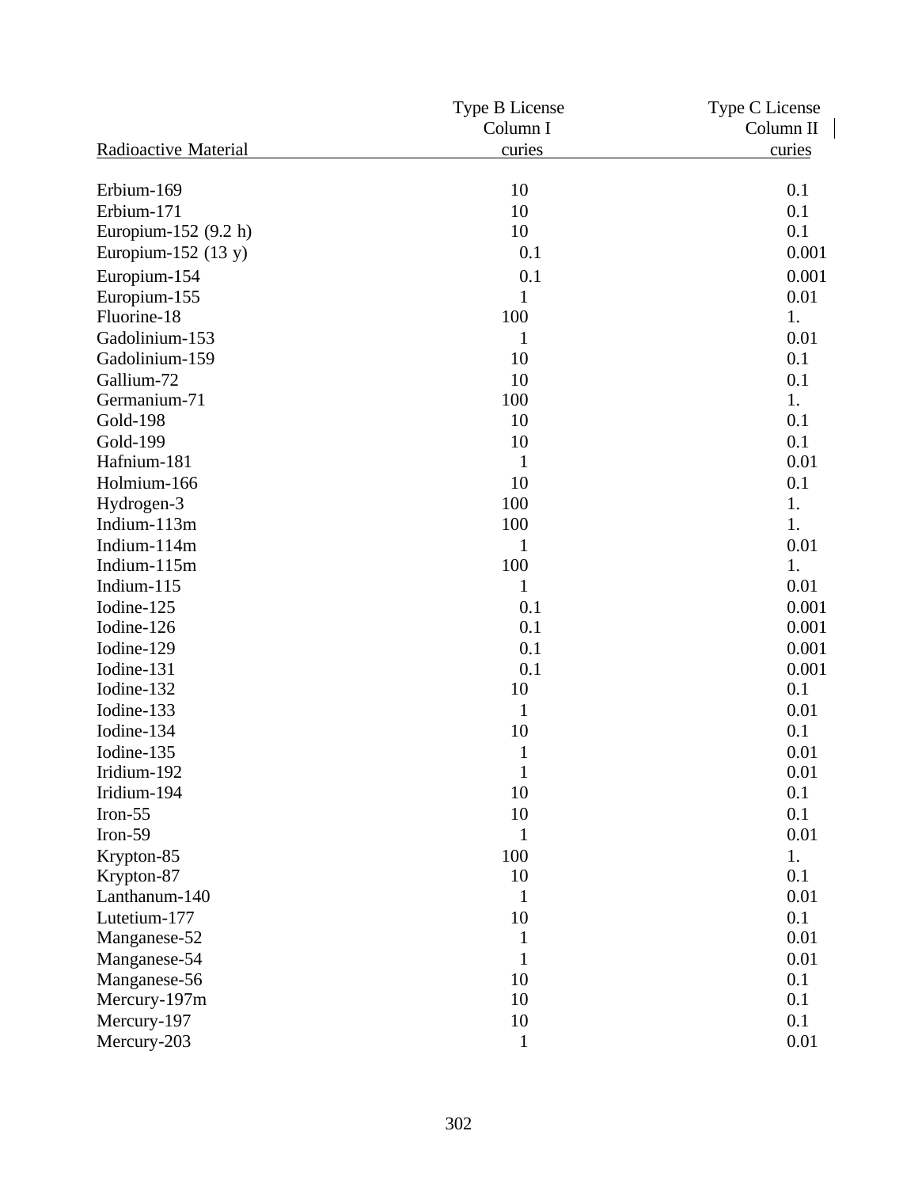| Radioactive Material | Type B License Column I curies | Type C License Column II curies |
|---|---|---|
| Erbium-169 | 10 | 0.1 |
| Erbium-171 | 10 | 0.1 |
| Europium-152 (9.2 h) | 10 | 0.1 |
| Europium-152 (13 y) | 0.1 | 0.001 |
| Europium-154 | 0.1 | 0.001 |
| Europium-155 | 1 | 0.01 |
| Fluorine-18 | 100 | 1. |
| Gadolinium-153 | 1 | 0.01 |
| Gadolinium-159 | 10 | 0.1 |
| Gallium-72 | 10 | 0.1 |
| Germanium-71 | 100 | 1. |
| Gold-198 | 10 | 0.1 |
| Gold-199 | 10 | 0.1 |
| Hafnium-181 | 1 | 0.01 |
| Holmium-166 | 10 | 0.1 |
| Hydrogen-3 | 100 | 1. |
| Indium-113m | 100 | 1. |
| Indium-114m | 1 | 0.01 |
| Indium-115m | 100 | 1. |
| Indium-115 | 1 | 0.01 |
| Iodine-125 | 0.1 | 0.001 |
| Iodine-126 | 0.1 | 0.001 |
| Iodine-129 | 0.1 | 0.001 |
| Iodine-131 | 0.1 | 0.001 |
| Iodine-132 | 10 | 0.1 |
| Iodine-133 | 1 | 0.01 |
| Iodine-134 | 10 | 0.1 |
| Iodine-135 | 1 | 0.01 |
| Iridium-192 | 1 | 0.01 |
| Iridium-194 | 10 | 0.1 |
| Iron-55 | 10 | 0.1 |
| Iron-59 | 1 | 0.01 |
| Krypton-85 | 100 | 1. |
| Krypton-87 | 10 | 0.1 |
| Lanthanum-140 | 1 | 0.01 |
| Lutetium-177 | 10 | 0.1 |
| Manganese-52 | 1 | 0.01 |
| Manganese-54 | 1 | 0.01 |
| Manganese-56 | 10 | 0.1 |
| Mercury-197m | 10 | 0.1 |
| Mercury-197 | 10 | 0.1 |
| Mercury-203 | 1 | 0.01 |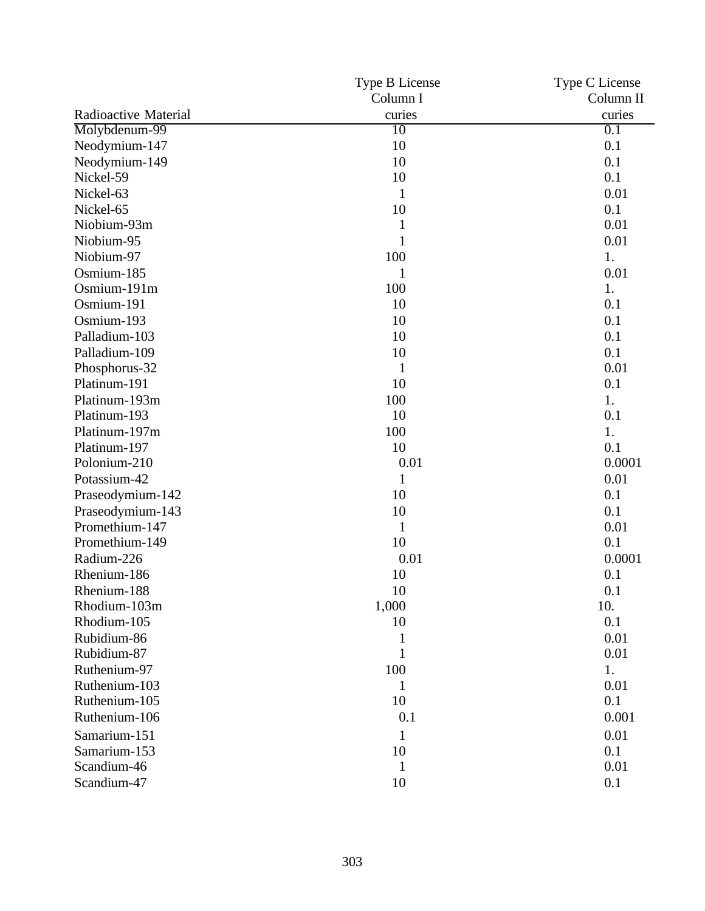| Radioactive Material | Type B License Column I curies | Type C License Column II curies |
|---|---|---|
| Molybdenum-99 | 10 | 0.1 |
| Neodymium-147 | 10 | 0.1 |
| Neodymium-149 | 10 | 0.1 |
| Nickel-59 | 10 | 0.1 |
| Nickel-63 | 1 | 0.01 |
| Nickel-65 | 10 | 0.1 |
| Niobium-93m | 1 | 0.01 |
| Niobium-95 | 1 | 0.01 |
| Niobium-97 | 100 | 1. |
| Osmium-185 | 1 | 0.01 |
| Osmium-191m | 100 | 1. |
| Osmium-191 | 10 | 0.1 |
| Osmium-193 | 10 | 0.1 |
| Palladium-103 | 10 | 0.1 |
| Palladium-109 | 10 | 0.1 |
| Phosphorus-32 | 1 | 0.01 |
| Platinum-191 | 10 | 0.1 |
| Platinum-193m | 100 | 1. |
| Platinum-193 | 10 | 0.1 |
| Platinum-197m | 100 | 1. |
| Platinum-197 | 10 | 0.1 |
| Polonium-210 | 0.01 | 0.0001 |
| Potassium-42 | 1 | 0.01 |
| Praseodymium-142 | 10 | 0.1 |
| Praseodymium-143 | 10 | 0.1 |
| Promethium-147 | 1 | 0.01 |
| Promethium-149 | 10 | 0.1 |
| Radium-226 | 0.01 | 0.0001 |
| Rhenium-186 | 10 | 0.1 |
| Rhenium-188 | 10 | 0.1 |
| Rhodium-103m | 1,000 | 10. |
| Rhodium-105 | 10 | 0.1 |
| Rubidium-86 | 1 | 0.01 |
| Rubidium-87 | 1 | 0.01 |
| Ruthenium-97 | 100 | 1. |
| Ruthenium-103 | 1 | 0.01 |
| Ruthenium-105 | 10 | 0.1 |
| Ruthenium-106 | 0.1 | 0.001 |
| Samarium-151 | 1 | 0.01 |
| Samarium-153 | 10 | 0.1 |
| Scandium-46 | 1 | 0.01 |
| Scandium-47 | 10 | 0.1 |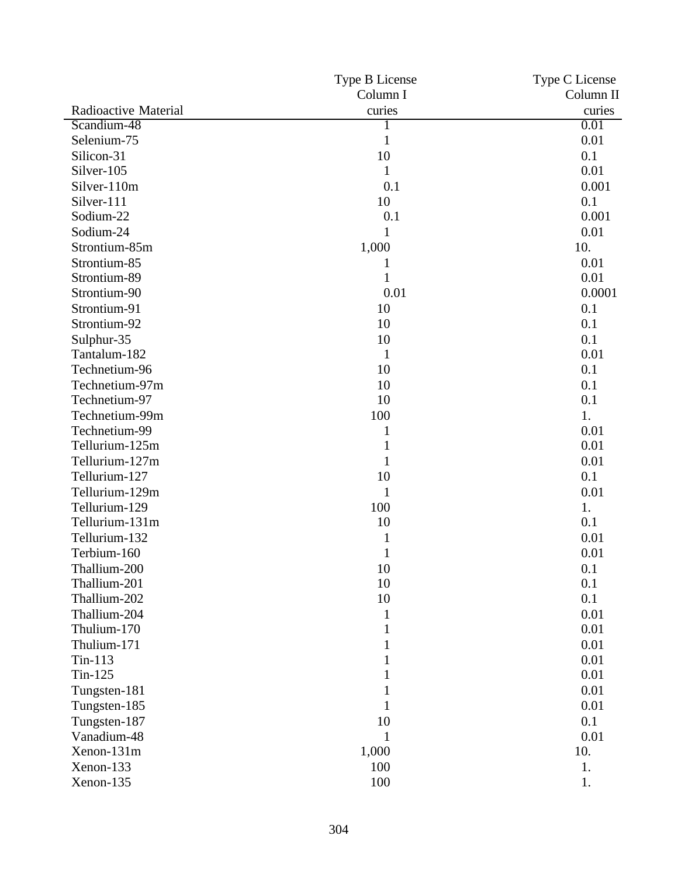| Radioactive Material | Type B License Column I curies | Type C License Column II curies |
|---|---|---|
| Scandium-48 | 1 | 0.01 |
| Selenium-75 | 1 | 0.01 |
| Silicon-31 | 10 | 0.1 |
| Silver-105 | 1 | 0.01 |
| Silver-110m | 0.1 | 0.001 |
| Silver-111 | 10 | 0.1 |
| Sodium-22 | 0.1 | 0.001 |
| Sodium-24 | 1 | 0.01 |
| Strontium-85m | 1,000 | 10. |
| Strontium-85 | 1 | 0.01 |
| Strontium-89 | 1 | 0.01 |
| Strontium-90 | 0.01 | 0.0001 |
| Strontium-91 | 10 | 0.1 |
| Strontium-92 | 10 | 0.1 |
| Sulphur-35 | 10 | 0.1 |
| Tantalum-182 | 1 | 0.01 |
| Technetium-96 | 10 | 0.1 |
| Technetium-97m | 10 | 0.1 |
| Technetium-97 | 10 | 0.1 |
| Technetium-99m | 100 | 1. |
| Technetium-99 | 1 | 0.01 |
| Tellurium-125m | 1 | 0.01 |
| Tellurium-127m | 1 | 0.01 |
| Tellurium-127 | 10 | 0.1 |
| Tellurium-129m | 1 | 0.01 |
| Tellurium-129 | 100 | 1. |
| Tellurium-131m | 10 | 0.1 |
| Tellurium-132 | 1 | 0.01 |
| Terbium-160 | 1 | 0.01 |
| Thallium-200 | 10 | 0.1 |
| Thallium-201 | 10 | 0.1 |
| Thallium-202 | 10 | 0.1 |
| Thallium-204 | 1 | 0.01 |
| Thulium-170 | 1 | 0.01 |
| Thulium-171 | 1 | 0.01 |
| Tin-113 | 1 | 0.01 |
| Tin-125 | 1 | 0.01 |
| Tungsten-181 | 1 | 0.01 |
| Tungsten-185 | 1 | 0.01 |
| Tungsten-187 | 10 | 0.1 |
| Vanadium-48 | 1 | 0.01 |
| Xenon-131m | 1,000 | 10. |
| Xenon-133 | 100 | 1. |
| Xenon-135 | 100 | 1. |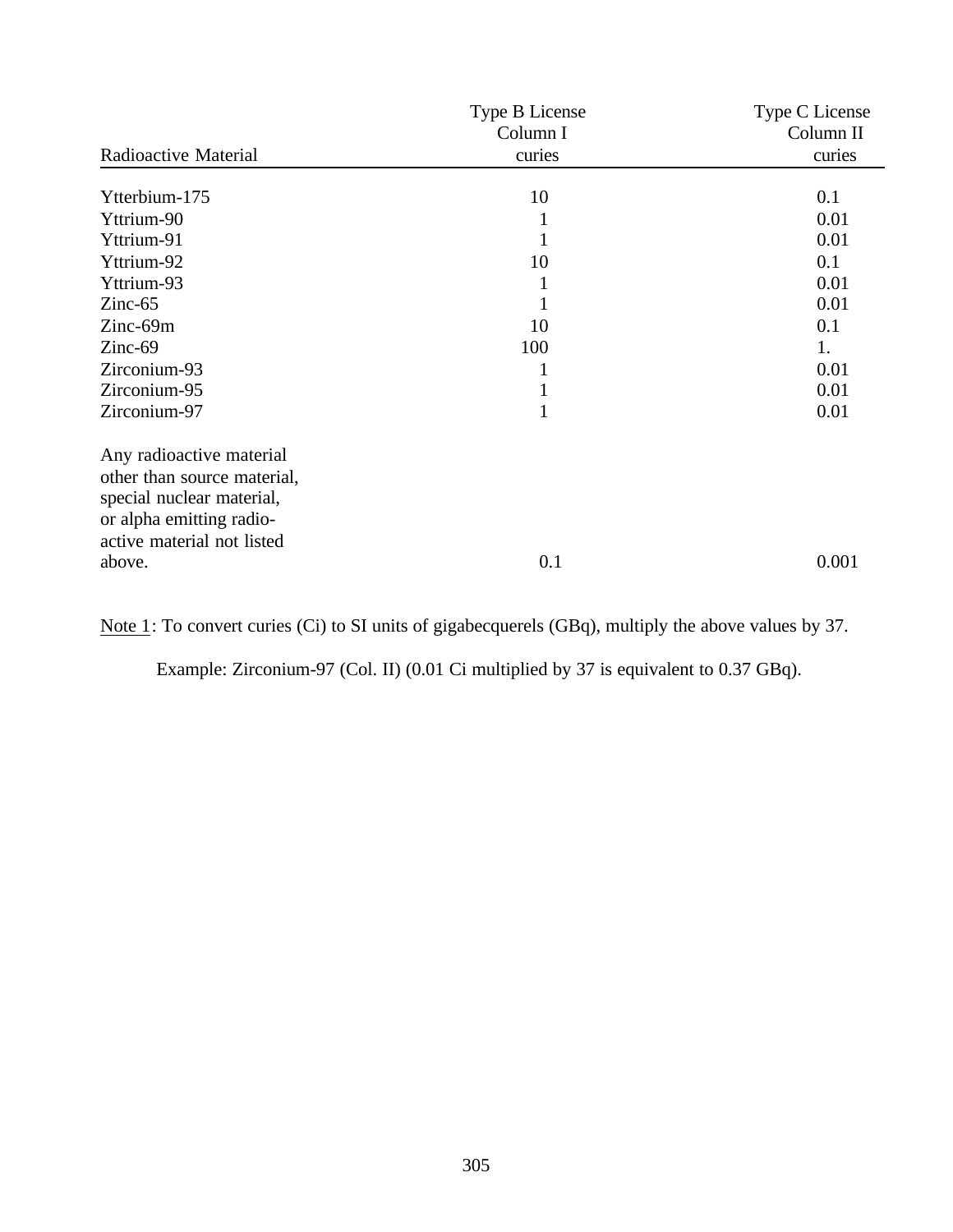| Radioactive Material | Type B License Column I curies | Type C License Column II curies |
|---|---|---|
| Ytterbium-175 | 10 | 0.1 |
| Yttrium-90 | 1 | 0.01 |
| Yttrium-91 | 1 | 0.01 |
| Yttrium-92 | 10 | 0.1 |
| Yttrium-93 | 1 | 0.01 |
| Zinc-65 | 1 | 0.01 |
| Zinc-69m | 10 | 0.1 |
| Zinc-69 | 100 | 1. |
| Zirconium-93 | 1 | 0.01 |
| Zirconium-95 | 1 | 0.01 |
| Zirconium-97 | 1 | 0.01 |
| Any radioactive material other than source material, special nuclear material, or alpha emitting radio-active material not listed above. | 0.1 | 0.001 |

Note 1: To convert curies (Ci) to SI units of gigabecquerels (GBq), multiply the above values by 37.

Example: Zirconium-97 (Col. II) (0.01 Ci multiplied by 37 is equivalent to 0.37 GBq).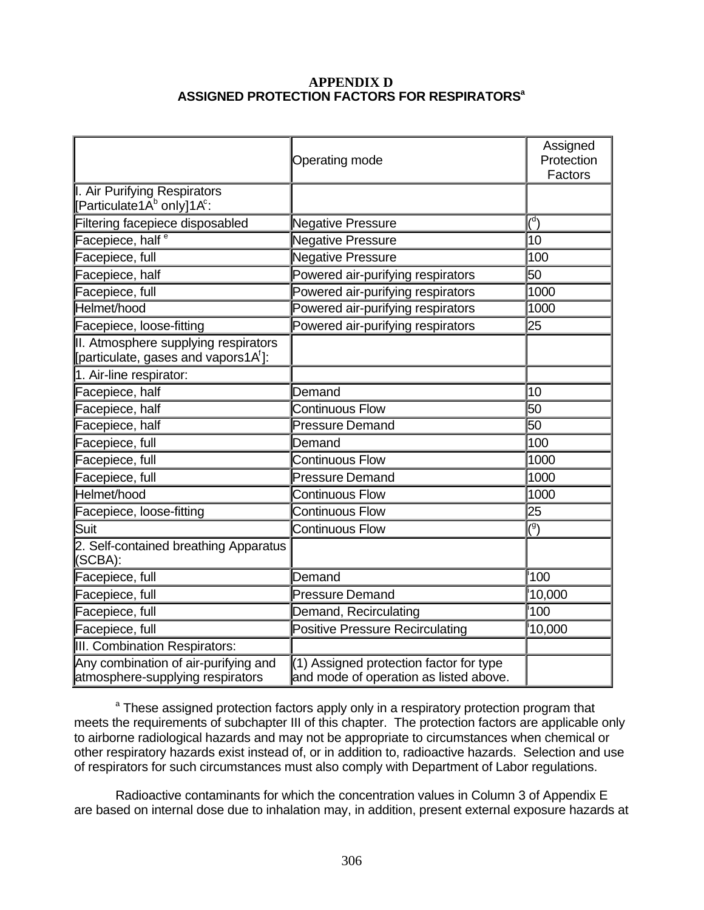# APPENDIX D
## ASSIGNED PROTECTION FACTORS FOR RESPIRATORS[a]

| | Operating mode | Assigned Protection Factors |
|---|---|---|
| I. Air Purifying Respirators [Particulate1A[b] only]1A[c]: | | |
| Filtering facepiece disposabled | Negative Pressure | ([d]) |
| Facepiece, half [e] | Negative Pressure | 10 |
| Facepiece, full | Negative Pressure | 100 |
| Facepiece, half | Powered air-purifying respirators | 50 |
| Facepiece, full | Powered air-purifying respirators | 1000 |
| Helmet/hood | Powered air-purifying respirators | 1000 |
| Facepiece, loose-fitting | Powered air-purifying respirators | 25 |
| II. Atmosphere supplying respirators [particulate, gases and vapors1A[f]]: | | |
| 1. Air-line respirator: | | |
| Facepiece, half | Demand | 10 |
| Facepiece, half | Continuous Flow | 50 |
| Facepiece, half | Pressure Demand | 50 |
| Facepiece, full | Demand | 100 |
| Facepiece, full | Continuous Flow | 1000 |
| Facepiece, full | Pressure Demand | 1000 |
| Helmet/hood | Continuous Flow | 1000 |
| Facepiece, loose-fitting | Continuous Flow | 25 |
| Suit | Continuous Flow | ([g]) |
| 2. Self-contained breathing Apparatus (SCBA): | | |
| Facepiece, full | Demand | [i]100 |
| Facepiece, full | Pressure Demand | [i]10,000 |
| Facepiece, full | Demand, Recirculating | [i]100 |
| Facepiece, full | Positive Pressure Recirculating | [i]10,000 |
| III. Combination Respirators: | | |
| Any combination of air-purifying and atmosphere-supplying respirators | (1) Assigned protection factor for type and mode of operation as listed above. | |

[a] These assigned protection factors apply only in a respiratory protection program that meets the requirements of subchapter III of this chapter. The protection factors are applicable only to airborne radiological hazards and may not be appropriate to circumstances when chemical or other respiratory hazards exist instead of, or in addition to, radioactive hazards. Selection and use of respirators for such circumstances must also comply with Department of Labor regulations.

Radioactive contaminants for which the concentration values in Column 3 of Appendix E are based on internal dose due to inhalation may, in addition, present external exposure hazards at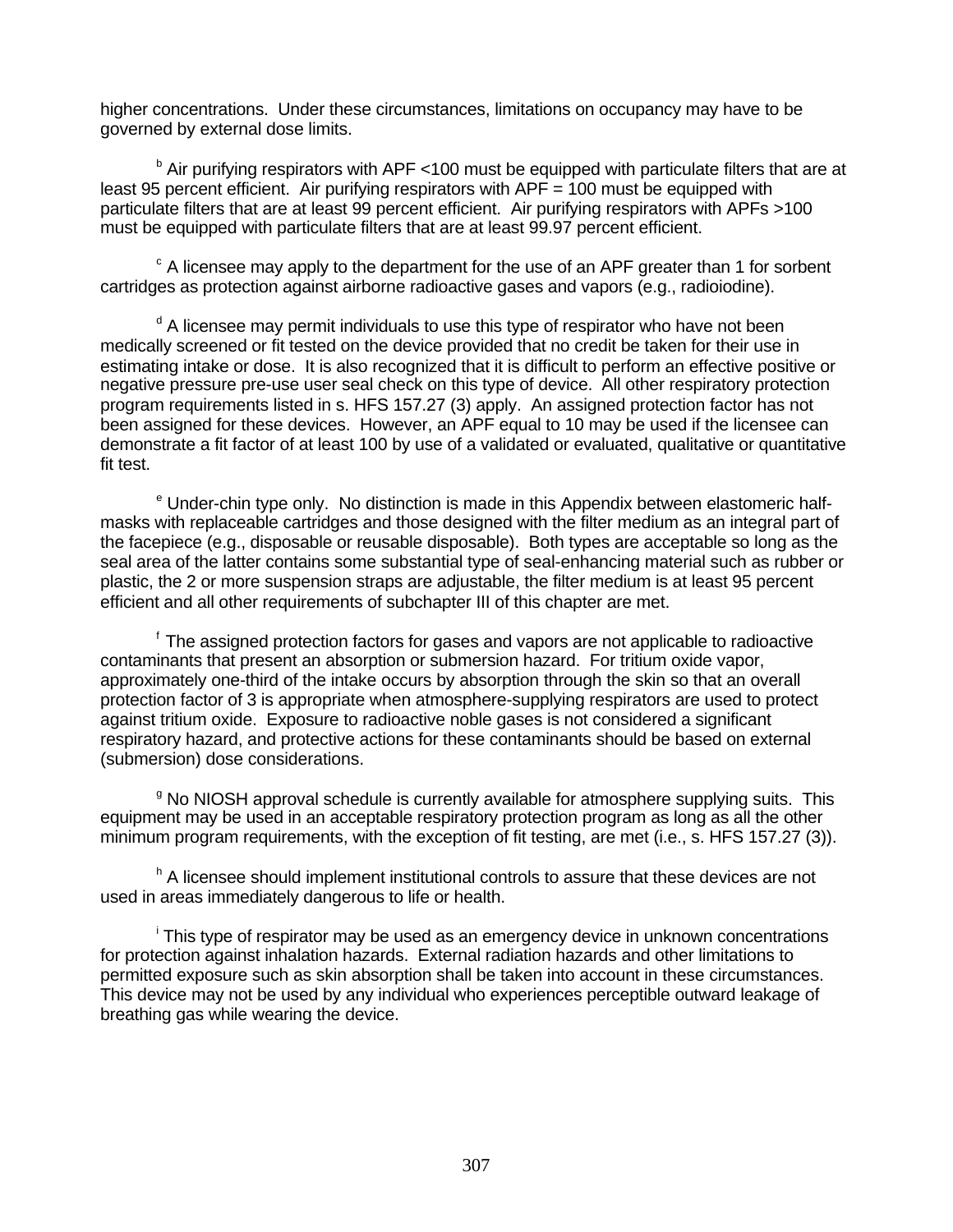higher concentrations. Under these circumstances, limitations on occupancy may have to be governed by external dose limits.

[b] Air purifying respirators with APF <100 must be equipped with particulate filters that are at least 95 percent efficient. Air purifying respirators with APF = 100 must be equipped with particulate filters that are at least 99 percent efficient. Air purifying respirators with APFs >100 must be equipped with particulate filters that are at least 99.97 percent efficient.

[c] A licensee may apply to the department for the use of an APF greater than 1 for sorbent cartridges as protection against airborne radioactive gases and vapors (e.g., radioiodine).

[d] A licensee may permit individuals to use this type of respirator who have not been medically screened or fit tested on the device provided that no credit be taken for their use in estimating intake or dose. It is also recognized that it is difficult to perform an effective positive or negative pressure pre-use user seal check on this type of device. All other respiratory protection program requirements listed in s. HFS 157.27 (3) apply. An assigned protection factor has not been assigned for these devices. However, an APF equal to 10 may be used if the licensee can demonstrate a fit factor of at least 100 by use of a validated or evaluated, qualitative or quantitative fit test.

[e] Under-chin type only. No distinction is made in this Appendix between elastomeric half-masks with replaceable cartridges and those designed with the filter medium as an integral part of the facepiece (e.g., disposable or reusable disposable). Both types are acceptable so long as the seal area of the latter contains some substantial type of seal-enhancing material such as rubber or plastic, the 2 or more suspension straps are adjustable, the filter medium is at least 95 percent efficient and all other requirements of subchapter III of this chapter are met.

[f] The assigned protection factors for gases and vapors are not applicable to radioactive contaminants that present an absorption or submersion hazard. For tritium oxide vapor, approximately one-third of the intake occurs by absorption through the skin so that an overall protection factor of 3 is appropriate when atmosphere-supplying respirators are used to protect against tritium oxide. Exposure to radioactive noble gases is not considered a significant respiratory hazard, and protective actions for these contaminants should be based on external (submersion) dose considerations.

[g] No NIOSH approval schedule is currently available for atmosphere supplying suits. This equipment may be used in an acceptable respiratory protection program as long as all the other minimum program requirements, with the exception of fit testing, are met (i.e., s. HFS 157.27 (3)).

[h] A licensee should implement institutional controls to assure that these devices are not used in areas immediately dangerous to life or health.

[i] This type of respirator may be used as an emergency device in unknown concentrations for protection against inhalation hazards. External radiation hazards and other limitations to permitted exposure such as skin absorption shall be taken into account in these circumstances. This device may not be used by any individual who experiences perceptible outward leakage of breathing gas while wearing the device.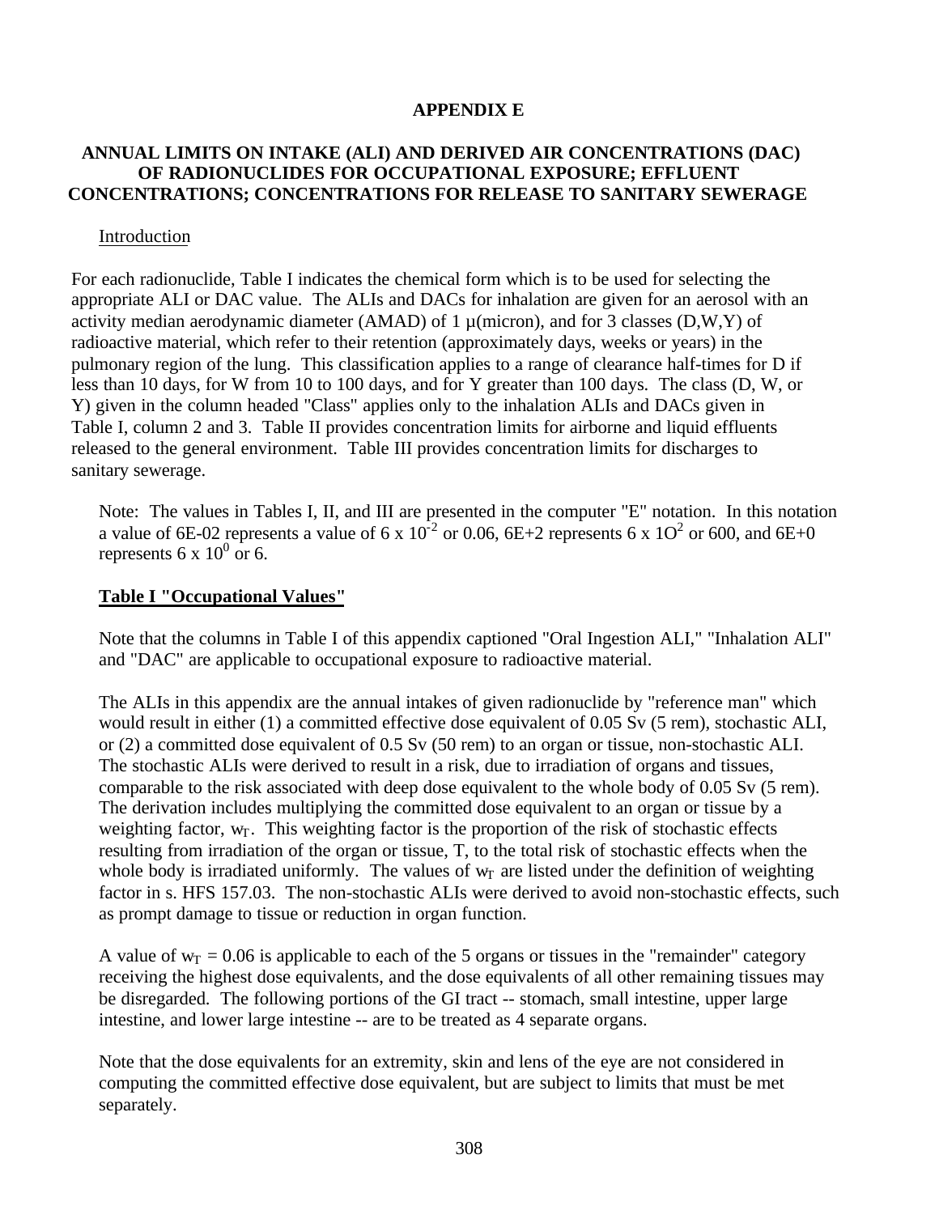# APPENDIX E

## ANNUAL LIMITS ON INTAKE (ALI) AND DERIVED AIR CONCENTRATIONS (DAC) OF RADIONUCLIDES FOR OCCUPATIONAL EXPOSURE; EFFLUENT CONCENTRATIONS; CONCENTRATIONS FOR RELEASE TO SANITARY SEWERAGE

Introduction

For each radionuclide, Table I indicates the chemical form which is to be used for selecting the appropriate ALI or DAC value. The ALIs and DACs for inhalation are given for an aerosol with an activity median aerodynamic diameter (AMAD) of 1 μ(micron), and for 3 classes (D,W,Y) of radioactive material, which refer to their retention (approximately days, weeks or years) in the pulmonary region of the lung. This classification applies to a range of clearance half-times for D if less than 10 days, for W from 10 to 100 days, and for Y greater than 100 days. The class (D, W, or Y) given in the column headed "Class" applies only to the inhalation ALIs and DACs given in Table I, column 2 and 3. Table II provides concentration limits for airborne and liquid effluents released to the general environment. Table III provides concentration limits for discharges to sanitary sewerage.

Note: The values in Tables I, II, and III are presented in the computer "E" notation. In this notation a value of 6E-02 represents a value of $6 \times 10^{-2}$ or 0.06, 6E+2 represents $6 \times 10^{2}$ or 600, and 6E+0 represents $6 \times 10^{0}$ or 6.

**Table I "Occupational Values"**

Note that the columns in Table I of this appendix captioned "Oral Ingestion ALI," "Inhalation ALI" and "DAC" are applicable to occupational exposure to radioactive material.

The ALIs in this appendix are the annual intakes of given radionuclide by "reference man" which would result in either (1) a committed effective dose equivalent of 0.05 Sv (5 rem), stochastic ALI, or (2) a committed dose equivalent of 0.5 Sv (50 rem) to an organ or tissue, non-stochastic ALI. The stochastic ALIs were derived to result in a risk, due to irradiation of organs and tissues, comparable to the risk associated with deep dose equivalent to the whole body of 0.05 Sv (5 rem). The derivation includes multiplying the committed dose equivalent to an organ or tissue by a weighting factor, $w_T$. This weighting factor is the proportion of the risk of stochastic effects resulting from irradiation of the organ or tissue, T, to the total risk of stochastic effects when the whole body is irradiated uniformly. The values of $w_T$ are listed under the definition of weighting factor in s. HFS 157.03. The non-stochastic ALIs were derived to avoid non-stochastic effects, such as prompt damage to tissue or reduction in organ function.

A value of $w_T = 0.06$ is applicable to each of the 5 organs or tissues in the "remainder" category receiving the highest dose equivalents, and the dose equivalents of all other remaining tissues may be disregarded. The following portions of the GI tract -- stomach, small intestine, upper large intestine, and lower large intestine -- are to be treated as 4 separate organs.

Note that the dose equivalents for an extremity, skin and lens of the eye are not considered in computing the committed effective dose equivalent, but are subject to limits that must be met separately.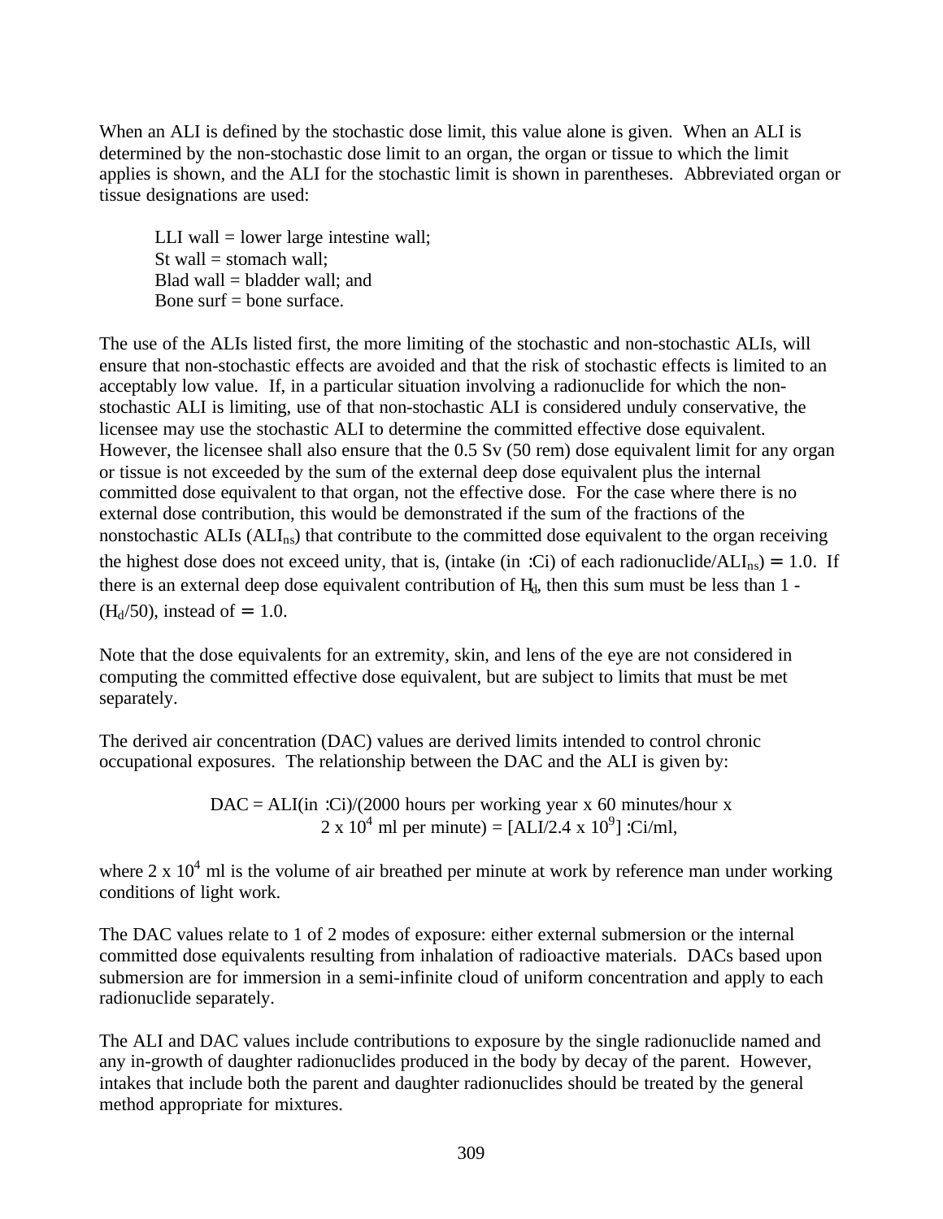When an ALI is defined by the stochastic dose limit, this value alone is given. When an ALI is determined by the non-stochastic dose limit to an organ, the organ or tissue to which the limit applies is shown, and the ALI for the stochastic limit is shown in parentheses. Abbreviated organ or tissue designations are used:

LLI wall = lower large intestine wall;
St wall = stomach wall;
Blad wall = bladder wall; and
Bone surf = bone surface.

The use of the ALIs listed first, the more limiting of the stochastic and non-stochastic ALIs, will ensure that non-stochastic effects are avoided and that the risk of stochastic effects is limited to an acceptably low value. If, in a particular situation involving a radionuclide for which the non-stochastic ALI is limiting, use of that non-stochastic ALI is considered unduly conservative, the licensee may use the stochastic ALI to determine the committed effective dose equivalent. However, the licensee shall also ensure that the 0.5 Sv (50 rem) dose equivalent limit for any organ or tissue is not exceeded by the sum of the external deep dose equivalent plus the internal committed dose equivalent to that organ, not the effective dose. For the case where there is no external dose contribution, this would be demonstrated if the sum of the fractions of the nonstochastic ALIs ($ALI_{ns}$) that contribute to the committed dose equivalent to the organ receiving the highest dose does not exceed unity, that is, (intake (in µCi) of each radionuclide/$ALI_{ns}$) $\leq$ 1.0. If there is an external deep dose equivalent contribution of $H_d$, then this sum must be less than 1 - ($H_d$/50), instead of $\leq$ 1.0.

Note that the dose equivalents for an extremity, skin, and lens of the eye are not considered in computing the committed effective dose equivalent, but are subject to limits that must be met separately.

The derived air concentration (DAC) values are derived limits intended to control chronic occupational exposures. The relationship between the DAC and the ALI is given by:

$$DAC = ALI(\text{in } \mu Ci)/(2000 \text{ hours per working year} \times 60 \text{ minutes/hour} \times 2 \times 10^4 \text{ ml per minute}) = [ALI/2.4 \times 10^9] \ \mu Ci/ml,$$

where $2 \times 10^4$ ml is the volume of air breathed per minute at work by reference man under working conditions of light work.

The DAC values relate to 1 of 2 modes of exposure: either external submersion or the internal committed dose equivalents resulting from inhalation of radioactive materials. DACs based upon submersion are for immersion in a semi-infinite cloud of uniform concentration and apply to each radionuclide separately.

The ALI and DAC values include contributions to exposure by the single radionuclide named and any in-growth of daughter radionuclides produced in the body by decay of the parent. However, intakes that include both the parent and daughter radionuclides should be treated by the general method appropriate for mixtures.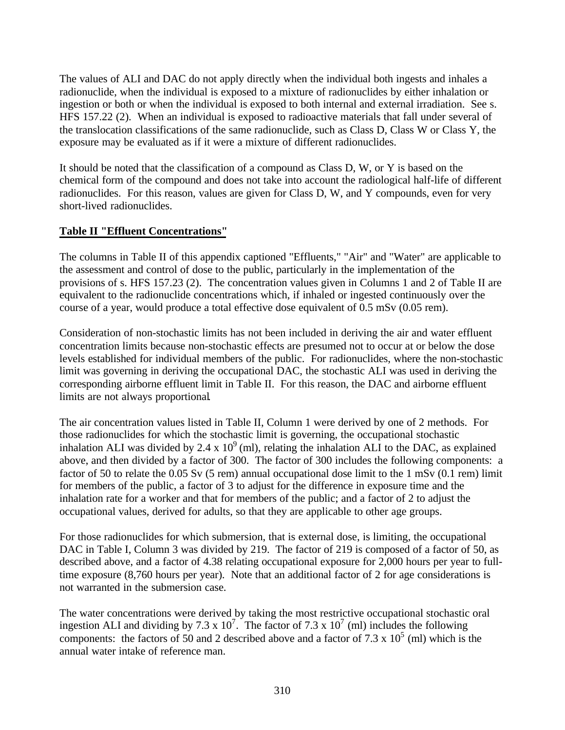The values of ALI and DAC do not apply directly when the individual both ingests and inhales a radionuclide, when the individual is exposed to a mixture of radionuclides by either inhalation or ingestion or both or when the individual is exposed to both internal and external irradiation. See s. HFS 157.22 (2). When an individual is exposed to radioactive materials that fall under several of the translocation classifications of the same radionuclide, such as Class D, Class W or Class Y, the exposure may be evaluated as if it were a mixture of different radionuclides.

It should be noted that the classification of a compound as Class D, W, or Y is based on the chemical form of the compound and does not take into account the radiological half-life of different radionuclides. For this reason, values are given for Class D, W, and Y compounds, even for very short-lived radionuclides.

**Table II "Effluent Concentrations"**

The columns in Table II of this appendix captioned "Effluents," "Air" and "Water" are applicable to the assessment and control of dose to the public, particularly in the implementation of the provisions of s. HFS 157.23 (2). The concentration values given in Columns 1 and 2 of Table II are equivalent to the radionuclide concentrations which, if inhaled or ingested continuously over the course of a year, would produce a total effective dose equivalent of 0.5 mSv (0.05 rem).

Consideration of non-stochastic limits has not been included in deriving the air and water effluent concentration limits because non-stochastic effects are presumed not to occur at or below the dose levels established for individual members of the public. For radionuclides, where the non-stochastic limit was governing in deriving the occupational DAC, the stochastic ALI was used in deriving the corresponding airborne effluent limit in Table II. For this reason, the DAC and airborne effluent limits are not always proportional.

The air concentration values listed in Table II, Column 1 were derived by one of 2 methods. For those radionuclides for which the stochastic limit is governing, the occupational stochastic inhalation ALI was divided by $2.4 \times 10^9$ (ml), relating the inhalation ALI to the DAC, as explained above, and then divided by a factor of 300. The factor of 300 includes the following components: a factor of 50 to relate the 0.05 Sv (5 rem) annual occupational dose limit to the 1 mSv (0.1 rem) limit for members of the public, a factor of 3 to adjust for the difference in exposure time and the inhalation rate for a worker and that for members of the public; and a factor of 2 to adjust the occupational values, derived for adults, so that they are applicable to other age groups.

For those radionuclides for which submersion, that is external dose, is limiting, the occupational DAC in Table I, Column 3 was divided by 219. The factor of 219 is composed of a factor of 50, as described above, and a factor of 4.38 relating occupational exposure for 2,000 hours per year to full-time exposure (8,760 hours per year). Note that an additional factor of 2 for age considerations is not warranted in the submersion case.

The water concentrations were derived by taking the most restrictive occupational stochastic oral ingestion ALI and dividing by $7.3 \times 10^7$. The factor of $7.3 \times 10^7$ (ml) includes the following components: the factors of 50 and 2 described above and a factor of $7.3 \times 10^5$ (ml) which is the annual water intake of reference man.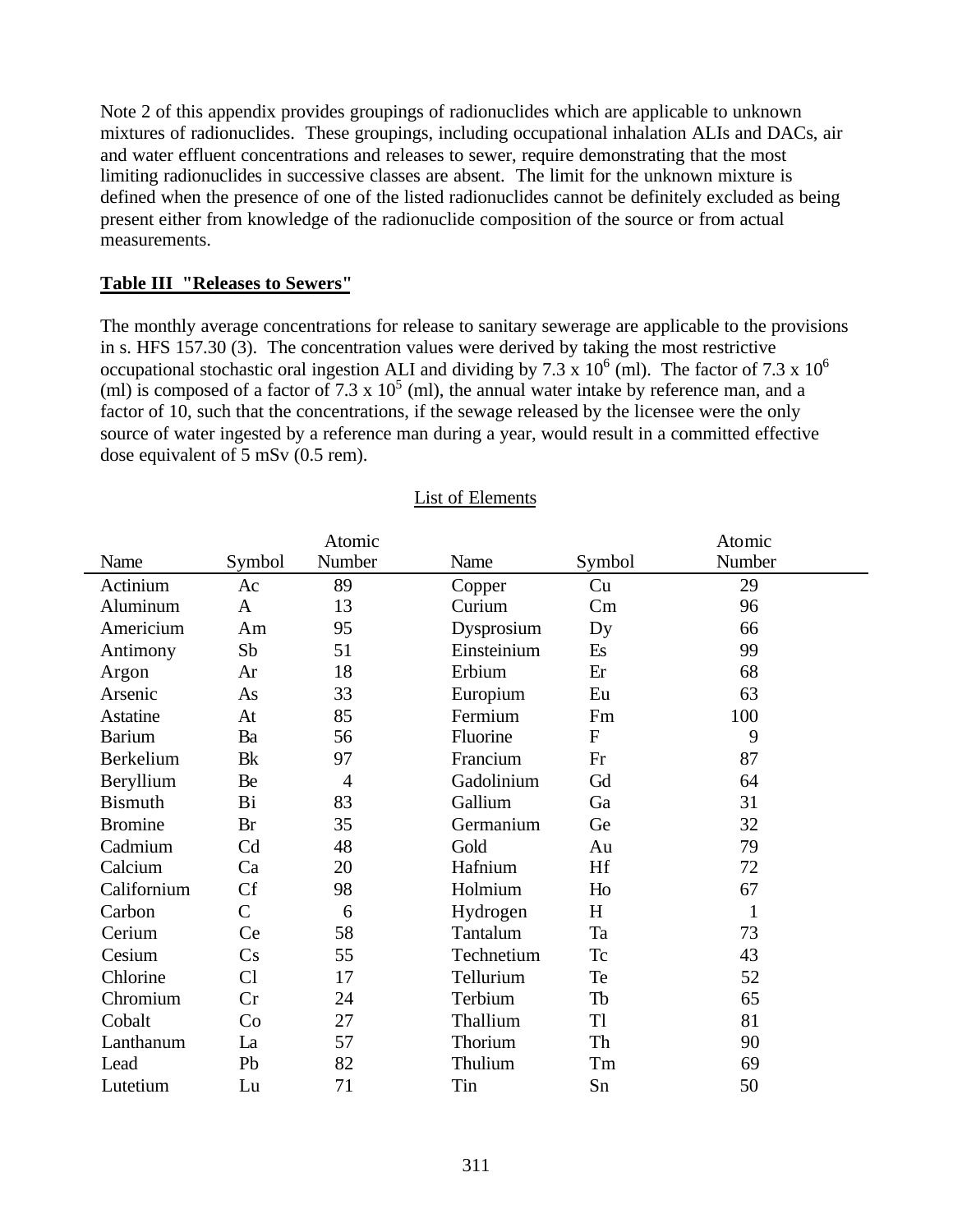Note 2 of this appendix provides groupings of radionuclides which are applicable to unknown mixtures of radionuclides. These groupings, including occupational inhalation ALIs and DACs, air and water effluent concentrations and releases to sewer, require demonstrating that the most limiting radionuclides in successive classes are absent. The limit for the unknown mixture is defined when the presence of one of the listed radionuclides cannot be definitely excluded as being present either from knowledge of the radionuclide composition of the source or from actual measurements.

**Table III "Releases to Sewers"**

The monthly average concentrations for release to sanitary sewerage are applicable to the provisions in s. HFS 157.30 (3). The concentration values were derived by taking the most restrictive occupational stochastic oral ingestion ALI and dividing by $7.3 \times 10^6$ (ml). The factor of $7.3 \times 10^6$ (ml) is composed of a factor of $7.3 \times 10^5$ (ml), the annual water intake by reference man, and a factor of 10, such that the concentrations, if the sewage released by the licensee were the only source of water ingested by a reference man during a year, would result in a committed effective dose equivalent of 5 mSv (0.5 rem).

List of Elements

| Name | Symbol | Atomic Number | Name | Symbol | Atomic Number |
|---|---|---|---|---|---|
| Actinium | Ac | 89 | Copper | Cu | 29 |
| Aluminum | A | 13 | Curium | Cm | 96 |
| Americium | Am | 95 | Dysprosium | Dy | 66 |
| Antimony | Sb | 51 | Einsteinium | Es | 99 |
| Argon | Ar | 18 | Erbium | Er | 68 |
| Arsenic | As | 33 | Europium | Eu | 63 |
| Astatine | At | 85 | Fermium | Fm | 100 |
| Barium | Ba | 56 | Fluorine | F | 9 |
| Berkelium | Bk | 97 | Francium | Fr | 87 |
| Beryllium | Be | 4 | Gadolinium | Gd | 64 |
| Bismuth | Bi | 83 | Gallium | Ga | 31 |
| Bromine | Br | 35 | Germanium | Ge | 32 |
| Cadmium | Cd | 48 | Gold | Au | 79 |
| Calcium | Ca | 20 | Hafnium | Hf | 72 |
| Californium | Cf | 98 | Holmium | Ho | 67 |
| Carbon | C | 6 | Hydrogen | H | 1 |
| Cerium | Ce | 58 | Tantalum | Ta | 73 |
| Cesium | Cs | 55 | Technetium | Tc | 43 |
| Chlorine | Cl | 17 | Tellurium | Te | 52 |
| Chromium | Cr | 24 | Terbium | Tb | 65 |
| Cobalt | Co | 27 | Thallium | Tl | 81 |
| Lanthanum | La | 57 | Thorium | Th | 90 |
| Lead | Pb | 82 | Thulium | Tm | 69 |
| Lutetium | Lu | 71 | Tin | Sn | 50 |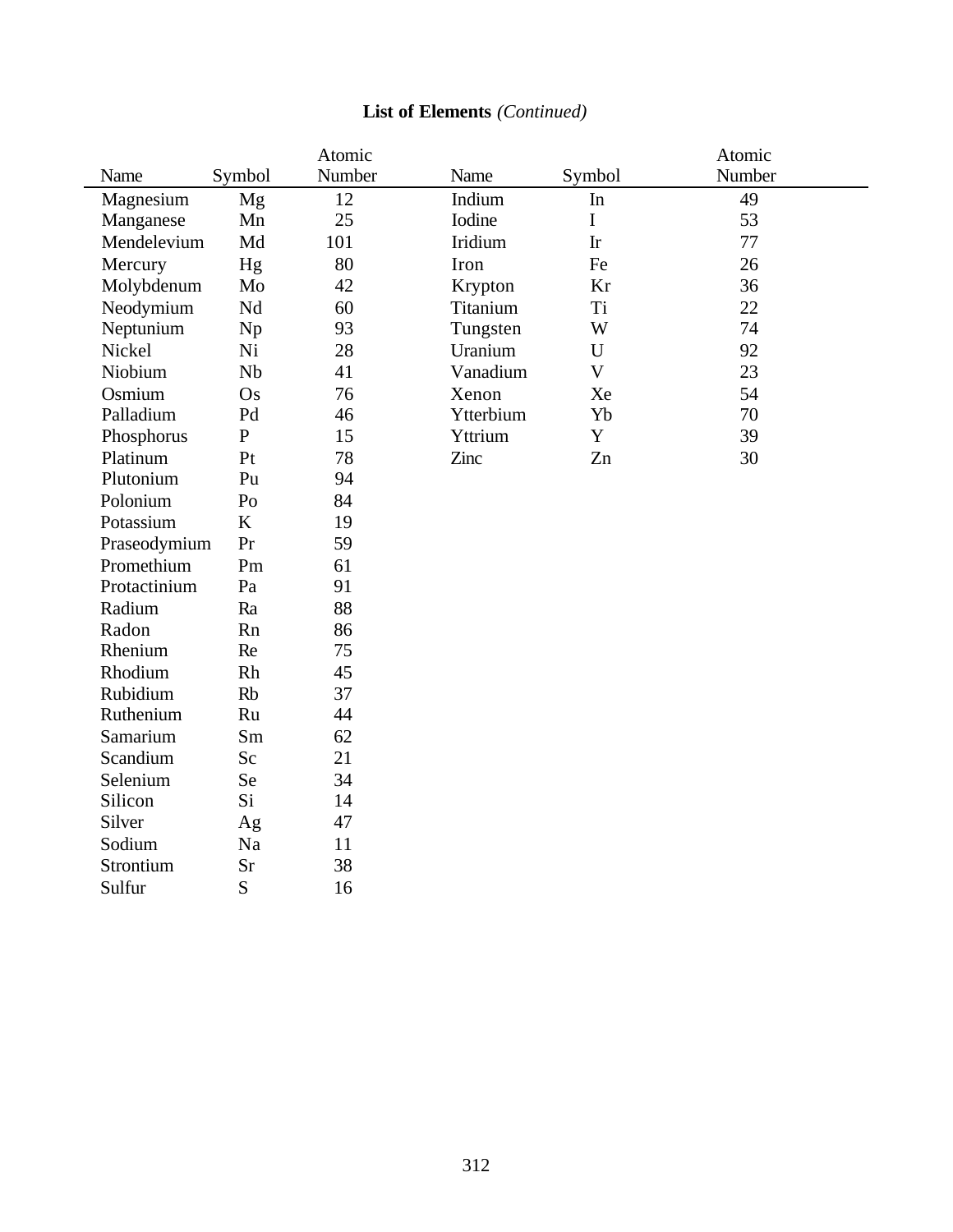**List of Elements** *(Continued)*

| Name | Symbol | Atomic Number | Name | Symbol | Atomic Number |
|---|---|---|---|---|---|
| Magnesium | Mg | 12 | Indium | In | 49 |
| Manganese | Mn | 25 | Iodine | I | 53 |
| Mendelevium | Md | 101 | Iridium | Ir | 77 |
| Mercury | Hg | 80 | Iron | Fe | 26 |
| Molybdenum | Mo | 42 | Krypton | Kr | 36 |
| Neodymium | Nd | 60 | Titanium | Ti | 22 |
| Neptunium | Np | 93 | Tungsten | W | 74 |
| Nickel | Ni | 28 | Uranium | U | 92 |
| Niobium | Nb | 41 | Vanadium | V | 23 |
| Osmium | Os | 76 | Xenon | Xe | 54 |
| Palladium | Pd | 46 | Ytterbium | Yb | 70 |
| Phosphorus | P | 15 | Yttrium | Y | 39 |
| Platinum | Pt | 78 | Zinc | Zn | 30 |
| Plutonium | Pu | 94 | | | |
| Polonium | Po | 84 | | | |
| Potassium | K | 19 | | | |
| Praseodymium | Pr | 59 | | | |
| Promethium | Pm | 61 | | | |
| Protactinium | Pa | 91 | | | |
| Radium | Ra | 88 | | | |
| Radon | Rn | 86 | | | |
| Rhenium | Re | 75 | | | |
| Rhodium | Rh | 45 | | | |
| Rubidium | Rb | 37 | | | |
| Ruthenium | Ru | 44 | | | |
| Samarium | Sm | 62 | | | |
| Scandium | Sc | 21 | | | |
| Selenium | Se | 34 | | | |
| Silicon | Si | 14 | | | |
| Silver | Ag | 47 | | | |
| Sodium | Na | 11 | | | |
| Strontium | Sr | 38 | | | |
| Sulfur | S | 16 | | | |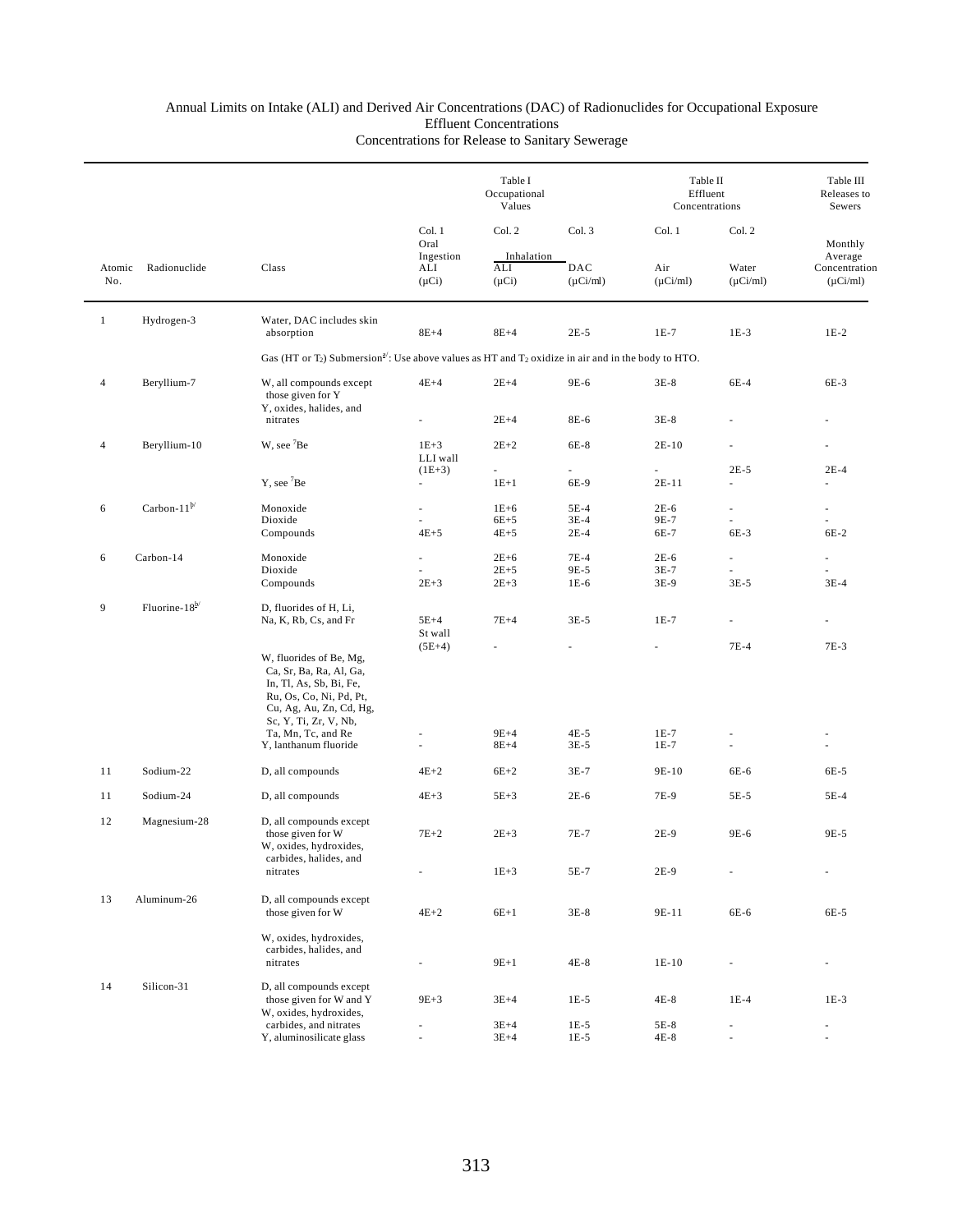Annual Limits on Intake (ALI) and Derived Air Concentrations (DAC) of Radionuclides for Occupational Exposure
Effluent Concentrations
Concentrations for Release to Sanitary Sewerage

| | | | Table I Occupational Values | | | Table II Effluent Concentrations | | Table III Releases to Sewers |
|---|---|---|---|---|---|---|---|---|
| | | | Col. 1 | Col. 2 | Col. 3 | Col. 1 | Col. 2 | |
| | | | Oral Ingestion | Inhalation | | | | Monthly Average |
| Atomic No. | Radionuclide | Class | ALI (μCi) | ALI (μCi) | DAC (μCi/ml) | Air (μCi/ml) | Water (μCi/ml) | Concentration (μCi/ml) |
| 1 | Hydrogen-3 | Water, DAC includes skin absorption | 8E+4 | 8E+4 | 2E-5 | 1E-7 | 1E-3 | 1E-2 |
| | | Gas (HT or $T_2$) Submersion[a/]: Use above values as HT and $T_2$ oxidize in air and in the body to HTO. | | | | | | |
| 4 | Beryllium-7 | W, all compounds except those given for Y | 4E+4 | 2E+4 | 9E-6 | 3E-8 | 6E-4 | 6E-3 |
| | | Y, oxides, halides, and nitrates | - | 2E+4 | 8E-6 | 3E-8 | - | - |
| 4 | Beryllium-10 | W, see $^{7}$Be | 1E+3 | 2E+2 | 6E-8 | 2E-10 | - | - |
| | | | LLI wall (1E+3) | - | - | - | 2E-5 | 2E-4 |
| | | Y, see $^{7}$Be | - | 1E+1 | 6E-9 | 2E-11 | - | - |
| 6 | Carbon-11[b/] | Monoxide | - | 1E+6 | 5E-4 | 2E-6 | - | - |
| | | Dioxide | - | 6E+5 | 3E-4 | 9E-7 | - | - |
| | | Compounds | 4E+5 | 4E+5 | 2E-4 | 6E-7 | 6E-3 | 6E-2 |
| 6 | Carbon-14 | Monoxide | - | 2E+6 | 7E-4 | 2E-6 | - | - |
| | | Dioxide | - | 2E+5 | 9E-5 | 3E-7 | - | - |
| | | Compounds | 2E+3 | 2E+3 | 1E-6 | 3E-9 | 3E-5 | 3E-4 |
| 9 | Fluorine-18[b/] | D, fluorides of H, Li, Na, K, Rb, Cs, and Fr | 5E+4 | 7E+4 | 3E-5 | 1E-7 | - | - |
| | | | St wall (5E+4) | - | - | - | 7E-4 | 7E-3 |
| | | W, fluorides of Be, Mg, Ca, Sr, Ba, Ra, Al, Ga, In, Tl, As, Sb, Bi, Fe, Ru, Os, Co, Ni, Pd, Pt, Cu, Ag, Au, Zn, Cd, Hg, Sc, Y, Ti, Zr, V, Nb, Ta, Mn, Tc, and Re | - | 9E+4 | 4E-5 | 1E-7 | - | - |
| | | Y, lanthanum fluoride | - | 8E+4 | 3E-5 | 1E-7 | - | - |
| 11 | Sodium-22 | D, all compounds | 4E+2 | 6E+2 | 3E-7 | 9E-10 | 6E-6 | 6E-5 |
| 11 | Sodium-24 | D, all compounds | 4E+3 | 5E+3 | 2E-6 | 7E-9 | 5E-5 | 5E-4 |
| 12 | Magnesium-28 | D, all compounds except those given for W | 7E+2 | 2E+3 | 7E-7 | 2E-9 | 9E-6 | 9E-5 |
| | | W, oxides, hydroxides, carbides, halides, and nitrates | - | 1E+3 | 5E-7 | 2E-9 | - | - |
| 13 | Aluminum-26 | D, all compounds except those given for W | 4E+2 | 6E+1 | 3E-8 | 9E-11 | 6E-6 | 6E-5 |
| | | W, oxides, hydroxides, carbides, halides, and nitrates | - | 9E+1 | 4E-8 | 1E-10 | - | - |
| 14 | Silicon-31 | D, all compounds except those given for W and Y | 9E+3 | 3E+4 | 1E-5 | 4E-8 | 1E-4 | 1E-3 |
| | | W, oxides, hydroxides, carbides, and nitrates | - | 3E+4 | 1E-5 | 5E-8 | - | - |
| | | Y, aluminosilicate glass | - | 3E+4 | 1E-5 | 4E-8 | - | - |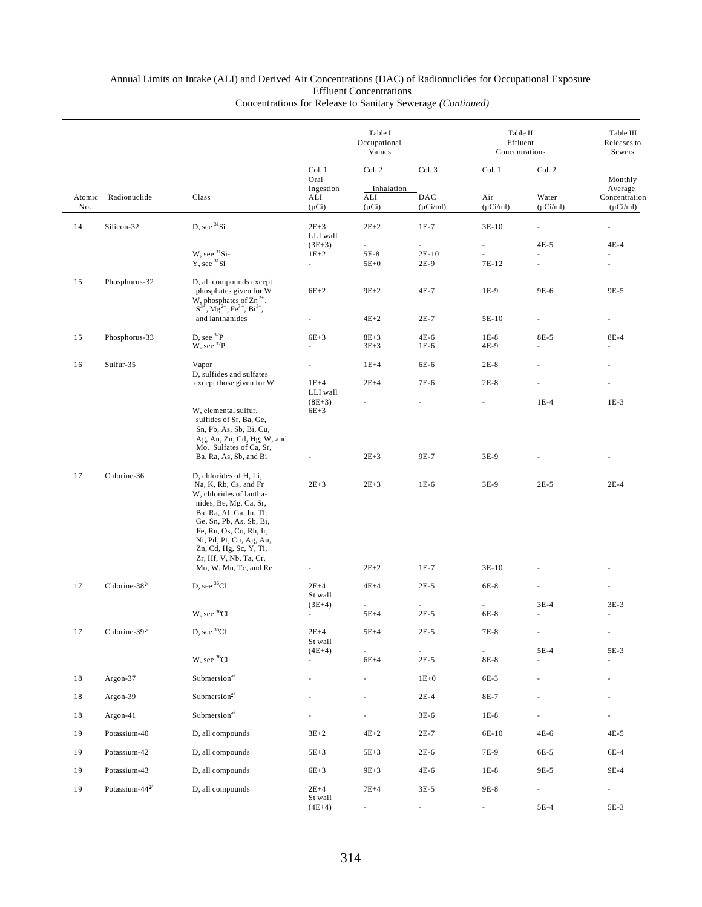Annual Limits on Intake (ALI) and Derived Air Concentrations (DAC) of Radionuclides for Occupational Exposure
Effluent Concentrations
Concentrations for Release to Sanitary Sewerage *(Continued)*

| | | | Table I Occupational Values | | | Table II Effluent Concentrations | | Table III Releases to Sewers |
|---|---|---|---|---|---|---|---|---|
| | | | Col. 1 | Col. 2 | Col. 3 | Col. 1 | Col. 2 | |
| Atomic No. | Radionuclide | Class | Oral Ingestion ALI (μCi) | Inhalation ALI (μCi) | Inhalation DAC (μCi/ml) | Air (μCi/ml) | Water (μCi/ml) | Monthly Average Concentration (μCi/ml) |
| 14 | Silicon-32 | D, see $^{31}$Si | 2E+3 | 2E+2 | 1E-7 | 3E-10 | - | - |
| | | | LLI wall (3E+3) | - | - | - | 4E-5 | 4E-4 |
| | | W, see $^{31}$Si- | 1E+2 | 5E-8 | 2E-10 | - | - | - |
| | | Y, see $^{31}$Si | - | 5E+0 | 2E-9 | 7E-12 | - | - |
| 15 | Phosphorus-32 | D, all compounds except phosphates given for W | 6E+2 | 9E+2 | 4E-7 | 1E-9 | 9E-6 | 9E-5 |
| | | W, phosphates of $Zn^{2+}$, $S^{3+}$, $Mg^{2+}$, $Fe^{3+}$, $Bi^{3+}$, and lanthanides | - | 4E+2 | 2E-7 | 5E-10 | - | - |
| 15 | Phosphorus-33 | D, see $^{32}$P | 6E+3 | 8E+3 | 4E-6 | 1E-8 | 8E-5 | 8E-4 |
| | | W, see $^{32}$P | - | 3E+3 | 1E-6 | 4E-9 | - | - |
| 16 | Sulfur-35 | Vapor | - | 1E+4 | 6E-6 | 2E-8 | - | - |
| | | D, sulfides and sulfates except those given for W | 1E+4 | 2E+4 | 7E-6 | 2E-8 | - | - |
| | | | LLI wall (8E+3) | - | - | - | 1E-4 | 1E-3 |
| | | W, elemental sulfur, sulfides of Sr, Ba, Ge, Sn, Pb, As, Sb, Bi, Cu, Ag, Au, Zn, Cd, Hg, W, and Mo. Sulfates of Ca, Sr, Ba, Ra, As, Sb, and Bi | 6E+3 | 2E+3 | 9E-7 | 3E-9 | - | - |
| 17 | Chlorine-36 | D, chlorides of H, Li, Na, K, Rb, Cs, and Fr | 2E+3 | 2E+3 | 1E-6 | 3E-9 | 2E-5 | 2E-4 |
| | | W, chlorides of lanthanides, Be, Mg, Ca, Sr, Ba, Ra, Al, Ga, In, Tl, Ge, Sn, Pb, As, Sb, Bi, Fe, Ru, Os, Co, Rh, Ir, Ni, Pd, Pt, Cu, Ag, Au, Zn, Cd, Hg, Sc, Y, Ti, Zr, Hf, V, Nb, Ta, Cr, Mo, W, Mn, Tc, and Re | - | 2E+2 | 1E-7 | 3E-10 | - | - |
| 17 | Chlorine-38[b/] | D, see $^{36}$Cl | 2E+4 | 4E+4 | 2E-5 | 6E-8 | - | - |
| | | | St wall (3E+4) | - | - | - | 3E-4 | 3E-3 |
| | | W, see $^{36}$Cl | - | 5E+4 | 2E-5 | 6E-8 | - | - |
| 17 | Chlorine-39[b/] | D, see $^{36}$Cl | 2E+4 | 5E+4 | 2E-5 | 7E-8 | - | - |
| | | | St wall (4E+4) | - | - | - | 5E-4 | 5E-3 |
| | | W, see $^{36}$Cl | - | 6E+4 | 2E-5 | 8E-8 | - | - |
| 18 | Argon-37 | Submersion[a/] | - | - | 1E+0 | 6E-3 | - | - |
| 18 | Argon-39 | Submersion[a/] | - | - | 2E-4 | 8E-7 | - | - |
| 18 | Argon-41 | Submersion[a/] | - | - | 3E-6 | 1E-8 | - | - |
| 19 | Potassium-40 | D, all compounds | 3E+2 | 4E+2 | 2E-7 | 6E-10 | 4E-6 | 4E-5 |
| 19 | Potassium-42 | D, all compounds | 5E+3 | 5E+3 | 2E-6 | 7E-9 | 6E-5 | 6E-4 |
| 19 | Potassium-43 | D, all compounds | 6E+3 | 9E+3 | 4E-6 | 1E-8 | 9E-5 | 9E-4 |
| 19 | Potassium-44[b/] | D, all compounds | 2E+4 | 7E+4 | 3E-5 | 9E-8 | - | - |
| | | | St wall (4E+4) | - | - | - | 5E-4 | 5E-3 |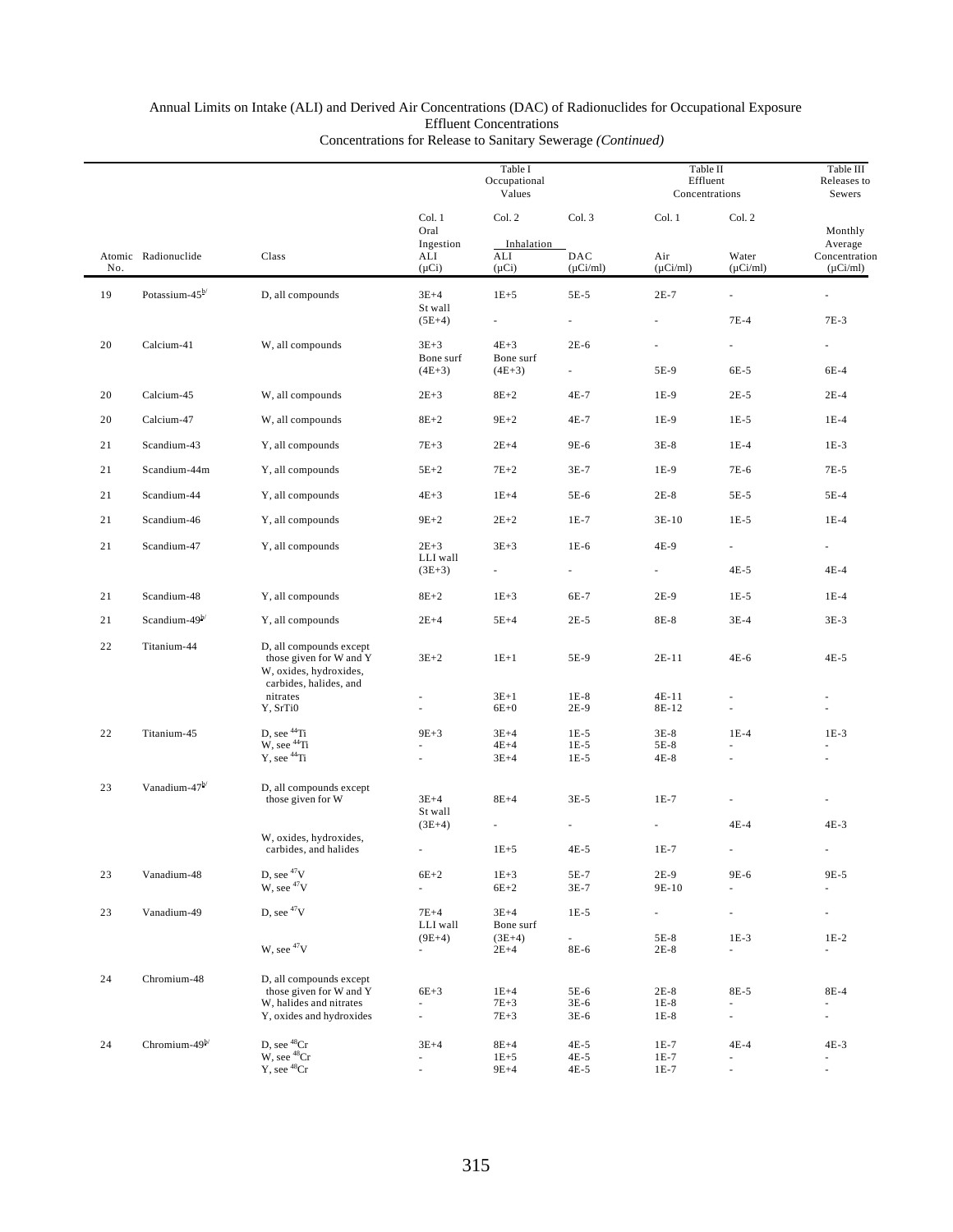Annual Limits on Intake (ALI) and Derived Air Concentrations (DAC) of Radionuclides for Occupational Exposure
Effluent Concentrations
Concentrations for Release to Sanitary Sewerage *(Continued)*

| | | | Table I Occupational Values | | | Table II Effluent Concentrations | | Table III Releases to Sewers |
|---|---|---|---|---|---|---|---|---|
| | | | Col. 1 | Col. 2 | Col. 3 | Col. 1 | Col. 2 | |
| | | | Oral Ingestion | Inhalation | | | | Monthly Average |
| Atomic No. | Radionuclide | Class | ALI (μCi) | ALI (μCi) | DAC (μCi/ml) | Air (μCi/ml) | Water (μCi/ml) | Concentration (μCi/ml) |
| 19 | Potassium-45[b/] | D, all compounds | 3E+4 | 1E+5 | 5E-5 | 2E-7 | - | - |
| | | | St wall (5E+4) | - | - | - | 7E-4 | 7E-3 |
| 20 | Calcium-41 | W, all compounds | 3E+3 | 4E+3 | 2E-6 | - | - | - |
| | | | Bone surf (4E+3) | Bone surf (4E+3) | - | 5E-9 | 6E-5 | 6E-4 |
| 20 | Calcium-45 | W, all compounds | 2E+3 | 8E+2 | 4E-7 | 1E-9 | 2E-5 | 2E-4 |
| 20 | Calcium-47 | W, all compounds | 8E+2 | 9E+2 | 4E-7 | 1E-9 | 1E-5 | 1E-4 |
| 21 | Scandium-43 | Y, all compounds | 7E+3 | 2E+4 | 9E-6 | 3E-8 | 1E-4 | 1E-3 |
| 21 | Scandium-44m | Y, all compounds | 5E+2 | 7E+2 | 3E-7 | 1E-9 | 7E-6 | 7E-5 |
| 21 | Scandium-44 | Y, all compounds | 4E+3 | 1E+4 | 5E-6 | 2E-8 | 5E-5 | 5E-4 |
| 21 | Scandium-46 | Y, all compounds | 9E+2 | 2E+2 | 1E-7 | 3E-10 | 1E-5 | 1E-4 |
| 21 | Scandium-47 | Y, all compounds | 2E+3 | 3E+3 | 1E-6 | 4E-9 | - | - |
| | | | LLI wall (3E+3) | - | - | - | 4E-5 | 4E-4 |
| 21 | Scandium-48 | Y, all compounds | 8E+2 | 1E+3 | 6E-7 | 2E-9 | 1E-5 | 1E-4 |
| 21 | Scandium-49[b/] | Y, all compounds | 2E+4 | 5E+4 | 2E-5 | 8E-8 | 3E-4 | 3E-3 |
| 22 | Titanium-44 | D, all compounds except those given for W and Y | 3E+2 | 1E+1 | 5E-9 | 2E-11 | 4E-6 | 4E-5 |
| | | W, oxides, hydroxides, carbides, halides, and nitrates | - | 3E+1 | 1E-8 | 4E-11 | - | - |
| | | Y, SrTi0 | - | 6E+0 | 2E-9 | 8E-12 | - | - |
| 22 | Titanium-45 | D, see $^{44}$Ti | 9E+3 | 3E+4 | 1E-5 | 3E-8 | 1E-4 | 1E-3 |
| | | W, see $^{44}$Ti | - | 4E+4 | 1E-5 | 5E-8 | - | - |
| | | Y, see $^{44}$Ti | - | 3E+4 | 1E-5 | 4E-8 | - | - |
| 23 | Vanadium-47[b/] | D, all compounds except those given for W | 3E+4 | 8E+4 | 3E-5 | 1E-7 | - | - |
| | | | St wall (3E+4) | - | - | - | 4E-4 | 4E-3 |
| | | W, oxides, hydroxides, carbides, and halides | - | 1E+5 | 4E-5 | 1E-7 | - | - |
| 23 | Vanadium-48 | D, see $^{47}$V | 6E+2 | 1E+3 | 5E-7 | 2E-9 | 9E-6 | 9E-5 |
| | | W, see $^{47}$V | - | 6E+2 | 3E-7 | 9E-10 | - | - |
| 23 | Vanadium-49 | D, see $^{47}$V | 7E+4 | 3E+4 | 1E-5 | - | - | - |
| | | | LLI wall (9E+4) | Bone surf (3E+4) | - | 5E-8 | 1E-3 | 1E-2 |
| | | W, see $^{47}$V | - | 2E+4 | 8E-6 | 2E-8 | - | - |
| 24 | Chromium-48 | D, all compounds except those given for W and Y | 6E+3 | 1E+4 | 5E-6 | 2E-8 | 8E-5 | 8E-4 |
| | | W, halides and nitrates | - | 7E+3 | 3E-6 | 1E-8 | - | - |
| | | Y, oxides and hydroxides | - | 7E+3 | 3E-6 | 1E-8 | - | - |
| 24 | Chromium-49[b/] | D, see $^{48}$Cr | 3E+4 | 8E+4 | 4E-5 | 1E-7 | 4E-4 | 4E-3 |
| | | W, see $^{48}$Cr | - | 1E+5 | 4E-5 | 1E-7 | - | - |
| | | Y, see $^{48}$Cr | - | 9E+4 | 4E-5 | 1E-7 | - | - |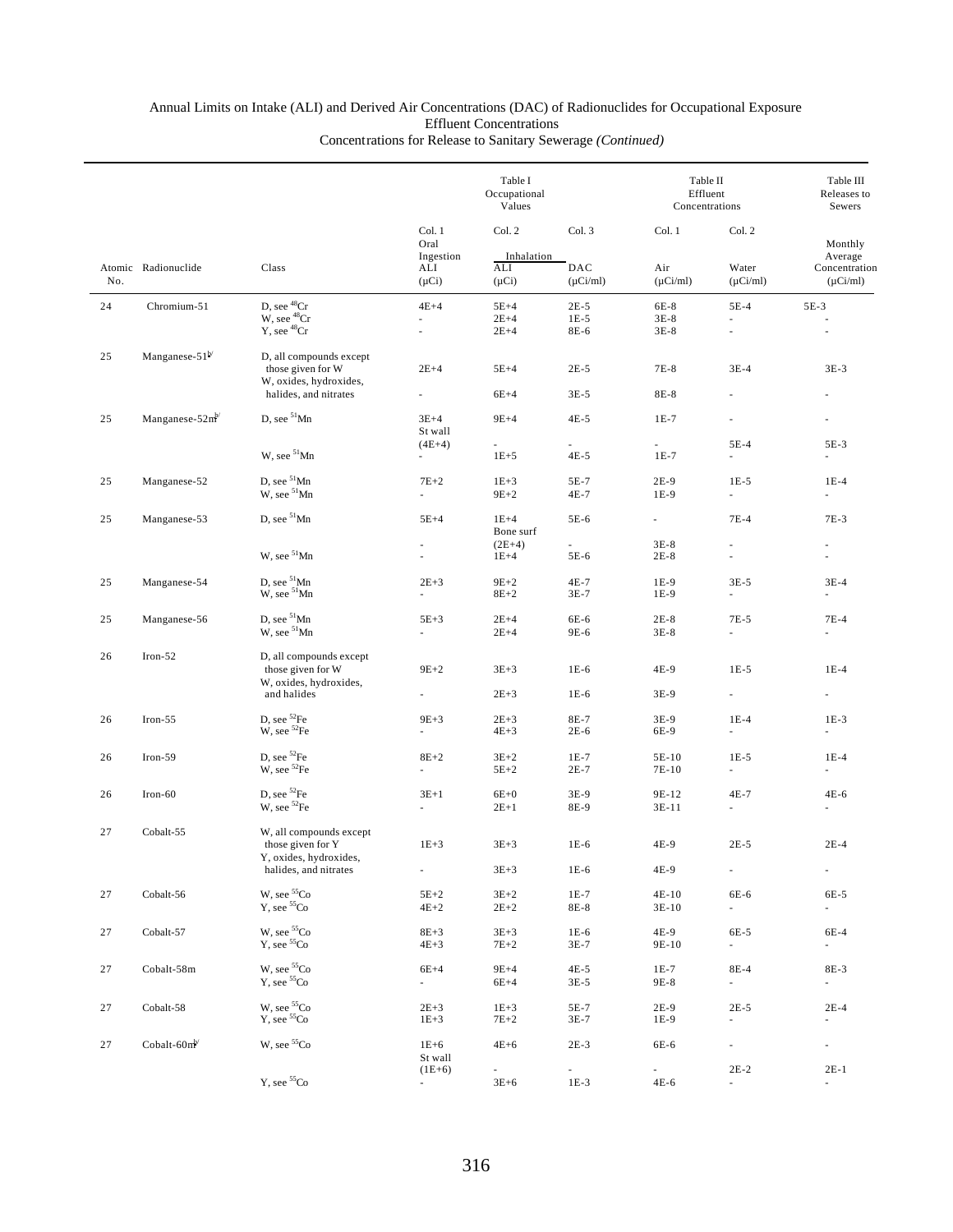Annual Limits on Intake (ALI) and Derived Air Concentrations (DAC) of Radionuclides for Occupational Exposure
Effluent Concentrations
Concentrations for Release to Sanitary Sewerage *(Continued)*

| | | | Table I Occupational Values | | | Table II Effluent Concentrations | | Table III Releases to Sewers |
|---|---|---|---|---|---|---|---|---|
| | | | Col. 1 | Col. 2 | Col. 3 | Col. 1 | Col. 2 | |
| | | | Oral Ingestion | Inhalation | | | | Monthly Average |
| Atomic No. | Radionuclide | Class | ALI (μCi) | ALI (μCi) | DAC (μCi/ml) | Air (μCi/ml) | Water (μCi/ml) | Concentration (μCi/ml) |
| 24 | Chromium-51 | D, see $^{48}$Cr | 4E+4 | 5E+4 | 2E-5 | 6E-8 | 5E-4 | 5E-3 |
| | | W, see $^{48}$Cr | - | 2E+4 | 1E-5 | 3E-8 | - | - |
| | | Y, see $^{48}$Cr | - | 2E+4 | 8E-6 | 3E-8 | - | - |
| 25 | Manganese-51[b/] | D, all compounds except those given for W | 2E+4 | 5E+4 | 2E-5 | 7E-8 | 3E-4 | 3E-3 |
| | | W, oxides, hydroxides, halides, and nitrates | - | 6E+4 | 3E-5 | 8E-8 | - | - |
| 25 | Manganese-52m[b/] | D, see $^{51}$Mn | 3E+4 | 9E+4 | 4E-5 | 1E-7 | - | - |
| | | | St wall (4E+4) | - | - | - | 5E-4 | 5E-3 |
| | | W, see $^{51}$Mn | - | 1E+5 | 4E-5 | 1E-7 | - | - |
| 25 | Manganese-52 | D, see $^{51}$Mn | 7E+2 | 1E+3 | 5E-7 | 2E-9 | 1E-5 | 1E-4 |
| | | W, see $^{51}$Mn | - | 9E+2 | 4E-7 | 1E-9 | - | - |
| 25 | Manganese-53 | D, see $^{51}$Mn | 5E+4 | 1E+4 | 5E-6 | - | 7E-4 | 7E-3 |
| | | | - | Bone surf (2E+4) | - | 3E-8 | - | - |
| | | W, see $^{51}$Mn | - | 1E+4 | 5E-6 | 2E-8 | - | - |
| 25 | Manganese-54 | D, see $^{51}$Mn | 2E+3 | 9E+2 | 4E-7 | 1E-9 | 3E-5 | 3E-4 |
| | | W, see $^{51}$Mn | - | 8E+2 | 3E-7 | 1E-9 | - | - |
| 25 | Manganese-56 | D, see $^{51}$Mn | 5E+3 | 2E+4 | 6E-6 | 2E-8 | 7E-5 | 7E-4 |
| | | W, see $^{51}$Mn | - | 2E+4 | 9E-6 | 3E-8 | - | - |
| 26 | Iron-52 | D, all compounds except those given for W | 9E+2 | 3E+3 | 1E-6 | 4E-9 | 1E-5 | 1E-4 |
| | | W, oxides, hydroxides, and halides | - | 2E+3 | 1E-6 | 3E-9 | - | - |
| 26 | Iron-55 | D, see $^{52}$Fe | 9E+3 | 2E+3 | 8E-7 | 3E-9 | 1E-4 | 1E-3 |
| | | W, see $^{52}$Fe | - | 4E+3 | 2E-6 | 6E-9 | - | - |
| 26 | Iron-59 | D, see $^{52}$Fe | 8E+2 | 3E+2 | 1E-7 | 5E-10 | 1E-5 | 1E-4 |
| | | W, see $^{52}$Fe | - | 5E+2 | 2E-7 | 7E-10 | - | - |
| 26 | Iron-60 | D, see $^{52}$Fe | 3E+1 | 6E+0 | 3E-9 | 9E-12 | 4E-7 | 4E-6 |
| | | W, see $^{52}$Fe | - | 2E+1 | 8E-9 | 3E-11 | - | - |
| 27 | Cobalt-55 | W, all compounds except those given for Y | 1E+3 | 3E+3 | 1E-6 | 4E-9 | 2E-5 | 2E-4 |
| | | Y, oxides, hydroxides, halides, and nitrates | - | 3E+3 | 1E-6 | 4E-9 | - | - |
| 27 | Cobalt-56 | W, see $^{55}$Co | 5E+2 | 3E+2 | 1E-7 | 4E-10 | 6E-6 | 6E-5 |
| | | Y, see $^{55}$Co | 4E+2 | 2E+2 | 8E-8 | 3E-10 | - | - |
| 27 | Cobalt-57 | W, see $^{55}$Co | 8E+3 | 3E+3 | 1E-6 | 4E-9 | 6E-5 | 6E-4 |
| | | Y, see $^{55}$Co | 4E+3 | 7E+2 | 3E-7 | 9E-10 | - | - |
| 27 | Cobalt-58m | W, see $^{55}$Co | 6E+4 | 9E+4 | 4E-5 | 1E-7 | 8E-4 | 8E-3 |
| | | Y, see $^{55}$Co | - | 6E+4 | 3E-5 | 9E-8 | - | - |
| 27 | Cobalt-58 | W, see $^{55}$Co | 2E+3 | 1E+3 | 5E-7 | 2E-9 | 2E-5 | 2E-4 |
| | | Y, see $^{55}$Co | 1E+3 | 7E+2 | 3E-7 | 1E-9 | - | - |
| 27 | Cobalt-60m[b/] | W, see $^{55}$Co | 1E+6 | 4E+6 | 2E-3 | 6E-6 | - | - |
| | | | St wall (1E+6) | - | - | - | 2E-2 | 2E-1 |
| | | Y, see $^{55}$Co | - | 3E+6 | 1E-3 | 4E-6 | - | - |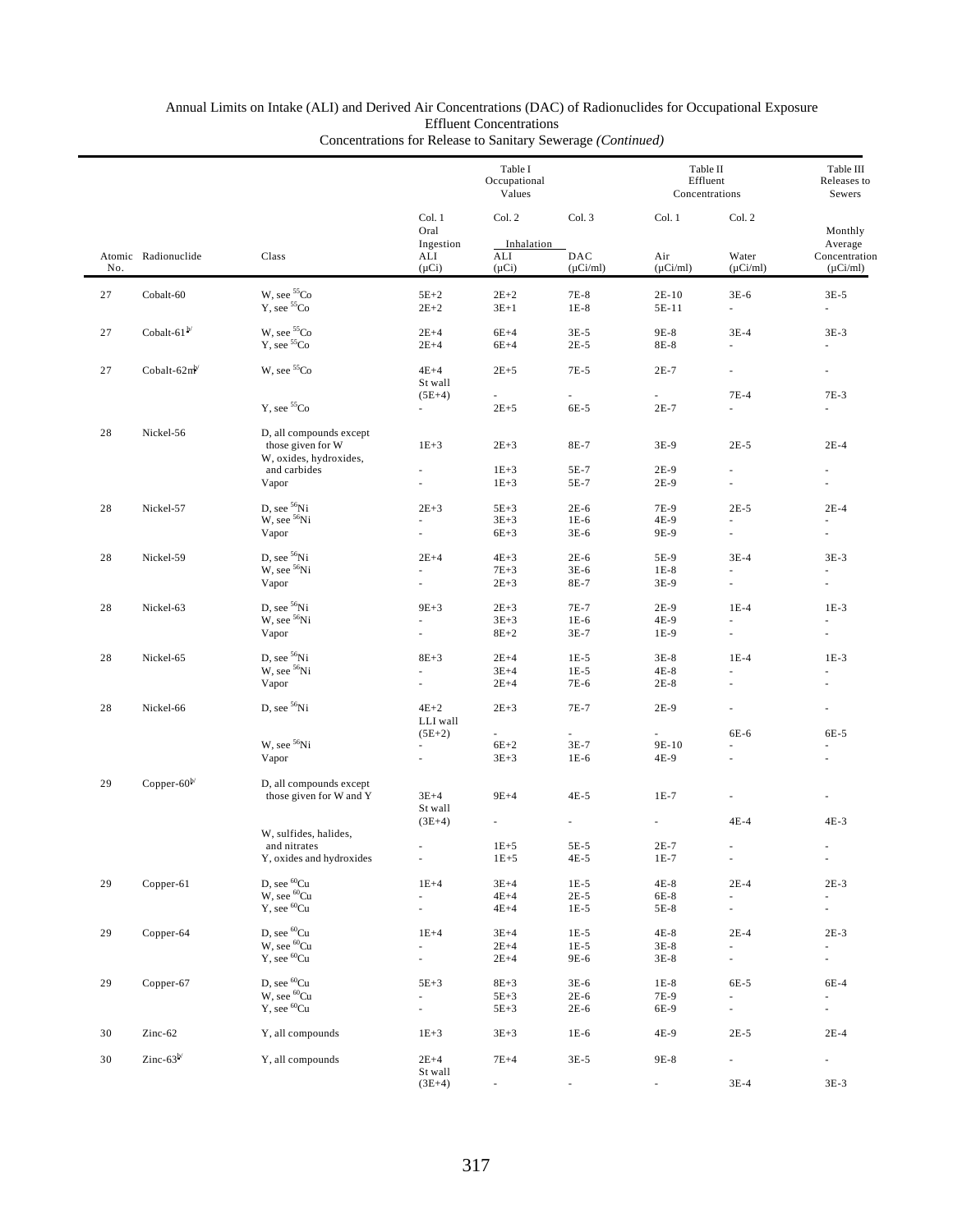Annual Limits on Intake (ALI) and Derived Air Concentrations (DAC) of Radionuclides for Occupational Exposure
Effluent Concentrations
Concentrations for Release to Sanitary Sewerage *(Continued)*

| | | | Table I Occupational Values | | | Table II Effluent Concentrations | | Table III Releases to Sewers |
|---|---|---|---|---|---|---|---|---|
| | | | Col. 1 | Col. 2 | Col. 3 | Col. 1 | Col. 2 | |
| | | | Oral Ingestion | Inhalation | | | | Monthly Average |
| Atomic No. | Radionuclide | Class | ALI (μCi) | ALI (μCi) | DAC (μCi/ml) | Air (μCi/ml) | Water (μCi/ml) | Concentration (μCi/ml) |
| 27 | Cobalt-60 | W, see $^{55}$Co | 5E+2 | 2E+2 | 7E-8 | 2E-10 | 3E-6 | 3E-5 |
| | | Y, see $^{55}$Co | 2E+2 | 3E+1 | 1E-8 | 5E-11 | - | - |
| 27 | Cobalt-61[b/] | W, see $^{55}$Co | 2E+4 | 6E+4 | 3E-5 | 9E-8 | 3E-4 | 3E-3 |
| | | Y, see $^{55}$Co | 2E+4 | 6E+4 | 2E-5 | 8E-8 | - | - |
| 27 | Cobalt-62m[b/] | W, see $^{55}$Co | 4E+4 | 2E+5 | 7E-5 | 2E-7 | - | - |
| | | | St wall (5E+4) | - | - | - | 7E-4 | 7E-3 |
| | | Y, see $^{55}$Co | - | 2E+5 | 6E-5 | 2E-7 | - | - |
| 28 | Nickel-56 | D, all compounds except those given for W | 1E+3 | 2E+3 | 8E-7 | 3E-9 | 2E-5 | 2E-4 |
| | | W, oxides, hydroxides, and carbides | - | 1E+3 | 5E-7 | 2E-9 | - | - |
| | | Vapor | - | 1E+3 | 5E-7 | 2E-9 | - | - |
| 28 | Nickel-57 | D, see $^{56}$Ni | 2E+3 | 5E+3 | 2E-6 | 7E-9 | 2E-5 | 2E-4 |
| | | W, see $^{56}$Ni | - | 3E+3 | 1E-6 | 4E-9 | - | - |
| | | Vapor | - | 6E+3 | 3E-6 | 9E-9 | - | - |
| 28 | Nickel-59 | D, see $^{56}$Ni | 2E+4 | 4E+3 | 2E-6 | 5E-9 | 3E-4 | 3E-3 |
| | | W, see $^{56}$Ni | - | 7E+3 | 3E-6 | 1E-8 | - | - |
| | | Vapor | - | 2E+3 | 8E-7 | 3E-9 | - | - |
| 28 | Nickel-63 | D, see $^{56}$Ni | 9E+3 | 2E+3 | 7E-7 | 2E-9 | 1E-4 | 1E-3 |
| | | W, see $^{56}$Ni | - | 3E+3 | 1E-6 | 4E-9 | - | - |
| | | Vapor | - | 8E+2 | 3E-7 | 1E-9 | - | - |
| 28 | Nickel-65 | D, see $^{56}$Ni | 8E+3 | 2E+4 | 1E-5 | 3E-8 | 1E-4 | 1E-3 |
| | | W, see $^{56}$Ni | - | 3E+4 | 1E-5 | 4E-8 | - | - |
| | | Vapor | - | 2E+4 | 7E-6 | 2E-8 | - | - |
| 28 | Nickel-66 | D, see $^{56}$Ni | 4E+2 | 2E+3 | 7E-7 | 2E-9 | - | - |
| | | | LLI wall (5E+2) | - | - | - | 6E-6 | 6E-5 |
| | | W, see $^{56}$Ni | - | 6E+2 | 3E-7 | 9E-10 | - | - |
| | | Vapor | - | 3E+3 | 1E-6 | 4E-9 | - | - |
| 29 | Copper-60[b/] | D, all compounds except those given for W and Y | 3E+4 | 9E+4 | 4E-5 | 1E-7 | - | - |
| | | | St wall (3E+4) | - | - | - | 4E-4 | 4E-3 |
| | | W, sulfides, halides, and nitrates | - | 1E+5 | 5E-5 | 2E-7 | - | - |
| | | Y, oxides and hydroxides | - | 1E+5 | 4E-5 | 1E-7 | - | - |
| 29 | Copper-61 | D, see $^{60}$Cu | 1E+4 | 3E+4 | 1E-5 | 4E-8 | 2E-4 | 2E-3 |
| | | W, see $^{60}$Cu | - | 4E+4 | 2E-5 | 6E-8 | - | - |
| | | Y, see $^{60}$Cu | - | 4E+4 | 1E-5 | 5E-8 | - | - |
| 29 | Copper-64 | D, see $^{60}$Cu | 1E+4 | 3E+4 | 1E-5 | 4E-8 | 2E-4 | 2E-3 |
| | | W, see $^{60}$Cu | - | 2E+4 | 1E-5 | 3E-8 | - | - |
| | | Y, see $^{60}$Cu | - | 2E+4 | 9E-6 | 3E-8 | - | - |
| 29 | Copper-67 | D, see $^{60}$Cu | 5E+3 | 8E+3 | 3E-6 | 1E-8 | 6E-5 | 6E-4 |
| | | W, see $^{60}$Cu | - | 5E+3 | 2E-6 | 7E-9 | - | - |
| | | Y, see $^{60}$Cu | - | 5E+3 | 2E-6 | 6E-9 | - | - |
| 30 | Zinc-62 | Y, all compounds | 1E+3 | 3E+3 | 1E-6 | 4E-9 | 2E-5 | 2E-4 |
| 30 | Zinc-63[b/] | Y, all compounds | 2E+4 | 7E+4 | 3E-5 | 9E-8 | - | - |
| | | | St wall (3E+4) | - | - | - | 3E-4 | 3E-3 |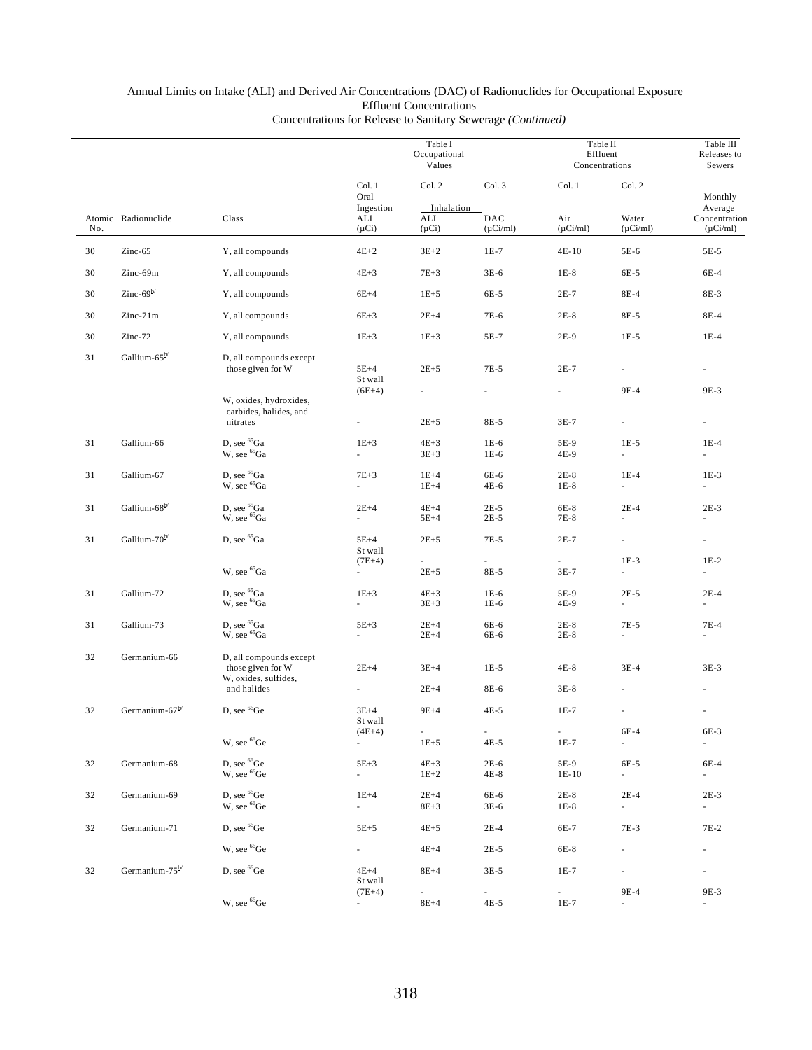Annual Limits on Intake (ALI) and Derived Air Concentrations (DAC) of Radionuclides for Occupational Exposure
Effluent Concentrations
Concentrations for Release to Sanitary Sewerage *(Continued)*

| | | | Table I Occupational Values | | | Table II Effluent Concentrations | | Table III Releases to Sewers |
|---|---|---|---|---|---|---|---|---|
| | | | Col. 1 | Col. 2 | Col. 3 | Col. 1 | Col. 2 | |
| | | | Oral Ingestion | Inhalation | | | | Monthly Average |
| Atomic No. | Radionuclide | Class | ALI (μCi) | ALI (μCi) | DAC (μCi/ml) | Air (μCi/ml) | Water (μCi/ml) | Concentration (μCi/ml) |
| 30 | Zinc-65 | Y, all compounds | 4E+2 | 3E+2 | 1E-7 | 4E-10 | 5E-6 | 5E-5 |
| 30 | Zinc-69m | Y, all compounds | 4E+3 | 7E+3 | 3E-6 | 1E-8 | 6E-5 | 6E-4 |
| 30 | Zinc-69[b/] | Y, all compounds | 6E+4 | 1E+5 | 6E-5 | 2E-7 | 8E-4 | 8E-3 |
| 30 | Zinc-71m | Y, all compounds | 6E+3 | 2E+4 | 7E-6 | 2E-8 | 8E-5 | 8E-4 |
| 30 | Zinc-72 | Y, all compounds | 1E+3 | 1E+3 | 5E-7 | 2E-9 | 1E-5 | 1E-4 |
| 31 | Gallium-65[b/] | D, all compounds except those given for W | 5E+4 | 2E+5 | 7E-5 | 2E-7 | - | - |
| | | | St wall (6E+4) | - | - | - | 9E-4 | 9E-3 |
| | | W, oxides, hydroxides, carbides, halides, and nitrates | - | 2E+5 | 8E-5 | 3E-7 | - | - |
| 31 | Gallium-66 | D, see $^{65}$Ga | 1E+3 | 4E+3 | 1E-6 | 5E-9 | 1E-5 | 1E-4 |
| | | W, see $^{65}$Ga | - | 3E+3 | 1E-6 | 4E-9 | - | - |
| 31 | Gallium-67 | D, see $^{65}$Ga | 7E+3 | 1E+4 | 6E-6 | 2E-8 | 1E-4 | 1E-3 |
| | | W, see $^{65}$Ga | - | 1E+4 | 4E-6 | 1E-8 | - | - |
| 31 | Gallium-68[b/] | D, see $^{65}$Ga | 2E+4 | 4E+4 | 2E-5 | 6E-8 | 2E-4 | 2E-3 |
| | | W, see $^{65}$Ga | - | 5E+4 | 2E-5 | 7E-8 | - | - |
| 31 | Gallium-70[b/] | D, see $^{65}$Ga | 5E+4 | 2E+5 | 7E-5 | 2E-7 | - | - |
| | | | St wall (7E+4) | - | - | - | 1E-3 | 1E-2 |
| | | W, see $^{65}$Ga | - | 2E+5 | 8E-5 | 3E-7 | - | - |
| 31 | Gallium-72 | D, see $^{65}$Ga | 1E+3 | 4E+3 | 1E-6 | 5E-9 | 2E-5 | 2E-4 |
| | | W, see $^{65}$Ga | - | 3E+3 | 1E-6 | 4E-9 | - | - |
| 31 | Gallium-73 | D, see $^{65}$Ga | 5E+3 | 2E+4 | 6E-6 | 2E-8 | 7E-5 | 7E-4 |
| | | W, see $^{65}$Ga | - | 2E+4 | 6E-6 | 2E-8 | - | - |
| 32 | Germanium-66 | D, all compounds except those given for W | 2E+4 | 3E+4 | 1E-5 | 4E-8 | 3E-4 | 3E-3 |
| | | W, oxides, sulfides, and halides | - | 2E+4 | 8E-6 | 3E-8 | - | - |
| 32 | Germanium-67[b/] | D, see $^{66}$Ge | 3E+4 | 9E+4 | 4E-5 | 1E-7 | - | - |
| | | | St wall (4E+4) | - | - | - | 6E-4 | 6E-3 |
| | | W, see $^{66}$Ge | - | 1E+5 | 4E-5 | 1E-7 | - | - |
| 32 | Germanium-68 | D, see $^{66}$Ge | 5E+3 | 4E+3 | 2E-6 | 5E-9 | 6E-5 | 6E-4 |
| | | W, see $^{66}$Ge | - | 1E+2 | 4E-8 | 1E-10 | - | - |
| 32 | Germanium-69 | D, see $^{66}$Ge | 1E+4 | 2E+4 | 6E-6 | 2E-8 | 2E-4 | 2E-3 |
| | | W, see $^{66}$Ge | - | 8E+3 | 3E-6 | 1E-8 | - | - |
| 32 | Germanium-71 | D, see $^{66}$Ge | 5E+5 | 4E+5 | 2E-4 | 6E-7 | 7E-3 | 7E-2 |
| | | W, see $^{66}$Ge | - | 4E+4 | 2E-5 | 6E-8 | - | - |
| 32 | Germanium-75[b/] | D, see $^{66}$Ge | 4E+4 | 8E+4 | 3E-5 | 1E-7 | - | - |
| | | | St wall (7E+4) | - | - | - | 9E-4 | 9E-3 |
| | | W, see $^{66}$Ge | - | 8E+4 | 4E-5 | 1E-7 | - | - |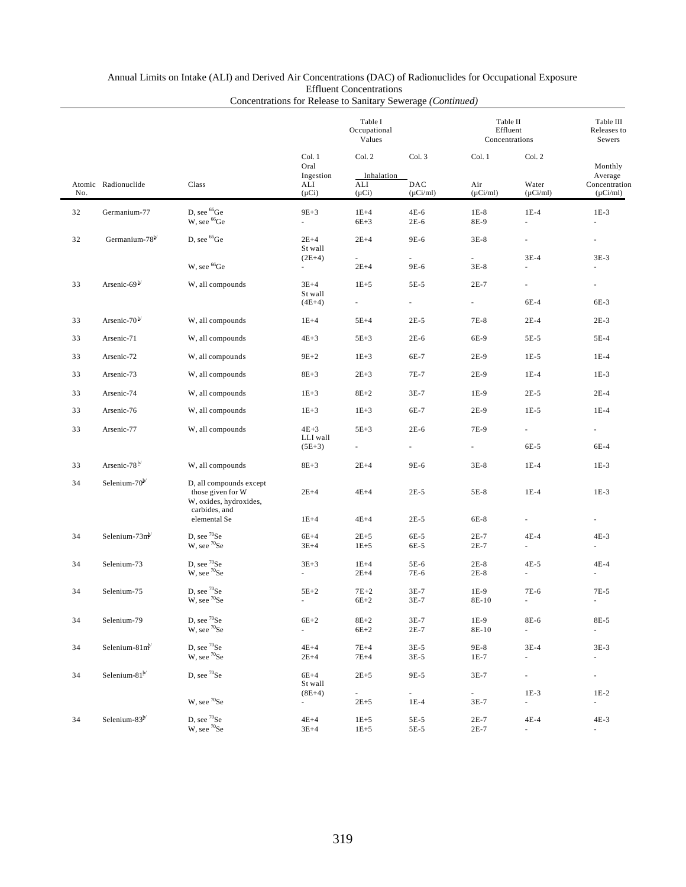Annual Limits on Intake (ALI) and Derived Air Concentrations (DAC) of Radionuclides for Occupational Exposure
Effluent Concentrations
Concentrations for Release to Sanitary Sewerage *(Continued)*

| | | | Table I Occupational Values | | | Table II Effluent Concentrations | | Table III Releases to Sewers |
|---|---|---|---|---|---|---|---|---|
| | | | Col. 1 | Col. 2 | Col. 3 | Col. 1 | Col. 2 | |
| | | | Oral Ingestion | Inhalation | | | | Monthly Average |
| Atomic No. | Radionuclide | Class | ALI (μCi) | ALI (μCi) | DAC (μCi/ml) | Air (μCi/ml) | Water (μCi/ml) | Concentration (μCi/ml) |
| 32 | Germanium-77 | D, see $^{66}$Ge | 9E+3 | 1E+4 | 4E-6 | 1E-8 | 1E-4 | 1E-3 |
| | | W, see $^{66}$Ge | - | 6E+3 | 2E-6 | 8E-9 | - | - |
| 32 | Germanium-78[b/] | D, see $^{66}$Ge | 2E+4 | 2E+4 | 9E-6 | 3E-8 | - | - |
| | | | St wall (2E+4) | - | - | - | 3E-4 | 3E-3 |
| | | W, see $^{66}$Ge | - | 2E+4 | 9E-6 | 3E-8 | - | - |
| 33 | Arsenic-69[b/] | W, all compounds | 3E+4 | 1E+5 | 5E-5 | 2E-7 | - | - |
| | | | St wall (4E+4) | - | - | - | 6E-4 | 6E-3 |
| 33 | Arsenic-70[b/] | W, all compounds | 1E+4 | 5E+4 | 2E-5 | 7E-8 | 2E-4 | 2E-3 |
| 33 | Arsenic-71 | W, all compounds | 4E+3 | 5E+3 | 2E-6 | 6E-9 | 5E-5 | 5E-4 |
| 33 | Arsenic-72 | W, all compounds | 9E+2 | 1E+3 | 6E-7 | 2E-9 | 1E-5 | 1E-4 |
| 33 | Arsenic-73 | W, all compounds | 8E+3 | 2E+3 | 7E-7 | 2E-9 | 1E-4 | 1E-3 |
| 33 | Arsenic-74 | W, all compounds | 1E+3 | 8E+2 | 3E-7 | 1E-9 | 2E-5 | 2E-4 |
| 33 | Arsenic-76 | W, all compounds | 1E+3 | 1E+3 | 6E-7 | 2E-9 | 1E-5 | 1E-4 |
| 33 | Arsenic-77 | W, all compounds | 4E+3 | 5E+3 | 2E-6 | 7E-9 | - | - |
| | | | LLI wall (5E+3) | - | - | - | 6E-5 | 6E-4 |
| 33 | Arsenic-78[b/] | W, all compounds | 8E+3 | 2E+4 | 9E-6 | 3E-8 | 1E-4 | 1E-3 |
| 34 | Selenium-70[b/] | D, all compounds except those given for W | 2E+4 | 4E+4 | 2E-5 | 5E-8 | 1E-4 | 1E-3 |
| | | W, oxides, hydroxides, carbides, and elemental Se | 1E+4 | 4E+4 | 2E-5 | 6E-8 | - | - |
| 34 | Selenium-73m[b/] | D, see $^{70}$Se | 6E+4 | 2E+5 | 6E-5 | 2E-7 | 4E-4 | 4E-3 |
| | | W, see $^{70}$Se | 3E+4 | 1E+5 | 6E-5 | 2E-7 | - | - |
| 34 | Selenium-73 | D, see $^{70}$Se | 3E+3 | 1E+4 | 5E-6 | 2E-8 | 4E-5 | 4E-4 |
| | | W, see $^{70}$Se | - | 2E+4 | 7E-6 | 2E-8 | - | - |
| 34 | Selenium-75 | D, see $^{70}$Se | 5E+2 | 7E+2 | 3E-7 | 1E-9 | 7E-6 | 7E-5 |
| | | W, see $^{70}$Se | - | 6E+2 | 3E-7 | 8E-10 | - | - |
| 34 | Selenium-79 | D, see $^{70}$Se | 6E+2 | 8E+2 | 3E-7 | 1E-9 | 8E-6 | 8E-5 |
| | | W, see $^{70}$Se | - | 6E+2 | 2E-7 | 8E-10 | - | - |
| 34 | Selenium-81m[b/] | D, see $^{70}$Se | 4E+4 | 7E+4 | 3E-5 | 9E-8 | 3E-4 | 3E-3 |
| | | W, see $^{70}$Se | 2E+4 | 7E+4 | 3E-5 | 1E-7 | - | - |
| 34 | Selenium-81[b/] | D, see $^{70}$Se | 6E+4 | 2E+5 | 9E-5 | 3E-7 | - | - |
| | | | St wall (8E+4) | - | - | - | 1E-3 | 1E-2 |
| | | W, see $^{70}$Se | - | 2E+5 | 1E-4 | 3E-7 | - | - |
| 34 | Selenium-83[b/] | D, see $^{70}$Se | 4E+4 | 1E+5 | 5E-5 | 2E-7 | 4E-4 | 4E-3 |
| | | W, see $^{70}$Se | 3E+4 | 1E+5 | 5E-5 | 2E-7 | - | - |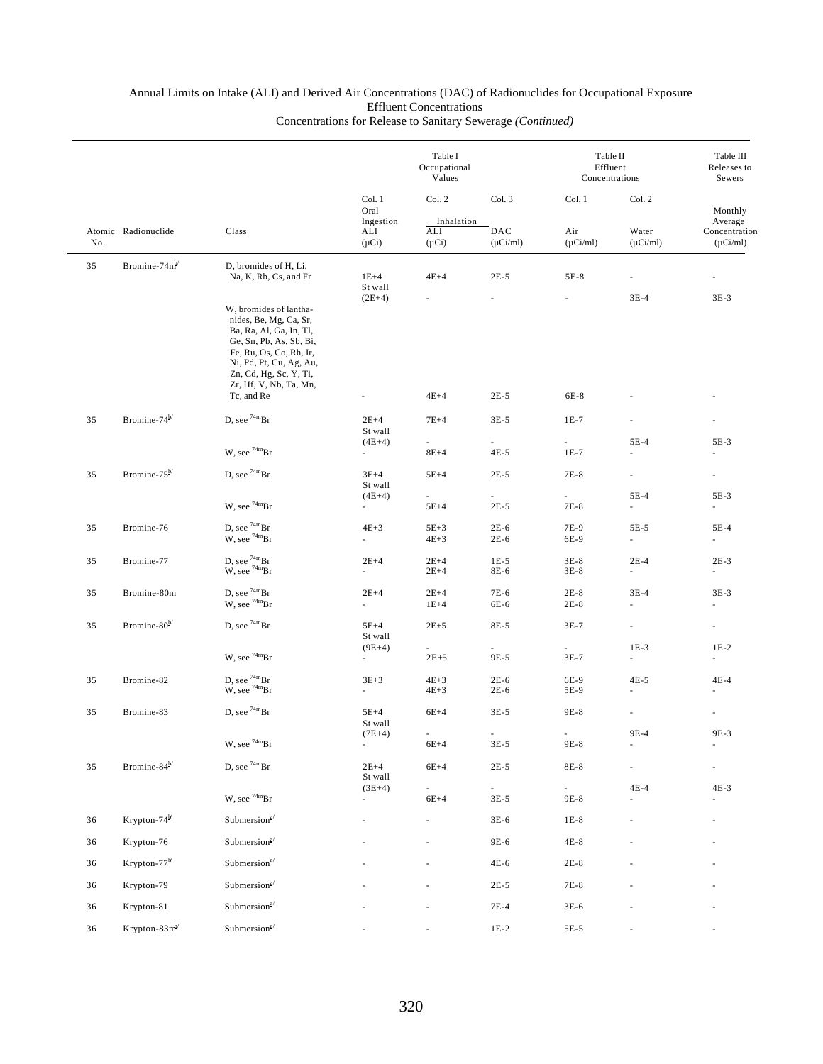Annual Limits on Intake (ALI) and Derived Air Concentrations (DAC) of Radionuclides for Occupational Exposure
Effluent Concentrations
Concentrations for Release to Sanitary Sewerage *(Continued)*

| | | | Table I Occupational Values | | | Table II Effluent Concentrations | | Table III Releases to Sewers |
|---|---|---|---|---|---|---|---|---|
| | | | Col. 1 | Col. 2 | Col. 3 | Col. 1 | Col. 2 | |
| | | | Oral Ingestion | Inhalation | | | | Monthly Average |
| Atomic No. | Radionuclide | Class | ALI (μCi) | ALI (μCi) | DAC (μCi/ml) | Air (μCi/ml) | Water (μCi/ml) | Concentration (μCi/ml) |
| 35 | Bromine-74m[b/] | D, bromides of H, Li, Na, K, Rb, Cs, and Fr | 1E+4 | 4E+4 | 2E-5 | 5E-8 | - | - |
| | | | St wall (2E+4) | - | - | - | 3E-4 | 3E-3 |
| | | W, bromides of lanthanides, Be, Mg, Ca, Sr, Ba, Ra, Al, Ga, In, Tl, Ge, Sn, Pb, As, Sb, Bi, Fe, Ru, Os, Co, Rh, Ir, Ni, Pd, Pt, Cu, Ag, Au, Zn, Cd, Hg, Sc, Y, Ti, Zr, Hf, V, Nb, Ta, Mn, Tc, and Re | - | 4E+4 | 2E-5 | 6E-8 | - | - |
| 35 | Bromine-74[b/] | D, see $^{74m}$Br | 2E+4 | 7E+4 | 3E-5 | 1E-7 | - | - |
| | | | St wall (4E+4) | - | - | - | 5E-4 | 5E-3 |
| | | W, see $^{74m}$Br | - | 8E+4 | 4E-5 | 1E-7 | - | - |
| 35 | Bromine-75[b/] | D, see $^{74m}$Br | 3E+4 | 5E+4 | 2E-5 | 7E-8 | - | - |
| | | | St wall (4E+4) | - | - | - | 5E-4 | 5E-3 |
| | | W, see $^{74m}$Br | - | 5E+4 | 2E-5 | 7E-8 | - | - |
| 35 | Bromine-76 | D, see $^{74m}$Br | 4E+3 | 5E+3 | 2E-6 | 7E-9 | 5E-5 | 5E-4 |
| | | W, see $^{74m}$Br | - | 4E+3 | 2E-6 | 6E-9 | - | - |
| 35 | Bromine-77 | D, see $^{74m}$Br | 2E+4 | 2E+4 | 1E-5 | 3E-8 | 2E-4 | 2E-3 |
| | | W, see $^{74m}$Br | - | 2E+4 | 8E-6 | 3E-8 | - | - |
| 35 | Bromine-80m | D, see $^{74m}$Br | 2E+4 | 2E+4 | 7E-6 | 2E-8 | 3E-4 | 3E-3 |
| | | W, see $^{74m}$Br | - | 1E+4 | 6E-6 | 2E-8 | - | - |
| 35 | Bromine-80[b/] | D, see $^{74m}$Br | 5E+4 | 2E+5 | 8E-5 | 3E-7 | - | - |
| | | | St wall (9E+4) | - | - | - | 1E-3 | 1E-2 |
| | | W, see $^{74m}$Br | - | 2E+5 | 9E-5 | 3E-7 | - | - |
| 35 | Bromine-82 | D, see $^{74m}$Br | 3E+3 | 4E+3 | 2E-6 | 6E-9 | 4E-5 | 4E-4 |
| | | W, see $^{74m}$Br | - | 4E+3 | 2E-6 | 5E-9 | - | - |
| 35 | Bromine-83 | D, see $^{74m}$Br | 5E+4 | 6E+4 | 3E-5 | 9E-8 | - | - |
| | | | St wall (7E+4) | - | - | - | 9E-4 | 9E-3 |
| | | W, see $^{74m}$Br | - | 6E+4 | 3E-5 | 9E-8 | - | - |
| 35 | Bromine-84[b/] | D, see $^{74m}$Br | 2E+4 | 6E+4 | 2E-5 | 8E-8 | - | - |
| | | | St wall (3E+4) | - | - | - | 4E-4 | 4E-3 |
| | | W, see $^{74m}$Br | - | 6E+4 | 3E-5 | 9E-8 | - | - |
| 36 | Krypton-74[b/] | Submersion[a/] | - | - | 3E-6 | 1E-8 | - | - |
| 36 | Krypton-76 | Submersion[a/] | - | - | 9E-6 | 4E-8 | - | - |
| 36 | Krypton-77[b/] | Submersion[a/] | - | - | 4E-6 | 2E-8 | - | - |
| 36 | Krypton-79 | Submersion[a/] | - | - | 2E-5 | 7E-8 | - | - |
| 36 | Krypton-81 | Submersion[a/] | - | - | 7E-4 | 3E-6 | - | - |
| 36 | Krypton-83m[b/] | Submersion[a/] | - | - | 1E-2 | 5E-5 | - | - |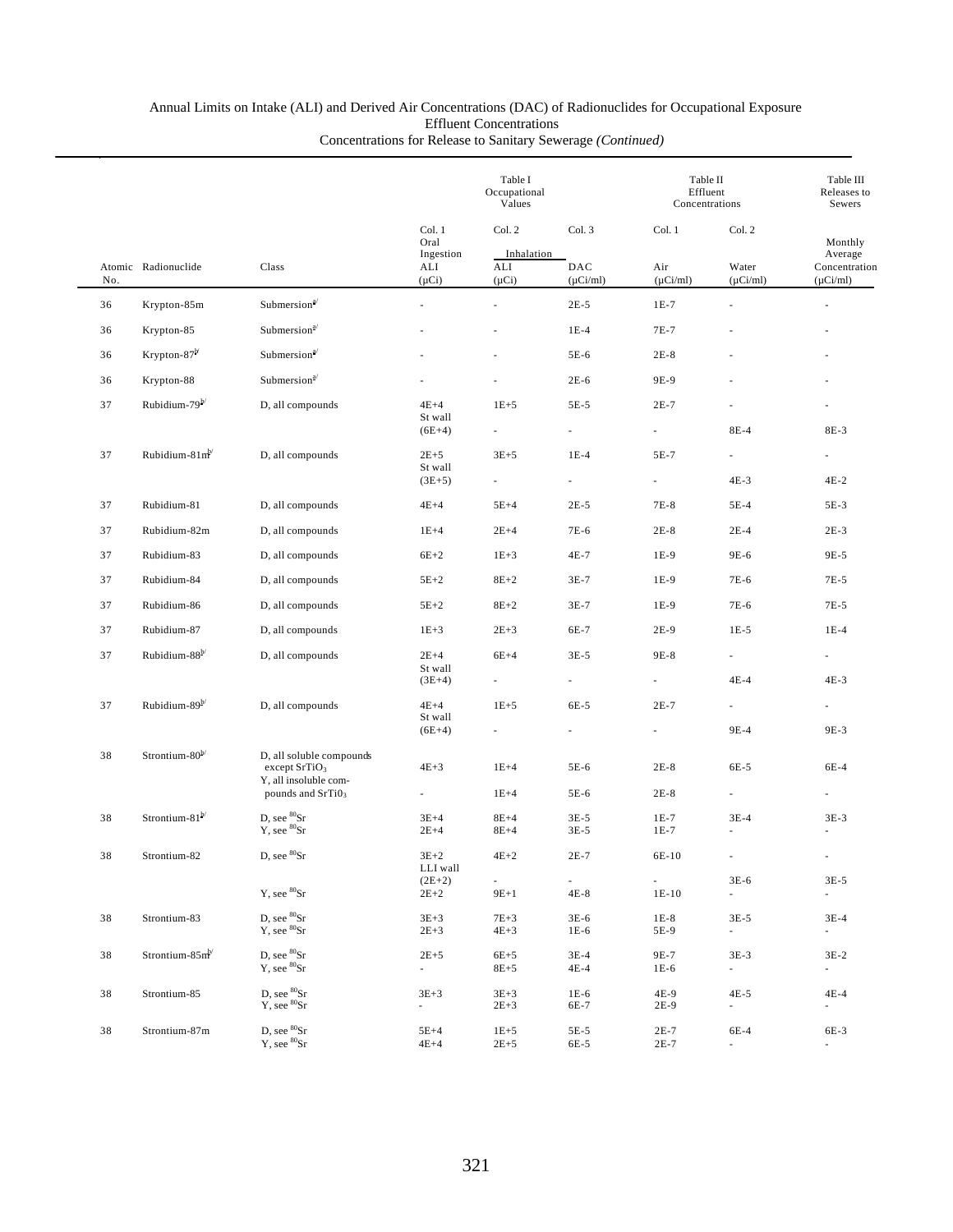Annual Limits on Intake (ALI) and Derived Air Concentrations (DAC) of Radionuclides for Occupational Exposure
Effluent Concentrations
Concentrations for Release to Sanitary Sewerage *(Continued)*

| | | | Table I Occupational Values | | | Table II Effluent Concentrations | | Table III Releases to Sewers |
|---|---|---|---|---|---|---|---|---|
| | | | Col. 1 | Col. 2 | Col. 3 | Col. 1 | Col. 2 | |
| | | | Oral Ingestion | Inhalation | | | | Monthly Average |
| Atomic No. | Radionuclide | Class | ALI (µCi) | ALI (µCi) | DAC (µCi/ml) | Air (µCi/ml) | Water (µCi/ml) | Concentration (µCi/ml) |
| 36 | Krypton-85m | Submersion[a/] | - | - | 2E-5 | 1E-7 | - | - |
| 36 | Krypton-85 | Submersion[a/] | - | - | 1E-4 | 7E-7 | - | - |
| 36 | Krypton-87[b/] | Submersion[a/] | - | - | 5E-6 | 2E-8 | - | - |
| 36 | Krypton-88 | Submersion[a/] | - | - | 2E-6 | 9E-9 | - | - |
| 37 | Rubidium-79[b/] | D, all compounds | 4E+4 | 1E+5 | 5E-5 | 2E-7 | - | - |
| | | | St wall (6E+4) | - | - | - | 8E-4 | 8E-3 |
| 37 | Rubidium-81m[b/] | D, all compounds | 2E+5 | 3E+5 | 1E-4 | 5E-7 | - | - |
| | | | St wall (3E+5) | - | - | - | 4E-3 | 4E-2 |
| 37 | Rubidium-81 | D, all compounds | 4E+4 | 5E+4 | 2E-5 | 7E-8 | 5E-4 | 5E-3 |
| 37 | Rubidium-82m | D, all compounds | 1E+4 | 2E+4 | 7E-6 | 2E-8 | 2E-4 | 2E-3 |
| 37 | Rubidium-83 | D, all compounds | 6E+2 | 1E+3 | 4E-7 | 1E-9 | 9E-6 | 9E-5 |
| 37 | Rubidium-84 | D, all compounds | 5E+2 | 8E+2 | 3E-7 | 1E-9 | 7E-6 | 7E-5 |
| 37 | Rubidium-86 | D, all compounds | 5E+2 | 8E+2 | 3E-7 | 1E-9 | 7E-6 | 7E-5 |
| 37 | Rubidium-87 | D, all compounds | 1E+3 | 2E+3 | 6E-7 | 2E-9 | 1E-5 | 1E-4 |
| 37 | Rubidium-88[b/] | D, all compounds | 2E+4 | 6E+4 | 3E-5 | 9E-8 | - | - |
| | | | St wall (3E+4) | - | - | - | 4E-4 | 4E-3 |
| 37 | Rubidium-89[b/] | D, all compounds | 4E+4 | 1E+5 | 6E-5 | 2E-7 | - | - |
| | | | St wall (6E+4) | - | - | - | 9E-4 | 9E-3 |
| 38 | Strontium-80[b/] | D, all soluble compounds except $SrTiO_3$ | 4E+3 | 1E+4 | 5E-6 | 2E-8 | 6E-5 | 6E-4 |
| | | Y, all insoluble compounds and $SrTiO_3$ | - | 1E+4 | 5E-6 | 2E-8 | - | - |
| 38 | Strontium-81[b/] | D, see $^{80}Sr$ | 3E+4 | 8E+4 | 3E-5 | 1E-7 | 3E-4 | 3E-3 |
| | | Y, see $^{80}Sr$ | 2E+4 | 8E+4 | 3E-5 | 1E-7 | - | - |
| 38 | Strontium-82 | D, see $^{80}Sr$ | 3E+2 | 4E+2 | 2E-7 | 6E-10 | - | - |
| | | | LLI wall (2E+2) | - | - | - | 3E-6 | 3E-5 |
| | | Y, see $^{80}Sr$ | 2E+2 | 9E+1 | 4E-8 | 1E-10 | - | - |
| 38 | Strontium-83 | D, see $^{80}Sr$ | 3E+3 | 7E+3 | 3E-6 | 1E-8 | 3E-5 | 3E-4 |
| | | Y, see $^{80}Sr$ | 2E+3 | 4E+3 | 1E-6 | 5E-9 | - | - |
| 38 | Strontium-85m[b/] | D, see $^{80}Sr$ | 2E+5 | 6E+5 | 3E-4 | 9E-7 | 3E-3 | 3E-2 |
| | | Y, see $^{80}Sr$ | - | 8E+5 | 4E-4 | 1E-6 | - | - |
| 38 | Strontium-85 | D, see $^{80}Sr$ | 3E+3 | 3E+3 | 1E-6 | 4E-9 | 4E-5 | 4E-4 |
| | | Y, see $^{80}Sr$ | - | 2E+3 | 6E-7 | 2E-9 | - | - |
| 38 | Strontium-87m | D, see $^{80}Sr$ | 5E+4 | 1E+5 | 5E-5 | 2E-7 | 6E-4 | 6E-3 |
| | | Y, see $^{80}Sr$ | 4E+4 | 2E+5 | 6E-5 | 2E-7 | - | - |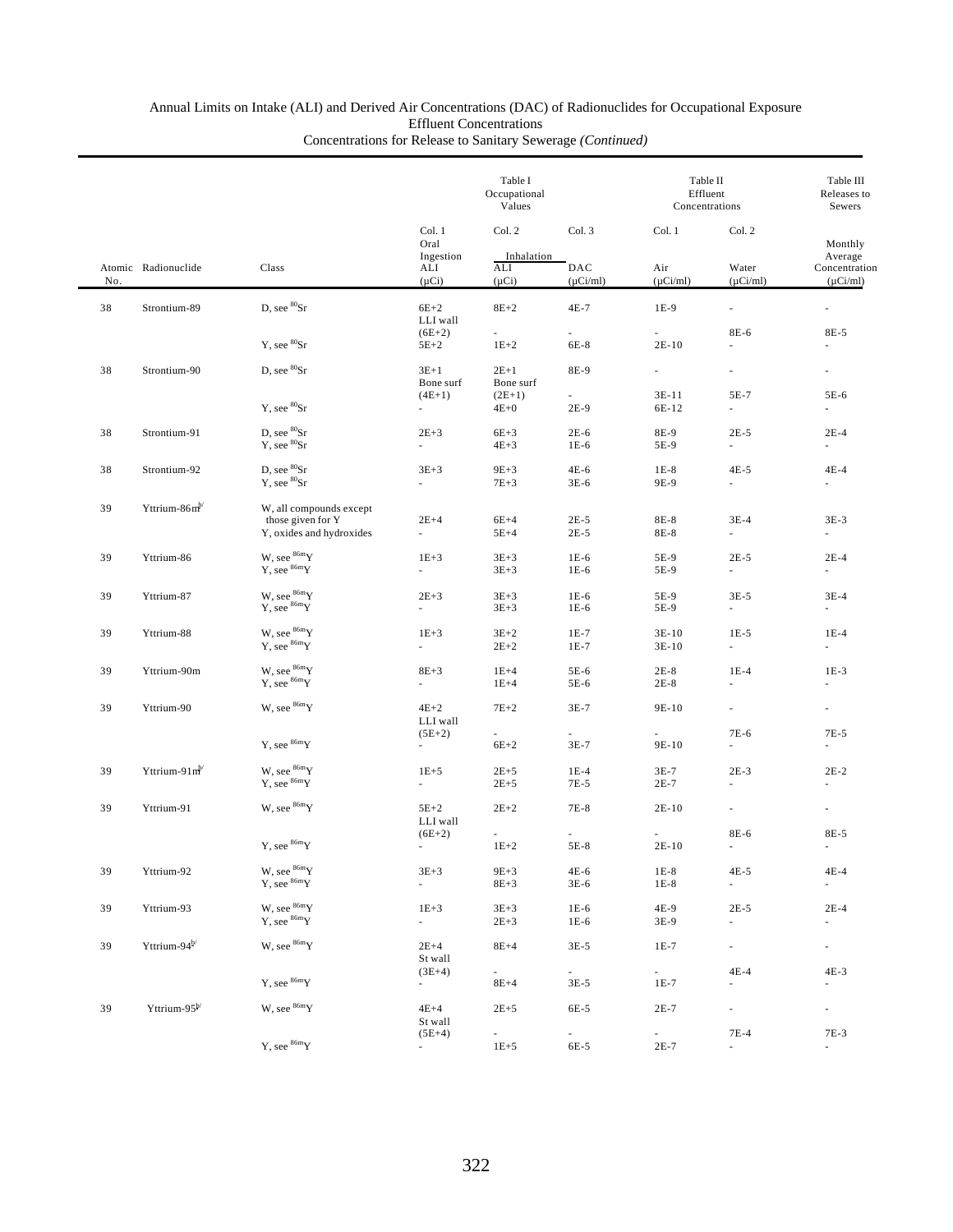Annual Limits on Intake (ALI) and Derived Air Concentrations (DAC) of Radionuclides for Occupational Exposure
Effluent Concentrations
Concentrations for Release to Sanitary Sewerage *(Continued)*

| | | | Table I Occupational Values | | | Table II Effluent Concentrations | | Table III Releases to Sewers |
|---|---|---|---|---|---|---|---|---|
| | | | Col. 1 | Col. 2 | Col. 3 | Col. 1 | Col. 2 | |
| | | | Oral Ingestion | Inhalation | | | | Monthly Average |
| Atomic No. | Radionuclide | Class | ALI (μCi) | ALI (μCi) | DAC (μCi/ml) | Air (μCi/ml) | Water (μCi/ml) | Concentration (μCi/ml) |
| 38 | Strontium-89 | D, see $^{80}$Sr | 6E+2 | 8E+2 | 4E-7 | 1E-9 | - | - |
| | | | LLI wall (6E+2) | - | - | - | 8E-6 | 8E-5 |
| | | Y, see $^{80}$Sr | 5E+2 | 1E+2 | 6E-8 | 2E-10 | - | - |
| 38 | Strontium-90 | D, see $^{80}$Sr | 3E+1 | 2E+1 | 8E-9 | - | - | - |
| | | | Bone surf (4E+1) | Bone surf (2E+1) | - | 3E-11 | 5E-7 | 5E-6 |
| | | Y, see $^{80}$Sr | - | 4E+0 | 2E-9 | 6E-12 | - | - |
| 38 | Strontium-91 | D, see $^{80}$Sr | 2E+3 | 6E+3 | 2E-6 | 8E-9 | 2E-5 | 2E-4 |
| | | Y, see $^{80}$Sr | - | 4E+3 | 1E-6 | 5E-9 | - | - |
| 38 | Strontium-92 | D, see $^{80}$Sr | 3E+3 | 9E+3 | 4E-6 | 1E-8 | 4E-5 | 4E-4 |
| | | Y, see $^{80}$Sr | - | 7E+3 | 3E-6 | 9E-9 | - | - |
| 39 | Yttrium-86m[b/] | W, all compounds except those given for Y | 2E+4 | 6E+4 | 2E-5 | 8E-8 | 3E-4 | 3E-3 |
| | | Y, oxides and hydroxides | - | 5E+4 | 2E-5 | 8E-8 | - | - |
| 39 | Yttrium-86 | W, see $^{86m}$Y | 1E+3 | 3E+3 | 1E-6 | 5E-9 | 2E-5 | 2E-4 |
| | | Y, see $^{86m}$Y | - | 3E+3 | 1E-6 | 5E-9 | - | - |
| 39 | Yttrium-87 | W, see $^{86m}$Y | 2E+3 | 3E+3 | 1E-6 | 5E-9 | 3E-5 | 3E-4 |
| | | Y, see $^{86m}$Y | - | 3E+3 | 1E-6 | 5E-9 | - | - |
| 39 | Yttrium-88 | W, see $^{86m}$Y | 1E+3 | 3E+2 | 1E-7 | 3E-10 | 1E-5 | 1E-4 |
| | | Y, see $^{86m}$Y | - | 2E+2 | 1E-7 | 3E-10 | - | - |
| 39 | Yttrium-90m | W, see $^{86m}$Y | 8E+3 | 1E+4 | 5E-6 | 2E-8 | 1E-4 | 1E-3 |
| | | Y, see $^{86m}$Y | - | 1E+4 | 5E-6 | 2E-8 | - | - |
| 39 | Yttrium-90 | W, see $^{86m}$Y | 4E+2 | 7E+2 | 3E-7 | 9E-10 | - | - |
| | | | LLI wall (5E+2) | - | - | - | 7E-6 | 7E-5 |
| | | Y, see $^{86m}$Y | - | 6E+2 | 3E-7 | 9E-10 | - | - |
| 39 | Yttrium-91m[b/] | W, see $^{86m}$Y | 1E+5 | 2E+5 | 1E-4 | 3E-7 | 2E-3 | 2E-2 |
| | | Y, see $^{86m}$Y | - | 2E+5 | 7E-5 | 2E-7 | - | - |
| 39 | Yttrium-91 | W, see $^{86m}$Y | 5E+2 | 2E+2 | 7E-8 | 2E-10 | - | - |
| | | | LLI wall (6E+2) | - | - | - | 8E-6 | 8E-5 |
| | | Y, see $^{86m}$Y | - | 1E+2 | 5E-8 | 2E-10 | - | - |
| 39 | Yttrium-92 | W, see $^{86m}$Y | 3E+3 | 9E+3 | 4E-6 | 1E-8 | 4E-5 | 4E-4 |
| | | Y, see $^{86m}$Y | - | 8E+3 | 3E-6 | 1E-8 | - | - |
| 39 | Yttrium-93 | W, see $^{86m}$Y | 1E+3 | 3E+3 | 1E-6 | 4E-9 | 2E-5 | 2E-4 |
| | | Y, see $^{86m}$Y | - | 2E+3 | 1E-6 | 3E-9 | - | - |
| 39 | Yttrium-94[b/] | W, see $^{86m}$Y | 2E+4 | 8E+4 | 3E-5 | 1E-7 | - | - |
| | | | St wall (3E+4) | - | - | - | 4E-4 | 4E-3 |
| | | Y, see $^{86m}$Y | - | 8E+4 | 3E-5 | 1E-7 | - | - |
| 39 | Yttrium-95[b/] | W, see $^{86m}$Y | 4E+4 | 2E+5 | 6E-5 | 2E-7 | - | - |
| | | | St wall (5E+4) | - | - | - | 7E-4 | 7E-3 |
| | | Y, see $^{86m}$Y | - | 1E+5 | 6E-5 | 2E-7 | - | - |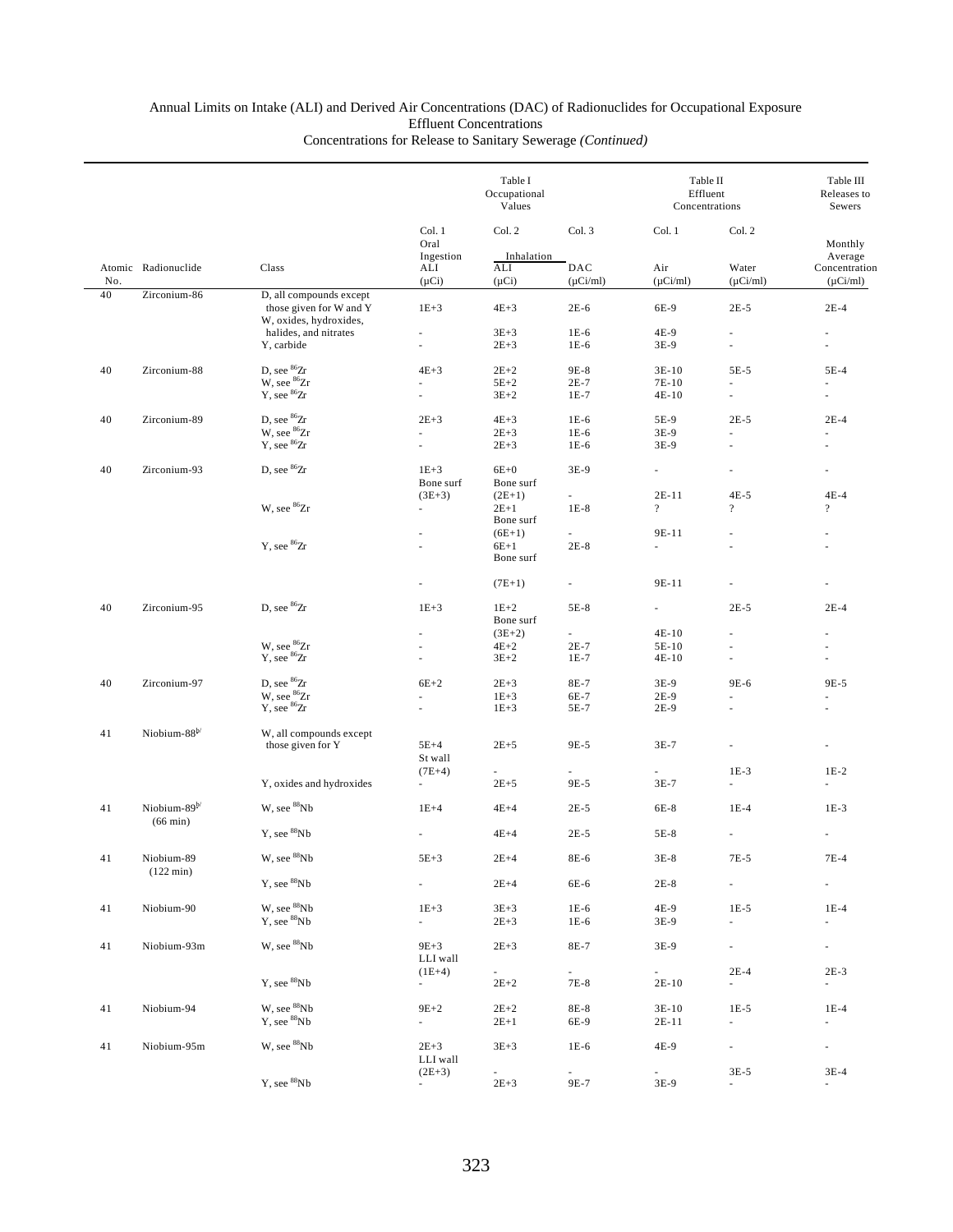Annual Limits on Intake (ALI) and Derived Air Concentrations (DAC) of Radionuclides for Occupational Exposure
Effluent Concentrations
Concentrations for Release to Sanitary Sewerage *(Continued)*

| | | | Table I Occupational Values | | | Table II Effluent Concentrations | | Table III Releases to Sewers |
|---|---|---|---|---|---|---|---|---|
| | | | Col. 1 | Col. 2 | Col. 3 | Col. 1 | Col. 2 | |
| | | | Oral Ingestion | Inhalation | | | | Monthly Average |
| Atomic No. | Radionuclide | Class | ALI (μCi) | ALI (μCi) | DAC (μCi/ml) | Air (μCi/ml) | Water (μCi/ml) | Concentration (μCi/ml) |
| 40 | Zirconium-86 | D, all compounds except those given for W and Y | 1E+3 | 4E+3 | 2E-6 | 6E-9 | 2E-5 | 2E-4 |
| | | W, oxides, hydroxides, halides, and nitrates | - | 3E+3 | 1E-6 | 4E-9 | - | - |
| | | Y, carbide | - | 2E+3 | 1E-6 | 3E-9 | - | - |
| 40 | Zirconium-88 | D, see $^{86}$Zr | 4E+3 | 2E+2 | 9E-8 | 3E-10 | 5E-5 | 5E-4 |
| | | W, see $^{86}$Zr | - | 5E+2 | 2E-7 | 7E-10 | - | - |
| | | Y, see $^{86}$Zr | - | 3E+2 | 1E-7 | 4E-10 | - | - |
| 40 | Zirconium-89 | D, see $^{86}$Zr | 2E+3 | 4E+3 | 1E-6 | 5E-9 | 2E-5 | 2E-4 |
| | | W, see $^{86}$Zr | - | 2E+3 | 1E-6 | 3E-9 | - | - |
| | | Y, see $^{86}$Zr | - | 2E+3 | 1E-6 | 3E-9 | - | - |
| 40 | Zirconium-93 | D, see $^{86}$Zr | 1E+3 | 6E+0 | 3E-9 | - | - | - |
| | | | Bone surf (3E+3) | Bone surf (2E+1) | - | 2E-11 | 4E-5 | 4E-4 |
| | | W, see $^{86}$Zr | - | 2E+1 | 1E-8 | ? | ? | ? |
| | | | - | Bone surf (6E+1) | - | 9E-11 | - | - |
| | | Y, see $^{86}$Zr | - | 6E+1 | 2E-8 | - | - | - |
| | | | - | Bone surf (7E+1) | - | 9E-11 | - | - |
| 40 | Zirconium-95 | D, see $^{86}$Zr | 1E+3 | 1E+2 | 5E-8 | - | 2E-5 | 2E-4 |
| | | | - | Bone surf (3E+2) | - | 4E-10 | - | - |
| | | W, see $^{86}$Zr | - | 4E+2 | 2E-7 | 5E-10 | - | - |
| | | Y, see $^{86}$Zr | - | 3E+2 | 1E-7 | 4E-10 | - | - |
| 40 | Zirconium-97 | D, see $^{86}$Zr | 6E+2 | 2E+3 | 8E-7 | 3E-9 | 9E-6 | 9E-5 |
| | | W, see $^{86}$Zr | - | 1E+3 | 6E-7 | 2E-9 | - | - |
| | | Y, see $^{86}$Zr | - | 1E+3 | 5E-7 | 2E-9 | - | - |
| 41 | Niobium-88[b/] | W, all compounds except those given for Y | 5E+4 | 2E+5 | 9E-5 | 3E-7 | - | - |
| | | | St wall (7E+4) | - | - | - | 1E-3 | 1E-2 |
| | | Y, oxides and hydroxides | - | 2E+5 | 9E-5 | 3E-7 | - | - |
| 41 | Niobium-89[b/] (66 min) | W, see $^{88}$Nb | 1E+4 | 4E+4 | 2E-5 | 6E-8 | 1E-4 | 1E-3 |
| | | Y, see $^{88}$Nb | - | 4E+4 | 2E-5 | 5E-8 | - | - |
| 41 | Niobium-89 (122 min) | W, see $^{88}$Nb | 5E+3 | 2E+4 | 8E-6 | 3E-8 | 7E-5 | 7E-4 |
| | | Y, see $^{88}$Nb | - | 2E+4 | 6E-6 | 2E-8 | - | - |
| 41 | Niobium-90 | W, see $^{88}$Nb | 1E+3 | 3E+3 | 1E-6 | 4E-9 | 1E-5 | 1E-4 |
| | | Y, see $^{88}$Nb | - | 2E+3 | 1E-6 | 3E-9 | - | - |
| 41 | Niobium-93m | W, see $^{88}$Nb | 9E+3 | 2E+3 | 8E-7 | 3E-9 | - | - |
| | | | LLI wall (1E+4) | - | - | - | 2E-4 | 2E-3 |
| | | Y, see $^{88}$Nb | - | 2E+2 | 7E-8 | 2E-10 | - | - |
| 41 | Niobium-94 | W, see $^{88}$Nb | 9E+2 | 2E+2 | 8E-8 | 3E-10 | 1E-5 | 1E-4 |
| | | Y, see $^{88}$Nb | - | 2E+1 | 6E-9 | 2E-11 | - | - |
| 41 | Niobium-95m | W, see $^{88}$Nb | 2E+3 | 3E+3 | 1E-6 | 4E-9 | - | - |
| | | | LLI wall (2E+3) | - | - | - | 3E-5 | 3E-4 |
| | | Y, see $^{88}$Nb | - | 2E+3 | 9E-7 | 3E-9 | - | - |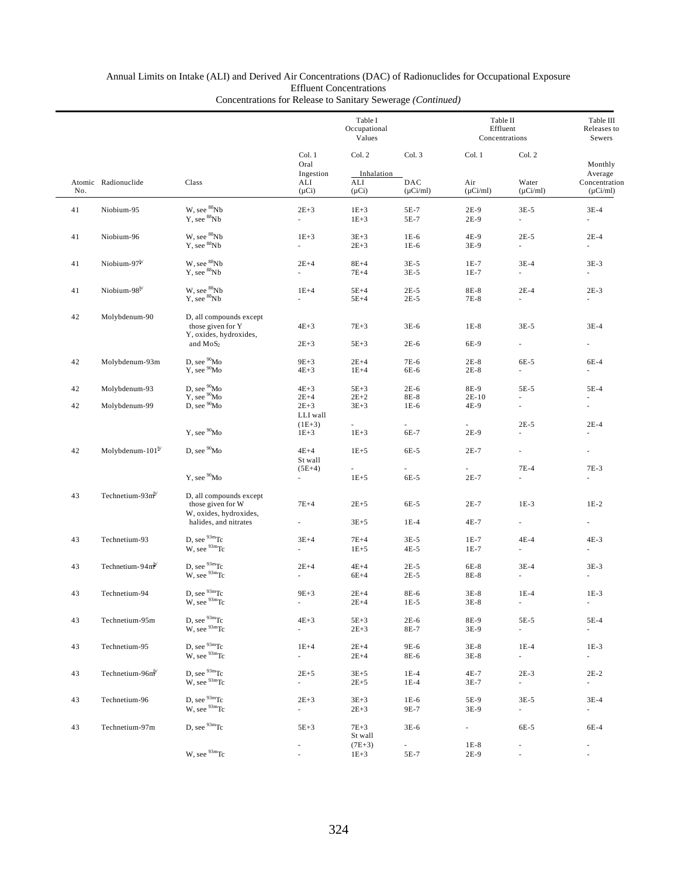Annual Limits on Intake (ALI) and Derived Air Concentrations (DAC) of Radionuclides for Occupational Exposure
Effluent Concentrations
Concentrations for Release to Sanitary Sewerage *(Continued)*

| | | | Table I Occupational Values | | | Table II Effluent Concentrations | | Table III Releases to Sewers |
|---|---|---|---|---|---|---|---|---|
| | | | Col. 1 | Col. 2 | Col. 3 | Col. 1 | Col. 2 | |
| | | | Oral Ingestion | Inhalation | | | | Monthly Average |
| Atomic No. | Radionuclide | Class | ALI (μCi) | ALI (μCi) | DAC (μCi/ml) | Air (μCi/ml) | Water (μCi/ml) | Concentration (μCi/ml) |
| 41 | Niobium-95 | W, see $^{88}$Nb | 2E+3 | 1E+3 | 5E-7 | 2E-9 | 3E-5 | 3E-4 |
| | | Y, see $^{88}$Nb | - | 1E+3 | 5E-7 | 2E-9 | - | - |
| 41 | Niobium-96 | W, see $^{88}$Nb | 1E+3 | 3E+3 | 1E-6 | 4E-9 | 2E-5 | 2E-4 |
| | | Y, see $^{88}$Nb | - | 2E+3 | 1E-6 | 3E-9 | - | - |
| 41 | Niobium-97[b/] | W, see $^{88}$Nb | 2E+4 | 8E+4 | 3E-5 | 1E-7 | 3E-4 | 3E-3 |
| | | Y, see $^{88}$Nb | - | 7E+4 | 3E-5 | 1E-7 | - | - |
| 41 | Niobium-98[b/] | W, see $^{88}$Nb | 1E+4 | 5E+4 | 2E-5 | 8E-8 | 2E-4 | 2E-3 |
| | | Y, see $^{88}$Nb | - | 5E+4 | 2E-5 | 7E-8 | - | - |
| 42 | Molybdenum-90 | D, all compounds except those given for Y | 4E+3 | 7E+3 | 3E-6 | 1E-8 | 3E-5 | 3E-4 |
| | | Y, oxides, hydroxides, and $MoS_2$ | 2E+3 | 5E+3 | 2E-6 | 6E-9 | - | - |
| 42 | Molybdenum-93m | D, see $^{90}$Mo | 9E+3 | 2E+4 | 7E-6 | 2E-8 | 6E-5 | 6E-4 |
| | | Y, see $^{90}$Mo | 4E+3 | 1E+4 | 6E-6 | 2E-8 | - | - |
| 42 | Molybdenum-93 | D, see $^{90}$Mo | 4E+3 | 5E+3 | 2E-6 | 8E-9 | 5E-5 | 5E-4 |
| | | Y, see $^{90}$Mo | 2E+4 | 2E+2 | 8E-8 | 2E-10 | - | - |
| 42 | Molybdenum-99 | D, see $^{90}$Mo | 2E+3 | 3E+3 | 1E-6 | 4E-9 | - | - |
| | | | LLI wall (1E+3) | - | - | - | 2E-5 | 2E-4 |
| | | Y, see $^{90}$Mo | 1E+3 | 1E+3 | 6E-7 | 2E-9 | - | - |
| 42 | Molybdenum-101[b/] | D, see $^{90}$Mo | 4E+4 | 1E+5 | 6E-5 | 2E-7 | - | - |
| | | | St wall (5E+4) | - | - | - | 7E-4 | 7E-3 |
| | | Y, see $^{90}$Mo | - | 1E+5 | 6E-5 | 2E-7 | - | - |
| 43 | Technetium-93m[b/] | D, all compounds except those given for W | 7E+4 | 2E+5 | 6E-5 | 2E-7 | 1E-3 | 1E-2 |
| | | W, oxides, hydroxides, halides, and nitrates | - | 3E+5 | 1E-4 | 4E-7 | - | - |
| 43 | Technetium-93 | D, see $^{93m}$Tc | 3E+4 | 7E+4 | 3E-5 | 1E-7 | 4E-4 | 4E-3 |
| | | W, see $^{93m}$Tc | - | 1E+5 | 4E-5 | 1E-7 | - | - |
| 43 | Technetium-94m[b/] | D, see $^{93m}$Tc | 2E+4 | 4E+4 | 2E-5 | 6E-8 | 3E-4 | 3E-3 |
| | | W, see $^{93m}$Tc | - | 6E+4 | 2E-5 | 8E-8 | - | - |
| 43 | Technetium-94 | D, see $^{93m}$Tc | 9E+3 | 2E+4 | 8E-6 | 3E-8 | 1E-4 | 1E-3 |
| | | W, see $^{93m}$Tc | - | 2E+4 | 1E-5 | 3E-8 | - | - |
| 43 | Technetium-95m | D, see $^{93m}$Tc | 4E+3 | 5E+3 | 2E-6 | 8E-9 | 5E-5 | 5E-4 |
| | | W, see $^{93m}$Tc | - | 2E+3 | 8E-7 | 3E-9 | - | - |
| 43 | Technetium-95 | D, see $^{93m}$Tc | 1E+4 | 2E+4 | 9E-6 | 3E-8 | 1E-4 | 1E-3 |
| | | W, see $^{93m}$Tc | - | 2E+4 | 8E-6 | 3E-8 | - | - |
| 43 | Technetium-96m[b/] | D, see $^{93m}$Tc | 2E+5 | 3E+5 | 1E-4 | 4E-7 | 2E-3 | 2E-2 |
| | | W, see $^{93m}$Tc | - | 2E+5 | 1E-4 | 3E-7 | - | - |
| 43 | Technetium-96 | D, see $^{93m}$Tc | 2E+3 | 3E+3 | 1E-6 | 5E-9 | 3E-5 | 3E-4 |
| | | W, see $^{93m}$Tc | - | 2E+3 | 9E-7 | 3E-9 | - | - |
| 43 | Technetium-97m | D, see $^{93m}$Tc | 5E+3 | 7E+3 | 3E-6 | - | 6E-5 | 6E-4 |
| | | | - | St wall (7E+3) | - | 1E-8 | - | - |
| | | W, see $^{93m}$Tc | - | 1E+3 | 5E-7 | 2E-9 | - | - |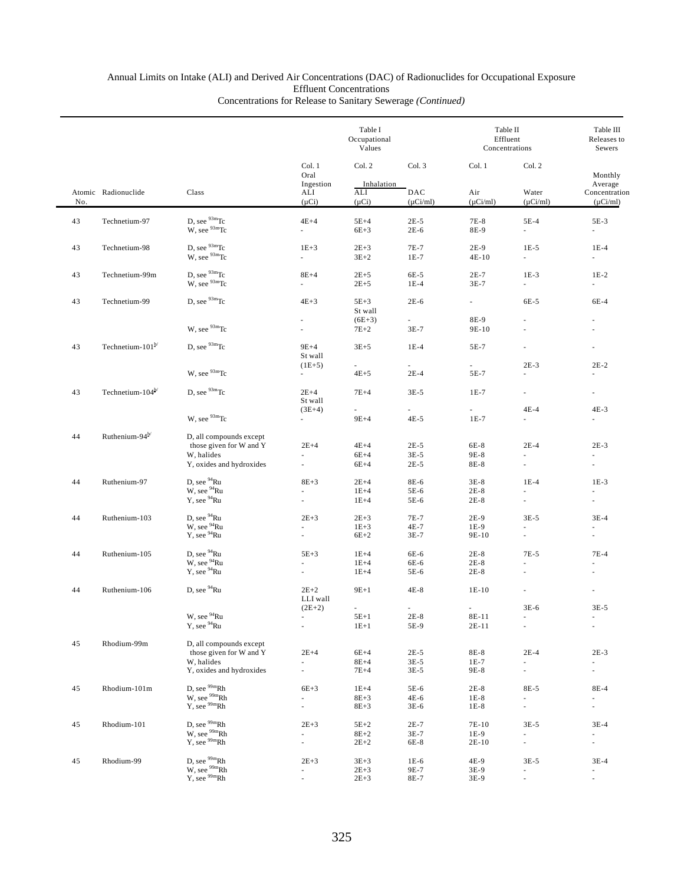Annual Limits on Intake (ALI) and Derived Air Concentrations (DAC) of Radionuclides for Occupational Exposure
Effluent Concentrations
Concentrations for Release to Sanitary Sewerage *(Continued)*

| | | | Table I Occupational Values | | | Table II Effluent Concentrations | | Table III Releases to Sewers |
|---|---|---|---|---|---|---|---|---|
| | | | Col. 1 | Col. 2 | Col. 3 | Col. 1 | Col. 2 | |
| | | | Oral Ingestion | Inhalation | | | | Monthly Average |
| Atomic No. | Radionuclide | Class | ALI (μCi) | ALI (μCi) | DAC (μCi/ml) | Air (μCi/ml) | Water (μCi/ml) | Concentration (μCi/ml) |
| 43 | Technetium-97 | D, see $^{93m}$Tc | 4E+4 | 5E+4 | 2E-5 | 7E-8 | 5E-4 | 5E-3 |
| | | W, see $^{93m}$Tc | - | 6E+3 | 2E-6 | 8E-9 | - | - |
| 43 | Technetium-98 | D, see $^{93m}$Tc | 1E+3 | 2E+3 | 7E-7 | 2E-9 | 1E-5 | 1E-4 |
| | | W, see $^{93m}$Tc | - | 3E+2 | 1E-7 | 4E-10 | - | - |
| 43 | Technetium-99m | D, see $^{93m}$Tc | 8E+4 | 2E+5 | 6E-5 | 2E-7 | 1E-3 | 1E-2 |
| | | W, see $^{93m}$Tc | - | 2E+5 | 1E-4 | 3E-7 | - | - |
| 43 | Technetium-99 | D, see $^{93m}$Tc | 4E+3 | 5E+3 | 2E-6 | - | 6E-5 | 6E-4 |
| | | | | St wall | | | | |
| | | | - | (6E+3) | - | 8E-9 | - | - |
| | | W, see $^{93m}$Tc | - | 7E+2 | 3E-7 | 9E-10 | - | - |
| 43 | Technetium-101[b/] | D, see $^{93m}$Tc | 9E+4 | 3E+5 | 1E-4 | 5E-7 | - | - |
| | | | St wall | | | | | |
| | | | (1E+5) | - | - | - | 2E-3 | 2E-2 |
| | | W, see $^{93m}$Tc | - | 4E+5 | 2E-4 | 5E-7 | - | - |
| 43 | Technetium-104[b/] | D, see $^{93m}$Tc | 2E+4 | 7E+4 | 3E-5 | 1E-7 | - | - |
| | | | St wall | | | | | |
| | | | (3E+4) | - | - | - | 4E-4 | 4E-3 |
| | | W, see $^{93m}$Tc | - | 9E+4 | 4E-5 | 1E-7 | - | - |
| 44 | Ruthenium-94[b/] | D, all compounds except those given for W and Y | 2E+4 | 4E+4 | 2E-5 | 6E-8 | 2E-4 | 2E-3 |
| | | W, halides | - | 6E+4 | 3E-5 | 9E-8 | - | - |
| | | Y, oxides and hydroxides | - | 6E+4 | 2E-5 | 8E-8 | - | - |
| 44 | Ruthenium-97 | D, see $^{94}$Ru | 8E+3 | 2E+4 | 8E-6 | 3E-8 | 1E-4 | 1E-3 |
| | | W, see $^{94}$Ru | - | 1E+4 | 5E-6 | 2E-8 | - | - |
| | | Y, see $^{94}$Ru | - | 1E+4 | 5E-6 | 2E-8 | - | - |
| 44 | Ruthenium-103 | D, see $^{94}$Ru | 2E+3 | 2E+3 | 7E-7 | 2E-9 | 3E-5 | 3E-4 |
| | | W, see $^{94}$Ru | - | 1E+3 | 4E-7 | 1E-9 | - | - |
| | | Y, see $^{94}$Ru | - | 6E+2 | 3E-7 | 9E-10 | - | - |
| 44 | Ruthenium-105 | D, see $^{94}$Ru | 5E+3 | 1E+4 | 6E-6 | 2E-8 | 7E-5 | 7E-4 |
| | | W, see $^{94}$Ru | - | 1E+4 | 6E-6 | 2E-8 | - | - |
| | | Y, see $^{94}$Ru | - | 1E+4 | 5E-6 | 2E-8 | - | - |
| 44 | Ruthenium-106 | D, see $^{94}$Ru | 2E+2 | 9E+1 | 4E-8 | 1E-10 | - | - |
| | | | LLI wall | | | | | |
| | | | (2E+2) | - | - | - | 3E-6 | 3E-5 |
| | | W, see $^{94}$Ru | - | 5E+1 | 2E-8 | 8E-11 | - | - |
| | | Y, see $^{94}$Ru | - | 1E+1 | 5E-9 | 2E-11 | - | - |
| 45 | Rhodium-99m | D, all compounds except those given for W and Y | 2E+4 | 6E+4 | 2E-5 | 8E-8 | 2E-4 | 2E-3 |
| | | W, halides | - | 8E+4 | 3E-5 | 1E-7 | - | - |
| | | Y, oxides and hydroxides | - | 7E+4 | 3E-5 | 9E-8 | - | - |
| 45 | Rhodium-101m | D, see $^{99m}$Rh | 6E+3 | 1E+4 | 5E-6 | 2E-8 | 8E-5 | 8E-4 |
| | | W, see $^{99m}$Rh | - | 8E+3 | 4E-6 | 1E-8 | - | - |
| | | Y, see $^{99m}$Rh | - | 8E+3 | 3E-6 | 1E-8 | - | - |
| 45 | Rhodium-101 | D, see $^{99m}$Rh | 2E+3 | 5E+2 | 2E-7 | 7E-10 | 3E-5 | 3E-4 |
| | | W, see $^{99m}$Rh | - | 8E+2 | 3E-7 | 1E-9 | - | - |
| | | Y, see $^{99m}$Rh | - | 2E+2 | 6E-8 | 2E-10 | - | - |
| 45 | Rhodium-99 | D, see $^{99m}$Rh | 2E+3 | 3E+3 | 1E-6 | 4E-9 | 3E-5 | 3E-4 |
| | | W, see $^{99m}$Rh | - | 2E+3 | 9E-7 | 3E-9 | - | - |
| | | Y, see $^{99m}$Rh | - | 2E+3 | 8E-7 | 3E-9 | - | - |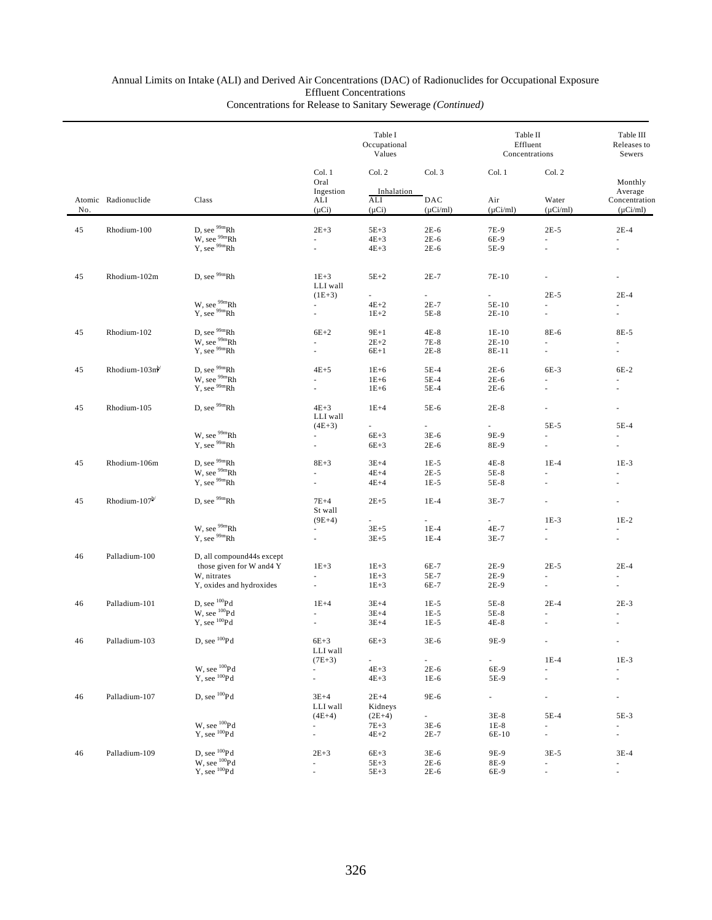Annual Limits on Intake (ALI) and Derived Air Concentrations (DAC) of Radionuclides for Occupational Exposure
Effluent Concentrations
Concentrations for Release to Sanitary Sewerage *(Continued)*

| | | | Table I Occupational Values | | | Table II Effluent Concentrations | | Table III Releases to Sewers |
|---|---|---|---|---|---|---|---|---|
| | | | Col. 1 | Col. 2 | Col. 3 | Col. 1 | Col. 2 | |
| | | | Oral Ingestion | Inhalation | | | | Monthly Average |
| Atomic No. | Radionuclide | Class | ALI (μCi) | ALI (μCi) | DAC (μCi/ml) | Air (μCi/ml) | Water (μCi/ml) | Concentration (μCi/ml) |
| 45 | Rhodium-100 | D, see $^{99m}$Rh | 2E+3 | 5E+3 | 2E-6 | 7E-9 | 2E-5 | 2E-4 |
| | | W, see $^{99m}$Rh | - | 4E+3 | 2E-6 | 6E-9 | - | - |
| | | Y, see $^{99m}$Rh | - | 4E+3 | 2E-6 | 5E-9 | - | - |
| 45 | Rhodium-102m | D, see $^{99m}$Rh | 1E+3 | 5E+2 | 2E-7 | 7E-10 | - | - |
| | | | LLI wall (1E+3) | - | - | - | 2E-5 | 2E-4 |
| | | W, see $^{99m}$Rh | - | 4E+2 | 2E-7 | 5E-10 | - | - |
| | | Y, see $^{99m}$Rh | - | 1E+2 | 5E-8 | 2E-10 | - | - |
| 45 | Rhodium-102 | D, see $^{99m}$Rh | 6E+2 | 9E+1 | 4E-8 | 1E-10 | 8E-6 | 8E-5 |
| | | W, see $^{99m}$Rh | - | 2E+2 | 7E-8 | 2E-10 | - | - |
| | | Y, see $^{99m}$Rh | - | 6E+1 | 2E-8 | 8E-11 | - | - |
| 45 | Rhodium-103m[b/] | D, see $^{99m}$Rh | 4E+5 | 1E+6 | 5E-4 | 2E-6 | 6E-3 | 6E-2 |
| | | W, see $^{99m}$Rh | - | 1E+6 | 5E-4 | 2E-6 | - | - |
| | | Y, see $^{99m}$Rh | - | 1E+6 | 5E-4 | 2E-6 | - | - |
| 45 | Rhodium-105 | D, see $^{99m}$Rh | 4E+3 | 1E+4 | 5E-6 | 2E-8 | - | - |
| | | | LLI wall (4E+3) | - | - | - | 5E-5 | 5E-4 |
| | | W, see $^{99m}$Rh | - | 6E+3 | 3E-6 | 9E-9 | - | - |
| | | Y, see $^{99m}$Rh | - | 6E+3 | 2E-6 | 8E-9 | - | - |
| 45 | Rhodium-106m | D, see $^{99m}$Rh | 8E+3 | 3E+4 | 1E-5 | 4E-8 | 1E-4 | 1E-3 |
| | | W, see $^{99m}$Rh | - | 4E+4 | 2E-5 | 5E-8 | - | - |
| | | Y, see $^{99m}$Rh | - | 4E+4 | 1E-5 | 5E-8 | - | - |
| 45 | Rhodium-107[b/] | D, see $^{99m}$Rh | 7E+4 | 2E+5 | 1E-4 | 3E-7 | - | - |
| | | | St wall (9E+4) | - | - | - | 1E-3 | 1E-2 |
| | | W, see $^{99m}$Rh | - | 3E+5 | 1E-4 | 4E-7 | - | - |
| | | Y, see $^{99m}$Rh | - | 3E+5 | 1E-4 | 3E-7 | - | - |
| 46 | Palladium-100 | D, all compound44s except those given for W and4 Y | 1E+3 | 1E+3 | 6E-7 | 2E-9 | 2E-5 | 2E-4 |
| | | W, nitrates | - | 1E+3 | 5E-7 | 2E-9 | - | - |
| | | Y, oxides and hydroxides | - | 1E+3 | 6E-7 | 2E-9 | - | - |
| 46 | Palladium-101 | D, see $^{100}$Pd | 1E+4 | 3E+4 | 1E-5 | 5E-8 | 2E-4 | 2E-3 |
| | | W, see $^{100}$Pd | - | 3E+4 | 1E-5 | 5E-8 | - | - |
| | | Y, see $^{100}$Pd | - | 3E+4 | 1E-5 | 4E-8 | - | - |
| 46 | Palladium-103 | D, see $^{100}$Pd | 6E+3 | 6E+3 | 3E-6 | 9E-9 | - | - |
| | | | LLI wall (7E+3) | - | - | - | 1E-4 | 1E-3 |
| | | W, see $^{100}$Pd | - | 4E+3 | 2E-6 | 6E-9 | - | - |
| | | Y, see $^{100}$Pd | - | 4E+3 | 1E-6 | 5E-9 | - | - |
| 46 | Palladium-107 | D, see $^{100}$Pd | 3E+4 | 2E+4 | 9E-6 | - | - | - |
| | | | LLI wall (4E+4) | Kidneys (2E+4) | - | 3E-8 | 5E-4 | 5E-3 |
| | | W, see $^{100}$Pd | - | 7E+3 | 3E-6 | 1E-8 | - | - |
| | | Y, see $^{100}$Pd | - | 4E+2 | 2E-7 | 6E-10 | - | - |
| 46 | Palladium-109 | D, see $^{100}$Pd | 2E+3 | 6E+3 | 3E-6 | 9E-9 | 3E-5 | 3E-4 |
| | | W, see $^{100}$Pd | - | 5E+3 | 2E-6 | 8E-9 | - | - |
| | | Y, see $^{100}$Pd | - | 5E+3 | 2E-6 | 6E-9 | - | - |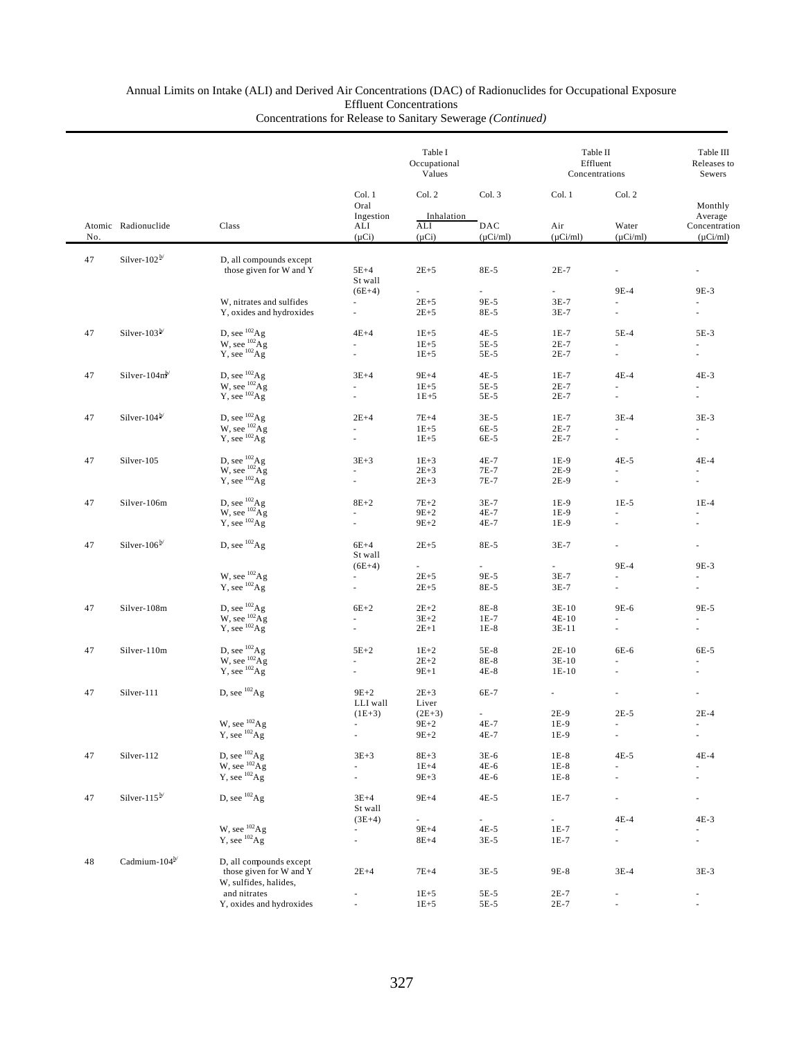Annual Limits on Intake (ALI) and Derived Air Concentrations (DAC) of Radionuclides for Occupational Exposure
Effluent Concentrations
Concentrations for Release to Sanitary Sewerage *(Continued)*

| | | | Table I Occupational Values | | | Table II Effluent Concentrations | | Table III Releases to Sewers |
|---|---|---|---|---|---|---|---|---|
| | | | Col. 1 Oral Ingestion | Col. 2 Inhalation | Col. 3 | Col. 1 | Col. 2 | Monthly Average |
| Atomic No. | Radionuclide | Class | ALI (µCi) | ALI (µCi) | DAC (µCi/ml) | Air (µCi/ml) | Water (µCi/ml) | Concentration (µCi/ml) |
| 47 | Silver-102[b/] | D, all compounds except those given for W and Y | 5E+4 | 2E+5 | 8E-5 | 2E-7 | - | - |
| | | | St wall (6E+4) | - | - | - | 9E-4 | 9E-3 |
| | | W, nitrates and sulfides | - | 2E+5 | 9E-5 | 3E-7 | - | - |
| | | Y, oxides and hydroxides | - | 2E+5 | 8E-5 | 3E-7 | - | - |
| 47 | Silver-103[b/] | D, see $^{102}$Ag | 4E+4 | 1E+5 | 4E-5 | 1E-7 | 5E-4 | 5E-3 |
| | | W, see $^{102}$Ag | - | 1E+5 | 5E-5 | 2E-7 | - | - |
| | | Y, see $^{102}$Ag | - | 1E+5 | 5E-5 | 2E-7 | - | - |
| 47 | Silver-104m[b/] | D, see $^{102}$Ag | 3E+4 | 9E+4 | 4E-5 | 1E-7 | 4E-4 | 4E-3 |
| | | W, see $^{102}$Ag | - | 1E+5 | 5E-5 | 2E-7 | - | - |
| | | Y, see $^{102}$Ag | - | 1E+5 | 5E-5 | 2E-7 | - | - |
| 47 | Silver-104[b/] | D, see $^{102}$Ag | 2E+4 | 7E+4 | 3E-5 | 1E-7 | 3E-4 | 3E-3 |
| | | W, see $^{102}$Ag | - | 1E+5 | 6E-5 | 2E-7 | - | - |
| | | Y, see $^{102}$Ag | - | 1E+5 | 6E-5 | 2E-7 | - | - |
| 47 | Silver-105 | D, see $^{102}$Ag | 3E+3 | 1E+3 | 4E-7 | 1E-9 | 4E-5 | 4E-4 |
| | | W, see $^{102}$Ag | - | 2E+3 | 7E-7 | 2E-9 | - | - |
| | | Y, see $^{102}$Ag | - | 2E+3 | 7E-7 | 2E-9 | - | - |
| 47 | Silver-106m | D, see $^{102}$Ag | 8E+2 | 7E+2 | 3E-7 | 1E-9 | 1E-5 | 1E-4 |
| | | W, see $^{102}$Ag | - | 9E+2 | 4E-7 | 1E-9 | - | - |
| | | Y, see $^{102}$Ag | - | 9E+2 | 4E-7 | 1E-9 | - | - |
| 47 | Silver-106[b/] | D, see $^{102}$Ag | 6E+4 | 2E+5 | 8E-5 | 3E-7 | - | - |
| | | | St wall (6E+4) | - | - | - | 9E-4 | 9E-3 |
| | | W, see $^{102}$Ag | - | 2E+5 | 9E-5 | 3E-7 | - | - |
| | | Y, see $^{102}$Ag | - | 2E+5 | 8E-5 | 3E-7 | - | - |
| 47 | Silver-108m | D, see $^{102}$Ag | 6E+2 | 2E+2 | 8E-8 | 3E-10 | 9E-6 | 9E-5 |
| | | W, see $^{102}$Ag | - | 3E+2 | 1E-7 | 4E-10 | - | - |
| | | Y, see $^{102}$Ag | - | 2E+1 | 1E-8 | 3E-11 | - | - |
| 47 | Silver-110m | D, see $^{102}$Ag | 5E+2 | 1E+2 | 5E-8 | 2E-10 | 6E-6 | 6E-5 |
| | | W, see $^{102}$Ag | - | 2E+2 | 8E-8 | 3E-10 | - | - |
| | | Y, see $^{102}$Ag | - | 9E+1 | 4E-8 | 1E-10 | - | - |
| 47 | Silver-111 | D, see $^{102}$Ag | 9E+2 | 2E+3 | 6E-7 | - | - | - |
| | | | LLI wall (1E+3) | Liver (2E+3) | - | 2E-9 | 2E-5 | 2E-4 |
| | | W, see $^{102}$Ag | - | 9E+2 | 4E-7 | 1E-9 | - | - |
| | | Y, see $^{102}$Ag | - | 9E+2 | 4E-7 | 1E-9 | - | - |
| 47 | Silver-112 | D, see $^{102}$Ag | 3E+3 | 8E+3 | 3E-6 | 1E-8 | 4E-5 | 4E-4 |
| | | W, see $^{102}$Ag | - | 1E+4 | 4E-6 | 1E-8 | - | - |
| | | Y, see $^{102}$Ag | - | 9E+3 | 4E-6 | 1E-8 | - | - |
| 47 | Silver-115[b/] | D, see $^{102}$Ag | 3E+4 | 9E+4 | 4E-5 | 1E-7 | - | - |
| | | | St wall (3E+4) | - | - | - | 4E-4 | 4E-3 |
| | | W, see $^{102}$Ag | - | 9E+4 | 4E-5 | 1E-7 | - | - |
| | | Y, see $^{102}$Ag | - | 8E+4 | 3E-5 | 1E-7 | - | - |
| 48 | Cadmium-104[b/] | D, all compounds except those given for W and Y | 2E+4 | 7E+4 | 3E-5 | 9E-8 | 3E-4 | 3E-3 |
| | | W, sulfides, halides, and nitrates | - | 1E+5 | 5E-5 | 2E-7 | - | - |
| | | Y, oxides and hydroxides | - | 1E+5 | 5E-5 | 2E-7 | - | - |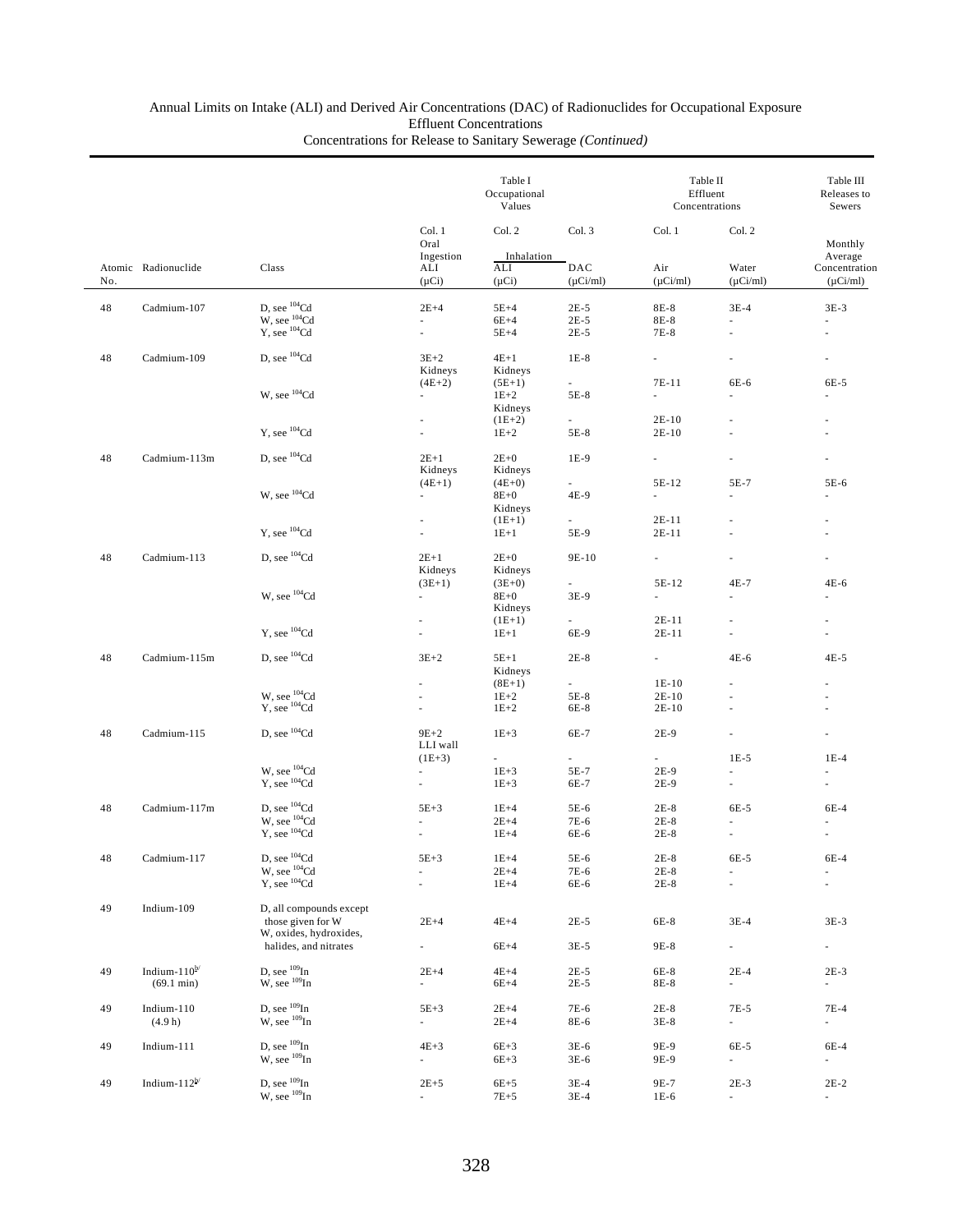Annual Limits on Intake (ALI) and Derived Air Concentrations (DAC) of Radionuclides for Occupational Exposure
Effluent Concentrations
Concentrations for Release to Sanitary Sewerage *(Continued)*

| | | | Table I Occupational Values | | | Table II Effluent Concentrations | | Table III Releases to Sewers |
|---|---|---|---|---|---|---|---|---|
| | | | Col. 1 | Col. 2 | Col. 3 | Col. 1 | Col. 2 | |
| | | | Oral Ingestion | Inhalation | | | | Monthly Average |
| Atomic No. | Radionuclide | Class | ALI (μCi) | ALI (μCi) | DAC (μCi/ml) | Air (μCi/ml) | Water (μCi/ml) | Concentration (μCi/ml) |
| 48 | Cadmium-107 | D, see $^{104}$Cd | 2E+4 | 5E+4 | 2E-5 | 8E-8 | 3E-4 | 3E-3 |
| | | W, see $^{104}$Cd | - | 6E+4 | 2E-5 | 8E-8 | - | - |
| | | Y, see $^{104}$Cd | - | 5E+4 | 2E-5 | 7E-8 | - | - |
| 48 | Cadmium-109 | D, see $^{104}$Cd | 3E+2 | 4E+1 | 1E-8 | - | - | - |
| | | | Kidneys | Kidneys | | | | |
| | | | (4E+2) | (5E+1) | - | 7E-11 | 6E-6 | 6E-5 |
| | | W, see $^{104}$Cd | - | 1E+2 | 5E-8 | - | - | - |
| | | | | Kidneys | | | | |
| | | | - | (1E+2) | - | 2E-10 | - | - |
| | | Y, see $^{104}$Cd | - | 1E+2 | 5E-8 | 2E-10 | - | - |
| 48 | Cadmium-113m | D, see $^{104}$Cd | 2E+1 | 2E+0 | 1E-9 | - | - | - |
| | | | Kidneys | Kidneys | | | | |
| | | | (4E+1) | (4E+0) | - | 5E-12 | 5E-7 | 5E-6 |
| | | W, see $^{104}$Cd | - | 8E+0 | 4E-9 | - | - | - |
| | | | | Kidneys | | | | |
| | | | - | (1E+1) | - | 2E-11 | - | - |
| | | Y, see $^{104}$Cd | - | 1E+1 | 5E-9 | 2E-11 | - | - |
| 48 | Cadmium-113 | D, see $^{104}$Cd | 2E+1 | 2E+0 | 9E-10 | - | - | - |
| | | | Kidneys | Kidneys | | | | |
| | | | (3E+1) | (3E+0) | - | 5E-12 | 4E-7 | 4E-6 |
| | | W, see $^{104}$Cd | - | 8E+0 | 3E-9 | - | - | - |
| | | | | Kidneys | | | | |
| | | | - | (1E+1) | - | 2E-11 | - | - |
| | | Y, see $^{104}$Cd | - | 1E+1 | 6E-9 | 2E-11 | - | - |
| 48 | Cadmium-115m | D, see $^{104}$Cd | 3E+2 | 5E+1 | 2E-8 | - | 4E-6 | 4E-5 |
| | | | | Kidneys | | | | |
| | | | - | (8E+1) | - | 1E-10 | - | - |
| | | W, see $^{104}$Cd | - | 1E+2 | 5E-8 | 2E-10 | - | - |
| | | Y, see $^{104}$Cd | - | 1E+2 | 6E-8 | 2E-10 | - | - |
| 48 | Cadmium-115 | D, see $^{104}$Cd | 9E+2 | 1E+3 | 6E-7 | 2E-9 | - | - |
| | | | LLI wall | | | | | |
| | | | (1E+3) | - | - | - | 1E-5 | 1E-4 |
| | | W, see $^{104}$Cd | - | 1E+3 | 5E-7 | 2E-9 | - | - |
| | | Y, see $^{104}$Cd | - | 1E+3 | 6E-7 | 2E-9 | - | - |
| 48 | Cadmium-117m | D, see $^{104}$Cd | 5E+3 | 1E+4 | 5E-6 | 2E-8 | 6E-5 | 6E-4 |
| | | W, see $^{104}$Cd | - | 2E+4 | 7E-6 | 2E-8 | - | - |
| | | Y, see $^{104}$Cd | - | 1E+4 | 6E-6 | 2E-8 | - | - |
| 48 | Cadmium-117 | D, see $^{104}$Cd | 5E+3 | 1E+4 | 5E-6 | 2E-8 | 6E-5 | 6E-4 |
| | | W, see $^{104}$Cd | - | 2E+4 | 7E-6 | 2E-8 | - | - |
| | | Y, see $^{104}$Cd | - | 1E+4 | 6E-6 | 2E-8 | - | - |
| 49 | Indium-109 | D, all compounds except those given for W | 2E+4 | 4E+4 | 2E-5 | 6E-8 | 3E-4 | 3E-3 |
| | | W, oxides, hydroxides, halides, and nitrates | - | 6E+4 | 3E-5 | 9E-8 | - | - |
| 49 | Indium-110[b/] (69.1 min) | D, see $^{109}$In | 2E+4 | 4E+4 | 2E-5 | 6E-8 | 2E-4 | 2E-3 |
| | | W, see $^{109}$In | - | 6E+4 | 2E-5 | 8E-8 | - | - |
| 49 | Indium-110 (4.9 h) | D, see $^{109}$In | 5E+3 | 2E+4 | 7E-6 | 2E-8 | 7E-5 | 7E-4 |
| | | W, see $^{109}$In | - | 2E+4 | 8E-6 | 3E-8 | - | - |
| 49 | Indium-111 | D, see $^{109}$In | 4E+3 | 6E+3 | 3E-6 | 9E-9 | 6E-5 | 6E-4 |
| | | W, see $^{109}$In | - | 6E+3 | 3E-6 | 9E-9 | - | - |
| 49 | Indium-112[b/] | D, see $^{109}$In | 2E+5 | 6E+5 | 3E-4 | 9E-7 | 2E-3 | 2E-2 |
| | | W, see $^{109}$In | - | 7E+5 | 3E-4 | 1E-6 | - | - |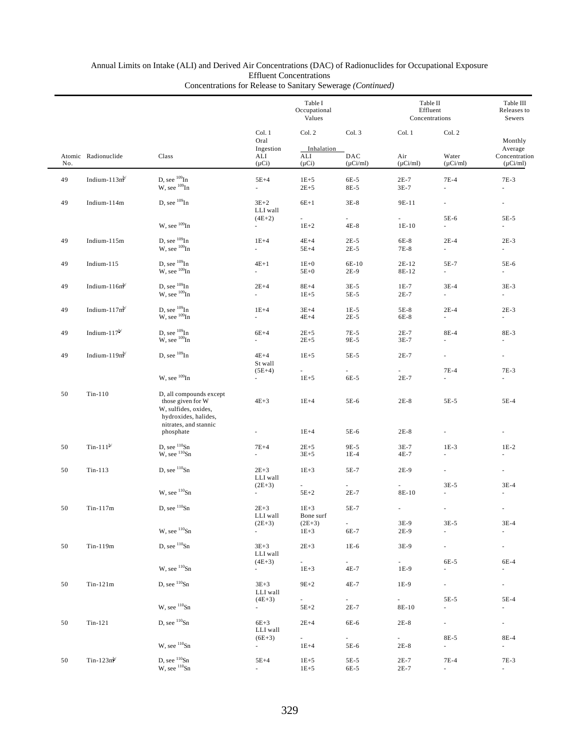Annual Limits on Intake (ALI) and Derived Air Concentrations (DAC) of Radionuclides for Occupational Exposure
Effluent Concentrations
Concentrations for Release to Sanitary Sewerage *(Continued)*

| | | | Table I Occupational Values | | | Table II Effluent Concentrations | | Table III Releases to Sewers |
|---|---|---|---|---|---|---|---|---|
| | | | Col. 1 | Col. 2 | Col. 3 | Col. 1 | Col. 2 | |
| | | | Oral Ingestion | Inhalation | | | | Monthly Average |
| Atomic No. | Radionuclide | Class | ALI (μCi) | ALI (μCi) | DAC (μCi/ml) | Air (μCi/ml) | Water (μCi/ml) | Concentration (μCi/ml) |
| 49 | Indium-113m[b/] | D, see $^{109}$In | 5E+4 | 1E+5 | 6E-5 | 2E-7 | 7E-4 | 7E-3 |
| | | W, see $^{109}$In | - | 2E+5 | 8E-5 | 3E-7 | - | - |
| 49 | Indium-114m | D, see $^{109}$In | 3E+2 | 6E+1 | 3E-8 | 9E-11 | - | - |
| | | | LLI wall | | | | | |
| | | | (4E+2) | - | - | - | 5E-6 | 5E-5 |
| | | W, see $^{109}$In | - | 1E+2 | 4E-8 | 1E-10 | - | - |
| 49 | Indium-115m | D, see $^{109}$In | 1E+4 | 4E+4 | 2E-5 | 6E-8 | 2E-4 | 2E-3 |
| | | W, see $^{109}$In | - | 5E+4 | 2E-5 | 7E-8 | - | - |
| 49 | Indium-115 | D, see $^{109}$In | 4E+1 | 1E+0 | 6E-10 | 2E-12 | 5E-7 | 5E-6 |
| | | W, see $^{109}$In | - | 5E+0 | 2E-9 | 8E-12 | - | - |
| 49 | Indium-116m[b/] | D, see $^{109}$In | 2E+4 | 8E+4 | 3E-5 | 1E-7 | 3E-4 | 3E-3 |
| | | W, see $^{109}$In | - | 1E+5 | 5E-5 | 2E-7 | - | - |
| 49 | Indium-117m[b/] | D, see $^{109}$In | 1E+4 | 3E+4 | 1E-5 | 5E-8 | 2E-4 | 2E-3 |
| | | W, see $^{109}$In | - | 4E+4 | 2E-5 | 6E-8 | - | - |
| 49 | Indium-117[b/] | D, see $^{109}$In | 6E+4 | 2E+5 | 7E-5 | 2E-7 | 8E-4 | 8E-3 |
| | | W, see $^{109}$In | - | 2E+5 | 9E-5 | 3E-7 | - | - |
| 49 | Indium-119m[b/] | D, see $^{109}$In | 4E+4 | 1E+5 | 5E-5 | 2E-7 | - | - |
| | | | St wall | | | | | |
| | | | (5E+4) | - | - | - | 7E-4 | 7E-3 |
| | | W, see $^{109}$In | - | 1E+5 | 6E-5 | 2E-7 | - | - |
| 50 | Tin-110 | D, all compounds except those given for W | 4E+3 | 1E+4 | 5E-6 | 2E-8 | 5E-5 | 5E-4 |
| | | W, sulfides, oxides, hydroxides, halides, nitrates, and stannic phosphate | - | 1E+4 | 5E-6 | 2E-8 | - | - |
| 50 | Tin-111[b/] | D, see $^{110}$Sn | 7E+4 | 2E+5 | 9E-5 | 3E-7 | 1E-3 | 1E-2 |
| | | W, see $^{110}$Sn | - | 3E+5 | 1E-4 | 4E-7 | - | - |
| 50 | Tin-113 | D, see $^{110}$Sn | 2E+3 | 1E+3 | 5E-7 | 2E-9 | - | - |
| | | | LLI wall | | | | | |
| | | | (2E+3) | - | - | - | 3E-5 | 3E-4 |
| | | W, see $^{110}$Sn | - | 5E+2 | 2E-7 | 8E-10 | - | - |
| 50 | Tin-117m | D, see $^{110}$Sn | 2E+3 | 1E+3 | 5E-7 | - | - | - |
| | | | LLI wall | Bone surf | | | | |
| | | | (2E+3) | (2E+3) | - | 3E-9 | 3E-5 | 3E-4 |
| | | W, see $^{110}$Sn | - | 1E+3 | 6E-7 | 2E-9 | - | - |
| 50 | Tin-119m | D, see $^{110}$Sn | 3E+3 | 2E+3 | 1E-6 | 3E-9 | - | - |
| | | | LLI wall | | | | | |
| | | | (4E+3) | - | - | - | 6E-5 | 6E-4 |
| | | W, see $^{110}$Sn | - | 1E+3 | 4E-7 | 1E-9 | - | - |
| 50 | Tin-121m | D, see $^{110}$Sn | 3E+3 | 9E+2 | 4E-7 | 1E-9 | - | - |
| | | | LLI wall | | | | | |
| | | | (4E+3) | - | - | - | 5E-5 | 5E-4 |
| | | W, see $^{110}$Sn | - | 5E+2 | 2E-7 | 8E-10 | - | - |
| 50 | Tin-121 | D, see $^{110}$Sn | 6E+3 | 2E+4 | 6E-6 | 2E-8 | - | - |
| | | | LLI wall | | | | | |
| | | | (6E+3) | - | - | - | 8E-5 | 8E-4 |
| | | W, see $^{110}$Sn | - | 1E+4 | 5E-6 | 2E-8 | - | - |
| 50 | Tin-123m[b/] | D, see $^{110}$Sn | 5E+4 | 1E+5 | 5E-5 | 2E-7 | 7E-4 | 7E-3 |
| | | W, see $^{110}$Sn | - | 1E+5 | 6E-5 | 2E-7 | - | - |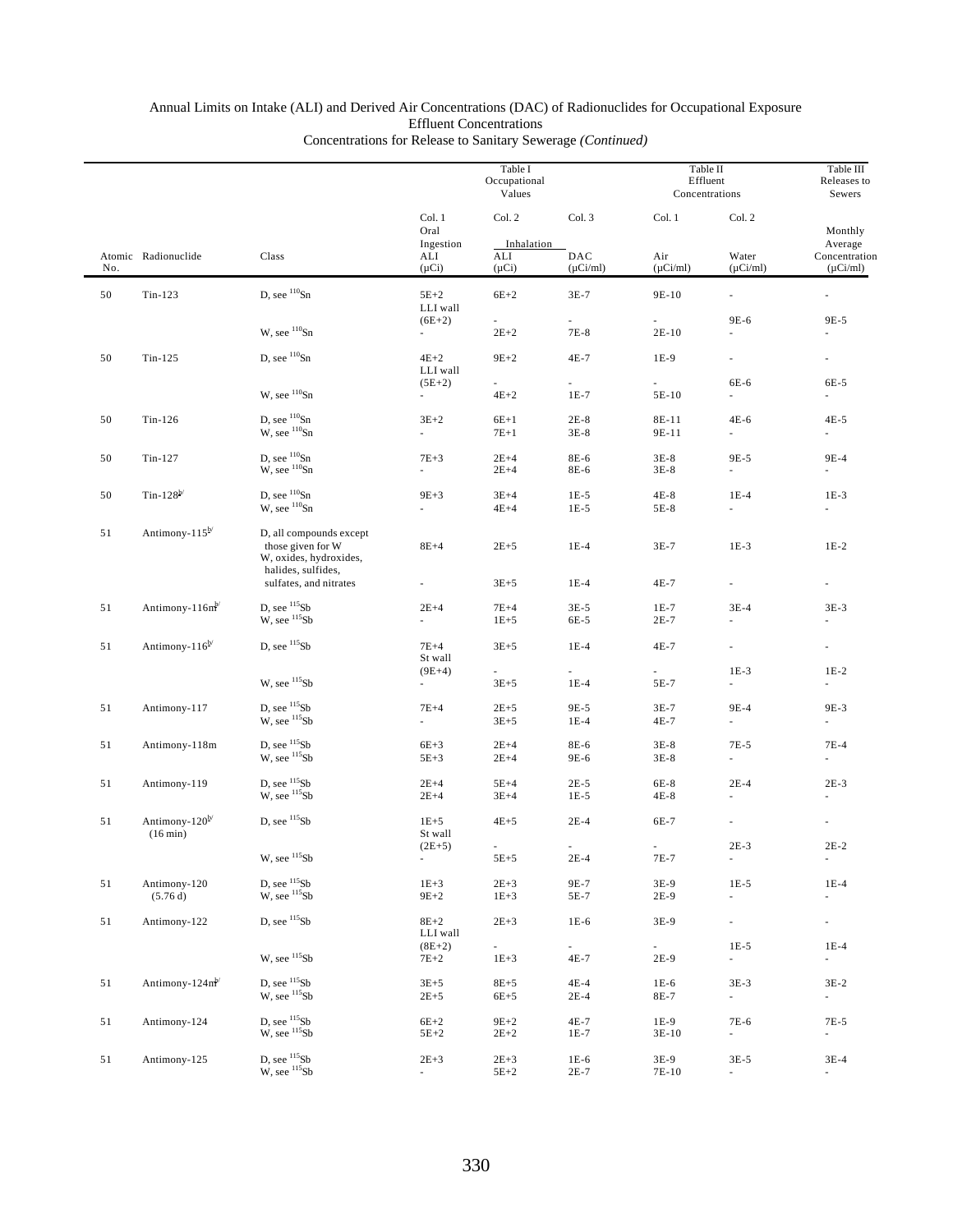Annual Limits on Intake (ALI) and Derived Air Concentrations (DAC) of Radionuclides for Occupational Exposure
Effluent Concentrations
Concentrations for Release to Sanitary Sewerage *(Continued)*

| | | | Table I Occupational Values | | | Table II Effluent Concentrations | | Table III Releases to Sewers |
|---|---|---|---|---|---|---|---|---|
| | | | Col. 1 | Col. 2 | Col. 3 | Col. 1 | Col. 2 | |
| | | | Oral Ingestion | Inhalation | | | | Monthly Average |
| Atomic No. | Radionuclide | Class | ALI (μCi) | ALI (μCi) | DAC (μCi/ml) | Air (μCi/ml) | Water (μCi/ml) | Concentration (μCi/ml) |
| 50 | Tin-123 | D, see $^{110}$Sn | 5E+2 | 6E+2 | 3E-7 | 9E-10 | - | - |
| | | | LLI wall (6E+2) | - | - | - | 9E-6 | 9E-5 |
| | | W, see $^{110}$Sn | - | 2E+2 | 7E-8 | 2E-10 | - | - |
| 50 | Tin-125 | D, see $^{110}$Sn | 4E+2 | 9E+2 | 4E-7 | 1E-9 | - | - |
| | | | LLI wall (5E+2) | - | - | - | 6E-6 | 6E-5 |
| | | W, see $^{110}$Sn | - | 4E+2 | 1E-7 | 5E-10 | - | - |
| 50 | Tin-126 | D, see $^{110}$Sn | 3E+2 | 6E+1 | 2E-8 | 8E-11 | 4E-6 | 4E-5 |
| | | W, see $^{110}$Sn | - | 7E+1 | 3E-8 | 9E-11 | - | - |
| 50 | Tin-127 | D, see $^{110}$Sn | 7E+3 | 2E+4 | 8E-6 | 3E-8 | 9E-5 | 9E-4 |
| | | W, see $^{110}$Sn | - | 2E+4 | 8E-6 | 3E-8 | - | - |
| 50 | Tin-128[b/] | D, see $^{110}$Sn | 9E+3 | 3E+4 | 1E-5 | 4E-8 | 1E-4 | 1E-3 |
| | | W, see $^{110}$Sn | - | 4E+4 | 1E-5 | 5E-8 | - | - |
| 51 | Antimony-115[b/] | D, all compounds except those given for W | 8E+4 | 2E+5 | 1E-4 | 3E-7 | 1E-3 | 1E-2 |
| | | W, oxides, hydroxides, halides, sulfides, sulfates, and nitrates | - | 3E+5 | 1E-4 | 4E-7 | - | - |
| 51 | Antimony-116m[b/] | D, see $^{115}$Sb | 2E+4 | 7E+4 | 3E-5 | 1E-7 | 3E-4 | 3E-3 |
| | | W, see $^{115}$Sb | - | 1E+5 | 6E-5 | 2E-7 | - | - |
| 51 | Antimony-116[b/] | D, see $^{115}$Sb | 7E+4 | 3E+5 | 1E-4 | 4E-7 | - | - |
| | | | St wall (9E+4) | - | - | - | 1E-3 | 1E-2 |
| | | W, see $^{115}$Sb | - | 3E+5 | 1E-4 | 5E-7 | - | - |
| 51 | Antimony-117 | D, see $^{115}$Sb | 7E+4 | 2E+5 | 9E-5 | 3E-7 | 9E-4 | 9E-3 |
| | | W, see $^{115}$Sb | - | 3E+5 | 1E-4 | 4E-7 | - | - |
| 51 | Antimony-118m | D, see $^{115}$Sb | 6E+3 | 2E+4 | 8E-6 | 3E-8 | 7E-5 | 7E-4 |
| | | W, see $^{115}$Sb | 5E+3 | 2E+4 | 9E-6 | 3E-8 | - | - |
| 51 | Antimony-119 | D, see $^{115}$Sb | 2E+4 | 5E+4 | 2E-5 | 6E-8 | 2E-4 | 2E-3 |
| | | W, see $^{115}$Sb | 2E+4 | 3E+4 | 1E-5 | 4E-8 | - | - |
| 51 | Antimony-120[b/] (16 min) | D, see $^{115}$Sb | 1E+5 | 4E+5 | 2E-4 | 6E-7 | - | - |
| | | | St wall (2E+5) | - | - | - | 2E-3 | 2E-2 |
| | | W, see $^{115}$Sb | - | 5E+5 | 2E-4 | 7E-7 | - | - |
| 51 | Antimony-120 (5.76 d) | D, see $^{115}$Sb | 1E+3 | 2E+3 | 9E-7 | 3E-9 | 1E-5 | 1E-4 |
| | | W, see $^{115}$Sb | 9E+2 | 1E+3 | 5E-7 | 2E-9 | - | - |
| 51 | Antimony-122 | D, see $^{115}$Sb | 8E+2 | 2E+3 | 1E-6 | 3E-9 | - | - |
| | | | LLI wall (8E+2) | - | - | - | 1E-5 | 1E-4 |
| | | W, see $^{115}$Sb | 7E+2 | 1E+3 | 4E-7 | 2E-9 | - | - |
| 51 | Antimony-124m[b/] | D, see $^{115}$Sb | 3E+5 | 8E+5 | 4E-4 | 1E-6 | 3E-3 | 3E-2 |
| | | W, see $^{115}$Sb | 2E+5 | 6E+5 | 2E-4 | 8E-7 | - | - |
| 51 | Antimony-124 | D, see $^{115}$Sb | 6E+2 | 9E+2 | 4E-7 | 1E-9 | 7E-6 | 7E-5 |
| | | W, see $^{115}$Sb | 5E+2 | 2E+2 | 1E-7 | 3E-10 | - | - |
| 51 | Antimony-125 | D, see $^{115}$Sb | 2E+3 | 2E+3 | 1E-6 | 3E-9 | 3E-5 | 3E-4 |
| | | W, see $^{115}$Sb | - | 5E+2 | 2E-7 | 7E-10 | - | - |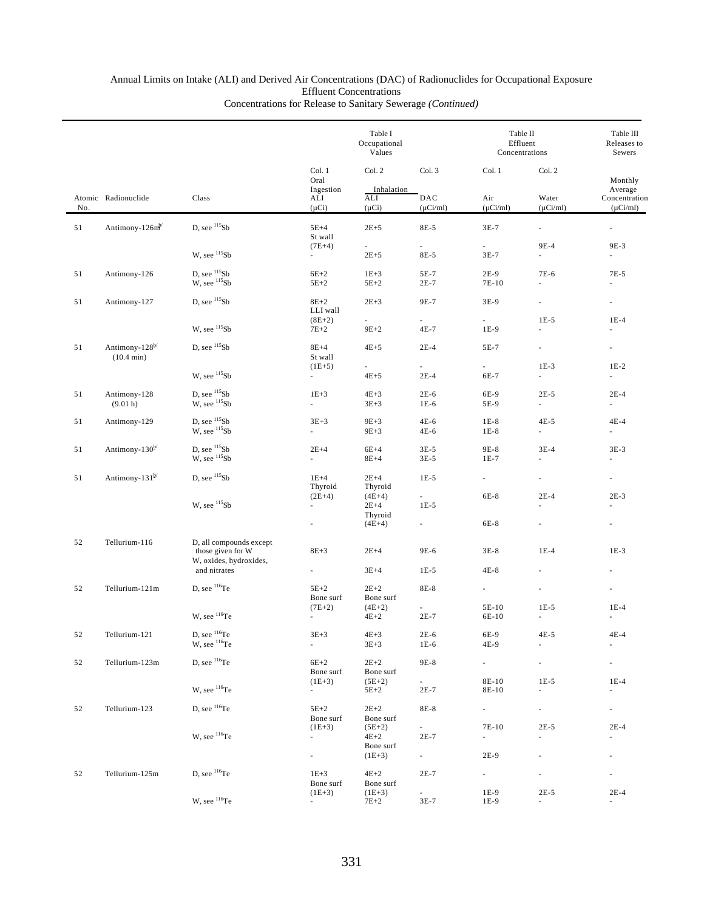# Annual Limits on Intake (ALI) and Derived Air Concentrations (DAC) of Radionuclides for Occupational Exposure
## Effluent Concentrations
## Concentrations for Release to Sanitary Sewerage *(Continued)*

| | | | Table I Occupational Values | | | Table II Effluent Concentrations | | Table III Releases to Sewers |
|---|---|---|---|---|---|---|---|---|
| | | | Col. 1 | Col. 2 | Col. 3 | Col. 1 | Col. 2 | |
| | | | Oral Ingestion | Inhalation | | | | Monthly Average |
| Atomic No. | Radionuclide | Class | ALI (μCi) | ALI (μCi) | DAC (μCi/ml) | Air (μCi/ml) | Water (μCi/ml) | Concentration (μCi/ml) |
| 51 | Antimony-126m[b/] | D, see $^{115}$Sb | 5E+4 | 2E+5 | 8E-5 | 3E-7 | - | - |
| | | | St wall | | | | | |
| | | | (7E+4) | - | - | - | 9E-4 | 9E-3 |
| | | W, see $^{115}$Sb | - | 2E+5 | 8E-5 | 3E-7 | - | - |
| 51 | Antimony-126 | D, see $^{115}$Sb | 6E+2 | 1E+3 | 5E-7 | 2E-9 | 7E-6 | 7E-5 |
| | | W, see $^{115}$Sb | 5E+2 | 5E+2 | 2E-7 | 7E-10 | - | - |
| 51 | Antimony-127 | D, see $^{115}$Sb | 8E+2 | 2E+3 | 9E-7 | 3E-9 | - | - |
| | | | LLI wall | | | | | |
| | | | (8E+2) | - | - | - | 1E-5 | 1E-4 |
| | | W, see $^{115}$Sb | 7E+2 | 9E+2 | 4E-7 | 1E-9 | - | - |
| 51 | Antimony-128[b/] (10.4 min) | D, see $^{115}$Sb | 8E+4 | 4E+5 | 2E-4 | 5E-7 | - | - |
| | | | St wall | | | | | |
| | | | (1E+5) | - | - | - | 1E-3 | 1E-2 |
| | | W, see $^{115}$Sb | - | 4E+5 | 2E-4 | 6E-7 | - | - |
| 51 | Antimony-128 (9.01 h) | D, see $^{115}$Sb | 1E+3 | 4E+3 | 2E-6 | 6E-9 | 2E-5 | 2E-4 |
| | | W, see $^{115}$Sb | - | 3E+3 | 1E-6 | 5E-9 | - | - |
| 51 | Antimony-129 | D, see $^{115}$Sb | 3E+3 | 9E+3 | 4E-6 | 1E-8 | 4E-5 | 4E-4 |
| | | W, see $^{115}$Sb | - | 9E+3 | 4E-6 | 1E-8 | - | - |
| 51 | Antimony-130[b/] | D, see $^{115}$Sb | 2E+4 | 6E+4 | 3E-5 | 9E-8 | 3E-4 | 3E-3 |
| | | W, see $^{115}$Sb | - | 8E+4 | 3E-5 | 1E-7 | - | - |
| 51 | Antimony-131[b/] | D, see $^{115}$Sb | 1E+4 | 2E+4 | 1E-5 | - | - | - |
| | | | Thyroid | Thyroid | | | | |
| | | | (2E+4) | (4E+4) | - | 6E-8 | 2E-4 | 2E-3 |
| | | W, see $^{115}$Sb | - | 2E+4 | 1E-5 | - | - | - |
| | | | | Thyroid | | | | |
| | | | - | (4E+4) | - | 6E-8 | - | - |
| 52 | Tellurium-116 | D, all compounds except those given for W | 8E+3 | 2E+4 | 9E-6 | 3E-8 | 1E-4 | 1E-3 |
| | | W, oxides, hydroxides, and nitrates | - | 3E+4 | 1E-5 | 4E-8 | - | - |
| 52 | Tellurium-121m | D, see $^{116}$Te | 5E+2 | 2E+2 | 8E-8 | - | - | - |
| | | | Bone surf | Bone surf | | | | |
| | | | (7E+2) | (4E+2) | - | 5E-10 | 1E-5 | 1E-4 |
| | | W, see $^{116}$Te | - | 4E+2 | 2E-7 | 6E-10 | - | - |
| 52 | Tellurium-121 | D, see $^{116}$Te | 3E+3 | 4E+3 | 2E-6 | 6E-9 | 4E-5 | 4E-4 |
| | | W, see $^{116}$Te | - | 3E+3 | 1E-6 | 4E-9 | - | - |
| 52 | Tellurium-123m | D, see $^{116}$Te | 6E+2 | 2E+2 | 9E-8 | - | - | - |
| | | | Bone surf | Bone surf | | | | |
| | | | (1E+3) | (5E+2) | - | 8E-10 | 1E-5 | 1E-4 |
| | | W, see $^{116}$Te | - | 5E+2 | 2E-7 | 8E-10 | - | - |
| 52 | Tellurium-123 | D, see $^{116}$Te | 5E+2 | 2E+2 | 8E-8 | - | - | - |
| | | | Bone surf | Bone surf | | | | |
| | | | (1E+3) | (5E+2) | - | 7E-10 | 2E-5 | 2E-4 |
| | | W, see $^{116}$Te | - | 4E+2 | 2E-7 | - | - | - |
| | | | | Bone surf | | | | |
| | | | - | (1E+3) | - | 2E-9 | - | - |
| 52 | Tellurium-125m | D, see $^{116}$Te | 1E+3 | 4E+2 | 2E-7 | - | - | - |
| | | | Bone surf | Bone surf | | | | |
| | | | (1E+3) | (1E+3) | - | 1E-9 | 2E-5 | 2E-4 |
| | | W, see $^{116}$Te | - | 7E+2 | 3E-7 | 1E-9 | - | - |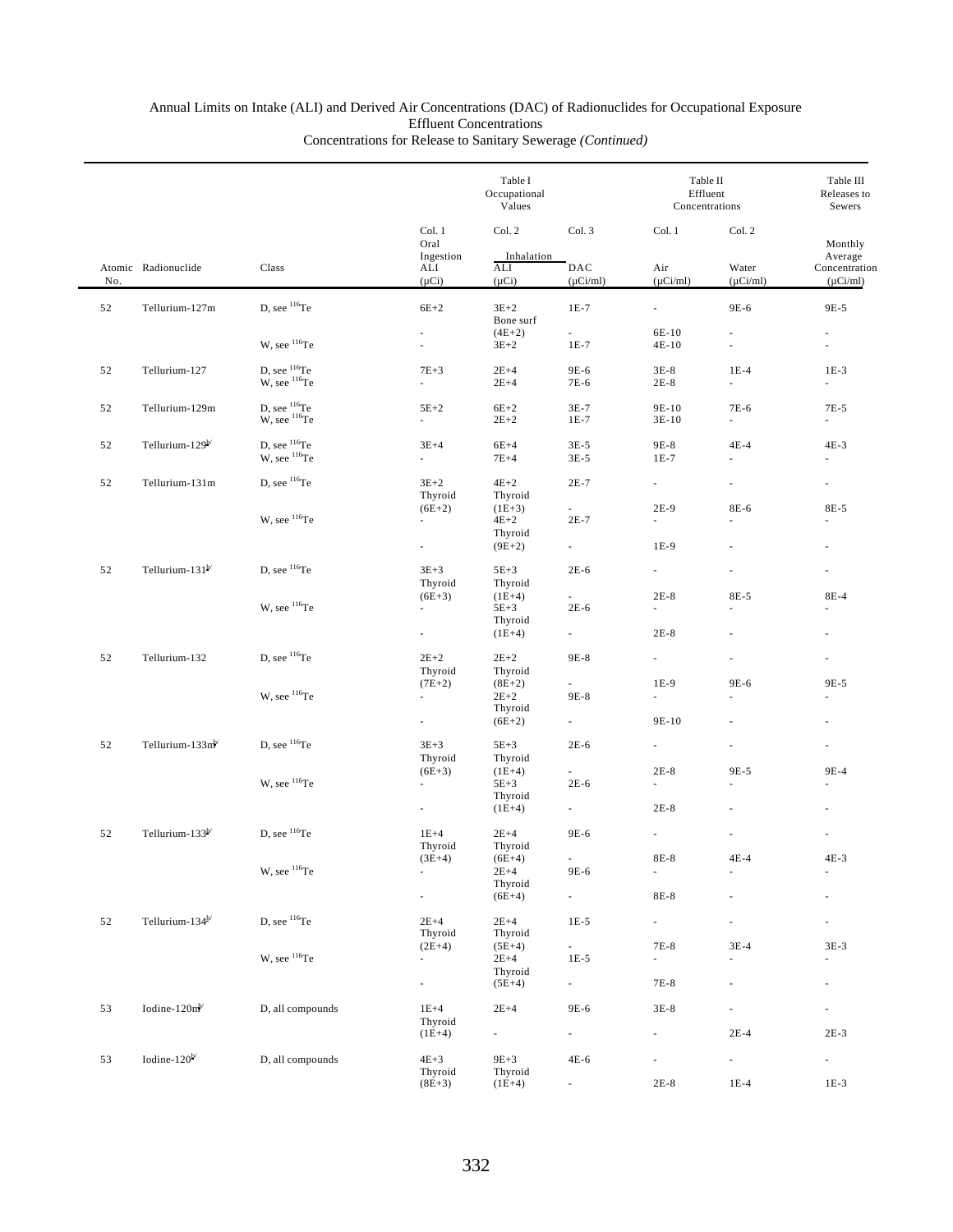Annual Limits on Intake (ALI) and Derived Air Concentrations (DAC) of Radionuclides for Occupational Exposure
Effluent Concentrations
Concentrations for Release to Sanitary Sewerage *(Continued)*

| | | | Table I Occupational Values | | | Table II Effluent Concentrations | | Table III Releases to Sewers |
|---|---|---|---|---|---|---|---|---|
| | | | Col. 1 | Col. 2 | Col. 3 | Col. 1 | Col. 2 | |
| Atomic No. | Radionuclide | Class | Oral Ingestion ALI (μCi) | Inhalation ALI (μCi) | DAC (μCi/ml) | Air (μCi/ml) | Water (μCi/ml) | Monthly Average Concentration (μCi/ml) |
| 52 | Tellurium-127m | D, see $^{116}$Te | 6E+2 | 3E+2 | 1E-7 | - | 9E-6 | 9E-5 |
| | | | - | Bone surf (4E+2) | - | 6E-10 | - | - |
| | | W, see $^{116}$Te | - | 3E+2 | 1E-7 | 4E-10 | - | - |
| 52 | Tellurium-127 | D, see $^{116}$Te | 7E+3 | 2E+4 | 9E-6 | 3E-8 | 1E-4 | 1E-3 |
| | | W, see $^{116}$Te | - | 2E+4 | 7E-6 | 2E-8 | - | - |
| 52 | Tellurium-129m | D, see $^{116}$Te | 5E+2 | 6E+2 | 3E-7 | 9E-10 | 7E-6 | 7E-5 |
| | | W, see $^{116}$Te | - | 2E+2 | 1E-7 | 3E-10 | - | - |
| 52 | Tellurium-129[b/] | D, see $^{116}$Te | 3E+4 | 6E+4 | 3E-5 | 9E-8 | 4E-4 | 4E-3 |
| | | W, see $^{116}$Te | - | 7E+4 | 3E-5 | 1E-7 | - | - |
| 52 | Tellurium-131m | D, see $^{116}$Te | 3E+2 Thyroid | 4E+2 Thyroid | 2E-7 | - | - | - |
| | | | (6E+2) | (1E+3) | - | 2E-9 | 8E-6 | 8E-5 |
| | | W, see $^{116}$Te | - | 4E+2 Thyroid | 2E-7 | - | - | - |
| | | | - | (9E+2) | - | 1E-9 | - | - |
| 52 | Tellurium-131[b/] | D, see $^{116}$Te | 3E+3 Thyroid | 5E+3 Thyroid | 2E-6 | - | - | - |
| | | | (6E+3) | (1E+4) | - | 2E-8 | 8E-5 | 8E-4 |
| | | W, see $^{116}$Te | - | 5E+3 Thyroid | 2E-6 | - | - | - |
| | | | - | (1E+4) | - | 2E-8 | - | - |
| 52 | Tellurium-132 | D, see $^{116}$Te | 2E+2 Thyroid | 2E+2 Thyroid | 9E-8 | - | - | - |
| | | | (7E+2) | (8E+2) | - | 1E-9 | 9E-6 | 9E-5 |
| | | W, see $^{116}$Te | - | 2E+2 Thyroid | 9E-8 | - | - | - |
| | | | - | (6E+2) | - | 9E-10 | - | - |
| 52 | Tellurium-133m[b/] | D, see $^{116}$Te | 3E+3 Thyroid | 5E+3 Thyroid | 2E-6 | - | - | - |
| | | | (6E+3) | (1E+4) | - | 2E-8 | 9E-5 | 9E-4 |
| | | W, see $^{116}$Te | - | 5E+3 Thyroid | 2E-6 | - | - | - |
| | | | - | (1E+4) | - | 2E-8 | - | - |
| 52 | Tellurium-133[b/] | D, see $^{116}$Te | 1E+4 Thyroid | 2E+4 Thyroid | 9E-6 | - | - | - |
| | | | (3E+4) | (6E+4) | - | 8E-8 | 4E-4 | 4E-3 |
| | | W, see $^{116}$Te | - | 2E+4 Thyroid | 9E-6 | - | - | - |
| | | | - | (6E+4) | - | 8E-8 | - | - |
| 52 | Tellurium-134[b/] | D, see $^{116}$Te | 2E+4 Thyroid | 2E+4 Thyroid | 1E-5 | - | - | - |
| | | | (2E+4) | (5E+4) | - | 7E-8 | 3E-4 | 3E-3 |
| | | W, see $^{116}$Te | - | 2E+4 Thyroid | 1E-5 | - | - | - |
| | | | - | (5E+4) | - | 7E-8 | - | - |
| 53 | Iodine-120m[b/] | D, all compounds | 1E+4 Thyroid | 2E+4 | 9E-6 | 3E-8 | - | - |
| | | | (1E+4) | - | - | - | 2E-4 | 2E-3 |
| 53 | Iodine-120[b/] | D, all compounds | 4E+3 Thyroid | 9E+3 Thyroid | 4E-6 | - | - | - |
| | | | (8E+3) | (1E+4) | - | 2E-8 | 1E-4 | 1E-3 |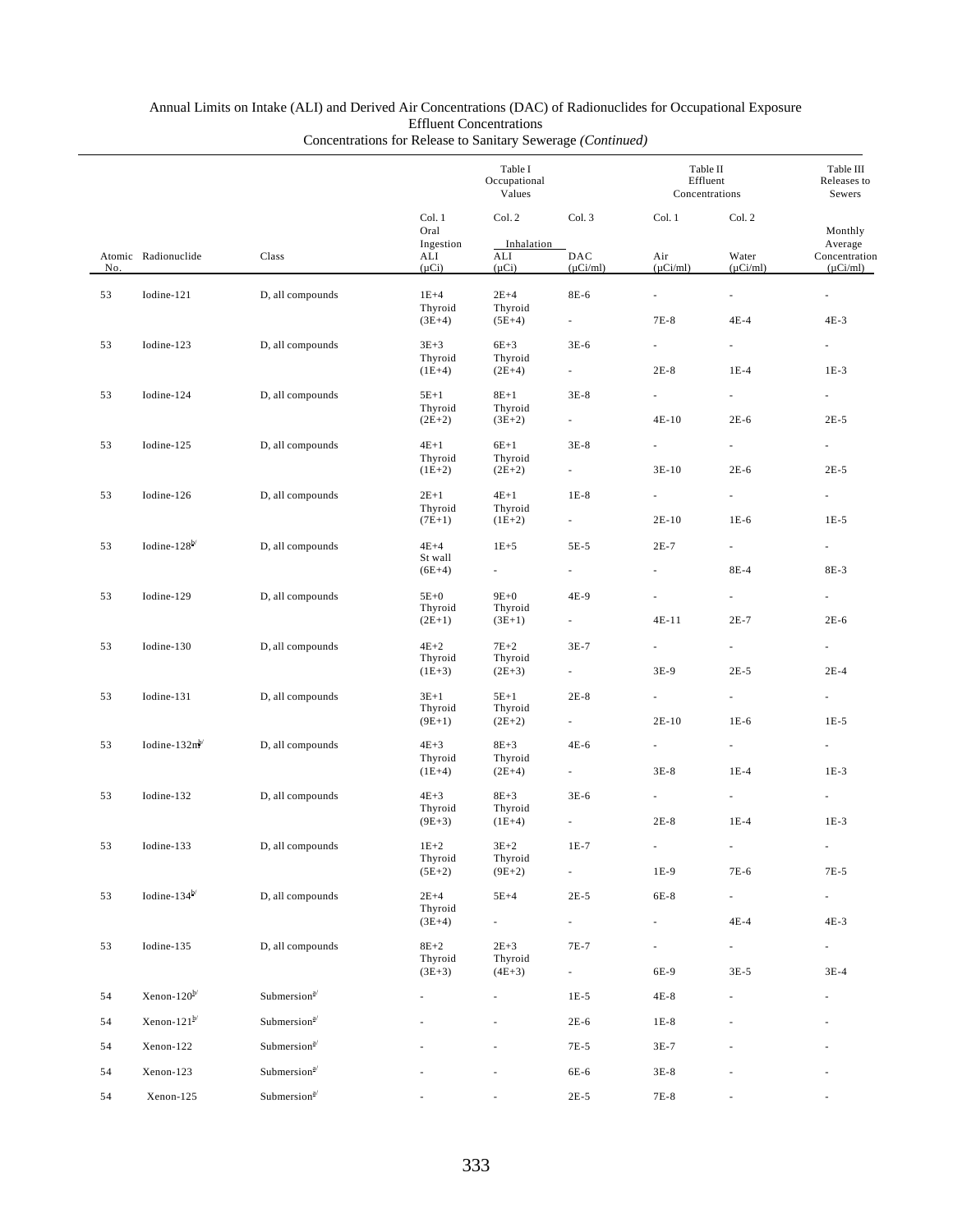Annual Limits on Intake (ALI) and Derived Air Concentrations (DAC) of Radionuclides for Occupational Exposure
Effluent Concentrations
Concentrations for Release to Sanitary Sewerage *(Continued)*

| | | | Table I Occupational Values | | | Table II Effluent Concentrations | | Table III Releases to Sewers |
|---|---|---|---|---|---|---|---|---|
| | | | Col. 1 | Col. 2 | Col. 3 | Col. 1 | Col. 2 | |
| | | | Oral Ingestion | Inhalation | | | | Monthly Average |
| Atomic No. | Radionuclide | Class | ALI (μCi) | ALI (μCi) | DAC (μCi/ml) | Air (μCi/ml) | Water (μCi/ml) | Concentration (μCi/ml) |
| 53 | Iodine-121 | D, all compounds | 1E+4 | 2E+4 | 8E-6 | - | - | - |
| | | | Thyroid | Thyroid | | | | |
| | | | (3E+4) | (5E+4) | - | 7E-8 | 4E-4 | 4E-3 |
| 53 | Iodine-123 | D, all compounds | 3E+3 | 6E+3 | 3E-6 | - | - | - |
| | | | Thyroid | Thyroid | | | | |
| | | | (1E+4) | (2E+4) | - | 2E-8 | 1E-4 | 1E-3 |
| 53 | Iodine-124 | D, all compounds | 5E+1 | 8E+1 | 3E-8 | - | - | - |
| | | | Thyroid | Thyroid | | | | |
| | | | (2E+2) | (3E+2) | - | 4E-10 | 2E-6 | 2E-5 |
| 53 | Iodine-125 | D, all compounds | 4E+1 | 6E+1 | 3E-8 | - | - | - |
| | | | Thyroid | Thyroid | | | | |
| | | | (1E+2) | (2E+2) | - | 3E-10 | 2E-6 | 2E-5 |
| 53 | Iodine-126 | D, all compounds | 2E+1 | 4E+1 | 1E-8 | - | - | - |
| | | | Thyroid | Thyroid | | | | |
| | | | (7E+1) | (1E+2) | - | 2E-10 | 1E-6 | 1E-5 |
| 53 | Iodine-128[b/] | D, all compounds | 4E+4 | 1E+5 | 5E-5 | 2E-7 | - | - |
| | | | St wall | | | | | |
| | | | (6E+4) | - | - | - | 8E-4 | 8E-3 |
| 53 | Iodine-129 | D, all compounds | 5E+0 | 9E+0 | 4E-9 | - | - | - |
| | | | Thyroid | Thyroid | | | | |
| | | | (2E+1) | (3E+1) | - | 4E-11 | 2E-7 | 2E-6 |
| 53 | Iodine-130 | D, all compounds | 4E+2 | 7E+2 | 3E-7 | - | - | - |
| | | | Thyroid | Thyroid | | | | |
| | | | (1E+3) | (2E+3) | - | 3E-9 | 2E-5 | 2E-4 |
| 53 | Iodine-131 | D, all compounds | 3E+1 | 5E+1 | 2E-8 | - | - | - |
| | | | Thyroid | Thyroid | | | | |
| | | | (9E+1) | (2E+2) | - | 2E-10 | 1E-6 | 1E-5 |
| 53 | Iodine-132m[b/] | D, all compounds | 4E+3 | 8E+3 | 4E-6 | - | - | - |
| | | | Thyroid | Thyroid | | | | |
| | | | (1E+4) | (2E+4) | - | 3E-8 | 1E-4 | 1E-3 |
| 53 | Iodine-132 | D, all compounds | 4E+3 | 8E+3 | 3E-6 | - | - | - |
| | | | Thyroid | Thyroid | | | | |
| | | | (9E+3) | (1E+4) | - | 2E-8 | 1E-4 | 1E-3 |
| 53 | Iodine-133 | D, all compounds | 1E+2 | 3E+2 | 1E-7 | - | - | - |
| | | | Thyroid | Thyroid | | | | |
| | | | (5E+2) | (9E+2) | - | 1E-9 | 7E-6 | 7E-5 |
| 53 | Iodine-134[b/] | D, all compounds | 2E+4 | 5E+4 | 2E-5 | 6E-8 | - | - |
| | | | Thyroid | | | | | |
| | | | (3E+4) | - | - | - | 4E-4 | 4E-3 |
| 53 | Iodine-135 | D, all compounds | 8E+2 | 2E+3 | 7E-7 | - | - | - |
| | | | Thyroid | Thyroid | | | | |
| | | | (3E+3) | (4E+3) | - | 6E-9 | 3E-5 | 3E-4 |
| 54 | Xenon-120[b/] | Submersion[a/] | - | - | 1E-5 | 4E-8 | - | - |
| 54 | Xenon-121[b/] | Submersion[a/] | - | - | 2E-6 | 1E-8 | - | - |
| 54 | Xenon-122 | Submersion[a/] | - | - | 7E-5 | 3E-7 | - | - |
| 54 | Xenon-123 | Submersion[a/] | - | - | 6E-6 | 3E-8 | - | - |
| 54 | Xenon-125 | Submersion[a/] | - | - | 2E-5 | 7E-8 | - | - |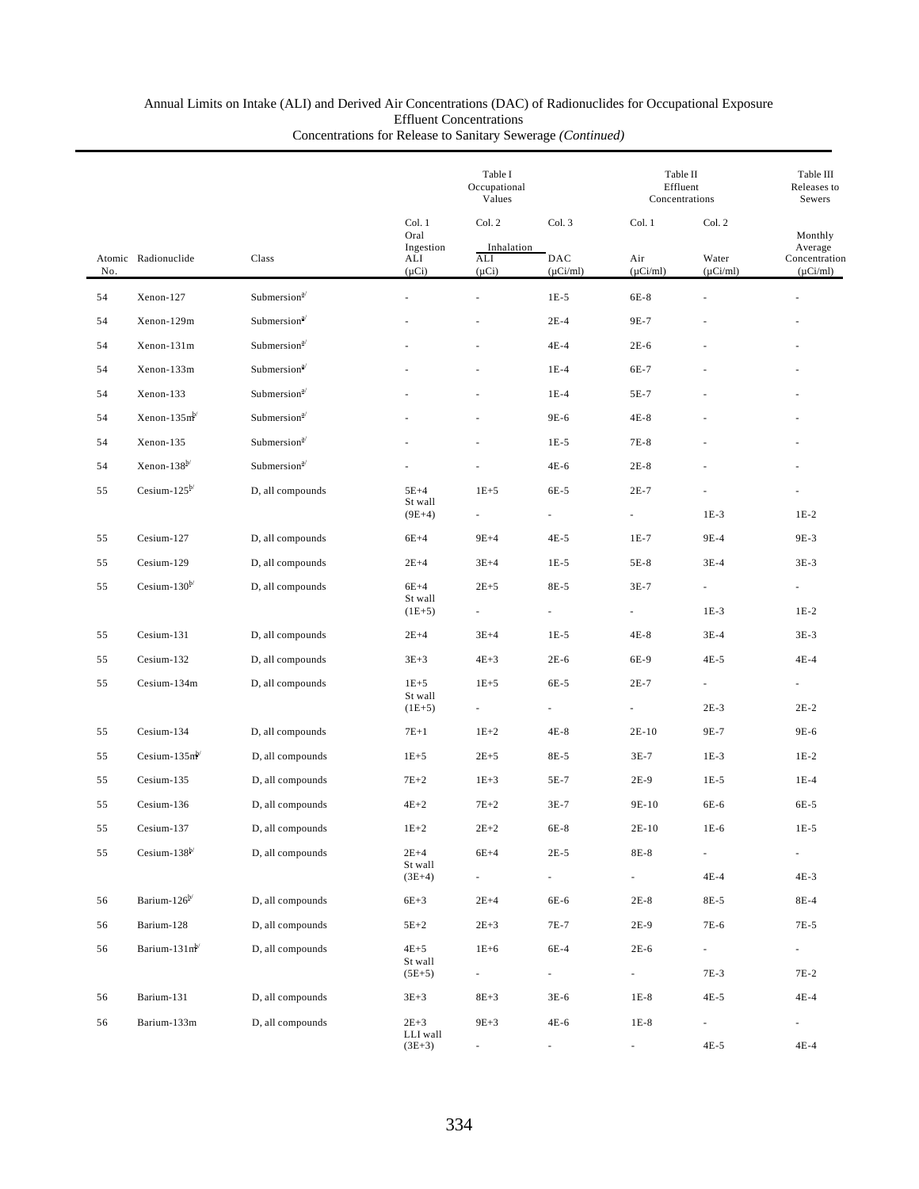Annual Limits on Intake (ALI) and Derived Air Concentrations (DAC) of Radionuclides for Occupational Exposure
Effluent Concentrations
Concentrations for Release to Sanitary Sewerage *(Continued)*

| | | | Table I Occupational Values | | | Table II Effluent Concentrations | | Table III Releases to Sewers |
|---|---|---|---|---|---|---|---|---|
| | | | Col. 1 | Col. 2 | Col. 3 | Col. 1 | Col. 2 | |
| | | | Oral Ingestion | Inhalation | | | | Monthly Average |
| Atomic No. | Radionuclide | Class | ALI (μCi) | ALI (μCi) | DAC (μCi/ml) | Air (μCi/ml) | Water (μCi/ml) | Concentration (μCi/ml) |
| 54 | Xenon-127 | Submersion[a/] | - | - | 1E-5 | 6E-8 | - | - |
| 54 | Xenon-129m | Submersion[a/] | - | - | 2E-4 | 9E-7 | - | - |
| 54 | Xenon-131m | Submersion[a/] | - | - | 4E-4 | 2E-6 | - | - |
| 54 | Xenon-133m | Submersion[a/] | - | - | 1E-4 | 6E-7 | - | - |
| 54 | Xenon-133 | Submersion[a/] | - | - | 1E-4 | 5E-7 | - | - |
| 54 | Xenon-135m[b/] | Submersion[a/] | - | - | 9E-6 | 4E-8 | - | - |
| 54 | Xenon-135 | Submersion[a/] | - | - | 1E-5 | 7E-8 | - | - |
| 54 | Xenon-138[b/] | Submersion[a/] | - | - | 4E-6 | 2E-8 | - | - |
| 55 | Cesium-125[b/] | D, all compounds | 5E+4 | 1E+5 | 6E-5 | 2E-7 | - | - |
| | | | St wall (9E+4) | - | - | - | 1E-3 | 1E-2 |
| 55 | Cesium-127 | D, all compounds | 6E+4 | 9E+4 | 4E-5 | 1E-7 | 9E-4 | 9E-3 |
| 55 | Cesium-129 | D, all compounds | 2E+4 | 3E+4 | 1E-5 | 5E-8 | 3E-4 | 3E-3 |
| 55 | Cesium-130[b/] | D, all compounds | 6E+4 | 2E+5 | 8E-5 | 3E-7 | - | - |
| | | | St wall (1E+5) | - | - | - | 1E-3 | 1E-2 |
| 55 | Cesium-131 | D, all compounds | 2E+4 | 3E+4 | 1E-5 | 4E-8 | 3E-4 | 3E-3 |
| 55 | Cesium-132 | D, all compounds | 3E+3 | 4E+3 | 2E-6 | 6E-9 | 4E-5 | 4E-4 |
| 55 | Cesium-134m | D, all compounds | 1E+5 | 1E+5 | 6E-5 | 2E-7 | - | - |
| | | | St wall (1E+5) | - | - | - | 2E-3 | 2E-2 |
| 55 | Cesium-134 | D, all compounds | 7E+1 | 1E+2 | 4E-8 | 2E-10 | 9E-7 | 9E-6 |
| 55 | Cesium-135m[b/] | D, all compounds | 1E+5 | 2E+5 | 8E-5 | 3E-7 | 1E-3 | 1E-2 |
| 55 | Cesium-135 | D, all compounds | 7E+2 | 1E+3 | 5E-7 | 2E-9 | 1E-5 | 1E-4 |
| 55 | Cesium-136 | D, all compounds | 4E+2 | 7E+2 | 3E-7 | 9E-10 | 6E-6 | 6E-5 |
| 55 | Cesium-137 | D, all compounds | 1E+2 | 2E+2 | 6E-8 | 2E-10 | 1E-6 | 1E-5 |
| 55 | Cesium-138[b/] | D, all compounds | 2E+4 | 6E+4 | 2E-5 | 8E-8 | - | - |
| | | | St wall (3E+4) | - | - | - | 4E-4 | 4E-3 |
| 56 | Barium-126[b/] | D, all compounds | 6E+3 | 2E+4 | 6E-6 | 2E-8 | 8E-5 | 8E-4 |
| 56 | Barium-128 | D, all compounds | 5E+2 | 2E+3 | 7E-7 | 2E-9 | 7E-6 | 7E-5 |
| 56 | Barium-131m[b/] | D, all compounds | 4E+5 | 1E+6 | 6E-4 | 2E-6 | - | - |
| | | | St wall (5E+5) | - | - | - | 7E-3 | 7E-2 |
| 56 | Barium-131 | D, all compounds | 3E+3 | 8E+3 | 3E-6 | 1E-8 | 4E-5 | 4E-4 |
| 56 | Barium-133m | D, all compounds | 2E+3 | 9E+3 | 4E-6 | 1E-8 | - | - |
| | | | LLI wall (3E+3) | - | - | - | 4E-5 | 4E-4 |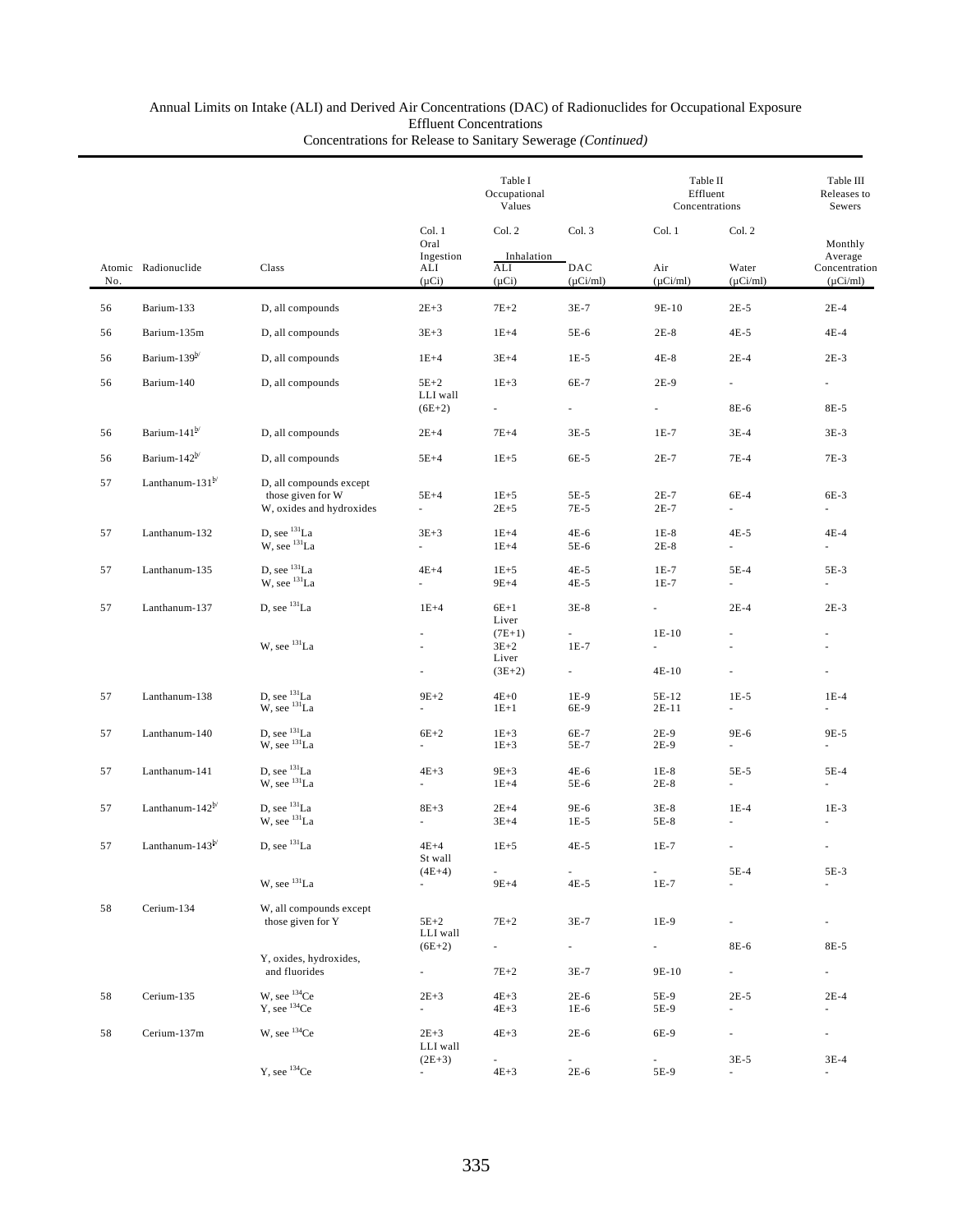Annual Limits on Intake (ALI) and Derived Air Concentrations (DAC) of Radionuclides for Occupational Exposure
Effluent Concentrations
Concentrations for Release to Sanitary Sewerage *(Continued)*

| | | | Table I Occupational Values | | | Table II Effluent Concentrations | | Table III Releases to Sewers |
|---|---|---|---|---|---|---|---|---|
| | | | Col. 1 | Col. 2 | Col. 3 | Col. 1 | Col. 2 | |
| | | | Oral Ingestion | Inhalation | | | | Monthly Average |
| Atomic No. | Radionuclide | Class | ALI (μCi) | ALI (μCi) | DAC (μCi/ml) | Air (μCi/ml) | Water (μCi/ml) | Concentration (μCi/ml) |
| 56 | Barium-133 | D, all compounds | 2E+3 | 7E+2 | 3E-7 | 9E-10 | 2E-5 | 2E-4 |
| 56 | Barium-135m | D, all compounds | 3E+3 | 1E+4 | 5E-6 | 2E-8 | 4E-5 | 4E-4 |
| 56 | Barium-139[b/] | D, all compounds | 1E+4 | 3E+4 | 1E-5 | 4E-8 | 2E-4 | 2E-3 |
| 56 | Barium-140 | D, all compounds | 5E+2 | 1E+3 | 6E-7 | 2E-9 | - | - |
| | | | LLI wall (6E+2) | - | - | - | 8E-6 | 8E-5 |
| 56 | Barium-141[b/] | D, all compounds | 2E+4 | 7E+4 | 3E-5 | 1E-7 | 3E-4 | 3E-3 |
| 56 | Barium-142[b/] | D, all compounds | 5E+4 | 1E+5 | 6E-5 | 2E-7 | 7E-4 | 7E-3 |
| 57 | Lanthanum-131[b/] | D, all compounds except those given for W | 5E+4 | 1E+5 | 5E-5 | 2E-7 | 6E-4 | 6E-3 |
| | | W, oxides and hydroxides | - | 2E+5 | 7E-5 | 2E-7 | - | - |
| 57 | Lanthanum-132 | D, see $^{131}$La | 3E+3 | 1E+4 | 4E-6 | 1E-8 | 4E-5 | 4E-4 |
| | | W, see $^{131}$La | - | 1E+4 | 5E-6 | 2E-8 | - | - |
| 57 | Lanthanum-135 | D, see $^{131}$La | 4E+4 | 1E+5 | 4E-5 | 1E-7 | 5E-4 | 5E-3 |
| | | W, see $^{131}$La | - | 9E+4 | 4E-5 | 1E-7 | - | - |
| 57 | Lanthanum-137 | D, see $^{131}$La | 1E+4 | 6E+1 | 3E-8 | - | 2E-4 | 2E-3 |
| | | | - | Liver (7E+1) | - | 1E-10 | - | - |
| | | W, see $^{131}$La | - | 3E+2 | 1E-7 | - | - | - |
| | | | - | Liver (3E+2) | - | 4E-10 | - | - |
| 57 | Lanthanum-138 | D, see $^{131}$La | 9E+2 | 4E+0 | 1E-9 | 5E-12 | 1E-5 | 1E-4 |
| | | W, see $^{131}$La | - | 1E+1 | 6E-9 | 2E-11 | - | - |
| 57 | Lanthanum-140 | D, see $^{131}$La | 6E+2 | 1E+3 | 6E-7 | 2E-9 | 9E-6 | 9E-5 |
| | | W, see $^{131}$La | - | 1E+3 | 5E-7 | 2E-9 | - | - |
| 57 | Lanthanum-141 | D, see $^{131}$La | 4E+3 | 9E+3 | 4E-6 | 1E-8 | 5E-5 | 5E-4 |
| | | W, see $^{131}$La | - | 1E+4 | 5E-6 | 2E-8 | - | - |
| 57 | Lanthanum-142[b/] | D, see $^{131}$La | 8E+3 | 2E+4 | 9E-6 | 3E-8 | 1E-4 | 1E-3 |
| | | W, see $^{131}$La | - | 3E+4 | 1E-5 | 5E-8 | - | - |
| 57 | Lanthanum-143[b/] | D, see $^{131}$La | 4E+4 | 1E+5 | 4E-5 | 1E-7 | - | - |
| | | | St wall (4E+4) | - | - | - | 5E-4 | 5E-3 |
| | | W, see $^{131}$La | - | 9E+4 | 4E-5 | 1E-7 | - | - |
| 58 | Cerium-134 | W, all compounds except those given for Y | 5E+2 | 7E+2 | 3E-7 | 1E-9 | - | - |
| | | | LLI wall (6E+2) | - | - | - | 8E-6 | 8E-5 |
| | | Y, oxides, hydroxides, and fluorides | - | 7E+2 | 3E-7 | 9E-10 | - | - |
| 58 | Cerium-135 | W, see $^{134}$Ce | 2E+3 | 4E+3 | 2E-6 | 5E-9 | 2E-5 | 2E-4 |
| | | Y, see $^{134}$Ce | - | 4E+3 | 1E-6 | 5E-9 | - | - |
| 58 | Cerium-137m | W, see $^{134}$Ce | 2E+3 | 4E+3 | 2E-6 | 6E-9 | - | - |
| | | | LLI wall (2E+3) | - | - | - | 3E-5 | 3E-4 |
| | | Y, see $^{134}$Ce | - | 4E+3 | 2E-6 | 5E-9 | - | - |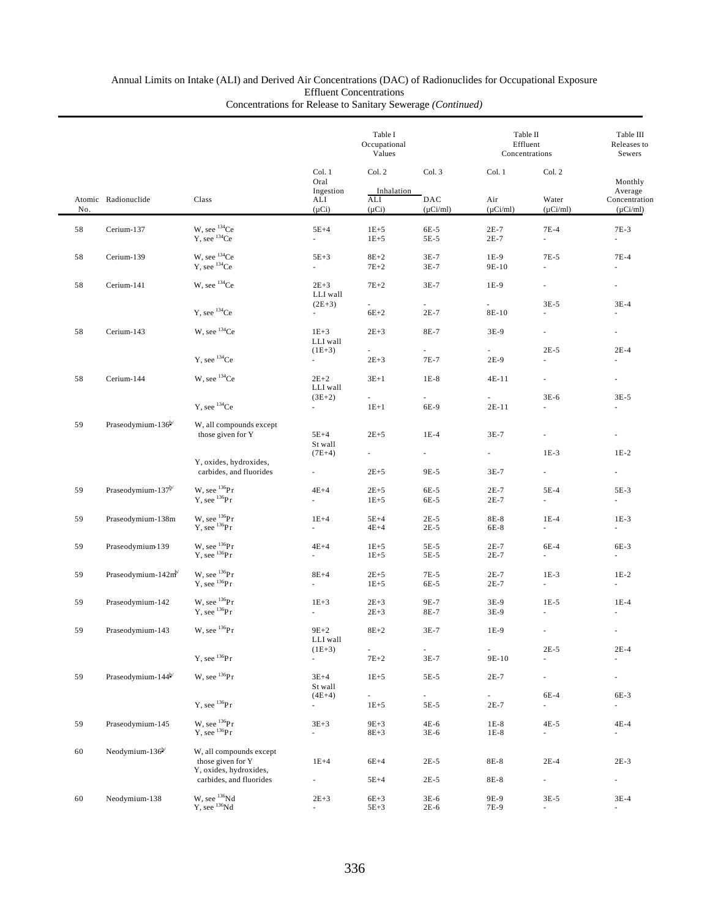Annual Limits on Intake (ALI) and Derived Air Concentrations (DAC) of Radionuclides for Occupational Exposure
Effluent Concentrations
Concentrations for Release to Sanitary Sewerage *(Continued)*

| | | | Table I Occupational Values | | | Table II Effluent Concentrations | | Table III Releases to Sewers |
|---|---|---|---|---|---|---|---|---|
| | | | Col. 1 | Col. 2 | Col. 3 | Col. 1 | Col. 2 | |
| | | | Oral Ingestion | Inhalation | | | | Monthly Average |
| Atomic No. | Radionuclide | Class | ALI (μCi) | ALI (μCi) | DAC (μCi/ml) | Air (μCi/ml) | Water (μCi/ml) | Concentration (μCi/ml) |
| 58 | Cerium-137 | W, see $^{134}$Ce | 5E+4 | 1E+5 | 6E-5 | 2E-7 | 7E-4 | 7E-3 |
| | | Y, see $^{134}$Ce | - | 1E+5 | 5E-5 | 2E-7 | - | - |
| 58 | Cerium-139 | W, see $^{134}$Ce | 5E+3 | 8E+2 | 3E-7 | 1E-9 | 7E-5 | 7E-4 |
| | | Y, see $^{134}$Ce | - | 7E+2 | 3E-7 | 9E-10 | - | - |
| 58 | Cerium-141 | W, see $^{134}$Ce | 2E+3 | 7E+2 | 3E-7 | 1E-9 | - | - |
| | | | LLI wall (2E+3) | - | - | - | 3E-5 | 3E-4 |
| | | Y, see $^{134}$Ce | - | 6E+2 | 2E-7 | 8E-10 | - | - |
| 58 | Cerium-143 | W, see $^{134}$Ce | 1E+3 | 2E+3 | 8E-7 | 3E-9 | - | - |
| | | | LLI wall (1E+3) | - | - | - | 2E-5 | 2E-4 |
| | | Y, see $^{134}$Ce | - | 2E+3 | 7E-7 | 2E-9 | - | - |
| 58 | Cerium-144 | W, see $^{134}$Ce | 2E+2 | 3E+1 | 1E-8 | 4E-11 | - | - |
| | | | LLI wall (3E+2) | - | - | - | 3E-6 | 3E-5 |
| | | Y, see $^{134}$Ce | - | 1E+1 | 6E-9 | 2E-11 | - | - |
| 59 | Praseodymium-136[b/] | W, all compounds except those given for Y | 5E+4 | 2E+5 | 1E-4 | 3E-7 | - | - |
| | | | St wall (7E+4) | - | - | - | 1E-3 | 1E-2 |
| | | Y, oxides, hydroxides, carbides, and fluorides | - | 2E+5 | 9E-5 | 3E-7 | - | - |
| 59 | Praseodymium-137[b/] | W, see $^{136}$Pr | 4E+4 | 2E+5 | 6E-5 | 2E-7 | 5E-4 | 5E-3 |
| | | Y, see $^{136}$Pr | - | 1E+5 | 6E-5 | 2E-7 | - | - |
| 59 | Praseodymium-138m | W, see $^{136}$Pr | 1E+4 | 5E+4 | 2E-5 | 8E-8 | 1E-4 | 1E-3 |
| | | Y, see $^{136}$Pr | - | 4E+4 | 2E-5 | 6E-8 | - | - |
| 59 | Praseodymium-139 | W, see $^{136}$Pr | 4E+4 | 1E+5 | 5E-5 | 2E-7 | 6E-4 | 6E-3 |
| | | Y, see $^{136}$Pr | - | 1E+5 | 5E-5 | 2E-7 | - | - |
| 59 | Praseodymium-142m[b/] | W, see $^{136}$Pr | 8E+4 | 2E+5 | 7E-5 | 2E-7 | 1E-3 | 1E-2 |
| | | Y, see $^{136}$Pr | - | 1E+5 | 6E-5 | 2E-7 | - | - |
| 59 | Praseodymium-142 | W, see $^{136}$Pr | 1E+3 | 2E+3 | 9E-7 | 3E-9 | 1E-5 | 1E-4 |
| | | Y, see $^{136}$Pr | - | 2E+3 | 8E-7 | 3E-9 | - | - |
| 59 | Praseodymium-143 | W, see $^{136}$Pr | 9E+2 | 8E+2 | 3E-7 | 1E-9 | - | - |
| | | | LLI wall (1E+3) | - | - | - | 2E-5 | 2E-4 |
| | | Y, see $^{136}$Pr | - | 7E+2 | 3E-7 | 9E-10 | - | - |
| 59 | Praseodymium-144[b/] | W, see $^{136}$Pr | 3E+4 | 1E+5 | 5E-5 | 2E-7 | - | - |
| | | | St wall (4E+4) | - | - | - | 6E-4 | 6E-3 |
| | | Y, see $^{136}$Pr | - | 1E+5 | 5E-5 | 2E-7 | - | - |
| 59 | Praseodymium-145 | W, see $^{136}$Pr | 3E+3 | 9E+3 | 4E-6 | 1E-8 | 4E-5 | 4E-4 |
| | | Y, see $^{136}$Pr | - | 8E+3 | 3E-6 | 1E-8 | - | - |
| 60 | Neodymium-136[b/] | W, all compounds except those given for Y | 1E+4 | 6E+4 | 2E-5 | 8E-8 | 2E-4 | 2E-3 |
| | | Y, oxides, hydroxides, carbides, and fluorides | - | 5E+4 | 2E-5 | 8E-8 | - | - |
| 60 | Neodymium-138 | W, see $^{136}$Nd | 2E+3 | 6E+3 | 3E-6 | 9E-9 | 3E-5 | 3E-4 |
| | | Y, see $^{136}$Nd | - | 5E+3 | 2E-6 | 7E-9 | - | - |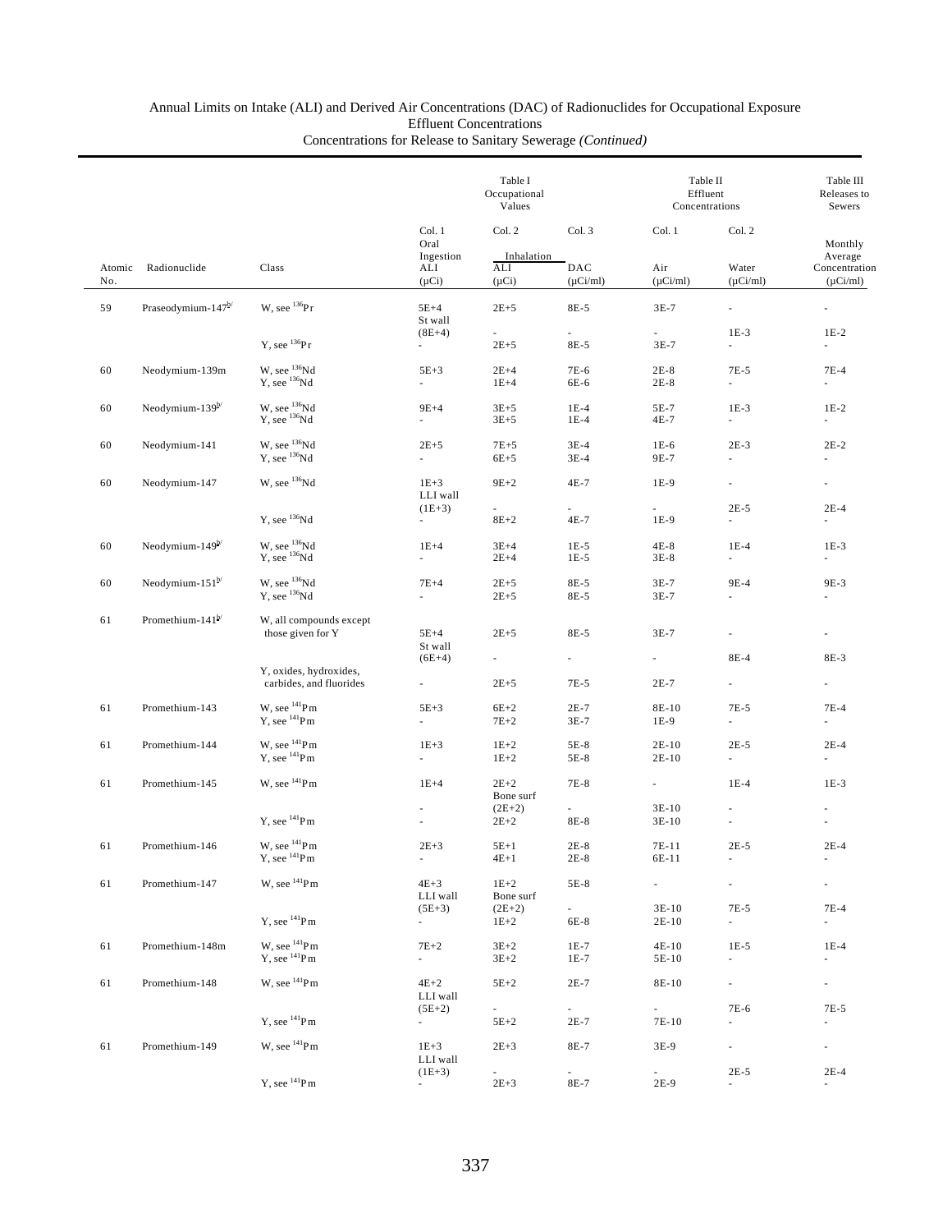Annual Limits on Intake (ALI) and Derived Air Concentrations (DAC) of Radionuclides for Occupational Exposure
Effluent Concentrations
Concentrations for Release to Sanitary Sewerage *(Continued)*

| | | | Table I Occupational Values | | | Table II Effluent Concentrations | | Table III Releases to Sewers |
|---|---|---|---|---|---|---|---|---|
| | | | Col. 1 | Col. 2 | Col. 3 | Col. 1 | Col. 2 | |
| | | | Oral Ingestion | Inhalation | | | | Monthly Average |
| Atomic No. | Radionuclide | Class | ALI (μCi) | ALI (μCi) | DAC (μCi/ml) | Air (μCi/ml) | Water (μCi/ml) | Concentration (μCi/ml) |
| 59 | Praseodymium-147[b/] | W, see $^{136}$Pr | 5E+4 | 2E+5 | 8E-5 | 3E-7 | - | - |
| | | | St wall (8E+4) | - | - | - | 1E-3 | 1E-2 |
| | | Y, see $^{136}$Pr | - | 2E+5 | 8E-5 | 3E-7 | - | - |
| 60 | Neodymium-139m | W, see $^{136}$Nd | 5E+3 | 2E+4 | 7E-6 | 2E-8 | 7E-5 | 7E-4 |
| | | Y, see $^{136}$Nd | - | 1E+4 | 6E-6 | 2E-8 | - | - |
| 60 | Neodymium-139[b/] | W, see $^{136}$Nd | 9E+4 | 3E+5 | 1E-4 | 5E-7 | 1E-3 | 1E-2 |
| | | Y, see $^{136}$Nd | - | 3E+5 | 1E-4 | 4E-7 | - | - |
| 60 | Neodymium-141 | W, see $^{136}$Nd | 2E+5 | 7E+5 | 3E-4 | 1E-6 | 2E-3 | 2E-2 |
| | | Y, see $^{136}$Nd | - | 6E+5 | 3E-4 | 9E-7 | - | - |
| 60 | Neodymium-147 | W, see $^{136}$Nd | 1E+3 | 9E+2 | 4E-7 | 1E-9 | - | - |
| | | | LLI wall (1E+3) | - | - | - | 2E-5 | 2E-4 |
| | | Y, see $^{136}$Nd | - | 8E+2 | 4E-7 | 1E-9 | - | - |
| 60 | Neodymium-149[b/] | W, see $^{136}$Nd | 1E+4 | 3E+4 | 1E-5 | 4E-8 | 1E-4 | 1E-3 |
| | | Y, see $^{136}$Nd | - | 2E+4 | 1E-5 | 3E-8 | - | - |
| 60 | Neodymium-151[b/] | W, see $^{136}$Nd | 7E+4 | 2E+5 | 8E-5 | 3E-7 | 9E-4 | 9E-3 |
| | | Y, see $^{136}$Nd | - | 2E+5 | 8E-5 | 3E-7 | - | - |
| 61 | Promethium-141[b/] | W, all compounds except those given for Y | 5E+4 | 2E+5 | 8E-5 | 3E-7 | - | - |
| | | | St wall (6E+4) | - | - | - | 8E-4 | 8E-3 |
| | | Y, oxides, hydroxides, carbides, and fluorides | - | 2E+5 | 7E-5 | 2E-7 | - | - |
| 61 | Promethium-143 | W, see $^{141}$Pm | 5E+3 | 6E+2 | 2E-7 | 8E-10 | 7E-5 | 7E-4 |
| | | Y, see $^{141}$Pm | - | 7E+2 | 3E-7 | 1E-9 | - | - |
| 61 | Promethium-144 | W, see $^{141}$Pm | 1E+3 | 1E+2 | 5E-8 | 2E-10 | 2E-5 | 2E-4 |
| | | Y, see $^{141}$Pm | - | 1E+2 | 5E-8 | 2E-10 | - | - |
| 61 | Promethium-145 | W, see $^{141}$Pm | 1E+4 | 2E+2 | 7E-8 | - | 1E-4 | 1E-3 |
| | | | - | Bone surf (2E+2) | - | 3E-10 | - | - |
| | | Y, see $^{141}$Pm | - | 2E+2 | 8E-8 | 3E-10 | - | - |
| 61 | Promethium-146 | W, see $^{141}$Pm | 2E+3 | 5E+1 | 2E-8 | 7E-11 | 2E-5 | 2E-4 |
| | | Y, see $^{141}$Pm | - | 4E+1 | 2E-8 | 6E-11 | - | - |
| 61 | Promethium-147 | W, see $^{141}$Pm | 4E+3 | 1E+2 | 5E-8 | - | - | - |
| | | | LLI wall (5E+3) | Bone surf (2E+2) | - | 3E-10 | 7E-5 | 7E-4 |
| | | Y, see $^{141}$Pm | - | 1E+2 | 6E-8 | 2E-10 | - | - |
| 61 | Promethium-148m | W, see $^{141}$Pm | 7E+2 | 3E+2 | 1E-7 | 4E-10 | 1E-5 | 1E-4 |
| | | Y, see $^{141}$Pm | - | 3E+2 | 1E-7 | 5E-10 | - | - |
| 61 | Promethium-148 | W, see $^{141}$Pm | 4E+2 | 5E+2 | 2E-7 | 8E-10 | - | - |
| | | | LLI wall (5E+2) | - | - | - | 7E-6 | 7E-5 |
| | | Y, see $^{141}$Pm | - | 5E+2 | 2E-7 | 7E-10 | - | - |
| 61 | Promethium-149 | W, see $^{141}$Pm | 1E+3 | 2E+3 | 8E-7 | 3E-9 | - | - |
| | | | LLI wall (1E+3) | - | - | - | 2E-5 | 2E-4 |
| | | Y, see $^{141}$Pm | - | 2E+3 | 8E-7 | 2E-9 | - | - |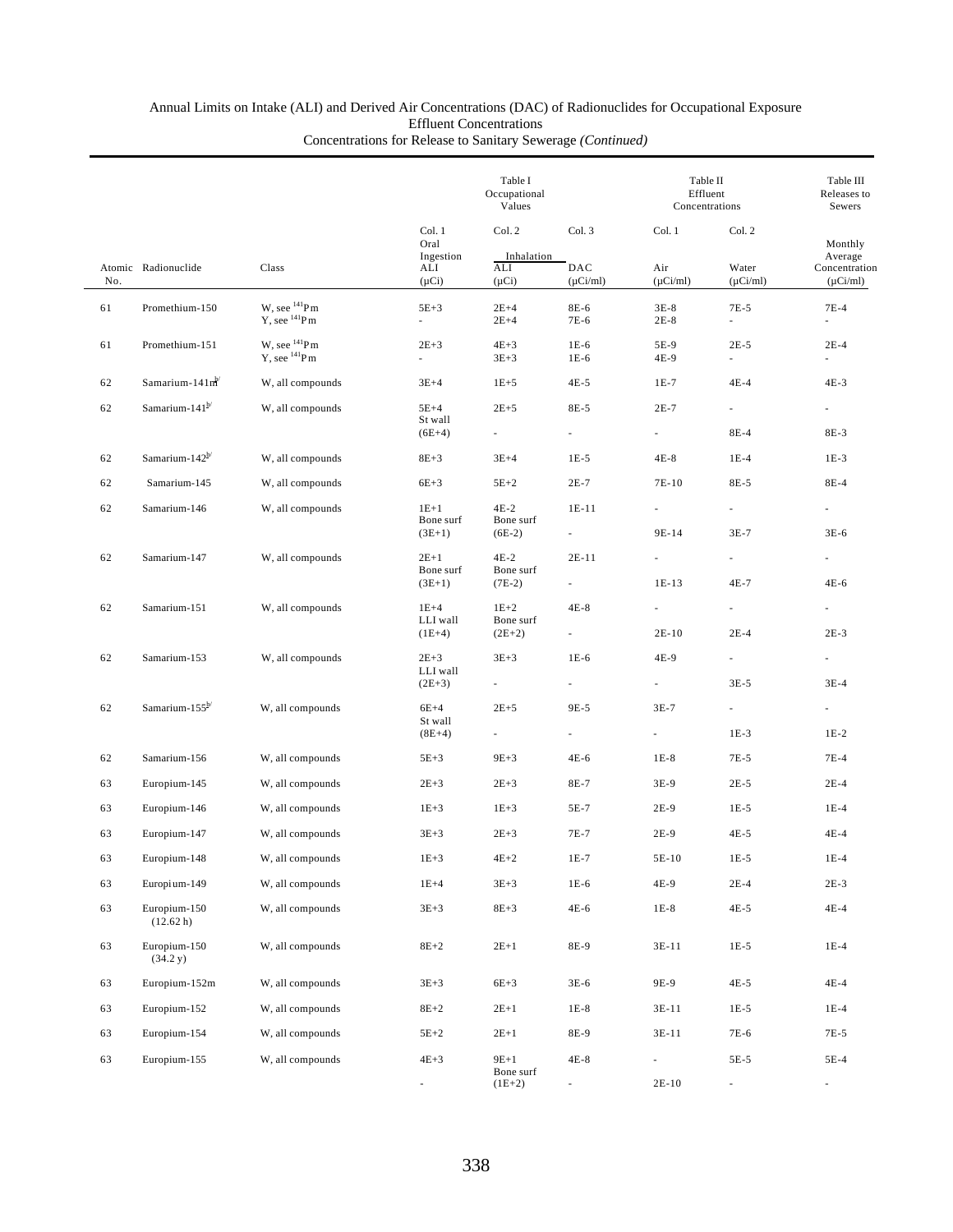Annual Limits on Intake (ALI) and Derived Air Concentrations (DAC) of Radionuclides for Occupational Exposure
Effluent Concentrations
Concentrations for Release to Sanitary Sewerage *(Continued)*

| | | | Table I Occupational Values | | | Table II Effluent Concentrations | | Table III Releases to Sewers |
|---|---|---|---|---|---|---|---|---|
| | | | Col. 1 | Col. 2 | Col. 3 | Col. 1 | Col. 2 | |
| | | | Oral Ingestion | Inhalation | | | | Monthly Average |
| Atomic No. | Radionuclide | Class | ALI (μCi) | ALI (μCi) | DAC (μCi/ml) | Air (μCi/ml) | Water (μCi/ml) | Concentration (μCi/ml) |
| 61 | Promethium-150 | W, see $^{141}$Pm | 5E+3 | 2E+4 | 8E-6 | 3E-8 | 7E-5 | 7E-4 |
| | | Y, see $^{141}$Pm | - | 2E+4 | 7E-6 | 2E-8 | - | - |
| 61 | Promethium-151 | W, see $^{141}$Pm | 2E+3 | 4E+3 | 1E-6 | 5E-9 | 2E-5 | 2E-4 |
| | | Y, see $^{141}$Pm | - | 3E+3 | 1E-6 | 4E-9 | - | - |
| 62 | Samarium-141m[b/] | W, all compounds | 3E+4 | 1E+5 | 4E-5 | 1E-7 | 4E-4 | 4E-3 |
| 62 | Samarium-141[b/] | W, all compounds | 5E+4 | 2E+5 | 8E-5 | 2E-7 | - | - |
| | | | St wall (6E+4) | - | - | - | 8E-4 | 8E-3 |
| 62 | Samarium-142[b/] | W, all compounds | 8E+3 | 3E+4 | 1E-5 | 4E-8 | 1E-4 | 1E-3 |
| 62 | Samarium-145 | W, all compounds | 6E+3 | 5E+2 | 2E-7 | 7E-10 | 8E-5 | 8E-4 |
| 62 | Samarium-146 | W, all compounds | 1E+1 | 4E-2 | 1E-11 | - | - | - |
| | | | Bone surf (3E+1) | Bone surf (6E-2) | - | 9E-14 | 3E-7 | 3E-6 |
| 62 | Samarium-147 | W, all compounds | 2E+1 | 4E-2 | 2E-11 | - | - | - |
| | | | Bone surf (3E+1) | Bone surf (7E-2) | - | 1E-13 | 4E-7 | 4E-6 |
| 62 | Samarium-151 | W, all compounds | 1E+4 | 1E+2 | 4E-8 | - | - | - |
| | | | LLI wall (1E+4) | Bone surf (2E+2) | - | 2E-10 | 2E-4 | 2E-3 |
| 62 | Samarium-153 | W, all compounds | 2E+3 | 3E+3 | 1E-6 | 4E-9 | - | - |
| | | | LLI wall (2E+3) | - | - | - | 3E-5 | 3E-4 |
| 62 | Samarium-155[b/] | W, all compounds | 6E+4 | 2E+5 | 9E-5 | 3E-7 | - | - |
| | | | St wall (8E+4) | - | - | - | 1E-3 | 1E-2 |
| 62 | Samarium-156 | W, all compounds | 5E+3 | 9E+3 | 4E-6 | 1E-8 | 7E-5 | 7E-4 |
| 63 | Europium-145 | W, all compounds | 2E+3 | 2E+3 | 8E-7 | 3E-9 | 2E-5 | 2E-4 |
| 63 | Europium-146 | W, all compounds | 1E+3 | 1E+3 | 5E-7 | 2E-9 | 1E-5 | 1E-4 |
| 63 | Europium-147 | W, all compounds | 3E+3 | 2E+3 | 7E-7 | 2E-9 | 4E-5 | 4E-4 |
| 63 | Europium-148 | W, all compounds | 1E+3 | 4E+2 | 1E-7 | 5E-10 | 1E-5 | 1E-4 |
| 63 | Europium-149 | W, all compounds | 1E+4 | 3E+3 | 1E-6 | 4E-9 | 2E-4 | 2E-3 |
| 63 | Europium-150 (12.62 h) | W, all compounds | 3E+3 | 8E+3 | 4E-6 | 1E-8 | 4E-5 | 4E-4 |
| 63 | Europium-150 (34.2 y) | W, all compounds | 8E+2 | 2E+1 | 8E-9 | 3E-11 | 1E-5 | 1E-4 |
| 63 | Europium-152m | W, all compounds | 3E+3 | 6E+3 | 3E-6 | 9E-9 | 4E-5 | 4E-4 |
| 63 | Europium-152 | W, all compounds | 8E+2 | 2E+1 | 1E-8 | 3E-11 | 1E-5 | 1E-4 |
| 63 | Europium-154 | W, all compounds | 5E+2 | 2E+1 | 8E-9 | 3E-11 | 7E-6 | 7E-5 |
| 63 | Europium-155 | W, all compounds | 4E+3 | 9E+1 | 4E-8 | - | 5E-5 | 5E-4 |
| | | | - | Bone surf (1E+2) | - | 2E-10 | - | - |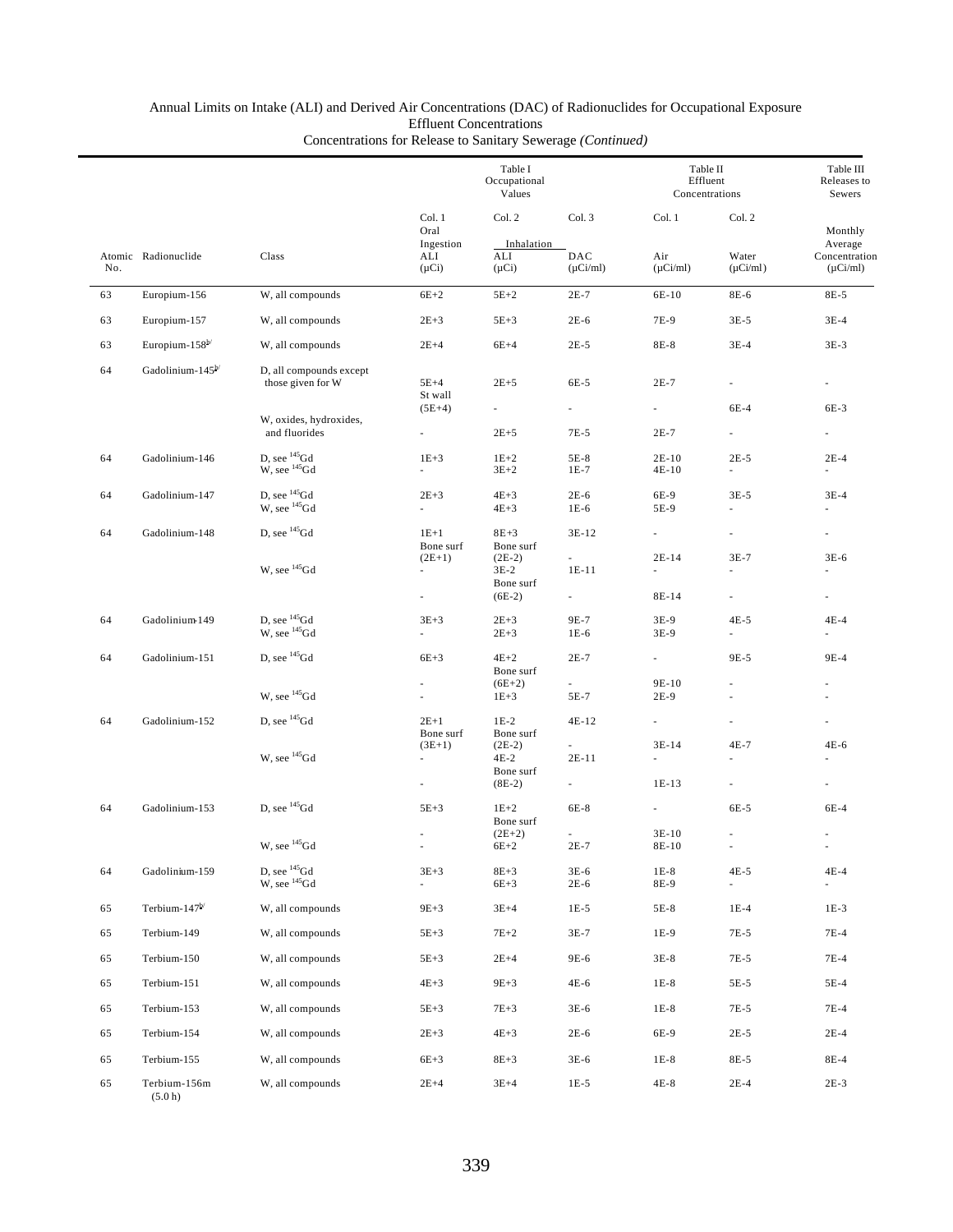Annual Limits on Intake (ALI) and Derived Air Concentrations (DAC) of Radionuclides for Occupational Exposure
Effluent Concentrations
Concentrations for Release to Sanitary Sewerage *(Continued)*

| | | | Table I Occupational Values | | | Table II Effluent Concentrations | | Table III Releases to Sewers |
|---|---|---|---|---|---|---|---|---|
| | | | Col. 1 | Col. 2 | Col. 3 | Col. 1 | Col. 2 | |
| | | | Oral Ingestion | Inhalation | | | | Monthly Average |
| Atomic No. | Radionuclide | Class | ALI (μCi) | ALI (μCi) | DAC (μCi/ml) | Air (μCi/ml) | Water (μCi/ml) | Concentration (μCi/ml) |
| 63 | Europium-156 | W, all compounds | 6E+2 | 5E+2 | 2E-7 | 6E-10 | 8E-6 | 8E-5 |
| 63 | Europium-157 | W, all compounds | 2E+3 | 5E+3 | 2E-6 | 7E-9 | 3E-5 | 3E-4 |
| 63 | Europium-158[b/] | W, all compounds | 2E+4 | 6E+4 | 2E-5 | 8E-8 | 3E-4 | 3E-3 |
| 64 | Gadolinium-145[b/] | D, all compounds except those given for W | 5E+4 | 2E+5 | 6E-5 | 2E-7 | - | - |
| | | | St wall (5E+4) | - | - | - | 6E-4 | 6E-3 |
| | | W, oxides, hydroxides, and fluorides | - | 2E+5 | 7E-5 | 2E-7 | - | - |
| 64 | Gadolinium-146 | D, see $^{145}$Gd | 1E+3 | 1E+2 | 5E-8 | 2E-10 | 2E-5 | 2E-4 |
| | | W, see $^{145}$Gd | - | 3E+2 | 1E-7 | 4E-10 | - | - |
| 64 | Gadolinium-147 | D, see $^{145}$Gd | 2E+3 | 4E+3 | 2E-6 | 6E-9 | 3E-5 | 3E-4 |
| | | W, see $^{145}$Gd | - | 4E+3 | 1E-6 | 5E-9 | - | - |
| 64 | Gadolinium-148 | D, see $^{145}$Gd | 1E+1 | 8E+3 | 3E-12 | - | - | - |
| | | | Bone surf (2E+1) | Bone surf (2E-2) | - | 2E-14 | 3E-7 | 3E-6 |
| | | W, see $^{145}$Gd | - | 3E-2 | 1E-11 | - | - | - |
| | | | - | Bone surf (6E-2) | - | 8E-14 | - | - |
| 64 | Gadolinium-149 | D, see $^{145}$Gd | 3E+3 | 2E+3 | 9E-7 | 3E-9 | 4E-5 | 4E-4 |
| | | W, see $^{145}$Gd | - | 2E+3 | 1E-6 | 3E-9 | - | - |
| 64 | Gadolinium-151 | D, see $^{145}$Gd | 6E+3 | 4E+2 | 2E-7 | - | 9E-5 | 9E-4 |
| | | | - | Bone surf (6E+2) | - | 9E-10 | - | - |
| | | W, see $^{145}$Gd | - | 1E+3 | 5E-7 | 2E-9 | - | - |
| 64 | Gadolinium-152 | D, see $^{145}$Gd | 2E+1 | 1E-2 | 4E-12 | - | - | - |
| | | | Bone surf (3E+1) | Bone surf (2E-2) | - | 3E-14 | 4E-7 | 4E-6 |
| | | W, see $^{145}$Gd | - | 4E-2 | 2E-11 | - | - | - |
| | | | - | Bone surf (8E-2) | - | 1E-13 | - | - |
| 64 | Gadolinium-153 | D, see $^{145}$Gd | 5E+3 | 1E+2 | 6E-8 | - | 6E-5 | 6E-4 |
| | | | - | Bone surf (2E+2) | - | 3E-10 | - | - |
| | | W, see $^{145}$Gd | - | 6E+2 | 2E-7 | 8E-10 | - | - |
| 64 | Gadolinium-159 | D, see $^{145}$Gd | 3E+3 | 8E+3 | 3E-6 | 1E-8 | 4E-5 | 4E-4 |
| | | W, see $^{145}$Gd | - | 6E+3 | 2E-6 | 8E-9 | - | - |
| 65 | Terbium-147[b/] | W, all compounds | 9E+3 | 3E+4 | 1E-5 | 5E-8 | 1E-4 | 1E-3 |
| 65 | Terbium-149 | W, all compounds | 5E+3 | 7E+2 | 3E-7 | 1E-9 | 7E-5 | 7E-4 |
| 65 | Terbium-150 | W, all compounds | 5E+3 | 2E+4 | 9E-6 | 3E-8 | 7E-5 | 7E-4 |
| 65 | Terbium-151 | W, all compounds | 4E+3 | 9E+3 | 4E-6 | 1E-8 | 5E-5 | 5E-4 |
| 65 | Terbium-153 | W, all compounds | 5E+3 | 7E+3 | 3E-6 | 1E-8 | 7E-5 | 7E-4 |
| 65 | Terbium-154 | W, all compounds | 2E+3 | 4E+3 | 2E-6 | 6E-9 | 2E-5 | 2E-4 |
| 65 | Terbium-155 | W, all compounds | 6E+3 | 8E+3 | 3E-6 | 1E-8 | 8E-5 | 8E-4 |
| 65 | Terbium-156m (5.0 h) | W, all compounds | 2E+4 | 3E+4 | 1E-5 | 4E-8 | 2E-4 | 2E-3 |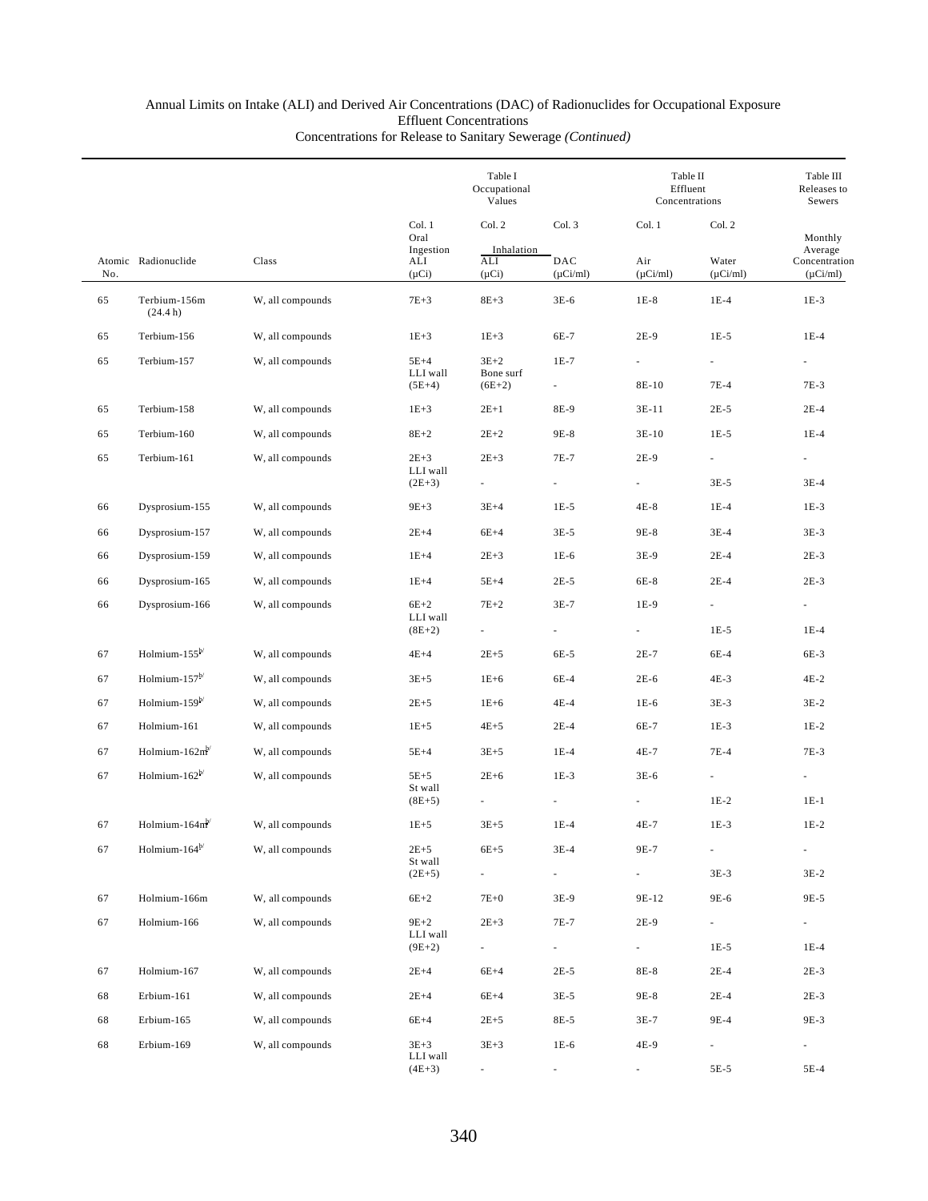Annual Limits on Intake (ALI) and Derived Air Concentrations (DAC) of Radionuclides for Occupational Exposure
Effluent Concentrations
Concentrations for Release to Sanitary Sewerage *(Continued)*

| | | | Table I Occupational Values | | | Table II Effluent Concentrations | | Table III Releases to Sewers |
|---|---|---|---|---|---|---|---|---|
| | | | Col. 1 | Col. 2 | Col. 3 | Col. 1 | Col. 2 | |
| | | | Oral Ingestion | Inhalation | | | | Monthly Average |
| Atomic No. | Radionuclide | Class | ALI (μCi) | ALI (μCi) | DAC (μCi/ml) | Air (μCi/ml) | Water (μCi/ml) | Concentration (μCi/ml) |
| 65 | Terbium-156m (24.4 h) | W, all compounds | 7E+3 | 8E+3 | 3E-6 | 1E-8 | 1E-4 | 1E-3 |
| 65 | Terbium-156 | W, all compounds | 1E+3 | 1E+3 | 6E-7 | 2E-9 | 1E-5 | 1E-4 |
| 65 | Terbium-157 | W, all compounds | 5E+4 | 3E+2 | 1E-7 | - | - | - |
| | | | LLI wall (5E+4) | Bone surf (6E+2) | - | 8E-10 | 7E-4 | 7E-3 |
| 65 | Terbium-158 | W, all compounds | 1E+3 | 2E+1 | 8E-9 | 3E-11 | 2E-5 | 2E-4 |
| 65 | Terbium-160 | W, all compounds | 8E+2 | 2E+2 | 9E-8 | 3E-10 | 1E-5 | 1E-4 |
| 65 | Terbium-161 | W, all compounds | 2E+3 | 2E+3 | 7E-7 | 2E-9 | - | - |
| | | | LLI wall (2E+3) | - | - | - | 3E-5 | 3E-4 |
| 66 | Dysprosium-155 | W, all compounds | 9E+3 | 3E+4 | 1E-5 | 4E-8 | 1E-4 | 1E-3 |
| 66 | Dysprosium-157 | W, all compounds | 2E+4 | 6E+4 | 3E-5 | 9E-8 | 3E-4 | 3E-3 |
| 66 | Dysprosium-159 | W, all compounds | 1E+4 | 2E+3 | 1E-6 | 3E-9 | 2E-4 | 2E-3 |
| 66 | Dysprosium-165 | W, all compounds | 1E+4 | 5E+4 | 2E-5 | 6E-8 | 2E-4 | 2E-3 |
| 66 | Dysprosium-166 | W, all compounds | 6E+2 | 7E+2 | 3E-7 | 1E-9 | - | - |
| | | | LLI wall (8E+2) | - | - | - | 1E-5 | 1E-4 |
| 67 | Holmium-155[b/] | W, all compounds | 4E+4 | 2E+5 | 6E-5 | 2E-7 | 6E-4 | 6E-3 |
| 67 | Holmium-157[b/] | W, all compounds | 3E+5 | 1E+6 | 6E-4 | 2E-6 | 4E-3 | 4E-2 |
| 67 | Holmium-159[b/] | W, all compounds | 2E+5 | 1E+6 | 4E-4 | 1E-6 | 3E-3 | 3E-2 |
| 67 | Holmium-161 | W, all compounds | 1E+5 | 4E+5 | 2E-4 | 6E-7 | 1E-3 | 1E-2 |
| 67 | Holmium-162m[b/] | W, all compounds | 5E+4 | 3E+5 | 1E-4 | 4E-7 | 7E-4 | 7E-3 |
| 67 | Holmium-162[b/] | W, all compounds | 5E+5 | 2E+6 | 1E-3 | 3E-6 | - | - |
| | | | St wall (8E+5) | - | - | - | 1E-2 | 1E-1 |
| 67 | Holmium-164m[b/] | W, all compounds | 1E+5 | 3E+5 | 1E-4 | 4E-7 | 1E-3 | 1E-2 |
| 67 | Holmium-164[b/] | W, all compounds | 2E+5 | 6E+5 | 3E-4 | 9E-7 | - | - |
| | | | St wall (2E+5) | - | - | - | 3E-3 | 3E-2 |
| 67 | Holmium-166m | W, all compounds | 6E+2 | 7E+0 | 3E-9 | 9E-12 | 9E-6 | 9E-5 |
| 67 | Holmium-166 | W, all compounds | 9E+2 | 2E+3 | 7E-7 | 2E-9 | - | - |
| | | | LLI wall (9E+2) | - | - | - | 1E-5 | 1E-4 |
| 67 | Holmium-167 | W, all compounds | 2E+4 | 6E+4 | 2E-5 | 8E-8 | 2E-4 | 2E-3 |
| 68 | Erbium-161 | W, all compounds | 2E+4 | 6E+4 | 3E-5 | 9E-8 | 2E-4 | 2E-3 |
| 68 | Erbium-165 | W, all compounds | 6E+4 | 2E+5 | 8E-5 | 3E-7 | 9E-4 | 9E-3 |
| 68 | Erbium-169 | W, all compounds | 3E+3 | 3E+3 | 1E-6 | 4E-9 | - | - |
| | | | LLI wall (4E+3) | - | - | - | 5E-5 | 5E-4 |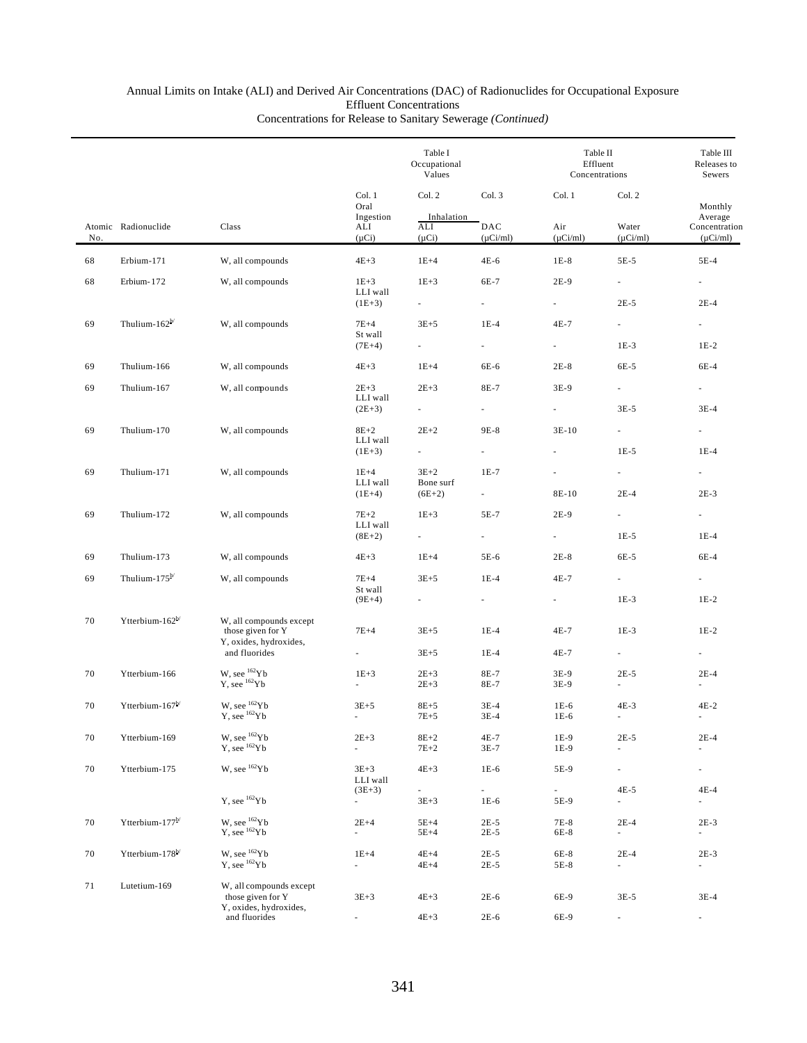Annual Limits on Intake (ALI) and Derived Air Concentrations (DAC) of Radionuclides for Occupational Exposure
Effluent Concentrations
Concentrations for Release to Sanitary Sewerage *(Continued)*

| | | | Table I Occupational Values | | | Table II Effluent Concentrations | | Table III Releases to Sewers |
|---|---|---|---|---|---|---|---|---|
| | | | Col. 1 | Col. 2 | Col. 3 | Col. 1 | Col. 2 | |
| | | | Oral Ingestion | Inhalation | | | | Monthly Average |
| Atomic No. | Radionuclide | Class | ALI (μCi) | ALI (μCi) | DAC (μCi/ml) | Air (μCi/ml) | Water (μCi/ml) | Concentration (μCi/ml) |
| 68 | Erbium-171 | W, all compounds | 4E+3 | 1E+4 | 4E-6 | 1E-8 | 5E-5 | 5E-4 |
| 68 | Erbium-172 | W, all compounds | 1E+3 | 1E+3 | 6E-7 | 2E-9 | - | - |
| | | | LLI wall (1E+3) | - | - | - | 2E-5 | 2E-4 |
| 69 | Thulium-162[b/] | W, all compounds | 7E+4 | 3E+5 | 1E-4 | 4E-7 | - | - |
| | | | St wall (7E+4) | - | - | - | 1E-3 | 1E-2 |
| 69 | Thulium-166 | W, all compounds | 4E+3 | 1E+4 | 6E-6 | 2E-8 | 6E-5 | 6E-4 |
| 69 | Thulium-167 | W, all compounds | 2E+3 | 2E+3 | 8E-7 | 3E-9 | - | - |
| | | | LLI wall (2E+3) | - | - | - | 3E-5 | 3E-4 |
| 69 | Thulium-170 | W, all compounds | 8E+2 | 2E+2 | 9E-8 | 3E-10 | - | - |
| | | | LLI wall (1E+3) | - | - | - | 1E-5 | 1E-4 |
| 69 | Thulium-171 | W, all compounds | 1E+4 | 3E+2 | 1E-7 | - | - | - |
| | | | LLI wall (1E+4) | Bone surf (6E+2) | - | 8E-10 | 2E-4 | 2E-3 |
| 69 | Thulium-172 | W, all compounds | 7E+2 | 1E+3 | 5E-7 | 2E-9 | - | - |
| | | | LLI wall (8E+2) | - | - | - | 1E-5 | 1E-4 |
| 69 | Thulium-173 | W, all compounds | 4E+3 | 1E+4 | 5E-6 | 2E-8 | 6E-5 | 6E-4 |
| 69 | Thulium-175[b/] | W, all compounds | 7E+4 | 3E+5 | 1E-4 | 4E-7 | - | - |
| | | | St wall (9E+4) | - | - | - | 1E-3 | 1E-2 |
| 70 | Ytterbium-162[b/] | W, all compounds except those given for Y | 7E+4 | 3E+5 | 1E-4 | 4E-7 | 1E-3 | 1E-2 |
| | | Y, oxides, hydroxides, and fluorides | - | 3E+5 | 1E-4 | 4E-7 | - | - |
| 70 | Ytterbium-166 | W, see $^{162}$Yb | 1E+3 | 2E+3 | 8E-7 | 3E-9 | 2E-5 | 2E-4 |
| | | Y, see $^{162}$Yb | - | 2E+3 | 8E-7 | 3E-9 | - | - |
| 70 | Ytterbium-167[b/] | W, see $^{162}$Yb | 3E+5 | 8E+5 | 3E-4 | 1E-6 | 4E-3 | 4E-2 |
| | | Y, see $^{162}$Yb | - | 7E+5 | 3E-4 | 1E-6 | - | - |
| 70 | Ytterbium-169 | W, see $^{162}$Yb | 2E+3 | 8E+2 | 4E-7 | 1E-9 | 2E-5 | 2E-4 |
| | | Y, see $^{162}$Yb | - | 7E+2 | 3E-7 | 1E-9 | - | - |
| 70 | Ytterbium-175 | W, see $^{162}$Yb | 3E+3 | 4E+3 | 1E-6 | 5E-9 | - | - |
| | | | LLI wall (3E+3) | - | - | - | 4E-5 | 4E-4 |
| | | Y, see $^{162}$Yb | - | 3E+3 | 1E-6 | 5E-9 | - | - |
| 70 | Ytterbium-177[b/] | W, see $^{162}$Yb | 2E+4 | 5E+4 | 2E-5 | 7E-8 | 2E-4 | 2E-3 |
| | | Y, see $^{162}$Yb | - | 5E+4 | 2E-5 | 6E-8 | - | - |
| 70 | Ytterbium-178[b/] | W, see $^{162}$Yb | 1E+4 | 4E+4 | 2E-5 | 6E-8 | 2E-4 | 2E-3 |
| | | Y, see $^{162}$Yb | - | 4E+4 | 2E-5 | 5E-8 | - | - |
| 71 | Lutetium-169 | W, all compounds except those given for Y | 3E+3 | 4E+3 | 2E-6 | 6E-9 | 3E-5 | 3E-4 |
| | | Y, oxides, hydroxides, and fluorides | - | 4E+3 | 2E-6 | 6E-9 | - | - |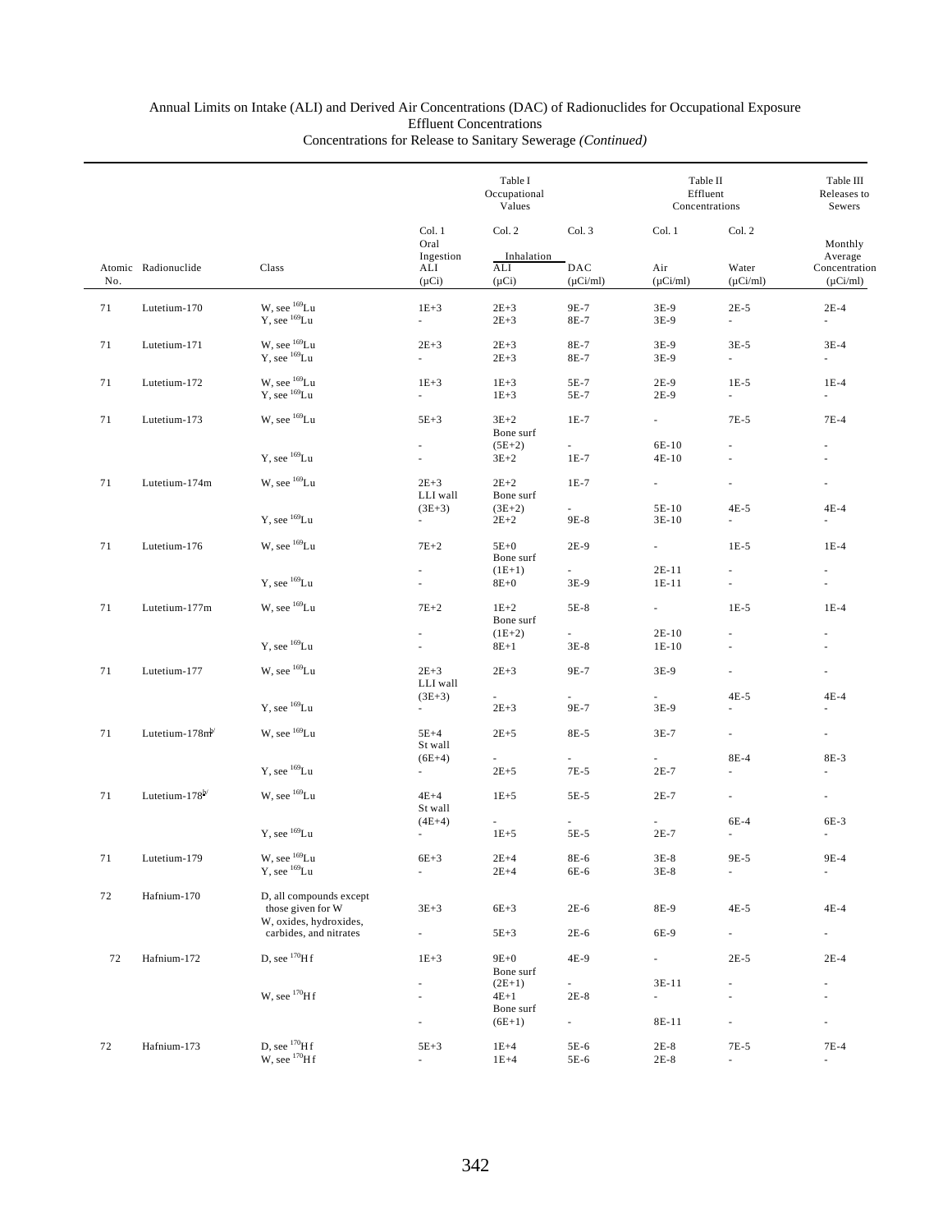Annual Limits on Intake (ALI) and Derived Air Concentrations (DAC) of Radionuclides for Occupational Exposure
Effluent Concentrations
Concentrations for Release to Sanitary Sewerage *(Continued)*

| | | | Table I Occupational Values | | | Table II Effluent Concentrations | | Table III Releases to Sewers |
|---|---|---|---|---|---|---|---|---|
| | | | Col. 1 | Col. 2 | Col. 3 | Col. 1 | Col. 2 | |
| | | | Oral Ingestion | Inhalation | | | | Monthly Average |
| Atomic No. | Radionuclide | Class | ALI (µCi) | ALI (µCi) | DAC (µCi/ml) | Air (µCi/ml) | Water (µCi/ml) | Concentration (µCi/ml) |
| 71 | Lutetium-170 | W, see $^{169}$Lu | 1E+3 | 2E+3 | 9E-7 | 3E-9 | 2E-5 | 2E-4 |
| | | Y, see $^{169}$Lu | - | 2E+3 | 8E-7 | 3E-9 | - | - |
| 71 | Lutetium-171 | W, see $^{169}$Lu | 2E+3 | 2E+3 | 8E-7 | 3E-9 | 3E-5 | 3E-4 |
| | | Y, see $^{169}$Lu | - | 2E+3 | 8E-7 | 3E-9 | - | - |
| 71 | Lutetium-172 | W, see $^{169}$Lu | 1E+3 | 1E+3 | 5E-7 | 2E-9 | 1E-5 | 1E-4 |
| | | Y, see $^{169}$Lu | - | 1E+3 | 5E-7 | 2E-9 | - | - |
| 71 | Lutetium-173 | W, see $^{169}$Lu | 5E+3 | 3E+2 | 1E-7 | - | 7E-5 | 7E-4 |
| | | | | Bone surf | | | | |
| | | | - | (5E+2) | - | 6E-10 | - | - |
| | | Y, see $^{169}$Lu | - | 3E+2 | 1E-7 | 4E-10 | - | - |
| 71 | Lutetium-174m | W, see $^{169}$Lu | 2E+3 | 2E+2 | 1E-7 | - | - | - |
| | | | LLI wall | Bone surf | | | | |
| | | | (3E+3) | (3E+2) | - | 5E-10 | 4E-5 | 4E-4 |
| | | Y, see $^{169}$Lu | - | 2E+2 | 9E-8 | 3E-10 | - | - |
| 71 | Lutetium-176 | W, see $^{169}$Lu | 7E+2 | 5E+0 | 2E-9 | - | 1E-5 | 1E-4 |
| | | | | Bone surf | | | | |
| | | | - | (1E+1) | - | 2E-11 | - | - |
| | | Y, see $^{169}$Lu | - | 8E+0 | 3E-9 | 1E-11 | - | - |
| 71 | Lutetium-177m | W, see $^{169}$Lu | 7E+2 | 1E+2 | 5E-8 | - | 1E-5 | 1E-4 |
| | | | | Bone surf | | | | |
| | | | - | (1E+2) | - | 2E-10 | - | - |
| | | Y, see $^{169}$Lu | - | 8E+1 | 3E-8 | 1E-10 | - | - |
| 71 | Lutetium-177 | W, see $^{169}$Lu | 2E+3 | 2E+3 | 9E-7 | 3E-9 | - | - |
| | | | LLI wall | | | | | |
| | | | (3E+3) | - | - | - | 4E-5 | 4E-4 |
| | | Y, see $^{169}$Lu | - | 2E+3 | 9E-7 | 3E-9 | - | - |
| 71 | Lutetium-178m[b] | W, see $^{169}$Lu | 5E+4 | 2E+5 | 8E-5 | 3E-7 | - | - |
| | | | St wall | | | | | |
| | | | (6E+4) | - | - | - | 8E-4 | 8E-3 |
| | | Y, see $^{169}$Lu | - | 2E+5 | 7E-5 | 2E-7 | - | - |
| 71 | Lutetium-178[b] | W, see $^{169}$Lu | 4E+4 | 1E+5 | 5E-5 | 2E-7 | - | - |
| | | | St wall | | | | | |
| | | | (4E+4) | - | - | - | 6E-4 | 6E-3 |
| | | Y, see $^{169}$Lu | - | 1E+5 | 5E-5 | 2E-7 | - | - |
| 71 | Lutetium-179 | W, see $^{169}$Lu | 6E+3 | 2E+4 | 8E-6 | 3E-8 | 9E-5 | 9E-4 |
| | | Y, see $^{169}$Lu | - | 2E+4 | 6E-6 | 3E-8 | - | - |
| 72 | Hafnium-170 | D, all compounds except those given for W | 3E+3 | 6E+3 | 2E-6 | 8E-9 | 4E-5 | 4E-4 |
| | | W, oxides, hydroxides, carbides, and nitrates | - | 5E+3 | 2E-6 | 6E-9 | - | - |
| 72 | Hafnium-172 | D, see $^{170}$Hf | 1E+3 | 9E+0 | 4E-9 | - | 2E-5 | 2E-4 |
| | | | | Bone surf | | | | |
| | | | - | (2E+1) | - | 3E-11 | - | - |
| | | W, see $^{170}$Hf | - | 4E+1 | 2E-8 | - | - | - |
| | | | | Bone surf | | | | |
| | | | - | (6E+1) | - | 8E-11 | - | - |
| 72 | Hafnium-173 | D, see $^{170}$Hf | 5E+3 | 1E+4 | 5E-6 | 2E-8 | 7E-5 | 7E-4 |
| | | W, see $^{170}$Hf | - | 1E+4 | 5E-6 | 2E-8 | - | - |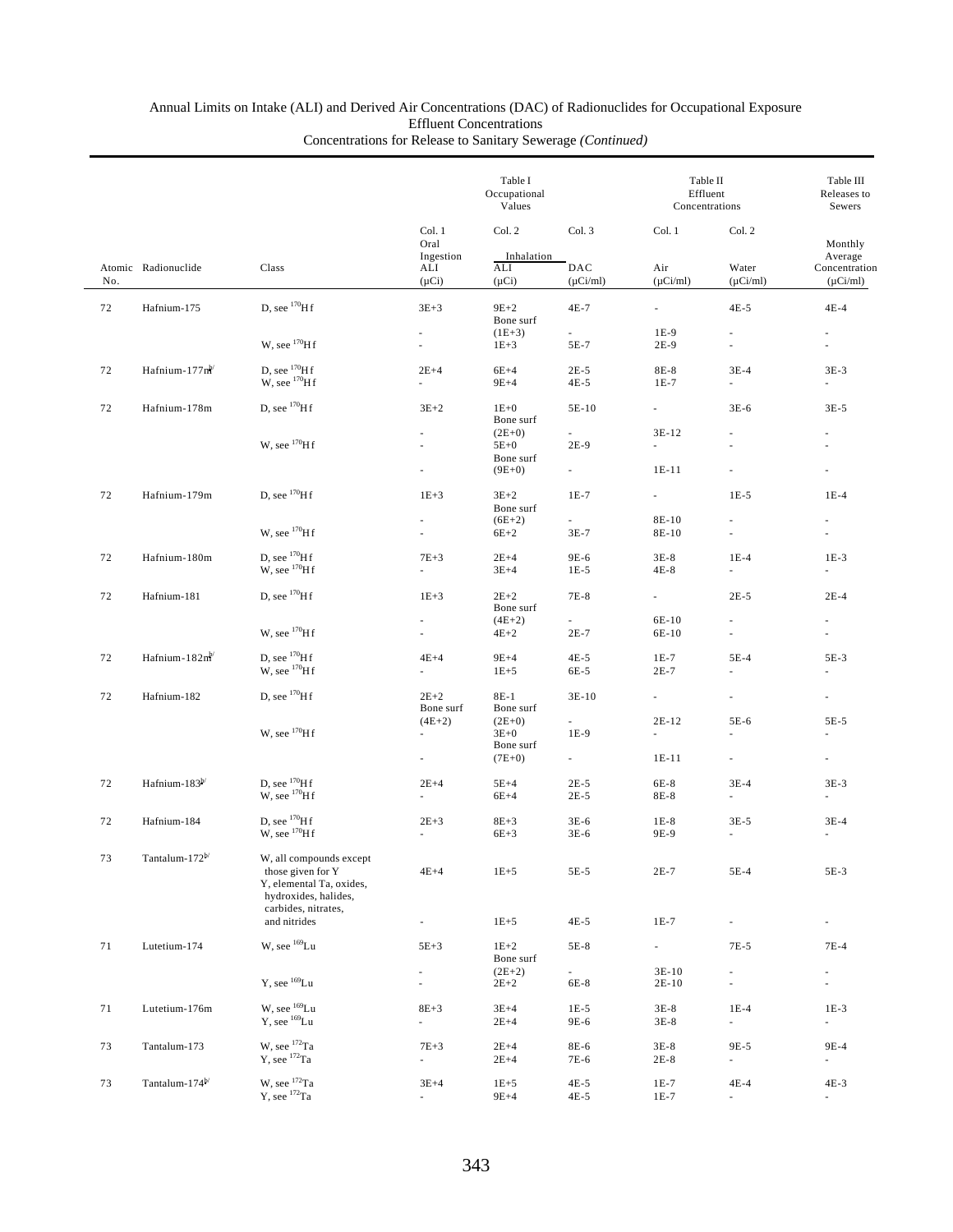# Annual Limits on Intake (ALI) and Derived Air Concentrations (DAC) of Radionuclides for Occupational Exposure Effluent Concentrations Concentrations for Release to Sanitary Sewerage *(Continued)*

| | | | Table I Occupational Values | | | Table II Effluent Concentrations | | Table III Releases to Sewers |
|---|---|---|---|---|---|---|---|---|
| | | | Col. 1 | Col. 2 | Col. 3 | Col. 1 | Col. 2 | |
| | | | Oral Ingestion | Inhalation | | | | Monthly Average |
| Atomic No. | Radionuclide | Class | ALI (μCi) | ALI (μCi) | DAC (μCi/ml) | Air (μCi/ml) | Water (μCi/ml) | Concentration (μCi/ml) |
| 72 | Hafnium-175 | D, see $^{170}$Hf | 3E+3 | 9E+2 | 4E-7 | - | 4E-5 | 4E-4 |
| | | | - | Bone surf (1E+3) | - | 1E-9 | - | - |
| | | W, see $^{170}$Hf | - | 1E+3 | 5E-7 | 2E-9 | - | - |
| 72 | Hafnium-177m[b/] | D, see $^{170}$Hf | 2E+4 | 6E+4 | 2E-5 | 8E-8 | 3E-4 | 3E-3 |
| | | W, see $^{170}$Hf | - | 9E+4 | 4E-5 | 1E-7 | - | - |
| 72 | Hafnium-178m | D, see $^{170}$Hf | 3E+2 | 1E+0 | 5E-10 | - | 3E-6 | 3E-5 |
| | | | - | Bone surf (2E+0) | - | 3E-12 | - | - |
| | | W, see $^{170}$Hf | - | 5E+0 | 2E-9 | - | - | - |
| | | | - | Bone surf (9E+0) | - | 1E-11 | - | - |
| 72 | Hafnium-179m | D, see $^{170}$Hf | 1E+3 | 3E+2 | 1E-7 | - | 1E-5 | 1E-4 |
| | | | - | Bone surf (6E+2) | - | 8E-10 | - | - |
| | | W, see $^{170}$Hf | - | 6E+2 | 3E-7 | 8E-10 | - | - |
| 72 | Hafnium-180m | D, see $^{170}$Hf | 7E+3 | 2E+4 | 9E-6 | 3E-8 | 1E-4 | 1E-3 |
| | | W, see $^{170}$Hf | - | 3E+4 | 1E-5 | 4E-8 | - | - |
| 72 | Hafnium-181 | D, see $^{170}$Hf | 1E+3 | 2E+2 | 7E-8 | - | 2E-5 | 2E-4 |
| | | | - | Bone surf (4E+2) | - | 6E-10 | - | - |
| | | W, see $^{170}$Hf | - | 4E+2 | 2E-7 | 6E-10 | - | - |
| 72 | Hafnium-182m[b/] | D, see $^{170}$Hf | 4E+4 | 9E+4 | 4E-5 | 1E-7 | 5E-4 | 5E-3 |
| | | W, see $^{170}$Hf | - | 1E+5 | 6E-5 | 2E-7 | - | - |
| 72 | Hafnium-182 | D, see $^{170}$Hf | 2E+2 | 8E-1 | 3E-10 | - | - | - |
| | | | Bone surf (4E+2) | Bone surf (2E+0) | - | 2E-12 | 5E-6 | 5E-5 |
| | | W, see $^{170}$Hf | - | 3E+0 | 1E-9 | - | - | - |
| | | | - | Bone surf (7E+0) | - | 1E-11 | - | - |
| 72 | Hafnium-183[b/] | D, see $^{170}$Hf | 2E+4 | 5E+4 | 2E-5 | 6E-8 | 3E-4 | 3E-3 |
| | | W, see $^{170}$Hf | - | 6E+4 | 2E-5 | 8E-8 | - | - |
| 72 | Hafnium-184 | D, see $^{170}$Hf | 2E+3 | 8E+3 | 3E-6 | 1E-8 | 3E-5 | 3E-4 |
| | | W, see $^{170}$Hf | - | 6E+3 | 3E-6 | 9E-9 | - | - |
| 73 | Tantalum-172[b/] | W, all compounds except those given for Y | 4E+4 | 1E+5 | 5E-5 | 2E-7 | 5E-4 | 5E-3 |
| | | Y, elemental Ta, oxides, hydroxides, halides, carbides, nitrates, and nitrides | - | 1E+5 | 4E-5 | 1E-7 | - | - |
| 71 | Lutetium-174 | W, see $^{169}$Lu | 5E+3 | 1E+2 | 5E-8 | - | 7E-5 | 7E-4 |
| | | | - | Bone surf (2E+2) | - | 3E-10 | - | - |
| | | Y, see $^{169}$Lu | - | 2E+2 | 6E-8 | 2E-10 | - | - |
| 71 | Lutetium-176m | W, see $^{169}$Lu | 8E+3 | 3E+4 | 1E-5 | 3E-8 | 1E-4 | 1E-3 |
| | | Y, see $^{169}$Lu | - | 2E+4 | 9E-6 | 3E-8 | - | - |
| 73 | Tantalum-173 | W, see $^{172}$Ta | 7E+3 | 2E+4 | 8E-6 | 3E-8 | 9E-5 | 9E-4 |
| | | Y, see $^{172}$Ta | - | 2E+4 | 7E-6 | 2E-8 | - | - |
| 73 | Tantalum-174[b/] | W, see $^{172}$Ta | 3E+4 | 1E+5 | 4E-5 | 1E-7 | 4E-4 | 4E-3 |
| | | Y, see $^{172}$Ta | - | 9E+4 | 4E-5 | 1E-7 | - | - |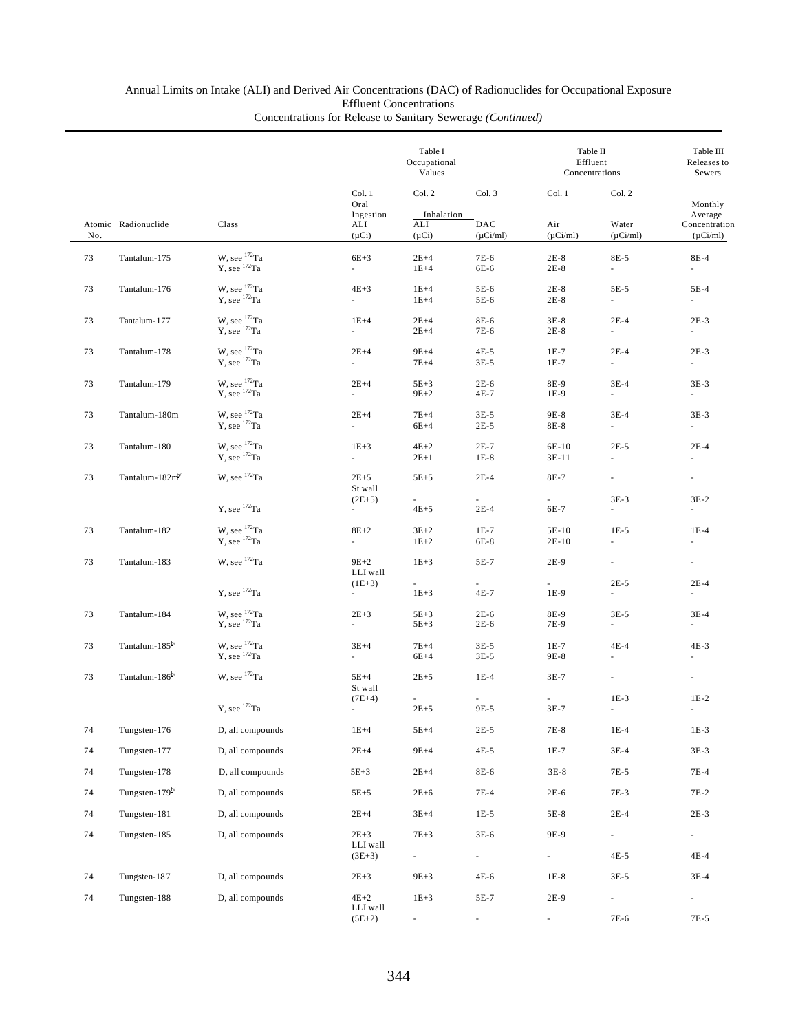Annual Limits on Intake (ALI) and Derived Air Concentrations (DAC) of Radionuclides for Occupational Exposure
Effluent Concentrations
Concentrations for Release to Sanitary Sewerage *(Continued)*

| | | | Table I Occupational Values | | | Table II Effluent Concentrations | | Table III Releases to Sewers |
|---|---|---|---|---|---|---|---|---|
| | | | Col. 1 | Col. 2 | Col. 3 | Col. 1 | Col. 2 | |
| | | | Oral Ingestion | Inhalation | | | | Monthly Average |
| Atomic No. | Radionuclide | Class | ALI (μCi) | ALI (μCi) | DAC (μCi/ml) | Air (μCi/ml) | Water (μCi/ml) | Concentration (μCi/ml) |
| 73 | Tantalum-175 | W, see $^{172}$Ta | 6E+3 | 2E+4 | 7E-6 | 2E-8 | 8E-5 | 8E-4 |
| | | Y, see $^{172}$Ta | - | 1E+4 | 6E-6 | 2E-8 | - | - |
| 73 | Tantalum-176 | W, see $^{172}$Ta | 4E+3 | 1E+4 | 5E-6 | 2E-8 | 5E-5 | 5E-4 |
| | | Y, see $^{172}$Ta | - | 1E+4 | 5E-6 | 2E-8 | - | - |
| 73 | Tantalum-177 | W, see $^{172}$Ta | 1E+4 | 2E+4 | 8E-6 | 3E-8 | 2E-4 | 2E-3 |
| | | Y, see $^{172}$Ta | - | 2E+4 | 7E-6 | 2E-8 | - | - |
| 73 | Tantalum-178 | W, see $^{172}$Ta | 2E+4 | 9E+4 | 4E-5 | 1E-7 | 2E-4 | 2E-3 |
| | | Y, see $^{172}$Ta | - | 7E+4 | 3E-5 | 1E-7 | - | - |
| 73 | Tantalum-179 | W, see $^{172}$Ta | 2E+4 | 5E+3 | 2E-6 | 8E-9 | 3E-4 | 3E-3 |
| | | Y, see $^{172}$Ta | - | 9E+2 | 4E-7 | 1E-9 | - | - |
| 73 | Tantalum-180m | W, see $^{172}$Ta | 2E+4 | 7E+4 | 3E-5 | 9E-8 | 3E-4 | 3E-3 |
| | | Y, see $^{172}$Ta | - | 6E+4 | 2E-5 | 8E-8 | - | - |
| 73 | Tantalum-180 | W, see $^{172}$Ta | 1E+3 | 4E+2 | 2E-7 | 6E-10 | 2E-5 | 2E-4 |
| | | Y, see $^{172}$Ta | - | 2E+1 | 1E-8 | 3E-11 | - | - |
| 73 | Tantalum-182m[b/] | W, see $^{172}$Ta | 2E+5 | 5E+5 | 2E-4 | 8E-7 | - | - |
| | | | St wall (2E+5) | - | - | - | 3E-3 | 3E-2 |
| | | Y, see $^{172}$Ta | - | 4E+5 | 2E-4 | 6E-7 | - | - |
| 73 | Tantalum-182 | W, see $^{172}$Ta | 8E+2 | 3E+2 | 1E-7 | 5E-10 | 1E-5 | 1E-4 |
| | | Y, see $^{172}$Ta | - | 1E+2 | 6E-8 | 2E-10 | - | - |
| 73 | Tantalum-183 | W, see $^{172}$Ta | 9E+2 | 1E+3 | 5E-7 | 2E-9 | - | - |
| | | | LLI wall (1E+3) | - | - | - | 2E-5 | 2E-4 |
| | | Y, see $^{172}$Ta | - | 1E+3 | 4E-7 | 1E-9 | - | - |
| 73 | Tantalum-184 | W, see $^{172}$Ta | 2E+3 | 5E+3 | 2E-6 | 8E-9 | 3E-5 | 3E-4 |
| | | Y, see $^{172}$Ta | - | 5E+3 | 2E-6 | 7E-9 | - | - |
| 73 | Tantalum-185[b/] | W, see $^{172}$Ta | 3E+4 | 7E+4 | 3E-5 | 1E-7 | 4E-4 | 4E-3 |
| | | Y, see $^{172}$Ta | - | 6E+4 | 3E-5 | 9E-8 | - | - |
| 73 | Tantalum-186[b/] | W, see $^{172}$Ta | 5E+4 | 2E+5 | 1E-4 | 3E-7 | - | - |
| | | | St wall (7E+4) | - | - | - | 1E-3 | 1E-2 |
| | | Y, see $^{172}$Ta | - | 2E+5 | 9E-5 | 3E-7 | - | - |
| 74 | Tungsten-176 | D, all compounds | 1E+4 | 5E+4 | 2E-5 | 7E-8 | 1E-4 | 1E-3 |
| 74 | Tungsten-177 | D, all compounds | 2E+4 | 9E+4 | 4E-5 | 1E-7 | 3E-4 | 3E-3 |
| 74 | Tungsten-178 | D, all compounds | 5E+3 | 2E+4 | 8E-6 | 3E-8 | 7E-5 | 7E-4 |
| 74 | Tungsten-179[b/] | D, all compounds | 5E+5 | 2E+6 | 7E-4 | 2E-6 | 7E-3 | 7E-2 |
| 74 | Tungsten-181 | D, all compounds | 2E+4 | 3E+4 | 1E-5 | 5E-8 | 2E-4 | 2E-3 |
| 74 | Tungsten-185 | D, all compounds | 2E+3 | 7E+3 | 3E-6 | 9E-9 | - | - |
| | | | LLI wall (3E+3) | - | - | - | 4E-5 | 4E-4 |
| 74 | Tungsten-187 | D, all compounds | 2E+3 | 9E+3 | 4E-6 | 1E-8 | 3E-5 | 3E-4 |
| 74 | Tungsten-188 | D, all compounds | 4E+2 | 1E+3 | 5E-7 | 2E-9 | - | - |
| | | | LLI wall (5E+2) | - | - | - | 7E-6 | 7E-5 |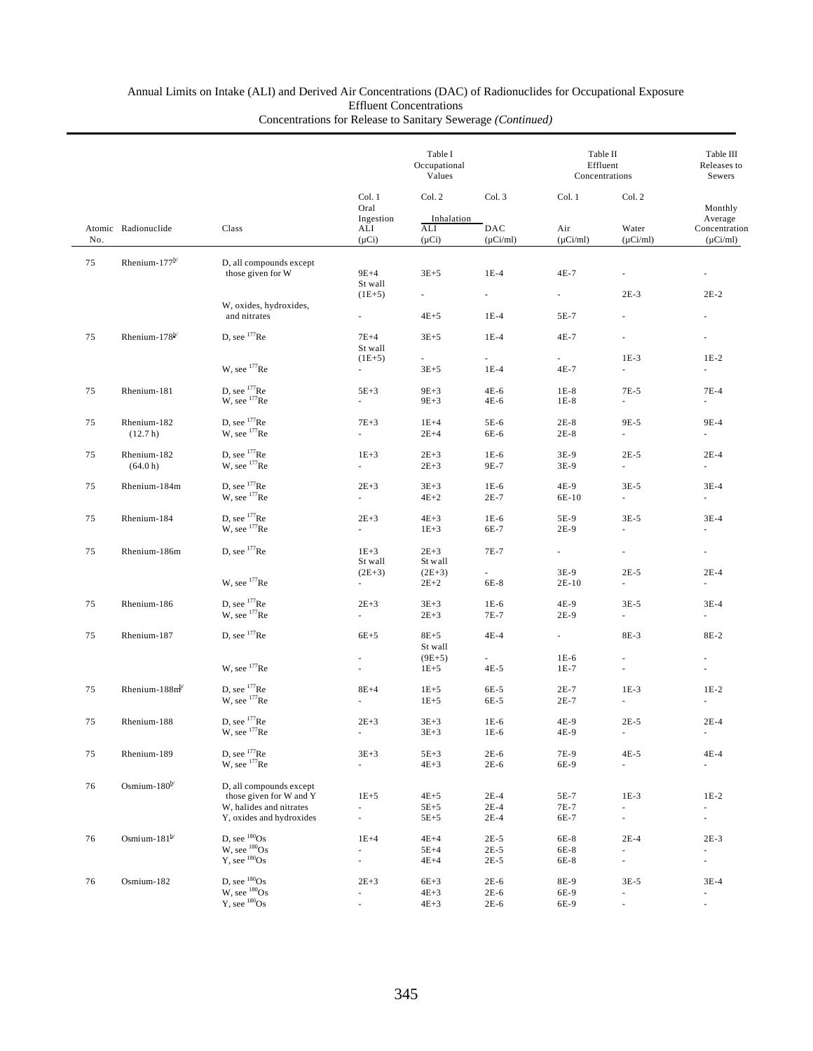Annual Limits on Intake (ALI) and Derived Air Concentrations (DAC) of Radionuclides for Occupational Exposure
Effluent Concentrations
Concentrations for Release to Sanitary Sewerage *(Continued)*

| | | | Table I Occupational Values | | | Table II Effluent Concentrations | | Table III Releases to Sewers |
|---|---|---|---|---|---|---|---|---|
| | | | Col. 1 | Col. 2 | Col. 3 | Col. 1 | Col. 2 | |
| | | | Oral Ingestion | Inhalation | | | | Monthly Average |
| Atomic No. | Radionuclide | Class | ALI (μCi) | ALI (μCi) | DAC (μCi/ml) | Air (μCi/ml) | Water (μCi/ml) | Concentration (μCi/ml) |
| 75 | Rhenium-177[b/] | D, all compounds except those given for W | 9E+4 | 3E+5 | 1E-4 | 4E-7 | - | - |
| | | | St wall (1E+5) | - | - | - | 2E-3 | 2E-2 |
| | | W, oxides, hydroxides, and nitrates | - | 4E+5 | 1E-4 | 5E-7 | - | - |
| 75 | Rhenium-178[b/] | D, see $^{177}$Re | 7E+4 | 3E+5 | 1E-4 | 4E-7 | - | - |
| | | | St wall (1E+5) | - | - | - | 1E-3 | 1E-2 |
| | | W, see $^{177}$Re | - | 3E+5 | 1E-4 | 4E-7 | - | - |
| 75 | Rhenium-181 | D, see $^{177}$Re | 5E+3 | 9E+3 | 4E-6 | 1E-8 | 7E-5 | 7E-4 |
| | | W, see $^{177}$Re | - | 9E+3 | 4E-6 | 1E-8 | - | - |
| 75 | Rhenium-182 (12.7 h) | D, see $^{177}$Re | 7E+3 | 1E+4 | 5E-6 | 2E-8 | 9E-5 | 9E-4 |
| | | W, see $^{177}$Re | - | 2E+4 | 6E-6 | 2E-8 | - | - |
| 75 | Rhenium-182 (64.0 h) | D, see $^{177}$Re | 1E+3 | 2E+3 | 1E-6 | 3E-9 | 2E-5 | 2E-4 |
| | | W, see $^{177}$Re | - | 2E+3 | 9E-7 | 3E-9 | - | - |
| 75 | Rhenium-184m | D, see $^{177}$Re | 2E+3 | 3E+3 | 1E-6 | 4E-9 | 3E-5 | 3E-4 |
| | | W, see $^{177}$Re | - | 4E+2 | 2E-7 | 6E-10 | - | - |
| 75 | Rhenium-184 | D, see $^{177}$Re | 2E+3 | 4E+3 | 1E-6 | 5E-9 | 3E-5 | 3E-4 |
| | | W, see $^{177}$Re | - | 1E+3 | 6E-7 | 2E-9 | - | - |
| 75 | Rhenium-186m | D, see $^{177}$Re | 1E+3 | 2E+3 | 7E-7 | - | - | - |
| | | | St wall (2E+3) | St wall (2E+3) | - | 3E-9 | 2E-5 | 2E-4 |
| | | W, see $^{177}$Re | - | 2E+2 | 6E-8 | 2E-10 | - | - |
| 75 | Rhenium-186 | D, see $^{177}$Re | 2E+3 | 3E+3 | 1E-6 | 4E-9 | 3E-5 | 3E-4 |
| | | W, see $^{177}$Re | - | 2E+3 | 7E-7 | 2E-9 | - | - |
| 75 | Rhenium-187 | D, see $^{177}$Re | 6E+5 | 8E+5 | 4E-4 | - | 8E-3 | 8E-2 |
| | | | - | St wall (9E+5) | - | 1E-6 | - | - |
| | | W, see $^{177}$Re | - | 1E+5 | 4E-5 | 1E-7 | - | - |
| 75 | Rhenium-188m[b/] | D, see $^{177}$Re | 8E+4 | 1E+5 | 6E-5 | 2E-7 | 1E-3 | 1E-2 |
| | | W, see $^{177}$Re | - | 1E+5 | 6E-5 | 2E-7 | - | - |
| 75 | Rhenium-188 | D, see $^{177}$Re | 2E+3 | 3E+3 | 1E-6 | 4E-9 | 2E-5 | 2E-4 |
| | | W, see $^{177}$Re | - | 3E+3 | 1E-6 | 4E-9 | - | - |
| 75 | Rhenium-189 | D, see $^{177}$Re | 3E+3 | 5E+3 | 2E-6 | 7E-9 | 4E-5 | 4E-4 |
| | | W, see $^{177}$Re | - | 4E+3 | 2E-6 | 6E-9 | - | - |
| 76 | Osmium-180[b/] | D, all compounds except those given for W and Y | 1E+5 | 4E+5 | 2E-4 | 5E-7 | 1E-3 | 1E-2 |
| | | W, halides and nitrates | - | 5E+5 | 2E-4 | 7E-7 | - | - |
| | | Y, oxides and hydroxides | - | 5E+5 | 2E-4 | 6E-7 | - | - |
| 76 | Osmium-181[b/] | D, see $^{180}$Os | 1E+4 | 4E+4 | 2E-5 | 6E-8 | 2E-4 | 2E-3 |
| | | W, see $^{180}$Os | - | 5E+4 | 2E-5 | 6E-8 | - | - |
| | | Y, see $^{180}$Os | - | 4E+4 | 2E-5 | 6E-8 | - | - |
| 76 | Osmium-182 | D, see $^{180}$Os | 2E+3 | 6E+3 | 2E-6 | 8E-9 | 3E-5 | 3E-4 |
| | | W, see $^{180}$Os | - | 4E+3 | 2E-6 | 6E-9 | - | - |
| | | Y, see $^{180}$Os | - | 4E+3 | 2E-6 | 6E-9 | - | - |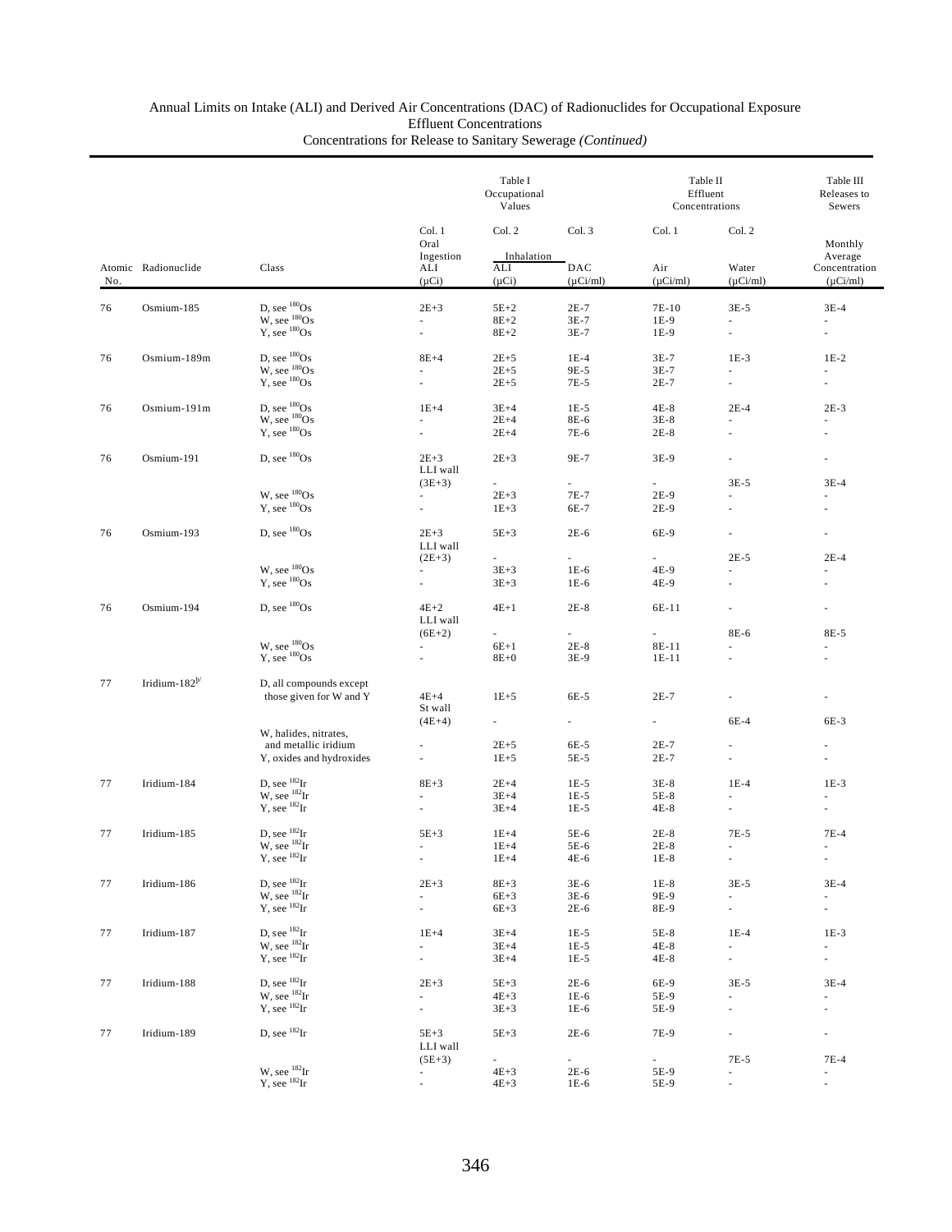Annual Limits on Intake (ALI) and Derived Air Concentrations (DAC) of Radionuclides for Occupational Exposure
Effluent Concentrations
Concentrations for Release to Sanitary Sewerage *(Continued)*

| | | | Table I Occupational Values | | | Table II Effluent Concentrations | | Table III Releases to Sewers |
|---|---|---|---|---|---|---|---|---|
| | | | Col. 1 | Col. 2 | Col. 3 | Col. 1 | Col. 2 | |
| | | | Oral Ingestion | Inhalation | | | | Monthly Average |
| Atomic No. | Radionuclide | Class | ALI (μCi) | ALI (μCi) | DAC (μCi/ml) | Air (μCi/ml) | Water (μCi/ml) | Concentration (μCi/ml) |
| 76 | Osmium-185 | D, see $^{180}$Os | 2E+3 | 5E+2 | 2E-7 | 7E-10 | 3E-5 | 3E-4 |
| | | W, see $^{180}$Os | - | 8E+2 | 3E-7 | 1E-9 | - | - |
| | | Y, see $^{180}$Os | - | 8E+2 | 3E-7 | 1E-9 | - | - |
| 76 | Osmium-189m | D, see $^{180}$Os | 8E+4 | 2E+5 | 1E-4 | 3E-7 | 1E-3 | 1E-2 |
| | | W, see $^{180}$Os | - | 2E+5 | 9E-5 | 3E-7 | - | - |
| | | Y, see $^{180}$Os | - | 2E+5 | 7E-5 | 2E-7 | - | - |
| 76 | Osmium-191m | D, see $^{180}$Os | 1E+4 | 3E+4 | 1E-5 | 4E-8 | 2E-4 | 2E-3 |
| | | W, see $^{180}$Os | - | 2E+4 | 8E-6 | 3E-8 | - | - |
| | | Y, see $^{180}$Os | - | 2E+4 | 7E-6 | 2E-8 | - | - |
| 76 | Osmium-191 | D, see $^{180}$Os | 2E+3 | 2E+3 | 9E-7 | 3E-9 | - | - |
| | | | LLI wall (3E+3) | - | - | - | 3E-5 | 3E-4 |
| | | W, see $^{180}$Os | - | 2E+3 | 7E-7 | 2E-9 | - | - |
| | | Y, see $^{180}$Os | - | 1E+3 | 6E-7 | 2E-9 | - | - |
| 76 | Osmium-193 | D, see $^{180}$Os | 2E+3 | 5E+3 | 2E-6 | 6E-9 | - | - |
| | | | LLI wall (2E+3) | - | - | - | 2E-5 | 2E-4 |
| | | W, see $^{180}$Os | - | 3E+3 | 1E-6 | 4E-9 | - | - |
| | | Y, see $^{180}$Os | - | 3E+3 | 1E-6 | 4E-9 | - | - |
| 76 | Osmium-194 | D, see $^{180}$Os | 4E+2 | 4E+1 | 2E-8 | 6E-11 | - | - |
| | | | LLI wall (6E+2) | - | - | - | 8E-6 | 8E-5 |
| | | W, see $^{180}$Os | - | 6E+1 | 2E-8 | 8E-11 | - | - |
| | | Y, see $^{180}$Os | - | 8E+0 | 3E-9 | 1E-11 | - | - |
| 77 | Iridium-182[b/] | D, all compounds except those given for W and Y | 4E+4 | 1E+5 | 6E-5 | 2E-7 | - | - |
| | | | St wall (4E+4) | - | - | - | 6E-4 | 6E-3 |
| | | W, halides, nitrates, and metallic iridium | - | 2E+5 | 6E-5 | 2E-7 | - | - |
| | | Y, oxides and hydroxides | - | 1E+5 | 5E-5 | 2E-7 | - | - |
| 77 | Iridium-184 | D, see $^{182}$Ir | 8E+3 | 2E+4 | 1E-5 | 3E-8 | 1E-4 | 1E-3 |
| | | W, see $^{182}$Ir | - | 3E+4 | 1E-5 | 5E-8 | - | - |
| | | Y, see $^{182}$Ir | - | 3E+4 | 1E-5 | 4E-8 | - | - |
| 77 | Iridium-185 | D, see $^{182}$Ir | 5E+3 | 1E+4 | 5E-6 | 2E-8 | 7E-5 | 7E-4 |
| | | W, see $^{182}$Ir | - | 1E+4 | 5E-6 | 2E-8 | - | - |
| | | Y, see $^{182}$Ir | - | 1E+4 | 4E-6 | 1E-8 | - | - |
| 77 | Iridium-186 | D, see $^{182}$Ir | 2E+3 | 8E+3 | 3E-6 | 1E-8 | 3E-5 | 3E-4 |
| | | W, see $^{182}$Ir | - | 6E+3 | 3E-6 | 9E-9 | - | - |
| | | Y, see $^{182}$Ir | - | 6E+3 | 2E-6 | 8E-9 | - | - |
| 77 | Iridium-187 | D, see $^{182}$Ir | 1E+4 | 3E+4 | 1E-5 | 5E-8 | 1E-4 | 1E-3 |
| | | W, see $^{182}$Ir | - | 3E+4 | 1E-5 | 4E-8 | - | - |
| | | Y, see $^{182}$Ir | - | 3E+4 | 1E-5 | 4E-8 | - | - |
| 77 | Iridium-188 | D, see $^{182}$Ir | 2E+3 | 5E+3 | 2E-6 | 6E-9 | 3E-5 | 3E-4 |
| | | W, see $^{182}$Ir | - | 4E+3 | 1E-6 | 5E-9 | - | - |
| | | Y, see $^{182}$Ir | - | 3E+3 | 1E-6 | 5E-9 | - | - |
| 77 | Iridium-189 | D, see $^{182}$Ir | 5E+3 | 5E+3 | 2E-6 | 7E-9 | - | - |
| | | | LLI wall (5E+3) | - | - | - | 7E-5 | 7E-4 |
| | | W, see $^{182}$Ir | - | 4E+3 | 2E-6 | 5E-9 | - | - |
| | | Y, see $^{182}$Ir | - | 4E+3 | 1E-6 | 5E-9 | - | - |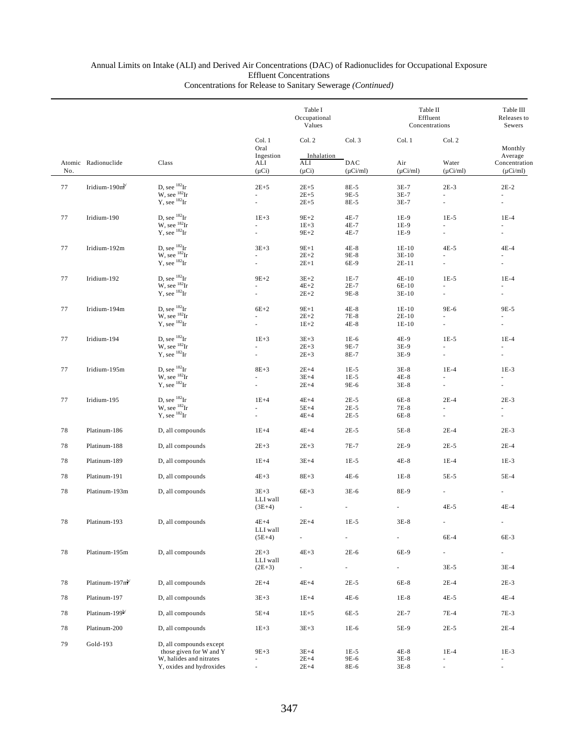Annual Limits on Intake (ALI) and Derived Air Concentrations (DAC) of Radionuclides for Occupational Exposure
Effluent Concentrations
Concentrations for Release to Sanitary Sewerage *(Continued)*

| | | | Table I Occupational Values | | | Table II Effluent Concentrations | | Table III Releases to Sewers |
|---|---|---|---|---|---|---|---|---|
| | | | Col. 1 | Col. 2 | Col. 3 | Col. 1 | Col. 2 | |
| | | | Oral Ingestion | Inhalation | | | | Monthly Average |
| Atomic No. | Radionuclide | Class | ALI (μCi) | ALI (μCi) | DAC (μCi/ml) | Air (μCi/ml) | Water (μCi/ml) | Concentration (μCi/ml) |
| 77 | Iridium-190m[b/] | D, see $^{182}$Ir | 2E+5 | 2E+5 | 8E-5 | 3E-7 | 2E-3 | 2E-2 |
| | | W, see $^{182}$Ir | - | 2E+5 | 9E-5 | 3E-7 | - | - |
| | | Y, see $^{182}$Ir | - | 2E+5 | 8E-5 | 3E-7 | - | - |
| 77 | Iridium-190 | D, see $^{182}$Ir | 1E+3 | 9E+2 | 4E-7 | 1E-9 | 1E-5 | 1E-4 |
| | | W, see $^{182}$Ir | - | 1E+3 | 4E-7 | 1E-9 | - | - |
| | | Y, see $^{182}$Ir | - | 9E+2 | 4E-7 | 1E-9 | - | - |
| 77 | Iridium-192m | D, see $^{182}$Ir | 3E+3 | 9E+1 | 4E-8 | 1E-10 | 4E-5 | 4E-4 |
| | | W, see $^{182}$Ir | - | 2E+2 | 9E-8 | 3E-10 | - | - |
| | | Y, see $^{182}$Ir | - | 2E+1 | 6E-9 | 2E-11 | - | - |
| 77 | Iridium-192 | D, see $^{182}$Ir | 9E+2 | 3E+2 | 1E-7 | 4E-10 | 1E-5 | 1E-4 |
| | | W, see $^{182}$Ir | - | 4E+2 | 2E-7 | 6E-10 | - | - |
| | | Y, see $^{182}$Ir | - | 2E+2 | 9E-8 | 3E-10 | - | - |
| 77 | Iridium-194m | D, see $^{182}$Ir | 6E+2 | 9E+1 | 4E-8 | 1E-10 | 9E-6 | 9E-5 |
| | | W, see $^{182}$Ir | - | 2E+2 | 7E-8 | 2E-10 | - | - |
| | | Y, see $^{182}$Ir | - | 1E+2 | 4E-8 | 1E-10 | - | - |
| 77 | Iridium-194 | D, see $^{182}$Ir | 1E+3 | 3E+3 | 1E-6 | 4E-9 | 1E-5 | 1E-4 |
| | | W, see $^{182}$Ir | - | 2E+3 | 9E-7 | 3E-9 | - | - |
| | | Y, see $^{182}$Ir | - | 2E+3 | 8E-7 | 3E-9 | - | - |
| 77 | Iridium-195m | D, see $^{182}$Ir | 8E+3 | 2E+4 | 1E-5 | 3E-8 | 1E-4 | 1E-3 |
| | | W, see $^{182}$Ir | - | 3E+4 | 1E-5 | 4E-8 | - | - |
| | | Y, see $^{182}$Ir | - | 2E+4 | 9E-6 | 3E-8 | - | - |
| 77 | Iridium-195 | D, see $^{182}$Ir | 1E+4 | 4E+4 | 2E-5 | 6E-8 | 2E-4 | 2E-3 |
| | | W, see $^{182}$Ir | - | 5E+4 | 2E-5 | 7E-8 | - | - |
| | | Y, see $^{182}$Ir | - | 4E+4 | 2E-5 | 6E-8 | - | - |
| 78 | Platinum-186 | D, all compounds | 1E+4 | 4E+4 | 2E-5 | 5E-8 | 2E-4 | 2E-3 |
| 78 | Platinum-188 | D, all compounds | 2E+3 | 2E+3 | 7E-7 | 2E-9 | 2E-5 | 2E-4 |
| 78 | Platinum-189 | D, all compounds | 1E+4 | 3E+4 | 1E-5 | 4E-8 | 1E-4 | 1E-3 |
| 78 | Platinum-191 | D, all compounds | 4E+3 | 8E+3 | 4E-6 | 1E-8 | 5E-5 | 5E-4 |
| 78 | Platinum-193m | D, all compounds | 3E+3 | 6E+3 | 3E-6 | 8E-9 | - | - |
| | | | LLI wall (3E+4) | - | - | - | 4E-5 | 4E-4 |
| 78 | Platinum-193 | D, all compounds | 4E+4 | 2E+4 | 1E-5 | 3E-8 | - | - |
| | | | LLI wall (5E+4) | - | - | - | 6E-4 | 6E-3 |
| 78 | Platinum-195m | D, all compounds | 2E+3 | 4E+3 | 2E-6 | 6E-9 | - | - |
| | | | LLI wall (2E+3) | - | - | - | 3E-5 | 3E-4 |
| 78 | Platinum-197m[b/] | D, all compounds | 2E+4 | 4E+4 | 2E-5 | 6E-8 | 2E-4 | 2E-3 |
| 78 | Platinum-197 | D, all compounds | 3E+3 | 1E+4 | 4E-6 | 1E-8 | 4E-5 | 4E-4 |
| 78 | Platinum-199[b/] | D, all compounds | 5E+4 | 1E+5 | 6E-5 | 2E-7 | 7E-4 | 7E-3 |
| 78 | Platinum-200 | D, all compounds | 1E+3 | 3E+3 | 1E-6 | 5E-9 | 2E-5 | 2E-4 |
| 79 | Gold-193 | D, all compounds except those given for W and Y | 9E+3 | 3E+4 | 1E-5 | 4E-8 | 1E-4 | 1E-3 |
| | | W, halides and nitrates | - | 2E+4 | 9E-6 | 3E-8 | - | - |
| | | Y, oxides and hydroxides | - | 2E+4 | 8E-6 | 3E-8 | - | - |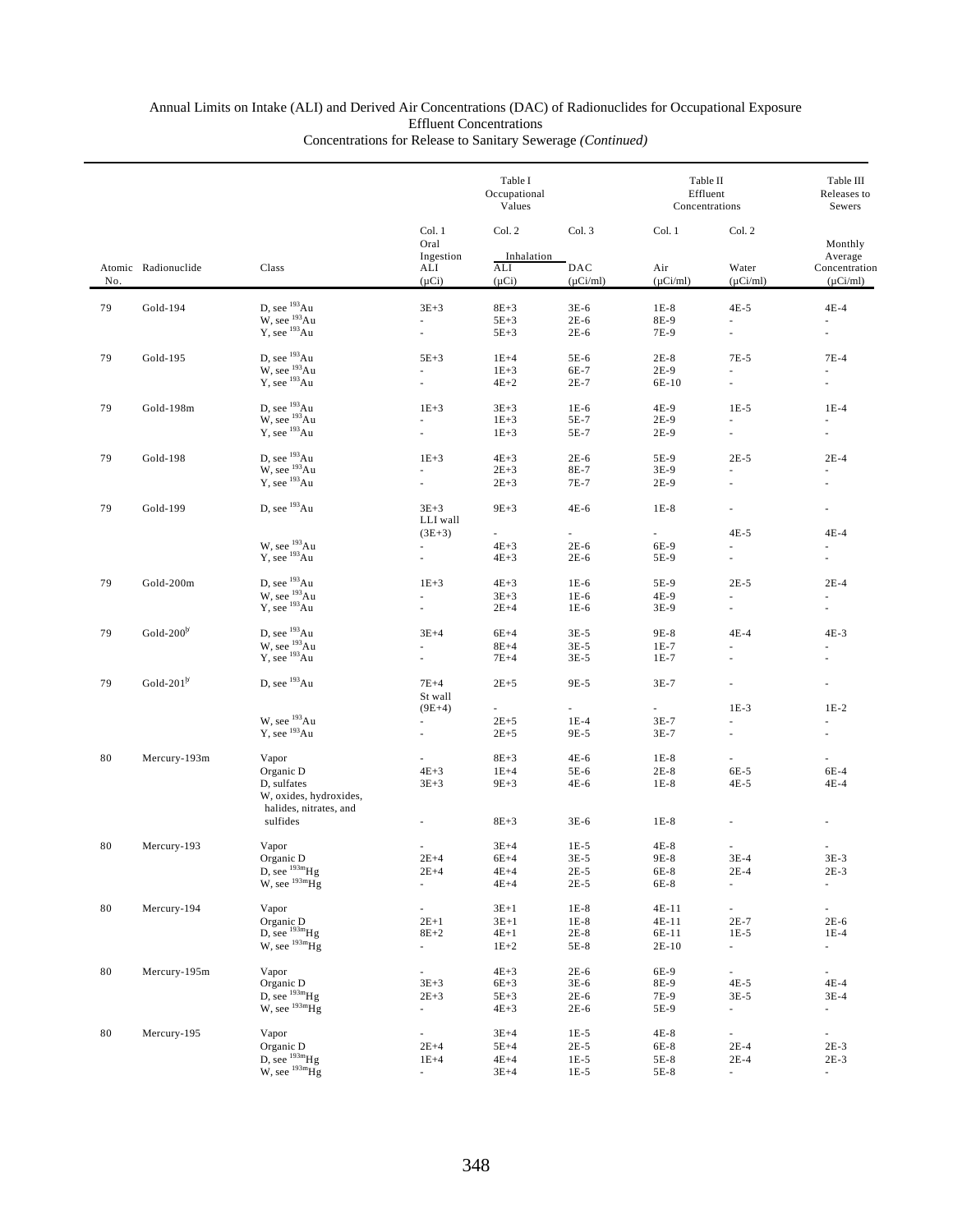Annual Limits on Intake (ALI) and Derived Air Concentrations (DAC) of Radionuclides for Occupational Exposure
Effluent Concentrations
Concentrations for Release to Sanitary Sewerage *(Continued)*

| | | | Table I Occupational Values | | | Table II Effluent Concentrations | | Table III Releases to Sewers |
|---|---|---|---|---|---|---|---|---|
| | | | Col. 1 | Col. 2 | Col. 3 | Col. 1 | Col. 2 | |
| | | | Oral Ingestion | Inhalation | | | | Monthly Average |
| Atomic No. | Radionuclide | Class | ALI (μCi) | ALI (μCi) | DAC (μCi/ml) | Air (μCi/ml) | Water (μCi/ml) | Concentration (μCi/ml) |
| 79 | Gold-194 | D, see $^{193}$Au | 3E+3 | 8E+3 | 3E-6 | 1E-8 | 4E-5 | 4E-4 |
| | | W, see $^{193}$Au | - | 5E+3 | 2E-6 | 8E-9 | - | - |
| | | Y, see $^{193}$Au | - | 5E+3 | 2E-6 | 7E-9 | - | - |
| 79 | Gold-195 | D, see $^{193}$Au | 5E+3 | 1E+4 | 5E-6 | 2E-8 | 7E-5 | 7E-4 |
| | | W, see $^{193}$Au | - | 1E+3 | 6E-7 | 2E-9 | - | - |
| | | Y, see $^{193}$Au | - | 4E+2 | 2E-7 | 6E-10 | - | - |
| 79 | Gold-198m | D, see $^{193}$Au | 1E+3 | 3E+3 | 1E-6 | 4E-9 | 1E-5 | 1E-4 |
| | | W, see $^{193}$Au | - | 1E+3 | 5E-7 | 2E-9 | - | - |
| | | Y, see $^{193}$Au | - | 1E+3 | 5E-7 | 2E-9 | - | - |
| 79 | Gold-198 | D, see $^{193}$Au | 1E+3 | 4E+3 | 2E-6 | 5E-9 | 2E-5 | 2E-4 |
| | | W, see $^{193}$Au | - | 2E+3 | 8E-7 | 3E-9 | - | - |
| | | Y, see $^{193}$Au | - | 2E+3 | 7E-7 | 2E-9 | - | - |
| 79 | Gold-199 | D, see $^{193}$Au | 3E+3 | 9E+3 | 4E-6 | 1E-8 | - | - |
| | | | LLI wall | | | | | |
| | | | (3E+3) | - | - | - | 4E-5 | 4E-4 |
| | | W, see $^{193}$Au | - | 4E+3 | 2E-6 | 6E-9 | - | - |
| | | Y, see $^{193}$Au | - | 4E+3 | 2E-6 | 5E-9 | - | - |
| 79 | Gold-200m | D, see $^{193}$Au | 1E+3 | 4E+3 | 1E-6 | 5E-9 | 2E-5 | 2E-4 |
| | | W, see $^{193}$Au | - | 3E+3 | 1E-6 | 4E-9 | - | - |
| | | Y, see $^{193}$Au | - | 2E+4 | 1E-6 | 3E-9 | - | - |
| 79 | Gold-200[b] | D, see $^{193}$Au | 3E+4 | 6E+4 | 3E-5 | 9E-8 | 4E-4 | 4E-3 |
| | | W, see $^{193}$Au | - | 8E+4 | 3E-5 | 1E-7 | - | - |
| | | Y, see $^{193}$Au | - | 7E+4 | 3E-5 | 1E-7 | - | - |
| 79 | Gold-201[b] | D, see $^{193}$Au | 7E+4 | 2E+5 | 9E-5 | 3E-7 | - | - |
| | | | St wall | | | | | |
| | | | (9E+4) | - | - | - | 1E-3 | 1E-2 |
| | | W, see $^{193}$Au | - | 2E+5 | 1E-4 | 3E-7 | - | - |
| | | Y, see $^{193}$Au | - | 2E+5 | 9E-5 | 3E-7 | - | - |
| 80 | Mercury-193m | Vapor | - | 8E+3 | 4E-6 | 1E-8 | - | - |
| | | Organic D | 4E+3 | 1E+4 | 5E-6 | 2E-8 | 6E-5 | 6E-4 |
| | | D, sulfates | 3E+3 | 9E+3 | 4E-6 | 1E-8 | 4E-5 | 4E-4 |
| | | W, oxides, hydroxides, halides, nitrates, and sulfides | - | 8E+3 | 3E-6 | 1E-8 | - | - |
| 80 | Mercury-193 | Vapor | - | 3E+4 | 1E-5 | 4E-8 | - | - |
| | | Organic D | 2E+4 | 6E+4 | 3E-5 | 9E-8 | 3E-4 | 3E-3 |
| | | D, see $^{193m}$Hg | 2E+4 | 4E+4 | 2E-5 | 6E-8 | 2E-4 | 2E-3 |
| | | W, see $^{193m}$Hg | - | 4E+4 | 2E-5 | 6E-8 | - | - |
| 80 | Mercury-194 | Vapor | - | 3E+1 | 1E-8 | 4E-11 | - | - |
| | | Organic D | 2E+1 | 3E+1 | 1E-8 | 4E-11 | 2E-7 | 2E-6 |
| | | D, see $^{193m}$Hg | 8E+2 | 4E+1 | 2E-8 | 6E-11 | 1E-5 | 1E-4 |
| | | W, see $^{193m}$Hg | - | 1E+2 | 5E-8 | 2E-10 | - | - |
| 80 | Mercury-195m | Vapor | - | 4E+3 | 2E-6 | 6E-9 | - | - |
| | | Organic D | 3E+3 | 6E+3 | 3E-6 | 8E-9 | 4E-5 | 4E-4 |
| | | D, see $^{193m}$Hg | 2E+3 | 5E+3 | 2E-6 | 7E-9 | 3E-5 | 3E-4 |
| | | W, see $^{193m}$Hg | - | 4E+3 | 2E-6 | 5E-9 | - | - |
| 80 | Mercury-195 | Vapor | - | 3E+4 | 1E-5 | 4E-8 | - | - |
| | | Organic D | 2E+4 | 5E+4 | 2E-5 | 6E-8 | 2E-4 | 2E-3 |
| | | D, see $^{193m}$Hg | 1E+4 | 4E+4 | 1E-5 | 5E-8 | 2E-4 | 2E-3 |
| | | W, see $^{193m}$Hg | - | 3E+4 | 1E-5 | 5E-8 | - | - |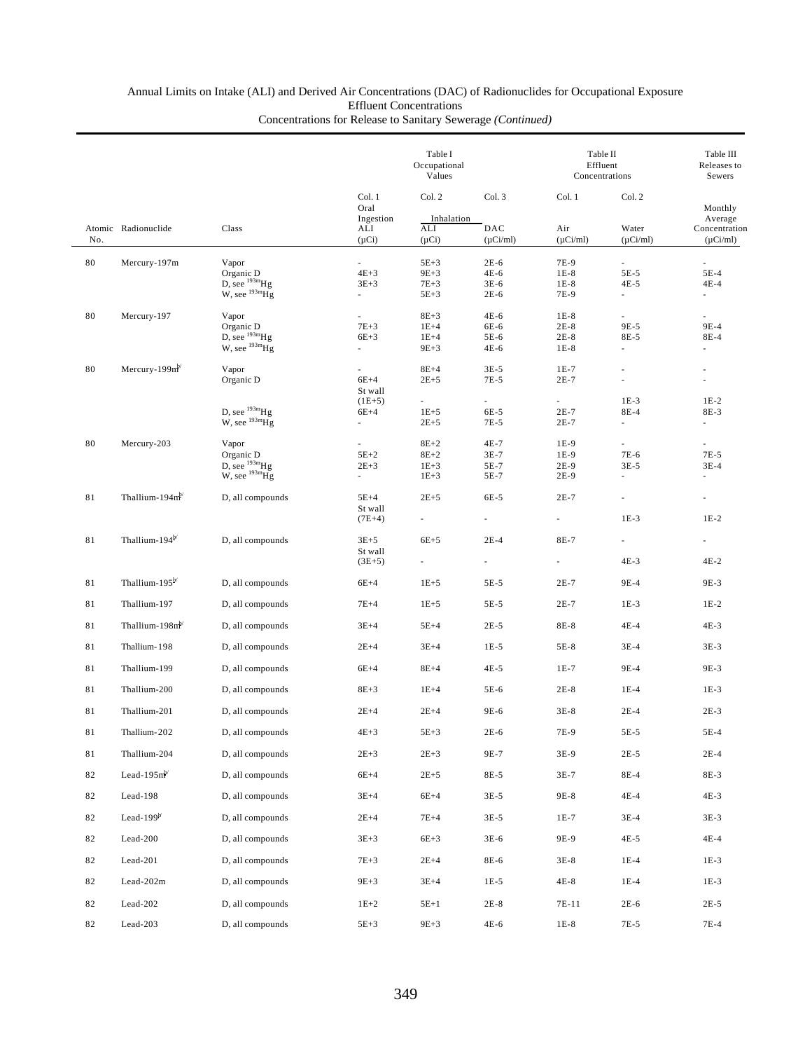Annual Limits on Intake (ALI) and Derived Air Concentrations (DAC) of Radionuclides for Occupational Exposure
Effluent Concentrations
Concentrations for Release to Sanitary Sewerage *(Continued)*

| | | | Table I Occupational Values | | | Table II Effluent Concentrations | | Table III Releases to Sewers |
|---|---|---|---|---|---|---|---|---|
| | | | Col. 1 | Col. 2 | Col. 3 | Col. 1 | Col. 2 | |
| | | | Oral Ingestion | Inhalation | | | | Monthly Average |
| Atomic No. | Radionuclide | Class | ALI (μCi) | ALI (μCi) | DAC (μCi/ml) | Air (μCi/ml) | Water (μCi/ml) | Concentration (μCi/ml) |
| 80 | Mercury-197m | Vapor | - | 5E+3 | 2E-6 | 7E-9 | - | - |
| | | Organic D | 4E+3 | 9E+3 | 4E-6 | 1E-8 | 5E-5 | 5E-4 |
| | | D, see $^{193m}$Hg | 3E+3 | 7E+3 | 3E-6 | 1E-8 | 4E-5 | 4E-4 |
| | | W, see $^{193m}$Hg | - | 5E+3 | 2E-6 | 7E-9 | - | - |
| 80 | Mercury-197 | Vapor | - | 8E+3 | 4E-6 | 1E-8 | - | - |
| | | Organic D | 7E+3 | 1E+4 | 6E-6 | 2E-8 | 9E-5 | 9E-4 |
| | | D, see $^{193m}$Hg | 6E+3 | 1E+4 | 5E-6 | 2E-8 | 8E-5 | 8E-4 |
| | | W, see $^{193m}$Hg | - | 9E+3 | 4E-6 | 1E-8 | - | - |
| 80 | Mercury-199m[b/] | Vapor | - | 8E+4 | 3E-5 | 1E-7 | - | - |
| | | Organic D | 6E+4 | 2E+5 | 7E-5 | 2E-7 | - | - |
| | | | St wall (1E+5) | - | - | - | 1E-3 | 1E-2 |
| | | D, see $^{193m}$Hg | 6E+4 | 1E+5 | 6E-5 | 2E-7 | 8E-4 | 8E-3 |
| | | W, see $^{193m}$Hg | - | 2E+5 | 7E-5 | 2E-7 | - | - |
| 80 | Mercury-203 | Vapor | - | 8E+2 | 4E-7 | 1E-9 | - | - |
| | | Organic D | 5E+2 | 8E+2 | 3E-7 | 1E-9 | 7E-6 | 7E-5 |
| | | D, see $^{193m}$Hg | 2E+3 | 1E+3 | 5E-7 | 2E-9 | 3E-5 | 3E-4 |
| | | W, see $^{193m}$Hg | - | 1E+3 | 5E-7 | 2E-9 | - | - |
| 81 | Thallium-194m[b/] | D, all compounds | 5E+4 | 2E+5 | 6E-5 | 2E-7 | - | - |
| | | | St wall (7E+4) | - | - | - | 1E-3 | 1E-2 |
| 81 | Thallium-194[b/] | D, all compounds | 3E+5 | 6E+5 | 2E-4 | 8E-7 | - | - |
| | | | St wall (3E+5) | - | - | - | 4E-3 | 4E-2 |
| 81 | Thallium-195[b/] | D, all compounds | 6E+4 | 1E+5 | 5E-5 | 2E-7 | 9E-4 | 9E-3 |
| 81 | Thallium-197 | D, all compounds | 7E+4 | 1E+5 | 5E-5 | 2E-7 | 1E-3 | 1E-2 |
| 81 | Thallium-198m[b/] | D, all compounds | 3E+4 | 5E+4 | 2E-5 | 8E-8 | 4E-4 | 4E-3 |
| 81 | Thallium-198 | D, all compounds | 2E+4 | 3E+4 | 1E-5 | 5E-8 | 3E-4 | 3E-3 |
| 81 | Thallium-199 | D, all compounds | 6E+4 | 8E+4 | 4E-5 | 1E-7 | 9E-4 | 9E-3 |
| 81 | Thallium-200 | D, all compounds | 8E+3 | 1E+4 | 5E-6 | 2E-8 | 1E-4 | 1E-3 |
| 81 | Thallium-201 | D, all compounds | 2E+4 | 2E+4 | 9E-6 | 3E-8 | 2E-4 | 2E-3 |
| 81 | Thallium-202 | D, all compounds | 4E+3 | 5E+3 | 2E-6 | 7E-9 | 5E-5 | 5E-4 |
| 81 | Thallium-204 | D, all compounds | 2E+3 | 2E+3 | 9E-7 | 3E-9 | 2E-5 | 2E-4 |
| 82 | Lead-195m[b/] | D, all compounds | 6E+4 | 2E+5 | 8E-5 | 3E-7 | 8E-4 | 8E-3 |
| 82 | Lead-198 | D, all compounds | 3E+4 | 6E+4 | 3E-5 | 9E-8 | 4E-4 | 4E-3 |
| 82 | Lead-199[b/] | D, all compounds | 2E+4 | 7E+4 | 3E-5 | 1E-7 | 3E-4 | 3E-3 |
| 82 | Lead-200 | D, all compounds | 3E+3 | 6E+3 | 3E-6 | 9E-9 | 4E-5 | 4E-4 |
| 82 | Lead-201 | D, all compounds | 7E+3 | 2E+4 | 8E-6 | 3E-8 | 1E-4 | 1E-3 |
| 82 | Lead-202m | D, all compounds | 9E+3 | 3E+4 | 1E-5 | 4E-8 | 1E-4 | 1E-3 |
| 82 | Lead-202 | D, all compounds | 1E+2 | 5E+1 | 2E-8 | 7E-11 | 2E-6 | 2E-5 |
| 82 | Lead-203 | D, all compounds | 5E+3 | 9E+3 | 4E-6 | 1E-8 | 7E-5 | 7E-4 |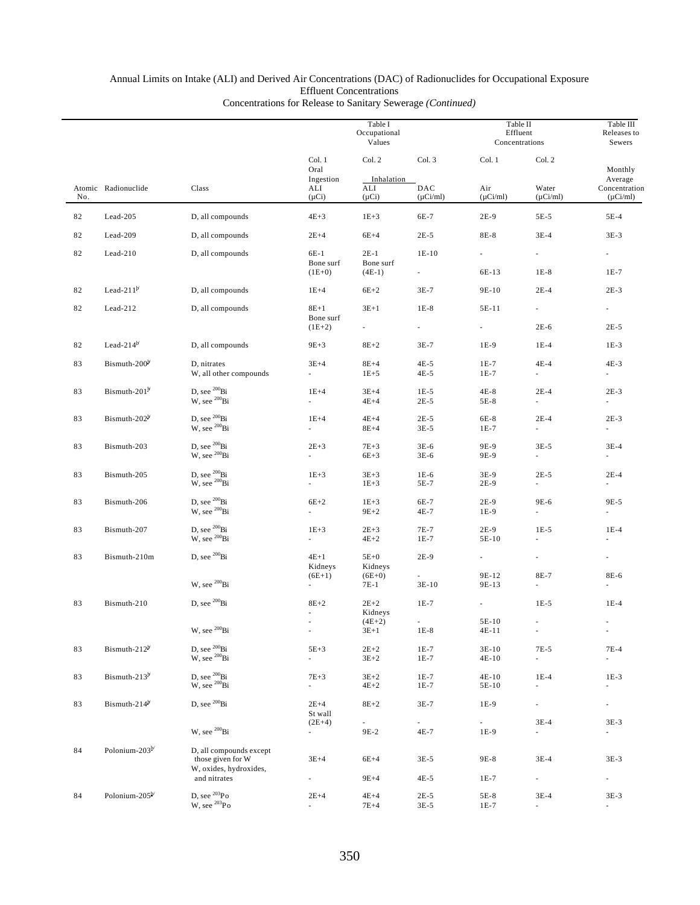Annual Limits on Intake (ALI) and Derived Air Concentrations (DAC) of Radionuclides for Occupational Exposure
Effluent Concentrations
Concentrations for Release to Sanitary Sewerage *(Continued)*

| | | | Table I Occupational Values | | | Table II Effluent Concentrations | | Table III Releases to Sewers |
|---|---|---|---|---|---|---|---|---|
| | | | Col. 1 | Col. 2 | Col. 3 | Col. 1 | Col. 2 | |
| | | | Oral Ingestion | Inhalation | | | | Monthly Average |
| Atomic No. | Radionuclide | Class | ALI (μCi) | ALI (μCi) | DAC (μCi/ml) | Air (μCi/ml) | Water (μCi/ml) | Concentration (μCi/ml) |
| 82 | Lead-205 | D, all compounds | 4E+3 | 1E+3 | 6E-7 | 2E-9 | 5E-5 | 5E-4 |
| 82 | Lead-209 | D, all compounds | 2E+4 | 6E+4 | 2E-5 | 8E-8 | 3E-4 | 3E-3 |
| 82 | Lead-210 | D, all compounds | 6E-1 | 2E-1 | 1E-10 | - | - | - |
| | | | Bone surf (1E+0) | Bone surf (4E-1) | - | 6E-13 | 1E-8 | 1E-7 |
| 82 | Lead-211[b] | D, all compounds | 1E+4 | 6E+2 | 3E-7 | 9E-10 | 2E-4 | 2E-3 |
| 82 | Lead-212 | D, all compounds | 8E+1 | 3E+1 | 1E-8 | 5E-11 | - | - |
| | | | Bone surf (1E+2) | - | - | - | 2E-6 | 2E-5 |
| 82 | Lead-214[b] | D, all compounds | 9E+3 | 8E+2 | 3E-7 | 1E-9 | 1E-4 | 1E-3 |
| 83 | Bismuth-200[b] | D, nitrates | 3E+4 | 8E+4 | 4E-5 | 1E-7 | 4E-4 | 4E-3 |
| | | W, all other compounds | - | 1E+5 | 4E-5 | 1E-7 | - | - |
| 83 | Bismuth-201[b] | D, see $^{200}$Bi | 1E+4 | 3E+4 | 1E-5 | 4E-8 | 2E-4 | 2E-3 |
| | | W, see $^{200}$Bi | - | 4E+4 | 2E-5 | 5E-8 | - | - |
| 83 | Bismuth-202[b] | D, see $^{200}$Bi | 1E+4 | 4E+4 | 2E-5 | 6E-8 | 2E-4 | 2E-3 |
| | | W, see $^{200}$Bi | - | 8E+4 | 3E-5 | 1E-7 | - | - |
| 83 | Bismuth-203 | D, see $^{200}$Bi | 2E+3 | 7E+3 | 3E-6 | 9E-9 | 3E-5 | 3E-4 |
| | | W, see $^{200}$Bi | - | 6E+3 | 3E-6 | 9E-9 | - | - |
| 83 | Bismuth-205 | D, see $^{200}$Bi | 1E+3 | 3E+3 | 1E-6 | 3E-9 | 2E-5 | 2E-4 |
| | | W, see $^{200}$Bi | - | 1E+3 | 5E-7 | 2E-9 | - | - |
| 83 | Bismuth-206 | D, see $^{200}$Bi | 6E+2 | 1E+3 | 6E-7 | 2E-9 | 9E-6 | 9E-5 |
| | | W, see $^{200}$Bi | - | 9E+2 | 4E-7 | 1E-9 | - | - |
| 83 | Bismuth-207 | D, see $^{200}$Bi | 1E+3 | 2E+3 | 7E-7 | 2E-9 | 1E-5 | 1E-4 |
| | | W, see $^{200}$Bi | - | 4E+2 | 1E-7 | 5E-10 | - | - |
| 83 | Bismuth-210m | D, see $^{200}$Bi | 4E+1 | 5E+0 | 2E-9 | - | - | - |
| | | | Kidneys (6E+1) | Kidneys (6E+0) | - | 9E-12 | 8E-7 | 8E-6 |
| | | W, see $^{200}$Bi | - | 7E-1 | 3E-10 | 9E-13 | - | - |
| 83 | Bismuth-210 | D, see $^{200}$Bi | 8E+2 | 2E+2 | 1E-7 | - | 1E-5 | 1E-4 |
| | | | - | Kidneys | | | | |
| | | | - | (4E+2) | - | 5E-10 | - | - |
| | | W, see $^{200}$Bi | - | 3E+1 | 1E-8 | 4E-11 | - | - |
| 83 | Bismuth-212[b] | D, see $^{200}$Bi | 5E+3 | 2E+2 | 1E-7 | 3E-10 | 7E-5 | 7E-4 |
| | | W, see $^{200}$Bi | - | 3E+2 | 1E-7 | 4E-10 | - | - |
| 83 | Bismuth-213[b] | D, see $^{200}$Bi | 7E+3 | 3E+2 | 1E-7 | 4E-10 | 1E-4 | 1E-3 |
| | | W, see $^{200}$Bi | - | 4E+2 | 1E-7 | 5E-10 | - | - |
| 83 | Bismuth-214[b] | D, see $^{200}$Bi | 2E+4 | 8E+2 | 3E-7 | 1E-9 | - | - |
| | | | St wall (2E+4) | - | - | - | 3E-4 | 3E-3 |
| | | W, see $^{200}$Bi | - | 9E-2 | 4E-7 | 1E-9 | - | - |
| 84 | Polonium-203[b] | D, all compounds except those given for W | 3E+4 | 6E+4 | 3E-5 | 9E-8 | 3E-4 | 3E-3 |
| | | W, oxides, hydroxides, and nitrates | - | 9E+4 | 4E-5 | 1E-7 | - | - |
| 84 | Polonium-205[b] | D, see $^{203}$Po | 2E+4 | 4E+4 | 2E-5 | 5E-8 | 3E-4 | 3E-3 |
| | | W, see $^{203}$Po | - | 7E+4 | 3E-5 | 1E-7 | - | - |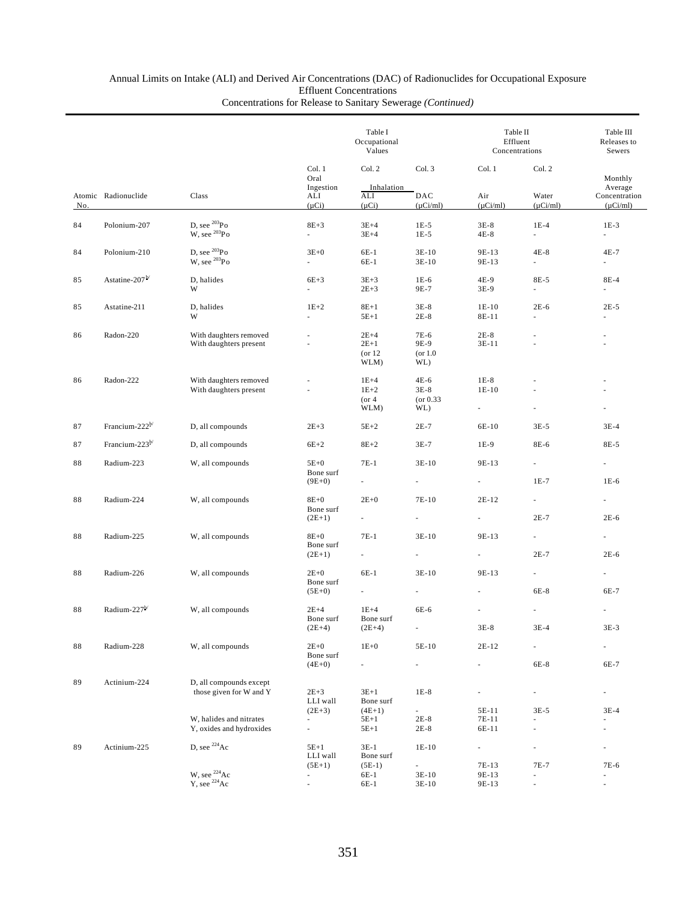Annual Limits on Intake (ALI) and Derived Air Concentrations (DAC) of Radionuclides for Occupational Exposure
Effluent Concentrations
Concentrations for Release to Sanitary Sewerage *(Continued)*

| | | | Table I Occupational Values | | | Table II Effluent Concentrations | | Table III Releases to Sewers |
|---|---|---|---|---|---|---|---|---|
| | | | Col. 1 | Col. 2 | Col. 3 | Col. 1 | Col. 2 | |
| | | | Oral Ingestion | Inhalation | | | | Monthly Average |
| Atomic No. | Radionuclide | Class | ALI (µCi) | ALI (µCi) | DAC (µCi/ml) | Air (µCi/ml) | Water (µCi/ml) | Concentration (µCi/ml) |
| 84 | Polonium-207 | D, see $^{203}$Po | 8E+3 | 3E+4 | 1E-5 | 3E-8 | 1E-4 | 1E-3 |
| | | W, see $^{203}$Po | - | 3E+4 | 1E-5 | 4E-8 | - | - |
| 84 | Polonium-210 | D, see $^{203}$Po | 3E+0 | 6E-1 | 3E-10 | 9E-13 | 4E-8 | 4E-7 |
| | | W, see $^{203}$Po | - | 6E-1 | 3E-10 | 9E-13 | - | - |
| 85 | Astatine-207[b/] | D, halides | 6E+3 | 3E+3 | 1E-6 | 4E-9 | 8E-5 | 8E-4 |
| | | W | - | 2E+3 | 9E-7 | 3E-9 | - | - |
| 85 | Astatine-211 | D, halides | 1E+2 | 8E+1 | 3E-8 | 1E-10 | 2E-6 | 2E-5 |
| | | W | - | 5E+1 | 2E-8 | 8E-11 | - | - |
| 86 | Radon-220 | With daughters removed | - | 2E+4 | 7E-6 | 2E-8 | - | - |
| | | With daughters present | - | 2E+1 (or 12 WLM) | 9E-9 (or 1.0 WL) | 3E-11 | - | - |
| 86 | Radon-222 | With daughters removed | - | 1E+4 | 4E-6 | 1E-8 | - | - |
| | | With daughters present | - | 1E+2 (or 4 WLM) | 3E-8 (or 0.33 WL) | 1E-10 | - | - |
| | | | | | | - | - | - |
| 87 | Francium-222[b/] | D, all compounds | 2E+3 | 5E+2 | 2E-7 | 6E-10 | 3E-5 | 3E-4 |
| 87 | Francium-223[b/] | D, all compounds | 6E+2 | 8E+2 | 3E-7 | 1E-9 | 8E-6 | 8E-5 |
| 88 | Radium-223 | W, all compounds | 5E+0 | 7E-1 | 3E-10 | 9E-13 | - | - |
| | | | Bone surf (9E+0) | - | - | - | 1E-7 | 1E-6 |
| 88 | Radium-224 | W, all compounds | 8E+0 | 2E+0 | 7E-10 | 2E-12 | - | - |
| | | | Bone surf (2E+1) | - | - | - | 2E-7 | 2E-6 |
| 88 | Radium-225 | W, all compounds | 8E+0 | 7E-1 | 3E-10 | 9E-13 | - | - |
| | | | Bone surf (2E+1) | - | - | - | 2E-7 | 2E-6 |
| 88 | Radium-226 | W, all compounds | 2E+0 | 6E-1 | 3E-10 | 9E-13 | - | - |
| | | | Bone surf (5E+0) | - | - | - | 6E-8 | 6E-7 |
| 88 | Radium-227[b/] | W, all compounds | 2E+4 | 1E+4 | 6E-6 | - | - | - |
| | | | Bone surf (2E+4) | Bone surf (2E+4) | - | 3E-8 | 3E-4 | 3E-3 |
| 88 | Radium-228 | W, all compounds | 2E+0 | 1E+0 | 5E-10 | 2E-12 | - | - |
| | | | Bone surf (4E+0) | - | - | - | 6E-8 | 6E-7 |
| 89 | Actinium-224 | D, all compounds except those given for W and Y | 2E+3 | 3E+1 | 1E-8 | - | - | - |
| | | | LLI wall (2E+3) | Bone surf (4E+1) | - | 5E-11 | 3E-5 | 3E-4 |
| | | W, halides and nitrates | - | 5E+1 | 2E-8 | 7E-11 | - | - |
| | | Y, oxides and hydroxides | - | 5E+1 | 2E-8 | 6E-11 | - | - |
| 89 | Actinium-225 | D, see $^{224}$Ac | 5E+1 | 3E-1 | 1E-10 | - | - | - |
| | | | LLI wall (5E+1) | Bone surf (5E-1) | - | 7E-13 | 7E-7 | 7E-6 |
| | | W, see $^{224}$Ac | - | 6E-1 | 3E-10 | 9E-13 | - | - |
| | | Y, see $^{224}$Ac | - | 6E-1 | 3E-10 | 9E-13 | - | - |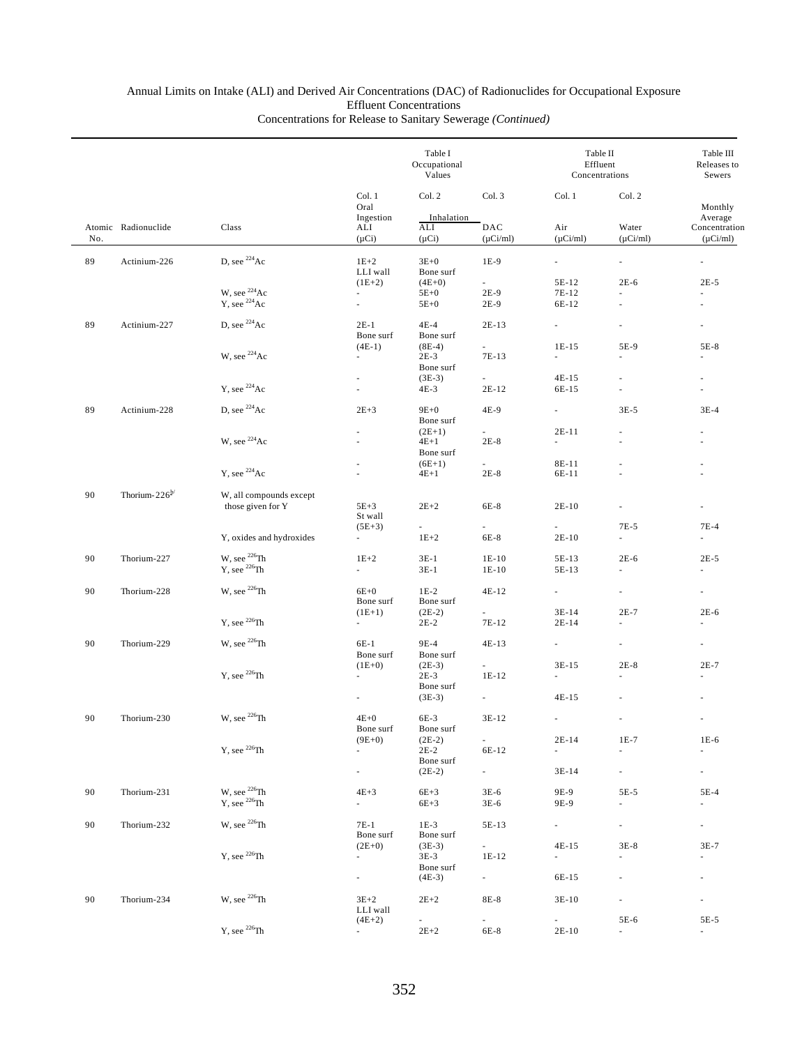Annual Limits on Intake (ALI) and Derived Air Concentrations (DAC) of Radionuclides for Occupational Exposure
Effluent Concentrations
Concentrations for Release to Sanitary Sewerage *(Continued)*

| | | | Table I Occupational Values | | | Table II Effluent Concentrations | | Table III Releases to Sewers |
|---|---|---|---|---|---|---|---|---|
| | | | Col. 1 | Col. 2 | Col. 3 | Col. 1 | Col. 2 | |
| | | | Oral Ingestion | Inhalation | | | | Monthly Average |
| Atomic No. | Radionuclide | Class | ALI (μCi) | ALI (μCi) | DAC (μCi/ml) | Air (μCi/ml) | Water (μCi/ml) | Concentration (μCi/ml) |
| 89 | Actinium-226 | D, see $^{224}$Ac | 1E+2 | 3E+0 | 1E-9 | - | - | - |
| | | | LLI wall | Bone surf | | | | |
| | | | (1E+2) | (4E+0) | - | 5E-12 | 2E-6 | 2E-5 |
| | | W, see $^{224}$Ac | - | 5E+0 | 2E-9 | 7E-12 | - | - |
| | | Y, see $^{224}$Ac | - | 5E+0 | 2E-9 | 6E-12 | - | - |
| 89 | Actinium-227 | D, see $^{224}$Ac | 2E-1 | 4E-4 | 2E-13 | - | - | - |
| | | | Bone surf | Bone surf | | | | |
| | | | (4E-1) | (8E-4) | - | 1E-15 | 5E-9 | 5E-8 |
| | | W, see $^{224}$Ac | - | 2E-3 | 7E-13 | - | - | - |
| | | | | Bone surf | | | | |
| | | | - | (3E-3) | - | 4E-15 | - | - |
| | | Y, see $^{224}$Ac | - | 4E-3 | 2E-12 | 6E-15 | - | - |
| 89 | Actinium-228 | D, see $^{224}$Ac | 2E+3 | 9E+0 | 4E-9 | - | 3E-5 | 3E-4 |
| | | | | Bone surf | | | | |
| | | | - | (2E+1) | - | 2E-11 | - | - |
| | | W, see $^{224}$Ac | - | 4E+1 | 2E-8 | - | - | - |
| | | | | Bone surf | | | | |
| | | | - | (6E+1) | - | 8E-11 | - | - |
| | | Y, see $^{224}$Ac | - | 4E+1 | 2E-8 | 6E-11 | - | - |
| 90 | Thorium-226[b/] | W, all compounds except those given for Y | 5E+3 | 2E+2 | 6E-8 | 2E-10 | - | - |
| | | | St wall | | | | | |
| | | | (5E+3) | - | - | - | 7E-5 | 7E-4 |
| | | Y, oxides and hydroxides | - | 1E+2 | 6E-8 | 2E-10 | - | - |
| 90 | Thorium-227 | W, see $^{226}$Th | 1E+2 | 3E-1 | 1E-10 | 5E-13 | 2E-6 | 2E-5 |
| | | Y, see $^{226}$Th | - | 3E-1 | 1E-10 | 5E-13 | - | - |
| 90 | Thorium-228 | W, see $^{226}$Th | 6E+0 | 1E-2 | 4E-12 | - | - | - |
| | | | Bone surf | Bone surf | | | | |
| | | | (1E+1) | (2E-2) | - | 3E-14 | 2E-7 | 2E-6 |
| | | Y, see $^{226}$Th | - | 2E-2 | 7E-12 | 2E-14 | - | - |
| 90 | Thorium-229 | W, see $^{226}$Th | 6E-1 | 9E-4 | 4E-13 | - | - | - |
| | | | Bone surf | Bone surf | | | | |
| | | | (1E+0) | (2E-3) | - | 3E-15 | 2E-8 | 2E-7 |
| | | Y, see $^{226}$Th | - | 2E-3 | 1E-12 | - | - | - |
| | | | | Bone surf | | | | |
| | | | - | (3E-3) | - | 4E-15 | - | - |
| 90 | Thorium-230 | W, see $^{226}$Th | 4E+0 | 6E-3 | 3E-12 | - | - | - |
| | | | Bone surf | Bone surf | | | | |
| | | | (9E+0) | (2E-2) | - | 2E-14 | 1E-7 | 1E-6 |
| | | Y, see $^{226}$Th | - | 2E-2 | 6E-12 | - | - | - |
| | | | | Bone surf | | | | |
| | | | - | (2E-2) | - | 3E-14 | - | - |
| 90 | Thorium-231 | W, see $^{226}$Th | 4E+3 | 6E+3 | 3E-6 | 9E-9 | 5E-5 | 5E-4 |
| | | Y, see $^{226}$Th | - | 6E+3 | 3E-6 | 9E-9 | - | - |
| 90 | Thorium-232 | W, see $^{226}$Th | 7E-1 | 1E-3 | 5E-13 | - | - | - |
| | | | Bone surf | Bone surf | | | | |
| | | | (2E+0) | (3E-3) | - | 4E-15 | 3E-8 | 3E-7 |
| | | Y, see $^{226}$Th | - | 3E-3 | 1E-12 | - | - | - |
| | | | | Bone surf | | | | |
| | | | - | (4E-3) | - | 6E-15 | - | - |
| 90 | Thorium-234 | W, see $^{226}$Th | 3E+2 | 2E+2 | 8E-8 | 3E-10 | - | - |
| | | | LLI wall | | | | | |
| | | | (4E+2) | - | - | - | 5E-6 | 5E-5 |
| | | Y, see $^{226}$Th | - | 2E+2 | 6E-8 | 2E-10 | - | - |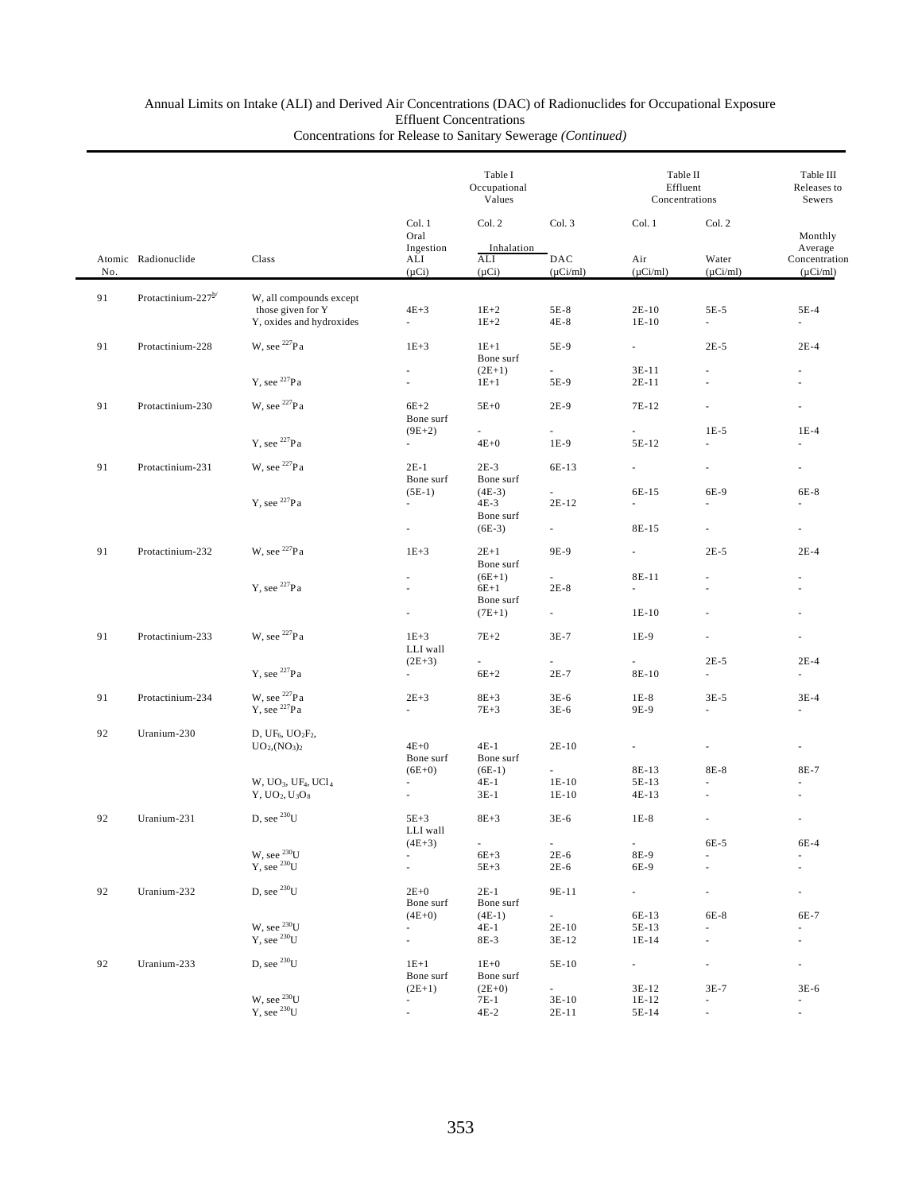# Annual Limits on Intake (ALI) and Derived Air Concentrations (DAC) of Radionuclides for Occupational Exposure Effluent Concentrations Concentrations for Release to Sanitary Sewerage *(Continued)*

| | | | Table I Occupational Values | | | Table II Effluent Concentrations | | Table III Releases to Sewers |
|---|---|---|---|---|---|---|---|---|
| | | | Col. 1 | Col. 2 | Col. 3 | Col. 1 | Col. 2 | |
| | | | Oral Ingestion | Inhalation | | | | Monthly Average |
| Atomic No. | Radionuclide | Class | ALI (μCi) | ALI (μCi) | DAC (μCi/ml) | Air (μCi/ml) | Water (μCi/ml) | Concentration (μCi/ml) |
| 91 | Protactinium-227[b/] | W, all compounds except those given for Y | 4E+3 | 1E+2 | 5E-8 | 2E-10 | 5E-5 | 5E-4 |
| | | Y, oxides and hydroxides | - | 1E+2 | 4E-8 | 1E-10 | - | - |
| 91 | Protactinium-228 | W, see $^{227}$Pa | 1E+3 | 1E+1 | 5E-9 | - | 2E-5 | 2E-4 |
| | | | - | Bone surf (2E+1) | - | 3E-11 | - | - |
| | | Y, see $^{227}$Pa | - | 1E+1 | 5E-9 | 2E-11 | - | - |
| 91 | Protactinium-230 | W, see $^{227}$Pa | 6E+2 | 5E+0 | 2E-9 | 7E-12 | - | - |
| | | | Bone surf (9E+2) | - | - | - | 1E-5 | 1E-4 |
| | | Y, see $^{227}$Pa | - | 4E+0 | 1E-9 | 5E-12 | - | - |
| 91 | Protactinium-231 | W, see $^{227}$Pa | 2E-1 | 2E-3 | 6E-13 | - | - | - |
| | | | Bone surf (5E-1) | Bone surf (4E-3) | - | 6E-15 | 6E-9 | 6E-8 |
| | | Y, see $^{227}$Pa | - | 4E-3 | 2E-12 | - | - | - |
| | | | - | Bone surf (6E-3) | - | 8E-15 | - | - |
| 91 | Protactinium-232 | W, see $^{227}$Pa | 1E+3 | 2E+1 | 9E-9 | - | 2E-5 | 2E-4 |
| | | | - | Bone surf (6E+1) | - | 8E-11 | - | - |
| | | Y, see $^{227}$Pa | - | 6E+1 | 2E-8 | - | - | - |
| | | | - | Bone surf (7E+1) | - | 1E-10 | - | - |
| 91 | Protactinium-233 | W, see $^{227}$Pa | 1E+3 | 7E+2 | 3E-7 | 1E-9 | - | - |
| | | | LLI wall (2E+3) | - | - | - | 2E-5 | 2E-4 |
| | | Y, see $^{227}$Pa | - | 6E+2 | 2E-7 | 8E-10 | - | - |
| 91 | Protactinium-234 | W, see $^{227}$Pa | 2E+3 | 8E+3 | 3E-6 | 1E-8 | 3E-5 | 3E-4 |
| | | Y, see $^{227}$Pa | - | 7E+3 | 3E-6 | 9E-9 | - | - |
| 92 | Uranium-230 | D, $UF_6$, $UO_2F_2$, $UO_2(NO_3)_2$ | 4E+0 | 4E-1 | 2E-10 | - | - | - |
| | | | Bone surf (6E+0) | Bone surf (6E-1) | - | 8E-13 | 8E-8 | 8E-7 |
| | | W, $UO_3$, $UF_4$, $UCl_4$ | - | 4E-1 | 1E-10 | 5E-13 | - | - |
| | | Y, $UO_2$, $U_3O_8$ | - | 3E-1 | 1E-10 | 4E-13 | - | - |
| 92 | Uranium-231 | D, see $^{230}$U | 5E+3 | 8E+3 | 3E-6 | 1E-8 | - | - |
| | | | LLI wall (4E+3) | - | - | - | 6E-5 | 6E-4 |
| | | W, see $^{230}$U | - | 6E+3 | 2E-6 | 8E-9 | - | - |
| | | Y, see $^{230}$U | - | 5E+3 | 2E-6 | 6E-9 | - | - |
| 92 | Uranium-232 | D, see $^{230}$U | 2E+0 | 2E-1 | 9E-11 | - | - | - |
| | | | Bone surf (4E+0) | Bone surf (4E-1) | - | 6E-13 | 6E-8 | 6E-7 |
| | | W, see $^{230}$U | - | 4E-1 | 2E-10 | 5E-13 | - | - |
| | | Y, see $^{230}$U | - | 8E-3 | 3E-12 | 1E-14 | - | - |
| 92 | Uranium-233 | D, see $^{230}$U | 1E+1 | 1E+0 | 5E-10 | - | - | - |
| | | | Bone surf (2E+1) | Bone surf (2E+0) | - | 3E-12 | 3E-7 | 3E-6 |
| | | W, see $^{230}$U | - | 7E-1 | 3E-10 | 1E-12 | - | - |
| | | Y, see $^{230}$U | - | 4E-2 | 2E-11 | 5E-14 | - | - |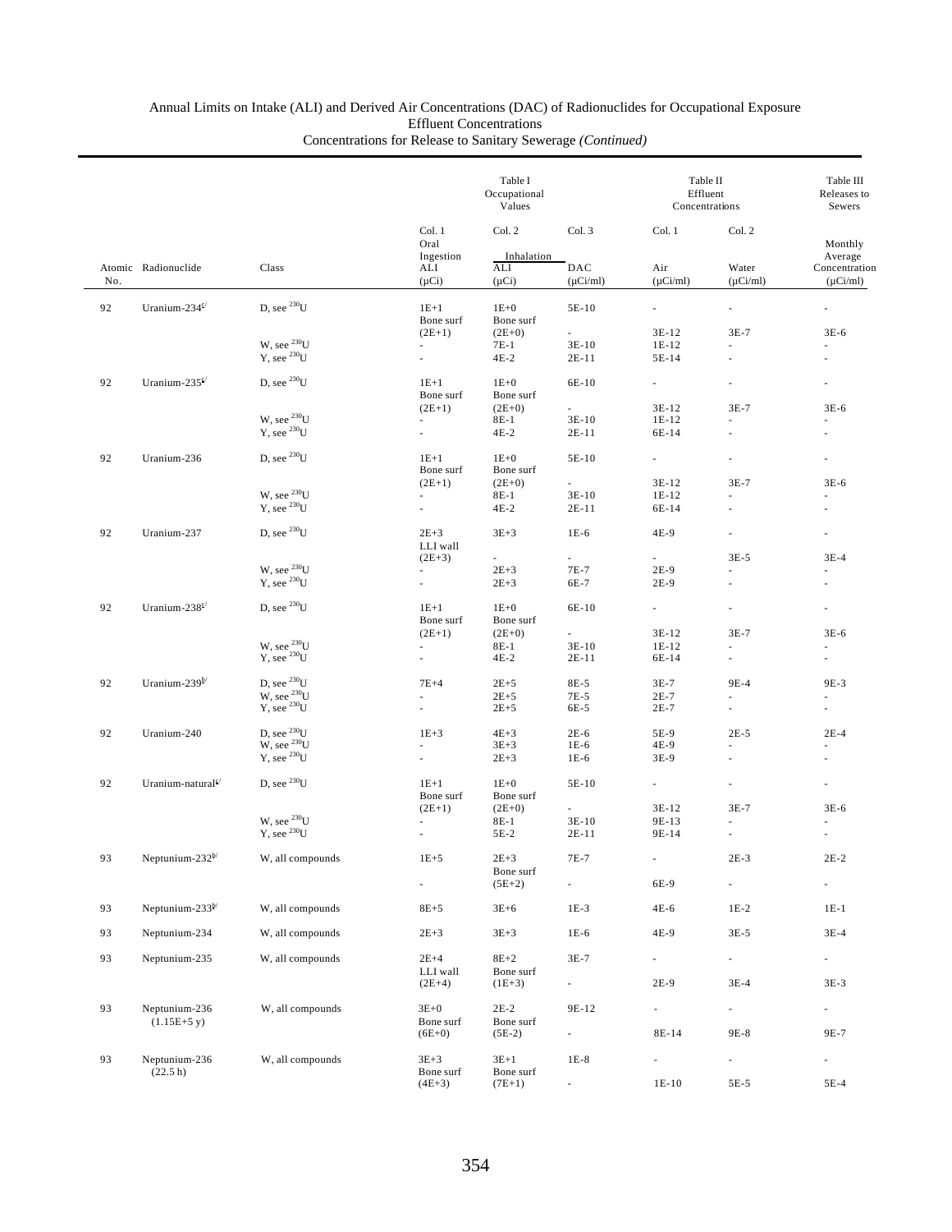Annual Limits on Intake (ALI) and Derived Air Concentrations (DAC) of Radionuclides for Occupational Exposure
Effluent Concentrations
Concentrations for Release to Sanitary Sewerage *(Continued)*

| | | | Table I Occupational Values | | | Table II Effluent Concentrations | | Table III Releases to Sewers |
|---|---|---|---|---|---|---|---|---|
| | | | Col. 1 | Col. 2 | Col. 3 | Col. 1 | Col. 2 | |
| | | | Oral Ingestion | Inhalation | | | | Monthly Average |
| Atomic No. | Radionuclide | Class | ALI (μCi) | ALI (μCi) | DAC (μCi/ml) | Air (μCi/ml) | Water (μCi/ml) | Concentration (μCi/ml) |
| 92 | Uranium-234[c/] | D, see $^{230}$U | 1E+1 | 1E+0 | 5E-10 | - | - | - |
| | | | Bone surf | Bone surf | | | | |
| | | | (2E+1) | (2E+0) | - | 3E-12 | 3E-7 | 3E-6 |
| | | W, see $^{230}$U | - | 7E-1 | 3E-10 | 1E-12 | - | - |
| | | Y, see $^{230}$U | - | 4E-2 | 2E-11 | 5E-14 | - | - |
| 92 | Uranium-235[c/] | D, see $^{230}$U | 1E+1 | 1E+0 | 6E-10 | - | - | - |
| | | | Bone surf | Bone surf | | | | |
| | | | (2E+1) | (2E+0) | - | 3E-12 | 3E-7 | 3E-6 |
| | | W, see $^{230}$U | - | 8E-1 | 3E-10 | 1E-12 | - | - |
| | | Y, see $^{230}$U | - | 4E-2 | 2E-11 | 6E-14 | - | - |
| 92 | Uranium-236 | D, see $^{230}$U | 1E+1 | 1E+0 | 5E-10 | - | - | - |
| | | | Bone surf | Bone surf | | | | |
| | | | (2E+1) | (2E+0) | - | 3E-12 | 3E-7 | 3E-6 |
| | | W, see $^{230}$U | - | 8E-1 | 3E-10 | 1E-12 | - | - |
| | | Y, see $^{230}$U | - | 4E-2 | 2E-11 | 6E-14 | - | - |
| 92 | Uranium-237 | D, see $^{230}$U | 2E+3 | 3E+3 | 1E-6 | 4E-9 | - | - |
| | | | LLI wall | | | | | |
| | | | (2E+3) | - | - | - | 3E-5 | 3E-4 |
| | | W, see $^{230}$U | - | 2E+3 | 7E-7 | 2E-9 | - | - |
| | | Y, see $^{230}$U | - | 2E+3 | 6E-7 | 2E-9 | - | - |
| 92 | Uranium-238[c/] | D, see $^{230}$U | 1E+1 | 1E+0 | 6E-10 | - | - | - |
| | | | Bone surf | Bone surf | | | | |
| | | | (2E+1) | (2E+0) | - | 3E-12 | 3E-7 | 3E-6 |
| | | W, see $^{230}$U | - | 8E-1 | 3E-10 | 1E-12 | - | - |
| | | Y, see $^{230}$U | - | 4E-2 | 2E-11 | 6E-14 | - | - |
| 92 | Uranium-239[b/] | D, see $^{230}$U | 7E+4 | 2E+5 | 8E-5 | 3E-7 | 9E-4 | 9E-3 |
| | | W, see $^{230}$U | - | 2E+5 | 7E-5 | 2E-7 | - | - |
| | | Y, see $^{230}$U | - | 2E+5 | 6E-5 | 2E-7 | - | - |
| 92 | Uranium-240 | D, see $^{230}$U | 1E+3 | 4E+3 | 2E-6 | 5E-9 | 2E-5 | 2E-4 |
| | | W, see $^{230}$U | - | 3E+3 | 1E-6 | 4E-9 | - | - |
| | | Y, see $^{230}$U | - | 2E+3 | 1E-6 | 3E-9 | - | - |
| 92 | Uranium-natural[c/] | D, see $^{230}$U | 1E+1 | 1E+0 | 5E-10 | - | - | - |
| | | | Bone surf | Bone surf | | | | |
| | | | (2E+1) | (2E+0) | - | 3E-12 | 3E-7 | 3E-6 |
| | | W, see $^{230}$U | - | 8E-1 | 3E-10 | 9E-13 | - | - |
| | | Y, see $^{230}$U | - | 5E-2 | 2E-11 | 9E-14 | - | - |
| 93 | Neptunium-232[b/] | W, all compounds | 1E+5 | 2E+3 | 7E-7 | - | 2E-3 | 2E-2 |
| | | | | Bone surf | | | | |
| | | | - | (5E+2) | - | 6E-9 | - | - |
| 93 | Neptunium-233[b/] | W, all compounds | 8E+5 | 3E+6 | 1E-3 | 4E-6 | 1E-2 | 1E-1 |
| 93 | Neptunium-234 | W, all compounds | 2E+3 | 3E+3 | 1E-6 | 4E-9 | 3E-5 | 3E-4 |
| 93 | Neptunium-235 | W, all compounds | 2E+4 | 8E+2 | 3E-7 | - | - | - |
| | | | LLI wall | Bone surf | | | | |
| | | | (2E+4) | (1E+3) | - | 2E-9 | 3E-4 | 3E-3 |
| 93 | Neptunium-236 (1.15E+5 y) | W, all compounds | 3E+0 | 2E-2 | 9E-12 | - | - | - |
| | | | Bone surf | Bone surf | | | | |
| | | | (6E+0) | (5E-2) | - | 8E-14 | 9E-8 | 9E-7 |
| 93 | Neptunium-236 (22.5 h) | W, all compounds | 3E+3 | 3E+1 | 1E-8 | - | - | - |
| | | | Bone surf | Bone surf | | | | |
| | | | (4E+3) | (7E+1) | - | 1E-10 | 5E-5 | 5E-4 |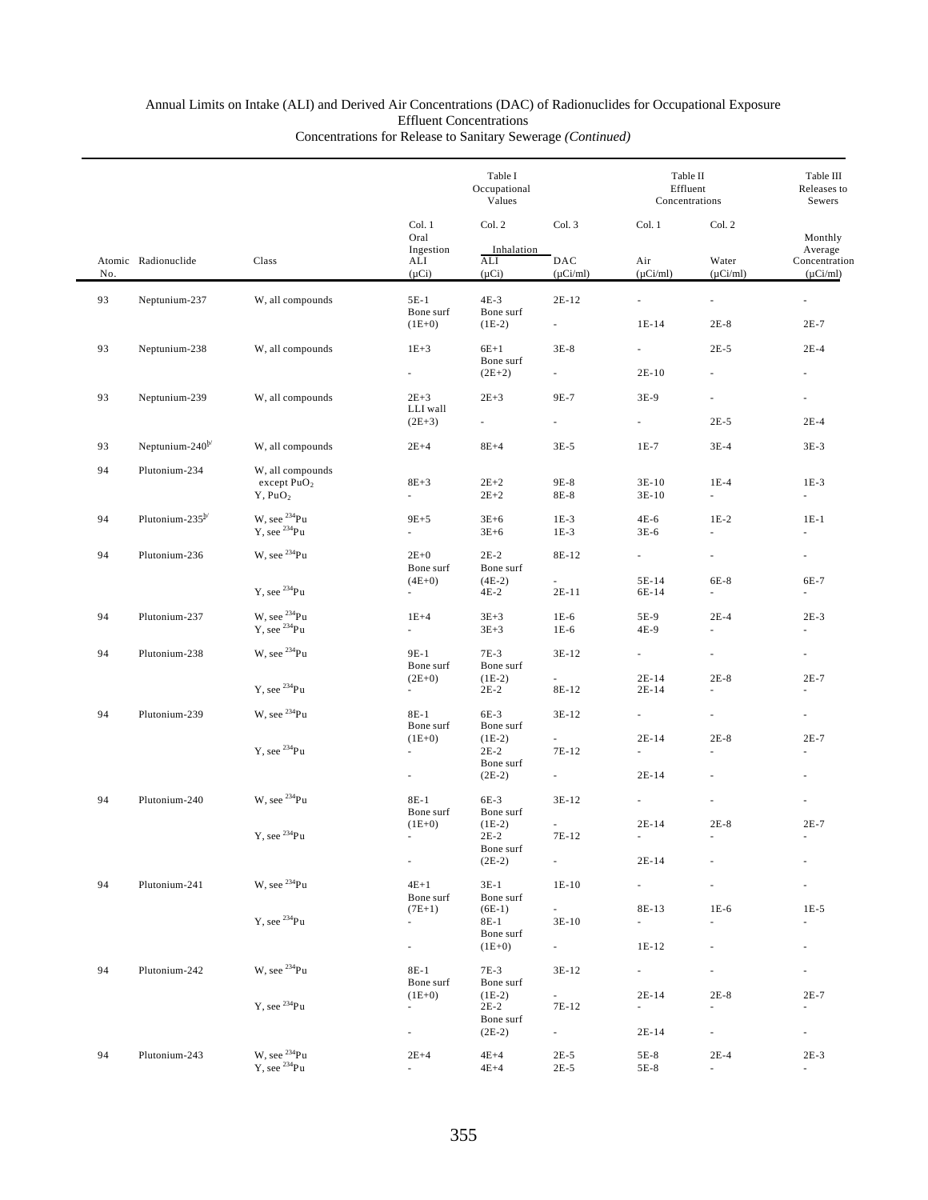Annual Limits on Intake (ALI) and Derived Air Concentrations (DAC) of Radionuclides for Occupational Exposure
Effluent Concentrations
Concentrations for Release to Sanitary Sewerage *(Continued)*

| | | | Table I Occupational Values | | | Table II Effluent Concentrations | | Table III Releases to Sewers |
|---|---|---|---|---|---|---|---|---|
| | | | Col. 1 | Col. 2 | Col. 3 | Col. 1 | Col. 2 | |
| | | | Oral Ingestion | Inhalation | | | | Monthly Average |
| Atomic No. | Radionuclide | Class | ALI (μCi) | ALI (μCi) | DAC (μCi/ml) | Air (μCi/ml) | Water (μCi/ml) | Concentration (μCi/ml) |
| 93 | Neptunium-237 | W, all compounds | 5E-1 | 4E-3 | 2E-12 | - | - | - |
| | | | Bone surf (1E+0) | Bone surf (1E-2) | - | 1E-14 | 2E-8 | 2E-7 |
| 93 | Neptunium-238 | W, all compounds | 1E+3 | 6E+1 | 3E-8 | - | 2E-5 | 2E-4 |
| | | | - | Bone surf (2E+2) | - | 2E-10 | - | - |
| 93 | Neptunium-239 | W, all compounds | 2E+3 | 2E+3 | 9E-7 | 3E-9 | - | - |
| | | | LLI wall (2E+3) | - | - | - | 2E-5 | 2E-4 |
| 93 | Neptunium-240[b] | W, all compounds | 2E+4 | 8E+4 | 3E-5 | 1E-7 | 3E-4 | 3E-3 |
| 94 | Plutonium-234 | W, all compounds except $PuO_2$ | 8E+3 | 2E+2 | 9E-8 | 3E-10 | 1E-4 | 1E-3 |
| | | Y, $PuO_2$ | - | 2E+2 | 8E-8 | 3E-10 | - | - |
| 94 | Plutonium-235[b] | W, see $^{234}$Pu | 9E+5 | 3E+6 | 1E-3 | 4E-6 | 1E-2 | 1E-1 |
| | | Y, see $^{234}$Pu | - | 3E+6 | 1E-3 | 3E-6 | - | - |
| 94 | Plutonium-236 | W, see $^{234}$Pu | 2E+0 | 2E-2 | 8E-12 | - | - | - |
| | | | Bone surf (4E+0) | Bone surf (4E-2) | - | 5E-14 | 6E-8 | 6E-7 |
| | | Y, see $^{234}$Pu | - | 4E-2 | 2E-11 | 6E-14 | - | - |
| 94 | Plutonium-237 | W, see $^{234}$Pu | 1E+4 | 3E+3 | 1E-6 | 5E-9 | 2E-4 | 2E-3 |
| | | Y, see $^{234}$Pu | - | 3E+3 | 1E-6 | 4E-9 | - | - |
| 94 | Plutonium-238 | W, see $^{234}$Pu | 9E-1 | 7E-3 | 3E-12 | - | - | - |
| | | | Bone surf (2E+0) | Bone surf (1E-2) | - | 2E-14 | 2E-8 | 2E-7 |
| | | Y, see $^{234}$Pu | - | 2E-2 | 8E-12 | 2E-14 | - | - |
| 94 | Plutonium-239 | W, see $^{234}$Pu | 8E-1 | 6E-3 | 3E-12 | - | - | - |
| | | | Bone surf (1E+0) | Bone surf (1E-2) | - | 2E-14 | 2E-8 | 2E-7 |
| | | Y, see $^{234}$Pu | - | 2E-2 | 7E-12 | - | - | - |
| | | | - | Bone surf (2E-2) | - | 2E-14 | - | - |
| 94 | Plutonium-240 | W, see $^{234}$Pu | 8E-1 | 6E-3 | 3E-12 | - | - | - |
| | | | Bone surf (1E+0) | Bone surf (1E-2) | - | 2E-14 | 2E-8 | 2E-7 |
| | | Y, see $^{234}$Pu | - | 2E-2 | 7E-12 | - | - | - |
| | | | - | Bone surf (2E-2) | - | 2E-14 | - | - |
| 94 | Plutonium-241 | W, see $^{234}$Pu | 4E+1 | 3E-1 | 1E-10 | - | - | - |
| | | | Bone surf (7E+1) | Bone surf (6E-1) | - | 8E-13 | 1E-6 | 1E-5 |
| | | Y, see $^{234}$Pu | - | 8E-1 | 3E-10 | - | - | - |
| | | | - | Bone surf (1E+0) | - | 1E-12 | - | - |
| 94 | Plutonium-242 | W, see $^{234}$Pu | 8E-1 | 7E-3 | 3E-12 | - | - | - |
| | | | Bone surf (1E+0) | Bone surf (1E-2) | - | 2E-14 | 2E-8 | 2E-7 |
| | | Y, see $^{234}$Pu | - | 2E-2 | 7E-12 | - | - | - |
| | | | - | Bone surf (2E-2) | - | 2E-14 | - | - |
| 94 | Plutonium-243 | W, see $^{234}$Pu | 2E+4 | 4E+4 | 2E-5 | 5E-8 | 2E-4 | 2E-3 |
| | | Y, see $^{234}$Pu | - | 4E+4 | 2E-5 | 5E-8 | - | - |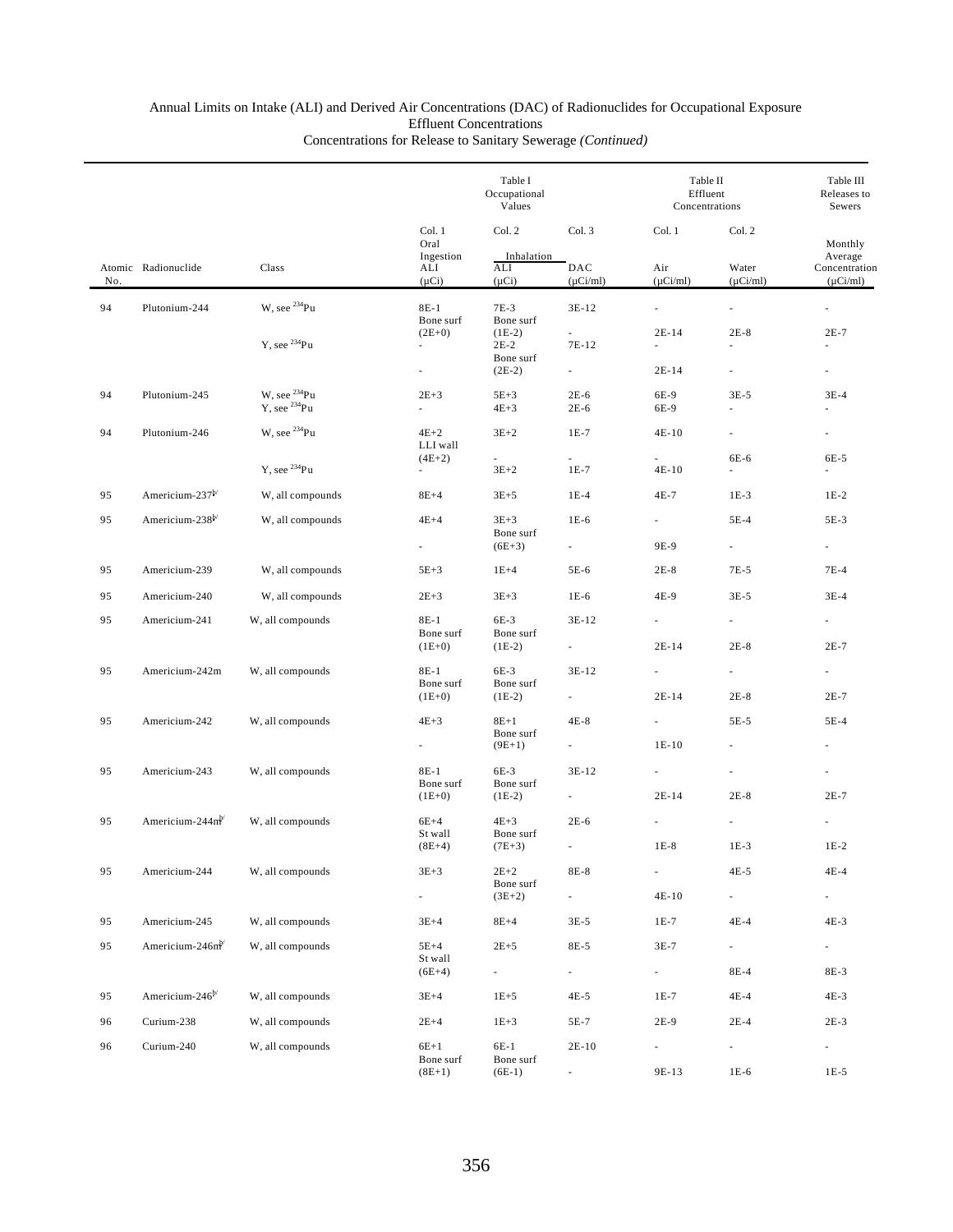Annual Limits on Intake (ALI) and Derived Air Concentrations (DAC) of Radionuclides for Occupational Exposure
Effluent Concentrations
Concentrations for Release to Sanitary Sewerage *(Continued)*

| | | | Table I Occupational Values | | | Table II Effluent Concentrations | | Table III Releases to Sewers |
|---|---|---|---|---|---|---|---|---|
| | | | Col. 1 | Col. 2 | Col. 3 | Col. 1 | Col. 2 | |
| | | | Oral Ingestion | Inhalation | | | | Monthly Average |
| Atomic No. | Radionuclide | Class | ALI (μCi) | ALI (μCi) | DAC (μCi/ml) | Air (μCi/ml) | Water (μCi/ml) | Concentration (μCi/ml) |
| 94 | Plutonium-244 | W, see $^{234}$Pu | 8E-1 | 7E-3 | 3E-12 | - | - | - |
| | | | Bone surf | Bone surf | | | | |
| | | | (2E+0) | (1E-2) | - | 2E-14 | 2E-8 | 2E-7 |
| | | Y, see $^{234}$Pu | - | 2E-2 | 7E-12 | - | - | - |
| | | | | Bone surf | | | | |
| | | | - | (2E-2) | - | 2E-14 | - | - |
| 94 | Plutonium-245 | W, see $^{234}$Pu | 2E+3 | 5E+3 | 2E-6 | 6E-9 | 3E-5 | 3E-4 |
| | | Y, see $^{234}$Pu | - | 4E+3 | 2E-6 | 6E-9 | - | - |
| 94 | Plutonium-246 | W, see $^{234}$Pu | 4E+2 | 3E+2 | 1E-7 | 4E-10 | - | - |
| | | | LLI wall | | | | | |
| | | | (4E+2) | - | - | - | 6E-6 | 6E-5 |
| | | Y, see $^{234}$Pu | - | 3E+2 | 1E-7 | 4E-10 | - | - |
| 95 | Americium-237[b/] | W, all compounds | 8E+4 | 3E+5 | 1E-4 | 4E-7 | 1E-3 | 1E-2 |
| 95 | Americium-238[b/] | W, all compounds | 4E+4 | 3E+3 | 1E-6 | - | 5E-4 | 5E-3 |
| | | | | Bone surf | | | | |
| | | | - | (6E+3) | - | 9E-9 | - | - |
| 95 | Americium-239 | W, all compounds | 5E+3 | 1E+4 | 5E-6 | 2E-8 | 7E-5 | 7E-4 |
| 95 | Americium-240 | W, all compounds | 2E+3 | 3E+3 | 1E-6 | 4E-9 | 3E-5 | 3E-4 |
| 95 | Americium-241 | W, all compounds | 8E-1 | 6E-3 | 3E-12 | - | - | - |
| | | | Bone surf | Bone surf | | | | |
| | | | (1E+0) | (1E-2) | - | 2E-14 | 2E-8 | 2E-7 |
| 95 | Americium-242m | W, all compounds | 8E-1 | 6E-3 | 3E-12 | - | - | - |
| | | | Bone surf | Bone surf | | | | |
| | | | (1E+0) | (1E-2) | - | 2E-14 | 2E-8 | 2E-7 |
| 95 | Americium-242 | W, all compounds | 4E+3 | 8E+1 | 4E-8 | - | 5E-5 | 5E-4 |
| | | | | Bone surf | | | | |
| | | | - | (9E+1) | - | 1E-10 | - | - |
| 95 | Americium-243 | W, all compounds | 8E-1 | 6E-3 | 3E-12 | - | - | - |
| | | | Bone surf | Bone surf | | | | |
| | | | (1E+0) | (1E-2) | - | 2E-14 | 2E-8 | 2E-7 |
| 95 | Americium-244m[b/] | W, all compounds | 6E+4 | 4E+3 | 2E-6 | - | - | - |
| | | | St wall | Bone surf | | | | |
| | | | (8E+4) | (7E+3) | - | 1E-8 | 1E-3 | 1E-2 |
| 95 | Americium-244 | W, all compounds | 3E+3 | 2E+2 | 8E-8 | - | 4E-5 | 4E-4 |
| | | | | Bone surf | | | | |
| | | | - | (3E+2) | - | 4E-10 | - | - |
| 95 | Americium-245 | W, all compounds | 3E+4 | 8E+4 | 3E-5 | 1E-7 | 4E-4 | 4E-3 |
| 95 | Americium-246m[b/] | W, all compounds | 5E+4 | 2E+5 | 8E-5 | 3E-7 | - | - |
| | | | St wall | | | | | |
| | | | (6E+4) | - | - | - | 8E-4 | 8E-3 |
| 95 | Americium-246[b/] | W, all compounds | 3E+4 | 1E+5 | 4E-5 | 1E-7 | 4E-4 | 4E-3 |
| 96 | Curium-238 | W, all compounds | 2E+4 | 1E+3 | 5E-7 | 2E-9 | 2E-4 | 2E-3 |
| 96 | Curium-240 | W, all compounds | 6E+1 | 6E-1 | 2E-10 | - | - | - |
| | | | Bone surf | Bone surf | | | | |
| | | | (8E+1) | (6E-1) | - | 9E-13 | 1E-6 | 1E-5 |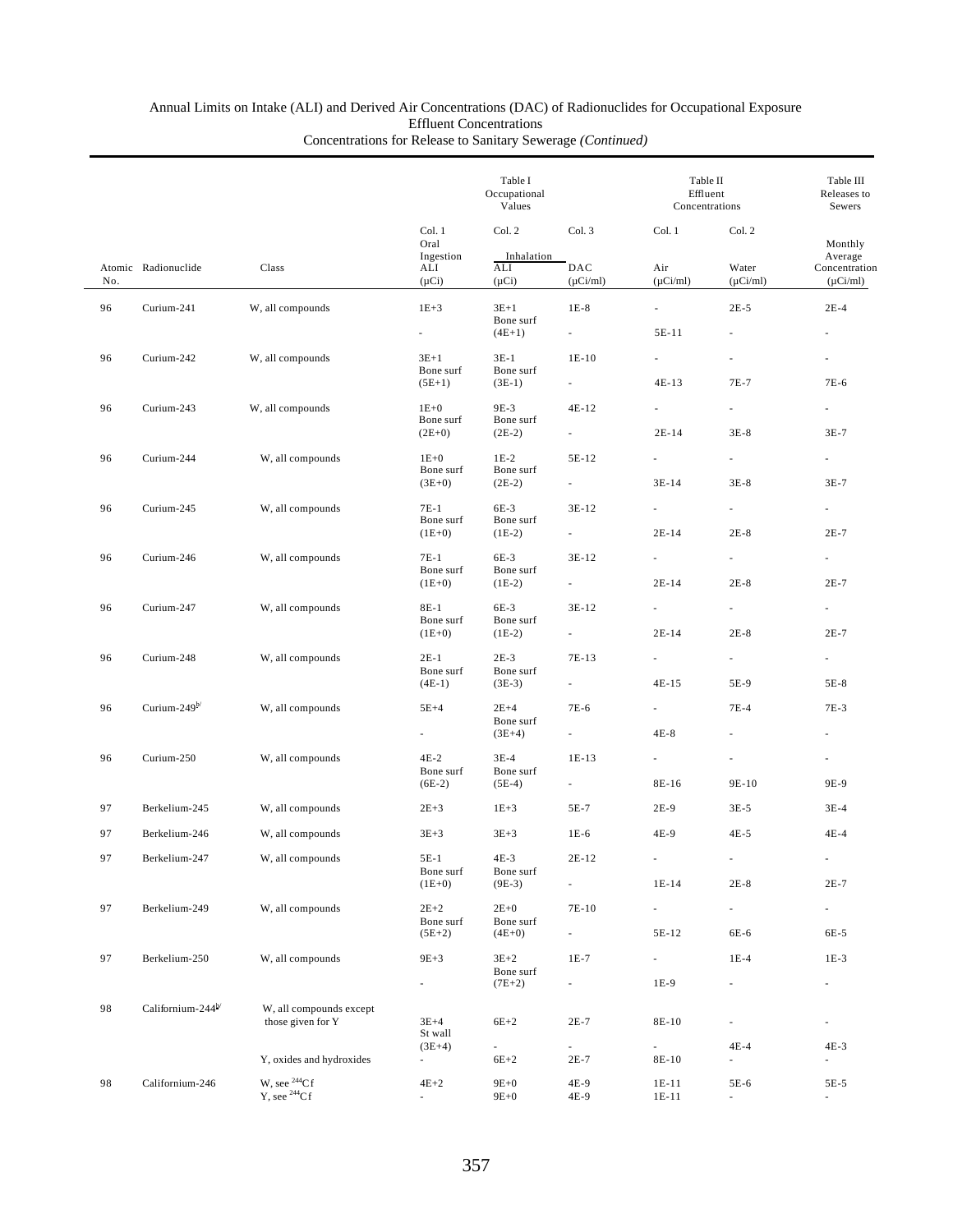Annual Limits on Intake (ALI) and Derived Air Concentrations (DAC) of Radionuclides for Occupational Exposure
Effluent Concentrations
Concentrations for Release to Sanitary Sewerage *(Continued)*

| | | | Table I Occupational Values | | | Table II Effluent Concentrations | | Table III Releases to Sewers |
|---|---|---|---|---|---|---|---|---|
| | | | Col. 1 | Col. 2 | Col. 3 | Col. 1 | Col. 2 | |
| | | | Oral Ingestion | Inhalation | | | | Monthly Average |
| Atomic No. | Radionuclide | Class | ALI (μCi) | ALI (μCi) | DAC (μCi/ml) | Air (μCi/ml) | Water (μCi/ml) | Concentration (μCi/ml) |
| 96 | Curium-241 | W, all compounds | 1E+3 | 3E+1 | 1E-8 | - | 2E-5 | 2E-4 |
| | | | - | Bone surf (4E+1) | - | 5E-11 | - | - |
| 96 | Curium-242 | W, all compounds | 3E+1 | 3E-1 | 1E-10 | - | - | - |
| | | | Bone surf (5E+1) | Bone surf (3E-1) | - | 4E-13 | 7E-7 | 7E-6 |
| 96 | Curium-243 | W, all compounds | 1E+0 | 9E-3 | 4E-12 | - | - | - |
| | | | Bone surf (2E+0) | Bone surf (2E-2) | - | 2E-14 | 3E-8 | 3E-7 |
| 96 | Curium-244 | W, all compounds | 1E+0 | 1E-2 | 5E-12 | - | - | - |
| | | | Bone surf (3E+0) | Bone surf (2E-2) | - | 3E-14 | 3E-8 | 3E-7 |
| 96 | Curium-245 | W, all compounds | 7E-1 | 6E-3 | 3E-12 | - | - | - |
| | | | Bone surf (1E+0) | Bone surf (1E-2) | - | 2E-14 | 2E-8 | 2E-7 |
| 96 | Curium-246 | W, all compounds | 7E-1 | 6E-3 | 3E-12 | - | - | - |
| | | | Bone surf (1E+0) | Bone surf (1E-2) | - | 2E-14 | 2E-8 | 2E-7 |
| 96 | Curium-247 | W, all compounds | 8E-1 | 6E-3 | 3E-12 | - | - | - |
| | | | Bone surf (1E+0) | Bone surf (1E-2) | - | 2E-14 | 2E-8 | 2E-7 |
| 96 | Curium-248 | W, all compounds | 2E-1 | 2E-3 | 7E-13 | - | - | - |
| | | | Bone surf (4E-1) | Bone surf (3E-3) | - | 4E-15 | 5E-9 | 5E-8 |
| 96 | Curium-249[b/] | W, all compounds | 5E+4 | 2E+4 | 7E-6 | - | 7E-4 | 7E-3 |
| | | | - | Bone surf (3E+4) | - | 4E-8 | - | - |
| 96 | Curium-250 | W, all compounds | 4E-2 | 3E-4 | 1E-13 | - | - | - |
| | | | Bone surf (6E-2) | Bone surf (5E-4) | - | 8E-16 | 9E-10 | 9E-9 |
| 97 | Berkelium-245 | W, all compounds | 2E+3 | 1E+3 | 5E-7 | 2E-9 | 3E-5 | 3E-4 |
| 97 | Berkelium-246 | W, all compounds | 3E+3 | 3E+3 | 1E-6 | 4E-9 | 4E-5 | 4E-4 |
| 97 | Berkelium-247 | W, all compounds | 5E-1 | 4E-3 | 2E-12 | - | - | - |
| | | | Bone surf (1E+0) | Bone surf (9E-3) | - | 1E-14 | 2E-8 | 2E-7 |
| 97 | Berkelium-249 | W, all compounds | 2E+2 | 2E+0 | 7E-10 | - | - | - |
| | | | Bone surf (5E+2) | Bone surf (4E+0) | - | 5E-12 | 6E-6 | 6E-5 |
| 97 | Berkelium-250 | W, all compounds | 9E+3 | 3E+2 | 1E-7 | - | 1E-4 | 1E-3 |
| | | | - | Bone surf (7E+2) | - | 1E-9 | - | - |
| 98 | Californium-244[b/] | W, all compounds except those given for Y | 3E+4 | 6E+2 | 2E-7 | 8E-10 | - | - |
| | | | St wall (3E+4) | - | - | - | 4E-4 | 4E-3 |
| | | Y, oxides and hydroxides | - | 6E+2 | 2E-7 | 8E-10 | - | - |
| 98 | Californium-246 | W, see $^{244}$Cf | 4E+2 | 9E+0 | 4E-9 | 1E-11 | 5E-6 | 5E-5 |
| | | Y, see $^{244}$Cf | - | 9E+0 | 4E-9 | 1E-11 | - | - |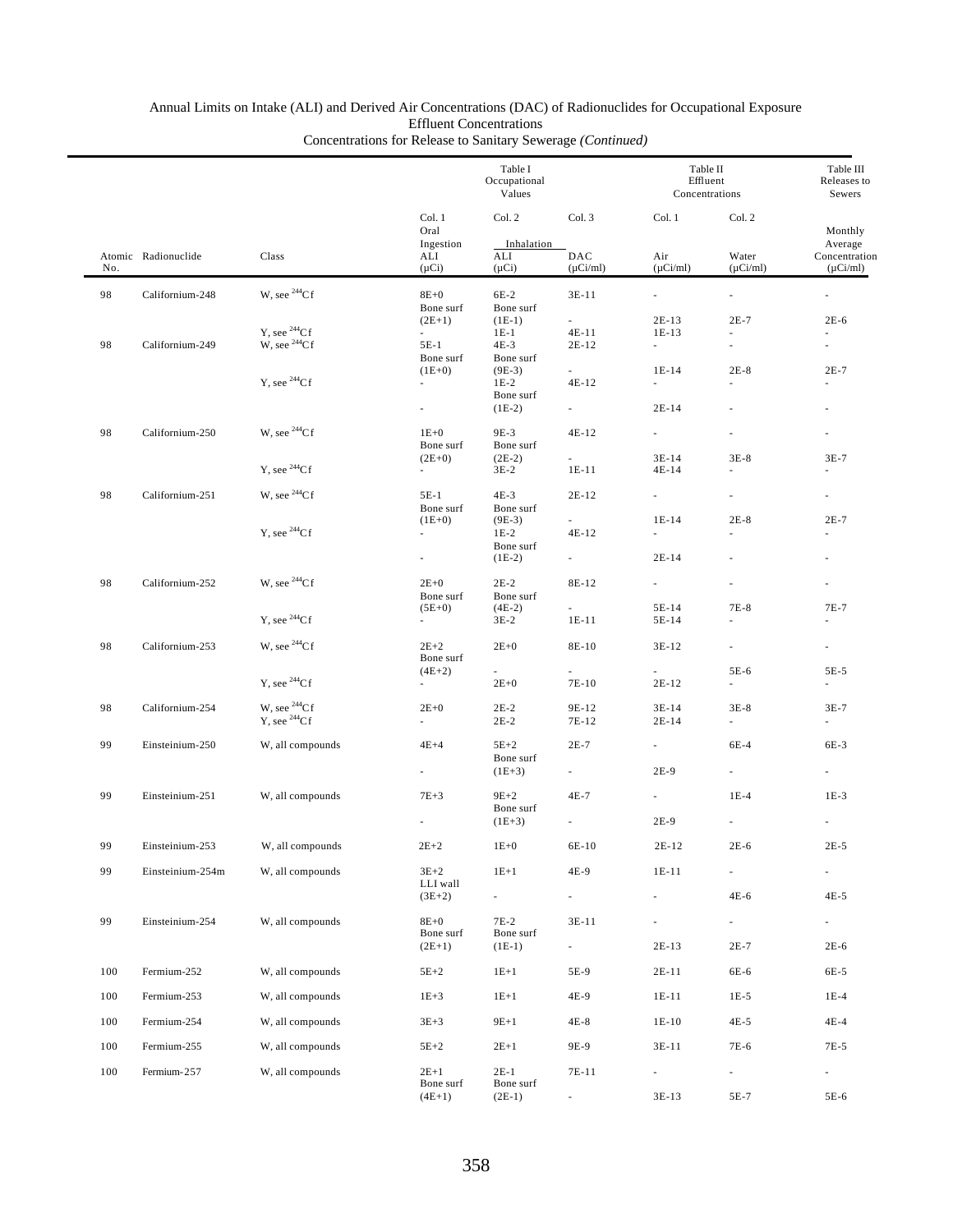Annual Limits on Intake (ALI) and Derived Air Concentrations (DAC) of Radionuclides for Occupational Exposure
Effluent Concentrations
Concentrations for Release to Sanitary Sewerage *(Continued)*

| | | | Table I Occupational Values | | | Table II Effluent Concentrations | | Table III Releases to Sewers |
|---|---|---|---|---|---|---|---|---|
| | | | Col. 1 | Col. 2 | Col. 3 | Col. 1 | Col. 2 | |
| | | | Oral Ingestion | Inhalation | | | | Monthly Average |
| Atomic No. | Radionuclide | Class | ALI (μCi) | ALI (μCi) | DAC (μCi/ml) | Air (μCi/ml) | Water (μCi/ml) | Concentration (μCi/ml) |
| 98 | Californium-248 | W, see $^{244}$Cf | 8E+0 | 6E-2 | 3E-11 | - | - | - |
| | | | Bone surf | Bone surf | | | | |
| | | | (2E+1) | (1E-1) | - | 2E-13 | 2E-7 | 2E-6 |
| | | Y, see $^{244}$Cf | - | 1E-1 | 4E-11 | 1E-13 | - | - |
| 98 | Californium-249 | W, see $^{244}$Cf | 5E-1 | 4E-3 | 2E-12 | - | - | - |
| | | | Bone surf | Bone surf | | | | |
| | | | (1E+0) | (9E-3) | - | 1E-14 | 2E-8 | 2E-7 |
| | | Y, see $^{244}$Cf | - | 1E-2 | 4E-12 | - | - | - |
| | | | | Bone surf | | | | |
| | | | - | (1E-2) | - | 2E-14 | - | - |
| 98 | Californium-250 | W, see $^{244}$Cf | 1E+0 | 9E-3 | 4E-12 | - | - | - |
| | | | Bone surf | Bone surf | | | | |
| | | | (2E+0) | (2E-2) | - | 3E-14 | 3E-8 | 3E-7 |
| | | Y, see $^{244}$Cf | - | 3E-2 | 1E-11 | 4E-14 | - | - |
| 98 | Californium-251 | W, see $^{244}$Cf | 5E-1 | 4E-3 | 2E-12 | - | - | - |
| | | | Bone surf | Bone surf | | | | |
| | | | (1E+0) | (9E-3) | - | 1E-14 | 2E-8 | 2E-7 |
| | | Y, see $^{244}$Cf | - | 1E-2 | 4E-12 | - | - | - |
| | | | | Bone surf | | | | |
| | | | - | (1E-2) | - | 2E-14 | - | - |
| 98 | Californium-252 | W, see $^{244}$Cf | 2E+0 | 2E-2 | 8E-12 | - | - | - |
| | | | Bone surf | Bone surf | | | | |
| | | | (5E+0) | (4E-2) | - | 5E-14 | 7E-8 | 7E-7 |
| | | Y, see $^{244}$Cf | - | 3E-2 | 1E-11 | 5E-14 | - | - |
| 98 | Californium-253 | W, see $^{244}$Cf | 2E+2 | 2E+0 | 8E-10 | 3E-12 | - | - |
| | | | Bone surf | | | | | |
| | | | (4E+2) | - | - | - | 5E-6 | 5E-5 |
| | | Y, see $^{244}$Cf | - | 2E+0 | 7E-10 | 2E-12 | - | - |
| 98 | Californium-254 | W, see $^{244}$Cf | 2E+0 | 2E-2 | 9E-12 | 3E-14 | 3E-8 | 3E-7 |
| | | Y, see $^{244}$Cf | - | 2E-2 | 7E-12 | 2E-14 | - | - |
| 99 | Einsteinium-250 | W, all compounds | 4E+4 | 5E+2 | 2E-7 | - | 6E-4 | 6E-3 |
| | | | | Bone surf | | | | |
| | | | - | (1E+3) | - | 2E-9 | - | - |
| 99 | Einsteinium-251 | W, all compounds | 7E+3 | 9E+2 | 4E-7 | - | 1E-4 | 1E-3 |
| | | | | Bone surf | | | | |
| | | | - | (1E+3) | - | 2E-9 | - | - |
| 99 | Einsteinium-253 | W, all compounds | 2E+2 | 1E+0 | 6E-10 | 2E-12 | 2E-6 | 2E-5 |
| 99 | Einsteinium-254m | W, all compounds | 3E+2 | 1E+1 | 4E-9 | 1E-11 | - | - |
| | | | LLI wall | | | | | |
| | | | (3E+2) | - | - | - | 4E-6 | 4E-5 |
| 99 | Einsteinium-254 | W, all compounds | 8E+0 | 7E-2 | 3E-11 | - | - | - |
| | | | Bone surf | Bone surf | | | | |
| | | | (2E+1) | (1E-1) | - | 2E-13 | 2E-7 | 2E-6 |
| 100 | Fermium-252 | W, all compounds | 5E+2 | 1E+1 | 5E-9 | 2E-11 | 6E-6 | 6E-5 |
| 100 | Fermium-253 | W, all compounds | 1E+3 | 1E+1 | 4E-9 | 1E-11 | 1E-5 | 1E-4 |
| 100 | Fermium-254 | W, all compounds | 3E+3 | 9E+1 | 4E-8 | 1E-10 | 4E-5 | 4E-4 |
| 100 | Fermium-255 | W, all compounds | 5E+2 | 2E+1 | 9E-9 | 3E-11 | 7E-6 | 7E-5 |
| 100 | Fermium-257 | W, all compounds | 2E+1 | 2E-1 | 7E-11 | - | - | - |
| | | | Bone surf | Bone surf | | | | |
| | | | (4E+1) | (2E-1) | - | 3E-13 | 5E-7 | 5E-6 |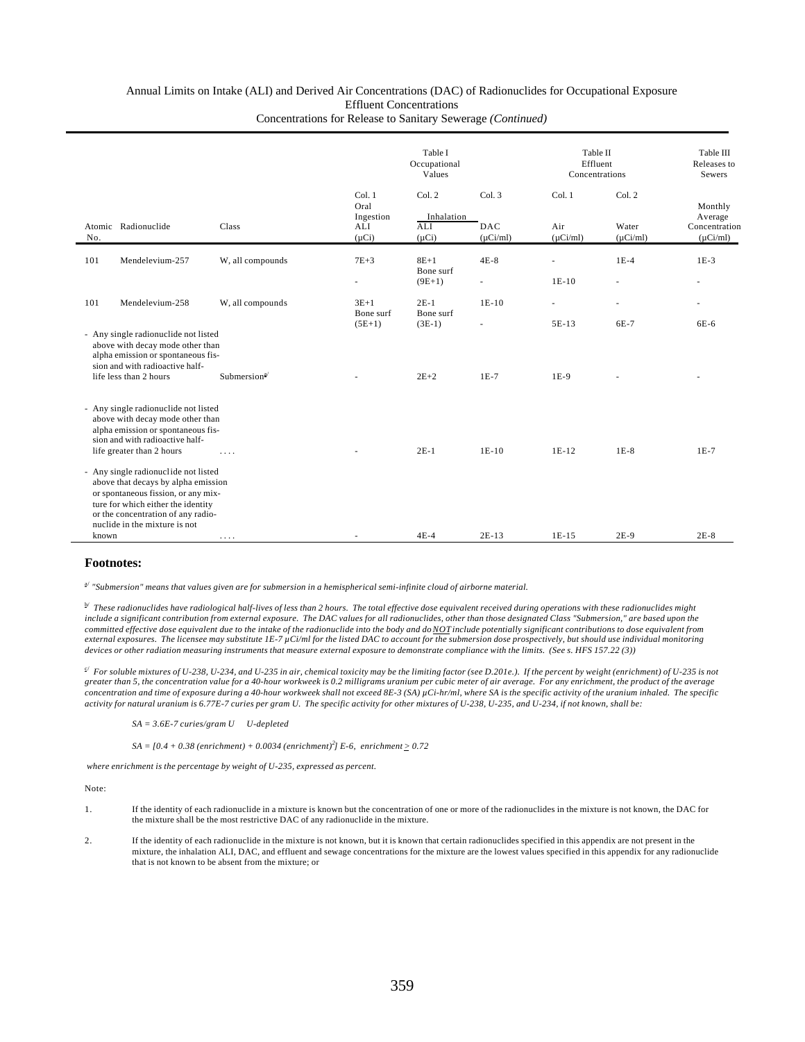Annual Limits on Intake (ALI) and Derived Air Concentrations (DAC) of Radionuclides for Occupational Exposure
Effluent Concentrations
Concentrations for Release to Sanitary Sewerage *(Continued)*

| | | | Table I Occupational Values | | | Table II Effluent Concentrations | | Table III Releases to Sewers |
|---|---|---|---|---|---|---|---|---|
| | | | Col. 1 | Col. 2 | Col. 3 | Col. 1 | Col. 2 | |
| | | | Oral Ingestion | Inhalation | | | | Monthly Average |
| Atomic No. | Radionuclide | Class | ALI (µCi) | ALI (µCi) | DAC (µCi/ml) | Air (µCi/ml) | Water (µCi/ml) | Concentration (µCi/ml) |
| 101 | Mendelevium-257 | W, all compounds | 7E+3 | 8E+1 | 4E-8 | - | 1E-4 | 1E-3 |
| | | | - | Bone surf (9E+1) | - | 1E-10 | - | - |
| 101 | Mendelevium-258 | W, all compounds | 3E+1 | 2E-1 | 1E-10 | - | - | - |
| | | | Bone surf (5E+1) | Bone surf (3E-1) | - | 5E-13 | 6E-7 | 6E-6 |
| - | Any single radionuclide not listed above with decay mode other than alpha emission or spontaneous fission and with radioactive half-life less than 2 hours | Submission[a] | - | 2E+2 | 1E-7 | 1E-9 | - | - |
| - | Any single radionuclide not listed above with decay mode other than alpha emission or spontaneous fission and with radioactive half-life greater than 2 hours | .... | - | 2E-1 | 1E-10 | 1E-12 | 1E-8 | 1E-7 |
| - | Any single radionuclide not listed above that decays by alpha emission or spontaneous fission, or any mixture for which either the identity or the concentration of any radionuclide in the mixture is not known | .... | - | 4E-4 | 2E-13 | 1E-15 | 2E-9 | 2E-8 |

## Footnotes:

[a] *"Submersion" means that values given are for submersion in a hemispherical semi-infinite cloud of airborne material.*

[b] *These radionuclides have radiological half-lives of less than 2 hours. The total effective dose equivalent received during operations with these radionuclides might include a significant contribution from external exposure. The DAC values for all radionuclides, other than those designated Class "Submersion," are based upon the committed effective dose equivalent due to the intake of the radionuclide into the body and do NOT include potentially significant contributions to dose equivalent from external exposures. The licensee may substitute 1E-7 µCi/ml for the listed DAC to account for the submersion dose prospectively, but should use individual monitoring devices or other radiation measuring instruments that measure external exposure to demonstrate compliance with the limits. (See s. HFS 157.22 (3))*

[c] *For soluble mixtures of U-238, U-234, and U-235 in air, chemical toxicity may be the limiting factor (see D.201e.). If the percent by weight (enrichment) of U-235 is not greater than 5, the concentration value for a 40-hour workweek is 0.2 milligrams uranium per cubic meter of air average. For any enrichment, the product of the average concentration and time of exposure during a 40-hour workweek shall not exceed 8E-3 (SA) µCi-hr/ml, where SA is the specific activity of the uranium inhaled. The specific activity for natural uranium is 6.77E-7 curies per gram U. The specific activity for other mixtures of U-238, U-235, and U-234, if not known, shall be:*

*SA = 3.6E-7 curies/gram U     U-depleted*

*SA = [0.4 + 0.38 (enrichment) + 0.0034 (enrichment)$^2$] E-6,  enrichment $\geq$ 0.72*

*where enrichment is the percentage by weight of U-235, expressed as percent.*

Note:

1. If the identity of each radionuclide in a mixture is known but the concentration of one or more of the radionuclides in the mixture is not known, the DAC for the mixture shall be the most restrictive DAC of any radionuclide in the mixture.

2. If the identity of each radionuclide in the mixture is not known, but it is known that certain radionuclides specified in this appendix are not present in the mixture, the inhalation ALI, DAC, and effluent and sewage concentrations for the mixture are the lowest values specified in this appendix for any radionuclide that is not known to be absent from the mixture; or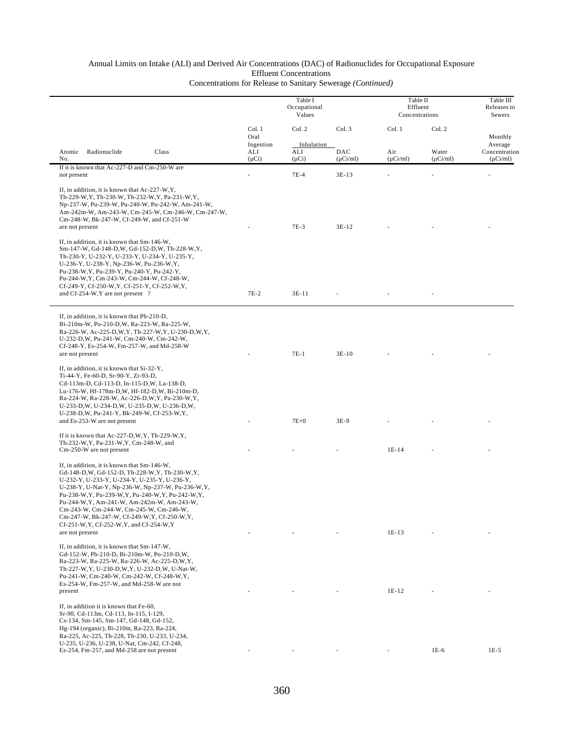Annual Limits on Intake (ALI) and Derived Air Concentrations (DAC) of Radionuclides for Occupational Exposure
Effluent Concentrations
Concentrations for Release to Sanitary Sewerage *(Continued)*

| Atomic No. | Radionuclide | Class | Table I Occupational Values Col. 1 Oral Ingestion ALI (μCi) | Table I Col. 2 Inhalation ALI (μCi) | Table I Col. 3 Inhalation DAC (μCi/ml) | Table II Effluent Concentrations Col. 1 Air (μCi/ml) | Table II Col. 2 Water (μCi/ml) | Table III Releases to Sewers Monthly Average Concentration (μCi/ml) |
|---|---|---|---|---|---|---|---|---|
| If it is known that Ac-227-D and Cm-250-W are not present | | | - | 7E-4 | 3E-13 | - | - | - |
| If, in addition, it is known that Ac-227-W,Y, Th-229-W,Y, Th-230-W, Th-232-W,Y, Pa-231-W,Y, Np-237-W, Pu-239-W, Pu-240-W, Pu-242-W, Am-241-W, Am-242m-W, Am-243-W, Cm-245-W, Cm-246-W, Cm-247-W, Cm-248-W, Bk-247-W, Cf-249-W, and Cf-251-W are not present | | | - | 7E-3 | 3E-12 | - | - | - |
| If, in addition, it is known that Sm-146-W, Sm-147-W, Gd-148-D,W, Gd-152-D,W, Th-228-W,Y, Th-230-Y, U-232-Y, U-233-Y, U-234-Y, U-235-Y, U-236-Y, U-238-Y, Np-236-W, Pu-236-W,Y, Pu-238-W,Y, Pu-239-Y, Pu-240-Y, Pu-242-Y, Pu-244-W,Y, Cm-243-W, Cm-244-W, Cf-248-W, Cf-249-Y, Cf-250-W,Y, Cf-251-Y, Cf-252-W,Y, and Cf-254-W,Y are not present ? | | | 7E-2 | 3E-11 | - | - | - | |
| If, in addition, it is known that Pb-210-D, Bi-210m-W, Po-210-D,W, Ra-223-W, Ra-225-W, Ra-226-W, Ac-225-D,W,Y, Th-227-W,Y, U-230-D,W,Y, U-232-D,W, Pu-241-W, Cm-240-W, Cm-242-W, Cf-248-Y, Es-254-W, Fm-257-W, and Md-258-W are not present | | | - | 7E-1 | 3E-10 | - | - | - |
| If, in addition, it is known that Si-32-Y, Ti-44-Y, Fe-60-D, Sr-90-Y, Zr-93-D, Cd-113m-D, Cd-113-D, In-115-D,W, La-138-D, Lu-176-W, Hf-178m-D,W, Hf-182-D,W, Bi-210m-D, Ra-224-W, Ra-228-W, Ac-226-D,W,Y, Pa-230-W,Y, U-233-D,W, U-234-D,W, U-235-D,W, U-236-D,W, U-238-D,W, Pu-241-Y, Bk-249-W, Cf-253-W,Y, and Es-253-W are not present | | | - | 7E+0 | 3E-9 | - | - | - |
| If it is known that Ac-227-D,W,Y, Th-229-W,Y, Th-232-W,Y, Pa-231-W,Y, Cm-248-W, and Cm-250-W are not present | | | - | - | - | 1E-14 | - | - |
| If, in addition, it is known that Sm-146-W, Gd-148-D,W, Gd-152-D, Th-228-W,Y, Th-230-W,Y, U-232-Y, U-233-Y, U-234-Y, U-235-Y, U-236-Y, U-238-Y, U-Nat-Y, Np-236-W, Np-237-W, Pu-236-W,Y, Pu-238-W,Y, Pu-239-W,Y, Pu-240-W,Y, Pu-242-W,Y, Pu-244-W,Y, Am-241-W, Am-242m-W, Am-243-W, Cm-243-W, Cm-244-W, Cm-245-W, Cm-246-W, Cm-247-W, Bk-247-W, Cf-249-W,Y, Cf-250-W,Y, Cf-251-W,Y, Cf-252-W,Y, and Cf-254-W,Y are not present | | | - | - | - | 1E-13 | - | - |
| If, in addition, it is known that Sm-147-W, Gd-152-W, Pb-210-D, Bi-210m-W, Po-210-D,W, Ra-223-W, Ra-225-W, Ra-226-W, Ac-225-D,W,Y, Th-227-W,Y, U-230-D,W,Y, U-232-D,W, U-Nat-W, Pu-241-W, Cm-240-W, Cm-242-W, Cf-248-W,Y, Es-254-W, Fm-257-W, and Md-258-W are not present | | | - | - | - | 1E-12 | - | - |
| If, in addition it is known that Fe-60, Sr-90, Cd-113m, Cd-113, In-115, I-129, Cs-134, Sm-145, Sm-147, Gd-148, Gd-152, Hg-194 (organic), Bi-210m, Ra-223, Ra-224, Ra-225, Ac-225, Th-228, Th-230, U-233, U-234, U-235, U-236, U-238, U-Nat, Cm-242, Cf-248, Es-254, Fm-257, and Md-258 are not present | | | - | - | - | - | 1E-6 | 1E-5 |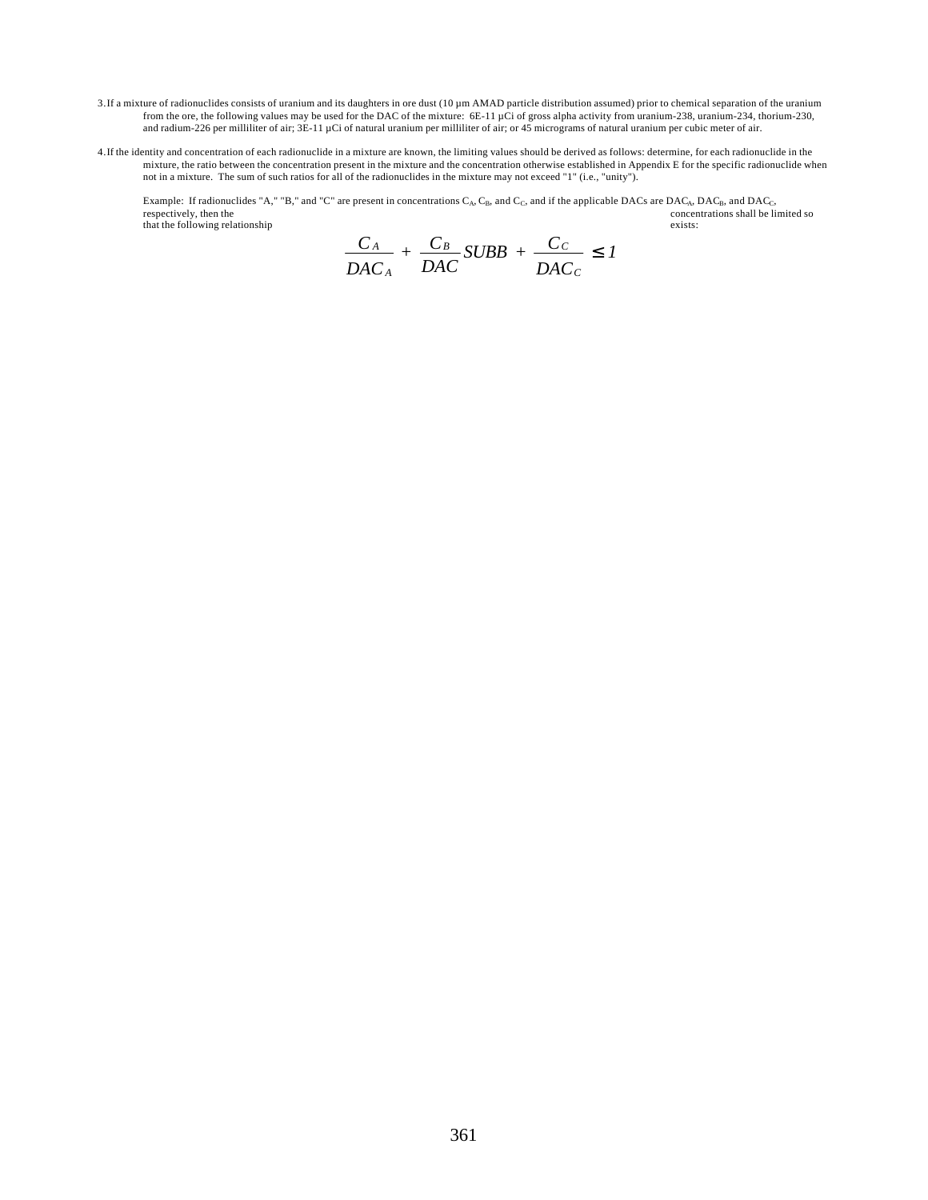3. If a mixture of radionuclides consists of uranium and its daughters in ore dust (10 µm AMAD particle distribution assumed) prior to chemical separation of the uranium from the ore, the following values may be used for the DAC of the mixture: 6E-11 µCi of gross alpha activity from uranium-238, uranium-234, thorium-230, and radium-226 per milliliter of air; 3E-11 µCi of natural uranium per milliliter of air; or 45 micrograms of natural uranium per cubic meter of air.

4. If the identity and concentration of each radionuclide in a mixture are known, the limiting values should be derived as follows: determine, for each radionuclide in the mixture, the ratio between the concentration present in the mixture and the concentration otherwise established in Appendix E for the specific radionuclide when not in a mixture. The sum of such ratios for all of the radionuclides in the mixture may not exceed "1" (i.e., "unity").

   Example: If radionuclides "A," "B," and "C" are present in concentrations $C_A$, $C_B$, and $C_C$, and if the applicable DACs are $DAC_A$, $DAC_B$, and $DAC_C$, respectively, then the concentrations shall be limited so that the following relationship exists:

$$\frac{C_A}{DAC_A} + \frac{C_B}{DAC} SUBB + \frac{C_C}{DAC_C} \leq 1$$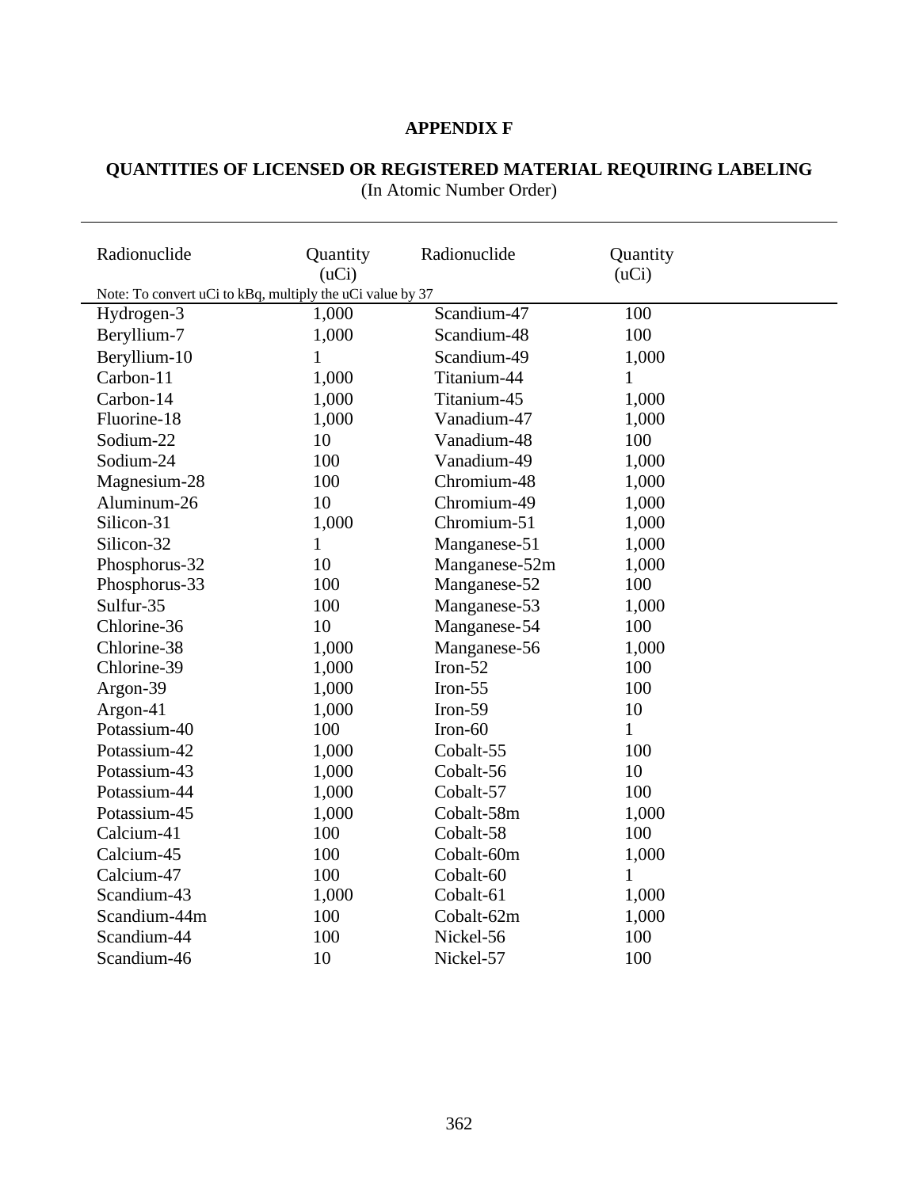**APPENDIX F**

**QUANTITIES OF LICENSED OR REGISTERED MATERIAL REQUIRING LABELING**
(In Atomic Number Order)

Note: To convert uCi to kBq, multiply the uCi value by 37

| Radionuclide | Quantity (uCi) | Radionuclide | Quantity (uCi) |
|---|---|---|---|
| Hydrogen-3 | 1,000 | Scandium-47 | 100 |
| Beryllium-7 | 1,000 | Scandium-48 | 100 |
| Beryllium-10 | 1 | Scandium-49 | 1,000 |
| Carbon-11 | 1,000 | Titanium-44 | 1 |
| Carbon-14 | 1,000 | Titanium-45 | 1,000 |
| Fluorine-18 | 1,000 | Vanadium-47 | 1,000 |
| Sodium-22 | 10 | Vanadium-48 | 100 |
| Sodium-24 | 100 | Vanadium-49 | 1,000 |
| Magnesium-28 | 100 | Chromium-48 | 1,000 |
| Aluminum-26 | 10 | Chromium-49 | 1,000 |
| Silicon-31 | 1,000 | Chromium-51 | 1,000 |
| Silicon-32 | 1 | Manganese-51 | 1,000 |
| Phosphorus-32 | 10 | Manganese-52m | 1,000 |
| Phosphorus-33 | 100 | Manganese-52 | 100 |
| Sulfur-35 | 100 | Manganese-53 | 1,000 |
| Chlorine-36 | 10 | Manganese-54 | 100 |
| Chlorine-38 | 1,000 | Manganese-56 | 1,000 |
| Chlorine-39 | 1,000 | Iron-52 | 100 |
| Argon-39 | 1,000 | Iron-55 | 100 |
| Argon-41 | 1,000 | Iron-59 | 10 |
| Potassium-40 | 100 | Iron-60 | 1 |
| Potassium-42 | 1,000 | Cobalt-55 | 100 |
| Potassium-43 | 1,000 | Cobalt-56 | 10 |
| Potassium-44 | 1,000 | Cobalt-57 | 100 |
| Potassium-45 | 1,000 | Cobalt-58m | 1,000 |
| Calcium-41 | 100 | Cobalt-58 | 100 |
| Calcium-45 | 100 | Cobalt-60m | 1,000 |
| Calcium-47 | 100 | Cobalt-60 | 1 |
| Scandium-43 | 1,000 | Cobalt-61 | 1,000 |
| Scandium-44m | 100 | Cobalt-62m | 1,000 |
| Scandium-44 | 100 | Nickel-56 | 100 |
| Scandium-46 | 10 | Nickel-57 | 100 |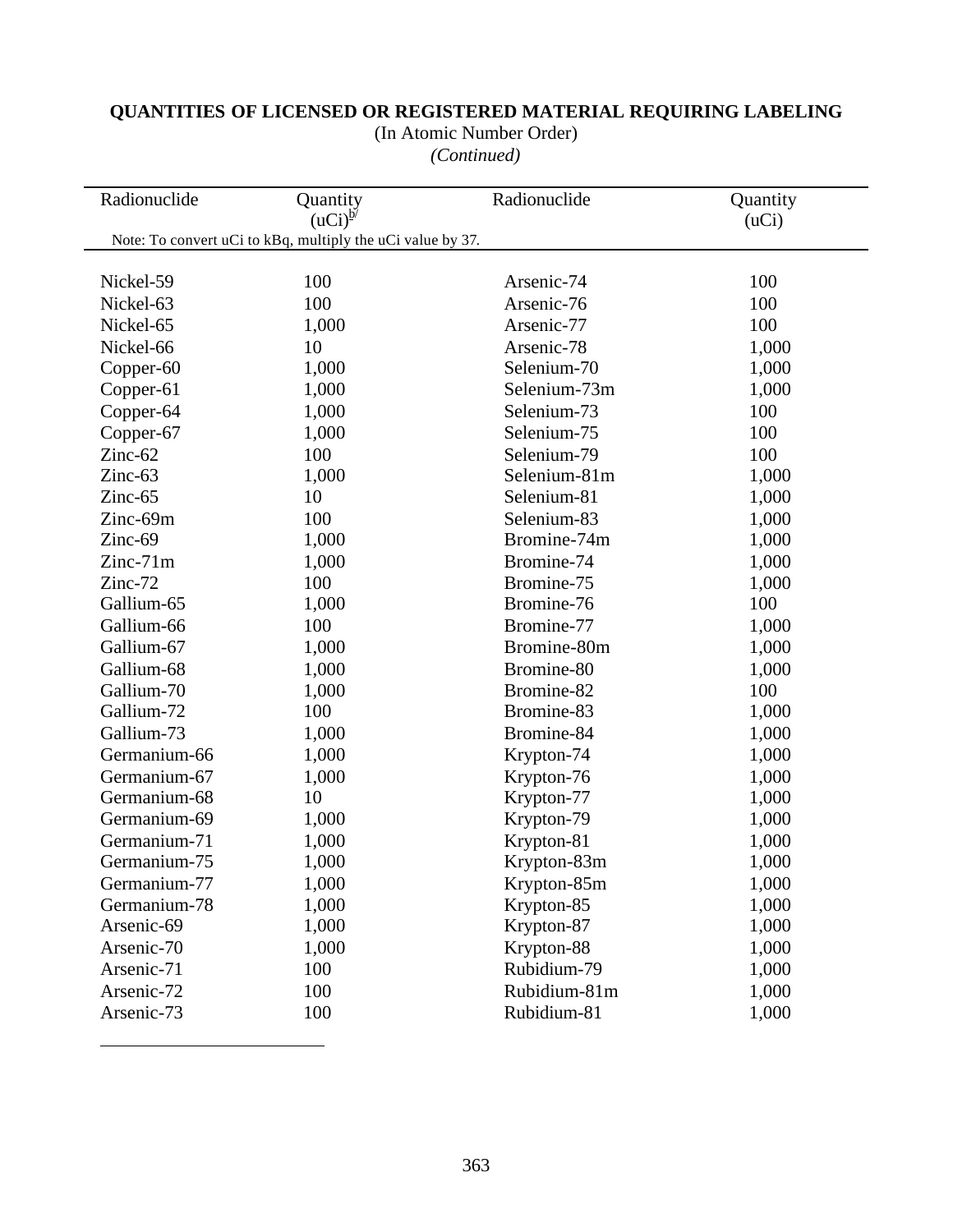**QUANTITIES OF LICENSED OR REGISTERED MATERIAL REQUIRING LABELING**

(In Atomic Number Order)

*(Continued)*

| Radionuclide | Quantity (uCi)[b/] | Radionuclide | Quantity (uCi) |
|---|---|---|---|
| Note: To convert uCi to kBq, multiply the uCi value by 37. | | | |
| Nickel-59 | 100 | Arsenic-74 | 100 |
| Nickel-63 | 100 | Arsenic-76 | 100 |
| Nickel-65 | 1,000 | Arsenic-77 | 100 |
| Nickel-66 | 10 | Arsenic-78 | 1,000 |
| Copper-60 | 1,000 | Selenium-70 | 1,000 |
| Copper-61 | 1,000 | Selenium-73m | 1,000 |
| Copper-64 | 1,000 | Selenium-73 | 100 |
| Copper-67 | 1,000 | Selenium-75 | 100 |
| Zinc-62 | 100 | Selenium-79 | 100 |
| Zinc-63 | 1,000 | Selenium-81m | 1,000 |
| Zinc-65 | 10 | Selenium-81 | 1,000 |
| Zinc-69m | 100 | Selenium-83 | 1,000 |
| Zinc-69 | 1,000 | Bromine-74m | 1,000 |
| Zinc-71m | 1,000 | Bromine-74 | 1,000 |
| Zinc-72 | 100 | Bromine-75 | 1,000 |
| Gallium-65 | 1,000 | Bromine-76 | 100 |
| Gallium-66 | 100 | Bromine-77 | 1,000 |
| Gallium-67 | 1,000 | Bromine-80m | 1,000 |
| Gallium-68 | 1,000 | Bromine-80 | 1,000 |
| Gallium-70 | 1,000 | Bromine-82 | 100 |
| Gallium-72 | 100 | Bromine-83 | 1,000 |
| Gallium-73 | 1,000 | Bromine-84 | 1,000 |
| Germanium-66 | 1,000 | Krypton-74 | 1,000 |
| Germanium-67 | 1,000 | Krypton-76 | 1,000 |
| Germanium-68 | 10 | Krypton-77 | 1,000 |
| Germanium-69 | 1,000 | Krypton-79 | 1,000 |
| Germanium-71 | 1,000 | Krypton-81 | 1,000 |
| Germanium-75 | 1,000 | Krypton-83m | 1,000 |
| Germanium-77 | 1,000 | Krypton-85m | 1,000 |
| Germanium-78 | 1,000 | Krypton-85 | 1,000 |
| Arsenic-69 | 1,000 | Krypton-87 | 1,000 |
| Arsenic-70 | 1,000 | Krypton-88 | 1,000 |
| Arsenic-71 | 100 | Rubidium-79 | 1,000 |
| Arsenic-72 | 100 | Rubidium-81m | 1,000 |
| Arsenic-73 | 100 | Rubidium-81 | 1,000 |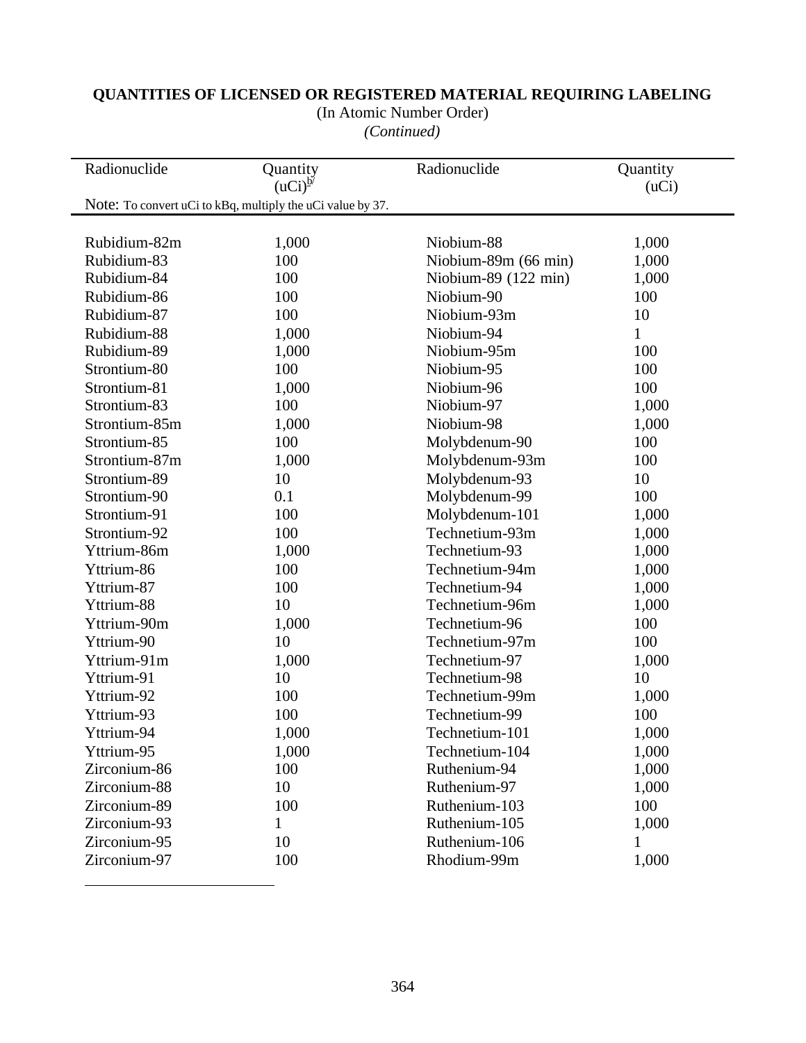**QUANTITIES OF LICENSED OR REGISTERED MATERIAL REQUIRING LABELING**

(In Atomic Number Order)

*(Continued)*

| Radionuclide | Quantity (uCi)[b/] | Radionuclide | Quantity (uCi) |
|---|---|---|---|
| Note: To convert uCi to kBq, multiply the uCi value by 37. | | | |
| Rubidium-82m | 1,000 | Niobium-88 | 1,000 |
| Rubidium-83 | 100 | Niobium-89m (66 min) | 1,000 |
| Rubidium-84 | 100 | Niobium-89 (122 min) | 1,000 |
| Rubidium-86 | 100 | Niobium-90 | 100 |
| Rubidium-87 | 100 | Niobium-93m | 10 |
| Rubidium-88 | 1,000 | Niobium-94 | 1 |
| Rubidium-89 | 1,000 | Niobium-95m | 100 |
| Strontium-80 | 100 | Niobium-95 | 100 |
| Strontium-81 | 1,000 | Niobium-96 | 100 |
| Strontium-83 | 100 | Niobium-97 | 1,000 |
| Strontium-85m | 1,000 | Niobium-98 | 1,000 |
| Strontium-85 | 100 | Molybdenum-90 | 100 |
| Strontium-87m | 1,000 | Molybdenum-93m | 100 |
| Strontium-89 | 10 | Molybdenum-93 | 10 |
| Strontium-90 | 0.1 | Molybdenum-99 | 100 |
| Strontium-91 | 100 | Molybdenum-101 | 1,000 |
| Strontium-92 | 100 | Technetium-93m | 1,000 |
| Yttrium-86m | 1,000 | Technetium-93 | 1,000 |
| Yttrium-86 | 100 | Technetium-94m | 1,000 |
| Yttrium-87 | 100 | Technetium-94 | 1,000 |
| Yttrium-88 | 10 | Technetium-96m | 1,000 |
| Yttrium-90m | 1,000 | Technetium-96 | 100 |
| Yttrium-90 | 10 | Technetium-97m | 100 |
| Yttrium-91m | 1,000 | Technetium-97 | 1,000 |
| Yttrium-91 | 10 | Technetium-98 | 10 |
| Yttrium-92 | 100 | Technetium-99m | 1,000 |
| Yttrium-93 | 100 | Technetium-99 | 100 |
| Yttrium-94 | 1,000 | Technetium-101 | 1,000 |
| Yttrium-95 | 1,000 | Technetium-104 | 1,000 |
| Zirconium-86 | 100 | Ruthenium-94 | 1,000 |
| Zirconium-88 | 10 | Ruthenium-97 | 1,000 |
| Zirconium-89 | 100 | Ruthenium-103 | 100 |
| Zirconium-93 | 1 | Ruthenium-105 | 1,000 |
| Zirconium-95 | 10 | Ruthenium-106 | 1 |
| Zirconium-97 | 100 | Rhodium-99m | 1,000 |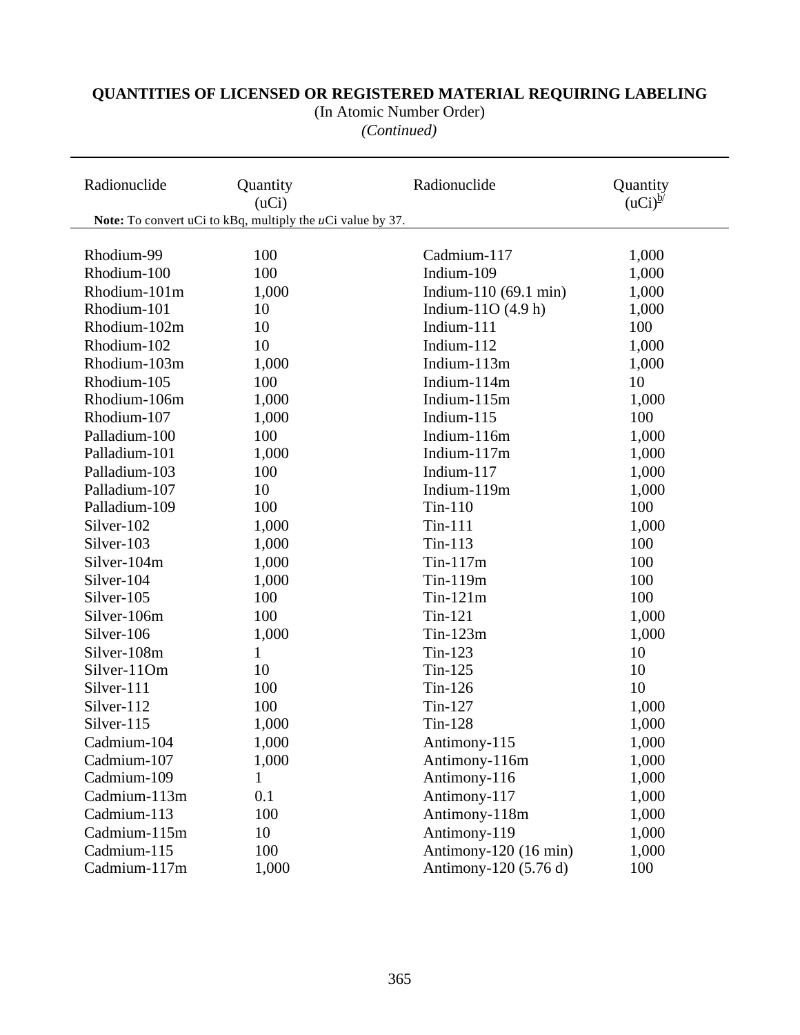**QUANTITIES OF LICENSED OR REGISTERED MATERIAL REQUIRING LABELING**

(In Atomic Number Order)

*(Continued)*

| Radionuclide | Quantity (uCi) | Radionuclide | Quantity (uCi)[b/] |
|---|---|---|---|
| Rhodium-99 | 100 | Cadmium-117 | 1,000 |
| Rhodium-100 | 100 | Indium-109 | 1,000 |
| Rhodium-101m | 1,000 | Indium-110 (69.1 min) | 1,000 |
| Rhodium-101 | 10 | Indium-11O (4.9 h) | 1,000 |
| Rhodium-102m | 10 | Indium-111 | 100 |
| Rhodium-102 | 10 | Indium-112 | 1,000 |
| Rhodium-103m | 1,000 | Indium-113m | 1,000 |
| Rhodium-105 | 100 | Indium-114m | 10 |
| Rhodium-106m | 1,000 | Indium-115m | 1,000 |
| Rhodium-107 | 1,000 | Indium-115 | 100 |
| Palladium-100 | 100 | Indium-116m | 1,000 |
| Palladium-101 | 1,000 | Indium-117m | 1,000 |
| Palladium-103 | 100 | Indium-117 | 1,000 |
| Palladium-107 | 10 | Indium-119m | 1,000 |
| Palladium-109 | 100 | Tin-110 | 100 |
| Silver-102 | 1,000 | Tin-111 | 1,000 |
| Silver-103 | 1,000 | Tin-113 | 100 |
| Silver-104m | 1,000 | Tin-117m | 100 |
| Silver-104 | 1,000 | Tin-119m | 100 |
| Silver-105 | 100 | Tin-121m | 100 |
| Silver-106m | 100 | Tin-121 | 1,000 |
| Silver-106 | 1,000 | Tin-123m | 1,000 |
| Silver-108m | 1 | Tin-123 | 10 |
| Silver-11Om | 10 | Tin-125 | 10 |
| Silver-111 | 100 | Tin-126 | 10 |
| Silver-112 | 100 | Tin-127 | 1,000 |
| Silver-115 | 1,000 | Tin-128 | 1,000 |
| Cadmium-104 | 1,000 | Antimony-115 | 1,000 |
| Cadmium-107 | 1,000 | Antimony-116m | 1,000 |
| Cadmium-109 | 1 | Antimony-116 | 1,000 |
| Cadmium-113m | 0.1 | Antimony-117 | 1,000 |
| Cadmium-113 | 100 | Antimony-118m | 1,000 |
| Cadmium-115m | 10 | Antimony-119 | 1,000 |
| Cadmium-115 | 100 | Antimony-120 (16 min) | 1,000 |
| Cadmium-117m | 1,000 | Antimony-120 (5.76 d) | 100 |

**Note:** To convert uCi to kBq, multiply the *u*Ci value by 37.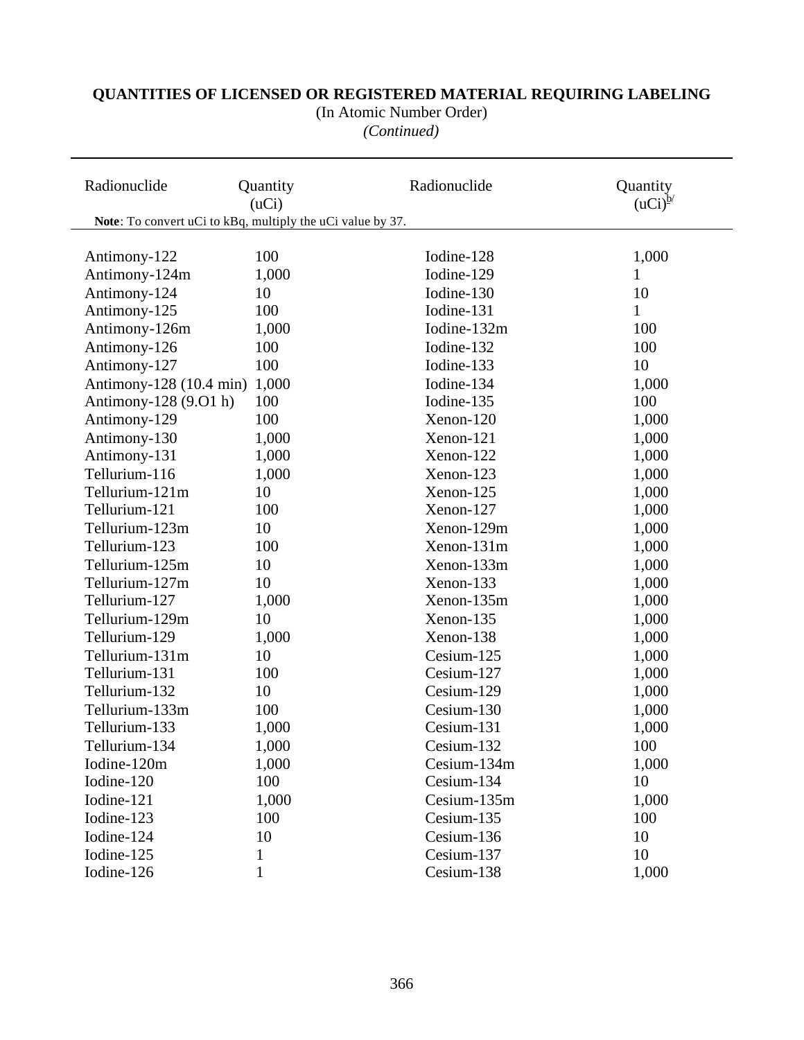**QUANTITIES OF LICENSED OR REGISTERED MATERIAL REQUIRING LABELING**

(In Atomic Number Order)

*(Continued)*

| Radionuclide | Quantity (uCi) | Radionuclide | Quantity (uCi)[b/] |
|---|---|---|---|
| **Note**: To convert uCi to kBq, multiply the uCi value by 37. | | | |
| Antimony-122 | 100 | Iodine-128 | 1,000 |
| Antimony-124m | 1,000 | Iodine-129 | 1 |
| Antimony-124 | 10 | Iodine-130 | 10 |
| Antimony-125 | 100 | Iodine-131 | 1 |
| Antimony-126m | 1,000 | Iodine-132m | 100 |
| Antimony-126 | 100 | Iodine-132 | 100 |
| Antimony-127 | 100 | Iodine-133 | 10 |
| Antimony-128 (10.4 min) | 1,000 | Iodine-134 | 1,000 |
| Antimony-128 (9.O1 h) | 100 | Iodine-135 | 100 |
| Antimony-129 | 100 | Xenon-120 | 1,000 |
| Antimony-130 | 1,000 | Xenon-121 | 1,000 |
| Antimony-131 | 1,000 | Xenon-122 | 1,000 |
| Tellurium-116 | 1,000 | Xenon-123 | 1,000 |
| Tellurium-121m | 10 | Xenon-125 | 1,000 |
| Tellurium-121 | 100 | Xenon-127 | 1,000 |
| Tellurium-123m | 10 | Xenon-129m | 1,000 |
| Tellurium-123 | 100 | Xenon-131m | 1,000 |
| Tellurium-125m | 10 | Xenon-133m | 1,000 |
| Tellurium-127m | 10 | Xenon-133 | 1,000 |
| Tellurium-127 | 1,000 | Xenon-135m | 1,000 |
| Tellurium-129m | 10 | Xenon-135 | 1,000 |
| Tellurium-129 | 1,000 | Xenon-138 | 1,000 |
| Tellurium-131m | 10 | Cesium-125 | 1,000 |
| Tellurium-131 | 100 | Cesium-127 | 1,000 |
| Tellurium-132 | 10 | Cesium-129 | 1,000 |
| Tellurium-133m | 100 | Cesium-130 | 1,000 |
| Tellurium-133 | 1,000 | Cesium-131 | 1,000 |
| Tellurium-134 | 1,000 | Cesium-132 | 100 |
| Iodine-120m | 1,000 | Cesium-134m | 1,000 |
| Iodine-120 | 100 | Cesium-134 | 10 |
| Iodine-121 | 1,000 | Cesium-135m | 1,000 |
| Iodine-123 | 100 | Cesium-135 | 100 |
| Iodine-124 | 10 | Cesium-136 | 10 |
| Iodine-125 | 1 | Cesium-137 | 10 |
| Iodine-126 | 1 | Cesium-138 | 1,000 |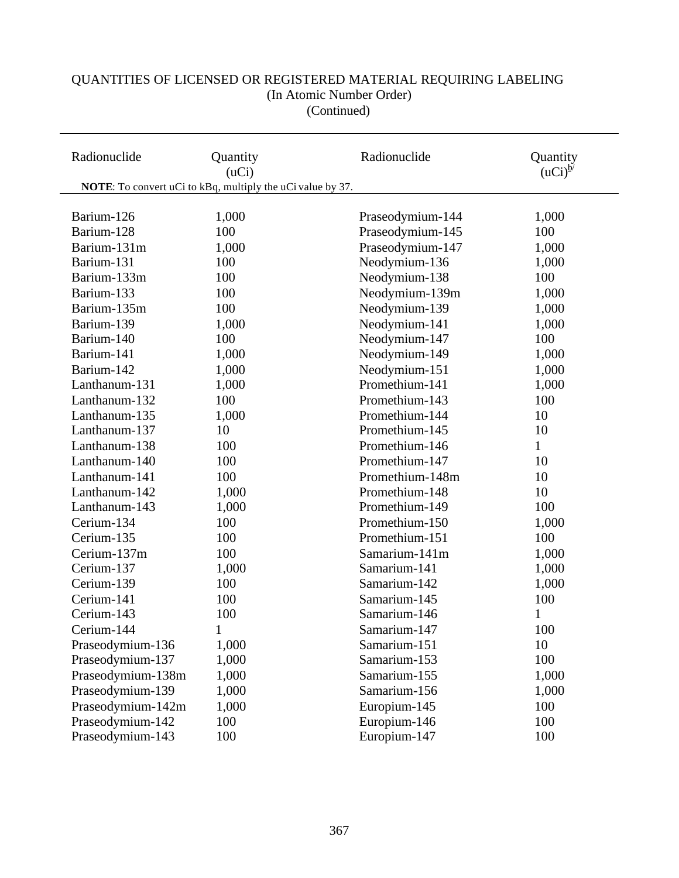# QUANTITIES OF LICENSED OR REGISTERED MATERIAL REQUIRING LABELING
(In Atomic Number Order)
(Continued)

| Radionuclide | Quantity (uCi) | Radionuclide | Quantity (uCi)[b/] |
|---|---|---|---|
| Barium-126 | 1,000 | Praseodymium-144 | 1,000 |
| Barium-128 | 100 | Praseodymium-145 | 100 |
| Barium-131m | 1,000 | Praseodymium-147 | 1,000 |
| Barium-131 | 100 | Neodymium-136 | 1,000 |
| Barium-133m | 100 | Neodymium-138 | 100 |
| Barium-133 | 100 | Neodymium-139m | 1,000 |
| Barium-135m | 100 | Neodymium-139 | 1,000 |
| Barium-139 | 1,000 | Neodymium-141 | 1,000 |
| Barium-140 | 100 | Neodymium-147 | 100 |
| Barium-141 | 1,000 | Neodymium-149 | 1,000 |
| Barium-142 | 1,000 | Neodymium-151 | 1,000 |
| Lanthanum-131 | 1,000 | Promethium-141 | 1,000 |
| Lanthanum-132 | 100 | Promethium-143 | 100 |
| Lanthanum-135 | 1,000 | Promethium-144 | 10 |
| Lanthanum-137 | 10 | Promethium-145 | 10 |
| Lanthanum-138 | 100 | Promethium-146 | 1 |
| Lanthanum-140 | 100 | Promethium-147 | 10 |
| Lanthanum-141 | 100 | Promethium-148m | 10 |
| Lanthanum-142 | 1,000 | Promethium-148 | 10 |
| Lanthanum-143 | 1,000 | Promethium-149 | 100 |
| Cerium-134 | 100 | Promethium-150 | 1,000 |
| Cerium-135 | 100 | Promethium-151 | 100 |
| Cerium-137m | 100 | Samarium-141m | 1,000 |
| Cerium-137 | 1,000 | Samarium-141 | 1,000 |
| Cerium-139 | 100 | Samarium-142 | 1,000 |
| Cerium-141 | 100 | Samarium-145 | 100 |
| Cerium-143 | 100 | Samarium-146 | 1 |
| Cerium-144 | 1 | Samarium-147 | 100 |
| Praseodymium-136 | 1,000 | Samarium-151 | 10 |
| Praseodymium-137 | 1,000 | Samarium-153 | 100 |
| Praseodymium-138m | 1,000 | Samarium-155 | 1,000 |
| Praseodymium-139 | 1,000 | Samarium-156 | 1,000 |
| Praseodymium-142m | 1,000 | Europium-145 | 100 |
| Praseodymium-142 | 100 | Europium-146 | 100 |
| Praseodymium-143 | 100 | Europium-147 | 100 |

**NOTE**: To convert uCi to kBq, multiply the uCi value by 37.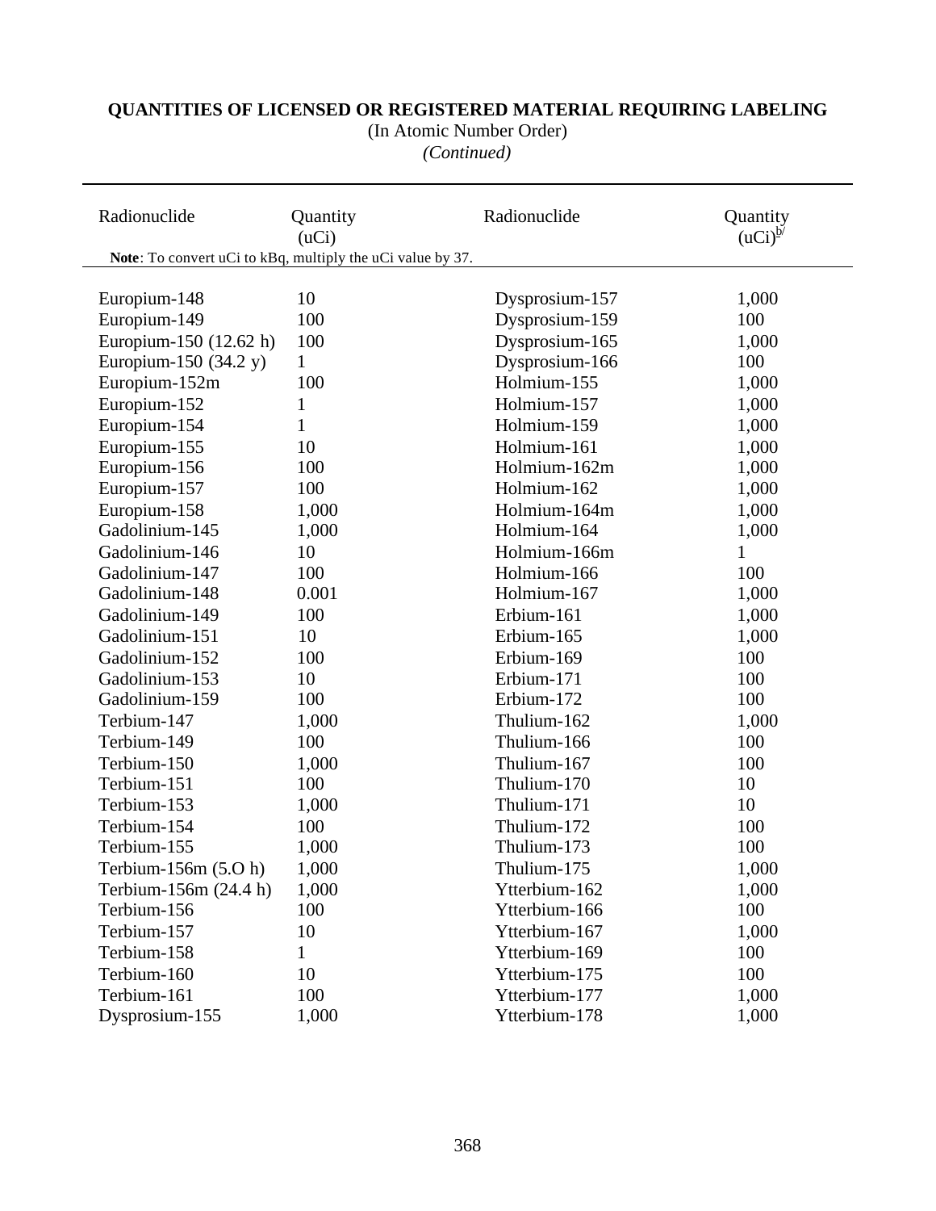# QUANTITIES OF LICENSED OR REGISTERED MATERIAL REQUIRING LABELING

(In Atomic Number Order)

*(Continued)*

| Radionuclide | Quantity (uCi) | Radionuclide | Quantity (uCi)[b/] |
|---|---|---|---|
| Europium-148 | 10 | Dysprosium-157 | 1,000 |
| Europium-149 | 100 | Dysprosium-159 | 100 |
| Europium-150 (12.62 h) | 100 | Dysprosium-165 | 1,000 |
| Europium-150 (34.2 y) | 1 | Dysprosium-166 | 100 |
| Europium-152m | 100 | Holmium-155 | 1,000 |
| Europium-152 | 1 | Holmium-157 | 1,000 |
| Europium-154 | 1 | Holmium-159 | 1,000 |
| Europium-155 | 10 | Holmium-161 | 1,000 |
| Europium-156 | 100 | Holmium-162m | 1,000 |
| Europium-157 | 100 | Holmium-162 | 1,000 |
| Europium-158 | 1,000 | Holmium-164m | 1,000 |
| Gadolinium-145 | 1,000 | Holmium-164 | 1,000 |
| Gadolinium-146 | 10 | Holmium-166m | 1 |
| Gadolinium-147 | 100 | Holmium-166 | 100 |
| Gadolinium-148 | 0.001 | Holmium-167 | 1,000 |
| Gadolinium-149 | 100 | Erbium-161 | 1,000 |
| Gadolinium-151 | 10 | Erbium-165 | 1,000 |
| Gadolinium-152 | 100 | Erbium-169 | 100 |
| Gadolinium-153 | 10 | Erbium-171 | 100 |
| Gadolinium-159 | 100 | Erbium-172 | 100 |
| Terbium-147 | 1,000 | Thulium-162 | 1,000 |
| Terbium-149 | 100 | Thulium-166 | 100 |
| Terbium-150 | 1,000 | Thulium-167 | 100 |
| Terbium-151 | 100 | Thulium-170 | 10 |
| Terbium-153 | 1,000 | Thulium-171 | 10 |
| Terbium-154 | 100 | Thulium-172 | 100 |
| Terbium-155 | 1,000 | Thulium-173 | 100 |
| Terbium-156m (5.O h) | 1,000 | Thulium-175 | 1,000 |
| Terbium-156m (24.4 h) | 1,000 | Ytterbium-162 | 1,000 |
| Terbium-156 | 100 | Ytterbium-166 | 100 |
| Terbium-157 | 10 | Ytterbium-167 | 1,000 |
| Terbium-158 | 1 | Ytterbium-169 | 100 |
| Terbium-160 | 10 | Ytterbium-175 | 100 |
| Terbium-161 | 100 | Ytterbium-177 | 1,000 |
| Dysprosium-155 | 1,000 | Ytterbium-178 | 1,000 |

**Note**: To convert uCi to kBq, multiply the uCi value by 37.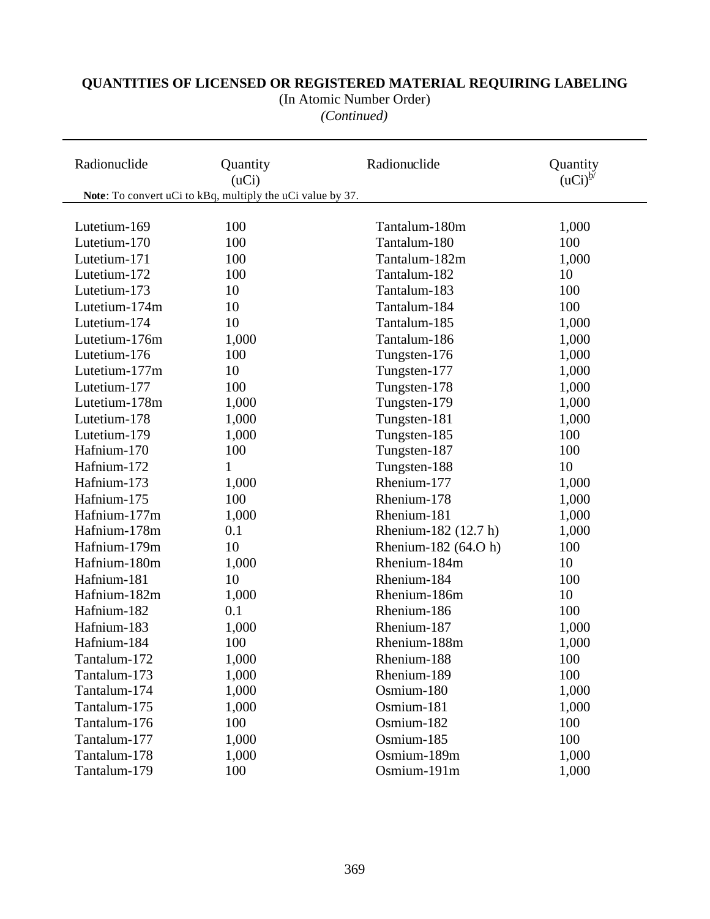**QUANTITIES OF LICENSED OR REGISTERED MATERIAL REQUIRING LABELING**

(In Atomic Number Order)

*(Continued)*

| Radionuclide | Quantity (uCi) | Radionuclide | Quantity (uCi)[b/] |
|---|---|---|---|
| Lutetium-169 | 100 | Tantalum-180m | 1,000 |
| Lutetium-170 | 100 | Tantalum-180 | 100 |
| Lutetium-171 | 100 | Tantalum-182m | 1,000 |
| Lutetium-172 | 100 | Tantalum-182 | 10 |
| Lutetium-173 | 10 | Tantalum-183 | 100 |
| Lutetium-174m | 10 | Tantalum-184 | 100 |
| Lutetium-174 | 10 | Tantalum-185 | 1,000 |
| Lutetium-176m | 1,000 | Tantalum-186 | 1,000 |
| Lutetium-176 | 100 | Tungsten-176 | 1,000 |
| Lutetium-177m | 10 | Tungsten-177 | 1,000 |
| Lutetium-177 | 100 | Tungsten-178 | 1,000 |
| Lutetium-178m | 1,000 | Tungsten-179 | 1,000 |
| Lutetium-178 | 1,000 | Tungsten-181 | 1,000 |
| Lutetium-179 | 1,000 | Tungsten-185 | 100 |
| Hafnium-170 | 100 | Tungsten-187 | 100 |
| Hafnium-172 | 1 | Tungsten-188 | 10 |
| Hafnium-173 | 1,000 | Rhenium-177 | 1,000 |
| Hafnium-175 | 100 | Rhenium-178 | 1,000 |
| Hafnium-177m | 1,000 | Rhenium-181 | 1,000 |
| Hafnium-178m | 0.1 | Rhenium-182 (12.7 h) | 1,000 |
| Hafnium-179m | 10 | Rhenium-182 (64.O h) | 100 |
| Hafnium-180m | 1,000 | Rhenium-184m | 10 |
| Hafnium-181 | 10 | Rhenium-184 | 100 |
| Hafnium-182m | 1,000 | Rhenium-186m | 10 |
| Hafnium-182 | 0.1 | Rhenium-186 | 100 |
| Hafnium-183 | 1,000 | Rhenium-187 | 1,000 |
| Hafnium-184 | 100 | Rhenium-188m | 1,000 |
| Tantalum-172 | 1,000 | Rhenium-188 | 100 |
| Tantalum-173 | 1,000 | Rhenium-189 | 100 |
| Tantalum-174 | 1,000 | Osmium-180 | 1,000 |
| Tantalum-175 | 1,000 | Osmium-181 | 1,000 |
| Tantalum-176 | 100 | Osmium-182 | 100 |
| Tantalum-177 | 1,000 | Osmium-185 | 100 |
| Tantalum-178 | 1,000 | Osmium-189m | 1,000 |
| Tantalum-179 | 100 | Osmium-191m | 1,000 |

**Note**: To convert uCi to kBq, multiply the uCi value by 37.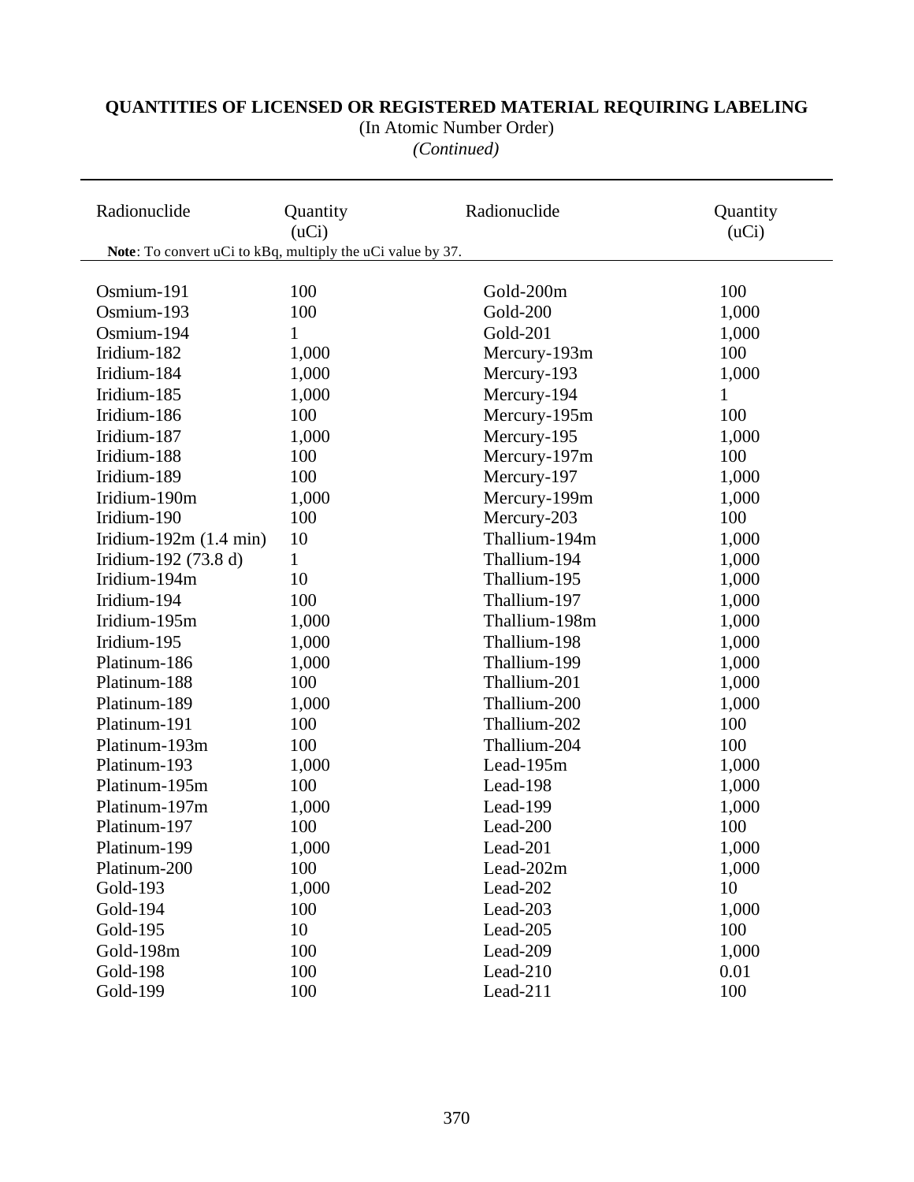**QUANTITIES OF LICENSED OR REGISTERED MATERIAL REQUIRING LABELING**

(In Atomic Number Order)

*(Continued)*

| Radionuclide | Quantity (uCi) | Radionuclide | Quantity (uCi) |
|---|---|---|---|
| Osmium-191 | 100 | Gold-200m | 100 |
| Osmium-193 | 100 | Gold-200 | 1,000 |
| Osmium-194 | 1 | Gold-201 | 1,000 |
| Iridium-182 | 1,000 | Mercury-193m | 100 |
| Iridium-184 | 1,000 | Mercury-193 | 1,000 |
| Iridium-185 | 1,000 | Mercury-194 | 1 |
| Iridium-186 | 100 | Mercury-195m | 100 |
| Iridium-187 | 1,000 | Mercury-195 | 1,000 |
| Iridium-188 | 100 | Mercury-197m | 100 |
| Iridium-189 | 100 | Mercury-197 | 1,000 |
| Iridium-190m | 1,000 | Mercury-199m | 1,000 |
| Iridium-190 | 100 | Mercury-203 | 100 |
| Iridium-192m (1.4 min) | 10 | Thallium-194m | 1,000 |
| Iridium-192 (73.8 d) | 1 | Thallium-194 | 1,000 |
| Iridium-194m | 10 | Thallium-195 | 1,000 |
| Iridium-194 | 100 | Thallium-197 | 1,000 |
| Iridium-195m | 1,000 | Thallium-198m | 1,000 |
| Iridium-195 | 1,000 | Thallium-198 | 1,000 |
| Platinum-186 | 1,000 | Thallium-199 | 1,000 |
| Platinum-188 | 100 | Thallium-201 | 1,000 |
| Platinum-189 | 1,000 | Thallium-200 | 1,000 |
| Platinum-191 | 100 | Thallium-202 | 100 |
| Platinum-193m | 100 | Thallium-204 | 100 |
| Platinum-193 | 1,000 | Lead-195m | 1,000 |
| Platinum-195m | 100 | Lead-198 | 1,000 |
| Platinum-197m | 1,000 | Lead-199 | 1,000 |
| Platinum-197 | 100 | Lead-200 | 100 |
| Platinum-199 | 1,000 | Lead-201 | 1,000 |
| Platinum-200 | 100 | Lead-202m | 1,000 |
| Gold-193 | 1,000 | Lead-202 | 10 |
| Gold-194 | 100 | Lead-203 | 1,000 |
| Gold-195 | 10 | Lead-205 | 100 |
| Gold-198m | 100 | Lead-209 | 1,000 |
| Gold-198 | 100 | Lead-210 | 0.01 |
| Gold-199 | 100 | Lead-211 | 100 |

**Note**: To convert uCi to kBq, multiply the uCi value by 37.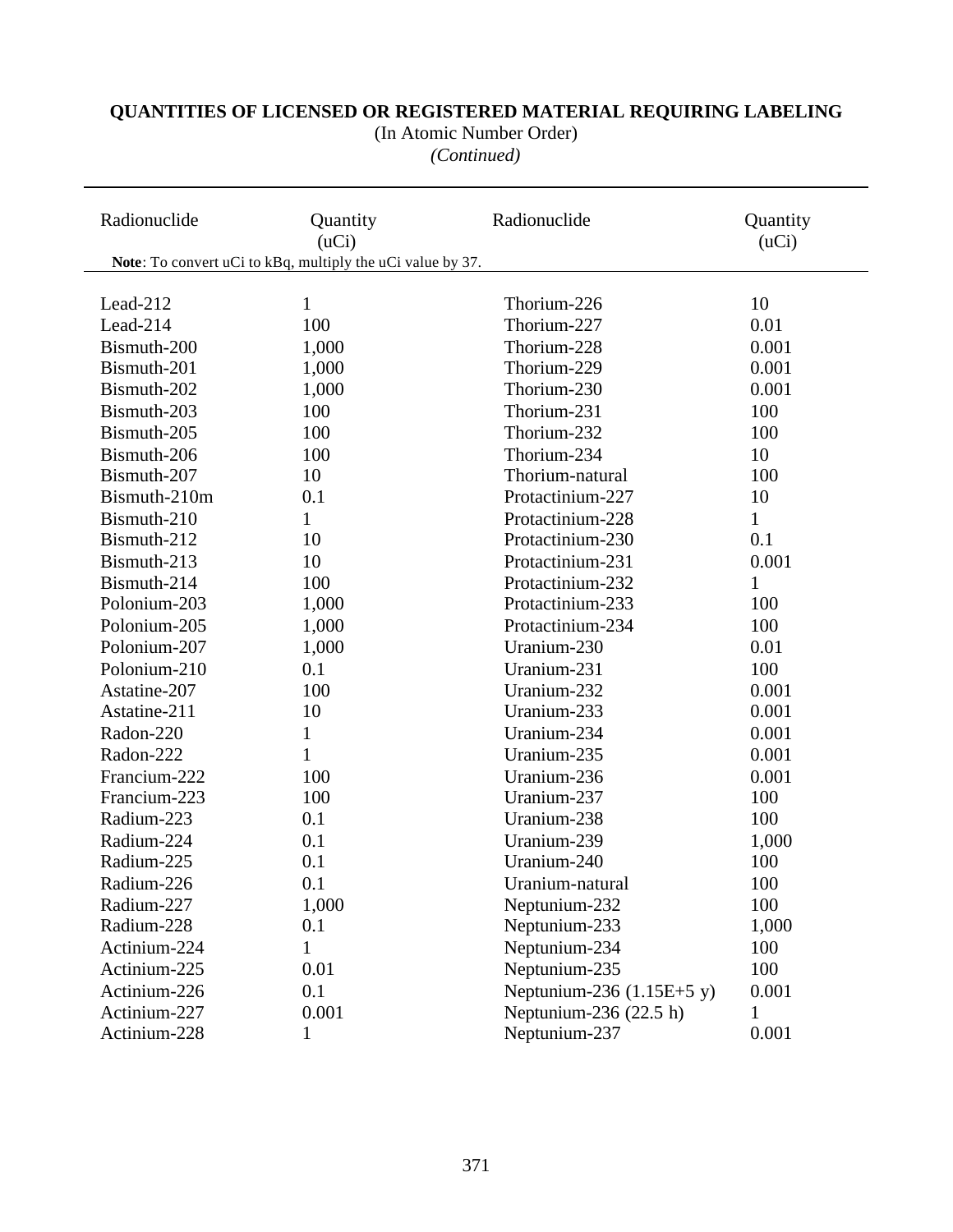**QUANTITIES OF LICENSED OR REGISTERED MATERIAL REQUIRING LABELING**

(In Atomic Number Order)

*(Continued)*

| Radionuclide | Quantity (uCi) | Radionuclide | Quantity (uCi) |
|---|---|---|---|
| Lead-212 | 1 | Thorium-226 | 10 |
| Lead-214 | 100 | Thorium-227 | 0.01 |
| Bismuth-200 | 1,000 | Thorium-228 | 0.001 |
| Bismuth-201 | 1,000 | Thorium-229 | 0.001 |
| Bismuth-202 | 1,000 | Thorium-230 | 0.001 |
| Bismuth-203 | 100 | Thorium-231 | 100 |
| Bismuth-205 | 100 | Thorium-232 | 100 |
| Bismuth-206 | 100 | Thorium-234 | 10 |
| Bismuth-207 | 10 | Thorium-natural | 100 |
| Bismuth-210m | 0.1 | Protactinium-227 | 10 |
| Bismuth-210 | 1 | Protactinium-228 | 1 |
| Bismuth-212 | 10 | Protactinium-230 | 0.1 |
| Bismuth-213 | 10 | Protactinium-231 | 0.001 |
| Bismuth-214 | 100 | Protactinium-232 | 1 |
| Polonium-203 | 1,000 | Protactinium-233 | 100 |
| Polonium-205 | 1,000 | Protactinium-234 | 100 |
| Polonium-207 | 1,000 | Uranium-230 | 0.01 |
| Polonium-210 | 0.1 | Uranium-231 | 100 |
| Astatine-207 | 100 | Uranium-232 | 0.001 |
| Astatine-211 | 10 | Uranium-233 | 0.001 |
| Radon-220 | 1 | Uranium-234 | 0.001 |
| Radon-222 | 1 | Uranium-235 | 0.001 |
| Francium-222 | 100 | Uranium-236 | 0.001 |
| Francium-223 | 100 | Uranium-237 | 100 |
| Radium-223 | 0.1 | Uranium-238 | 100 |
| Radium-224 | 0.1 | Uranium-239 | 1,000 |
| Radium-225 | 0.1 | Uranium-240 | 100 |
| Radium-226 | 0.1 | Uranium-natural | 100 |
| Radium-227 | 1,000 | Neptunium-232 | 100 |
| Radium-228 | 0.1 | Neptunium-233 | 1,000 |
| Actinium-224 | 1 | Neptunium-234 | 100 |
| Actinium-225 | 0.01 | Neptunium-235 | 100 |
| Actinium-226 | 0.1 | Neptunium-236 (1.15E+5 y) | 0.001 |
| Actinium-227 | 0.001 | Neptunium-236 (22.5 h) | 1 |
| Actinium-228 | 1 | Neptunium-237 | 0.001 |

**Note**: To convert uCi to kBq, multiply the uCi value by 37.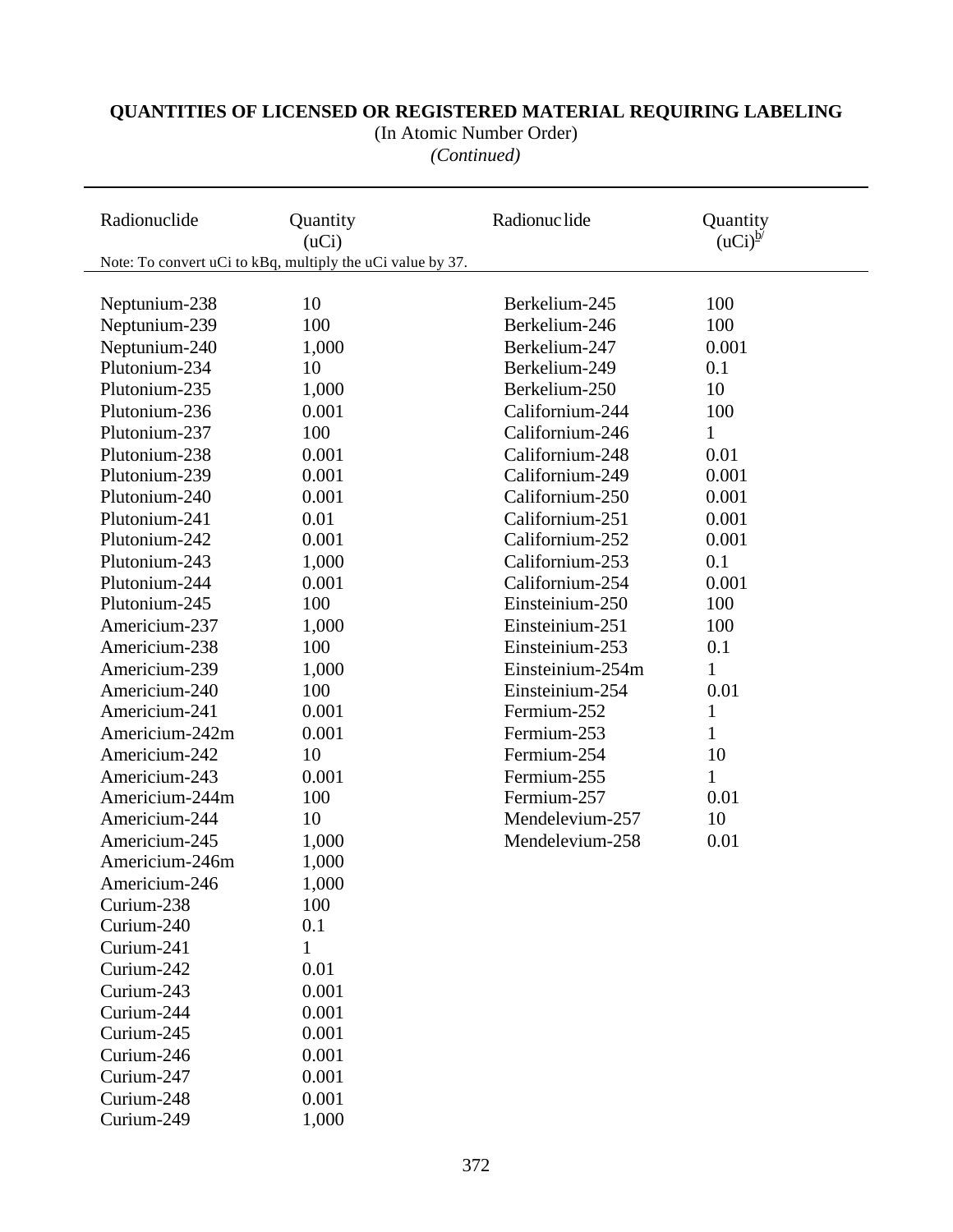## QUANTITIES OF LICENSED OR REGISTERED MATERIAL REQUIRING LABELING

(In Atomic Number Order)

*(Continued)*

| Radionuclide | Quantity (uCi) | Radionuclide | Quantity (uCi)[b/] |
|---|---|---|---|
| Neptunium-238 | 10 | Berkelium-245 | 100 |
| Neptunium-239 | 100 | Berkelium-246 | 100 |
| Neptunium-240 | 1,000 | Berkelium-247 | 0.001 |
| Plutonium-234 | 10 | Berkelium-249 | 0.1 |
| Plutonium-235 | 1,000 | Berkelium-250 | 10 |
| Plutonium-236 | 0.001 | Californium-244 | 100 |
| Plutonium-237 | 100 | Californium-246 | 1 |
| Plutonium-238 | 0.001 | Californium-248 | 0.01 |
| Plutonium-239 | 0.001 | Californium-249 | 0.001 |
| Plutonium-240 | 0.001 | Californium-250 | 0.001 |
| Plutonium-241 | 0.01 | Californium-251 | 0.001 |
| Plutonium-242 | 0.001 | Californium-252 | 0.001 |
| Plutonium-243 | 1,000 | Californium-253 | 0.1 |
| Plutonium-244 | 0.001 | Californium-254 | 0.001 |
| Plutonium-245 | 100 | Einsteinium-250 | 100 |
| Americium-237 | 1,000 | Einsteinium-251 | 100 |
| Americium-238 | 100 | Einsteinium-253 | 0.1 |
| Americium-239 | 1,000 | Einsteinium-254m | 1 |
| Americium-240 | 100 | Einsteinium-254 | 0.01 |
| Americium-241 | 0.001 | Fermium-252 | 1 |
| Americium-242m | 0.001 | Fermium-253 | 1 |
| Americium-242 | 10 | Fermium-254 | 10 |
| Americium-243 | 0.001 | Fermium-255 | 1 |
| Americium-244m | 100 | Fermium-257 | 0.01 |
| Americium-244 | 10 | Mendelevium-257 | 10 |
| Americium-245 | 1,000 | Mendelevium-258 | 0.01 |
| Americium-246m | 1,000 | | |
| Americium-246 | 1,000 | | |
| Curium-238 | 100 | | |
| Curium-240 | 0.1 | | |
| Curium-241 | 1 | | |
| Curium-242 | 0.01 | | |
| Curium-243 | 0.001 | | |
| Curium-244 | 0.001 | | |
| Curium-245 | 0.001 | | |
| Curium-246 | 0.001 | | |
| Curium-247 | 0.001 | | |
| Curium-248 | 0.001 | | |
| Curium-249 | 1,000 | | |

Note: To convert uCi to kBq, multiply the uCi value by 37.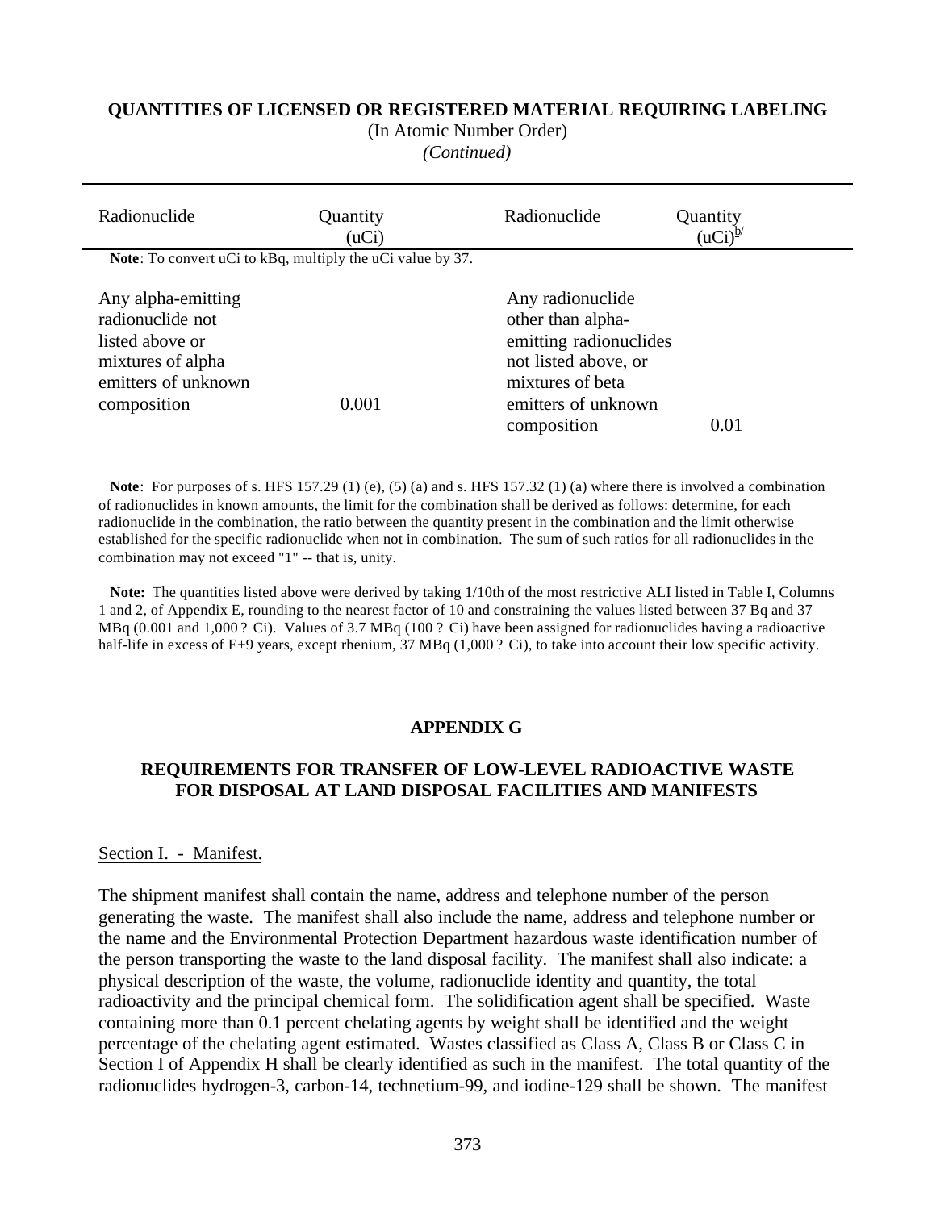**QUANTITIES OF LICENSED OR REGISTERED MATERIAL REQUIRING LABELING**

(In Atomic Number Order)

*(Continued)*

| Radionuclide | Quantity (uCi) | Radionuclide | Quantity (uCi)[b/] |
|---|---|---|---|
| Any alpha-emitting radionuclide not listed above or mixtures of alpha emitters of unknown composition | 0.001 | Any radionuclide other than alpha-emitting radionuclides not listed above, or mixtures of beta emitters of unknown composition | 0.01 |

**Note**: To convert uCi to kBq, multiply the uCi value by 37.

**Note**: For purposes of s. HFS 157.29 (1) (e), (5) (a) and s. HFS 157.32 (1) (a) where there is involved a combination of radionuclides in known amounts, the limit for the combination shall be derived as follows: determine, for each radionuclide in the combination, the ratio between the quantity present in the combination and the limit otherwise established for the specific radionuclide when not in combination. The sum of such ratios for all radionuclides in the combination may not exceed "1" -- that is, unity.

**Note:** The quantities listed above were derived by taking 1/10th of the most restrictive ALI listed in Table I, Columns 1 and 2, of Appendix E, rounding to the nearest factor of 10 and constraining the values listed between 37 Bq and 37 MBq (0.001 and 1,000 ? Ci). Values of 3.7 MBq (100 ? Ci) have been assigned for radionuclides having a radioactive half-life in excess of E+9 years, except rhenium, 37 MBq (1,000 ? Ci), to take into account their low specific activity.

## APPENDIX G

## REQUIREMENTS FOR TRANSFER OF LOW-LEVEL RADIOACTIVE WASTE FOR DISPOSAL AT LAND DISPOSAL FACILITIES AND MANIFESTS

Section I. - Manifest.

The shipment manifest shall contain the name, address and telephone number of the person generating the waste. The manifest shall also include the name, address and telephone number or the name and the Environmental Protection Department hazardous waste identification number of the person transporting the waste to the land disposal facility. The manifest shall also indicate: a physical description of the waste, the volume, radionuclide identity and quantity, the total radioactivity and the principal chemical form. The solidification agent shall be specified. Waste containing more than 0.1 percent chelating agents by weight shall be identified and the weight percentage of the chelating agent estimated. Wastes classified as Class A, Class B or Class C in Section I of Appendix H shall be clearly identified as such in the manifest. The total quantity of the radionuclides hydrogen-3, carbon-14, technetium-99, and iodine-129 shall be shown. The manifest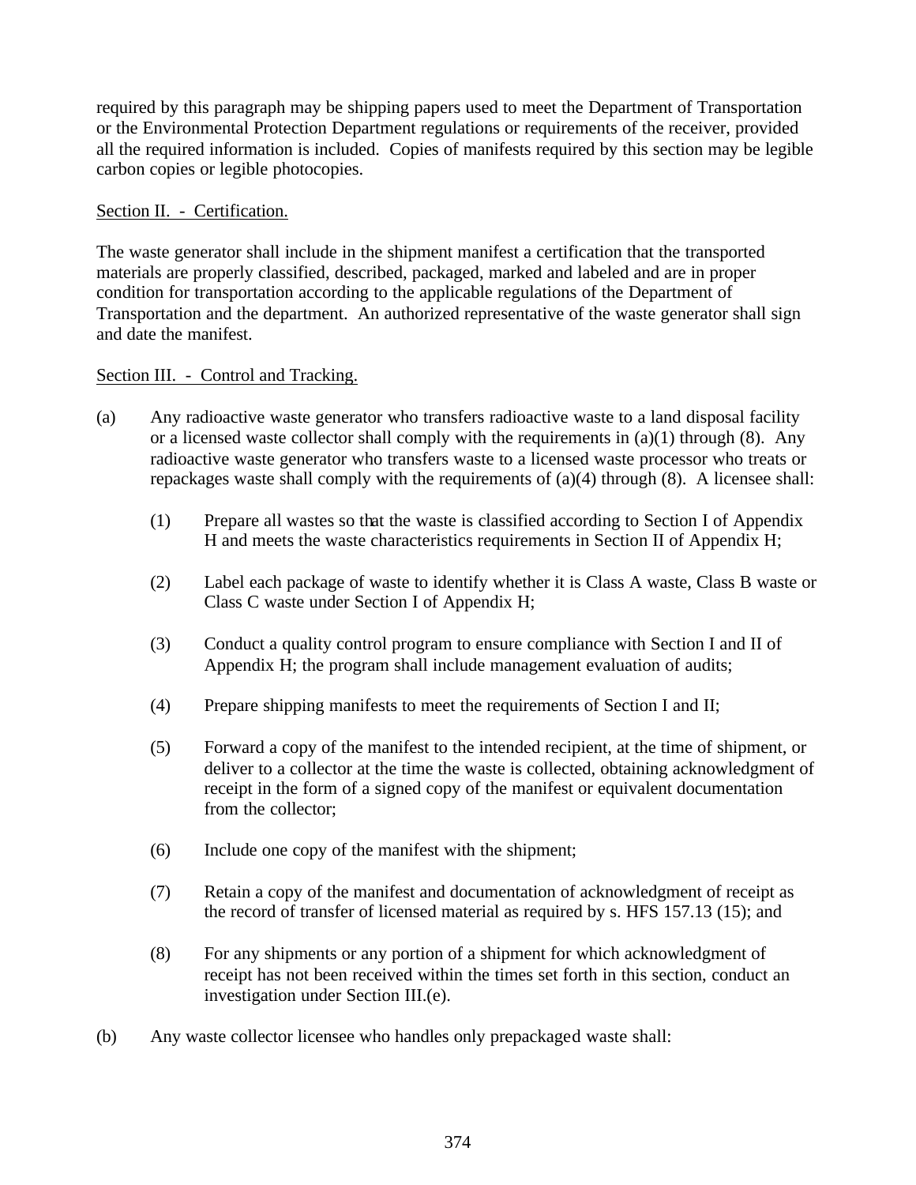required by this paragraph may be shipping papers used to meet the Department of Transportation or the Environmental Protection Department regulations or requirements of the receiver, provided all the required information is included. Copies of manifests required by this section may be legible carbon copies or legible photocopies.

Section II. - Certification.

The waste generator shall include in the shipment manifest a certification that the transported materials are properly classified, described, packaged, marked and labeled and are in proper condition for transportation according to the applicable regulations of the Department of Transportation and the department. An authorized representative of the waste generator shall sign and date the manifest.

Section III. - Control and Tracking.

(a) Any radioactive waste generator who transfers radioactive waste to a land disposal facility or a licensed waste collector shall comply with the requirements in (a)(1) through (8). Any radioactive waste generator who transfers waste to a licensed waste processor who treats or repackages waste shall comply with the requirements of (a)(4) through (8). A licensee shall:

(1) Prepare all wastes so that the waste is classified according to Section I of Appendix H and meets the waste characteristics requirements in Section II of Appendix H;

(2) Label each package of waste to identify whether it is Class A waste, Class B waste or Class C waste under Section I of Appendix H;

(3) Conduct a quality control program to ensure compliance with Section I and II of Appendix H; the program shall include management evaluation of audits;

(4) Prepare shipping manifests to meet the requirements of Section I and II;

(5) Forward a copy of the manifest to the intended recipient, at the time of shipment, or deliver to a collector at the time the waste is collected, obtaining acknowledgment of receipt in the form of a signed copy of the manifest or equivalent documentation from the collector;

(6) Include one copy of the manifest with the shipment;

(7) Retain a copy of the manifest and documentation of acknowledgment of receipt as the record of transfer of licensed material as required by s. HFS 157.13 (15); and

(8) For any shipments or any portion of a shipment for which acknowledgment of receipt has not been received within the times set forth in this section, conduct an investigation under Section III.(e).

(b) Any waste collector licensee who handles only prepackaged waste shall: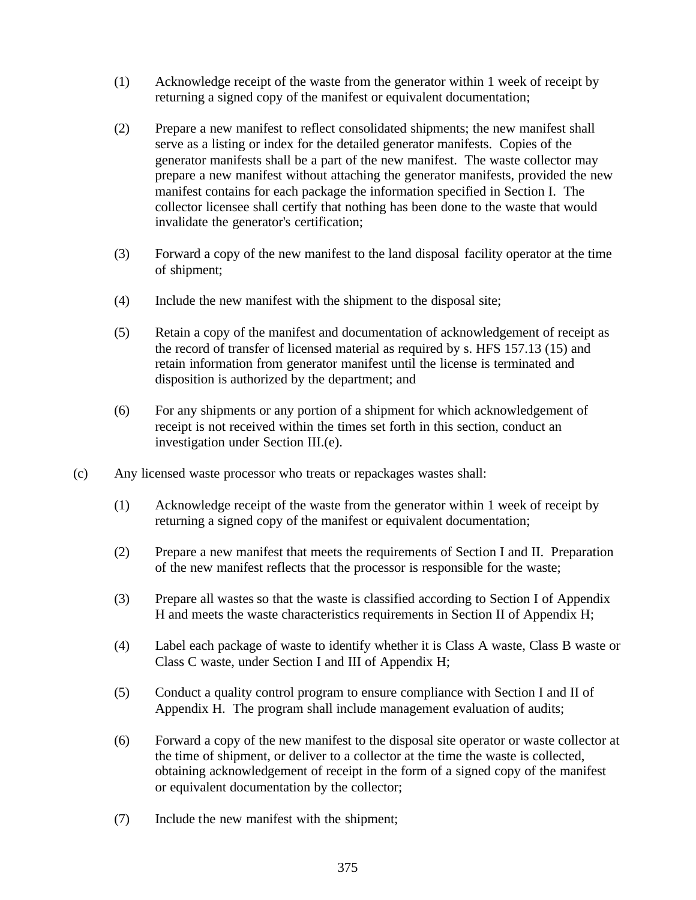(1) Acknowledge receipt of the waste from the generator within 1 week of receipt by returning a signed copy of the manifest or equivalent documentation;

(2) Prepare a new manifest to reflect consolidated shipments; the new manifest shall serve as a listing or index for the detailed generator manifests. Copies of the generator manifests shall be a part of the new manifest. The waste collector may prepare a new manifest without attaching the generator manifests, provided the new manifest contains for each package the information specified in Section I. The collector licensee shall certify that nothing has been done to the waste that would invalidate the generator's certification;

(3) Forward a copy of the new manifest to the land disposal facility operator at the time of shipment;

(4) Include the new manifest with the shipment to the disposal site;

(5) Retain a copy of the manifest and documentation of acknowledgement of receipt as the record of transfer of licensed material as required by s. HFS 157.13 (15) and retain information from generator manifest until the license is terminated and disposition is authorized by the department; and

(6) For any shipments or any portion of a shipment for which acknowledgement of receipt is not received within the times set forth in this section, conduct an investigation under Section III.(e).

(c) Any licensed waste processor who treats or repackages wastes shall:

(1) Acknowledge receipt of the waste from the generator within 1 week of receipt by returning a signed copy of the manifest or equivalent documentation;

(2) Prepare a new manifest that meets the requirements of Section I and II. Preparation of the new manifest reflects that the processor is responsible for the waste;

(3) Prepare all wastes so that the waste is classified according to Section I of Appendix H and meets the waste characteristics requirements in Section II of Appendix H;

(4) Label each package of waste to identify whether it is Class A waste, Class B waste or Class C waste, under Section I and III of Appendix H;

(5) Conduct a quality control program to ensure compliance with Section I and II of Appendix H. The program shall include management evaluation of audits;

(6) Forward a copy of the new manifest to the disposal site operator or waste collector at the time of shipment, or deliver to a collector at the time the waste is collected, obtaining acknowledgement of receipt in the form of a signed copy of the manifest or equivalent documentation by the collector;

(7) Include the new manifest with the shipment;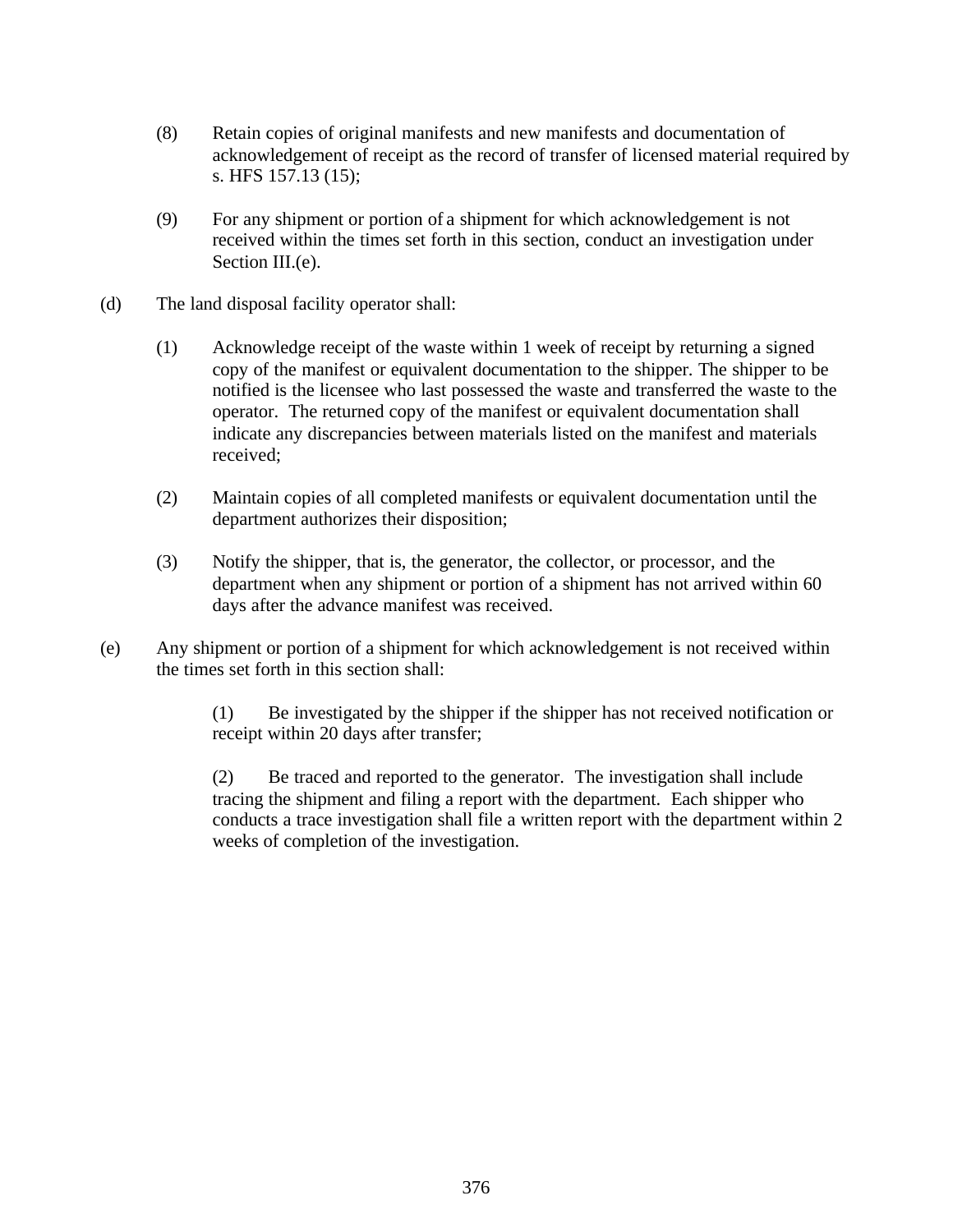(8) Retain copies of original manifests and new manifests and documentation of acknowledgement of receipt as the record of transfer of licensed material required by s. HFS 157.13 (15);

(9) For any shipment or portion of a shipment for which acknowledgement is not received within the times set forth in this section, conduct an investigation under Section III.(e).

(d) The land disposal facility operator shall:

(1) Acknowledge receipt of the waste within 1 week of receipt by returning a signed copy of the manifest or equivalent documentation to the shipper. The shipper to be notified is the licensee who last possessed the waste and transferred the waste to the operator. The returned copy of the manifest or equivalent documentation shall indicate any discrepancies between materials listed on the manifest and materials received;

(2) Maintain copies of all completed manifests or equivalent documentation until the department authorizes their disposition;

(3) Notify the shipper, that is, the generator, the collector, or processor, and the department when any shipment or portion of a shipment has not arrived within 60 days after the advance manifest was received.

(e) Any shipment or portion of a shipment for which acknowledgement is not received within the times set forth in this section shall:

(1) Be investigated by the shipper if the shipper has not received notification or receipt within 20 days after transfer;

(2) Be traced and reported to the generator. The investigation shall include tracing the shipment and filing a report with the department. Each shipper who conducts a trace investigation shall file a written report with the department within 2 weeks of completion of the investigation.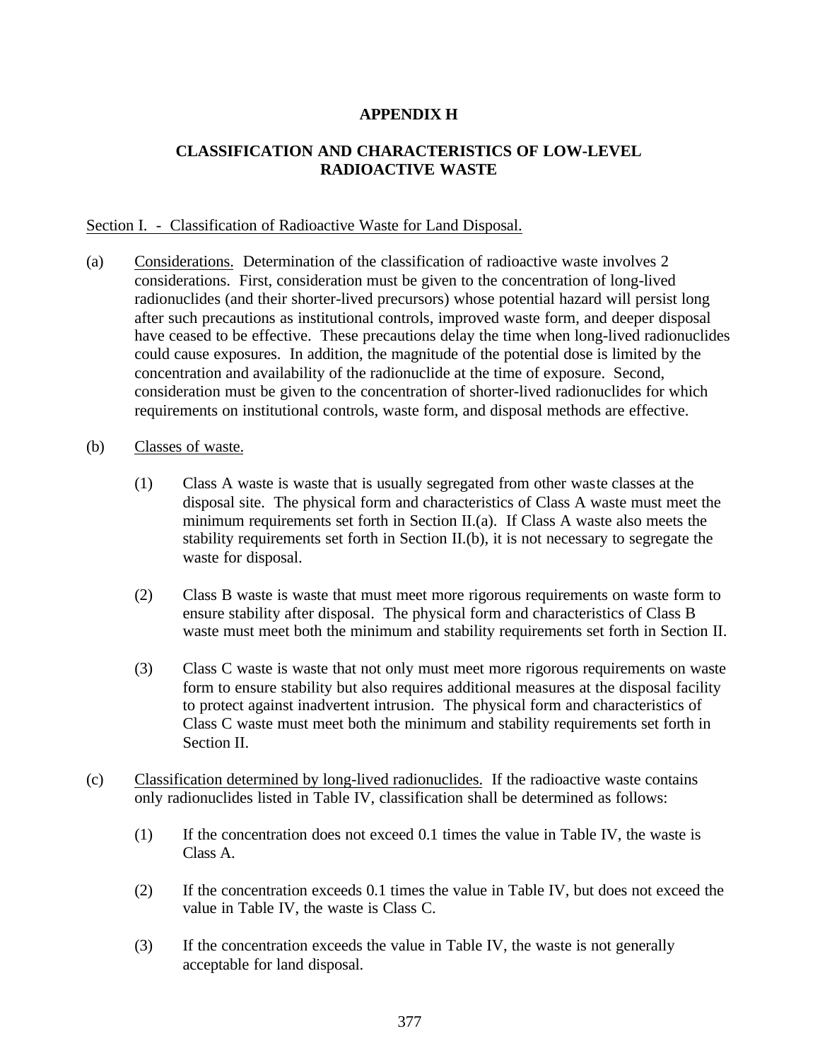# APPENDIX H

## CLASSIFICATION AND CHARACTERISTICS OF LOW-LEVEL RADIOACTIVE WASTE

Section I. - Classification of Radioactive Waste for Land Disposal.

(a) Considerations. Determination of the classification of radioactive waste involves 2 considerations. First, consideration must be given to the concentration of long-lived radionuclides (and their shorter-lived precursors) whose potential hazard will persist long after such precautions as institutional controls, improved waste form, and deeper disposal have ceased to be effective. These precautions delay the time when long-lived radionuclides could cause exposures. In addition, the magnitude of the potential dose is limited by the concentration and availability of the radionuclide at the time of exposure. Second, consideration must be given to the concentration of shorter-lived radionuclides for which requirements on institutional controls, waste form, and disposal methods are effective.

(b) Classes of waste.

(1) Class A waste is waste that is usually segregated from other waste classes at the disposal site. The physical form and characteristics of Class A waste must meet the minimum requirements set forth in Section II.(a). If Class A waste also meets the stability requirements set forth in Section II.(b), it is not necessary to segregate the waste for disposal.

(2) Class B waste is waste that must meet more rigorous requirements on waste form to ensure stability after disposal. The physical form and characteristics of Class B waste must meet both the minimum and stability requirements set forth in Section II.

(3) Class C waste is waste that not only must meet more rigorous requirements on waste form to ensure stability but also requires additional measures at the disposal facility to protect against inadvertent intrusion. The physical form and characteristics of Class C waste must meet both the minimum and stability requirements set forth in Section II.

(c) Classification determined by long-lived radionuclides. If the radioactive waste contains only radionuclides listed in Table IV, classification shall be determined as follows:

(1) If the concentration does not exceed 0.1 times the value in Table IV, the waste is Class A.

(2) If the concentration exceeds 0.1 times the value in Table IV, but does not exceed the value in Table IV, the waste is Class C.

(3) If the concentration exceeds the value in Table IV, the waste is not generally acceptable for land disposal.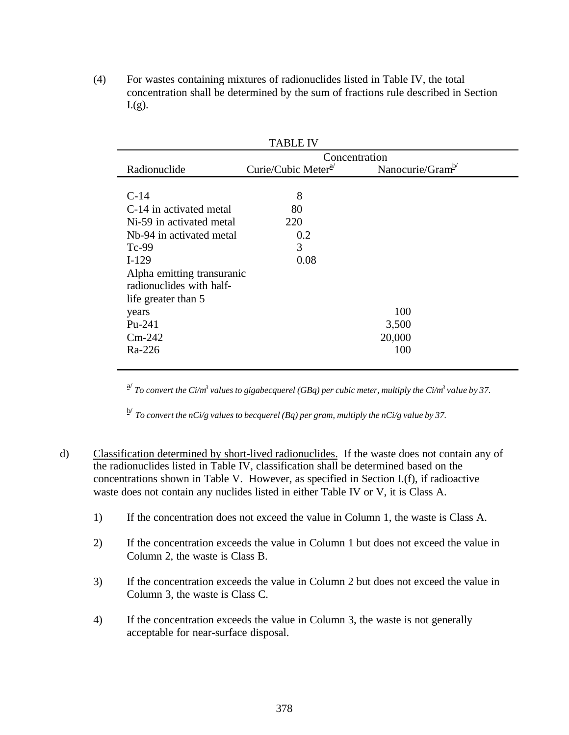(4) For wastes containing mixtures of radionuclides listed in Table IV, the total concentration shall be determined by the sum of fractions rule described in Section I.(g).

TABLE IV

| Radionuclide | Concentration Curie/Cubic Meter[a/] | Nanocurie/Gram[b/] |
|---|---|---|
| C-14 | 8 | |
| C-14 in activated metal | 80 | |
| Ni-59 in activated metal | 220 | |
| Nb-94 in activated metal | 0.2 | |
| Tc-99 | 3 | |
| I-129 | 0.08 | |
| Alpha emitting transuranic radionuclides with half-life greater than 5 years | | 100 |
| Pu-241 | | 3,500 |
| Cm-242 | | 20,000 |
| Ra-226 | | 100 |

[a/] *To convert the Ci/m$^3$ values to gigabecquerel (GBq) per cubic meter, multiply the Ci/m$^3$ value by 37.*

[b/] *To convert the nCi/g values to becquerel (Bq) per gram, multiply the nCi/g value by 37.*

d) <u>Classification determined by short-lived radionuclides.</u> If the waste does not contain any of the radionuclides listed in Table IV, classification shall be determined based on the concentrations shown in Table V. However, as specified in Section I.(f), if radioactive waste does not contain any nuclides listed in either Table IV or V, it is Class A.

1) If the concentration does not exceed the value in Column 1, the waste is Class A.

2) If the concentration exceeds the value in Column 1 but does not exceed the value in Column 2, the waste is Class B.

3) If the concentration exceeds the value in Column 2 but does not exceed the value in Column 3, the waste is Class C.

4) If the concentration exceeds the value in Column 3, the waste is not generally acceptable for near-surface disposal.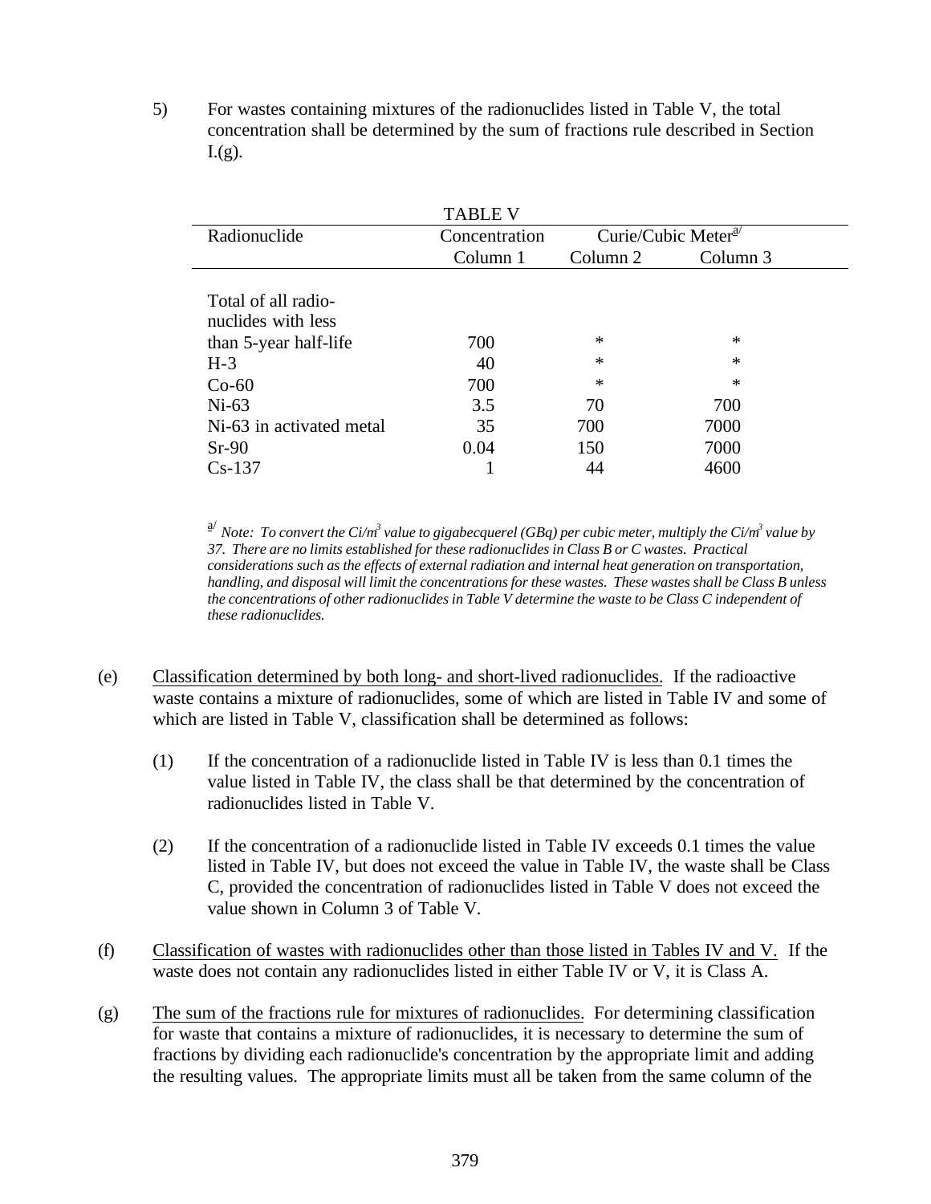5) For wastes containing mixtures of the radionuclides listed in Table V, the total concentration shall be determined by the sum of fractions rule described in Section I.(g).

TABLE V

| Radionuclide | Concentration | Curie/Cubic Meter[a/] | |
|---|---|---|---|
| | Column 1 | Column 2 | Column 3 |
| Total of all radio-nuclides with less than 5-year half-life | 700 | * | * |
| H-3 | 40 | * | * |
| Co-60 | 700 | * | * |
| Ni-63 | 3.5 | 70 | 700 |
| Ni-63 in activated metal | 35 | 700 | 7000 |
| Sr-90 | 0.04 | 150 | 7000 |
| Cs-137 | 1 | 44 | 4600 |

[a/] *Note: To convert the Ci/m³ value to gigabecquerel (GBq) per cubic meter, multiply the Ci/m³ value by 37. There are no limits established for these radionuclides in Class B or C wastes. Practical considerations such as the effects of external radiation and internal heat generation on transportation, handling, and disposal will limit the concentrations for these wastes. These wastes shall be Class B unless the concentrations of other radionuclides in Table V determine the waste to be Class C independent of these radionuclides.*

(e) Classification determined by both long- and short-lived radionuclides. If the radioactive waste contains a mixture of radionuclides, some of which are listed in Table IV and some of which are listed in Table V, classification shall be determined as follows:

(1) If the concentration of a radionuclide listed in Table IV is less than 0.1 times the value listed in Table IV, the class shall be that determined by the concentration of radionuclides listed in Table V.

(2) If the concentration of a radionuclide listed in Table IV exceeds 0.1 times the value listed in Table IV, but does not exceed the value in Table IV, the waste shall be Class C, provided the concentration of radionuclides listed in Table V does not exceed the value shown in Column 3 of Table V.

(f) Classification of wastes with radionuclides other than those listed in Tables IV and V. If the waste does not contain any radionuclides listed in either Table IV or V, it is Class A.

(g) The sum of the fractions rule for mixtures of radionuclides. For determining classification for waste that contains a mixture of radionuclides, it is necessary to determine the sum of fractions by dividing each radionuclide's concentration by the appropriate limit and adding the resulting values. The appropriate limits must all be taken from the same column of the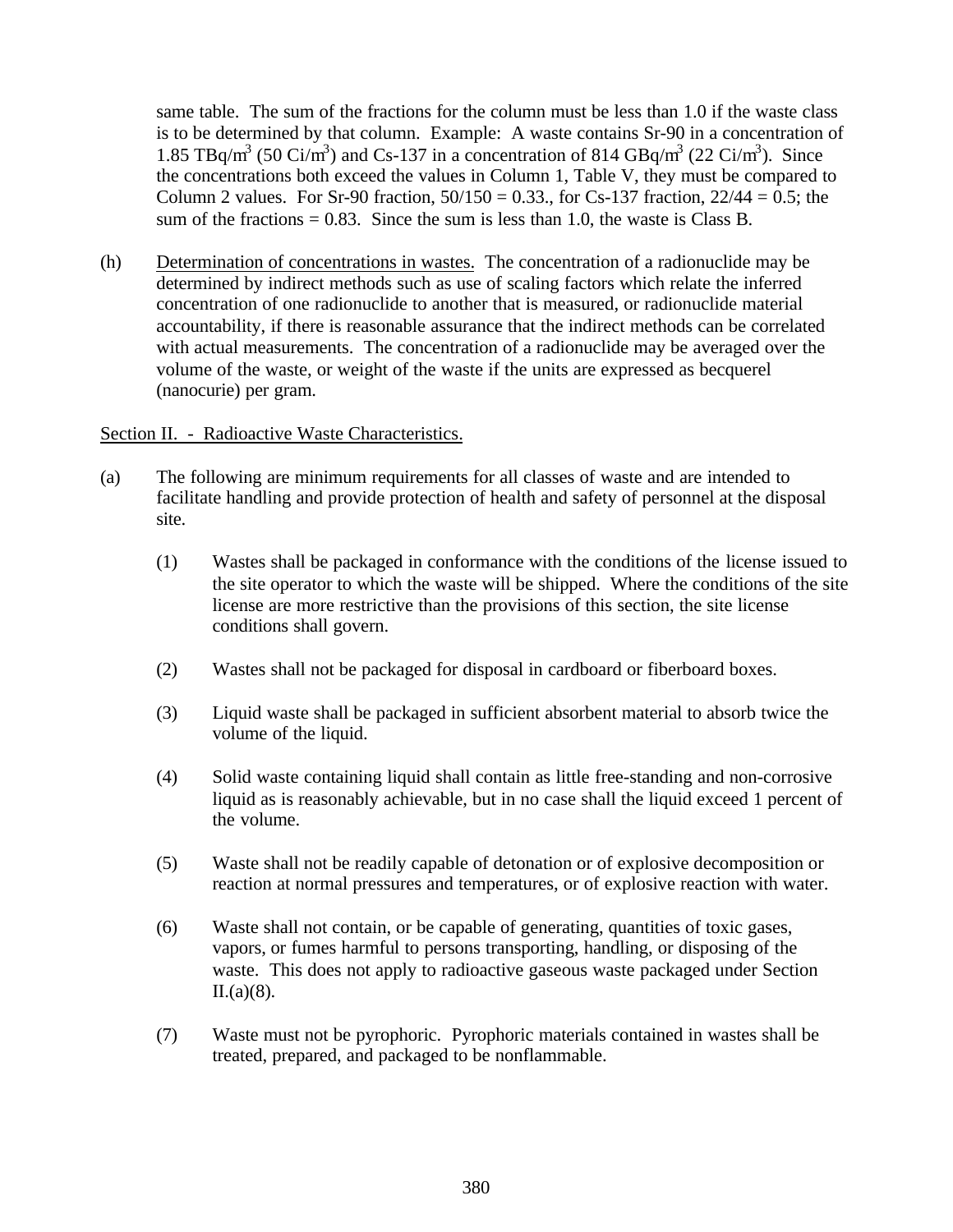same table. The sum of the fractions for the column must be less than 1.0 if the waste class is to be determined by that column. Example: A waste contains Sr-90 in a concentration of 1.85 TBq/$m^3$ (50 Ci/$m^3$) and Cs-137 in a concentration of 814 GBq/$m^3$ (22 Ci/$m^3$). Since the concentrations both exceed the values in Column 1, Table V, they must be compared to Column 2 values. For Sr-90 fraction, 50/150 = 0.33., for Cs-137 fraction, 22/44 = 0.5; the sum of the fractions = 0.83. Since the sum is less than 1.0, the waste is Class B.

(h) Determination of concentrations in wastes. The concentration of a radionuclide may be determined by indirect methods such as use of scaling factors which relate the inferred concentration of one radionuclide to another that is measured, or radionuclide material accountability, if there is reasonable assurance that the indirect methods can be correlated with actual measurements. The concentration of a radionuclide may be averaged over the volume of the waste, or weight of the waste if the units are expressed as becquerel (nanocurie) per gram.

Section II. - Radioactive Waste Characteristics.

(a) The following are minimum requirements for all classes of waste and are intended to facilitate handling and provide protection of health and safety of personnel at the disposal site.

(1) Wastes shall be packaged in conformance with the conditions of the license issued to the site operator to which the waste will be shipped. Where the conditions of the site license are more restrictive than the provisions of this section, the site license conditions shall govern.

(2) Wastes shall not be packaged for disposal in cardboard or fiberboard boxes.

(3) Liquid waste shall be packaged in sufficient absorbent material to absorb twice the volume of the liquid.

(4) Solid waste containing liquid shall contain as little free-standing and non-corrosive liquid as is reasonably achievable, but in no case shall the liquid exceed 1 percent of the volume.

(5) Waste shall not be readily capable of detonation or of explosive decomposition or reaction at normal pressures and temperatures, or of explosive reaction with water.

(6) Waste shall not contain, or be capable of generating, quantities of toxic gases, vapors, or fumes harmful to persons transporting, handling, or disposing of the waste. This does not apply to radioactive gaseous waste packaged under Section II.(a)(8).

(7) Waste must not be pyrophoric. Pyrophoric materials contained in wastes shall be treated, prepared, and packaged to be nonflammable.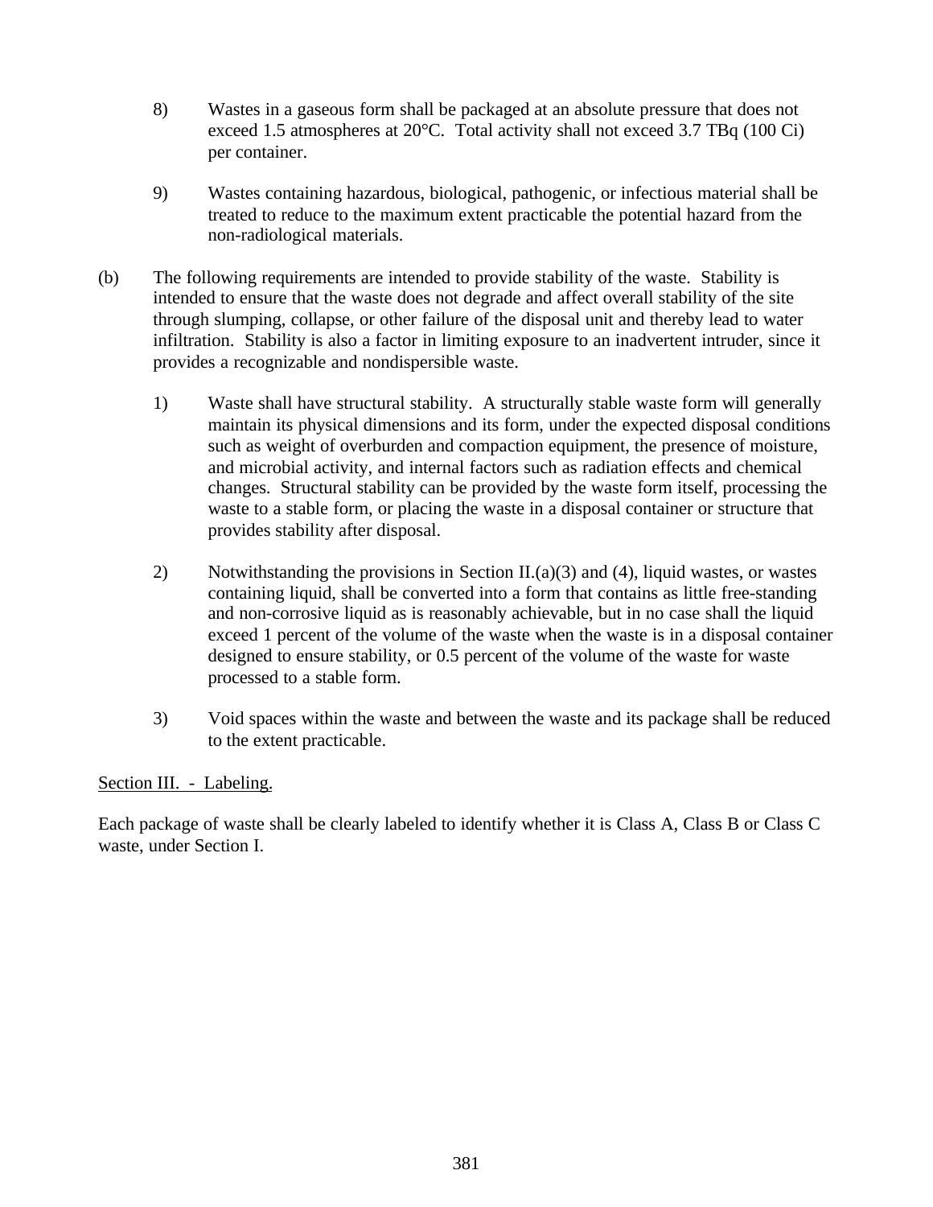8) Wastes in a gaseous form shall be packaged at an absolute pressure that does not exceed 1.5 atmospheres at 20°C. Total activity shall not exceed 3.7 TBq (100 Ci) per container.

9) Wastes containing hazardous, biological, pathogenic, or infectious material shall be treated to reduce to the maximum extent practicable the potential hazard from the non-radiological materials.

(b) The following requirements are intended to provide stability of the waste. Stability is intended to ensure that the waste does not degrade and affect overall stability of the site through slumping, collapse, or other failure of the disposal unit and thereby lead to water infiltration. Stability is also a factor in limiting exposure to an inadvertent intruder, since it provides a recognizable and nondispersible waste.

1) Waste shall have structural stability. A structurally stable waste form will generally maintain its physical dimensions and its form, under the expected disposal conditions such as weight of overburden and compaction equipment, the presence of moisture, and microbial activity, and internal factors such as radiation effects and chemical changes. Structural stability can be provided by the waste form itself, processing the waste to a stable form, or placing the waste in a disposal container or structure that provides stability after disposal.

2) Notwithstanding the provisions in Section II.(a)(3) and (4), liquid wastes, or wastes containing liquid, shall be converted into a form that contains as little free-standing and non-corrosive liquid as is reasonably achievable, but in no case shall the liquid exceed 1 percent of the volume of the waste when the waste is in a disposal container designed to ensure stability, or 0.5 percent of the volume of the waste for waste processed to a stable form.

3) Void spaces within the waste and between the waste and its package shall be reduced to the extent practicable.

Section III. - Labeling.

Each package of waste shall be clearly labeled to identify whether it is Class A, Class B or Class C waste, under Section I.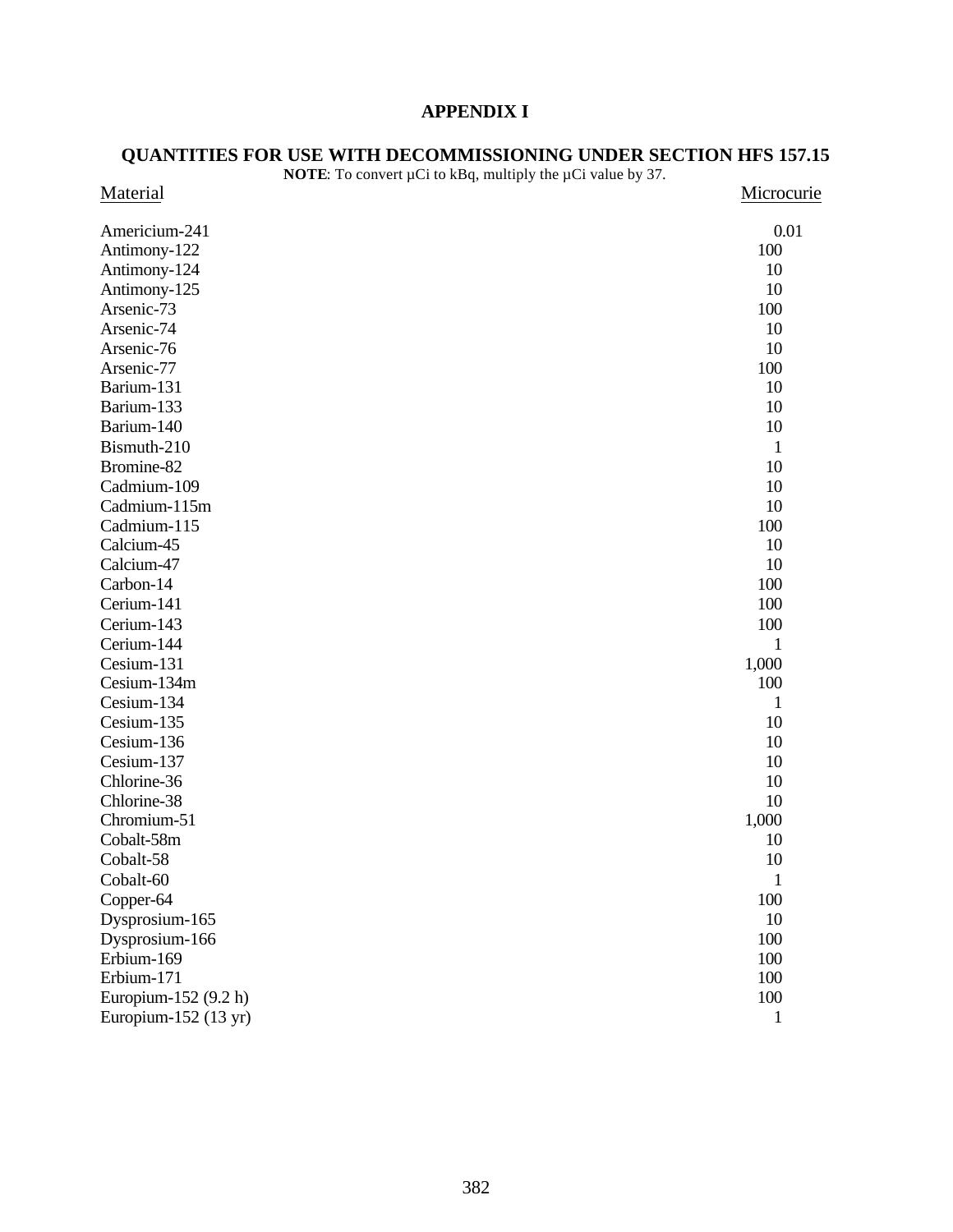# APPENDIX I

## QUANTITIES FOR USE WITH DECOMMISSIONING UNDER SECTION HFS 157.15

**NOTE**: To convert µCi to kBq, multiply the µCi value by 37.

| Material | Microcurie |
|---|---|
| Americium-241 | 0.01 |
| Antimony-122 | 100 |
| Antimony-124 | 10 |
| Antimony-125 | 10 |
| Arsenic-73 | 100 |
| Arsenic-74 | 10 |
| Arsenic-76 | 10 |
| Arsenic-77 | 100 |
| Barium-131 | 10 |
| Barium-133 | 10 |
| Barium-140 | 10 |
| Bismuth-210 | 1 |
| Bromine-82 | 10 |
| Cadmium-109 | 10 |
| Cadmium-115m | 10 |
| Cadmium-115 | 100 |
| Calcium-45 | 10 |
| Calcium-47 | 10 |
| Carbon-14 | 100 |
| Cerium-141 | 100 |
| Cerium-143 | 100 |
| Cerium-144 | 1 |
| Cesium-131 | 1,000 |
| Cesium-134m | 100 |
| Cesium-134 | 1 |
| Cesium-135 | 10 |
| Cesium-136 | 10 |
| Cesium-137 | 10 |
| Chlorine-36 | 10 |
| Chlorine-38 | 10 |
| Chromium-51 | 1,000 |
| Cobalt-58m | 10 |
| Cobalt-58 | 10 |
| Cobalt-60 | 1 |
| Copper-64 | 100 |
| Dysprosium-165 | 10 |
| Dysprosium-166 | 100 |
| Erbium-169 | 100 |
| Erbium-171 | 100 |
| Europium-152 (9.2 h) | 100 |
| Europium-152 (13 yr) | 1 |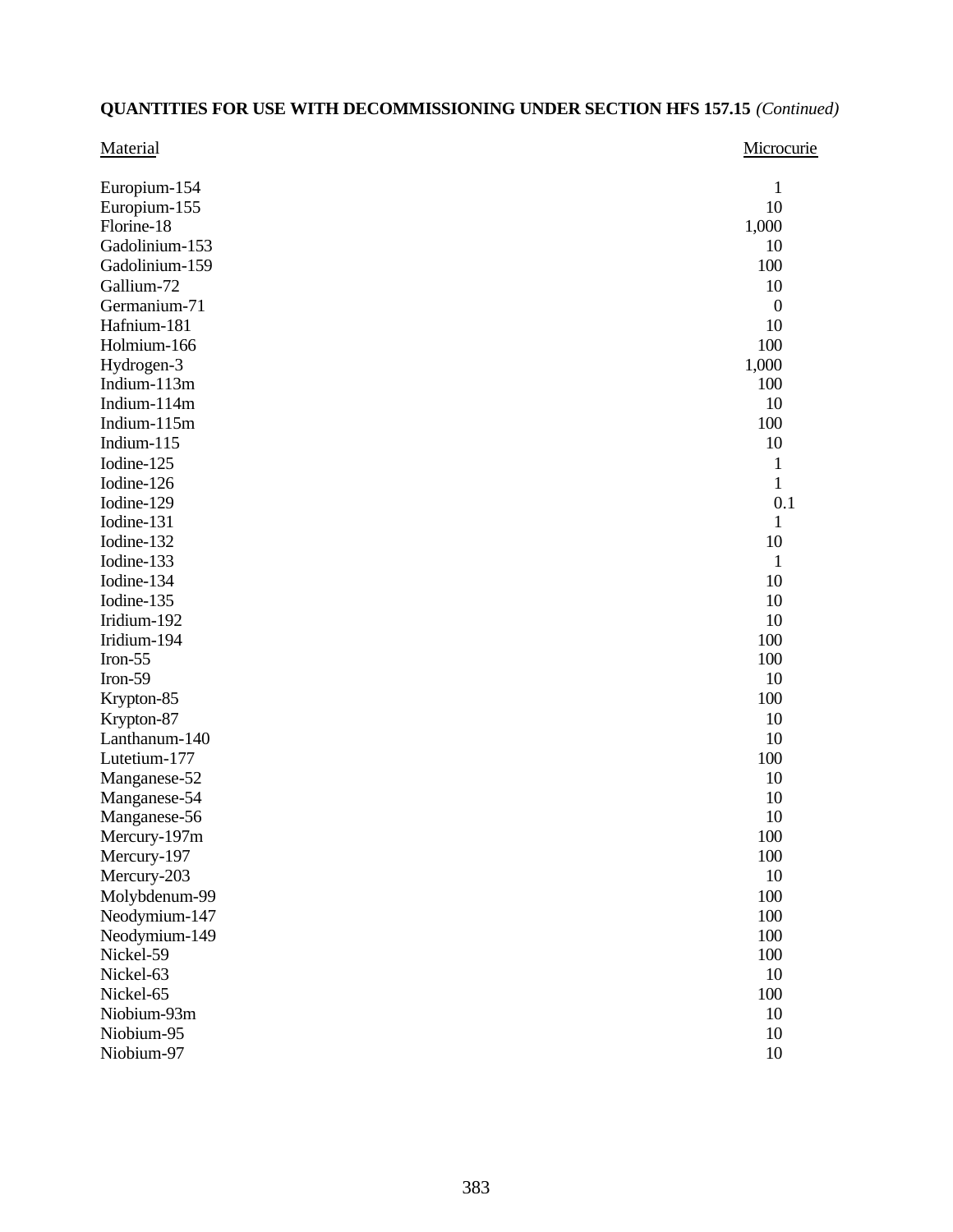**QUANTITIES FOR USE WITH DECOMMISSIONING UNDER SECTION HFS 157.15** *(Continued)*

| Material | Microcurie |
|---|---|
| Europium-154 | 1 |
| Europium-155 | 10 |
| Florine-18 | 1,000 |
| Gadolinium-153 | 10 |
| Gadolinium-159 | 100 |
| Gallium-72 | 10 |
| Germanium-71 | 0 |
| Hafnium-181 | 10 |
| Holmium-166 | 100 |
| Hydrogen-3 | 1,000 |
| Indium-113m | 100 |
| Indium-114m | 10 |
| Indium-115m | 100 |
| Indium-115 | 10 |
| Iodine-125 | 1 |
| Iodine-126 | 1 |
| Iodine-129 | 0.1 |
| Iodine-131 | 1 |
| Iodine-132 | 10 |
| Iodine-133 | 1 |
| Iodine-134 | 10 |
| Iodine-135 | 10 |
| Iridium-192 | 10 |
| Iridium-194 | 100 |
| Iron-55 | 100 |
| Iron-59 | 10 |
| Krypton-85 | 100 |
| Krypton-87 | 10 |
| Lanthanum-140 | 10 |
| Lutetium-177 | 100 |
| Manganese-52 | 10 |
| Manganese-54 | 10 |
| Manganese-56 | 10 |
| Mercury-197m | 100 |
| Mercury-197 | 100 |
| Mercury-203 | 10 |
| Molybdenum-99 | 100 |
| Neodymium-147 | 100 |
| Neodymium-149 | 100 |
| Nickel-59 | 100 |
| Nickel-63 | 10 |
| Nickel-65 | 100 |
| Niobium-93m | 10 |
| Niobium-95 | 10 |
| Niobium-97 | 10 |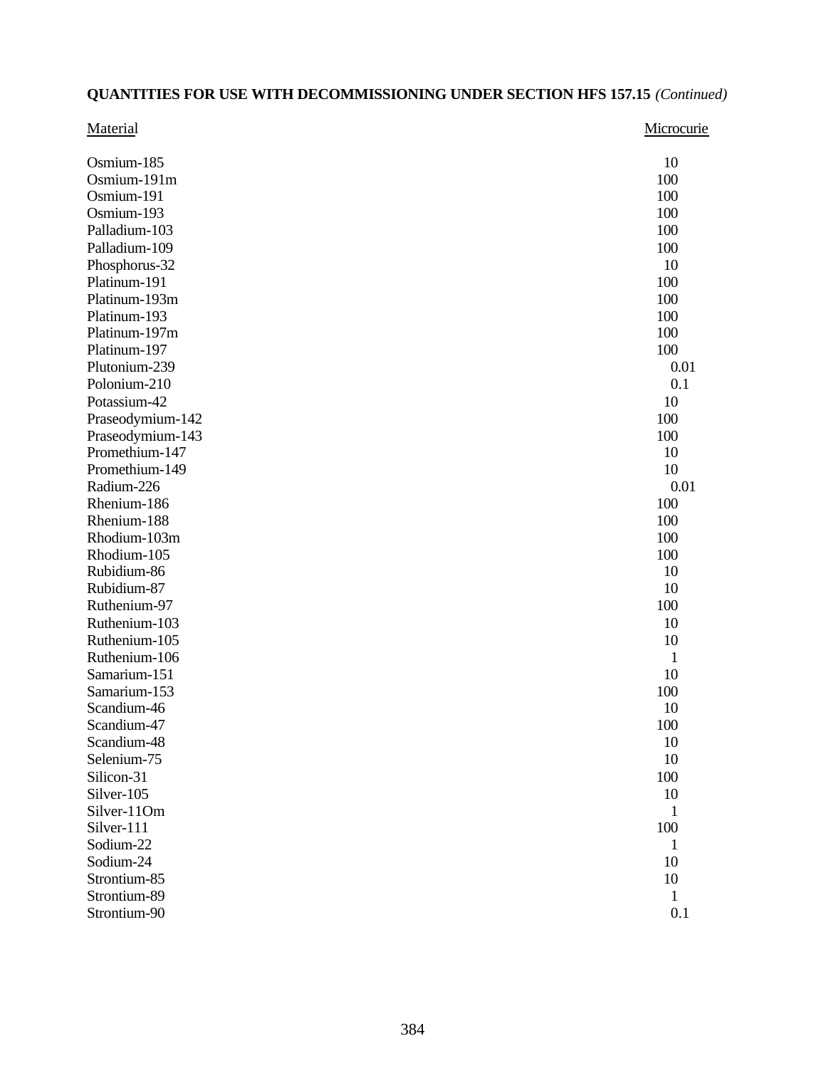**QUANTITIES FOR USE WITH DECOMMISSIONING UNDER SECTION HFS 157.15** *(Continued)*

| Material | Microcurie |
|---|---|
| Osmium-185 | 10 |
| Osmium-191m | 100 |
| Osmium-191 | 100 |
| Osmium-193 | 100 |
| Palladium-103 | 100 |
| Palladium-109 | 100 |
| Phosphorus-32 | 10 |
| Platinum-191 | 100 |
| Platinum-193m | 100 |
| Platinum-193 | 100 |
| Platinum-197m | 100 |
| Platinum-197 | 100 |
| Plutonium-239 | 0.01 |
| Polonium-210 | 0.1 |
| Potassium-42 | 10 |
| Praseodymium-142 | 100 |
| Praseodymium-143 | 100 |
| Promethium-147 | 10 |
| Promethium-149 | 10 |
| Radium-226 | 0.01 |
| Rhenium-186 | 100 |
| Rhenium-188 | 100 |
| Rhodium-103m | 100 |
| Rhodium-105 | 100 |
| Rubidium-86 | 10 |
| Rubidium-87 | 10 |
| Ruthenium-97 | 100 |
| Ruthenium-103 | 10 |
| Ruthenium-105 | 10 |
| Ruthenium-106 | 1 |
| Samarium-151 | 10 |
| Samarium-153 | 100 |
| Scandium-46 | 10 |
| Scandium-47 | 100 |
| Scandium-48 | 10 |
| Selenium-75 | 10 |
| Silicon-31 | 100 |
| Silver-105 | 10 |
| Silver-11Om | 1 |
| Silver-111 | 100 |
| Sodium-22 | 1 |
| Sodium-24 | 10 |
| Strontium-85 | 10 |
| Strontium-89 | 1 |
| Strontium-90 | 0.1 |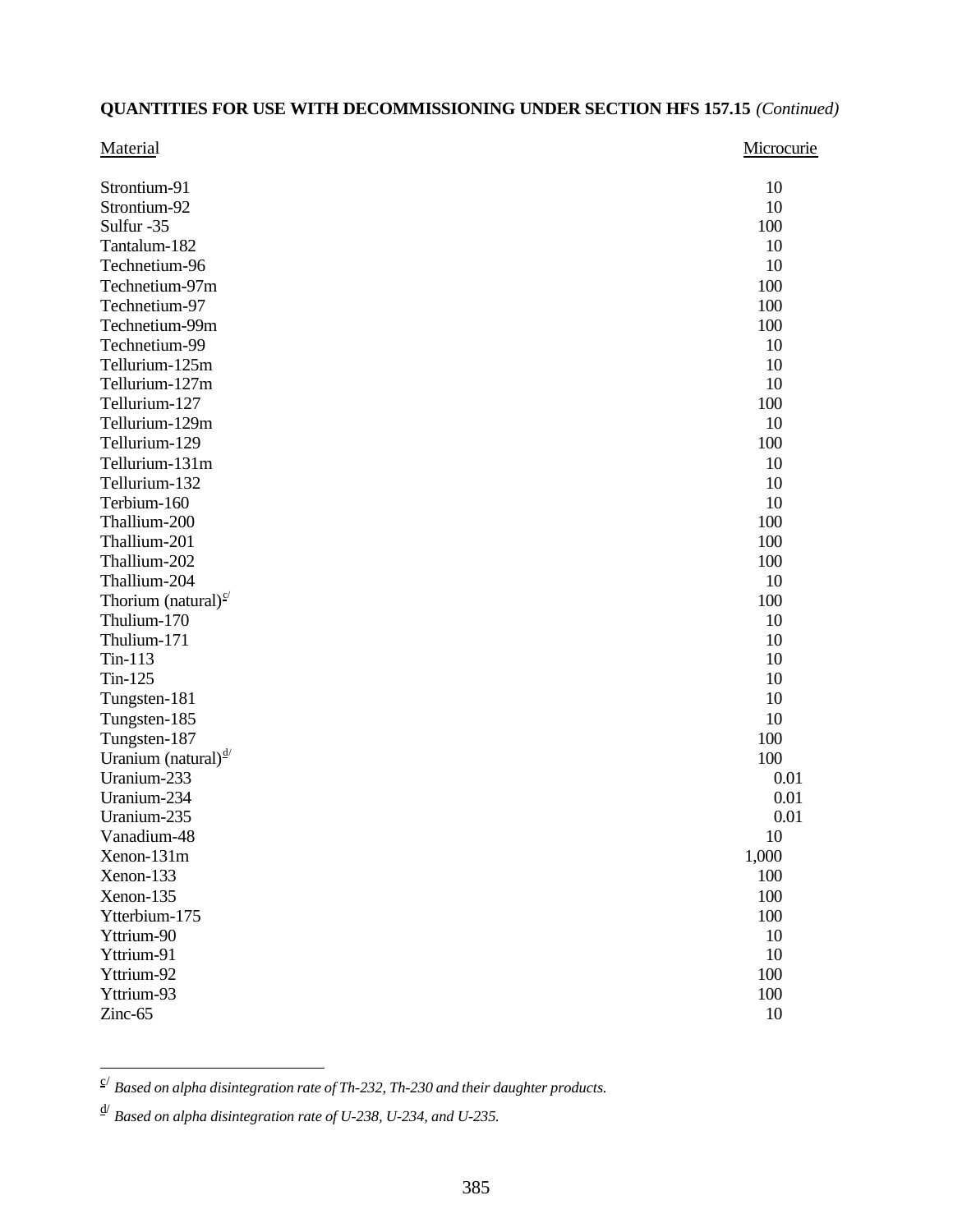**QUANTITIES FOR USE WITH DECOMMISSIONING UNDER SECTION HFS 157.15** *(Continued)*

| Material | Microcurie |
|---|---|
| Strontium-91 | 10 |
| Strontium-92 | 10 |
| Sulfur -35 | 100 |
| Tantalum-182 | 10 |
| Technetium-96 | 10 |
| Technetium-97m | 100 |
| Technetium-97 | 100 |
| Technetium-99m | 100 |
| Technetium-99 | 10 |
| Tellurium-125m | 10 |
| Tellurium-127m | 10 |
| Tellurium-127 | 100 |
| Tellurium-129m | 10 |
| Tellurium-129 | 100 |
| Tellurium-131m | 10 |
| Tellurium-132 | 10 |
| Terbium-160 | 10 |
| Thallium-200 | 100 |
| Thallium-201 | 100 |
| Thallium-202 | 100 |
| Thallium-204 | 10 |
| Thorium (natural)[c/] | 100 |
| Thulium-170 | 10 |
| Thulium-171 | 10 |
| Tin-113 | 10 |
| Tin-125 | 10 |
| Tungsten-181 | 10 |
| Tungsten-185 | 10 |
| Tungsten-187 | 100 |
| Uranium (natural)[d/] | 100 |
| Uranium-233 | 0.01 |
| Uranium-234 | 0.01 |
| Uranium-235 | 0.01 |
| Vanadium-48 | 10 |
| Xenon-131m | 1,000 |
| Xenon-133 | 100 |
| Xenon-135 | 100 |
| Ytterbium-175 | 100 |
| Yttrium-90 | 10 |
| Yttrium-91 | 10 |
| Yttrium-92 | 100 |
| Yttrium-93 | 100 |
| Zinc-65 | 10 |

---

c/ *Based on alpha disintegration rate of Th-232, Th-230 and their daughter products.*

d/ *Based on alpha disintegration rate of U-238, U-234, and U-235.*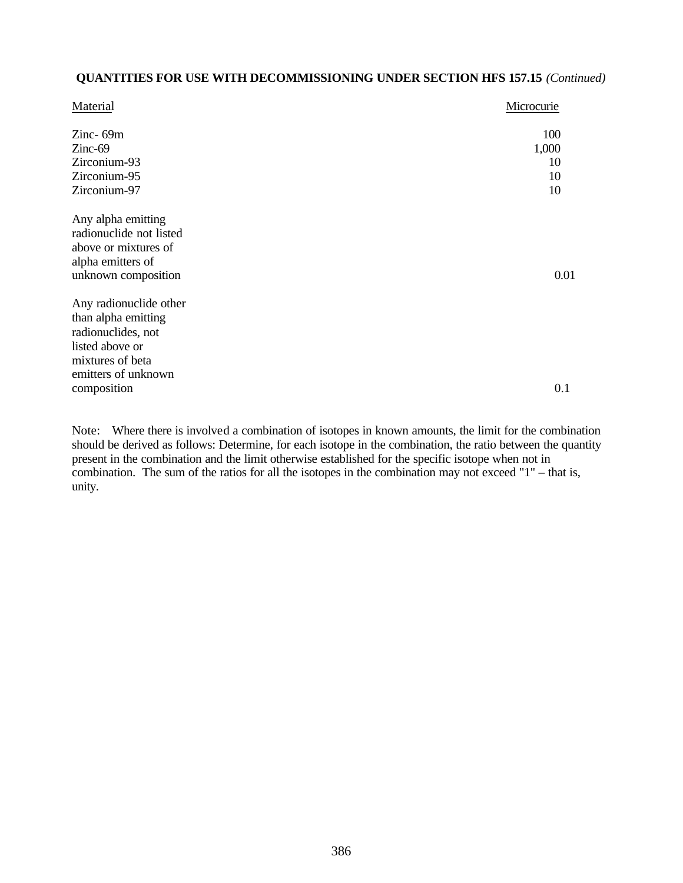**QUANTITIES FOR USE WITH DECOMMISSIONING UNDER SECTION HFS 157.15** *(Continued)*

| Material | Microcurie |
| --- | --- |
| Zinc- 69m | 100 |
| Zinc-69 | 1,000 |
| Zirconium-93 | 10 |
| Zirconium-95 | 10 |
| Zirconium-97 | 10 |
| Any alpha emitting radionuclide not listed above or mixtures of alpha emitters of unknown composition | 0.01 |
| Any radionuclide other than alpha emitting radionuclides, not listed above or mixtures of beta emitters of unknown composition | 0.1 |

Note: Where there is involved a combination of isotopes in known amounts, the limit for the combination should be derived as follows: Determine, for each isotope in the combination, the ratio between the quantity present in the combination and the limit otherwise established for the specific isotope when not in combination. The sum of the ratios for all the isotopes in the combination may not exceed "1" – that is, unity.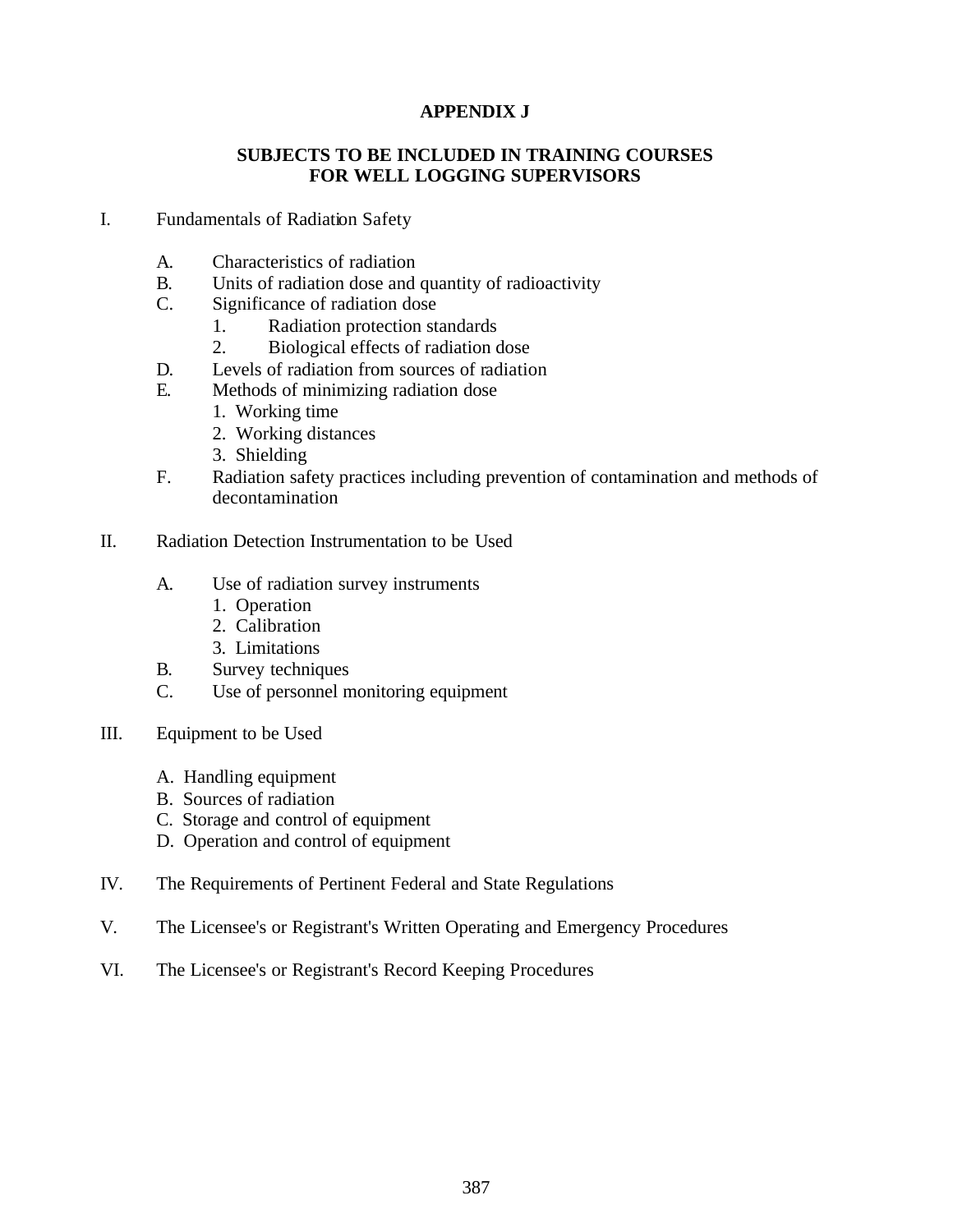# APPENDIX J

## SUBJECTS TO BE INCLUDED IN TRAINING COURSES FOR WELL LOGGING SUPERVISORS

I. Fundamentals of Radiation Safety

   A. Characteristics of radiation
   B. Units of radiation dose and quantity of radioactivity
   C. Significance of radiation dose
      1. Radiation protection standards
      2. Biological effects of radiation dose
   D. Levels of radiation from sources of radiation
   E. Methods of minimizing radiation dose
      1. Working time
      2. Working distances
      3. Shielding
   F. Radiation safety practices including prevention of contamination and methods of decontamination

II. Radiation Detection Instrumentation to be Used

   A. Use of radiation survey instruments
      1. Operation
      2. Calibration
      3. Limitations
   B. Survey techniques
   C. Use of personnel monitoring equipment

III. Equipment to be Used

   A. Handling equipment
   B. Sources of radiation
   C. Storage and control of equipment
   D. Operation and control of equipment

IV. The Requirements of Pertinent Federal and State Regulations

V. The Licensee's or Registrant's Written Operating and Emergency Procedures

VI. The Licensee's or Registrant's Record Keeping Procedures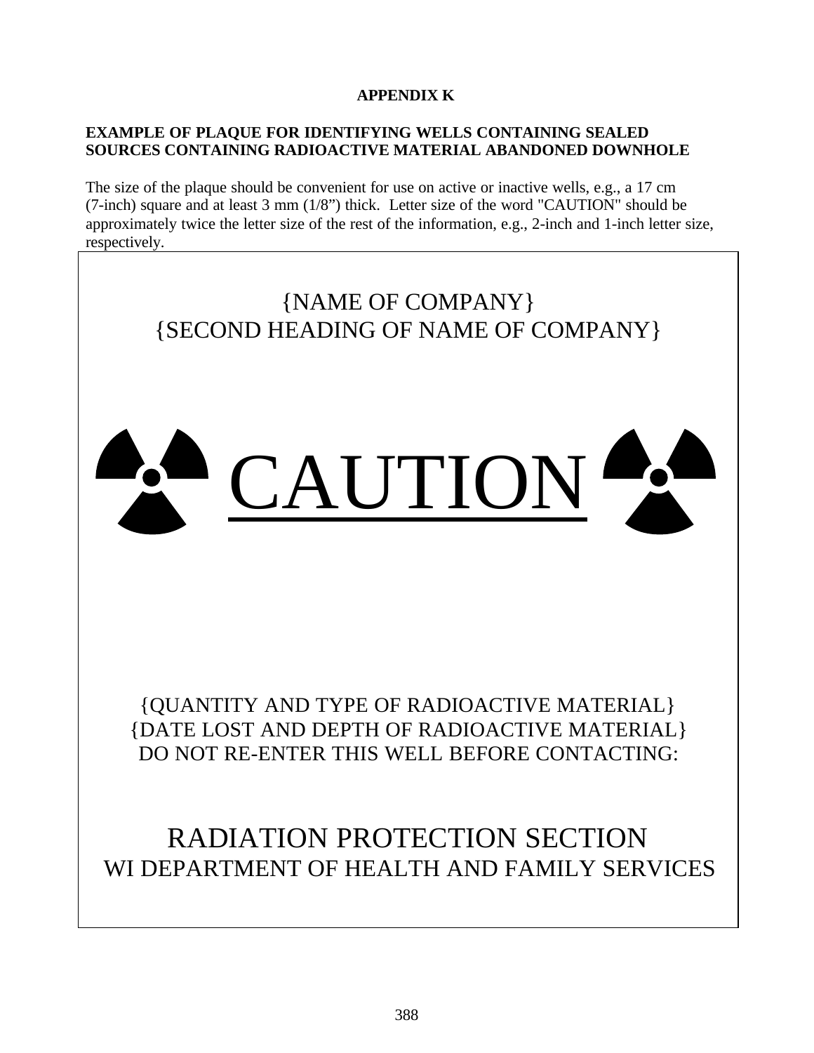**APPENDIX K**

**EXAMPLE OF PLAQUE FOR IDENTIFYING WELLS CONTAINING SEALED SOURCES CONTAINING RADIOACTIVE MATERIAL ABANDONED DOWNHOLE**

The size of the plaque should be convenient for use on active or inactive wells, e.g., a 17 cm (7-inch) square and at least 3 mm (1/8") thick. Letter size of the word "CAUTION" should be approximately twice the letter size of the rest of the information, e.g., 2-inch and 1-inch letter size, respectively.

{NAME OF COMPANY}
{SECOND HEADING OF NAME OF COMPANY}

CAUTION

{QUANTITY AND TYPE OF RADIOACTIVE MATERIAL}
{DATE LOST AND DEPTH OF RADIOACTIVE MATERIAL}
DO NOT RE-ENTER THIS WELL BEFORE CONTACTING:

RADIATION PROTECTION SECTION
WI DEPARTMENT OF HEALTH AND FAMILY SERVICES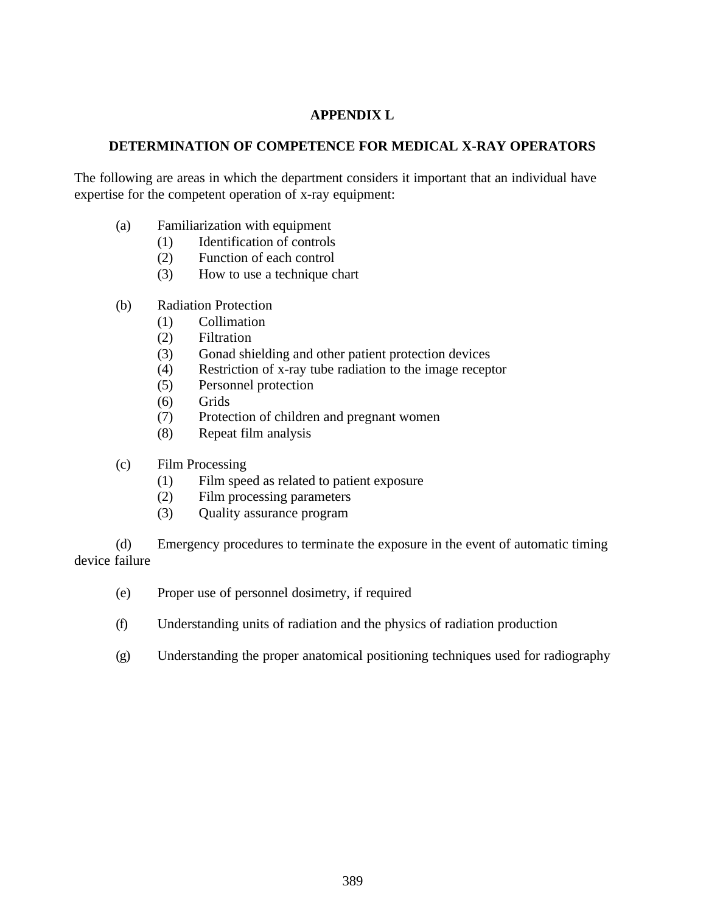# APPENDIX L

## DETERMINATION OF COMPETENCE FOR MEDICAL X-RAY OPERATORS

The following are areas in which the department considers it important that an individual have expertise for the competent operation of x-ray equipment:

(a) Familiarization with equipment
  (1) Identification of controls
  (2) Function of each control
  (3) How to use a technique chart

(b) Radiation Protection
  (1) Collimation
  (2) Filtration
  (3) Gonad shielding and other patient protection devices
  (4) Restriction of x-ray tube radiation to the image receptor
  (5) Personnel protection
  (6) Grids
  (7) Protection of children and pregnant women
  (8) Repeat film analysis

(c) Film Processing
  (1) Film speed as related to patient exposure
  (2) Film processing parameters
  (3) Quality assurance program

(d) Emergency procedures to terminate the exposure in the event of automatic timing device failure

(e) Proper use of personnel dosimetry, if required

(f) Understanding units of radiation and the physics of radiation production

(g) Understanding the proper anatomical positioning techniques used for radiography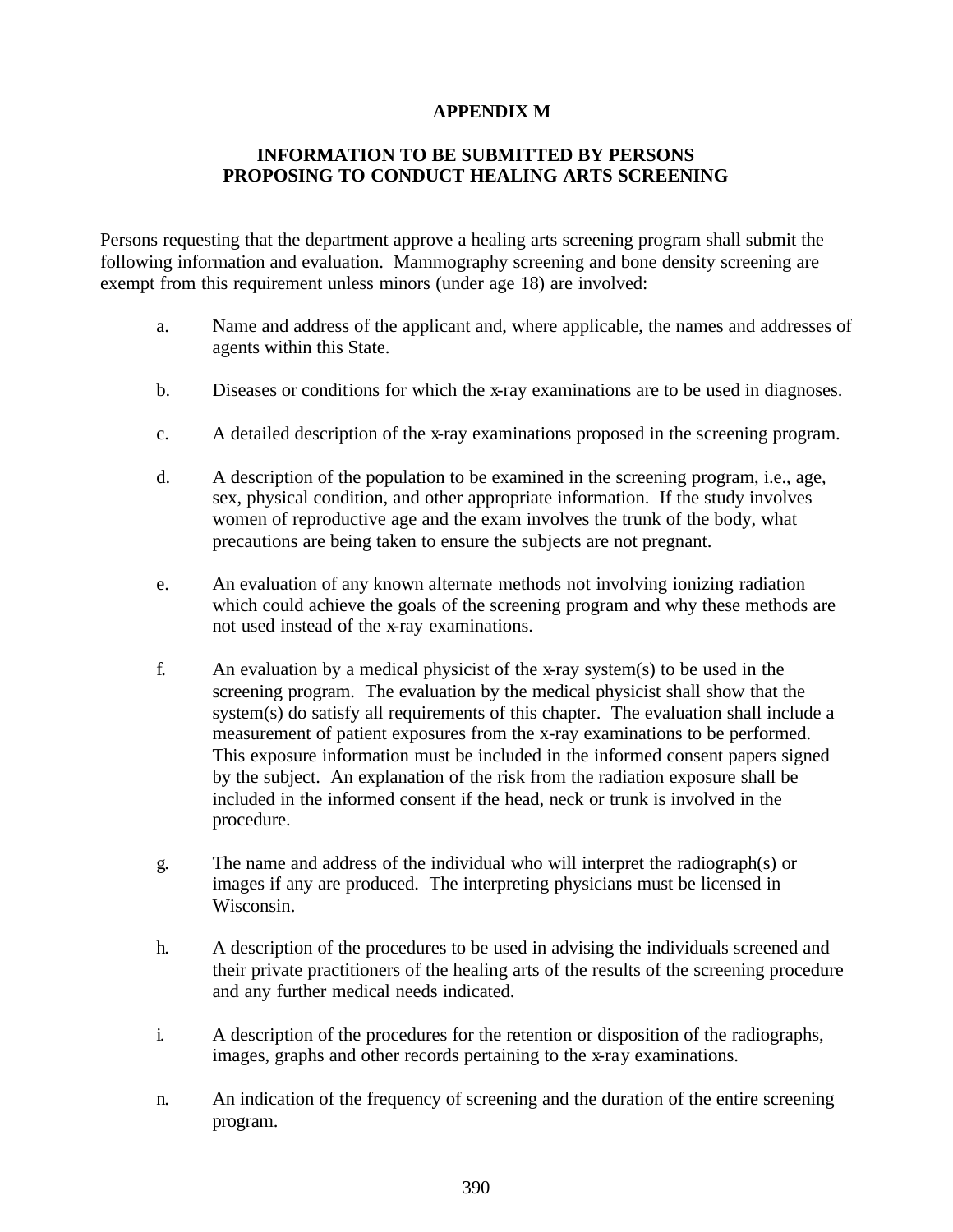# APPENDIX M

## INFORMATION TO BE SUBMITTED BY PERSONS PROPOSING TO CONDUCT HEALING ARTS SCREENING

Persons requesting that the department approve a healing arts screening program shall submit the following information and evaluation. Mammography screening and bone density screening are exempt from this requirement unless minors (under age 18) are involved:

a. Name and address of the applicant and, where applicable, the names and addresses of agents within this State.

b. Diseases or conditions for which the x-ray examinations are to be used in diagnoses.

c. A detailed description of the x-ray examinations proposed in the screening program.

d. A description of the population to be examined in the screening program, i.e., age, sex, physical condition, and other appropriate information. If the study involves women of reproductive age and the exam involves the trunk of the body, what precautions are being taken to ensure the subjects are not pregnant.

e. An evaluation of any known alternate methods not involving ionizing radiation which could achieve the goals of the screening program and why these methods are not used instead of the x-ray examinations.

f. An evaluation by a medical physicist of the x-ray system(s) to be used in the screening program. The evaluation by the medical physicist shall show that the system(s) do satisfy all requirements of this chapter. The evaluation shall include a measurement of patient exposures from the x-ray examinations to be performed. This exposure information must be included in the informed consent papers signed by the subject. An explanation of the risk from the radiation exposure shall be included in the informed consent if the head, neck or trunk is involved in the procedure.

g. The name and address of the individual who will interpret the radiograph(s) or images if any are produced. The interpreting physicians must be licensed in Wisconsin.

h. A description of the procedures to be used in advising the individuals screened and their private practitioners of the healing arts of the results of the screening procedure and any further medical needs indicated.

i. A description of the procedures for the retention or disposition of the radiographs, images, graphs and other records pertaining to the x-ray examinations.

n. An indication of the frequency of screening and the duration of the entire screening program.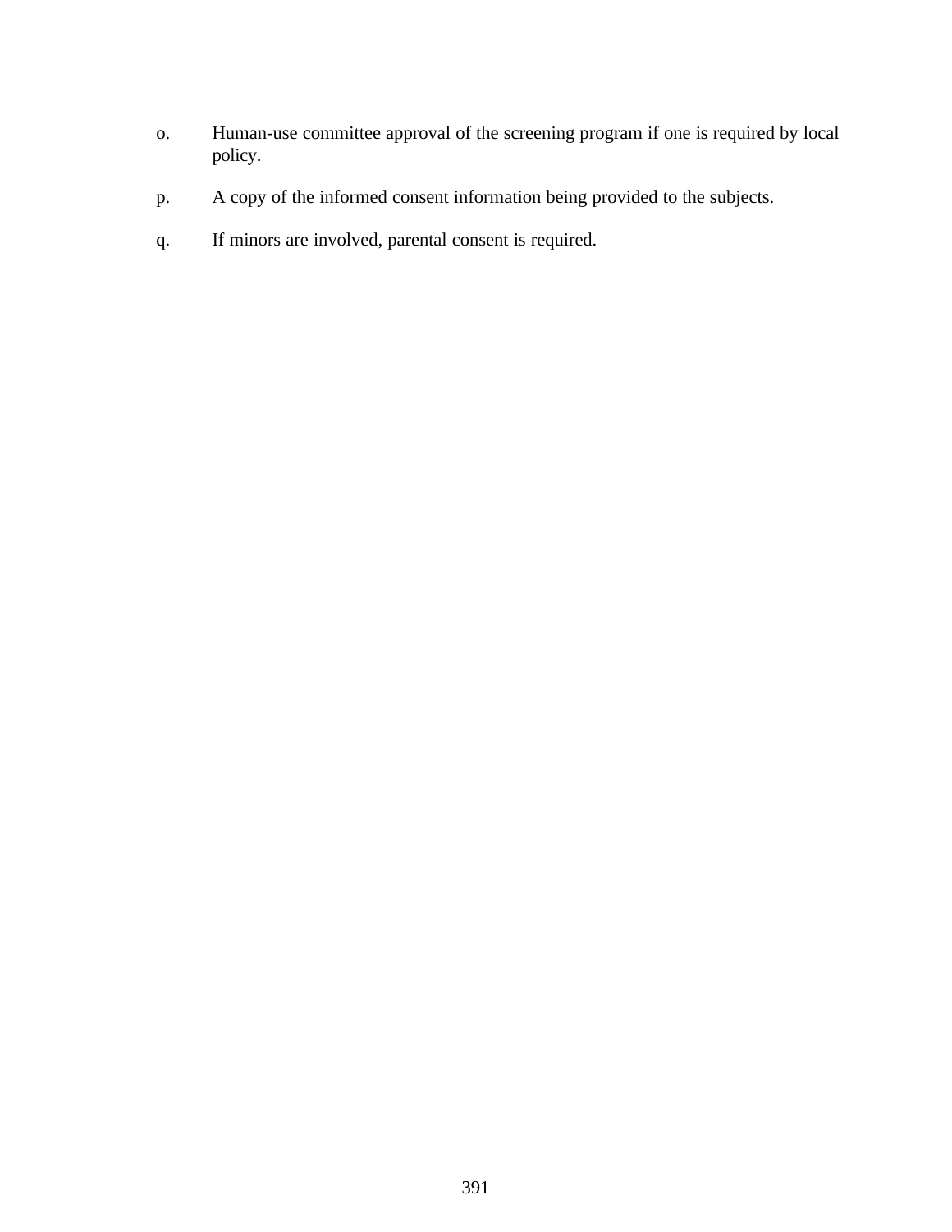o. Human-use committee approval of the screening program if one is required by local policy.

p. A copy of the informed consent information being provided to the subjects.

q. If minors are involved, parental consent is required.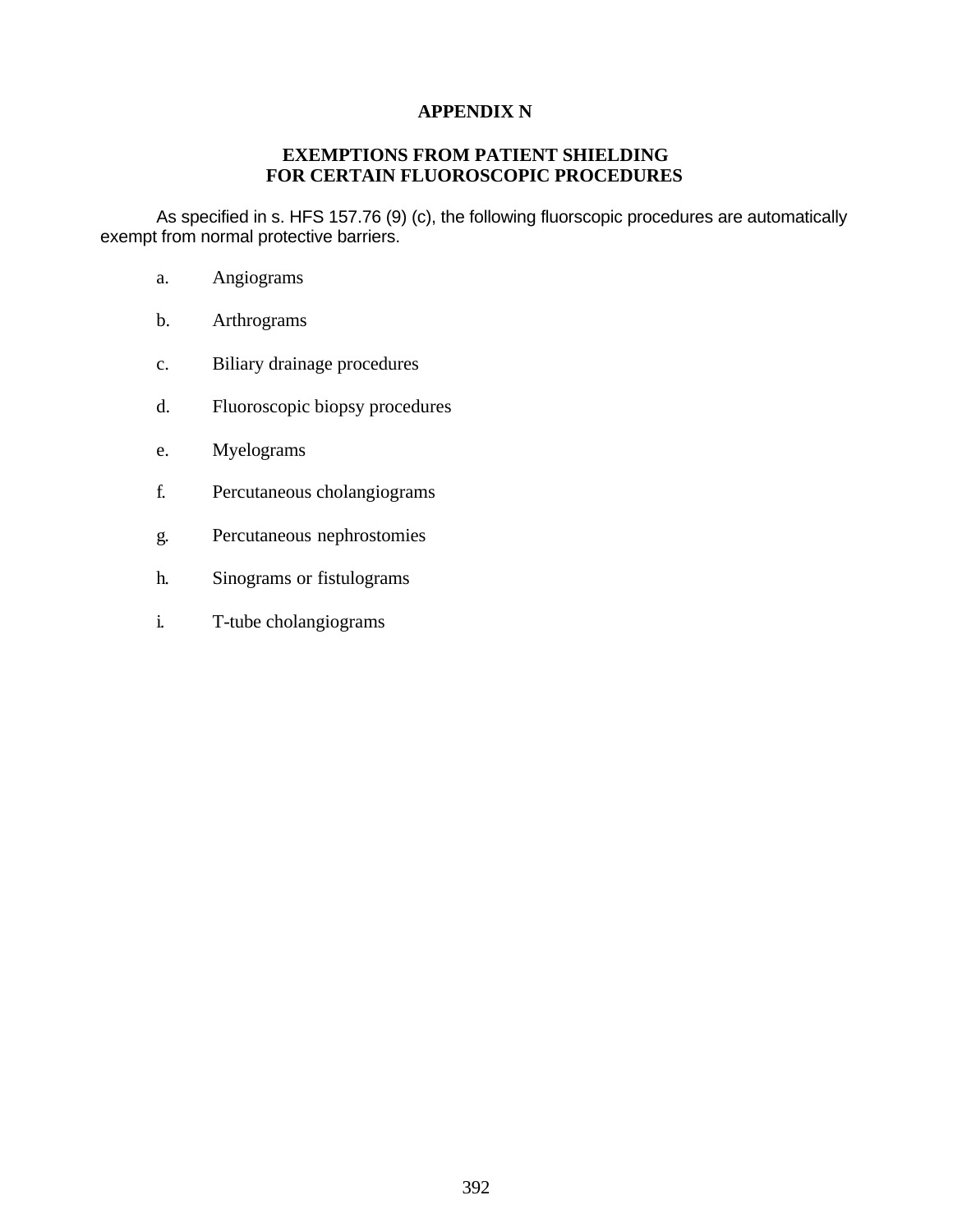# APPENDIX N

## EXEMPTIONS FROM PATIENT SHIELDING FOR CERTAIN FLUOROSCOPIC PROCEDURES

As specified in s. HFS 157.76 (9) (c), the following fluorscopic procedures are automatically exempt from normal protective barriers.

a. Angiograms

b. Arthrograms

c. Biliary drainage procedures

d. Fluoroscopic biopsy procedures

e. Myelograms

f. Percutaneous cholangiograms

g. Percutaneous nephrostomies

h. Sinograms or fistulograms

i. T-tube cholangiograms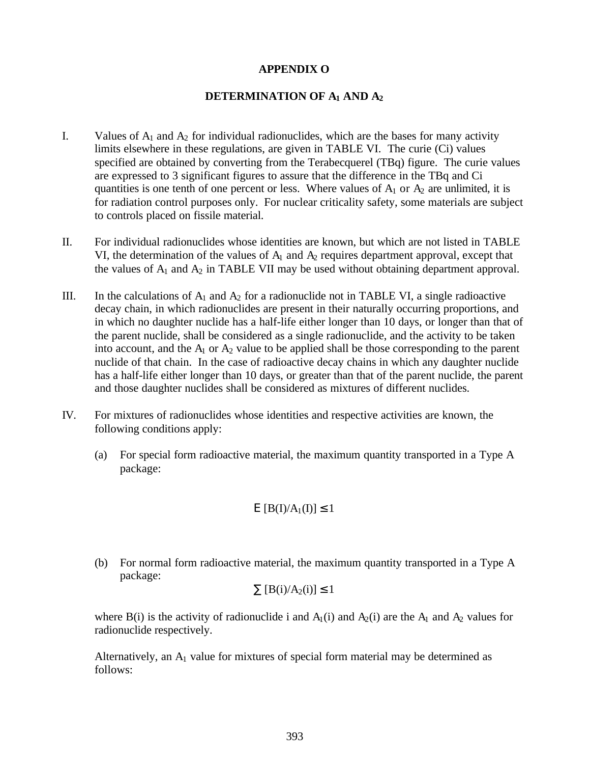# APPENDIX O

## DETERMINATION OF $A_1$ AND $A_2$

I. Values of $A_1$ and $A_2$ for individual radionuclides, which are the bases for many activity limits elsewhere in these regulations, are given in TABLE VI. The curie (Ci) values specified are obtained by converting from the Terabecquerel (TBq) figure. The curie values are expressed to 3 significant figures to assure that the difference in the TBq and Ci quantities is one tenth of one percent or less. Where values of $A_1$ or $A_2$ are unlimited, it is for radiation control purposes only. For nuclear criticality safety, some materials are subject to controls placed on fissile material.

II. For individual radionuclides whose identities are known, but which are not listed in TABLE VI, the determination of the values of $A_1$ and $A_2$ requires department approval, except that the values of $A_1$ and $A_2$ in TABLE VII may be used without obtaining department approval.

III. In the calculations of $A_1$ and $A_2$ for a radionuclide not in TABLE VI, a single radioactive decay chain, in which radionuclides are present in their naturally occurring proportions, and in which no daughter nuclide has a half-life either longer than 10 days, or longer than that of the parent nuclide, shall be considered as a single radionuclide, and the activity to be taken into account, and the $A_1$ or $A_2$ value to be applied shall be those corresponding to the parent nuclide of that chain. In the case of radioactive decay chains in which any daughter nuclide has a half-life either longer than 10 days, or greater than that of the parent nuclide, the parent and those daughter nuclides shall be considered as mixtures of different nuclides.

IV. For mixtures of radionuclides whose identities and respective activities are known, the following conditions apply:

(a) For special form radioactive material, the maximum quantity transported in a Type A package:

$$\sum [B(I)/A_1(I)] \leq 1$$

(b) For normal form radioactive material, the maximum quantity transported in a Type A package:

$$\sum [B(i)/A_2(i)] \leq 1$$

where B(i) is the activity of radionuclide i and $A_1(i)$ and $A_2(i)$ are the $A_1$ and $A_2$ values for radionuclide respectively.

Alternatively, an $A_1$ value for mixtures of special form material may be determined as follows: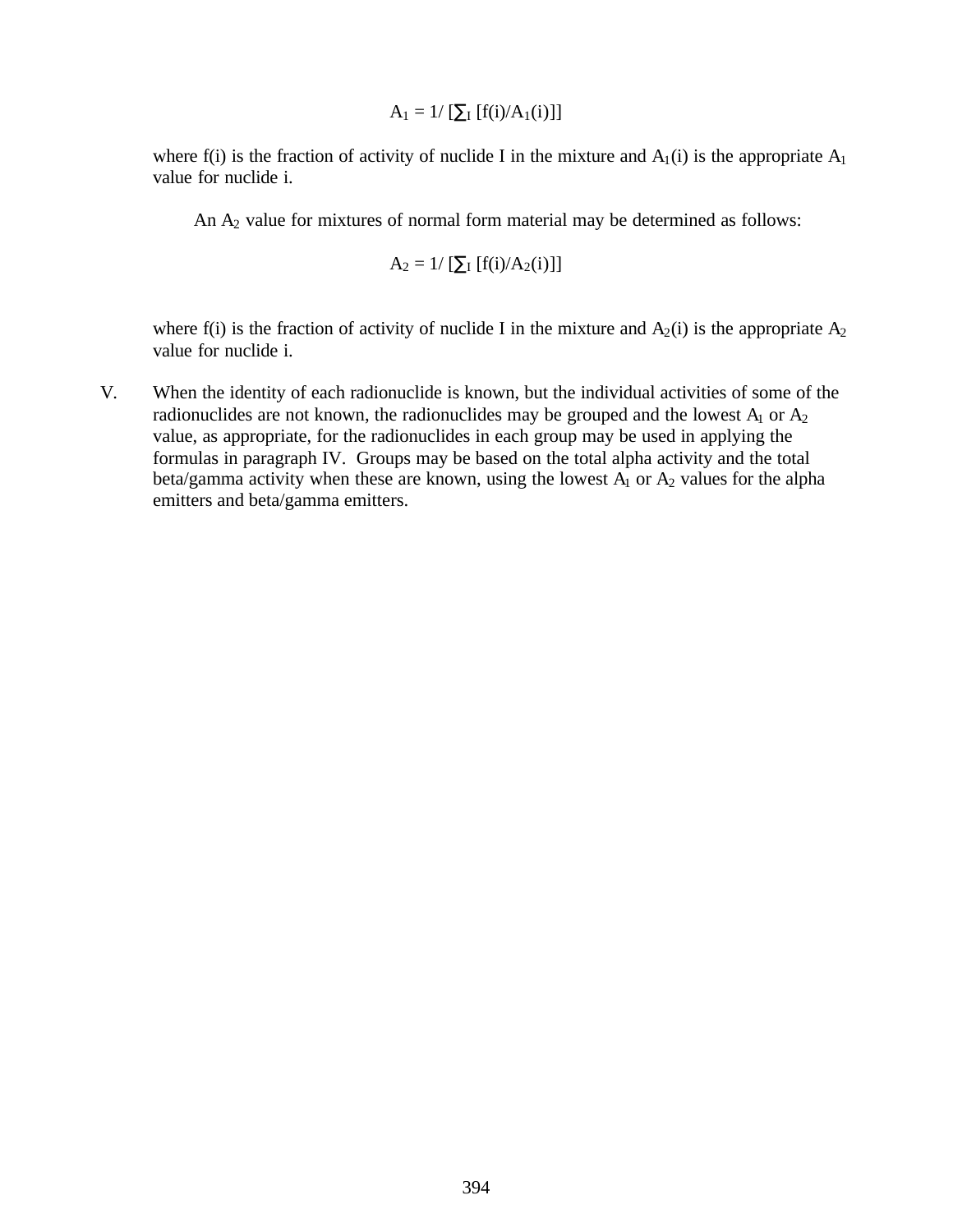$$A_1 = 1/ [\sum_I [f(i)/A_1(i)]]$$

where f(i) is the fraction of activity of nuclide I in the mixture and $A_1(i)$ is the appropriate $A_1$ value for nuclide i.

An $A_2$ value for mixtures of normal form material may be determined as follows:

$$A_2 = 1/ [\sum_I [f(i)/A_2(i)]]$$

where f(i) is the fraction of activity of nuclide I in the mixture and $A_2(i)$ is the appropriate $A_2$ value for nuclide i.

V. When the identity of each radionuclide is known, but the individual activities of some of the radionuclides are not known, the radionuclides may be grouped and the lowest $A_1$ or $A_2$ value, as appropriate, for the radionuclides in each group may be used in applying the formulas in paragraph IV. Groups may be based on the total alpha activity and the total beta/gamma activity when these are known, using the lowest $A_1$ or $A_2$ values for the alpha emitters and beta/gamma emitters.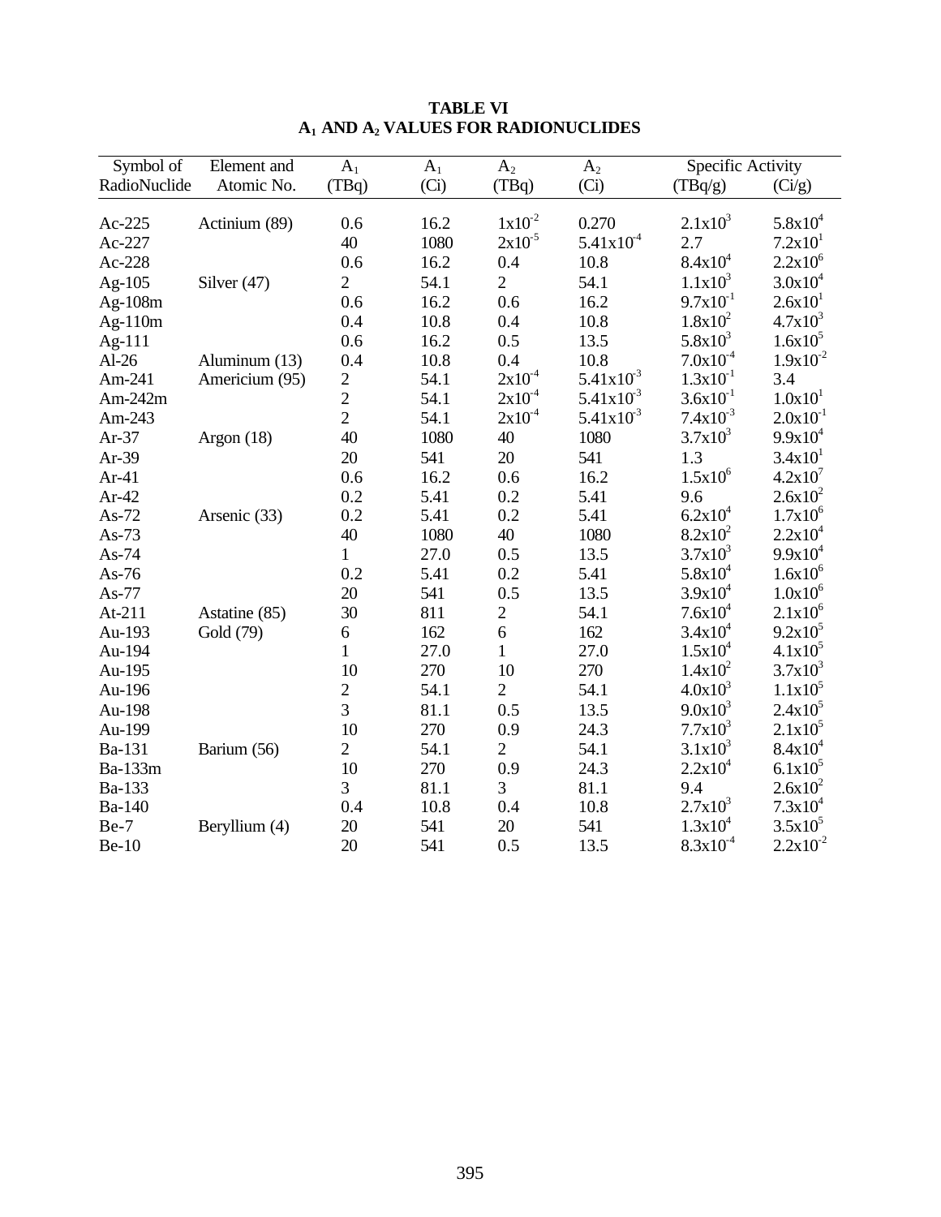**TABLE VI**
**$A_1$ AND $A_2$ VALUES FOR RADIONUCLIDES**

| Symbol of RadioNuclide | Element and Atomic No. | $A_1$ (TBq) | $A_1$ (Ci) | $A_2$ (TBq) | $A_2$ (Ci) | Specific Activity (TBq/g) | (Ci/g) |
|---|---|---|---|---|---|---|---|
| Ac-225 | Actinium (89) | 0.6 | 16.2 | $1x10^{-2}$ | 0.270 | $2.1x10^{3}$ | $5.8x10^{4}$ |
| Ac-227 | | 40 | 1080 | $2x10^{-5}$ | $5.41x10^{-4}$ | 2.7 | $7.2x10^{1}$ |
| Ac-228 | | 0.6 | 16.2 | 0.4 | 10.8 | $8.4x10^{4}$ | $2.2x10^{6}$ |
| Ag-105 | Silver (47) | 2 | 54.1 | 2 | 54.1 | $1.1x10^{3}$ | $3.0x10^{4}$ |
| Ag-108m | | 0.6 | 16.2 | 0.6 | 16.2 | $9.7x10^{-1}$ | $2.6x10^{1}$ |
| Ag-110m | | 0.4 | 10.8 | 0.4 | 10.8 | $1.8x10^{2}$ | $4.7x10^{3}$ |
| Ag-111 | | 0.6 | 16.2 | 0.5 | 13.5 | $5.8x10^{3}$ | $1.6x10^{5}$ |
| Al-26 | Aluminum (13) | 0.4 | 10.8 | 0.4 | 10.8 | $7.0x10^{-4}$ | $1.9x10^{-2}$ |
| Am-241 | Americium (95) | 2 | 54.1 | $2x10^{-4}$ | $5.41x10^{-3}$ | $1.3x10^{-1}$ | 3.4 |
| Am-242m | | 2 | 54.1 | $2x10^{-4}$ | $5.41x10^{-3}$ | $3.6x10^{-1}$ | $1.0x10^{1}$ |
| Am-243 | | 2 | 54.1 | $2x10^{-4}$ | $5.41x10^{-3}$ | $7.4x10^{-3}$ | $2.0x10^{-1}$ |
| Ar-37 | Argon (18) | 40 | 1080 | 40 | 1080 | $3.7x10^{3}$ | $9.9x10^{4}$ |
| Ar-39 | | 20 | 541 | 20 | 541 | 1.3 | $3.4x10^{1}$ |
| Ar-41 | | 0.6 | 16.2 | 0.6 | 16.2 | $1.5x10^{6}$ | $4.2x10^{7}$ |
| Ar-42 | | 0.2 | 5.41 | 0.2 | 5.41 | 9.6 | $2.6x10^{2}$ |
| As-72 | Arsenic (33) | 0.2 | 5.41 | 0.2 | 5.41 | $6.2x10^{4}$ | $1.7x10^{6}$ |
| As-73 | | 40 | 1080 | 40 | 1080 | $8.2x10^{2}$ | $2.2x10^{4}$ |
| As-74 | | 1 | 27.0 | 0.5 | 13.5 | $3.7x10^{3}$ | $9.9x10^{4}$ |
| As-76 | | 0.2 | 5.41 | 0.2 | 5.41 | $5.8x10^{4}$ | $1.6x10^{6}$ |
| As-77 | | 20 | 541 | 0.5 | 13.5 | $3.9x10^{4}$ | $1.0x10^{6}$ |
| At-211 | Astatine (85) | 30 | 811 | 2 | 54.1 | $7.6x10^{4}$ | $2.1x10^{6}$ |
| Au-193 | Gold (79) | 6 | 162 | 6 | 162 | $3.4x10^{4}$ | $9.2x10^{5}$ |
| Au-194 | | 1 | 27.0 | 1 | 27.0 | $1.5x10^{4}$ | $4.1x10^{5}$ |
| Au-195 | | 10 | 270 | 10 | 270 | $1.4x10^{2}$ | $3.7x10^{3}$ |
| Au-196 | | 2 | 54.1 | 2 | 54.1 | $4.0x10^{3}$ | $1.1x10^{5}$ |
| Au-198 | | 3 | 81.1 | 0.5 | 13.5 | $9.0x10^{3}$ | $2.4x10^{5}$ |
| Au-199 | | 10 | 270 | 0.9 | 24.3 | $7.7x10^{3}$ | $2.1x10^{5}$ |
| Ba-131 | Barium (56) | 2 | 54.1 | 2 | 54.1 | $3.1x10^{3}$ | $8.4x10^{4}$ |
| Ba-133m | | 10 | 270 | 0.9 | 24.3 | $2.2x10^{4}$ | $6.1x10^{5}$ |
| Ba-133 | | 3 | 81.1 | 3 | 81.1 | 9.4 | $2.6x10^{2}$ |
| Ba-140 | | 0.4 | 10.8 | 0.4 | 10.8 | $2.7x10^{3}$ | $7.3x10^{4}$ |
| Be-7 | Beryllium (4) | 20 | 541 | 20 | 541 | $1.3x10^{4}$ | $3.5x10^{5}$ |
| Be-10 | | 20 | 541 | 0.5 | 13.5 | $8.3x10^{-4}$ | $2.2x10^{-2}$ |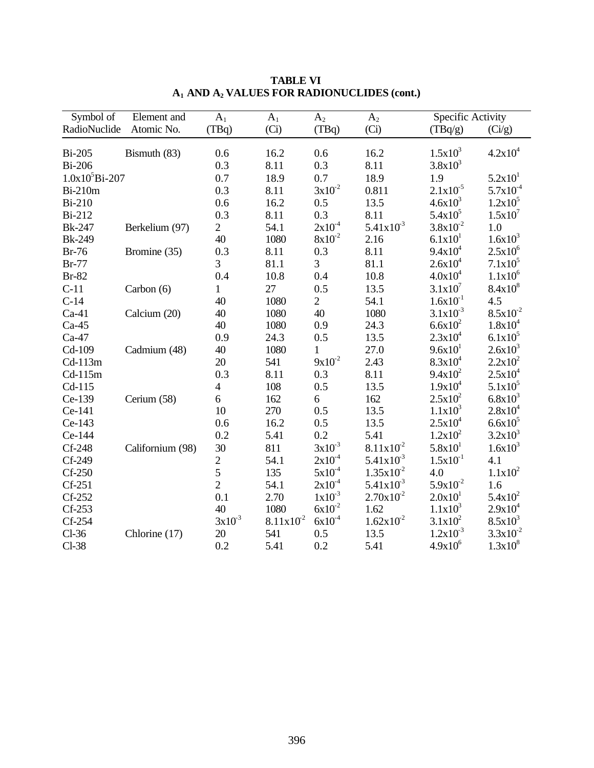**TABLE VI**
**$A_1$ AND $A_2$ VALUES FOR RADIONUCLIDES (cont.)**

| Symbol of RadioNuclide | Element and Atomic No. | $A_1$ (TBq) | $A_1$ (Ci) | $A_2$ (TBq) | $A_2$ (Ci) | Specific Activity (TBq/g) | (Ci/g) |
|---|---|---|---|---|---|---|---|
| Bi-205 | Bismuth (83) | 0.6 | 16.2 | 0.6 | 16.2 | $1.5x10^3$ | $4.2x10^4$ |
| Bi-206 | | 0.3 | 8.11 | 0.3 | 8.11 | $3.8x10^3$ | |
| $1.0x10^5$Bi-207 | | 0.7 | 18.9 | 0.7 | 18.9 | 1.9 | $5.2x10^1$ |
| Bi-210m | | 0.3 | 8.11 | $3x10^{-2}$ | 0.811 | $2.1x10^{-5}$ | $5.7x10^{-4}$ |
| Bi-210 | | 0.6 | 16.2 | 0.5 | 13.5 | $4.6x10^3$ | $1.2x10^5$ |
| Bi-212 | | 0.3 | 8.11 | 0.3 | 8.11 | $5.4x10^5$ | $1.5x10^7$ |
| Bk-247 | Berkelium (97) | 2 | 54.1 | $2x10^{-4}$ | $5.41x10^{-3}$ | $3.8x10^{-2}$ | 1.0 |
| Bk-249 | | 40 | 1080 | $8x10^{-2}$ | 2.16 | $6.1x10^1$ | $1.6x10^3$ |
| Br-76 | Bromine (35) | 0.3 | 8.11 | 0.3 | 8.11 | $9.4x10^4$ | $2.5x10^6$ |
| Br-77 | | 3 | 81.1 | 3 | 81.1 | $2.6x10^4$ | $7.1x10^5$ |
| Br-82 | | 0.4 | 10.8 | 0.4 | 10.8 | $4.0x10^4$ | $1.1x10^6$ |
| C-11 | Carbon (6) | 1 | 27 | 0.5 | 13.5 | $3.1x10^7$ | $8.4x10^8$ |
| C-14 | | 40 | 1080 | 2 | 54.1 | $1.6x10^{-1}$ | 4.5 |
| Ca-41 | Calcium (20) | 40 | 1080 | 40 | 1080 | $3.1x10^{-3}$ | $8.5x10^{-2}$ |
| Ca-45 | | 40 | 1080 | 0.9 | 24.3 | $6.6x10^2$ | $1.8x10^4$ |
| Ca-47 | | 0.9 | 24.3 | 0.5 | 13.5 | $2.3x10^4$ | $6.1x10^5$ |
| Cd-109 | Cadmium (48) | 40 | 1080 | 1 | 27.0 | $9.6x10^1$ | $2.6x10^3$ |
| Cd-113m | | 20 | 541 | $9x10^{-2}$ | 2.43 | $8.3x10^4$ | $2.2x10^2$ |
| Cd-115m | | 0.3 | 8.11 | 0.3 | 8.11 | $9.4x10^2$ | $2.5x10^4$ |
| Cd-115 | | 4 | 108 | 0.5 | 13.5 | $1.9x10^4$ | $5.1x10^5$ |
| Ce-139 | Cerium (58) | 6 | 162 | 6 | 162 | $2.5x10^2$ | $6.8x10^3$ |
| Ce-141 | | 10 | 270 | 0.5 | 13.5 | $1.1x10^3$ | $2.8x10^4$ |
| Ce-143 | | 0.6 | 16.2 | 0.5 | 13.5 | $2.5x10^4$ | $6.6x10^5$ |
| Ce-144 | | 0.2 | 5.41 | 0.2 | 5.41 | $1.2x10^2$ | $3.2x10^3$ |
| Cf-248 | Californium (98) | 30 | 811 | $3x10^{-3}$ | $8.11x10^{-2}$ | $5.8x10^1$ | $1.6x10^3$ |
| Cf-249 | | 2 | 54.1 | $2x10^{-4}$ | $5.41x10^{-3}$ | $1.5x10^{-1}$ | 4.1 |
| Cf-250 | | 5 | 135 | $5x10^{-4}$ | $1.35x10^{-2}$ | 4.0 | $1.1x10^2$ |
| Cf-251 | | 2 | 54.1 | $2x10^{-4}$ | $5.41x10^{-3}$ | $5.9x10^{-2}$ | 1.6 |
| Cf-252 | | 0.1 | 2.70 | $1x10^{-3}$ | $2.70x10^{-2}$ | $2.0x10^1$ | $5.4x10^2$ |
| Cf-253 | | 40 | 1080 | $6x10^{-2}$ | 1.62 | $1.1x10^3$ | $2.9x10^4$ |
| Cf-254 | | $3x10^{-3}$ | $8.11x10^{-2}$ | $6x10^{-4}$ | $1.62x10^{-2}$ | $3.1x10^2$ | $8.5x10^3$ |
| Cl-36 | Chlorine (17) | 20 | 541 | 0.5 | 13.5 | $1.2x10^{-3}$ | $3.3x10^{-2}$ |
| Cl-38 | | 0.2 | 5.41 | 0.2 | 5.41 | $4.9x10^6$ | $1.3x10^8$ |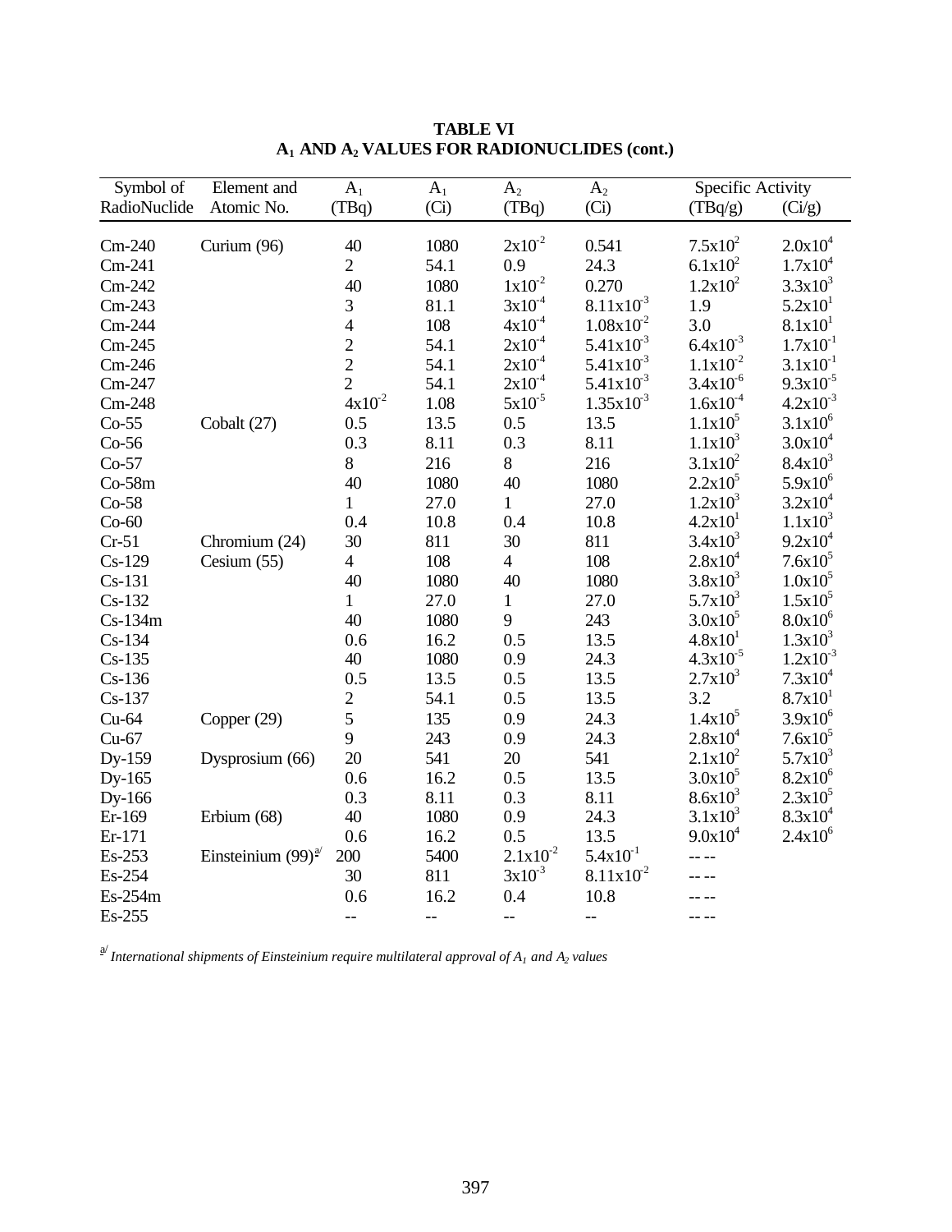**TABLE VI**
**$A_1$ AND $A_2$ VALUES FOR RADIONUCLIDES (cont.)**

| Symbol of RadioNuclide | Element and Atomic No. | $A_1$ (TBq) | $A_1$ (Ci) | $A_2$ (TBq) | $A_2$ (Ci) | Specific Activity (TBq/g) | Specific Activity (Ci/g) |
|---|---|---|---|---|---|---|---|
| Cm-240 | Curium (96) | 40 | 1080 | $2x10^{-2}$ | 0.541 | $7.5x10^{2}$ | $2.0x10^{4}$ |
| Cm-241 | | 2 | 54.1 | 0.9 | 24.3 | $6.1x10^{2}$ | $1.7x10^{4}$ |
| Cm-242 | | 40 | 1080 | $1x10^{-2}$ | 0.270 | $1.2x10^{2}$ | $3.3x10^{3}$ |
| Cm-243 | | 3 | 81.1 | $3x10^{-4}$ | $8.11x10^{-3}$ | 1.9 | $5.2x10^{1}$ |
| Cm-244 | | 4 | 108 | $4x10^{-4}$ | $1.08x10^{-2}$ | 3.0 | $8.1x10^{1}$ |
| Cm-245 | | 2 | 54.1 | $2x10^{-4}$ | $5.41x10^{-3}$ | $6.4x10^{-3}$ | $1.7x10^{-1}$ |
| Cm-246 | | 2 | 54.1 | $2x10^{-4}$ | $5.41x10^{-3}$ | $1.1x10^{-2}$ | $3.1x10^{-1}$ |
| Cm-247 | | 2 | 54.1 | $2x10^{-4}$ | $5.41x10^{-3}$ | $3.4x10^{-6}$ | $9.3x10^{-5}$ |
| Cm-248 | | $4x10^{-2}$ | 1.08 | $5x10^{-5}$ | $1.35x10^{-3}$ | $1.6x10^{-4}$ | $4.2x10^{-3}$ |
| Co-55 | Cobalt (27) | 0.5 | 13.5 | 0.5 | 13.5 | $1.1x10^{5}$ | $3.1x10^{6}$ |
| Co-56 | | 0.3 | 8.11 | 0.3 | 8.11 | $1.1x10^{3}$ | $3.0x10^{4}$ |
| Co-57 | | 8 | 216 | 8 | 216 | $3.1x10^{2}$ | $8.4x10^{3}$ |
| Co-58m | | 40 | 1080 | 40 | 1080 | $2.2x10^{5}$ | $5.9x10^{6}$ |
| Co-58 | | 1 | 27.0 | 1 | 27.0 | $1.2x10^{3}$ | $3.2x10^{4}$ |
| Co-60 | | 0.4 | 10.8 | 0.4 | 10.8 | $4.2x10^{1}$ | $1.1x10^{3}$ |
| Cr-51 | Chromium (24) | 30 | 811 | 30 | 811 | $3.4x10^{3}$ | $9.2x10^{4}$ |
| Cs-129 | Cesium (55) | 4 | 108 | 4 | 108 | $2.8x10^{4}$ | $7.6x10^{5}$ |
| Cs-131 | | 40 | 1080 | 40 | 1080 | $3.8x10^{3}$ | $1.0x10^{5}$ |
| Cs-132 | | 1 | 27.0 | 1 | 27.0 | $5.7x10^{3}$ | $1.5x10^{5}$ |
| Cs-134m | | 40 | 1080 | 9 | 243 | $3.0x10^{5}$ | $8.0x10^{6}$ |
| Cs-134 | | 0.6 | 16.2 | 0.5 | 13.5 | $4.8x10^{1}$ | $1.3x10^{3}$ |
| Cs-135 | | 40 | 1080 | 0.9 | 24.3 | $4.3x10^{-5}$ | $1.2x10^{-3}$ |
| Cs-136 | | 0.5 | 13.5 | 0.5 | 13.5 | $2.7x10^{3}$ | $7.3x10^{4}$ |
| Cs-137 | | 2 | 54.1 | 0.5 | 13.5 | 3.2 | $8.7x10^{1}$ |
| Cu-64 | Copper (29) | 5 | 135 | 0.9 | 24.3 | $1.4x10^{5}$ | $3.9x10^{6}$ |
| Cu-67 | | 9 | 243 | 0.9 | 24.3 | $2.8x10^{4}$ | $7.6x10^{5}$ |
| Dy-159 | Dysprosium (66) | 20 | 541 | 20 | 541 | $2.1x10^{2}$ | $5.7x10^{3}$ |
| Dy-165 | | 0.6 | 16.2 | 0.5 | 13.5 | $3.0x10^{5}$ | $8.2x10^{6}$ |
| Dy-166 | | 0.3 | 8.11 | 0.3 | 8.11 | $8.6x10^{3}$ | $2.3x10^{5}$ |
| Er-169 | Erbium (68) | 40 | 1080 | 0.9 | 24.3 | $3.1x10^{3}$ | $8.3x10^{4}$ |
| Er-171 | | 0.6 | 16.2 | 0.5 | 13.5 | $9.0x10^{4}$ | $2.4x10^{6}$ |
| Es-253 | Einsteinium (99)[a/] | 200 | 5400 | $2.1x10^{-2}$ | $5.4x10^{-1}$ | -- -- | |
| Es-254 | | 30 | 811 | $3x10^{-3}$ | $8.11x10^{-2}$ | -- -- | |
| Es-254m | | 0.6 | 16.2 | 0.4 | 10.8 | -- -- | |
| Es-255 | | -- | -- | -- | -- | -- -- | |

[a/] *International shipments of Einsteinium require multilateral approval of $A_1$ and $A_2$ values*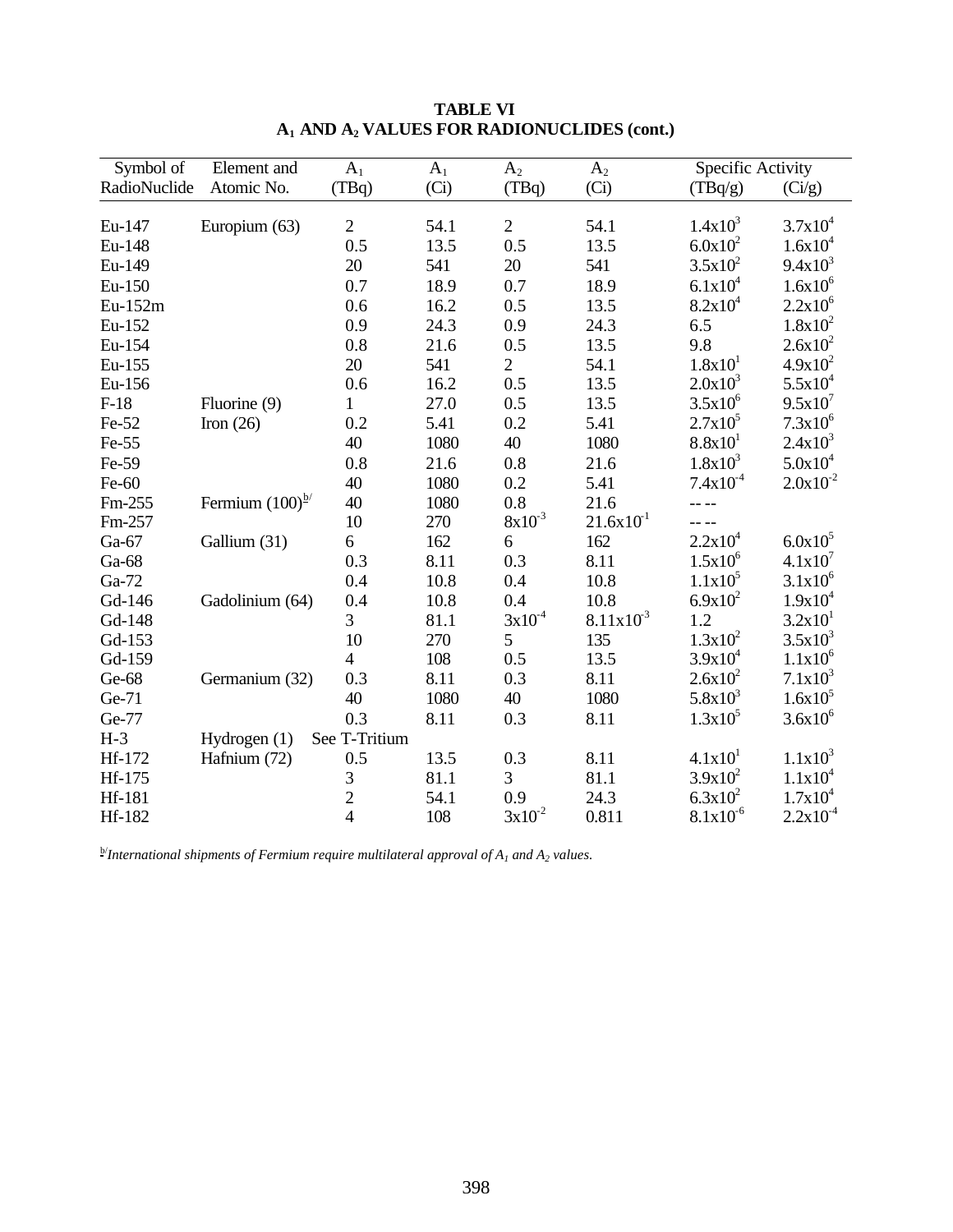**TABLE VI**
**$A_1$ AND $A_2$ VALUES FOR RADIONUCLIDES (cont.)**

| Symbol of RadioNuclide | Element and Atomic No. | $A_1$ (TBq) | $A_1$ (Ci) | $A_2$ (TBq) | $A_2$ (Ci) | Specific Activity (TBq/g) | Specific Activity (Ci/g) |
|---|---|---|---|---|---|---|---|
| Eu-147 | Europium (63) | 2 | 54.1 | 2 | 54.1 | $1.4x10^3$ | $3.7x10^4$ |
| Eu-148 | | 0.5 | 13.5 | 0.5 | 13.5 | $6.0x10^2$ | $1.6x10^4$ |
| Eu-149 | | 20 | 541 | 20 | 541 | $3.5x10^2$ | $9.4x10^3$ |
| Eu-150 | | 0.7 | 18.9 | 0.7 | 18.9 | $6.1x10^4$ | $1.6x10^6$ |
| Eu-152m | | 0.6 | 16.2 | 0.5 | 13.5 | $8.2x10^4$ | $2.2x10^6$ |
| Eu-152 | | 0.9 | 24.3 | 0.9 | 24.3 | 6.5 | $1.8x10^2$ |
| Eu-154 | | 0.8 | 21.6 | 0.5 | 13.5 | 9.8 | $2.6x10^2$ |
| Eu-155 | | 20 | 541 | 2 | 54.1 | $1.8x10^1$ | $4.9x10^2$ |
| Eu-156 | | 0.6 | 16.2 | 0.5 | 13.5 | $2.0x10^3$ | $5.5x10^4$ |
| F-18 | Fluorine (9) | 1 | 27.0 | 0.5 | 13.5 | $3.5x10^6$ | $9.5x10^7$ |
| Fe-52 | Iron (26) | 0.2 | 5.41 | 0.2 | 5.41 | $2.7x10^5$ | $7.3x10^6$ |
| Fe-55 | | 40 | 1080 | 40 | 1080 | $8.8x10^1$ | $2.4x10^3$ |
| Fe-59 | | 0.8 | 21.6 | 0.8 | 21.6 | $1.8x10^3$ | $5.0x10^4$ |
| Fe-60 | | 40 | 1080 | 0.2 | 5.41 | $7.4x10^{-4}$ | $2.0x10^{-2}$ |
| Fm-255 | Fermium (100)[b/] | 40 | 1080 | 0.8 | 21.6 | -- -- | |
| Fm-257 | | 10 | 270 | $8x10^{-3}$ | $21.6x10^{-1}$ | -- -- | |
| Ga-67 | Gallium (31) | 6 | 162 | 6 | 162 | $2.2x10^4$ | $6.0x10^5$ |
| Ga-68 | | 0.3 | 8.11 | 0.3 | 8.11 | $1.5x10^6$ | $4.1x10^7$ |
| Ga-72 | | 0.4 | 10.8 | 0.4 | 10.8 | $1.1x10^5$ | $3.1x10^6$ |
| Gd-146 | Gadolinium (64) | 0.4 | 10.8 | 0.4 | 10.8 | $6.9x10^2$ | $1.9x10^4$ |
| Gd-148 | | 3 | 81.1 | $3x10^{-4}$ | $8.11x10^{-3}$ | 1.2 | $3.2x10^1$ |
| Gd-153 | | 10 | 270 | 5 | 135 | $1.3x10^2$ | $3.5x10^3$ |
| Gd-159 | | 4 | 108 | 0.5 | 13.5 | $3.9x10^4$ | $1.1x10^6$ |
| Ge-68 | Germanium (32) | 0.3 | 8.11 | 0.3 | 8.11 | $2.6x10^2$ | $7.1x10^3$ |
| Ge-71 | | 40 | 1080 | 40 | 1080 | $5.8x10^3$ | $1.6x10^5$ |
| Ge-77 | | 0.3 | 8.11 | 0.3 | 8.11 | $1.3x10^5$ | $3.6x10^6$ |
| H-3 | Hydrogen (1) | See T-Tritium | | | | | |
| Hf-172 | Hafnium (72) | 0.5 | 13.5 | 0.3 | 8.11 | $4.1x10^1$ | $1.1x10^3$ |
| Hf-175 | | 3 | 81.1 | 3 | 81.1 | $3.9x10^2$ | $1.1x10^4$ |
| Hf-181 | | 2 | 54.1 | 0.9 | 24.3 | $6.3x10^2$ | $1.7x10^4$ |
| Hf-182 | | 4 | 108 | $3x10^{-2}$ | 0.811 | $8.1x10^{-6}$ | $2.2x10^{-4}$ |

[b/] *International shipments of Fermium require multilateral approval of $A_1$ and $A_2$ values.*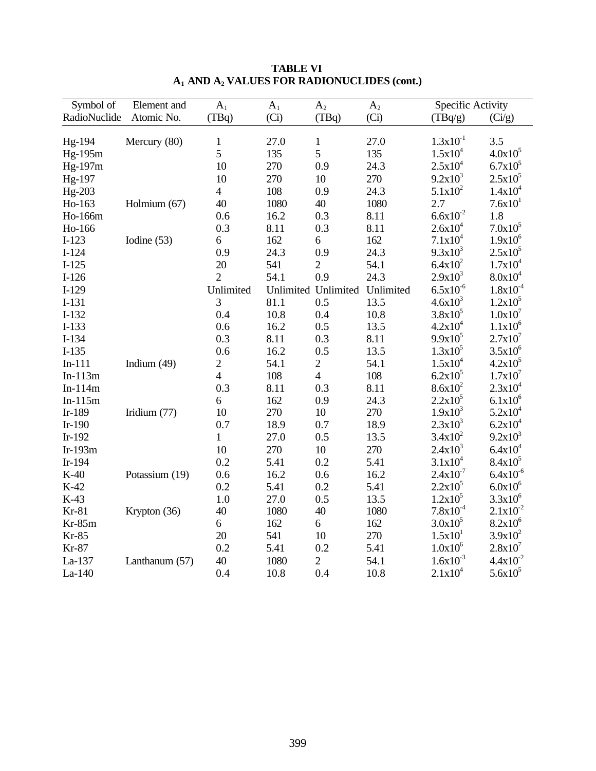**TABLE VI**
**$A_1$ AND $A_2$ VALUES FOR RADIONUCLIDES (cont.)**

| Symbol of RadioNuclide | Element and Atomic No. | $A_1$ (TBq) | $A_1$ (Ci) | $A_2$ (TBq) | $A_2$ (Ci) | Specific Activity (TBq/g) | (Ci/g) |
|---|---|---|---|---|---|---|---|
| Hg-194 | Mercury (80) | 1 | 27.0 | 1 | 27.0 | $1.3x10^{-1}$ | 3.5 |
| Hg-195m | | 5 | 135 | 5 | 135 | $1.5x10^{4}$ | $4.0x10^{5}$ |
| Hg-197m | | 10 | 270 | 0.9 | 24.3 | $2.5x10^{4}$ | $6.7x10^{5}$ |
| Hg-197 | | 10 | 270 | 10 | 270 | $9.2x10^{3}$ | $2.5x10^{5}$ |
| Hg-203 | | 4 | 108 | 0.9 | 24.3 | $5.1x10^{2}$ | $1.4x10^{4}$ |
| Ho-163 | Holmium (67) | 40 | 1080 | 40 | 1080 | 2.7 | $7.6x10^{1}$ |
| Ho-166m | | 0.6 | 16.2 | 0.3 | 8.11 | $6.6x10^{-2}$ | 1.8 |
| Ho-166 | | 0.3 | 8.11 | 0.3 | 8.11 | $2.6x10^{4}$ | $7.0x10^{5}$ |
| I-123 | Iodine (53) | 6 | 162 | 6 | 162 | $7.1x10^{4}$ | $1.9x10^{6}$ |
| I-124 | | 0.9 | 24.3 | 0.9 | 24.3 | $9.3x10^{3}$ | $2.5x10^{5}$ |
| I-125 | | 20 | 541 | 2 | 54.1 | $6.4x10^{2}$ | $1.7x10^{4}$ |
| I-126 | | 2 | 54.1 | 0.9 | 24.3 | $2.9x10^{3}$ | $8.0x10^{4}$ |
| I-129 | | Unlimited | Unlimited | Unlimited | Unlimited | $6.5x10^{-6}$ | $1.8x10^{-4}$ |
| I-131 | | 3 | 81.1 | 0.5 | 13.5 | $4.6x10^{3}$ | $1.2x10^{5}$ |
| I-132 | | 0.4 | 10.8 | 0.4 | 10.8 | $3.8x10^{5}$ | $1.0x10^{7}$ |
| I-133 | | 0.6 | 16.2 | 0.5 | 13.5 | $4.2x10^{4}$ | $1.1x10^{6}$ |
| I-134 | | 0.3 | 8.11 | 0.3 | 8.11 | $9.9x10^{5}$ | $2.7x10^{7}$ |
| I-135 | | 0.6 | 16.2 | 0.5 | 13.5 | $1.3x10^{5}$ | $3.5x10^{6}$ |
| In-111 | Indium (49) | 2 | 54.1 | 2 | 54.1 | $1.5x10^{4}$ | $4.2x10^{5}$ |
| In-113m | | 4 | 108 | 4 | 108 | $6.2x10^{5}$ | $1.7x10^{7}$ |
| In-114m | | 0.3 | 8.11 | 0.3 | 8.11 | $8.6x10^{2}$ | $2.3x10^{4}$ |
| In-115m | | 6 | 162 | 0.9 | 24.3 | $2.2x10^{5}$ | $6.1x10^{6}$ |
| Ir-189 | Iridium (77) | 10 | 270 | 10 | 270 | $1.9x10^{3}$ | $5.2x10^{4}$ |
| Ir-190 | | 0.7 | 18.9 | 0.7 | 18.9 | $2.3x10^{3}$ | $6.2x10^{4}$ |
| Ir-192 | | 1 | 27.0 | 0.5 | 13.5 | $3.4x10^{2}$ | $9.2x10^{3}$ |
| Ir-193m | | 10 | 270 | 10 | 270 | $2.4x10^{3}$ | $6.4x10^{4}$ |
| Ir-194 | | 0.2 | 5.41 | 0.2 | 5.41 | $3.1x10^{4}$ | $8.4x10^{5}$ |
| K-40 | Potassium (19) | 0.6 | 16.2 | 0.6 | 16.2 | $2.4x10^{-7}$ | $6.4x10^{-6}$ |
| K-42 | | 0.2 | 5.41 | 0.2 | 5.41 | $2.2x10^{5}$ | $6.0x10^{6}$ |
| K-43 | | 1.0 | 27.0 | 0.5 | 13.5 | $1.2x10^{5}$ | $3.3x10^{6}$ |
| Kr-81 | Krypton (36) | 40 | 1080 | 40 | 1080 | $7.8x10^{-4}$ | $2.1x10^{-2}$ |
| Kr-85m | | 6 | 162 | 6 | 162 | $3.0x10^{5}$ | $8.2x10^{6}$ |
| Kr-85 | | 20 | 541 | 10 | 270 | $1.5x10^{1}$ | $3.9x10^{2}$ |
| Kr-87 | | 0.2 | 5.41 | 0.2 | 5.41 | $1.0x10^{6}$ | $2.8x10^{7}$ |
| La-137 | Lanthanum (57) | 40 | 1080 | 2 | 54.1 | $1.6x10^{-3}$ | $4.4x10^{-2}$ |
| La-140 | | 0.4 | 10.8 | 0.4 | 10.8 | $2.1x10^{4}$ | $5.6x10^{5}$ |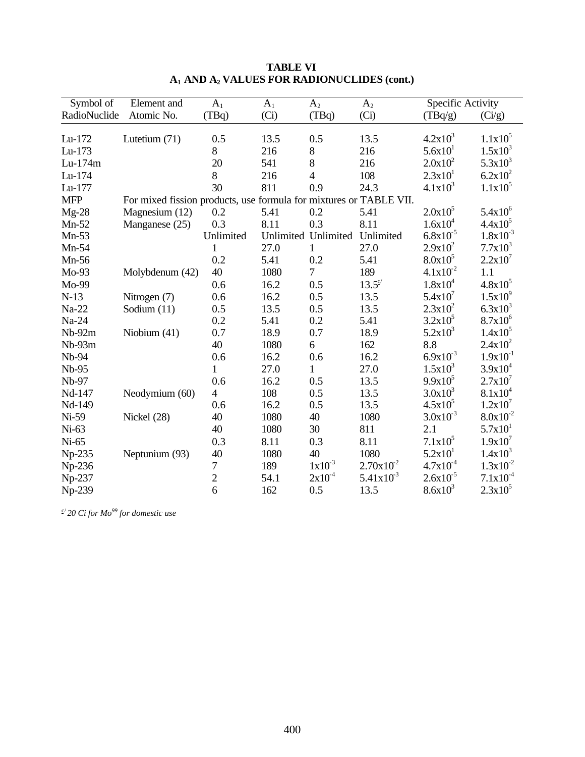**TABLE VI**
**$A_1$ AND $A_2$ VALUES FOR RADIONUCLIDES (cont.)**

| Symbol of RadioNuclide | Element and Atomic No. | $A_1$ (TBq) | $A_1$ (Ci) | $A_2$ (TBq) | $A_2$ (Ci) | Specific Activity (TBq/g) | Specific Activity (Ci/g) |
|---|---|---|---|---|---|---|---|
| Lu-172 | Lutetium (71) | 0.5 | 13.5 | 0.5 | 13.5 | $4.2x10^3$ | $1.1x10^5$ |
| Lu-173 | | 8 | 216 | 8 | 216 | $5.6x10^1$ | $1.5x10^3$ |
| Lu-174m | | 20 | 541 | 8 | 216 | $2.0x10^2$ | $5.3x10^3$ |
| Lu-174 | | 8 | 216 | 4 | 108 | $2.3x10^1$ | $6.2x10^2$ |
| Lu-177 | | 30 | 811 | 0.9 | 24.3 | $4.1x10^3$ | $1.1x10^5$ |
| MFP | For mixed fission products, use formula for mixtures or TABLE VII. | | | | | | |
| Mg-28 | Magnesium (12) | 0.2 | 5.41 | 0.2 | 5.41 | $2.0x10^5$ | $5.4x10^6$ |
| Mn-52 | Manganese (25) | 0.3 | 8.11 | 0.3 | 8.11 | $1.6x10^4$ | $4.4x10^5$ |
| Mn-53 | | Unlimited | Unlimited | Unlimited | Unlimited | $6.8x10^{-5}$ | $1.8x10^{-3}$ |
| Mn-54 | | 1 | 27.0 | 1 | 27.0 | $2.9x10^2$ | $7.7x10^3$ |
| Mn-56 | | 0.2 | 5.41 | 0.2 | 5.41 | $8.0x10^5$ | $2.2x10^7$ |
| Mo-93 | Molybdenum (42) | 40 | 1080 | 7 | 189 | $4.1x10^{-2}$ | 1.1 |
| Mo-99 | | 0.6 | 16.2 | 0.5 | 13.5[c/] | $1.8x10^4$ | $4.8x10^5$ |
| N-13 | Nitrogen (7) | 0.6 | 16.2 | 0.5 | 13.5 | $5.4x10^7$ | $1.5x10^9$ |
| Na-22 | Sodium (11) | 0.5 | 13.5 | 0.5 | 13.5 | $2.3x10^2$ | $6.3x10^3$ |
| Na-24 | | 0.2 | 5.41 | 0.2 | 5.41 | $3.2x10^5$ | $8.7x10^6$ |
| Nb-92m | Niobium (41) | 0.7 | 18.9 | 0.7 | 18.9 | $5.2x10^3$ | $1.4x10^5$ |
| Nb-93m | | 40 | 1080 | 6 | 162 | 8.8 | $2.4x10^2$ |
| Nb-94 | | 0.6 | 16.2 | 0.6 | 16.2 | $6.9x10^{-3}$ | $1.9x10^{-1}$ |
| Nb-95 | | 1 | 27.0 | 1 | 27.0 | $1.5x10^3$ | $3.9x10^4$ |
| Nb-97 | | 0.6 | 16.2 | 0.5 | 13.5 | $9.9x10^5$ | $2.7x10^7$ |
| Nd-147 | Neodymium (60) | 4 | 108 | 0.5 | 13.5 | $3.0x10^3$ | $8.1x10^4$ |
| Nd-149 | | 0.6 | 16.2 | 0.5 | 13.5 | $4.5x10^5$ | $1.2x10^7$ |
| Ni-59 | Nickel (28) | 40 | 1080 | 40 | 1080 | $3.0x10^{-3}$ | $8.0x10^{-2}$ |
| Ni-63 | | 40 | 1080 | 30 | 811 | 2.1 | $5.7x10^1$ |
| Ni-65 | | 0.3 | 8.11 | 0.3 | 8.11 | $7.1x10^5$ | $1.9x10^7$ |
| Np-235 | Neptunium (93) | 40 | 1080 | 40 | 1080 | $5.2x10^1$ | $1.4x10^3$ |
| Np-236 | | 7 | 189 | $1x10^{-3}$ | $2.70x10^{-2}$ | $4.7x10^{-4}$ | $1.3x10^{-2}$ |
| Np-237 | | 2 | 54.1 | $2x10^{-4}$ | $5.41x10^{-3}$ | $2.6x10^{-5}$ | $7.1x10^{-4}$ |
| Np-239 | | 6 | 162 | 0.5 | 13.5 | $8.6x10^3$ | $2.3x10^5$ |

[c/] *20 Ci for $Mo^{99}$ for domestic use*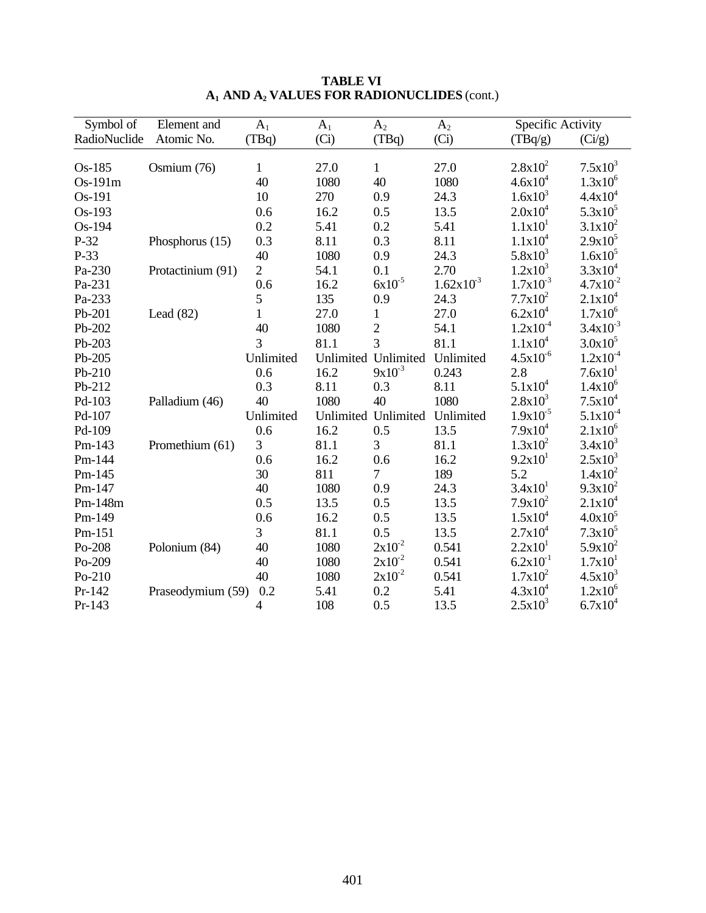**TABLE VI**
**$A_1$ AND $A_2$ VALUES FOR RADIONUCLIDES** (cont.)

| Symbol of RadioNuclide | Element and Atomic No. | $A_1$ (TBq) | $A_1$ (Ci) | $A_2$ (TBq) | $A_2$ (Ci) | Specific Activity (TBq/g) | (Ci/g) |
|---|---|---|---|---|---|---|---|
| Os-185 | Osmium (76) | 1 | 27.0 | 1 | 27.0 | $2.8x10^2$ | $7.5x10^3$ |
| Os-191m | | 40 | 1080 | 40 | 1080 | $4.6x10^4$ | $1.3x10^6$ |
| Os-191 | | 10 | 270 | 0.9 | 24.3 | $1.6x10^3$ | $4.4x10^4$ |
| Os-193 | | 0.6 | 16.2 | 0.5 | 13.5 | $2.0x10^4$ | $5.3x10^5$ |
| Os-194 | | 0.2 | 5.41 | 0.2 | 5.41 | $1.1x10^1$ | $3.1x10^2$ |
| P-32 | Phosphorus (15) | 0.3 | 8.11 | 0.3 | 8.11 | $1.1x10^4$ | $2.9x10^5$ |
| P-33 | | 40 | 1080 | 0.9 | 24.3 | $5.8x10^3$ | $1.6x10^5$ |
| Pa-230 | Protactinium (91) | 2 | 54.1 | 0.1 | 2.70 | $1.2x10^3$ | $3.3x10^4$ |
| Pa-231 | | 0.6 | 16.2 | $6x10^{-5}$ | $1.62x10^{-3}$ | $1.7x10^{-3}$ | $4.7x10^{-2}$ |
| Pa-233 | | 5 | 135 | 0.9 | 24.3 | $7.7x10^2$ | $2.1x10^4$ |
| Pb-201 | Lead (82) | 1 | 27.0 | 1 | 27.0 | $6.2x10^4$ | $1.7x10^6$ |
| Pb-202 | | 40 | 1080 | 2 | 54.1 | $1.2x10^{-4}$ | $3.4x10^{-3}$ |
| Pb-203 | | 3 | 81.1 | 3 | 81.1 | $1.1x10^4$ | $3.0x10^5$ |
| Pb-205 | | Unlimited | Unlimited | Unlimited | Unlimited | $4.5x10^{-6}$ | $1.2x10^{-4}$ |
| Pb-210 | | 0.6 | 16.2 | $9x10^{-3}$ | 0.243 | 2.8 | $7.6x10^1$ |
| Pb-212 | | 0.3 | 8.11 | 0.3 | 8.11 | $5.1x10^4$ | $1.4x10^6$ |
| Pd-103 | Palladium (46) | 40 | 1080 | 40 | 1080 | $2.8x10^3$ | $7.5x10^4$ |
| Pd-107 | | Unlimited | Unlimited | Unlimited | Unlimited | $1.9x10^{-5}$ | $5.1x10^{-4}$ |
| Pd-109 | | 0.6 | 16.2 | 0.5 | 13.5 | $7.9x10^4$ | $2.1x10^6$ |
| Pm-143 | Promethium (61) | 3 | 81.1 | 3 | 81.1 | $1.3x10^2$ | $3.4x10^3$ |
| Pm-144 | | 0.6 | 16.2 | 0.6 | 16.2 | $9.2x10^1$ | $2.5x10^3$ |
| Pm-145 | | 30 | 811 | 7 | 189 | 5.2 | $1.4x10^2$ |
| Pm-147 | | 40 | 1080 | 0.9 | 24.3 | $3.4x10^1$ | $9.3x10^2$ |
| Pm-148m | | 0.5 | 13.5 | 0.5 | 13.5 | $7.9x10^2$ | $2.1x10^4$ |
| Pm-149 | | 0.6 | 16.2 | 0.5 | 13.5 | $1.5x10^4$ | $4.0x10^5$ |
| Pm-151 | | 3 | 81.1 | 0.5 | 13.5 | $2.7x10^4$ | $7.3x10^5$ |
| Po-208 | Polonium (84) | 40 | 1080 | $2x10^{-2}$ | 0.541 | $2.2x10^1$ | $5.9x10^2$ |
| Po-209 | | 40 | 1080 | $2x10^{-2}$ | 0.541 | $6.2x10^{-1}$ | $1.7x10^1$ |
| Po-210 | | 40 | 1080 | $2x10^{-2}$ | 0.541 | $1.7x10^2$ | $4.5x10^3$ |
| Pr-142 | Praseodymium (59) | 0.2 | 5.41 | 0.2 | 5.41 | $4.3x10^4$ | $1.2x10^6$ |
| Pr-143 | | 4 | 108 | 0.5 | 13.5 | $2.5x10^3$ | $6.7x10^4$ |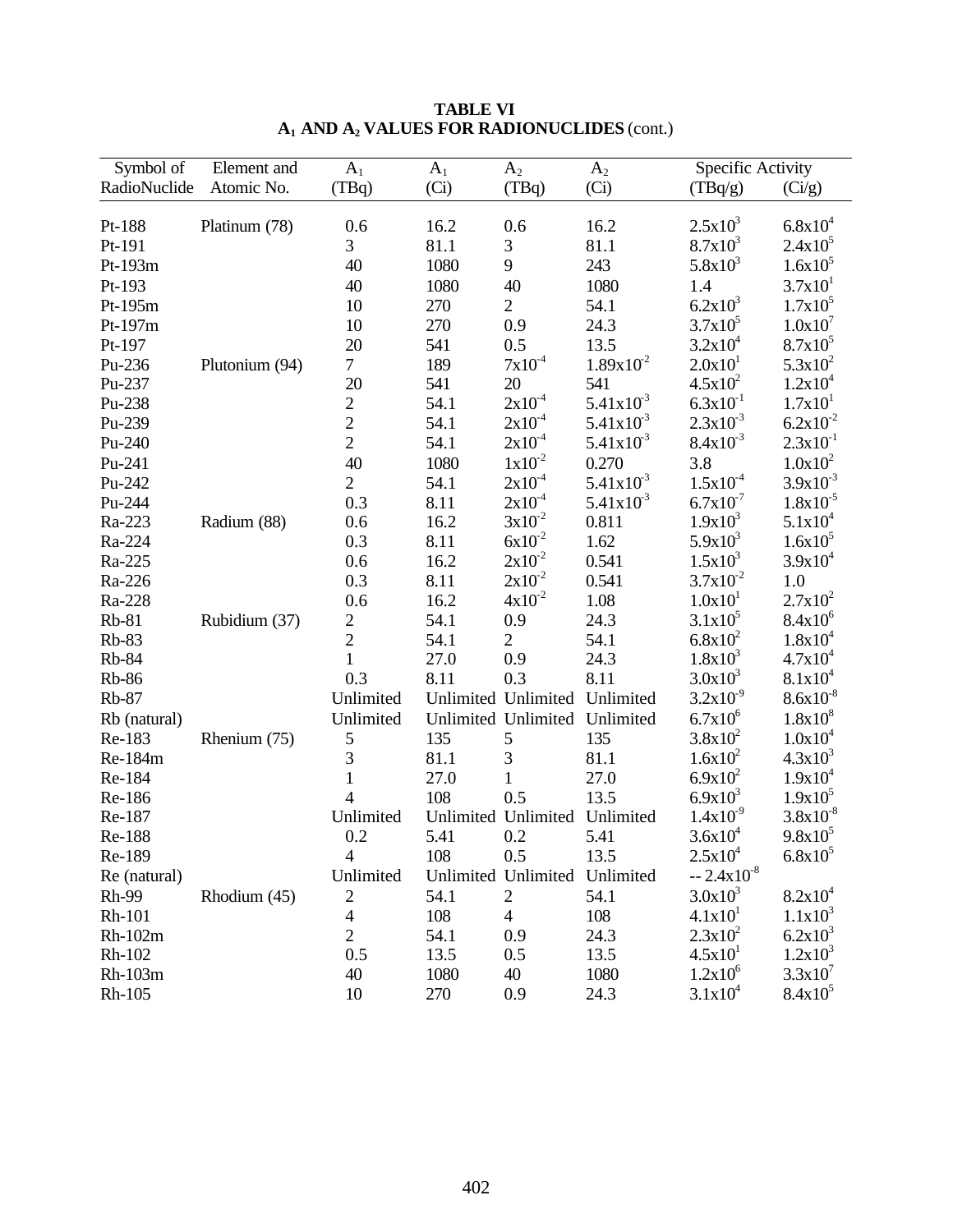**TABLE VI**
**$A_1$ AND $A_2$ VALUES FOR RADIONUCLIDES** (cont.)

| Symbol of RadioNuclide | Element and Atomic No. | $A_1$ (TBq) | $A_1$ (Ci) | $A_2$ (TBq) | $A_2$ (Ci) | Specific Activity (TBq/g) | Specific Activity (Ci/g) |
|---|---|---|---|---|---|---|---|
| Pt-188 | Platinum (78) | 0.6 | 16.2 | 0.6 | 16.2 | $2.5x10^{3}$ | $6.8x10^{4}$ |
| Pt-191 | | 3 | 81.1 | 3 | 81.1 | $8.7x10^{3}$ | $2.4x10^{5}$ |
| Pt-193m | | 40 | 1080 | 9 | 243 | $5.8x10^{3}$ | $1.6x10^{5}$ |
| Pt-193 | | 40 | 1080 | 40 | 1080 | 1.4 | $3.7x10^{1}$ |
| Pt-195m | | 10 | 270 | 2 | 54.1 | $6.2x10^{3}$ | $1.7x10^{5}$ |
| Pt-197m | | 10 | 270 | 0.9 | 24.3 | $3.7x10^{5}$ | $1.0x10^{7}$ |
| Pt-197 | | 20 | 541 | 0.5 | 13.5 | $3.2x10^{4}$ | $8.7x10^{5}$ |
| Pu-236 | Plutonium (94) | 7 | 189 | $7x10^{-4}$ | $1.89x10^{-2}$ | $2.0x10^{1}$ | $5.3x10^{2}$ |
| Pu-237 | | 20 | 541 | 20 | 541 | $4.5x10^{2}$ | $1.2x10^{4}$ |
| Pu-238 | | 2 | 54.1 | $2x10^{-4}$ | $5.41x10^{-3}$ | $6.3x10^{-1}$ | $1.7x10^{1}$ |
| Pu-239 | | 2 | 54.1 | $2x10^{-4}$ | $5.41x10^{-3}$ | $2.3x10^{-3}$ | $6.2x10^{-2}$ |
| Pu-240 | | 2 | 54.1 | $2x10^{-4}$ | $5.41x10^{-3}$ | $8.4x10^{-3}$ | $2.3x10^{-1}$ |
| Pu-241 | | 40 | 1080 | $1x10^{-2}$ | 0.270 | 3.8 | $1.0x10^{2}$ |
| Pu-242 | | 2 | 54.1 | $2x10^{-4}$ | $5.41x10^{-3}$ | $1.5x10^{-4}$ | $3.9x10^{-3}$ |
| Pu-244 | | 0.3 | 8.11 | $2x10^{-4}$ | $5.41x10^{-3}$ | $6.7x10^{-7}$ | $1.8x10^{-5}$ |
| Ra-223 | Radium (88) | 0.6 | 16.2 | $3x10^{-2}$ | 0.811 | $1.9x10^{3}$ | $5.1x10^{4}$ |
| Ra-224 | | 0.3 | 8.11 | $6x10^{-2}$ | 1.62 | $5.9x10^{3}$ | $1.6x10^{5}$ |
| Ra-225 | | 0.6 | 16.2 | $2x10^{-2}$ | 0.541 | $1.5x10^{3}$ | $3.9x10^{4}$ |
| Ra-226 | | 0.3 | 8.11 | $2x10^{-2}$ | 0.541 | $3.7x10^{-2}$ | 1.0 |
| Ra-228 | | 0.6 | 16.2 | $4x10^{-2}$ | 1.08 | $1.0x10^{1}$ | $2.7x10^{2}$ |
| Rb-81 | Rubidium (37) | 2 | 54.1 | 0.9 | 24.3 | $3.1x10^{5}$ | $8.4x10^{6}$ |
| Rb-83 | | 2 | 54.1 | 2 | 54.1 | $6.8x10^{2}$ | $1.8x10^{4}$ |
| Rb-84 | | 1 | 27.0 | 0.9 | 24.3 | $1.8x10^{3}$ | $4.7x10^{4}$ |
| Rb-86 | | 0.3 | 8.11 | 0.3 | 8.11 | $3.0x10^{3}$ | $8.1x10^{4}$ |
| Rb-87 | | Unlimited | Unlimited | Unlimited | Unlimited | $3.2x10^{-9}$ | $8.6x10^{-8}$ |
| Rb (natural) | | Unlimited | Unlimited | Unlimited | Unlimited | $6.7x10^{6}$ | $1.8x10^{8}$ |
| Re-183 | Rhenium (75) | 5 | 135 | 5 | 135 | $3.8x10^{2}$ | $1.0x10^{4}$ |
| Re-184m | | 3 | 81.1 | 3 | 81.1 | $1.6x10^{2}$ | $4.3x10^{3}$ |
| Re-184 | | 1 | 27.0 | 1 | 27.0 | $6.9x10^{2}$ | $1.9x10^{4}$ |
| Re-186 | | 4 | 108 | 0.5 | 13.5 | $6.9x10^{3}$ | $1.9x10^{5}$ |
| Re-187 | | Unlimited | Unlimited | Unlimited | Unlimited | $1.4x10^{-9}$ | $3.8x10^{-8}$ |
| Re-188 | | 0.2 | 5.41 | 0.2 | 5.41 | $3.6x10^{4}$ | $9.8x10^{5}$ |
| Re-189 | | 4 | 108 | 0.5 | 13.5 | $2.5x10^{4}$ | $6.8x10^{5}$ |
| Re (natural) | | Unlimited | Unlimited | Unlimited | Unlimited | -- | $2.4x10^{-8}$ |
| Rh-99 | Rhodium (45) | 2 | 54.1 | 2 | 54.1 | $3.0x10^{3}$ | $8.2x10^{4}$ |
| Rh-101 | | 4 | 108 | 4 | 108 | $4.1x10^{1}$ | $1.1x10^{3}$ |
| Rh-102m | | 2 | 54.1 | 0.9 | 24.3 | $2.3x10^{2}$ | $6.2x10^{3}$ |
| Rh-102 | | 0.5 | 13.5 | 0.5 | 13.5 | $4.5x10^{1}$ | $1.2x10^{3}$ |
| Rh-103m | | 40 | 1080 | 40 | 1080 | $1.2x10^{6}$ | $3.3x10^{7}$ |
| Rh-105 | | 10 | 270 | 0.9 | 24.3 | $3.1x10^{4}$ | $8.4x10^{5}$ |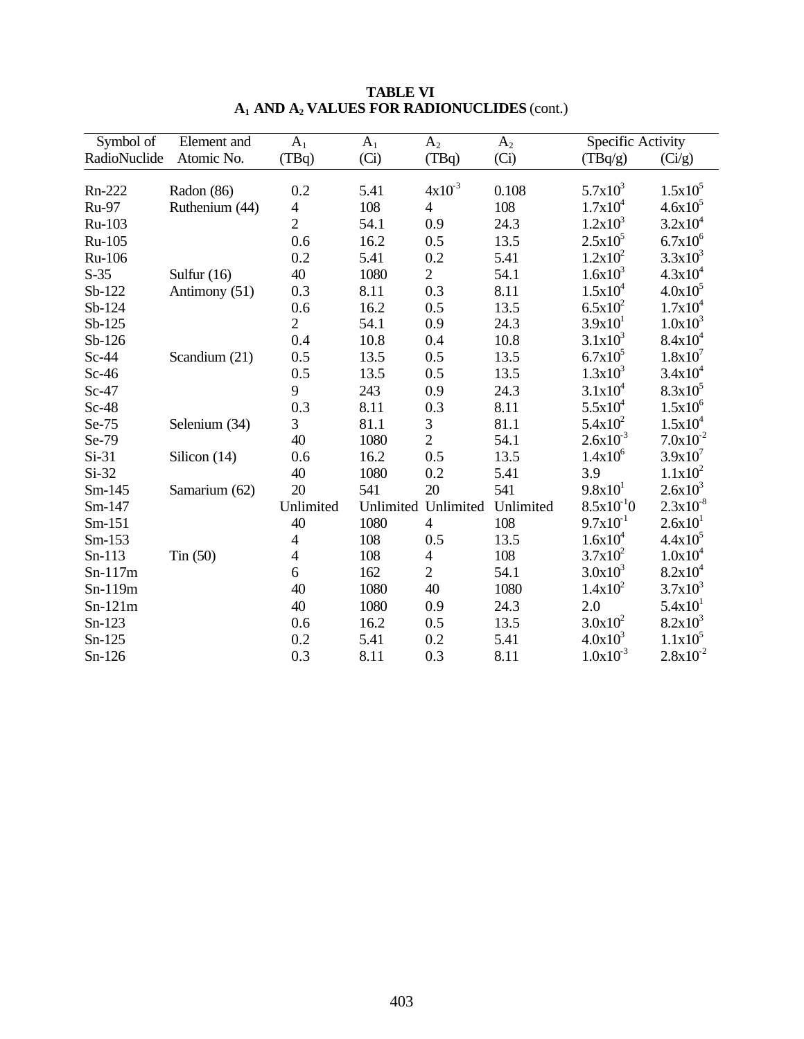**TABLE VI**
**$A_1$ AND $A_2$ VALUES FOR RADIONUCLIDES** (cont.)

| Symbol of RadioNuclide | Element and Atomic No. | $A_1$ (TBq) | $A_1$ (Ci) | $A_2$ (TBq) | $A_2$ (Ci) | Specific Activity (TBq/g) | Specific Activity (Ci/g) |
|---|---|---|---|---|---|---|---|
| Rn-222 | Radon (86) | 0.2 | 5.41 | $4x10^{-3}$ | 0.108 | $5.7x10^{3}$ | $1.5x10^{5}$ |
| Ru-97 | Ruthenium (44) | 4 | 108 | 4 | 108 | $1.7x10^{4}$ | $4.6x10^{5}$ |
| Ru-103 | | 2 | 54.1 | 0.9 | 24.3 | $1.2x10^{3}$ | $3.2x10^{4}$ |
| Ru-105 | | 0.6 | 16.2 | 0.5 | 13.5 | $2.5x10^{5}$ | $6.7x10^{6}$ |
| Ru-106 | | 0.2 | 5.41 | 0.2 | 5.41 | $1.2x10^{2}$ | $3.3x10^{3}$ |
| S-35 | Sulfur (16) | 40 | 1080 | 2 | 54.1 | $1.6x10^{3}$ | $4.3x10^{4}$ |
| Sb-122 | Antimony (51) | 0.3 | 8.11 | 0.3 | 8.11 | $1.5x10^{4}$ | $4.0x10^{5}$ |
| Sb-124 | | 0.6 | 16.2 | 0.5 | 13.5 | $6.5x10^{2}$ | $1.7x10^{4}$ |
| Sb-125 | | 2 | 54.1 | 0.9 | 24.3 | $3.9x10^{1}$ | $1.0x10^{3}$ |
| Sb-126 | | 0.4 | 10.8 | 0.4 | 10.8 | $3.1x10^{3}$ | $8.4x10^{4}$ |
| Sc-44 | Scandium (21) | 0.5 | 13.5 | 0.5 | 13.5 | $6.7x10^{5}$ | $1.8x10^{7}$ |
| Sc-46 | | 0.5 | 13.5 | 0.5 | 13.5 | $1.3x10^{3}$ | $3.4x10^{4}$ |
| Sc-47 | | 9 | 243 | 0.9 | 24.3 | $3.1x10^{4}$ | $8.3x10^{5}$ |
| Sc-48 | | 0.3 | 8.11 | 0.3 | 8.11 | $5.5x10^{4}$ | $1.5x10^{6}$ |
| Se-75 | Selenium (34) | 3 | 81.1 | 3 | 81.1 | $5.4x10^{2}$ | $1.5x10^{4}$ |
| Se-79 | | 40 | 1080 | 2 | 54.1 | $2.6x10^{-3}$ | $7.0x10^{-2}$ |
| Si-31 | Silicon (14) | 0.6 | 16.2 | 0.5 | 13.5 | $1.4x10^{6}$ | $3.9x10^{7}$ |
| Si-32 | | 40 | 1080 | 0.2 | 5.41 | 3.9 | $1.1x10^{2}$ |
| Sm-145 | Samarium (62) | 20 | 541 | 20 | 541 | $9.8x10^{1}$ | $2.6x10^{3}$ |
| Sm-147 | | Unlimited | Unlimited | Unlimited | Unlimited | $8.5x10^{-1}0$ | $2.3x10^{-8}$ |
| Sm-151 | | 40 | 1080 | 4 | 108 | $9.7x10^{-1}$ | $2.6x10^{1}$ |
| Sm-153 | | 4 | 108 | 0.5 | 13.5 | $1.6x10^{4}$ | $4.4x10^{5}$ |
| Sn-113 | Tin (50) | 4 | 108 | 4 | 108 | $3.7x10^{2}$ | $1.0x10^{4}$ |
| Sn-117m | | 6 | 162 | 2 | 54.1 | $3.0x10^{3}$ | $8.2x10^{4}$ |
| Sn-119m | | 40 | 1080 | 40 | 1080 | $1.4x10^{2}$ | $3.7x10^{3}$ |
| Sn-121m | | 40 | 1080 | 0.9 | 24.3 | 2.0 | $5.4x10^{1}$ |
| Sn-123 | | 0.6 | 16.2 | 0.5 | 13.5 | $3.0x10^{2}$ | $8.2x10^{3}$ |
| Sn-125 | | 0.2 | 5.41 | 0.2 | 5.41 | $4.0x10^{3}$ | $1.1x10^{5}$ |
| Sn-126 | | 0.3 | 8.11 | 0.3 | 8.11 | $1.0x10^{-3}$ | $2.8x10^{-2}$ |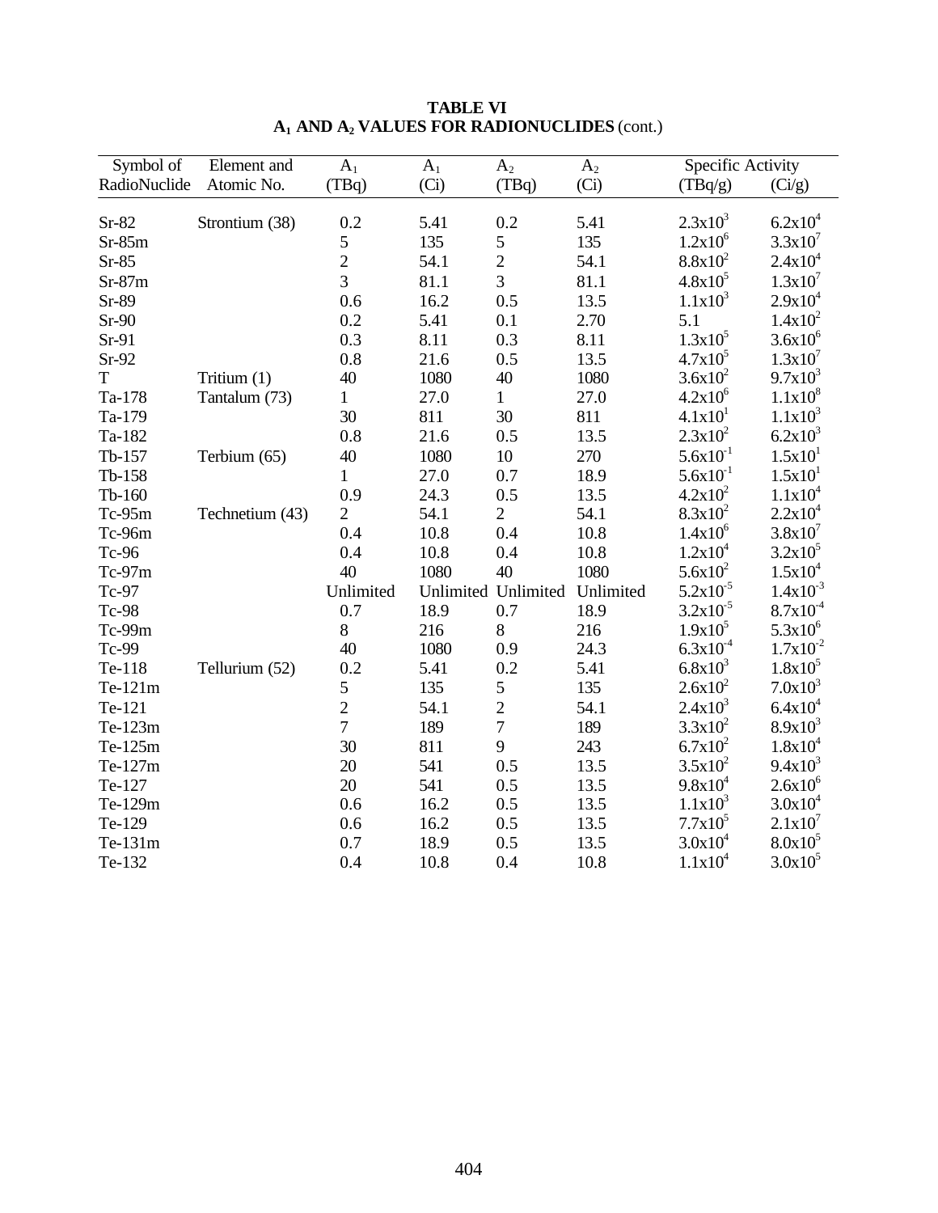**TABLE VI**
**$A_1$ AND $A_2$ VALUES FOR RADIONUCLIDES** (cont.)

| Symbol of RadioNuclide | Element and Atomic No. | $A_1$ (TBq) | $A_1$ (Ci) | $A_2$ (TBq) | $A_2$ (Ci) | Specific Activity (TBq/g) | Specific Activity (Ci/g) |
|---|---|---|---|---|---|---|---|
| Sr-82 | Strontium (38) | 0.2 | 5.41 | 0.2 | 5.41 | $2.3x10^{3}$ | $6.2x10^{4}$ |
| Sr-85m | | 5 | 135 | 5 | 135 | $1.2x10^{6}$ | $3.3x10^{7}$ |
| Sr-85 | | 2 | 54.1 | 2 | 54.1 | $8.8x10^{2}$ | $2.4x10^{4}$ |
| Sr-87m | | 3 | 81.1 | 3 | 81.1 | $4.8x10^{5}$ | $1.3x10^{7}$ |
| Sr-89 | | 0.6 | 16.2 | 0.5 | 13.5 | $1.1x10^{3}$ | $2.9x10^{4}$ |
| Sr-90 | | 0.2 | 5.41 | 0.1 | 2.70 | 5.1 | $1.4x10^{2}$ |
| Sr-91 | | 0.3 | 8.11 | 0.3 | 8.11 | $1.3x10^{5}$ | $3.6x10^{6}$ |
| Sr-92 | | 0.8 | 21.6 | 0.5 | 13.5 | $4.7x10^{5}$ | $1.3x10^{7}$ |
| T | Tritium (1) | 40 | 1080 | 40 | 1080 | $3.6x10^{2}$ | $9.7x10^{3}$ |
| Ta-178 | Tantalum (73) | 1 | 27.0 | 1 | 27.0 | $4.2x10^{6}$ | $1.1x10^{8}$ |
| Ta-179 | | 30 | 811 | 30 | 811 | $4.1x10^{1}$ | $1.1x10^{3}$ |
| Ta-182 | | 0.8 | 21.6 | 0.5 | 13.5 | $2.3x10^{2}$ | $6.2x10^{3}$ |
| Tb-157 | Terbium (65) | 40 | 1080 | 10 | 270 | $5.6x10^{-1}$ | $1.5x10^{1}$ |
| Tb-158 | | 1 | 27.0 | 0.7 | 18.9 | $5.6x10^{-1}$ | $1.5x10^{1}$ |
| Tb-160 | | 0.9 | 24.3 | 0.5 | 13.5 | $4.2x10^{2}$ | $1.1x10^{4}$ |
| Tc-95m | Technetium (43) | 2 | 54.1 | 2 | 54.1 | $8.3x10^{2}$ | $2.2x10^{4}$ |
| Tc-96m | | 0.4 | 10.8 | 0.4 | 10.8 | $1.4x10^{6}$ | $3.8x10^{7}$ |
| Tc-96 | | 0.4 | 10.8 | 0.4 | 10.8 | $1.2x10^{4}$ | $3.2x10^{5}$ |
| Tc-97m | | 40 | 1080 | 40 | 1080 | $5.6x10^{2}$ | $1.5x10^{4}$ |
| Tc-97 | | Unlimited | Unlimited | Unlimited | Unlimited | $5.2x10^{-5}$ | $1.4x10^{-3}$ |
| Tc-98 | | 0.7 | 18.9 | 0.7 | 18.9 | $3.2x10^{-5}$ | $8.7x10^{-4}$ |
| Tc-99m | | 8 | 216 | 8 | 216 | $1.9x10^{5}$ | $5.3x10^{6}$ |
| Tc-99 | | 40 | 1080 | 0.9 | 24.3 | $6.3x10^{-4}$ | $1.7x10^{-2}$ |
| Te-118 | Tellurium (52) | 0.2 | 5.41 | 0.2 | 5.41 | $6.8x10^{3}$ | $1.8x10^{5}$ |
| Te-121m | | 5 | 135 | 5 | 135 | $2.6x10^{2}$ | $7.0x10^{3}$ |
| Te-121 | | 2 | 54.1 | 2 | 54.1 | $2.4x10^{3}$ | $6.4x10^{4}$ |
| Te-123m | | 7 | 189 | 7 | 189 | $3.3x10^{2}$ | $8.9x10^{3}$ |
| Te-125m | | 30 | 811 | 9 | 243 | $6.7x10^{2}$ | $1.8x10^{4}$ |
| Te-127m | | 20 | 541 | 0.5 | 13.5 | $3.5x10^{2}$ | $9.4x10^{3}$ |
| Te-127 | | 20 | 541 | 0.5 | 13.5 | $9.8x10^{4}$ | $2.6x10^{6}$ |
| Te-129m | | 0.6 | 16.2 | 0.5 | 13.5 | $1.1x10^{3}$ | $3.0x10^{4}$ |
| Te-129 | | 0.6 | 16.2 | 0.5 | 13.5 | $7.7x10^{5}$ | $2.1x10^{7}$ |
| Te-131m | | 0.7 | 18.9 | 0.5 | 13.5 | $3.0x10^{4}$ | $8.0x10^{5}$ |
| Te-132 | | 0.4 | 10.8 | 0.4 | 10.8 | $1.1x10^{4}$ | $3.0x10^{5}$ |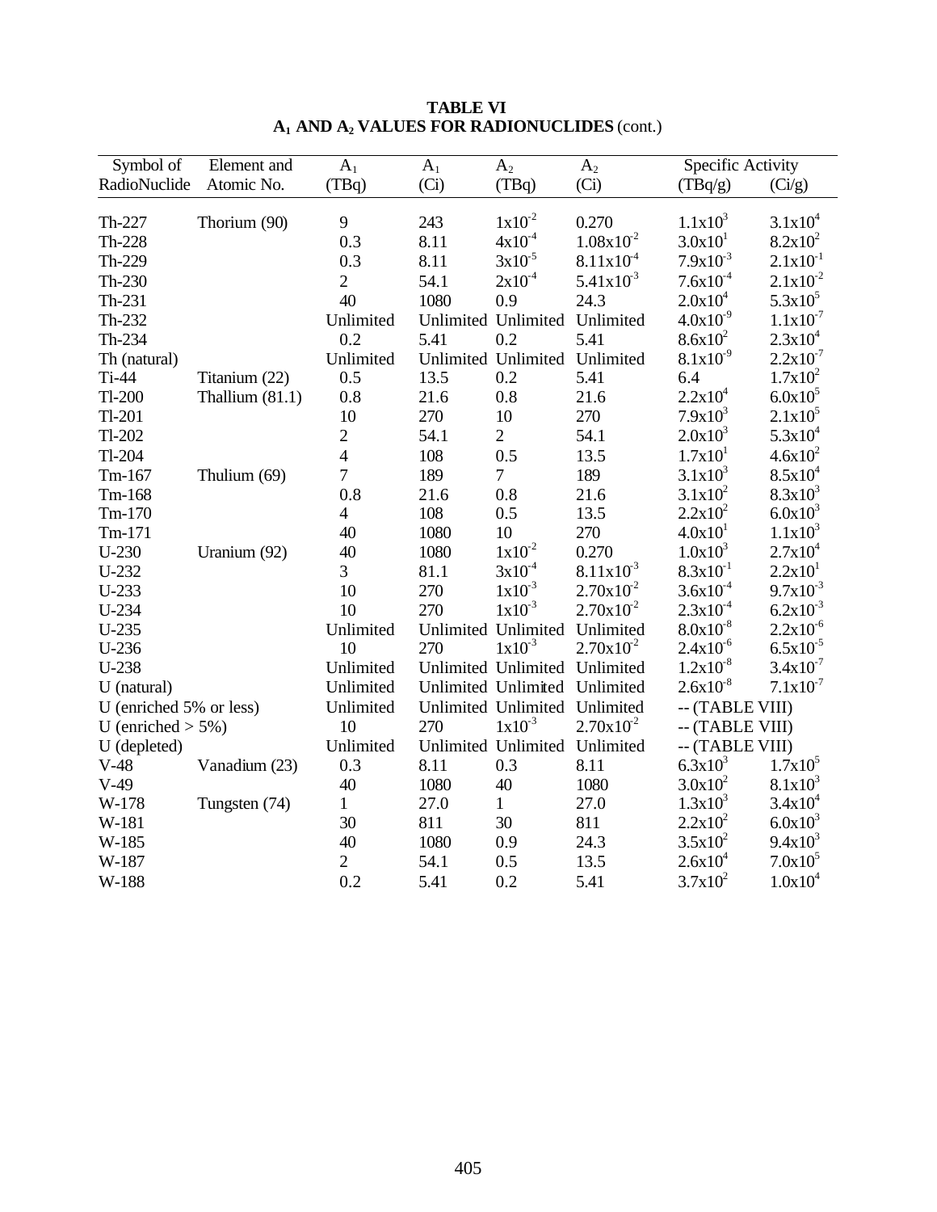**TABLE VI**
**$A_1$ AND $A_2$ VALUES FOR RADIONUCLIDES (cont.)**

| Symbol of RadioNuclide | Element and Atomic No. | $A_1$ (TBq) | $A_1$ (Ci) | $A_2$ (TBq) | $A_2$ (Ci) | Specific Activity (TBq/g) | Specific Activity (Ci/g) |
|---|---|---|---|---|---|---|---|
| Th-227 | Thorium (90) | 9 | 243 | $1x10^{-2}$ | 0.270 | $1.1x10^{3}$ | $3.1x10^{4}$ |
| Th-228 | | 0.3 | 8.11 | $4x10^{-4}$ | $1.08x10^{-2}$ | $3.0x10^{1}$ | $8.2x10^{2}$ |
| Th-229 | | 0.3 | 8.11 | $3x10^{-5}$ | $8.11x10^{-4}$ | $7.9x10^{-3}$ | $2.1x10^{-1}$ |
| Th-230 | | 2 | 54.1 | $2x10^{-4}$ | $5.41x10^{-3}$ | $7.6x10^{-4}$ | $2.1x10^{-2}$ |
| Th-231 | | 40 | 1080 | 0.9 | 24.3 | $2.0x10^{4}$ | $5.3x10^{5}$ |
| Th-232 | | Unlimited | Unlimited | Unlimited | Unlimited | $4.0x10^{-9}$ | $1.1x10^{-7}$ |
| Th-234 | | 0.2 | 5.41 | 0.2 | 5.41 | $8.6x10^{2}$ | $2.3x10^{4}$ |
| Th (natural) | | Unlimited | Unlimited | Unlimited | Unlimited | $8.1x10^{-9}$ | $2.2x10^{-7}$ |
| Ti-44 | Titanium (22) | 0.5 | 13.5 | 0.2 | 5.41 | 6.4 | $1.7x10^{2}$ |
| Tl-200 | Thallium (81.1) | 0.8 | 21.6 | 0.8 | 21.6 | $2.2x10^{4}$ | $6.0x10^{5}$ |
| Tl-201 | | 10 | 270 | 10 | 270 | $7.9x10^{3}$ | $2.1x10^{5}$ |
| Tl-202 | | 2 | 54.1 | 2 | 54.1 | $2.0x10^{3}$ | $5.3x10^{4}$ |
| Tl-204 | | 4 | 108 | 0.5 | 13.5 | $1.7x10^{1}$ | $4.6x10^{2}$ |
| Tm-167 | Thulium (69) | 7 | 189 | 7 | 189 | $3.1x10^{3}$ | $8.5x10^{4}$ |
| Tm-168 | | 0.8 | 21.6 | 0.8 | 21.6 | $3.1x10^{2}$ | $8.3x10^{3}$ |
| Tm-170 | | 4 | 108 | 0.5 | 13.5 | $2.2x10^{2}$ | $6.0x10^{3}$ |
| Tm-171 | | 40 | 1080 | 10 | 270 | $4.0x10^{1}$ | $1.1x10^{3}$ |
| U-230 | Uranium (92) | 40 | 1080 | $1x10^{-2}$ | 0.270 | $1.0x10^{3}$ | $2.7x10^{4}$ |
| U-232 | | 3 | 81.1 | $3x10^{-4}$ | $8.11x10^{-3}$ | $8.3x10^{-1}$ | $2.2x10^{1}$ |
| U-233 | | 10 | 270 | $1x10^{-3}$ | $2.70x10^{-2}$ | $3.6x10^{-4}$ | $9.7x10^{-3}$ |
| U-234 | | 10 | 270 | $1x10^{-3}$ | $2.70x10^{-2}$ | $2.3x10^{-4}$ | $6.2x10^{-3}$ |
| U-235 | | Unlimited | Unlimited | Unlimited | Unlimited | $8.0x10^{-8}$ | $2.2x10^{-6}$ |
| U-236 | | 10 | 270 | $1x10^{-3}$ | $2.70x10^{-2}$ | $2.4x10^{-6}$ | $6.5x10^{-5}$ |
| U-238 | | Unlimited | Unlimited | Unlimited | Unlimited | $1.2x10^{-8}$ | $3.4x10^{-7}$ |
| U (natural) | | Unlimited | Unlimited | Unlimited | Unlimited | $2.6x10^{-8}$ | $7.1x10^{-7}$ |
| U (enriched 5% or less) | | Unlimited | Unlimited | Unlimited | Unlimited | -- (TABLE VIII) | |
| U (enriched > 5%) | | 10 | 270 | $1x10^{-3}$ | $2.70x10^{-2}$ | -- (TABLE VIII) | |
| U (depleted) | | Unlimited | Unlimited | Unlimited | Unlimited | -- (TABLE VIII) | |
| V-48 | Vanadium (23) | 0.3 | 8.11 | 0.3 | 8.11 | $6.3x10^{3}$ | $1.7x10^{5}$ |
| V-49 | | 40 | 1080 | 40 | 1080 | $3.0x10^{2}$ | $8.1x10^{3}$ |
| W-178 | Tungsten (74) | 1 | 27.0 | 1 | 27.0 | $1.3x10^{3}$ | $3.4x10^{4}$ |
| W-181 | | 30 | 811 | 30 | 811 | $2.2x10^{2}$ | $6.0x10^{3}$ |
| W-185 | | 40 | 1080 | 0.9 | 24.3 | $3.5x10^{2}$ | $9.4x10^{3}$ |
| W-187 | | 2 | 54.1 | 0.5 | 13.5 | $2.6x10^{4}$ | $7.0x10^{5}$ |
| W-188 | | 0.2 | 5.41 | 0.2 | 5.41 | $3.7x10^{2}$ | $1.0x10^{4}$ |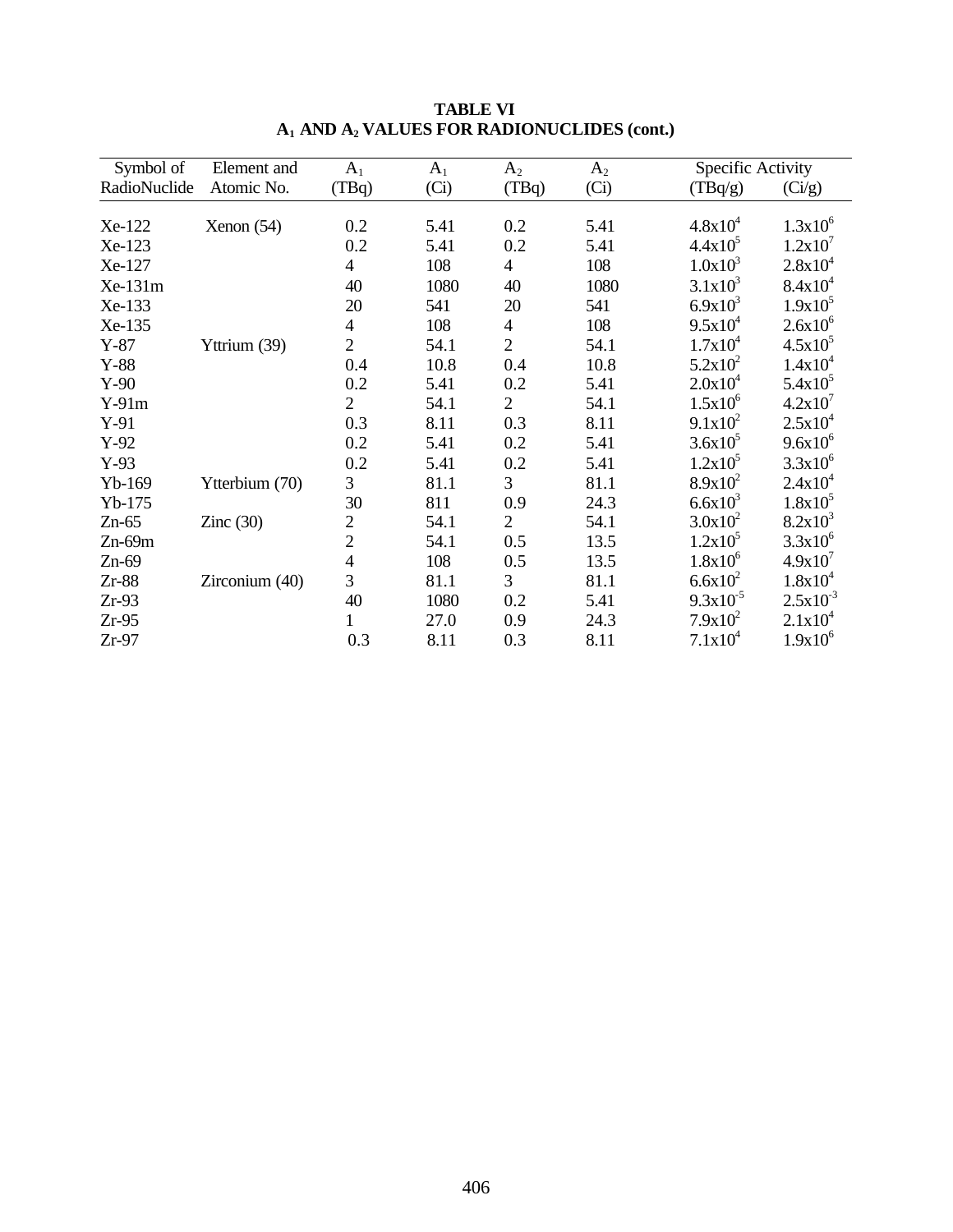**TABLE VI**
**$A_1$ AND $A_2$ VALUES FOR RADIONUCLIDES (cont.)**

| Symbol of RadioNuclide | Element and Atomic No. | $A_1$ (TBq) | $A_1$ (Ci) | $A_2$ (TBq) | $A_2$ (Ci) | Specific Activity (TBq/g) | Specific Activity (Ci/g) |
|---|---|---|---|---|---|---|---|
| Xe-122 | Xenon (54) | 0.2 | 5.41 | 0.2 | 5.41 | $4.8x10^4$ | $1.3x10^6$ |
| Xe-123 | | 0.2 | 5.41 | 0.2 | 5.41 | $4.4x10^5$ | $1.2x10^7$ |
| Xe-127 | | 4 | 108 | 4 | 108 | $1.0x10^3$ | $2.8x10^4$ |
| Xe-131m | | 40 | 1080 | 40 | 1080 | $3.1x10^3$ | $8.4x10^4$ |
| Xe-133 | | 20 | 541 | 20 | 541 | $6.9x10^3$ | $1.9x10^5$ |
| Xe-135 | | 4 | 108 | 4 | 108 | $9.5x10^4$ | $2.6x10^6$ |
| Y-87 | Yttrium (39) | 2 | 54.1 | 2 | 54.1 | $1.7x10^4$ | $4.5x10^5$ |
| Y-88 | | 0.4 | 10.8 | 0.4 | 10.8 | $5.2x10^2$ | $1.4x10^4$ |
| Y-90 | | 0.2 | 5.41 | 0.2 | 5.41 | $2.0x10^4$ | $5.4x10^5$ |
| Y-91m | | 2 | 54.1 | 2 | 54.1 | $1.5x10^6$ | $4.2x10^7$ |
| Y-91 | | 0.3 | 8.11 | 0.3 | 8.11 | $9.1x10^2$ | $2.5x10^4$ |
| Y-92 | | 0.2 | 5.41 | 0.2 | 5.41 | $3.6x10^5$ | $9.6x10^6$ |
| Y-93 | | 0.2 | 5.41 | 0.2 | 5.41 | $1.2x10^5$ | $3.3x10^6$ |
| Yb-169 | Ytterbium (70) | 3 | 81.1 | 3 | 81.1 | $8.9x10^2$ | $2.4x10^4$ |
| Yb-175 | | 30 | 811 | 0.9 | 24.3 | $6.6x10^3$ | $1.8x10^5$ |
| Zn-65 | Zinc (30) | 2 | 54.1 | 2 | 54.1 | $3.0x10^2$ | $8.2x10^3$ |
| Zn-69m | | 2 | 54.1 | 0.5 | 13.5 | $1.2x10^5$ | $3.3x10^6$ |
| Zn-69 | | 4 | 108 | 0.5 | 13.5 | $1.8x10^6$ | $4.9x10^7$ |
| Zr-88 | Zirconium (40) | 3 | 81.1 | 3 | 81.1 | $6.6x10^2$ | $1.8x10^4$ |
| Zr-93 | | 40 | 1080 | 0.2 | 5.41 | $9.3x10^{-5}$ | $2.5x10^{-3}$ |
| Zr-95 | | 1 | 27.0 | 0.9 | 24.3 | $7.9x10^2$ | $2.1x10^4$ |
| Zr-97 | | 0.3 | 8.11 | 0.3 | 8.11 | $7.1x10^4$ | $1.9x10^6$ |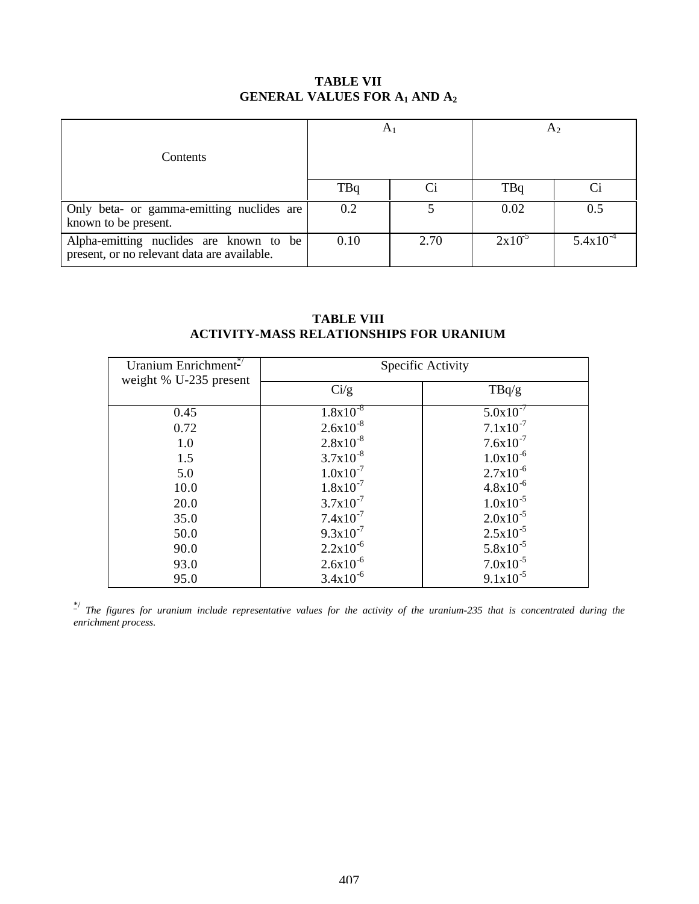**TABLE VII**
**GENERAL VALUES FOR $A_1$ AND $A_2$**

| Contents | $A_1$ | | $A_2$ | |
|---|---|---|---|---|
| | TBq | Ci | TBq | Ci |
| Only beta- or gamma-emitting nuclides are known to be present. | 0.2 | 5 | 0.02 | 0.5 |
| Alpha-emitting nuclides are known to be present, or no relevant data are available. | 0.10 | 2.70 | $2x10^{-5}$ | $5.4x10^{-4}$ |

**TABLE VIII**
**ACTIVITY-MASS RELATIONSHIPS FOR URANIUM**

| Uranium Enrichment[*/] weight % U-235 present | Specific Activity | |
|---|---|---|
| | Ci/g | TBq/g |
| 0.45 | $1.8x10^{-8}$ | $5.0x10^{-7}$ |
| 0.72 | $2.6x10^{-8}$ | $7.1x10^{-7}$ |
| 1.0 | $2.8x10^{-8}$ | $7.6x10^{-7}$ |
| 1.5 | $3.7x10^{-8}$ | $1.0x10^{-6}$ |
| 5.0 | $1.0x10^{-7}$ | $2.7x10^{-6}$ |
| 10.0 | $1.8x10^{-7}$ | $4.8x10^{-6}$ |
| 20.0 | $3.7x10^{-7}$ | $1.0x10^{-5}$ |
| 35.0 | $7.4x10^{-7}$ | $2.0x10^{-5}$ |
| 50.0 | $9.3x10^{-7}$ | $2.5x10^{-5}$ |
| 90.0 | $2.2x10^{-6}$ | $5.8x10^{-5}$ |
| 93.0 | $2.6x10^{-6}$ | $7.0x10^{-5}$ |
| 95.0 | $3.4x10^{-6}$ | $9.1x10^{-5}$ |

[*/] *The figures for uranium include representative values for the activity of the uranium-235 that is concentrated during the enrichment process.*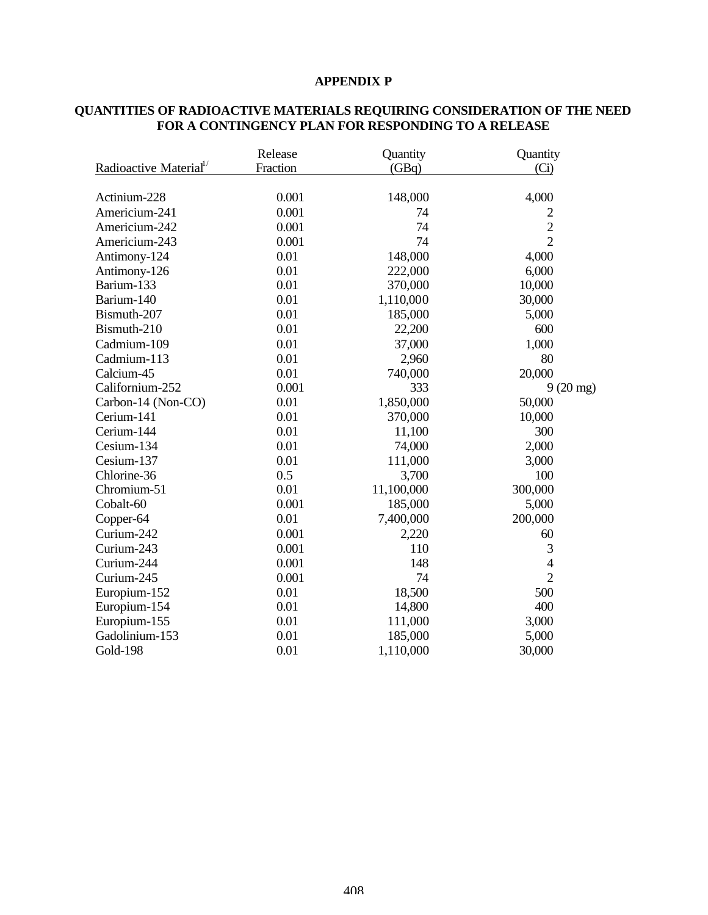# APPENDIX P

## QUANTITIES OF RADIOACTIVE MATERIALS REQUIRING CONSIDERATION OF THE NEED FOR A CONTINGENCY PLAN FOR RESPONDING TO A RELEASE

| Radioactive Material[1/] | Release Fraction | Quantity (GBq) | Quantity (Ci) |
|---|---|---|---|
| Actinium-228 | 0.001 | 148,000 | 4,000 |
| Americium-241 | 0.001 | 74 | 2 |
| Americium-242 | 0.001 | 74 | 2 |
| Americium-243 | 0.001 | 74 | 2 |
| Antimony-124 | 0.01 | 148,000 | 4,000 |
| Antimony-126 | 0.01 | 222,000 | 6,000 |
| Barium-133 | 0.01 | 370,000 | 10,000 |
| Barium-140 | 0.01 | 1,110,000 | 30,000 |
| Bismuth-207 | 0.01 | 185,000 | 5,000 |
| Bismuth-210 | 0.01 | 22,200 | 600 |
| Cadmium-109 | 0.01 | 37,000 | 1,000 |
| Cadmium-113 | 0.01 | 2,960 | 80 |
| Calcium-45 | 0.01 | 740,000 | 20,000 |
| Californium-252 | 0.001 | 333 | 9 (20 mg) |
| Carbon-14 (Non-CO) | 0.01 | 1,850,000 | 50,000 |
| Cerium-141 | 0.01 | 370,000 | 10,000 |
| Cerium-144 | 0.01 | 11,100 | 300 |
| Cesium-134 | 0.01 | 74,000 | 2,000 |
| Cesium-137 | 0.01 | 111,000 | 3,000 |
| Chlorine-36 | 0.5 | 3,700 | 100 |
| Chromium-51 | 0.01 | 11,100,000 | 300,000 |
| Cobalt-60 | 0.001 | 185,000 | 5,000 |
| Copper-64 | 0.01 | 7,400,000 | 200,000 |
| Curium-242 | 0.001 | 2,220 | 60 |
| Curium-243 | 0.001 | 110 | 3 |
| Curium-244 | 0.001 | 148 | 4 |
| Curium-245 | 0.001 | 74 | 2 |
| Europium-152 | 0.01 | 18,500 | 500 |
| Europium-154 | 0.01 | 14,800 | 400 |
| Europium-155 | 0.01 | 111,000 | 3,000 |
| Gadolinium-153 | 0.01 | 185,000 | 5,000 |
| Gold-198 | 0.01 | 1,110,000 | 30,000 |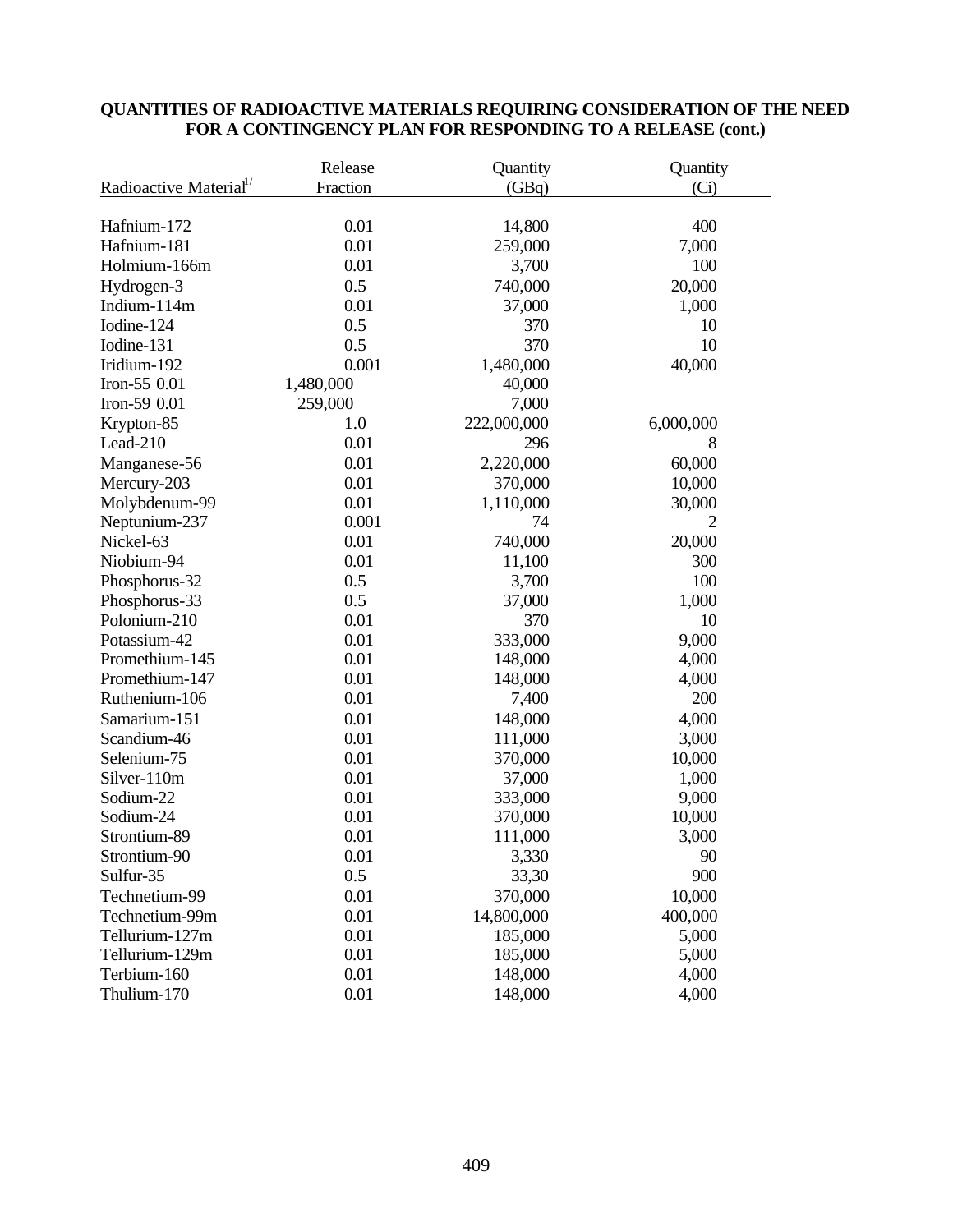**QUANTITIES OF RADIOACTIVE MATERIALS REQUIRING CONSIDERATION OF THE NEED FOR A CONTINGENCY PLAN FOR RESPONDING TO A RELEASE (cont.)**

| Radioactive Material[1/] | Release Fraction | Quantity (GBq) | Quantity (Ci) |
|---|---|---|---|
| Hafnium-172 | 0.01 | 14,800 | 400 |
| Hafnium-181 | 0.01 | 259,000 | 7,000 |
| Holmium-166m | 0.01 | 3,700 | 100 |
| Hydrogen-3 | 0.5 | 740,000 | 20,000 |
| Indium-114m | 0.01 | 37,000 | 1,000 |
| Iodine-124 | 0.5 | 370 | 10 |
| Iodine-131 | 0.5 | 370 | 10 |
| Iridium-192 | 0.001 | 1,480,000 | 40,000 |
| Iron-55 0.01 | 1,480,000 | 40,000 | |
| Iron-59 0.01 | 259,000 | 7,000 | |
| Krypton-85 | 1.0 | 222,000,000 | 6,000,000 |
| Lead-210 | 0.01 | 296 | 8 |
| Manganese-56 | 0.01 | 2,220,000 | 60,000 |
| Mercury-203 | 0.01 | 370,000 | 10,000 |
| Molybdenum-99 | 0.01 | 1,110,000 | 30,000 |
| Neptunium-237 | 0.001 | 74 | 2 |
| Nickel-63 | 0.01 | 740,000 | 20,000 |
| Niobium-94 | 0.01 | 11,100 | 300 |
| Phosphorus-32 | 0.5 | 3,700 | 100 |
| Phosphorus-33 | 0.5 | 37,000 | 1,000 |
| Polonium-210 | 0.01 | 370 | 10 |
| Potassium-42 | 0.01 | 333,000 | 9,000 |
| Promethium-145 | 0.01 | 148,000 | 4,000 |
| Promethium-147 | 0.01 | 148,000 | 4,000 |
| Ruthenium-106 | 0.01 | 7,400 | 200 |
| Samarium-151 | 0.01 | 148,000 | 4,000 |
| Scandium-46 | 0.01 | 111,000 | 3,000 |
| Selenium-75 | 0.01 | 370,000 | 10,000 |
| Silver-110m | 0.01 | 37,000 | 1,000 |
| Sodium-22 | 0.01 | 333,000 | 9,000 |
| Sodium-24 | 0.01 | 370,000 | 10,000 |
| Strontium-89 | 0.01 | 111,000 | 3,000 |
| Strontium-90 | 0.01 | 3,330 | 90 |
| Sulfur-35 | 0.5 | 33,30 | 900 |
| Technetium-99 | 0.01 | 370,000 | 10,000 |
| Technetium-99m | 0.01 | 14,800,000 | 400,000 |
| Tellurium-127m | 0.01 | 185,000 | 5,000 |
| Tellurium-129m | 0.01 | 185,000 | 5,000 |
| Terbium-160 | 0.01 | 148,000 | 4,000 |
| Thulium-170 | 0.01 | 148,000 | 4,000 |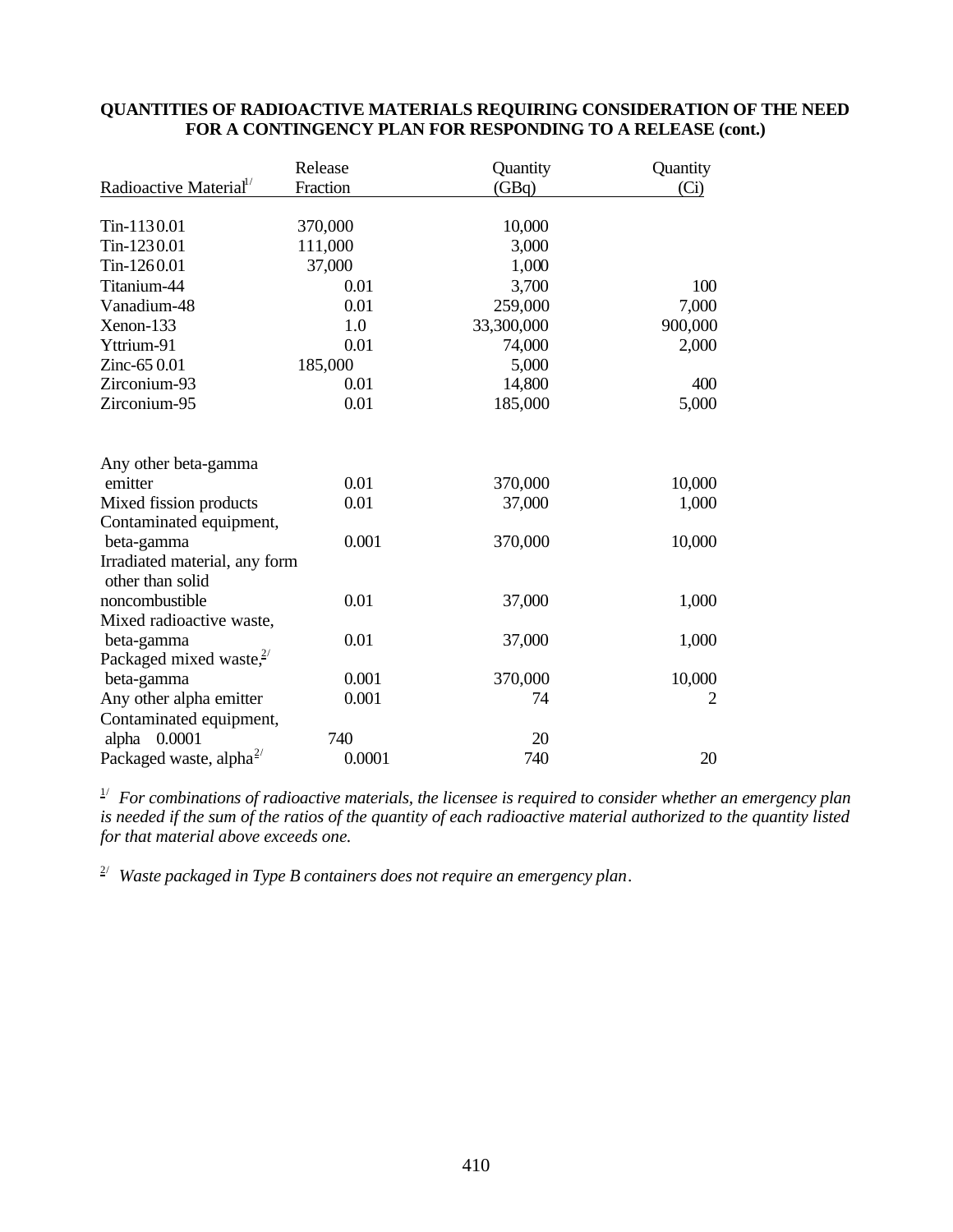**QUANTITIES OF RADIOACTIVE MATERIALS REQUIRING CONSIDERATION OF THE NEED FOR A CONTINGENCY PLAN FOR RESPONDING TO A RELEASE (cont.)**

| Radioactive Material[1/] | Release Fraction | Quantity (GBq) | Quantity (Ci) |
|---|---|---|---|
| Tin-113 | 0.01 | 370,000 | 10,000 |
| Tin-123 | 0.01 | 111,000 | 3,000 |
| Tin-126 | 0.01 | 37,000 | 1,000 |
| Titanium-44 | 0.01 | 3,700 | 100 |
| Vanadium-48 | 0.01 | 259,000 | 7,000 |
| Xenon-133 | 1.0 | 33,300,000 | 900,000 |
| Yttrium-91 | 0.01 | 74,000 | 2,000 |
| Zinc-65 | 0.01 | 185,000 | 5,000 |
| Zirconium-93 | 0.01 | 14,800 | 400 |
| Zirconium-95 | 0.01 | 185,000 | 5,000 |
| Any other beta-gamma emitter | 0.01 | 370,000 | 10,000 |
| Mixed fission products | 0.01 | 37,000 | 1,000 |
| Contaminated equipment, beta-gamma | 0.001 | 370,000 | 10,000 |
| Irradiated material, any form other than solid noncombustible | 0.01 | 37,000 | 1,000 |
| Mixed radioactive waste, beta-gamma | 0.01 | 37,000 | 1,000 |
| Packaged mixed waste,[2/] beta-gamma | 0.001 | 370,000 | 10,000 |
| Any other alpha emitter | 0.001 | 74 | 2 |
| Contaminated equipment, alpha | 0.0001 | 740 | 20 |
| Packaged waste, alpha[2/] | 0.0001 | 740 | 20 |

[1/] *For combinations of radioactive materials, the licensee is required to consider whether an emergency plan is needed if the sum of the ratios of the quantity of each radioactive material authorized to the quantity listed for that material above exceeds one.*

[2/] *Waste packaged in Type B containers does not require an emergency plan*.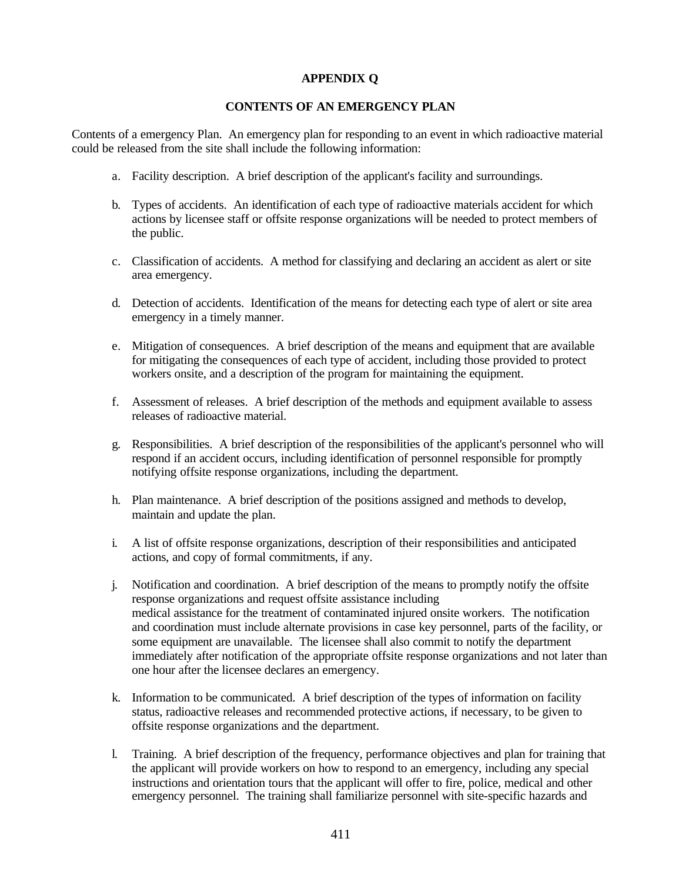# APPENDIX Q

## CONTENTS OF AN EMERGENCY PLAN

Contents of a emergency Plan. An emergency plan for responding to an event in which radioactive material could be released from the site shall include the following information:

a. Facility description. A brief description of the applicant's facility and surroundings.

b. Types of accidents. An identification of each type of radioactive materials accident for which actions by licensee staff or offsite response organizations will be needed to protect members of the public.

c. Classification of accidents. A method for classifying and declaring an accident as alert or site area emergency.

d. Detection of accidents. Identification of the means for detecting each type of alert or site area emergency in a timely manner.

e. Mitigation of consequences. A brief description of the means and equipment that are available for mitigating the consequences of each type of accident, including those provided to protect workers onsite, and a description of the program for maintaining the equipment.

f. Assessment of releases. A brief description of the methods and equipment available to assess releases of radioactive material.

g. Responsibilities. A brief description of the responsibilities of the applicant's personnel who will respond if an accident occurs, including identification of personnel responsible for promptly notifying offsite response organizations, including the department.

h. Plan maintenance. A brief description of the positions assigned and methods to develop, maintain and update the plan.

i. A list of offsite response organizations, description of their responsibilities and anticipated actions, and copy of formal commitments, if any.

j. Notification and coordination. A brief description of the means to promptly notify the offsite response organizations and request offsite assistance including medical assistance for the treatment of contaminated injured onsite workers. The notification and coordination must include alternate provisions in case key personnel, parts of the facility, or some equipment are unavailable. The licensee shall also commit to notify the department immediately after notification of the appropriate offsite response organizations and not later than one hour after the licensee declares an emergency.

k. Information to be communicated. A brief description of the types of information on facility status, radioactive releases and recommended protective actions, if necessary, to be given to offsite response organizations and the department.

l. Training. A brief description of the frequency, performance objectives and plan for training that the applicant will provide workers on how to respond to an emergency, including any special instructions and orientation tours that the applicant will offer to fire, police, medical and other emergency personnel. The training shall familiarize personnel with site-specific hazards and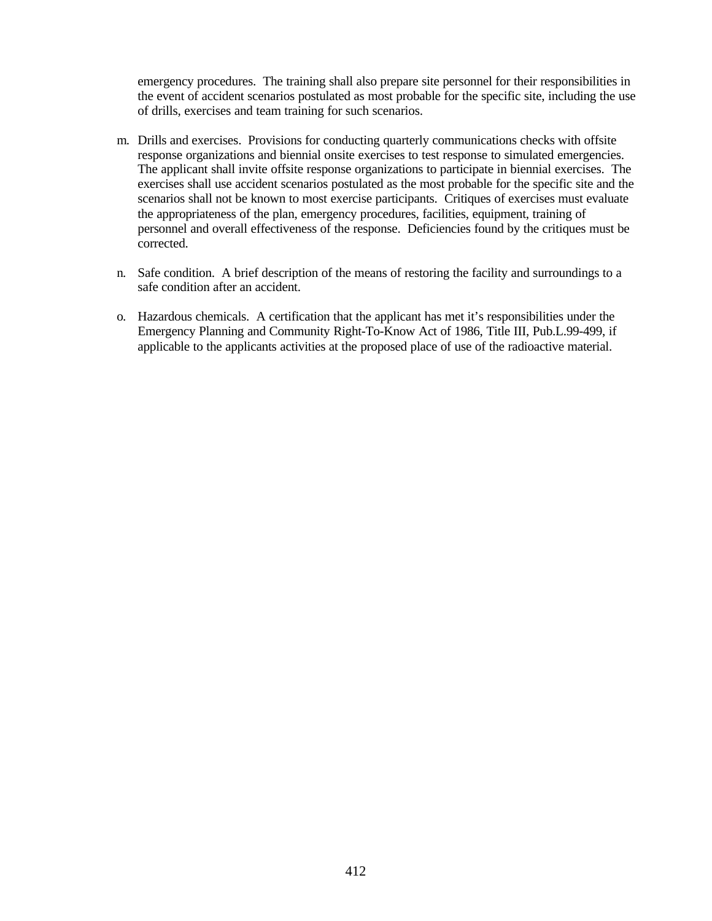emergency procedures. The training shall also prepare site personnel for their responsibilities in the event of accident scenarios postulated as most probable for the specific site, including the use of drills, exercises and team training for such scenarios.

m. Drills and exercises. Provisions for conducting quarterly communications checks with offsite response organizations and biennial onsite exercises to test response to simulated emergencies. The applicant shall invite offsite response organizations to participate in biennial exercises. The exercises shall use accident scenarios postulated as the most probable for the specific site and the scenarios shall not be known to most exercise participants. Critiques of exercises must evaluate the appropriateness of the plan, emergency procedures, facilities, equipment, training of personnel and overall effectiveness of the response. Deficiencies found by the critiques must be corrected.

n. Safe condition. A brief description of the means of restoring the facility and surroundings to a safe condition after an accident.

o. Hazardous chemicals. A certification that the applicant has met it's responsibilities under the Emergency Planning and Community Right-To-Know Act of 1986, Title III, Pub.L.99-499, if applicable to the applicants activities at the proposed place of use of the radioactive material.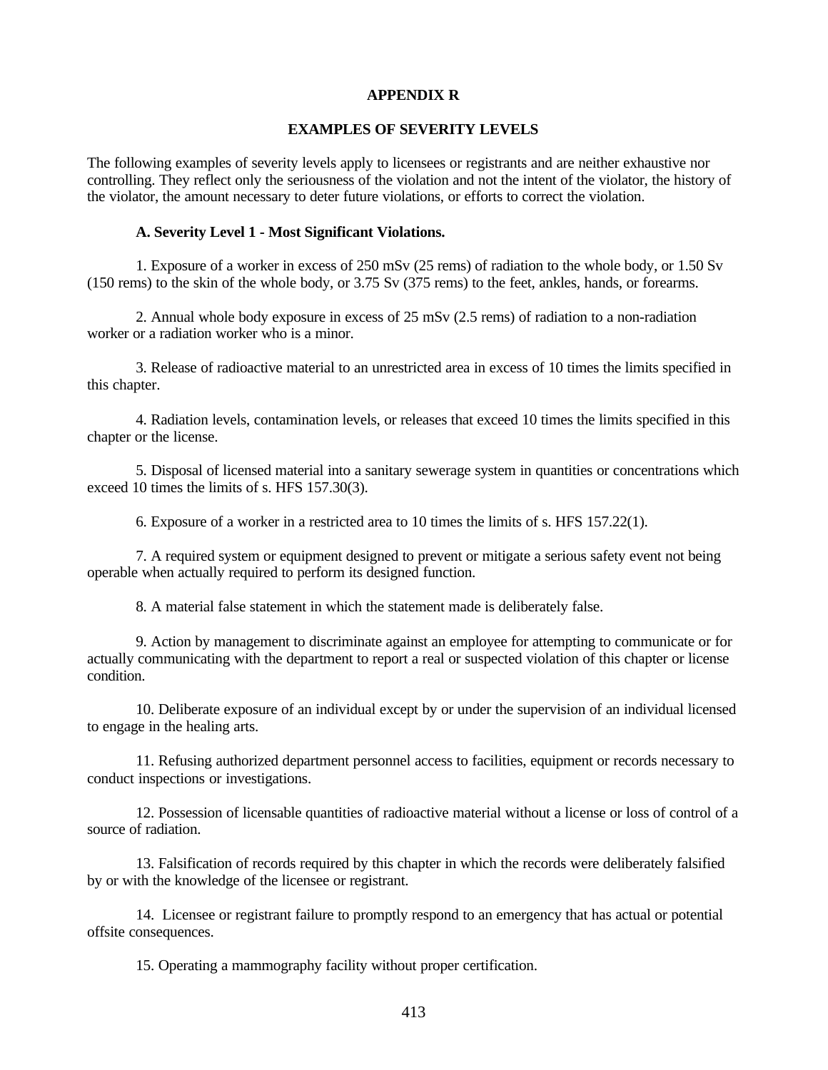# APPENDIX R

## EXAMPLES OF SEVERITY LEVELS

The following examples of severity levels apply to licensees or registrants and are neither exhaustive nor controlling. They reflect only the seriousness of the violation and not the intent of the violator, the history of the violator, the amount necessary to deter future violations, or efforts to correct the violation.

**A. Severity Level 1 - Most Significant Violations.**

1. Exposure of a worker in excess of 250 mSv (25 rems) of radiation to the whole body, or 1.50 Sv (150 rems) to the skin of the whole body, or 3.75 Sv (375 rems) to the feet, ankles, hands, or forearms.

2. Annual whole body exposure in excess of 25 mSv (2.5 rems) of radiation to a non-radiation worker or a radiation worker who is a minor.

3. Release of radioactive material to an unrestricted area in excess of 10 times the limits specified in this chapter.

4. Radiation levels, contamination levels, or releases that exceed 10 times the limits specified in this chapter or the license.

5. Disposal of licensed material into a sanitary sewerage system in quantities or concentrations which exceed 10 times the limits of s. HFS 157.30(3).

6. Exposure of a worker in a restricted area to 10 times the limits of s. HFS 157.22(1).

7. A required system or equipment designed to prevent or mitigate a serious safety event not being operable when actually required to perform its designed function.

8. A material false statement in which the statement made is deliberately false.

9. Action by management to discriminate against an employee for attempting to communicate or for actually communicating with the department to report a real or suspected violation of this chapter or license condition.

10. Deliberate exposure of an individual except by or under the supervision of an individual licensed to engage in the healing arts.

11. Refusing authorized department personnel access to facilities, equipment or records necessary to conduct inspections or investigations.

12. Possession of licensable quantities of radioactive material without a license or loss of control of a source of radiation.

13. Falsification of records required by this chapter in which the records were deliberately falsified by or with the knowledge of the licensee or registrant.

14. Licensee or registrant failure to promptly respond to an emergency that has actual or potential offsite consequences.

15. Operating a mammography facility without proper certification.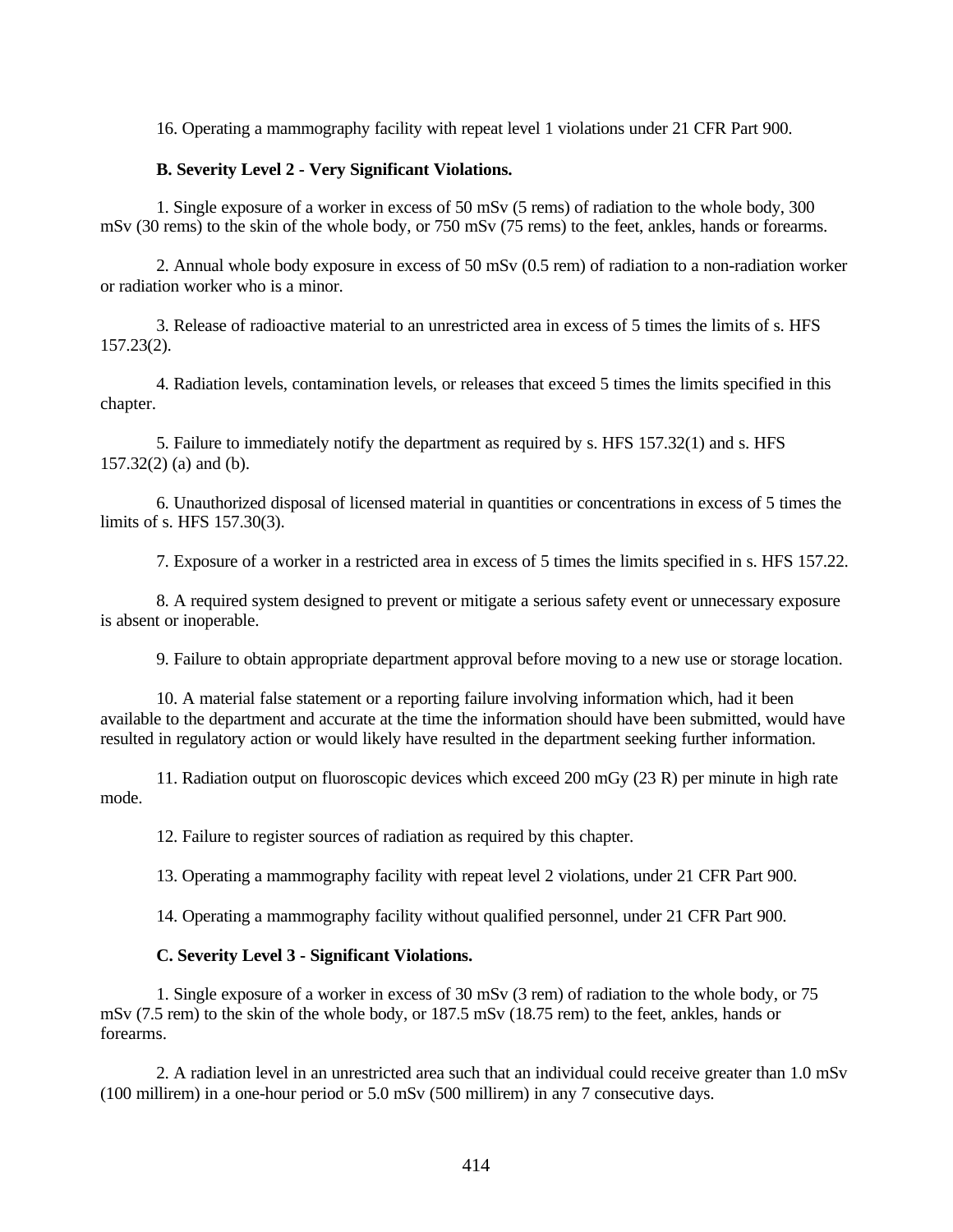16. Operating a mammography facility with repeat level 1 violations under 21 CFR Part 900.

**B. Severity Level 2 - Very Significant Violations.**

1. Single exposure of a worker in excess of 50 mSv (5 rems) of radiation to the whole body, 300 mSv (30 rems) to the skin of the whole body, or 750 mSv (75 rems) to the feet, ankles, hands or forearms.

2. Annual whole body exposure in excess of 50 mSv (0.5 rem) of radiation to a non-radiation worker or radiation worker who is a minor.

3. Release of radioactive material to an unrestricted area in excess of 5 times the limits of s. HFS 157.23(2).

4. Radiation levels, contamination levels, or releases that exceed 5 times the limits specified in this chapter.

5. Failure to immediately notify the department as required by s. HFS 157.32(1) and s. HFS 157.32(2) (a) and (b).

6. Unauthorized disposal of licensed material in quantities or concentrations in excess of 5 times the limits of s. HFS 157.30(3).

7. Exposure of a worker in a restricted area in excess of 5 times the limits specified in s. HFS 157.22.

8. A required system designed to prevent or mitigate a serious safety event or unnecessary exposure is absent or inoperable.

9. Failure to obtain appropriate department approval before moving to a new use or storage location.

10. A material false statement or a reporting failure involving information which, had it been available to the department and accurate at the time the information should have been submitted, would have resulted in regulatory action or would likely have resulted in the department seeking further information.

11. Radiation output on fluoroscopic devices which exceed 200 mGy (23 R) per minute in high rate mode.

12. Failure to register sources of radiation as required by this chapter.

13. Operating a mammography facility with repeat level 2 violations, under 21 CFR Part 900.

14. Operating a mammography facility without qualified personnel, under 21 CFR Part 900.

**C. Severity Level 3 - Significant Violations.**

1. Single exposure of a worker in excess of 30 mSv (3 rem) of radiation to the whole body, or 75 mSv (7.5 rem) to the skin of the whole body, or 187.5 mSv (18.75 rem) to the feet, ankles, hands or forearms.

2. A radiation level in an unrestricted area such that an individual could receive greater than 1.0 mSv (100 millirem) in a one-hour period or 5.0 mSv (500 millirem) in any 7 consecutive days.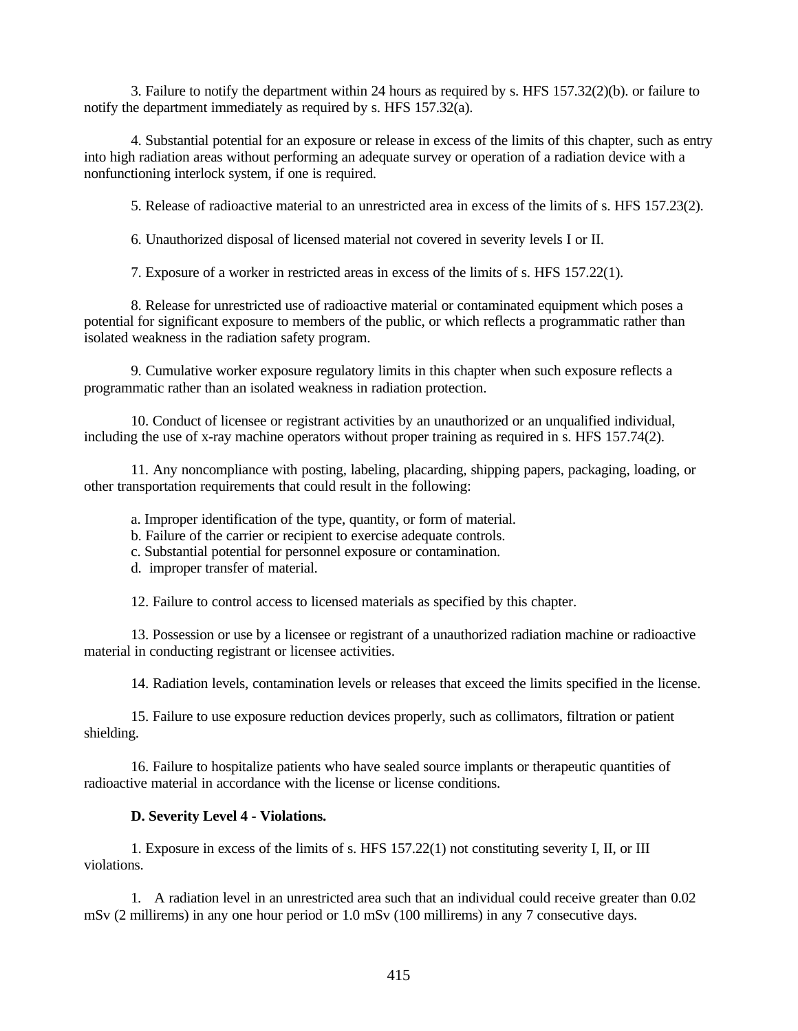3. Failure to notify the department within 24 hours as required by s. HFS 157.32(2)(b). or failure to notify the department immediately as required by s. HFS 157.32(a).

4. Substantial potential for an exposure or release in excess of the limits of this chapter, such as entry into high radiation areas without performing an adequate survey or operation of a radiation device with a nonfunctioning interlock system, if one is required.

5. Release of radioactive material to an unrestricted area in excess of the limits of s. HFS 157.23(2).

6. Unauthorized disposal of licensed material not covered in severity levels I or II.

7. Exposure of a worker in restricted areas in excess of the limits of s. HFS 157.22(1).

8. Release for unrestricted use of radioactive material or contaminated equipment which poses a potential for significant exposure to members of the public, or which reflects a programmatic rather than isolated weakness in the radiation safety program.

9. Cumulative worker exposure regulatory limits in this chapter when such exposure reflects a programmatic rather than an isolated weakness in radiation protection.

10. Conduct of licensee or registrant activities by an unauthorized or an unqualified individual, including the use of x-ray machine operators without proper training as required in s. HFS 157.74(2).

11. Any noncompliance with posting, labeling, placarding, shipping papers, packaging, loading, or other transportation requirements that could result in the following:

a. Improper identification of the type, quantity, or form of material.
b. Failure of the carrier or recipient to exercise adequate controls.
c. Substantial potential for personnel exposure or contamination.
d. improper transfer of material.

12. Failure to control access to licensed materials as specified by this chapter.

13. Possession or use by a licensee or registrant of a unauthorized radiation machine or radioactive material in conducting registrant or licensee activities.

14. Radiation levels, contamination levels or releases that exceed the limits specified in the license.

15. Failure to use exposure reduction devices properly, such as collimators, filtration or patient shielding.

16. Failure to hospitalize patients who have sealed source implants or therapeutic quantities of radioactive material in accordance with the license or license conditions.

**D. Severity Level 4 - Violations.**

1. Exposure in excess of the limits of s. HFS 157.22(1) not constituting severity I, II, or III violations.

1. A radiation level in an unrestricted area such that an individual could receive greater than 0.02 mSv (2 millirems) in any one hour period or 1.0 mSv (100 millirems) in any 7 consecutive days.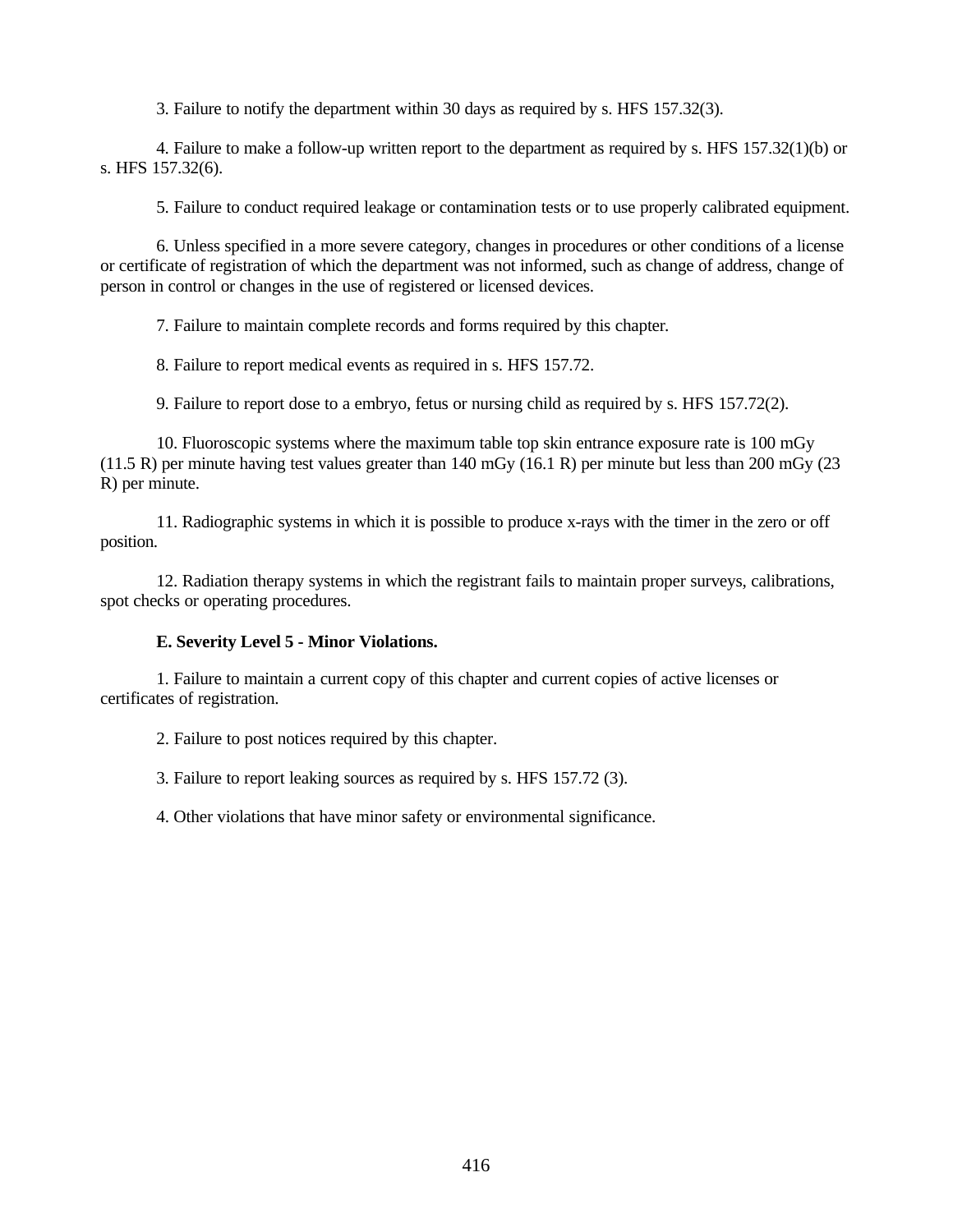3. Failure to notify the department within 30 days as required by s. HFS 157.32(3).

4. Failure to make a follow-up written report to the department as required by s. HFS 157.32(1)(b) or s. HFS 157.32(6).

5. Failure to conduct required leakage or contamination tests or to use properly calibrated equipment.

6. Unless specified in a more severe category, changes in procedures or other conditions of a license or certificate of registration of which the department was not informed, such as change of address, change of person in control or changes in the use of registered or licensed devices.

7. Failure to maintain complete records and forms required by this chapter.

8. Failure to report medical events as required in s. HFS 157.72.

9. Failure to report dose to a embryo, fetus or nursing child as required by s. HFS 157.72(2).

10. Fluoroscopic systems where the maximum table top skin entrance exposure rate is 100 mGy (11.5 R) per minute having test values greater than 140 mGy (16.1 R) per minute but less than 200 mGy (23 R) per minute.

11. Radiographic systems in which it is possible to produce x-rays with the timer in the zero or off position.

12. Radiation therapy systems in which the registrant fails to maintain proper surveys, calibrations, spot checks or operating procedures.

**E. Severity Level 5 - Minor Violations.**

1. Failure to maintain a current copy of this chapter and current copies of active licenses or certificates of registration.

2. Failure to post notices required by this chapter.

3. Failure to report leaking sources as required by s. HFS 157.72 (3).

4. Other violations that have minor safety or environmental significance.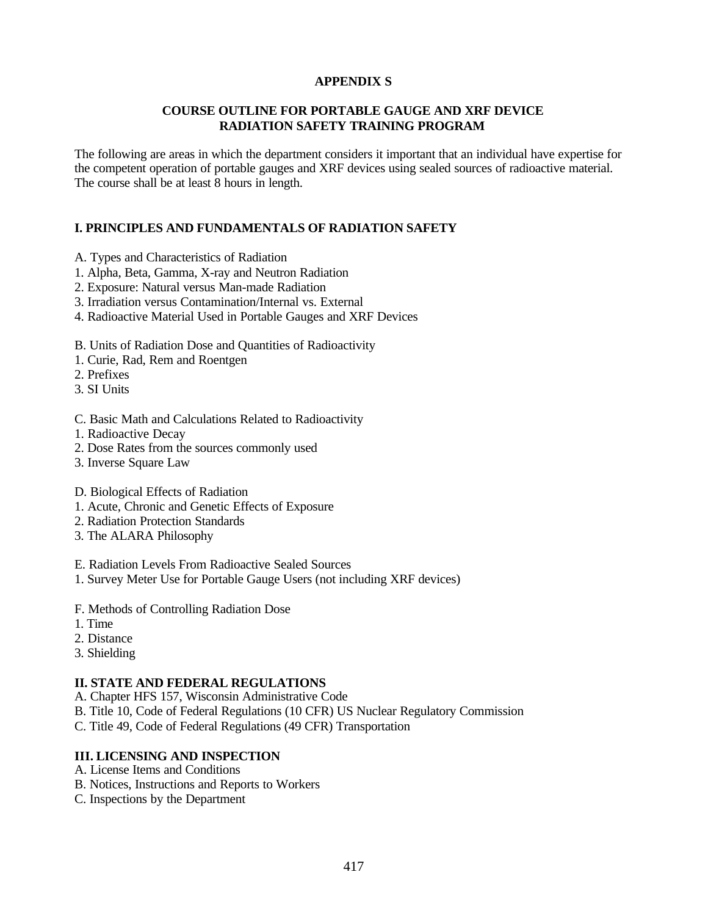# APPENDIX S

## COURSE OUTLINE FOR PORTABLE GAUGE AND XRF DEVICE RADIATION SAFETY TRAINING PROGRAM

The following are areas in which the department considers it important that an individual have expertise for the competent operation of portable gauges and XRF devices using sealed sources of radioactive material. The course shall be at least 8 hours in length.

### I. PRINCIPLES AND FUNDAMENTALS OF RADIATION SAFETY

A. Types and Characteristics of Radiation
1. Alpha, Beta, Gamma, X-ray and Neutron Radiation
2. Exposure: Natural versus Man-made Radiation
3. Irradiation versus Contamination/Internal vs. External
4. Radioactive Material Used in Portable Gauges and XRF Devices

B. Units of Radiation Dose and Quantities of Radioactivity
1. Curie, Rad, Rem and Roentgen
2. Prefixes
3. SI Units

C. Basic Math and Calculations Related to Radioactivity
1. Radioactive Decay
2. Dose Rates from the sources commonly used
3. Inverse Square Law

D. Biological Effects of Radiation
1. Acute, Chronic and Genetic Effects of Exposure
2. Radiation Protection Standards
3. The ALARA Philosophy

E. Radiation Levels From Radioactive Sealed Sources
1. Survey Meter Use for Portable Gauge Users (not including XRF devices)

F. Methods of Controlling Radiation Dose
1. Time
2. Distance
3. Shielding

### II. STATE AND FEDERAL REGULATIONS

A. Chapter HFS 157, Wisconsin Administrative Code
B. Title 10, Code of Federal Regulations (10 CFR) US Nuclear Regulatory Commission
C. Title 49, Code of Federal Regulations (49 CFR) Transportation

### III. LICENSING AND INSPECTION

A. License Items and Conditions
B. Notices, Instructions and Reports to Workers
C. Inspections by the Department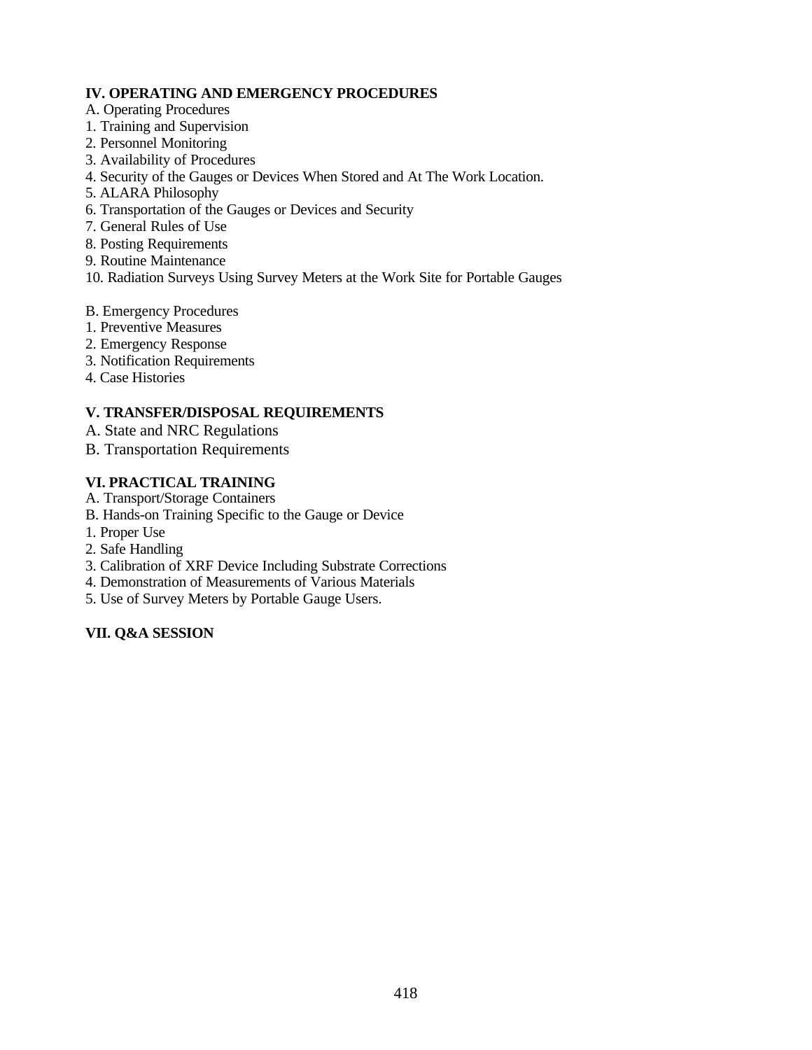**IV. OPERATING AND EMERGENCY PROCEDURES**

A. Operating Procedures

1. Training and Supervision
2. Personnel Monitoring
3. Availability of Procedures
4. Security of the Gauges or Devices When Stored and At The Work Location.
5. ALARA Philosophy
6. Transportation of the Gauges or Devices and Security
7. General Rules of Use
8. Posting Requirements
9. Routine Maintenance
10. Radiation Surveys Using Survey Meters at the Work Site for Portable Gauges

B. Emergency Procedures

1. Preventive Measures
2. Emergency Response
3. Notification Requirements
4. Case Histories

**V. TRANSFER/DISPOSAL REQUIREMENTS**

A. State and NRC Regulations

B. Transportation Requirements

**VI. PRACTICAL TRAINING**

A. Transport/Storage Containers

B. Hands-on Training Specific to the Gauge or Device

1. Proper Use
2. Safe Handling
3. Calibration of XRF Device Including Substrate Corrections
4. Demonstration of Measurements of Various Materials
5. Use of Survey Meters by Portable Gauge Users.

**VII. Q&A SESSION**